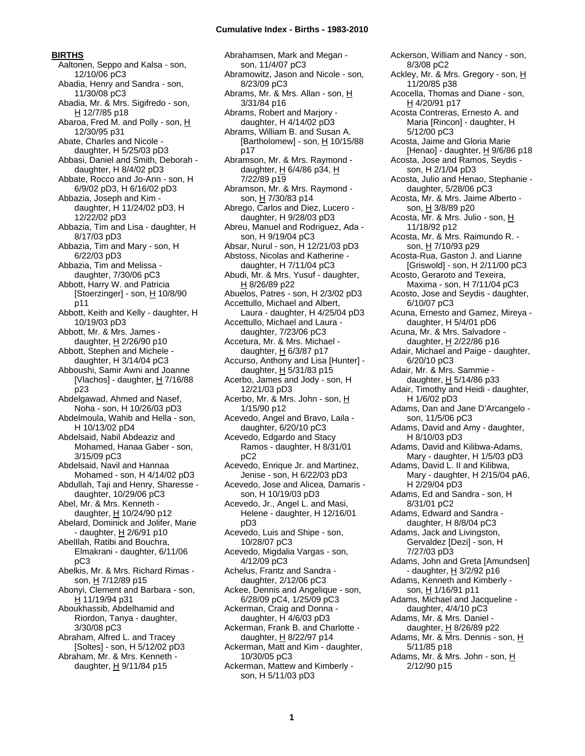## BIRTHS

Aaltonen, Seppo and Kalsa - son, 12/10/06 pC3
Abadia, Henry and Sandra - son, 11/30/08 pC3
Abadia, Mr. & Mrs. Sigifredo - son, H 12/7/85 p18
Abaroa, Fred M. and Polly - son, H 12/30/95 p31
Abate, Charles and Nicole - daughter, H 5/25/03 pD3
Abbasi, Daniel and Smith, Deborah - daughter, H 8/4/02 pD3
Abbate, Rocco and Jo-Ann - son, H 6/9/02 pD3, H 6/16/02 pD3
Abbazia, Joseph and Kim - daughter, H 11/24/02 pD3, H 12/22/02 pD3
Abbazia, Tim and Lisa - daughter, H 8/17/03 pD3
Abbazia, Tim and Mary - son, H 6/22/03 pD3
Abbazia, Tim and Melissa - daughter, 7/30/06 pC3
Abbott, Harry W. and Patricia [Stoerzinger] - son, H 10/8/90 p11
Abbott, Keith and Kelly - daughter, H 10/19/03 pD3
Abbott, Mr. & Mrs. James - daughter, H 2/26/90 p10
Abbott, Stephen and Michele - daughter, H 3/14/04 pC3
Abboushi, Samir Awni and Joanne [Vlachos] - daughter, H 7/16/88 p23
Abdelgawad, Ahmed and Nasef, Noha - son, H 10/26/03 pD3
Abdelmoula, Wahib and Hella - son, H 10/13/02 pD4
Abdelsaid, Nabil Abdeaziz and Mohamed, Hanaa Gaber - son, 3/15/09 pC3
Abdelsaid, Navil and Hannaa Mohamed - son, H 4/14/02 pD3
Abdullah, Taji and Henry, Sharesse - daughter, 10/29/06 pC3
Abel, Mr. & Mrs. Kenneth - daughter, H 10/24/90 p12
Abelard, Dominick and Jolifer, Marie - daughter, H 2/6/91 p10
Abelllah, Ratibi and Bouchra, Elmakrani - daughter, 6/11/06 pC3
Abelkis, Mr. & Mrs. Richard Rimas - son, H 7/12/89 p15
Abonyi, Clement and Barbara - son, H 11/19/94 p31
Aboukhassib, Abdelhamid and Riordon, Tanya - daughter, 3/30/08 pC3
Abraham, Alfred L. and Tracey [Soltes] - son, H 5/12/02 pD3
Abraham, Mr. & Mrs. Kenneth - daughter, H 9/11/84 p15
Abrahamsen, Mark and Megan - son, 11/4/07 pC3
Abramowitz, Jason and Nicole - son, 8/23/09 pC3
Abrams, Mr. & Mrs. Allan - son, H 3/31/84 p16
Abrams, Robert and Marjory - daughter, H 4/14/02 pD3
Abrams, William B. and Susan A. [Bartholomew] - son, H 10/15/88 p17
Abramson, Mr. & Mrs. Raymond - daughter, H 6/4/86 p34, H 7/22/89 p19
Abramson, Mr. & Mrs. Raymond - son, H 7/30/83 p14
Abrego, Carlos and Diez, Lucero - daughter, H 9/28/03 pD3
Abreu, Manuel and Rodriguez, Ada - son, H 9/19/04 pC3
Absar, Nurul - son, H 12/21/03 pD3
Abstoss, Nicolas and Katherine - daughter, H 7/11/04 pC3
Abudi, Mr. & Mrs. Yusuf - daughter, H 8/26/89 p22
Abuelos, Patres - son, H 2/3/02 pD3
Accettullo, Michael and Albert, Laura - daughter, H 4/25/04 pD3
Accettullo, Michael and Laura - daughter, 7/23/06 pC3
Accetura, Mr. & Mrs. Michael - daughter, H 6/3/87 p17
Accurso, Anthony and Lisa [Hunter] - daughter, H 5/31/83 p15
Acerbo, James and Jody - son, H 12/21/03 pD3
Acerbo, Mr. & Mrs. John - son, H 1/15/90 p12
Acevedo, Angel and Bravo, Laila - daughter, 6/20/10 pC3
Acevedo, Edgardo and Stacy Ramos - daughter, H 8/31/01 pC2
Acevedo, Enrique Jr. and Martinez, Jenise - son, H 6/22/03 pD3
Acevedo, Jose and Alicea, Damaris - son, H 10/19/03 pD3
Acevedo, Jr., Angel L. and Masi, Helene - daughter, H 12/16/01 pD3
Acevedo, Luis and Shipe - son, 10/28/07 pC3
Acevedo, Migdalia Vargas - son, 4/12/09 pC3
Achelus, Frantz and Sandra - daughter, 2/12/06 pC3
Ackee, Dennis and Angelique - son, 6/28/09 pC4, 1/25/09 pC3
Ackerman, Craig and Donna - daughter, H 4/6/03 pD3
Ackerman, Frank B. and Charlotte - daughter, H 8/22/97 p14
Ackerman, Matt and Kim - daughter, 10/30/05 pC3
Ackerman, Mattew and Kimberly - son, H 5/11/03 pD3
Ackerson, William and Nancy - son, 8/3/08 pC2
Ackley, Mr. & Mrs. Gregory - son, H 11/20/85 p38
Acocella, Thomas and Diane - son, H 4/20/91 p17
Acosta Contreras, Ernesto A. and Maria [Rincon] - daughter, H 5/12/00 pC3
Acosta, Jaime and Gloria Marie [Henao] - daughter, H 9/6/86 p18
Acosta, Jose and Ramos, Seydis - son, H 2/1/04 pD3
Acosta, Julio and Henao, Stephanie - daughter, 5/28/06 pC3
Acosta, Mr. & Mrs. Jaime Alberto - son, H 3/8/89 p20
Acosta, Mr. & Mrs. Julio - son, H 11/18/92 p12
Acosta, Mr. & Mrs. Raimundo R. - son, H 7/10/93 p29
Acosta-Rua, Gaston J. and Lianne [Griswold] - son, H 2/11/00 pC3
Acosto, Geraroto and Texeira, Maxima - son, H 7/11/04 pC3
Acosto, Jose and Seydis - daughter, 6/10/07 pC3
Acuna, Ernesto and Gamez, Mireya - daughter, H 5/4/01 pD6
Acuna, Mr. & Mrs. Salvadore - daughter, H 2/22/86 p16
Adair, Michael and Paige - daughter, 6/20/10 pC3
Adair, Mr. & Mrs. Sammie - daughter, H 5/14/86 p33
Adair, Timothy and Heidi - daughter, H 1/6/02 pD3
Adams, Dan and Jane D'Arcangelo - son, 11/5/06 pC3
Adams, David and Amy - daughter, H 8/10/03 pD3
Adams, David and Kilibwa-Adams, Mary - daughter, H 1/5/03 pD3
Adams, David L. II and Kilibwa, Mary - daughter, H 2/15/04 pA6, H 2/29/04 pD3
Adams, Ed and Sandra - son, H 8/31/01 pC2
Adams, Edward and Sandra - daughter, H 8/8/04 pC3
Adams, Jack and Livingston, Gervaldez [Dezi] - son, H 7/27/03 pD3
Adams, John and Greta [Amundsen] - daughter, H 3/2/92 p16
Adams, Kenneth and Kimberly - son, H 1/16/91 p11
Adams, Michael and Jacqueline - daughter, 4/4/10 pC3
Adams, Mr. & Mrs. Daniel - daughter, H 8/26/89 p22
Adams, Mr. & Mrs. Dennis - son, H 5/11/85 p18
Adams, Mr. & Mrs. John - son, H 2/12/90 p15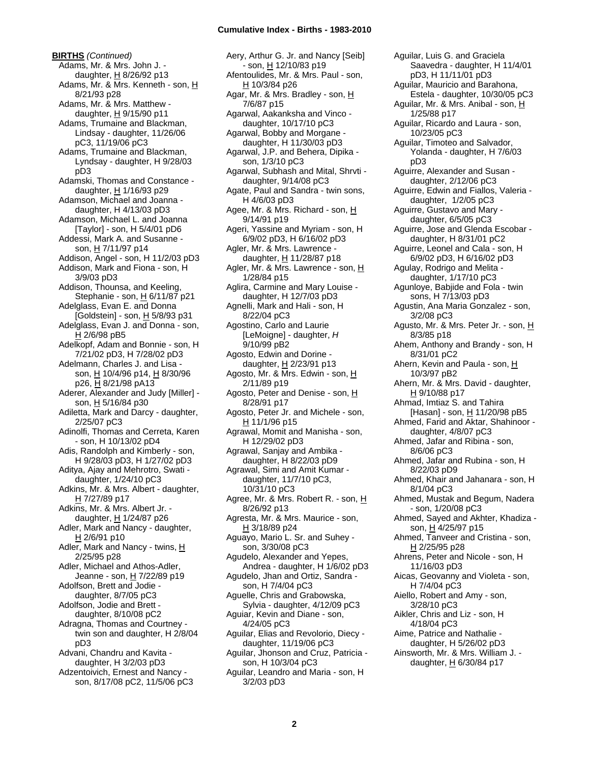**BIRTHS** *(Continued)*

Adams, Mr. & Mrs. John J. - daughter, H 8/26/92 p13
Adams, Mr. & Mrs. Kenneth - son, H 8/21/93 p28
Adams, Mr. & Mrs. Matthew - daughter, H 9/15/90 p11
Adams, Trumaine and Blackman, Lindsay - daughter, 11/26/06 pC3, 11/19/06 pC3
Adams, Trumaine and Blackman, Lyndsay - daughter, H 9/28/03 pD3
Adamski, Thomas and Constance - daughter, H 1/16/93 p29
Adamson, Michael and Joanna - daughter, H 4/13/03 pD3
Adamson, Michael L. and Joanna [Taylor] - son, H 5/4/01 pD6
Addessi, Mark A. and Susanne - son, H 7/11/97 p14
Addison, Angel - son, H 11/2/03 pD3
Addison, Mark and Fiona - son, H 3/9/03 pD3
Addison, Thounsa, and Keeling, Stephanie - son, H 6/11/87 p21
Adelglass, Evan E. and Donna [Goldstein] - son, H 5/8/93 p31
Adelglass, Evan J. and Donna - son, H 2/6/98 pB5
Adelkopf, Adam and Bonnie - son, H 7/21/02 pD3, H 7/28/02 pD3
Adelmann, Charles J. and Lisa - son, H 10/4/96 p14, H 8/30/96 p26, H 8/21/98 pA13
Aderer, Alexander and Judy [Miller] - son, H 5/16/84 p30
Adiletta, Mark and Darcy - daughter, 2/25/07 pC3
Adinolfi, Thomas and Cerreta, Karen - son, H 10/13/02 pD4
Adis, Randolph and Kimberly - son, H 9/28/03 pD3, H 1/27/02 pD3
Aditya, Ajay and Mehrotro, Swati - daughter, 1/24/10 pC3
Adkins, Mr. & Mrs. Albert - daughter, H 7/27/89 p17
Adkins, Mr. & Mrs. Albert Jr. - daughter, H 1/24/87 p26
Adler, Mark and Nancy - daughter, H 2/6/91 p10
Adler, Mark and Nancy - twins, H 2/25/95 p28
Adler, Michael and Athos-Adler, Jeanne - son, H 7/22/89 p19
Adolfson, Brett and Jodie - daughter, 8/7/05 pC3
Adolfson, Jodie and Brett - daughter, 8/10/08 pC2
Adragna, Thomas and Courtney - twin son and daughter, H 2/8/04 pD3
Advani, Chandru and Kavita - daughter, H 3/2/03 pD3
Adzentoivich, Ernest and Nancy - son, 8/17/08 pC2, 11/5/06 pC3
Aery, Arthur G. Jr. and Nancy [Seib] - son, H 12/10/83 p19
Afentoulides, Mr. & Mrs. Paul - son, H 10/3/84 p26
Agar, Mr. & Mrs. Bradley - son, H 7/6/87 p15
Agarwal, Aakanksha and Vinco - daughter, 10/17/10 pC3
Agarwal, Bobby and Morgane - daughter, H 11/30/03 pD3
Agarwal, J.P. and Behera, Dipika - son, 1/3/10 pC3
Agarwal, Subhash and Mital, Shrvti - daughter, 9/14/08 pC3
Agate, Paul and Sandra - twin sons, H 4/6/03 pD3
Agee, Mr. & Mrs. Richard - son, H 9/14/91 p19
Ageri, Yassine and Myriam - son, H 6/9/02 pD3, H 6/16/02 pD3
Agler, Mr. & Mrs. Lawrence - daughter, H 11/28/87 p18
Agler, Mr. & Mrs. Lawrence - son, H 1/28/84 p15
Aglira, Carmine and Mary Louise - daughter, H 12/7/03 pD3
Agnelli, Mark and Hali - son, H 8/22/04 pC3
Agostino, Carlo and Laurie [LeMoigne] - daughter, *H* 9/10/99 pB2
Agosto, Edwin and Dorine - daughter, H 2/23/91 p13
Agosto, Mr. & Mrs. Edwin - son, H 2/11/89 p19
Agosto, Peter and Denise - son, H 8/28/91 p17
Agosto, Peter Jr. and Michele - son, H 11/1/96 p15
Agrawal, Momit and Manisha - son, H 12/29/02 pD3
Agrawal, Sanjay and Ambika - daughter, H 8/22/03 pD9
Agrawal, Simi and Amit Kumar - daughter, 11/7/10 pC3, 10/31/10 pC3
Agree, Mr. & Mrs. Robert R. - son, H 8/26/92 p13
Agresta, Mr. & Mrs. Maurice - son, H 3/18/89 p24
Aguayo, Mario L. Sr. and Suhey - son, 3/30/08 pC3
Agudelo, Alexander and Yepes, Andrea - daughter, H 1/6/02 pD3
Agudelo, Jhan and Ortiz, Sandra - son, H 7/4/04 pC3
Aguelle, Chris and Grabowska, Sylvia - daughter, 4/12/09 pC3
Aguiar, Kevin and Diane - son, 4/24/05 pC3
Aguilar, Elias and Revolorio, Diecy - daughter, 11/19/06 pC3
Aguilar, Jhonson and Cruz, Patricia - son, H 10/3/04 pC3
Aguilar, Leandro and Maria - son, H 3/2/03 pD3
Aguilar, Luis G. and Graciela Saavedra - daughter, H 11/4/01 pD3, H 11/11/01 pD3
Aguilar, Mauricio and Barahona, Estela - daughter, 10/30/05 pC3
Aguilar, Mr. & Mrs. Anibal - son, H 1/25/88 p17
Aguilar, Ricardo and Laura - son, 10/23/05 pC3
Aguilar, Timoteo and Salvador, Yolanda - daughter, H 7/6/03 pD3
Aguirre, Alexander and Susan - daughter, 2/12/06 pC3
Aguirre, Edwin and Fiallos, Valeria - daughter, 1/2/05 pC3
Aguirre, Gustavo and Mary - daughter, 6/5/05 pC3
Aguirre, Jose and Glenda Escobar - daughter, H 8/31/01 pC2
Aguirre, Leonel and Cala - son, H 6/9/02 pD3, H 6/16/02 pD3
Agulay, Rodrigo and Melita - daughter, 1/17/10 pC3
Agunloye, Babjide and Fola - twin sons, H 7/13/03 pD3
Agustin, Ana Maria Gonzalez - son, 3/2/08 pC3
Agusto, Mr. & Mrs. Peter Jr. - son, H 8/3/85 p18
Ahem, Anthony and Brandy - son, H 8/31/01 pC2
Ahern, Kevin and Paula - son, H 10/3/97 pB2
Ahern, Mr. & Mrs. David - daughter, H 9/10/88 p17
Ahmad, Imtiaz S. and Tahira [Hasan] - son, H 11/20/98 pB5
Ahmed, Farid and Aktar, Shahinoor - daughter, 4/8/07 pC3
Ahmed, Jafar and Ribina - son, 8/6/06 pC3
Ahmed, Jafar and Rubina - son, H 8/22/03 pD9
Ahmed, Khair and Jahanara - son, H 8/1/04 pC3
Ahmed, Mustak and Begum, Nadera - son, 1/20/08 pC3
Ahmed, Sayed and Akhter, Khadiza - son, H 4/25/97 p15
Ahmed, Tanveer and Cristina - son, H 2/25/95 p28
Ahrens, Peter and Nicole - son, H 11/16/03 pD3
Aicas, Geovanny and Violeta - son, H 7/4/04 pC3
Aiello, Robert and Amy - son, 3/28/10 pC3
Aikler, Chris and Liz - son, H 4/18/04 pC3
Aime, Patrice and Nathalie - daughter, H 5/26/02 pD3
Ainsworth, Mr. & Mrs. William J. - daughter, H 6/30/84 p17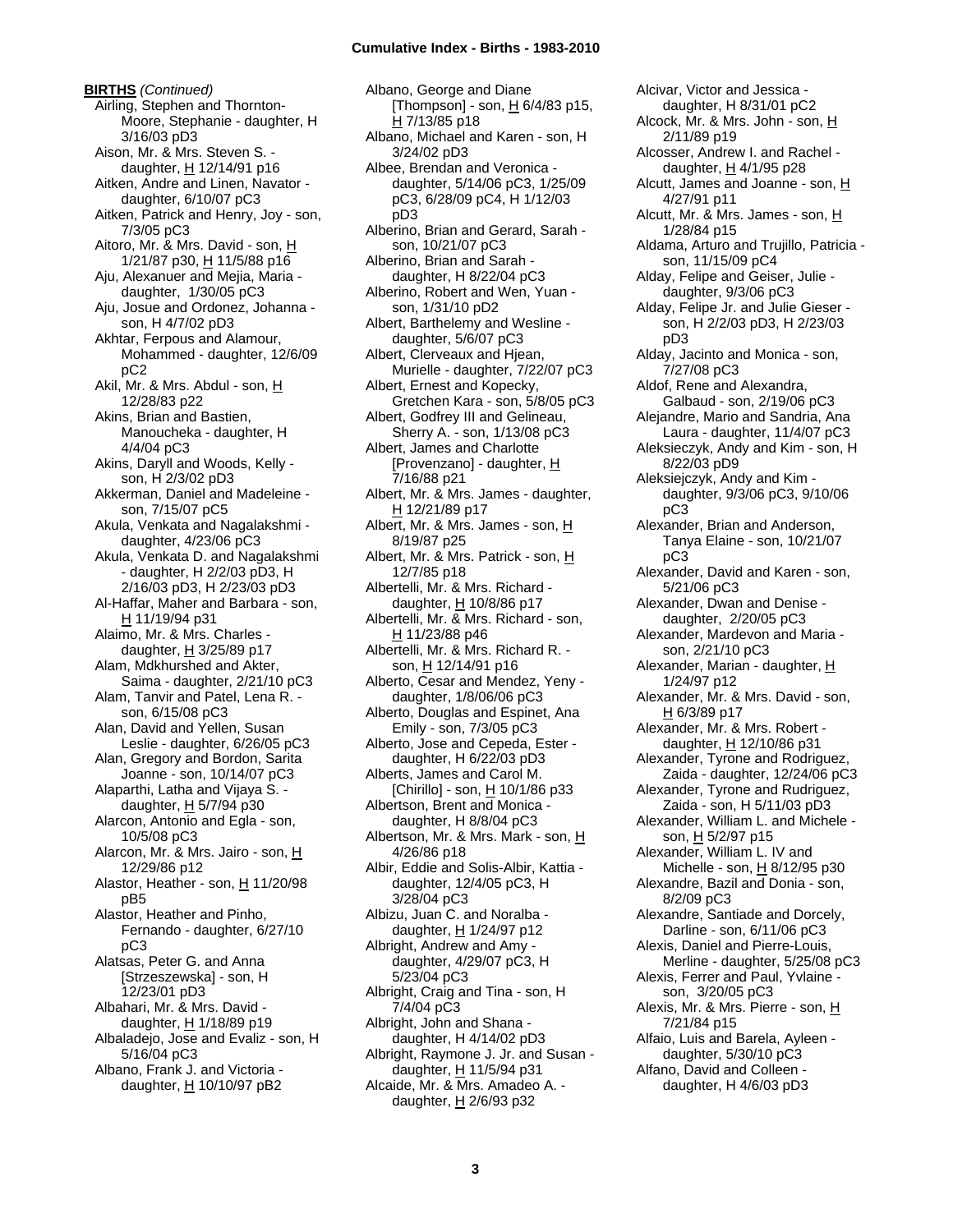**BIRTHS** *(Continued)*

Airling, Stephen and Thornton-Moore, Stephanie - daughter, H 3/16/03 pD3

Aison, Mr. & Mrs. Steven S. - daughter, H 12/14/91 p16

Aitken, Andre and Linen, Navator - daughter, 6/10/07 pC3

Aitken, Patrick and Henry, Joy - son, 7/3/05 pC3

Aitoro, Mr. & Mrs. David - son, H 1/21/87 p30, H 11/5/88 p16

Aju, Alexanuer and Mejia, Maria - daughter, 1/30/05 pC3

Aju, Josue and Ordonez, Johanna - son, H 4/7/02 pD3

Akhtar, Ferpous and Alamour, Mohammed - daughter, 12/6/09 pC2

Akil, Mr. & Mrs. Abdul - son, H 12/28/83 p22

Akins, Brian and Bastien, Manoucheka - daughter, H 4/4/04 pC3

Akins, Daryll and Woods, Kelly - son, H 2/3/02 pD3

Akkerman, Daniel and Madeleine - son, 7/15/07 pC5

Akula, Venkata and Nagalakshmi - daughter, 4/23/06 pC3

Akula, Venkata D. and Nagalakshmi - daughter, H 2/2/03 pD3, H 2/16/03 pD3, H 2/23/03 pD3

Al-Haffar, Maher and Barbara - son, H 11/19/94 p31

Alaimo, Mr. & Mrs. Charles - daughter, H 3/25/89 p17

Alam, Mdkhurshed and Akter, Saima - daughter, 2/21/10 pC3

Alam, Tanvir and Patel, Lena R. - son, 6/15/08 pC3

Alan, David and Yellen, Susan Leslie - daughter, 6/26/05 pC3

Alan, Gregory and Bordon, Sarita Joanne - son, 10/14/07 pC3

Alaparthi, Latha and Vijaya S. - daughter, H 5/7/94 p30

Alarcon, Antonio and Egla - son, 10/5/08 pC3

Alarcon, Mr. & Mrs. Jairo - son, H 12/29/86 p12

Alastor, Heather - son, H 11/20/98 pB5

Alastor, Heather and Pinho, Fernando - daughter, 6/27/10 pC3

Alatsas, Peter G. and Anna [Strzeszewska] - son, H 12/23/01 pD3

Albahari, Mr. & Mrs. David - daughter, H 1/18/89 p19

Albaladejo, Jose and Evaliz - son, H 5/16/04 pC3

Albano, Frank J. and Victoria - daughter, H 10/10/97 pB2

Albano, George and Diane [Thompson] - son, H 6/4/83 p15, H 7/13/85 p18

Albano, Michael and Karen - son, H 3/24/02 pD3

Albee, Brendan and Veronica - daughter, 5/14/06 pC3, 1/25/09 pC3, 6/28/09 pC4, H 1/12/03 pD3

Alberino, Brian and Gerard, Sarah - son, 10/21/07 pC3

Alberino, Brian and Sarah - daughter, H 8/22/04 pC3

Alberino, Robert and Wen, Yuan - son, 1/31/10 pD2

Albert, Barthelemy and Wesline - daughter, 5/6/07 pC3

Albert, Clerveaux and Hjean, Murielle - daughter, 7/22/07 pC3

Albert, Ernest and Kopecky, Gretchen Kara - son, 5/8/05 pC3

Albert, Godfrey III and Gelineau, Sherry A. - son, 1/13/08 pC3

Albert, James and Charlotte [Provenzano] - daughter, H 7/16/88 p21

Albert, Mr. & Mrs. James - daughter, H 12/21/89 p17

Albert, Mr. & Mrs. James - son, H 8/19/87 p25

Albert, Mr. & Mrs. Patrick - son, H 12/7/85 p18

Albertelli, Mr. & Mrs. Richard - daughter, H 10/8/86 p17

Albertelli, Mr. & Mrs. Richard - son, H 11/23/88 p46

Albertelli, Mr. & Mrs. Richard R. - son, H 12/14/91 p16

Alberto, Cesar and Mendez, Yeny - daughter, 1/8/06 pC3

Alberto, Douglas and Espinet, Ana Emily - son, 7/3/05 pC3

Alberto, Jose and Cepeda, Ester - daughter, H 6/22/03 pD3

Alberts, James and Carol M. [Chirillo] - son, H 10/1/86 p33

Albertson, Brent and Monica - daughter, H 8/8/04 pC3

Albertson, Mr. & Mrs. Mark - son, H 4/26/86 p18

Albir, Eddie and Solis-Albir, Kattia - daughter, 12/4/05 pC3, H 3/28/04 pC3

Albizu, Juan C. and Noralba - daughter, H 1/24/97 p12

Albright, Andrew and Amy - daughter, 4/29/07 pC3, H 5/23/04 pC3

Albright, Craig and Tina - son, H 7/4/04 pC3

Albright, John and Shana - daughter, H 4/14/02 pD3

Albright, Raymone J. Jr. and Susan - daughter, H 11/5/94 p31

Alcaide, Mr. & Mrs. Amadeo A. - daughter, H 2/6/93 p32

Alcivar, Victor and Jessica - daughter, H 8/31/01 pC2

Alcock, Mr. & Mrs. John - son, H 2/11/89 p19

Alcosser, Andrew I. and Rachel - daughter, H 4/1/95 p28

Alcutt, James and Joanne - son, H 4/27/91 p11

Alcutt, Mr. & Mrs. James - son, H 1/28/84 p15

Aldama, Arturo and Trujillo, Patricia - son, 11/15/09 pC4

Alday, Felipe and Geiser, Julie - daughter, 9/3/06 pC3

Alday, Felipe Jr. and Julie Gieser - son, H 2/2/03 pD3, H 2/23/03 pD3

Alday, Jacinto and Monica - son, 7/27/08 pC3

Aldof, Rene and Alexandra, Galbaud - son, 2/19/06 pC3

Alejandre, Mario and Sandria, Ana Laura - daughter, 11/4/07 pC3

Aleksieczyk, Andy and Kim - son, H 8/22/03 pD9

Aleksiejczyk, Andy and Kim - daughter, 9/3/06 pC3, 9/10/06 pC3

Alexander, Brian and Anderson, Tanya Elaine - son, 10/21/07 pC3

Alexander, David and Karen - son, 5/21/06 pC3

Alexander, Dwan and Denise - daughter, 2/20/05 pC3

Alexander, Mardevon and Maria - son, 2/21/10 pC3

Alexander, Marian - daughter, H 1/24/97 p12

Alexander, Mr. & Mrs. David - son, H 6/3/89 p17

Alexander, Mr. & Mrs. Robert - daughter, H 12/10/86 p31

Alexander, Tyrone and Rodriguez, Zaida - daughter, 12/24/06 pC3

Alexander, Tyrone and Rudriguez, Zaida - son, H 5/11/03 pD3

Alexander, William L. and Michele - son, H 5/2/97 p15

Alexander, William L. IV and Michelle - son, H 8/12/95 p30

Alexandre, Bazil and Donia - son, 8/2/09 pC3

Alexandre, Santiade and Dorcely, Darline - son, 6/11/06 pC3

Alexis, Daniel and Pierre-Louis, Merline - daughter, 5/25/08 pC3

Alexis, Ferrer and Paul, Yvlaine - son, 3/20/05 pC3

Alexis, Mr. & Mrs. Pierre - son, H 7/21/84 p15

Alfaio, Luis and Barela, Ayleen - daughter, 5/30/10 pC3

Alfano, David and Colleen - daughter, H 4/6/03 pD3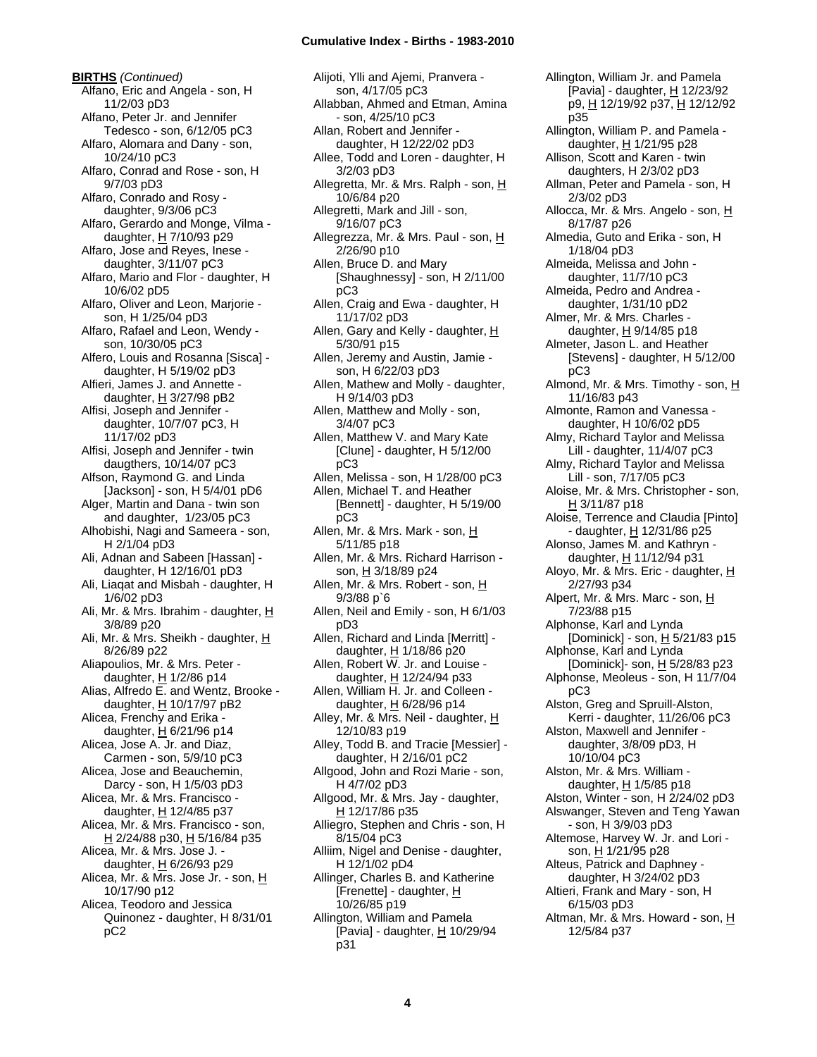**BIRTHS** *(Continued)*

Alfano, Eric and Angela - son, H 11/2/03 pD3
Alfano, Peter Jr. and Jennifer Tedesco - son, 6/12/05 pC3
Alfaro, Alomara and Dany - son, 10/24/10 pC3
Alfaro, Conrad and Rose - son, H 9/7/03 pD3
Alfaro, Conrado and Rosy - daughter, 9/3/06 pC3
Alfaro, Gerardo and Monge, Vilma - daughter, H 7/10/93 p29
Alfaro, Jose and Reyes, Inese - daughter, 3/11/07 pC3
Alfaro, Mario and Flor - daughter, H 10/6/02 pD5
Alfaro, Oliver and Leon, Marjorie - son, H 1/25/04 pD3
Alfaro, Rafael and Leon, Wendy - son, 10/30/05 pC3
Alfero, Louis and Rosanna [Sisca] - daughter, H 5/19/02 pD3
Alfieri, James J. and Annette - daughter, H 3/27/98 pB2
Alfisi, Joseph and Jennifer - daughter, 10/7/07 pC3, H 11/17/02 pD3
Alfisi, Joseph and Jennifer - twin daugthers, 10/14/07 pC3
Alfson, Raymond G. and Linda [Jackson] - son, H 5/4/01 pD6
Alger, Martin and Dana - twin son and daughter, 1/23/05 pC3
Alhobishi, Nagi and Sameera - son, H 2/1/04 pD3
Ali, Adnan and Sabeen [Hassan] - daughter, H 12/16/01 pD3
Ali, Liaqat and Misbah - daughter, H 1/6/02 pD3
Ali, Mr. & Mrs. Ibrahim - daughter, H 3/8/89 p20
Ali, Mr. & Mrs. Sheikh - daughter, H 8/26/89 p22
Aliapoulios, Mr. & Mrs. Peter - daughter, H 1/2/86 p14
Alias, Alfredo E. and Wentz, Brooke - daughter, H 10/17/97 pB2
Alicea, Frenchy and Erika - daughter, H 6/21/96 p14
Alicea, Jose A. Jr. and Diaz, Carmen - son, 5/9/10 pC3
Alicea, Jose and Beauchemin, Darcy - son, H 1/5/03 pD3
Alicea, Mr. & Mrs. Francisco - daughter, H 12/4/85 p37
Alicea, Mr. & Mrs. Francisco - son, H 2/24/88 p30, H 5/16/84 p35
Alicea, Mr. & Mrs. Jose J. - daughter, H 6/26/93 p29
Alicea, Mr. & Mrs. Jose Jr. - son, H 10/17/90 p12
Alicea, Teodoro and Jessica Quinonez - daughter, H 8/31/01 pC2
Alijoti, Ylli and Ajemi, Pranvera - son, 4/17/05 pC3
Allabban, Ahmed and Etman, Amina - son, 4/25/10 pC3
Allan, Robert and Jennifer - daughter, H 12/22/02 pD3
Allee, Todd and Loren - daughter, H 3/2/03 pD3
Allegretta, Mr. & Mrs. Ralph - son, H 10/6/84 p20
Allegretti, Mark and Jill - son, 9/16/07 pC3
Allegrezza, Mr. & Mrs. Paul - son, H 2/26/90 p10
Allen, Bruce D. and Mary [Shaughnessy] - son, H 2/11/00 pC3
Allen, Craig and Ewa - daughter, H 11/17/02 pD3
Allen, Gary and Kelly - daughter, H 5/30/91 p15
Allen, Jeremy and Austin, Jamie - son, H 6/22/03 pD3
Allen, Mathew and Molly - daughter, H 9/14/03 pD3
Allen, Matthew and Molly - son, 3/4/07 pC3
Allen, Matthew V. and Mary Kate [Clune] - daughter, H 5/12/00 pC3
Allen, Melissa - son, H 1/28/00 pC3
Allen, Michael T. and Heather [Bennett] - daughter, H 5/19/00 pC3
Allen, Mr. & Mrs. Mark - son, H 5/11/85 p18
Allen, Mr. & Mrs. Richard Harrison - son, H 3/18/89 p24
Allen, Mr. & Mrs. Robert - son, H 9/3/88 p`6
Allen, Neil and Emily - son, H 6/1/03 pD3
Allen, Richard and Linda [Merritt] - daughter, H 1/18/86 p20
Allen, Robert W. Jr. and Louise - daughter, H 12/24/94 p33
Allen, William H. Jr. and Colleen - daughter, H 6/28/96 p14
Alley, Mr. & Mrs. Neil - daughter, H 12/10/83 p19
Alley, Todd B. and Tracie [Messier] - daughter, H 2/16/01 pC2
Allgood, John and Rozi Marie - son, H 4/7/02 pD3
Allgood, Mr. & Mrs. Jay - daughter, H 12/17/86 p35
Alliegro, Stephen and Chris - son, H 8/15/04 pC3
Alliim, Nigel and Denise - daughter, H 12/1/02 pD4
Allinger, Charles B. and Katherine [Frenette] - daughter, H 10/26/85 p19
Allington, William and Pamela [Pavia] - daughter, H 10/29/94 p31
Allington, William Jr. and Pamela [Pavia] - daughter, H 12/23/92 p9, H 12/19/92 p37, H 12/12/92 p35
Allington, William P. and Pamela - daughter, H 1/21/95 p28
Allison, Scott and Karen - twin daughters, H 2/3/02 pD3
Allman, Peter and Pamela - son, H 2/3/02 pD3
Allocca, Mr. & Mrs. Angelo - son, H 8/17/87 p26
Almedia, Guto and Erika - son, H 1/18/04 pD3
Almeida, Melissa and John - daughter, 11/7/10 pC3
Almeida, Pedro and Andrea - daughter, 1/31/10 pD2
Almer, Mr. & Mrs. Charles - daughter, H 9/14/85 p18
Almeter, Jason L. and Heather [Stevens] - daughter, H 5/12/00 pC3
Almond, Mr. & Mrs. Timothy - son, H 11/16/83 p43
Almonte, Ramon and Vanessa - daughter, H 10/6/02 pD5
Almy, Richard Taylor and Melissa Lill - daughter, 11/4/07 pC3
Almy, Richard Taylor and Melissa Lill - son, 7/17/05 pC3
Aloise, Mr. & Mrs. Christopher - son, H 3/11/87 p18
Aloise, Terrence and Claudia [Pinto] - daughter, H 12/31/86 p25
Alonso, James M. and Kathryn - daughter, H 11/12/94 p31
Aloyo, Mr. & Mrs. Eric - daughter, H 2/27/93 p34
Alpert, Mr. & Mrs. Marc - son, H 7/23/88 p15
Alphonse, Karl and Lynda [Dominick] - son, H 5/21/83 p15
Alphonse, Karl and Lynda [Dominick]- son, H 5/28/83 p23
Alphonse, Meoleus - son, H 11/7/04 pC3
Alston, Greg and Spruill-Alston, Kerri - daughter, 11/26/06 pC3
Alston, Maxwell and Jennifer - daughter, 3/8/09 pD3, H 10/10/04 pC3
Alston, Mr. & Mrs. William - daughter, H 1/5/85 p18
Alston, Winter - son, H 2/24/02 pD3
Alswanger, Steven and Teng Yawan - son, H 3/9/03 pD3
Altemose, Harvey W. Jr. and Lori - son, H 1/21/95 p28
Alteus, Patrick and Daphney - daughter, H 3/24/02 pD3
Altieri, Frank and Mary - son, H 6/15/03 pD3
Altman, Mr. & Mrs. Howard - son, H 12/5/84 p37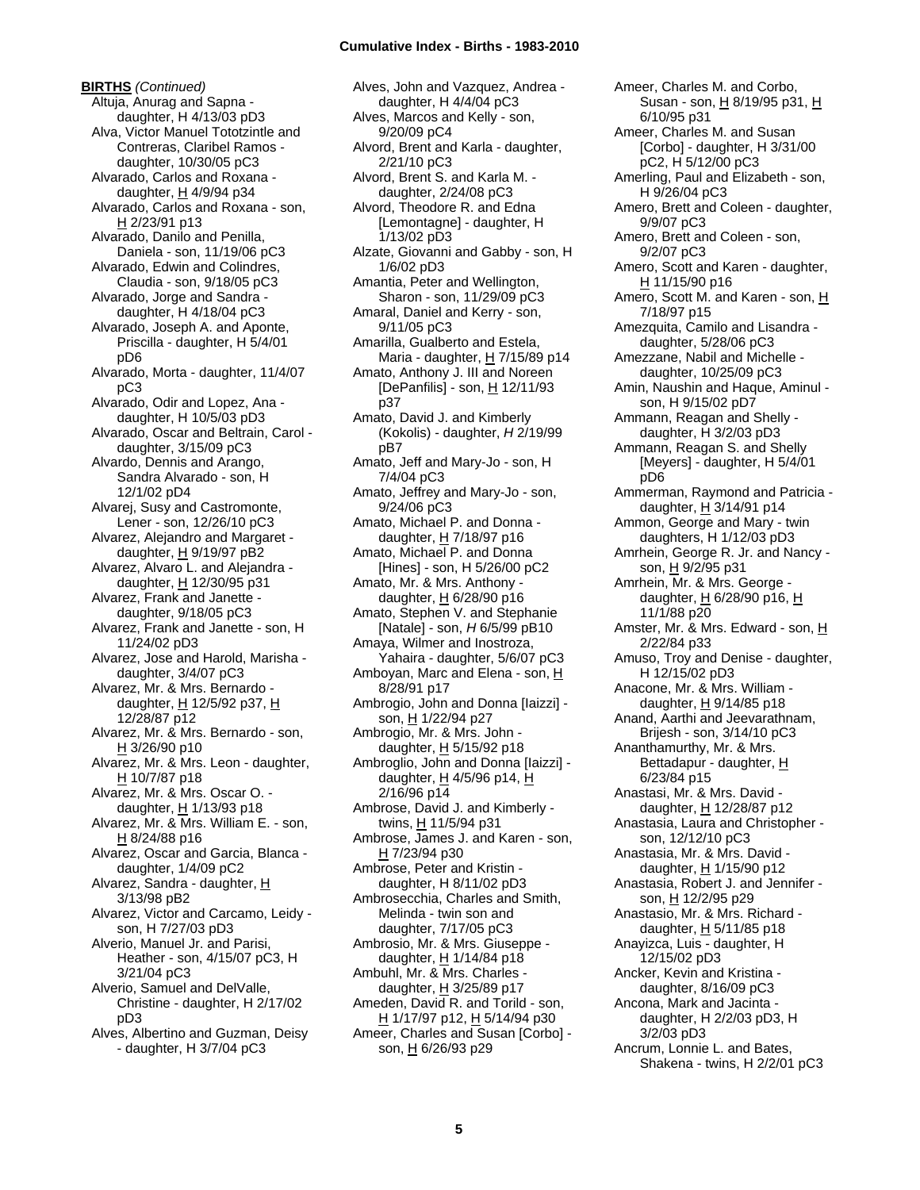**BIRTHS** *(Continued)*

Altuja, Anurag and Sapna - daughter, H 4/13/03 pD3
Alva, Victor Manuel Tototzintle and Contreras, Claribel Ramos - daughter, 10/30/05 pC3
Alvarado, Carlos and Roxana - daughter, H 4/9/94 p34
Alvarado, Carlos and Roxana - son, H 2/23/91 p13
Alvarado, Danilo and Penilla, Daniela - son, 11/19/06 pC3
Alvarado, Edwin and Colindres, Claudia - son, 9/18/05 pC3
Alvarado, Jorge and Sandra - daughter, H 4/18/04 pC3
Alvarado, Joseph A. and Aponte, Priscilla - daughter, H 5/4/01 pD6
Alvarado, Morta - daughter, 11/4/07 pC3
Alvarado, Odir and Lopez, Ana - daughter, H 10/5/03 pD3
Alvarado, Oscar and Beltrain, Carol - daughter, 3/15/09 pC3
Alvardo, Dennis and Arango, Sandra Alvarado - son, H 12/1/02 pD4
Alvarej, Susy and Castromonte, Lener - son, 12/26/10 pC3
Alvarez, Alejandro and Margaret - daughter, H 9/19/97 pB2
Alvarez, Alvaro L. and Alejandra - daughter, H 12/30/95 p31
Alvarez, Frank and Janette - daughter, 9/18/05 pC3
Alvarez, Frank and Janette - son, H 11/24/02 pD3
Alvarez, Jose and Harold, Marisha - daughter, 3/4/07 pC3
Alvarez, Mr. & Mrs. Bernardo - daughter, H 12/5/92 p37, H 12/28/87 p12
Alvarez, Mr. & Mrs. Bernardo - son, H 3/26/90 p10
Alvarez, Mr. & Mrs. Leon - daughter, H 10/7/87 p18
Alvarez, Mr. & Mrs. Oscar O. - daughter, H 1/13/93 p18
Alvarez, Mr. & Mrs. William E. - son, H 8/24/88 p16
Alvarez, Oscar and Garcia, Blanca - daughter, 1/4/09 pC2
Alvarez, Sandra - daughter, H 3/13/98 pB2
Alvarez, Victor and Carcamo, Leidy - son, H 7/27/03 pD3
Alverio, Manuel Jr. and Parisi, Heather - son, 4/15/07 pC3, H 3/21/04 pC3
Alverio, Samuel and DelValle, Christine - daughter, H 2/17/02 pD3
Alves, Albertino and Guzman, Deisy - daughter, H 3/7/04 pC3
Alves, John and Vazquez, Andrea - daughter, H 4/4/04 pC3
Alves, Marcos and Kelly - son, 9/20/09 pC4
Alvord, Brent and Karla - daughter, 2/21/10 pC3
Alvord, Brent S. and Karla M. - daughter, 2/24/08 pC3
Alvord, Theodore R. and Edna [Lemontagne] - daughter, H 1/13/02 pD3
Alzate, Giovanni and Gabby - son, H 1/6/02 pD3
Amantia, Peter and Wellington, Sharon - son, 11/29/09 pC3
Amaral, Daniel and Kerry - son, 9/11/05 pC3
Amarilla, Gualberto and Estela, Maria - daughter, H 7/15/89 p14
Amato, Anthony J. III and Noreen [DePanfilis] - son, H 12/11/93 p37
Amato, David J. and Kimberly (Kokolis) - daughter, *H* 2/19/99 pB7
Amato, Jeff and Mary-Jo - son, H 7/4/04 pC3
Amato, Jeffrey and Mary-Jo - son, 9/24/06 pC3
Amato, Michael P. and Donna - daughter, H 7/18/97 p16
Amato, Michael P. and Donna [Hines] - son, H 5/26/00 pC2
Amato, Mr. & Mrs. Anthony - daughter, H 6/28/90 p16
Amato, Stephen V. and Stephanie [Natale] - son, *H* 6/5/99 pB10
Amaya, Wilmer and Inostroza, Yahaira - daughter, 5/6/07 pC3
Amboyan, Marc and Elena - son, H 8/28/91 p17
Ambrogio, John and Donna [Iaizzi] - son, H 1/22/94 p27
Ambrogio, Mr. & Mrs. John - daughter, H 5/15/92 p18
Ambroglio, John and Donna [Iaizzi] - daughter, H 4/5/96 p14, H 2/16/96 p14
Ambrose, David J. and Kimberly - twins, H 11/5/94 p31
Ambrose, James J. and Karen - son, H 7/23/94 p30
Ambrose, Peter and Kristin - daughter, H 8/11/02 pD3
Ambrosecchia, Charles and Smith, Melinda - twin son and daughter, 7/17/05 pC3
Ambrosio, Mr. & Mrs. Giuseppe - daughter, H 1/14/84 p18
Ambuhl, Mr. & Mrs. Charles - daughter, H 3/25/89 p17
Ameden, David R. and Torild - son, H 1/17/97 p12, H 5/14/94 p30
Ameer, Charles and Susan [Corbo] - son, H 6/26/93 p29
Ameer, Charles M. and Corbo, Susan - son, H 8/19/95 p31, H 6/10/95 p31
Ameer, Charles M. and Susan [Corbo] - daughter, H 3/31/00 pC2, H 5/12/00 pC3
Amerling, Paul and Elizabeth - son, H 9/26/04 pC3
Amero, Brett and Coleen - daughter, 9/9/07 pC3
Amero, Brett and Coleen - son, 9/2/07 pC3
Amero, Scott and Karen - daughter, H 11/15/90 p16
Amero, Scott M. and Karen - son, H 7/18/97 p15
Amezquita, Camilo and Lisandra - daughter, 5/28/06 pC3
Amezzane, Nabil and Michelle - daughter, 10/25/09 pC3
Amin, Naushin and Haque, Aminul - son, H 9/15/02 pD7
Ammann, Reagan and Shelly - daughter, H 3/2/03 pD3
Ammann, Reagan S. and Shelly [Meyers] - daughter, H 5/4/01 pD6
Ammerman, Raymond and Patricia - daughter, H 3/14/91 p14
Ammon, George and Mary - twin daughters, H 1/12/03 pD3
Amrhein, George R. Jr. and Nancy - son, H 9/2/95 p31
Amrhein, Mr. & Mrs. George - daughter, H 6/28/90 p16, H 11/1/88 p20
Amster, Mr. & Mrs. Edward - son, H 2/22/84 p33
Amuso, Troy and Denise - daughter, H 12/15/02 pD3
Anacone, Mr. & Mrs. William - daughter, H 9/14/85 p18
Anand, Aarthi and Jeevarathnam, Brijesh - son, 3/14/10 pC3
Ananthamurthy, Mr. & Mrs. Bettadapur - daughter, H 6/23/84 p15
Anastasi, Mr. & Mrs. David - daughter, H 12/28/87 p12
Anastasia, Laura and Christopher - son, 12/12/10 pC3
Anastasia, Mr. & Mrs. David - daughter, H 1/15/90 p12
Anastasia, Robert J. and Jennifer - son, H 12/2/95 p29
Anastasio, Mr. & Mrs. Richard - daughter, H 5/11/85 p18
Anayizca, Luis - daughter, H 12/15/02 pD3
Ancker, Kevin and Kristina - daughter, 8/16/09 pC3
Ancona, Mark and Jacinta - daughter, H 2/2/03 pD3, H 3/2/03 pD3
Ancrum, Lonnie L. and Bates, Shakena - twins, H 2/2/01 pC3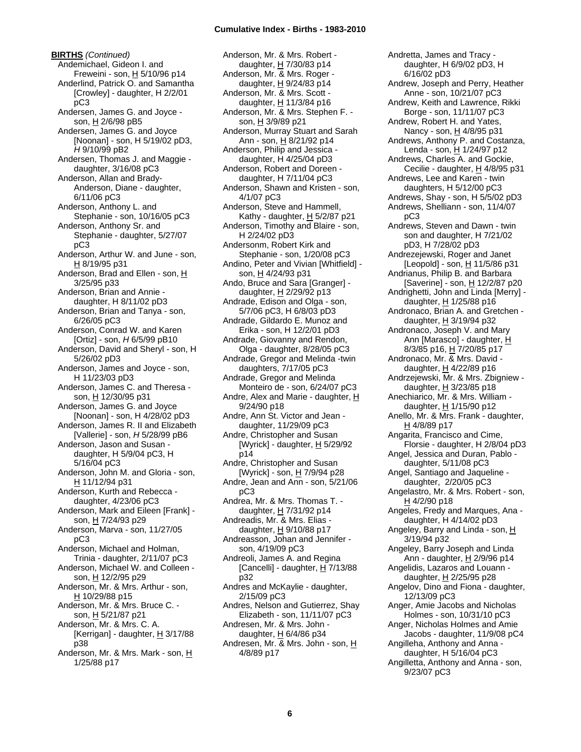**BIRTHS** *(Continued)*

Andemichael, Gideon I. and Freweini - son, H 5/10/96 p14
Anderlind, Patrick O. and Samantha [Crowley] - daughter, H 2/2/01 pC3
Andersen, James G. and Joyce - son, H 2/6/98 pB5
Andersen, James G. and Joyce [Noonan] - son, H 5/19/02 pD3, *H* 9/10/99 pB2
Andersen, Thomas J. and Maggie - daughter, 3/16/08 pC3
Anderson, Allan and Brady-Anderson, Diane - daughter, 6/11/06 pC3
Anderson, Anthony L. and Stephanie - son, 10/16/05 pC3
Anderson, Anthony Sr. and Stephanie - daughter, 5/27/07 pC3
Anderson, Arthur W. and June - son, H 8/19/95 p31
Anderson, Brad and Ellen - son, H 3/25/95 p33
Anderson, Brian and Annie - daughter, H 8/11/02 pD3
Anderson, Brian and Tanya - son, 6/26/05 pC3
Anderson, Conrad W. and Karen [Ortiz] - son, *H* 6/5/99 pB10
Anderson, David and Sheryl - son, H 5/26/02 pD3
Anderson, James and Joyce - son, H 11/23/03 pD3
Anderson, James C. and Theresa - son, H 12/30/95 p31
Anderson, James G. and Joyce [Noonan] - son, H 4/28/02 pD3
Anderson, James R. II and Elizabeth [Vallerie] - son, *H* 5/28/99 pB6
Anderson, Jason and Susan - daughter, H 5/9/04 pC3, H 5/16/04 pC3
Anderson, John M. and Gloria - son, H 11/12/94 p31
Anderson, Kurth and Rebecca - daughter, 4/23/06 pC3
Anderson, Mark and Eileen [Frank] - son, H 7/24/93 p29
Anderson, Marva - son, 11/27/05 pC3
Anderson, Michael and Holman, Trinia - daughter, 2/11/07 pC3
Anderson, Michael W. and Colleen - son, H 12/2/95 p29
Anderson, Mr. & Mrs. Arthur - son, H 10/29/88 p15
Anderson, Mr. & Mrs. Bruce C. - son, H 5/21/87 p21
Anderson, Mr. & Mrs. C. A. [Kerrigan] - daughter, H 3/17/88 p38
Anderson, Mr. & Mrs. Mark - son, H 1/25/88 p17
Anderson, Mr. & Mrs. Robert - daughter, H 7/30/83 p14
Anderson, Mr. & Mrs. Roger - daughter, H 9/24/83 p14
Anderson, Mr. & Mrs. Scott - daughter, H 11/3/84 p16
Anderson, Mr. & Mrs. Stephen F. - son, H 3/9/89 p21
Anderson, Murray Stuart and Sarah Ann - son, H 8/21/92 p14
Anderson, Philip and Jessica - daughter, H 4/25/04 pD3
Anderson, Robert and Doreen - daughter, H 7/11/04 pC3
Anderson, Shawn and Kristen - son, 4/1/07 pC3
Anderson, Steve and Hammell, Kathy - daughter, H 5/2/87 p21
Anderson, Timothy and Blaire - son, H 2/24/02 pD3
Andersonm, Robert Kirk and Stephanie - son, 1/20/08 pC3
Andino, Peter and Vivian [Whitfield] - son, H 4/24/93 p31
Ando, Bruce and Sara [Granger] - daughter, H 2/29/92 p13
Andrade, Edison and Olga - son, 5/7/06 pC3, H 6/8/03 pD3
Andrade, Gildardo E. Munoz and Erika - son, H 12/2/01 pD3
Andrade, Giovanny and Rendon, Olga - daughter, 8/28/05 pC3
Andrade, Gregor and Melinda -twin daughters, 7/17/05 pC3
Andrade, Gregor and Melinda Monteiro de - son, 6/24/07 pC3
Andre, Alex and Marie - daughter, H 9/24/90 p18
Andre, Ann St. Victor and Jean - daughter, 11/29/09 pC3
Andre, Christopher and Susan [Wyrick] - daughter, H 5/29/92 p14
Andre, Christopher and Susan [Wyrick] - son, H 7/9/94 p28
Andre, Jean and Ann - son, 5/21/06 pC3
Andrea, Mr. & Mrs. Thomas T. - daughter, H 7/31/92 p14
Andreadis, Mr. & Mrs. Elias - daughter, H 9/10/88 p17
Andreasson, Johan and Jennifer - son, 4/19/09 pC3
Andreoli, James A. and Regina [Cancelli] - daughter, H 7/13/88 p32
Andres and McKaylie - daughter, 2/15/09 pC3
Andres, Nelson and Gutierrez, Shay Elizabeth - son, 11/11/07 pC3
Andresen, Mr. & Mrs. John - daughter, H 6/4/86 p34
Andresen, Mr. & Mrs. John - son, H 4/8/89 p17
Andretta, James and Tracy - daughter, H 6/9/02 pD3, H 6/16/02 pD3
Andrew, Joseph and Perry, Heather Anne - son, 10/21/07 pC3
Andrew, Keith and Lawrence, Rikki Borge - son, 11/11/07 pC3
Andrew, Robert H. and Yates, Nancy - son, H 4/8/95 p31
Andrews, Anthony P. and Costanza, Lenda - son, H 1/24/97 p12
Andrews, Charles A. and Gockie, Cecilie - daughter, H 4/8/95 p31
Andrews, Lee and Karen - twin daughters, H 5/12/00 pC3
Andrews, Shay - son, H 5/5/02 pD3
Andrews, Shelliann - son, 11/4/07 pC3
Andrews, Steven and Dawn - twin son and daughter, H 7/21/02 pD3, H 7/28/02 pD3
Andrezejewski, Roger and Janet [Leopold] - son, H 11/5/86 p31
Andrianus, Philip B. and Barbara [Saverine] - son, H 12/2/87 p20
Andrighetti, John and Linda [Merry] - daughter, H 1/25/88 p16
Andronaco, Brian A. and Gretchen - daughter, H 3/19/94 p32
Andronaco, Joseph V. and Mary Ann [Marasco] - daughter, H 8/3/85 p16, H 7/20/85 p17
Andronaco, Mr. & Mrs. David - daughter, H 4/22/89 p16
Andrzejewski, Mr. & Mrs. Zbigniew - daughter, H 3/23/85 p18
Anechiarico, Mr. & Mrs. William - daughter, H 1/15/90 p12
Anello, Mr. & Mrs. Frank - daughter, H 4/8/89 p17
Angarita, Francisco and Cime, Florsie - daughter, H 2/8/04 pD3
Angel, Jessica and Duran, Pablo - daughter, 5/11/08 pC3
Angel, Santiago and Jaqueline - daughter, 2/20/05 pC3
Angelastro, Mr. & Mrs. Robert - son, H 4/2/90 p18
Angeles, Fredy and Marques, Ana - daughter, H 4/14/02 pD3
Angeley, Barry and Linda - son, H 3/19/94 p32
Angeley, Barry Joseph and Linda Ann - daughter, H 2/9/96 p14
Angelidis, Lazaros and Louann - daughter, H 2/25/95 p28
Angelov, Dino and Fiona - daughter, 12/13/09 pC3
Anger, Amie Jacobs and Nicholas Holmes - son, 10/31/10 pC3
Anger, Nicholas Holmes and Amie Jacobs - daughter, 11/9/08 pC4
Angilleha, Anthony and Anna - daughter, H 5/16/04 pC3
Angilletta, Anthony and Anna - son, 9/23/07 pC3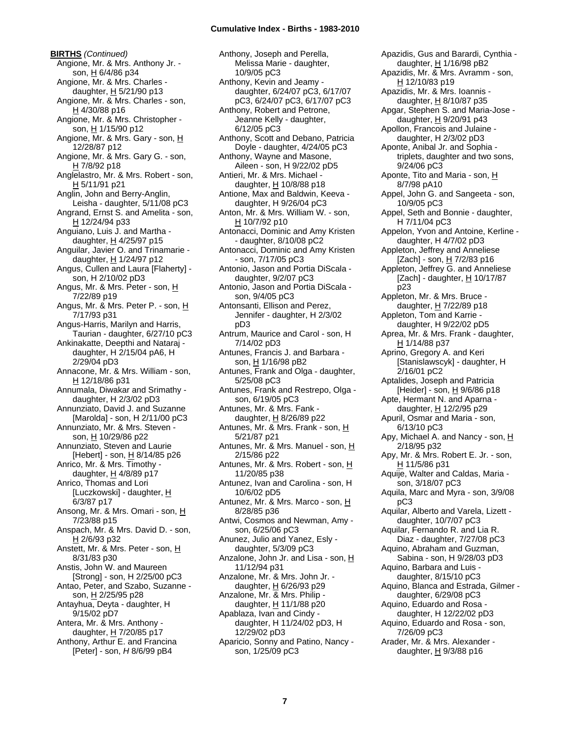**BIRTHS** *(Continued)*

Angione, Mr. & Mrs. Anthony Jr. - son, H 6/4/86 p34

Angione, Mr. & Mrs. Charles - daughter, H 5/21/90 p13

Angione, Mr. & Mrs. Charles - son, H 4/30/88 p16

Angione, Mr. & Mrs. Christopher - son, H 1/15/90 p12

Angione, Mr. & Mrs. Gary - son, H 12/28/87 p12

Angione, Mr. & Mrs. Gary G. - son, H 7/8/92 p18

Anglelastro, Mr. & Mrs. Robert - son, H 5/11/91 p21

Anglin, John and Berry-Anglin, Leisha - daughter, 5/11/08 pC3

Angrand, Ernst S. and Amelita - son, H 12/24/94 p33

Anguiano, Luis J. and Martha - daughter, H 4/25/97 p15

Anguilar, Javier O. and Trinamarie - daughter, H 1/24/97 p12

Angus, Cullen and Laura [Flaherty] - son, H 2/10/02 pD3

Angus, Mr. & Mrs. Peter - son, H 7/22/89 p19

Angus, Mr. & Mrs. Peter P. - son, H 7/17/93 p31

Angus-Harris, Marilyn and Harris, Taurian - daughter, 6/27/10 pC3

Ankinakatte, Deepthi and Nataraj - daughter, H 2/15/04 pA6, H 2/29/04 pD3

Annacone, Mr. & Mrs. William - son, H 12/18/86 p31

Annumala, Diwakar and Srimathy - daughter, H 2/3/02 pD3

Annunziato, David J. and Suzanne [Marolda] - son, H 2/11/00 pC3

Annunziato, Mr. & Mrs. Steven - son, H 10/29/86 p22

Annunziato, Steven and Laurie [Hebert] - son, H 8/14/85 p26

Anrico, Mr. & Mrs. Timothy - daughter, H 4/8/89 p17

Anrico, Thomas and Lori [Luczkowski] - daughter, H 6/3/87 p17

Ansong, Mr. & Mrs. Omari - son, H 7/23/88 p15

Anspach, Mr. & Mrs. David D. - son, H 2/6/93 p32

Anstett, Mr. & Mrs. Peter - son, H 8/31/83 p30

Anstis, John W. and Maureen [Strong] - son, H 2/25/00 pC3

Antao, Peter, and Szabo, Suzanne - son, H 2/25/95 p28

Antayhua, Deyta - daughter, H 9/15/02 pD7

Antera, Mr. & Mrs. Anthony - daughter, H 7/20/85 p17

Anthony, Arthur E. and Francina [Peter] - son, *H* 8/6/99 pB4

Anthony, Joseph and Perella, Melissa Marie - daughter, 10/9/05 pC3

Anthony, Kevin and Jeamy - daughter, 6/24/07 pC3, 6/17/07 pC3, 6/24/07 pC3, 6/17/07 pC3

Anthony, Robert and Petrone, Jeanne Kelly - daughter, 6/12/05 pC3

Anthony, Scott and Debano, Patricia Doyle - daughter, 4/24/05 pC3

Anthony, Wayne and Masone, Aileen - son, H 9/22/02 pD5

Antieri, Mr. & Mrs. Michael - daughter, H 10/8/88 p18

Antione, Max and Baldwin, Keeva - daughter, H 9/26/04 pC3

Anton, Mr. & Mrs. William W. - son, H 10/7/92 p10

Antonacci, Dominic and Amy Kristen - daughter, 8/10/08 pC2

Antonacci, Dominic and Amy Kristen - son, 7/17/05 pC3

Antonio, Jason and Portia DiScala - daughter, 9/2/07 pC3

Antonio, Jason and Portia DiScala - son, 9/4/05 pC3

Antonsanti, Ellison and Perez, Jennifer - daughter, H 2/3/02 pD3

Antrum, Maurice and Carol - son, H 7/14/02 pD3

Antunes, Francis J. and Barbara - son, H 1/16/98 pB2

Antunes, Frank and Olga - daughter, 5/25/08 pC3

Antunes, Frank and Restrepo, Olga - son, 6/19/05 pC3

Antunes, Mr. & Mrs. Fank - daughter, H 8/26/89 p22

Antunes, Mr. & Mrs. Frank - son, H 5/21/87 p21

Antunes, Mr. & Mrs. Manuel - son, H 2/15/86 p22

Antunes, Mr. & Mrs. Robert - son, H 11/20/85 p38

Antunez, Ivan and Carolina - son, H 10/6/02 pD5

Antunez, Mr. & Mrs. Marco - son, H 8/28/85 p36

Antwi, Cosmos and Newman, Amy - son, 6/25/06 pC3

Anunez, Julio and Yanez, Esly - daughter, 5/3/09 pC3

Anzalone, John Jr. and Lisa - son, H 11/12/94 p31

Anzalone, Mr. & Mrs. John Jr. - daughter, H 6/26/93 p29

Anzalone, Mr. & Mrs. Philip - daughter, H 11/1/88 p20

Apablaza, Ivan and Cindy - daughter, H 11/24/02 pD3, H 12/29/02 pD3

Aparicio, Sonny and Patino, Nancy - son, 1/25/09 pC3

Apazidis, Gus and Barardi, Cynthia - daughter, H 1/16/98 pB2

Apazidis, Mr. & Mrs. Avramm - son, H 12/10/83 p19

Apazidis, Mr. & Mrs. Ioannis - daughter, H 8/10/87 p35

Apgar, Stephen S. and Maria-Jose - daughter, H 9/20/91 p43

Apollon, Francois and Julaine - daughter, H 2/3/02 pD3

Aponte, Anibal Jr. and Sophia - triplets, daughter and two sons, 9/24/06 pC3

Aponte, Tito and Maria - son, H 8/7/98 pA10

Appel, John G. and Sangeeta - son, 10/9/05 pC3

Appel, Seth and Bonnie - daughter, H 7/11/04 pC3

Appelon, Yvon and Antoine, Kerline - daughter, H 4/7/02 pD3

Appleton, Jeffrey and Anneliese [Zach] - son, H 7/2/83 p16

Appleton, Jeffrey G. and Anneliese [Zach] - daughter, H 10/17/87 p23

Appleton, Mr. & Mrs. Bruce - daughter, H 7/22/89 p18

Appleton, Tom and Karrie - daughter, H 9/22/02 pD5

Aprea, Mr. & Mrs. Frank - daughter, H 1/14/88 p37

Aprino, Gregory A. and Keri [Stanislawscyk] - daughter, H 2/16/01 pC2

Aptalides, Joseph and Patricia [Heider] - son, H 9/6/86 p18

Apte, Hermant N. and Aparna - daughter, H 12/2/95 p29

Apuril, Osmar and Maria - son, 6/13/10 pC3

Apy, Michael A. and Nancy - son, H 2/18/95 p32

Apy, Mr. & Mrs. Robert E. Jr. - son, H 11/5/86 p31

Aquije, Walter and Caldas, Maria - son, 3/18/07 pC3

Aquila, Marc and Myra - son, 3/9/08 pC3

Aquilar, Alberto and Varela, Lizett - daughter, 10/7/07 pC3

Aquilar, Fernando R. and Lia R. Diaz - daughter, 7/27/08 pC3

Aquino, Abraham and Guzman, Sabina - son, H 9/28/03 pD3

Aquino, Barbara and Luis - daughter, 8/15/10 pC3

Aquino, Blanca and Estrada, Gilmer - daughter, 6/29/08 pC3

Aquino, Eduardo and Rosa - daughter, H 12/22/02 pD3

Aquino, Eduardo and Rosa - son, 7/26/09 pC3

Arader, Mr. & Mrs. Alexander - daughter, H 9/3/88 p16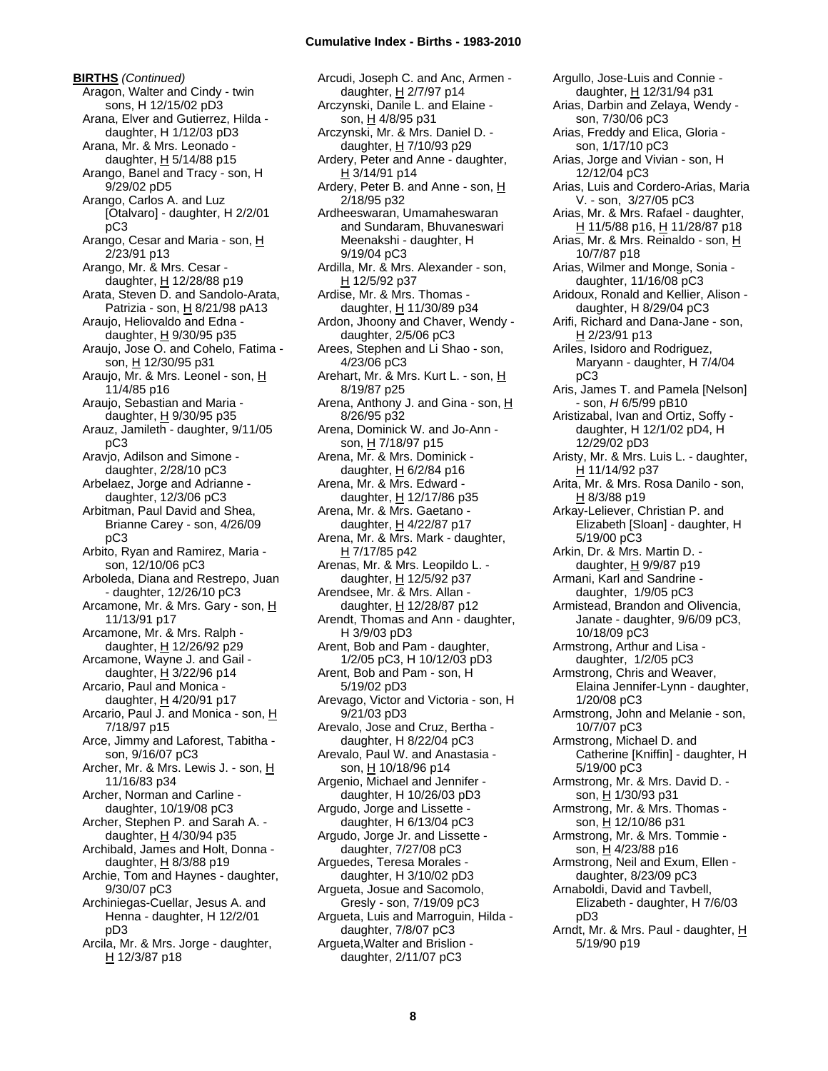**BIRTHS** *(Continued)*

Aragon, Walter and Cindy - twin sons, H 12/15/02 pD3
Arana, Elver and Gutierrez, Hilda - daughter, H 1/12/03 pD3
Arana, Mr. & Mrs. Leonado - daughter, H 5/14/88 p15
Arango, Banel and Tracy - son, H 9/29/02 pD5
Arango, Carlos A. and Luz [Otalvaro] - daughter, H 2/2/01 pC3
Arango, Cesar and Maria - son, H 2/23/91 p13
Arango, Mr. & Mrs. Cesar - daughter, H 12/28/88 p19
Arata, Steven D. and Sandolo-Arata, Patrizia - son, H 8/21/98 pA13
Araujo, Heliovaldo and Edna - daughter, H 9/30/95 p35
Araujo, Jose O. and Cohelo, Fatima - son, H 12/30/95 p31
Araujo, Mr. & Mrs. Leonel - son, H 11/4/85 p16
Araujo, Sebastian and Maria - daughter, H 9/30/95 p35
Arauz, Jamileth - daughter, 9/11/05 pC3
Aravjo, Adilson and Simone - daughter, 2/28/10 pC3
Arbelaez, Jorge and Adrianne - daughter, 12/3/06 pC3
Arbitman, Paul David and Shea, Brianne Carey - son, 4/26/09 pC3
Arbito, Ryan and Ramirez, Maria - son, 12/10/06 pC3
Arboleda, Diana and Restrepo, Juan - daughter, 12/26/10 pC3
Arcamone, Mr. & Mrs. Gary - son, H 11/13/91 p17
Arcamone, Mr. & Mrs. Ralph - daughter, H 12/26/92 p29
Arcamone, Wayne J. and Gail - daughter, H 3/22/96 p14
Arcario, Paul and Monica - daughter, H 4/20/91 p17
Arcario, Paul J. and Monica - son, H 7/18/97 p15
Arce, Jimmy and Laforest, Tabitha - son, 9/16/07 pC3
Archer, Mr. & Mrs. Lewis J. - son, H 11/16/83 p34
Archer, Norman and Carline - daughter, 10/19/08 pC3
Archer, Stephen P. and Sarah A. - daughter, H 4/30/94 p35
Archibald, James and Holt, Donna - daughter, H 8/3/88 p19
Archie, Tom and Haynes - daughter, 9/30/07 pC3
Archiniegas-Cuellar, Jesus A. and Henna - daughter, H 12/2/01 pD3
Arcila, Mr. & Mrs. Jorge - daughter, H 12/3/87 p18
Arcudi, Joseph C. and Anc, Armen - daughter, H 2/7/97 p14
Arczynski, Danile L. and Elaine - son, H 4/8/95 p31
Arczynski, Mr. & Mrs. Daniel D. - daughter, H 7/10/93 p29
Ardery, Peter and Anne - daughter, H 3/14/91 p14
Ardery, Peter B. and Anne - son, H 2/18/95 p32
Ardheeswaran, Umamaheswaran and Sundaram, Bhuvaneswari Meenakshi - daughter, H 9/19/04 pC3
Ardilla, Mr. & Mrs. Alexander - son, H 12/5/92 p37
Ardise, Mr. & Mrs. Thomas - daughter, H 11/30/89 p34
Ardon, Jhoony and Chaver, Wendy - daughter, 2/5/06 pC3
Arees, Stephen and Li Shao - son, 4/23/06 pC3
Arehart, Mr. & Mrs. Kurt L. - son, H 8/19/87 p25
Arena, Anthony J. and Gina - son, H 8/26/95 p32
Arena, Dominick W. and Jo-Ann - son, H 7/18/97 p15
Arena, Mr. & Mrs. Dominick - daughter, H 6/2/84 p16
Arena, Mr. & Mrs. Edward - daughter, H 12/17/86 p35
Arena, Mr. & Mrs. Gaetano - daughter, H 4/22/87 p17
Arena, Mr. & Mrs. Mark - daughter, H 7/17/85 p42
Arenas, Mr. & Mrs. Leopildo L. - daughter, H 12/5/92 p37
Arendsee, Mr. & Mrs. Allan - daughter, H 12/28/87 p12
Arendt, Thomas and Ann - daughter, H 3/9/03 pD3
Arent, Bob and Pam - daughter, 1/2/05 pC3, H 10/12/03 pD3
Arent, Bob and Pam - son, H 5/19/02 pD3
Arevago, Victor and Victoria - son, H 9/21/03 pD3
Arevalo, Jose and Cruz, Bertha - daughter, H 8/22/04 pC3
Arevalo, Paul W. and Anastasia - son, H 10/18/96 p14
Argenio, Michael and Jennifer - daughter, H 10/26/03 pD3
Argudo, Jorge and Lissette - daughter, H 6/13/04 pC3
Argudo, Jorge Jr. and Lissette - daughter, 7/27/08 pC3
Arguedes, Teresa Morales - daughter, H 3/10/02 pD3
Argueta, Josue and Sacomolo, Gresly - son, 7/19/09 pC3
Argueta, Luis and Marroguin, Hilda - daughter, 7/8/07 pC3
Argueta,Walter and Brislion - daughter, 2/11/07 pC3
Argullo, Jose-Luis and Connie - daughter, H 12/31/94 p31
Arias, Darbin and Zelaya, Wendy - son, 7/30/06 pC3
Arias, Freddy and Elica, Gloria - son, 1/17/10 pC3
Arias, Jorge and Vivian - son, H 12/12/04 pC3
Arias, Luis and Cordero-Arias, Maria V. - son, 3/27/05 pC3
Arias, Mr. & Mrs. Rafael - daughter, H 11/5/88 p16, H 11/28/87 p18
Arias, Mr. & Mrs. Reinaldo - son, H 10/7/87 p18
Arias, Wilmer and Monge, Sonia - daughter, 11/16/08 pC3
Aridoux, Ronald and Kellier, Alison - daughter, H 8/29/04 pC3
Arifi, Richard and Dana-Jane - son, H 2/23/91 p13
Ariles, Isidoro and Rodriguez, Maryann - daughter, H 7/4/04 pC3
Aris, James T. and Pamela [Nelson] - son, *H* 6/5/99 pB10
Aristizabal, Ivan and Ortiz, Soffy - daughter, H 12/1/02 pD4, H 12/29/02 pD3
Aristy, Mr. & Mrs. Luis L. - daughter, H 11/14/92 p37
Arita, Mr. & Mrs. Rosa Danilo - son, H 8/3/88 p19
Arkay-Leliever, Christian P. and Elizabeth [Sloan] - daughter, H 5/19/00 pC3
Arkin, Dr. & Mrs. Martin D. - daughter, H 9/9/87 p19
Armani, Karl and Sandrine - daughter, 1/9/05 pC3
Armistead, Brandon and Olivencia, Janate - daughter, 9/6/09 pC3, 10/18/09 pC3
Armstrong, Arthur and Lisa - daughter, 1/2/05 pC3
Armstrong, Chris and Weaver, Elaina Jennifer-Lynn - daughter, 1/20/08 pC3
Armstrong, John and Melanie - son, 10/7/07 pC3
Armstrong, Michael D. and Catherine [Kniffin] - daughter, H 5/19/00 pC3
Armstrong, Mr. & Mrs. David D. - son, H 1/30/93 p31
Armstrong, Mr. & Mrs. Thomas - son, H 12/10/86 p31
Armstrong, Mr. & Mrs. Tommie - son, H 4/23/88 p16
Armstrong, Neil and Exum, Ellen - daughter, 8/23/09 pC3
Arnaboldi, David and Tavbell, Elizabeth - daughter, H 7/6/03 pD3
Arndt, Mr. & Mrs. Paul - daughter, H 5/19/90 p19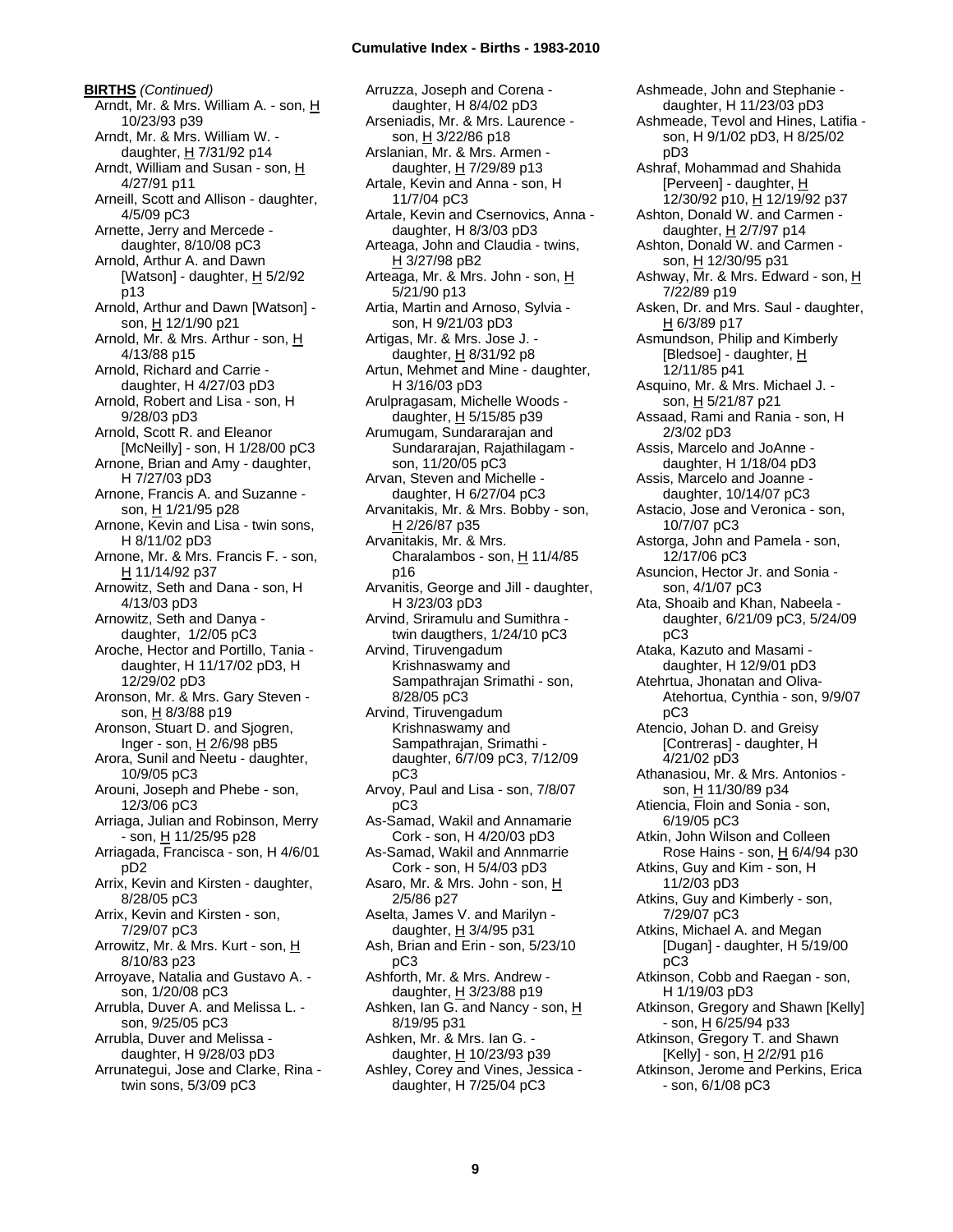**BIRTHS** *(Continued)*

Arndt, Mr. & Mrs. William A. - son, H 10/23/93 p39
Arndt, Mr. & Mrs. William W. - daughter, H 7/31/92 p14
Arndt, William and Susan - son, H 4/27/91 p11
Arneill, Scott and Allison - daughter, 4/5/09 pC3
Arnette, Jerry and Mercede - daughter, 8/10/08 pC3
Arnold, Arthur A. and Dawn [Watson] - daughter, H 5/2/92 p13
Arnold, Arthur and Dawn [Watson] - son, H 12/1/90 p21
Arnold, Mr. & Mrs. Arthur - son, H 4/13/88 p15
Arnold, Richard and Carrie - daughter, H 4/27/03 pD3
Arnold, Robert and Lisa - son, H 9/28/03 pD3
Arnold, Scott R. and Eleanor [McNeilly] - son, H 1/28/00 pC3
Arnone, Brian and Amy - daughter, H 7/27/03 pD3
Arnone, Francis A. and Suzanne - son, H 1/21/95 p28
Arnone, Kevin and Lisa - twin sons, H 8/11/02 pD3
Arnone, Mr. & Mrs. Francis F. - son, H 11/14/92 p37
Arnowitz, Seth and Dana - son, H 4/13/03 pD3
Arnowitz, Seth and Danya - daughter, 1/2/05 pC3
Aroche, Hector and Portillo, Tania - daughter, H 11/17/02 pD3, H 12/29/02 pD3
Aronson, Mr. & Mrs. Gary Steven - son, H 8/3/88 p19
Aronson, Stuart D. and Sjogren, Inger - son, H 2/6/98 pB5
Arora, Sunil and Neetu - daughter, 10/9/05 pC3
Arouni, Joseph and Phebe - son, 12/3/06 pC3
Arriaga, Julian and Robinson, Merry - son, H 11/25/95 p28
Arriagada, Francisca - son, H 4/6/01 pD2
Arrix, Kevin and Kirsten - daughter, 8/28/05 pC3
Arrix, Kevin and Kirsten - son, 7/29/07 pC3
Arrowitz, Mr. & Mrs. Kurt - son, H 8/10/83 p23
Arroyave, Natalia and Gustavo A. - son, 1/20/08 pC3
Arrubla, Duver A. and Melissa L. - son, 9/25/05 pC3
Arrubla, Duver and Melissa - daughter, H 9/28/03 pD3
Arrunategui, Jose and Clarke, Rina - twin sons, 5/3/09 pC3
Arruzza, Joseph and Corena - daughter, H 8/4/02 pD3
Arseniadis, Mr. & Mrs. Laurence - son, H 3/22/86 p18
Arslanian, Mr. & Mrs. Armen - daughter, H 7/29/89 p13
Artale, Kevin and Anna - son, H 11/7/04 pC3
Artale, Kevin and Csernovics, Anna - daughter, H 8/3/03 pD3
Arteaga, John and Claudia - twins, H 3/27/98 pB2
Arteaga, Mr. & Mrs. John - son, H 5/21/90 p13
Artia, Martin and Arnoso, Sylvia - son, H 9/21/03 pD3
Artigas, Mr. & Mrs. Jose J. - daughter, H 8/31/92 p8
Artun, Mehmet and Mine - daughter, H 3/16/03 pD3
Arulpragasam, Michelle Woods - daughter, H 5/15/85 p39
Arumugam, Sundararajan and Sundararajan, Rajathilagam - son, 11/20/05 pC3
Arvan, Steven and Michelle - daughter, H 6/27/04 pC3
Arvanitakis, Mr. & Mrs. Bobby - son, H 2/26/87 p35
Arvanitakis, Mr. & Mrs. Charalambos - son, H 11/4/85 p16
Arvanitis, George and Jill - daughter, H 3/23/03 pD3
Arvind, Sriramulu and Sumithra - twin daugthers, 1/24/10 pC3
Arvind, Tiruvengadum Krishnaswamy and Sampathrajan Srimathi - son, 8/28/05 pC3
Arvind, Tiruvengadum Krishnaswamy and Sampathrajan, Srimathi - daughter, 6/7/09 pC3, 7/12/09 pC3
Arvoy, Paul and Lisa - son, 7/8/07 pC3
As-Samad, Wakil and Annamarie Cork - son, H 4/20/03 pD3
As-Samad, Wakil and Annmarrie Cork - son, H 5/4/03 pD3
Asaro, Mr. & Mrs. John - son, H 2/5/86 p27
Aselta, James V. and Marilyn - daughter, H 3/4/95 p31
Ash, Brian and Erin - son, 5/23/10 pC3
Ashforth, Mr. & Mrs. Andrew - daughter, H 3/23/88 p19
Ashken, Ian G. and Nancy - son, H 8/19/95 p31
Ashken, Mr. & Mrs. Ian G. - daughter, H 10/23/93 p39
Ashley, Corey and Vines, Jessica - daughter, H 7/25/04 pC3
Ashmeade, John and Stephanie - daughter, H 11/23/03 pD3
Ashmeade, Tevol and Hines, Latifia - son, H 9/1/02 pD3, H 8/25/02 pD3
Ashraf, Mohammad and Shahida [Perveen] - daughter, H 12/30/92 p10, H 12/19/92 p37
Ashton, Donald W. and Carmen - daughter, H 2/7/97 p14
Ashton, Donald W. and Carmen - son, H 12/30/95 p31
Ashway, Mr. & Mrs. Edward - son, H 7/22/89 p19
Asken, Dr. and Mrs. Saul - daughter, H 6/3/89 p17
Asmundson, Philip and Kimberly [Bledsoe] - daughter, H 12/11/85 p41
Asquino, Mr. & Mrs. Michael J. - son, H 5/21/87 p21
Assaad, Rami and Rania - son, H 2/3/02 pD3
Assis, Marcelo and JoAnne - daughter, H 1/18/04 pD3
Assis, Marcelo and Joanne - daughter, 10/14/07 pC3
Astacio, Jose and Veronica - son, 10/7/07 pC3
Astorga, John and Pamela - son, 12/17/06 pC3
Asuncion, Hector Jr. and Sonia - son, 4/1/07 pC3
Ata, Shoaib and Khan, Nabeela - daughter, 6/21/09 pC3, 5/24/09 pC3
Ataka, Kazuto and Masami - daughter, H 12/9/01 pD3
Atehrtua, Jhonatan and Oliva-Atehortua, Cynthia - son, 9/9/07 pC3
Atencio, Johan D. and Greisy [Contreras] - daughter, H 4/21/02 pD3
Athanasiou, Mr. & Mrs. Antonios - son, H 11/30/89 p34
Atiencia, Floin and Sonia - son, 6/19/05 pC3
Atkin, John Wilson and Colleen Rose Hains - son, H 6/4/94 p30
Atkins, Guy and Kim - son, H 11/2/03 pD3
Atkins, Guy and Kimberly - son, 7/29/07 pC3
Atkins, Michael A. and Megan [Dugan] - daughter, H 5/19/00 pC3
Atkinson, Cobb and Raegan - son, H 1/19/03 pD3
Atkinson, Gregory and Shawn [Kelly] - son, H 6/25/94 p33
Atkinson, Gregory T. and Shawn [Kelly] - son, H 2/2/91 p16
Atkinson, Jerome and Perkins, Erica - son, 6/1/08 pC3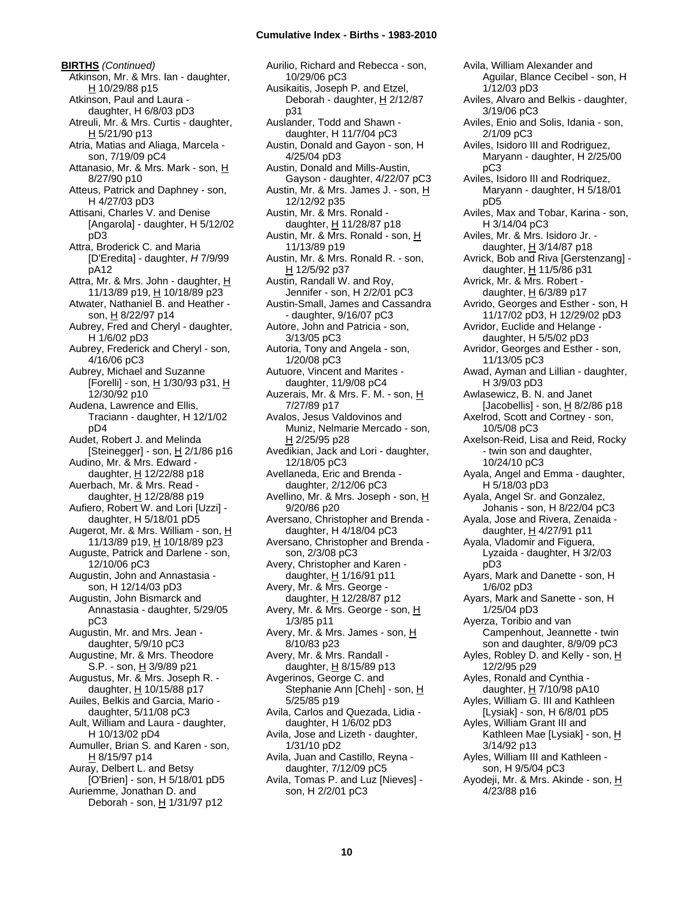**BIRTHS** *(Continued)*

Atkinson, Mr. & Mrs. Ian - daughter, H 10/29/88 p15

Atkinson, Paul and Laura - daughter, H 6/8/03 pD3

Atreuli, Mr. & Mrs. Curtis - daughter, H 5/21/90 p13

Atria, Matias and Aliaga, Marcela - son, 7/19/09 pC4

Attanasio, Mr. & Mrs. Mark - son, H 8/27/90 p10

Atteus, Patrick and Daphney - son, H 4/27/03 pD3

Attisani, Charles V. and Denise [Angarola] - daughter, H 5/12/02 pD3

Attra, Broderick C. and Maria [D'Eredita] - daughter, *H* 7/9/99 pA12

Attra, Mr. & Mrs. John - daughter, H 11/13/89 p19, H 10/18/89 p23

Atwater, Nathaniel B. and Heather - son, H 8/22/97 p14

Aubrey, Fred and Cheryl - daughter, H 1/6/02 pD3

Aubrey, Frederick and Cheryl - son, 4/16/06 pC3

Aubrey, Michael and Suzanne [Forelli] - son, H 1/30/93 p31, H 12/30/92 p10

Audena, Lawrence and Ellis, Traciann - daughter, H 12/1/02 pD4

Audet, Robert J. and Melinda [Steinegger] - son, H 2/1/86 p16

Audino, Mr. & Mrs. Edward - daughter, H 12/22/88 p18

Auerbach, Mr. & Mrs. Read - daughter, H 12/28/88 p19

Aufiero, Robert W. and Lori [Uzzi] - daughter, H 5/18/01 pD5

Augerot, Mr. & Mrs. William - son, H 11/13/89 p19, H 10/18/89 p23

Auguste, Patrick and Darlene - son, 12/10/06 pC3

Augustin, John and Annastasia - son, H 12/14/03 pD3

Augustin, John Bismarck and Annastasia - daughter, 5/29/05 pC3

Augustin, Mr. and Mrs. Jean - daughter, 5/9/10 pC3

Augustine, Mr. & Mrs. Theodore S.P. - son, H 3/9/89 p21

Augustus, Mr. & Mrs. Joseph R. - daughter, H 10/15/88 p17

Auiles, Belkis and Garcia, Mario - daughter, 5/11/08 pC3

Ault, William and Laura - daughter, H 10/13/02 pD4

Aumuller, Brian S. and Karen - son, H 8/15/97 p14

Auray, Delbert L. and Betsy [O'Brien] - son, H 5/18/01 pD5

Auriemme, Jonathan D. and Deborah - son, H 1/31/97 p12

Aurilio, Richard and Rebecca - son, 10/29/06 pC3

Ausikaitis, Joseph P. and Etzel, Deborah - daughter, H 2/12/87 p31

Auslander, Todd and Shawn - daughter, H 11/7/04 pC3

Austin, Donald and Gayon - son, H 4/25/04 pD3

Austin, Donald and Mills-Austin, Gayson - daughter, 4/22/07 pC3

Austin, Mr. & Mrs. James J. - son, H 12/12/92 p35

Austin, Mr. & Mrs. Ronald - daughter, H 11/28/87 p18

Austin, Mr. & Mrs. Ronald - son, H 11/13/89 p19

Austin, Mr. & Mrs. Ronald R. - son, H 12/5/92 p37

Austin, Randall W. and Roy, Jennifer - son, H 2/2/01 pC3

Austin-Small, James and Cassandra - daughter, 9/16/07 pC3

Autore, John and Patricia - son, 3/13/05 pC3

Autoria, Tony and Angela - son, 1/20/08 pC3

Autuore, Vincent and Marites - daughter, 11/9/08 pC4

Auzerais, Mr. & Mrs. F. M. - son, H 7/27/89 p17

Avalos, Jesus Valdovinos and Muniz, Nelmarie Mercado - son, H 2/25/95 p28

Avedikian, Jack and Lori - daughter, 12/18/05 pC3

Avellaneda, Eric and Brenda - daughter, 2/12/06 pC3

Avellino, Mr. & Mrs. Joseph - son, H 9/20/86 p20

Aversano, Christopher and Brenda - daughter, H 4/18/04 pC3

Aversano, Christopher and Brenda - son, 2/3/08 pC3

Avery, Christopher and Karen - daughter, H 1/16/91 p11

Avery, Mr. & Mrs. George - daughter, H 12/28/87 p12

Avery, Mr. & Mrs. George - son, H 1/3/85 p11

Avery, Mr. & Mrs. James - son, H 8/10/83 p23

Avery, Mr. & Mrs. Randall - daughter, H 8/15/89 p13

Avgerinos, George C. and Stephanie Ann [Cheh] - son, H 5/25/85 p19

Avila, Carlos and Quezada, Lidia - daughter, H 1/6/02 pD3

Avila, Jose and Lizeth - daughter, 1/31/10 pD2

Avila, Juan and Castillo, Reyna - daughter, 7/12/09 pC5

Avila, Tomas P. and Luz [Nieves] - son, H 2/2/01 pC3

Avila, William Alexander and Aguilar, Blance Cecibel - son, H 1/12/03 pD3

Aviles, Alvaro and Belkis - daughter, 3/19/06 pC3

Aviles, Enio and Solis, Idania - son, 2/1/09 pC3

Aviles, Isidoro III and Rodriguez, Maryann - daughter, H 2/25/00 pC3

Aviles, Isidoro III and Rodriquez, Maryann - daughter, H 5/18/01 pD5

Aviles, Max and Tobar, Karina - son, H 3/14/04 pC3

Aviles, Mr. & Mrs. Isidoro Jr. - daughter, H 3/14/87 p18

Avrick, Bob and Riva [Gerstenzang] - daughter, H 11/5/86 p31

Avrick, Mr. & Mrs. Robert - daughter, H 6/3/89 p17

Avrido, Georges and Esther - son, H 11/17/02 pD3, H 12/29/02 pD3

Avridor, Euclide and Helange - daughter, H 5/5/02 pD3

Avridor, Georges and Esther - son, 11/13/05 pC3

Awad, Ayman and Lillian - daughter, H 3/9/03 pD3

Awlasewicz, B. N. and Janet [Jacobellis] - son, H 8/2/86 p18

Axelrod, Scott and Cortney - son, 10/5/08 pC3

Axelson-Reid, Lisa and Reid, Rocky - twin son and daughter, 10/24/10 pC3

Ayala, Angel and Emma - daughter, H 5/18/03 pD3

Ayala, Angel Sr. and Gonzalez, Johanis - son, H 8/22/04 pC3

Ayala, Jose and Rivera, Zenaida - daughter, H 4/27/91 p11

Ayala, Vladomir and Figuera, Lyzaida - daughter, H 3/2/03 pD3

Ayars, Mark and Danette - son, H 1/6/02 pD3

Ayars, Mark and Sanette - son, H 1/25/04 pD3

Ayerza, Toribio and van Campenhout, Jeannette - twin son and daughter, 8/9/09 pC3

Ayles, Robley D. and Kelly - son, H 12/2/95 p29

Ayles, Ronald and Cynthia - daughter, H 7/10/98 pA10

Ayles, William G. III and Kathleen [Lysiak] - son, H 6/8/01 pD5

Ayles, William Grant III and Kathleen Mae [Lysiak] - son, H 3/14/92 p13

Ayles, William III and Kathleen - son, H 9/5/04 pC3

Ayodeji, Mr. & Mrs. Akinde - son, H 4/23/88 p16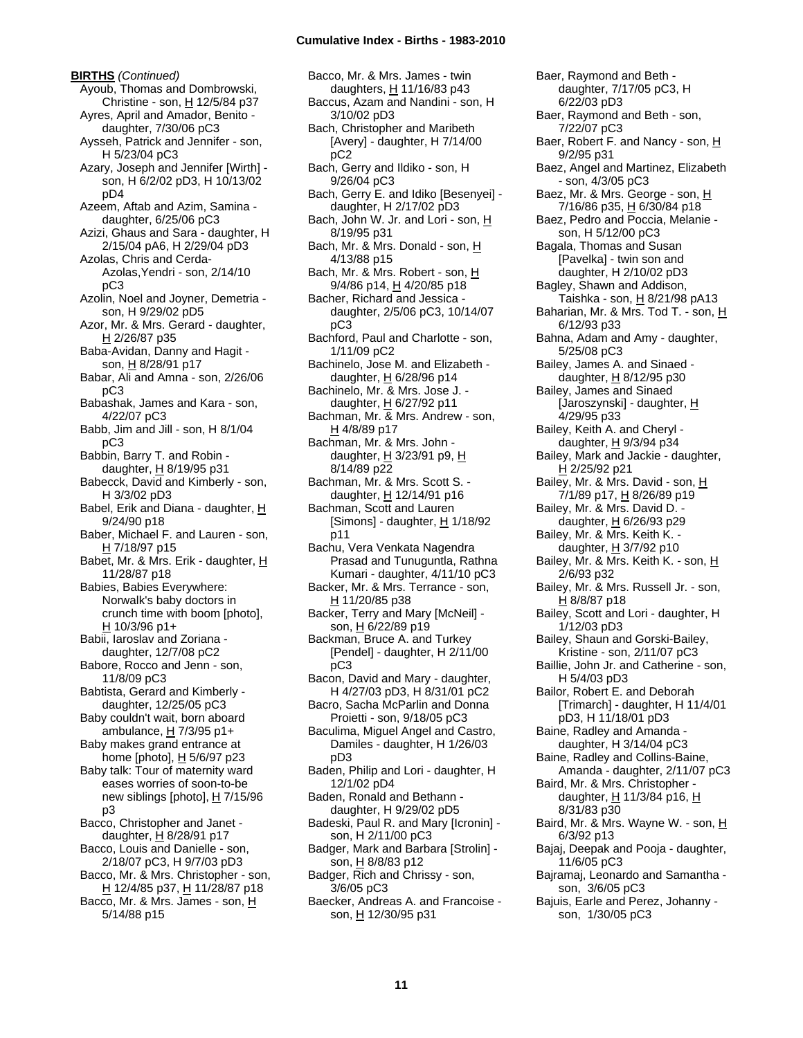**BIRTHS** *(Continued)*

Ayoub, Thomas and Dombrowski, Christine - son, H 12/5/84 p37
Ayres, April and Amador, Benito - daughter, 7/30/06 pC3
Aysseh, Patrick and Jennifer - son, H 5/23/04 pC3
Azary, Joseph and Jennifer [Wirth] - son, H 6/2/02 pD3, H 10/13/02 pD4
Azeem, Aftab and Azim, Samina - daughter, 6/25/06 pC3
Azizi, Ghaus and Sara - daughter, H 2/15/04 pA6, H 2/29/04 pD3
Azolas, Chris and Cerda-Azolas,Yendri - son, 2/14/10 pC3
Azolin, Noel and Joyner, Demetria - son, H 9/29/02 pD5
Azor, Mr. & Mrs. Gerard - daughter, H 2/26/87 p35
Baba-Avidan, Danny and Hagit - son, H 8/28/91 p17
Babar, Ali and Amna - son, 2/26/06 pC3
Babashak, James and Kara - son, 4/22/07 pC3
Babb, Jim and Jill - son, H 8/1/04 pC3
Babbin, Barry T. and Robin - daughter, H 8/19/95 p31
Babecck, David and Kimberly - son, H 3/3/02 pD3
Babel, Erik and Diana - daughter, H 9/24/90 p18
Baber, Michael F. and Lauren - son, H 7/18/97 p15
Babet, Mr. & Mrs. Erik - daughter, H 11/28/87 p18
Babies, Babies Everywhere: Norwalk's baby doctors in crunch time with boom [photo], H 10/3/96 p1+
Babii, Iaroslav and Zoriana - daughter, 12/7/08 pC2
Babore, Rocco and Jenn - son, 11/8/09 pC3
Babtista, Gerard and Kimberly - daughter, 12/25/05 pC3
Baby couldn't wait, born aboard ambulance, H 7/3/95 p1+
Baby makes grand entrance at home [photo], H 5/6/97 p23
Baby talk: Tour of maternity ward eases worries of soon-to-be new siblings [photo], H 7/15/96 p3
Bacco, Christopher and Janet - daughter, H 8/28/91 p17
Bacco, Louis and Danielle - son, 2/18/07 pC3, H 9/7/03 pD3
Bacco, Mr. & Mrs. Christopher - son, H 12/4/85 p37, H 11/28/87 p18
Bacco, Mr. & Mrs. James - son, H 5/14/88 p15
Bacco, Mr. & Mrs. James - twin daughters, H 11/16/83 p43
Baccus, Azam and Nandini - son, H 3/10/02 pD3
Bach, Christopher and Maribeth [Avery] - daughter, H 7/14/00 pC2
Bach, Gerry and Ildiko - son, H 9/26/04 pC3
Bach, Gerry E. and Idiko [Besenyei] - daughter, H 2/17/02 pD3
Bach, John W. Jr. and Lori - son, H 8/19/95 p31
Bach, Mr. & Mrs. Donald - son, H 4/13/88 p15
Bach, Mr. & Mrs. Robert - son, H 9/4/86 p14, H 4/20/85 p18
Bacher, Richard and Jessica - daughter, 2/5/06 pC3, 10/14/07 pC3
Bachford, Paul and Charlotte - son, 1/11/09 pC2
Bachinelo, Jose M. and Elizabeth - daughter, H 6/28/96 p14
Bachinelo, Mr. & Mrs. Jose J. - daughter, H 6/27/92 p11
Bachman, Mr. & Mrs. Andrew - son, H 4/8/89 p17
Bachman, Mr. & Mrs. John - daughter, H 3/23/91 p9, H 8/14/89 p22
Bachman, Mr. & Mrs. Scott S. - daughter, H 12/14/91 p16
Bachman, Scott and Lauren [Simons] - daughter, H 1/18/92 p11
Bachu, Vera Venkata Nagendra Prasad and Tunuguntla, Rathna Kumari - daughter, 4/11/10 pC3
Backer, Mr. & Mrs. Terrance - son, H 11/20/85 p38
Backer, Terry and Mary [McNeil] - son, H 6/22/89 p19
Backman, Bruce A. and Turkey [Pendel] - daughter, H 2/11/00 pC3
Bacon, David and Mary - daughter, H 4/27/03 pD3, H 8/31/01 pC2
Bacro, Sacha McParlin and Donna Proietti - son, 9/18/05 pC3
Baculima, Miguel Angel and Castro, Damiles - daughter, H 1/26/03 pD3
Baden, Philip and Lori - daughter, H 12/1/02 pD4
Baden, Ronald and Bethann - daughter, H 9/29/02 pD5
Badeski, Paul R. and Mary [Icronin] - son, H 2/11/00 pC3
Badger, Mark and Barbara [Strolin] - son, H 8/8/83 p12
Badger, Rich and Chrissy - son, 3/6/05 pC3
Baecker, Andreas A. and Francoise - son, H 12/30/95 p31
Baer, Raymond and Beth - daughter, 7/17/05 pC3, H 6/22/03 pD3
Baer, Raymond and Beth - son, 7/22/07 pC3
Baer, Robert F. and Nancy - son, H 9/2/95 p31
Baez, Angel and Martinez, Elizabeth - son, 4/3/05 pC3
Baez, Mr. & Mrs. George - son, H 7/16/86 p35, H 6/30/84 p18
Baez, Pedro and Poccia, Melanie - son, H 5/12/00 pC3
Bagala, Thomas and Susan [Pavelka] - twin son and daughter, H 2/10/02 pD3
Bagley, Shawn and Addison, Taishka - son, H 8/21/98 pA13
Baharian, Mr. & Mrs. Tod T. - son, H 6/12/93 p33
Bahna, Adam and Amy - daughter, 5/25/08 pC3
Bailey, James A. and Sinaed - daughter, H 8/12/95 p30
Bailey, James and Sinaed [Jaroszynski] - daughter, H 4/29/95 p33
Bailey, Keith A. and Cheryl - daughter, H 9/3/94 p34
Bailey, Mark and Jackie - daughter, H 2/25/92 p21
Bailey, Mr. & Mrs. David - son, H 7/1/89 p17, H 8/26/89 p19
Bailey, Mr. & Mrs. David D. - daughter, H 6/26/93 p29
Bailey, Mr. & Mrs. Keith K. - daughter, H 3/7/92 p10
Bailey, Mr. & Mrs. Keith K. - son, H 2/6/93 p32
Bailey, Mr. & Mrs. Russell Jr. - son, H 8/8/87 p18
Bailey, Scott and Lori - daughter, H 1/12/03 pD3
Bailey, Shaun and Gorski-Bailey, Kristine - son, 2/11/07 pC3
Baillie, John Jr. and Catherine - son, H 5/4/03 pD3
Bailor, Robert E. and Deborah [Trimarch] - daughter, H 11/4/01 pD3, H 11/18/01 pD3
Baine, Radley and Amanda - daughter, H 3/14/04 pC3
Baine, Radley and Collins-Baine, Amanda - daughter, 2/11/07 pC3
Baird, Mr. & Mrs. Christopher - daughter, H 11/3/84 p16, H 8/31/83 p30
Baird, Mr. & Mrs. Wayne W. - son, H 6/3/92 p13
Bajaj, Deepak and Pooja - daughter, 11/6/05 pC3
Bajramaj, Leonardo and Samantha - son, 3/6/05 pC3
Bajuis, Earle and Perez, Johanny - son, 1/30/05 pC3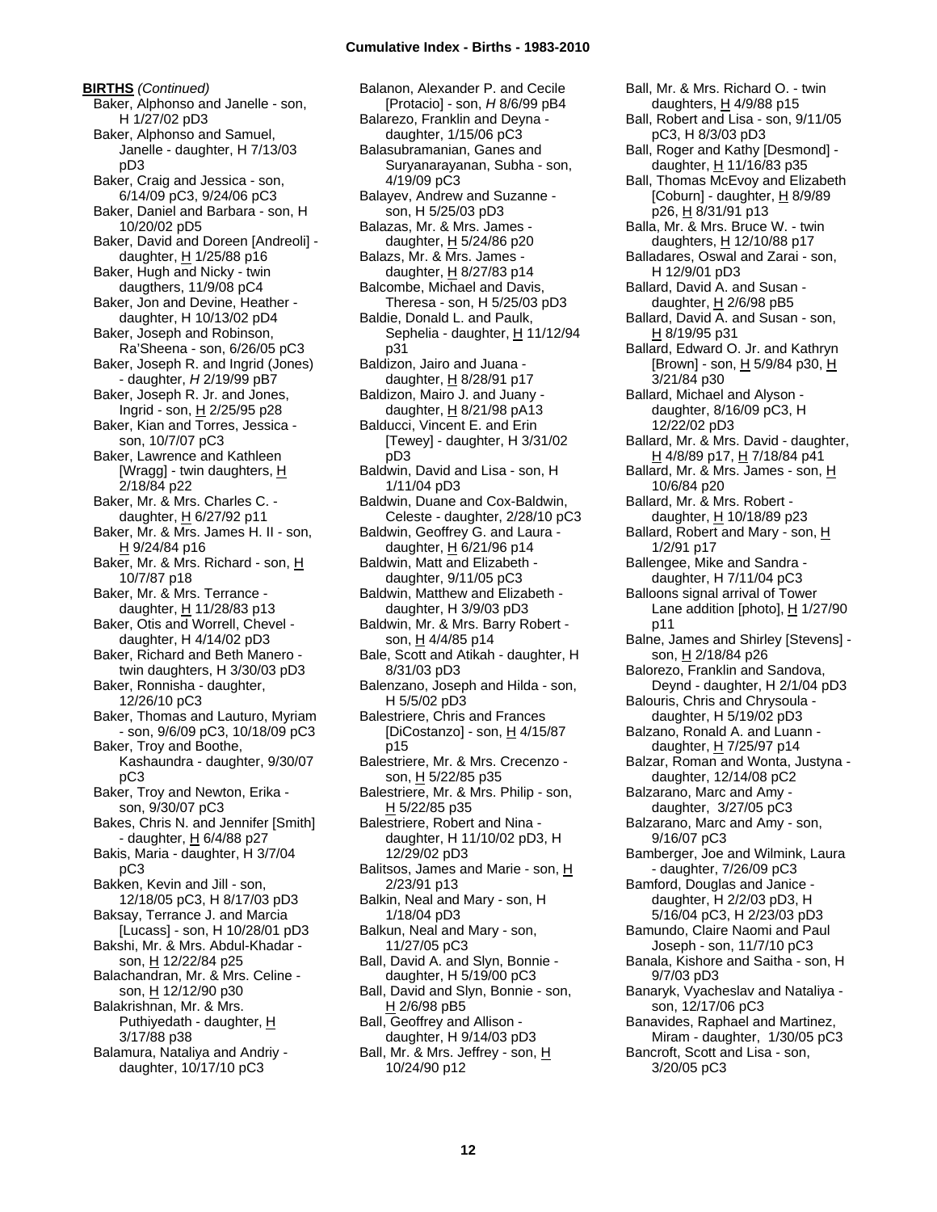**BIRTHS** *(Continued)*

Baker, Alphonso and Janelle - son, H 1/27/02 pD3
Baker, Alphonso and Samuel, Janelle - daughter, H 7/13/03 pD3
Baker, Craig and Jessica - son, 6/14/09 pC3, 9/24/06 pC3
Baker, Daniel and Barbara - son, H 10/20/02 pD5
Baker, David and Doreen [Andreoli] - daughter, H 1/25/88 p16
Baker, Hugh and Nicky - twin daugthers, 11/9/08 pC4
Baker, Jon and Devine, Heather - daughter, H 10/13/02 pD4
Baker, Joseph and Robinson, Ra'Sheena - son, 6/26/05 pC3
Baker, Joseph R. and Ingrid (Jones) - daughter, *H* 2/19/99 pB7
Baker, Joseph R. Jr. and Jones, Ingrid - son, H 2/25/95 p28
Baker, Kian and Torres, Jessica - son, 10/7/07 pC3
Baker, Lawrence and Kathleen [Wragg] - twin daughters, H 2/18/84 p22
Baker, Mr. & Mrs. Charles C. - daughter, H 6/27/92 p11
Baker, Mr. & Mrs. James H. II - son, H 9/24/84 p16
Baker, Mr. & Mrs. Richard - son, H 10/7/87 p18
Baker, Mr. & Mrs. Terrance - daughter, H 11/28/83 p13
Baker, Otis and Worrell, Chevel - daughter, H 4/14/02 pD3
Baker, Richard and Beth Manero - twin daughters, H 3/30/03 pD3
Baker, Ronnisha - daughter, 12/26/10 pC3
Baker, Thomas and Lauturo, Myriam - son, 9/6/09 pC3, 10/18/09 pC3
Baker, Troy and Boothe, Kashaundra - daughter, 9/30/07 pC3
Baker, Troy and Newton, Erika - son, 9/30/07 pC3
Bakes, Chris N. and Jennifer [Smith] - daughter, H 6/4/88 p27
Bakis, Maria - daughter, H 3/7/04 pC3
Bakken, Kevin and Jill - son, 12/18/05 pC3, H 8/17/03 pD3
Baksay, Terrance J. and Marcia [Lucass] - son, H 10/28/01 pD3
Bakshi, Mr. & Mrs. Abdul-Khadar - son, H 12/22/84 p25
Balachandran, Mr. & Mrs. Celine - son, H 12/12/90 p30
Balakrishnan, Mr. & Mrs. Puthiyedath - daughter, H 3/17/88 p38
Balamura, Nataliya and Andriy - daughter, 10/17/10 pC3
Balanon, Alexander P. and Cecile [Protacio] - son, *H* 8/6/99 pB4
Balarezo, Franklin and Deyna - daughter, 1/15/06 pC3
Balasubramanian, Ganes and Suryanarayanan, Subha - son, 4/19/09 pC3
Balayev, Andrew and Suzanne - son, H 5/25/03 pD3
Balazas, Mr. & Mrs. James - daughter, H 5/24/86 p20
Balazs, Mr. & Mrs. James - daughter, H 8/27/83 p14
Balcombe, Michael and Davis, Theresa - son, H 5/25/03 pD3
Baldie, Donald L. and Paulk, Sephelia - daughter, H 11/12/94 p31
Baldizon, Jairo and Juana - daughter, H 8/28/91 p17
Baldizon, Mairo J. and Juany - daughter, H 8/21/98 pA13
Balducci, Vincent E. and Erin [Tewey] - daughter, H 3/31/02 pD3
Baldwin, David and Lisa - son, H 1/11/04 pD3
Baldwin, Duane and Cox-Baldwin, Celeste - daughter, 2/28/10 pC3
Baldwin, Geoffrey G. and Laura - daughter, H 6/21/96 p14
Baldwin, Matt and Elizabeth - daughter, 9/11/05 pC3
Baldwin, Matthew and Elizabeth - daughter, H 3/9/03 pD3
Baldwin, Mr. & Mrs. Barry Robert - son, H 4/4/85 p14
Bale, Scott and Atikah - daughter, H 8/31/03 pD3
Balenzano, Joseph and Hilda - son, H 5/5/02 pD3
Balestriere, Chris and Frances [DiCostanzo] - son, H 4/15/87 p15
Balestriere, Mr. & Mrs. Crecenzo - son, H 5/22/85 p35
Balestriere, Mr. & Mrs. Philip - son, H 5/22/85 p35
Balestriere, Robert and Nina - daughter, H 11/10/02 pD3, H 12/29/02 pD3
Balitsos, James and Marie - son, H 2/23/91 p13
Balkin, Neal and Mary - son, H 1/18/04 pD3
Balkun, Neal and Mary - son, 11/27/05 pC3
Ball, David A. and Slyn, Bonnie - daughter, H 5/19/00 pC3
Ball, David and Slyn, Bonnie - son, H 2/6/98 pB5
Ball, Geoffrey and Allison - daughter, H 9/14/03 pD3
Ball, Mr. & Mrs. Jeffrey - son, H 10/24/90 p12
Ball, Mr. & Mrs. Richard O. - twin daughters, H 4/9/88 p15
Ball, Robert and Lisa - son, 9/11/05 pC3, H 8/3/03 pD3
Ball, Roger and Kathy [Desmond] - daughter, H 11/16/83 p35
Ball, Thomas McEvoy and Elizabeth [Coburn] - daughter, H 8/9/89 p26, H 8/31/91 p13
Balla, Mr. & Mrs. Bruce W. - twin daughters, H 12/10/88 p17
Balladares, Oswal and Zarai - son, H 12/9/01 pD3
Ballard, David A. and Susan - daughter, H 2/6/98 pB5
Ballard, David A. and Susan - son, H 8/19/95 p31
Ballard, Edward O. Jr. and Kathryn [Brown] - son, H 5/9/84 p30, H 3/21/84 p30
Ballard, Michael and Alyson - daughter, 8/16/09 pC3, H 12/22/02 pD3
Ballard, Mr. & Mrs. David - daughter, H 4/8/89 p17, H 7/18/84 p41
Ballard, Mr. & Mrs. James - son, H 10/6/84 p20
Ballard, Mr. & Mrs. Robert - daughter, H 10/18/89 p23
Ballard, Robert and Mary - son, H 1/2/91 p17
Ballengee, Mike and Sandra - daughter, H 7/11/04 pC3
Balloons signal arrival of Tower Lane addition [photo], H 1/27/90 p11
Balne, James and Shirley [Stevens] - son, H 2/18/84 p26
Balorezo, Franklin and Sandova, Deynd - daughter, H 2/1/04 pD3
Balouris, Chris and Chrysoula - daughter, H 5/19/02 pD3
Balzano, Ronald A. and Luann - daughter, H 7/25/97 p14
Balzar, Roman and Wonta, Justyna - daughter, 12/14/08 pC2
Balzarano, Marc and Amy - daughter, 3/27/05 pC3
Balzarano, Marc and Amy - son, 9/16/07 pC3
Bamberger, Joe and Wilmink, Laura - daughter, 7/26/09 pC3
Bamford, Douglas and Janice - daughter, H 2/2/03 pD3, H 5/16/04 pC3, H 2/23/03 pD3
Bamundo, Claire Naomi and Paul Joseph - son, 11/7/10 pC3
Banala, Kishore and Saitha - son, H 9/7/03 pD3
Banaryk, Vyacheslav and Nataliya - son, 12/17/06 pC3
Banavides, Raphael and Martinez, Miram - daughter, 1/30/05 pC3
Bancroft, Scott and Lisa - son, 3/20/05 pC3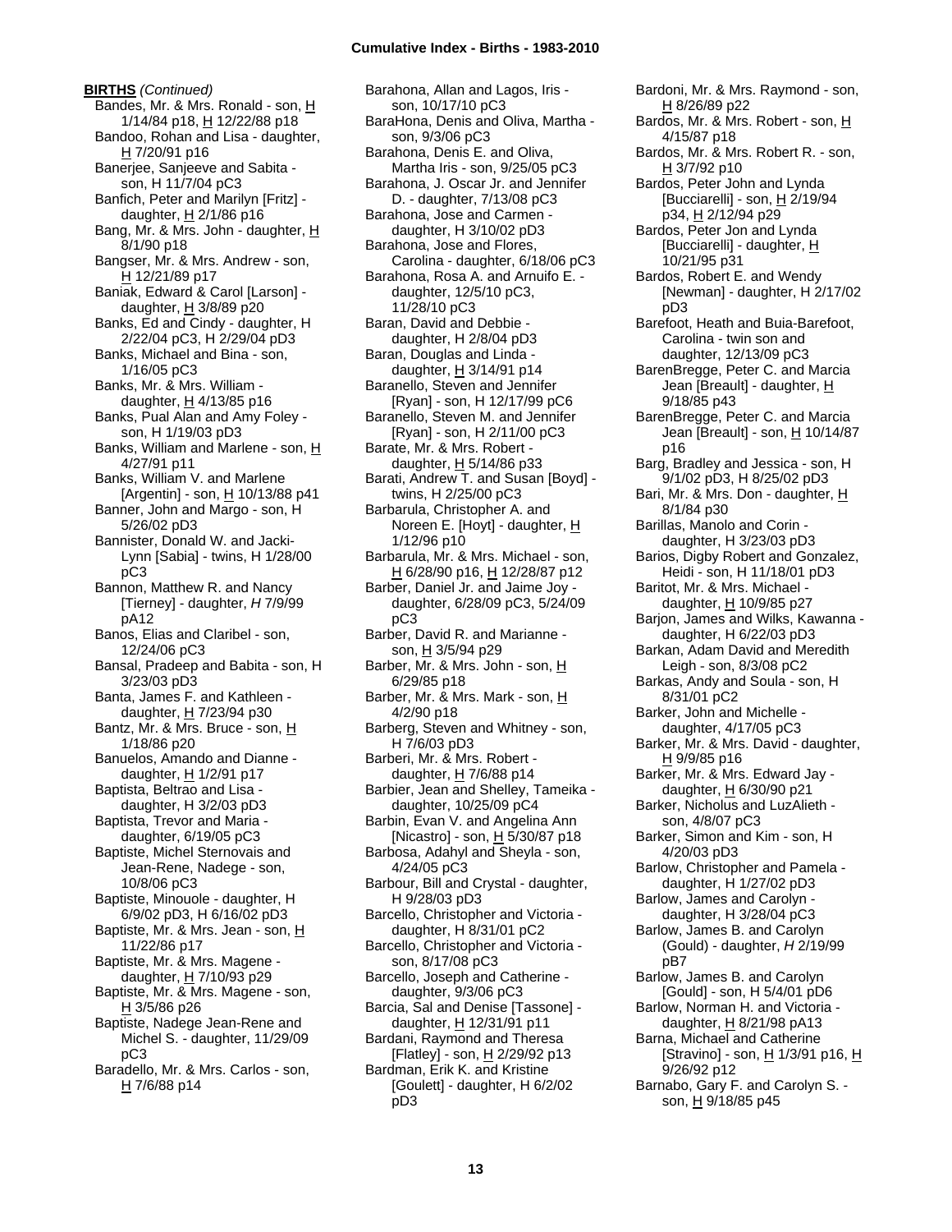**BIRTHS** *(Continued)*

Bandes, Mr. & Mrs. Ronald - son, H 1/14/84 p18, H 12/22/88 p18
Bandoo, Rohan and Lisa - daughter, H 7/20/91 p16
Banerjee, Sanjeeve and Sabita - son, H 11/7/04 pC3
Banfich, Peter and Marilyn [Fritz] - daughter, H 2/1/86 p16
Bang, Mr. & Mrs. John - daughter, H 8/1/90 p18
Bangser, Mr. & Mrs. Andrew - son, H 12/21/89 p17
Baniak, Edward & Carol [Larson] - daughter, H 3/8/89 p20
Banks, Ed and Cindy - daughter, H 2/22/04 pC3, H 2/29/04 pD3
Banks, Michael and Bina - son, 1/16/05 pC3
Banks, Mr. & Mrs. William - daughter, H 4/13/85 p16
Banks, Pual Alan and Amy Foley - son, H 1/19/03 pD3
Banks, William and Marlene - son, H 4/27/91 p11
Banks, William V. and Marlene [Argentin] - son, H 10/13/88 p41
Banner, John and Margo - son, H 5/26/02 pD3
Bannister, Donald W. and Jacki-Lynn [Sabia] - twins, H 1/28/00 pC3
Bannon, Matthew R. and Nancy [Tierney] - daughter, *H* 7/9/99 pA12
Banos, Elias and Claribel - son, 12/24/06 pC3
Bansal, Pradeep and Babita - son, H 3/23/03 pD3
Banta, James F. and Kathleen - daughter, H 7/23/94 p30
Bantz, Mr. & Mrs. Bruce - son, H 1/18/86 p20
Banuelos, Amando and Dianne - daughter, H 1/2/91 p17
Baptista, Beltrao and Lisa - daughter, H 3/2/03 pD3
Baptista, Trevor and Maria - daughter, 6/19/05 pC3
Baptiste, Michel Sternovais and Jean-Rene, Nadege - son, 10/8/06 pC3
Baptiste, Minouole - daughter, H 6/9/02 pD3, H 6/16/02 pD3
Baptiste, Mr. & Mrs. Jean - son, H 11/22/86 p17
Baptiste, Mr. & Mrs. Magene - daughter, H 7/10/93 p29
Baptiste, Mr. & Mrs. Magene - son, H 3/5/86 p26
Baptiste, Nadege Jean-Rene and Michel S. - daughter, 11/29/09 pC3
Baradello, Mr. & Mrs. Carlos - son, H 7/6/88 p14
Barahona, Allan and Lagos, Iris - son, 10/17/10 pC3
BaraHona, Denis and Oliva, Martha - son, 9/3/06 pC3
Barahona, Denis E. and Oliva, Martha Iris - son, 9/25/05 pC3
Barahona, J. Oscar Jr. and Jennifer D. - daughter, 7/13/08 pC3
Barahona, Jose and Carmen - daughter, H 3/10/02 pD3
Barahona, Jose and Flores, Carolina - daughter, 6/18/06 pC3
Barahona, Rosa A. and Arnuifo E. - daughter, 12/5/10 pC3, 11/28/10 pC3
Baran, David and Debbie - daughter, H 2/8/04 pD3
Baran, Douglas and Linda - daughter, H 3/14/91 p14
Baranello, Steven and Jennifer [Ryan] - son, H 12/17/99 pC6
Baranello, Steven M. and Jennifer [Ryan] - son, H 2/11/00 pC3
Barate, Mr. & Mrs. Robert - daughter, H 5/14/86 p33
Barati, Andrew T. and Susan [Boyd] - twins, H 2/25/00 pC3
Barbarula, Christopher A. and Noreen E. [Hoyt] - daughter, H 1/12/96 p10
Barbarula, Mr. & Mrs. Michael - son, H 6/28/90 p16, H 12/28/87 p12
Barber, Daniel Jr. and Jaime Joy - daughter, 6/28/09 pC3, 5/24/09 pC3
Barber, David R. and Marianne - son, H 3/5/94 p29
Barber, Mr. & Mrs. John - son, H 6/29/85 p18
Barber, Mr. & Mrs. Mark - son, H 4/2/90 p18
Barberg, Steven and Whitney - son, H 7/6/03 pD3
Barberi, Mr. & Mrs. Robert - daughter, H 7/6/88 p14
Barbier, Jean and Shelley, Tameika - daughter, 10/25/09 pC4
Barbin, Evan V. and Angelina Ann [Nicastro] - son, H 5/30/87 p18
Barbosa, Adahyl and Sheyla - son, 4/24/05 pC3
Barbour, Bill and Crystal - daughter, H 9/28/03 pD3
Barcello, Christopher and Victoria - daughter, H 8/31/01 pC2
Barcello, Christopher and Victoria - son, 8/17/08 pC3
Barcello, Joseph and Catherine - daughter, 9/3/06 pC3
Barcia, Sal and Denise [Tassone] - daughter, H 12/31/91 p11
Bardani, Raymond and Theresa [Flatley] - son, H 2/29/92 p13
Bardman, Erik K. and Kristine [Goulett] - daughter, H 6/2/02 pD3
Bardoni, Mr. & Mrs. Raymond - son, H 8/26/89 p22
Bardos, Mr. & Mrs. Robert - son, H 4/15/87 p18
Bardos, Mr. & Mrs. Robert R. - son, H 3/7/92 p10
Bardos, Peter John and Lynda [Bucciarelli] - son, H 2/19/94 p34, H 2/12/94 p29
Bardos, Peter Jon and Lynda [Bucciarelli] - daughter, H 10/21/95 p31
Bardos, Robert E. and Wendy [Newman] - daughter, H 2/17/02 pD3
Barefoot, Heath and Buia-Barefoot, Carolina - twin son and daughter, 12/13/09 pC3
BarenBregge, Peter C. and Marcia Jean [Breault] - daughter, H 9/18/85 p43
BarenBregge, Peter C. and Marcia Jean [Breault] - son, H 10/14/87 p16
Barg, Bradley and Jessica - son, H 9/1/02 pD3, H 8/25/02 pD3
Bari, Mr. & Mrs. Don - daughter, H 8/1/84 p30
Barillas, Manolo and Corin - daughter, H 3/23/03 pD3
Barios, Digby Robert and Gonzalez, Heidi - son, H 11/18/01 pD3
Baritot, Mr. & Mrs. Michael - daughter, H 10/9/85 p27
Barjon, James and Wilks, Kawanna - daughter, H 6/22/03 pD3
Barkan, Adam David and Meredith Leigh - son, 8/3/08 pC2
Barkas, Andy and Soula - son, H 8/31/01 pC2
Barker, John and Michelle - daughter, 4/17/05 pC3
Barker, Mr. & Mrs. David - daughter, H 9/9/85 p16
Barker, Mr. & Mrs. Edward Jay - daughter, H 6/30/90 p21
Barker, Nicholus and LuzAlieth - son, 4/8/07 pC3
Barker, Simon and Kim - son, H 4/20/03 pD3
Barlow, Christopher and Pamela - daughter, H 1/27/02 pD3
Barlow, James and Carolyn - daughter, H 3/28/04 pC3
Barlow, James B. and Carolyn (Gould) - daughter, *H* 2/19/99 pB7
Barlow, James B. and Carolyn [Gould] - son, H 5/4/01 pD6
Barlow, Norman H. and Victoria - daughter, H 8/21/98 pA13
Barna, Michael and Catherine [Stravino] - son, H 1/3/91 p16, H 9/26/92 p12
Barnabo, Gary F. and Carolyn S. - son, H 9/18/85 p45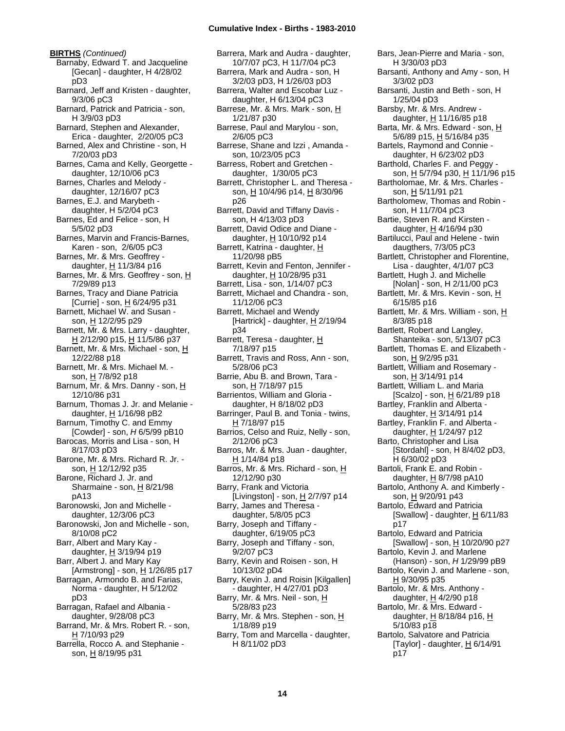**BIRTHS** *(Continued)*

Barnaby, Edward T. and Jacqueline [Gecan] - daughter, H 4/28/02 pD3
Barnard, Jeff and Kristen - daughter, 9/3/06 pC3
Barnard, Patrick and Patricia - son, H 3/9/03 pD3
Barnard, Stephen and Alexander, Erica - daughter, 2/20/05 pC3
Barned, Alex and Christine - son, H 7/20/03 pD3
Barnes, Cama and Kelly, Georgette - daughter, 12/10/06 pC3
Barnes, Charles and Melody - daughter, 12/16/07 pC3
Barnes, E.J. and Marybeth - daughter, H 5/2/04 pC3
Barnes, Ed and Felice - son, H 5/5/02 pD3
Barnes, Marvin and Francis-Barnes, Karen - son, 2/6/05 pC3
Barnes, Mr. & Mrs. Geoffrey - daughter, H 11/3/84 p16
Barnes, Mr. & Mrs. Geoffrey - son, H 7/29/89 p13
Barnes, Tracy and Diane Patricia [Currie] - son, H 6/24/95 p31
Barnett, Michael W. and Susan - son, H 12/2/95 p29
Barnett, Mr. & Mrs. Larry - daughter, H 2/12/90 p15, H 11/5/86 p37
Barnett, Mr. & Mrs. Michael - son, H 12/22/88 p18
Barnett, Mr. & Mrs. Michael M. - son, H 7/8/92 p18
Barnum, Mr. & Mrs. Danny - son, H 12/10/86 p31
Barnum, Thomas J. Jr. and Melanie - daughter, H 1/16/98 pB2
Barnum, Timothy C. and Emmy [Cowder] - son, *H* 6/5/99 pB10
Barocas, Morris and Lisa - son, H 8/17/03 pD3
Barone, Mr. & Mrs. Richard R. Jr. - son, H 12/12/92 p35
Barone, Richard J. Jr. and Sharmaine - son, H 8/21/98 pA13
Baronowski, Jon and Michelle - daughter, 12/3/06 pC3
Baronowski, Jon and Michelle - son, 8/10/08 pC2
Barr, Albert and Mary Kay - daughter, H 3/19/94 p19
Barr, Albert J. and Mary Kay [Armstrong] - son, H 1/26/85 p17
Barragan, Armondo B. and Farias, Norma - daughter, H 5/12/02 pD3
Barragan, Rafael and Albania - daughter, 9/28/08 pC3
Barrand, Mr. & Mrs. Robert R. - son, H 7/10/93 p29
Barrella, Rocco A. and Stephanie - son, H 8/19/95 p31
Barrera, Mark and Audra - daughter, 10/7/07 pC3, H 11/7/04 pC3
Barrera, Mark and Audra - son, H 3/2/03 pD3, H 1/26/03 pD3
Barrera, Walter and Escobar Luz - daughter, H 6/13/04 pC3
Barrese, Mr. & Mrs. Mark - son, H 1/21/87 p30
Barrese, Paul and Marylou - son, 2/6/05 pC3
Barrese, Shane and Izzi , Amanda - son, 10/23/05 pC3
Barress, Robert and Gretchen - daughter, 1/30/05 pC3
Barrett, Christopher L. and Theresa - son, H 10/4/96 p14, H 8/30/96 p26
Barrett, David and Tiffany Davis - son, H 4/13/03 pD3
Barrett, David Odice and Diane - daughter, H 10/10/92 p14
Barrett, Katrina - daughter, H 11/20/98 pB5
Barrett, Kevin and Fenton, Jennifer - daughter, H 10/28/95 p31
Barrett, Lisa - son, 1/14/07 pC3
Barrett, Michael and Chandra - son, 11/12/06 pC3
Barrett, Michael and Wendy [Hartrick] - daughter, H 2/19/94 p34
Barrett, Teresa - daughter, H 7/18/97 p15
Barrett, Travis and Ross, Ann - son, 5/28/06 pC3
Barrie, Abu B. and Brown, Tara - son, H 7/18/97 p15
Barrientos, William and Gloria - daughter, H 8/18/02 pD3
Barringer, Paul B. and Tonia - twins, H 7/18/97 p15
Barrios, Celso and Ruiz, Nelly - son, 2/12/06 pC3
Barros, Mr. & Mrs. Juan - daughter, H 1/14/84 p18
Barros, Mr. & Mrs. Richard - son, H 12/12/90 p30
Barry, Frank and Victoria [Livingston] - son, H 2/7/97 p14
Barry, James and Theresa - daughter, 5/8/05 pC3
Barry, Joseph and Tiffany - daughter, 6/19/05 pC3
Barry, Joseph and Tiffany - son, 9/2/07 pC3
Barry, Kevin and Roisen - son, H 10/13/02 pD4
Barry, Kevin J. and Roisin [Kilgallen] - daughter, H 4/27/01 pD3
Barry, Mr. & Mrs. Neil - son, H 5/28/83 p23
Barry, Mr. & Mrs. Stephen - son, H 1/18/89 p19
Barry, Tom and Marcella - daughter, H 8/11/02 pD3
Bars, Jean-Pierre and Maria - son, H 3/30/03 pD3
Barsanti, Anthony and Amy - son, H 3/3/02 pD3
Barsanti, Justin and Beth - son, H 1/25/04 pD3
Barsby, Mr. & Mrs. Andrew - daughter, H 11/16/85 p18
Barta, Mr. & Mrs. Edward - son, H 5/6/89 p15, H 5/16/84 p35
Bartels, Raymond and Connie - daughter, H 6/23/02 pD3
Barthold, Charles F. and Peggy - son, H 5/7/94 p30, H 11/1/96 p15
Bartholomae, Mr. & Mrs. Charles - son, H 5/11/91 p21
Bartholomew, Thomas and Robin - son, H 11/7/04 pC3
Bartie, Steven R. and Kirsten - daughter, H 4/16/94 p30
Bartilucci, Paul and Helene - twin daugthers, 7/3/05 pC3
Bartlett, Christopher and Florentine, Lisa - daughter, 4/1/07 pC3
Bartlett, Hugh J. and Michelle [Nolan] - son, H 2/11/00 pC3
Bartlett, Mr. & Mrs. Kevin - son, H 6/15/85 p16
Bartlett, Mr. & Mrs. William - son, H 8/3/85 p18
Bartlett, Robert and Langley, Shanteika - son, 5/13/07 pC3
Bartlett, Thomas E. and Elizabeth - son, H 9/2/95 p31
Bartlett, William and Rosemary - son, H 3/14/91 p14
Bartlett, William L. and Maria [Scalzo] - son, H 6/21/89 p18
Bartley, Franklin and Alberta - daughter, H 3/14/91 p14
Bartley, Franklin F. and Alberta - daughter, H 1/24/97 p12
Barto, Christopher and Lisa [Stordahl] - son, H 8/4/02 pD3, H 6/30/02 pD3
Bartoli, Frank E. and Robin - daughter, H 8/7/98 pA10
Bartolo, Anthony A. and Kimberly - son, H 9/20/91 p43
Bartolo, Edward and Patricia [Swallow] - daughter, H 6/11/83 p17
Bartolo, Edward and Patricia [Swallow] - son, H 10/20/90 p27
Bartolo, Kevin J. and Marlene (Hanson) - son, *H* 1/29/99 pB9
Bartolo, Kevin J. and Marlene - son, H 9/30/95 p35
Bartolo, Mr. & Mrs. Anthony - daughter, H 4/2/90 p18
Bartolo, Mr. & Mrs. Edward - daughter, H 8/18/84 p16, H 5/10/83 p18
Bartolo, Salvatore and Patricia [Taylor] - daughter, H 6/14/91 p17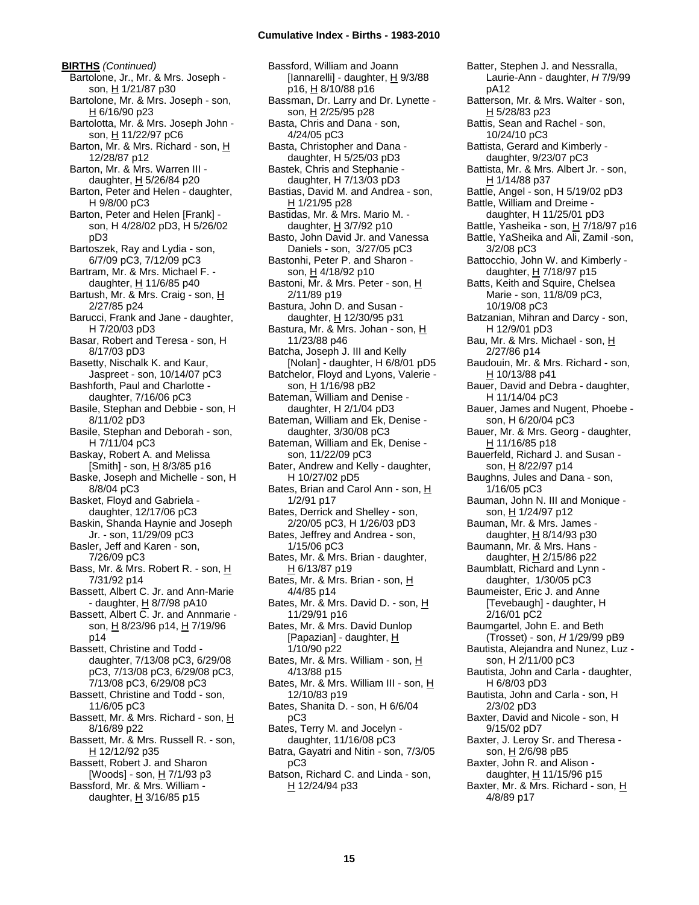**BIRTHS** *(Continued)*

Bartolone, Jr., Mr. & Mrs. Joseph - son, H 1/21/87 p30

Bartolone, Mr. & Mrs. Joseph - son, H 6/16/90 p23

Bartolotta, Mr. & Mrs. Joseph John - son, H 11/22/97 pC6

Barton, Mr. & Mrs. Richard - son, H 12/28/87 p12

Barton, Mr. & Mrs. Warren III - daughter, H 5/26/84 p20

Barton, Peter and Helen - daughter, H 9/8/00 pC3

Barton, Peter and Helen [Frank] - son, H 4/28/02 pD3, H 5/26/02 pD3

Bartoszek, Ray and Lydia - son, 6/7/09 pC3, 7/12/09 pC3

Bartram, Mr. & Mrs. Michael F. - daughter, H 11/6/85 p40

Bartush, Mr. & Mrs. Craig - son, H 2/27/85 p24

Barucci, Frank and Jane - daughter, H 7/20/03 pD3

Basar, Robert and Teresa - son, H 8/17/03 pD3

Basetty, Nischalk K. and Kaur, Jaspreet - son, 10/14/07 pC3

Bashforth, Paul and Charlotte - daughter, 7/16/06 pC3

Basile, Stephan and Debbie - son, H 8/11/02 pD3

Basile, Stephan and Deborah - son, H 7/11/04 pC3

Baskay, Robert A. and Melissa [Smith] - son, H 8/3/85 p16

Baske, Joseph and Michelle - son, H 8/8/04 pC3

Basket, Floyd and Gabriela - daughter, 12/17/06 pC3

Baskin, Shanda Haynie and Joseph Jr. - son, 11/29/09 pC3

Basler, Jeff and Karen - son, 7/26/09 pC3

Bass, Mr. & Mrs. Robert R. - son, H 7/31/92 p14

Bassett, Albert C. Jr. and Ann-Marie - daughter, H 8/7/98 pA10

Bassett, Albert C. Jr. and Annmarie - son, H 8/23/96 p14, H 7/19/96 p14

Bassett, Christine and Todd - daughter, 7/13/08 pC3, 6/29/08 pC3, 7/13/08 pC3, 6/29/08 pC3, 7/13/08 pC3, 6/29/08 pC3

Bassett, Christine and Todd - son, 11/6/05 pC3

Bassett, Mr. & Mrs. Richard - son, H 8/16/89 p22

Bassett, Mr. & Mrs. Russell R. - son, H 12/12/92 p35

Bassett, Robert J. and Sharon [Woods] - son, H 7/1/93 p3

Bassford, Mr. & Mrs. William - daughter, H 3/16/85 p15

Bassford, William and Joann [Iannarelli] - daughter, H 9/3/88 p16, H 8/10/88 p16

Bassman, Dr. Larry and Dr. Lynette - son, H 2/25/95 p28

Basta, Chris and Dana - son, 4/24/05 pC3

Basta, Christopher and Dana - daughter, H 5/25/03 pD3

Bastek, Chris and Stephanie - daughter, H 7/13/03 pD3

Bastias, David M. and Andrea - son, H 1/21/95 p28

Bastidas, Mr. & Mrs. Mario M. - daughter, H 3/7/92 p10

Basto, John David Jr. and Vanessa Daniels - son, 3/27/05 pC3

Bastonhi, Peter P. and Sharon - son, H 4/18/92 p10

Bastoni, Mr. & Mrs. Peter - son, H 2/11/89 p19

Bastura, John D. and Susan - daughter, H 12/30/95 p31

Bastura, Mr. & Mrs. Johan - son, H 11/23/88 p46

Batcha, Joseph J. III and Kelly [Nolan] - daughter, H 6/8/01 pD5

Batchelor, Floyd and Lyons, Valerie - son, H 1/16/98 pB2

Bateman, William and Denise - daughter, H 2/1/04 pD3

Bateman, William and Ek, Denise - daughter, 3/30/08 pC3

Bateman, William and Ek, Denise - son, 11/22/09 pC3

Bater, Andrew and Kelly - daughter, H 10/27/02 pD5

Bates, Brian and Carol Ann - son, H 1/2/91 p17

Bates, Derrick and Shelley - son, 2/20/05 pC3, H 1/26/03 pD3

Bates, Jeffrey and Andrea - son, 1/15/06 pC3

Bates, Mr. & Mrs. Brian - daughter, H 6/13/87 p19

Bates, Mr. & Mrs. Brian - son, H 4/4/85 p14

Bates, Mr. & Mrs. David D. - son, H 11/29/91 p16

Bates, Mr. & Mrs. David Dunlop [Papazian] - daughter, H 1/10/90 p22

Bates, Mr. & Mrs. William - son, H 4/13/88 p15

Bates, Mr. & Mrs. William III - son, H 12/10/83 p19

Bates, Shanita D. - son, H 6/6/04 pC3

Bates, Terry M. and Jocelyn - daughter, 11/16/08 pC3

Batra, Gayatri and Nitin - son, 7/3/05 pC3

Batson, Richard C. and Linda - son, H 12/24/94 p33

Batter, Stephen J. and Nessralla, Laurie-Ann - daughter, *H* 7/9/99 pA12

Batterson, Mr. & Mrs. Walter - son, H 5/28/83 p23

Battis, Sean and Rachel - son, 10/24/10 pC3

Battista, Gerard and Kimberly - daughter, 9/23/07 pC3

Battista, Mr. & Mrs. Albert Jr. - son, H 1/14/88 p37

Battle, Angel - son, H 5/19/02 pD3

Battle, William and Dreime - daughter, H 11/25/01 pD3

Battle, Yasheika - son, H 7/18/97 p16

Battle, YaSheika and Ali, Zamil -son, 3/2/08 pC3

Battocchio, John W. and Kimberly - daughter, H 7/18/97 p15

Batts, Keith and Squire, Chelsea Marie - son, 11/8/09 pC3, 10/19/08 pC3

Batzanian, Mihran and Darcy - son, H 12/9/01 pD3

Bau, Mr. & Mrs. Michael - son, H 2/27/86 p14

Baudouin, Mr. & Mrs. Richard - son, H 10/13/88 p41

Bauer, David and Debra - daughter, H 11/14/04 pC3

Bauer, James and Nugent, Phoebe - son, H 6/20/04 pC3

Bauer, Mr. & Mrs. Georg - daughter, H 11/16/85 p18

Bauerfeld, Richard J. and Susan - son, H 8/22/97 p14

Baughns, Jules and Dana - son, 1/16/05 pC3

Bauman, John N. III and Monique - son, H 1/24/97 p12

Bauman, Mr. & Mrs. James - daughter, H 8/14/93 p30

Baumann, Mr. & Mrs. Hans - daughter, H 2/15/86 p22

Baumblatt, Richard and Lynn - daughter, 1/30/05 pC3

Baumeister, Eric J. and Anne [Tevebaugh] - daughter, H 2/16/01 pC2

Baumgartel, John E. and Beth (Trosset) - son, *H* 1/29/99 pB9

Bautista, Alejandra and Nunez, Luz - son, H 2/11/00 pC3

Bautista, John and Carla - daughter, H 6/8/03 pD3

Bautista, John and Carla - son, H 2/3/02 pD3

Baxter, David and Nicole - son, H 9/15/02 pD7

Baxter, J. Leroy Sr. and Theresa - son, H 2/6/98 pB5

Baxter, John R. and Alison - daughter, H 11/15/96 p15

Baxter, Mr. & Mrs. Richard - son, H 4/8/89 p17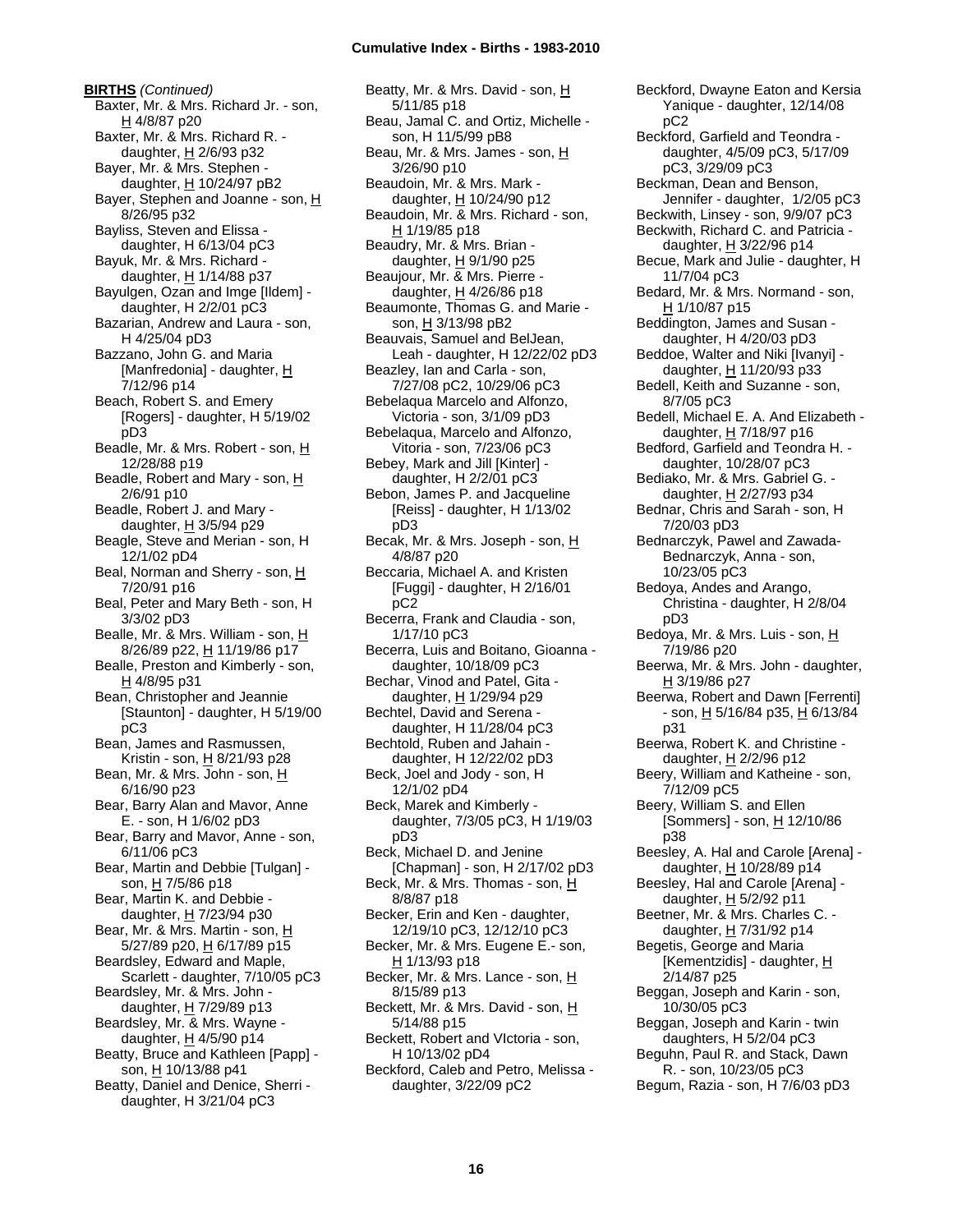**BIRTHS** *(Continued)*

Baxter, Mr. & Mrs. Richard Jr. - son, H 4/8/87 p20
Baxter, Mr. & Mrs. Richard R. - daughter, H 2/6/93 p32
Bayer, Mr. & Mrs. Stephen - daughter, H 10/24/97 pB2
Bayer, Stephen and Joanne - son, H 8/26/95 p32
Bayliss, Steven and Elissa - daughter, H 6/13/04 pC3
Bayuk, Mr. & Mrs. Richard - daughter, H 1/14/88 p37
Bayulgen, Ozan and Imge [Ildem] - daughter, H 2/2/01 pC3
Bazarian, Andrew and Laura - son, H 4/25/04 pD3
Bazzano, John G. and Maria [Manfredonia] - daughter, H 7/12/96 p14
Beach, Robert S. and Emery [Rogers] - daughter, H 5/19/02 pD3
Beadle, Mr. & Mrs. Robert - son, H 12/28/88 p19
Beadle, Robert and Mary - son, H 2/6/91 p10
Beadle, Robert J. and Mary - daughter, H 3/5/94 p29
Beagle, Steve and Merian - son, H 12/1/02 pD4
Beal, Norman and Sherry - son, H 7/20/91 p16
Beal, Peter and Mary Beth - son, H 3/3/02 pD3
Bealle, Mr. & Mrs. William - son, H 8/26/89 p22, H 11/19/86 p17
Bealle, Preston and Kimberly - son, H 4/8/95 p31
Bean, Christopher and Jeannie [Staunton] - daughter, H 5/19/00 pC3
Bean, James and Rasmussen, Kristin - son, H 8/21/93 p28
Bean, Mr. & Mrs. John - son, H 6/16/90 p23
Bear, Barry Alan and Mavor, Anne E. - son, H 1/6/02 pD3
Bear, Barry and Mavor, Anne - son, 6/11/06 pC3
Bear, Martin and Debbie [Tulgan] - son, H 7/5/86 p18
Bear, Martin K. and Debbie - daughter, H 7/23/94 p30
Bear, Mr. & Mrs. Martin - son, H 5/27/89 p20, H 6/17/89 p15
Beardsley, Edward and Maple, Scarlett - daughter, 7/10/05 pC3
Beardsley, Mr. & Mrs. John - daughter, H 7/29/89 p13
Beardsley, Mr. & Mrs. Wayne - daughter, H 4/5/90 p14
Beatty, Bruce and Kathleen [Papp] - son, H 10/13/88 p41
Beatty, Daniel and Denice, Sherri - daughter, H 3/21/04 pC3
Beatty, Mr. & Mrs. David - son, H 5/11/85 p18
Beau, Jamal C. and Ortiz, Michelle - son, H 11/5/99 pB8
Beau, Mr. & Mrs. James - son, H 3/26/90 p10
Beaudoin, Mr. & Mrs. Mark - daughter, H 10/24/90 p12
Beaudoin, Mr. & Mrs. Richard - son, H 1/19/85 p18
Beaudry, Mr. & Mrs. Brian - daughter, H 9/1/90 p25
Beaujour, Mr. & Mrs. Pierre - daughter, H 4/26/86 p18
Beaumonte, Thomas G. and Marie - son, H 3/13/98 pB2
Beauvais, Samuel and BelJean, Leah - daughter, H 12/22/02 pD3
Beazley, Ian and Carla - son, 7/27/08 pC2, 10/29/06 pC3
Bebelaqua Marcelo and Alfonzo, Victoria - son, 3/1/09 pD3
Bebelaqua, Marcelo and Alfonzo, Vitoria - son, 7/23/06 pC3
Bebey, Mark and Jill [Kinter] - daughter, H 2/2/01 pC3
Bebon, James P. and Jacqueline [Reiss] - daughter, H 1/13/02 pD3
Becak, Mr. & Mrs. Joseph - son, H 4/8/87 p20
Beccaria, Michael A. and Kristen [Fuggi] - daughter, H 2/16/01 pC2
Becerra, Frank and Claudia - son, 1/17/10 pC3
Becerra, Luis and Boitano, Gioanna - daughter, 10/18/09 pC3
Bechar, Vinod and Patel, Gita - daughter, H 1/29/94 p29
Bechtel, David and Serena - daughter, H 11/28/04 pC3
Bechtold, Ruben and Jahain - daughter, H 12/22/02 pD3
Beck, Joel and Jody - son, H 12/1/02 pD4
Beck, Marek and Kimberly - daughter, 7/3/05 pC3, H 1/19/03 pD3
Beck, Michael D. and Jenine [Chapman] - son, H 2/17/02 pD3
Beck, Mr. & Mrs. Thomas - son, H 8/8/87 p18
Becker, Erin and Ken - daughter, 12/19/10 pC3, 12/12/10 pC3
Becker, Mr. & Mrs. Eugene E.- son, H 1/13/93 p18
Becker, Mr. & Mrs. Lance - son, H 8/15/89 p13
Beckett, Mr. & Mrs. David - son, H 5/14/88 p15
Beckett, Robert and VIctoria - son, H 10/13/02 pD4
Beckford, Caleb and Petro, Melissa - daughter, 3/22/09 pC2
Beckford, Dwayne Eaton and Kersia Yanique - daughter, 12/14/08 pC2
Beckford, Garfield and Teondra - daughter, 4/5/09 pC3, 5/17/09 pC3, 3/29/09 pC3
Beckman, Dean and Benson, Jennifer - daughter, 1/2/05 pC3
Beckwith, Linsey - son, 9/9/07 pC3
Beckwith, Richard C. and Patricia - daughter, H 3/22/96 p14
Becue, Mark and Julie - daughter, H 11/7/04 pC3
Bedard, Mr. & Mrs. Normand - son, H 1/10/87 p15
Beddington, James and Susan - daughter, H 4/20/03 pD3
Beddoe, Walter and Niki [Ivanyi] - daughter, H 11/20/93 p33
Bedell, Keith and Suzanne - son, 8/7/05 pC3
Bedell, Michael E. A. And Elizabeth - daughter, H 7/18/97 p16
Bedford, Garfield and Teondra H. - daughter, 10/28/07 pC3
Bediako, Mr. & Mrs. Gabriel G. - daughter, H 2/27/93 p34
Bednar, Chris and Sarah - son, H 7/20/03 pD3
Bednarczyk, Pawel and Zawada-Bednarczyk, Anna - son, 10/23/05 pC3
Bedoya, Andes and Arango, Christina - daughter, H 2/8/04 pD3
Bedoya, Mr. & Mrs. Luis - son, H 7/19/86 p20
Beerwa, Mr. & Mrs. John - daughter, H 3/19/86 p27
Beerwa, Robert and Dawn [Ferrenti] - son, H 5/16/84 p35, H 6/13/84 p31
Beerwa, Robert K. and Christine - daughter, H 2/2/96 p12
Beery, William and Katheine - son, 7/12/09 pC5
Beery, William S. and Ellen [Sommers] - son, H 12/10/86 p38
Beesley, A. Hal and Carole [Arena] - daughter, H 10/28/89 p14
Beesley, Hal and Carole [Arena] - daughter, H 5/2/92 p11
Beetner, Mr. & Mrs. Charles C. - daughter, H 7/31/92 p14
Begetis, George and Maria [Kementzidis] - daughter, H 2/14/87 p25
Beggan, Joseph and Karin - son, 10/30/05 pC3
Beggan, Joseph and Karin - twin daughters, H 5/2/04 pC3
Beguhn, Paul R. and Stack, Dawn R. - son, 10/23/05 pC3
Begum, Razia - son, H 7/6/03 pD3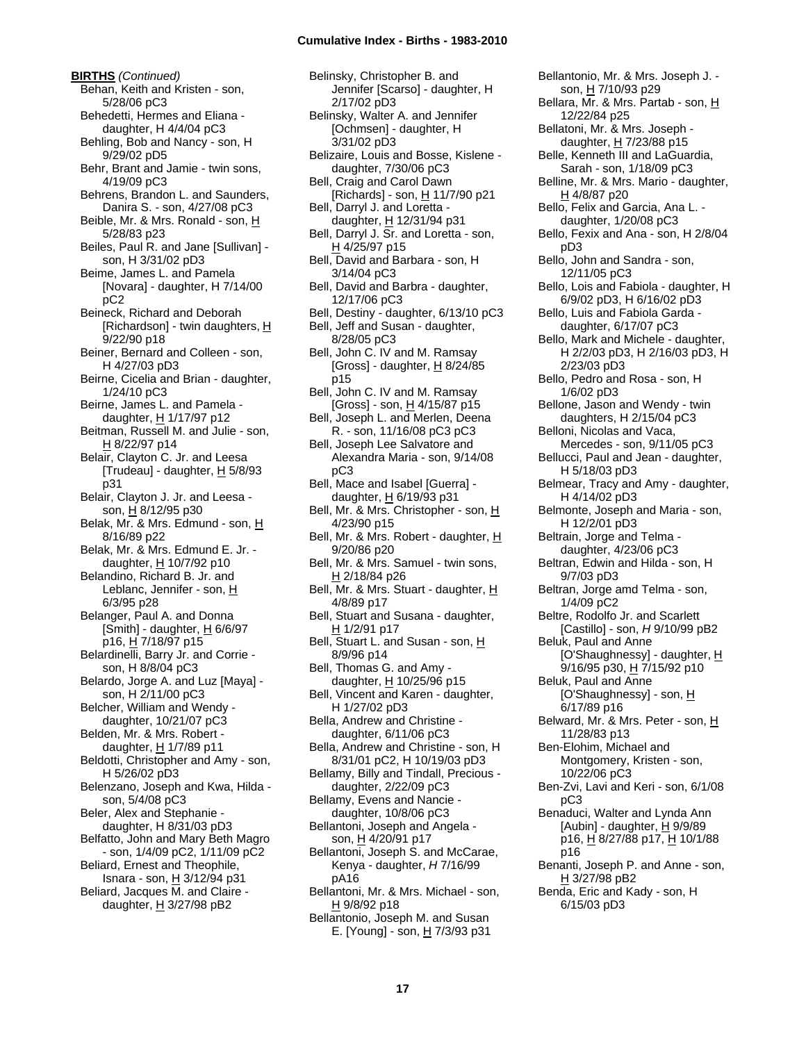**BIRTHS** *(Continued)*

Behan, Keith and Kristen - son, 5/28/06 pC3
Behedetti, Hermes and Eliana - daughter, H 4/4/04 pC3
Behling, Bob and Nancy - son, H 9/29/02 pD5
Behr, Brant and Jamie - twin sons, 4/19/09 pC3
Behrens, Brandon L. and Saunders, Danira S. - son, 4/27/08 pC3
Beible, Mr. & Mrs. Ronald - son, H 5/28/83 p23
Beiles, Paul R. and Jane [Sullivan] - son, H 3/31/02 pD3
Beime, James L. and Pamela [Novara] - daughter, H 7/14/00 pC2
Beineck, Richard and Deborah [Richardson] - twin daughters, H 9/22/90 p18
Beiner, Bernard and Colleen - son, H 4/27/03 pD3
Beirne, Cicelia and Brian - daughter, 1/24/10 pC3
Beirne, James L. and Pamela - daughter, H 1/17/97 p12
Beitman, Russell M. and Julie - son, H 8/22/97 p14
Belair, Clayton C. Jr. and Leesa [Trudeau] - daughter, H 5/8/93 p31
Belair, Clayton J. Jr. and Leesa - son, H 8/12/95 p30
Belak, Mr. & Mrs. Edmund - son, H 8/16/89 p22
Belak, Mr. & Mrs. Edmund E. Jr. - daughter, H 10/7/92 p10
Belandino, Richard B. Jr. and Leblanc, Jennifer - son, H 6/3/95 p28
Belanger, Paul A. and Donna [Smith] - daughter, H 6/6/97 p16, H 7/18/97 p15
Belardinelli, Barry Jr. and Corrie - son, H 8/8/04 pC3
Belardo, Jorge A. and Luz [Maya] - son, H 2/11/00 pC3
Belcher, William and Wendy - daughter, 10/21/07 pC3
Belden, Mr. & Mrs. Robert - daughter, H 1/7/89 p11
Beldotti, Christopher and Amy - son, H 5/26/02 pD3
Belenzano, Joseph and Kwa, Hilda - son, 5/4/08 pC3
Beler, Alex and Stephanie - daughter, H 8/31/03 pD3
Belfatto, John and Mary Beth Magro - son, 1/4/09 pC2, 1/11/09 pC2
Beliard, Ernest and Theophile, Isnara - son, H 3/12/94 p31
Beliard, Jacques M. and Claire - daughter, H 3/27/98 pB2
Belinsky, Christopher B. and Jennifer [Scarso] - daughter, H 2/17/02 pD3
Belinsky, Walter A. and Jennifer [Ochmsen] - daughter, H 3/31/02 pD3
Belizaire, Louis and Bosse, Kislene - daughter, 7/30/06 pC3
Bell, Craig and Carol Dawn [Richards] - son, H 11/7/90 p21
Bell, Darryl J. and Loretta - daughter, H 12/31/94 p31
Bell, Darryl J. Sr. and Loretta - son, H 4/25/97 p15
Bell, David and Barbara - son, H 3/14/04 pC3
Bell, David and Barbra - daughter, 12/17/06 pC3
Bell, Destiny - daughter, 6/13/10 pC3
Bell, Jeff and Susan - daughter, 8/28/05 pC3
Bell, John C. IV and M. Ramsay [Gross] - daughter, H 8/24/85 p15
Bell, John C. IV and M. Ramsay [Gross] - son, H 4/15/87 p15
Bell, Joseph L. and Merlen, Deena R. - son, 11/16/08 pC3 pC3
Bell, Joseph Lee Salvatore and Alexandra Maria - son, 9/14/08 pC3
Bell, Mace and Isabel [Guerra] - daughter, H 6/19/93 p31
Bell, Mr. & Mrs. Christopher - son, H 4/23/90 p15
Bell, Mr. & Mrs. Robert - daughter, H 9/20/86 p20
Bell, Mr. & Mrs. Samuel - twin sons, H 2/18/84 p26
Bell, Mr. & Mrs. Stuart - daughter, H 4/8/89 p17
Bell, Stuart and Susana - daughter, H 1/2/91 p17
Bell, Stuart L. and Susan - son, H 8/9/96 p14
Bell, Thomas G. and Amy - daughter, H 10/25/96 p15
Bell, Vincent and Karen - daughter, H 1/27/02 pD3
Bella, Andrew and Christine - daughter, 6/11/06 pC3
Bella, Andrew and Christine - son, H 8/31/01 pC2, H 10/19/03 pD3
Bellamy, Billy and Tindall, Precious - daughter, 2/22/09 pC3
Bellamy, Evens and Nancie - daughter, 10/8/06 pC3
Bellantoni, Joseph and Angela - son, H 4/20/91 p17
Bellantoni, Joseph S. and McCarae, Kenya - daughter, *H* 7/16/99 pA16
Bellantoni, Mr. & Mrs. Michael - son, H 9/8/92 p18
Bellantonio, Joseph M. and Susan E. [Young] - son, H 7/3/93 p31
Bellantonio, Mr. & Mrs. Joseph J. - son, H 7/10/93 p29
Bellara, Mr. & Mrs. Partab - son, H 12/22/84 p25
Bellatoni, Mr. & Mrs. Joseph - daughter, H 7/23/88 p15
Belle, Kenneth III and LaGuardia, Sarah - son, 1/18/09 pC3
Belline, Mr. & Mrs. Mario - daughter, H 4/8/87 p20
Bello, Felix and Garcia, Ana L. - daughter, 1/20/08 pC3
Bello, Fexix and Ana - son, H 2/8/04 pD3
Bello, John and Sandra - son, 12/11/05 pC3
Bello, Lois and Fabiola - daughter, H 6/9/02 pD3, H 6/16/02 pD3
Bello, Luis and Fabiola Garda - daughter, 6/17/07 pC3
Bello, Mark and Michele - daughter, H 2/2/03 pD3, H 2/16/03 pD3, H 2/23/03 pD3
Bello, Pedro and Rosa - son, H 1/6/02 pD3
Bellone, Jason and Wendy - twin daughters, H 2/15/04 pC3
Belloni, Nicolas and Vaca, Mercedes - son, 9/11/05 pC3
Bellucci, Paul and Jean - daughter, H 5/18/03 pD3
Belmear, Tracy and Amy - daughter, H 4/14/02 pD3
Belmonte, Joseph and Maria - son, H 12/2/01 pD3
Beltrain, Jorge and Telma - daughter, 4/23/06 pC3
Beltran, Edwin and Hilda - son, H 9/7/03 pD3
Beltran, Jorge amd Telma - son, 1/4/09 pC2
Beltre, Rodolfo Jr. and Scarlett [Castillo] - son, *H* 9/10/99 pB2
Beluk, Paul and Anne [O'Shaughnessy] - daughter, H 9/16/95 p30, H 7/15/92 p10
Beluk, Paul and Anne [O'Shaughnessy] - son, H 6/17/89 p16
Belward, Mr. & Mrs. Peter - son, H 11/28/83 p13
Ben-Elohim, Michael and Montgomery, Kristen - son, 10/22/06 pC3
Ben-Zvi, Lavi and Keri - son, 6/1/08 pC3
Benaduci, Walter and Lynda Ann [Aubin] - daughter, H 9/9/89 p16, H 8/27/88 p17, H 10/1/88 p16
Benanti, Joseph P. and Anne - son, H 3/27/98 pB2
Benda, Eric and Kady - son, H 6/15/03 pD3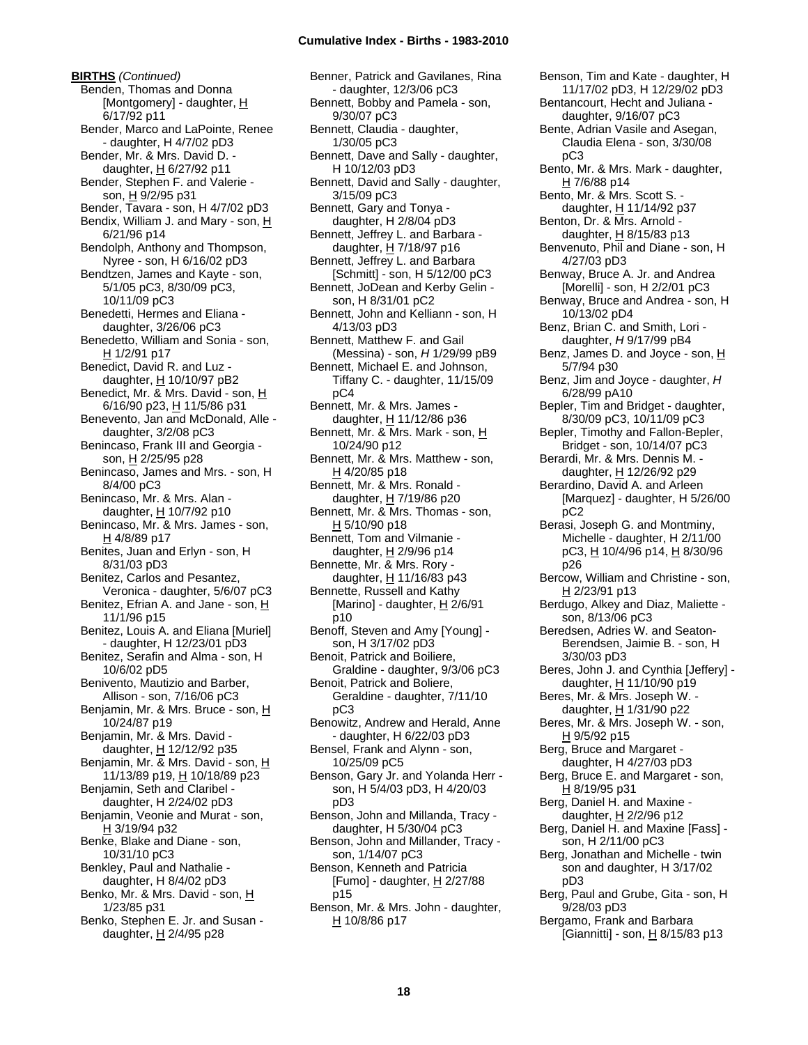**BIRTHS** *(Continued)*

Benden, Thomas and Donna [Montgomery] - daughter, H 6/17/92 p11
Bender, Marco and LaPointe, Renee - daughter, H 4/7/02 pD3
Bender, Mr. & Mrs. David D. - daughter, H 6/27/92 p11
Bender, Stephen F. and Valerie - son, H 9/2/95 p31
Bender, Tavara - son, H 4/7/02 pD3
Bendix, William J. and Mary - son, H 6/21/96 p14
Bendolph, Anthony and Thompson, Nyree - son, H 6/16/02 pD3
Bendtzen, James and Kayte - son, 5/1/05 pC3, 8/30/09 pC3, 10/11/09 pC3
Benedetti, Hermes and Eliana - daughter, 3/26/06 pC3
Benedetto, William and Sonia - son, H 1/2/91 p17
Benedict, David R. and Luz - daughter, H 10/10/97 pB2
Benedict, Mr. & Mrs. David - son, H 6/16/90 p23, H 11/5/86 p31
Benevento, Jan and McDonald, Alle - daughter, 3/2/08 pC3
Benincaso, Frank III and Georgia - son, H 2/25/95 p28
Benincaso, James and Mrs. - son, H 8/4/00 pC3
Benincaso, Mr. & Mrs. Alan - daughter, H 10/7/92 p10
Benincaso, Mr. & Mrs. James - son, H 4/8/89 p17
Benites, Juan and Erlyn - son, H 8/31/03 pD3
Benitez, Carlos and Pesantez, Veronica - daughter, 5/6/07 pC3
Benitez, Efrian A. and Jane - son, H 11/1/96 p15
Benitez, Louis A. and Eliana [Muriel] - daughter, H 12/23/01 pD3
Benitez, Serafin and Alma - son, H 10/6/02 pD5
Benivento, Mautizio and Barber, Allison - son, 7/16/06 pC3
Benjamin, Mr. & Mrs. Bruce - son, H 10/24/87 p19
Benjamin, Mr. & Mrs. David - daughter, H 12/12/92 p35
Benjamin, Mr. & Mrs. David - son, H 11/13/89 p19, H 10/18/89 p23
Benjamin, Seth and Claribel - daughter, H 2/24/02 pD3
Benjamin, Veonie and Murat - son, H 3/19/94 p32
Benke, Blake and Diane - son, 10/31/10 pC3
Benkley, Paul and Nathalie - daughter, H 8/4/02 pD3
Benko, Mr. & Mrs. David - son, H 1/23/85 p31
Benko, Stephen E. Jr. and Susan - daughter, H 2/4/95 p28
Benner, Patrick and Gavilanes, Rina - daughter, 12/3/06 pC3
Bennett, Bobby and Pamela - son, 9/30/07 pC3
Bennett, Claudia - daughter, 1/30/05 pC3
Bennett, Dave and Sally - daughter, H 10/12/03 pD3
Bennett, David and Sally - daughter, 3/15/09 pC3
Bennett, Gary and Tonya - daughter, H 2/8/04 pD3
Bennett, Jeffrey L. and Barbara - daughter, H 7/18/97 p16
Bennett, Jeffrey L. and Barbara [Schmitt] - son, H 5/12/00 pC3
Bennett, JoDean and Kerby Gelin - son, H 8/31/01 pC2
Bennett, John and Kelliann - son, H 4/13/03 pD3
Bennett, Matthew F. and Gail (Messina) - son, *H* 1/29/99 pB9
Bennett, Michael E. and Johnson, Tiffany C. - daughter, 11/15/09 pC4
Bennett, Mr. & Mrs. James - daughter, H 11/12/86 p36
Bennett, Mr. & Mrs. Mark - son, H 10/24/90 p12
Bennett, Mr. & Mrs. Matthew - son, H 4/20/85 p18
Bennett, Mr. & Mrs. Ronald - daughter, H 7/19/86 p20
Bennett, Mr. & Mrs. Thomas - son, H 5/10/90 p18
Bennett, Tom and Vilmanie - daughter, H 2/9/96 p14
Bennette, Mr. & Mrs. Rory - daughter, H 11/16/83 p43
Bennette, Russell and Kathy [Marino] - daughter, H 2/6/91 p10
Benoff, Steven and Amy [Young] - son, H 3/17/02 pD3
Benoit, Patrick and Boiliere, Graldine - daughter, 9/3/06 pC3
Benoit, Patrick and Boliere, Geraldine - daughter, 7/11/10 pC3
Benowitz, Andrew and Herald, Anne - daughter, H 6/22/03 pD3
Bensel, Frank and Alynn - son, 10/25/09 pC5
Benson, Gary Jr. and Yolanda Herr - son, H 5/4/03 pD3, H 4/20/03 pD3
Benson, John and Millanda, Tracy - daughter, H 5/30/04 pC3
Benson, John and Millander, Tracy - son, 1/14/07 pC3
Benson, Kenneth and Patricia [Fumo] - daughter, H 2/27/88 p15
Benson, Mr. & Mrs. John - daughter, H 10/8/86 p17
Benson, Tim and Kate - daughter, H 11/17/02 pD3, H 12/29/02 pD3
Bentancourt, Hecht and Juliana - daughter, 9/16/07 pC3
Bente, Adrian Vasile and Asegan, Claudia Elena - son, 3/30/08 pC3
Bento, Mr. & Mrs. Mark - daughter, H 7/6/88 p14
Bento, Mr. & Mrs. Scott S. - daughter, H 11/14/92 p37
Benton, Dr. & Mrs. Arnold - daughter, H 8/15/83 p13
Benvenuto, Phil and Diane - son, H 4/27/03 pD3
Benway, Bruce A. Jr. and Andrea [Morelli] - son, H 2/2/01 pC3
Benway, Bruce and Andrea - son, H 10/13/02 pD4
Benz, Brian C. and Smith, Lori - daughter, *H* 9/17/99 pB4
Benz, James D. and Joyce - son, H 5/7/94 p30
Benz, Jim and Joyce - daughter, *H* 6/28/99 pA10
Bepler, Tim and Bridget - daughter, 8/30/09 pC3, 10/11/09 pC3
Bepler, Timothy and Fallon-Bepler, Bridget - son, 10/14/07 pC3
Berardi, Mr. & Mrs. Dennis M. - daughter, H 12/26/92 p29
Berardino, David A. and Arleen [Marquez] - daughter, H 5/26/00 pC2
Berasi, Joseph G. and Montminy, Michelle - daughter, H 2/11/00 pC3, H 10/4/96 p14, H 8/30/96 p26
Bercow, William and Christine - son, H 2/23/91 p13
Berdugo, Alkey and Diaz, Maliette - son, 8/13/06 pC3
Beredsen, Adries W. and Seaton-Berendsen, Jaimie B. - son, H 3/30/03 pD3
Beres, John J. and Cynthia [Jeffery] - daughter, H 11/10/90 p19
Beres, Mr. & Mrs. Joseph W. - daughter, H 1/31/90 p22
Beres, Mr. & Mrs. Joseph W. - son, H 9/5/92 p15
Berg, Bruce and Margaret - daughter, H 4/27/03 pD3
Berg, Bruce E. and Margaret - son, H 8/19/95 p31
Berg, Daniel H. and Maxine - daughter, H 2/2/96 p12
Berg, Daniel H. and Maxine [Fass] - son, H 2/11/00 pC3
Berg, Jonathan and Michelle - twin son and daughter, H 3/17/02 pD3
Berg, Paul and Grube, Gita - son, H 9/28/03 pD3
Bergamo, Frank and Barbara [Giannitti] - son, H 8/15/83 p13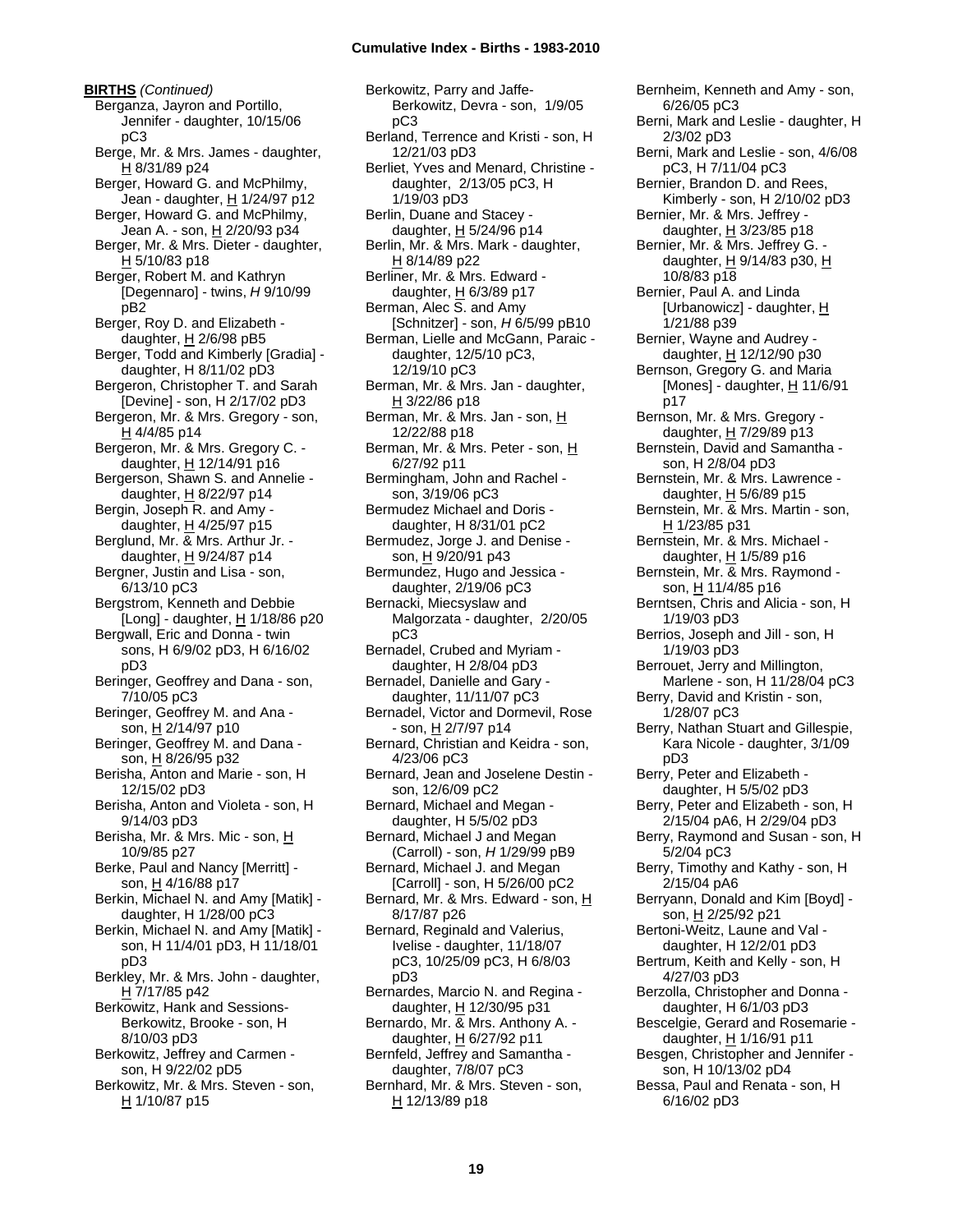**BIRTHS** *(Continued)*

Berganza, Jayron and Portillo, Jennifer - daughter, 10/15/06 pC3
Berge, Mr. & Mrs. James - daughter, H 8/31/89 p24
Berger, Howard G. and McPhilmy, Jean - daughter, H 1/24/97 p12
Berger, Howard G. and McPhilmy, Jean A. - son, H 2/20/93 p34
Berger, Mr. & Mrs. Dieter - daughter, H 5/10/83 p18
Berger, Robert M. and Kathryn [Degennaro] - twins, *H* 9/10/99 pB2
Berger, Roy D. and Elizabeth - daughter, H 2/6/98 pB5
Berger, Todd and Kimberly [Gradia] - daughter, H 8/11/02 pD3
Bergeron, Christopher T. and Sarah [Devine] - son, H 2/17/02 pD3
Bergeron, Mr. & Mrs. Gregory - son, H 4/4/85 p14
Bergeron, Mr. & Mrs. Gregory C. - daughter, H 12/14/91 p16
Bergerson, Shawn S. and Annelie - daughter, H 8/22/97 p14
Bergin, Joseph R. and Amy - daughter, H 4/25/97 p15
Berglund, Mr. & Mrs. Arthur Jr. - daughter, H 9/24/87 p14
Bergner, Justin and Lisa - son, 6/13/10 pC3
Bergstrom, Kenneth and Debbie [Long] - daughter, H 1/18/86 p20
Bergwall, Eric and Donna - twin sons, H 6/9/02 pD3, H 6/16/02 pD3
Beringer, Geoffrey and Dana - son, 7/10/05 pC3
Beringer, Geoffrey M. and Ana - son, H 2/14/97 p10
Beringer, Geoffrey M. and Dana - son, H 8/26/95 p32
Berisha, Anton and Marie - son, H 12/15/02 pD3
Berisha, Anton and Violeta - son, H 9/14/03 pD3
Berisha, Mr. & Mrs. Mic - son, H 10/9/85 p27
Berke, Paul and Nancy [Merritt] - son, H 4/16/88 p17
Berkin, Michael N. and Amy [Matik] - daughter, H 1/28/00 pC3
Berkin, Michael N. and Amy [Matik] - son, H 11/4/01 pD3, H 11/18/01 pD3
Berkley, Mr. & Mrs. John - daughter, H 7/17/85 p42
Berkowitz, Hank and Sessions-Berkowitz, Brooke - son, H 8/10/03 pD3
Berkowitz, Jeffrey and Carmen - son, H 9/22/02 pD5
Berkowitz, Mr. & Mrs. Steven - son, H 1/10/87 p15
Berkowitz, Parry and Jaffe-Berkowitz, Devra - son, 1/9/05 pC3
Berland, Terrence and Kristi - son, H 12/21/03 pD3
Berliet, Yves and Menard, Christine - daughter, 2/13/05 pC3, H 1/19/03 pD3
Berlin, Duane and Stacey - daughter, H 5/24/96 p14
Berlin, Mr. & Mrs. Mark - daughter, H 8/14/89 p22
Berliner, Mr. & Mrs. Edward - daughter, H 6/3/89 p17
Berman, Alec S. and Amy [Schnitzer] - son, *H* 6/5/99 pB10
Berman, Lielle and McGann, Paraic - daughter, 12/5/10 pC3, 12/19/10 pC3
Berman, Mr. & Mrs. Jan - daughter, H 3/22/86 p18
Berman, Mr. & Mrs. Jan - son, H 12/22/88 p18
Berman, Mr. & Mrs. Peter - son, H 6/27/92 p11
Bermingham, John and Rachel - son, 3/19/06 pC3
Bermudez Michael and Doris - daughter, H 8/31/01 pC2
Bermudez, Jorge J. and Denise - son, H 9/20/91 p43
Bermundez, Hugo and Jessica - daughter, 2/19/06 pC3
Bernacki, Miecsyslaw and Malgorzata - daughter, 2/20/05 pC3
Bernadel, Crubed and Myriam - daughter, H 2/8/04 pD3
Bernadel, Danielle and Gary - daughter, 11/11/07 pC3
Bernadel, Victor and Dormevil, Rose - son, H 2/7/97 p14
Bernard, Christian and Keidra - son, 4/23/06 pC3
Bernard, Jean and Joselene Destin - son, 12/6/09 pC2
Bernard, Michael and Megan - daughter, H 5/5/02 pD3
Bernard, Michael J and Megan (Carroll) - son, *H* 1/29/99 pB9
Bernard, Michael J. and Megan [Carroll] - son, H 5/26/00 pC2
Bernard, Mr. & Mrs. Edward - son, H 8/17/87 p26
Bernard, Reginald and Valerius, Ivelise - daughter, 11/18/07 pC3, 10/25/09 pC3, H 6/8/03 pD3
Bernardes, Marcio N. and Regina - daughter, H 12/30/95 p31
Bernardo, Mr. & Mrs. Anthony A. - daughter, H 6/27/92 p11
Bernfeld, Jeffrey and Samantha - daughter, 7/8/07 pC3
Bernhard, Mr. & Mrs. Steven - son, H 12/13/89 p18
Bernheim, Kenneth and Amy - son, 6/26/05 pC3
Berni, Mark and Leslie - daughter, H 2/3/02 pD3
Berni, Mark and Leslie - son, 4/6/08 pC3, H 7/11/04 pC3
Bernier, Brandon D. and Rees, Kimberly - son, H 2/10/02 pD3
Bernier, Mr. & Mrs. Jeffrey - daughter, H 3/23/85 p18
Bernier, Mr. & Mrs. Jeffrey G. - daughter, H 9/14/83 p30, H 10/8/83 p18
Bernier, Paul A. and Linda [Urbanowicz] - daughter, H 1/21/88 p39
Bernier, Wayne and Audrey - daughter, H 12/12/90 p30
Bernson, Gregory G. and Maria [Mones] - daughter, H 11/6/91 p17
Bernson, Mr. & Mrs. Gregory - daughter, H 7/29/89 p13
Bernstein, David and Samantha - son, H 2/8/04 pD3
Bernstein, Mr. & Mrs. Lawrence - daughter, H 5/6/89 p15
Bernstein, Mr. & Mrs. Martin - son, H 1/23/85 p31
Bernstein, Mr. & Mrs. Michael - daughter, H 1/5/89 p16
Bernstein, Mr. & Mrs. Raymond - son, H 11/4/85 p16
Berntsen, Chris and Alicia - son, H 1/19/03 pD3
Berrios, Joseph and Jill - son, H 1/19/03 pD3
Berrouet, Jerry and Millington, Marlene - son, H 11/28/04 pC3
Berry, David and Kristin - son, 1/28/07 pC3
Berry, Nathan Stuart and Gillespie, Kara Nicole - daughter, 3/1/09 pD3
Berry, Peter and Elizabeth - daughter, H 5/5/02 pD3
Berry, Peter and Elizabeth - son, H 2/15/04 pA6, H 2/29/04 pD3
Berry, Raymond and Susan - son, H 5/2/04 pC3
Berry, Timothy and Kathy - son, H 2/15/04 pA6
Berryann, Donald and Kim [Boyd] - son, H 2/25/92 p21
Bertoni-Weitz, Laune and Val - daughter, H 12/2/01 pD3
Bertrum, Keith and Kelly - son, H 4/27/03 pD3
Berzolla, Christopher and Donna - daughter, H 6/1/03 pD3
Bescelgie, Gerard and Rosemarie - daughter, H 1/16/91 p11
Besgen, Christopher and Jennifer - son, H 10/13/02 pD4
Bessa, Paul and Renata - son, H 6/16/02 pD3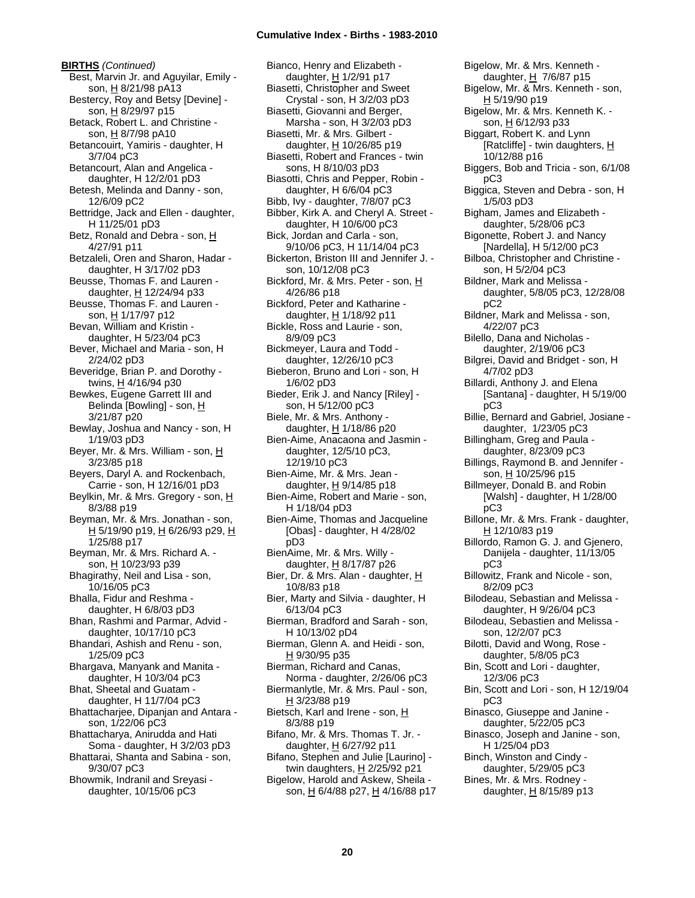**BIRTHS** *(Continued)*

Best, Marvin Jr. and Aguyilar, Emily - son, H 8/21/98 pA13
Bestercy, Roy and Betsy [Devine] - son, H 8/29/97 p15
Betack, Robert L. and Christine - son, H 8/7/98 pA10
Betancouirt, Yamiris - daughter, H 3/7/04 pC3
Betancourt, Alan and Angelica - daughter, H 12/2/01 pD3
Betesh, Melinda and Danny - son, 12/6/09 pC2
Bettridge, Jack and Ellen - daughter, H 11/25/01 pD3
Betz, Ronald and Debra - son, H 4/27/91 p11
Betzaleli, Oren and Sharon, Hadar - daughter, H 3/17/02 pD3
Beusse, Thomas F. and Lauren - daughter, H 12/24/94 p33
Beusse, Thomas F. and Lauren - son, H 1/17/97 p12
Bevan, William and Kristin - daughter, H 5/23/04 pC3
Bever, Michael and Maria - son, H 2/24/02 pD3
Beveridge, Brian P. and Dorothy - twins, H 4/16/94 p30
Bewkes, Eugene Garrett III and Belinda [Bowling] - son, H 3/21/87 p20
Bewlay, Joshua and Nancy - son, H 1/19/03 pD3
Beyer, Mr. & Mrs. William - son, H 3/23/85 p18
Beyers, Daryl A. and Rockenbach, Carrie - son, H 12/16/01 pD3
Beylkin, Mr. & Mrs. Gregory - son, H 8/3/88 p19
Beyman, Mr. & Mrs. Jonathan - son, H 5/19/90 p19, H 6/26/93 p29, H 1/25/88 p17
Beyman, Mr. & Mrs. Richard A. - son, H 10/23/93 p39
Bhagirathy, Neil and Lisa - son, 10/16/05 pC3
Bhalla, Fidur and Reshma - daughter, H 6/8/03 pD3
Bhan, Rashmi and Parmar, Advid - daughter, 10/17/10 pC3
Bhandari, Ashish and Renu - son, 1/25/09 pC3
Bhargava, Manyank and Manita - daughter, H 10/3/04 pC3
Bhat, Sheetal and Guatam - daughter, H 11/7/04 pC3
Bhattacharjee, Dipanjan and Antara - son, 1/22/06 pC3
Bhattacharya, Anirudda and Hati Soma - daughter, H 3/2/03 pD3
Bhattarai, Shanta and Sabina - son, 9/30/07 pC3
Bhowmik, Indranil and Sreyasi - daughter, 10/15/06 pC3
Bianco, Henry and Elizabeth - daughter, H 1/2/91 p17
Biasetti, Christopher and Sweet Crystal - son, H 3/2/03 pD3
Biasetti, Giovanni and Berger, Marsha - son, H 3/2/03 pD3
Biasetti, Mr. & Mrs. Gilbert - daughter, H 10/26/85 p19
Biasetti, Robert and Frances - twin sons, H 8/10/03 pD3
Biasotti, Chris and Pepper, Robin - daughter, H 6/6/04 pC3
Bibb, Ivy - daughter, 7/8/07 pC3
Bibber, Kirk A. and Cheryl A. Street - daughter, H 10/6/00 pC3
Bick, Jordan and Carla - son, 9/10/06 pC3, H 11/14/04 pC3
Bickerton, Briston III and Jennifer J. - son, 10/12/08 pC3
Bickford, Mr. & Mrs. Peter - son, H 4/26/86 p18
Bickford, Peter and Katharine - daughter, H 1/18/92 p11
Bickle, Ross and Laurie - son, 8/9/09 pC3
Bickmeyer, Laura and Todd - daughter, 12/26/10 pC3
Bieberon, Bruno and Lori - son, H 1/6/02 pD3
Bieder, Erik J. and Nancy [Riley] - son, H 5/12/00 pC3
Biele, Mr. & Mrs. Anthony - daughter, H 1/18/86 p20
Bien-Aime, Anacaona and Jasmin - daughter, 12/5/10 pC3, 12/19/10 pC3
Bien-Aime, Mr. & Mrs. Jean - daughter, H 9/14/85 p18
Bien-Aime, Robert and Marie - son, H 1/18/04 pD3
Bien-Aime, Thomas and Jacqueline [Obas] - daughter, H 4/28/02 pD3
BienAime, Mr. & Mrs. Willy - daughter, H 8/17/87 p26
Bier, Dr. & Mrs. Alan - daughter, H 10/8/83 p18
Bier, Marty and Silvia - daughter, H 6/13/04 pC3
Bierman, Bradford and Sarah - son, H 10/13/02 pD4
Bierman, Glenn A. and Heidi - son, H 9/30/95 p35
Bierman, Richard and Canas, Norma - daughter, 2/26/06 pC3
Biermanlytle, Mr. & Mrs. Paul - son, H 3/23/88 p19
Bietsch, Karl and Irene - son, H 8/3/88 p19
Bifano, Mr. & Mrs. Thomas T. Jr. - daughter, H 6/27/92 p11
Bifano, Stephen and Julie [Laurino] - twin daughters, H 2/25/92 p21
Bigelow, Harold and Askew, Sheila - son, H 6/4/88 p27, H 4/16/88 p17
Bigelow, Mr. & Mrs. Kenneth - daughter, H 7/6/87 p15
Bigelow, Mr. & Mrs. Kenneth - son, H 5/19/90 p19
Bigelow, Mr. & Mrs. Kenneth K. - son, H 6/12/93 p33
Biggart, Robert K. and Lynn [Ratcliffe] - twin daughters, H 10/12/88 p16
Biggers, Bob and Tricia - son, 6/1/08 pC3
Biggica, Steven and Debra - son, H 1/5/03 pD3
Bigham, James and Elizabeth - daughter, 5/28/06 pC3
Bigonette, Robert J. and Nancy [Nardella], H 5/12/00 pC3
Bilboa, Christopher and Christine - son, H 5/2/04 pC3
Bildner, Mark and Melissa - daughter, 5/8/05 pC3, 12/28/08 pC2
Bildner, Mark and Melissa - son, 4/22/07 pC3
Bilello, Dana and Nicholas - daughter, 2/19/06 pC3
Bilgrei, David and Bridget - son, H 4/7/02 pD3
Billardi, Anthony J. and Elena [Santana] - daughter, H 5/19/00 pC3
Billie, Bernard and Gabriel, Josiane - daughter, 1/23/05 pC3
Billingham, Greg and Paula - daughter, 8/23/09 pC3
Billings, Raymond B. and Jennifer - son, H 10/25/96 p15
Billmeyer, Donald B. and Robin [Walsh] - daughter, H 1/28/00 pC3
Billone, Mr. & Mrs. Frank - daughter, H 12/10/83 p19
Billordo, Ramon G. J. and Gjenero, Danijela - daughter, 11/13/05 pC3
Billowitz, Frank and Nicole - son, 8/2/09 pC3
Bilodeau, Sebastian and Melissa - daughter, H 9/26/04 pC3
Bilodeau, Sebastien and Melissa - son, 12/2/07 pC3
Bilotti, David and Wong, Rose - daughter, 5/8/05 pC3
Bin, Scott and Lori - daughter, 12/3/06 pC3
Bin, Scott and Lori - son, H 12/19/04 pC3
Binasco, Giuseppe and Janine - daughter, 5/22/05 pC3
Binasco, Joseph and Janine - son, H 1/25/04 pD3
Binch, Winston and Cindy - daughter, 5/29/05 pC3
Bines, Mr. & Mrs. Rodney - daughter, H 8/15/89 p13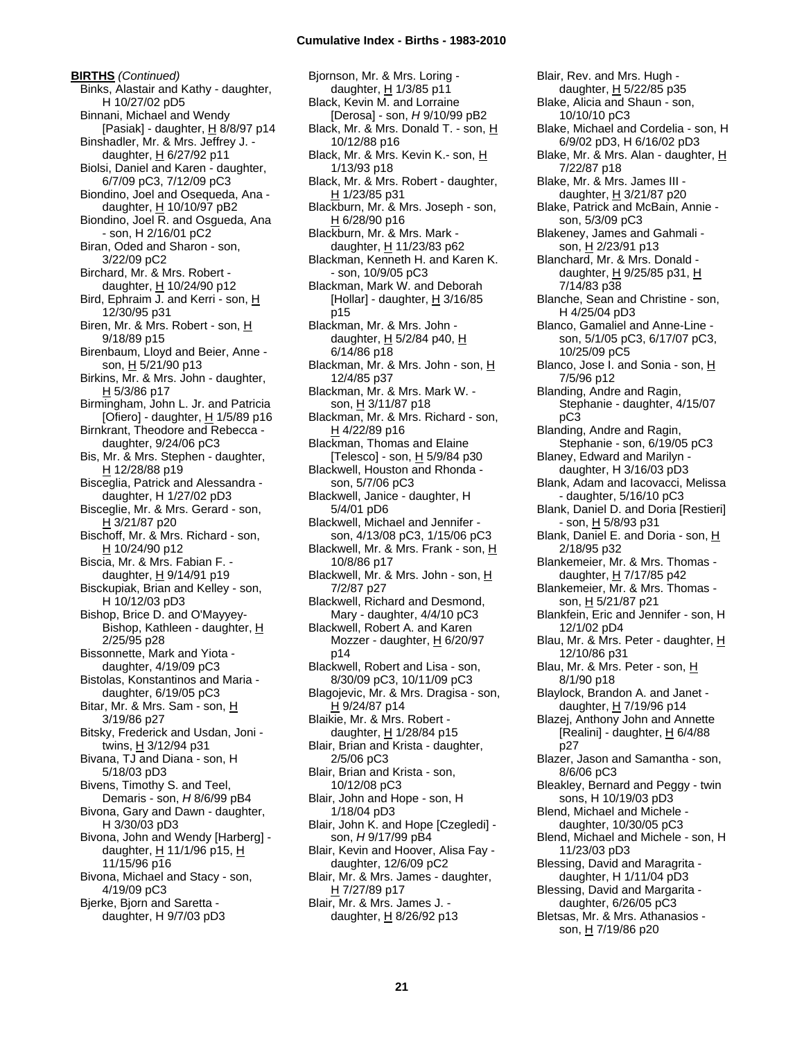**BIRTHS** *(Continued)*

Binks, Alastair and Kathy - daughter, H 10/27/02 pD5
Binnani, Michael and Wendy [Pasiak] - daughter, H 8/8/97 p14
Binshadler, Mr. & Mrs. Jeffrey J. - daughter, H 6/27/92 p11
Biolsi, Daniel and Karen - daughter, 6/7/09 pC3, 7/12/09 pC3
Biondino, Joel and Osequeda, Ana - daughter, H 10/10/97 pB2
Biondino, Joel R. and Osgueda, Ana - son, H 2/16/01 pC2
Biran, Oded and Sharon - son, 3/22/09 pC2
Birchard, Mr. & Mrs. Robert - daughter, H 10/24/90 p12
Bird, Ephraim J. and Kerri - son, H 12/30/95 p31
Biren, Mr. & Mrs. Robert - son, H 9/18/89 p15
Birenbaum, Lloyd and Beier, Anne - son, H 5/21/90 p13
Birkins, Mr. & Mrs. John - daughter, H 5/3/86 p17
Birmingham, John L. Jr. and Patricia [Ofiero] - daughter, H 1/5/89 p16
Birnkrant, Theodore and Rebecca - daughter, 9/24/06 pC3
Bis, Mr. & Mrs. Stephen - daughter, H 12/28/88 p19
Bisceglia, Patrick and Alessandra - daughter, H 1/27/02 pD3
Bisceglie, Mr. & Mrs. Gerard - son, H 3/21/87 p20
Bischoff, Mr. & Mrs. Richard - son, H 10/24/90 p12
Biscia, Mr. & Mrs. Fabian F. - daughter, H 9/14/91 p19
Bisckupiak, Brian and Kelley - son, H 10/12/03 pD3
Bishop, Brice D. and O'Mayyey-Bishop, Kathleen - daughter, H 2/25/95 p28
Bissonnette, Mark and Yiota - daughter, 4/19/09 pC3
Bistolas, Konstantinos and Maria - daughter, 6/19/05 pC3
Bitar, Mr. & Mrs. Sam - son, H 3/19/86 p27
Bitsky, Frederick and Usdan, Joni - twins, H 3/12/94 p31
Bivana, TJ and Diana - son, H 5/18/03 pD3
Bivens, Timothy S. and Teel, Demaris - son, *H* 8/6/99 pB4
Bivona, Gary and Dawn - daughter, H 3/30/03 pD3
Bivona, John and Wendy [Harberg] - daughter, H 11/1/96 p15, H 11/15/96 p16
Bivona, Michael and Stacy - son, 4/19/09 pC3
Bjerke, Bjorn and Saretta - daughter, H 9/7/03 pD3
Bjornson, Mr. & Mrs. Loring - daughter, H 1/3/85 p11
Black, Kevin M. and Lorraine [Derosa] - son, *H* 9/10/99 pB2
Black, Mr. & Mrs. Donald T. - son, H 10/12/88 p16
Black, Mr. & Mrs. Kevin K.- son, H 1/13/93 p18
Black, Mr. & Mrs. Robert - daughter, H 1/23/85 p31
Blackburn, Mr. & Mrs. Joseph - son, H 6/28/90 p16
Blackburn, Mr. & Mrs. Mark - daughter, H 11/23/83 p62
Blackman, Kenneth H. and Karen K. - son, 10/9/05 pC3
Blackman, Mark W. and Deborah [Hollar] - daughter, H 3/16/85 p15
Blackman, Mr. & Mrs. John - daughter, H 5/2/84 p40, H 6/14/86 p18
Blackman, Mr. & Mrs. John - son, H 12/4/85 p37
Blackman, Mr. & Mrs. Mark W. - son, H 3/11/87 p18
Blackman, Mr. & Mrs. Richard - son, H 4/22/89 p16
Blackman, Thomas and Elaine [Telesco] - son, H 5/9/84 p30
Blackwell, Houston and Rhonda - son, 5/7/06 pC3
Blackwell, Janice - daughter, H 5/4/01 pD6
Blackwell, Michael and Jennifer - son, 4/13/08 pC3, 1/15/06 pC3
Blackwell, Mr. & Mrs. Frank - son, H 10/8/86 p17
Blackwell, Mr. & Mrs. John - son, H 7/2/87 p27
Blackwell, Richard and Desmond, Mary - daughter, 4/4/10 pC3
Blackwell, Robert A. and Karen Mozzer - daughter, H 6/20/97 p14
Blackwell, Robert and Lisa - son, 8/30/09 pC3, 10/11/09 pC3
Blagojevic, Mr. & Mrs. Dragisa - son, H 9/24/87 p14
Blaikie, Mr. & Mrs. Robert - daughter, H 1/28/84 p15
Blair, Brian and Krista - daughter, 2/5/06 pC3
Blair, Brian and Krista - son, 10/12/08 pC3
Blair, John and Hope - son, H 1/18/04 pD3
Blair, John K. and Hope [Czegledi] - son, *H* 9/17/99 pB4
Blair, Kevin and Hoover, Alisa Fay - daughter, 12/6/09 pC2
Blair, Mr. & Mrs. James - daughter, H 7/27/89 p17
Blair, Mr. & Mrs. James J. - daughter, H 8/26/92 p13
Blair, Rev. and Mrs. Hugh - daughter, H 5/22/85 p35
Blake, Alicia and Shaun - son, 10/10/10 pC3
Blake, Michael and Cordelia - son, H 6/9/02 pD3, H 6/16/02 pD3
Blake, Mr. & Mrs. Alan - daughter, H 7/22/87 p18
Blake, Mr. & Mrs. James III - daughter, H 3/21/87 p20
Blake, Patrick and McBain, Annie - son, 5/3/09 pC3
Blakeney, James and Gahmali - son, H 2/23/91 p13
Blanchard, Mr. & Mrs. Donald - daughter, H 9/25/85 p31, H 7/14/83 p38
Blanche, Sean and Christine - son, H 4/25/04 pD3
Blanco, Gamaliel and Anne-Line - son, 5/1/05 pC3, 6/17/07 pC3, 10/25/09 pC5
Blanco, Jose I. and Sonia - son, H 7/5/96 p12
Blanding, Andre and Ragin, Stephanie - daughter, 4/15/07 pC3
Blanding, Andre and Ragin, Stephanie - son, 6/19/05 pC3
Blaney, Edward and Marilyn - daughter, H 3/16/03 pD3
Blank, Adam and Iacovacci, Melissa - daughter, 5/16/10 pC3
Blank, Daniel D. and Doria [Restieri] - son, H 5/8/93 p31
Blank, Daniel E. and Doria - son, H 2/18/95 p32
Blankemeier, Mr. & Mrs. Thomas - daughter, H 7/17/85 p42
Blankemeier, Mr. & Mrs. Thomas - son, H 5/21/87 p21
Blankfein, Eric and Jennifer - son, H 12/1/02 pD4
Blau, Mr. & Mrs. Peter - daughter, H 12/10/86 p31
Blau, Mr. & Mrs. Peter - son, H 8/1/90 p18
Blaylock, Brandon A. and Janet - daughter, H 7/19/96 p14
Blazej, Anthony John and Annette [Realini] - daughter, H 6/4/88 p27
Blazer, Jason and Samantha - son, 8/6/06 pC3
Bleakley, Bernard and Peggy - twin sons, H 10/19/03 pD3
Blend, Michael and Michele - daughter, 10/30/05 pC3
Blend, Michael and Michele - son, H 11/23/03 pD3
Blessing, David and Maragrita - daughter, H 1/11/04 pD3
Blessing, David and Margarita - daughter, 6/26/05 pC3
Bletsas, Mr. & Mrs. Athanasios - son, H 7/19/86 p20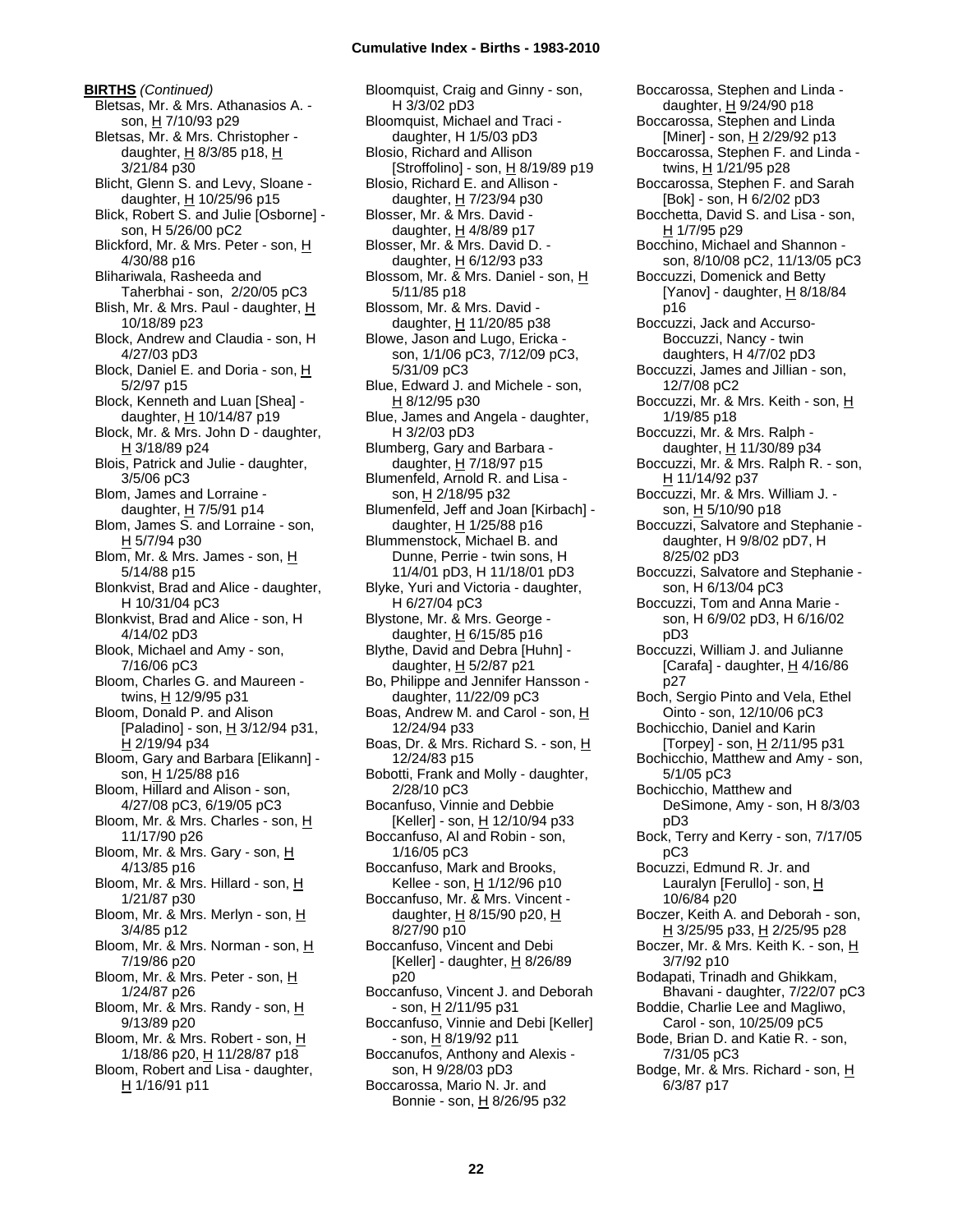**BIRTHS** *(Continued)*

Bletsas, Mr. & Mrs. Athanasios A. - son, H 7/10/93 p29
Bletsas, Mr. & Mrs. Christopher - daughter, H 8/3/85 p18, H 3/21/84 p30
Blicht, Glenn S. and Levy, Sloane - daughter, H 10/25/96 p15
Blick, Robert S. and Julie [Osborne] - son, H 5/26/00 pC2
Blickford, Mr. & Mrs. Peter - son, H 4/30/88 p16
Blihariwala, Rasheeda and Taherbhai - son, 2/20/05 pC3
Blish, Mr. & Mrs. Paul - daughter, H 10/18/89 p23
Block, Andrew and Claudia - son, H 4/27/03 pD3
Block, Daniel E. and Doria - son, H 5/2/97 p15
Block, Kenneth and Luan [Shea] - daughter, H 10/14/87 p19
Block, Mr. & Mrs. John D - daughter, H 3/18/89 p24
Blois, Patrick and Julie - daughter, 3/5/06 pC3
Blom, James and Lorraine - daughter, H 7/5/91 p14
Blom, James S. and Lorraine - son, H 5/7/94 p30
Blom, Mr. & Mrs. James - son, H 5/14/88 p15
Blonkvist, Brad and Alice - daughter, H 10/31/04 pC3
Blonkvist, Brad and Alice - son, H 4/14/02 pD3
Blook, Michael and Amy - son, 7/16/06 pC3
Bloom, Charles G. and Maureen - twins, H 12/9/95 p31
Bloom, Donald P. and Alison [Paladino] - son, H 3/12/94 p31, H 2/19/94 p34
Bloom, Gary and Barbara [Elikann] - son, H 1/25/88 p16
Bloom, Hillard and Alison - son, 4/27/08 pC3, 6/19/05 pC3
Bloom, Mr. & Mrs. Charles - son, H 11/17/90 p26
Bloom, Mr. & Mrs. Gary - son, H 4/13/85 p16
Bloom, Mr. & Mrs. Hillard - son, H 1/21/87 p30
Bloom, Mr. & Mrs. Merlyn - son, H 3/4/85 p12
Bloom, Mr. & Mrs. Norman - son, H 7/19/86 p20
Bloom, Mr. & Mrs. Peter - son, H 1/24/87 p26
Bloom, Mr. & Mrs. Randy - son, H 9/13/89 p20
Bloom, Mr. & Mrs. Robert - son, H 1/18/86 p20, H 11/28/87 p18
Bloom, Robert and Lisa - daughter, H 1/16/91 p11
Bloomquist, Craig and Ginny - son, H 3/3/02 pD3
Bloomquist, Michael and Traci - daughter, H 1/5/03 pD3
Blosio, Richard and Allison [Stroffolino] - son, H 8/19/89 p19
Blosio, Richard E. and Allison - daughter, H 7/23/94 p30
Blosser, Mr. & Mrs. David - daughter, H 4/8/89 p17
Blosser, Mr. & Mrs. David D. - daughter, H 6/12/93 p33
Blossom, Mr. & Mrs. Daniel - son, H 5/11/85 p18
Blossom, Mr. & Mrs. David - daughter, H 11/20/85 p38
Blowe, Jason and Lugo, Ericka - son, 1/1/06 pC3, 7/12/09 pC3, 5/31/09 pC3
Blue, Edward J. and Michele - son, H 8/12/95 p30
Blue, James and Angela - daughter, H 3/2/03 pD3
Blumberg, Gary and Barbara - daughter, H 7/18/97 p15
Blumenfeld, Arnold R. and Lisa - son, H 2/18/95 p32
Blumenfeld, Jeff and Joan [Kirbach] - daughter, H 1/25/88 p16
Blummenstock, Michael B. and Dunne, Perrie - twin sons, H 11/4/01 pD3, H 11/18/01 pD3
Blyke, Yuri and Victoria - daughter, H 6/27/04 pC3
Blystone, Mr. & Mrs. George - daughter, H 6/15/85 p16
Blythe, David and Debra [Huhn] - daughter, H 5/2/87 p21
Bo, Philippe and Jennifer Hansson - daughter, 11/22/09 pC3
Boas, Andrew M. and Carol - son, H 12/24/94 p33
Boas, Dr. & Mrs. Richard S. - son, H 12/24/83 p15
Bobotti, Frank and Molly - daughter, 2/28/10 pC3
Bocanfuso, Vinnie and Debbie [Keller] - son, H 12/10/94 p33
Boccanfuso, Al and Robin - son, 1/16/05 pC3
Boccanfuso, Mark and Brooks, Kellee - son, H 1/12/96 p10
Boccanfuso, Mr. & Mrs. Vincent - daughter, H 8/15/90 p20, H 8/27/90 p10
Boccanfuso, Vincent and Debi [Keller] - daughter, H 8/26/89 p20
Boccanfuso, Vincent J. and Deborah - son, H 2/11/95 p31
Boccanfuso, Vinnie and Debi [Keller] - son, H 8/19/92 p11
Boccanufos, Anthony and Alexis - son, H 9/28/03 pD3
Boccarossa, Mario N. Jr. and Bonnie - son, H 8/26/95 p32
Boccarossa, Stephen and Linda - daughter, H 9/24/90 p18
Boccarossa, Stephen and Linda [Miner] - son, H 2/29/92 p13
Boccarossa, Stephen F. and Linda - twins, H 1/21/95 p28
Boccarossa, Stephen F. and Sarah [Bok] - son, H 6/2/02 pD3
Bocchetta, David S. and Lisa - son, H 1/7/95 p29
Bocchino, Michael and Shannon - son, 8/10/08 pC2, 11/13/05 pC3
Boccuzzi, Domenick and Betty [Yanov] - daughter, H 8/18/84 p16
Boccuzzi, Jack and Accurso-Boccuzzi, Nancy - twin daughters, H 4/7/02 pD3
Boccuzzi, James and Jillian - son, 12/7/08 pC2
Boccuzzi, Mr. & Mrs. Keith - son, H 1/19/85 p18
Boccuzzi, Mr. & Mrs. Ralph - daughter, H 11/30/89 p34
Boccuzzi, Mr. & Mrs. Ralph R. - son, H 11/14/92 p37
Boccuzzi, Mr. & Mrs. William J. - son, H 5/10/90 p18
Boccuzzi, Salvatore and Stephanie - daughter, H 9/8/02 pD7, H 8/25/02 pD3
Boccuzzi, Salvatore and Stephanie - son, H 6/13/04 pC3
Boccuzzi, Tom and Anna Marie - son, H 6/9/02 pD3, H 6/16/02 pD3
Boccuzzi, William J. and Julianne [Carafa] - daughter, H 4/16/86 p27
Boch, Sergio Pinto and Vela, Ethel Ointo - son, 12/10/06 pC3
Bochicchio, Daniel and Karin [Torpey] - son, H 2/11/95 p31
Bochicchio, Matthew and Amy - son, 5/1/05 pC3
Bochicchio, Matthew and DeSimone, Amy - son, H 8/3/03 pD3
Bock, Terry and Kerry - son, 7/17/05 pC3
Bocuzzi, Edmund R. Jr. and Lauralyn [Ferullo] - son, H 10/6/84 p20
Boczer, Keith A. and Deborah - son, H 3/25/95 p33, H 2/25/95 p28
Boczer, Mr. & Mrs. Keith K. - son, H 3/7/92 p10
Bodapati, Trinadh and Ghikkam, Bhavani - daughter, 7/22/07 pC3
Boddie, Charlie Lee and Magliwo, Carol - son, 10/25/09 pC5
Bode, Brian D. and Katie R. - son, 7/31/05 pC3
Bodge, Mr. & Mrs. Richard - son, H 6/3/87 p17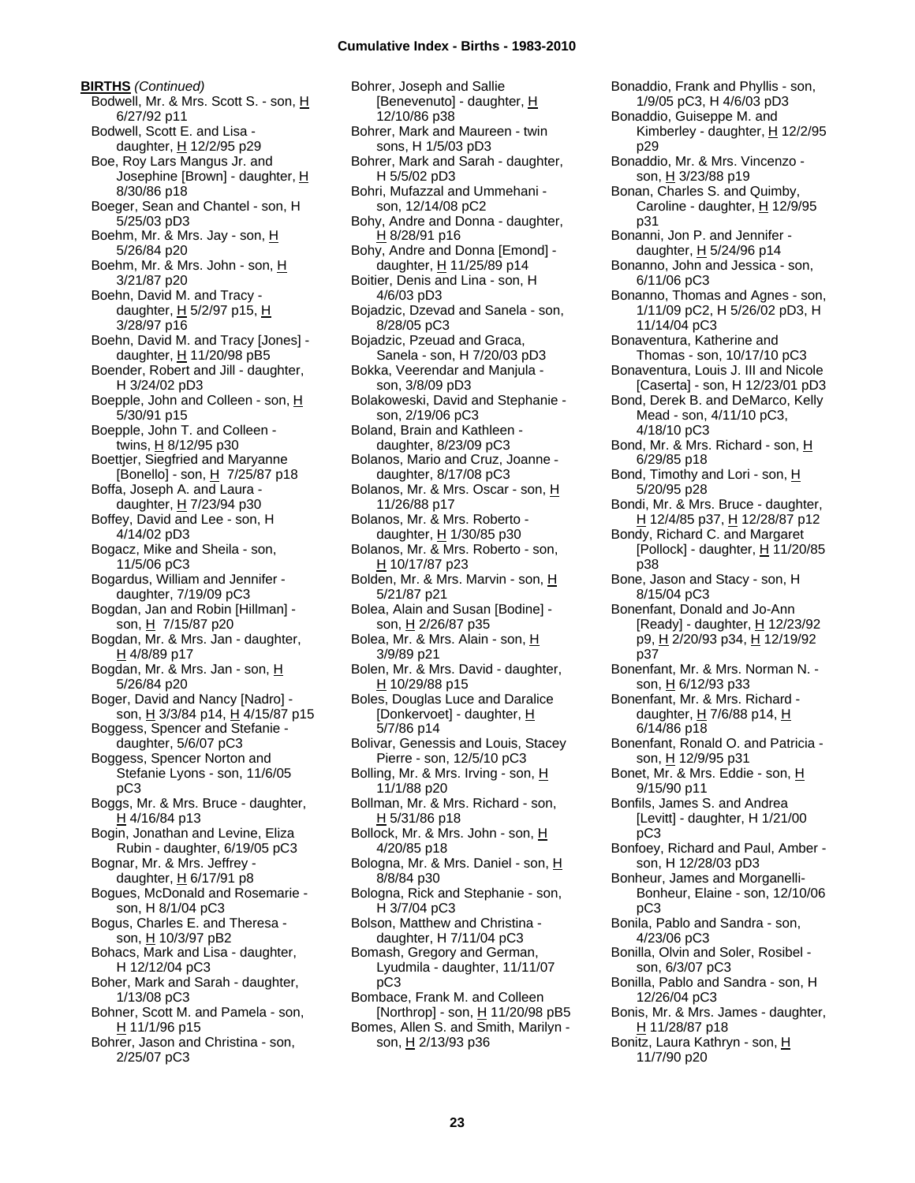**BIRTHS** *(Continued)*

Bodwell, Mr. & Mrs. Scott S. - son, H 6/27/92 p11
Bodwell, Scott E. and Lisa - daughter, H 12/2/95 p29
Boe, Roy Lars Mangus Jr. and Josephine [Brown] - daughter, H 8/30/86 p18
Boeger, Sean and Chantel - son, H 5/25/03 pD3
Boehm, Mr. & Mrs. Jay - son, H 5/26/84 p20
Boehm, Mr. & Mrs. John - son, H 3/21/87 p20
Boehn, David M. and Tracy - daughter, H 5/2/97 p15, H 3/28/97 p16
Boehn, David M. and Tracy [Jones] - daughter, H 11/20/98 pB5
Boender, Robert and Jill - daughter, H 3/24/02 pD3
Boepple, John and Colleen - son, H 5/30/91 p15
Boepple, John T. and Colleen - twins, H 8/12/95 p30
Boettjer, Siegfried and Maryanne [Bonello] - son, H 7/25/87 p18
Boffa, Joseph A. and Laura - daughter, H 7/23/94 p30
Boffey, David and Lee - son, H 4/14/02 pD3
Bogacz, Mike and Sheila - son, 11/5/06 pC3
Bogardus, William and Jennifer - daughter, 7/19/09 pC3
Bogdan, Jan and Robin [Hillman] - son, H 7/15/87 p20
Bogdan, Mr. & Mrs. Jan - daughter, H 4/8/89 p17
Bogdan, Mr. & Mrs. Jan - son, H 5/26/84 p20
Boger, David and Nancy [Nadro] - son, H 3/3/84 p14, H 4/15/87 p15
Boggess, Spencer and Stefanie - daughter, 5/6/07 pC3
Boggess, Spencer Norton and Stefanie Lyons - son, 11/6/05 pC3
Boggs, Mr. & Mrs. Bruce - daughter, H 4/16/84 p13
Bogin, Jonathan and Levine, Eliza Rubin - daughter, 6/19/05 pC3
Bognar, Mr. & Mrs. Jeffrey - daughter, H 6/17/91 p8
Bogues, McDonald and Rosemarie - son, H 8/1/04 pC3
Bogus, Charles E. and Theresa - son, H 10/3/97 pB2
Bohacs, Mark and Lisa - daughter, H 12/12/04 pC3
Boher, Mark and Sarah - daughter, 1/13/08 pC3
Bohner, Scott M. and Pamela - son, H 11/1/96 p15
Bohrer, Jason and Christina - son, 2/25/07 pC3
Bohrer, Joseph and Sallie [Benevenuto] - daughter, H 12/10/86 p38
Bohrer, Mark and Maureen - twin sons, H 1/5/03 pD3
Bohrer, Mark and Sarah - daughter, H 5/5/02 pD3
Bohri, Mufazzal and Ummehani - son, 12/14/08 pC2
Bohy, Andre and Donna - daughter, H 8/28/91 p16
Bohy, Andre and Donna [Emond] - daughter, H 11/25/89 p14
Boitier, Denis and Lina - son, H 4/6/03 pD3
Bojadzic, Dzevad and Sanela - son, 8/28/05 pC3
Bojadzic, Pzeuad and Graca, Sanela - son, H 7/20/03 pD3
Bokka, Veerendar and Manjula - son, 3/8/09 pD3
Bolakoweski, David and Stephanie - son, 2/19/06 pC3
Boland, Brain and Kathleen - daughter, 8/23/09 pC3
Bolanos, Mario and Cruz, Joanne - daughter, 8/17/08 pC3
Bolanos, Mr. & Mrs. Oscar - son, H 11/26/88 p17
Bolanos, Mr. & Mrs. Roberto - daughter, H 1/30/85 p30
Bolanos, Mr. & Mrs. Roberto - son, H 10/17/87 p23
Bolden, Mr. & Mrs. Marvin - son, H 5/21/87 p21
Bolea, Alain and Susan [Bodine] - son, H 2/26/87 p35
Bolea, Mr. & Mrs. Alain - son, H 3/9/89 p21
Bolen, Mr. & Mrs. David - daughter, H 10/29/88 p15
Boles, Douglas Luce and Daralice [Donkervoet] - daughter, H 5/7/86 p14
Bolivar, Genessis and Louis, Stacey Pierre - son, 12/5/10 pC3
Bolling, Mr. & Mrs. Irving - son, H 11/1/88 p20
Bollman, Mr. & Mrs. Richard - son, H 5/31/86 p18
Bollock, Mr. & Mrs. John - son, H 4/20/85 p18
Bologna, Mr. & Mrs. Daniel - son, H 8/8/84 p30
Bologna, Rick and Stephanie - son, H 3/7/04 pC3
Bolson, Matthew and Christina - daughter, H 7/11/04 pC3
Bomash, Gregory and German, Lyudmila - daughter, 11/11/07 pC3
Bombace, Frank M. and Colleen [Northrop] - son, H 11/20/98 pB5
Bomes, Allen S. and Smith, Marilyn - son, H 2/13/93 p36
Bonaddio, Frank and Phyllis - son, 1/9/05 pC3, H 4/6/03 pD3
Bonaddio, Guiseppe M. and Kimberley - daughter, H 12/2/95 p29
Bonaddio, Mr. & Mrs. Vincenzo - son, H 3/23/88 p19
Bonan, Charles S. and Quimby, Caroline - daughter, H 12/9/95 p31
Bonanni, Jon P. and Jennifer - daughter, H 5/24/96 p14
Bonanno, John and Jessica - son, 6/11/06 pC3
Bonanno, Thomas and Agnes - son, 1/11/09 pC2, H 5/26/02 pD3, H 11/14/04 pC3
Bonaventura, Katherine and Thomas - son, 10/17/10 pC3
Bonaventura, Louis J. III and Nicole [Caserta] - son, H 12/23/01 pD3
Bond, Derek B. and DeMarco, Kelly Mead - son, 4/11/10 pC3, 4/18/10 pC3
Bond, Mr. & Mrs. Richard - son, H 6/29/85 p18
Bond, Timothy and Lori - son, H 5/20/95 p28
Bondi, Mr. & Mrs. Bruce - daughter, H 12/4/85 p37, H 12/28/87 p12
Bondy, Richard C. and Margaret [Pollock] - daughter, H 11/20/85 p38
Bone, Jason and Stacy - son, H 8/15/04 pC3
Bonenfant, Donald and Jo-Ann [Ready] - daughter, H 12/23/92 p9, H 2/20/93 p34, H 12/19/92 p37
Bonenfant, Mr. & Mrs. Norman N. - son, H 6/12/93 p33
Bonenfant, Mr. & Mrs. Richard - daughter, H 7/6/88 p14, H 6/14/86 p18
Bonenfant, Ronald O. and Patricia - son, H 12/9/95 p31
Bonet, Mr. & Mrs. Eddie - son, H 9/15/90 p11
Bonfils, James S. and Andrea [Levitt] - daughter, H 1/21/00 pC3
Bonfoey, Richard and Paul, Amber - son, H 12/28/03 pD3
Bonheur, James and Morganelli-Bonheur, Elaine - son, 12/10/06 pC3
Bonila, Pablo and Sandra - son, 4/23/06 pC3
Bonilla, Olvin and Soler, Rosibel - son, 6/3/07 pC3
Bonilla, Pablo and Sandra - son, H 12/26/04 pC3
Bonis, Mr. & Mrs. James - daughter, H 11/28/87 p18
Bonitz, Laura Kathryn - son, H 11/7/90 p20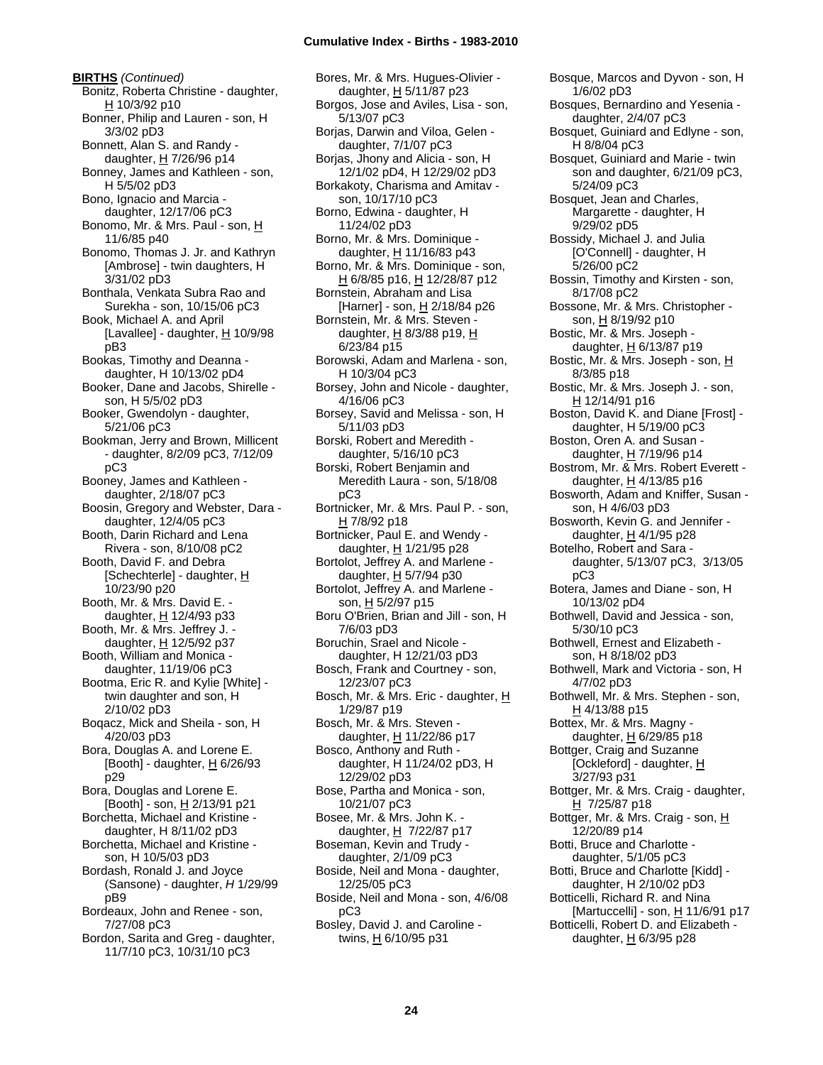**BIRTHS** *(Continued)*

Bonitz, Roberta Christine - daughter, H 10/3/92 p10
Bonner, Philip and Lauren - son, H 3/3/02 pD3
Bonnett, Alan S. and Randy - daughter, H 7/26/96 p14
Bonney, James and Kathleen - son, H 5/5/02 pD3
Bono, Ignacio and Marcia - daughter, 12/17/06 pC3
Bonomo, Mr. & Mrs. Paul - son, H 11/6/85 p40
Bonomo, Thomas J. Jr. and Kathryn [Ambrose] - twin daughters, H 3/31/02 pD3
Bonthala, Venkata Subra Rao and Surekha - son, 10/15/06 pC3
Book, Michael A. and April [Lavallee] - daughter, H 10/9/98 pB3
Bookas, Timothy and Deanna - daughter, H 10/13/02 pD4
Booker, Dane and Jacobs, Shirelle - son, H 5/5/02 pD3
Booker, Gwendolyn - daughter, 5/21/06 pC3
Bookman, Jerry and Brown, Millicent - daughter, 8/2/09 pC3, 7/12/09 pC3
Booney, James and Kathleen - daughter, 2/18/07 pC3
Boosin, Gregory and Webster, Dara - daughter, 12/4/05 pC3
Booth, Darin Richard and Lena Rivera - son, 8/10/08 pC2
Booth, David F. and Debra [Schechterle] - daughter, H 10/23/90 p20
Booth, Mr. & Mrs. David E. - daughter, H 12/4/93 p33
Booth, Mr. & Mrs. Jeffrey J. - daughter, H 12/5/92 p37
Booth, William and Monica - daughter, 11/19/06 pC3
Bootma, Eric R. and Kylie [White] - twin daughter and son, H 2/10/02 pD3
Boqacz, Mick and Sheila - son, H 4/20/03 pD3
Bora, Douglas A. and Lorene E. [Booth] - daughter, H 6/26/93 p29
Bora, Douglas and Lorene E. [Booth] - son, H 2/13/91 p21
Borchetta, Michael and Kristine - daughter, H 8/11/02 pD3
Borchetta, Michael and Kristine - son, H 10/5/03 pD3
Bordash, Ronald J. and Joyce (Sansone) - daughter, *H* 1/29/99 pB9
Bordeaux, John and Renee - son, 7/27/08 pC3
Bordon, Sarita and Greg - daughter, 11/7/10 pC3, 10/31/10 pC3
Bores, Mr. & Mrs. Hugues-Olivier - daughter, H 5/11/87 p23
Borgos, Jose and Aviles, Lisa - son, 5/13/07 pC3
Borjas, Darwin and Viloa, Gelen - daughter, 7/1/07 pC3
Borjas, Jhony and Alicia - son, H 12/1/02 pD4, H 12/29/02 pD3
Borkakoty, Charisma and Amitav - son, 10/17/10 pC3
Borno, Edwina - daughter, H 11/24/02 pD3
Borno, Mr. & Mrs. Dominique - daughter, H 11/16/83 p43
Borno, Mr. & Mrs. Dominique - son, H 6/8/85 p16, H 12/28/87 p12
Bornstein, Abraham and Lisa [Harner] - son, H 2/18/84 p26
Bornstein, Mr. & Mrs. Steven - daughter, H 8/3/88 p19, H 6/23/84 p15
Borowski, Adam and Marlena - son, H 10/3/04 pC3
Borsey, John and Nicole - daughter, 4/16/06 pC3
Borsey, Savid and Melissa - son, H 5/11/03 pD3
Borski, Robert and Meredith - daughter, 5/16/10 pC3
Borski, Robert Benjamin and Meredith Laura - son, 5/18/08 pC3
Bortnicker, Mr. & Mrs. Paul P. - son, H 7/8/92 p18
Bortnicker, Paul E. and Wendy - daughter, H 1/21/95 p28
Bortolot, Jeffrey A. and Marlene - daughter, H 5/7/94 p30
Bortolot, Jeffrey A. and Marlene - son, H 5/2/97 p15
Boru O'Brien, Brian and Jill - son, H 7/6/03 pD3
Boruchin, Srael and Nicole - daughter, H 12/21/03 pD3
Bosch, Frank and Courtney - son, 12/23/07 pC3
Bosch, Mr. & Mrs. Eric - daughter, H 1/29/87 p19
Bosch, Mr. & Mrs. Steven - daughter, H 11/22/86 p17
Bosco, Anthony and Ruth - daughter, H 11/24/02 pD3, H 12/29/02 pD3
Bose, Partha and Monica - son, 10/21/07 pC3
Bosee, Mr. & Mrs. John K. - daughter, H 7/22/87 p17
Boseman, Kevin and Trudy - daughter, 2/1/09 pC3
Boside, Neil and Mona - daughter, 12/25/05 pC3
Boside, Neil and Mona - son, 4/6/08 pC3
Bosley, David J. and Caroline - twins, H 6/10/95 p31
Bosque, Marcos and Dyvon - son, H 1/6/02 pD3
Bosques, Bernardino and Yesenia - daughter, 2/4/07 pC3
Bosquet, Guiniard and Edlyne - son, H 8/8/04 pC3
Bosquet, Guiniard and Marie - twin son and daughter, 6/21/09 pC3, 5/24/09 pC3
Bosquet, Jean and Charles, Margarette - daughter, H 9/29/02 pD5
Bossidy, Michael J. and Julia [O'Connell] - daughter, H 5/26/00 pC2
Bossin, Timothy and Kirsten - son, 8/17/08 pC2
Bossone, Mr. & Mrs. Christopher - son, H 8/19/92 p10
Bostic, Mr. & Mrs. Joseph - daughter, H 6/13/87 p19
Bostic, Mr. & Mrs. Joseph - son, H 8/3/85 p18
Bostic, Mr. & Mrs. Joseph J. - son, H 12/14/91 p16
Boston, David K. and Diane [Frost] - daughter, H 5/19/00 pC3
Boston, Oren A. and Susan - daughter, H 7/19/96 p14
Bostrom, Mr. & Mrs. Robert Everett - daughter, H 4/13/85 p16
Bosworth, Adam and Kniffer, Susan - son, H 4/6/03 pD3
Bosworth, Kevin G. and Jennifer - daughter, H 4/1/95 p28
Botelho, Robert and Sara - daughter, 5/13/07 pC3, 3/13/05 pC3
Botera, James and Diane - son, H 10/13/02 pD4
Bothwell, David and Jessica - son, 5/30/10 pC3
Bothwell, Ernest and Elizabeth - son, H 8/18/02 pD3
Bothwell, Mark and Victoria - son, H 4/7/02 pD3
Bothwell, Mr. & Mrs. Stephen - son, H 4/13/88 p15
Bottex, Mr. & Mrs. Magny - daughter, H 6/29/85 p18
Bottger, Craig and Suzanne [Ockleford] - daughter, H 3/27/93 p31
Bottger, Mr. & Mrs. Craig - daughter, H 7/25/87 p18
Bottger, Mr. & Mrs. Craig - son, H 12/20/89 p14
Botti, Bruce and Charlotte - daughter, 5/1/05 pC3
Botti, Bruce and Charlotte [Kidd] - daughter, H 2/10/02 pD3
Botticelli, Richard R. and Nina [Martuccelli] - son, H 11/6/91 p17
Botticelli, Robert D. and Elizabeth - daughter, H 6/3/95 p28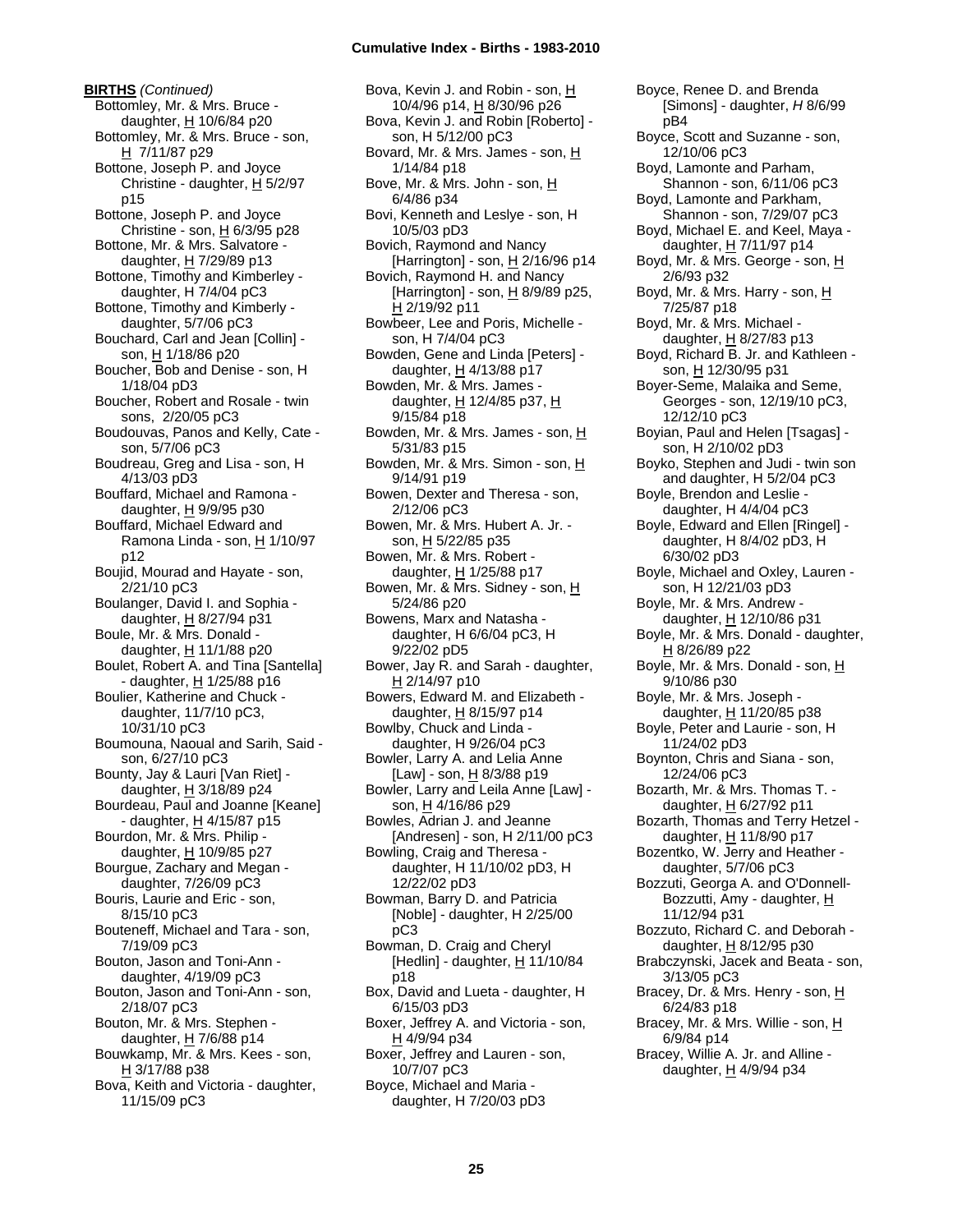**BIRTHS** *(Continued)*

Bottomley, Mr. & Mrs. Bruce - daughter, H 10/6/84 p20
Bottomley, Mr. & Mrs. Bruce - son, H 7/11/87 p29
Bottone, Joseph P. and Joyce Christine - daughter, H 5/2/97 p15
Bottone, Joseph P. and Joyce Christine - son, H 6/3/95 p28
Bottone, Mr. & Mrs. Salvatore - daughter, H 7/29/89 p13
Bottone, Timothy and Kimberley - daughter, H 7/4/04 pC3
Bottone, Timothy and Kimberly - daughter, 5/7/06 pC3
Bouchard, Carl and Jean [Collin] - son, H 1/18/86 p20
Boucher, Bob and Denise - son, H 1/18/04 pD3
Boucher, Robert and Rosale - twin sons, 2/20/05 pC3
Boudouvas, Panos and Kelly, Cate - son, 5/7/06 pC3
Boudreau, Greg and Lisa - son, H 4/13/03 pD3
Bouffard, Michael and Ramona - daughter, H 9/9/95 p30
Bouffard, Michael Edward and Ramona Linda - son, H 1/10/97 p12
Boujid, Mourad and Hayate - son, 2/21/10 pC3
Boulanger, David I. and Sophia - daughter, H 8/27/94 p31
Boule, Mr. & Mrs. Donald - daughter, H 11/1/88 p20
Boulet, Robert A. and Tina [Santella] - daughter, H 1/25/88 p16
Boulier, Katherine and Chuck - daughter, 11/7/10 pC3, 10/31/10 pC3
Boumouna, Naoual and Sarih, Said - son, 6/27/10 pC3
Bounty, Jay & Lauri [Van Riet] - daughter, H 3/18/89 p24
Bourdeau, Paul and Joanne [Keane] - daughter, H 4/15/87 p15
Bourdon, Mr. & Mrs. Philip - daughter, H 10/9/85 p27
Bourgue, Zachary and Megan - daughter, 7/26/09 pC3
Bouris, Laurie and Eric - son, 8/15/10 pC3
Bouteneff, Michael and Tara - son, 7/19/09 pC3
Bouton, Jason and Toni-Ann - daughter, 4/19/09 pC3
Bouton, Jason and Toni-Ann - son, 2/18/07 pC3
Bouton, Mr. & Mrs. Stephen - daughter, H 7/6/88 p14
Bouwkamp, Mr. & Mrs. Kees - son, H 3/17/88 p38
Bova, Keith and Victoria - daughter, 11/15/09 pC3
Bova, Kevin J. and Robin - son, H 10/4/96 p14, H 8/30/96 p26
Bova, Kevin J. and Robin [Roberto] - son, H 5/12/00 pC3
Bovard, Mr. & Mrs. James - son, H 1/14/84 p18
Bove, Mr. & Mrs. John - son, H 6/4/86 p34
Bovi, Kenneth and Leslye - son, H 10/5/03 pD3
Bovich, Raymond and Nancy [Harrington] - son, H 2/16/96 p14
Bovich, Raymond H. and Nancy [Harrington] - son, H 8/9/89 p25, H 2/19/92 p11
Bowbeer, Lee and Poris, Michelle - son, H 7/4/04 pC3
Bowden, Gene and Linda [Peters] - daughter, H 4/13/88 p17
Bowden, Mr. & Mrs. James - daughter, H 12/4/85 p37, H 9/15/84 p18
Bowden, Mr. & Mrs. James - son, H 5/31/83 p15
Bowden, Mr. & Mrs. Simon - son, H 9/14/91 p19
Bowen, Dexter and Theresa - son, 2/12/06 pC3
Bowen, Mr. & Mrs. Hubert A. Jr. - son, H 5/22/85 p35
Bowen, Mr. & Mrs. Robert - daughter, H 1/25/88 p17
Bowen, Mr. & Mrs. Sidney - son, H 5/24/86 p20
Bowens, Marx and Natasha - daughter, H 6/6/04 pC3, H 9/22/02 pD5
Bower, Jay R. and Sarah - daughter, H 2/14/97 p10
Bowers, Edward M. and Elizabeth - daughter, H 8/15/97 p14
Bowlby, Chuck and Linda - daughter, H 9/26/04 pC3
Bowler, Larry A. and Lelia Anne [Law] - son, H 8/3/88 p19
Bowler, Larry and Leila Anne [Law] - son, H 4/16/86 p29
Bowles, Adrian J. and Jeanne [Andresen] - son, H 2/11/00 pC3
Bowling, Craig and Theresa - daughter, H 11/10/02 pD3, H 12/22/02 pD3
Bowman, Barry D. and Patricia [Noble] - daughter, H 2/25/00 pC3
Bowman, D. Craig and Cheryl [Hedlin] - daughter, H 11/10/84 p18
Box, David and Lueta - daughter, H 6/15/03 pD3
Boxer, Jeffrey A. and Victoria - son, H 4/9/94 p34
Boxer, Jeffrey and Lauren - son, 10/7/07 pC3
Boyce, Michael and Maria - daughter, H 7/20/03 pD3
Boyce, Renee D. and Brenda [Simons] - daughter, *H* 8/6/99 pB4
Boyce, Scott and Suzanne - son, 12/10/06 pC3
Boyd, Lamonte and Parham, Shannon - son, 6/11/06 pC3
Boyd, Lamonte and Parkham, Shannon - son, 7/29/07 pC3
Boyd, Michael E. and Keel, Maya - daughter, H 7/11/97 p14
Boyd, Mr. & Mrs. George - son, H 2/6/93 p32
Boyd, Mr. & Mrs. Harry - son, H 7/25/87 p18
Boyd, Mr. & Mrs. Michael - daughter, H 8/27/83 p13
Boyd, Richard B. Jr. and Kathleen - son, H 12/30/95 p31
Boyer-Seme, Malaika and Seme, Georges - son, 12/19/10 pC3, 12/12/10 pC3
Boyian, Paul and Helen [Tsagas] - son, H 2/10/02 pD3
Boyko, Stephen and Judi - twin son and daughter, H 5/2/04 pC3
Boyle, Brendon and Leslie - daughter, H 4/4/04 pC3
Boyle, Edward and Ellen [Ringel] - daughter, H 8/4/02 pD3, H 6/30/02 pD3
Boyle, Michael and Oxley, Lauren - son, H 12/21/03 pD3
Boyle, Mr. & Mrs. Andrew - daughter, H 12/10/86 p31
Boyle, Mr. & Mrs. Donald - daughter, H 8/26/89 p22
Boyle, Mr. & Mrs. Donald - son, H 9/10/86 p30
Boyle, Mr. & Mrs. Joseph - daughter, H 11/20/85 p38
Boyle, Peter and Laurie - son, H 11/24/02 pD3
Boynton, Chris and Siana - son, 12/24/06 pC3
Bozarth, Mr. & Mrs. Thomas T. - daughter, H 6/27/92 p11
Bozarth, Thomas and Terry Hetzel - daughter, H 11/8/90 p17
Bozentko, W. Jerry and Heather - daughter, 5/7/06 pC3
Bozzuti, Georga A. and O'Donnell-Bozzutti, Amy - daughter, H 11/12/94 p31
Bozzuto, Richard C. and Deborah - daughter, H 8/12/95 p30
Brabczynski, Jacek and Beata - son, 3/13/05 pC3
Bracey, Dr. & Mrs. Henry - son, H 6/24/83 p18
Bracey, Mr. & Mrs. Willie - son, H 6/9/84 p14
Bracey, Willie A. Jr. and Alline - daughter, H 4/9/94 p34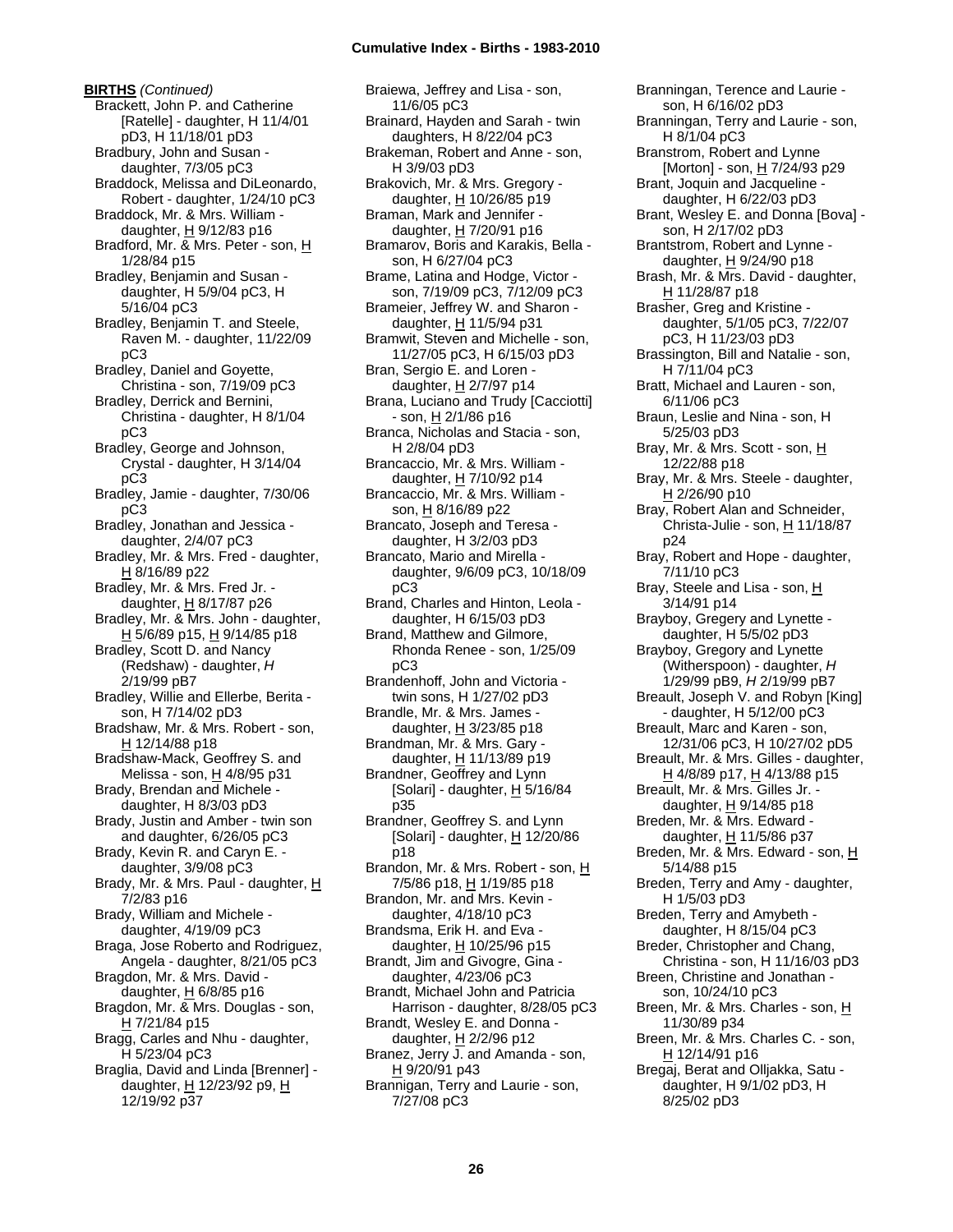**BIRTHS** *(Continued)*

Brackett, John P. and Catherine [Ratelle] - daughter, H 11/4/01 pD3, H 11/18/01 pD3

Bradbury, John and Susan - daughter, 7/3/05 pC3

Braddock, Melissa and DiLeonardo, Robert - daughter, 1/24/10 pC3

Braddock, Mr. & Mrs. William - daughter, H 9/12/83 p16

Bradford, Mr. & Mrs. Peter - son, H 1/28/84 p15

Bradley, Benjamin and Susan - daughter, H 5/9/04 pC3, H 5/16/04 pC3

Bradley, Benjamin T. and Steele, Raven M. - daughter, 11/22/09 pC3

Bradley, Daniel and Goyette, Christina - son, 7/19/09 pC3

Bradley, Derrick and Bernini, Christina - daughter, H 8/1/04 pC3

Bradley, George and Johnson, Crystal - daughter, H 3/14/04 pC3

Bradley, Jamie - daughter, 7/30/06 pC3

Bradley, Jonathan and Jessica - daughter, 2/4/07 pC3

Bradley, Mr. & Mrs. Fred - daughter, H 8/16/89 p22

Bradley, Mr. & Mrs. Fred Jr. - daughter, H 8/17/87 p26

Bradley, Mr. & Mrs. John - daughter, H 5/6/89 p15, H 9/14/85 p18

Bradley, Scott D. and Nancy (Redshaw) - daughter, *H* 2/19/99 pB7

Bradley, Willie and Ellerbe, Berita - son, H 7/14/02 pD3

Bradshaw, Mr. & Mrs. Robert - son, H 12/14/88 p18

Bradshaw-Mack, Geoffrey S. and Melissa - son, H 4/8/95 p31

Brady, Brendan and Michele - daughter, H 8/3/03 pD3

Brady, Justin and Amber - twin son and daughter, 6/26/05 pC3

Brady, Kevin R. and Caryn E. - daughter, 3/9/08 pC3

Brady, Mr. & Mrs. Paul - daughter, H 7/2/83 p16

Brady, William and Michele - daughter, 4/19/09 pC3

Braga, Jose Roberto and Rodriguez, Angela - daughter, 8/21/05 pC3

Bragdon, Mr. & Mrs. David - daughter, H 6/8/85 p16

Bragdon, Mr. & Mrs. Douglas - son, H 7/21/84 p15

Bragg, Carles and Nhu - daughter, H 5/23/04 pC3

Braglia, David and Linda [Brenner] - daughter, H 12/23/92 p9, H 12/19/92 p37

Braiewa, Jeffrey and Lisa - son, 11/6/05 pC3

Brainard, Hayden and Sarah - twin daughters, H 8/22/04 pC3

Brakeman, Robert and Anne - son, H 3/9/03 pD3

Brakovich, Mr. & Mrs. Gregory - daughter, H 10/26/85 p19

Braman, Mark and Jennifer - daughter, H 7/20/91 p16

Bramarov, Boris and Karakis, Bella - son, H 6/27/04 pC3

Brame, Latina and Hodge, Victor - son, 7/19/09 pC3, 7/12/09 pC3

Brameier, Jeffrey W. and Sharon - daughter, H 11/5/94 p31

Bramwit, Steven and Michelle - son, 11/27/05 pC3, H 6/15/03 pD3

Bran, Sergio E. and Loren - daughter, H 2/7/97 p14

Brana, Luciano and Trudy [Cacciotti] - son, H 2/1/86 p16

Branca, Nicholas and Stacia - son, H 2/8/04 pD3

Brancaccio, Mr. & Mrs. William - daughter, H 7/10/92 p14

Brancaccio, Mr. & Mrs. William - son, H 8/16/89 p22

Brancato, Joseph and Teresa - daughter, H 3/2/03 pD3

Brancato, Mario and Mirella - daughter, 9/6/09 pC3, 10/18/09 pC3

Brand, Charles and Hinton, Leola - daughter, H 6/15/03 pD3

Brand, Matthew and Gilmore, Rhonda Renee - son, 1/25/09 pC3

Brandenhoff, John and Victoria - twin sons, H 1/27/02 pD3

Brandle, Mr. & Mrs. James - daughter, H 3/23/85 p18

Brandman, Mr. & Mrs. Gary - daughter, H 11/13/89 p19

Brandner, Geoffrey and Lynn [Solari] - daughter, H 5/16/84 p35

Brandner, Geoffrey S. and Lynn [Solari] - daughter, H 12/20/86 p18

Brandon, Mr. & Mrs. Robert - son, H 7/5/86 p18, H 1/19/85 p18

Brandon, Mr. and Mrs. Kevin - daughter, 4/18/10 pC3

Brandsma, Erik H. and Eva - daughter, H 10/25/96 p15

Brandt, Jim and Givogre, Gina - daughter, 4/23/06 pC3

Brandt, Michael John and Patricia Harrison - daughter, 8/28/05 pC3

Brandt, Wesley E. and Donna - daughter, H 2/2/96 p12

Branez, Jerry J. and Amanda - son, H 9/20/91 p43

Brannigan, Terry and Laurie - son, 7/27/08 pC3

Branningan, Terence and Laurie - son, H 6/16/02 pD3

Branningan, Terry and Laurie - son, H 8/1/04 pC3

Branstrom, Robert and Lynne [Morton] - son, H 7/24/93 p29

Brant, Joquin and Jacqueline - daughter, H 6/22/03 pD3

Brant, Wesley E. and Donna [Bova] - son, H 2/17/02 pD3

Brantstrom, Robert and Lynne - daughter, H 9/24/90 p18

Brash, Mr. & Mrs. David - daughter, H 11/28/87 p18

Brasher, Greg and Kristine - daughter, 5/1/05 pC3, 7/22/07 pC3, H 11/23/03 pD3

Brassington, Bill and Natalie - son, H 7/11/04 pC3

Bratt, Michael and Lauren - son, 6/11/06 pC3

Braun, Leslie and Nina - son, H 5/25/03 pD3

Bray, Mr. & Mrs. Scott - son, H 12/22/88 p18

Bray, Mr. & Mrs. Steele - daughter, H 2/26/90 p10

Bray, Robert Alan and Schneider, Christa-Julie - son, H 11/18/87 p24

Bray, Robert and Hope - daughter, 7/11/10 pC3

Bray, Steele and Lisa - son, H 3/14/91 p14

Brayboy, Gregery and Lynette - daughter, H 5/5/02 pD3

Brayboy, Gregory and Lynette (Witherspoon) - daughter, *H* 1/29/99 pB9, *H* 2/19/99 pB7

Breault, Joseph V. and Robyn [King] - daughter, H 5/12/00 pC3

Breault, Marc and Karen - son, 12/31/06 pC3, H 10/27/02 pD5

Breault, Mr. & Mrs. Gilles - daughter, H 4/8/89 p17, H 4/13/88 p15

Breault, Mr. & Mrs. Gilles Jr. - daughter, H 9/14/85 p18

Breden, Mr. & Mrs. Edward - daughter, H 11/5/86 p37

Breden, Mr. & Mrs. Edward - son, H 5/14/88 p15

Breden, Terry and Amy - daughter, H 1/5/03 pD3

Breden, Terry and Amybeth - daughter, H 8/15/04 pC3

Breder, Christopher and Chang, Christina - son, H 11/16/03 pD3

Breen, Christine and Jonathan - son, 10/24/10 pC3

Breen, Mr. & Mrs. Charles - son, H 11/30/89 p34

Breen, Mr. & Mrs. Charles C. - son, H 12/14/91 p16

Bregaj, Berat and Olljakka, Satu - daughter, H 9/1/02 pD3, H 8/25/02 pD3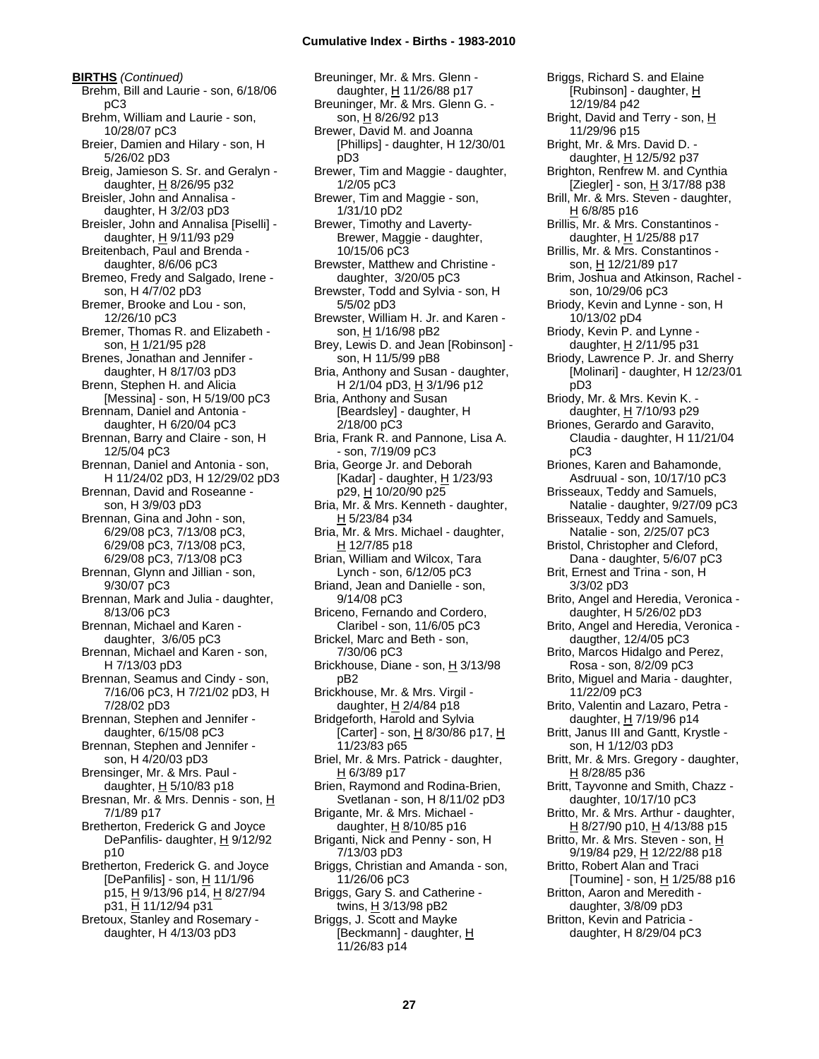**BIRTHS** *(Continued)*

Brehm, Bill and Laurie - son, 6/18/06 pC3
Brehm, William and Laurie - son, 10/28/07 pC3
Breier, Damien and Hilary - son, H 5/26/02 pD3
Breig, Jamieson S. Sr. and Geralyn - daughter, H 8/26/95 p32
Breisler, John and Annalisa - daughter, H 3/2/03 pD3
Breisler, John and Annalisa [Piselli] - daughter, H 9/11/93 p29
Breitenbach, Paul and Brenda - daughter, 8/6/06 pC3
Bremeo, Fredy and Salgado, Irene - son, H 4/7/02 pD3
Bremer, Brooke and Lou - son, 12/26/10 pC3
Bremer, Thomas R. and Elizabeth - son, H 1/21/95 p28
Brenes, Jonathan and Jennifer - daughter, H 8/17/03 pD3
Brenn, Stephen H. and Alicia [Messina] - son, H 5/19/00 pC3
Brennam, Daniel and Antonia - daughter, H 6/20/04 pC3
Brennan, Barry and Claire - son, H 12/5/04 pC3
Brennan, Daniel and Antonia - son, H 11/24/02 pD3, H 12/29/02 pD3
Brennan, David and Roseanne - son, H 3/9/03 pD3
Brennan, Gina and John - son, 6/29/08 pC3, 7/13/08 pC3, 6/29/08 pC3, 7/13/08 pC3, 6/29/08 pC3, 7/13/08 pC3
Brennan, Glynn and Jillian - son, 9/30/07 pC3
Brennan, Mark and Julia - daughter, 8/13/06 pC3
Brennan, Michael and Karen - daughter, 3/6/05 pC3
Brennan, Michael and Karen - son, H 7/13/03 pD3
Brennan, Seamus and Cindy - son, 7/16/06 pC3, H 7/21/02 pD3, H 7/28/02 pD3
Brennan, Stephen and Jennifer - daughter, 6/15/08 pC3
Brennan, Stephen and Jennifer - son, H 4/20/03 pD3
Brensinger, Mr. & Mrs. Paul - daughter, H 5/10/83 p18
Bresnan, Mr. & Mrs. Dennis - son, H 7/1/89 p17
Bretherton, Frederick G and Joyce DePanfilis- daughter, H 9/12/92 p10
Bretherton, Frederick G. and Joyce [DePanfilis] - son, H 11/1/96 p15, H 9/13/96 p14, H 8/27/94 p31, H 11/12/94 p31
Bretoux, Stanley and Rosemary - daughter, H 4/13/03 pD3
Breuninger, Mr. & Mrs. Glenn - daughter, H 11/26/88 p17
Breuninger, Mr. & Mrs. Glenn G. - son, H 8/26/92 p13
Brewer, David M. and Joanna [Phillips] - daughter, H 12/30/01 pD3
Brewer, Tim and Maggie - daughter, 1/2/05 pC3
Brewer, Tim and Maggie - son, 1/31/10 pD2
Brewer, Timothy and Laverty-Brewer, Maggie - daughter, 10/15/06 pC3
Brewster, Matthew and Christine - daughter, 3/20/05 pC3
Brewster, Todd and Sylvia - son, H 5/5/02 pD3
Brewster, William H. Jr. and Karen - son, H 1/16/98 pB2
Brey, Lewis D. and Jean [Robinson] - son, H 11/5/99 pB8
Bria, Anthony and Susan - daughter, H 2/1/04 pD3, H 3/1/96 p12
Bria, Anthony and Susan [Beardsley] - daughter, H 2/18/00 pC3
Bria, Frank R. and Pannone, Lisa A. - son, 7/19/09 pC3
Bria, George Jr. and Deborah [Kadar] - daughter, H 1/23/93 p29, H 10/20/90 p25
Bria, Mr. & Mrs. Kenneth - daughter, H 5/23/84 p34
Bria, Mr. & Mrs. Michael - daughter, H 12/7/85 p18
Brian, William and Wilcox, Tara Lynch - son, 6/12/05 pC3
Briand, Jean and Danielle - son, 9/14/08 pC3
Briceno, Fernando and Cordero, Claribel - son, 11/6/05 pC3
Brickel, Marc and Beth - son, 7/30/06 pC3
Brickhouse, Diane - son, H 3/13/98 pB2
Brickhouse, Mr. & Mrs. Virgil - daughter, H 2/4/84 p18
Bridgeforth, Harold and Sylvia [Carter] - son, H 8/30/86 p17, H 11/23/83 p65
Briel, Mr. & Mrs. Patrick - daughter, H 6/3/89 p17
Brien, Raymond and Rodina-Brien, Svetlanan - son, H 8/11/02 pD3
Brigante, Mr. & Mrs. Michael - daughter, H 8/10/85 p16
Briganti, Nick and Penny - son, H 7/13/03 pD3
Briggs, Christian and Amanda - son, 11/26/06 pC3
Briggs, Gary S. and Catherine - twins, H 3/13/98 pB2
Briggs, J. Scott and Mayke [Beckmann] - daughter, H 11/26/83 p14
Briggs, Richard S. and Elaine [Rubinson] - daughter, H 12/19/84 p42
Bright, David and Terry - son, H 11/29/96 p15
Bright, Mr. & Mrs. David D. - daughter, H 12/5/92 p37
Brighton, Renfrew M. and Cynthia [Ziegler] - son, H 3/17/88 p38
Brill, Mr. & Mrs. Steven - daughter, H 6/8/85 p16
Brillis, Mr. & Mrs. Constantinos - daughter, H 1/25/88 p17
Brillis, Mr. & Mrs. Constantinos - son, H 12/21/89 p17
Brim, Joshua and Atkinson, Rachel - son, 10/29/06 pC3
Briody, Kevin and Lynne - son, H 10/13/02 pD4
Briody, Kevin P. and Lynne - daughter, H 2/11/95 p31
Briody, Lawrence P. Jr. and Sherry [Molinari] - daughter, H 12/23/01 pD3
Briody, Mr. & Mrs. Kevin K. - daughter, H 7/10/93 p29
Briones, Gerardo and Garavito, Claudia - daughter, H 11/21/04 pC3
Briones, Karen and Bahamonde, Asdruual - son, 10/17/10 pC3
Brisseaux, Teddy and Samuels, Natalie - daughter, 9/27/09 pC3
Brisseaux, Teddy and Samuels, Natalie - son, 2/25/07 pC3
Bristol, Christopher and Cleford, Dana - daughter, 5/6/07 pC3
Brit, Ernest and Trina - son, H 3/3/02 pD3
Brito, Angel and Heredia, Veronica - daughter, H 5/26/02 pD3
Brito, Angel and Heredia, Veronica - daugther, 12/4/05 pC3
Brito, Marcos Hidalgo and Perez, Rosa - son, 8/2/09 pC3
Brito, Miguel and Maria - daughter, 11/22/09 pC3
Brito, Valentin and Lazaro, Petra - daughter, H 7/19/96 p14
Britt, Janus III and Gantt, Krystle - son, H 1/12/03 pD3
Britt, Mr. & Mrs. Gregory - daughter, H 8/28/85 p36
Britt, Tayvonne and Smith, Chazz - daughter, 10/17/10 pC3
Britto, Mr. & Mrs. Arthur - daughter, H 8/27/90 p10, H 4/13/88 p15
Britto, Mr. & Mrs. Steven - son, H 9/19/84 p29, H 12/22/88 p18
Britto, Robert Alan and Traci [Toumine] - son, H 1/25/88 p16
Britton, Aaron and Meredith - daughter, 3/8/09 pD3
Britton, Kevin and Patricia - daughter, H 8/29/04 pC3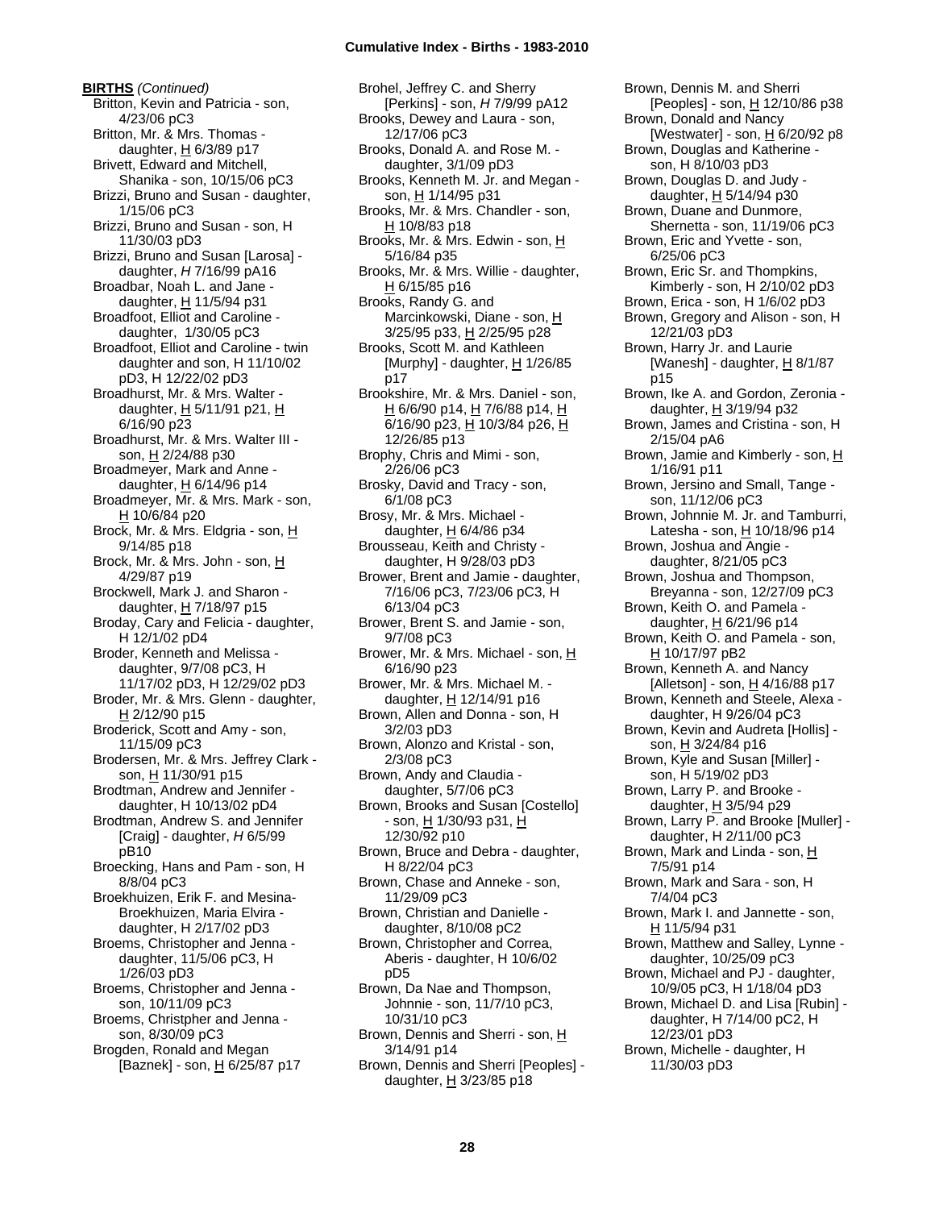**BIRTHS** *(Continued)*

Britton, Kevin and Patricia - son, 4/23/06 pC3

Britton, Mr. & Mrs. Thomas - daughter, H 6/3/89 p17

Brivett, Edward and Mitchell, Shanika - son, 10/15/06 pC3

Brizzi, Bruno and Susan - daughter, 1/15/06 pC3

Brizzi, Bruno and Susan - son, H 11/30/03 pD3

Brizzi, Bruno and Susan [Larosa] - daughter, *H* 7/16/99 pA16

Broadbar, Noah L. and Jane - daughter, H 11/5/94 p31

Broadfoot, Elliot and Caroline - daughter, 1/30/05 pC3

Broadfoot, Elliot and Caroline - twin daughter and son, H 11/10/02 pD3, H 12/22/02 pD3

Broadhurst, Mr. & Mrs. Walter - daughter, H 5/11/91 p21, H 6/16/90 p23

Broadhurst, Mr. & Mrs. Walter III - son, H 2/24/88 p30

Broadmeyer, Mark and Anne - daughter, H 6/14/96 p14

Broadmeyer, Mr. & Mrs. Mark - son, H 10/6/84 p20

Brock, Mr. & Mrs. Eldgria - son, H 9/14/85 p18

Brock, Mr. & Mrs. John - son, H 4/29/87 p19

Brockwell, Mark J. and Sharon - daughter, H 7/18/97 p15

Broday, Cary and Felicia - daughter, H 12/1/02 pD4

Broder, Kenneth and Melissa - daughter, 9/7/08 pC3, H 11/17/02 pD3, H 12/29/02 pD3

Broder, Mr. & Mrs. Glenn - daughter, H 2/12/90 p15

Broderick, Scott and Amy - son, 11/15/09 pC3

Brodersen, Mr. & Mrs. Jeffrey Clark - son, H 11/30/91 p15

Brodtman, Andrew and Jennifer - daughter, H 10/13/02 pD4

Brodtman, Andrew S. and Jennifer [Craig] - daughter, *H* 6/5/99 pB10

Broecking, Hans and Pam - son, H 8/8/04 pC3

Broekhuizen, Erik F. and Mesina-Broekhuizen, Maria Elvira - daughter, H 2/17/02 pD3

Broems, Christopher and Jenna - daughter, 11/5/06 pC3, H 1/26/03 pD3

Broems, Christopher and Jenna - son, 10/11/09 pC3

Broems, Christpher and Jenna - son, 8/30/09 pC3

Brogden, Ronald and Megan [Baznek] - son, H 6/25/87 p17

Brohel, Jeffrey C. and Sherry [Perkins] - son, *H* 7/9/99 pA12

Brooks, Dewey and Laura - son, 12/17/06 pC3

Brooks, Donald A. and Rose M. - daughter, 3/1/09 pD3

Brooks, Kenneth M. Jr. and Megan - son, H 1/14/95 p31

Brooks, Mr. & Mrs. Chandler - son, H 10/8/83 p18

Brooks, Mr. & Mrs. Edwin - son, H 5/16/84 p35

Brooks, Mr. & Mrs. Willie - daughter, H 6/15/85 p16

Brooks, Randy G. and Marcinkowski, Diane - son, H 3/25/95 p33, H 2/25/95 p28

Brooks, Scott M. and Kathleen [Murphy] - daughter, H 1/26/85 p17

Brookshire, Mr. & Mrs. Daniel - son, H 6/6/90 p14, H 7/6/88 p14, H 6/16/90 p23, H 10/3/84 p26, H 12/26/85 p13

Brophy, Chris and Mimi - son, 2/26/06 pC3

Brosky, David and Tracy - son, 6/1/08 pC3

Brosy, Mr. & Mrs. Michael - daughter, H 6/4/86 p34

Brousseau, Keith and Christy - daughter, H 9/28/03 pD3

Brower, Brent and Jamie - daughter, 7/16/06 pC3, 7/23/06 pC3, H 6/13/04 pC3

Brower, Brent S. and Jamie - son, 9/7/08 pC3

Brower, Mr. & Mrs. Michael - son, H 6/16/90 p23

Brower, Mr. & Mrs. Michael M. - daughter, H 12/14/91 p16

Brown, Allen and Donna - son, H 3/2/03 pD3

Brown, Alonzo and Kristal - son, 2/3/08 pC3

Brown, Andy and Claudia - daughter, 5/7/06 pC3

Brown, Brooks and Susan [Costello] - son, H 1/30/93 p31, H 12/30/92 p10

Brown, Bruce and Debra - daughter, H 8/22/04 pC3

Brown, Chase and Anneke - son, 11/29/09 pC3

Brown, Christian and Danielle - daughter, 8/10/08 pC2

Brown, Christopher and Correa, Aberis - daughter, H 10/6/02 pD5

Brown, Da Nae and Thompson, Johnnie - son, 11/7/10 pC3, 10/31/10 pC3

Brown, Dennis and Sherri - son, H 3/14/91 p14

Brown, Dennis and Sherri [Peoples] - daughter, H 3/23/85 p18

Brown, Dennis M. and Sherri [Peoples] - son, H 12/10/86 p38

Brown, Donald and Nancy [Westwater] - son, H 6/20/92 p8

Brown, Douglas and Katherine - son, H 8/10/03 pD3

Brown, Douglas D. and Judy - daughter, H 5/14/94 p30

Brown, Duane and Dunmore, Shernetta - son, 11/19/06 pC3

Brown, Eric and Yvette - son, 6/25/06 pC3

Brown, Eric Sr. and Thompkins, Kimberly - son, H 2/10/02 pD3

Brown, Erica - son, H 1/6/02 pD3

Brown, Gregory and Alison - son, H 12/21/03 pD3

Brown, Harry Jr. and Laurie [Wanesh] - daughter, H 8/1/87 p15

Brown, Ike A. and Gordon, Zeronia - daughter, H 3/19/94 p32

Brown, James and Cristina - son, H 2/15/04 pA6

Brown, Jamie and Kimberly - son, H 1/16/91 p11

Brown, Jersino and Small, Tange - son, 11/12/06 pC3

Brown, Johnnie M. Jr. and Tamburri, Latesha - son, H 10/18/96 p14

Brown, Joshua and Angie - daughter, 8/21/05 pC3

Brown, Joshua and Thompson, Breyanna - son, 12/27/09 pC3

Brown, Keith O. and Pamela - daughter, H 6/21/96 p14

Brown, Keith O. and Pamela - son, H 10/17/97 pB2

Brown, Kenneth A. and Nancy [Alletson] - son, H 4/16/88 p17

Brown, Kenneth and Steele, Alexa - daughter, H 9/26/04 pC3

Brown, Kevin and Audreta [Hollis] - son, H 3/24/84 p16

Brown, Kyle and Susan [Miller] - son, H 5/19/02 pD3

Brown, Larry P. and Brooke - daughter, H 3/5/94 p29

Brown, Larry P. and Brooke [Muller] - daughter, H 2/11/00 pC3

Brown, Mark and Linda - son, H 7/5/91 p14

Brown, Mark and Sara - son, H 7/4/04 pC3

Brown, Mark I. and Jannette - son, H 11/5/94 p31

Brown, Matthew and Salley, Lynne - daughter, 10/25/09 pC3

Brown, Michael and PJ - daughter, 10/9/05 pC3, H 1/18/04 pD3

Brown, Michael D. and Lisa [Rubin] - daughter, H 7/14/00 pC2, H 12/23/01 pD3

Brown, Michelle - daughter, H 11/30/03 pD3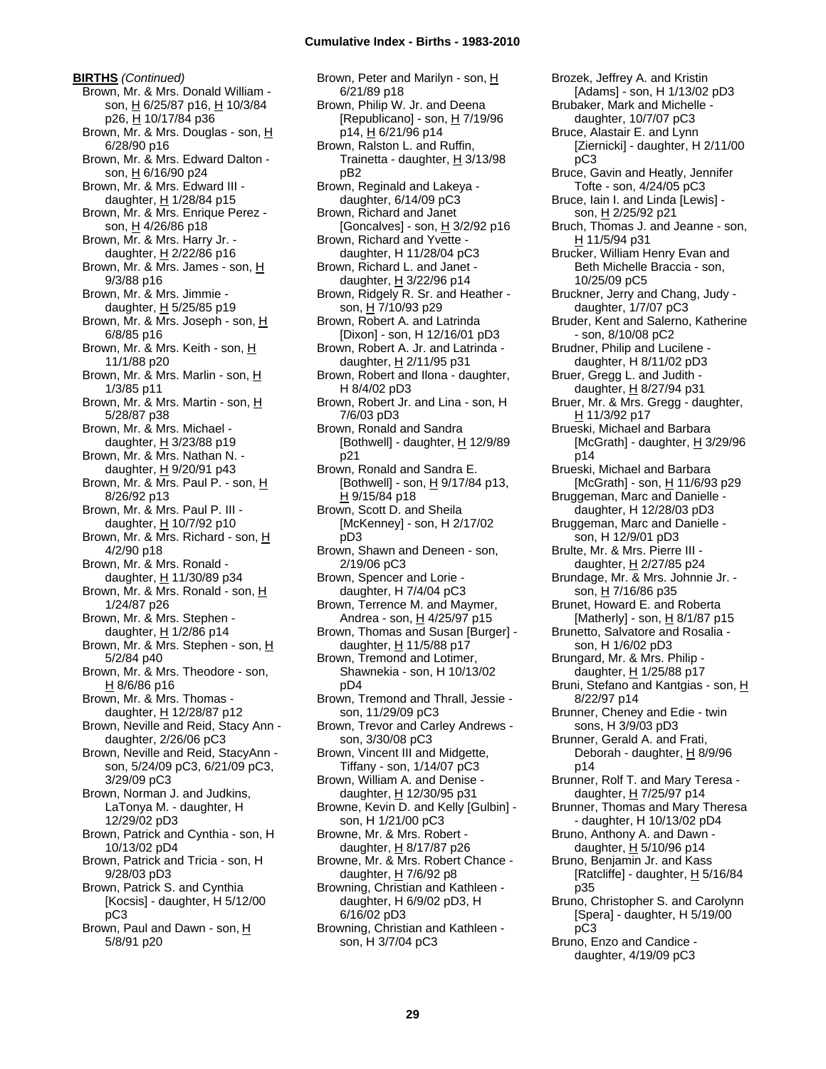**BIRTHS** *(Continued)*

Brown, Mr. & Mrs. Donald William - son, H 6/25/87 p16, H 10/3/84 p26, H 10/17/84 p36

Brown, Mr. & Mrs. Douglas - son, H 6/28/90 p16

Brown, Mr. & Mrs. Edward Dalton - son, H 6/16/90 p24

Brown, Mr. & Mrs. Edward III - daughter, H 1/28/84 p15

Brown, Mr. & Mrs. Enrique Perez - son, H 4/26/86 p18

Brown, Mr. & Mrs. Harry Jr. - daughter, H 2/22/86 p16

Brown, Mr. & Mrs. James - son, H 9/3/88 p16

Brown, Mr. & Mrs. Jimmie - daughter, H 5/25/85 p19

Brown, Mr. & Mrs. Joseph - son, H 6/8/85 p16

Brown, Mr. & Mrs. Keith - son, H 11/1/88 p20

Brown, Mr. & Mrs. Marlin - son, H 1/3/85 p11

Brown, Mr. & Mrs. Martin - son, H 5/28/87 p38

Brown, Mr. & Mrs. Michael - daughter, H 3/23/88 p19

Brown, Mr. & Mrs. Nathan N. - daughter, H 9/20/91 p43

Brown, Mr. & Mrs. Paul P. - son, H 8/26/92 p13

Brown, Mr. & Mrs. Paul P. III - daughter, H 10/7/92 p10

Brown, Mr. & Mrs. Richard - son, H 4/2/90 p18

Brown, Mr. & Mrs. Ronald - daughter, H 11/30/89 p34

Brown, Mr. & Mrs. Ronald - son, H 1/24/87 p26

Brown, Mr. & Mrs. Stephen - daughter, H 1/2/86 p14

Brown, Mr. & Mrs. Stephen - son, H 5/2/84 p40

Brown, Mr. & Mrs. Theodore - son, H 8/6/86 p16

Brown, Mr. & Mrs. Thomas - daughter, H 12/28/87 p12

Brown, Neville and Reid, Stacy Ann - daughter, 2/26/06 pC3

Brown, Neville and Reid, StacyAnn - son, 5/24/09 pC3, 6/21/09 pC3, 3/29/09 pC3

Brown, Norman J. and Judkins, LaTonya M. - daughter, H 12/29/02 pD3

Brown, Patrick and Cynthia - son, H 10/13/02 pD4

Brown, Patrick and Tricia - son, H 9/28/03 pD3

Brown, Patrick S. and Cynthia [Kocsis] - daughter, H 5/12/00 pC3

Brown, Paul and Dawn - son, H 5/8/91 p20

Brown, Peter and Marilyn - son, H 6/21/89 p18

Brown, Philip W. Jr. and Deena [Republicano] - son, H 7/19/96 p14, H 6/21/96 p14

Brown, Ralston L. and Ruffin, Trainetta - daughter, H 3/13/98 pB2

Brown, Reginald and Lakeya - daughter, 6/14/09 pC3

Brown, Richard and Janet [Goncalves] - son, H 3/2/92 p16

Brown, Richard and Yvette - daughter, H 11/28/04 pC3

Brown, Richard L. and Janet - daughter, H 3/22/96 p14

Brown, Ridgely R. Sr. and Heather - son, H 7/10/93 p29

Brown, Robert A. and Latrinda [Dixon] - son, H 12/16/01 pD3

Brown, Robert A. Jr. and Latrinda - daughter, H 2/11/95 p31

Brown, Robert and Ilona - daughter, H 8/4/02 pD3

Brown, Robert Jr. and Lina - son, H 7/6/03 pD3

Brown, Ronald and Sandra [Bothwell] - daughter, H 12/9/89 p21

Brown, Ronald and Sandra E. [Bothwell] - son, H 9/17/84 p13, H 9/15/84 p18

Brown, Scott D. and Sheila [McKenney] - son, H 2/17/02 pD3

Brown, Shawn and Deneen - son, 2/19/06 pC3

Brown, Spencer and Lorie - daughter, H 7/4/04 pC3

Brown, Terrence M. and Maymer, Andrea - son, H 4/25/97 p15

Brown, Thomas and Susan [Burger] - daughter, H 11/5/88 p17

Brown, Tremond and Lotimer, Shawnekia - son, H 10/13/02 pD4

Brown, Tremond and Thrall, Jessie - son, 11/29/09 pC3

Brown, Trevor and Carley Andrews - son, 3/30/08 pC3

Brown, Vincent III and Midgette, Tiffany - son, 1/14/07 pC3

Brown, William A. and Denise - daughter, H 12/30/95 p31

Browne, Kevin D. and Kelly [Gulbin] - son, H 1/21/00 pC3

Browne, Mr. & Mrs. Robert - daughter, H 8/17/87 p26

Browne, Mr. & Mrs. Robert Chance - daughter, H 7/6/92 p8

Browning, Christian and Kathleen - daughter, H 6/9/02 pD3, H 6/16/02 pD3

Browning, Christian and Kathleen - son, H 3/7/04 pC3

Brozek, Jeffrey A. and Kristin [Adams] - son, H 1/13/02 pD3

Brubaker, Mark and Michelle - daughter, 10/7/07 pC3

Bruce, Alastair E. and Lynn [Ziernicki] - daughter, H 2/11/00 pC3

Bruce, Gavin and Heatly, Jennifer Tofte - son, 4/24/05 pC3

Bruce, Iain I. and Linda [Lewis] - son, H 2/25/92 p21

Bruch, Thomas J. and Jeanne - son, H 11/5/94 p31

Brucker, William Henry Evan and Beth Michelle Braccia - son, 10/25/09 pC5

Bruckner, Jerry and Chang, Judy - daughter, 1/7/07 pC3

Bruder, Kent and Salerno, Katherine - son, 8/10/08 pC2

Brudner, Philip and Lucilene - daughter, H 8/11/02 pD3

Bruer, Gregg L. and Judith - daughter, H 8/27/94 p31

Bruer, Mr. & Mrs. Gregg - daughter, H 11/3/92 p17

Brueski, Michael and Barbara [McGrath] - daughter, H 3/29/96 p14

Brueski, Michael and Barbara [McGrath] - son, H 11/6/93 p29

Bruggeman, Marc and Danielle - daughter, H 12/28/03 pD3

Bruggeman, Marc and Danielle - son, H 12/9/01 pD3

Brulte, Mr. & Mrs. Pierre III - daughter, H 2/27/85 p24

Brundage, Mr. & Mrs. Johnnie Jr. - son, H 7/16/86 p35

Brunet, Howard E. and Roberta [Matherly] - son, H 8/1/87 p15

Brunetto, Salvatore and Rosalia - son, H 1/6/02 pD3

Brungard, Mr. & Mrs. Philip - daughter, H 1/25/88 p17

Bruni, Stefano and Kantgias - son, H 8/22/97 p14

Brunner, Cheney and Edie - twin sons, H 3/9/03 pD3

Brunner, Gerald A. and Frati, Deborah - daughter, H 8/9/96 p14

Brunner, Rolf T. and Mary Teresa - daughter, H 7/25/97 p14

Brunner, Thomas and Mary Theresa - daughter, H 10/13/02 pD4

Bruno, Anthony A. and Dawn - daughter, H 5/10/96 p14

Bruno, Benjamin Jr. and Kass [Ratcliffe] - daughter, H 5/16/84 p35

Bruno, Christopher S. and Carolynn [Spera] - daughter, H 5/19/00 pC3

Bruno, Enzo and Candice - daughter, 4/19/09 pC3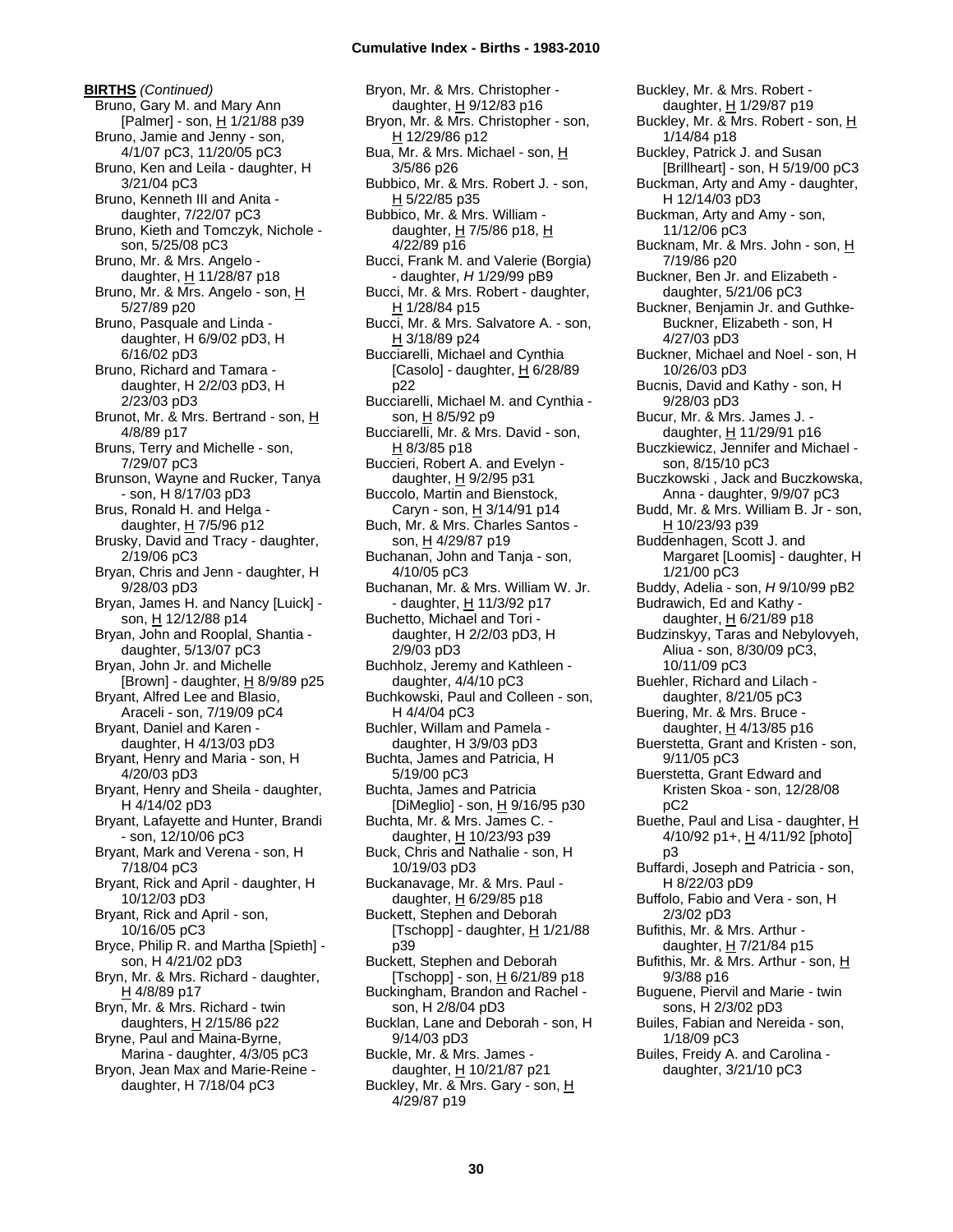**BIRTHS** *(Continued)*

Bruno, Gary M. and Mary Ann [Palmer] - son, H 1/21/88 p39
Bruno, Jamie and Jenny - son, 4/1/07 pC3, 11/20/05 pC3
Bruno, Ken and Leila - daughter, H 3/21/04 pC3
Bruno, Kenneth III and Anita - daughter, 7/22/07 pC3
Bruno, Kieth and Tomczyk, Nichole - son, 5/25/08 pC3
Bruno, Mr. & Mrs. Angelo - daughter, H 11/28/87 p18
Bruno, Mr. & Mrs. Angelo - son, H 5/27/89 p20
Bruno, Pasquale and Linda - daughter, H 6/9/02 pD3, H 6/16/02 pD3
Bruno, Richard and Tamara - daughter, H 2/2/03 pD3, H 2/23/03 pD3
Brunot, Mr. & Mrs. Bertrand - son, H 4/8/89 p17
Bruns, Terry and Michelle - son, 7/29/07 pC3
Brunson, Wayne and Rucker, Tanya - son, H 8/17/03 pD3
Brus, Ronald H. and Helga - daughter, H 7/5/96 p12
Brusky, David and Tracy - daughter, 2/19/06 pC3
Bryan, Chris and Jenn - daughter, H 9/28/03 pD3
Bryan, James H. and Nancy [Luick] - son, H 12/12/88 p14
Bryan, John and Rooplal, Shantia - daughter, 5/13/07 pC3
Bryan, John Jr. and Michelle [Brown] - daughter, H 8/9/89 p25
Bryant, Alfred Lee and Blasio, Araceli - son, 7/19/09 pC4
Bryant, Daniel and Karen - daughter, H 4/13/03 pD3
Bryant, Henry and Maria - son, H 4/20/03 pD3
Bryant, Henry and Sheila - daughter, H 4/14/02 pD3
Bryant, Lafayette and Hunter, Brandi - son, 12/10/06 pC3
Bryant, Mark and Verena - son, H 7/18/04 pC3
Bryant, Rick and April - daughter, H 10/12/03 pD3
Bryant, Rick and April - son, 10/16/05 pC3
Bryce, Philip R. and Martha [Spieth] - son, H 4/21/02 pD3
Bryn, Mr. & Mrs. Richard - daughter, H 4/8/89 p17
Bryn, Mr. & Mrs. Richard - twin daughters, H 2/15/86 p22
Bryne, Paul and Maina-Byrne, Marina - daughter, 4/3/05 pC3
Bryon, Jean Max and Marie-Reine - daughter, H 7/18/04 pC3
Bryon, Mr. & Mrs. Christopher - daughter, H 9/12/83 p16
Bryon, Mr. & Mrs. Christopher - son, H 12/29/86 p12
Bua, Mr. & Mrs. Michael - son, H 3/5/86 p26
Bubbico, Mr. & Mrs. Robert J. - son, H 5/22/85 p35
Bubbico, Mr. & Mrs. William - daughter, H 7/5/86 p18, H 4/22/89 p16
Bucci, Frank M. and Valerie (Borgia) - daughter, *H* 1/29/99 pB9
Bucci, Mr. & Mrs. Robert - daughter, H 1/28/84 p15
Bucci, Mr. & Mrs. Salvatore A. - son, H 3/18/89 p24
Bucciarelli, Michael and Cynthia [Casolo] - daughter, H 6/28/89 p22
Bucciarelli, Michael M. and Cynthia - son, H 8/5/92 p9
Bucciarelli, Mr. & Mrs. David - son, H 8/3/85 p18
Buccieri, Robert A. and Evelyn - daughter, H 9/2/95 p31
Buccolo, Martin and Bienstock, Caryn - son, H 3/14/91 p14
Buch, Mr. & Mrs. Charles Santos - son, H 4/29/87 p19
Buchanan, John and Tanja - son, 4/10/05 pC3
Buchanan, Mr. & Mrs. William W. Jr. - daughter, H 11/3/92 p17
Buchetto, Michael and Tori - daughter, H 2/2/03 pD3, H 2/9/03 pD3
Buchholz, Jeremy and Kathleen - daughter, 4/4/10 pC3
Buchkowski, Paul and Colleen - son, H 4/4/04 pC3
Buchler, Willam and Pamela - daughter, H 3/9/03 pD3
Buchta, James and Patricia, H 5/19/00 pC3
Buchta, James and Patricia [DiMeglio] - son, H 9/16/95 p30
Buchta, Mr. & Mrs. James C. - daughter, H 10/23/93 p39
Buck, Chris and Nathalie - son, H 10/19/03 pD3
Buckanavage, Mr. & Mrs. Paul - daughter, H 6/29/85 p18
Buckett, Stephen and Deborah [Tschopp] - daughter, H 1/21/88 p39
Buckett, Stephen and Deborah [Tschopp] - son, H 6/21/89 p18
Buckingham, Brandon and Rachel - son, H 2/8/04 pD3
Bucklan, Lane and Deborah - son, H 9/14/03 pD3
Buckle, Mr. & Mrs. James - daughter, H 10/21/87 p21
Buckley, Mr. & Mrs. Gary - son, H 4/29/87 p19
Buckley, Mr. & Mrs. Robert - daughter, H 1/29/87 p19
Buckley, Mr. & Mrs. Robert - son, H 1/14/84 p18
Buckley, Patrick J. and Susan [Brillheart] - son, H 5/19/00 pC3
Buckman, Arty and Amy - daughter, H 12/14/03 pD3
Buckman, Arty and Amy - son, 11/12/06 pC3
Bucknam, Mr. & Mrs. John - son, H 7/19/86 p20
Buckner, Ben Jr. and Elizabeth - daughter, 5/21/06 pC3
Buckner, Benjamin Jr. and Guthke-Buckner, Elizabeth - son, H 4/27/03 pD3
Buckner, Michael and Noel - son, H 10/26/03 pD3
Bucnis, David and Kathy - son, H 9/28/03 pD3
Bucur, Mr. & Mrs. James J. - daughter, H 11/29/91 p16
Buczkiewicz, Jennifer and Michael - son, 8/15/10 pC3
Buczkowski , Jack and Buczkowska, Anna - daughter, 9/9/07 pC3
Budd, Mr. & Mrs. William B. Jr - son, H 10/23/93 p39
Buddenhagen, Scott J. and Margaret [Loomis] - daughter, H 1/21/00 pC3
Buddy, Adelia - son, *H* 9/10/99 pB2
Budrawich, Ed and Kathy - daughter, H 6/21/89 p18
Budzinskyy, Taras and Nebylovyeh, Aliua - son, 8/30/09 pC3, 10/11/09 pC3
Buehler, Richard and Lilach - daughter, 8/21/05 pC3
Buering, Mr. & Mrs. Bruce - daughter, H 4/13/85 p16
Buerstetta, Grant and Kristen - son, 9/11/05 pC3
Buerstetta, Grant Edward and Kristen Skoa - son, 12/28/08 pC2
Buethe, Paul and Lisa - daughter, H 4/10/92 p1+, H 4/11/92 [photo] p3
Buffardi, Joseph and Patricia - son, H 8/22/03 pD9
Buffolo, Fabio and Vera - son, H 2/3/02 pD3
Bufithis, Mr. & Mrs. Arthur - daughter, H 7/21/84 p15
Bufithis, Mr. & Mrs. Arthur - son, H 9/3/88 p16
Buguene, Piervil and Marie - twin sons, H 2/3/02 pD3
Builes, Fabian and Nereida - son, 1/18/09 pC3
Builes, Freidy A. and Carolina - daughter, 3/21/10 pC3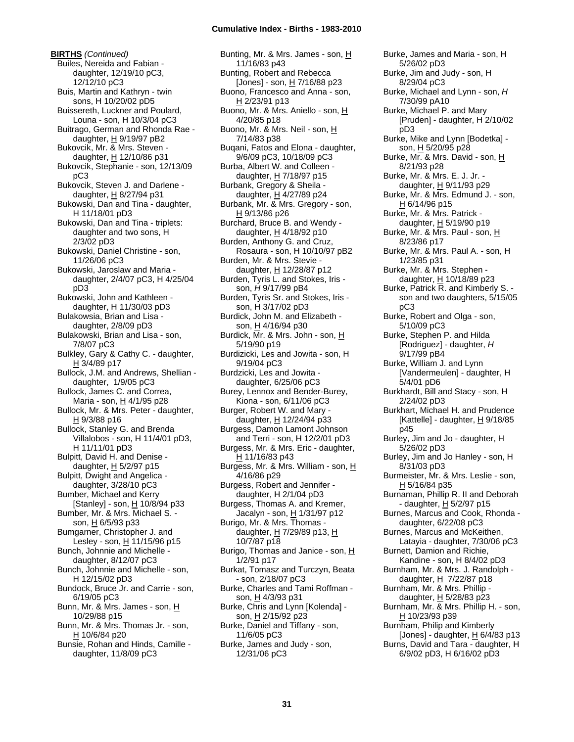**BIRTHS** *(Continued)*

Builes, Nereida and Fabian - daughter, 12/19/10 pC3, 12/12/10 pC3
Buis, Martin and Kathryn - twin sons, H 10/20/02 pD5
Buissereth, Luckner and Poulard, Louna - son, H 10/3/04 pC3
Buitrago, German and Rhonda Rae - daughter, H 9/19/97 pB2
Bukovcik, Mr. & Mrs. Steven - daughter, H 12/10/86 p31
Bukovcik, Stephanie - son, 12/13/09 pC3
Bukovcik, Steven J. and Darlene - daughter, H 8/27/94 p31
Bukowski, Dan and Tina - daughter, H 11/18/01 pD3
Bukowski, Dan and Tina - triplets: daughter and two sons, H 2/3/02 pD3
Bukowski, Daniel Christine - son, 11/26/06 pC3
Bukowski, Jaroslaw and Maria - daughter, 2/4/07 pC3, H 4/25/04 pD3
Bukowski, John and Kathleen - daughter, H 11/30/03 pD3
Bulakowsia, Brian and Lisa - daughter, 2/8/09 pD3
Bulakowski, Brian and Lisa - son, 7/8/07 pC3
Bulkley, Gary & Cathy C. - daughter, H 3/4/89 p17
Bullock, J.M. and Andrews, Shellian - daughter, 1/9/05 pC3
Bullock, James C. and Correa, Maria - son, H 4/1/95 p28
Bullock, Mr. & Mrs. Peter - daughter, H 9/3/88 p16
Bullock, Stanley G. and Brenda Villalobos - son, H 11/4/01 pD3, H 11/11/01 pD3
Bulpitt, David H. and Denise - daughter, H 5/2/97 p15
Bulpitt, Dwight and Angelica - daughter, 3/28/10 pC3
Bumber, Michael and Kerry [Stanley] - son, H 10/8/94 p33
Bumber, Mr. & Mrs. Michael S. - son, H 6/5/93 p33
Bumgarner, Christopher J. and Lesley - son, H 11/15/96 p15
Bunch, Johnnie and Michelle - daughter, 8/12/07 pC3
Bunch, Johnnie and Michelle - son, H 12/15/02 pD3
Bundock, Bruce Jr. and Carrie - son, 6/19/05 pC3
Bunn, Mr. & Mrs. James - son, H 10/29/88 p15
Bunn, Mr. & Mrs. Thomas Jr. - son, H 10/6/84 p20
Bunsie, Rohan and Hinds, Camille - daughter, 11/8/09 pC3
Bunting, Mr. & Mrs. James - son, H 11/16/83 p43
Bunting, Robert and Rebecca [Jones] - son, H 7/16/88 p23
Buono, Francesco and Anna - son, H 2/23/91 p13
Buono, Mr. & Mrs. Aniello - son, H 4/20/85 p18
Buono, Mr. & Mrs. Neil - son, H 7/14/83 p38
Buqani, Fatos and Elona - daughter, 9/6/09 pC3, 10/18/09 pC3
Burba, Albert W. and Colleen - daughter, H 7/18/97 p15
Burbank, Gregory & Sheila - daughter, H 4/27/89 p24
Burbank, Mr. & Mrs. Gregory - son, H 9/13/86 p26
Burchard, Bruce B. and Wendy - daughter, H 4/18/92 p10
Burden, Anthony G. and Cruz, Rosaura - son, H 10/10/97 pB2
Burden, Mr. & Mrs. Stevie - daughter, H 12/28/87 p12
Burden, Tyris L. and Stokes, Iris - son, *H* 9/17/99 pB4
Burden, Tyris Sr. and Stokes, Iris - son, H 3/17/02 pD3
Burdick, John M. and Elizabeth - son, H 4/16/94 p30
Burdick, Mr. & Mrs. John - son, H 5/19/90 p19
Burdizicki, Les and Jowita - son, H 9/19/04 pC3
Burdzicki, Les and Jowita - daughter, 6/25/06 pC3
Burey, Lennox and Bender-Burey, Kiona - son, 6/11/06 pC3
Burger, Robert W. and Mary - daughter, H 12/24/94 p33
Burgess, Damon Lamont Johnson and Terri - son, H 12/2/01 pD3
Burgess, Mr. & Mrs. Eric - daughter, H 11/16/83 p43
Burgess, Mr. & Mrs. William - son, H 4/16/86 p29
Burgess, Robert and Jennifer - daughter, H 2/1/04 pD3
Burgess, Thomas A. and Kremer, Jacalyn - son, H 1/31/97 p12
Burigo, Mr. & Mrs. Thomas - daughter, H 7/29/89 p13, H 10/7/87 p18
Burigo, Thomas and Janice - son, H 1/2/91 p17
Burkat, Tomasz and Turczyn, Beata - son, 2/18/07 pC3
Burke, Charles and Tami Roffman - son, H 4/3/93 p31
Burke, Chris and Lynn [Kolenda] - son, H 2/15/92 p23
Burke, Daniel and Tiffany - son, 11/6/05 pC3
Burke, James and Judy - son, 12/31/06 pC3
Burke, James and Maria - son, H 5/26/02 pD3
Burke, Jim and Judy - son, H 8/29/04 pC3
Burke, Michael and Lynn - son, *H* 7/30/99 pA10
Burke, Michael P. and Mary [Pruden] - daughter, H 2/10/02 pD3
Burke, Mike and Lynn [Bodetka] - son, H 5/20/95 p28
Burke, Mr. & Mrs. David - son, H 8/21/93 p28
Burke, Mr. & Mrs. E. J. Jr. - daughter, H 9/11/93 p29
Burke, Mr. & Mrs. Edmund J. - son, H 6/14/96 p15
Burke, Mr. & Mrs. Patrick - daughter, H 5/19/90 p19
Burke, Mr. & Mrs. Paul - son, H 8/23/86 p17
Burke, Mr. & Mrs. Paul A. - son, H 1/23/85 p31
Burke, Mr. & Mrs. Stephen - daughter, H 10/18/89 p23
Burke, Patrick R. and Kimberly S. - son and two daughters, 5/15/05 pC3
Burke, Robert and Olga - son, 5/10/09 pC3
Burke, Stephen P. and Hilda [Rodriguez] - daughter, *H* 9/17/99 pB4
Burke, William J. and Lynn [Vandermeulen] - daughter, H 5/4/01 pD6
Burkhardt, Bill and Stacy - son, H 2/24/02 pD3
Burkhart, Michael H. and Prudence [Kattelle] - daughter, H 9/18/85 p45
Burley, Jim and Jo - daughter, H 5/26/02 pD3
Burley, Jim and Jo Hanley - son, H 8/31/03 pD3
Burmeister, Mr. & Mrs. Leslie - son, H 5/16/84 p35
Burnaman, Phillip R. II and Deborah - daughter, H 5/2/97 p15
Burnes, Marcus and Cook, Rhonda - daughter, 6/22/08 pC3
Burnes, Marcus and McKeithen, Latayia - daughter, 7/30/06 pC3
Burnett, Damion and Richie, Kandine - son, H 8/4/02 pD3
Burnham, Mr. & Mrs. J. Randolph - daughter, H 7/22/87 p18
Burnham, Mr. & Mrs. Phillip - daughter, H 5/28/83 p23
Burnham, Mr. & Mrs. Phillip H. - son, H 10/23/93 p39
Burnham, Philip and Kimberly [Jones] - daughter, H 6/4/83 p13
Burns, David and Tara - daughter, H 6/9/02 pD3, H 6/16/02 pD3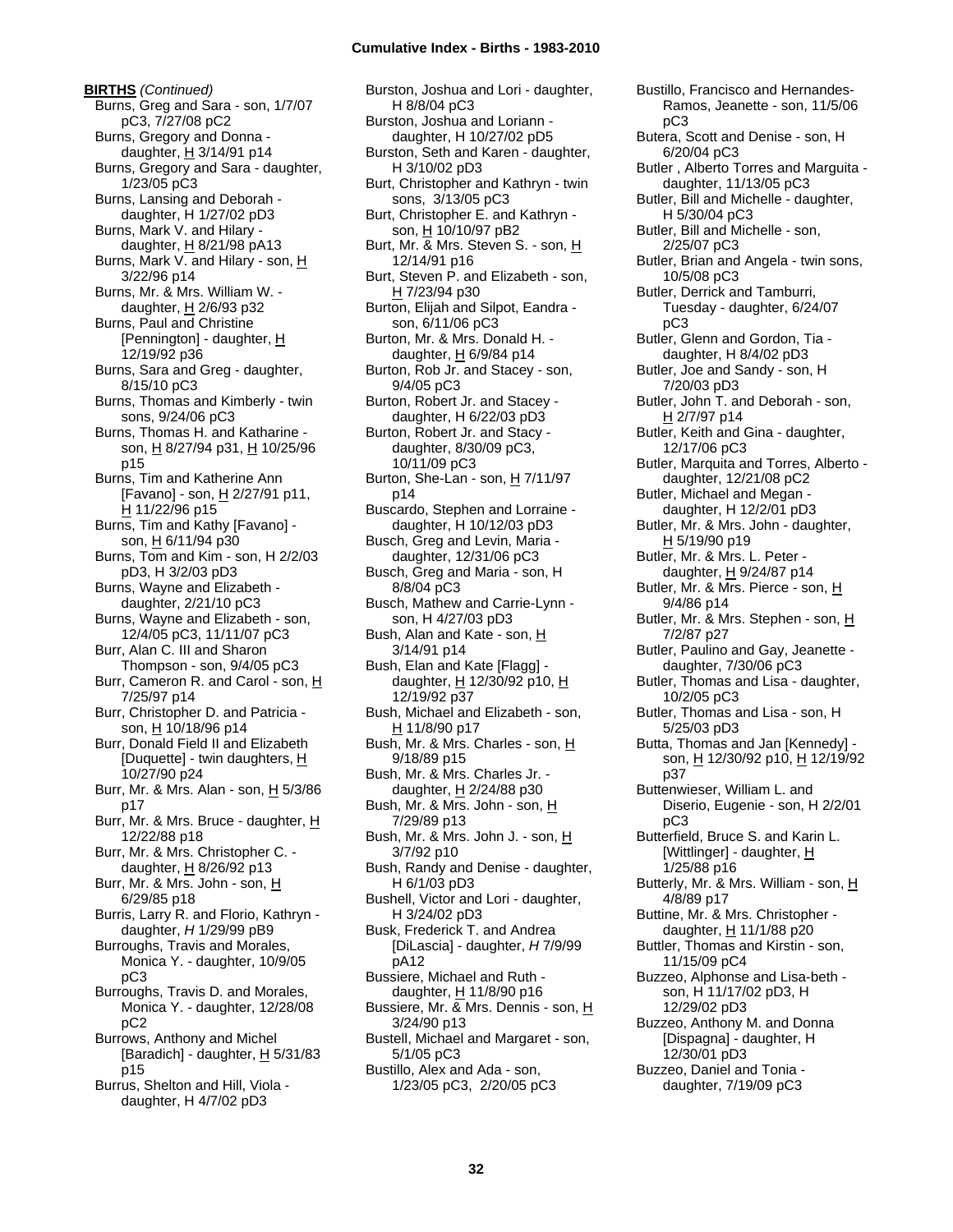**BIRTHS** *(Continued)*

Burns, Greg and Sara - son, 1/7/07 pC3, 7/27/08 pC2
Burns, Gregory and Donna - daughter, H 3/14/91 p14
Burns, Gregory and Sara - daughter, 1/23/05 pC3
Burns, Lansing and Deborah - daughter, H 1/27/02 pD3
Burns, Mark V. and Hilary - daughter, H 8/21/98 pA13
Burns, Mark V. and Hilary - son, H 3/22/96 p14
Burns, Mr. & Mrs. William W. - daughter, H 2/6/93 p32
Burns, Paul and Christine [Pennington] - daughter, H 12/19/92 p36
Burns, Sara and Greg - daughter, 8/15/10 pC3
Burns, Thomas and Kimberly - twin sons, 9/24/06 pC3
Burns, Thomas H. and Katharine - son, H 8/27/94 p31, H 10/25/96 p15
Burns, Tim and Katherine Ann [Favano] - son, H 2/27/91 p11, H 11/22/96 p15
Burns, Tim and Kathy [Favano] - son, H 6/11/94 p30
Burns, Tom and Kim - son, H 2/2/03 pD3, H 3/2/03 pD3
Burns, Wayne and Elizabeth - daughter, 2/21/10 pC3
Burns, Wayne and Elizabeth - son, 12/4/05 pC3, 11/11/07 pC3
Burr, Alan C. III and Sharon Thompson - son, 9/4/05 pC3
Burr, Cameron R. and Carol - son, H 7/25/97 p14
Burr, Christopher D. and Patricia - son, H 10/18/96 p14
Burr, Donald Field II and Elizabeth [Duquette] - twin daughters, H 10/27/90 p24
Burr, Mr. & Mrs. Alan - son, H 5/3/86 p17
Burr, Mr. & Mrs. Bruce - daughter, H 12/22/88 p18
Burr, Mr. & Mrs. Christopher C. - daughter, H 8/26/92 p13
Burr, Mr. & Mrs. John - son, H 6/29/85 p18
Burris, Larry R. and Florio, Kathryn - daughter, *H* 1/29/99 pB9
Burroughs, Travis and Morales, Monica Y. - daughter, 10/9/05 pC3
Burroughs, Travis D. and Morales, Monica Y. - daughter, 12/28/08 pC2
Burrows, Anthony and Michel [Baradich] - daughter, H 5/31/83 p15
Burrus, Shelton and Hill, Viola - daughter, H 4/7/02 pD3
Burston, Joshua and Lori - daughter, H 8/8/04 pC3
Burston, Joshua and Loriann - daughter, H 10/27/02 pD5
Burston, Seth and Karen - daughter, H 3/10/02 pD3
Burt, Christopher and Kathryn - twin sons, 3/13/05 pC3
Burt, Christopher E. and Kathryn - son, H 10/10/97 pB2
Burt, Mr. & Mrs. Steven S. - son, H 12/14/91 p16
Burt, Steven P. and Elizabeth - son, H 7/23/94 p30
Burton, Elijah and Silpot, Eandra - son, 6/11/06 pC3
Burton, Mr. & Mrs. Donald H. - daughter, H 6/9/84 p14
Burton, Rob Jr. and Stacey - son, 9/4/05 pC3
Burton, Robert Jr. and Stacey - daughter, H 6/22/03 pD3
Burton, Robert Jr. and Stacy - daughter, 8/30/09 pC3, 10/11/09 pC3
Burton, She-Lan - son, H 7/11/97 p14
Buscardo, Stephen and Lorraine - daughter, H 10/12/03 pD3
Busch, Greg and Levin, Maria - daughter, 12/31/06 pC3
Busch, Greg and Maria - son, H 8/8/04 pC3
Busch, Mathew and Carrie-Lynn - son, H 4/27/03 pD3
Bush, Alan and Kate - son, H 3/14/91 p14
Bush, Elan and Kate [Flagg] - daughter, H 12/30/92 p10, H 12/19/92 p37
Bush, Michael and Elizabeth - son, H 11/8/90 p17
Bush, Mr. & Mrs. Charles - son, H 9/18/89 p15
Bush, Mr. & Mrs. Charles Jr. - daughter, H 2/24/88 p30
Bush, Mr. & Mrs. John - son, H 7/29/89 p13
Bush, Mr. & Mrs. John J. - son, H 3/7/92 p10
Bush, Randy and Denise - daughter, H 6/1/03 pD3
Bushell, Victor and Lori - daughter, H 3/24/02 pD3
Busk, Frederick T. and Andrea [DiLascia] - daughter, *H* 7/9/99 pA12
Bussiere, Michael and Ruth - daughter, H 11/8/90 p16
Bussiere, Mr. & Mrs. Dennis - son, H 3/24/90 p13
Bustell, Michael and Margaret - son, 5/1/05 pC3
Bustillo, Alex and Ada - son, 1/23/05 pC3, 2/20/05 pC3
Bustillo, Francisco and Hernandes-Ramos, Jeanette - son, 11/5/06 pC3
Butera, Scott and Denise - son, H 6/20/04 pC3
Butler , Alberto Torres and Marguita - daughter, 11/13/05 pC3
Butler, Bill and Michelle - daughter, H 5/30/04 pC3
Butler, Bill and Michelle - son, 2/25/07 pC3
Butler, Brian and Angela - twin sons, 10/5/08 pC3
Butler, Derrick and Tamburri, Tuesday - daughter, 6/24/07 pC3
Butler, Glenn and Gordon, Tia - daughter, H 8/4/02 pD3
Butler, Joe and Sandy - son, H 7/20/03 pD3
Butler, John T. and Deborah - son, H 2/7/97 p14
Butler, Keith and Gina - daughter, 12/17/06 pC3
Butler, Marquita and Torres, Alberto - daughter, 12/21/08 pC2
Butler, Michael and Megan - daughter, H 12/2/01 pD3
Butler, Mr. & Mrs. John - daughter, H 5/19/90 p19
Butler, Mr. & Mrs. L. Peter - daughter, H 9/24/87 p14
Butler, Mr. & Mrs. Pierce - son, H 9/4/86 p14
Butler, Mr. & Mrs. Stephen - son, H 7/2/87 p27
Butler, Paulino and Gay, Jeanette - daughter, 7/30/06 pC3
Butler, Thomas and Lisa - daughter, 10/2/05 pC3
Butler, Thomas and Lisa - son, H 5/25/03 pD3
Butta, Thomas and Jan [Kennedy] - son, H 12/30/92 p10, H 12/19/92 p37
Buttenwieser, William L. and Diserio, Eugenie - son, H 2/2/01 pC3
Butterfield, Bruce S. and Karin L. [Wittlinger] - daughter, H 1/25/88 p16
Butterly, Mr. & Mrs. William - son, H 4/8/89 p17
Buttine, Mr. & Mrs. Christopher - daughter, H 11/1/88 p20
Buttler, Thomas and Kirstin - son, 11/15/09 pC4
Buzzeo, Alphonse and Lisa-beth - son, H 11/17/02 pD3, H 12/29/02 pD3
Buzzeo, Anthony M. and Donna [Dispagna] - daughter, H 12/30/01 pD3
Buzzeo, Daniel and Tonia - daughter, 7/19/09 pC3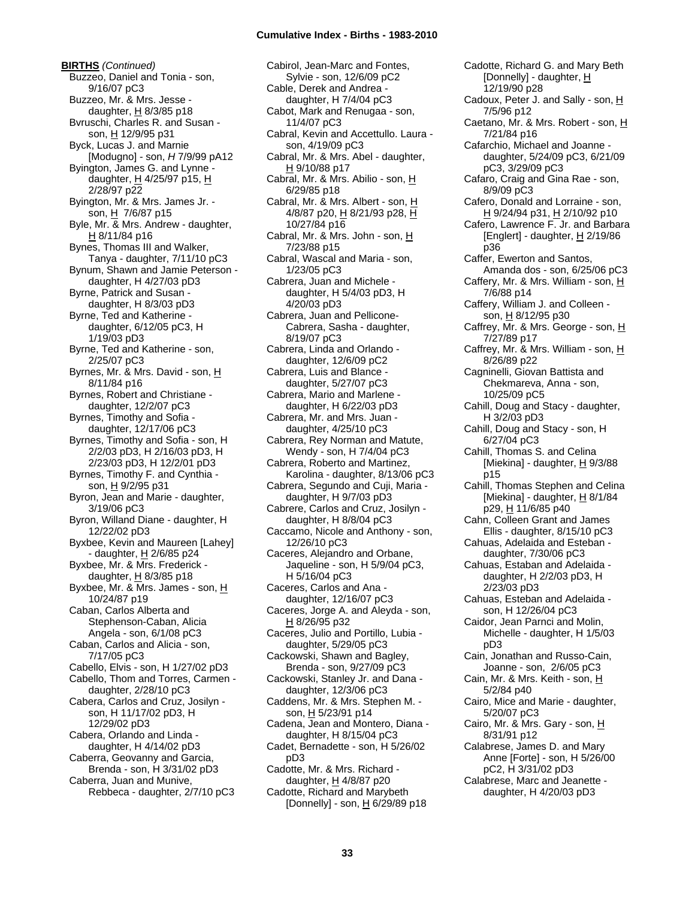**BIRTHS** *(Continued)*

Buzzeo, Daniel and Tonia - son, 9/16/07 pC3
Buzzeo, Mr. & Mrs. Jesse - daughter, H 8/3/85 p18
Bvruschi, Charles R. and Susan - son, H 12/9/95 p31
Byck, Lucas J. and Marnie [Modugno] - son, *H* 7/9/99 pA12
Byington, James G. and Lynne - daughter, H 4/25/97 p15, H 2/28/97 p22
Byington, Mr. & Mrs. James Jr. - son, H 7/6/87 p15
Byle, Mr. & Mrs. Andrew - daughter, H 8/11/84 p16
Bynes, Thomas III and Walker, Tanya - daughter, 7/11/10 pC3
Bynum, Shawn and Jamie Peterson - daughter, H 4/27/03 pD3
Byrne, Patrick and Susan - daughter, H 8/3/03 pD3
Byrne, Ted and Katherine - daughter, 6/12/05 pC3, H 1/19/03 pD3
Byrne, Ted and Katherine - son, 2/25/07 pC3
Byrnes, Mr. & Mrs. David - son, H 8/11/84 p16
Byrnes, Robert and Christiane - daughter, 12/2/07 pC3
Byrnes, Timothy and Sofia - daughter, 12/17/06 pC3
Byrnes, Timothy and Sofia - son, H 2/2/03 pD3, H 2/16/03 pD3, H 2/23/03 pD3, H 12/2/01 pD3
Byrnes, Timothy F. and Cynthia - son, H 9/2/95 p31
Byron, Jean and Marie - daughter, 3/19/06 pC3
Byron, Willand Diane - daughter, H 12/22/02 pD3
Byxbee, Kevin and Maureen [Lahey] - daughter, H 2/6/85 p24
Byxbee, Mr. & Mrs. Frederick - daughter, H 8/3/85 p18
Byxbee, Mr. & Mrs. James - son, H 10/24/87 p19
Caban, Carlos Alberta and Stephenson-Caban, Alicia Angela - son, 6/1/08 pC3
Caban, Carlos and Alicia - son, 7/17/05 pC3
Cabello, Elvis - son, H 1/27/02 pD3
Cabello, Thom and Torres, Carmen - daughter, 2/28/10 pC3
Cabera, Carlos and Cruz, Josilyn - son, H 11/17/02 pD3, H 12/29/02 pD3
Cabera, Orlando and Linda - daughter, H 4/14/02 pD3
Caberra, Geovanny and Garcia, Brenda - son, H 3/31/02 pD3
Caberra, Juan and Munive, Rebbeca - daughter, 2/7/10 pC3
Cabirol, Jean-Marc and Fontes, Sylvie - son, 12/6/09 pC2
Cable, Derek and Andrea - daughter, H 7/4/04 pC3
Cabot, Mark and Renugaa - son, 11/4/07 pC3
Cabral, Kevin and Accettullo. Laura - son, 4/19/09 pC3
Cabral, Mr. & Mrs. Abel - daughter, H 9/10/88 p17
Cabral, Mr. & Mrs. Abilio - son, H 6/29/85 p18
Cabral, Mr. & Mrs. Albert - son, H 4/8/87 p20, H 8/21/93 p28, H 10/27/84 p16
Cabral, Mr. & Mrs. John - son, H 7/23/88 p15
Cabral, Wascal and Maria - son, 1/23/05 pC3
Cabrera, Juan and Michele - daughter, H 5/4/03 pD3, H 4/20/03 pD3
Cabrera, Juan and Pellicone-Cabrera, Sasha - daughter, 8/19/07 pC3
Cabrera, Linda and Orlando - daughter, 12/6/09 pC2
Cabrera, Luis and Blance - daughter, 5/27/07 pC3
Cabrera, Mario and Marlene - daughter, H 6/22/03 pD3
Cabrera, Mr. and Mrs. Juan - daughter, 4/25/10 pC3
Cabrera, Rey Norman and Matute, Wendy - son, H 7/4/04 pC3
Cabrera, Roberto and Martinez, Karolina - daughter, 8/13/06 pC3
Cabrera, Segundo and Cuji, Maria - daughter, H 9/7/03 pD3
Cabrere, Carlos and Cruz, Josilyn - daughter, H 8/8/04 pC3
Caccamo, Nicole and Anthony - son, 12/26/10 pC3
Caceres, Alejandro and Orbane, Jaqueline - son, H 5/9/04 pC3, H 5/16/04 pC3
Caceres, Carlos and Ana - daughter, 12/16/07 pC3
Caceres, Jorge A. and Aleyda - son, H 8/26/95 p32
Caceres, Julio and Portillo, Lubia - daughter, 5/29/05 pC3
Cackowski, Shawn and Bagley, Brenda - son, 9/27/09 pC3
Cackowski, Stanley Jr. and Dana - daughter, 12/3/06 pC3
Caddens, Mr. & Mrs. Stephen M. - son, H 5/23/91 p14
Cadena, Jean and Montero, Diana - daughter, H 8/15/04 pC3
Cadet, Bernadette - son, H 5/26/02 pD3
Cadotte, Mr. & Mrs. Richard - daughter, H 4/8/87 p20
Cadotte, Richard and Marybeth [Donnelly] - son, H 6/29/89 p18
Cadotte, Richard G. and Mary Beth [Donnelly] - daughter, H 12/19/90 p28
Cadoux, Peter J. and Sally - son, H 7/5/96 p12
Caetano, Mr. & Mrs. Robert - son, H 7/21/84 p16
Cafarchio, Michael and Joanne - daughter, 5/24/09 pC3, 6/21/09 pC3, 3/29/09 pC3
Cafaro, Craig and Gina Rae - son, 8/9/09 pC3
Cafero, Donald and Lorraine - son, H 9/24/94 p31, H 2/10/92 p10
Cafero, Lawrence F. Jr. and Barbara [Englert] - daughter, H 2/19/86 p36
Caffer, Ewerton and Santos, Amanda dos - son, 6/25/06 pC3
Caffery, Mr. & Mrs. William - son, H 7/6/88 p14
Caffery, William J. and Colleen - son, H 8/12/95 p30
Caffrey, Mr. & Mrs. George - son, H 7/27/89 p17
Caffrey, Mr. & Mrs. William - son, H 8/26/89 p22
Cagninelli, Giovan Battista and Chekmareva, Anna - son, 10/25/09 pC5
Cahill, Doug and Stacy - daughter, H 3/2/03 pD3
Cahill, Doug and Stacy - son, H 6/27/04 pC3
Cahill, Thomas S. and Celina [Miekina] - daughter, H 9/3/88 p15
Cahill, Thomas Stephen and Celina [Miekina] - daughter, H 8/1/84 p29, H 11/6/85 p40
Cahn, Colleen Grant and James Ellis - daughter, 8/15/10 pC3
Cahuas, Adelaida and Esteban - daughter, 7/30/06 pC3
Cahuas, Estaban and Adelaida - daughter, H 2/2/03 pD3, H 2/23/03 pD3
Cahuas, Esteban and Adelaida - son, H 12/26/04 pC3
Caidor, Jean Parnci and Molin, Michelle - daughter, H 1/5/03 pD3
Cain, Jonathan and Russo-Cain, Joanne - son, 2/6/05 pC3
Cain, Mr. & Mrs. Keith - son, H 5/2/84 p40
Cairo, Mice and Marie - daughter, 5/20/07 pC3
Cairo, Mr. & Mrs. Gary - son, H 8/31/91 p12
Calabrese, James D. and Mary Anne [Forte] - son, H 5/26/00 pC2, H 3/31/02 pD3
Calabrese, Marc and Jeanette - daughter, H 4/20/03 pD3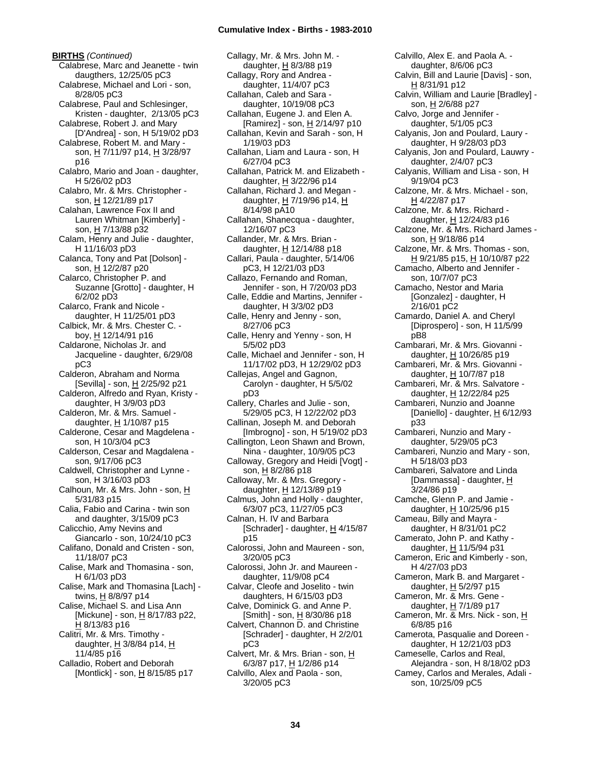**BIRTHS** *(Continued)*

Calabrese, Marc and Jeanette - twin daugthers, 12/25/05 pC3
Calabrese, Michael and Lori - son, 8/28/05 pC3
Calabrese, Paul and Schlesinger, Kristen - daughter, 2/13/05 pC3
Calabrese, Robert J. and Mary [D'Andrea] - son, H 5/19/02 pD3
Calabrese, Robert M. and Mary - son, H 7/11/97 p14, H 3/28/97 p16
Calabro, Mario and Joan - daughter, H 5/26/02 pD3
Calabro, Mr. & Mrs. Christopher - son, H 12/21/89 p17
Calahan, Lawrence Fox II and Lauren Whitman [Kimberly] - son, H 7/13/88 p32
Calam, Henry and Julie - daughter, H 11/16/03 pD3
Calanca, Tony and Pat [Dolson] - son, H 12/2/87 p20
Calarco, Christopher P. and Suzanne [Grotto] - daughter, H 6/2/02 pD3
Calarco, Frank and Nicole - daughter, H 11/25/01 pD3
Calbick, Mr. & Mrs. Chester C. - boy, H 12/14/91 p16
Caldarone, Nicholas Jr. and Jacqueline - daughter, 6/29/08 pC3
Calderon, Abraham and Norma [Sevilla] - son, H 2/25/92 p21
Calderon, Alfredo and Ryan, Kristy - daughter, H 3/9/03 pD3
Calderon, Mr. & Mrs. Samuel - daughter, H 1/10/87 p15
Calderone, Cesar and Magdelena - son, H 10/3/04 pC3
Calderson, Cesar and Magdalena - son, 9/17/06 pC3
Caldwell, Christopher and Lynne - son, H 3/16/03 pD3
Calhoun, Mr. & Mrs. John - son, H 5/31/83 p15
Calia, Fabio and Carina - twin son and daughter, 3/15/09 pC3
Calicchio, Amy Nevins and Giancarlo - son, 10/24/10 pC3
Califano, Donald and Cristen - son, 11/18/07 pC3
Calise, Mark and Thomasina - son, H 6/1/03 pD3
Calise, Mark and Thomasina [Lach] - twins, H 8/8/97 p14
Calise, Michael S. and Lisa Ann [Mickune] - son, H 8/17/83 p22, H 8/13/83 p16
Calitri, Mr. & Mrs. Timothy - daughter, H 3/8/84 p14, H 11/4/85 p16
Calladio, Robert and Deborah [Montlick] - son, H 8/15/85 p17
Callagy, Mr. & Mrs. John M. - daughter, H 8/3/88 p19
Callagy, Rory and Andrea - daughter, 11/4/07 pC3
Callahan, Caleb and Sara - daughter, 10/19/08 pC3
Callahan, Eugene J. and Elen A. [Ramirez] - son, H 2/14/97 p10
Callahan, Kevin and Sarah - son, H 1/19/03 pD3
Callahan, Liam and Laura - son, H 6/27/04 pC3
Callahan, Patrick M. and Elizabeth - daughter, H 3/22/96 p14
Callahan, Richard J. and Megan - daughter, H 7/19/96 p14, H 8/14/98 pA10
Callahan, Shanecqua - daughter, 12/16/07 pC3
Callander, Mr. & Mrs. Brian - daughter, H 12/14/88 p18
Callari, Paula - daughter, 5/14/06 pC3, H 12/21/03 pD3
Callazo, Fernando and Roman, Jennifer - son, H 7/20/03 pD3
Calle, Eddie and Martins, Jennifer - daughter, H 3/3/02 pD3
Calle, Henry and Jenny - son, 8/27/06 pC3
Calle, Henry and Yenny - son, H 5/5/02 pD3
Calle, Michael and Jennifer - son, H 11/17/02 pD3, H 12/29/02 pD3
Callejas, Angel and Gagnon, Carolyn - daughter, H 5/5/02 pD3
Callery, Charles and Julie - son, 5/29/05 pC3, H 12/22/02 pD3
Callinan, Joseph M. and Deborah [Imbrogno] - son, H 5/19/02 pD3
Callington, Leon Shawn and Brown, Nina - daughter, 10/9/05 pC3
Calloway, Gregory and Heidi [Vogt] - son, H 8/2/86 p18
Calloway, Mr. & Mrs. Gregory - daughter, H 12/13/89 p19
Calmus, John and Holly - daughter, 6/3/07 pC3, 11/27/05 pC3
Calnan, H. IV and Barbara [Schrader] - daughter, H 4/15/87 p15
Calorossi, John and Maureen - son, 3/20/05 pC3
Calorossi, John Jr. and Maureen - daughter, 11/9/08 pC4
Calvar, Cleofe and Joselito - twin daughters, H 6/15/03 pD3
Calve, Dominick G. and Anne P. [Smith] - son, H 8/30/86 p18
Calvert, Channon D. and Christine [Schrader] - daughter, H 2/2/01 pC3
Calvert, Mr. & Mrs. Brian - son, H 6/3/87 p17, H 1/2/86 p14
Calvillo, Alex and Paola - son, 3/20/05 pC3
Calvillo, Alex E. and Paola A. - daughter, 8/6/06 pC3
Calvin, Bill and Laurie [Davis] - son, H 8/31/91 p12
Calvin, William and Laurie [Bradley] - son, H 2/6/88 p27
Calvo, Jorge and Jennifer - daughter, 5/1/05 pC3
Calyanis, Jon and Poulard, Laury - daughter, H 9/28/03 pD3
Calyanis, Jon and Poulard, Lauwry - daughter, 2/4/07 pC3
Calyanis, William and Lisa - son, H 9/19/04 pC3
Calzone, Mr. & Mrs. Michael - son, H 4/22/87 p17
Calzone, Mr. & Mrs. Richard - daughter, H 12/24/83 p16
Calzone, Mr. & Mrs. Richard James - son, H 9/18/86 p14
Calzone, Mr. & Mrs. Thomas - son, H 9/21/85 p15, H 10/10/87 p22
Camacho, Alberto and Jennifer - son, 10/7/07 pC3
Camacho, Nestor and Maria [Gonzalez] - daughter, H 2/16/01 pC2
Camardo, Daniel A. and Cheryl [Diprospero] - son, H 11/5/99 pB8
Cambarari, Mr. & Mrs. Giovanni - daughter, H 10/26/85 p19
Cambareri, Mr. & Mrs. Giovanni - daughter, H 10/7/87 p18
Cambareri, Mr. & Mrs. Salvatore - daughter, H 12/22/84 p25
Cambareri, Nunzio and Joanne [Daniello] - daughter, H 6/12/93 p33
Cambareri, Nunzio and Mary - daughter, 5/29/05 pC3
Cambareri, Nunzio and Mary - son, H 5/18/03 pD3
Cambareri, Salvatore and Linda [Dammassa] - daughter, H 3/24/86 p19
Camche, Glenn P. and Jamie - daughter, H 10/25/96 p15
Cameau, Billy and Mayra - daughter, H 8/31/01 pC2
Camerato, John P. and Kathy - daughter, H 11/5/94 p31
Cameron, Eric and Kimberly - son, H 4/27/03 pD3
Cameron, Mark B. and Margaret - daughter, H 5/2/97 p15
Cameron, Mr. & Mrs. Gene - daughter, H 7/1/89 p17
Cameron, Mr. & Mrs. Nick - son, H 6/8/85 p16
Camerota, Pasqualie and Doreen - daughter, H 12/21/03 pD3
Cameselle, Carlos and Real, Alejandra - son, H 8/18/02 pD3
Camey, Carlos and Merales, Adali - son, 10/25/09 pC5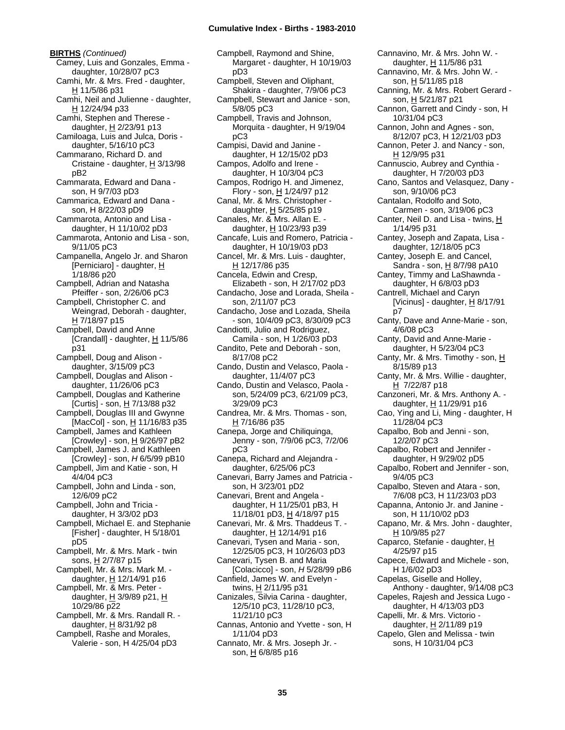**BIRTHS** *(Continued)*

Camey, Luis and Gonzales, Emma - daughter, 10/28/07 pC3
Camhi, Mr. & Mrs. Fred - daughter, H 11/5/86 p31
Camhi, Neil and Julienne - daughter, H 12/24/94 p33
Camhi, Stephen and Therese - daughter, H 2/23/91 p13
Camiloaga, Luis and Julca, Doris - daughter, 5/16/10 pC3
Cammarano, Richard D. and Cristaine - daughter, H 3/13/98 pB2
Cammarata, Edward and Dana - son, H 9/7/03 pD3
Cammarica, Edward and Dana - son, H 8/22/03 pD9
Cammarota, Antonio and Lisa - daughter, H 11/10/02 pD3
Cammarota, Antonio and Lisa - son, 9/11/05 pC3
Campanella, Angelo Jr. and Sharon [Perniciaro] - daughter, H 1/18/86 p20
Campbell, Adrian and Natasha Pfeiffer - son, 2/26/06 pC3
Campbell, Christopher C. and Weingrad, Deborah - daughter, H 7/18/97 p15
Campbell, David and Anne [Crandall] - daughter, H 11/5/86 p31
Campbell, Doug and Alison - daughter, 3/15/09 pC3
Campbell, Douglas and Alison - daughter, 11/26/06 pC3
Campbell, Douglas and Katherine [Curtis] - son, H 7/13/88 p32
Campbell, Douglas III and Gwynne [MacCol] - son, H 11/16/83 p35
Campbell, James and Kathleen [Crowley] - son, H 9/26/97 pB2
Campbell, James J. and Kathleen [Crowley] - son, *H* 6/5/99 pB10
Campbell, Jim and Katie - son, H 4/4/04 pC3
Campbell, John and Linda - son, 12/6/09 pC2
Campbell, John and Tricia - daughter, H 3/3/02 pD3
Campbell, Michael E. and Stephanie [Fisher] - daughter, H 5/18/01 pD5
Campbell, Mr. & Mrs. Mark - twin sons, H 2/7/87 p15
Campbell, Mr. & Mrs. Mark M. - daughter, H 12/14/91 p16
Campbell, Mr. & Mrs. Peter - daughter, H 3/9/89 p21, H 10/29/86 p22
Campbell, Mr. & Mrs. Randall R. - daughter, H 8/31/92 p8
Campbell, Rashe and Morales, Valerie - son, H 4/25/04 pD3
Campbell, Raymond and Shine, Margaret - daughter, H 10/19/03 pD3
Campbell, Steven and Oliphant, Shakira - daughter, 7/9/06 pC3
Campbell, Stewart and Janice - son, 5/8/05 pC3
Campbell, Travis and Johnson, Morquita - daughter, H 9/19/04 pC3
Campisi, David and Janine - daughter, H 12/15/02 pD3
Campos, Adolfo and Irene - daughter, H 10/3/04 pC3
Campos, Rodrigo H. and Jimenez, Flory - son, H 1/24/97 p12
Canal, Mr. & Mrs. Christopher - daughter, H 5/25/85 p19
Canales, Mr. & Mrs. Allan E. - daughter, H 10/23/93 p39
Cancafe, Luis and Romero, Patricia - daughter, H 10/19/03 pD3
Cancel, Mr. & Mrs. Luis - daughter, H 12/17/86 p35
Cancela, Edwin and Cresp, Elizabeth - son, H 2/17/02 pD3
Candacho, Jose and Lorada, Sheila - son, 2/11/07 pC3
Candacho, Jose and Lozada, Sheila - son, 10/4/09 pC3, 8/30/09 pC3
Candiotti, Julio and Rodriguez, Camila - son, H 1/26/03 pD3
Candito, Pete and Deborah - son, 8/17/08 pC2
Cando, Dustin and Velasco, Paola - daughter, 11/4/07 pC3
Cando, Dustin and Velasco, Paola - son, 5/24/09 pC3, 6/21/09 pC3, 3/29/09 pC3
Candrea, Mr. & Mrs. Thomas - son, H 7/16/86 p35
Canepa, Jorge and Chiliquinga, Jenny - son, 7/9/06 pC3, 7/2/06 pC3
Canepa, Richard and Alejandra - daughter, 6/25/06 pC3
Canevari, Barry James and Patricia - son, H 3/23/01 pD2
Canevari, Brent and Angela - daughter, H 11/25/01 pB3, H 11/18/01 pD3, H 4/18/97 p15
Canevari, Mr. & Mrs. Thaddeus T. - daughter, H 12/14/91 p16
Canevari, Tysen and Maria - son, 12/25/05 pC3, H 10/26/03 pD3
Canevari, Tysen B. and Maria [Colacicco] - son, *H* 5/28/99 pB6
Canfield, James W. and Evelyn - twins, H 2/11/95 p31
Canizales, Silvia Carina - daughter, 12/5/10 pC3, 11/28/10 pC3, 11/21/10 pC3
Cannas, Antonio and Yvette - son, H 1/11/04 pD3
Cannato, Mr. & Mrs. Joseph Jr. - son, H 6/8/85 p16
Cannavino, Mr. & Mrs. John W. - daughter, H 11/5/86 p31
Cannavino, Mr. & Mrs. John W. - son, H 5/11/85 p18
Canning, Mr. & Mrs. Robert Gerard - son, H 5/21/87 p21
Cannon, Garrett and Cindy - son, H 10/31/04 pC3
Cannon, John and Agnes - son, 8/12/07 pC3, H 12/21/03 pD3
Cannon, Peter J. and Nancy - son, H 12/9/95 p31
Cannuscio, Aubrey and Cynthia - daughter, H 7/20/03 pD3
Cano, Santos and Velasquez, Dany - son, 9/10/06 pC3
Cantalan, Rodolfo and Soto, Carmen - son, 3/19/06 pC3
Canter, Neil D. and Lisa - twins, H 1/14/95 p31
Cantey, Joseph and Zapata, Lisa - daughter, 12/18/05 pC3
Cantey, Joseph E. and Cancel, Sandra - son, H 8/7/98 pA10
Cantey, Timmy and LaShawnda - daughter, H 6/8/03 pD3
Cantrell, Michael and Caryn [Vicinus] - daughter, H 8/17/91 p7
Canty, Dave and Anne-Marie - son, 4/6/08 pC3
Canty, David and Anne-Marie - daughter, H 5/23/04 pC3
Canty, Mr. & Mrs. Timothy - son, H 8/15/89 p13
Canty, Mr. & Mrs. Willie - daughter, H 7/22/87 p18
Canzoneri, Mr. & Mrs. Anthony A. - daughter, H 11/29/91 p16
Cao, Ying and Li, Ming - daughter, H 11/28/04 pC3
Capalbo, Bob and Jenni - son, 12/2/07 pC3
Capalbo, Robert and Jennifer - daughter, H 9/29/02 pD5
Capalbo, Robert and Jennifer - son, 9/4/05 pC3
Capalbo, Steven and Atara - son, 7/6/08 pC3, H 11/23/03 pD3
Capanna, Antonio Jr. and Janine - son, H 11/10/02 pD3
Capano, Mr. & Mrs. John - daughter, H 10/9/85 p27
Caparco, Stefanie - daughter, H 4/25/97 p15
Capece, Edward and Michele - son, H 1/6/02 pD3
Capelas, Giselle and Holley, Anthony - daughter, 9/14/08 pC3
Capeles, Rajesh and Jessica Lugo - daughter, H 4/13/03 pD3
Capelli, Mr. & Mrs. Victorio - daughter, H 2/11/89 p19
Capelo, Glen and Melissa - twin sons, H 10/31/04 pC3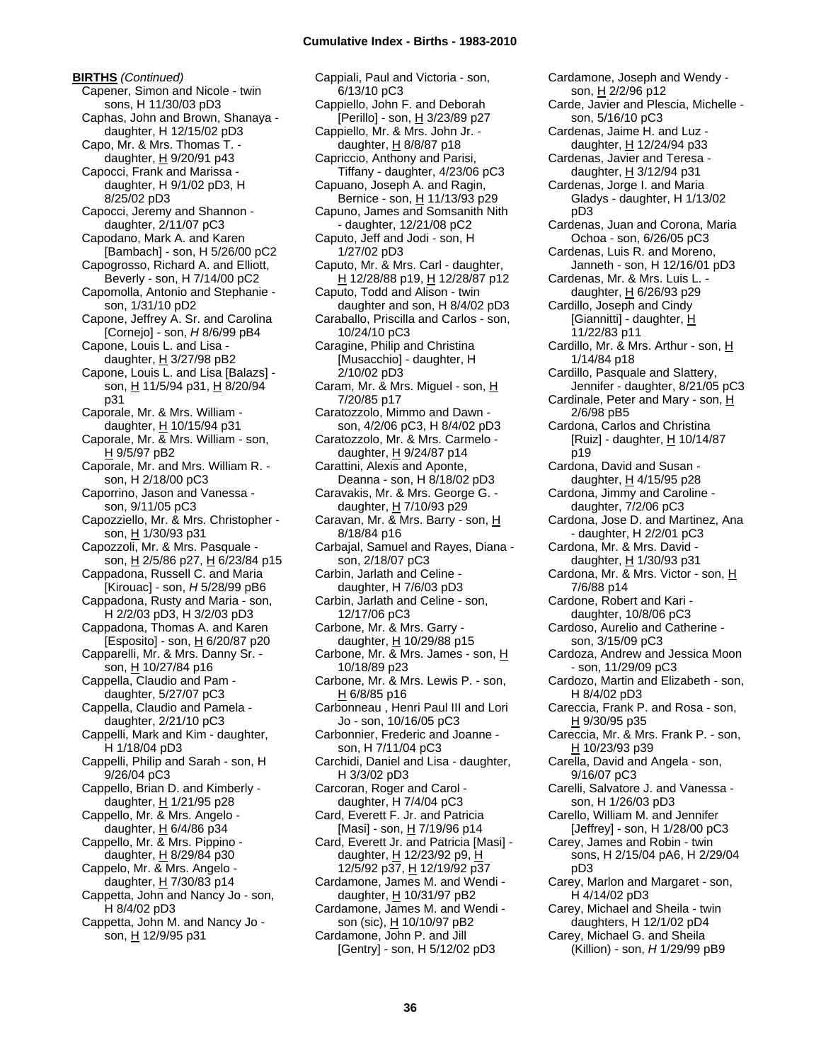**BIRTHS** *(Continued)*

Capener, Simon and Nicole - twin sons, H 11/30/03 pD3
Caphas, John and Brown, Shanaya - daughter, H 12/15/02 pD3
Capo, Mr. & Mrs. Thomas T. - daughter, H 9/20/91 p43
Capocci, Frank and Marissa - daughter, H 9/1/02 pD3, H 8/25/02 pD3
Capocci, Jeremy and Shannon - daughter, 2/11/07 pC3
Capodano, Mark A. and Karen [Bambach] - son, H 5/26/00 pC2
Capogrosso, Richard A. and Elliott, Beverly - son, H 7/14/00 pC2
Capomolla, Antonio and Stephanie - son, 1/31/10 pD2
Capone, Jeffrey A. Sr. and Carolina [Cornejo] - son, *H* 8/6/99 pB4
Capone, Louis L. and Lisa - daughter, H 3/27/98 pB2
Capone, Louis L. and Lisa [Balazs] - son, H 11/5/94 p31, H 8/20/94 p31
Caporale, Mr. & Mrs. William - daughter, H 10/15/94 p31
Caporale, Mr. & Mrs. William - son, H 9/5/97 pB2
Caporale, Mr. and Mrs. William R. - son, H 2/18/00 pC3
Caporrino, Jason and Vanessa - son, 9/11/05 pC3
Capozziello, Mr. & Mrs. Christopher - son, H 1/30/93 p31
Capozzoli, Mr. & Mrs. Pasquale - son, H 2/5/86 p27, H 6/23/84 p15
Cappadona, Russell C. and Maria [Kirouac] - son, *H* 5/28/99 pB6
Cappadona, Rusty and Maria - son, H 2/2/03 pD3, H 3/2/03 pD3
Cappadona, Thomas A. and Karen [Esposito] - son, H 6/20/87 p20
Capparelli, Mr. & Mrs. Danny Sr. - son, H 10/27/84 p16
Cappella, Claudio and Pam - daughter, 5/27/07 pC3
Cappella, Claudio and Pamela - daughter, 2/21/10 pC3
Cappelli, Mark and Kim - daughter, H 1/18/04 pD3
Cappelli, Philip and Sarah - son, H 9/26/04 pC3
Cappello, Brian D. and Kimberly - daughter, H 1/21/95 p28
Cappello, Mr. & Mrs. Angelo - daughter, H 6/4/86 p34
Cappello, Mr. & Mrs. Pippino - daughter, H 8/29/84 p30
Cappelo, Mr. & Mrs. Angelo - daughter, H 7/30/83 p14
Cappetta, John and Nancy Jo - son, H 8/4/02 pD3
Cappetta, John M. and Nancy Jo - son, H 12/9/95 p31
Cappiali, Paul and Victoria - son, 6/13/10 pC3
Cappiello, John F. and Deborah [Perillo] - son, H 3/23/89 p27
Cappiello, Mr. & Mrs. John Jr. - daughter, H 8/8/87 p18
Capriccio, Anthony and Parisi, Tiffany - daughter, 4/23/06 pC3
Capuano, Joseph A. and Ragin, Bernice - son, H 11/13/93 p29
Capuno, James and Somsanith Nith - daughter, 12/21/08 pC2
Caputo, Jeff and Jodi - son, H 1/27/02 pD3
Caputo, Mr. & Mrs. Carl - daughter, H 12/28/88 p19, H 12/28/87 p12
Caputo, Todd and Alison - twin daughter and son, H 8/4/02 pD3
Caraballo, Priscilla and Carlos - son, 10/24/10 pC3
Caragine, Philip and Christina [Musacchio] - daughter, H 2/10/02 pD3
Caram, Mr. & Mrs. Miguel - son, H 7/20/85 p17
Caratozzolo, Mimmo and Dawn - son, 4/2/06 pC3, H 8/4/02 pD3
Caratozzolo, Mr. & Mrs. Carmelo - daughter, H 9/24/87 p14
Carattini, Alexis and Aponte, Deanna - son, H 8/18/02 pD3
Caravakis, Mr. & Mrs. George G. - daughter, H 7/10/93 p29
Caravan, Mr. & Mrs. Barry - son, H 8/18/84 p16
Carbajal, Samuel and Rayes, Diana - son, 2/18/07 pC3
Carbin, Jarlath and Celine - daughter, H 7/6/03 pD3
Carbin, Jarlath and Celine - son, 12/17/06 pC3
Carbone, Mr. & Mrs. Garry - daughter, H 10/29/88 p15
Carbone, Mr. & Mrs. James - son, H 10/18/89 p23
Carbone, Mr. & Mrs. Lewis P. - son, H 6/8/85 p16
Carbonneau , Henri Paul III and Lori Jo - son, 10/16/05 pC3
Carbonnier, Frederic and Joanne - son, H 7/11/04 pC3
Carchidi, Daniel and Lisa - daughter, H 3/3/02 pD3
Carcoran, Roger and Carol - daughter, H 7/4/04 pC3
Card, Everett F. Jr. and Patricia [Masi] - son, H 7/19/96 p14
Card, Everett Jr. and Patricia [Masi] - daughter, H 12/23/92 p9, H 12/5/92 p37, H 12/19/92 p37
Cardamone, James M. and Wendi - daughter, H 10/31/97 pB2
Cardamone, James M. and Wendi - son (sic), H 10/10/97 pB2
Cardamone, John P. and Jill [Gentry] - son, H 5/12/02 pD3
Cardamone, Joseph and Wendy - son, H 2/2/96 p12
Carde, Javier and Plescia, Michelle - son, 5/16/10 pC3
Cardenas, Jaime H. and Luz - daughter, H 12/24/94 p33
Cardenas, Javier and Teresa - daughter, H 3/12/94 p31
Cardenas, Jorge I. and Maria Gladys - daughter, H 1/13/02 pD3
Cardenas, Juan and Corona, Maria Ochoa - son, 6/26/05 pC3
Cardenas, Luis R. and Moreno, Janneth - son, H 12/16/01 pD3
Cardenas, Mr. & Mrs. Luis L. - daughter, H 6/26/93 p29
Cardillo, Joseph and Cindy [Giannitti] - daughter, H 11/22/83 p11
Cardillo, Mr. & Mrs. Arthur - son, H 1/14/84 p18
Cardillo, Pasquale and Slattery, Jennifer - daughter, 8/21/05 pC3
Cardinale, Peter and Mary - son, H 2/6/98 pB5
Cardona, Carlos and Christina [Ruiz] - daughter, H 10/14/87 p19
Cardona, David and Susan - daughter, H 4/15/95 p28
Cardona, Jimmy and Caroline - daughter, 7/2/06 pC3
Cardona, Jose D. and Martinez, Ana - daughter, H 2/2/01 pC3
Cardona, Mr. & Mrs. David - daughter, H 1/30/93 p31
Cardona, Mr. & Mrs. Victor - son, H 7/6/88 p14
Cardone, Robert and Kari - daughter, 10/8/06 pC3
Cardoso, Aurelio and Catherine - son, 3/15/09 pC3
Cardoza, Andrew and Jessica Moon - son, 11/29/09 pC3
Cardozo, Martin and Elizabeth - son, H 8/4/02 pD3
Careccia, Frank P. and Rosa - son, H 9/30/95 p35
Careccia, Mr. & Mrs. Frank P. - son, H 10/23/93 p39
Carella, David and Angela - son, 9/16/07 pC3
Carelli, Salvatore J. and Vanessa - son, H 1/26/03 pD3
Carello, William M. and Jennifer [Jeffrey] - son, H 1/28/00 pC3
Carey, James and Robin - twin sons, H 2/15/04 pA6, H 2/29/04 pD3
Carey, Marlon and Margaret - son, H 4/14/02 pD3
Carey, Michael and Sheila - twin daughters, H 12/1/02 pD4
Carey, Michael G. and Sheila (Killion) - son, *H* 1/29/99 pB9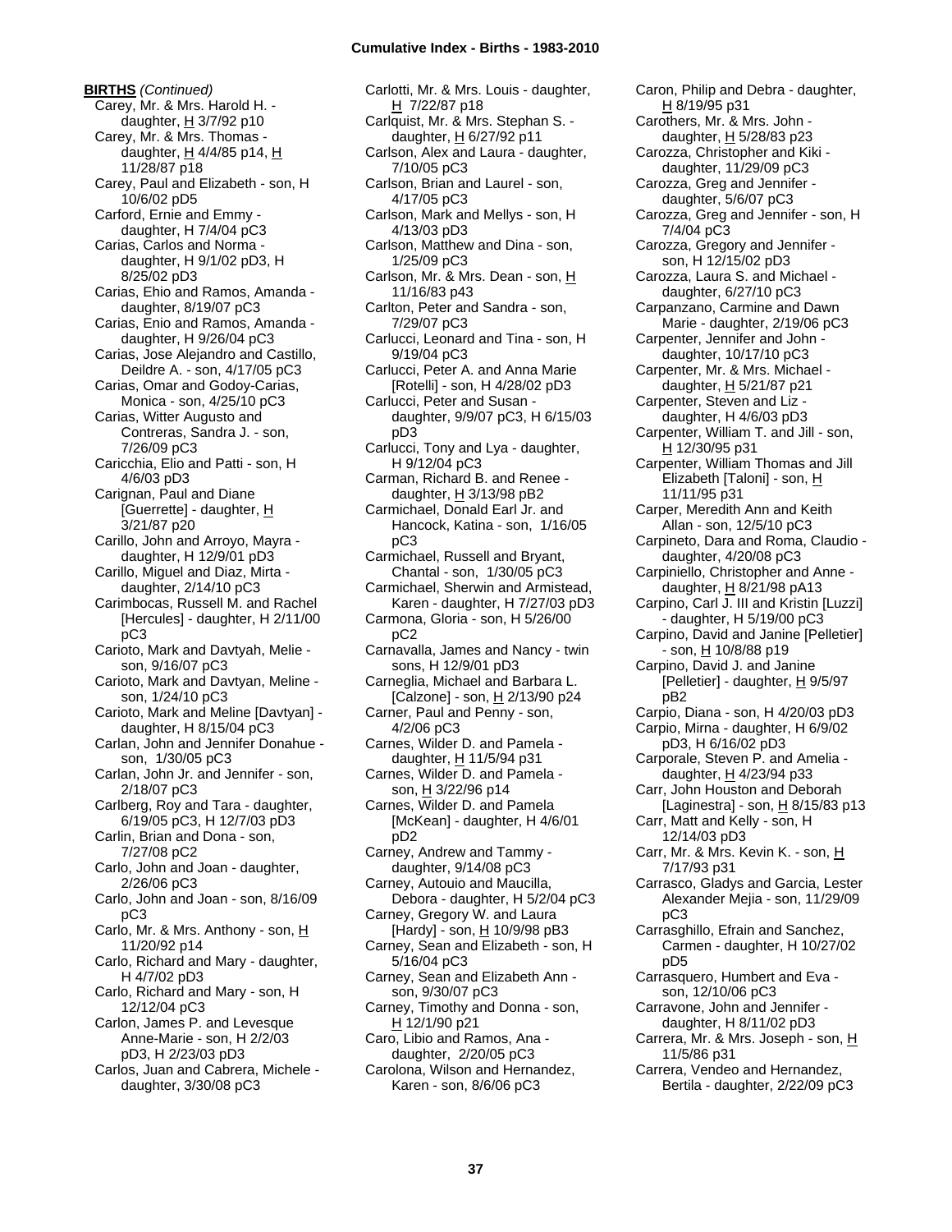**BIRTHS** *(Continued)*

Carey, Mr. & Mrs. Harold H. - daughter, H 3/7/92 p10

Carey, Mr. & Mrs. Thomas - daughter, H 4/4/85 p14, H 11/28/87 p18

Carey, Paul and Elizabeth - son, H 10/6/02 pD5

Carford, Ernie and Emmy - daughter, H 7/4/04 pC3

Carias, Carlos and Norma - daughter, H 9/1/02 pD3, H 8/25/02 pD3

Carias, Ehio and Ramos, Amanda - daughter, 8/19/07 pC3

Carias, Enio and Ramos, Amanda - daughter, H 9/26/04 pC3

Carias, Jose Alejandro and Castillo, Deildre A. - son, 4/17/05 pC3

Carias, Omar and Godoy-Carias, Monica - son, 4/25/10 pC3

Carias, Witter Augusto and Contreras, Sandra J. - son, 7/26/09 pC3

Caricchia, Elio and Patti - son, H 4/6/03 pD3

Carignan, Paul and Diane [Guerrette] - daughter, H 3/21/87 p20

Carillo, John and Arroyo, Mayra - daughter, H 12/9/01 pD3

Carillo, Miguel and Diaz, Mirta - daughter, 2/14/10 pC3

Carimbocas, Russell M. and Rachel [Hercules] - daughter, H 2/11/00 pC3

Carioto, Mark and Davtyah, Melie - son, 9/16/07 pC3

Carioto, Mark and Davtyan, Meline - son, 1/24/10 pC3

Carioto, Mark and Meline [Davtyan] - daughter, H 8/15/04 pC3

Carlan, John and Jennifer Donahue - son, 1/30/05 pC3

Carlan, John Jr. and Jennifer - son, 2/18/07 pC3

Carlberg, Roy and Tara - daughter, 6/19/05 pC3, H 12/7/03 pD3

Carlin, Brian and Dona - son, 7/27/08 pC2

Carlo, John and Joan - daughter, 2/26/06 pC3

Carlo, John and Joan - son, 8/16/09 pC3

Carlo, Mr. & Mrs. Anthony - son, H 11/20/92 p14

Carlo, Richard and Mary - daughter, H 4/7/02 pD3

Carlo, Richard and Mary - son, H 12/12/04 pC3

Carlon, James P. and Levesque Anne-Marie - son, H 2/2/03 pD3, H 2/23/03 pD3

Carlos, Juan and Cabrera, Michele - daughter, 3/30/08 pC3

Carlotti, Mr. & Mrs. Louis - daughter, H 7/22/87 p18

Carlquist, Mr. & Mrs. Stephan S. - daughter, H 6/27/92 p11

Carlson, Alex and Laura - daughter, 7/10/05 pC3

Carlson, Brian and Laurel - son, 4/17/05 pC3

Carlson, Mark and Mellys - son, H 4/13/03 pD3

Carlson, Matthew and Dina - son, 1/25/09 pC3

Carlson, Mr. & Mrs. Dean - son, H 11/16/83 p43

Carlton, Peter and Sandra - son, 7/29/07 pC3

Carlucci, Leonard and Tina - son, H 9/19/04 pC3

Carlucci, Peter A. and Anna Marie [Rotelli] - son, H 4/28/02 pD3

Carlucci, Peter and Susan - daughter, 9/9/07 pC3, H 6/15/03 pD3

Carlucci, Tony and Lya - daughter, H 9/12/04 pC3

Carman, Richard B. and Renee - daughter, H 3/13/98 pB2

Carmichael, Donald Earl Jr. and Hancock, Katina - son, 1/16/05 pC3

Carmichael, Russell and Bryant, Chantal - son, 1/30/05 pC3

Carmichael, Sherwin and Armistead, Karen - daughter, H 7/27/03 pD3

Carmona, Gloria - son, H 5/26/00 pC2

Carnavalla, James and Nancy - twin sons, H 12/9/01 pD3

Carneglia, Michael and Barbara L. [Calzone] - son, H 2/13/90 p24

Carner, Paul and Penny - son, 4/2/06 pC3

Carnes, Wilder D. and Pamela - daughter, H 11/5/94 p31

Carnes, Wilder D. and Pamela - son, H 3/22/96 p14

Carnes, Wilder D. and Pamela [McKean] - daughter, H 4/6/01 pD2

Carney, Andrew and Tammy - daughter, 9/14/08 pC3

Carney, Autouio and Maucilla, Debora - daughter, H 5/2/04 pC3

Carney, Gregory W. and Laura [Hardy] - son, H 10/9/98 pB3

Carney, Sean and Elizabeth - son, H 5/16/04 pC3

Carney, Sean and Elizabeth Ann - son, 9/30/07 pC3

Carney, Timothy and Donna - son, H 12/1/90 p21

Caro, Libio and Ramos, Ana - daughter, 2/20/05 pC3

Carolona, Wilson and Hernandez, Karen - son, 8/6/06 pC3

Caron, Philip and Debra - daughter, H 8/19/95 p31

Carothers, Mr. & Mrs. John - daughter, H 5/28/83 p23

Carozza, Christopher and Kiki - daughter, 11/29/09 pC3

Carozza, Greg and Jennifer - daughter, 5/6/07 pC3

Carozza, Greg and Jennifer - son, H 7/4/04 pC3

Carozza, Gregory and Jennifer - son, H 12/15/02 pD3

Carozza, Laura S. and Michael - daughter, 6/27/10 pC3

Carpanzano, Carmine and Dawn Marie - daughter, 2/19/06 pC3

Carpenter, Jennifer and John - daughter, 10/17/10 pC3

Carpenter, Mr. & Mrs. Michael - daughter, H 5/21/87 p21

Carpenter, Steven and Liz - daughter, H 4/6/03 pD3

Carpenter, William T. and Jill - son, H 12/30/95 p31

Carpenter, William Thomas and Jill Elizabeth [Taloni] - son, H 11/11/95 p31

Carper, Meredith Ann and Keith Allan - son, 12/5/10 pC3

Carpineto, Dara and Roma, Claudio - daughter, 4/20/08 pC3

Carpiniello, Christopher and Anne - daughter, H 8/21/98 pA13

Carpino, Carl J. III and Kristin [Luzzi] - daughter, H 5/19/00 pC3

Carpino, David and Janine [Pelletier] - son, H 10/8/88 p19

Carpino, David J. and Janine [Pelletier] - daughter, H 9/5/97 pB2

Carpio, Diana - son, H 4/20/03 pD3

Carpio, Mirna - daughter, H 6/9/02 pD3, H 6/16/02 pD3

Carporale, Steven P. and Amelia - daughter, H 4/23/94 p33

Carr, John Houston and Deborah [Laginestra] - son, H 8/15/83 p13

Carr, Matt and Kelly - son, H 12/14/03 pD3

Carr, Mr. & Mrs. Kevin K. - son, H 7/17/93 p31

Carrasco, Gladys and Garcia, Lester Alexander Mejia - son, 11/29/09 pC3

Carrasghillo, Efrain and Sanchez, Carmen - daughter, H 10/27/02 pD5

Carrasquero, Humbert and Eva - son, 12/10/06 pC3

Carravone, John and Jennifer - daughter, H 8/11/02 pD3

Carrera, Mr. & Mrs. Joseph - son, H 11/5/86 p31

Carrera, Vendeo and Hernandez, Bertila - daughter, 2/22/09 pC3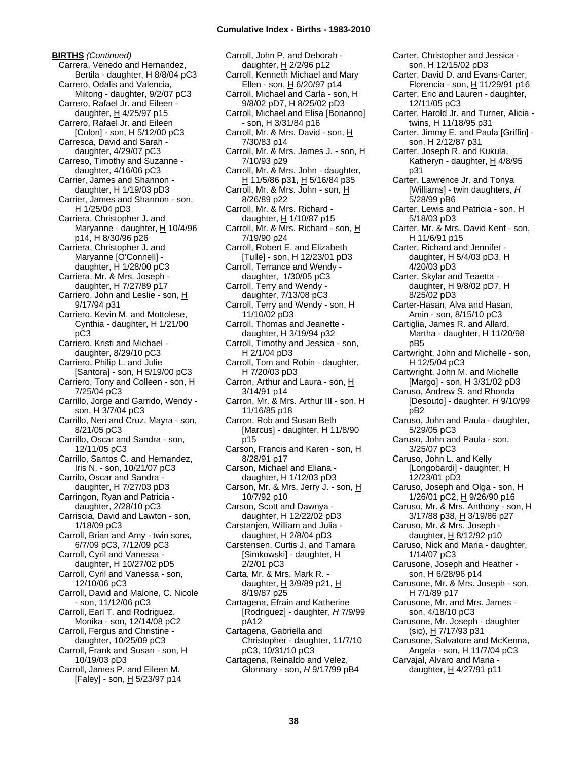**BIRTHS** *(Continued)*

- Carrera, Venedo and Hernandez, Bertila - daughter, H 8/8/04 pC3
- Carrero, Odalis and Valencia, Miltong - daughter, 9/2/07 pC3
- Carrero, Rafael Jr. and Eileen - daughter, H 4/25/97 p15
- Carrero, Rafael Jr. and Eileen [Colon] - son, H 5/12/00 pC3
- Carresca, David and Sarah - daughter, 4/29/07 pC3
- Carreso, Timothy and Suzanne - daughter, 4/16/06 pC3
- Carrier, James and Shannon - daughter, H 1/19/03 pD3
- Carrier, James and Shannon - son, H 1/25/04 pD3
- Carriera, Christopher J. and Maryanne - daughter, H 10/4/96 p14, H 8/30/96 p26
- Carriera, Christopher J. and Maryanne [O'Connell] - daughter, H 1/28/00 pC3
- Carriera, Mr. & Mrs. Joseph - daughter, H 7/27/89 p17
- Carriero, John and Leslie - son, H 9/17/94 p31
- Carriero, Kevin M. and Mottolese, Cynthia - daughter, H 1/21/00 pC3
- Carriero, Kristi and Michael - daughter, 8/29/10 pC3
- Carriero, Philip L. and Julie [Santora] - son, H 5/19/00 pC3
- Carriero, Tony and Colleen - son, H 7/25/04 pC3
- Carrillo, Jorge and Garrido, Wendy - son, H 3/7/04 pC3
- Carrillo, Neri and Cruz, Mayra - son, 8/21/05 pC3
- Carrillo, Oscar and Sandra - son, 12/11/05 pC3
- Carrillo, Santos C. and Hernandez, Iris N. - son, 10/21/07 pC3
- Carrilo, Oscar and Sandra - daughter, H 7/27/03 pD3
- Carringon, Ryan and Patricia - daughter, 2/28/10 pC3
- Carriscia, David and Lawton - son, 1/18/09 pC3
- Carroll, Brian and Amy - twin sons, 6/7/09 pC3, 7/12/09 pC3
- Carroll, Cyril and Vanessa - daughter, H 10/27/02 pD5
- Carroll, Cyril and Vanessa - son, 12/10/06 pC3
- Carroll, David and Malone, C. Nicole - son, 11/12/06 pC3
- Carroll, Earl T. and Rodriguez, Monika - son, 12/14/08 pC2
- Carroll, Fergus and Christine - daughter, 10/25/09 pC3
- Carroll, Frank and Susan - son, H 10/19/03 pD3
- Carroll, James P. and Eileen M. [Faley] - son, H 5/23/97 p14
- Carroll, John P. and Deborah - daughter, H 2/2/96 p12
- Carroll, Kenneth Michael and Mary Ellen - son, H 6/20/97 p14
- Carroll, Michael and Carla - son, H 9/8/02 pD7, H 8/25/02 pD3
- Carroll, Michael and Elisa [Bonanno] - son, H 3/31/84 p16
- Carroll, Mr. & Mrs. David - son, H 7/30/83 p14
- Carroll, Mr. & Mrs. James J. - son, H 7/10/93 p29
- Carroll, Mr. & Mrs. John - daughter, H 11/5/86 p31, H 5/16/84 p35
- Carroll, Mr. & Mrs. John - son, H 8/26/89 p22
- Carroll, Mr. & Mrs. Richard - daughter, H 1/10/87 p15
- Carroll, Mr. & Mrs. Richard - son, H 7/19/90 p24
- Carroll, Robert E. and Elizabeth [Tulle] - son, H 12/23/01 pD3
- Carroll, Terrance and Wendy - daughter, 1/30/05 pC3
- Carroll, Terry and Wendy - daughter, 7/13/08 pC3
- Carroll, Terry and Wendy - son, H 11/10/02 pD3
- Carroll, Thomas and Jeanette - daughter, H 3/19/94 p32
- Carroll, Timothy and Jessica - son, H 2/1/04 pD3
- Carroll, Tom and Robin - daughter, H 7/20/03 pD3
- Carron, Arthur and Laura - son, H 3/14/91 p14
- Carron, Mr. & Mrs. Arthur III - son, H 11/16/85 p18
- Carron, Rob and Susan Beth [Marcus] - daughter, H 11/8/90 p15
- Carson, Francis and Karen - son, H 8/28/91 p17
- Carson, Michael and Eliana - daughter, H 1/12/03 pD3
- Carson, Mr. & Mrs. Jerry J. - son, H 10/7/92 p10
- Carson, Scott and Dawnya - daughter, H 12/22/02 pD3
- Carstanjen, William and Julia - daughter, H 2/8/04 pD3
- Carstensen, Curtis J. and Tamara [Simkowski] - daughter, H 2/2/01 pC3
- Carta, Mr. & Mrs. Mark R. - daughter, H 3/9/89 p21, H 8/19/87 p25
- Cartagena, Efrain and Katherine [Rodriguez] - daughter, *H* 7/9/99 pA12
- Cartagena, Gabriella and Christopher - daughter, 11/7/10 pC3, 10/31/10 pC3
- Cartagena, Reinaldo and Velez, Glormary - son, *H* 9/17/99 pB4
- Carter, Christopher and Jessica - son, H 12/15/02 pD3
- Carter, David D. and Evans-Carter, Florencia - son, H 11/29/91 p16
- Carter, Eric and Lauren - daughter, 12/11/05 pC3
- Carter, Harold Jr. and Turner, Alicia - twins, H 11/18/95 p31
- Carter, Jimmy E. and Paula [Griffin] - son, H 2/12/87 p31
- Carter, Joseph R. and Kukula, Katheryn - daughter, H 4/8/95 p31
- Carter, Lawrence Jr. and Tonya [Williams] - twin daughters, *H* 5/28/99 pB6
- Carter, Lewis and Patricia - son, H 5/18/03 pD3
- Carter, Mr. & Mrs. David Kent - son, H 11/6/91 p15
- Carter, Richard and Jennifer - daughter, H 5/4/03 pD3, H 4/20/03 pD3
- Carter, Skylar and Teaetta - daughter, H 9/8/02 pD7, H 8/25/02 pD3
- Carter-Hasan, Alva and Hasan, Amin - son, 8/15/10 pC3
- Cartiglia, James R. and Allard, Martha - daughter, H 11/20/98 pB5
- Cartwright, John and Michelle - son, H 12/5/04 pC3
- Cartwright, John M. and Michelle [Margo] - son, H 3/31/02 pD3
- Caruso, Andrew S. and Rhonda [Desouto] - daughter, *H* 9/10/99 pB2
- Caruso, John and Paula - daughter, 5/29/05 pC3
- Caruso, John and Paula - son, 3/25/07 pC3
- Caruso, John L. and Kelly [Longobardi] - daughter, H 12/23/01 pD3
- Caruso, Joseph and Olga - son, H 1/26/01 pC2, H 9/26/90 p16
- Caruso, Mr. & Mrs. Anthony - son, H 3/17/88 p38, H 3/19/86 p27
- Caruso, Mr. & Mrs. Joseph - daughter, H 8/12/92 p10
- Caruso, Nick and Maria - daughter, 1/14/07 pC3
- Carusone, Joseph and Heather - son, H 6/28/96 p14
- Carusone, Mr. & Mrs. Joseph - son, H 7/1/89 p17
- Carusone, Mr. and Mrs. James - son, 4/18/10 pC3
- Carusone, Mr. Joseph - daughter (sic), H 7/17/93 p31
- Carusone, Salvatore and McKenna, Angela - son, H 11/7/04 pC3
- Carvajal, Alvaro and Maria - daughter, H 4/27/91 p11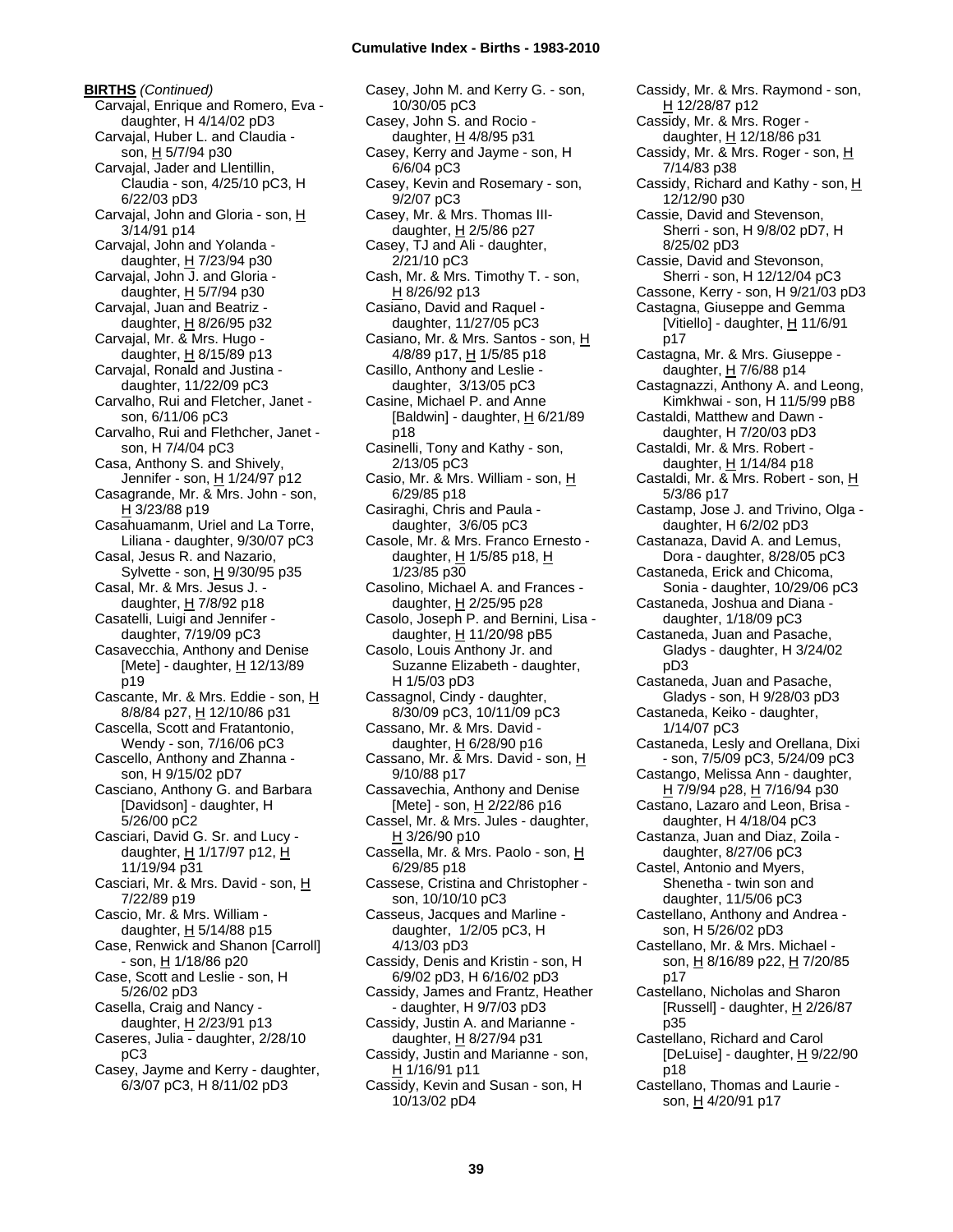**BIRTHS** *(Continued)*

Carvajal, Enrique and Romero, Eva - daughter, H 4/14/02 pD3
Carvajal, Huber L. and Claudia - son, H 5/7/94 p30
Carvajal, Jader and Llentillin, Claudia - son, 4/25/10 pC3, H 6/22/03 pD3
Carvajal, John and Gloria - son, H 3/14/91 p14
Carvajal, John and Yolanda - daughter, H 7/23/94 p30
Carvajal, John J. and Gloria - daughter, H 5/7/94 p30
Carvajal, Juan and Beatriz - daughter, H 8/26/95 p32
Carvajal, Mr. & Mrs. Hugo - daughter, H 8/15/89 p13
Carvajal, Ronald and Justina - daughter, 11/22/09 pC3
Carvalho, Rui and Fletcher, Janet - son, 6/11/06 pC3
Carvalho, Rui and Flethcher, Janet - son, H 7/4/04 pC3
Casa, Anthony S. and Shively, Jennifer - son, H 1/24/97 p12
Casagrande, Mr. & Mrs. John - son, H 3/23/88 p19
Casahuamanm, Uriel and La Torre, Liliana - daughter, 9/30/07 pC3
Casal, Jesus R. and Nazario, Sylvette - son, H 9/30/95 p35
Casal, Mr. & Mrs. Jesus J. - daughter, H 7/8/92 p18
Casatelli, Luigi and Jennifer - daughter, 7/19/09 pC3
Casavecchia, Anthony and Denise [Mete] - daughter, H 12/13/89 p19
Cascante, Mr. & Mrs. Eddie - son, H 8/8/84 p27, H 12/10/86 p31
Cascella, Scott and Fratantonio, Wendy - son, 7/16/06 pC3
Cascello, Anthony and Zhanna - son, H 9/15/02 pD7
Casciano, Anthony G. and Barbara [Davidson] - daughter, H 5/26/00 pC2
Casciari, David G. Sr. and Lucy - daughter, H 1/17/97 p12, H 11/19/94 p31
Casciari, Mr. & Mrs. David - son, H 7/22/89 p19
Cascio, Mr. & Mrs. William - daughter, H 5/14/88 p15
Case, Renwick and Shanon [Carroll] - son, H 1/18/86 p20
Case, Scott and Leslie - son, H 5/26/02 pD3
Casella, Craig and Nancy - daughter, H 2/23/91 p13
Caseres, Julia - daughter, 2/28/10 pC3
Casey, Jayme and Kerry - daughter, 6/3/07 pC3, H 8/11/02 pD3
Casey, John M. and Kerry G. - son, 10/30/05 pC3
Casey, John S. and Rocio - daughter, H 4/8/95 p31
Casey, Kerry and Jayme - son, H 6/6/04 pC3
Casey, Kevin and Rosemary - son, 9/2/07 pC3
Casey, Mr. & Mrs. Thomas III- daughter, H 2/5/86 p27
Casey, TJ and Ali - daughter, 2/21/10 pC3
Cash, Mr. & Mrs. Timothy T. - son, H 8/26/92 p13
Casiano, David and Raquel - daughter, 11/27/05 pC3
Casiano, Mr. & Mrs. Santos - son, H 4/8/89 p17, H 1/5/85 p18
Casillo, Anthony and Leslie - daughter, 3/13/05 pC3
Casine, Michael P. and Anne [Baldwin] - daughter, H 6/21/89 p18
Casinelli, Tony and Kathy - son, 2/13/05 pC3
Casio, Mr. & Mrs. William - son, H 6/29/85 p18
Casiraghi, Chris and Paula - daughter, 3/6/05 pC3
Casole, Mr. & Mrs. Franco Ernesto - daughter, H 1/5/85 p18, H 1/23/85 p30
Casolino, Michael A. and Frances - daughter, H 2/25/95 p28
Casolo, Joseph P. and Bernini, Lisa - daughter, H 11/20/98 pB5
Casolo, Louis Anthony Jr. and Suzanne Elizabeth - daughter, H 1/5/03 pD3
Cassagnol, Cindy - daughter, 8/30/09 pC3, 10/11/09 pC3
Cassano, Mr. & Mrs. David - daughter, H 6/28/90 p16
Cassano, Mr. & Mrs. David - son, H 9/10/88 p17
Cassavechia, Anthony and Denise [Mete] - son, H 2/22/86 p16
Cassel, Mr. & Mrs. Jules - daughter, H 3/26/90 p10
Cassella, Mr. & Mrs. Paolo - son, H 6/29/85 p18
Cassese, Cristina and Christopher - son, 10/10/10 pC3
Casseus, Jacques and Marline - daughter, 1/2/05 pC3, H 4/13/03 pD3
Cassidy, Denis and Kristin - son, H 6/9/02 pD3, H 6/16/02 pD3
Cassidy, James and Frantz, Heather - daughter, H 9/7/03 pD3
Cassidy, Justin A. and Marianne - daughter, H 8/27/94 p31
Cassidy, Justin and Marianne - son, H 1/16/91 p11
Cassidy, Kevin and Susan - son, H 10/13/02 pD4
Cassidy, Mr. & Mrs. Raymond - son, H 12/28/87 p12
Cassidy, Mr. & Mrs. Roger - daughter, H 12/18/86 p31
Cassidy, Mr. & Mrs. Roger - son, H 7/14/83 p38
Cassidy, Richard and Kathy - son, H 12/12/90 p30
Cassie, David and Stevenson, Sherri - son, H 9/8/02 pD7, H 8/25/02 pD3
Cassie, David and Stevonson, Sherri - son, H 12/12/04 pC3
Cassone, Kerry - son, H 9/21/03 pD3
Castagna, Giuseppe and Gemma [Vitiello] - daughter, H 11/6/91 p17
Castagna, Mr. & Mrs. Giuseppe - daughter, H 7/6/88 p14
Castagnazzi, Anthony A. and Leong, Kimkhwai - son, H 11/5/99 pB8
Castaldi, Matthew and Dawn - daughter, H 7/20/03 pD3
Castaldi, Mr. & Mrs. Robert - daughter, H 1/14/84 p18
Castaldi, Mr. & Mrs. Robert - son, H 5/3/86 p17
Castamp, Jose J. and Trivino, Olga - daughter, H 6/2/02 pD3
Castanaza, David A. and Lemus, Dora - daughter, 8/28/05 pC3
Castaneda, Erick and Chicoma, Sonia - daughter, 10/29/06 pC3
Castaneda, Joshua and Diana - daughter, 1/18/09 pC3
Castaneda, Juan and Pasache, Gladys - daughter, H 3/24/02 pD3
Castaneda, Juan and Pasache, Gladys - son, H 9/28/03 pD3
Castaneda, Keiko - daughter, 1/14/07 pC3
Castaneda, Lesly and Orellana, Dixi - son, 7/5/09 pC3, 5/24/09 pC3
Castango, Melissa Ann - daughter, H 7/9/94 p28, H 7/16/94 p30
Castano, Lazaro and Leon, Brisa - daughter, H 4/18/04 pC3
Castanza, Juan and Diaz, Zoila - daughter, 8/27/06 pC3
Castel, Antonio and Myers, Shenetha - twin son and daughter, 11/5/06 pC3
Castellano, Anthony and Andrea - son, H 5/26/02 pD3
Castellano, Mr. & Mrs. Michael - son, H 8/16/89 p22, H 7/20/85 p17
Castellano, Nicholas and Sharon [Russell] - daughter, H 2/26/87 p35
Castellano, Richard and Carol [DeLuise] - daughter, H 9/22/90 p18
Castellano, Thomas and Laurie - son, H 4/20/91 p17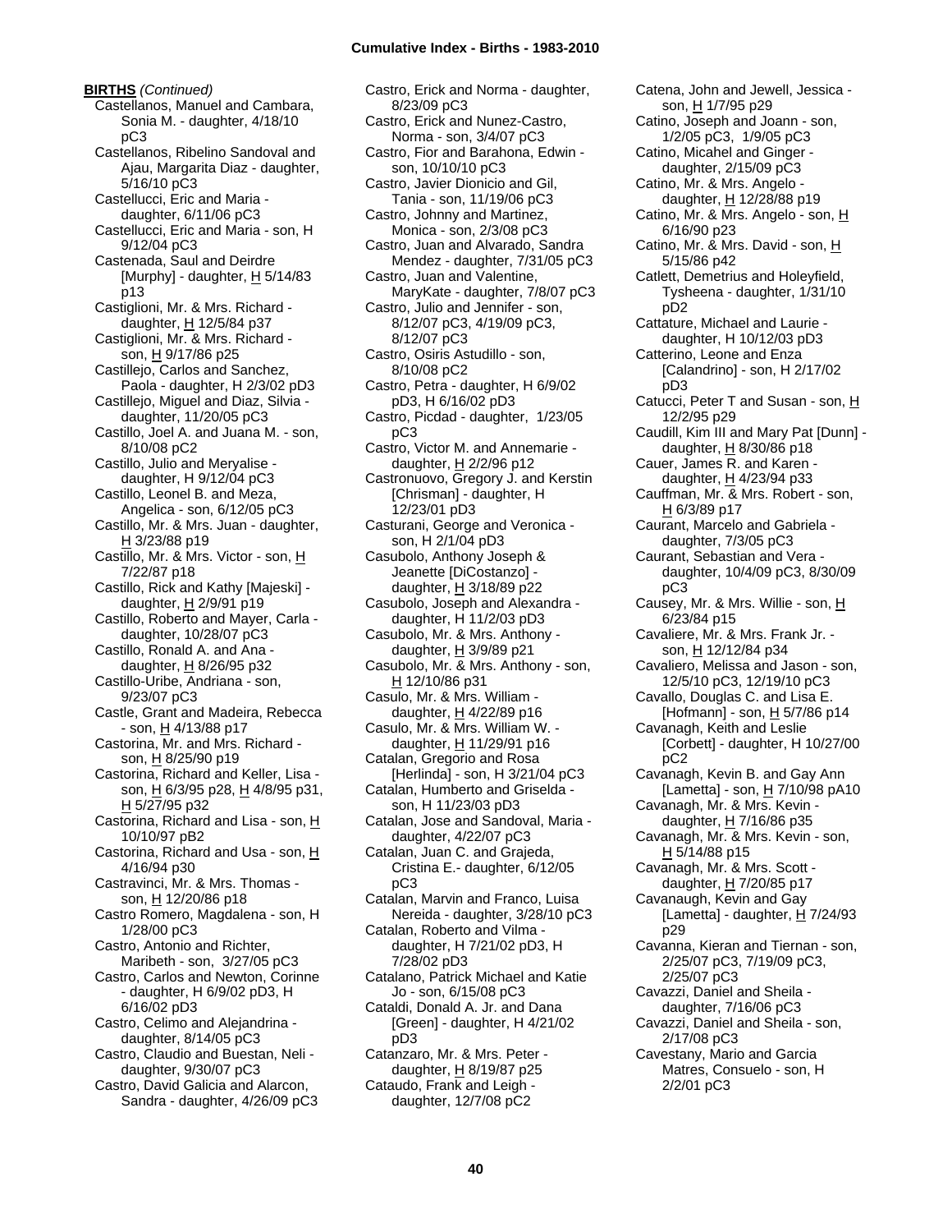**BIRTHS** *(Continued)*

Castellanos, Manuel and Cambara, Sonia M. - daughter, 4/18/10 pC3
Castellanos, Ribelino Sandoval and Ajau, Margarita Diaz - daughter, 5/16/10 pC3
Castellucci, Eric and Maria - daughter, 6/11/06 pC3
Castellucci, Eric and Maria - son, H 9/12/04 pC3
Castenada, Saul and Deirdre [Murphy] - daughter, H 5/14/83 p13
Castiglioni, Mr. & Mrs. Richard - daughter, H 12/5/84 p37
Castiglioni, Mr. & Mrs. Richard - son, H 9/17/86 p25
Castillejo, Carlos and Sanchez, Paola - daughter, H 2/3/02 pD3
Castillejo, Miguel and Diaz, Silvia - daughter, 11/20/05 pC3
Castillo, Joel A. and Juana M. - son, 8/10/08 pC2
Castillo, Julio and Meryalise - daughter, H 9/12/04 pC3
Castillo, Leonel B. and Meza, Angelica - son, 6/12/05 pC3
Castillo, Mr. & Mrs. Juan - daughter, H 3/23/88 p19
Castillo, Mr. & Mrs. Victor - son, H 7/22/87 p18
Castillo, Rick and Kathy [Majeski] - daughter, H 2/9/91 p19
Castillo, Roberto and Mayer, Carla - daughter, 10/28/07 pC3
Castillo, Ronald A. and Ana - daughter, H 8/26/95 p32
Castillo-Uribe, Andriana - son, 9/23/07 pC3
Castle, Grant and Madeira, Rebecca - son, H 4/13/88 p17
Castorina, Mr. and Mrs. Richard - son, H 8/25/90 p19
Castorina, Richard and Keller, Lisa - son, H 6/3/95 p28, H 4/8/95 p31, H 5/27/95 p32
Castorina, Richard and Lisa - son, H 10/10/97 pB2
Castorina, Richard and Usa - son, H 4/16/94 p30
Castravinci, Mr. & Mrs. Thomas - son, H 12/20/86 p18
Castro Romero, Magdalena - son, H 1/28/00 pC3
Castro, Antonio and Richter, Maribeth - son, 3/27/05 pC3
Castro, Carlos and Newton, Corinne - daughter, H 6/9/02 pD3, H 6/16/02 pD3
Castro, Celimo and Alejandrina - daughter, 8/14/05 pC3
Castro, Claudio and Buestan, Neli - daughter, 9/30/07 pC3
Castro, David Galicia and Alarcon, Sandra - daughter, 4/26/09 pC3
Castro, Erick and Norma - daughter, 8/23/09 pC3
Castro, Erick and Nunez-Castro, Norma - son, 3/4/07 pC3
Castro, Fior and Barahona, Edwin - son, 10/10/10 pC3
Castro, Javier Dionicio and Gil, Tania - son, 11/19/06 pC3
Castro, Johnny and Martinez, Monica - son, 2/3/08 pC3
Castro, Juan and Alvarado, Sandra Mendez - daughter, 7/31/05 pC3
Castro, Juan and Valentine, MaryKate - daughter, 7/8/07 pC3
Castro, Julio and Jennifer - son, 8/12/07 pC3, 4/19/09 pC3, 8/12/07 pC3
Castro, Osiris Astudillo - son, 8/10/08 pC2
Castro, Petra - daughter, H 6/9/02 pD3, H 6/16/02 pD3
Castro, Picdad - daughter, 1/23/05 pC3
Castro, Victor M. and Annemarie - daughter, H 2/2/96 p12
Castronuovo, Gregory J. and Kerstin [Chrisman] - daughter, H 12/23/01 pD3
Casturani, George and Veronica - son, H 2/1/04 pD3
Casubolo, Anthony Joseph & Jeanette [DiCostanzo] - daughter, H 3/18/89 p22
Casubolo, Joseph and Alexandra - daughter, H 11/2/03 pD3
Casubolo, Mr. & Mrs. Anthony - daughter, H 3/9/89 p21
Casubolo, Mr. & Mrs. Anthony - son, H 12/10/86 p31
Casulo, Mr. & Mrs. William - daughter, H 4/22/89 p16
Casulo, Mr. & Mrs. William W. - daughter, H 11/29/91 p16
Catalan, Gregorio and Rosa [Herlinda] - son, H 3/21/04 pC3
Catalan, Humberto and Griselda - son, H 11/23/03 pD3
Catalan, Jose and Sandoval, Maria - daughter, 4/22/07 pC3
Catalan, Juan C. and Grajeda, Cristina E.- daughter, 6/12/05 pC3
Catalan, Marvin and Franco, Luisa Nereida - daughter, 3/28/10 pC3
Catalan, Roberto and Vilma - daughter, H 7/21/02 pD3, H 7/28/02 pD3
Catalano, Patrick Michael and Katie Jo - son, 6/15/08 pC3
Cataldi, Donald A. Jr. and Dana [Green] - daughter, H 4/21/02 pD3
Catanzaro, Mr. & Mrs. Peter - daughter, H 8/19/87 p25
Cataudo, Frank and Leigh - daughter, 12/7/08 pC2
Catena, John and Jewell, Jessica - son, H 1/7/95 p29
Catino, Joseph and Joann - son, 1/2/05 pC3, 1/9/05 pC3
Catino, Micahel and Ginger - daughter, 2/15/09 pC3
Catino, Mr. & Mrs. Angelo - daughter, H 12/28/88 p19
Catino, Mr. & Mrs. Angelo - son, H 6/16/90 p23
Catino, Mr. & Mrs. David - son, H 5/15/86 p42
Catlett, Demetrius and Holeyfield, Tysheena - daughter, 1/31/10 pD2
Cattature, Michael and Laurie - daughter, H 10/12/03 pD3
Catterino, Leone and Enza [Calandrino] - son, H 2/17/02 pD3
Catucci, Peter T and Susan - son, H 12/2/95 p29
Caudill, Kim III and Mary Pat [Dunn] - daughter, H 8/30/86 p18
Cauer, James R. and Karen - daughter, H 4/23/94 p33
Cauffman, Mr. & Mrs. Robert - son, H 6/3/89 p17
Caurant, Marcelo and Gabriela - daughter, 7/3/05 pC3
Caurant, Sebastian and Vera - daughter, 10/4/09 pC3, 8/30/09 pC3
Causey, Mr. & Mrs. Willie - son, H 6/23/84 p15
Cavaliere, Mr. & Mrs. Frank Jr. - son, H 12/12/84 p34
Cavaliero, Melissa and Jason - son, 12/5/10 pC3, 12/19/10 pC3
Cavallo, Douglas C. and Lisa E. [Hofmann] - son, H 5/7/86 p14
Cavanagh, Keith and Leslie [Corbett] - daughter, H 10/27/00 pC2
Cavanagh, Kevin B. and Gay Ann [Lametta] - son, H 7/10/98 pA10
Cavanagh, Mr. & Mrs. Kevin - daughter, H 7/16/86 p35
Cavanagh, Mr. & Mrs. Kevin - son, H 5/14/88 p15
Cavanagh, Mr. & Mrs. Scott - daughter, H 7/20/85 p17
Cavanaugh, Kevin and Gay [Lametta] - daughter, H 7/24/93 p29
Cavanna, Kieran and Tiernan - son, 2/25/07 pC3, 7/19/09 pC3, 2/25/07 pC3
Cavazzi, Daniel and Sheila - daughter, 7/16/06 pC3
Cavazzi, Daniel and Sheila - son, 2/17/08 pC3
Cavestany, Mario and Garcia Matres, Consuelo - son, H 2/2/01 pC3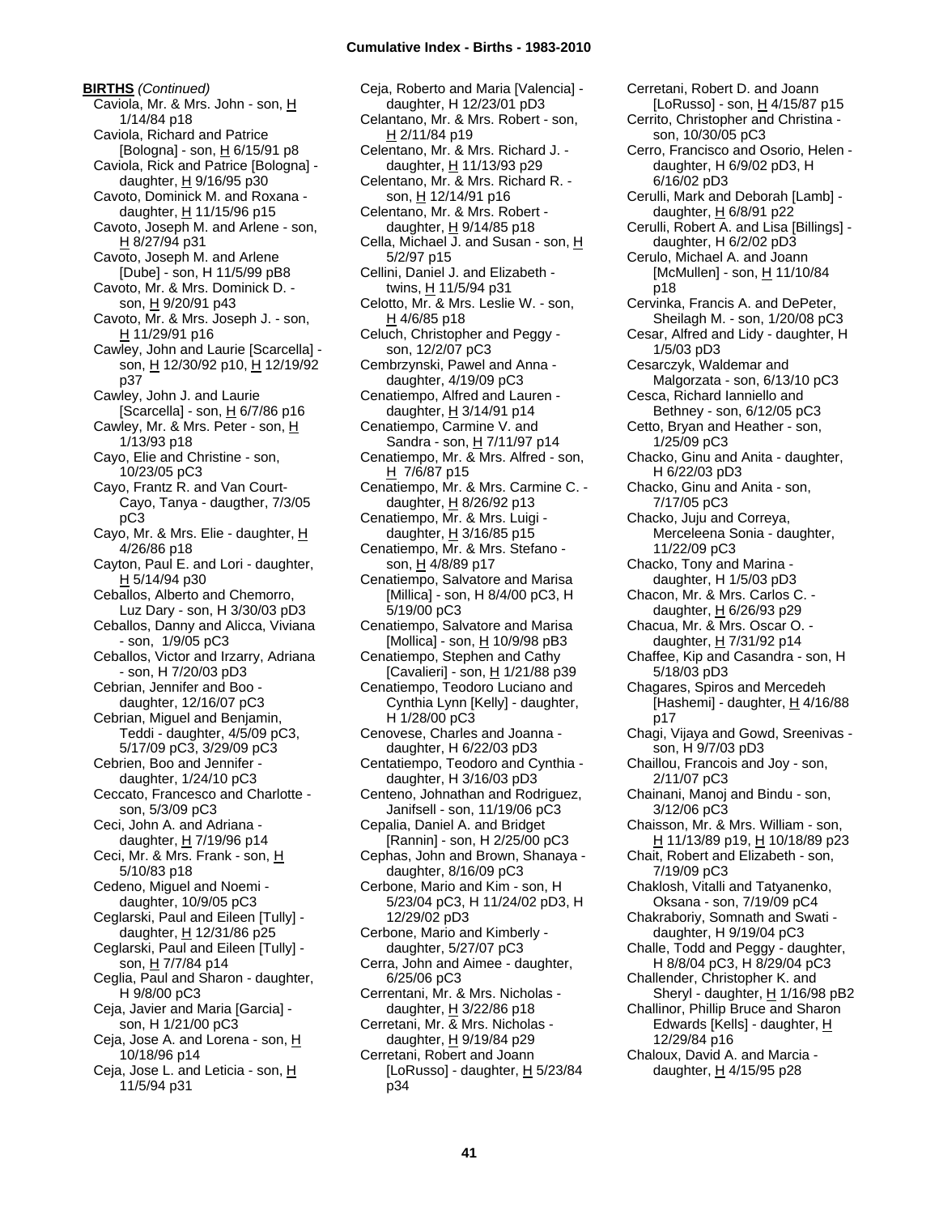**BIRTHS** *(Continued)*

Caviola, Mr. & Mrs. John - son, H 1/14/84 p18
Caviola, Richard and Patrice [Bologna] - son, H 6/15/91 p8
Caviola, Rick and Patrice [Bologna] - daughter, H 9/16/95 p30
Cavoto, Dominick M. and Roxana - daughter, H 11/15/96 p15
Cavoto, Joseph M. and Arlene - son, H 8/27/94 p31
Cavoto, Joseph M. and Arlene [Dube] - son, H 11/5/99 pB8
Cavoto, Mr. & Mrs. Dominick D. - son, H 9/20/91 p43
Cavoto, Mr. & Mrs. Joseph J. - son, H 11/29/91 p16
Cawley, John and Laurie [Scarcella] - son, H 12/30/92 p10, H 12/19/92 p37
Cawley, John J. and Laurie [Scarcella] - son, H 6/7/86 p16
Cawley, Mr. & Mrs. Peter - son, H 1/13/93 p18
Cayo, Elie and Christine - son, 10/23/05 pC3
Cayo, Frantz R. and Van Court-Cayo, Tanya - daugther, 7/3/05 pC3
Cayo, Mr. & Mrs. Elie - daughter, H 4/26/86 p18
Cayton, Paul E. and Lori - daughter, H 5/14/94 p30
Ceballos, Alberto and Chemorro, Luz Dary - son, H 3/30/03 pD3
Ceballos, Danny and Alicca, Viviana - son, 1/9/05 pC3
Ceballos, Victor and Irzarry, Adriana - son, H 7/20/03 pD3
Cebrian, Jennifer and Boo - daughter, 12/16/07 pC3
Cebrian, Miguel and Benjamin, Teddi - daughter, 4/5/09 pC3, 5/17/09 pC3, 3/29/09 pC3
Cebrien, Boo and Jennifer - daughter, 1/24/10 pC3
Ceccato, Francesco and Charlotte - son, 5/3/09 pC3
Ceci, John A. and Adriana - daughter, H 7/19/96 p14
Ceci, Mr. & Mrs. Frank - son, H 5/10/83 p18
Cedeno, Miguel and Noemi - daughter, 10/9/05 pC3
Ceglarski, Paul and Eileen [Tully] - daughter, H 12/31/86 p25
Ceglarski, Paul and Eileen [Tully] - son, H 7/7/84 p14
Ceglia, Paul and Sharon - daughter, H 9/8/00 pC3
Ceja, Javier and Maria [Garcia] - son, H 1/21/00 pC3
Ceja, Jose A. and Lorena - son, H 10/18/96 p14
Ceja, Jose L. and Leticia - son, H 11/5/94 p31
Ceja, Roberto and Maria [Valencia] - daughter, H 12/23/01 pD3
Celantano, Mr. & Mrs. Robert - son, H 2/11/84 p19
Celentano, Mr. & Mrs. Richard J. - daughter, H 11/13/93 p29
Celentano, Mr. & Mrs. Richard R. - son, H 12/14/91 p16
Celentano, Mr. & Mrs. Robert - daughter, H 9/14/85 p18
Cella, Michael J. and Susan - son, H 5/2/97 p15
Cellini, Daniel J. and Elizabeth - twins, H 11/5/94 p31
Celotto, Mr. & Mrs. Leslie W. - son, H 4/6/85 p18
Celuch, Christopher and Peggy - son, 12/2/07 pC3
Cembrzynski, Pawel and Anna - daughter, 4/19/09 pC3
Cenatiempo, Alfred and Lauren - daughter, H 3/14/91 p14
Cenatiempo, Carmine V. and Sandra - son, H 7/11/97 p14
Cenatiempo, Mr. & Mrs. Alfred - son, H 7/6/87 p15
Cenatiempo, Mr. & Mrs. Carmine C. - daughter, H 8/26/92 p13
Cenatiempo, Mr. & Mrs. Luigi - daughter, H 3/16/85 p15
Cenatiempo, Mr. & Mrs. Stefano - son, H 4/8/89 p17
Cenatiempo, Salvatore and Marisa [Millica] - son, H 8/4/00 pC3, H 5/19/00 pC3
Cenatiempo, Salvatore and Marisa [Mollica] - son, H 10/9/98 pB3
Cenatiempo, Stephen and Cathy [Cavalieri] - son, H 1/21/88 p39
Cenatiempo, Teodoro Luciano and Cynthia Lynn [Kelly] - daughter, H 1/28/00 pC3
Cenovese, Charles and Joanna - daughter, H 6/22/03 pD3
Centatiempo, Teodoro and Cynthia - daughter, H 3/16/03 pD3
Centeno, Johnathan and Rodriguez, Janifsell - son, 11/19/06 pC3
Cepalia, Daniel A. and Bridget [Rannin] - son, H 2/25/00 pC3
Cephas, John and Brown, Shanaya - daughter, 8/16/09 pC3
Cerbone, Mario and Kim - son, H 5/23/04 pC3, H 11/24/02 pD3, H 12/29/02 pD3
Cerbone, Mario and Kimberly - daughter, 5/27/07 pC3
Cerra, John and Aimee - daughter, 6/25/06 pC3
Cerrentani, Mr. & Mrs. Nicholas - daughter, H 3/22/86 p18
Cerretani, Mr. & Mrs. Nicholas - daughter, H 9/19/84 p29
Cerretani, Robert and Joann [LoRusso] - daughter, H 5/23/84 p34
Cerretani, Robert D. and Joann [LoRusso] - son, H 4/15/87 p15
Cerrito, Christopher and Christina - son, 10/30/05 pC3
Cerro, Francisco and Osorio, Helen - daughter, H 6/9/02 pD3, H 6/16/02 pD3
Cerulli, Mark and Deborah [Lamb] - daughter, H 6/8/91 p22
Cerulli, Robert A. and Lisa [Billings] - daughter, H 6/2/02 pD3
Cerulo, Michael A. and Joann [McMullen] - son, H 11/10/84 p18
Cervinka, Francis A. and DePeter, Sheilagh M. - son, 1/20/08 pC3
Cesar, Alfred and Lidy - daughter, H 1/5/03 pD3
Cesarczyk, Waldemar and Malgorzata - son, 6/13/10 pC3
Cesca, Richard Ianniello and Bethney - son, 6/12/05 pC3
Cetto, Bryan and Heather - son, 1/25/09 pC3
Chacko, Ginu and Anita - daughter, H 6/22/03 pD3
Chacko, Ginu and Anita - son, 7/17/05 pC3
Chacko, Juju and Correya, Merceleena Sonia - daughter, 11/22/09 pC3
Chacko, Tony and Marina - daughter, H 1/5/03 pD3
Chacon, Mr. & Mrs. Carlos C. - daughter, H 6/26/93 p29
Chacua, Mr. & Mrs. Oscar O. - daughter, H 7/31/92 p14
Chaffee, Kip and Casandra - son, H 5/18/03 pD3
Chagares, Spiros and Mercedeh [Hashemi] - daughter, H 4/16/88 p17
Chagi, Vijaya and Gowd, Sreenivas - son, H 9/7/03 pD3
Chaillou, Francois and Joy - son, 2/11/07 pC3
Chainani, Manoj and Bindu - son, 3/12/06 pC3
Chaisson, Mr. & Mrs. William - son, H 11/13/89 p19, H 10/18/89 p23
Chait, Robert and Elizabeth - son, 7/19/09 pC3
Chaklosh, Vitalli and Tatyanenko, Oksana - son, 7/19/09 pC4
Chakraboriy, Somnath and Swati - daughter, H 9/19/04 pC3
Challe, Todd and Peggy - daughter, H 8/8/04 pC3, H 8/29/04 pC3
Challender, Christopher K. and Sheryl - daughter, H 1/16/98 pB2
Challinor, Phillip Bruce and Sharon Edwards [Kells] - daughter, H 12/29/84 p16
Chaloux, David A. and Marcia - daughter, H 4/15/95 p28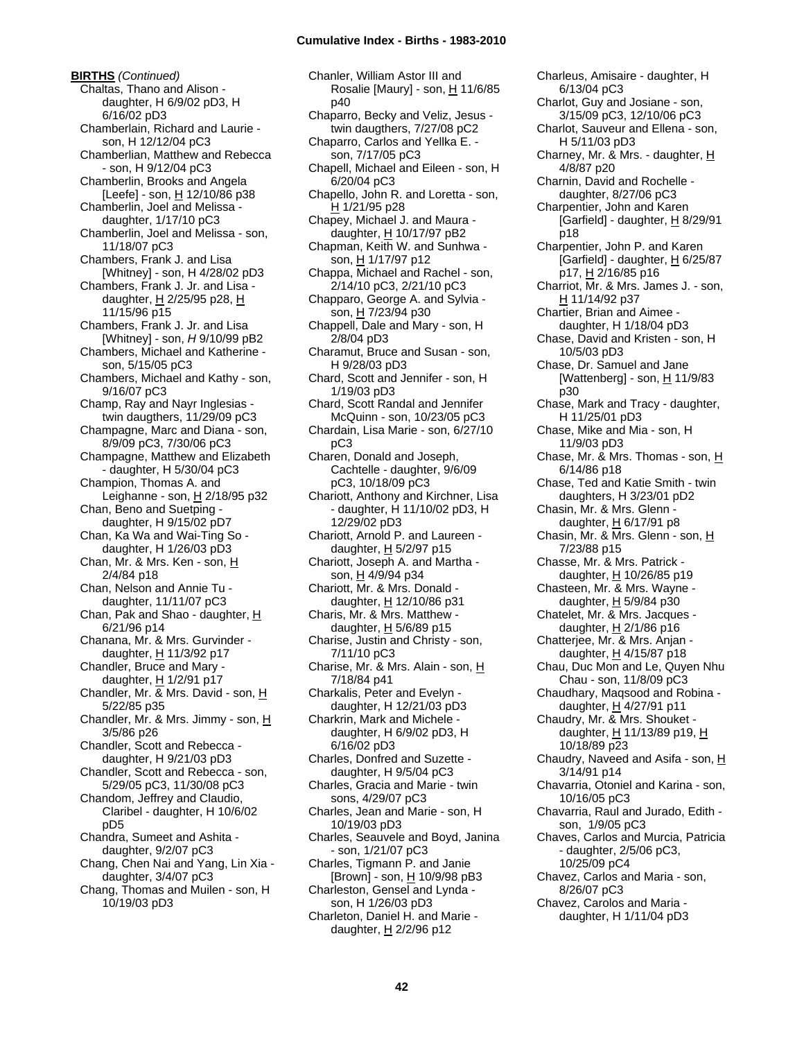**BIRTHS** *(Continued)*

Chaltas, Thano and Alison - daughter, H 6/9/02 pD3, H 6/16/02 pD3
Chamberlain, Richard and Laurie - son, H 12/12/04 pC3
Chamberlian, Matthew and Rebecca - son, H 9/12/04 pC3
Chamberlin, Brooks and Angela [Leefe] - son, H 12/10/86 p38
Chamberlin, Joel and Melissa - daughter, 1/17/10 pC3
Chamberlin, Joel and Melissa - son, 11/18/07 pC3
Chambers, Frank J. and Lisa [Whitney] - son, H 4/28/02 pD3
Chambers, Frank J. Jr. and Lisa - daughter, H 2/25/95 p28, H 11/15/96 p15
Chambers, Frank J. Jr. and Lisa [Whitney] - son, *H* 9/10/99 pB2
Chambers, Michael and Katherine - son, 5/15/05 pC3
Chambers, Michael and Kathy - son, 9/16/07 pC3
Champ, Ray and Nayr Inglesias - twin daugthers, 11/29/09 pC3
Champagne, Marc and Diana - son, 8/9/09 pC3, 7/30/06 pC3
Champagne, Matthew and Elizabeth - daughter, H 5/30/04 pC3
Champion, Thomas A. and Leighanne - son, H 2/18/95 p32
Chan, Beno and Suetping - daughter, H 9/15/02 pD7
Chan, Ka Wa and Wai-Ting So - daughter, H 1/26/03 pD3
Chan, Mr. & Mrs. Ken - son, H 2/4/84 p18
Chan, Nelson and Annie Tu - daughter, 11/11/07 pC3
Chan, Pak and Shao - daughter, H 6/21/96 p14
Chanana, Mr. & Mrs. Gurvinder - daughter, H 11/3/92 p17
Chandler, Bruce and Mary - daughter, H 1/2/91 p17
Chandler, Mr. & Mrs. David - son, H 5/22/85 p35
Chandler, Mr. & Mrs. Jimmy - son, H 3/5/86 p26
Chandler, Scott and Rebecca - daughter, H 9/21/03 pD3
Chandler, Scott and Rebecca - son, 5/29/05 pC3, 11/30/08 pC3
Chandom, Jeffrey and Claudio, Claribel - daughter, H 10/6/02 pD5
Chandra, Sumeet and Ashita - daughter, 9/2/07 pC3
Chang, Chen Nai and Yang, Lin Xia - daughter, 3/4/07 pC3
Chang, Thomas and Muilen - son, H 10/19/03 pD3
Chanler, William Astor III and Rosalie [Maury] - son, H 11/6/85 p40
Chaparro, Becky and Veliz, Jesus - twin daugthers, 7/27/08 pC2
Chaparro, Carlos and Yellka E. - son, 7/17/05 pC3
Chapell, Michael and Eileen - son, H 6/20/04 pC3
Chapello, John R. and Loretta - son, H 1/21/95 p28
Chapey, Michael J. and Maura - daughter, H 10/17/97 pB2
Chapman, Keith W. and Sunhwa - son, H 1/17/97 p12
Chappa, Michael and Rachel - son, 2/14/10 pC3, 2/21/10 pC3
Chapparo, George A. and Sylvia - son, H 7/23/94 p30
Chappell, Dale and Mary - son, H 2/8/04 pD3
Charamut, Bruce and Susan - son, H 9/28/03 pD3
Chard, Scott and Jennifer - son, H 1/19/03 pD3
Chard, Scott Randal and Jennifer McQuinn - son, 10/23/05 pC3
Chardain, Lisa Marie - son, 6/27/10 pC3
Charen, Donald and Joseph, Cachtelle - daughter, 9/6/09 pC3, 10/18/09 pC3
Chariott, Anthony and Kirchner, Lisa - daughter, H 11/10/02 pD3, H 12/29/02 pD3
Chariott, Arnold P. and Laureen - daughter, H 5/2/97 p15
Chariott, Joseph A. and Martha - son, H 4/9/94 p34
Chariott, Mr. & Mrs. Donald - daughter, H 12/10/86 p31
Charis, Mr. & Mrs. Matthew - daughter, H 5/6/89 p15
Charise, Justin and Christy - son, 7/11/10 pC3
Charise, Mr. & Mrs. Alain - son, H 7/18/84 p41
Charkalis, Peter and Evelyn - daughter, H 12/21/03 pD3
Charkrin, Mark and Michele - daughter, H 6/9/02 pD3, H 6/16/02 pD3
Charles, Donfred and Suzette - daughter, H 9/5/04 pC3
Charles, Gracia and Marie - twin sons, 4/29/07 pC3
Charles, Jean and Marie - son, H 10/19/03 pD3
Charles, Seauvele and Boyd, Janina - son, 1/21/07 pC3
Charles, Tigmann P. and Janie [Brown] - son, H 10/9/98 pB3
Charleston, Gensel and Lynda - son, H 1/26/03 pD3
Charleton, Daniel H. and Marie - daughter, H 2/2/96 p12
Charleus, Amisaire - daughter, H 6/13/04 pC3
Charlot, Guy and Josiane - son, 3/15/09 pC3, 12/10/06 pC3
Charlot, Sauveur and Ellena - son, H 5/11/03 pD3
Charney, Mr. & Mrs. - daughter, H 4/8/87 p20
Charnin, David and Rochelle - daughter, 8/27/06 pC3
Charpentier, John and Karen [Garfield] - daughter, H 8/29/91 p18
Charpentier, John P. and Karen [Garfield] - daughter, H 6/25/87 p17, H 2/16/85 p16
Charriot, Mr. & Mrs. James J. - son, H 11/14/92 p37
Chartier, Brian and Aimee - daughter, H 1/18/04 pD3
Chase, David and Kristen - son, H 10/5/03 pD3
Chase, Dr. Samuel and Jane [Wattenberg] - son, H 11/9/83 p30
Chase, Mark and Tracy - daughter, H 11/25/01 pD3
Chase, Mike and Mia - son, H 11/9/03 pD3
Chase, Mr. & Mrs. Thomas - son, H 6/14/86 p18
Chase, Ted and Katie Smith - twin daughters, H 3/23/01 pD2
Chasin, Mr. & Mrs. Glenn - daughter, H 6/17/91 p8
Chasin, Mr. & Mrs. Glenn - son, H 7/23/88 p15
Chasse, Mr. & Mrs. Patrick - daughter, H 10/26/85 p19
Chasteen, Mr. & Mrs. Wayne - daughter, H 5/9/84 p30
Chatelet, Mr. & Mrs. Jacques - daughter, H 2/1/86 p16
Chatterjee, Mr. & Mrs. Anjan - daughter, H 4/15/87 p18
Chau, Duc Mon and Le, Quyen Nhu Chau - son, 11/8/09 pC3
Chaudhary, Maqsood and Robina - daughter, H 4/27/91 p11
Chaudry, Mr. & Mrs. Shouket - daughter, H 11/13/89 p19, H 10/18/89 p23
Chaudry, Naveed and Asifa - son, H 3/14/91 p14
Chavarria, Otoniel and Karina - son, 10/16/05 pC3
Chavarria, Raul and Jurado, Edith - son, 1/9/05 pC3
Chaves, Carlos and Murcia, Patricia - daughter, 2/5/06 pC3, 10/25/09 pC4
Chavez, Carlos and Maria - son, 8/26/07 pC3
Chavez, Carolos and Maria - daughter, H 1/11/04 pD3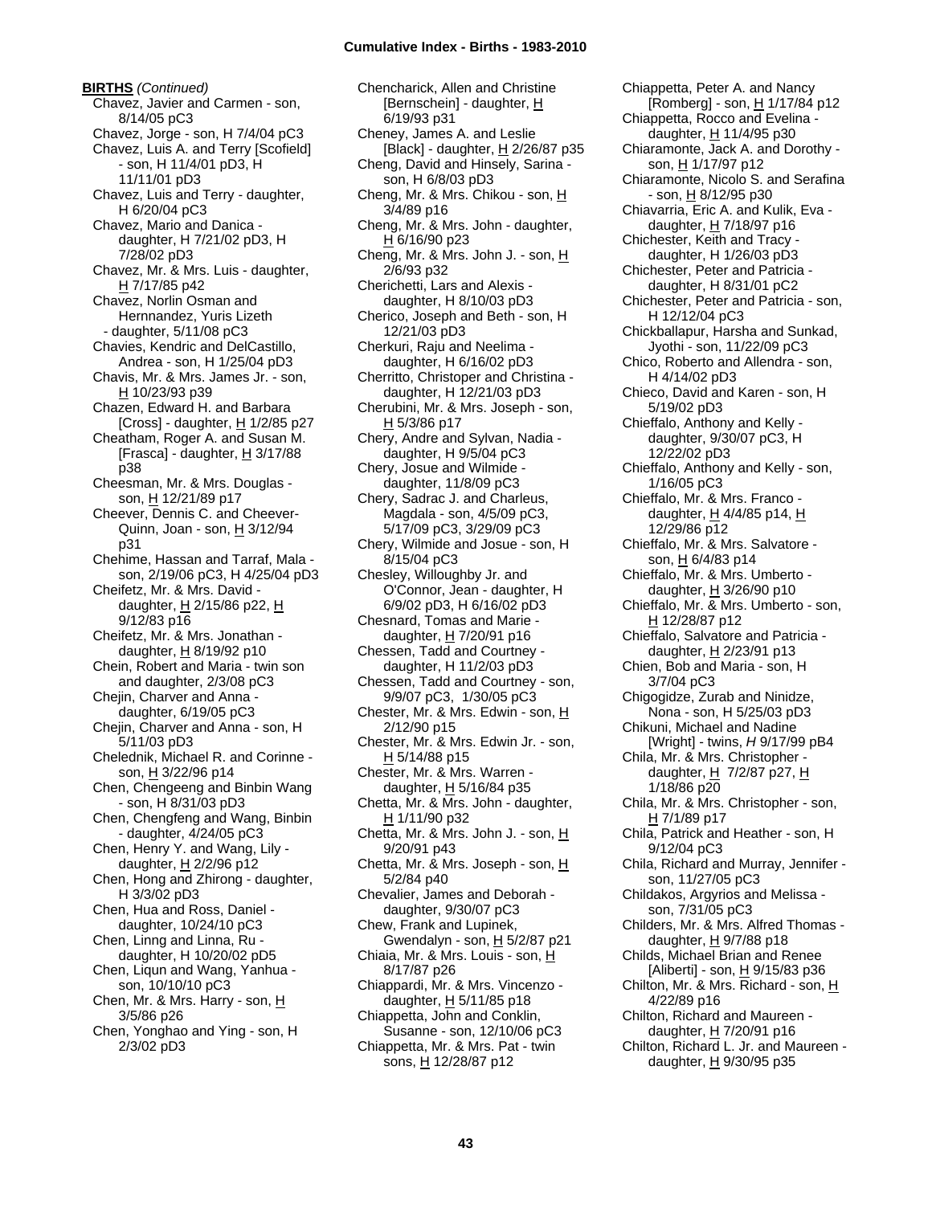**BIRTHS** *(Continued)*

Chavez, Javier and Carmen - son, 8/14/05 pC3

Chavez, Jorge - son, H 7/4/04 pC3

Chavez, Luis A. and Terry [Scofield] - son, H 11/4/01 pD3, H 11/11/01 pD3

Chavez, Luis and Terry - daughter, H 6/20/04 pC3

Chavez, Mario and Danica - daughter, H 7/21/02 pD3, H 7/28/02 pD3

Chavez, Mr. & Mrs. Luis - daughter, H 7/17/85 p42

Chavez, Norlin Osman and Hernnandez, Yuris Lizeth - daughter, 5/11/08 pC3

Chavies, Kendric and DelCastillo, Andrea - son, H 1/25/04 pD3

Chavis, Mr. & Mrs. James Jr. - son, H 10/23/93 p39

Chazen, Edward H. and Barbara [Cross] - daughter, H 1/2/85 p27

Cheatham, Roger A. and Susan M. [Frasca] - daughter, H 3/17/88 p38

Cheesman, Mr. & Mrs. Douglas - son, H 12/21/89 p17

Cheever, Dennis C. and Cheever-Quinn, Joan - son, H 3/12/94 p31

Chehime, Hassan and Tarraf, Mala - son, 2/19/06 pC3, H 4/25/04 pD3

Cheifetz, Mr. & Mrs. David - daughter, H 2/15/86 p22, H 9/12/83 p16

Cheifetz, Mr. & Mrs. Jonathan - daughter, H 8/19/92 p10

Chein, Robert and Maria - twin son and daughter, 2/3/08 pC3

Chejin, Charver and Anna - daughter, 6/19/05 pC3

Chejin, Charver and Anna - son, H 5/11/03 pD3

Chelednik, Michael R. and Corinne - son, H 3/22/96 p14

Chen, Chengeeng and Binbin Wang - son, H 8/31/03 pD3

Chen, Chengfeng and Wang, Binbin - daughter, 4/24/05 pC3

Chen, Henry Y. and Wang, Lily - daughter, H 2/2/96 p12

Chen, Hong and Zhirong - daughter, H 3/3/02 pD3

Chen, Hua and Ross, Daniel - daughter, 10/24/10 pC3

Chen, Linng and Linna, Ru - daughter, H 10/20/02 pD5

Chen, Liqun and Wang, Yanhua - son, 10/10/10 pC3

Chen, Mr. & Mrs. Harry - son, H 3/5/86 p26

Chen, Yonghao and Ying - son, H 2/3/02 pD3

Chencharick, Allen and Christine [Bernschein] - daughter, H 6/19/93 p31

Cheney, James A. and Leslie [Black] - daughter, H 2/26/87 p35

Cheng, David and Hinsely, Sarina - son, H 6/8/03 pD3

Cheng, Mr. & Mrs. Chikou - son, H 3/4/89 p16

Cheng, Mr. & Mrs. John - daughter, H 6/16/90 p23

Cheng, Mr. & Mrs. John J. - son, H 2/6/93 p32

Cherichetti, Lars and Alexis - daughter, H 8/10/03 pD3

Cherico, Joseph and Beth - son, H 12/21/03 pD3

Cherkuri, Raju and Neelima - daughter, H 6/16/02 pD3

Cherritto, Christoper and Christina - daughter, H 12/21/03 pD3

Cherubini, Mr. & Mrs. Joseph - son, H 5/3/86 p17

Chery, Andre and Sylvan, Nadia - daughter, H 9/5/04 pC3

Chery, Josue and Wilmide - daughter, 11/8/09 pC3

Chery, Sadrac J. and Charleus, Magdala - son, 4/5/09 pC3, 5/17/09 pC3, 3/29/09 pC3

Chery, Wilmide and Josue - son, H 8/15/04 pC3

Chesley, Willoughby Jr. and O'Connor, Jean - daughter, H 6/9/02 pD3, H 6/16/02 pD3

Chesnard, Tomas and Marie - daughter, H 7/20/91 p16

Chessen, Tadd and Courtney - daughter, H 11/2/03 pD3

Chessen, Tadd and Courtney - son, 9/9/07 pC3, 1/30/05 pC3

Chester, Mr. & Mrs. Edwin - son, H 2/12/90 p15

Chester, Mr. & Mrs. Edwin Jr. - son, H 5/14/88 p15

Chester, Mr. & Mrs. Warren - daughter, H 5/16/84 p35

Chetta, Mr. & Mrs. John - daughter, H 1/11/90 p32

Chetta, Mr. & Mrs. John J. - son, H 9/20/91 p43

Chetta, Mr. & Mrs. Joseph - son, H 5/2/84 p40

Chevalier, James and Deborah - daughter, 9/30/07 pC3

Chew, Frank and Lupinek, Gwendalyn - son, H 5/2/87 p21

Chiaia, Mr. & Mrs. Louis - son, H 8/17/87 p26

Chiappardi, Mr. & Mrs. Vincenzo - daughter, H 5/11/85 p18

Chiappetta, John and Conklin, Susanne - son, 12/10/06 pC3

Chiappetta, Mr. & Mrs. Pat - twin sons, H 12/28/87 p12

Chiappetta, Peter A. and Nancy [Romberg] - son, H 1/17/84 p12

Chiappetta, Rocco and Evelina - daughter, H 11/4/95 p30

Chiaramonte, Jack A. and Dorothy - son, H 1/17/97 p12

Chiaramonte, Nicolo S. and Serafina - son, H 8/12/95 p30

Chiavarria, Eric A. and Kulik, Eva - daughter, H 7/18/97 p16

Chichester, Keith and Tracy - daughter, H 1/26/03 pD3

Chichester, Peter and Patricia - daughter, H 8/31/01 pC2

Chichester, Peter and Patricia - son, H 12/12/04 pC3

Chickballapur, Harsha and Sunkad, Jyothi - son, 11/22/09 pC3

Chico, Roberto and Allendra - son, H 4/14/02 pD3

Chieco, David and Karen - son, H 5/19/02 pD3

Chieffalo, Anthony and Kelly - daughter, 9/30/07 pC3, H 12/22/02 pD3

Chieffalo, Anthony and Kelly - son, 1/16/05 pC3

Chieffalo, Mr. & Mrs. Franco - daughter, H 4/4/85 p14, H 12/29/86 p12

Chieffalo, Mr. & Mrs. Salvatore - son, H 6/4/83 p14

Chieffalo, Mr. & Mrs. Umberto - daughter, H 3/26/90 p10

Chieffalo, Mr. & Mrs. Umberto - son, H 12/28/87 p12

Chieffalo, Salvatore and Patricia - daughter, H 2/23/91 p13

Chien, Bob and Maria - son, H 3/7/04 pC3

Chigogidze, Zurab and Ninidze, Nona - son, H 5/25/03 pD3

Chikuni, Michael and Nadine [Wright] - twins, *H* 9/17/99 pB4

Chila, Mr. & Mrs. Christopher - daughter, H 7/2/87 p27, H 1/18/86 p20

Chila, Mr. & Mrs. Christopher - son, H 7/1/89 p17

Chila, Patrick and Heather - son, H 9/12/04 pC3

Chila, Richard and Murray, Jennifer - son, 11/27/05 pC3

Childakos, Argyrios and Melissa - son, 7/31/05 pC3

Childers, Mr. & Mrs. Alfred Thomas - daughter, H 9/7/88 p18

Childs, Michael Brian and Renee [Aliberti] - son, H 9/15/83 p36

Chilton, Mr. & Mrs. Richard - son, H 4/22/89 p16

Chilton, Richard and Maureen - daughter, H 7/20/91 p16

Chilton, Richard L. Jr. and Maureen - daughter, H 9/30/95 p35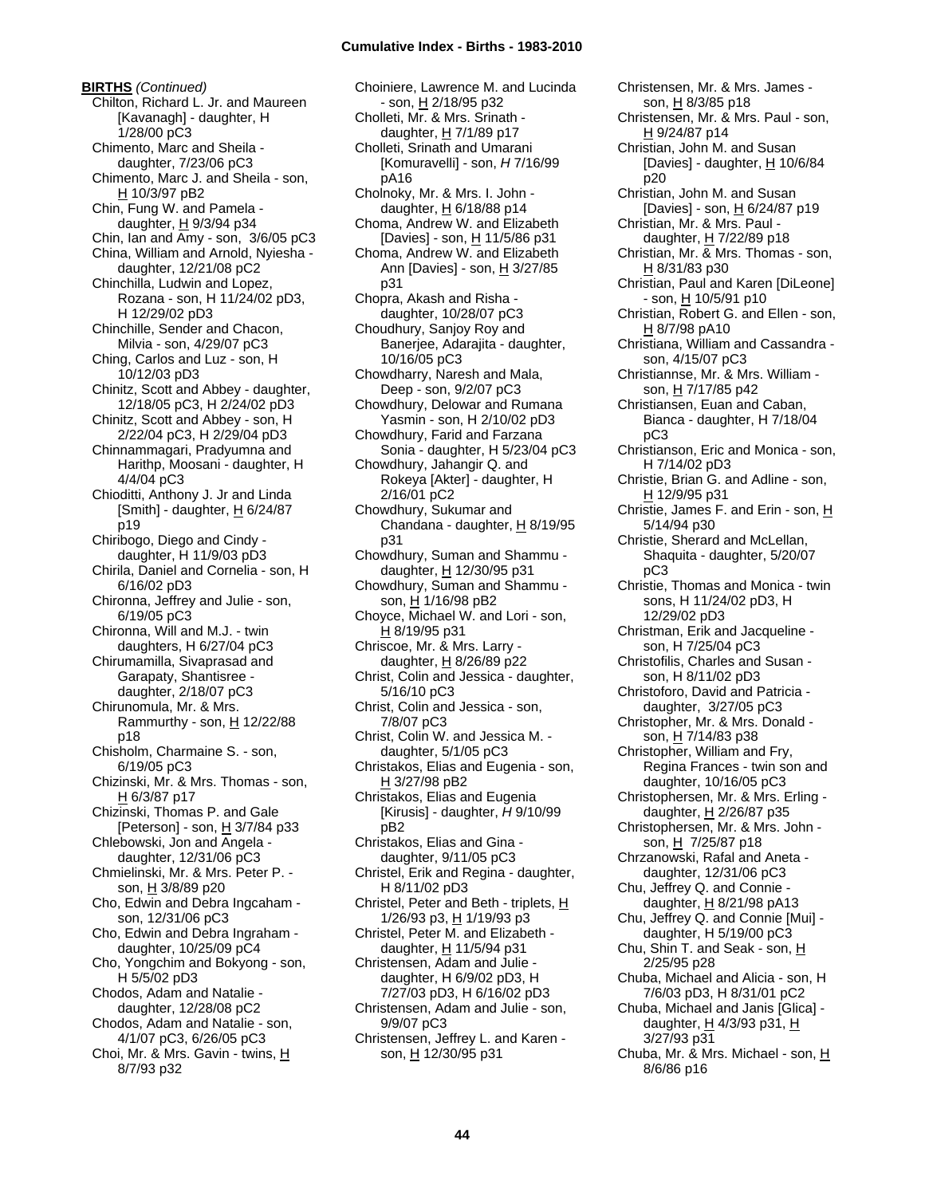**BIRTHS** *(Continued)*

Chilton, Richard L. Jr. and Maureen [Kavanagh] - daughter, H 1/28/00 pC3
Chimento, Marc and Sheila - daughter, 7/23/06 pC3
Chimento, Marc J. and Sheila - son, H 10/3/97 pB2
Chin, Fung W. and Pamela - daughter, H 9/3/94 p34
Chin, Ian and Amy - son, 3/6/05 pC3
China, William and Arnold, Nyiesha - daughter, 12/21/08 pC2
Chinchilla, Ludwin and Lopez, Rozana - son, H 11/24/02 pD3, H 12/29/02 pD3
Chinchille, Sender and Chacon, Milvia - son, 4/29/07 pC3
Ching, Carlos and Luz - son, H 10/12/03 pD3
Chinitz, Scott and Abbey - daughter, 12/18/05 pC3, H 2/24/02 pD3
Chinitz, Scott and Abbey - son, H 2/22/04 pC3, H 2/29/04 pD3
Chinnammagari, Pradyumna and Harithp, Moosani - daughter, H 4/4/04 pC3
Chioditti, Anthony J. Jr and Linda [Smith] - daughter, H 6/24/87 p19
Chiribogo, Diego and Cindy - daughter, H 11/9/03 pD3
Chirila, Daniel and Cornelia - son, H 6/16/02 pD3
Chironna, Jeffrey and Julie - son, 6/19/05 pC3
Chironna, Will and M.J. - twin daughters, H 6/27/04 pC3
Chirumamilla, Sivaprasad and Garapaty, Shantisree - daughter, 2/18/07 pC3
Chirunomula, Mr. & Mrs. Rammurthy - son, H 12/22/88 p18
Chisholm, Charmaine S. - son, 6/19/05 pC3
Chizinski, Mr. & Mrs. Thomas - son, H 6/3/87 p17
Chizinski, Thomas P. and Gale [Peterson] - son, H 3/7/84 p33
Chlebowski, Jon and Angela - daughter, 12/31/06 pC3
Chmielinski, Mr. & Mrs. Peter P. - son, H 3/8/89 p20
Cho, Edwin and Debra Ingcaham - son, 12/31/06 pC3
Cho, Edwin and Debra Ingraham - daughter, 10/25/09 pC4
Cho, Yongchim and Bokyong - son, H 5/5/02 pD3
Chodos, Adam and Natalie - daughter, 12/28/08 pC2
Chodos, Adam and Natalie - son, 4/1/07 pC3, 6/26/05 pC3
Choi, Mr. & Mrs. Gavin - twins, H 8/7/93 p32
Choiniere, Lawrence M. and Lucinda - son, H 2/18/95 p32
Cholleti, Mr. & Mrs. Srinath - daughter, H 7/1/89 p17
Cholleti, Srinath and Umarani [Komuravelli] - son, *H* 7/16/99 pA16
Cholnoky, Mr. & Mrs. I. John - daughter, H 6/18/88 p14
Choma, Andrew W. and Elizabeth [Davies] - son, H 11/5/86 p31
Choma, Andrew W. and Elizabeth Ann [Davies] - son, H 3/27/85 p31
Chopra, Akash and Risha - daughter, 10/28/07 pC3
Choudhury, Sanjoy Roy and Banerjee, Adarajita - daughter, 10/16/05 pC3
Chowdharry, Naresh and Mala, Deep - son, 9/2/07 pC3
Chowdhury, Delowar and Rumana Yasmin - son, H 2/10/02 pD3
Chowdhury, Farid and Farzana Sonia - daughter, H 5/23/04 pC3
Chowdhury, Jahangir Q. and Rokeya [Akter] - daughter, H 2/16/01 pC2
Chowdhury, Sukumar and Chandana - daughter, H 8/19/95 p31
Chowdhury, Suman and Shammu - daughter, H 12/30/95 p31
Chowdhury, Suman and Shammu - son, H 1/16/98 pB2
Choyce, Michael W. and Lori - son, H 8/19/95 p31
Chriscoe, Mr. & Mrs. Larry - daughter, H 8/26/89 p22
Christ, Colin and Jessica - daughter, 5/16/10 pC3
Christ, Colin and Jessica - son, 7/8/07 pC3
Christ, Colin W. and Jessica M. - daughter, 5/1/05 pC3
Christakos, Elias and Eugenia - son, H 3/27/98 pB2
Christakos, Elias and Eugenia [Kirusis] - daughter, *H* 9/10/99 pB2
Christakos, Elias and Gina - daughter, 9/11/05 pC3
Christel, Erik and Regina - daughter, H 8/11/02 pD3
Christel, Peter and Beth - triplets, H 1/26/93 p3, H 1/19/93 p3
Christel, Peter M. and Elizabeth - daughter, H 11/5/94 p31
Christensen, Adam and Julie - daughter, H 6/9/02 pD3, H 7/27/03 pD3, H 6/16/02 pD3
Christensen, Adam and Julie - son, 9/9/07 pC3
Christensen, Jeffrey L. and Karen - son, H 12/30/95 p31
Christensen, Mr. & Mrs. James - son, H 8/3/85 p18
Christensen, Mr. & Mrs. Paul - son, H 9/24/87 p14
Christian, John M. and Susan [Davies] - daughter, H 10/6/84 p20
Christian, John M. and Susan [Davies] - son, H 6/24/87 p19
Christian, Mr. & Mrs. Paul - daughter, H 7/22/89 p18
Christian, Mr. & Mrs. Thomas - son, H 8/31/83 p30
Christian, Paul and Karen [DiLeone] - son, H 10/5/91 p10
Christian, Robert G. and Ellen - son, H 8/7/98 pA10
Christiana, William and Cassandra - son, 4/15/07 pC3
Christiannse, Mr. & Mrs. William - son, H 7/17/85 p42
Christiansen, Euan and Caban, Bianca - daughter, H 7/18/04 pC3
Christianson, Eric and Monica - son, H 7/14/02 pD3
Christie, Brian G. and Adline - son, H 12/9/95 p31
Christie, James F. and Erin - son, H 5/14/94 p30
Christie, Sherard and McLellan, Shaquita - daughter, 5/20/07 pC3
Christie, Thomas and Monica - twin sons, H 11/24/02 pD3, H 12/29/02 pD3
Christman, Erik and Jacqueline - son, H 7/25/04 pC3
Christofilis, Charles and Susan - son, H 8/11/02 pD3
Christoforo, David and Patricia - daughter, 3/27/05 pC3
Christopher, Mr. & Mrs. Donald - son, H 7/14/83 p38
Christopher, William and Fry, Regina Frances - twin son and daughter, 10/16/05 pC3
Christophersen, Mr. & Mrs. Erling - daughter, H 2/26/87 p35
Christophersen, Mr. & Mrs. John - son, H 7/25/87 p18
Chrzanowski, Rafal and Aneta - daughter, 12/31/06 pC3
Chu, Jeffrey Q. and Connie - daughter, H 8/21/98 pA13
Chu, Jeffrey Q. and Connie [Mui] - daughter, H 5/19/00 pC3
Chu, Shin T. and Seak - son, H 2/25/95 p28
Chuba, Michael and Alicia - son, H 7/6/03 pD3, H 8/31/01 pC2
Chuba, Michael and Janis [Glica] - daughter, H 4/3/93 p31, H 3/27/93 p31
Chuba, Mr. & Mrs. Michael - son, H 8/6/86 p16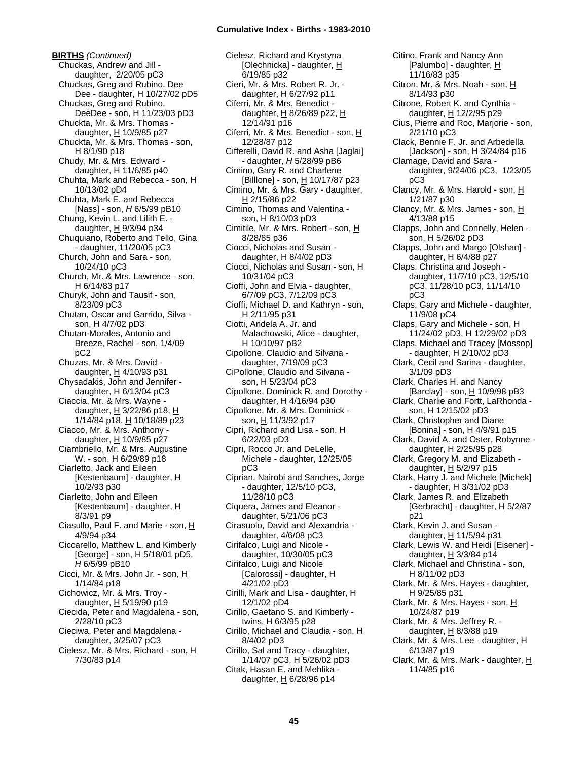**BIRTHS** *(Continued)*

Chuckas, Andrew and Jill - daughter, 2/20/05 pC3
Chuckas, Greg and Rubino, Dee Dee - daughter, H 10/27/02 pD5
Chuckas, Greg and Rubino, DeeDee - son, H 11/23/03 pD3
Chuckta, Mr. & Mrs. Thomas - daughter, H 10/9/85 p27
Chuckta, Mr. & Mrs. Thomas - son, H 8/1/90 p18
Chudy, Mr. & Mrs. Edward - daughter, H 11/6/85 p40
Chuhta, Mark and Rebecca - son, H 10/13/02 pD4
Chuhta, Mark E. and Rebecca [Nass] - son, *H* 6/5/99 pB10
Chung, Kevin L. and Lilith E. - daughter, H 9/3/94 p34
Chuquiano, Roberto and Tello, Gina - daughter, 11/20/05 pC3
Church, John and Sara - son, 10/24/10 pC3
Church, Mr. & Mrs. Lawrence - son, H 6/14/83 p17
Churyk, John and Tausif - son, 8/23/09 pC3
Chutan, Oscar and Garrido, Silva - son, H 4/7/02 pD3
Chutan-Morales, Antonio and Breeze, Rachel - son, 1/4/09 pC2
Chuzas, Mr. & Mrs. David - daughter, H 4/10/93 p31
Chysadakis, John and Jennifer - daughter, H 6/13/04 pC3
Ciaccia, Mr. & Mrs. Wayne - daughter, H 3/22/86 p18, H 1/14/84 p18, H 10/18/89 p23
Ciacco, Mr. & Mrs. Anthony - daughter, H 10/9/85 p27
Ciambriello, Mr. & Mrs. Augustine W. - son, H 6/29/89 p18
Ciarletto, Jack and Eileen [Kestenbaum] - daughter, H 10/2/93 p30
Ciarletto, John and Eileen [Kestenbaum] - daughter, H 8/3/91 p9
Ciasullo, Paul F. and Marie - son, H 4/9/94 p34
Ciccarello, Matthew L. and Kimberly [George] - son, H 5/18/01 pD5, *H* 6/5/99 pB10
Cicci, Mr. & Mrs. John Jr. - son, H 1/14/84 p18
Cichowicz, Mr. & Mrs. Troy - daughter, H 5/19/90 p19
Ciecida, Peter and Magdalena - son, 2/28/10 pC3
Cieciwa, Peter and Magdalena - daughter, 3/25/07 pC3
Cielesz, Mr. & Mrs. Richard - son, H 7/30/83 p14
Cielesz, Richard and Krystyna [Olechnicka] - daughter, H 6/19/85 p32
Cieri, Mr. & Mrs. Robert R. Jr. - daughter, H 6/27/92 p11
Ciferri, Mr. & Mrs. Benedict - daughter, H 8/26/89 p22, H 12/14/91 p16
Ciferri, Mr. & Mrs. Benedict - son, H 12/28/87 p12
Cifferelli, David R. and Asha [Jaglai] - daughter, *H* 5/28/99 pB6
Cimino, Gary R. and Charlene [Billlone] - son, H 10/17/87 p23
Cimino, Mr. & Mrs. Gary - daughter, H 2/15/86 p22
Cimino, Thomas and Valentina - son, H 8/10/03 pD3
Cimitile, Mr. & Mrs. Robert - son, H 8/28/85 p36
Ciocci, Nicholas and Susan - daughter, H 8/4/02 pD3
Ciocci, Nicholas and Susan - son, H 10/31/04 pC3
Cioffi, John and Elvia - daughter, 6/7/09 pC3, 7/12/09 pC3
Cioffi, Michael D. and Kathryn - son, H 2/11/95 p31
Ciotti, Andela A. Jr. and Malachowski, Alice - daughter, H 10/10/97 pB2
Cipollone, Claudio and Silvana - daughter, 7/19/09 pC3
CiPollone, Claudio and Silvana - son, H 5/23/04 pC3
Cipollone, Dominick R. and Dorothy - daughter, H 4/16/94 p30
Cipollone, Mr. & Mrs. Dominick - son, H 11/3/92 p17
Cipri, Richard and Lisa - son, H 6/22/03 pD3
Cipri, Rocco Jr. and DeLelle, Michele - daughter, 12/25/05 pC3
Ciprian, Nairobi and Sanches, Jorge - daughter, 12/5/10 pC3, 11/28/10 pC3
Ciquera, James and Eleanor - daughter, 5/21/06 pC3
Cirasuolo, David and Alexandria - daughter, 4/6/08 pC3
Cirifalco, Luigi and Nicole - daughter, 10/30/05 pC3
Cirifalco, Luigi and Nicole [Calorossi] - daughter, H 4/21/02 pD3
Cirilli, Mark and Lisa - daughter, H 12/1/02 pD4
Cirillo, Gaetano S. and Kimberly - twins, H 6/3/95 p28
Cirillo, Michael and Claudia - son, H 8/4/02 pD3
Cirillo, Sal and Tracy - daughter, 1/14/07 pC3, H 5/26/02 pD3
Citak, Hasan E. and Mehlika - daughter, H 6/28/96 p14
Citino, Frank and Nancy Ann [Palumbo] - daughter, H 11/16/83 p35
Citron, Mr. & Mrs. Noah - son, H 8/14/93 p30
Citrone, Robert K. and Cynthia - daughter, H 12/2/95 p29
Cius, Pierre and Roc, Marjorie - son, 2/21/10 pC3
Clack, Bennie F. Jr. and Arbedella [Jackson] - son, H 3/24/84 p16
Clamage, David and Sara - daughter, 9/24/06 pC3, 1/23/05 pC3
Clancy, Mr. & Mrs. Harold - son, H 1/21/87 p30
Clancy, Mr. & Mrs. James - son, H 4/13/88 p15
Clapps, John and Connelly, Helen - son, H 5/26/02 pD3
Clapps, John and Margo [Olshan] - daughter, H 6/4/88 p27
Claps, Christina and Joseph - daughter, 11/7/10 pC3, 12/5/10 pC3, 11/28/10 pC3, 11/14/10 pC3
Claps, Gary and Michele - daughter, 11/9/08 pC4
Claps, Gary and Michele - son, H 11/24/02 pD3, H 12/29/02 pD3
Claps, Michael and Tracey [Mossop] - daughter, H 2/10/02 pD3
Clark, Cecil and Sarina - daughter, 3/1/09 pD3
Clark, Charles H. and Nancy [Barclay] - son, H 10/9/98 pB3
Clark, Charlie and Fortt, LaRhonda - son, H 12/15/02 pD3
Clark, Christopher and Diane [Bonina] - son, H 4/9/91 p15
Clark, David A. and Oster, Robynne - daughter, H 2/25/95 p28
Clark, Gregory M. and Elizabeth - daughter, H 5/2/97 p15
Clark, Harry J. and Michele [Michek] - daughter, H 3/31/02 pD3
Clark, James R. and Elizabeth [Gerbracht] - daughter, H 5/2/87 p21
Clark, Kevin J. and Susan - daughter, H 11/5/94 p31
Clark, Lewis W. and Heidi [Eisener] - daughter, H 3/3/84 p14
Clark, Michael and Christina - son, H 8/11/02 pD3
Clark, Mr. & Mrs. Hayes - daughter, H 9/25/85 p31
Clark, Mr. & Mrs. Hayes - son, H 10/24/87 p19
Clark, Mr. & Mrs. Jeffrey R. - daughter, H 8/3/88 p19
Clark, Mr. & Mrs. Lee - daughter, H 6/13/87 p19
Clark, Mr. & Mrs. Mark - daughter, H 11/4/85 p16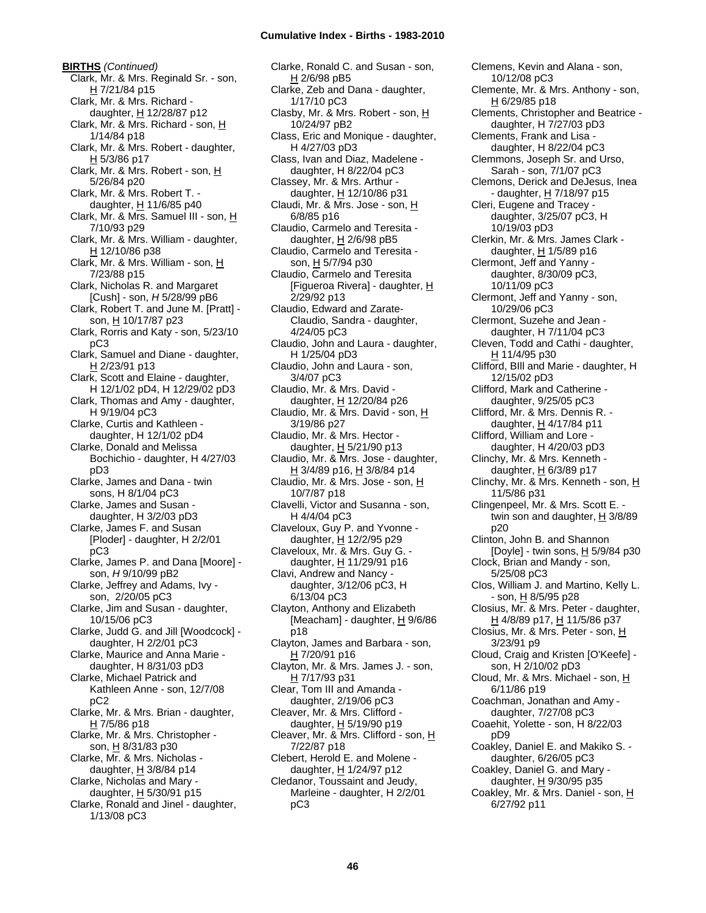**BIRTHS** *(Continued)*

Clark, Mr. & Mrs. Reginald Sr. - son, H 7/21/84 p15
Clark, Mr. & Mrs. Richard - daughter, H 12/28/87 p12
Clark, Mr. & Mrs. Richard - son, H 1/14/84 p18
Clark, Mr. & Mrs. Robert - daughter, H 5/3/86 p17
Clark, Mr. & Mrs. Robert - son, H 5/26/84 p20
Clark, Mr. & Mrs. Robert T. - daughter, H 11/6/85 p40
Clark, Mr. & Mrs. Samuel III - son, H 7/10/93 p29
Clark, Mr. & Mrs. William - daughter, H 12/10/86 p38
Clark, Mr. & Mrs. William - son, H 7/23/88 p15
Clark, Nicholas R. and Margaret [Cush] - son, *H* 5/28/99 pB6
Clark, Robert T. and June M. [Pratt] - son, H 10/17/87 p23
Clark, Rorris and Katy - son, 5/23/10 pC3
Clark, Samuel and Diane - daughter, H 2/23/91 p13
Clark, Scott and Elaine - daughter, H 12/1/02 pD4, H 12/29/02 pD3
Clark, Thomas and Amy - daughter, H 9/19/04 pC3
Clarke, Curtis and Kathleen - daughter, H 12/1/02 pD4
Clarke, Donald and Melissa Bochichio - daughter, H 4/27/03 pD3
Clarke, James and Dana - twin sons, H 8/1/04 pC3
Clarke, James and Susan - daughter, H 3/2/03 pD3
Clarke, James F. and Susan [Ploder] - daughter, H 2/2/01 pC3
Clarke, James P. and Dana [Moore] - son, *H* 9/10/99 pB2
Clarke, Jeffrey and Adams, Ivy - son, 2/20/05 pC3
Clarke, Jim and Susan - daughter, 10/15/06 pC3
Clarke, Judd G. and Jill [Woodcock] - daughter, H 2/2/01 pC3
Clarke, Maurice and Anna Marie - daughter, H 8/31/03 pD3
Clarke, Michael Patrick and Kathleen Anne - son, 12/7/08 pC2
Clarke, Mr. & Mrs. Brian - daughter, H 7/5/86 p18
Clarke, Mr. & Mrs. Christopher - son, H 8/31/83 p30
Clarke, Mr. & Mrs. Nicholas - daughter, H 3/8/84 p14
Clarke, Nicholas and Mary - daughter, H 5/30/91 p15
Clarke, Ronald and Jinel - daughter, 1/13/08 pC3
Clarke, Ronald C. and Susan - son, H 2/6/98 pB5
Clarke, Zeb and Dana - daughter, 1/17/10 pC3
Clasby, Mr. & Mrs. Robert - son, H 10/24/97 pB2
Class, Eric and Monique - daughter, H 4/27/03 pD3
Class, Ivan and Diaz, Madelene - daughter, H 8/22/04 pC3
Classey, Mr. & Mrs. Arthur - daughter, H 12/10/86 p31
Claudi, Mr. & Mrs. Jose - son, H 6/8/85 p16
Claudio, Carmelo and Teresita - daughter, H 2/6/98 pB5
Claudio, Carmelo and Teresita - son, H 5/7/94 p30
Claudio, Carmelo and Teresita [Figueroa Rivera] - daughter, H 2/29/92 p13
Claudio, Edward and Zarate-Claudio, Sandra - daughter, 4/24/05 pC3
Claudio, John and Laura - daughter, H 1/25/04 pD3
Claudio, John and Laura - son, 3/4/07 pC3
Claudio, Mr. & Mrs. David - daughter, H 12/20/84 p26
Claudio, Mr. & Mrs. David - son, H 3/19/86 p27
Claudio, Mr. & Mrs. Hector - daughter, H 5/21/90 p13
Claudio, Mr. & Mrs. Jose - daughter, H 3/4/89 p16, H 3/8/84 p14
Claudio, Mr. & Mrs. Jose - son, H 10/7/87 p18
Clavelli, Victor and Susanna - son, H 4/4/04 pC3
Claveloux, Guy P. and Yvonne - daughter, H 12/2/95 p29
Claveloux, Mr. & Mrs. Guy G. - daughter, H 11/29/91 p16
Clavi, Andrew and Nancy - daughter, 3/12/06 pC3, H 6/13/04 pC3
Clayton, Anthony and Elizabeth [Meacham] - daughter, H 9/6/86 p18
Clayton, James and Barbara - son, H 7/20/91 p16
Clayton, Mr. & Mrs. James J. - son, H 7/17/93 p31
Clear, Tom III and Amanda - daughter, 2/19/06 pC3
Cleaver, Mr. & Mrs. Clifford - daughter, H 5/19/90 p19
Cleaver, Mr. & Mrs. Clifford - son, H 7/22/87 p18
Clebert, Herold E. and Molene - daughter, H 1/24/97 p12
Cledanor, Toussaint and Jeudy, Marleine - daughter, H 2/2/01 pC3
Clemens, Kevin and Alana - son, 10/12/08 pC3
Clemente, Mr. & Mrs. Anthony - son, H 6/29/85 p18
Clements, Christopher and Beatrice - daughter, H 7/27/03 pD3
Clements, Frank and Lisa - daughter, H 8/22/04 pC3
Clemmons, Joseph Sr. and Urso, Sarah - son, 7/1/07 pC3
Clemons, Derick and DeJesus, Inea - daughter, H 7/18/97 p15
Cleri, Eugene and Tracey - daughter, 3/25/07 pC3, H 10/19/03 pD3
Clerkin, Mr. & Mrs. James Clark - daughter, H 1/5/89 p16
Clermont, Jeff and Yanny - daughter, 8/30/09 pC3, 10/11/09 pC3
Clermont, Jeff and Yanny - son, 10/29/06 pC3
Clermont, Suzehe and Jean - daughter, H 7/11/04 pC3
Cleven, Todd and Cathi - daughter, H 11/4/95 p30
Clifford, BIll and Marie - daughter, H 12/15/02 pD3
Clifford, Mark and Catherine - daughter, 9/25/05 pC3
Clifford, Mr. & Mrs. Dennis R. - daughter, H 4/17/84 p11
Clifford, William and Lore - daughter, H 4/20/03 pD3
Clinchy, Mr. & Mrs. Kenneth - daughter, H 6/3/89 p17
Clinchy, Mr. & Mrs. Kenneth - son, H 11/5/86 p31
Clingenpeel, Mr. & Mrs. Scott E. - twin son and daughter, H 3/8/89 p20
Clinton, John B. and Shannon [Doyle] - twin sons, H 5/9/84 p30
Clock, Brian and Mandy - son, 5/25/08 pC3
Clos, William J. and Martino, Kelly L. - son, H 8/5/95 p28
Closius, Mr. & Mrs. Peter - daughter, H 4/8/89 p17, H 11/5/86 p37
Closius, Mr. & Mrs. Peter - son, H 3/23/91 p9
Cloud, Craig and Kristen [O'Keefe] - son, H 2/10/02 pD3
Cloud, Mr. & Mrs. Michael - son, H 6/11/86 p19
Coachman, Jonathan and Amy - daughter, 7/27/08 pC3
Coaehit, Yolette - son, H 8/22/03 pD9
Coakley, Daniel E. and Makiko S. - daughter, 6/26/05 pC3
Coakley, Daniel G. and Mary - daughter, H 9/30/95 p35
Coakley, Mr. & Mrs. Daniel - son, H 6/27/92 p11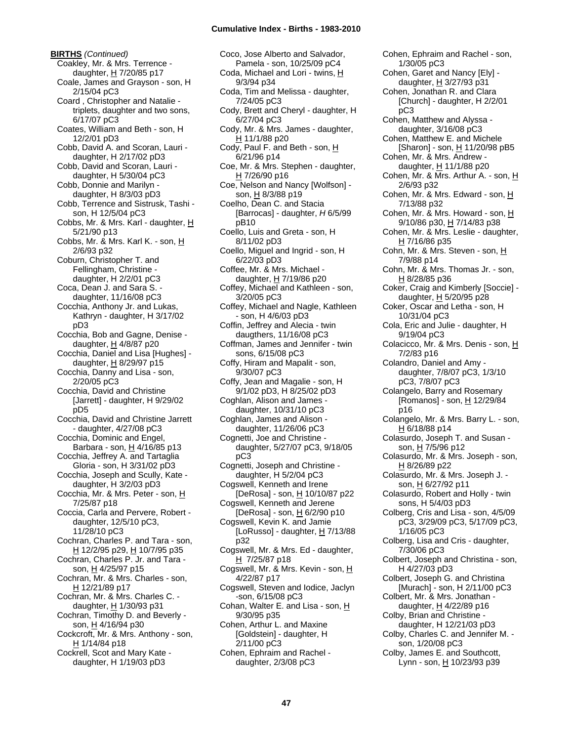**BIRTHS** *(Continued)*

Coakley, Mr. & Mrs. Terrence - daughter, H 7/20/85 p17
Coale, James and Grayson - son, H 2/15/04 pC3
Coard , Christopher and Natalie - triplets, daughter and two sons, 6/17/07 pC3
Coates, William and Beth - son, H 12/2/01 pD3
Cobb, David A. and Scoran, Lauri - daughter, H 2/17/02 pD3
Cobb, David and Scoran, Lauri - daughter, H 5/30/04 pC3
Cobb, Donnie and Marilyn - daughter, H 8/3/03 pD3
Cobb, Terrence and Sistrusk, Tashi - son, H 12/5/04 pC3
Cobbs, Mr. & Mrs. Karl - daughter, H 5/21/90 p13
Cobbs, Mr. & Mrs. Karl K. - son, H 2/6/93 p32
Coburn, Christopher T. and Fellingham, Christine - daughter, H 2/2/01 pC3
Coca, Dean J. and Sara S. - daughter, 11/16/08 pC3
Cocchia, Anthony Jr. and Lukas, Kathryn - daughter, H 3/17/02 pD3
Cocchia, Bob and Gagne, Denise - daughter, H 4/8/87 p20
Cocchia, Daniel and Lisa [Hughes] - daughter, H 8/29/97 p15
Cocchia, Danny and Lisa - son, 2/20/05 pC3
Cocchia, David and Christine [Jarrett] - daughter, H 9/29/02 pD5
Cocchia, David and Christine Jarrett - daughter, 4/27/08 pC3
Cocchia, Dominic and Engel, Barbara - son, H 4/16/85 p13
Cocchia, Jeffrey A. and Tartaglia Gloria - son, H 3/31/02 pD3
Cocchia, Joseph and Scully, Kate - daughter, H 3/2/03 pD3
Cocchia, Mr. & Mrs. Peter - son, H 7/25/87 p18
Coccia, Carla and Pervere, Robert - daughter, 12/5/10 pC3, 11/28/10 pC3
Cochran, Charles P. and Tara - son, H 12/2/95 p29, H 10/7/95 p35
Cochran, Charles P. Jr. and Tara - son, H 4/25/97 p15
Cochran, Mr. & Mrs. Charles - son, H 12/21/89 p17
Cochran, Mr. & Mrs. Charles C. - daughter, H 1/30/93 p31
Cochran, Timothy D. and Beverly - son, H 4/16/94 p30
Cockcroft, Mr. & Mrs. Anthony - son, H 1/14/84 p18
Cockrell, Scot and Mary Kate - daughter, H 1/19/03 pD3
Coco, Jose Alberto and Salvador, Pamela - son, 10/25/09 pC4
Coda, Michael and Lori - twins, H 9/3/94 p34
Coda, Tim and Melissa - daughter, 7/24/05 pC3
Cody, Brett and Cheryl - daughter, H 6/27/04 pC3
Cody, Mr. & Mrs. James - daughter, H 11/1/88 p20
Cody, Paul F. and Beth - son, H 6/21/96 p14
Coe, Mr. & Mrs. Stephen - daughter, H 7/26/90 p16
Coe, Nelson and Nancy [Wolfson] - son, H 8/3/88 p19
Coelho, Dean C. and Stacia [Barrocas] - daughter, *H* 6/5/99 pB10
Coello, Luis and Greta - son, H 8/11/02 pD3
Coello, Miguel and Ingrid - son, H 6/22/03 pD3
Coffee, Mr. & Mrs. Michael - daughter, H 7/19/86 p20
Coffey, Michael and Kathleen - son, 3/20/05 pC3
Coffey, Michael and Nagle, Kathleen - son, H 4/6/03 pD3
Coffin, Jeffrey and Alecia - twin daugthers, 11/16/08 pC3
Coffman, James and Jennifer - twin sons, 6/15/08 pC3
Coffy, Hiram and Mapalit - son, 9/30/07 pC3
Coffy, Jean and Magalie - son, H 9/1/02 pD3, H 8/25/02 pD3
Coghlan, Alison and James - daughter, 10/31/10 pC3
Coghlan, James and Alison - daughter, 11/26/06 pC3
Cognetti, Joe and Christine - daughter, 5/27/07 pC3, 9/18/05 pC3
Cognetti, Joseph and Christine - daughter, H 5/2/04 pC3
Cogswell, Kenneth and Irene [DeRosa] - son, H 10/10/87 p22
Cogswell, Kenneth and Jerene [DeRosa] - son, H 6/2/90 p10
Cogswell, Kevin K. and Jamie [LoRusso] - daughter, H 7/13/88 p32
Cogswell, Mr. & Mrs. Ed - daughter, H 7/25/87 p18
Cogswell, Mr. & Mrs. Kevin - son, H 4/22/87 p17
Cogswell, Steven and Iodice, Jaclyn -son, 6/15/08 pC3
Cohan, Walter E. and Lisa - son, H 9/30/95 p35
Cohen, Arthur L. and Maxine [Goldstein] - daughter, H 2/11/00 pC3
Cohen, Ephraim and Rachel - daughter, 2/3/08 pC3
Cohen, Ephraim and Rachel - son, 1/30/05 pC3
Cohen, Garet and Nancy [Ely] - daughter, H 3/27/93 p31
Cohen, Jonathan R. and Clara [Church] - daughter, H 2/2/01 pC3
Cohen, Matthew and Alyssa - daughter, 3/16/08 pC3
Cohen, Matthew E. and Michele [Sharon] - son, H 11/20/98 pB5
Cohen, Mr. & Mrs. Andrew - daughter, H 11/1/88 p20
Cohen, Mr. & Mrs. Arthur A. - son, H 2/6/93 p32
Cohen, Mr. & Mrs. Edward - son, H 7/13/88 p32
Cohen, Mr. & Mrs. Howard - son, H 9/10/86 p30, H 7/14/83 p38
Cohen, Mr. & Mrs. Leslie - daughter, H 7/16/86 p35
Cohn, Mr. & Mrs. Steven - son, H 7/9/88 p14
Cohn, Mr. & Mrs. Thomas Jr. - son, H 8/28/85 p36
Coker, Craig and Kimberly [Soccie] - daughter, H 5/20/95 p28
Coker, Oscar and Letha - son, H 10/31/04 pC3
Cola, Eric and Julie - daughter, H 9/19/04 pC3
Colacicco, Mr. & Mrs. Denis - son, H 7/2/83 p16
Colandro, Daniel and Amy - daughter, 7/8/07 pC3, 1/3/10 pC3, 7/8/07 pC3
Colangelo, Barry and Rosemary [Romanos] - son, H 12/29/84 p16
Colangelo, Mr. & Mrs. Barry L. - son, H 6/18/88 p14
Colasurdo, Joseph T. and Susan - son, H 7/5/96 p12
Colasurdo, Mr. & Mrs. Joseph - son, H 8/26/89 p22
Colasurdo, Mr. & Mrs. Joseph J. - son, H 6/27/92 p11
Colasurdo, Robert and Holly - twin sons, H 5/4/03 pD3
Colberg, Cris and Lisa - son, 4/5/09 pC3, 3/29/09 pC3, 5/17/09 pC3, 1/16/05 pC3
Colberg, Lisa and Cris - daughter, 7/30/06 pC3
Colbert, Joseph and Christina - son, H 4/27/03 pD3
Colbert, Joseph G. and Christina [Murach] - son, H 2/11/00 pC3
Colbert, Mr. & Mrs. Jonathan - daughter, H 4/22/89 p16
Colby, Brian and Christine - daughter, H 12/21/03 pD3
Colby, Charles C. and Jennifer M. - son, 1/20/08 pC3
Colby, James E. and Southcott, Lynn - son, H 10/23/93 p39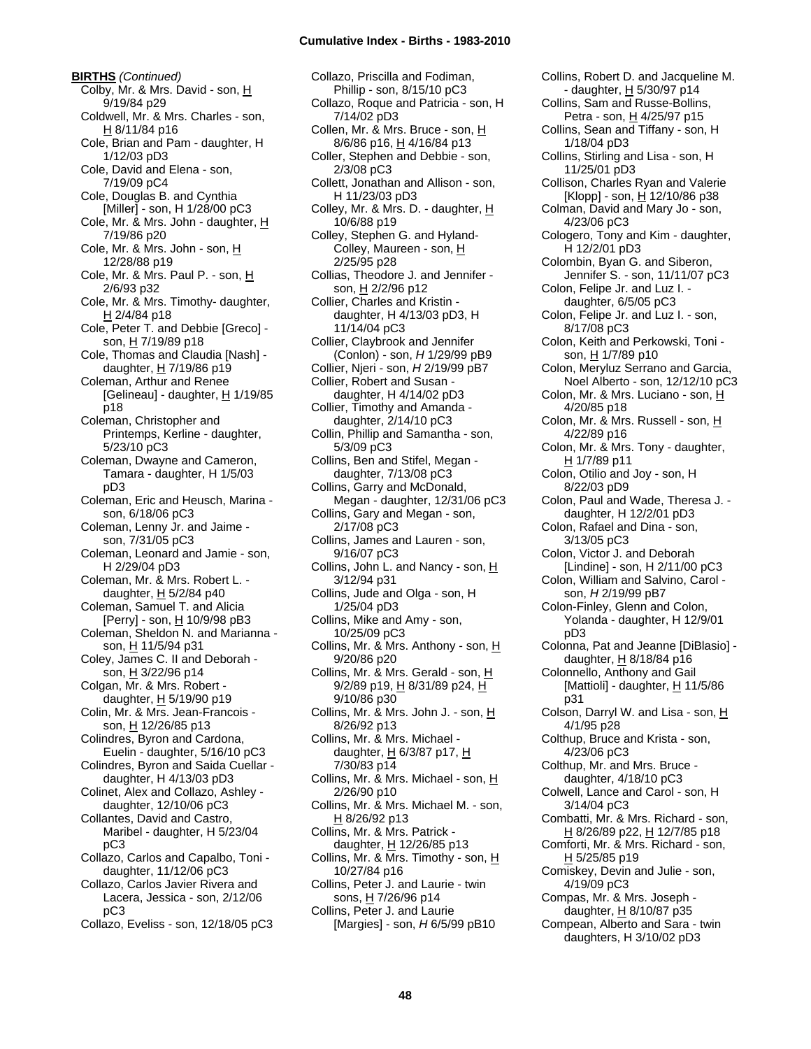**BIRTHS** *(Continued)*

- Colby, Mr. & Mrs. David - son, H 9/19/84 p29
- Coldwell, Mr. & Mrs. Charles - son, H 8/11/84 p16
- Cole, Brian and Pam - daughter, H 1/12/03 pD3
- Cole, David and Elena - son, 7/19/09 pC4
- Cole, Douglas B. and Cynthia [Miller] - son, H 1/28/00 pC3
- Cole, Mr. & Mrs. John - daughter, H 7/19/86 p20
- Cole, Mr. & Mrs. John - son, H 12/28/88 p19
- Cole, Mr. & Mrs. Paul P. - son, H 2/6/93 p32
- Cole, Mr. & Mrs. Timothy- daughter, H 2/4/84 p18
- Cole, Peter T. and Debbie [Greco] - son, H 7/19/89 p18
- Cole, Thomas and Claudia [Nash] - daughter, H 7/19/86 p19
- Coleman, Arthur and Renee [Gelineau] - daughter, H 1/19/85 p18
- Coleman, Christopher and Printemps, Kerline - daughter, 5/23/10 pC3
- Coleman, Dwayne and Cameron, Tamara - daughter, H 1/5/03 pD3
- Coleman, Eric and Heusch, Marina - son, 6/18/06 pC3
- Coleman, Lenny Jr. and Jaime - son, 7/31/05 pC3
- Coleman, Leonard and Jamie - son, H 2/29/04 pD3
- Coleman, Mr. & Mrs. Robert L. - daughter, H 5/2/84 p40
- Coleman, Samuel T. and Alicia [Perry] - son, H 10/9/98 pB3
- Coleman, Sheldon N. and Marianna - son, H 11/5/94 p31
- Coley, James C. II and Deborah - son, H 3/22/96 p14
- Colgan, Mr. & Mrs. Robert - daughter, H 5/19/90 p19
- Colin, Mr. & Mrs. Jean-Francois - son, H 12/26/85 p13
- Colindres, Byron and Cardona, Euelin - daughter, 5/16/10 pC3
- Colindres, Byron and Saida Cuellar - daughter, H 4/13/03 pD3
- Colinet, Alex and Collazo, Ashley - daughter, 12/10/06 pC3
- Collantes, David and Castro, Maribel - daughter, H 5/23/04 pC3
- Collazo, Carlos and Capalbo, Toni - daughter, 11/12/06 pC3
- Collazo, Carlos Javier Rivera and Lacera, Jessica - son, 2/12/06 pC3
- Collazo, Eveliss - son, 12/18/05 pC3
- Collazo, Priscilla and Fodiman, Phillip - son, 8/15/10 pC3
- Collazo, Roque and Patricia - son, H 7/14/02 pD3
- Collen, Mr. & Mrs. Bruce - son, H 8/6/86 p16, H 4/16/84 p13
- Coller, Stephen and Debbie - son, 2/3/08 pC3
- Collett, Jonathan and Allison - son, H 11/23/03 pD3
- Colley, Mr. & Mrs. D. - daughter, H 10/6/88 p19
- Colley, Stephen G. and Hyland-Colley, Maureen - son, H 2/25/95 p28
- Collias, Theodore J. and Jennifer - son, H 2/2/96 p12
- Collier, Charles and Kristin - daughter, H 4/13/03 pD3, H 11/14/04 pC3
- Collier, Claybrook and Jennifer (Conlon) - son, *H* 1/29/99 pB9
- Collier, Njeri - son, *H* 2/19/99 pB7
- Collier, Robert and Susan - daughter, H 4/14/02 pD3
- Collier, Timothy and Amanda - daughter, 2/14/10 pC3
- Collin, Phillip and Samantha - son, 5/3/09 pC3
- Collins, Ben and Stifel, Megan - daughter, 7/13/08 pC3
- Collins, Garry and McDonald, Megan - daughter, 12/31/06 pC3
- Collins, Gary and Megan - son, 2/17/08 pC3
- Collins, James and Lauren - son, 9/16/07 pC3
- Collins, John L. and Nancy - son, H 3/12/94 p31
- Collins, Jude and Olga - son, H 1/25/04 pD3
- Collins, Mike and Amy - son, 10/25/09 pC3
- Collins, Mr. & Mrs. Anthony - son, H 9/20/86 p20
- Collins, Mr. & Mrs. Gerald - son, H 9/2/89 p19, H 8/31/89 p24, H 9/10/86 p30
- Collins, Mr. & Mrs. John J. - son, H 8/26/92 p13
- Collins, Mr. & Mrs. Michael - daughter, H 6/3/87 p17, H 7/30/83 p14
- Collins, Mr. & Mrs. Michael - son, H 2/26/90 p10
- Collins, Mr. & Mrs. Michael M. - son, H 8/26/92 p13
- Collins, Mr. & Mrs. Patrick - daughter, H 12/26/85 p13
- Collins, Mr. & Mrs. Timothy - son, H 10/27/84 p16
- Collins, Peter J. and Laurie - twin sons, H 7/26/96 p14
- Collins, Peter J. and Laurie [Margies] - son, *H* 6/5/99 pB10
- Collins, Robert D. and Jacqueline M. - daughter, H 5/30/97 p14
- Collins, Sam and Russe-Bollins, Petra - son, H 4/25/97 p15
- Collins, Sean and Tiffany - son, H 1/18/04 pD3
- Collins, Stirling and Lisa - son, H 11/25/01 pD3
- Collison, Charles Ryan and Valerie [Klopp] - son, H 12/10/86 p38
- Colman, David and Mary Jo - son, 4/23/06 pC3
- Cologero, Tony and Kim - daughter, H 12/2/01 pD3
- Colombin, Byan G. and Siberon, Jennifer S. - son, 11/11/07 pC3
- Colon, Felipe Jr. and Luz I. - daughter, 6/5/05 pC3
- Colon, Felipe Jr. and Luz I. - son, 8/17/08 pC3
- Colon, Keith and Perkowski, Toni - son, H 1/7/89 p10
- Colon, Meryluz Serrano and Garcia, Noel Alberto - son, 12/12/10 pC3
- Colon, Mr. & Mrs. Luciano - son, H 4/20/85 p18
- Colon, Mr. & Mrs. Russell - son, H 4/22/89 p16
- Colon, Mr. & Mrs. Tony - daughter, H 1/7/89 p11
- Colon, Otilio and Joy - son, H 8/22/03 pD9
- Colon, Paul and Wade, Theresa J. - daughter, H 12/2/01 pD3
- Colon, Rafael and Dina - son, 3/13/05 pC3
- Colon, Victor J. and Deborah [Lindine] - son, H 2/11/00 pC3
- Colon, William and Salvino, Carol - son, *H* 2/19/99 pB7
- Colon-Finley, Glenn and Colon, Yolanda - daughter, H 12/9/01 pD3
- Colonna, Pat and Jeanne [DiBlasio] - daughter, H 8/18/84 p16
- Colonnello, Anthony and Gail [Mattioli] - daughter, H 11/5/86 p31
- Colson, Darryl W. and Lisa - son, H 4/1/95 p28
- Colthup, Bruce and Krista - son, 4/23/06 pC3
- Colthup, Mr. and Mrs. Bruce - daughter, 4/18/10 pC3
- Colwell, Lance and Carol - son, H 3/14/04 pC3
- Combatti, Mr. & Mrs. Richard - son, H 8/26/89 p22, H 12/7/85 p18
- Comforti, Mr. & Mrs. Richard - son, H 5/25/85 p19
- Comiskey, Devin and Julie - son, 4/19/09 pC3
- Compas, Mr. & Mrs. Joseph - daughter, H 8/10/87 p35
- Compean, Alberto and Sara - twin daughters, H 3/10/02 pD3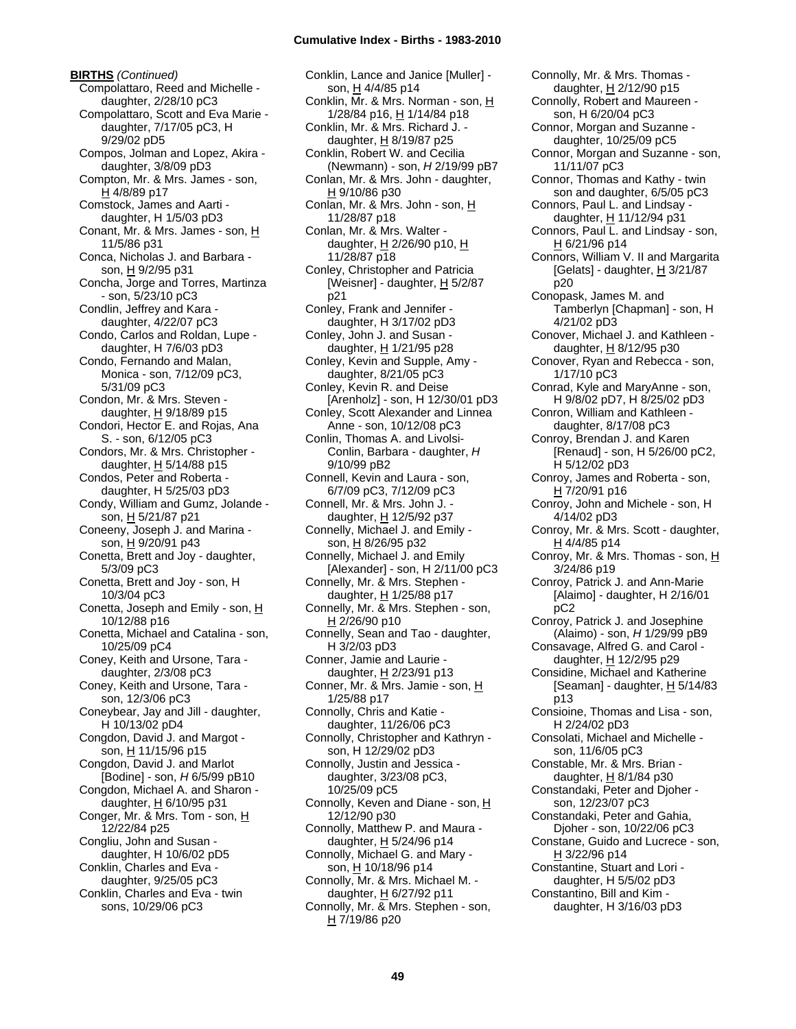**BIRTHS** *(Continued)*

Compolattaro, Reed and Michelle - daughter, 2/28/10 pC3
Compolattaro, Scott and Eva Marie - daughter, 7/17/05 pC3, H 9/29/02 pD5
Compos, Jolman and Lopez, Akira - daughter, 3/8/09 pD3
Compton, Mr. & Mrs. James - son, H 4/8/89 p17
Comstock, James and Aarti - daughter, H 1/5/03 pD3
Conant, Mr. & Mrs. James - son, H 11/5/86 p31
Conca, Nicholas J. and Barbara - son, H 9/2/95 p31
Concha, Jorge and Torres, Martinza - son, 5/23/10 pC3
Condlin, Jeffrey and Kara - daughter, 4/22/07 pC3
Condo, Carlos and Roldan, Lupe - daughter, H 7/6/03 pD3
Condo, Fernando and Malan, Monica - son, 7/12/09 pC3, 5/31/09 pC3
Condon, Mr. & Mrs. Steven - daughter, H 9/18/89 p15
Condori, Hector E. and Rojas, Ana S. - son, 6/12/05 pC3
Condors, Mr. & Mrs. Christopher - daughter, H 5/14/88 p15
Condos, Peter and Roberta - daughter, H 5/25/03 pD3
Condy, William and Gumz, Jolande - son, H 5/21/87 p21
Coneeny, Joseph J. and Marina - son, H 9/20/91 p43
Conetta, Brett and Joy - daughter, 5/3/09 pC3
Conetta, Brett and Joy - son, H 10/3/04 pC3
Conetta, Joseph and Emily - son, H 10/12/88 p16
Conetta, Michael and Catalina - son, 10/25/09 pC4
Coney, Keith and Ursone, Tara - daughter, 2/3/08 pC3
Coney, Keith and Ursone, Tara - son, 12/3/06 pC3
Coneybear, Jay and Jill - daughter, H 10/13/02 pD4
Congdon, David J. and Margot - son, H 11/15/96 p15
Congdon, David J. and Marlot [Bodine] - son, *H* 6/5/99 pB10
Congdon, Michael A. and Sharon - daughter, H 6/10/95 p31
Conger, Mr. & Mrs. Tom - son, H 12/22/84 p25
Congliu, John and Susan - daughter, H 10/6/02 pD5
Conklin, Charles and Eva - daughter, 9/25/05 pC3
Conklin, Charles and Eva - twin sons, 10/29/06 pC3
Conklin, Lance and Janice [Muller] - son, H 4/4/85 p14
Conklin, Mr. & Mrs. Norman - son, H 1/28/84 p16, H 1/14/84 p18
Conklin, Mr. & Mrs. Richard J. - daughter, H 8/19/87 p25
Conklin, Robert W. and Cecilia (Newmann) - son, *H* 2/19/99 pB7
Conlan, Mr. & Mrs. John - daughter, H 9/10/86 p30
Conlan, Mr. & Mrs. John - son, H 11/28/87 p18
Conlan, Mr. & Mrs. Walter - daughter, H 2/26/90 p10, H 11/28/87 p18
Conley, Christopher and Patricia [Weisner] - daughter, H 5/2/87 p21
Conley, Frank and Jennifer - daughter, H 3/17/02 pD3
Conley, John J. and Susan - daughter, H 1/21/95 p28
Conley, Kevin and Supple, Amy - daughter, 8/21/05 pC3
Conley, Kevin R. and Deise [Arenholz] - son, H 12/30/01 pD3
Conley, Scott Alexander and Linnea Anne - son, 10/12/08 pC3
Conlin, Thomas A. and Livolsi-Conlin, Barbara - daughter, *H* 9/10/99 pB2
Connell, Kevin and Laura - son, 6/7/09 pC3, 7/12/09 pC3
Connell, Mr. & Mrs. John J. - daughter, H 12/5/92 p37
Connelly, Michael J. and Emily - son, H 8/26/95 p32
Connelly, Michael J. and Emily [Alexander] - son, H 2/11/00 pC3
Connelly, Mr. & Mrs. Stephen - daughter, H 1/25/88 p17
Connelly, Mr. & Mrs. Stephen - son, H 2/26/90 p10
Connelly, Sean and Tao - daughter, H 3/2/03 pD3
Conner, Jamie and Laurie - daughter, H 2/23/91 p13
Conner, Mr. & Mrs. Jamie - son, H 1/25/88 p17
Connolly, Chris and Katie - daughter, 11/26/06 pC3
Connolly, Christopher and Kathryn - son, H 12/29/02 pD3
Connolly, Justin and Jessica - daughter, 3/23/08 pC3, 10/25/09 pC5
Connolly, Keven and Diane - son, H 12/12/90 p30
Connolly, Matthew P. and Maura - daughter, H 5/24/96 p14
Connolly, Michael G. and Mary - son, H 10/18/96 p14
Connolly, Mr. & Mrs. Michael M. - daughter, H 6/27/92 p11
Connolly, Mr. & Mrs. Stephen - son, H 7/19/86 p20
Connolly, Mr. & Mrs. Thomas - daughter, H 2/12/90 p15
Connolly, Robert and Maureen - son, H 6/20/04 pC3
Connor, Morgan and Suzanne - daughter, 10/25/09 pC5
Connor, Morgan and Suzanne - son, 11/11/07 pC3
Connor, Thomas and Kathy - twin son and daughter, 6/5/05 pC3
Connors, Paul L. and Lindsay - daughter, H 11/12/94 p31
Connors, Paul L. and Lindsay - son, H 6/21/96 p14
Connors, William V. II and Margarita [Gelats] - daughter, H 3/21/87 p20
Conopask, James M. and Tamberlyn [Chapman] - son, H 4/21/02 pD3
Conover, Michael J. and Kathleen - daughter, H 8/12/95 p30
Conover, Ryan and Rebecca - son, 1/17/10 pC3
Conrad, Kyle and MaryAnne - son, H 9/8/02 pD7, H 8/25/02 pD3
Conron, William and Kathleen - daughter, 8/17/08 pC3
Conroy, Brendan J. and Karen [Renaud] - son, H 5/26/00 pC2, H 5/12/02 pD3
Conroy, James and Roberta - son, H 7/20/91 p16
Conroy, John and Michele - son, H 4/14/02 pD3
Conroy, Mr. & Mrs. Scott - daughter, H 4/4/85 p14
Conroy, Mr. & Mrs. Thomas - son, H 3/24/86 p19
Conroy, Patrick J. and Ann-Marie [Alaimo] - daughter, H 2/16/01 pC2
Conroy, Patrick J. and Josephine (Alaimo) - son, *H* 1/29/99 pB9
Consavage, Alfred G. and Carol - daughter, H 12/2/95 p29
Considine, Michael and Katherine [Seaman] - daughter, H 5/14/83 p13
Consioine, Thomas and Lisa - son, H 2/24/02 pD3
Consolati, Michael and Michelle - son, 11/6/05 pC3
Constable, Mr. & Mrs. Brian - daughter, H 8/1/84 p30
Constandaki, Peter and Djoher - son, 12/23/07 pC3
Constandaki, Peter and Gahia, Djoher - son, 10/22/06 pC3
Constane, Guido and Lucrece - son, H 3/22/96 p14
Constantine, Stuart and Lori - daughter, H 5/5/02 pD3
Constantino, Bill and Kim - daughter, H 3/16/03 pD3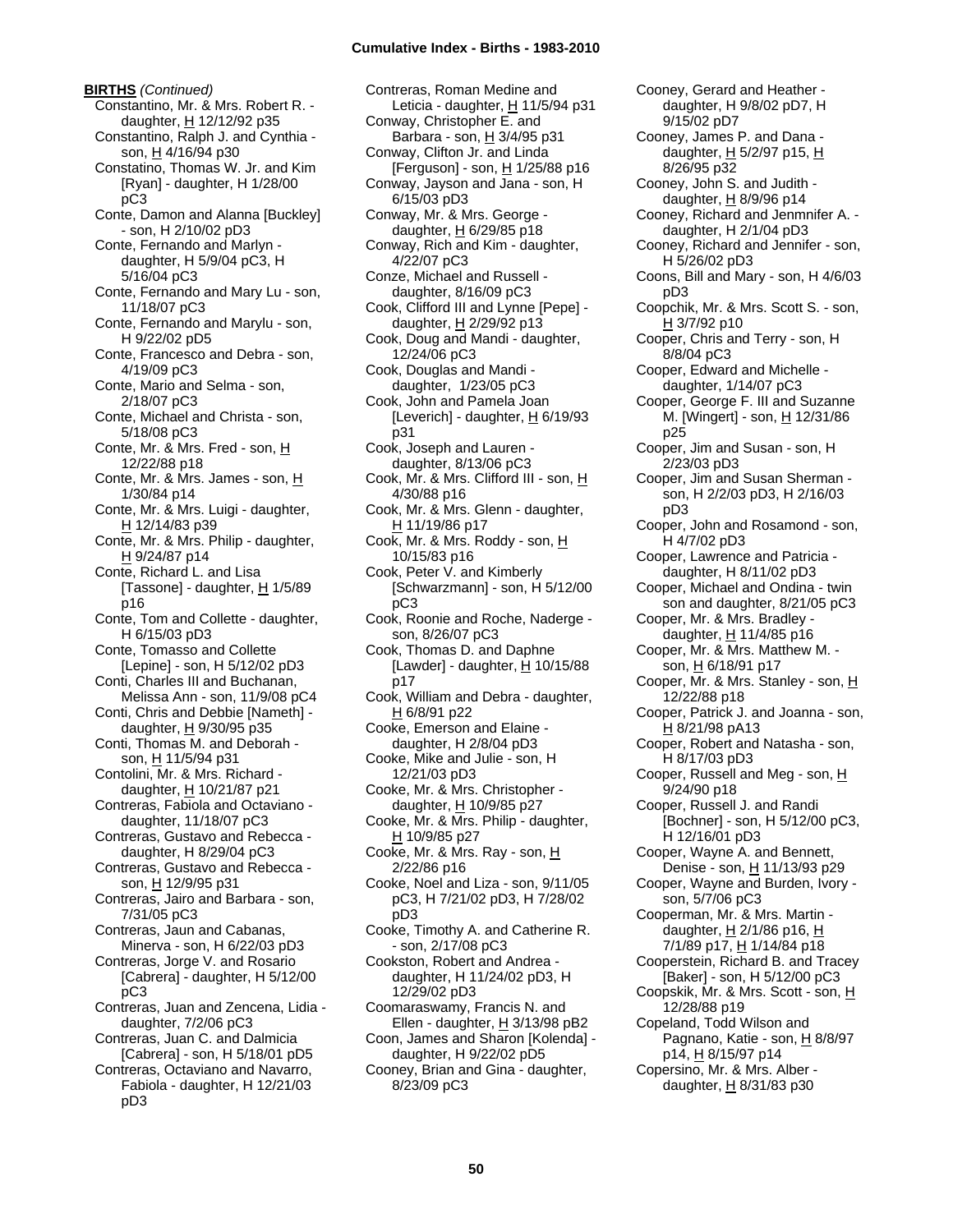**BIRTHS** *(Continued)*

Constantino, Mr. & Mrs. Robert R. - daughter, H 12/12/92 p35
Constantino, Ralph J. and Cynthia - son, H 4/16/94 p30
Constatino, Thomas W. Jr. and Kim [Ryan] - daughter, H 1/28/00 pC3
Conte, Damon and Alanna [Buckley] - son, H 2/10/02 pD3
Conte, Fernando and Marlyn - daughter, H 5/9/04 pC3, H 5/16/04 pC3
Conte, Fernando and Mary Lu - son, 11/18/07 pC3
Conte, Fernando and Marylu - son, H 9/22/02 pD5
Conte, Francesco and Debra - son, 4/19/09 pC3
Conte, Mario and Selma - son, 2/18/07 pC3
Conte, Michael and Christa - son, 5/18/08 pC3
Conte, Mr. & Mrs. Fred - son, H 12/22/88 p18
Conte, Mr. & Mrs. James - son, H 1/30/84 p14
Conte, Mr. & Mrs. Luigi - daughter, H 12/14/83 p39
Conte, Mr. & Mrs. Philip - daughter, H 9/24/87 p14
Conte, Richard L. and Lisa [Tassone] - daughter, H 1/5/89 p16
Conte, Tom and Collette - daughter, H 6/15/03 pD3
Conte, Tomasso and Collette [Lepine] - son, H 5/12/02 pD3
Conti, Charles III and Buchanan, Melissa Ann - son, 11/9/08 pC4
Conti, Chris and Debbie [Nameth] - daughter, H 9/30/95 p35
Conti, Thomas M. and Deborah - son, H 11/5/94 p31
Contolini, Mr. & Mrs. Richard - daughter, H 10/21/87 p21
Contreras, Fabiola and Octaviano - daughter, 11/18/07 pC3
Contreras, Gustavo and Rebecca - daughter, H 8/29/04 pC3
Contreras, Gustavo and Rebecca - son, H 12/9/95 p31
Contreras, Jairo and Barbara - son, 7/31/05 pC3
Contreras, Jaun and Cabanas, Minerva - son, H 6/22/03 pD3
Contreras, Jorge V. and Rosario [Cabrera] - daughter, H 5/12/00 pC3
Contreras, Juan and Zencena, Lidia - daughter, 7/2/06 pC3
Contreras, Juan C. and Dalmicia [Cabrera] - son, H 5/18/01 pD5
Contreras, Octaviano and Navarro, Fabiola - daughter, H 12/21/03 pD3
Contreras, Roman Medine and Leticia - daughter, H 11/5/94 p31
Conway, Christopher E. and Barbara - son, H 3/4/95 p31
Conway, Clifton Jr. and Linda [Ferguson] - son, H 1/25/88 p16
Conway, Jayson and Jana - son, H 6/15/03 pD3
Conway, Mr. & Mrs. George - daughter, H 6/29/85 p18
Conway, Rich and Kim - daughter, 4/22/07 pC3
Conze, Michael and Russell - daughter, 8/16/09 pC3
Cook, Clifford III and Lynne [Pepe] - daughter, H 2/29/92 p13
Cook, Doug and Mandi - daughter, 12/24/06 pC3
Cook, Douglas and Mandi - daughter, 1/23/05 pC3
Cook, John and Pamela Joan [Leverich] - daughter, H 6/19/93 p31
Cook, Joseph and Lauren - daughter, 8/13/06 pC3
Cook, Mr. & Mrs. Clifford III - son, H 4/30/88 p16
Cook, Mr. & Mrs. Glenn - daughter, H 11/19/86 p17
Cook, Mr. & Mrs. Roddy - son, H 10/15/83 p16
Cook, Peter V. and Kimberly [Schwarzmann] - son, H 5/12/00 pC3
Cook, Roonie and Roche, Naderge - son, 8/26/07 pC3
Cook, Thomas D. and Daphne [Lawder] - daughter, H 10/15/88 p17
Cook, William and Debra - daughter, H 6/8/91 p22
Cooke, Emerson and Elaine - daughter, H 2/8/04 pD3
Cooke, Mike and Julie - son, H 12/21/03 pD3
Cooke, Mr. & Mrs. Christopher - daughter, H 10/9/85 p27
Cooke, Mr. & Mrs. Philip - daughter, H 10/9/85 p27
Cooke, Mr. & Mrs. Ray - son, H 2/22/86 p16
Cooke, Noel and Liza - son, 9/11/05 pC3, H 7/21/02 pD3, H 7/28/02 pD3
Cooke, Timothy A. and Catherine R. - son, 2/17/08 pC3
Cookston, Robert and Andrea - daughter, H 11/24/02 pD3, H 12/29/02 pD3
Coomaraswamy, Francis N. and Ellen - daughter, H 3/13/98 pB2
Coon, James and Sharon [Kolenda] - daughter, H 9/22/02 pD5
Cooney, Brian and Gina - daughter, 8/23/09 pC3
Cooney, Gerard and Heather - daughter, H 9/8/02 pD7, H 9/15/02 pD7
Cooney, James P. and Dana - daughter, H 5/2/97 p15, H 8/26/95 p32
Cooney, John S. and Judith - daughter, H 8/9/96 p14
Cooney, Richard and Jenmnifer A. - daughter, H 2/1/04 pD3
Cooney, Richard and Jennifer - son, H 5/26/02 pD3
Coons, Bill and Mary - son, H 4/6/03 pD3
Coopchik, Mr. & Mrs. Scott S. - son, H 3/7/92 p10
Cooper, Chris and Terry - son, H 8/8/04 pC3
Cooper, Edward and Michelle - daughter, 1/14/07 pC3
Cooper, George F. III and Suzanne M. [Wingert] - son, H 12/31/86 p25
Cooper, Jim and Susan - son, H 2/23/03 pD3
Cooper, Jim and Susan Sherman - son, H 2/2/03 pD3, H 2/16/03 pD3
Cooper, John and Rosamond - son, H 4/7/02 pD3
Cooper, Lawrence and Patricia - daughter, H 8/11/02 pD3
Cooper, Michael and Ondina - twin son and daughter, 8/21/05 pC3
Cooper, Mr. & Mrs. Bradley - daughter, H 11/4/85 p16
Cooper, Mr. & Mrs. Matthew M. - son, H 6/18/91 p17
Cooper, Mr. & Mrs. Stanley - son, H 12/22/88 p18
Cooper, Patrick J. and Joanna - son, H 8/21/98 pA13
Cooper, Robert and Natasha - son, H 8/17/03 pD3
Cooper, Russell and Meg - son, H 9/24/90 p18
Cooper, Russell J. and Randi [Bochner] - son, H 5/12/00 pC3, H 12/16/01 pD3
Cooper, Wayne A. and Bennett, Denise - son, H 11/13/93 p29
Cooper, Wayne and Burden, Ivory - son, 5/7/06 pC3
Cooperman, Mr. & Mrs. Martin - daughter, H 2/1/86 p16, H 7/1/89 p17, H 1/14/84 p18
Cooperstein, Richard B. and Tracey [Baker] - son, H 5/12/00 pC3
Coopskik, Mr. & Mrs. Scott - son, H 12/28/88 p19
Copeland, Todd Wilson and Pagnano, Katie - son, H 8/8/97 p14, H 8/15/97 p14
Copersino, Mr. & Mrs. Alber - daughter, H 8/31/83 p30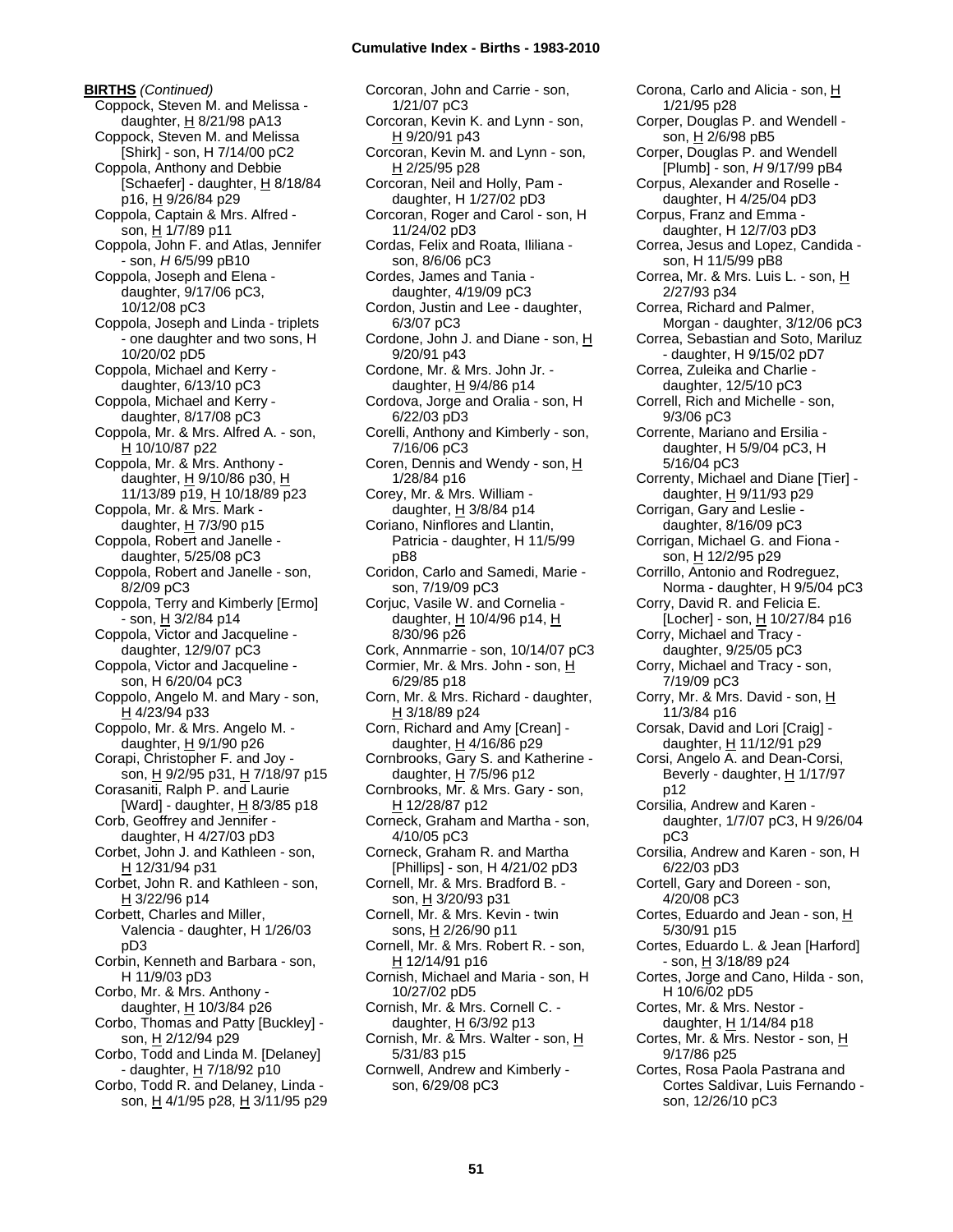**BIRTHS** *(Continued)*

Coppock, Steven M. and Melissa - daughter, H 8/21/98 pA13
Coppock, Steven M. and Melissa [Shirk] - son, H 7/14/00 pC2
Coppola, Anthony and Debbie [Schaefer] - daughter, H 8/18/84 p16, H 9/26/84 p29
Coppola, Captain & Mrs. Alfred - son, H 1/7/89 p11
Coppola, John F. and Atlas, Jennifer - son, *H* 6/5/99 pB10
Coppola, Joseph and Elena - daughter, 9/17/06 pC3, 10/12/08 pC3
Coppola, Joseph and Linda - triplets - one daughter and two sons, H 10/20/02 pD5
Coppola, Michael and Kerry - daughter, 6/13/10 pC3
Coppola, Michael and Kerry - daughter, 8/17/08 pC3
Coppola, Mr. & Mrs. Alfred A. - son, H 10/10/87 p22
Coppola, Mr. & Mrs. Anthony - daughter, H 9/10/86 p30, H 11/13/89 p19, H 10/18/89 p23
Coppola, Mr. & Mrs. Mark - daughter, H 7/3/90 p15
Coppola, Robert and Janelle - daughter, 5/25/08 pC3
Coppola, Robert and Janelle - son, 8/2/09 pC3
Coppola, Terry and Kimberly [Ermo] - son, H 3/2/84 p14
Coppola, Victor and Jacqueline - daughter, 12/9/07 pC3
Coppola, Victor and Jacqueline - son, H 6/20/04 pC3
Coppolo, Angelo M. and Mary - son, H 4/23/94 p33
Coppolo, Mr. & Mrs. Angelo M. - daughter, H 9/1/90 p26
Corapi, Christopher F. and Joy - son, H 9/2/95 p31, H 7/18/97 p15
Corasaniti, Ralph P. and Laurie [Ward] - daughter, H 8/3/85 p18
Corb, Geoffrey and Jennifer - daughter, H 4/27/03 pD3
Corbet, John J. and Kathleen - son, H 12/31/94 p31
Corbet, John R. and Kathleen - son, H 3/22/96 p14
Corbett, Charles and Miller, Valencia - daughter, H 1/26/03 pD3
Corbin, Kenneth and Barbara - son, H 11/9/03 pD3
Corbo, Mr. & Mrs. Anthony - daughter, H 10/3/84 p26
Corbo, Thomas and Patty [Buckley] - son, H 2/12/94 p29
Corbo, Todd and Linda M. [Delaney] - daughter, H 7/18/92 p10
Corbo, Todd R. and Delaney, Linda - son, H 4/1/95 p28, H 3/11/95 p29
Corcoran, John and Carrie - son, 1/21/07 pC3
Corcoran, Kevin K. and Lynn - son, H 9/20/91 p43
Corcoran, Kevin M. and Lynn - son, H 2/25/95 p28
Corcoran, Neil and Holly, Pam - daughter, H 1/27/02 pD3
Corcoran, Roger and Carol - son, H 11/24/02 pD3
Cordas, Felix and Roata, Ililiana - son, 8/6/06 pC3
Cordes, James and Tania - daughter, 4/19/09 pC3
Cordon, Justin and Lee - daughter, 6/3/07 pC3
Cordone, John J. and Diane - son, H 9/20/91 p43
Cordone, Mr. & Mrs. John Jr. - daughter, H 9/4/86 p14
Cordova, Jorge and Oralia - son, H 6/22/03 pD3
Corelli, Anthony and Kimberly - son, 7/16/06 pC3
Coren, Dennis and Wendy - son, H 1/28/84 p16
Corey, Mr. & Mrs. William - daughter, H 3/8/84 p14
Coriano, Ninflores and Llantin, Patricia - daughter, H 11/5/99 pB8
Coridon, Carlo and Samedi, Marie - son, 7/19/09 pC3
Corjuc, Vasile W. and Cornelia - daughter, H 10/4/96 p14, H 8/30/96 p26
Cork, Annmarrie - son, 10/14/07 pC3
Cormier, Mr. & Mrs. John - son, H 6/29/85 p18
Corn, Mr. & Mrs. Richard - daughter, H 3/18/89 p24
Corn, Richard and Amy [Crean] - daughter, H 4/16/86 p29
Cornbrooks, Gary S. and Katherine - daughter, H 7/5/96 p12
Cornbrooks, Mr. & Mrs. Gary - son, H 12/28/87 p12
Corneck, Graham and Martha - son, 4/10/05 pC3
Corneck, Graham R. and Martha [Phillips] - son, H 4/21/02 pD3
Cornell, Mr. & Mrs. Bradford B. - son, H 3/20/93 p31
Cornell, Mr. & Mrs. Kevin - twin sons, H 2/26/90 p11
Cornell, Mr. & Mrs. Robert R. - son, H 12/14/91 p16
Cornish, Michael and Maria - son, H 10/27/02 pD5
Cornish, Mr. & Mrs. Cornell C. - daughter, H 6/3/92 p13
Cornish, Mr. & Mrs. Walter - son, H 5/31/83 p15
Cornwell, Andrew and Kimberly - son, 6/29/08 pC3
Corona, Carlo and Alicia - son, H 1/21/95 p28
Corper, Douglas P. and Wendell - son, H 2/6/98 pB5
Corper, Douglas P. and Wendell [Plumb] - son, *H* 9/17/99 pB4
Corpus, Alexander and Roselle - daughter, H 4/25/04 pD3
Corpus, Franz and Emma - daughter, H 12/7/03 pD3
Correa, Jesus and Lopez, Candida - son, H 11/5/99 pB8
Correa, Mr. & Mrs. Luis L. - son, H 2/27/93 p34
Correa, Richard and Palmer, Morgan - daughter, 3/12/06 pC3
Correa, Sebastian and Soto, Mariluz - daughter, H 9/15/02 pD7
Correa, Zuleika and Charlie - daughter, 12/5/10 pC3
Correll, Rich and Michelle - son, 9/3/06 pC3
Corrente, Mariano and Ersilia - daughter, H 5/9/04 pC3, H 5/16/04 pC3
Correnty, Michael and Diane [Tier] - daughter, H 9/11/93 p29
Corrigan, Gary and Leslie - daughter, 8/16/09 pC3
Corrigan, Michael G. and Fiona - son, H 12/2/95 p29
Corrillo, Antonio and Rodreguez, Norma - daughter, H 9/5/04 pC3
Corry, David R. and Felicia E. [Locher] - son, H 10/27/84 p16
Corry, Michael and Tracy - daughter, 9/25/05 pC3
Corry, Michael and Tracy - son, 7/19/09 pC3
Corry, Mr. & Mrs. David - son, H 11/3/84 p16
Corsak, David and Lori [Craig] - daughter, H 11/12/91 p29
Corsi, Angelo A. and Dean-Corsi, Beverly - daughter, H 1/17/97 p12
Corsilia, Andrew and Karen - daughter, 1/7/07 pC3, H 9/26/04 pC3
Corsilia, Andrew and Karen - son, H 6/22/03 pD3
Cortell, Gary and Doreen - son, 4/20/08 pC3
Cortes, Eduardo and Jean - son, H 5/30/91 p15
Cortes, Eduardo L. & Jean [Harford] - son, H 3/18/89 p24
Cortes, Jorge and Cano, Hilda - son, H 10/6/02 pD5
Cortes, Mr. & Mrs. Nestor - daughter, H 1/14/84 p18
Cortes, Mr. & Mrs. Nestor - son, H 9/17/86 p25
Cortes, Rosa Paola Pastrana and Cortes Saldivar, Luis Fernando - son, 12/26/10 pC3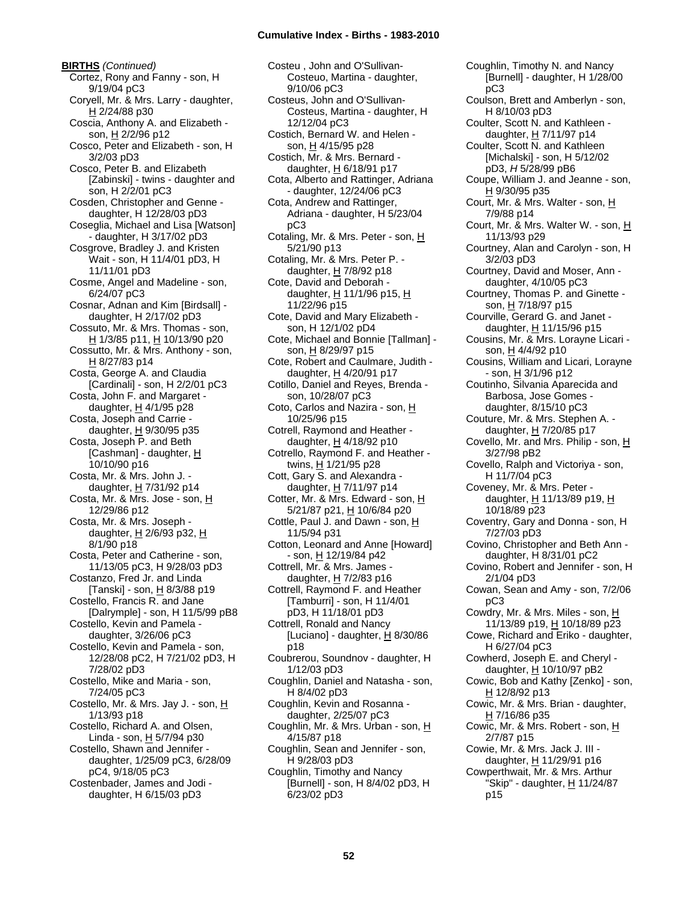**BIRTHS** *(Continued)*

Cortez, Rony and Fanny - son, H 9/19/04 pC3
Coryell, Mr. & Mrs. Larry - daughter, H 2/24/88 p30
Coscia, Anthony A. and Elizabeth - son, H 2/2/96 p12
Cosco, Peter and Elizabeth - son, H 3/2/03 pD3
Cosco, Peter B. and Elizabeth [Zabinski] - twins - daughter and son, H 2/2/01 pC3
Cosden, Christopher and Genne - daughter, H 12/28/03 pD3
Coseglia, Michael and Lisa [Watson] - daughter, H 3/17/02 pD3
Cosgrove, Bradley J. and Kristen Wait - son, H 11/4/01 pD3, H 11/11/01 pD3
Cosme, Angel and Madeline - son, 6/24/07 pC3
Cosnar, Adnan and Kim [Birdsall] - daughter, H 2/17/02 pD3
Cossuto, Mr. & Mrs. Thomas - son, H 1/3/85 p11, H 10/13/90 p20
Cossutto, Mr. & Mrs. Anthony - son, H 8/27/83 p14
Costa, George A. and Claudia [Cardinali] - son, H 2/2/01 pC3
Costa, John F. and Margaret - daughter, H 4/1/95 p28
Costa, Joseph and Carrie - daughter, H 9/30/95 p35
Costa, Joseph P. and Beth [Cashman] - daughter, H 10/10/90 p16
Costa, Mr. & Mrs. John J. - daughter, H 7/31/92 p14
Costa, Mr. & Mrs. Jose - son, H 12/29/86 p12
Costa, Mr. & Mrs. Joseph - daughter, H 2/6/93 p32, H 8/1/90 p18
Costa, Peter and Catherine - son, 11/13/05 pC3, H 9/28/03 pD3
Costanzo, Fred Jr. and Linda [Tanski] - son, H 8/3/88 p19
Costello, Francis R. and Jane [Dalrymple] - son, H 11/5/99 pB8
Costello, Kevin and Pamela - daughter, 3/26/06 pC3
Costello, Kevin and Pamela - son, 12/28/08 pC2, H 7/21/02 pD3, H 7/28/02 pD3
Costello, Mike and Maria - son, 7/24/05 pC3
Costello, Mr. & Mrs. Jay J. - son, H 1/13/93 p18
Costello, Richard A. and Olsen, Linda - son, H 5/7/94 p30
Costello, Shawn and Jennifer - daughter, 1/25/09 pC3, 6/28/09 pC4, 9/18/05 pC3
Costenbader, James and Jodi - daughter, H 6/15/03 pD3
Costeu , John and O'Sullivan-Costeuo, Martina - daughter, 9/10/06 pC3
Costeus, John and O'Sullivan-Costeus, Martina - daughter, H 12/12/04 pC3
Costich, Bernard W. and Helen - son, H 4/15/95 p28
Costich, Mr. & Mrs. Bernard - daughter, H 6/18/91 p17
Cota, Alberto and Rattinger, Adriana - daughter, 12/24/06 pC3
Cota, Andrew and Rattinger, Adriana - daughter, H 5/23/04 pC3
Cotaling, Mr. & Mrs. Peter - son, H 5/21/90 p13
Cotaling, Mr. & Mrs. Peter P. - daughter, H 7/8/92 p18
Cote, David and Deborah - daughter, H 11/1/96 p15, H 11/22/96 p15
Cote, David and Mary Elizabeth - son, H 12/1/02 pD4
Cote, Michael and Bonnie [Tallman] - son, H 8/29/97 p15
Cote, Robert and Caulmare, Judith - daughter, H 4/20/91 p17
Cotillo, Daniel and Reyes, Brenda - son, 10/28/07 pC3
Coto, Carlos and Nazira - son, H 10/25/96 p15
Cotrell, Raymond and Heather - daughter, H 4/18/92 p10
Cotrello, Raymond F. and Heather - twins, H 1/21/95 p28
Cott, Gary S. and Alexandra - daughter, H 7/11/97 p14
Cotter, Mr. & Mrs. Edward - son, H 5/21/87 p21, H 10/6/84 p20
Cottle, Paul J. and Dawn - son, H 11/5/94 p31
Cotton, Leonard and Anne [Howard] - son, H 12/19/84 p42
Cottrell, Mr. & Mrs. James - daughter, H 7/2/83 p16
Cottrell, Raymond F. and Heather [Tamburri] - son, H 11/4/01 pD3, H 11/18/01 pD3
Cottrell, Ronald and Nancy [Luciano] - daughter, H 8/30/86 p18
Coubrerou, Soundnov - daughter, H 1/12/03 pD3
Coughlin, Daniel and Natasha - son, H 8/4/02 pD3
Coughlin, Kevin and Rosanna - daughter, 2/25/07 pC3
Coughlin, Mr. & Mrs. Urban - son, H 4/15/87 p18
Coughlin, Sean and Jennifer - son, H 9/28/03 pD3
Coughlin, Timothy and Nancy [Burnell] - son, H 8/4/02 pD3, H 6/23/02 pD3
Coughlin, Timothy N. and Nancy [Burnell] - daughter, H 1/28/00 pC3
Coulson, Brett and Amberlyn - son, H 8/10/03 pD3
Coulter, Scott N. and Kathleen - daughter, H 7/11/97 p14
Coulter, Scott N. and Kathleen [Michalski] - son, H 5/12/02 pD3, *H* 5/28/99 pB6
Coupe, William J. and Jeanne - son, H 9/30/95 p35
Court, Mr. & Mrs. Walter - son, H 7/9/88 p14
Court, Mr. & Mrs. Walter W. - son, H 11/13/93 p29
Courtney, Alan and Carolyn - son, H 3/2/03 pD3
Courtney, David and Moser, Ann - daughter, 4/10/05 pC3
Courtney, Thomas P. and Ginette - son, H 7/18/97 p15
Courville, Gerard G. and Janet - daughter, H 11/15/96 p15
Cousins, Mr. & Mrs. Lorayne Licari - son, H 4/4/92 p10
Cousins, William and Licari, Lorayne - son, H 3/1/96 p12
Coutinho, Silvania Aparecida and Barbosa, Jose Gomes - daughter, 8/15/10 pC3
Couture, Mr. & Mrs. Stephen A. - daughter, H 7/20/85 p17
Covello, Mr. and Mrs. Philip - son, H 3/27/98 pB2
Covello, Ralph and Victoriya - son, H 11/7/04 pC3
Coveney, Mr. & Mrs. Peter - daughter, H 11/13/89 p19, H 10/18/89 p23
Coventry, Gary and Donna - son, H 7/27/03 pD3
Covino, Christopher and Beth Ann - daughter, H 8/31/01 pC2
Covino, Robert and Jennifer - son, H 2/1/04 pD3
Cowan, Sean and Amy - son, 7/2/06 pC3
Cowdry, Mr. & Mrs. Miles - son, H 11/13/89 p19, H 10/18/89 p23
Cowe, Richard and Eriko - daughter, H 6/27/04 pC3
Cowherd, Joseph E. and Cheryl - daughter, H 10/10/97 pB2
Cowic, Bob and Kathy [Zenko] - son, H 12/8/92 p13
Cowic, Mr. & Mrs. Brian - daughter, H 7/16/86 p35
Cowic, Mr. & Mrs. Robert - son, H 2/7/87 p15
Cowie, Mr. & Mrs. Jack J. III - daughter, H 11/29/91 p16
Cowperthwait, Mr. & Mrs. Arthur "Skip" - daughter, H 11/24/87 p15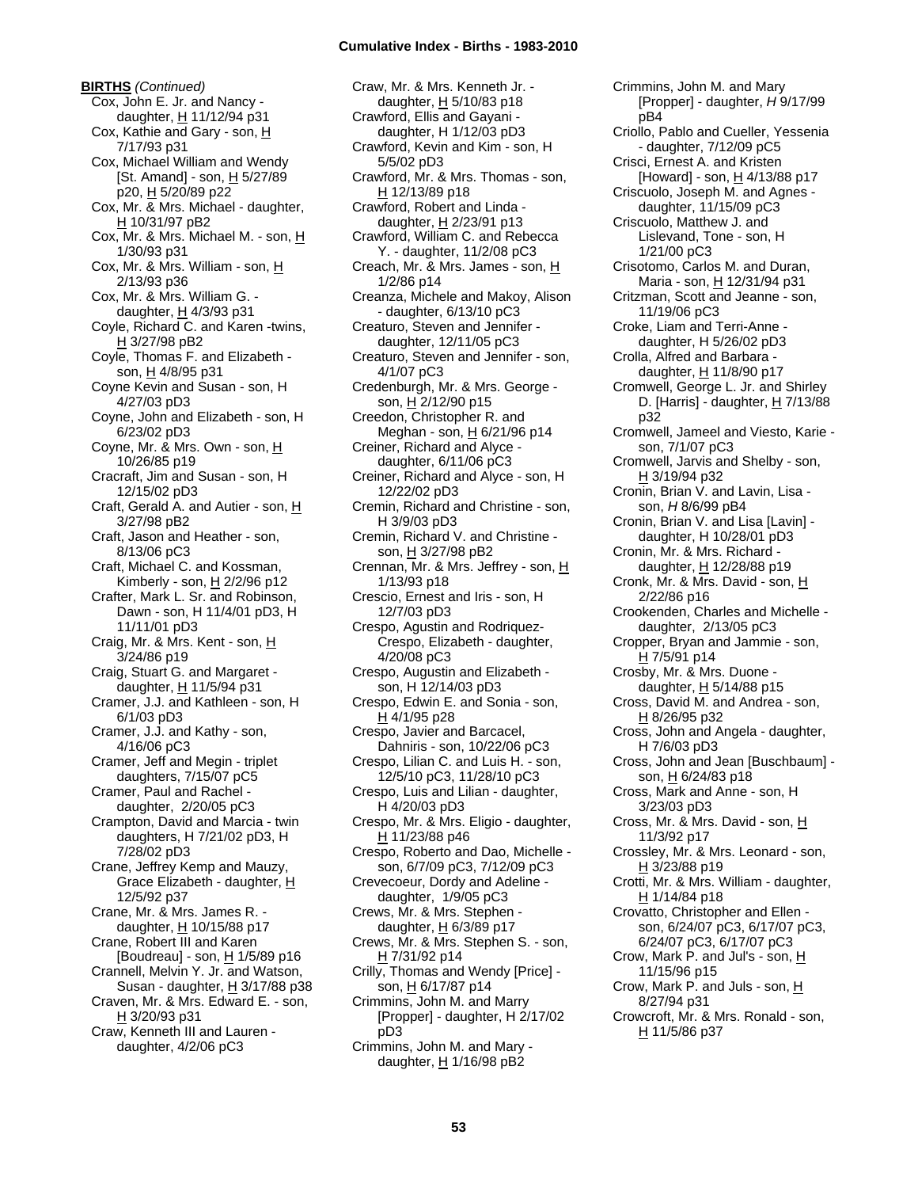**BIRTHS** *(Continued)*

Cox, John E. Jr. and Nancy - daughter, H 11/12/94 p31
Cox, Kathie and Gary - son, H 7/17/93 p31
Cox, Michael William and Wendy [St. Amand] - son, H 5/27/89 p20, H 5/20/89 p22
Cox, Mr. & Mrs. Michael - daughter, H 10/31/97 pB2
Cox, Mr. & Mrs. Michael M. - son, H 1/30/93 p31
Cox, Mr. & Mrs. William - son, H 2/13/93 p36
Cox, Mr. & Mrs. William G. - daughter, H 4/3/93 p31
Coyle, Richard C. and Karen -twins, H 3/27/98 pB2
Coyle, Thomas F. and Elizabeth - son, H 4/8/95 p31
Coyne Kevin and Susan - son, H 4/27/03 pD3
Coyne, John and Elizabeth - son, H 6/23/02 pD3
Coyne, Mr. & Mrs. Own - son, H 10/26/85 p19
Cracraft, Jim and Susan - son, H 12/15/02 pD3
Craft, Gerald A. and Autier - son, H 3/27/98 pB2
Craft, Jason and Heather - son, 8/13/06 pC3
Craft, Michael C. and Kossman, Kimberly - son, H 2/2/96 p12
Crafter, Mark L. Sr. and Robinson, Dawn - son, H 11/4/01 pD3, H 11/11/01 pD3
Craig, Mr. & Mrs. Kent - son, H 3/24/86 p19
Craig, Stuart G. and Margaret - daughter, H 11/5/94 p31
Cramer, J.J. and Kathleen - son, H 6/1/03 pD3
Cramer, J.J. and Kathy - son, 4/16/06 pC3
Cramer, Jeff and Megin - triplet daughters, 7/15/07 pC5
Cramer, Paul and Rachel - daughter, 2/20/05 pC3
Crampton, David and Marcia - twin daughters, H 7/21/02 pD3, H 7/28/02 pD3
Crane, Jeffrey Kemp and Mauzy, Grace Elizabeth - daughter, H 12/5/92 p37
Crane, Mr. & Mrs. James R. - daughter, H 10/15/88 p17
Crane, Robert III and Karen [Boudreau] - son, H 1/5/89 p16
Crannell, Melvin Y. Jr. and Watson, Susan - daughter, H 3/17/88 p38
Craven, Mr. & Mrs. Edward E. - son, H 3/20/93 p31
Craw, Kenneth III and Lauren - daughter, 4/2/06 pC3
Craw, Mr. & Mrs. Kenneth Jr. - daughter, H 5/10/83 p18
Crawford, Ellis and Gayani - daughter, H 1/12/03 pD3
Crawford, Kevin and Kim - son, H 5/5/02 pD3
Crawford, Mr. & Mrs. Thomas - son, H 12/13/89 p18
Crawford, Robert and Linda - daughter, H 2/23/91 p13
Crawford, William C. and Rebecca Y. - daughter, 11/2/08 pC3
Creach, Mr. & Mrs. James - son, H 1/2/86 p14
Creanza, Michele and Makoy, Alison - daughter, 6/13/10 pC3
Creaturo, Steven and Jennifer - daughter, 12/11/05 pC3
Creaturo, Steven and Jennifer - son, 4/1/07 pC3
Credenburgh, Mr. & Mrs. George - son, H 2/12/90 p15
Creedon, Christopher R. and Meghan - son, H 6/21/96 p14
Creiner, Richard and Alyce - daughter, 6/11/06 pC3
Creiner, Richard and Alyce - son, H 12/22/02 pD3
Cremin, Richard and Christine - son, H 3/9/03 pD3
Cremin, Richard V. and Christine - son, H 3/27/98 pB2
Crennan, Mr. & Mrs. Jeffrey - son, H 1/13/93 p18
Crescio, Ernest and Iris - son, H 12/7/03 pD3
Crespo, Agustin and Rodriquez-Crespo, Elizabeth - daughter, 4/20/08 pC3
Crespo, Augustin and Elizabeth - son, H 12/14/03 pD3
Crespo, Edwin E. and Sonia - son, H 4/1/95 p28
Crespo, Javier and Barcacel, Dahniris - son, 10/22/06 pC3
Crespo, Lilian C. and Luis H. - son, 12/5/10 pC3, 11/28/10 pC3
Crespo, Luis and Lilian - daughter, H 4/20/03 pD3
Crespo, Mr. & Mrs. Eligio - daughter, H 11/23/88 p46
Crespo, Roberto and Dao, Michelle - son, 6/7/09 pC3, 7/12/09 pC3
Crevecoeur, Dordy and Adeline - daughter, 1/9/05 pC3
Crews, Mr. & Mrs. Stephen - daughter, H 6/3/89 p17
Crews, Mr. & Mrs. Stephen S. - son, H 7/31/92 p14
Crilly, Thomas and Wendy [Price] - son, H 6/17/87 p14
Crimmins, John M. and Marry [Propper] - daughter, H 2/17/02 pD3
Crimmins, John M. and Mary - daughter, H 1/16/98 pB2
Crimmins, John M. and Mary [Propper] - daughter, *H* 9/17/99 pB4
Criollo, Pablo and Cueller, Yessenia - daughter, 7/12/09 pC5
Crisci, Ernest A. and Kristen [Howard] - son, H 4/13/88 p17
Criscuolo, Joseph M. and Agnes - daughter, 11/15/09 pC3
Criscuolo, Matthew J. and Lislevand, Tone - son, H 1/21/00 pC3
Crisotomo, Carlos M. and Duran, Maria - son, H 12/31/94 p31
Critzman, Scott and Jeanne - son, 11/19/06 pC3
Croke, Liam and Terri-Anne - daughter, H 5/26/02 pD3
Crolla, Alfred and Barbara - daughter, H 11/8/90 p17
Cromwell, George L. Jr. and Shirley D. [Harris] - daughter, H 7/13/88 p32
Cromwell, Jameel and Viesto, Karie - son, 7/1/07 pC3
Cromwell, Jarvis and Shelby - son, H 3/19/94 p32
Cronin, Brian V. and Lavin, Lisa - son, *H* 8/6/99 pB4
Cronin, Brian V. and Lisa [Lavin] - daughter, H 10/28/01 pD3
Cronin, Mr. & Mrs. Richard - daughter, H 12/28/88 p19
Cronk, Mr. & Mrs. David - son, H 2/22/86 p16
Crookenden, Charles and Michelle - daughter, 2/13/05 pC3
Cropper, Bryan and Jammie - son, H 7/5/91 p14
Crosby, Mr. & Mrs. Duone - daughter, H 5/14/88 p15
Cross, David M. and Andrea - son, H 8/26/95 p32
Cross, John and Angela - daughter, H 7/6/03 pD3
Cross, John and Jean [Buschbaum] - son, H 6/24/83 p18
Cross, Mark and Anne - son, H 3/23/03 pD3
Cross, Mr. & Mrs. David - son, H 11/3/92 p17
Crossley, Mr. & Mrs. Leonard - son, H 3/23/88 p19
Crotti, Mr. & Mrs. William - daughter, H 1/14/84 p18
Crovatto, Christopher and Ellen - son, 6/24/07 pC3, 6/17/07 pC3, 6/24/07 pC3, 6/17/07 pC3
Crow, Mark P. and Jul's - son, H 11/15/96 p15
Crow, Mark P. and Juls - son, H 8/27/94 p31
Crowcroft, Mr. & Mrs. Ronald - son, H 11/5/86 p37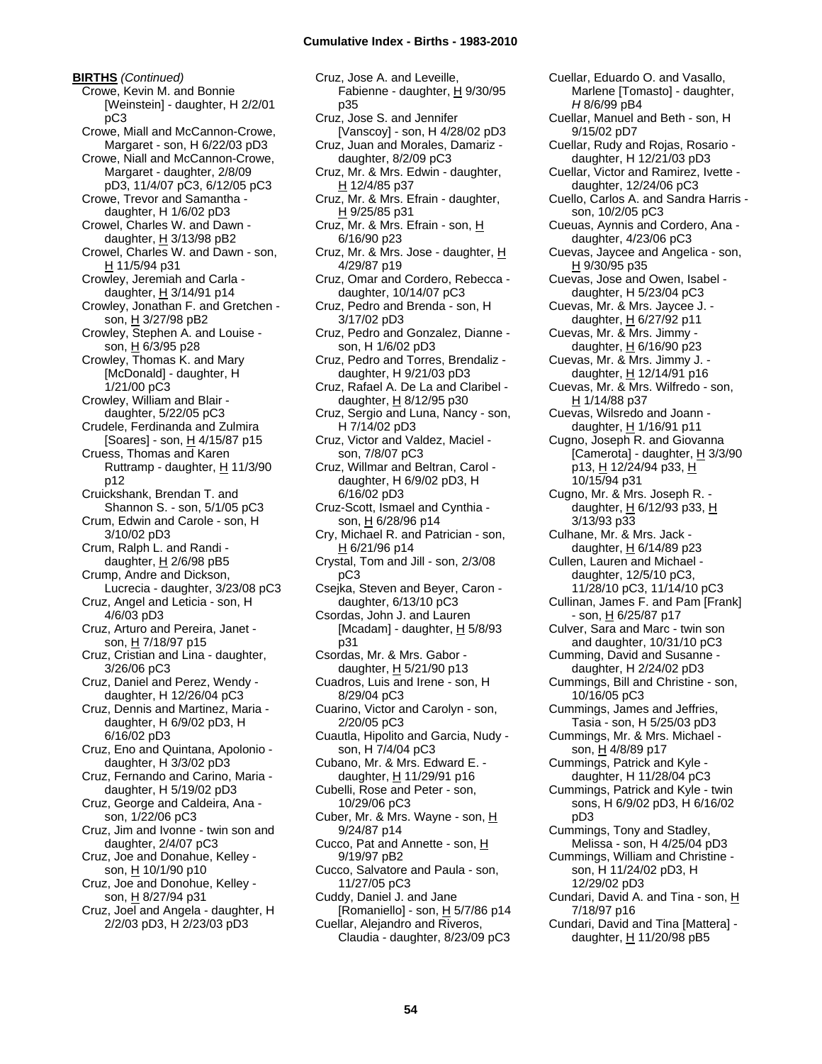**BIRTHS** *(Continued)*

Crowe, Kevin M. and Bonnie [Weinstein] - daughter, H 2/2/01 pC3
Crowe, Miall and McCannon-Crowe, Margaret - son, H 6/22/03 pD3
Crowe, Niall and McCannon-Crowe, Margaret - daughter, 2/8/09 pD3, 11/4/07 pC3, 6/12/05 pC3
Crowe, Trevor and Samantha - daughter, H 1/6/02 pD3
Crowel, Charles W. and Dawn - daughter, H 3/13/98 pB2
Crowel, Charles W. and Dawn - son, H 11/5/94 p31
Crowley, Jeremiah and Carla - daughter, H 3/14/91 p14
Crowley, Jonathan F. and Gretchen - son, H 3/27/98 pB2
Crowley, Stephen A. and Louise - son, H 6/3/95 p28
Crowley, Thomas K. and Mary [McDonald] - daughter, H 1/21/00 pC3
Crowley, William and Blair - daughter, 5/22/05 pC3
Crudele, Ferdinanda and Zulmira [Soares] - son, H 4/15/87 p15
Cruess, Thomas and Karen Ruttramp - daughter, H 11/3/90 p12
Cruickshank, Brendan T. and Shannon S. - son, 5/1/05 pC3
Crum, Edwin and Carole - son, H 3/10/02 pD3
Crum, Ralph L. and Randi - daughter, H 2/6/98 pB5
Crump, Andre and Dickson, Lucrecia - daughter, 3/23/08 pC3
Cruz, Angel and Leticia - son, H 4/6/03 pD3
Cruz, Arturo and Pereira, Janet - son, H 7/18/97 p15
Cruz, Cristian and Lina - daughter, 3/26/06 pC3
Cruz, Daniel and Perez, Wendy - daughter, H 12/26/04 pC3
Cruz, Dennis and Martinez, Maria - daughter, H 6/9/02 pD3, H 6/16/02 pD3
Cruz, Eno and Quintana, Apolonio - daughter, H 3/3/02 pD3
Cruz, Fernando and Carino, Maria - daughter, H 5/19/02 pD3
Cruz, George and Caldeira, Ana - son, 1/22/06 pC3
Cruz, Jim and Ivonne - twin son and daughter, 2/4/07 pC3
Cruz, Joe and Donahue, Kelley - son, H 10/1/90 p10
Cruz, Joe and Donohue, Kelley - son, H 8/27/94 p31
Cruz, Joel and Angela - daughter, H 2/2/03 pD3, H 2/23/03 pD3
Cruz, Jose A. and Leveille, Fabienne - daughter, H 9/30/95 p35
Cruz, Jose S. and Jennifer [Vanscoy] - son, H 4/28/02 pD3
Cruz, Juan and Morales, Damariz - daughter, 8/2/09 pC3
Cruz, Mr. & Mrs. Edwin - daughter, H 12/4/85 p37
Cruz, Mr. & Mrs. Efrain - daughter, H 9/25/85 p31
Cruz, Mr. & Mrs. Efrain - son, H 6/16/90 p23
Cruz, Mr. & Mrs. Jose - daughter, H 4/29/87 p19
Cruz, Omar and Cordero, Rebecca - daughter, 10/14/07 pC3
Cruz, Pedro and Brenda - son, H 3/17/02 pD3
Cruz, Pedro and Gonzalez, Dianne - son, H 1/6/02 pD3
Cruz, Pedro and Torres, Brendaliz - daughter, H 9/21/03 pD3
Cruz, Rafael A. De La and Claribel - daughter, H 8/12/95 p30
Cruz, Sergio and Luna, Nancy - son, H 7/14/02 pD3
Cruz, Victor and Valdez, Maciel - son, 7/8/07 pC3
Cruz, Willmar and Beltran, Carol - daughter, H 6/9/02 pD3, H 6/16/02 pD3
Cruz-Scott, Ismael and Cynthia - son, H 6/28/96 p14
Cry, Michael R. and Patrician - son, H 6/21/96 p14
Crystal, Tom and Jill - son, 2/3/08 pC3
Csejka, Steven and Beyer, Caron - daughter, 6/13/10 pC3
Csordas, John J. and Lauren [Mcadam] - daughter, H 5/8/93 p31
Csordas, Mr. & Mrs. Gabor - daughter, H 5/21/90 p13
Cuadros, Luis and Irene - son, H 8/29/04 pC3
Cuarino, Victor and Carolyn - son, 2/20/05 pC3
Cuautla, Hipolito and Garcia, Nudy - son, H 7/4/04 pC3
Cubano, Mr. & Mrs. Edward E. - daughter, H 11/29/91 p16
Cubelli, Rose and Peter - son, 10/29/06 pC3
Cuber, Mr. & Mrs. Wayne - son, H 9/24/87 p14
Cucco, Pat and Annette - son, H 9/19/97 pB2
Cucco, Salvatore and Paula - son, 11/27/05 pC3
Cuddy, Daniel J. and Jane [Romaniello] - son, H 5/7/86 p14
Cuellar, Alejandro and Riveros, Claudia - daughter, 8/23/09 pC3
Cuellar, Eduardo O. and Vasallo, Marlene [Tomasto] - daughter, *H* 8/6/99 pB4
Cuellar, Manuel and Beth - son, H 9/15/02 pD7
Cuellar, Rudy and Rojas, Rosario - daughter, H 12/21/03 pD3
Cuellar, Victor and Ramirez, Ivette - daughter, 12/24/06 pC3
Cuello, Carlos A. and Sandra Harris - son, 10/2/05 pC3
Cueuas, Aynnis and Cordero, Ana - daughter, 4/23/06 pC3
Cuevas, Jaycee and Angelica - son, H 9/30/95 p35
Cuevas, Jose and Owen, Isabel - daughter, H 5/23/04 pC3
Cuevas, Mr. & Mrs. Jaycee J. - daughter, H 6/27/92 p11
Cuevas, Mr. & Mrs. Jimmy - daughter, H 6/16/90 p23
Cuevas, Mr. & Mrs. Jimmy J. - daughter, H 12/14/91 p16
Cuevas, Mr. & Mrs. Wilfredo - son, H 1/14/88 p37
Cuevas, Wilsredo and Joann - daughter, H 1/16/91 p11
Cugno, Joseph R. and Giovanna [Camerota] - daughter, H 3/3/90 p13, H 12/24/94 p33, H 10/15/94 p31
Cugno, Mr. & Mrs. Joseph R. - daughter, H 6/12/93 p33, H 3/13/93 p33
Culhane, Mr. & Mrs. Jack - daughter, H 6/14/89 p23
Cullen, Lauren and Michael - daughter, 12/5/10 pC3, 11/28/10 pC3, 11/14/10 pC3
Cullinan, James F. and Pam [Frank] - son, H 6/25/87 p17
Culver, Sara and Marc - twin son and daughter, 10/31/10 pC3
Cumming, David and Susanne - daughter, H 2/24/02 pD3
Cummings, Bill and Christine - son, 10/16/05 pC3
Cummings, James and Jeffries, Tasia - son, H 5/25/03 pD3
Cummings, Mr. & Mrs. Michael - son, H 4/8/89 p17
Cummings, Patrick and Kyle - daughter, H 11/28/04 pC3
Cummings, Patrick and Kyle - twin sons, H 6/9/02 pD3, H 6/16/02 pD3
Cummings, Tony and Stadley, Melissa - son, H 4/25/04 pD3
Cummings, William and Christine - son, H 11/24/02 pD3, H 12/29/02 pD3
Cundari, David A. and Tina - son, H 7/18/97 p16
Cundari, David and Tina [Mattera] - daughter, H 11/20/98 pB5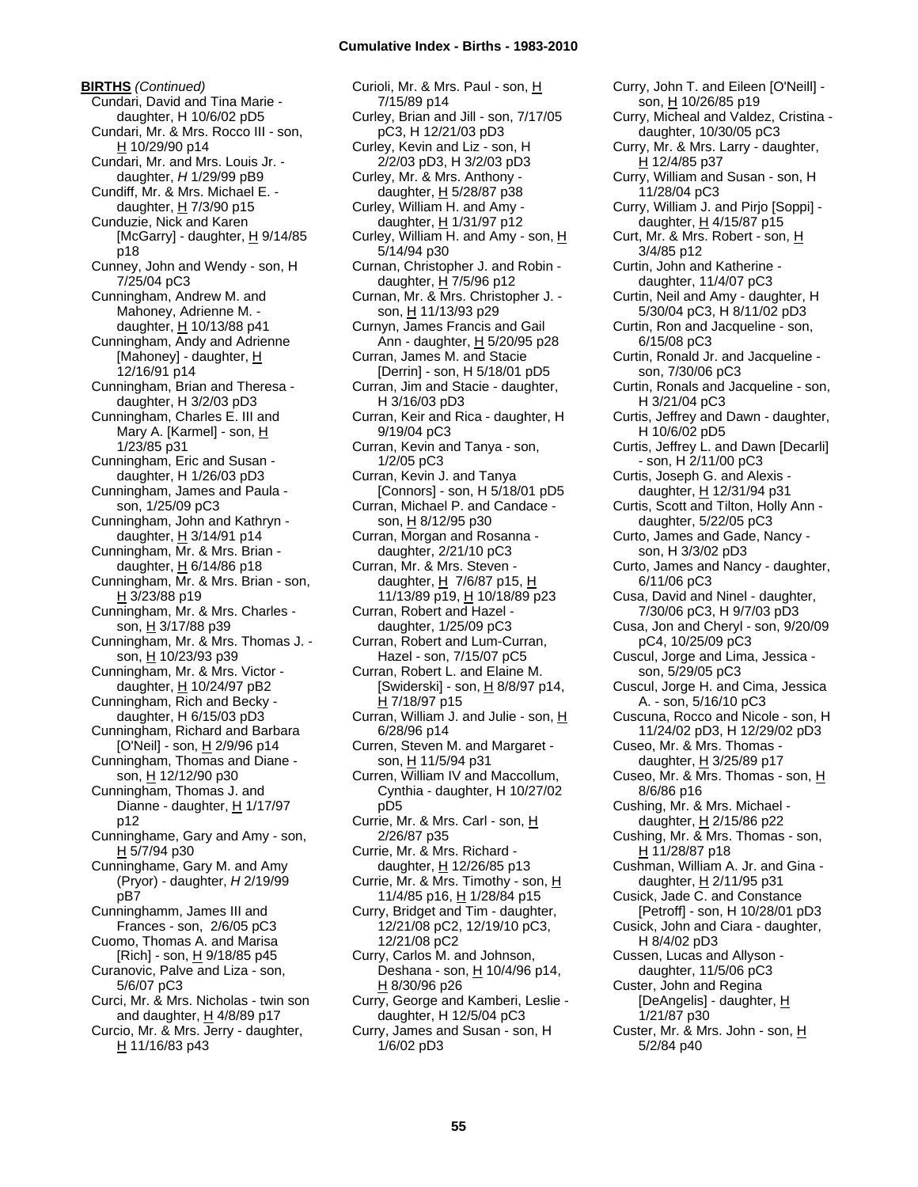**BIRTHS** *(Continued)*

Cundari, David and Tina Marie - daughter, H 10/6/02 pD5
Cundari, Mr. & Mrs. Rocco III - son, H 10/29/90 p14
Cundari, Mr. and Mrs. Louis Jr. - daughter, *H* 1/29/99 pB9
Cundiff, Mr. & Mrs. Michael E. - daughter, H 7/3/90 p15
Cunduzie, Nick and Karen [McGarry] - daughter, H 9/14/85 p18
Cunney, John and Wendy - son, H 7/25/04 pC3
Cunningham, Andrew M. and Mahoney, Adrienne M. - daughter, H 10/13/88 p41
Cunningham, Andy and Adrienne [Mahoney] - daughter, H 12/16/91 p14
Cunningham, Brian and Theresa - daughter, H 3/2/03 pD3
Cunningham, Charles E. III and Mary A. [Karmel] - son, H 1/23/85 p31
Cunningham, Eric and Susan - daughter, H 1/26/03 pD3
Cunningham, James and Paula - son, 1/25/09 pC3
Cunningham, John and Kathryn - daughter, H 3/14/91 p14
Cunningham, Mr. & Mrs. Brian - daughter, H 6/14/86 p18
Cunningham, Mr. & Mrs. Brian - son, H 3/23/88 p19
Cunningham, Mr. & Mrs. Charles - son, H 3/17/88 p39
Cunningham, Mr. & Mrs. Thomas J. - son, H 10/23/93 p39
Cunningham, Mr. & Mrs. Victor - daughter, H 10/24/97 pB2
Cunningham, Rich and Becky - daughter, H 6/15/03 pD3
Cunningham, Richard and Barbara [O'Neil] - son, H 2/9/96 p14
Cunningham, Thomas and Diane - son, H 12/12/90 p30
Cunningham, Thomas J. and Dianne - daughter, H 1/17/97 p12
Cunninghame, Gary and Amy - son, H 5/7/94 p30
Cunninghame, Gary M. and Amy (Pryor) - daughter, *H* 2/19/99 pB7
Cunninghamm, James III and Frances - son, 2/6/05 pC3
Cuomo, Thomas A. and Marisa [Rich] - son, H 9/18/85 p45
Curanovic, Palve and Liza - son, 5/6/07 pC3
Curci, Mr. & Mrs. Nicholas - twin son and daughter, H 4/8/89 p17
Curcio, Mr. & Mrs. Jerry - daughter, H 11/16/83 p43
Curioli, Mr. & Mrs. Paul - son, H 7/15/89 p14
Curley, Brian and Jill - son, 7/17/05 pC3, H 12/21/03 pD3
Curley, Kevin and Liz - son, H 2/2/03 pD3, H 3/2/03 pD3
Curley, Mr. & Mrs. Anthony - daughter, H 5/28/87 p38
Curley, William H. and Amy - daughter, H 1/31/97 p12
Curley, William H. and Amy - son, H 5/14/94 p30
Curnan, Christopher J. and Robin - daughter, H 7/5/96 p12
Curnan, Mr. & Mrs. Christopher J. - son, H 11/13/93 p29
Curnyn, James Francis and Gail Ann - daughter, H 5/20/95 p28
Curran, James M. and Stacie [Derrin] - son, H 5/18/01 pD5
Curran, Jim and Stacie - daughter, H 3/16/03 pD3
Curran, Keir and Rica - daughter, H 9/19/04 pC3
Curran, Kevin and Tanya - son, 1/2/05 pC3
Curran, Kevin J. and Tanya [Connors] - son, H 5/18/01 pD5
Curran, Michael P. and Candace - son, H 8/12/95 p30
Curran, Morgan and Rosanna - daughter, 2/21/10 pC3
Curran, Mr. & Mrs. Steven - daughter, H 7/6/87 p15, H 11/13/89 p19, H 10/18/89 p23
Curran, Robert and Hazel - daughter, 1/25/09 pC3
Curran, Robert and Lum-Curran, Hazel - son, 7/15/07 pC5
Curran, Robert L. and Elaine M. [Swiderski] - son, H 8/8/97 p14, H 7/18/97 p15
Curran, William J. and Julie - son, H 6/28/96 p14
Curren, Steven M. and Margaret - son, H 11/5/94 p31
Curren, William IV and Maccollum, Cynthia - daughter, H 10/27/02 pD5
Currie, Mr. & Mrs. Carl - son, H 2/26/87 p35
Currie, Mr. & Mrs. Richard - daughter, H 12/26/85 p13
Currie, Mr. & Mrs. Timothy - son, H 11/4/85 p16, H 1/28/84 p15
Curry, Bridget and Tim - daughter, 12/21/08 pC2, 12/19/10 pC3, 12/21/08 pC2
Curry, Carlos M. and Johnson, Deshana - son, H 10/4/96 p14, H 8/30/96 p26
Curry, George and Kamberi, Leslie - daughter, H 12/5/04 pC3
Curry, James and Susan - son, H 1/6/02 pD3
Curry, John T. and Eileen [O'Neill] - son, H 10/26/85 p19
Curry, Micheal and Valdez, Cristina - daughter, 10/30/05 pC3
Curry, Mr. & Mrs. Larry - daughter, H 12/4/85 p37
Curry, William and Susan - son, H 11/28/04 pC3
Curry, William J. and Pirjo [Soppi] - daughter, H 4/15/87 p15
Curt, Mr. & Mrs. Robert - son, H 3/4/85 p12
Curtin, John and Katherine - daughter, 11/4/07 pC3
Curtin, Neil and Amy - daughter, H 5/30/04 pC3, H 8/11/02 pD3
Curtin, Ron and Jacqueline - son, 6/15/08 pC3
Curtin, Ronald Jr. and Jacqueline - son, 7/30/06 pC3
Curtin, Ronals and Jacqueline - son, H 3/21/04 pC3
Curtis, Jeffrey and Dawn - daughter, H 10/6/02 pD5
Curtis, Jeffrey L. and Dawn [Decarli] - son, H 2/11/00 pC3
Curtis, Joseph G. and Alexis - daughter, H 12/31/94 p31
Curtis, Scott and Tilton, Holly Ann - daughter, 5/22/05 pC3
Curto, James and Gade, Nancy - son, H 3/3/02 pD3
Curto, James and Nancy - daughter, 6/11/06 pC3
Cusa, David and Ninel - daughter, 7/30/06 pC3, H 9/7/03 pD3
Cusa, Jon and Cheryl - son, 9/20/09 pC4, 10/25/09 pC3
Cuscul, Jorge and Lima, Jessica - son, 5/29/05 pC3
Cuscul, Jorge H. and Cima, Jessica A. - son, 5/16/10 pC3
Cuscuna, Rocco and Nicole - son, H 11/24/02 pD3, H 12/29/02 pD3
Cuseo, Mr. & Mrs. Thomas - daughter, H 3/25/89 p17
Cuseo, Mr. & Mrs. Thomas - son, H 8/6/86 p16
Cushing, Mr. & Mrs. Michael - daughter, H 2/15/86 p22
Cushing, Mr. & Mrs. Thomas - son, H 11/28/87 p18
Cushman, William A. Jr. and Gina - daughter, H 2/11/95 p31
Cusick, Jade C. and Constance [Petroff] - son, H 10/28/01 pD3
Cusick, John and Ciara - daughter, H 8/4/02 pD3
Cussen, Lucas and Allyson - daughter, 11/5/06 pC3
Custer, John and Regina [DeAngelis] - daughter, H 1/21/87 p30
Custer, Mr. & Mrs. John - son, H 5/2/84 p40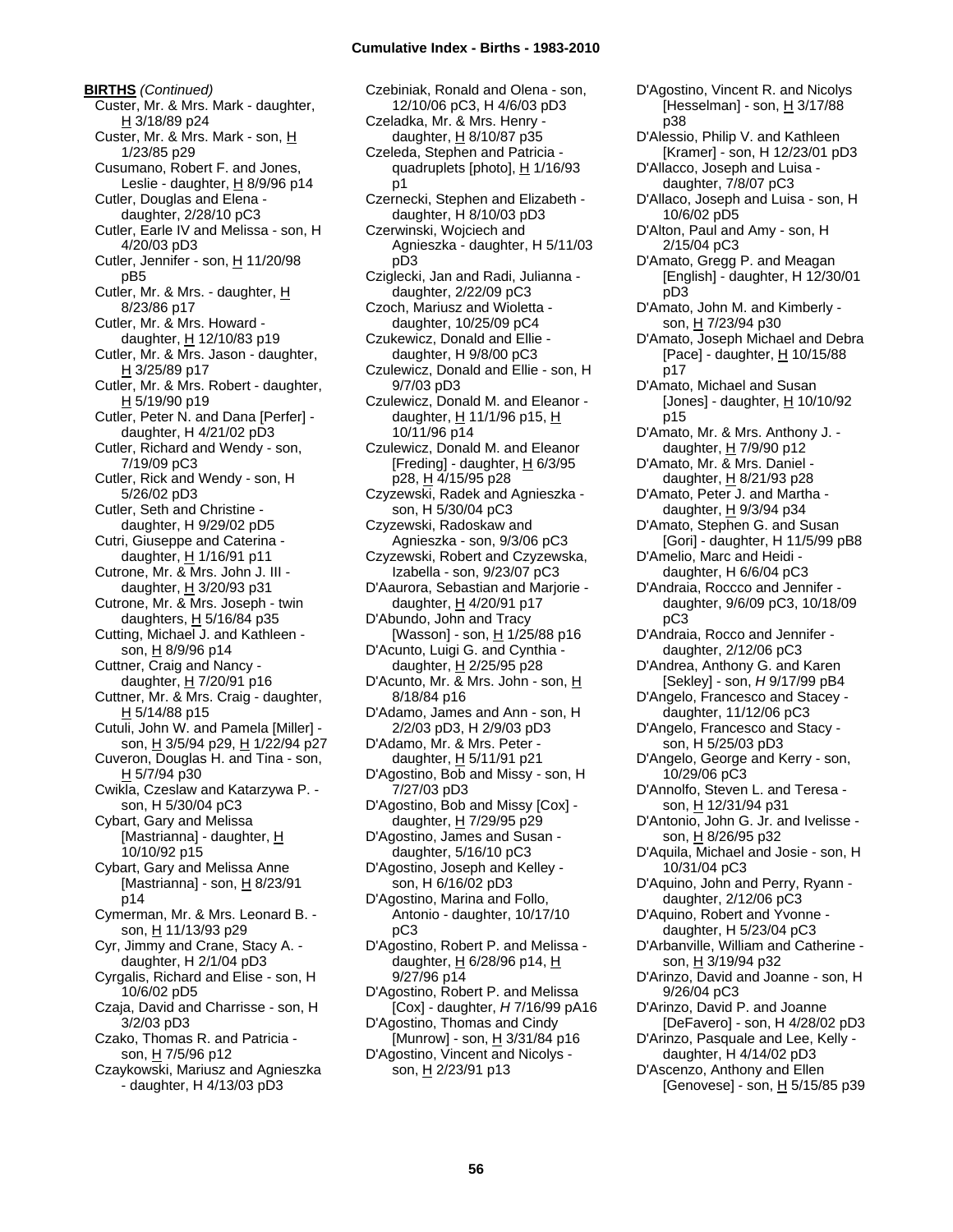**BIRTHS** *(Continued)*

Custer, Mr. & Mrs. Mark - daughter, H 3/18/89 p24
Custer, Mr. & Mrs. Mark - son, H 1/23/85 p29
Cusumano, Robert F. and Jones, Leslie - daughter, H 8/9/96 p14
Cutler, Douglas and Elena - daughter, 2/28/10 pC3
Cutler, Earle IV and Melissa - son, H 4/20/03 pD3
Cutler, Jennifer - son, H 11/20/98 pB5
Cutler, Mr. & Mrs. - daughter, H 8/23/86 p17
Cutler, Mr. & Mrs. Howard - daughter, H 12/10/83 p19
Cutler, Mr. & Mrs. Jason - daughter, H 3/25/89 p17
Cutler, Mr. & Mrs. Robert - daughter, H 5/19/90 p19
Cutler, Peter N. and Dana [Perfer] - daughter, H 4/21/02 pD3
Cutler, Richard and Wendy - son, 7/19/09 pC3
Cutler, Rick and Wendy - son, H 5/26/02 pD3
Cutler, Seth and Christine - daughter, H 9/29/02 pD5
Cutri, Giuseppe and Caterina - daughter, H 1/16/91 p11
Cutrone, Mr. & Mrs. John J. III - daughter, H 3/20/93 p31
Cutrone, Mr. & Mrs. Joseph - twin daughters, H 5/16/84 p35
Cutting, Michael J. and Kathleen - son, H 8/9/96 p14
Cuttner, Craig and Nancy - daughter, H 7/20/91 p16
Cuttner, Mr. & Mrs. Craig - daughter, H 5/14/88 p15
Cutuli, John W. and Pamela [Miller] - son, H 3/5/94 p29, H 1/22/94 p27
Cuveron, Douglas H. and Tina - son, H 5/7/94 p30
Cwikla, Czeslaw and Katarzywa P. - son, H 5/30/04 pC3
Cybart, Gary and Melissa [Mastrianna] - daughter, H 10/10/92 p15
Cybart, Gary and Melissa Anne [Mastrianna] - son, H 8/23/91 p14
Cymerman, Mr. & Mrs. Leonard B. - son, H 11/13/93 p29
Cyr, Jimmy and Crane, Stacy A. - daughter, H 2/1/04 pD3
Cyrgalis, Richard and Elise - son, H 10/6/02 pD5
Czaja, David and Charrisse - son, H 3/2/03 pD3
Czako, Thomas R. and Patricia - son, H 7/5/96 p12
Czaykowski, Mariusz and Agnieszka - daughter, H 4/13/03 pD3
Czebiniak, Ronald and Olena - son, 12/10/06 pC3, H 4/6/03 pD3
Czeladka, Mr. & Mrs. Henry - daughter, H 8/10/87 p35
Czeleda, Stephen and Patricia - quadruplets [photo], H 1/16/93 p1
Czernecki, Stephen and Elizabeth - daughter, H 8/10/03 pD3
Czerwinski, Wojciech and Agnieszka - daughter, H 5/11/03 pD3
Cziglecki, Jan and Radi, Julianna - daughter, 2/22/09 pC3
Czoch, Mariusz and Wioletta - daughter, 10/25/09 pC4
Czukewicz, Donald and Ellie - daughter, H 9/8/00 pC3
Czulewicz, Donald and Ellie - son, H 9/7/03 pD3
Czulewicz, Donald M. and Eleanor - daughter, H 11/1/96 p15, H 10/11/96 p14
Czulewicz, Donald M. and Eleanor [Freding] - daughter, H 6/3/95 p28, H 4/15/95 p28
Czyzewski, Radek and Agnieszka - son, H 5/30/04 pC3
Czyzewski, Radoskaw and Agnieszka - son, 9/3/06 pC3
Czyzewski, Robert and Czyzewska, Izabella - son, 9/23/07 pC3
D'Aaurora, Sebastian and Marjorie - daughter, H 4/20/91 p17
D'Abundo, John and Tracy [Wasson] - son, H 1/25/88 p16
D'Acunto, Luigi G. and Cynthia - daughter, H 2/25/95 p28
D'Acunto, Mr. & Mrs. John - son, H 8/18/84 p16
D'Adamo, James and Ann - son, H 2/2/03 pD3, H 2/9/03 pD3
D'Adamo, Mr. & Mrs. Peter - daughter, H 5/11/91 p21
D'Agostino, Bob and Missy - son, H 7/27/03 pD3
D'Agostino, Bob and Missy [Cox] - daughter, H 7/29/95 p29
D'Agostino, James and Susan - daughter, 5/16/10 pC3
D'Agostino, Joseph and Kelley - son, H 6/16/02 pD3
D'Agostino, Marina and Follo, Antonio - daughter, 10/17/10 pC3
D'Agostino, Robert P. and Melissa - daughter, H 6/28/96 p14, H 9/27/96 p14
D'Agostino, Robert P. and Melissa [Cox] - daughter, *H* 7/16/99 pA16
D'Agostino, Thomas and Cindy [Munrow] - son, H 3/31/84 p16
D'Agostino, Vincent and Nicolys - son, H 2/23/91 p13
D'Agostino, Vincent R. and Nicolys [Hesselman] - son, H 3/17/88 p38
D'Alessio, Philip V. and Kathleen [Kramer] - son, H 12/23/01 pD3
D'Allacco, Joseph and Luisa - daughter, 7/8/07 pC3
D'Allaco, Joseph and Luisa - son, H 10/6/02 pD5
D'Alton, Paul and Amy - son, H 2/15/04 pC3
D'Amato, Gregg P. and Meagan [English] - daughter, H 12/30/01 pD3
D'Amato, John M. and Kimberly - son, H 7/23/94 p30
D'Amato, Joseph Michael and Debra [Pace] - daughter, H 10/15/88 p17
D'Amato, Michael and Susan [Jones] - daughter, H 10/10/92 p15
D'Amato, Mr. & Mrs. Anthony J. - daughter, H 7/9/90 p12
D'Amato, Mr. & Mrs. Daniel - daughter, H 8/21/93 p28
D'Amato, Peter J. and Martha - daughter, H 9/3/94 p34
D'Amato, Stephen G. and Susan [Gori] - daughter, H 11/5/99 pB8
D'Amelio, Marc and Heidi - daughter, H 6/6/04 pC3
D'Andraia, Roccco and Jennifer - daughter, 9/6/09 pC3, 10/18/09 pC3
D'Andraia, Rocco and Jennifer - daughter, 2/12/06 pC3
D'Andrea, Anthony G. and Karen [Sekley] - son, *H* 9/17/99 pB4
D'Angelo, Francesco and Stacey - daughter, 11/12/06 pC3
D'Angelo, Francesco and Stacy - son, H 5/25/03 pD3
D'Angelo, George and Kerry - son, 10/29/06 pC3
D'Annolfo, Steven L. and Teresa - son, H 12/31/94 p31
D'Antonio, John G. Jr. and Ivelisse - son, H 8/26/95 p32
D'Aquila, Michael and Josie - son, H 10/31/04 pC3
D'Aquino, John and Perry, Ryann - daughter, 2/12/06 pC3
D'Aquino, Robert and Yvonne - daughter, H 5/23/04 pC3
D'Arbanville, William and Catherine - son, H 3/19/94 p32
D'Arinzo, David and Joanne - son, H 9/26/04 pC3
D'Arinzo, David P. and Joanne [DeFavero] - son, H 4/28/02 pD3
D'Arinzo, Pasquale and Lee, Kelly - daughter, H 4/14/02 pD3
D'Ascenzo, Anthony and Ellen [Genovese] - son, H 5/15/85 p39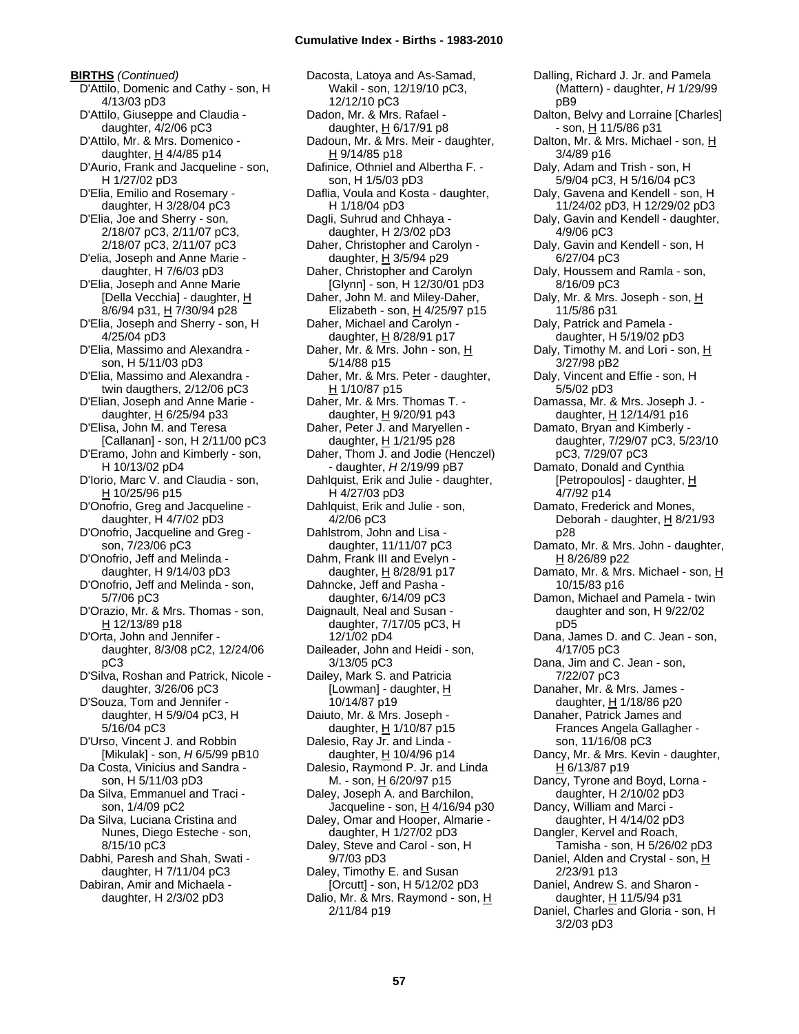**BIRTHS** *(Continued)*

D'Attilo, Domenic and Cathy - son, H 4/13/03 pD3

D'Attilo, Giuseppe and Claudia - daughter, 4/2/06 pC3

D'Attilo, Mr. & Mrs. Domenico - daughter, H 4/4/85 p14

D'Aurio, Frank and Jacqueline - son, H 1/27/02 pD3

D'Elia, Emilio and Rosemary - daughter, H 3/28/04 pC3

D'Elia, Joe and Sherry - son, 2/18/07 pC3, 2/11/07 pC3, 2/18/07 pC3, 2/11/07 pC3

D'elia, Joseph and Anne Marie - daughter, H 7/6/03 pD3

D'Elia, Joseph and Anne Marie [Della Vecchia] - daughter, H 8/6/94 p31, H 7/30/94 p28

D'Elia, Joseph and Sherry - son, H 4/25/04 pD3

D'Elia, Massimo and Alexandra - son, H 5/11/03 pD3

D'Elia, Massimo and Alexandra - twin daugthers, 2/12/06 pC3

D'Elian, Joseph and Anne Marie - daughter, H 6/25/94 p33

D'Elisa, John M. and Teresa [Callanan] - son, H 2/11/00 pC3

D'Eramo, John and Kimberly - son, H 10/13/02 pD4

D'Iorio, Marc V. and Claudia - son, H 10/25/96 p15

D'Onofrio, Greg and Jacqueline - daughter, H 4/7/02 pD3

D'Onofrio, Jacqueline and Greg - son, 7/23/06 pC3

D'Onofrio, Jeff and Melinda - daughter, H 9/14/03 pD3

D'Onofrio, Jeff and Melinda - son, 5/7/06 pC3

D'Orazio, Mr. & Mrs. Thomas - son, H 12/13/89 p18

D'Orta, John and Jennifer - daughter, 8/3/08 pC2, 12/24/06 pC3

D'Silva, Roshan and Patrick, Nicole - daughter, 3/26/06 pC3

D'Souza, Tom and Jennifer - daughter, H 5/9/04 pC3, H 5/16/04 pC3

D'Urso, Vincent J. and Robbin [Mikulak] - son, *H* 6/5/99 pB10

Da Costa, Vinicius and Sandra - son, H 5/11/03 pD3

Da Silva, Emmanuel and Traci - son, 1/4/09 pC2

Da Silva, Luciana Cristina and Nunes, Diego Esteche - son, 8/15/10 pC3

Dabhi, Paresh and Shah, Swati - daughter, H 7/11/04 pC3

Dabiran, Amir and Michaela - daughter, H 2/3/02 pD3

Dacosta, Latoya and As-Samad, Wakil - son, 12/19/10 pC3, 12/12/10 pC3

Dadon, Mr. & Mrs. Rafael - daughter, H 6/17/91 p8

Dadoun, Mr. & Mrs. Meir - daughter, H 9/14/85 p18

Dafinice, Othniel and Albertha F. - son, H 1/5/03 pD3

Daflia, Voula and Kosta - daughter, H 1/18/04 pD3

Dagli, Suhrud and Chhaya - daughter, H 2/3/02 pD3

Daher, Christopher and Carolyn - daughter, H 3/5/94 p29

Daher, Christopher and Carolyn [Glynn] - son, H 12/30/01 pD3

Daher, John M. and Miley-Daher, Elizabeth - son, H 4/25/97 p15

Daher, Michael and Carolyn - daughter, H 8/28/91 p17

Daher, Mr. & Mrs. John - son, H 5/14/88 p15

Daher, Mr. & Mrs. Peter - daughter, H 1/10/87 p15

Daher, Mr. & Mrs. Thomas T. - daughter, H 9/20/91 p43

Daher, Peter J. and Maryellen - daughter, H 1/21/95 p28

Daher, Thom J. and Jodie (Henczel) - daughter, *H* 2/19/99 pB7

Dahlquist, Erik and Julie - daughter, H 4/27/03 pD3

Dahlquist, Erik and Julie - son, 4/2/06 pC3

Dahlstrom, John and Lisa - daughter, 11/11/07 pC3

Dahm, Frank III and Evelyn - daughter, H 8/28/91 p17

Dahncke, Jeff and Pasha - daughter, 6/14/09 pC3

Daignault, Neal and Susan - daughter, 7/17/05 pC3, H 12/1/02 pD4

Daileader, John and Heidi - son, 3/13/05 pC3

Dailey, Mark S. and Patricia [Lowman] - daughter, H 10/14/87 p19

Daiuto, Mr. & Mrs. Joseph - daughter, H 1/10/87 p15

Dalesio, Ray Jr. and Linda - daughter, H 10/4/96 p14

Dalesio, Raymond P. Jr. and Linda M. - son, H 6/20/97 p15

Daley, Joseph A. and Barchilon, Jacqueline - son, H 4/16/94 p30

Daley, Omar and Hooper, Almarie - daughter, H 1/27/02 pD3

Daley, Steve and Carol - son, H 9/7/03 pD3

Daley, Timothy E. and Susan [Orcutt] - son, H 5/12/02 pD3

Dalio, Mr. & Mrs. Raymond - son, H 2/11/84 p19

Dalling, Richard J. Jr. and Pamela (Mattern) - daughter, *H* 1/29/99 pB9

Dalton, Belvy and Lorraine [Charles] - son, H 11/5/86 p31

Dalton, Mr. & Mrs. Michael - son, H 3/4/89 p16

Daly, Adam and Trish - son, H 5/9/04 pC3, H 5/16/04 pC3

Daly, Gavena and Kendell - son, H 11/24/02 pD3, H 12/29/02 pD3

Daly, Gavin and Kendell - daughter, 4/9/06 pC3

Daly, Gavin and Kendell - son, H 6/27/04 pC3

Daly, Houssem and Ramla - son, 8/16/09 pC3

Daly, Mr. & Mrs. Joseph - son, H 11/5/86 p31

Daly, Patrick and Pamela - daughter, H 5/19/02 pD3

Daly, Timothy M. and Lori - son, H 3/27/98 pB2

Daly, Vincent and Effie - son, H 5/5/02 pD3

Damassa, Mr. & Mrs. Joseph J. - daughter, H 12/14/91 p16

Damato, Bryan and Kimberly - daughter, 7/29/07 pC3, 5/23/10 pC3, 7/29/07 pC3

Damato, Donald and Cynthia [Petropoulos] - daughter, H 4/7/92 p14

Damato, Frederick and Mones, Deborah - daughter, H 8/21/93 p28

Damato, Mr. & Mrs. John - daughter, H 8/26/89 p22

Damato, Mr. & Mrs. Michael - son, H 10/15/83 p16

Damon, Michael and Pamela - twin daughter and son, H 9/22/02 pD5

Dana, James D. and C. Jean - son, 4/17/05 pC3

Dana, Jim and C. Jean - son, 7/22/07 pC3

Danaher, Mr. & Mrs. James - daughter, H 1/18/86 p20

Danaher, Patrick James and Frances Angela Gallagher - son, 11/16/08 pC3

Dancy, Mr. & Mrs. Kevin - daughter, H 6/13/87 p19

Dancy, Tyrone and Boyd, Lorna - daughter, H 2/10/02 pD3

Dancy, William and Marci - daughter, H 4/14/02 pD3

Dangler, Kervel and Roach, Tamisha - son, H 5/26/02 pD3

Daniel, Alden and Crystal - son, H 2/23/91 p13

Daniel, Andrew S. and Sharon - daughter, H 11/5/94 p31

Daniel, Charles and Gloria - son, H 3/2/03 pD3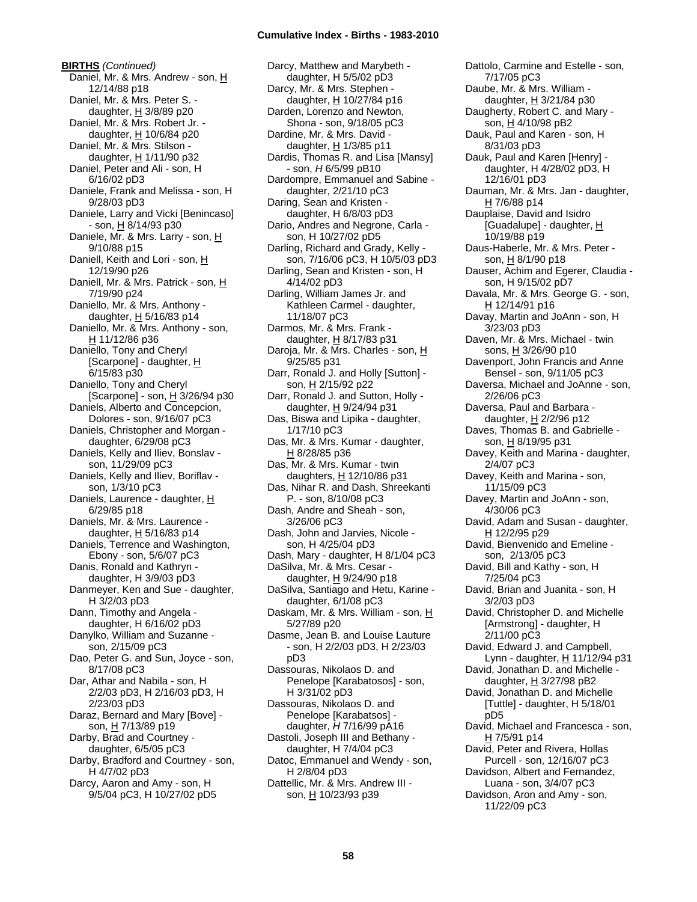**BIRTHS** *(Continued)*

Daniel, Mr. & Mrs. Andrew - son, H 12/14/88 p18
Daniel, Mr. & Mrs. Peter S. - daughter, H 3/8/89 p20
Daniel, Mr. & Mrs. Robert Jr. - daughter, H 10/6/84 p20
Daniel, Mr. & Mrs. Stilson - daughter, H 1/11/90 p32
Daniel, Peter and Ali - son, H 6/16/02 pD3
Daniele, Frank and Melissa - son, H 9/28/03 pD3
Daniele, Larry and Vicki [Benincaso] - son, H 8/14/93 p30
Daniele, Mr. & Mrs. Larry - son, H 9/10/88 p15
Daniell, Keith and Lori - son, H 12/19/90 p26
Daniell, Mr. & Mrs. Patrick - son, H 7/19/90 p24
Daniello, Mr. & Mrs. Anthony - daughter, H 5/16/83 p14
Daniello, Mr. & Mrs. Anthony - son, H 11/12/86 p36
Daniello, Tony and Cheryl [Scarpone] - daughter, H 6/15/83 p30
Daniello, Tony and Cheryl [Scarpone] - son, H 3/26/94 p30
Daniels, Alberto and Concepcion, Dolores - son, 9/16/07 pC3
Daniels, Christopher and Morgan - daughter, 6/29/08 pC3
Daniels, Kelly and Iliev, Bonslav - son, 11/29/09 pC3
Daniels, Kelly and Iliev, Boriflav - son, 1/3/10 pC3
Daniels, Laurence - daughter, H 6/29/85 p18
Daniels, Mr. & Mrs. Laurence - daughter, H 5/16/83 p14
Daniels, Terrence and Washington, Ebony - son, 5/6/07 pC3
Danis, Ronald and Kathryn - daughter, H 3/9/03 pD3
Danmeyer, Ken and Sue - daughter, H 3/2/03 pD3
Dann, Timothy and Angela - daughter, H 6/16/02 pD3
Danylko, William and Suzanne - son, 2/15/09 pC3
Dao, Peter G. and Sun, Joyce - son, 8/17/08 pC3
Dar, Athar and Nabila - son, H 2/2/03 pD3, H 2/16/03 pD3, H 2/23/03 pD3
Daraz, Bernard and Mary [Bove] - son, H 7/13/89 p19
Darby, Brad and Courtney - daughter, 6/5/05 pC3
Darby, Bradford and Courtney - son, H 4/7/02 pD3
Darcy, Aaron and Amy - son, H 9/5/04 pC3, H 10/27/02 pD5
Darcy, Matthew and Marybeth - daughter, H 5/5/02 pD3
Darcy, Mr. & Mrs. Stephen - daughter, H 10/27/84 p16
Darden, Lorenzo and Newton, Shona - son, 9/18/05 pC3
Dardine, Mr. & Mrs. David - daughter, H 1/3/85 p11
Dardis, Thomas R. and Lisa [Mansy] - son, *H* 6/5/99 pB10
Dardompre, Emmanuel and Sabine - daughter, 2/21/10 pC3
Daring, Sean and Kristen - daughter, H 6/8/03 pD3
Dario, Andres and Negrone, Carla - son, H 10/27/02 pD5
Darling, Richard and Grady, Kelly - son, 7/16/06 pC3, H 10/5/03 pD3
Darling, Sean and Kristen - son, H 4/14/02 pD3
Darling, William James Jr. and Kathleen Carmel - daughter, 11/18/07 pC3
Darmos, Mr. & Mrs. Frank - daughter, H 8/17/83 p31
Daroja, Mr. & Mrs. Charles - son, H 9/25/85 p31
Darr, Ronald J. and Holly [Sutton] - son, H 2/15/92 p22
Darr, Ronald J. and Sutton, Holly - daughter, H 9/24/94 p31
Das, Biswa and Lipika - daughter, 1/17/10 pC3
Das, Mr. & Mrs. Kumar - daughter, H 8/28/85 p36
Das, Mr. & Mrs. Kumar - twin daughters, H 12/10/86 p31
Das, Nihar R. and Dash, Shreekanti P. - son, 8/10/08 pC3
Dash, Andre and Sheah - son, 3/26/06 pC3
Dash, John and Jarvies, Nicole - son, H 4/25/04 pD3
Dash, Mary - daughter, H 8/1/04 pC3
DaSilva, Mr. & Mrs. Cesar - daughter, H 9/24/90 p18
DaSilva, Santiago and Hetu, Karine - daughter, 6/1/08 pC3
Daskam, Mr. & Mrs. William - son, H 5/27/89 p20
Dasme, Jean B. and Louise Lauture - son, H 2/2/03 pD3, H 2/23/03 pD3
Dassouras, Nikolaos D. and Penelope [Karabatosos] - son, H 3/31/02 pD3
Dassouras, Nikolaos D. and Penelope [Karabatsos] - daughter, *H* 7/16/99 pA16
Dastoli, Joseph III and Bethany - daughter, H 7/4/04 pC3
Datoc, Emmanuel and Wendy - son, H 2/8/04 pD3
Dattellic, Mr. & Mrs. Andrew III - son, H 10/23/93 p39
Dattolo, Carmine and Estelle - son, 7/17/05 pC3
Daube, Mr. & Mrs. William - daughter, H 3/21/84 p30
Daugherty, Robert C. and Mary - son, H 4/10/98 pB2
Dauk, Paul and Karen - son, H 8/31/03 pD3
Dauk, Paul and Karen [Henry] - daughter, H 4/28/02 pD3, H 12/16/01 pD3
Dauman, Mr. & Mrs. Jan - daughter, H 7/6/88 p14
Dauplaise, David and Isidro [Guadalupe] - daughter, H 10/19/88 p19
Daus-Haberle, Mr. & Mrs. Peter - son, H 8/1/90 p18
Dauser, Achim and Egerer, Claudia - son, H 9/15/02 pD7
Davala, Mr. & Mrs. George G. - son, H 12/14/91 p16
Davay, Martin and JoAnn - son, H 3/23/03 pD3
Daven, Mr. & Mrs. Michael - twin sons, H 3/26/90 p10
Davenport, John Francis and Anne Bensel - son, 9/11/05 pC3
Daversa, Michael and JoAnne - son, 2/26/06 pC3
Daversa, Paul and Barbara - daughter, H 2/2/96 p12
Daves, Thomas B. and Gabrielle - son, H 8/19/95 p31
Davey, Keith and Marina - daughter, 2/4/07 pC3
Davey, Keith and Marina - son, 11/15/09 pC3
Davey, Martin and JoAnn - son, 4/30/06 pC3
David, Adam and Susan - daughter, H 12/2/95 p29
David, Bienvenido and Emeline - son, 2/13/05 pC3
David, Bill and Kathy - son, H 7/25/04 pC3
David, Brian and Juanita - son, H 3/2/03 pD3
David, Christopher D. and Michelle [Armstrong] - daughter, H 2/11/00 pC3
David, Edward J. and Campbell, Lynn - daughter, H 11/12/94 p31
David, Jonathan D. and Michelle - daughter, H 3/27/98 pB2
David, Jonathan D. and Michelle [Tuttle] - daughter, H 5/18/01 pD5
David, Michael and Francesca - son, H 7/5/91 p14
David, Peter and Rivera, Hollas Purcell - son, 12/16/07 pC3
Davidson, Albert and Fernandez, Luana - son, 3/4/07 pC3
Davidson, Aron and Amy - son, 11/22/09 pC3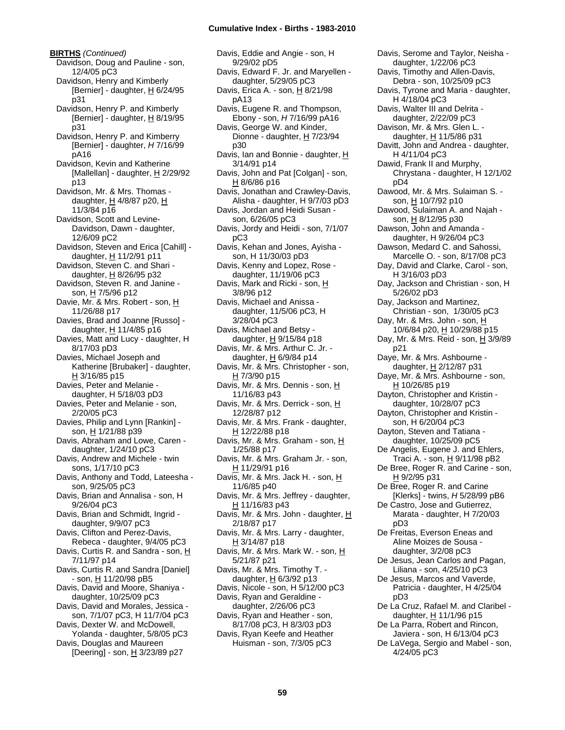**BIRTHS** *(Continued)*

Davidson, Doug and Pauline - son, 12/4/05 pC3

Davidson, Henry and Kimberly [Bernier] - daughter, H 6/24/95 p31

Davidson, Henry P. and Kimberly [Bernier] - daughter, H 8/19/95 p31

Davidson, Henry P. and Kimberry [Bernier] - daughter, *H* 7/16/99 pA16

Davidson, Kevin and Katherine [Mallellan] - daughter, H 2/29/92 p13

Davidson, Mr. & Mrs. Thomas - daughter, H 4/8/87 p20, H 11/3/84 p16

Davidson, Scott and Levine-Davidson, Dawn - daughter, 12/6/09 pC2

Davidson, Steven and Erica [Cahill] - daughter, H 11/2/91 p11

Davidson, Steven C. and Shari - daughter, H 8/26/95 p32

Davidson, Steven R. and Janine - son, H 7/5/96 p12

Davie, Mr. & Mrs. Robert - son, H 11/26/88 p17

Davies, Brad and Joanne [Russo] - daughter, H 11/4/85 p16

Davies, Matt and Lucy - daughter, H 8/17/03 pD3

Davies, Michael Joseph and Katherine [Brubaker] - daughter, H 3/16/85 p15

Davies, Peter and Melanie - daughter, H 5/18/03 pD3

Davies, Peter and Melanie - son, 2/20/05 pC3

Davies, Philip and Lynn [Rankin] - son, H 1/21/88 p39

Davis, Abraham and Lowe, Caren - daughter, 1/24/10 pC3

Davis, Andrew and Michele - twin sons, 1/17/10 pC3

Davis, Anthony and Todd, Lateesha - son, 9/25/05 pC3

Davis, Brian and Annalisa - son, H 9/26/04 pC3

Davis, Brian and Schmidt, Ingrid - daughter, 9/9/07 pC3

Davis, Clifton and Perez-Davis, Rebeca - daughter, 9/4/05 pC3

Davis, Curtis R. and Sandra - son, H 7/11/97 p14

Davis, Curtis R. and Sandra [Daniel] - son, H 11/20/98 pB5

Davis, David and Moore, Shaniya - daughter, 10/25/09 pC3

Davis, David and Morales, Jessica - son, 7/1/07 pC3, H 11/7/04 pC3

Davis, Dexter W. and McDowell, Yolanda - daughter, 5/8/05 pC3

Davis, Douglas and Maureen [Deering] - son, H 3/23/89 p27

Davis, Eddie and Angie - son, H 9/29/02 pD5

Davis, Edward F. Jr. and Maryellen - daughter, 5/29/05 pC3

Davis, Erica A. - son, H 8/21/98 pA13

Davis, Eugene R. and Thompson, Ebony - son, *H* 7/16/99 pA16

Davis, George W. and Kinder, Dionne - daughter, H 7/23/94 p30

Davis, Ian and Bonnie - daughter, H 3/14/91 p14

Davis, John and Pat [Colgan] - son, H 8/6/86 p16

Davis, Jonathan and Crawley-Davis, Alisha - daughter, H 9/7/03 pD3

Davis, Jordan and Heidi Susan - son, 6/26/05 pC3

Davis, Jordy and Heidi - son, 7/1/07 pC3

Davis, Kehan and Jones, Ayisha - son, H 11/30/03 pD3

Davis, Kenny and Lopez, Rose - daughter, 11/19/06 pC3

Davis, Mark and Ricki - son, H 3/8/96 p12

Davis, Michael and Anissa - daughter, 11/5/06 pC3, H 3/28/04 pC3

Davis, Michael and Betsy - daughter, H 9/15/84 p18

Davis, Mr. & Mrs. Arthur C. Jr. - daughter, H 6/9/84 p14

Davis, Mr. & Mrs. Christopher - son, H 7/3/90 p15

Davis, Mr. & Mrs. Dennis - son, H 11/16/83 p43

Davis, Mr. & Mrs. Derrick - son, H 12/28/87 p12

Davis, Mr. & Mrs. Frank - daughter, H 12/22/88 p18

Davis, Mr. & Mrs. Graham - son, H 1/25/88 p17

Davis, Mr. & Mrs. Graham Jr. - son, H 11/29/91 p16

Davis, Mr. & Mrs. Jack H. - son, H 11/6/85 p40

Davis, Mr. & Mrs. Jeffrey - daughter, H 11/16/83 p43

Davis, Mr. & Mrs. John - daughter, H 2/18/87 p17

Davis, Mr. & Mrs. Larry - daughter, H 3/14/87 p18

Davis, Mr. & Mrs. Mark W. - son, H 5/21/87 p21

Davis, Mr. & Mrs. Timothy T. - daughter, H 6/3/92 p13

Davis, Nicole - son, H 5/12/00 pC3

Davis, Ryan and Geraldine - daughter, 2/26/06 pC3

Davis, Ryan and Heather - son, 8/17/08 pC3, H 8/3/03 pD3

Davis, Ryan Keefe and Heather Huisman - son, 7/3/05 pC3

Davis, Serome and Taylor, Neisha - daughter, 1/22/06 pC3

Davis, Timothy and Allen-Davis, Debra - son, 10/25/09 pC3

Davis, Tyrone and Maria - daughter, H 4/18/04 pC3

Davis, Walter III and Delrita - daughter, 2/22/09 pC3

Davison, Mr. & Mrs. Glen L. - daughter, H 11/5/86 p31

Davitt, John and Andrea - daughter, H 4/11/04 pC3

Dawid, Frank II and Murphy, Chrystana - daughter, H 12/1/02 pD4

Dawood, Mr. & Mrs. Sulaiman S. - son, H 10/7/92 p10

Dawood, Sulaiman A. and Najah - son, H 8/12/95 p30

Dawson, John and Amanda - daughter, H 9/26/04 pC3

Dawson, Medard C. and Sahossi, Marcelle O. - son, 8/17/08 pC3

Day, David and Clarke, Carol - son, H 3/16/03 pD3

Day, Jackson and Christian - son, H 5/26/02 pD3

Day, Jackson and Martinez, Christian - son, 1/30/05 pC3

Day, Mr. & Mrs. John - son, H 10/6/84 p20, H 10/29/88 p15

Day, Mr. & Mrs. Reid - son, H 3/9/89 p21

Daye, Mr. & Mrs. Ashbourne - daughter, H 2/12/87 p31

Daye, Mr. & Mrs. Ashbourne - son, H 10/26/85 p19

Dayton, Christopher and Kristin - daughter, 10/28/07 pC3

Dayton, Christopher and Kristin - son, H 6/20/04 pC3

Dayton, Steven and Tatiana - daughter, 10/25/09 pC5

De Angelis, Eugene J. and Ehlers, Traci A. - son, H 9/11/98 pB2

De Bree, Roger R. and Carine - son, H 9/2/95 p31

De Bree, Roger R. and Carine [Klerks] - twins, *H* 5/28/99 pB6

De Castro, Jose and Gutierrez, Marata - daughter, H 7/20/03 pD3

De Freitas, Everson Eneas and Aline Moizes de Sousa - daughter, 3/2/08 pC3

De Jesus, Jean Carlos and Pagan, Liliana - son, 4/25/10 pC3

De Jesus, Marcos and Vaverde, Patricia - daughter, H 4/25/04 pD3

De La Cruz, Rafael M. and Claribel - daughter, H 11/1/96 p15

De La Parra, Robert and Rincon, Javiera - son, H 6/13/04 pC3

De LaVega, Sergio and Mabel - son, 4/24/05 pC3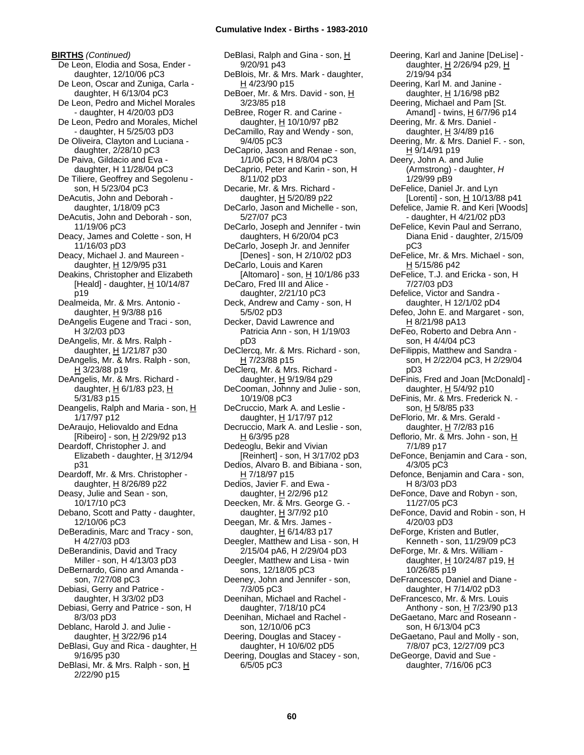**BIRTHS** *(Continued)*

De Leon, Elodia and Sosa, Ender - daughter, 12/10/06 pC3
De Leon, Oscar and Zuniga, Carla - daughter, H 6/13/04 pC3
De Leon, Pedro and Michel Morales - daughter, H 4/20/03 pD3
De Leon, Pedro and Morales, Michel - daughter, H 5/25/03 pD3
De Oliveira, Clayton and Luciana - daughter, 2/28/10 pC3
De Paiva, Gildacio and Eva - daughter, H 11/28/04 pC3
De Tiliere, Geoffrey and Segolenu - son, H 5/23/04 pC3
DeAcutis, John and Deborah - daughter, 1/18/09 pC3
DeAcutis, John and Deborah - son, 11/19/06 pC3
Deacy, James and Colette - son, H 11/16/03 pD3
Deacy, Michael J. and Maureen - daughter, H 12/9/95 p31
Deakins, Christopher and Elizabeth [Heald] - daughter, H 10/14/87 p19
Dealmeida, Mr. & Mrs. Antonio - daughter, H 9/3/88 p16
DeAngelis Eugene and Traci - son, H 3/2/03 pD3
DeAngelis, Mr. & Mrs. Ralph - daughter, H 1/21/87 p30
DeAngelis, Mr. & Mrs. Ralph - son, H 3/23/88 p19
DeAngelis, Mr. & Mrs. Richard - daughter, H 6/1/83 p23, H 5/31/83 p15
Deangelis, Ralph and Maria - son, H 1/17/97 p12
DeAraujo, Heliovaldo and Edna [Ribeiro] - son, H 2/29/92 p13
Deardoff, Christopher J. and Elizabeth - daughter, H 3/12/94 p31
Deardoff, Mr. & Mrs. Christopher - daughter, H 8/26/89 p22
Deasy, Julie and Sean - son, 10/17/10 pC3
Debano, Scott and Patty - daughter, 12/10/06 pC3
DeBeradinis, Marc and Tracy - son, H 4/27/03 pD3
DeBerandinis, David and Tracy Miller - son, H 4/13/03 pD3
DeBernardo, Gino and Amanda - son, 7/27/08 pC3
Debiasi, Gerry and Patrice - daughter, H 3/3/02 pD3
Debiasi, Gerry and Patrice - son, H 8/3/03 pD3
Deblanc, Harold J. and Julie - daughter, H 3/22/96 p14
DeBlasi, Guy and Rica - daughter, H 9/16/95 p30
DeBlasi, Mr. & Mrs. Ralph - son, H 2/22/90 p15
DeBlasi, Ralph and Gina - son, H 9/20/91 p43
DeBlois, Mr. & Mrs. Mark - daughter, H 4/23/90 p15
DeBoer, Mr. & Mrs. David - son, H 3/23/85 p18
DeBree, Roger R. and Carine - daughter, H 10/10/97 pB2
DeCamillo, Ray and Wendy - son, 9/4/05 pC3
DeCaprio, Jason and Renae - son, 1/1/06 pC3, H 8/8/04 pC3
DeCaprio, Peter and Karin - son, H 8/11/02 pD3
Decarie, Mr. & Mrs. Richard - daughter, H 5/20/89 p22
DeCarlo, Jason and Michelle - son, 5/27/07 pC3
DeCarlo, Joseph and Jennifer - twin daughters, H 6/20/04 pC3
DeCarlo, Joseph Jr. and Jennifer [Denes] - son, H 2/10/02 pD3
DeCarlo, Louis and Karen [Altomaro] - son, H 10/1/86 p33
DeCaro, Fred III and Alice - daughter, 2/21/10 pC3
Deck, Andrew and Camy - son, H 5/5/02 pD3
Decker, David Lawrence and Patricia Ann - son, H 1/19/03 pD3
DeClercq, Mr. & Mrs. Richard - son, H 7/23/88 p15
DeClerq, Mr. & Mrs. Richard - daughter, H 9/19/84 p29
DeCooman, Johnny and Julie - son, 10/19/08 pC3
DeCruccio, Mark A. and Leslie - daughter, H 1/17/97 p12
Decruccio, Mark A. and Leslie - son, H 6/3/95 p28
Dedeoglu, Bekir and Vivian [Reinhert] - son, H 3/17/02 pD3
Dedios, Alvaro B. and Bibiana - son, H 7/18/97 p15
Dedios, Javier F. and Ewa - daughter, H 2/2/96 p12
Deecken, Mr. & Mrs. George G. - daughter, H 3/7/92 p10
Deegan, Mr. & Mrs. James - daughter, H 6/14/83 p17
Deegler, Matthew and Lisa - son, H 2/15/04 pA6, H 2/29/04 pD3
Deegler, Matthew and Lisa - twin sons, 12/18/05 pC3
Deeney, John and Jennifer - son, 7/3/05 pC3
Deenihan, Michael and Rachel - daughter, 7/18/10 pC4
Deenihan, Michael and Rachel - son, 12/10/06 pC3
Deering, Douglas and Stacey - daughter, H 10/6/02 pD5
Deering, Douglas and Stacey - son, 6/5/05 pC3
Deering, Karl and Janine [DeLise] - daughter, H 2/26/94 p29, H 2/19/94 p34
Deering, Karl M. and Janine - daughter, H 1/16/98 pB2
Deering, Michael and Pam [St. Amand] - twins, H 6/7/96 p14
Deering, Mr. & Mrs. Daniel - daughter, H 3/4/89 p16
Deering, Mr. & Mrs. Daniel F. - son, H 9/14/91 p19
Deery, John A. and Julie (Armstrong) - daughter, *H* 1/29/99 pB9
DeFelice, Daniel Jr. and Lyn [Lorenti] - son, H 10/13/88 p41
Defelice, Jamie R. and Keri [Woods] - daughter, H 4/21/02 pD3
DeFelice, Kevin Paul and Serrano, Diana Enid - daughter, 2/15/09 pC3
DeFelice, Mr. & Mrs. Michael - son, H 5/15/86 p42
DeFelice, T.J. and Ericka - son, H 7/27/03 pD3
Defelice, Victor and Sandra - daughter, H 12/1/02 pD4
Defeo, John E. and Margaret - son, H 8/21/98 pA13
DeFeo, Roberto and Debra Ann - son, H 4/4/04 pC3
DeFilippis, Matthew and Sandra - son, H 2/22/04 pC3, H 2/29/04 pD3
DeFinis, Fred and Joan [McDonald] - daughter, H 5/4/92 p10
DeFinis, Mr. & Mrs. Frederick N. - son, H 5/8/85 p33
DeFlorio, Mr. & Mrs. Gerald - daughter, H 7/2/83 p16
Deflorio, Mr. & Mrs. John - son, H 7/1/89 p17
DeFonce, Benjamin and Cara - son, 4/3/05 pC3
Defonce, Benjamin and Cara - son, H 8/3/03 pD3
DeFonce, Dave and Robyn - son, 11/27/05 pC3
DeFonce, David and Robin - son, H 4/20/03 pD3
DeForge, Kristen and Butler, Kenneth - son, 11/29/09 pC3
DeForge, Mr. & Mrs. William - daughter, H 10/24/87 p19, H 10/26/85 p19
DeFrancesco, Daniel and Diane - daughter, H 7/14/02 pD3
DeFrancesco, Mr. & Mrs. Louis Anthony - son, H 7/23/90 p13
DeGaetano, Marc and Roseann - son, H 6/13/04 pC3
DeGaetano, Paul and Molly - son, 7/8/07 pC3, 12/27/09 pC3
DeGeorge, David and Sue - daughter, 7/16/06 pC3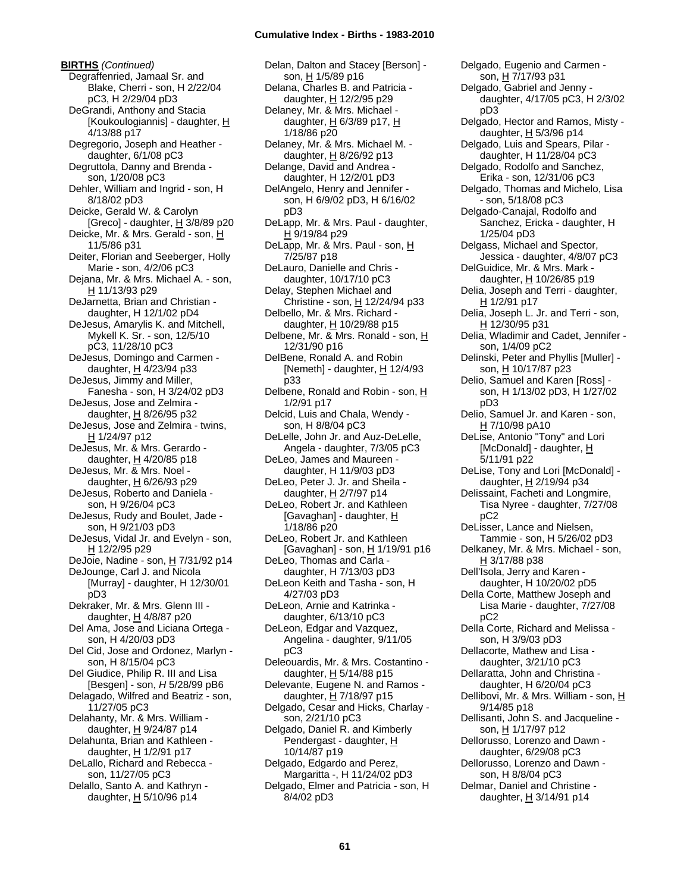**BIRTHS** *(Continued)*

Degraffenried, Jamaal Sr. and Blake, Cherri - son, H 2/22/04 pC3, H 2/29/04 pD3
DeGrandi, Anthony and Stacia [Koukoulogiannis] - daughter, H 4/13/88 p17
Degregorio, Joseph and Heather - daughter, 6/1/08 pC3
Degruttola, Danny and Brenda - son, 1/20/08 pC3
Dehler, William and Ingrid - son, H 8/18/02 pD3
Deicke, Gerald W. & Carolyn [Greco] - daughter, H 3/8/89 p20
Deicke, Mr. & Mrs. Gerald - son, H 11/5/86 p31
Deiter, Florian and Seeberger, Holly Marie - son, 4/2/06 pC3
Dejana, Mr. & Mrs. Michael A. - son, H 11/13/93 p29
DeJarnetta, Brian and Christian - daughter, H 12/1/02 pD4
DeJesus, Amarylis K. and Mitchell, Mykell K. Sr. - son, 12/5/10 pC3, 11/28/10 pC3
DeJesus, Domingo and Carmen - daughter, H 4/23/94 p33
DeJesus, Jimmy and Miller, Fanesha - son, H 3/24/02 pD3
DeJesus, Jose and Zelmira - daughter, H 8/26/95 p32
DeJesus, Jose and Zelmira - twins, H 1/24/97 p12
DeJesus, Mr. & Mrs. Gerardo - daughter, H 4/20/85 p18
DeJesus, Mr. & Mrs. Noel - daughter, H 6/26/93 p29
DeJesus, Roberto and Daniela - son, H 9/26/04 pC3
DeJesus, Rudy and Boulet, Jade - son, H 9/21/03 pD3
DeJesus, Vidal Jr. and Evelyn - son, H 12/2/95 p29
DeJoie, Nadine - son, H 7/31/92 p14
DeJounge, Carl J. and Nicola [Murray] - daughter, H 12/30/01 pD3
Dekraker, Mr. & Mrs. Glenn III - daughter, H 4/8/87 p20
Del Ama, Jose and Liciana Ortega - son, H 4/20/03 pD3
Del Cid, Jose and Ordonez, Marlyn - son, H 8/15/04 pC3
Del Giudice, Philip R. III and Lisa [Besgen] - son, *H* 5/28/99 pB6
Delagado, Wilfred and Beatriz - son, 11/27/05 pC3
Delahanty, Mr. & Mrs. William - daughter, H 9/24/87 p14
Delahunta, Brian and Kathleen - daughter, H 1/2/91 p17
DeLallo, Richard and Rebecca - son, 11/27/05 pC3
Delallo, Santo A. and Kathryn - daughter, H 5/10/96 p14
Delan, Dalton and Stacey [Berson] - son, H 1/5/89 p16
Delana, Charles B. and Patricia - daughter, H 12/2/95 p29
Delaney, Mr. & Mrs. Michael - daughter, H 6/3/89 p17, H 1/18/86 p20
Delaney, Mr. & Mrs. Michael M. - daughter, H 8/26/92 p13
Delange, David and Andrea - daughter, H 12/2/01 pD3
DelAngelo, Henry and Jennifer - son, H 6/9/02 pD3, H 6/16/02 pD3
DeLapp, Mr. & Mrs. Paul - daughter, H 9/19/84 p29
DeLapp, Mr. & Mrs. Paul - son, H 7/25/87 p18
DeLauro, Danielle and Chris - daughter, 10/17/10 pC3
Delay, Stephen Michael and Christine - son, H 12/24/94 p33
Delbello, Mr. & Mrs. Richard - daughter, H 10/29/88 p15
Delbene, Mr. & Mrs. Ronald - son, H 12/31/90 p16
DelBene, Ronald A. and Robin [Nemeth] - daughter, H 12/4/93 p33
Delbene, Ronald and Robin - son, H 1/2/91 p17
Delcid, Luis and Chala, Wendy - son, H 8/8/04 pC3
DeLelle, John Jr. and Auz-DeLelle, Angela - daughter, 7/3/05 pC3
DeLeo, James and Maureen - daughter, H 11/9/03 pD3
DeLeo, Peter J. Jr. and Sheila - daughter, H 2/7/97 p14
DeLeo, Robert Jr. and Kathleen [Gavaghan] - daughter, H 1/18/86 p20
DeLeo, Robert Jr. and Kathleen [Gavaghan] - son, H 1/19/91 p16
DeLeo, Thomas and Carla - daughter, H 7/13/03 pD3
DeLeon Keith and Tasha - son, H 4/27/03 pD3
DeLeon, Arnie and Katrinka - daughter, 6/13/10 pC3
DeLeon, Edgar and Vazquez, Angelina - daughter, 9/11/05 pC3
Deleouardis, Mr. & Mrs. Costantino - daughter, H 5/14/88 p15
Delevante, Eugene N. and Ramos - daughter, H 7/18/97 p15
Delgado, Cesar and Hicks, Charlay - son, 2/21/10 pC3
Delgado, Daniel R. and Kimberly Pendergast - daughter, H 10/14/87 p19
Delgado, Edgardo and Perez, Margaritta -, H 11/24/02 pD3
Delgado, Elmer and Patricia - son, H 8/4/02 pD3
Delgado, Eugenio and Carmen - son, H 7/17/93 p31
Delgado, Gabriel and Jenny - daughter, 4/17/05 pC3, H 2/3/02 pD3
Delgado, Hector and Ramos, Misty - daughter, H 5/3/96 p14
Delgado, Luis and Spears, Pilar - daughter, H 11/28/04 pC3
Delgado, Rodolfo and Sanchez, Erika - son, 12/31/06 pC3
Delgado, Thomas and Michelo, Lisa - son, 5/18/08 pC3
Delgado-Canajal, Rodolfo and Sanchez, Ericka - daughter, H 1/25/04 pD3
Delgass, Michael and Spector, Jessica - daughter, 4/8/07 pC3
DelGuidice, Mr. & Mrs. Mark - daughter, H 10/26/85 p19
Delia, Joseph and Terri - daughter, H 1/2/91 p17
Delia, Joseph L. Jr. and Terri - son, H 12/30/95 p31
Delia, Wladimir and Cadet, Jennifer - son, 1/4/09 pC2
Delinski, Peter and Phyllis [Muller] - son, H 10/17/87 p23
Delio, Samuel and Karen [Ross] - son, H 1/13/02 pD3, H 1/27/02 pD3
Delio, Samuel Jr. and Karen - son, H 7/10/98 pA10
DeLise, Antonio "Tony" and Lori [McDonald] - daughter, H 5/11/91 p22
DeLise, Tony and Lori [McDonald] - daughter, H 2/19/94 p34
Delissaint, Facheti and Longmire, Tisa Nyree - daughter, 7/27/08 pC2
DeLisser, Lance and Nielsen, Tammie - son, H 5/26/02 pD3
Delkaney, Mr. & Mrs. Michael - son, H 3/17/88 p38
Dell'Isola, Jerry and Karen - daughter, H 10/20/02 pD5
Della Corte, Matthew Joseph and Lisa Marie - daughter, 7/27/08 pC2
Della Corte, Richard and Melissa - son, H 3/9/03 pD3
Dellacorte, Mathew and Lisa - daughter, 3/21/10 pC3
Dellaratta, John and Christina - daughter, H 6/20/04 pC3
Dellibovi, Mr. & Mrs. William - son, H 9/14/85 p18
Dellisanti, John S. and Jacqueline - son, H 1/17/97 p12
Dellorusso, Lorenzo and Dawn - daughter, 6/29/08 pC3
Dellorusso, Lorenzo and Dawn - son, H 8/8/04 pC3
Delmar, Daniel and Christine - daughter, H 3/14/91 p14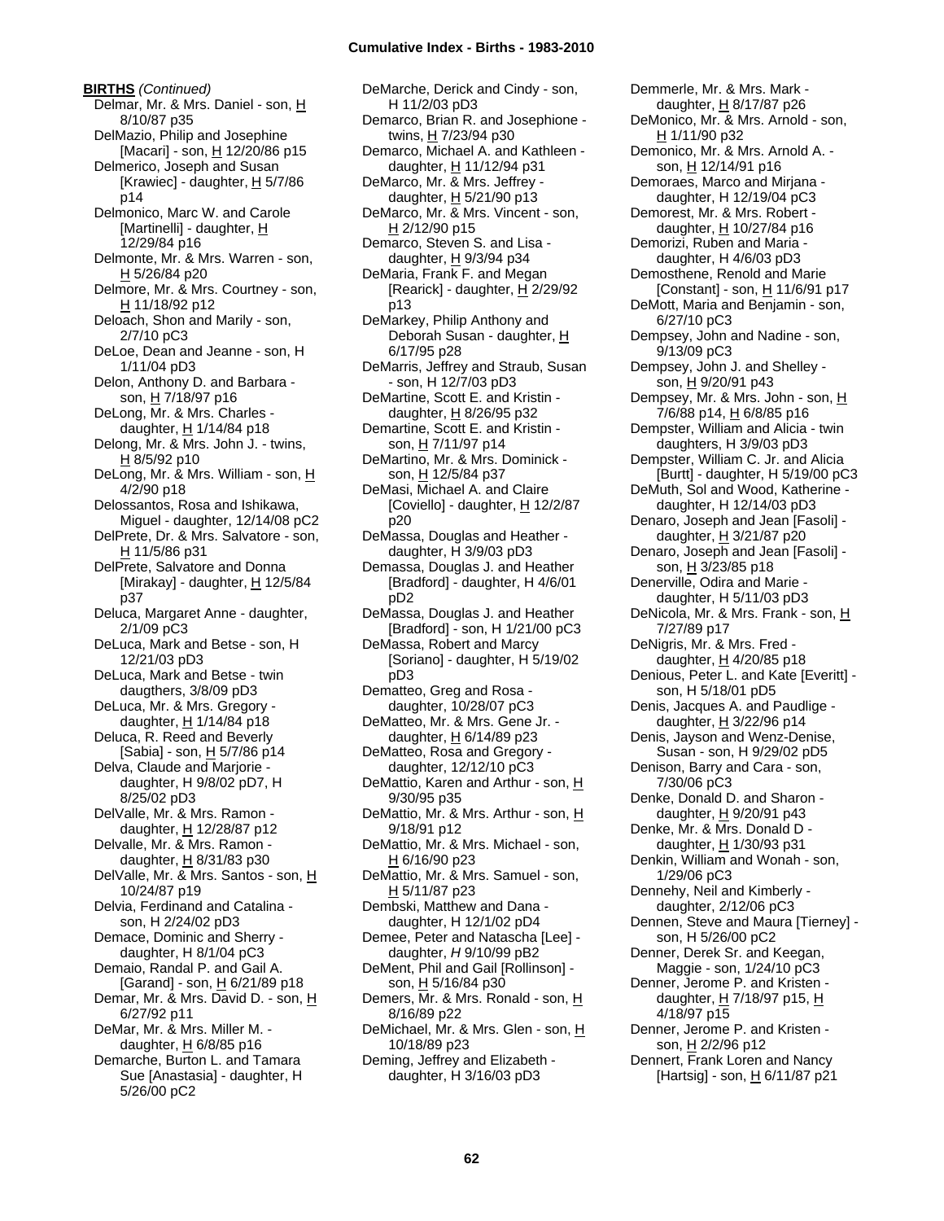**BIRTHS** *(Continued)*

Delmar, Mr. & Mrs. Daniel - son, H 8/10/87 p35
DelMazio, Philip and Josephine [Macari] - son, H 12/20/86 p15
Delmerico, Joseph and Susan [Krawiec] - daughter, H 5/7/86 p14
Delmonico, Marc W. and Carole [Martinelli] - daughter, H 12/29/84 p16
Delmonte, Mr. & Mrs. Warren - son, H 5/26/84 p20
Delmore, Mr. & Mrs. Courtney - son, H 11/18/92 p12
Deloach, Shon and Marily - son, 2/7/10 pC3
DeLoe, Dean and Jeanne - son, H 1/11/04 pD3
Delon, Anthony D. and Barbara - son, H 7/18/97 p16
DeLong, Mr. & Mrs. Charles - daughter, H 1/14/84 p18
Delong, Mr. & Mrs. John J. - twins, H 8/5/92 p10
DeLong, Mr. & Mrs. William - son, H 4/2/90 p18
Delossantos, Rosa and Ishikawa, Miguel - daughter, 12/14/08 pC2
DelPrete, Dr. & Mrs. Salvatore - son, H 11/5/86 p31
DelPrete, Salvatore and Donna [Mirakay] - daughter, H 12/5/84 p37
Deluca, Margaret Anne - daughter, 2/1/09 pC3
DeLuca, Mark and Betse - son, H 12/21/03 pD3
DeLuca, Mark and Betse - twin daugthers, 3/8/09 pD3
DeLuca, Mr. & Mrs. Gregory - daughter, H 1/14/84 p18
Deluca, R. Reed and Beverly [Sabia] - son, H 5/7/86 p14
Delva, Claude and Marjorie - daughter, H 9/8/02 pD7, H 8/25/02 pD3
DelValle, Mr. & Mrs. Ramon - daughter, H 12/28/87 p12
Delvalle, Mr. & Mrs. Ramon - daughter, H 8/31/83 p30
DelValle, Mr. & Mrs. Santos - son, H 10/24/87 p19
Delvia, Ferdinand and Catalina - son, H 2/24/02 pD3
Demace, Dominic and Sherry - daughter, H 8/1/04 pC3
Demaio, Randal P. and Gail A. [Garand] - son, H 6/21/89 p18
Demar, Mr. & Mrs. David D. - son, H 6/27/92 p11
DeMar, Mr. & Mrs. Miller M. - daughter, H 6/8/85 p16
Demarche, Burton L. and Tamara Sue [Anastasia] - daughter, H 5/26/00 pC2
DeMarche, Derick and Cindy - son, H 11/2/03 pD3
Demarco, Brian R. and Josephione - twins, H 7/23/94 p30
Demarco, Michael A. and Kathleen - daughter, H 11/12/94 p31
DeMarco, Mr. & Mrs. Jeffrey - daughter, H 5/21/90 p13
DeMarco, Mr. & Mrs. Vincent - son, H 2/12/90 p15
Demarco, Steven S. and Lisa - daughter, H 9/3/94 p34
DeMaria, Frank F. and Megan [Rearick] - daughter, H 2/29/92 p13
DeMarkey, Philip Anthony and Deborah Susan - daughter, H 6/17/95 p28
DeMarris, Jeffrey and Straub, Susan - son, H 12/7/03 pD3
DeMartine, Scott E. and Kristin - daughter, H 8/26/95 p32
Demartine, Scott E. and Kristin - son, H 7/11/97 p14
DeMartino, Mr. & Mrs. Dominick - son, H 12/5/84 p37
DeMasi, Michael A. and Claire [Coviello] - daughter, H 12/2/87 p20
DeMassa, Douglas and Heather - daughter, H 3/9/03 pD3
Demassa, Douglas J. and Heather [Bradford] - daughter, H 4/6/01 pD2
DeMassa, Douglas J. and Heather [Bradford] - son, H 1/21/00 pC3
DeMassa, Robert and Marcy [Soriano] - daughter, H 5/19/02 pD3
Dematteo, Greg and Rosa - daughter, 10/28/07 pC3
DeMatteo, Mr. & Mrs. Gene Jr. - daughter, H 6/14/89 p23
DeMatteo, Rosa and Gregory - daughter, 12/12/10 pC3
DeMattio, Karen and Arthur - son, H 9/30/95 p35
DeMattio, Mr. & Mrs. Arthur - son, H 9/18/91 p12
DeMattio, Mr. & Mrs. Michael - son, H 6/16/90 p23
DeMattio, Mr. & Mrs. Samuel - son, H 5/11/87 p23
Dembski, Matthew and Dana - daughter, H 12/1/02 pD4
Demee, Peter and Natascha [Lee] - daughter, *H* 9/10/99 pB2
DeMent, Phil and Gail [Rollinson] - son, H 5/16/84 p30
Demers, Mr. & Mrs. Ronald - son, H 8/16/89 p22
DeMichael, Mr. & Mrs. Glen - son, H 10/18/89 p23
Deming, Jeffrey and Elizabeth - daughter, H 3/16/03 pD3
Demmerle, Mr. & Mrs. Mark - daughter, H 8/17/87 p26
DeMonico, Mr. & Mrs. Arnold - son, H 1/11/90 p32
Demonico, Mr. & Mrs. Arnold A. - son, H 12/14/91 p16
Demoraes, Marco and Mirjana - daughter, H 12/19/04 pC3
Demorest, Mr. & Mrs. Robert - daughter, H 10/27/84 p16
Demorizi, Ruben and Maria - daughter, H 4/6/03 pD3
Demosthene, Renold and Marie [Constant] - son, H 11/6/91 p17
DeMott, Maria and Benjamin - son, 6/27/10 pC3
Dempsey, John and Nadine - son, 9/13/09 pC3
Dempsey, John J. and Shelley - son, H 9/20/91 p43
Dempsey, Mr. & Mrs. John - son, H 7/6/88 p14, H 6/8/85 p16
Dempster, William and Alicia - twin daughters, H 3/9/03 pD3
Dempster, William C. Jr. and Alicia [Burtt] - daughter, H 5/19/00 pC3
DeMuth, Sol and Wood, Katherine - daughter, H 12/14/03 pD3
Denaro, Joseph and Jean [Fasoli] - daughter, H 3/21/87 p20
Denaro, Joseph and Jean [Fasoli] - son, H 3/23/85 p18
Denerville, Odira and Marie - daughter, H 5/11/03 pD3
DeNicola, Mr. & Mrs. Frank - son, H 7/27/89 p17
DeNigris, Mr. & Mrs. Fred - daughter, H 4/20/85 p18
Denious, Peter L. and Kate [Everitt] - son, H 5/18/01 pD5
Denis, Jacques A. and Paudlige - daughter, H 3/22/96 p14
Denis, Jayson and Wenz-Denise, Susan - son, H 9/29/02 pD5
Denison, Barry and Cara - son, 7/30/06 pC3
Denke, Donald D. and Sharon - daughter, H 9/20/91 p43
Denke, Mr. & Mrs. Donald D - daughter, H 1/30/93 p31
Denkin, William and Wonah - son, 1/29/06 pC3
Dennehy, Neil and Kimberly - daughter, 2/12/06 pC3
Dennen, Steve and Maura [Tierney] - son, H 5/26/00 pC2
Denner, Derek Sr. and Keegan, Maggie - son, 1/24/10 pC3
Denner, Jerome P. and Kristen - daughter, H 7/18/97 p15, H 4/18/97 p15
Denner, Jerome P. and Kristen - son, H 2/2/96 p12
Dennert, Frank Loren and Nancy [Hartsig] - son, H 6/11/87 p21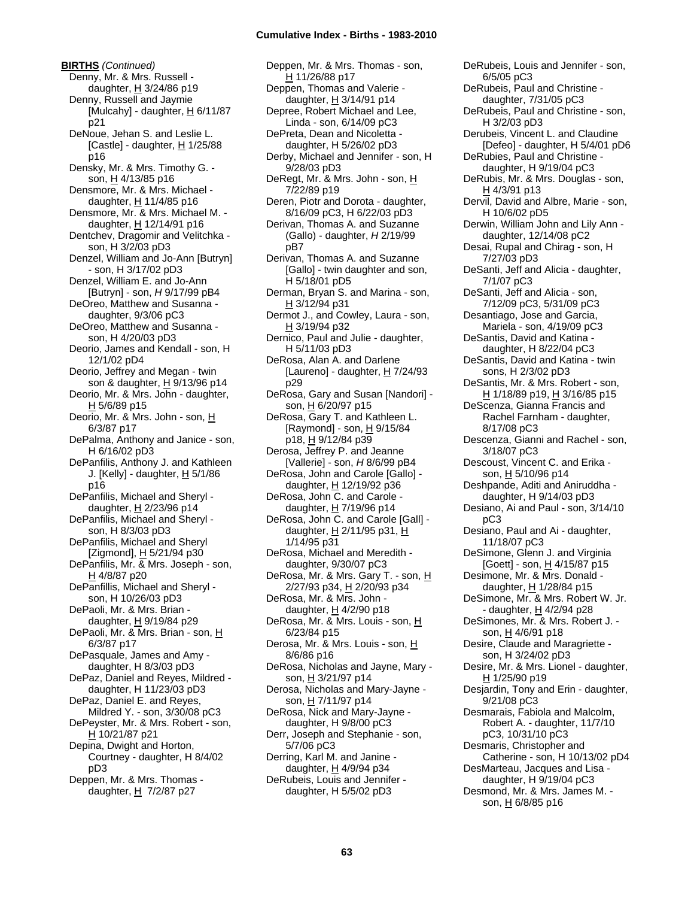**BIRTHS** *(Continued)*

Denny, Mr. & Mrs. Russell - daughter, H 3/24/86 p19
Denny, Russell and Jaymie [Mulcahy] - daughter, H 6/11/87 p21
DeNoue, Jehan S. and Leslie L. [Castle] - daughter, H 1/25/88 p16
Densky, Mr. & Mrs. Timothy G. - son, H 4/13/85 p16
Densmore, Mr. & Mrs. Michael - daughter, H 11/4/85 p16
Densmore, Mr. & Mrs. Michael M. - daughter, H 12/14/91 p16
Dentchev, Dragomir and Velitchka - son, H 3/2/03 pD3
Denzel, William and Jo-Ann [Butryn] - son, H 3/17/02 pD3
Denzel, William E. and Jo-Ann [Butryn] - son, *H* 9/17/99 pB4
DeOreo, Matthew and Susanna - daughter, 9/3/06 pC3
DeOreo, Matthew and Susanna - son, H 4/20/03 pD3
Deorio, James and Kendall - son, H 12/1/02 pD4
Deorio, Jeffrey and Megan - twin son & daughter, H 9/13/96 p14
Deorio, Mr. & Mrs. John - daughter, H 5/6/89 p15
Deorio, Mr. & Mrs. John - son, H 6/3/87 p17
DePalma, Anthony and Janice - son, H 6/16/02 pD3
DePanfilis, Anthony J. and Kathleen J. [Kelly] - daughter, H 5/1/86 p16
DePanfilis, Michael and Sheryl - daughter, H 2/23/96 p14
DePanfilis, Michael and Sheryl - son, H 8/3/03 pD3
DePanfilis, Michael and Sheryl [Zigmond], H 5/21/94 p30
DePanfilis, Mr. & Mrs. Joseph - son, H 4/8/87 p20
DePanfillis, Michael and Sheryl - son, H 10/26/03 pD3
DePaoli, Mr. & Mrs. Brian - daughter, H 9/19/84 p29
DePaoli, Mr. & Mrs. Brian - son, H 6/3/87 p17
DePasquale, James and Amy - daughter, H 8/3/03 pD3
DePaz, Daniel and Reyes, Mildred - daughter, H 11/23/03 pD3
DePaz, Daniel E. and Reyes, Mildred Y. - son, 3/30/08 pC3
DePeyster, Mr. & Mrs. Robert - son, H 10/21/87 p21
Depina, Dwight and Horton, Courtney - daughter, H 8/4/02 pD3
Deppen, Mr. & Mrs. Thomas - daughter, H 7/2/87 p27
Deppen, Mr. & Mrs. Thomas - son, H 11/26/88 p17
Deppen, Thomas and Valerie - daughter, H 3/14/91 p14
Depree, Robert Michael and Lee, Linda - son, 6/14/09 pC3
DePreta, Dean and Nicoletta - daughter, H 5/26/02 pD3
Derby, Michael and Jennifer - son, H 9/28/03 pD3
DeRegt, Mr. & Mrs. John - son, H 7/22/89 p19
Deren, Piotr and Dorota - daughter, 8/16/09 pC3, H 6/22/03 pD3
Derivan, Thomas A. and Suzanne (Gallo) - daughter, *H* 2/19/99 pB7
Derivan, Thomas A. and Suzanne [Gallo] - twin daughter and son, H 5/18/01 pD5
Derman, Bryan S. and Marina - son, H 3/12/94 p31
Dermot J., and Cowley, Laura - son, H 3/19/94 p32
Dernico, Paul and Julie - daughter, H 5/11/03 pD3
DeRosa, Alan A. and Darlene [Laureno] - daughter, H 7/24/93 p29
DeRosa, Gary and Susan [Nandori] - son, H 6/20/97 p15
DeRosa, Gary T. and Kathleen L. [Raymond] - son, H 9/15/84 p18, H 9/12/84 p39
Derosa, Jeffrey P. and Jeanne [Vallerie] - son, *H* 8/6/99 pB4
DeRosa, John and Carole [Gallo] - daughter, H 12/19/92 p36
DeRosa, John C. and Carole - daughter, H 7/19/96 p14
DeRosa, John C. and Carole [Gall] - daughter, H 2/11/95 p31, H 1/14/95 p31
DeRosa, Michael and Meredith - daughter, 9/30/07 pC3
DeRosa, Mr. & Mrs. Gary T. - son, H 2/27/93 p34, H 2/20/93 p34
DeRosa, Mr. & Mrs. John - daughter, H 4/2/90 p18
DeRosa, Mr. & Mrs. Louis - son, H 6/23/84 p15
Derosa, Mr. & Mrs. Louis - son, H 8/6/86 p16
DeRosa, Nicholas and Jayne, Mary - son, H 3/21/97 p14
Derosa, Nicholas and Mary-Jayne - son, H 7/11/97 p14
DeRosa, Nick and Mary-Jayne - daughter, H 9/8/00 pC3
Derr, Joseph and Stephanie - son, 5/7/06 pC3
Derring, Karl M. and Janine - daughter, H 4/9/94 p34
DeRubeis, Louis and Jennifer - daughter, H 5/5/02 pD3
DeRubeis, Louis and Jennifer - son, 6/5/05 pC3
DeRubeis, Paul and Christine - daughter, 7/31/05 pC3
DeRubeis, Paul and Christine - son, H 3/2/03 pD3
Derubeis, Vincent L. and Claudine [Defeo] - daughter, H 5/4/01 pD6
DeRubies, Paul and Christine - daughter, H 9/19/04 pC3
DeRubis, Mr. & Mrs. Douglas - son, H 4/3/91 p13
Dervil, David and Albre, Marie - son, H 10/6/02 pD5
Derwin, William John and Lily Ann - daughter, 12/14/08 pC2
Desai, Rupal and Chirag - son, H 7/27/03 pD3
DeSanti, Jeff and Alicia - daughter, 7/1/07 pC3
DeSanti, Jeff and Alicia - son, 7/12/09 pC3, 5/31/09 pC3
Desantiago, Jose and Garcia, Mariela - son, 4/19/09 pC3
DeSantis, David and Katina - daughter, H 8/22/04 pC3
DeSantis, David and Katina - twin sons, H 2/3/02 pD3
DeSantis, Mr. & Mrs. Robert - son, H 1/18/89 p19, H 3/16/85 p15
DeScenza, Gianna Francis and Rachel Farnham - daughter, 8/17/08 pC3
Descenza, Gianni and Rachel - son, 3/18/07 pC3
Descoust, Vincent C. and Erika - son, H 5/10/96 p14
Deshpande, Aditi and Aniruddha - daughter, H 9/14/03 pD3
Desiano, Ai and Paul - son, 3/14/10 pC3
Desiano, Paul and Ai - daughter, 11/18/07 pC3
DeSimone, Glenn J. and Virginia [Goett] - son, H 4/15/87 p15
Desimone, Mr. & Mrs. Donald - daughter, H 1/28/84 p15
DeSimone, Mr. & Mrs. Robert W. Jr. - daughter, H 4/2/94 p28
DeSimones, Mr. & Mrs. Robert J. - son, H 4/6/91 p18
Desire, Claude and Maragriette - son, H 3/24/02 pD3
Desire, Mr. & Mrs. Lionel - daughter, H 1/25/90 p19
Desjardin, Tony and Erin - daughter, 9/21/08 pC3
Desmarais, Fabiola and Malcolm, Robert A. - daughter, 11/7/10 pC3, 10/31/10 pC3
Desmaris, Christopher and Catherine - son, H 10/13/02 pD4
DesMarteau, Jacques and Lisa - daughter, H 9/19/04 pC3
Desmond, Mr. & Mrs. James M. - son, H 6/8/85 p16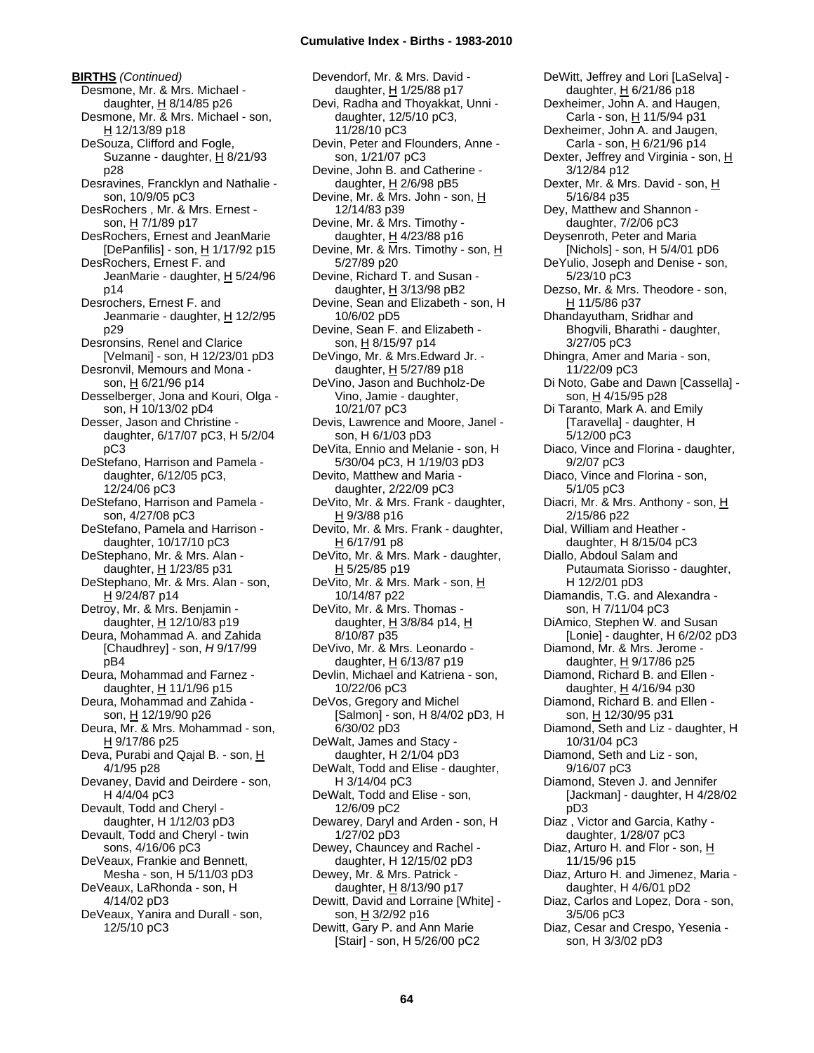**BIRTHS** *(Continued)*

Desmone, Mr. & Mrs. Michael - daughter, H 8/14/85 p26
Desmone, Mr. & Mrs. Michael - son, H 12/13/89 p18
DeSouza, Clifford and Fogle, Suzanne - daughter, H 8/21/93 p28
Desravines, Francklyn and Nathalie - son, 10/9/05 pC3
DesRochers , Mr. & Mrs. Ernest - son, H 7/1/89 p17
DesRochers, Ernest and JeanMarie [DePanfilis] - son, H 1/17/92 p15
DesRochers, Ernest F. and JeanMarie - daughter, H 5/24/96 p14
Desrochers, Ernest F. and Jeanmarie - daughter, H 12/2/95 p29
Desronsins, Renel and Clarice [Velmani] - son, H 12/23/01 pD3
Desronvil, Memours and Mona - son, H 6/21/96 p14
Desselberger, Jona and Kouri, Olga - son, H 10/13/02 pD4
Desser, Jason and Christine - daughter, 6/17/07 pC3, H 5/2/04 pC3
DeStefano, Harrison and Pamela - daughter, 6/12/05 pC3, 12/24/06 pC3
DeStefano, Harrison and Pamela - son, 4/27/08 pC3
DeStefano, Pamela and Harrison - daughter, 10/17/10 pC3
DeStephano, Mr. & Mrs. Alan - daughter, H 1/23/85 p31
DeStephano, Mr. & Mrs. Alan - son, H 9/24/87 p14
Detroy, Mr. & Mrs. Benjamin - daughter, H 12/10/83 p19
Deura, Mohammad A. and Zahida [Chaudhrey] - son, *H* 9/17/99 pB4
Deura, Mohammad and Farnez - daughter, H 11/1/96 p15
Deura, Mohammad and Zahida - son, H 12/19/90 p26
Deura, Mr. & Mrs. Mohammad - son, H 9/17/86 p25
Deva, Purabi and Qajal B. - son, H 4/1/95 p28
Devaney, David and Deirdere - son, H 4/4/04 pC3
Devault, Todd and Cheryl - daughter, H 1/12/03 pD3
Devault, Todd and Cheryl - twin sons, 4/16/06 pC3
DeVeaux, Frankie and Bennett, Mesha - son, H 5/11/03 pD3
DeVeaux, LaRhonda - son, H 4/14/02 pD3
DeVeaux, Yanira and Durall - son, 12/5/10 pC3
Devendorf, Mr. & Mrs. David - daughter, H 1/25/88 p17
Devi, Radha and Thoyakkat, Unni - daughter, 12/5/10 pC3, 11/28/10 pC3
Devin, Peter and Flounders, Anne - son, 1/21/07 pC3
Devine, John B. and Catherine - daughter, H 2/6/98 pB5
Devine, Mr. & Mrs. John - son, H 12/14/83 p39
Devine, Mr. & Mrs. Timothy - daughter, H 4/23/88 p16
Devine, Mr. & Mrs. Timothy - son, H 5/27/89 p20
Devine, Richard T. and Susan - daughter, H 3/13/98 pB2
Devine, Sean and Elizabeth - son, H 10/6/02 pD5
Devine, Sean F. and Elizabeth - son, H 8/15/97 p14
DeVingo, Mr. & Mrs.Edward Jr. - daughter, H 5/27/89 p18
DeVino, Jason and Buchholz-De Vino, Jamie - daughter, 10/21/07 pC3
Devis, Lawrence and Moore, Janel - son, H 6/1/03 pD3
DeVita, Ennio and Melanie - son, H 5/30/04 pC3, H 1/19/03 pD3
Devito, Matthew and Maria - daughter, 2/22/09 pC3
DeVito, Mr. & Mrs. Frank - daughter, H 9/3/88 p16
Devito, Mr. & Mrs. Frank - daughter, H 6/17/91 p8
DeVito, Mr. & Mrs. Mark - daughter, H 5/25/85 p19
DeVito, Mr. & Mrs. Mark - son, H 10/14/87 p22
DeVito, Mr. & Mrs. Thomas - daughter, H 3/8/84 p14, H 8/10/87 p35
DeVivo, Mr. & Mrs. Leonardo - daughter, H 6/13/87 p19
Devlin, Michael and Katriena - son, 10/22/06 pC3
DeVos, Gregory and Michel [Salmon] - son, H 8/4/02 pD3, H 6/30/02 pD3
DeWalt, James and Stacy - daughter, H 2/1/04 pD3
DeWalt, Todd and Elise - daughter, H 3/14/04 pC3
DeWalt, Todd and Elise - son, 12/6/09 pC2
Dewarey, Daryl and Arden - son, H 1/27/02 pD3
Dewey, Chauncey and Rachel - daughter, H 12/15/02 pD3
Dewey, Mr. & Mrs. Patrick - daughter, H 8/13/90 p17
Dewitt, David and Lorraine [White] - son, H 3/2/92 p16
Dewitt, Gary P. and Ann Marie [Stair] - son, H 5/26/00 pC2
DeWitt, Jeffrey and Lori [LaSelva] - daughter, H 6/21/86 p18
Dexheimer, John A. and Haugen, Carla - son, H 11/5/94 p31
Dexheimer, John A. and Jaugen, Carla - son, H 6/21/96 p14
Dexter, Jeffrey and Virginia - son, H 3/12/84 p12
Dexter, Mr. & Mrs. David - son, H 5/16/84 p35
Dey, Matthew and Shannon - daughter, 7/2/06 pC3
Deysenroth, Peter and Maria [Nichols] - son, H 5/4/01 pD6
DeYulio, Joseph and Denise - son, 5/23/10 pC3
Dezso, Mr. & Mrs. Theodore - son, H 11/5/86 p37
Dhandayutham, Sridhar and Bhogvili, Bharathi - daughter, 3/27/05 pC3
Dhingra, Amer and Maria - son, 11/22/09 pC3
Di Noto, Gabe and Dawn [Cassella] - son, H 4/15/95 p28
Di Taranto, Mark A. and Emily [Taravella] - daughter, H 5/12/00 pC3
Diaco, Vince and Florina - daughter, 9/2/07 pC3
Diaco, Vince and Florina - son, 5/1/05 pC3
Diacri, Mr. & Mrs. Anthony - son, H 2/15/86 p22
Dial, William and Heather - daughter, H 8/15/04 pC3
Diallo, Abdoul Salam and Putaumata Siorisso - daughter, H 12/2/01 pD3
Diamandis, T.G. and Alexandra - son, H 7/11/04 pC3
DiAmico, Stephen W. and Susan [Lonie] - daughter, H 6/2/02 pD3
Diamond, Mr. & Mrs. Jerome - daughter, H 9/17/86 p25
Diamond, Richard B. and Ellen - daughter, H 4/16/94 p30
Diamond, Richard B. and Ellen - son, H 12/30/95 p31
Diamond, Seth and Liz - daughter, H 10/31/04 pC3
Diamond, Seth and Liz - son, 9/16/07 pC3
Diamond, Steven J. and Jennifer [Jackman] - daughter, H 4/28/02 pD3
Diaz , Victor and Garcia, Kathy - daughter, 1/28/07 pC3
Diaz, Arturo H. and Flor - son, H 11/15/96 p15
Diaz, Arturo H. and Jimenez, Maria - daughter, H 4/6/01 pD2
Diaz, Carlos and Lopez, Dora - son, 3/5/06 pC3
Diaz, Cesar and Crespo, Yesenia - son, H 3/3/02 pD3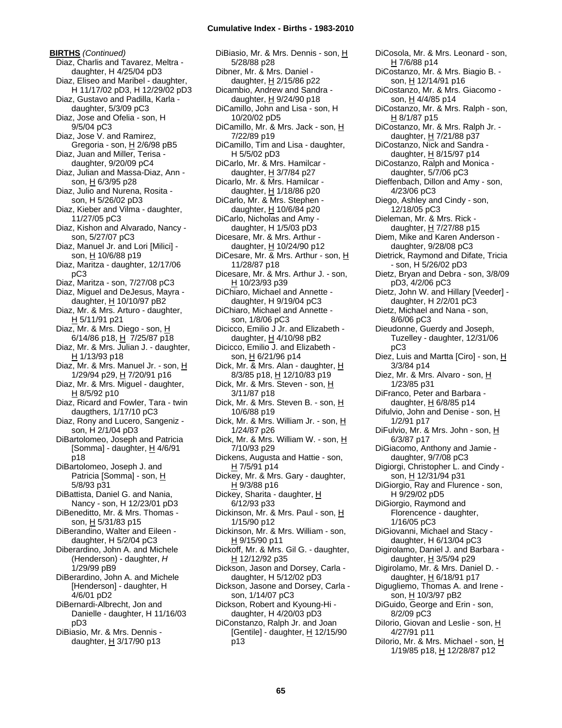**BIRTHS** *(Continued)*

Diaz, Charlis and Tavarez, Meltra - daughter, H 4/25/04 pD3
Diaz, Eliseo and Maribel - daughter, H 11/17/02 pD3, H 12/29/02 pD3
Diaz, Gustavo and Padilla, Karla - daughter, 5/3/09 pC3
Diaz, Jose and Ofelia - son, H 9/5/04 pC3
Diaz, Jose V. and Ramirez, Gregoria - son, H 2/6/98 pB5
Diaz, Juan and Miller, Terisa - daughter, 9/20/09 pC4
Diaz, Julian and Massa-Diaz, Ann - son, H 6/3/95 p28
Diaz, Julio and Nurena, Rosita - son, H 5/26/02 pD3
Diaz, Kieber and Vilma - daughter, 11/27/05 pC3
Diaz, Kishon and Alvarado, Nancy - son, 5/27/07 pC3
Diaz, Manuel Jr. and Lori [Milici] - son, H 10/6/88 p19
Diaz, Maritza - daughter, 12/17/06 pC3
Diaz, Maritza - son, 7/27/08 pC3
Diaz, Miguel and DeJesus, Mayra - daughter, H 10/10/97 pB2
Diaz, Mr. & Mrs. Arturo - daughter, H 5/11/91 p21
Diaz, Mr. & Mrs. Diego - son, H 6/14/86 p18, H 7/25/87 p18
Diaz, Mr. & Mrs. Julian J. - daughter, H 1/13/93 p18
Diaz, Mr. & Mrs. Manuel Jr. - son, H 1/29/94 p29, H 7/20/91 p16
Diaz, Mr. & Mrs. Miguel - daughter, H 8/5/92 p10
Diaz, Ricard and Fowler, Tara - twin daugthers, 1/17/10 pC3
Diaz, Rony and Lucero, Sangeniz - son, H 2/1/04 pD3
DiBartolomeo, Joseph and Patricia [Somma] - daughter, H 4/6/91 p18
DiBartolomeo, Joseph J. and Patricia [Somma] - son, H 5/8/93 p31
DiBattista, Daniel G. and Nania, Nancy - son, H 12/23/01 pD3
DiBeneditto, Mr. & Mrs. Thomas - son, H 5/31/83 p15
DiBerandino, Walter and Eileen - daughter, H 5/2/04 pC3
Diberardino, John A. and Michele (Henderson) - daughter, *H* 1/29/99 pB9
DiBerardino, John A. and Michele [Henderson] - daughter, H 4/6/01 pD2
DiBernardi-Albrecht, Jon and Danielle - daughter, H 11/16/03 pD3
DiBiasio, Mr. & Mrs. Dennis - daughter, H 3/17/90 p13
DiBiasio, Mr. & Mrs. Dennis - son, H 5/28/88 p28
Dibner, Mr. & Mrs. Daniel - daughter, H 2/15/86 p22
Dicambio, Andrew and Sandra - daughter, H 9/24/90 p18
DiCamillo, John and Lisa - son, H 10/20/02 pD5
DiCamillo, Mr. & Mrs. Jack - son, H 7/22/89 p19
DiCamillo, Tim and Lisa - daughter, H 5/5/02 pD3
DiCarlo, Mr. & Mrs. Hamilcar - daughter, H 3/7/84 p27
Dicarlo, Mr. & Mrs. Hamilcar - daughter, H 1/18/86 p20
DiCarlo, Mr. & Mrs. Stephen - daughter, H 10/6/84 p20
DiCarlo, Nicholas and Amy - daughter, H 1/5/03 pD3
Dicesare, Mr. & Mrs. Arthur - daughter, H 10/24/90 p12
DiCesare, Mr. & Mrs. Arthur - son, H 11/28/87 p18
Dicesare, Mr. & Mrs. Arthur J. - son, H 10/23/93 p39
DiChiaro, Michael and Annette - daughter, H 9/19/04 pC3
DiChiaro, Michael and Annette - son, 1/8/06 pC3
Dicicco, Emilio J Jr. and Elizabeth - daughter, H 4/10/98 pB2
Dicicco, Emilio J. and Elizabeth - son, H 6/21/96 p14
Dick, Mr. & Mrs. Alan - daughter, H 8/3/85 p18, H 12/10/83 p19
Dick, Mr. & Mrs. Steven - son, H 3/11/87 p18
Dick, Mr. & Mrs. Steven B. - son, H 10/6/88 p19
Dick, Mr. & Mrs. William Jr. - son, H 1/24/87 p26
Dick, Mr. & Mrs. William W. - son, H 7/10/93 p29
Dickens, Augusta and Hattie - son, H 7/5/91 p14
Dickey, Mr. & Mrs. Gary - daughter, H 9/3/88 p16
Dickey, Sharita - daughter, H 6/12/93 p33
Dickinson, Mr. & Mrs. Paul - son, H 1/15/90 p12
Dickinson, Mr. & Mrs. William - son, H 9/15/90 p11
Dickoff, Mr. & Mrs. Gil G. - daughter, H 12/12/92 p35
Dickson, Jason and Dorsey, Carla - daughter, H 5/12/02 pD3
Dickson, Jasone and Dorsey, Carla - son, 1/14/07 pC3
Dickson, Robert and Kyoung-Hi - daughter, H 4/20/03 pD3
DiConstanzo, Ralph Jr. and Joan [Gentile] - daughter, H 12/15/90 p13
DiCosola, Mr. & Mrs. Leonard - son, H 7/6/88 p14
DiCostanzo, Mr. & Mrs. Biagio B. - son, H 12/14/91 p16
DiCostanzo, Mr. & Mrs. Giacomo - son, H 4/4/85 p14
DiCostanzo, Mr. & Mrs. Ralph - son, H 8/1/87 p15
DiCostanzo, Mr. & Mrs. Ralph Jr. - daughter, H 7/21/88 p37
DiCostanzo, Nick and Sandra - daughter, H 8/15/97 p14
DiCostanzo, Ralph and Monica - daughter, 5/7/06 pC3
Dieffenbach, Dillon and Amy - son, 4/23/06 pC3
Diego, Ashley and Cindy - son, 12/18/05 pC3
Dieleman, Mr. & Mrs. Rick - daughter, H 7/27/88 p15
Diem, Mike and Karen Anderson - daughter, 9/28/08 pC3
Dietrick, Raymond and Difate, Tricia - son, H 5/26/02 pD3
Dietz, Bryan and Debra - son, 3/8/09 pD3, 4/2/06 pC3
Dietz, John W. and Hillary [Veeder] - daughter, H 2/2/01 pC3
Dietz, Michael and Nana - son, 8/6/06 pC3
Dieudonne, Guerdy and Joseph, Tuzelley - daughter, 12/31/06 pC3
Diez, Luis and Martta [Ciro] - son, H 3/3/84 p14
Diez, Mr. & Mrs. Alvaro - son, H 1/23/85 p31
DiFranco, Peter and Barbara - daughter, H 6/8/85 p14
Difulvio, John and Denise - son, H 1/2/91 p17
DiFulvio, Mr. & Mrs. John - son, H 6/3/87 p17
DiGiacomo, Anthony and Jamie - daughter, 9/7/08 pC3
Digiorgi, Christopher L. and Cindy - son, H 12/31/94 p31
DiGiorgio, Ray and Flurence - son, H 9/29/02 pD5
DiGiorgio, Raymond and Florencence - daughter, 1/16/05 pC3
DiGiovanni, Michael and Stacy - daughter, H 6/13/04 pC3
Digirolamo, Daniel J. and Barbara - daughter, H 3/5/94 p29
Digirolamo, Mr. & Mrs. Daniel D. - daughter, H 6/18/91 p17
Diguglielmo, Thomas A. and Irene - son, H 10/3/97 pB2
DiGuido, George and Erin - son, 8/2/09 pC3
DiIorio, Giovan and Leslie - son, H 4/27/91 p11
DiIorio, Mr. & Mrs. Michael - son, H 1/19/85 p18, H 12/28/87 p12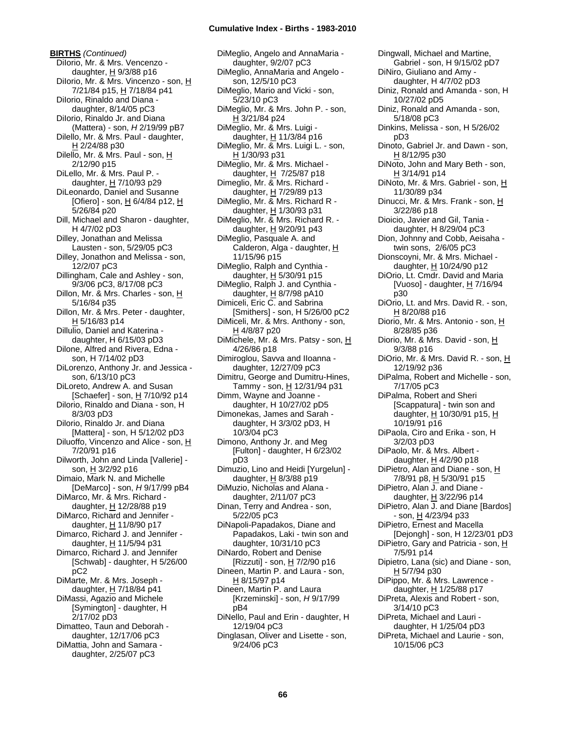**BIRTHS** *(Continued)*

DiIorio, Mr. & Mrs. Vencenzo - daughter, H 9/3/88 p16
DiIorio, Mr. & Mrs. Vincenzo - son, H 7/21/84 p15, H 7/18/84 p41
DiIorio, Rinaldo and Diana - daughter, 8/14/05 pC3
DiIorio, Rinaldo Jr. and Diana (Mattera) - son, *H* 2/19/99 pB7
Dilello, Mr. & Mrs. Paul - daughter, H 2/24/88 p30
Dilello, Mr. & Mrs. Paul - son, H 2/12/90 p15
DiLello, Mr. & Mrs. Paul P. - daughter, H 7/10/93 p29
DiLeonardo, Daniel and Susanne [Ofiero] - son, H 6/4/84 p12, H 5/26/84 p20
Dill, Michael and Sharon - daughter, H 4/7/02 pD3
Dilley, Jonathan and Melissa Lausten - son, 5/29/05 pC3
Dilley, Jonathon and Melissa - son, 12/2/07 pC3
Dillingham, Cale and Ashley - son, 9/3/06 pC3, 8/17/08 pC3
Dillon, Mr. & Mrs. Charles - son, H 5/16/84 p35
Dillon, Mr. & Mrs. Peter - daughter, H 5/16/83 p14
Dillulio, Daniel and Katerina - daughter, H 6/15/03 pD3
Dilone, Alfred and Rivera, Edna - son, H 7/14/02 pD3
DiLorenzo, Anthony Jr. and Jessica - son, 6/13/10 pC3
DiLoreto, Andrew A. and Susan [Schaefer] - son, H 7/10/92 p14
Dilorio, Rinaldo and Diana - son, H 8/3/03 pD3
Dilorio, Rinaldo Jr. and Diana [Mattera] - son, H 5/12/02 pD3
Diluoffo, Vincenzo and Alice - son, H 7/20/91 p16
Dilworth, John and Linda [Vallerie] - son, H 3/2/92 p16
Dimaio, Mark N. and Michelle [DeMarco] - son, *H* 9/17/99 pB4
DiMarco, Mr. & Mrs. Richard - daughter, H 12/28/88 p19
DiMarco, Richard and Jennifer - daughter, H 11/8/90 p17
Dimarco, Richard J. and Jennifer - daughter, H 11/5/94 p31
Dimarco, Richard J. and Jennifer [Schwab] - daughter, H 5/26/00 pC2
DiMarte, Mr. & Mrs. Joseph - daughter, H 7/18/84 p41
DiMassi, Agazio and Michele [Symington] - daughter, H 2/17/02 pD3
Dimatteo, Taun and Deborah - daughter, 12/17/06 pC3
DiMattia, John and Samara - daughter, 2/25/07 pC3
DiMeglio, Angelo and AnnaMaria - daughter, 9/2/07 pC3
DiMeglio, AnnaMaria and Angelo - son, 12/5/10 pC3
DiMeglio, Mario and Vicki - son, 5/23/10 pC3
DiMeglio, Mr. & Mrs. John P. - son, H 3/21/84 p24
DiMeglio, Mr. & Mrs. Luigi - daughter, H 11/3/84 p16
DiMeglio, Mr. & Mrs. Luigi L. - son, H 1/30/93 p31
DiMeglio, Mr. & Mrs. Michael - daughter, H 7/25/87 p18
Dimeglio, Mr. & Mrs. Richard - daughter, H 7/29/89 p13
DiMeglio, Mr. & Mrs. Richard R - daughter, H 1/30/93 p31
DiMeglio, Mr. & Mrs. Richard R. - daughter, H 9/20/91 p43
DiMeglio, Pasquale A. and Calderon, Alga - daughter, H 11/15/96 p15
DiMeglio, Ralph and Cynthia - daughter, H 5/30/91 p15
DiMeglio, Ralph J. and Cynthia - daughter, H 8/7/98 pA10
Dimiceli, Eric C. and Sabrina [Smithers] - son, H 5/26/00 pC2
DiMiceli, Mr. & Mrs. Anthony - son, H 4/8/87 p20
DiMichele, Mr. & Mrs. Patsy - son, H 4/26/86 p18
Dimiroglou, Savva and Iloanna - daughter, 12/27/09 pC3
Dimitru, George and Dumitru-Hines, Tammy - son, H 12/31/94 p31
Dimm, Wayne and Joanne - daughter, H 10/27/02 pD5
Dimonekas, James and Sarah - daughter, H 3/3/02 pD3, H 10/3/04 pC3
Dimono, Anthony Jr. and Meg [Fulton] - daughter, H 6/23/02 pD3
Dimuzio, Lino and Heidi [Yurgelun] - daughter, H 8/3/88 p19
DiMuzio, Nicholas and Alana - daughter, 2/11/07 pC3
Dinan, Terry and Andrea - son, 5/22/05 pC3
DiNapoli-Papadakos, Diane and Papadakos, Laki - twin son and daughter, 10/31/10 pC3
DiNardo, Robert and Denise [Rizzuti] - son, H 7/2/90 p16
Dineen, Martin P. and Laura - son, H 8/15/97 p14
Dineen, Martin P. and Laura [Krzeminski] - son, *H* 9/17/99 pB4
DiNello, Paul and Erin - daughter, H 12/19/04 pC3
Dinglasan, Oliver and Lisette - son, 9/24/06 pC3
Dingwall, Michael and Martine, Gabriel - son, H 9/15/02 pD7
DiNiro, Giuliano and Amy - daughter, H 4/7/02 pD3
Diniz, Ronald and Amanda - son, H 10/27/02 pD5
Diniz, Ronald and Amanda - son, 5/18/08 pC3
Dinkins, Melissa - son, H 5/26/02 pD3
Dinoto, Gabriel Jr. and Dawn - son, H 8/12/95 p30
DiNoto, John and Mary Beth - son, H 3/14/91 p14
DiNoto, Mr. & Mrs. Gabriel - son, H 11/30/89 p34
Dinucci, Mr. & Mrs. Frank - son, H 3/22/86 p18
Dioicio, Javier and Gil, Tania - daughter, H 8/29/04 pC3
Dion, Johnny and Cobb, Aeisaha - twin sons, 2/6/05 pC3
Dionscoyni, Mr. & Mrs. Michael - daughter, H 10/24/90 p12
DiOrio, Lt. Cmdr. David and Maria [Vuoso] - daughter, H 7/16/94 p30
DiOrio, Lt. and Mrs. David R. - son, H 8/20/88 p16
Diorio, Mr. & Mrs. Antonio - son, H 8/28/85 p36
Diorio, Mr. & Mrs. David - son, H 9/3/88 p16
DiOrio, Mr. & Mrs. David R. - son, H 12/19/92 p36
DiPalma, Robert and Michelle - son, 7/17/05 pC3
DiPalma, Robert and Sheri [Scappatura] - twin son and daughter, H 10/30/91 p15, H 10/19/91 p16
DiPaola, Ciro and Erika - son, H 3/2/03 pD3
DiPaolo, Mr. & Mrs. Albert - daughter, H 4/2/90 p18
DiPietro, Alan and Diane - son, H 7/8/91 p8, H 5/30/91 p15
DiPietro, Alan J. and Diane - daughter, H 3/22/96 p14
DiPietro, Alan J. and Diane [Bardos] - son, H 4/23/94 p33
DiPietro, Ernest and Macella [Dejongh] - son, H 12/23/01 pD3
DiPietro, Gary and Patricia - son, H 7/5/91 p14
Dipietro, Lana (sic) and Diane - son, H 5/7/94 p30
DiPippo, Mr. & Mrs. Lawrence - daughter, H 1/25/88 p17
DiPreta, Alexis and Robert - son, 3/14/10 pC3
DiPreta, Michael and Lauri - daughter, H 1/25/04 pD3
DiPreta, Michael and Laurie - son, 10/15/06 pC3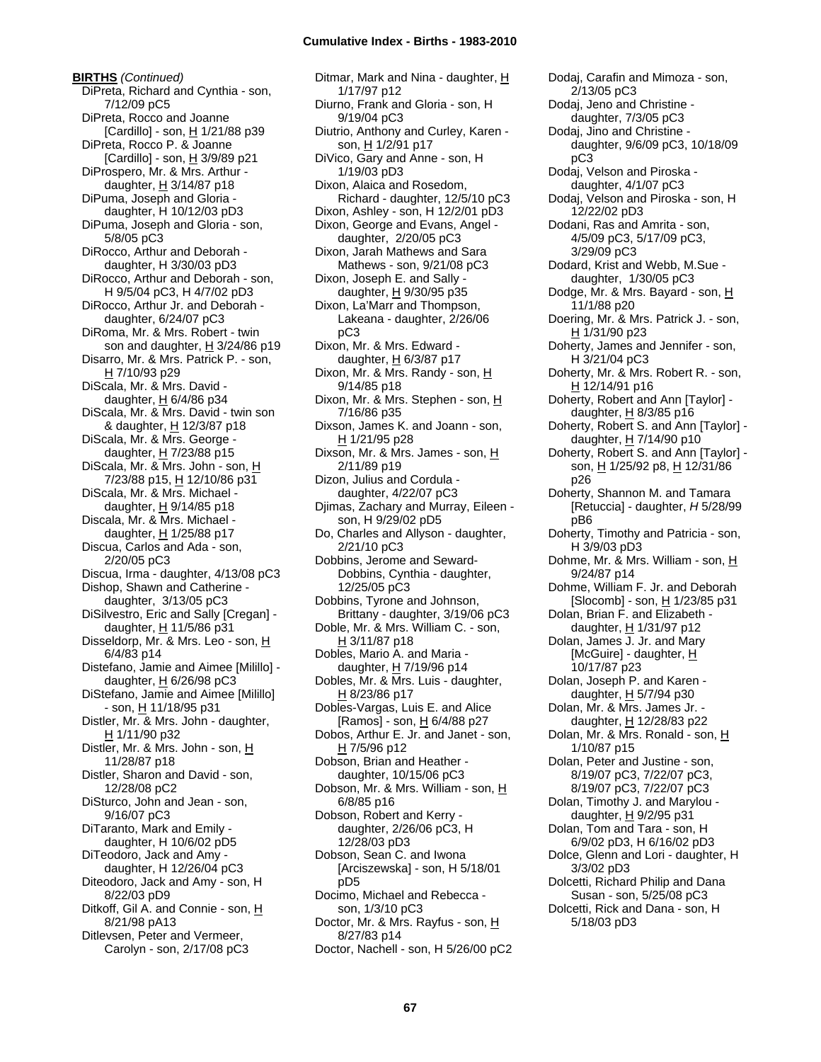**BIRTHS** *(Continued)*

DiPreta, Richard and Cynthia - son, 7/12/09 pC5
DiPreta, Rocco and Joanne [Cardillo] - son, H 1/21/88 p39
DiPreta, Rocco P. & Joanne [Cardillo] - son, H 3/9/89 p21
DiProspero, Mr. & Mrs. Arthur - daughter, H 3/14/87 p18
DiPuma, Joseph and Gloria - daughter, H 10/12/03 pD3
DiPuma, Joseph and Gloria - son, 5/8/05 pC3
DiRocco, Arthur and Deborah - daughter, H 3/30/03 pD3
DiRocco, Arthur and Deborah - son, H 9/5/04 pC3, H 4/7/02 pD3
DiRocco, Arthur Jr. and Deborah - daughter, 6/24/07 pC3
DiRoma, Mr. & Mrs. Robert - twin son and daughter, H 3/24/86 p19
Disarro, Mr. & Mrs. Patrick P. - son, H 7/10/93 p29
DiScala, Mr. & Mrs. David - daughter, H 6/4/86 p34
DiScala, Mr. & Mrs. David - twin son & daughter, H 12/3/87 p18
DiScala, Mr. & Mrs. George - daughter, H 7/23/88 p15
DiScala, Mr. & Mrs. John - son, H 7/23/88 p15, H 12/10/86 p31
DiScala, Mr. & Mrs. Michael - daughter, H 9/14/85 p18
Discala, Mr. & Mrs. Michael - daughter, H 1/25/88 p17
Discua, Carlos and Ada - son, 2/20/05 pC3
Discua, Irma - daughter, 4/13/08 pC3
Dishop, Shawn and Catherine - daughter, 3/13/05 pC3
DiSilvestro, Eric and Sally [Cregan] - daughter, H 11/5/86 p31
Disseldorp, Mr. & Mrs. Leo - son, H 6/4/83 p14
Distefano, Jamie and Aimee [Milillo] - daughter, H 6/26/98 pC3
DiStefano, Jamie and Aimee [Milillo] - son, H 11/18/95 p31
Distler, Mr. & Mrs. John - daughter, H 1/11/90 p32
Distler, Mr. & Mrs. John - son, H 11/28/87 p18
Distler, Sharon and David - son, 12/28/08 pC2
DiSturco, John and Jean - son, 9/16/07 pC3
DiTaranto, Mark and Emily - daughter, H 10/6/02 pD5
DiTeodoro, Jack and Amy - daughter, H 12/26/04 pC3
Diteodoro, Jack and Amy - son, H 8/22/03 pD9
Ditkoff, Gil A. and Connie - son, H 8/21/98 pA13
Ditlevsen, Peter and Vermeer, Carolyn - son, 2/17/08 pC3
Ditmar, Mark and Nina - daughter, H 1/17/97 p12
Diurno, Frank and Gloria - son, H 9/19/04 pC3
Diutrio, Anthony and Curley, Karen - son, H 1/2/91 p17
DiVico, Gary and Anne - son, H 1/19/03 pD3
Dixon, Alaica and Rosedom, Richard - daughter, 12/5/10 pC3
Dixon, Ashley - son, H 12/2/01 pD3
Dixon, George and Evans, Angel - daughter, 2/20/05 pC3
Dixon, Jarah Mathews and Sara Mathews - son, 9/21/08 pC3
Dixon, Joseph E. and Sally - daughter, H 9/30/95 p35
Dixon, La'Marr and Thompson, Lakeana - daughter, 2/26/06 pC3
Dixon, Mr. & Mrs. Edward - daughter, H 6/3/87 p17
Dixon, Mr. & Mrs. Randy - son, H 9/14/85 p18
Dixon, Mr. & Mrs. Stephen - son, H 7/16/86 p35
Dixson, James K. and Joann - son, H 1/21/95 p28
Dixson, Mr. & Mrs. James - son, H 2/11/89 p19
Dizon, Julius and Cordula - daughter, 4/22/07 pC3
Djimas, Zachary and Murray, Eileen - son, H 9/29/02 pD5
Do, Charles and Allyson - daughter, 2/21/10 pC3
Dobbins, Jerome and Seward-Dobbins, Cynthia - daughter, 12/25/05 pC3
Dobbins, Tyrone and Johnson, Brittany - daughter, 3/19/06 pC3
Doble, Mr. & Mrs. William C. - son, H 3/11/87 p18
Dobles, Mario A. and Maria - daughter, H 7/19/96 p14
Dobles, Mr. & Mrs. Luis - daughter, H 8/23/86 p17
Dobles-Vargas, Luis E. and Alice [Ramos] - son, H 6/4/88 p27
Dobos, Arthur E. Jr. and Janet - son, H 7/5/96 p12
Dobson, Brian and Heather - daughter, 10/15/06 pC3
Dobson, Mr. & Mrs. William - son, H 6/8/85 p16
Dobson, Robert and Kerry - daughter, 2/26/06 pC3, H 12/28/03 pD3
Dobson, Sean C. and Iwona [Arciszewska] - son, H 5/18/01 pD5
Docimo, Michael and Rebecca - son, 1/3/10 pC3
Doctor, Mr. & Mrs. Rayfus - son, H 8/27/83 p14
Doctor, Nachell - son, H 5/26/00 pC2
Dodaj, Carafin and Mimoza - son, 2/13/05 pC3
Dodaj, Jeno and Christine - daughter, 7/3/05 pC3
Dodaj, Jino and Christine - daughter, 9/6/09 pC3, 10/18/09 pC3
Dodaj, Velson and Piroska - daughter, 4/1/07 pC3
Dodaj, Velson and Piroska - son, H 12/22/02 pD3
Dodani, Ras and Amrita - son, 4/5/09 pC3, 5/17/09 pC3, 3/29/09 pC3
Dodard, Krist and Webb, M.Sue - daughter, 1/30/05 pC3
Dodge, Mr. & Mrs. Bayard - son, H 11/1/88 p20
Doering, Mr. & Mrs. Patrick J. - son, H 1/31/90 p23
Doherty, James and Jennifer - son, H 3/21/04 pC3
Doherty, Mr. & Mrs. Robert R. - son, H 12/14/91 p16
Doherty, Robert and Ann [Taylor] - daughter, H 8/3/85 p16
Doherty, Robert S. and Ann [Taylor] - daughter, H 7/14/90 p10
Doherty, Robert S. and Ann [Taylor] - son, H 1/25/92 p8, H 12/31/86 p26
Doherty, Shannon M. and Tamara [Retuccia] - daughter, *H* 5/28/99 pB6
Doherty, Timothy and Patricia - son, H 3/9/03 pD3
Dohme, Mr. & Mrs. William - son, H 9/24/87 p14
Dohme, William F. Jr. and Deborah [Slocomb] - son, H 1/23/85 p31
Dolan, Brian F. and Elizabeth - daughter, H 1/31/97 p12
Dolan, James J. Jr. and Mary [McGuire] - daughter, H 10/17/87 p23
Dolan, Joseph P. and Karen - daughter, H 5/7/94 p30
Dolan, Mr. & Mrs. James Jr. - daughter, H 12/28/83 p22
Dolan, Mr. & Mrs. Ronald - son, H 1/10/87 p15
Dolan, Peter and Justine - son, 8/19/07 pC3, 7/22/07 pC3, 8/19/07 pC3, 7/22/07 pC3
Dolan, Timothy J. and Marylou - daughter, H 9/2/95 p31
Dolan, Tom and Tara - son, H 6/9/02 pD3, H 6/16/02 pD3
Dolce, Glenn and Lori - daughter, H 3/3/02 pD3
Dolcetti, Richard Philip and Dana Susan - son, 5/25/08 pC3
Dolcetti, Rick and Dana - son, H 5/18/03 pD3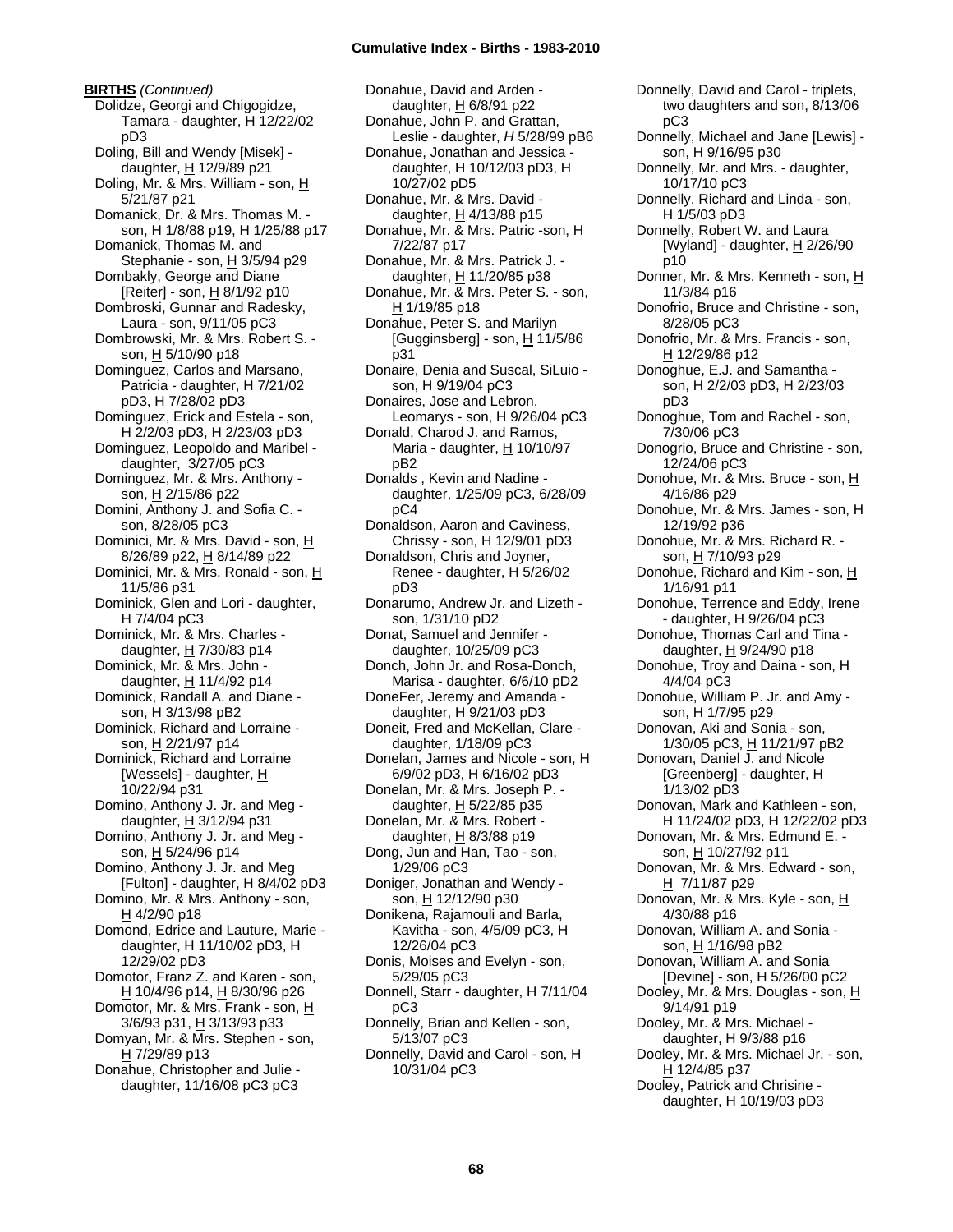**BIRTHS** *(Continued)*

Dolidze, Georgi and Chigogidze, Tamara - daughter, H 12/22/02 pD3
Doling, Bill and Wendy [Misek] - daughter, H 12/9/89 p21
Doling, Mr. & Mrs. William - son, H 5/21/87 p21
Domanick, Dr. & Mrs. Thomas M. - son, H 1/8/88 p19, H 1/25/88 p17
Domanick, Thomas M. and Stephanie - son, H 3/5/94 p29
Dombakly, George and Diane [Reiter] - son, H 8/1/92 p10
Dombroski, Gunnar and Radesky, Laura - son, 9/11/05 pC3
Dombrowski, Mr. & Mrs. Robert S. - son, H 5/10/90 p18
Dominguez, Carlos and Marsano, Patricia - daughter, H 7/21/02 pD3, H 7/28/02 pD3
Dominguez, Erick and Estela - son, H 2/2/03 pD3, H 2/23/03 pD3
Dominguez, Leopoldo and Maribel - daughter, 3/27/05 pC3
Dominguez, Mr. & Mrs. Anthony - son, H 2/15/86 p22
Domini, Anthony J. and Sofia C. - son, 8/28/05 pC3
Dominici, Mr. & Mrs. David - son, H 8/26/89 p22, H 8/14/89 p22
Dominici, Mr. & Mrs. Ronald - son, H 11/5/86 p31
Dominick, Glen and Lori - daughter, H 7/4/04 pC3
Dominick, Mr. & Mrs. Charles - daughter, H 7/30/83 p14
Dominick, Mr. & Mrs. John - daughter, H 11/4/92 p14
Dominick, Randall A. and Diane - son, H 3/13/98 pB2
Dominick, Richard and Lorraine - son, H 2/21/97 p14
Dominick, Richard and Lorraine [Wessels] - daughter, H 10/22/94 p31
Domino, Anthony J. Jr. and Meg - daughter, H 3/12/94 p31
Domino, Anthony J. Jr. and Meg - son, H 5/24/96 p14
Domino, Anthony J. Jr. and Meg [Fulton] - daughter, H 8/4/02 pD3
Domino, Mr. & Mrs. Anthony - son, H 4/2/90 p18
Domond, Edrice and Lauture, Marie - daughter, H 11/10/02 pD3, H 12/29/02 pD3
Domotor, Franz Z. and Karen - son, H 10/4/96 p14, H 8/30/96 p26
Domotor, Mr. & Mrs. Frank - son, H 3/6/93 p31, H 3/13/93 p33
Domyan, Mr. & Mrs. Stephen - son, H 7/29/89 p13
Donahue, Christopher and Julie - daughter, 11/16/08 pC3 pC3
Donahue, David and Arden - daughter, H 6/8/91 p22
Donahue, John P. and Grattan, Leslie - daughter, *H* 5/28/99 pB6
Donahue, Jonathan and Jessica - daughter, H 10/12/03 pD3, H 10/27/02 pD5
Donahue, Mr. & Mrs. David - daughter, H 4/13/88 p15
Donahue, Mr. & Mrs. Patric -son, H 7/22/87 p17
Donahue, Mr. & Mrs. Patrick J. - daughter, H 11/20/85 p38
Donahue, Mr. & Mrs. Peter S. - son, H 1/19/85 p18
Donahue, Peter S. and Marilyn [Gugginsberg] - son, H 11/5/86 p31
Donaire, Denia and Suscal, SiLuio - son, H 9/19/04 pC3
Donaires, Jose and Lebron, Leomarys - son, H 9/26/04 pC3
Donald, Charod J. and Ramos, Maria - daughter, H 10/10/97 pB2
Donalds , Kevin and Nadine - daughter, 1/25/09 pC3, 6/28/09 pC4
Donaldson, Aaron and Caviness, Chrissy - son, H 12/9/01 pD3
Donaldson, Chris and Joyner, Renee - daughter, H 5/26/02 pD3
Donarumo, Andrew Jr. and Lizeth - son, 1/31/10 pD2
Donat, Samuel and Jennifer - daughter, 10/25/09 pC3
Donch, John Jr. and Rosa-Donch, Marisa - daughter, 6/6/10 pD2
DoneFer, Jeremy and Amanda - daughter, H 9/21/03 pD3
Doneit, Fred and McKellan, Clare - daughter, 1/18/09 pC3
Donelan, James and Nicole - son, H 6/9/02 pD3, H 6/16/02 pD3
Donelan, Mr. & Mrs. Joseph P. - daughter, H 5/22/85 p35
Donelan, Mr. & Mrs. Robert - daughter, H 8/3/88 p19
Dong, Jun and Han, Tao - son, 1/29/06 pC3
Doniger, Jonathan and Wendy - son, H 12/12/90 p30
Donikena, Rajamouli and Barla, Kavitha - son, 4/5/09 pC3, H 12/26/04 pC3
Donis, Moises and Evelyn - son, 5/29/05 pC3
Donnell, Starr - daughter, H 7/11/04 pC3
Donnelly, Brian and Kellen - son, 5/13/07 pC3
Donnelly, David and Carol - son, H 10/31/04 pC3
Donnelly, David and Carol - triplets, two daughters and son, 8/13/06 pC3
Donnelly, Michael and Jane [Lewis] - son, H 9/16/95 p30
Donnelly, Mr. and Mrs. - daughter, 10/17/10 pC3
Donnelly, Richard and Linda - son, H 1/5/03 pD3
Donnelly, Robert W. and Laura [Wyland] - daughter, H 2/26/90 p10
Donner, Mr. & Mrs. Kenneth - son, H 11/3/84 p16
Donofrio, Bruce and Christine - son, 8/28/05 pC3
Donofrio, Mr. & Mrs. Francis - son, H 12/29/86 p12
Donoghue, E.J. and Samantha - son, H 2/2/03 pD3, H 2/23/03 pD3
Donoghue, Tom and Rachel - son, 7/30/06 pC3
Donogrio, Bruce and Christine - son, 12/24/06 pC3
Donohue, Mr. & Mrs. Bruce - son, H 4/16/86 p29
Donohue, Mr. & Mrs. James - son, H 12/19/92 p36
Donohue, Mr. & Mrs. Richard R. - son, H 7/10/93 p29
Donohue, Richard and Kim - son, H 1/16/91 p11
Donohue, Terrence and Eddy, Irene - daughter, H 9/26/04 pC3
Donohue, Thomas Carl and Tina - daughter, H 9/24/90 p18
Donohue, Troy and Daina - son, H 4/4/04 pC3
Donohue, William P. Jr. and Amy - son, H 1/7/95 p29
Donovan, Aki and Sonia - son, 1/30/05 pC3, H 11/21/97 pB2
Donovan, Daniel J. and Nicole [Greenberg] - daughter, H 1/13/02 pD3
Donovan, Mark and Kathleen - son, H 11/24/02 pD3, H 12/22/02 pD3
Donovan, Mr. & Mrs. Edmund E. - son, H 10/27/92 p11
Donovan, Mr. & Mrs. Edward - son, H 7/11/87 p29
Donovan, Mr. & Mrs. Kyle - son, H 4/30/88 p16
Donovan, William A. and Sonia - son, H 1/16/98 pB2
Donovan, William A. and Sonia [Devine] - son, H 5/26/00 pC2
Dooley, Mr. & Mrs. Douglas - son, H 9/14/91 p19
Dooley, Mr. & Mrs. Michael - daughter, H 9/3/88 p16
Dooley, Mr. & Mrs. Michael Jr. - son, H 12/4/85 p37
Dooley, Patrick and Chrisine - daughter, H 10/19/03 pD3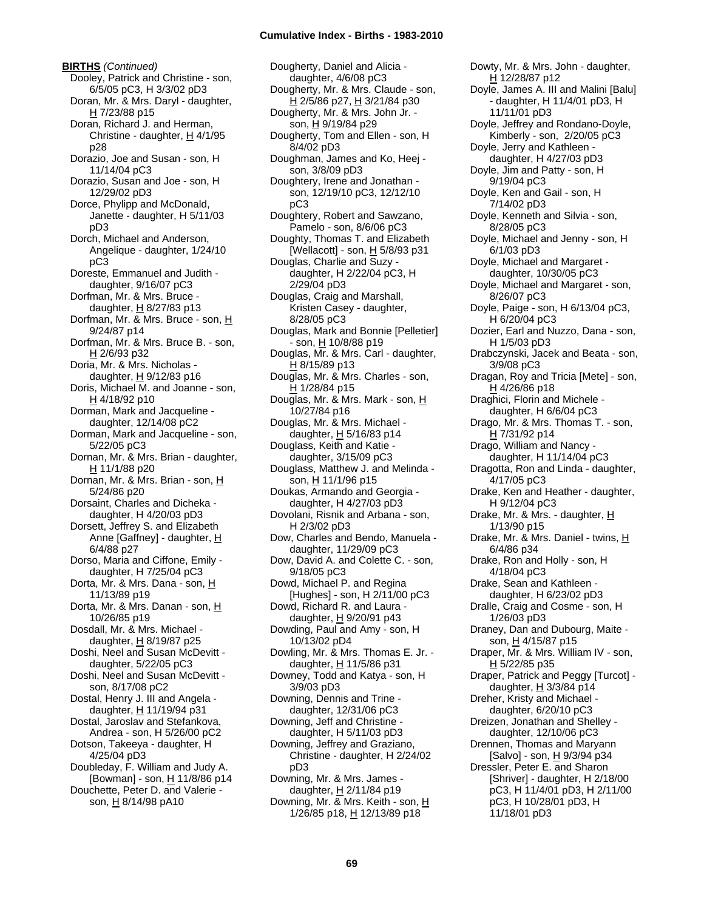**BIRTHS** *(Continued)*

Dooley, Patrick and Christine - son, 6/5/05 pC3, H 3/3/02 pD3
Doran, Mr. & Mrs. Daryl - daughter, H 7/23/88 p15
Doran, Richard J. and Herman, Christine - daughter, H 4/1/95 p28
Dorazio, Joe and Susan - son, H 11/14/04 pC3
Dorazio, Susan and Joe - son, H 12/29/02 pD3
Dorce, Phylipp and McDonald, Janette - daughter, H 5/11/03 pD3
Dorch, Michael and Anderson, Angelique - daughter, 1/24/10 pC3
Doreste, Emmanuel and Judith - daughter, 9/16/07 pC3
Dorfman, Mr. & Mrs. Bruce - daughter, H 8/27/83 p13
Dorfman, Mr. & Mrs. Bruce - son, H 9/24/87 p14
Dorfman, Mr. & Mrs. Bruce B. - son, H 2/6/93 p32
Doria, Mr. & Mrs. Nicholas - daughter, H 9/12/83 p16
Doris, Michael M. and Joanne - son, H 4/18/92 p10
Dorman, Mark and Jacqueline - daughter, 12/14/08 pC2
Dorman, Mark and Jacqueline - son, 5/22/05 pC3
Dornan, Mr. & Mrs. Brian - daughter, H 11/1/88 p20
Dornan, Mr. & Mrs. Brian - son, H 5/24/86 p20
Dorsaint, Charles and Dicheka - daughter, H 4/20/03 pD3
Dorsett, Jeffrey S. and Elizabeth Anne [Gaffney] - daughter, H 6/4/88 p27
Dorso, Maria and Ciffone, Emily - daughter, H 7/25/04 pC3
Dorta, Mr. & Mrs. Dana - son, H 11/13/89 p19
Dorta, Mr. & Mrs. Danan - son, H 10/26/85 p19
Dosdall, Mr. & Mrs. Michael - daughter, H 8/19/87 p25
Doshi, Neel and Susan McDevitt - daughter, 5/22/05 pC3
Doshi, Neel and Susan McDevitt - son, 8/17/08 pC2
Dostal, Henry J. III and Angela - daughter, H 11/19/94 p31
Dostal, Jaroslav and Stefankova, Andrea - son, H 5/26/00 pC2
Dotson, Takeeya - daughter, H 4/25/04 pD3
Doubleday, F. William and Judy A. [Bowman] - son, H 11/8/86 p14
Douchette, Peter D. and Valerie - son, H 8/14/98 pA10
Dougherty, Daniel and Alicia - daughter, 4/6/08 pC3
Dougherty, Mr. & Mrs. Claude - son, H 2/5/86 p27, H 3/21/84 p30
Dougherty, Mr. & Mrs. John Jr. - son, H 9/19/84 p29
Dougherty, Tom and Ellen - son, H 8/4/02 pD3
Doughman, James and Ko, Heej - son, 3/8/09 pD3
Doughtery, Irene and Jonathan - son, 12/19/10 pC3, 12/12/10 pC3
Doughtery, Robert and Sawzano, Pamelo - son, 8/6/06 pC3
Doughty, Thomas T. and Elizabeth [Wellacott] - son, H 5/8/93 p31
Douglas, Charlie and Suzy - daughter, H 2/22/04 pC3, H 2/29/04 pD3
Douglas, Craig and Marshall, Kristen Casey - daughter, 8/28/05 pC3
Douglas, Mark and Bonnie [Pelletier] - son, H 10/8/88 p19
Douglas, Mr. & Mrs. Carl - daughter, H 8/15/89 p13
Douglas, Mr. & Mrs. Charles - son, H 1/28/84 p15
Douglas, Mr. & Mrs. Mark - son, H 10/27/84 p16
Douglas, Mr. & Mrs. Michael - daughter, H 5/16/83 p14
Douglass, Keith and Katie - daughter, 3/15/09 pC3
Douglass, Matthew J. and Melinda - son, H 11/1/96 p15
Doukas, Armando and Georgia - daughter, H 4/27/03 pD3
Dovolani, Risnik and Arbana - son, H 2/3/02 pD3
Dow, Charles and Bendo, Manuela - daughter, 11/29/09 pC3
Dow, David A. and Colette C. - son, 9/18/05 pC3
Dowd, Michael P. and Regina [Hughes] - son, H 2/11/00 pC3
Dowd, Richard R. and Laura - daughter, H 9/20/91 p43
Dowding, Paul and Amy - son, H 10/13/02 pD4
Dowling, Mr. & Mrs. Thomas E. Jr. - daughter, H 11/5/86 p31
Downey, Todd and Katya - son, H 3/9/03 pD3
Downing, Dennis and Trine - daughter, 12/31/06 pC3
Downing, Jeff and Christine - daughter, H 5/11/03 pD3
Downing, Jeffrey and Graziano, Christine - daughter, H 2/24/02 pD3
Downing, Mr. & Mrs. James - daughter, H 2/11/84 p19
Downing, Mr. & Mrs. Keith - son, H 1/26/85 p18, H 12/13/89 p18
Dowty, Mr. & Mrs. John - daughter, H 12/28/87 p12
Doyle, James A. III and Malini [Balu] - daughter, H 11/4/01 pD3, H 11/11/01 pD3
Doyle, Jeffrey and Rondano-Doyle, Kimberly - son, 2/20/05 pC3
Doyle, Jerry and Kathleen - daughter, H 4/27/03 pD3
Doyle, Jim and Patty - son, H 9/19/04 pC3
Doyle, Ken and Gail - son, H 7/14/02 pD3
Doyle, Kenneth and Silvia - son, 8/28/05 pC3
Doyle, Michael and Jenny - son, H 6/1/03 pD3
Doyle, Michael and Margaret - daughter, 10/30/05 pC3
Doyle, Michael and Margaret - son, 8/26/07 pC3
Doyle, Paige - son, H 6/13/04 pC3, H 6/20/04 pC3
Dozier, Earl and Nuzzo, Dana - son, H 1/5/03 pD3
Drabczynski, Jacek and Beata - son, 3/9/08 pC3
Dragan, Roy and Tricia [Mete] - son, H 4/26/86 p18
Draghici, Florin and Michele - daughter, H 6/6/04 pC3
Drago, Mr. & Mrs. Thomas T. - son, H 7/31/92 p14
Drago, William and Nancy - daughter, H 11/14/04 pC3
Dragotta, Ron and Linda - daughter, 4/17/05 pC3
Drake, Ken and Heather - daughter, H 9/12/04 pC3
Drake, Mr. & Mrs. - daughter, H 1/13/90 p15
Drake, Mr. & Mrs. Daniel - twins, H 6/4/86 p34
Drake, Ron and Holly - son, H 4/18/04 pC3
Drake, Sean and Kathleen - daughter, H 6/23/02 pD3
Dralle, Craig and Cosme - son, H 1/26/03 pD3
Draney, Dan and Dubourg, Maite - son, H 4/15/87 p15
Draper, Mr. & Mrs. William IV - son, H 5/22/85 p35
Draper, Patrick and Peggy [Turcot] - daughter, H 3/3/84 p14
Dreher, Kristy and Michael - daughter, 6/20/10 pC3
Dreizen, Jonathan and Shelley - daughter, 12/10/06 pC3
Drennen, Thomas and Maryann [Salvo] - son, H 9/3/94 p34
Dressler, Peter E. and Sharon [Shriver] - daughter, H 2/18/00 pC3, H 11/4/01 pD3, H 2/11/00 pC3, H 10/28/01 pD3, H 11/18/01 pD3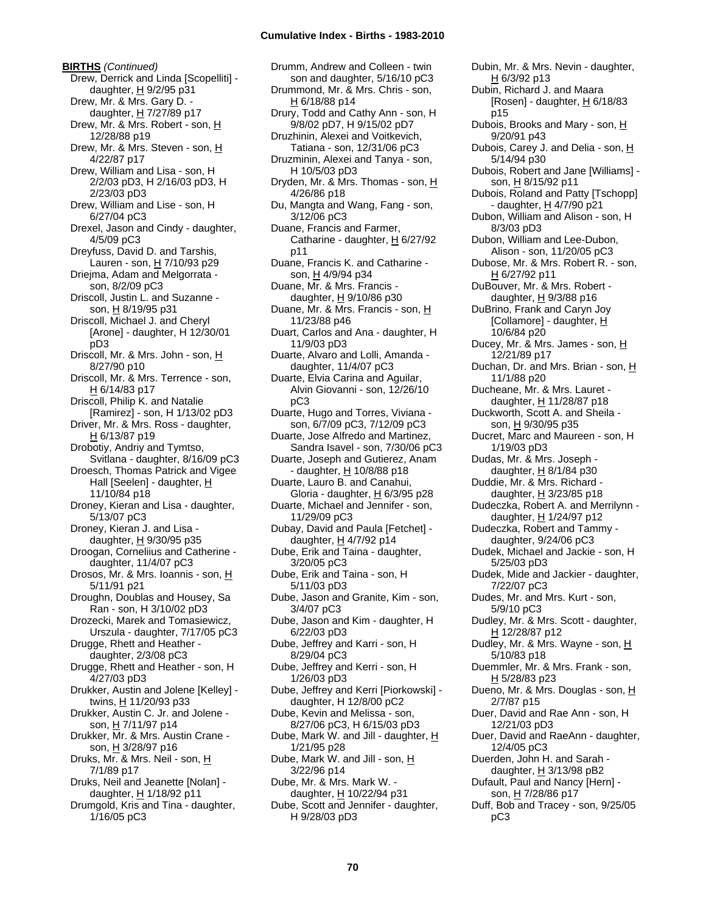**BIRTHS** *(Continued)*

Drew, Derrick and Linda [Scopelliti] - daughter, H 9/2/95 p31
Drew, Mr. & Mrs. Gary D. - daughter, H 7/27/89 p17
Drew, Mr. & Mrs. Robert - son, H 12/28/88 p19
Drew, Mr. & Mrs. Steven - son, H 4/22/87 p17
Drew, William and Lisa - son, H 2/2/03 pD3, H 2/16/03 pD3, H 2/23/03 pD3
Drew, William and Lise - son, H 6/27/04 pC3
Drexel, Jason and Cindy - daughter, 4/5/09 pC3
Dreyfuss, David D. and Tarshis, Lauren - son, H 7/10/93 p29
Driejma, Adam and Melgorrata - son, 8/2/09 pC3
Driscoll, Justin L. and Suzanne - son, H 8/19/95 p31
Driscoll, Michael J. and Cheryl [Arone] - daughter, H 12/30/01 pD3
Driscoll, Mr. & Mrs. John - son, H 8/27/90 p10
Driscoll, Mr. & Mrs. Terrence - son, H 6/14/83 p17
Driscoll, Philip K. and Natalie [Ramirez] - son, H 1/13/02 pD3
Driver, Mr. & Mrs. Ross - daughter, H 6/13/87 p19
Drobotiy, Andriy and Tymtso, Svitlana - daughter, 8/16/09 pC3
Droesch, Thomas Patrick and Vigee Hall [Seelen] - daughter, H 11/10/84 p18
Droney, Kieran and Lisa - daughter, 5/13/07 pC3
Droney, Kieran J. and Lisa - daughter, H 9/30/95 p35
Droogan, Corneliius and Catherine - daughter, 11/4/07 pC3
Drosos, Mr. & Mrs. Ioannis - son, H 5/11/91 p21
Droughn, Doublas and Housey, Sa Ran - son, H 3/10/02 pD3
Drozecki, Marek and Tomasiewicz, Urszula - daughter, 7/17/05 pC3
Drugge, Rhett and Heather - daughter, 2/3/08 pC3
Drugge, Rhett and Heather - son, H 4/27/03 pD3
Drukker, Austin and Jolene [Kelley] - twins, H 11/20/93 p33
Drukker, Austin C. Jr. and Jolene - son, H 7/11/97 p14
Drukker, Mr. & Mrs. Austin Crane - son, H 3/28/97 p16
Druks, Mr. & Mrs. Neil - son, H 7/1/89 p17
Druks, Neil and Jeanette [Nolan] - daughter, H 1/18/92 p11
Drumgold, Kris and Tina - daughter, 1/16/05 pC3
Drumm, Andrew and Colleen - twin son and daughter, 5/16/10 pC3
Drummond, Mr. & Mrs. Chris - son, H 6/18/88 p14
Drury, Todd and Cathy Ann - son, H 9/8/02 pD7, H 9/15/02 pD7
Druzhinin, Alexei and Voitkevich, Tatiana - son, 12/31/06 pC3
Druzminin, Alexei and Tanya - son, H 10/5/03 pD3
Dryden, Mr. & Mrs. Thomas - son, H 4/26/86 p18
Du, Mangta and Wang, Fang - son, 3/12/06 pC3
Duane, Francis and Farmer, Catharine - daughter, H 6/27/92 p11
Duane, Francis K. and Catharine - son, H 4/9/94 p34
Duane, Mr. & Mrs. Francis - daughter, H 9/10/86 p30
Duane, Mr. & Mrs. Francis - son, H 11/23/88 p46
Duart, Carlos and Ana - daughter, H 11/9/03 pD3
Duarte, Alvaro and Lolli, Amanda - daughter, 11/4/07 pC3
Duarte, Elvia Carina and Aguilar, Alvin Giovanni - son, 12/26/10 pC3
Duarte, Hugo and Torres, Viviana - son, 6/7/09 pC3, 7/12/09 pC3
Duarte, Jose Alfredo and Martinez, Sandra Isavel - son, 7/30/06 pC3
Duarte, Joseph and Gutierez, Anam - daughter, H 10/8/88 p18
Duarte, Lauro B. and Canahui, Gloria - daughter, H 6/3/95 p28
Duarte, Michael and Jennifer - son, 11/29/09 pC3
Dubay, David and Paula [Fetchet] - daughter, H 4/7/92 p14
Dube, Erik and Taina - daughter, 3/20/05 pC3
Dube, Erik and Taina - son, H 5/11/03 pD3
Dube, Jason and Granite, Kim - son, 3/4/07 pC3
Dube, Jason and Kim - daughter, H 6/22/03 pD3
Dube, Jeffrey and Karri - son, H 8/29/04 pC3
Dube, Jeffrey and Kerri - son, H 1/26/03 pD3
Dube, Jeffrey and Kerri [Piorkowski] - daughter, H 12/8/00 pC2
Dube, Kevin and Melissa - son, 8/27/06 pC3, H 6/15/03 pD3
Dube, Mark W. and Jill - daughter, H 1/21/95 p28
Dube, Mark W. and Jill - son, H 3/22/96 p14
Dube, Mr. & Mrs. Mark W. - daughter, H 10/22/94 p31
Dube, Scott and Jennifer - daughter, H 9/28/03 pD3
Dubin, Mr. & Mrs. Nevin - daughter, H 6/3/92 p13
Dubin, Richard J. and Maara [Rosen] - daughter, H 6/18/83 p15
Dubois, Brooks and Mary - son, H 9/20/91 p43
Dubois, Carey J. and Delia - son, H 5/14/94 p30
Dubois, Robert and Jane [Williams] - son, H 8/15/92 p11
Dubois, Roland and Patty [Tschopp] - daughter, H 4/7/90 p21
Dubon, William and Alison - son, H 8/3/03 pD3
Dubon, William and Lee-Dubon, Alison - son, 11/20/05 pC3
Dubose, Mr. & Mrs. Robert R. - son, H 6/27/92 p11
DuBouver, Mr. & Mrs. Robert - daughter, H 9/3/88 p16
DuBrino, Frank and Caryn Joy [Collamore] - daughter, H 10/6/84 p20
Ducey, Mr. & Mrs. James - son, H 12/21/89 p17
Duchan, Dr. and Mrs. Brian - son, H 11/1/88 p20
Ducheane, Mr. & Mrs. Lauret - daughter, H 11/28/87 p18
Duckworth, Scott A. and Sheila - son, H 9/30/95 p35
Ducret, Marc and Maureen - son, H 1/19/03 pD3
Dudas, Mr. & Mrs. Joseph - daughter, H 8/1/84 p30
Duddie, Mr. & Mrs. Richard - daughter, H 3/23/85 p18
Dudeczka, Robert A. and Merrilynn - daughter, H 1/24/97 p12
Dudeczka, Robert and Tammy - daughter, 9/24/06 pC3
Dudek, Michael and Jackie - son, H 5/25/03 pD3
Dudek, Mide and Jackier - daughter, 7/22/07 pC3
Dudes, Mr. and Mrs. Kurt - son, 5/9/10 pC3
Dudley, Mr. & Mrs. Scott - daughter, H 12/28/87 p12
Dudley, Mr. & Mrs. Wayne - son, H 5/10/83 p18
Duemmler, Mr. & Mrs. Frank - son, H 5/28/83 p23
Dueno, Mr. & Mrs. Douglas - son, H 2/7/87 p15
Duer, David and Rae Ann - son, H 12/21/03 pD3
Duer, David and RaeAnn - daughter, 12/4/05 pC3
Duerden, John H. and Sarah - daughter, H 3/13/98 pB2
Dufault, Paul and Nancy [Hern] - son, H 7/28/86 p17
Duff, Bob and Tracey - son, 9/25/05 pC3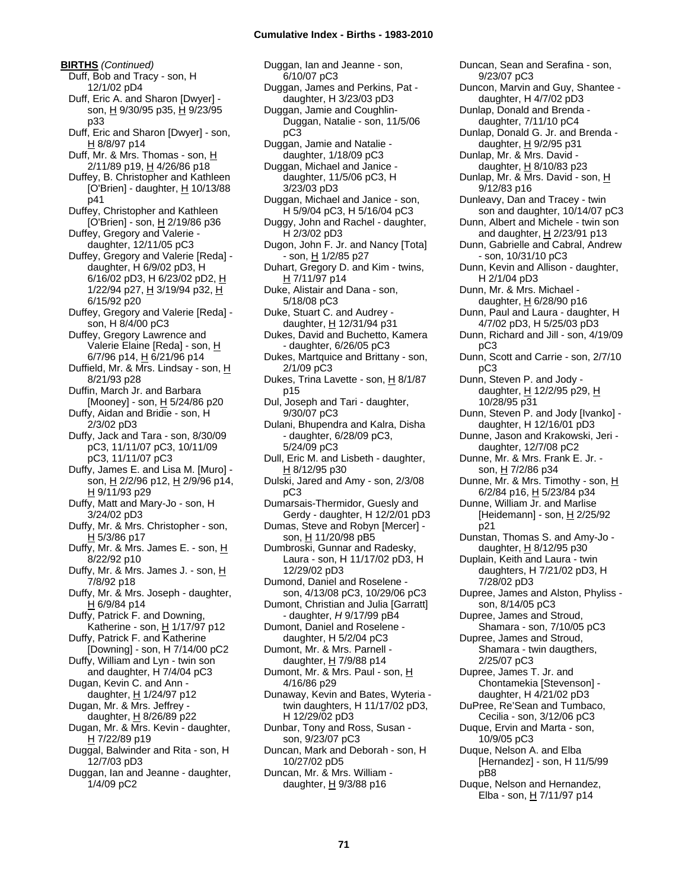**BIRTHS** *(Continued)*

Duff, Bob and Tracy - son, H 12/1/02 pD4

Duff, Eric A. and Sharon [Dwyer] - son, H 9/30/95 p35, H 9/23/95 p33

Duff, Eric and Sharon [Dwyer] - son, H 8/8/97 p14

Duff, Mr. & Mrs. Thomas - son, H 2/11/89 p19, H 4/26/86 p18

Duffey, B. Christopher and Kathleen [O'Brien] - daughter, H 10/13/88 p41

Duffey, Christopher and Kathleen [O'Brien] - son, H 2/19/86 p36

Duffey, Gregory and Valerie - daughter, 12/11/05 pC3

Duffey, Gregory and Valerie [Reda] - daughter, H 6/9/02 pD3, H 6/16/02 pD3, H 6/23/02 pD2, H 1/22/94 p27, H 3/19/94 p32, H 6/15/92 p20

Duffey, Gregory and Valerie [Reda] - son, H 8/4/00 pC3

Duffey, Gregory Lawrence and Valerie Elaine [Reda] - son, H 6/7/96 p14, H 6/21/96 p14

Duffield, Mr. & Mrs. Lindsay - son, H 8/21/93 p28

Duffin, March Jr. and Barbara [Mooney] - son, H 5/24/86 p20

Duffy, Aidan and Bridie - son, H 2/3/02 pD3

Duffy, Jack and Tara - son, 8/30/09 pC3, 11/11/07 pC3, 10/11/09 pC3, 11/11/07 pC3

Duffy, James E. and Lisa M. [Muro] - son, H 2/2/96 p12, H 2/9/96 p14, H 9/11/93 p29

Duffy, Matt and Mary-Jo - son, H 3/24/02 pD3

Duffy, Mr. & Mrs. Christopher - son, H 5/3/86 p17

Duffy, Mr. & Mrs. James E. - son, H 8/22/92 p10

Duffy, Mr. & Mrs. James J. - son, H 7/8/92 p18

Duffy, Mr. & Mrs. Joseph - daughter, H 6/9/84 p14

Duffy, Patrick F. and Downing, Katherine - son, H 1/17/97 p12

Duffy, Patrick F. and Katherine [Downing] - son, H 7/14/00 pC2

Duffy, William and Lyn - twin son and daughter, H 7/4/04 pC3

Dugan, Kevin C. and Ann - daughter, H 1/24/97 p12

Dugan, Mr. & Mrs. Jeffrey - daughter, H 8/26/89 p22

Dugan, Mr. & Mrs. Kevin - daughter, H 7/22/89 p19

Duggal, Balwinder and Rita - son, H 12/7/03 pD3

Duggan, Ian and Jeanne - daughter, 1/4/09 pC2

Duggan, Ian and Jeanne - son, 6/10/07 pC3

Duggan, James and Perkins, Pat - daughter, H 3/23/03 pD3

Duggan, Jamie and Coughlin-Duggan, Natalie - son, 11/5/06 pC3

Duggan, Jamie and Natalie - daughter, 1/18/09 pC3

Duggan, Michael and Janice - daughter, 11/5/06 pC3, H 3/23/03 pD3

Duggan, Michael and Janice - son, H 5/9/04 pC3, H 5/16/04 pC3

Duggy, John and Rachel - daughter, H 2/3/02 pD3

Dugon, John F. Jr. and Nancy [Tota] - son, H 1/2/85 p27

Duhart, Gregory D. and Kim - twins, H 7/11/97 p14

Duke, Alistair and Dana - son, 5/18/08 pC3

Duke, Stuart C. and Audrey - daughter, H 12/31/94 p31

Dukes, David and Buchetto, Kamera - daughter, 6/26/05 pC3

Dukes, Martquice and Brittany - son, 2/1/09 pC3

Dukes, Trina Lavette - son, H 8/1/87 p15

Dul, Joseph and Tari - daughter, 9/30/07 pC3

Dulani, Bhupendra and Kalra, Disha - daughter, 6/28/09 pC3, 5/24/09 pC3

Dull, Eric M. and Lisbeth - daughter, H 8/12/95 p30

Dulski, Jared and Amy - son, 2/3/08 pC3

Dumarsais-Thermidor, Guesly and Gerdy - daughter, H 12/2/01 pD3

Dumas, Steve and Robyn [Mercer] - son, H 11/20/98 pB5

Dumbroski, Gunnar and Radesky, Laura - son, H 11/17/02 pD3, H 12/29/02 pD3

Dumond, Daniel and Roselene - son, 4/13/08 pC3, 10/29/06 pC3

Dumont, Christian and Julia [Garratt] - daughter, *H* 9/17/99 pB4

Dumont, Daniel and Roselene - daughter, H 5/2/04 pC3

Dumont, Mr. & Mrs. Parnell - daughter, H 7/9/88 p14

Dumont, Mr. & Mrs. Paul - son, H 4/16/86 p29

Dunaway, Kevin and Bates, Wyteria - twin daughters, H 11/17/02 pD3, H 12/29/02 pD3

Dunbar, Tony and Ross, Susan - son, 9/23/07 pC3

Duncan, Mark and Deborah - son, H 10/27/02 pD5

Duncan, Mr. & Mrs. William - daughter, H 9/3/88 p16

Duncan, Sean and Serafina - son, 9/23/07 pC3

Duncon, Marvin and Guy, Shantee - daughter, H 4/7/02 pD3

Dunlap, Donald and Brenda - daughter, 7/11/10 pC4

Dunlap, Donald G. Jr. and Brenda - daughter, H 9/2/95 p31

Dunlap, Mr. & Mrs. David - daughter, H 8/10/83 p23

Dunlap, Mr. & Mrs. David - son, H 9/12/83 p16

Dunleavy, Dan and Tracey - twin son and daughter, 10/14/07 pC3

Dunn, Albert and Michele - twin son and daughter, H 2/23/91 p13

Dunn, Gabrielle and Cabral, Andrew - son, 10/31/10 pC3

Dunn, Kevin and Allison - daughter, H 2/1/04 pD3

Dunn, Mr. & Mrs. Michael - daughter, H 6/28/90 p16

Dunn, Paul and Laura - daughter, H 4/7/02 pD3, H 5/25/03 pD3

Dunn, Richard and Jill - son, 4/19/09 pC3

Dunn, Scott and Carrie - son, 2/7/10 pC3

Dunn, Steven P. and Jody - daughter, H 12/2/95 p29, H 10/28/95 p31

Dunn, Steven P. and Jody [Ivanko] - daughter, H 12/16/01 pD3

Dunne, Jason and Krakowski, Jeri - daughter, 12/7/08 pC2

Dunne, Mr. & Mrs. Frank E. Jr. - son, H 7/2/86 p34

Dunne, Mr. & Mrs. Timothy - son, H 6/2/84 p16, H 5/23/84 p34

Dunne, William Jr. and Marlise [Heidemann] - son, H 2/25/92 p21

Dunstan, Thomas S. and Amy-Jo - daughter, H 8/12/95 p30

Duplain, Keith and Laura - twin daughters, H 7/21/02 pD3, H 7/28/02 pD3

Dupree, James and Alston, Phyliss - son, 8/14/05 pC3

Dupree, James and Stroud, Shamara - son, 7/10/05 pC3

Dupree, James and Stroud, Shamara - twin daugthers, 2/25/07 pC3

Dupree, James T. Jr. and Chontamekia [Stevenson] - daughter, H 4/21/02 pD3

DuPree, Re'Sean and Tumbaco, Cecilia - son, 3/12/06 pC3

Duque, Ervin and Marta - son, 10/9/05 pC3

Duque, Nelson A. and Elba [Hernandez] - son, H 11/5/99 pB8

Duque, Nelson and Hernandez, Elba - son, H 7/11/97 p14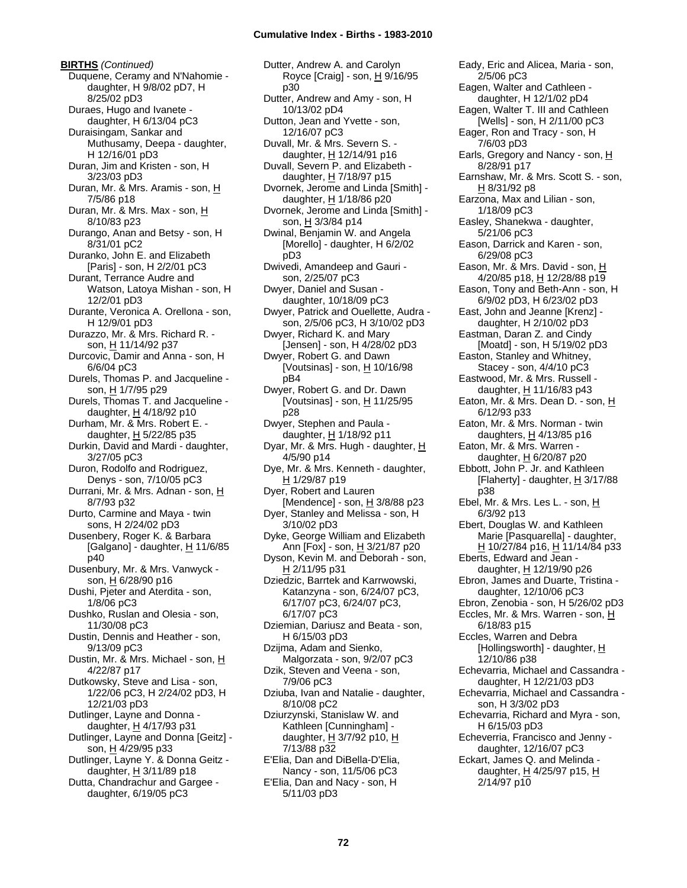**BIRTHS** *(Continued)*

Duquene, Ceramy and N'Nahomie - daughter, H 9/8/02 pD7, H 8/25/02 pD3
Duraes, Hugo and Ivanete - daughter, H 6/13/04 pC3
Duraisingam, Sankar and Muthusamy, Deepa - daughter, H 12/16/01 pD3
Duran, Jim and Kristen - son, H 3/23/03 pD3
Duran, Mr. & Mrs. Aramis - son, H 7/5/86 p18
Duran, Mr. & Mrs. Max - son, H 8/10/83 p23
Durango, Anan and Betsy - son, H 8/31/01 pC2
Duranko, John E. and Elizabeth [Paris] - son, H 2/2/01 pC3
Durant, Terrance Audre and Watson, Latoya Mishan - son, H 12/2/01 pD3
Durante, Veronica A. Orellona - son, H 12/9/01 pD3
Durazzo, Mr. & Mrs. Richard R. - son, H 11/14/92 p37
Durcovic, Damir and Anna - son, H 6/6/04 pC3
Durels, Thomas P. and Jacqueline - son, H 1/7/95 p29
Durels, Thomas T. and Jacqueline - daughter, H 4/18/92 p10
Durham, Mr. & Mrs. Robert E. - daughter, H 5/22/85 p35
Durkin, David and Mardi - daughter, 3/27/05 pC3
Duron, Rodolfo and Rodriguez, Denys - son, 7/10/05 pC3
Durrani, Mr. & Mrs. Adnan - son, H 8/7/93 p32
Durto, Carmine and Maya - twin sons, H 2/24/02 pD3
Dusenbery, Roger K. & Barbara [Galgano] - daughter, H 11/6/85 p40
Dusenbury, Mr. & Mrs. Vanwyck - son, H 6/28/90 p16
Dushi, Pjeter and Aterdita - son, 1/8/06 pC3
Dushko, Ruslan and Olesia - son, 11/30/08 pC3
Dustin, Dennis and Heather - son, 9/13/09 pC3
Dustin, Mr. & Mrs. Michael - son, H 4/22/87 p17
Dutkowsky, Steve and Lisa - son, 1/22/06 pC3, H 2/24/02 pD3, H 12/21/03 pD3
Dutlinger, Layne and Donna - daughter, H 4/17/93 p31
Dutlinger, Layne and Donna [Geitz] - son, H 4/29/95 p33
Dutlinger, Layne Y. & Donna Geitz - daughter, H 3/11/89 p18
Dutta, Chandrachur and Gargee - daughter, 6/19/05 pC3
Dutter, Andrew A. and Carolyn Royce [Craig] - son, H 9/16/95 p30
Dutter, Andrew and Amy - son, H 10/13/02 pD4
Dutton, Jean and Yvette - son, 12/16/07 pC3
Duvall, Mr. & Mrs. Severn S. - daughter, H 12/14/91 p16
Duvall, Severn P. and Elizabeth - daughter, H 7/18/97 p15
Dvornek, Jerome and Linda [Smith] - daughter, H 1/18/86 p20
Dvornek, Jerome and Linda [Smith] - son, H 3/3/84 p14
Dwinal, Benjamin W. and Angela [Morello] - daughter, H 6/2/02 pD3
Dwivedi, Amandeep and Gauri - son, 2/25/07 pC3
Dwyer, Daniel and Susan - daughter, 10/18/09 pC3
Dwyer, Patrick and Ouellette, Audra - son, 2/5/06 pC3, H 3/10/02 pD3
Dwyer, Richard K. and Mary [Jensen] - son, H 4/28/02 pD3
Dwyer, Robert G. and Dawn [Voutsinas] - son, H 10/16/98 pB4
Dwyer, Robert G. and Dr. Dawn [Voutsinas] - son, H 11/25/95 p28
Dwyer, Stephen and Paula - daughter, H 1/18/92 p11
Dyar, Mr. & Mrs. Hugh - daughter, H 4/5/90 p14
Dye, Mr. & Mrs. Kenneth - daughter, H 1/29/87 p19
Dyer, Robert and Lauren [Mendence] - son, H 3/8/88 p23
Dyer, Stanley and Melissa - son, H 3/10/02 pD3
Dyke, George William and Elizabeth Ann [Fox] - son, H 3/21/87 p20
Dyson, Kevin M. and Deborah - son, H 2/11/95 p31
Dziedzic, Barrtek and Karrwowski, Katanzyna - son, 6/24/07 pC3, 6/17/07 pC3, 6/24/07 pC3, 6/17/07 pC3
Dziemian, Dariusz and Beata - son, H 6/15/03 pD3
Dzijma, Adam and Sienko, Malgorzata - son, 9/2/07 pC3
Dzik, Steven and Veena - son, 7/9/06 pC3
Dziuba, Ivan and Natalie - daughter, 8/10/08 pC2
Dziurzynski, Stanislaw W. and Kathleen [Cunningham] - daughter, H 3/7/92 p10, H 7/13/88 p32
E'Elia, Dan and DiBella-D'Elia, Nancy - son, 11/5/06 pC3
E'Elia, Dan and Nacy - son, H 5/11/03 pD3
Eady, Eric and Alicea, Maria - son, 2/5/06 pC3
Eagen, Walter and Cathleen - daughter, H 12/1/02 pD4
Eagen, Walter T. III and Cathleen [Wells] - son, H 2/11/00 pC3
Eager, Ron and Tracy - son, H 7/6/03 pD3
Earls, Gregory and Nancy - son, H 8/28/91 p17
Earnshaw, Mr. & Mrs. Scott S. - son, H 8/31/92 p8
Earzona, Max and Lilian - son, 1/18/09 pC3
Easley, Shanekwa - daughter, 5/21/06 pC3
Eason, Darrick and Karen - son, 6/29/08 pC3
Eason, Mr. & Mrs. David - son, H 4/20/85 p18, H 12/28/88 p19
Eason, Tony and Beth-Ann - son, H 6/9/02 pD3, H 6/23/02 pD3
East, John and Jeanne [Krenz] - daughter, H 2/10/02 pD3
Eastman, Daran Z. and Cindy [Moatd] - son, H 5/19/02 pD3
Easton, Stanley and Whitney, Stacey - son, 4/4/10 pC3
Eastwood, Mr. & Mrs. Russell - daughter, H 11/16/83 p43
Eaton, Mr. & Mrs. Dean D. - son, H 6/12/93 p33
Eaton, Mr. & Mrs. Norman - twin daughters, H 4/13/85 p16
Eaton, Mr. & Mrs. Warren - daughter, H 6/20/87 p20
Ebbott, John P. Jr. and Kathleen [Flaherty] - daughter, H 3/17/88 p38
Ebel, Mr. & Mrs. Les L. - son, H 6/3/92 p13
Ebert, Douglas W. and Kathleen Marie [Pasquarella] - daughter, H 10/27/84 p16, H 11/14/84 p33
Eberts, Edward and Jean - daughter, H 12/19/90 p26
Ebron, James and Duarte, Tristina - daughter, 12/10/06 pC3
Ebron, Zenobia - son, H 5/26/02 pD3
Eccles, Mr. & Mrs. Warren - son, H 6/18/83 p15
Eccles, Warren and Debra [Hollingsworth] - daughter, H 12/10/86 p38
Echevarria, Michael and Cassandra - daughter, H 12/21/03 pD3
Echevarria, Michael and Cassandra - son, H 3/3/02 pD3
Echevarria, Richard and Myra - son, H 6/15/03 pD3
Echeverria, Francisco and Jenny - daughter, 12/16/07 pC3
Eckart, James Q. and Melinda - daughter, H 4/25/97 p15, H 2/14/97 p10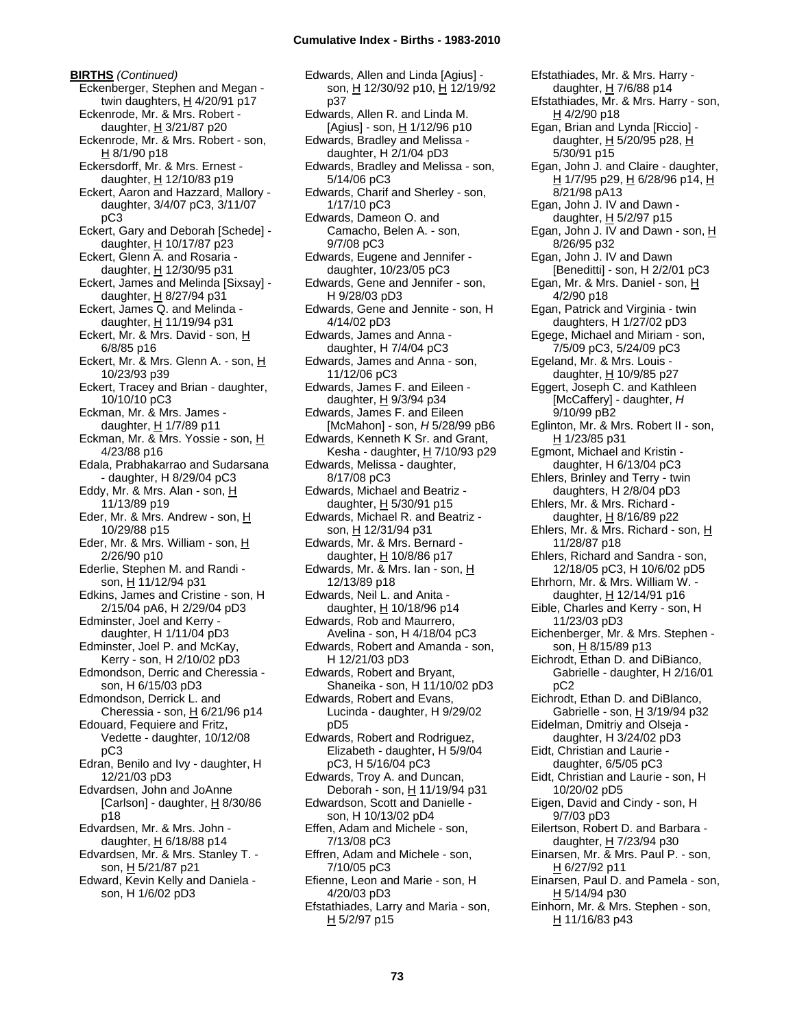**BIRTHS** *(Continued)*

Eckenberger, Stephen and Megan - twin daughters, H 4/20/91 p17
Eckenrode, Mr. & Mrs. Robert - daughter, H 3/21/87 p20
Eckenrode, Mr. & Mrs. Robert - son, H 8/1/90 p18
Eckersdorff, Mr. & Mrs. Ernest - daughter, H 12/10/83 p19
Eckert, Aaron and Hazzard, Mallory - daughter, 3/4/07 pC3, 3/11/07 pC3
Eckert, Gary and Deborah [Schede] - daughter, H 10/17/87 p23
Eckert, Glenn A. and Rosaria - daughter, H 12/30/95 p31
Eckert, James and Melinda [Sixsay] - daughter, H 8/27/94 p31
Eckert, James Q. and Melinda - daughter, H 11/19/94 p31
Eckert, Mr. & Mrs. David - son, H 6/8/85 p16
Eckert, Mr. & Mrs. Glenn A. - son, H 10/23/93 p39
Eckert, Tracey and Brian - daughter, 10/10/10 pC3
Eckman, Mr. & Mrs. James - daughter, H 1/7/89 p11
Eckman, Mr. & Mrs. Yossie - son, H 4/23/88 p16
Edala, Prabhakarrao and Sudarsana - daughter, H 8/29/04 pC3
Eddy, Mr. & Mrs. Alan - son, H 11/13/89 p19
Eder, Mr. & Mrs. Andrew - son, H 10/29/88 p15
Eder, Mr. & Mrs. William - son, H 2/26/90 p10
Ederlie, Stephen M. and Randi - son, H 11/12/94 p31
Edkins, James and Cristine - son, H 2/15/04 pA6, H 2/29/04 pD3
Edminster, Joel and Kerry - daughter, H 1/11/04 pD3
Edminster, Joel P. and McKay, Kerry - son, H 2/10/02 pD3
Edmondson, Derric and Cheressia - son, H 6/15/03 pD3
Edmondson, Derrick L. and Cheressia - son, H 6/21/96 p14
Edouard, Fequiere and Fritz, Vedette - daughter, 10/12/08 pC3
Edran, Benilo and Ivy - daughter, H 12/21/03 pD3
Edvardsen, John and JoAnne [Carlson] - daughter, H 8/30/86 p18
Edvardsen, Mr. & Mrs. John - daughter, H 6/18/88 p14
Edvardsen, Mr. & Mrs. Stanley T. - son, H 5/21/87 p21
Edward, Kevin Kelly and Daniela - son, H 1/6/02 pD3
Edwards, Allen and Linda [Agius] - son, H 12/30/92 p10, H 12/19/92 p37
Edwards, Allen R. and Linda M. [Agius] - son, H 1/12/96 p10
Edwards, Bradley and Melissa - daughter, H 2/1/04 pD3
Edwards, Bradley and Melissa - son, 5/14/06 pC3
Edwards, Charif and Sherley - son, 1/17/10 pC3
Edwards, Dameon O. and Camacho, Belen A. - son, 9/7/08 pC3
Edwards, Eugene and Jennifer - daughter, 10/23/05 pC3
Edwards, Gene and Jennifer - son, H 9/28/03 pD3
Edwards, Gene and Jennite - son, H 4/14/02 pD3
Edwards, James and Anna - daughter, H 7/4/04 pC3
Edwards, James and Anna - son, 11/12/06 pC3
Edwards, James F. and Eileen - daughter, H 9/3/94 p34
Edwards, James F. and Eileen [McMahon] - son, *H* 5/28/99 pB6
Edwards, Kenneth K Sr. and Grant, Kesha - daughter, H 7/10/93 p29
Edwards, Melissa - daughter, 8/17/08 pC3
Edwards, Michael and Beatriz - daughter, H 5/30/91 p15
Edwards, Michael R. and Beatriz - son, H 12/31/94 p31
Edwards, Mr. & Mrs. Bernard - daughter, H 10/8/86 p17
Edwards, Mr. & Mrs. Ian - son, H 12/13/89 p18
Edwards, Neil L. and Anita - daughter, H 10/18/96 p14
Edwards, Rob and Maurrero, Avelina - son, H 4/18/04 pC3
Edwards, Robert and Amanda - son, H 12/21/03 pD3
Edwards, Robert and Bryant, Shaneika - son, H 11/10/02 pD3
Edwards, Robert and Evans, Lucinda - daughter, H 9/29/02 pD5
Edwards, Robert and Rodriguez, Elizabeth - daughter, H 5/9/04 pC3, H 5/16/04 pC3
Edwards, Troy A. and Duncan, Deborah - son, H 11/19/94 p31
Edwardson, Scott and Danielle - son, H 10/13/02 pD4
Effen, Adam and Michele - son, 7/13/08 pC3
Effren, Adam and Michele - son, 7/10/05 pC3
Efienne, Leon and Marie - son, H 4/20/03 pD3
Efstathiades, Larry and Maria - son, H 5/2/97 p15
Efstathiades, Mr. & Mrs. Harry - daughter, H 7/6/88 p14
Efstathiades, Mr. & Mrs. Harry - son, H 4/2/90 p18
Egan, Brian and Lynda [Riccio] - daughter, H 5/20/95 p28, H 5/30/91 p15
Egan, John J. and Claire - daughter, H 1/7/95 p29, H 6/28/96 p14, H 8/21/98 pA13
Egan, John J. IV and Dawn - daughter, H 5/2/97 p15
Egan, John J. IV and Dawn - son, H 8/26/95 p32
Egan, John J. IV and Dawn [Beneditti] - son, H 2/2/01 pC3
Egan, Mr. & Mrs. Daniel - son, H 4/2/90 p18
Egan, Patrick and Virginia - twin daughters, H 1/27/02 pD3
Egege, Michael and Miriam - son, 7/5/09 pC3, 5/24/09 pC3
Egeland, Mr. & Mrs. Louis - daughter, H 10/9/85 p27
Eggert, Joseph C. and Kathleen [McCaffery] - daughter, *H* 9/10/99 pB2
Eglinton, Mr. & Mrs. Robert II - son, H 1/23/85 p31
Egmont, Michael and Kristin - daughter, H 6/13/04 pC3
Ehlers, Brinley and Terry - twin daughters, H 2/8/04 pD3
Ehlers, Mr. & Mrs. Richard - daughter, H 8/16/89 p22
Ehlers, Mr. & Mrs. Richard - son, H 11/28/87 p18
Ehlers, Richard and Sandra - son, 12/18/05 pC3, H 10/6/02 pD5
Ehrhorn, Mr. & Mrs. William W. - daughter, H 12/14/91 p16
Eible, Charles and Kerry - son, H 11/23/03 pD3
Eichenberger, Mr. & Mrs. Stephen - son, H 8/15/89 p13
Eichrodt, Ethan D. and DiBianco, Gabrielle - daughter, H 2/16/01 pC2
Eichrodt, Ethan D. and DiBlanco, Gabrielle - son, H 3/19/94 p32
Eidelman, Dmitriy and Olseja - daughter, H 3/24/02 pD3
Eidt, Christian and Laurie - daughter, 6/5/05 pC3
Eidt, Christian and Laurie - son, H 10/20/02 pD5
Eigen, David and Cindy - son, H 9/7/03 pD3
Eilertson, Robert D. and Barbara - daughter, H 7/23/94 p30
Einarsen, Mr. & Mrs. Paul P. - son, H 6/27/92 p11
Einarsen, Paul D. and Pamela - son, H 5/14/94 p30
Einhorn, Mr. & Mrs. Stephen - son, H 11/16/83 p43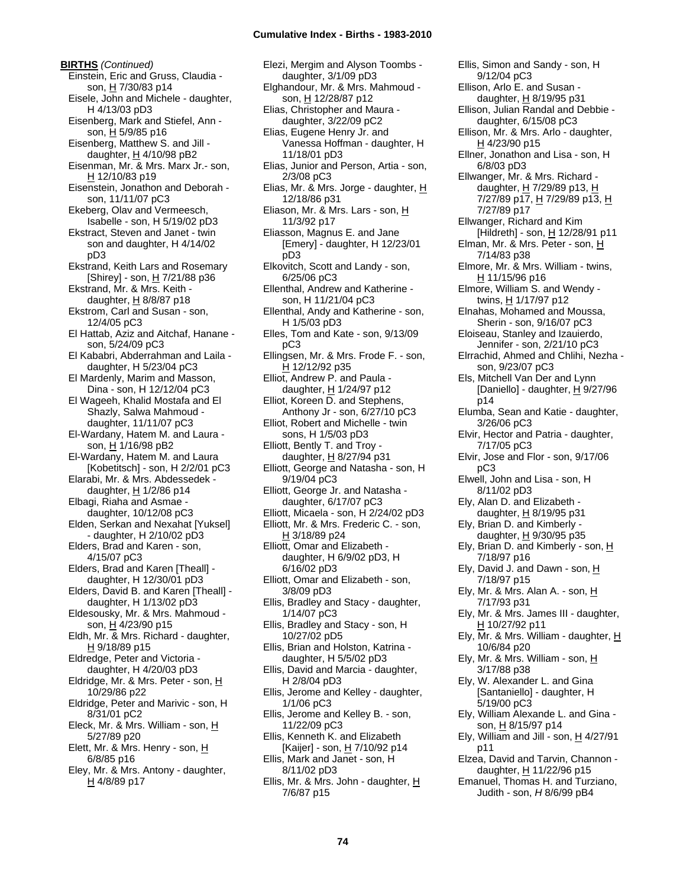**BIRTHS** *(Continued)*

Einstein, Eric and Gruss, Claudia - son, H 7/30/83 p14
Eisele, John and Michele - daughter, H 4/13/03 pD3
Eisenberg, Mark and Stiefel, Ann - son, H 5/9/85 p16
Eisenberg, Matthew S. and Jill - daughter, H 4/10/98 pB2
Eisenman, Mr. & Mrs. Marx Jr.- son, H 12/10/83 p19
Eisenstein, Jonathon and Deborah - son, 11/11/07 pC3
Ekeberg, Olav and Vermeesch, Isabelle - son, H 5/19/02 pD3
Ekstract, Steven and Janet - twin son and daughter, H 4/14/02 pD3
Ekstrand, Keith Lars and Rosemary [Shirey] - son, H 7/21/88 p36
Ekstrand, Mr. & Mrs. Keith - daughter, H 8/8/87 p18
Ekstrom, Carl and Susan - son, 12/4/05 pC3
El Hattab, Aziz and Aitchaf, Hanane - son, 5/24/09 pC3
El Kababri, Abderrahman and Laila - daughter, H 5/23/04 pC3
El Mardenly, Marim and Masson, Dina - son, H 12/12/04 pC3
El Wageeh, Khalid Mostafa and El Shazly, Salwa Mahmoud - daughter, 11/11/07 pC3
El-Wardany, Hatem M. and Laura - son, H 1/16/98 pB2
El-Wardany, Hatem M. and Laura [Kobetitsch] - son, H 2/2/01 pC3
Elarabi, Mr. & Mrs. Abdessedek - daughter, H 1/2/86 p14
Elbagi, Riaha and Asmae - daughter, 10/12/08 pC3
Elden, Serkan and Nexahat [Yuksel] - daughter, H 2/10/02 pD3
Elders, Brad and Karen - son, 4/15/07 pC3
Elders, Brad and Karen [Theall] - daughter, H 12/30/01 pD3
Elders, David B. and Karen [Theall] - daughter, H 1/13/02 pD3
Eldesousky, Mr. & Mrs. Mahmoud - son, H 4/23/90 p15
Eldh, Mr. & Mrs. Richard - daughter, H 9/18/89 p15
Eldredge, Peter and Victoria - daughter, H 4/20/03 pD3
Eldridge, Mr. & Mrs. Peter - son, H 10/29/86 p22
Eldridge, Peter and Marivic - son, H 8/31/01 pC2
Eleck, Mr. & Mrs. William - son, H 5/27/89 p20
Elett, Mr. & Mrs. Henry - son, H 6/8/85 p16
Eley, Mr. & Mrs. Antony - daughter, H 4/8/89 p17
Elezi, Mergim and Alyson Toombs - daughter, 3/1/09 pD3
Elghandour, Mr. & Mrs. Mahmoud - son, H 12/28/87 p12
Elias, Christopher and Maura - daughter, 3/22/09 pC2
Elias, Eugene Henry Jr. and Vanessa Hoffman - daughter, H 11/18/01 pD3
Elias, Junior and Person, Artia - son, 2/3/08 pC3
Elias, Mr. & Mrs. Jorge - daughter, H 12/18/86 p31
Eliason, Mr. & Mrs. Lars - son, H 11/3/92 p17
Eliasson, Magnus E. and Jane [Emery] - daughter, H 12/23/01 pD3
Elkovitch, Scott and Landy - son, 6/25/06 pC3
Ellenthal, Andrew and Katherine - son, H 11/21/04 pC3
Ellenthal, Andy and Katherine - son, H 1/5/03 pD3
Elles, Tom and Kate - son, 9/13/09 pC3
Ellingsen, Mr. & Mrs. Frode F. - son, H 12/12/92 p35
Elliot, Andrew P. and Paula - daughter, H 1/24/97 p12
Elliot, Koreen D. and Stephens, Anthony Jr - son, 6/27/10 pC3
Elliot, Robert and Michelle - twin sons, H 1/5/03 pD3
Elliott, Bently T. and Troy - daughter, H 8/27/94 p31
Elliott, George and Natasha - son, H 9/19/04 pC3
Elliott, George Jr. and Natasha - daughter, 6/17/07 pC3
Elliott, Micaela - son, H 2/24/02 pD3
Elliott, Mr. & Mrs. Frederic C. - son, H 3/18/89 p24
Elliott, Omar and Elizabeth - daughter, H 6/9/02 pD3, H 6/16/02 pD3
Elliott, Omar and Elizabeth - son, 3/8/09 pD3
Ellis, Bradley and Stacy - daughter, 1/14/07 pC3
Ellis, Bradley and Stacy - son, H 10/27/02 pD5
Ellis, Brian and Holston, Katrina - daughter, H 5/5/02 pD3
Ellis, David and Marcia - daughter, H 2/8/04 pD3
Ellis, Jerome and Kelley - daughter, 1/1/06 pC3
Ellis, Jerome and Kelley B. - son, 11/22/09 pC3
Ellis, Kenneth K. and Elizabeth [Kaijer] - son, H 7/10/92 p14
Ellis, Mark and Janet - son, H 8/11/02 pD3
Ellis, Mr. & Mrs. John - daughter, H 7/6/87 p15
Ellis, Simon and Sandy - son, H 9/12/04 pC3
Ellison, Arlo E. and Susan - daughter, H 8/19/95 p31
Ellison, Julian Randal and Debbie - daughter, 6/15/08 pC3
Ellison, Mr. & Mrs. Arlo - daughter, H 4/23/90 p15
Ellner, Jonathon and Lisa - son, H 6/8/03 pD3
Ellwanger, Mr. & Mrs. Richard - daughter, H 7/29/89 p13, H 7/27/89 p17, H 7/29/89 p13, H 7/27/89 p17
Ellwanger, Richard and Kim [Hildreth] - son, H 12/28/91 p11
Elman, Mr. & Mrs. Peter - son, H 7/14/83 p38
Elmore, Mr. & Mrs. William - twins, H 11/15/96 p16
Elmore, William S. and Wendy - twins, H 1/17/97 p12
Elnahas, Mohamed and Moussa, Sherin - son, 9/16/07 pC3
Eloiseau, Stanley and Izauierdo, Jennifer - son, 2/21/10 pC3
Elrrachid, Ahmed and Chlihi, Nezha - son, 9/23/07 pC3
Els, Mitchell Van Der and Lynn [Daniello] - daughter, H 9/27/96 p14
Elumba, Sean and Katie - daughter, 3/26/06 pC3
Elvir, Hector and Patria - daughter, 7/17/05 pC3
Elvir, Jose and Flor - son, 9/17/06 pC3
Elwell, John and Lisa - son, H 8/11/02 pD3
Ely, Alan D. and Elizabeth - daughter, H 8/19/95 p31
Ely, Brian D. and Kimberly - daughter, H 9/30/95 p35
Ely, Brian D. and Kimberly - son, H 7/18/97 p16
Ely, David J. and Dawn - son, H 7/18/97 p15
Ely, Mr. & Mrs. Alan A. - son, H 7/17/93 p31
Ely, Mr. & Mrs. James III - daughter, H 10/27/92 p11
Ely, Mr. & Mrs. William - daughter, H 10/6/84 p20
Ely, Mr. & Mrs. William - son, H 3/17/88 p38
Ely, W. Alexander L. and Gina [Santaniello] - daughter, H 5/19/00 pC3
Ely, William Alexande L. and Gina - son, H 8/15/97 p14
Ely, William and Jill - son, H 4/27/91 p11
Elzea, David and Tarvin, Channon - daughter, H 11/22/96 p15
Emanuel, Thomas H. and Turziano, Judith - son, *H* 8/6/99 pB4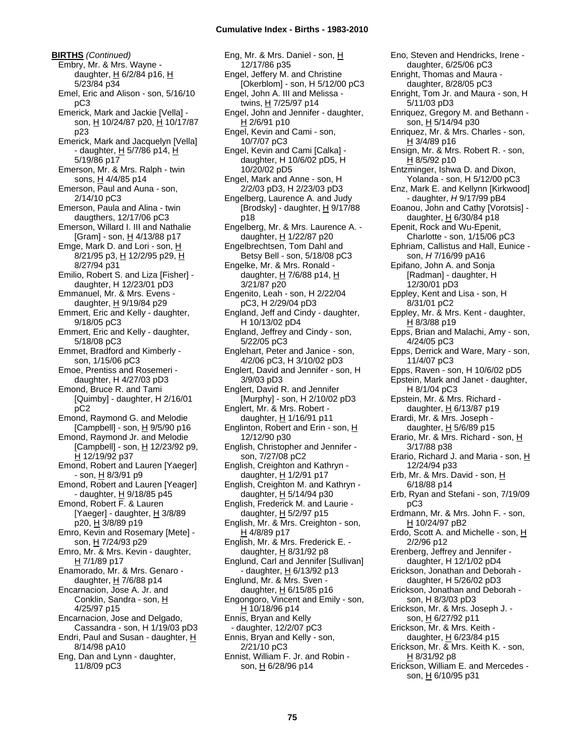**BIRTHS** *(Continued)*

Embry, Mr. & Mrs. Wayne - daughter, H 6/2/84 p16, H 5/23/84 p34
Emel, Eric and Alison - son, 5/16/10 pC3
Emerick, Mark and Jackie [Vella] - son, H 10/24/87 p20, H 10/17/87 p23
Emerick, Mark and Jacquelyn [Vella] - daughter, H 5/7/86 p14, H 5/19/86 p17
Emerson, Mr. & Mrs. Ralph - twin sons, H 4/4/85 p14
Emerson, Paul and Auna - son, 2/14/10 pC3
Emerson, Paula and Alina - twin daugthers, 12/17/06 pC3
Emerson, Willard I. III and Nathalie [Gram] - son, H 4/13/88 p17
Emge, Mark D. and Lori - son, H 8/21/95 p3, H 12/2/95 p29, H 8/27/94 p31
Emilio, Robert S. and Liza [Fisher] - daughter, H 12/23/01 pD3
Emmanuel, Mr. & Mrs. Evens - daughter, H 9/19/84 p29
Emmert, Eric and Kelly - daughter, 9/18/05 pC3
Emmert, Eric and Kelly - daughter, 5/18/08 pC3
Emmet, Bradford and Kimberly - son, 1/15/06 pC3
Emoe, Prentiss and Rosemeri - daughter, H 4/27/03 pD3
Emond, Bruce R. and Tami [Quimby] - daughter, H 2/16/01 pC2
Emond, Raymond G. and Melodie [Campbell] - son, H 9/5/90 p16
Emond, Raymond Jr. and Melodie [Campbell] - son, H 12/23/92 p9, H 12/19/92 p37
Emond, Robert and Lauren [Yaeger] - son, H 8/3/91 p9
Emond, Robert and Lauren [Yeager] - daughter, H 9/18/85 p45
Emond, Robert F. & Lauren [Yaeger] - daughter, H 3/8/89 p20, H 3/8/89 p19
Emro, Kevin and Rosemary [Mete] - son, H 7/24/93 p29
Emro, Mr. & Mrs. Kevin - daughter, H 7/1/89 p17
Enamorado, Mr. & Mrs. Genaro - daughter, H 7/6/88 p14
Encarnacion, Jose A. Jr. and Conklin, Sandra - son, H 4/25/97 p15
Encarnacion, Jose and Delgado, Cassandra - son, H 1/19/03 pD3
Endri, Paul and Susan - daughter, H 8/14/98 pA10
Eng, Dan and Lynn - daughter, 11/8/09 pC3
Eng, Mr. & Mrs. Daniel - son, H 12/17/86 p35
Engel, Jeffery M. and Christine [Okerblom] - son, H 5/12/00 pC3
Engel, John A. III and Melissa - twins, H 7/25/97 p14
Engel, John and Jennifer - daughter, H 2/6/91 p10
Engel, Kevin and Cami - son, 10/7/07 pC3
Engel, Kevin and Cami [Calka] - daughter, H 10/6/02 pD5, H 10/20/02 pD5
Engel, Mark and Anne - son, H 2/2/03 pD3, H 2/23/03 pD3
Engelberg, Laurence A. and Judy [Brodsky] - daughter, H 9/17/88 p18
Engelberg, Mr. & Mrs. Laurence A. - daughter, H 1/22/87 p20
Engelbrechtsen, Tom Dahl and Betsy Bell - son, 5/18/08 pC3
Engelke, Mr. & Mrs. Ronald - daughter, H 7/6/88 p14, H 3/21/87 p20
Engenito, Leah - son, H 2/22/04 pC3, H 2/29/04 pD3
England, Jeff and Cindy - daughter, H 10/13/02 pD4
England, Jeffrey and Cindy - son, 5/22/05 pC3
Englehart, Peter and Janice - son, 4/2/06 pC3, H 3/10/02 pD3
Englert, David and Jennifer - son, H 3/9/03 pD3
Englert, David R. and Jennifer [Murphy] - son, H 2/10/02 pD3
Englert, Mr. & Mrs. Robert - daughter, H 1/16/91 p11
Englinton, Robert and Erin - son, H 12/12/90 p30
English, Christopher and Jennifer - son, 7/27/08 pC2
English, Creighton and Kathryn - daughter, H 1/2/91 p17
English, Creighton M. and Kathryn - daughter, H 5/14/94 p30
English, Frederick M. and Laurie - daughter, H 5/2/97 p15
English, Mr. & Mrs. Creighton - son, H 4/8/89 p17
English, Mr. & Mrs. Frederick E. - daughter, H 8/31/92 p8
Englund, Carl and Jennifer [Sullivan] - daughter, H 6/13/92 p13
Englund, Mr. & Mrs. Sven - daughter, H 6/15/85 p16
Engongoro, Vincent and Emily - son, H 10/18/96 p14
Ennis, Bryan and Kelly - daughter, 12/2/07 pC3
Ennis, Bryan and Kelly - son, 2/21/10 pC3
Ennist, William F. Jr. and Robin - son, H 6/28/96 p14
Eno, Steven and Hendricks, Irene - daughter, 6/25/06 pC3
Enright, Thomas and Maura - daughter, 8/28/05 pC3
Enright, Tom Jr. and Maura - son, H 5/11/03 pD3
Enriquez, Gregory M. and Bethann - son, H 5/14/94 p30
Enriquez, Mr. & Mrs. Charles - son, H 3/4/89 p16
Ensign, Mr. & Mrs. Robert R. - son, H 8/5/92 p10
Entzminger, Ishwa D. and Dixon, Yolanda - son, H 5/12/00 pC3
Enz, Mark E. and Kellynn [Kirkwood] - daughter, *H* 9/17/99 pB4
Eoanou, John and Cathy [Vorotsis] - daughter, H 6/30/84 p18
Epenit, Rock and Wu-Epenit, Charlotte - son, 1/15/06 pC3
Ephriam, Callistus and Hall, Eunice - son, *H* 7/16/99 pA16
Epifano, John A. and Sonja [Radman] - daughter, H 12/30/01 pD3
Eppley, Kent and Lisa - son, H 8/31/01 pC2
Eppley, Mr. & Mrs. Kent - daughter, H 8/3/88 p19
Epps, Brian and Malachi, Amy - son, 4/24/05 pC3
Epps, Derrick and Ware, Mary - son, 11/4/07 pC3
Epps, Raven - son, H 10/6/02 pD5
Epstein, Mark and Janet - daughter, H 8/1/04 pC3
Epstein, Mr. & Mrs. Richard - daughter, H 6/13/87 p19
Erardi, Mr. & Mrs. Joseph - daughter, H 5/6/89 p15
Erario, Mr. & Mrs. Richard - son, H 3/17/88 p38
Erario, Richard J. and Maria - son, H 12/24/94 p33
Erb, Mr. & Mrs. David - son, H 6/18/88 p14
Erb, Ryan and Stefani - son, 7/19/09 pC3
Erdmann, Mr. & Mrs. John F. - son, H 10/24/97 pB2
Erdo, Scott A. and Michelle - son, H 2/2/96 p12
Erenberg, Jeffrey and Jennifer - daughter, H 12/1/02 pD4
Erickson, Jonathan and Deborah - daughter, H 5/26/02 pD3
Erickson, Jonathan and Deborah - son, H 8/3/03 pD3
Erickson, Mr. & Mrs. Joseph J. - son, H 6/27/92 p11
Erickson, Mr. & Mrs. Keith - daughter, H 6/23/84 p15
Erickson, Mr. & Mrs. Keith K. - son, H 8/31/92 p8
Erickson, William E. and Mercedes - son, H 6/10/95 p31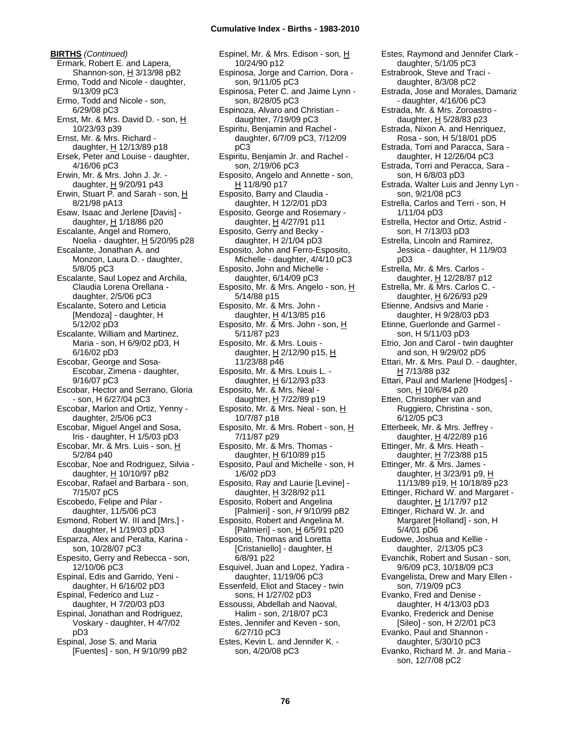**BIRTHS** *(Continued)*

Ermark, Robert E. and Lapera, Shannon-son, H 3/13/98 pB2
Ermo, Todd and Nicole - daughter, 9/13/09 pC3
Ermo, Todd and Nicole - son, 6/29/08 pC3
Ernst, Mr. & Mrs. David D. - son, H 10/23/93 p39
Ernst, Mr. & Mrs. Richard - daughter, H 12/13/89 p18
Ersek, Peter and Louise - daughter, 4/16/06 pC3
Erwin, Mr. & Mrs. John J. Jr. - daughter, H 9/20/91 p43
Erwin, Stuart P. and Sarah - son, H 8/21/98 pA13
Esaw, Isaac and Jerlene [Davis] - daughter, H 1/18/86 p20
Escalante, Angel and Romero, Noelia - daughter, H 5/20/95 p28
Escalante, Jonathan A. and Monzon, Laura D. - daughter, 5/8/05 pC3
Escalante, Saul Lopez and Archila, Claudia Lorena Orellana - daughter, 2/5/06 pC3
Escalante, Sotero and Leticia [Mendoza] - daughter, H 5/12/02 pD3
Escalante, William and Martinez, Maria - son, H 6/9/02 pD3, H 6/16/02 pD3
Escobar, George and Sosa-Escobar, Zimena - daughter, 9/16/07 pC3
Escobar, Hector and Serrano, Gloria - son, H 6/27/04 pC3
Escobar, Marlon and Ortiz, Yenny - daughter, 2/5/06 pC3
Escobar, Miguel Angel and Sosa, Iris - daughter, H 1/5/03 pD3
Escobar, Mr. & Mrs. Luis - son, H 5/2/84 p40
Escobar, Noe and Rodriguez, Silvia - daughter, H 10/10/97 pB2
Escobar, Rafael and Barbara - son, 7/15/07 pC5
Escobedo, Felipe and Pilar - daughter, 11/5/06 pC3
Esmond, Robert W. III and [Mrs.] - daughter, H 1/19/03 pD3
Esparza, Alex and Peralta, Karina - son, 10/28/07 pC3
Espesito, Gerry and Rebecca - son, 12/10/06 pC3
Espinal, Edis and Garrido, Yeni - daughter, H 6/16/02 pD3
Espinal, Federico and Luz - daughter, H 7/20/03 pD3
Espinal, Jonathan and Rodriguez, Voskary - daughter, H 4/7/02 pD3
Espinal, Jose S. and Maria [Fuentes] - son, *H* 9/10/99 pB2
Espinel, Mr. & Mrs. Edison - son, H 10/24/90 p12
Espinosa, Jorge and Carrion, Dora - son, 9/11/05 pC3
Espinosa, Peter C. and Jaime Lynn - son, 8/28/05 pC3
Espinoza, Alvaro and Christian - daughter, 7/19/09 pC3
Espiritu, Benjamin and Rachel - daughter, 6/7/09 pC3, 7/12/09 pC3
Espiritu, Benjamin Jr. and Rachel - son, 2/19/06 pC3
Esposito, Angelo and Annette - son, H 11/8/90 p17
Esposito, Barry and Claudia - daughter, H 12/2/01 pD3
Esposito, George and Rosemary - daughter, H 4/27/91 p11
Esposito, Gerry and Becky - daughter, H 2/1/04 pD3
Esposito, John and Ferro-Esposito, Michelle - daughter, 4/4/10 pC3
Esposito, John and Michelle - daughter, 6/14/09 pC3
Esposito, Mr. & Mrs. Angelo - son, H 5/14/88 p15
Esposito, Mr. & Mrs. John - daughter, H 4/13/85 p16
Esposito, Mr. & Mrs. John - son, H 5/11/87 p23
Esposito, Mr. & Mrs. Louis - daughter, H 2/12/90 p15, H 11/23/88 p46
Esposito, Mr. & Mrs. Louis L. - daughter, H 6/12/93 p33
Esposito, Mr. & Mrs. Neal - daughter, H 7/22/89 p19
Esposito, Mr. & Mrs. Neal - son, H 10/7/87 p18
Esposito, Mr. & Mrs. Robert - son, H 7/11/87 p29
Esposito, Mr. & Mrs. Thomas - daughter, H 6/10/89 p15
Esposito, Paul and Michelle - son, H 1/6/02 pD3
Esposito, Ray and Laurie [Levine] - daughter, H 3/28/92 p11
Esposito, Robert and Angelina [Palmieri] - son, *H* 9/10/99 pB2
Esposito, Robert and Angelina M. [Palmieri] - son, H 6/5/91 p20
Esposito, Thomas and Loretta [Cristaniello] - daughter, H 6/8/91 p22
Esquivel, Juan and Lopez, Yadira - daughter, 11/19/06 pC3
Essenfeld, Eliot and Stacey - twin sons, H 1/27/02 pD3
Essoussi, Abdellah and Naoval, Halim - son, 2/18/07 pC3
Estes, Jennifer and Keven - son, 6/27/10 pC3
Estes, Kevin L. and Jennifer K. - son, 4/20/08 pC3
Estes, Raymond and Jennifer Clark - daughter, 5/1/05 pC3
Estrabrook, Steve and Traci - daughter, 8/3/08 pC2
Estrada, Jose and Morales, Damariz - daughter, 4/16/06 pC3
Estrada, Mr. & Mrs. Zoroastro - daughter, H 5/28/83 p23
Estrada, Nixon A. and Henriquez, Rosa - son, H 5/18/01 pD5
Estrada, Torri and Paracca, Sara - daughter, H 12/26/04 pC3
Estrada, Torri and Peracca, Sara - son, H 6/8/03 pD3
Estrada, Walter Luis and Jenny Lyn - son, 9/21/08 pC3
Estrella, Carlos and Terri - son, H 1/11/04 pD3
Estrella, Hector and Ortiz, Astrid - son, H 7/13/03 pD3
Estrella, Lincoln and Ramirez, Jessica - daughter, H 11/9/03 pD3
Estrella, Mr. & Mrs. Carlos - daughter, H 12/28/87 p12
Estrella, Mr. & Mrs. Carlos C. - daughter, H 6/26/93 p29
Etienne, Andsivs and Marie - daughter, H 9/28/03 pD3
Etinne, Guerlonde and Garmel - son, H 5/11/03 pD3
Etrio, Jon and Carol - twin daughter and son, H 9/29/02 pD5
Ettari, Mr. & Mrs. Paul D. - daughter, H 7/13/88 p32
Ettari, Paul and Marlene [Hodges] - son, H 10/6/84 p20
Etten, Christopher van and Ruggiero, Christina - son, 6/12/05 pC3
Etterbeek, Mr. & Mrs. Jeffrey - daughter, H 4/22/89 p16
Ettinger, Mr. & Mrs. Heath - daughter, H 7/23/88 p15
Ettinger, Mr. & Mrs. James - daughter, H 3/23/91 p9, H 11/13/89 p19, H 10/18/89 p23
Ettinger, Richard W. and Margaret - daughter, H 1/17/97 p12
Ettinger, Richard W. Jr. and Margaret [Holland] - son, H 5/4/01 pD6
Eudowe, Joshua and Kellie - daughter, 2/13/05 pC3
Evanchik, Robert and Susan - son, 9/6/09 pC3, 10/18/09 pC3
Evangelista, Drew and Mary Ellen - son, 7/19/09 pC3
Evanko, Fred and Denise - daughter, H 4/13/03 pD3
Evanko, Frederick and Denise [Sileo] - son, H 2/2/01 pC3
Evanko, Paul and Shannon - daughter, 5/30/10 pC3
Evanko, Richard M. Jr. and Maria - son, 12/7/08 pC2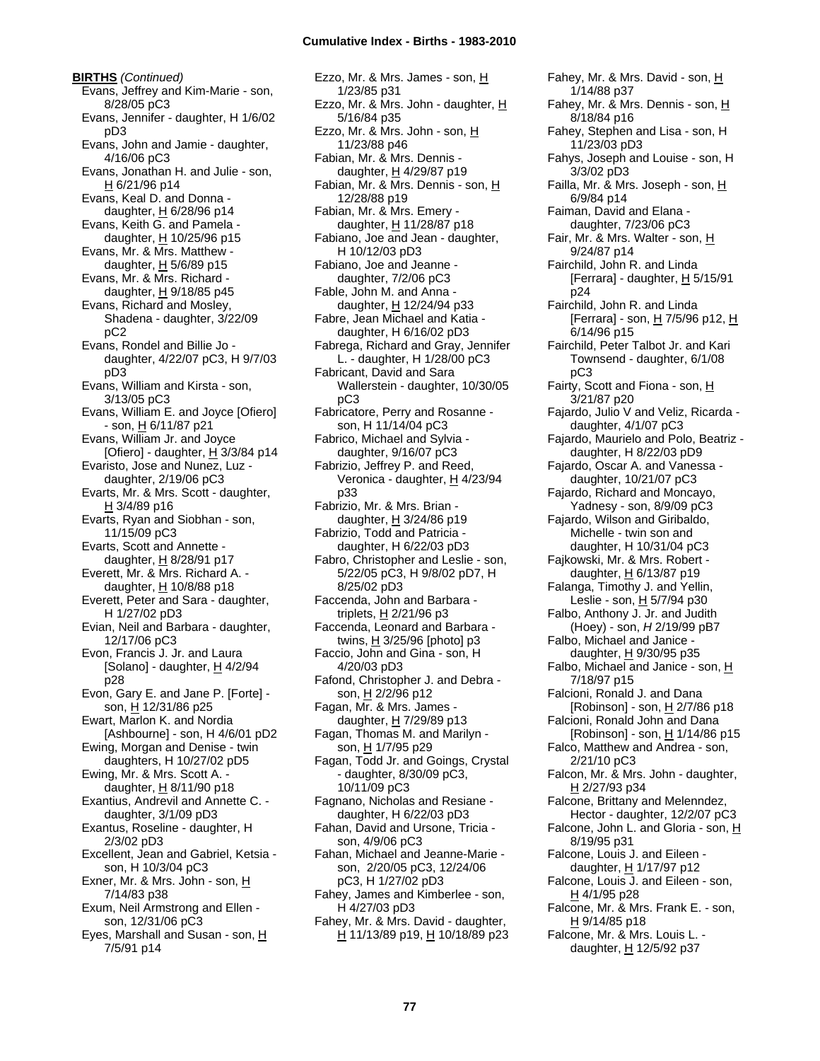**BIRTHS** *(Continued)*

Evans, Jeffrey and Kim-Marie - son, 8/28/05 pC3
Evans, Jennifer - daughter, H 1/6/02 pD3
Evans, John and Jamie - daughter, 4/16/06 pC3
Evans, Jonathan H. and Julie - son, H 6/21/96 p14
Evans, Keal D. and Donna - daughter, H 6/28/96 p14
Evans, Keith G. and Pamela - daughter, H 10/25/96 p15
Evans, Mr. & Mrs. Matthew - daughter, H 5/6/89 p15
Evans, Mr. & Mrs. Richard - daughter, H 9/18/85 p45
Evans, Richard and Mosley, Shadena - daughter, 3/22/09 pC2
Evans, Rondel and Billie Jo - daughter, 4/22/07 pC3, H 9/7/03 pD3
Evans, William and Kirsta - son, 3/13/05 pC3
Evans, William E. and Joyce [Ofiero] - son, H 6/11/87 p21
Evans, William Jr. and Joyce [Ofiero] - daughter, H 3/3/84 p14
Evaristo, Jose and Nunez, Luz - daughter, 2/19/06 pC3
Evarts, Mr. & Mrs. Scott - daughter, H 3/4/89 p16
Evarts, Ryan and Siobhan - son, 11/15/09 pC3
Evarts, Scott and Annette - daughter, H 8/28/91 p17
Everett, Mr. & Mrs. Richard A. - daughter, H 10/8/88 p18
Everett, Peter and Sara - daughter, H 1/27/02 pD3
Evian, Neil and Barbara - daughter, 12/17/06 pC3
Evon, Francis J. Jr. and Laura [Solano] - daughter, H 4/2/94 p28
Evon, Gary E. and Jane P. [Forte] - son, H 12/31/86 p25
Ewart, Marlon K. and Nordia [Ashbourne] - son, H 4/6/01 pD2
Ewing, Morgan and Denise - twin daughters, H 10/27/02 pD5
Ewing, Mr. & Mrs. Scott A. - daughter, H 8/11/90 p18
Exantius, Andrevil and Annette C. - daughter, 3/1/09 pD3
Exantus, Roseline - daughter, H 2/3/02 pD3
Excellent, Jean and Gabriel, Ketsia - son, H 10/3/04 pC3
Exner, Mr. & Mrs. John - son, H 7/14/83 p38
Exum, Neil Armstrong and Ellen - son, 12/31/06 pC3
Eyes, Marshall and Susan - son, H 7/5/91 p14
Ezzo, Mr. & Mrs. James - son, H 1/23/85 p31
Ezzo, Mr. & Mrs. John - daughter, H 5/16/84 p35
Ezzo, Mr. & Mrs. John - son, H 11/23/88 p46
Fabian, Mr. & Mrs. Dennis - daughter, H 4/29/87 p19
Fabian, Mr. & Mrs. Dennis - son, H 12/28/88 p19
Fabian, Mr. & Mrs. Emery - daughter, H 11/28/87 p18
Fabiano, Joe and Jean - daughter, H 10/12/03 pD3
Fabiano, Joe and Jeanne - daughter, 7/2/06 pC3
Fable, John M. and Anna - daughter, H 12/24/94 p33
Fabre, Jean Michael and Katia - daughter, H 6/16/02 pD3
Fabrega, Richard and Gray, Jennifer L. - daughter, H 1/28/00 pC3
Fabricant, David and Sara Wallerstein - daughter, 10/30/05 pC3
Fabricatore, Perry and Rosanne - son, H 11/14/04 pC3
Fabrico, Michael and Sylvia - daughter, 9/16/07 pC3
Fabrizio, Jeffrey P. and Reed, Veronica - daughter, H 4/23/94 p33
Fabrizio, Mr. & Mrs. Brian - daughter, H 3/24/86 p19
Fabrizio, Todd and Patricia - daughter, H 6/22/03 pD3
Fabro, Christopher and Leslie - son, 5/22/05 pC3, H 9/8/02 pD7, H 8/25/02 pD3
Faccenda, John and Barbara - triplets, H 2/21/96 p3
Faccenda, Leonard and Barbara - twins, H 3/25/96 [photo] p3
Faccio, John and Gina - son, H 4/20/03 pD3
Fafond, Christopher J. and Debra - son, H 2/2/96 p12
Fagan, Mr. & Mrs. James - daughter, H 7/29/89 p13
Fagan, Thomas M. and Marilyn - son, H 1/7/95 p29
Fagan, Todd Jr. and Goings, Crystal - daughter, 8/30/09 pC3, 10/11/09 pC3
Fagnano, Nicholas and Resiane - daughter, H 6/22/03 pD3
Fahan, David and Ursone, Tricia - son, 4/9/06 pC3
Fahan, Michael and Jeanne-Marie - son, 2/20/05 pC3, 12/24/06 pC3, H 1/27/02 pD3
Fahey, James and Kimberlee - son, H 4/27/03 pD3
Fahey, Mr. & Mrs. David - daughter, H 11/13/89 p19, H 10/18/89 p23
Fahey, Mr. & Mrs. David - son, H 1/14/88 p37
Fahey, Mr. & Mrs. Dennis - son, H 8/18/84 p16
Fahey, Stephen and Lisa - son, H 11/23/03 pD3
Fahys, Joseph and Louise - son, H 3/3/02 pD3
Failla, Mr. & Mrs. Joseph - son, H 6/9/84 p14
Faiman, David and Elana - daughter, 7/23/06 pC3
Fair, Mr. & Mrs. Walter - son, H 9/24/87 p14
Fairchild, John R. and Linda [Ferrara] - daughter, H 5/15/91 p24
Fairchild, John R. and Linda [Ferrara] - son, H 7/5/96 p12, H 6/14/96 p15
Fairchild, Peter Talbot Jr. and Kari Townsend - daughter, 6/1/08 pC3
Fairty, Scott and Fiona - son, H 3/21/87 p20
Fajardo, Julio V and Veliz, Ricarda - daughter, 4/1/07 pC3
Fajardo, Maurielo and Polo, Beatriz - daughter, H 8/22/03 pD9
Fajardo, Oscar A. and Vanessa - daughter, 10/21/07 pC3
Fajardo, Richard and Moncayo, Yadnesy - son, 8/9/09 pC3
Fajardo, Wilson and Giribaldo, Michelle - twin son and daughter, H 10/31/04 pC3
Fajkowski, Mr. & Mrs. Robert - daughter, H 6/13/87 p19
Falanga, Timothy J. and Yellin, Leslie - son, H 5/7/94 p30
Falbo, Anthony J. Jr. and Judith (Hoey) - son, *H* 2/19/99 pB7
Falbo, Michael and Janice - daughter, H 9/30/95 p35
Falbo, Michael and Janice - son, H 7/18/97 p15
Falcioni, Ronald J. and Dana [Robinson] - son, H 2/7/86 p18
Falcioni, Ronald John and Dana [Robinson] - son, H 1/14/86 p15
Falco, Matthew and Andrea - son, 2/21/10 pC3
Falcon, Mr. & Mrs. John - daughter, H 2/27/93 p34
Falcone, Brittany and Melenndez, Hector - daughter, 12/2/07 pC3
Falcone, John L. and Gloria - son, H 8/19/95 p31
Falcone, Louis J. and Eileen - daughter, H 1/17/97 p12
Falcone, Louis J. and Eileen - son, H 4/1/95 p28
Falcone, Mr. & Mrs. Frank E. - son, H 9/14/85 p18
Falcone, Mr. & Mrs. Louis L. - daughter, H 12/5/92 p37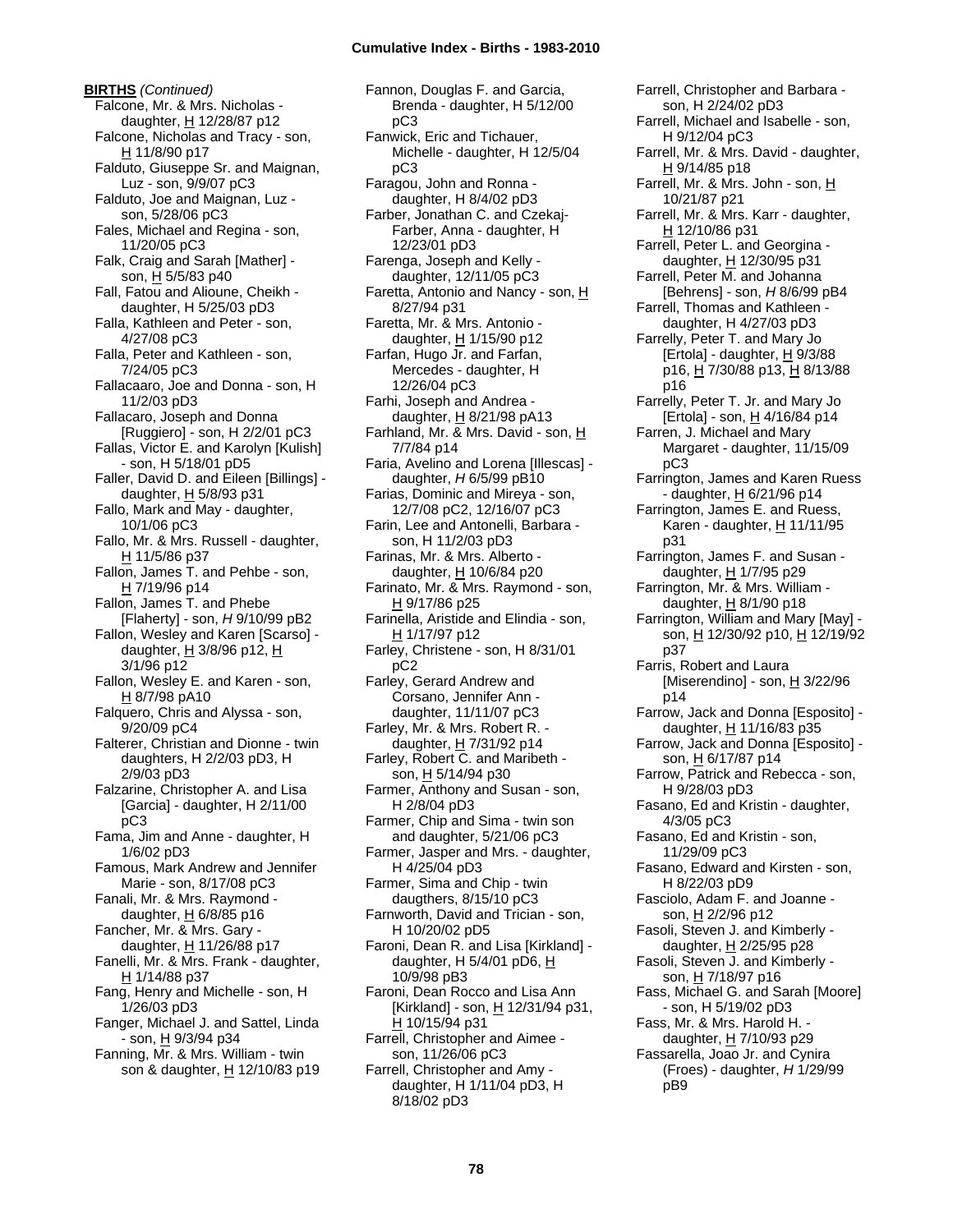**BIRTHS** *(Continued)*

Falcone, Mr. & Mrs. Nicholas - daughter, H 12/28/87 p12
Falcone, Nicholas and Tracy - son, H 11/8/90 p17
Falduto, Giuseppe Sr. and Maignan, Luz - son, 9/9/07 pC3
Falduto, Joe and Maignan, Luz - son, 5/28/06 pC3
Fales, Michael and Regina - son, 11/20/05 pC3
Falk, Craig and Sarah [Mather] - son, H 5/5/83 p40
Fall, Fatou and Alioune, Cheikh - daughter, H 5/25/03 pD3
Falla, Kathleen and Peter - son, 4/27/08 pC3
Falla, Peter and Kathleen - son, 7/24/05 pC3
Fallacaaro, Joe and Donna - son, H 11/2/03 pD3
Fallacaro, Joseph and Donna [Ruggiero] - son, H 2/2/01 pC3
Fallas, Victor E. and Karolyn [Kulish] - son, H 5/18/01 pD5
Faller, David D. and Eileen [Billings] - daughter, H 5/8/93 p31
Fallo, Mark and May - daughter, 10/1/06 pC3
Fallo, Mr. & Mrs. Russell - daughter, H 11/5/86 p37
Fallon, James T. and Pehbe - son, H 7/19/96 p14
Fallon, James T. and Phebe [Flaherty] - son, *H* 9/10/99 pB2
Fallon, Wesley and Karen [Scarso] - daughter, H 3/8/96 p12, H 3/1/96 p12
Fallon, Wesley E. and Karen - son, H 8/7/98 pA10
Falquero, Chris and Alyssa - son, 9/20/09 pC4
Falterer, Christian and Dionne - twin daughters, H 2/2/03 pD3, H 2/9/03 pD3
Falzarine, Christopher A. and Lisa [Garcia] - daughter, H 2/11/00 pC3
Fama, Jim and Anne - daughter, H 1/6/02 pD3
Famous, Mark Andrew and Jennifer Marie - son, 8/17/08 pC3
Fanali, Mr. & Mrs. Raymond - daughter, H 6/8/85 p16
Fancher, Mr. & Mrs. Gary - daughter, H 11/26/88 p17
Fanelli, Mr. & Mrs. Frank - daughter, H 1/14/88 p37
Fang, Henry and Michelle - son, H 1/26/03 pD3
Fanger, Michael J. and Sattel, Linda - son, H 9/3/94 p34
Fanning, Mr. & Mrs. William - twin son & daughter, H 12/10/83 p19
Fannon, Douglas F. and Garcia, Brenda - daughter, H 5/12/00 pC3
Fanwick, Eric and Tichauer, Michelle - daughter, H 12/5/04 pC3
Faragou, John and Ronna - daughter, H 8/4/02 pD3
Farber, Jonathan C. and Czekaj-Farber, Anna - daughter, H 12/23/01 pD3
Farenga, Joseph and Kelly - daughter, 12/11/05 pC3
Faretta, Antonio and Nancy - son, H 8/27/94 p31
Faretta, Mr. & Mrs. Antonio - daughter, H 1/15/90 p12
Farfan, Hugo Jr. and Farfan, Mercedes - daughter, H 12/26/04 pC3
Farhi, Joseph and Andrea - daughter, H 8/21/98 pA13
Farhland, Mr. & Mrs. David - son, H 7/7/84 p14
Faria, Avelino and Lorena [Illescas] - daughter, *H* 6/5/99 pB10
Farias, Dominic and Mireya - son, 12/7/08 pC2, 12/16/07 pC3
Farin, Lee and Antonelli, Barbara - son, H 11/2/03 pD3
Farinas, Mr. & Mrs. Alberto - daughter, H 10/6/84 p20
Farinato, Mr. & Mrs. Raymond - son, H 9/17/86 p25
Farinella, Aristide and Elindia - son, H 1/17/97 p12
Farley, Christene - son, H 8/31/01 pC2
Farley, Gerard Andrew and Corsano, Jennifer Ann - daughter, 11/11/07 pC3
Farley, Mr. & Mrs. Robert R. - daughter, H 7/31/92 p14
Farley, Robert C. and Maribeth - son, H 5/14/94 p30
Farmer, Anthony and Susan - son, H 2/8/04 pD3
Farmer, Chip and Sima - twin son and daughter, 5/21/06 pC3
Farmer, Jasper and Mrs. - daughter, H 4/25/04 pD3
Farmer, Sima and Chip - twin daugthers, 8/15/10 pC3
Farnworth, David and Trician - son, H 10/20/02 pD5
Faroni, Dean R. and Lisa [Kirkland] - daughter, H 5/4/01 pD6, H 10/9/98 pB3
Faroni, Dean Rocco and Lisa Ann [Kirkland] - son, H 12/31/94 p31, H 10/15/94 p31
Farrell, Christopher and Aimee - son, 11/26/06 pC3
Farrell, Christopher and Amy - daughter, H 1/11/04 pD3, H 8/18/02 pD3
Farrell, Christopher and Barbara - son, H 2/24/02 pD3
Farrell, Michael and Isabelle - son, H 9/12/04 pC3
Farrell, Mr. & Mrs. David - daughter, H 9/14/85 p18
Farrell, Mr. & Mrs. John - son, H 10/21/87 p21
Farrell, Mr. & Mrs. Karr - daughter, H 12/10/86 p31
Farrell, Peter L. and Georgina - daughter, H 12/30/95 p31
Farrell, Peter M. and Johanna [Behrens] - son, *H* 8/6/99 pB4
Farrell, Thomas and Kathleen - daughter, H 4/27/03 pD3
Farrelly, Peter T. and Mary Jo [Ertola] - daughter, H 9/3/88 p16, H 7/30/88 p13, H 8/13/88 p16
Farrelly, Peter T. Jr. and Mary Jo [Ertola] - son, H 4/16/84 p14
Farren, J. Michael and Mary Margaret - daughter, 11/15/09 pC3
Farrington, James and Karen Ruess - daughter, H 6/21/96 p14
Farrington, James E. and Ruess, Karen - daughter, H 11/11/95 p31
Farrington, James F. and Susan - daughter, H 1/7/95 p29
Farrington, Mr. & Mrs. William - daughter, H 8/1/90 p18
Farrington, William and Mary [May] - son, H 12/30/92 p10, H 12/19/92 p37
Farris, Robert and Laura [Miserendino] - son, H 3/22/96 p14
Farrow, Jack and Donna [Esposito] - daughter, H 11/16/83 p35
Farrow, Jack and Donna [Esposito] - son, H 6/17/87 p14
Farrow, Patrick and Rebecca - son, H 9/28/03 pD3
Fasano, Ed and Kristin - daughter, 4/3/05 pC3
Fasano, Ed and Kristin - son, 11/29/09 pC3
Fasano, Edward and Kirsten - son, H 8/22/03 pD9
Fasciolo, Adam F. and Joanne - son, H 2/2/96 p12
Fasoli, Steven J. and Kimberly - daughter, H 2/25/95 p28
Fasoli, Steven J. and Kimberly - son, H 7/18/97 p16
Fass, Michael G. and Sarah [Moore] - son, H 5/19/02 pD3
Fass, Mr. & Mrs. Harold H. - daughter, H 7/10/93 p29
Fassarella, Joao Jr. and Cynira (Froes) - daughter, *H* 1/29/99 pB9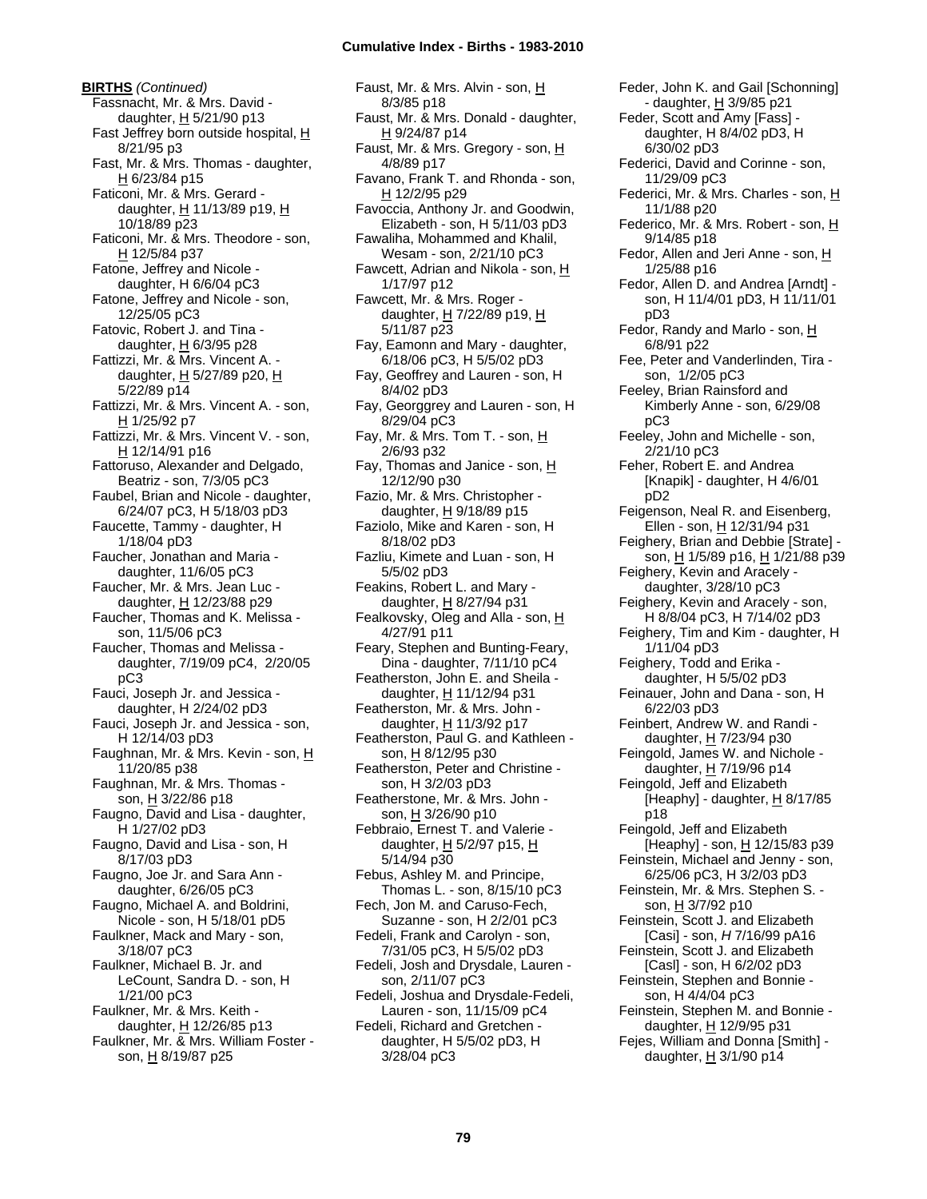**BIRTHS** *(Continued)*

Fassnacht, Mr. & Mrs. David - daughter, H 5/21/90 p13
Fast Jeffrey born outside hospital, H 8/21/95 p3
Fast, Mr. & Mrs. Thomas - daughter, H 6/23/84 p15
Faticoni, Mr. & Mrs. Gerard - daughter, H 11/13/89 p19, H 10/18/89 p23
Faticoni, Mr. & Mrs. Theodore - son, H 12/5/84 p37
Fatone, Jeffrey and Nicole - daughter, H 6/6/04 pC3
Fatone, Jeffrey and Nicole - son, 12/25/05 pC3
Fatovic, Robert J. and Tina - daughter, H 6/3/95 p28
Fattizzi, Mr. & Mrs. Vincent A. - daughter, H 5/27/89 p20, H 5/22/89 p14
Fattizzi, Mr. & Mrs. Vincent A. - son, H 1/25/92 p7
Fattizzi, Mr. & Mrs. Vincent V. - son, H 12/14/91 p16
Fattoruso, Alexander and Delgado, Beatriz - son, 7/3/05 pC3
Faubel, Brian and Nicole - daughter, 6/24/07 pC3, H 5/18/03 pD3
Faucette, Tammy - daughter, H 1/18/04 pD3
Faucher, Jonathan and Maria - daughter, 11/6/05 pC3
Faucher, Mr. & Mrs. Jean Luc - daughter, H 12/23/88 p29
Faucher, Thomas and K. Melissa - son, 11/5/06 pC3
Faucher, Thomas and Melissa - daughter, 7/19/09 pC4, 2/20/05 pC3
Fauci, Joseph Jr. and Jessica - daughter, H 2/24/02 pD3
Fauci, Joseph Jr. and Jessica - son, H 12/14/03 pD3
Faughnan, Mr. & Mrs. Kevin - son, H 11/20/85 p38
Faughnan, Mr. & Mrs. Thomas - son, H 3/22/86 p18
Faugno, David and Lisa - daughter, H 1/27/02 pD3
Faugno, David and Lisa - son, H 8/17/03 pD3
Faugno, Joe Jr. and Sara Ann - daughter, 6/26/05 pC3
Faugno, Michael A. and Boldrini, Nicole - son, H 5/18/01 pD5
Faulkner, Mack and Mary - son, 3/18/07 pC3
Faulkner, Michael B. Jr. and LeCount, Sandra D. - son, H 1/21/00 pC3
Faulkner, Mr. & Mrs. Keith - daughter, H 12/26/85 p13
Faulkner, Mr. & Mrs. William Foster - son, H 8/19/87 p25
Faust, Mr. & Mrs. Alvin - son, H 8/3/85 p18
Faust, Mr. & Mrs. Donald - daughter, H 9/24/87 p14
Faust, Mr. & Mrs. Gregory - son, H 4/8/89 p17
Favano, Frank T. and Rhonda - son, H 12/2/95 p29
Favoccia, Anthony Jr. and Goodwin, Elizabeth - son, H 5/11/03 pD3
Fawaliha, Mohammed and Khalil, Wesam - son, 2/21/10 pC3
Fawcett, Adrian and Nikola - son, H 1/17/97 p12
Fawcett, Mr. & Mrs. Roger - daughter, H 7/22/89 p19, H 5/11/87 p23
Fay, Eamonn and Mary - daughter, 6/18/06 pC3, H 5/5/02 pD3
Fay, Geoffrey and Lauren - son, H 8/4/02 pD3
Fay, Georggrey and Lauren - son, H 8/29/04 pC3
Fay, Mr. & Mrs. Tom T. - son, H 2/6/93 p32
Fay, Thomas and Janice - son, H 12/12/90 p30
Fazio, Mr. & Mrs. Christopher - daughter, H 9/18/89 p15
Faziolo, Mike and Karen - son, H 8/18/02 pD3
Fazliu, Kimete and Luan - son, H 5/5/02 pD3
Feakins, Robert L. and Mary - daughter, H 8/27/94 p31
Fealkovsky, Oleg and Alla - son, H 4/27/91 p11
Feary, Stephen and Bunting-Feary, Dina - daughter, 7/11/10 pC4
Featherston, John E. and Sheila - daughter, H 11/12/94 p31
Featherston, Mr. & Mrs. John - daughter, H 11/3/92 p17
Featherston, Paul G. and Kathleen - son, H 8/12/95 p30
Featherston, Peter and Christine - son, H 3/2/03 pD3
Featherstone, Mr. & Mrs. John - son, H 3/26/90 p10
Febbraio, Ernest T. and Valerie - daughter, H 5/2/97 p15, H 5/14/94 p30
Febus, Ashley M. and Principe, Thomas L. - son, 8/15/10 pC3
Fech, Jon M. and Caruso-Fech, Suzanne - son, H 2/2/01 pC3
Fedeli, Frank and Carolyn - son, 7/31/05 pC3, H 5/5/02 pD3
Fedeli, Josh and Drysdale, Lauren - son, 2/11/07 pC3
Fedeli, Joshua and Drysdale-Fedeli, Lauren - son, 11/15/09 pC4
Fedeli, Richard and Gretchen - daughter, H 5/5/02 pD3, H 3/28/04 pC3
Feder, John K. and Gail [Schonning] - daughter, H 3/9/85 p21
Feder, Scott and Amy [Fass] - daughter, H 8/4/02 pD3, H 6/30/02 pD3
Federici, David and Corinne - son, 11/29/09 pC3
Federici, Mr. & Mrs. Charles - son, H 11/1/88 p20
Federico, Mr. & Mrs. Robert - son, H 9/14/85 p18
Fedor, Allen and Jeri Anne - son, H 1/25/88 p16
Fedor, Allen D. and Andrea [Arndt] - son, H 11/4/01 pD3, H 11/11/01 pD3
Fedor, Randy and Marlo - son, H 6/8/91 p22
Fee, Peter and Vanderlinden, Tira - son, 1/2/05 pC3
Feeley, Brian Rainsford and Kimberly Anne - son, 6/29/08 pC3
Feeley, John and Michelle - son, 2/21/10 pC3
Feher, Robert E. and Andrea [Knapik] - daughter, H 4/6/01 pD2
Feigenson, Neal R. and Eisenberg, Ellen - son, H 12/31/94 p31
Feighery, Brian and Debbie [Strate] - son, H 1/5/89 p16, H 1/21/88 p39
Feighery, Kevin and Aracely - daughter, 3/28/10 pC3
Feighery, Kevin and Aracely - son, H 8/8/04 pC3, H 7/14/02 pD3
Feighery, Tim and Kim - daughter, H 1/11/04 pD3
Feighery, Todd and Erika - daughter, H 5/5/02 pD3
Feinauer, John and Dana - son, H 6/22/03 pD3
Feinbert, Andrew W. and Randi - daughter, H 7/23/94 p30
Feingold, James W. and Nichole - daughter, H 7/19/96 p14
Feingold, Jeff and Elizabeth [Heaphy] - daughter, H 8/17/85 p18
Feingold, Jeff and Elizabeth [Heaphy] - son, H 12/15/83 p39
Feinstein, Michael and Jenny - son, 6/25/06 pC3, H 3/2/03 pD3
Feinstein, Mr. & Mrs. Stephen S. - son, H 3/7/92 p10
Feinstein, Scott J. and Elizabeth [Casi] - son, *H* 7/16/99 pA16
Feinstein, Scott J. and Elizabeth [Casl] - son, H 6/2/02 pD3
Feinstein, Stephen and Bonnie - son, H 4/4/04 pC3
Feinstein, Stephen M. and Bonnie - daughter, H 12/9/95 p31
Fejes, William and Donna [Smith] - daughter, H 3/1/90 p14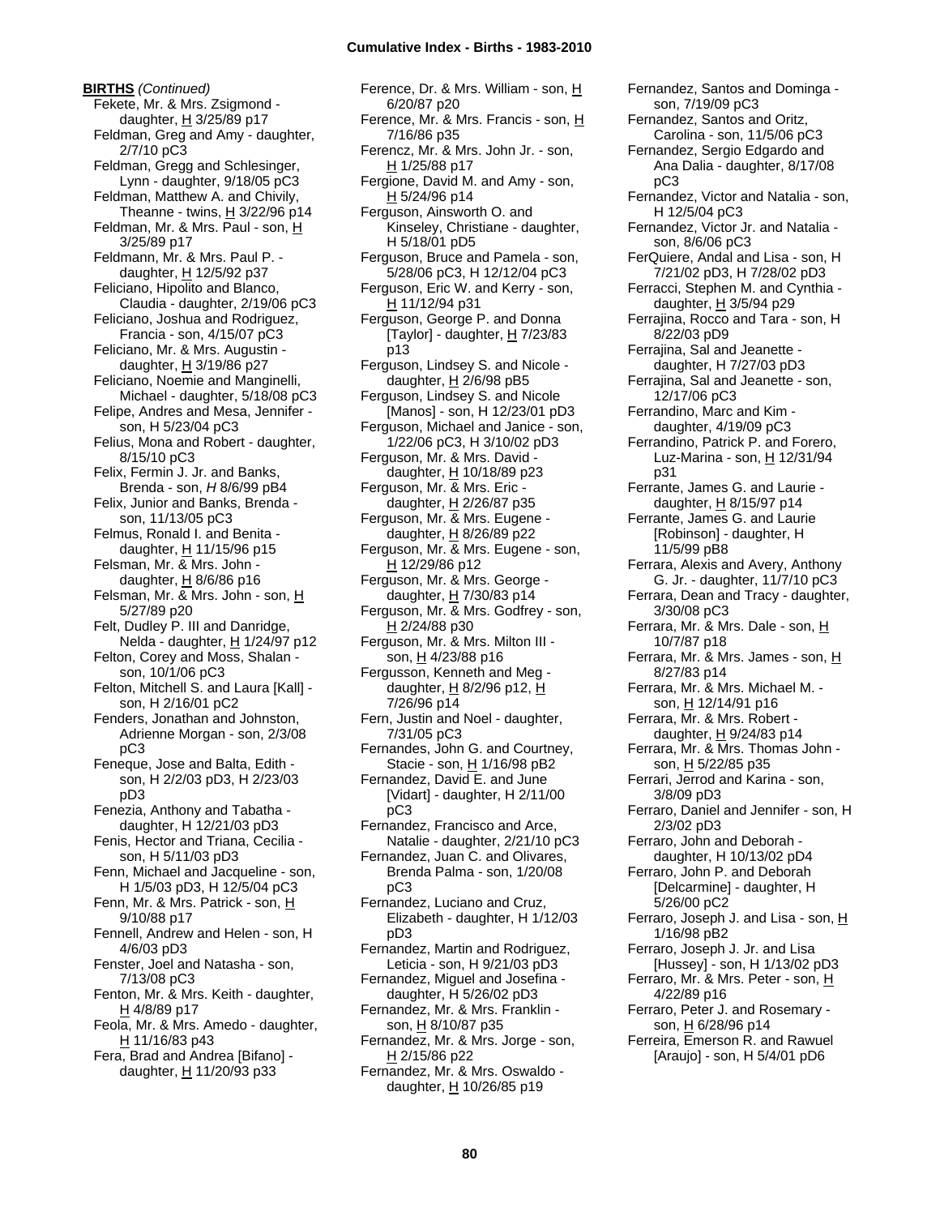**BIRTHS** *(Continued)*

Fekete, Mr. & Mrs. Zsigmond - daughter, H 3/25/89 p17
Feldman, Greg and Amy - daughter, 2/7/10 pC3
Feldman, Gregg and Schlesinger, Lynn - daughter, 9/18/05 pC3
Feldman, Matthew A. and Chivily, Theanne - twins, H 3/22/96 p14
Feldman, Mr. & Mrs. Paul - son, H 3/25/89 p17
Feldmann, Mr. & Mrs. Paul P. - daughter, H 12/5/92 p37
Feliciano, Hipolito and Blanco, Claudia - daughter, 2/19/06 pC3
Feliciano, Joshua and Rodriguez, Francia - son, 4/15/07 pC3
Feliciano, Mr. & Mrs. Augustin - daughter, H 3/19/86 p27
Feliciano, Noemie and Manginelli, Michael - daughter, 5/18/08 pC3
Felipe, Andres and Mesa, Jennifer - son, H 5/23/04 pC3
Felius, Mona and Robert - daughter, 8/15/10 pC3
Felix, Fermin J. Jr. and Banks, Brenda - son, *H* 8/6/99 pB4
Felix, Junior and Banks, Brenda - son, 11/13/05 pC3
Felmus, Ronald I. and Benita - daughter, H 11/15/96 p15
Felsman, Mr. & Mrs. John - daughter, H 8/6/86 p16
Felsman, Mr. & Mrs. John - son, H 5/27/89 p20
Felt, Dudley P. III and Danridge, Nelda - daughter, H 1/24/97 p12
Felton, Corey and Moss, Shalan - son, 10/1/06 pC3
Felton, Mitchell S. and Laura [Kall] - son, H 2/16/01 pC2
Fenders, Jonathan and Johnston, Adrienne Morgan - son, 2/3/08 pC3
Feneque, Jose and Balta, Edith - son, H 2/2/03 pD3, H 2/23/03 pD3
Fenezia, Anthony and Tabatha - daughter, H 12/21/03 pD3
Fenis, Hector and Triana, Cecilia - son, H 5/11/03 pD3
Fenn, Michael and Jacqueline - son, H 1/5/03 pD3, H 12/5/04 pC3
Fenn, Mr. & Mrs. Patrick - son, H 9/10/88 p17
Fennell, Andrew and Helen - son, H 4/6/03 pD3
Fenster, Joel and Natasha - son, 7/13/08 pC3
Fenton, Mr. & Mrs. Keith - daughter, H 4/8/89 p17
Feola, Mr. & Mrs. Amedo - daughter, H 11/16/83 p43
Fera, Brad and Andrea [Bifano] - daughter, H 11/20/93 p33
Ference, Dr. & Mrs. William - son, H 6/20/87 p20
Ference, Mr. & Mrs. Francis - son, H 7/16/86 p35
Ferencz, Mr. & Mrs. John Jr. - son, H 1/25/88 p17
Fergione, David M. and Amy - son, H 5/24/96 p14
Ferguson, Ainsworth O. and Kinseley, Christiane - daughter, H 5/18/01 pD5
Ferguson, Bruce and Pamela - son, 5/28/06 pC3, H 12/12/04 pC3
Ferguson, Eric W. and Kerry - son, H 11/12/94 p31
Ferguson, George P. and Donna [Taylor] - daughter, H 7/23/83 p13
Ferguson, Lindsey S. and Nicole - daughter, H 2/6/98 pB5
Ferguson, Lindsey S. and Nicole [Manos] - son, H 12/23/01 pD3
Ferguson, Michael and Janice - son, 1/22/06 pC3, H 3/10/02 pD3
Ferguson, Mr. & Mrs. David - daughter, H 10/18/89 p23
Ferguson, Mr. & Mrs. Eric - daughter, H 2/26/87 p35
Ferguson, Mr. & Mrs. Eugene - daughter, H 8/26/89 p22
Ferguson, Mr. & Mrs. Eugene - son, H 12/29/86 p12
Ferguson, Mr. & Mrs. George - daughter, H 7/30/83 p14
Ferguson, Mr. & Mrs. Godfrey - son, H 2/24/88 p30
Ferguson, Mr. & Mrs. Milton III - son, H 4/23/88 p16
Fergusson, Kenneth and Meg - daughter, H 8/2/96 p12, H 7/26/96 p14
Fern, Justin and Noel - daughter, 7/31/05 pC3
Fernandes, John G. and Courtney, Stacie - son, H 1/16/98 pB2
Fernandez, David E. and June [Vidart] - daughter, H 2/11/00 pC3
Fernandez, Francisco and Arce, Natalie - daughter, 2/21/10 pC3
Fernandez, Juan C. and Olivares, Brenda Palma - son, 1/20/08 pC3
Fernandez, Luciano and Cruz, Elizabeth - daughter, H 1/12/03 pD3
Fernandez, Martin and Rodriguez, Leticia - son, H 9/21/03 pD3
Fernandez, Miguel and Josefina - daughter, H 5/26/02 pD3
Fernandez, Mr. & Mrs. Franklin - son, H 8/10/87 p35
Fernandez, Mr. & Mrs. Jorge - son, H 2/15/86 p22
Fernandez, Mr. & Mrs. Oswaldo - daughter, H 10/26/85 p19
Fernandez, Santos and Dominga - son, 7/19/09 pC3
Fernandez, Santos and Oritz, Carolina - son, 11/5/06 pC3
Fernandez, Sergio Edgardo and Ana Dalia - daughter, 8/17/08 pC3
Fernandez, Victor and Natalia - son, H 12/5/04 pC3
Fernandez, Victor Jr. and Natalia - son, 8/6/06 pC3
FerQuiere, Andal and Lisa - son, H 7/21/02 pD3, H 7/28/02 pD3
Ferracci, Stephen M. and Cynthia - daughter, H 3/5/94 p29
Ferrajina, Rocco and Tara - son, H 8/22/03 pD9
Ferrajina, Sal and Jeanette - daughter, H 7/27/03 pD3
Ferrajina, Sal and Jeanette - son, 12/17/06 pC3
Ferrandino, Marc and Kim - daughter, 4/19/09 pC3
Ferrandino, Patrick P. and Forero, Luz-Marina - son, H 12/31/94 p31
Ferrante, James G. and Laurie - daughter, H 8/15/97 p14
Ferrante, James G. and Laurie [Robinson] - daughter, H 11/5/99 pB8
Ferrara, Alexis and Avery, Anthony G. Jr. - daughter, 11/7/10 pC3
Ferrara, Dean and Tracy - daughter, 3/30/08 pC3
Ferrara, Mr. & Mrs. Dale - son, H 10/7/87 p18
Ferrara, Mr. & Mrs. James - son, H 8/27/83 p14
Ferrara, Mr. & Mrs. Michael M. - son, H 12/14/91 p16
Ferrara, Mr. & Mrs. Robert - daughter, H 9/24/83 p14
Ferrara, Mr. & Mrs. Thomas John - son, H 5/22/85 p35
Ferrari, Jerrod and Karina - son, 3/8/09 pD3
Ferraro, Daniel and Jennifer - son, H 2/3/02 pD3
Ferraro, John and Deborah - daughter, H 10/13/02 pD4
Ferraro, John P. and Deborah [Delcarmine] - daughter, H 5/26/00 pC2
Ferraro, Joseph J. and Lisa - son, H 1/16/98 pB2
Ferraro, Joseph J. Jr. and Lisa [Hussey] - son, H 1/13/02 pD3
Ferraro, Mr. & Mrs. Peter - son, H 4/22/89 p16
Ferraro, Peter J. and Rosemary - son, H 6/28/96 p14
Ferreira, Emerson R. and Rawuel [Araujo] - son, H 5/4/01 pD6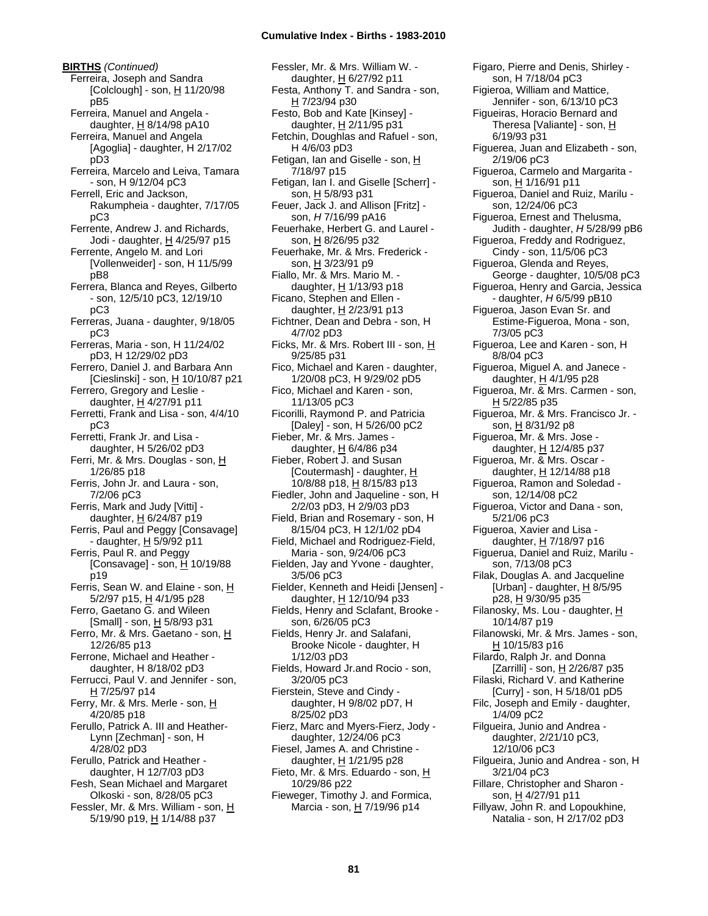**BIRTHS** *(Continued)*

Ferreira, Joseph and Sandra [Colclough] - son, H 11/20/98 pB5
Ferreira, Manuel and Angela - daughter, H 8/14/98 pA10
Ferreira, Manuel and Angela [Agoglia] - daughter, H 2/17/02 pD3
Ferreira, Marcelo and Leiva, Tamara - son, H 9/12/04 pC3
Ferrell, Eric and Jackson, Rakumpheia - daughter, 7/17/05 pC3
Ferrente, Andrew J. and Richards, Jodi - daughter, H 4/25/97 p15
Ferrente, Angelo M. and Lori [Vollenweider] - son, H 11/5/99 pB8
Ferrera, Blanca and Reyes, Gilberto - son, 12/5/10 pC3, 12/19/10 pC3
Ferreras, Juana - daughter, 9/18/05 pC3
Ferreras, Maria - son, H 11/24/02 pD3, H 12/29/02 pD3
Ferrero, Daniel J. and Barbara Ann [Cieslinski] - son, H 10/10/87 p21
Ferrero, Gregory and Leslie - daughter, H 4/27/91 p11
Ferretti, Frank and Lisa - son, 4/4/10 pC3
Ferretti, Frank Jr. and Lisa - daughter, H 5/26/02 pD3
Ferri, Mr. & Mrs. Douglas - son, H 1/26/85 p18
Ferris, John Jr. and Laura - son, 7/2/06 pC3
Ferris, Mark and Judy [Vitti] - daughter, H 6/24/87 p19
Ferris, Paul and Peggy [Consavage] - daughter, H 5/9/92 p11
Ferris, Paul R. and Peggy [Consavage] - son, H 10/19/88 p19
Ferris, Sean W. and Elaine - son, H 5/2/97 p15, H 4/1/95 p28
Ferro, Gaetano G. and Wileen [Small] - son, H 5/8/93 p31
Ferro, Mr. & Mrs. Gaetano - son, H 12/26/85 p13
Ferrone, Michael and Heather - daughter, H 8/18/02 pD3
Ferrucci, Paul V. and Jennifer - son, H 7/25/97 p14
Ferry, Mr. & Mrs. Merle - son, H 4/20/85 p18
Ferullo, Patrick A. III and Heather-Lynn [Zechman] - son, H 4/28/02 pD3
Ferullo, Patrick and Heather - daughter, H 12/7/03 pD3
Fesh, Sean Michael and Margaret Olkoski - son, 8/28/05 pC3
Fessler, Mr. & Mrs. William - son, H 5/19/90 p19, H 1/14/88 p37
Fessler, Mr. & Mrs. William W. - daughter, H 6/27/92 p11
Festa, Anthony T. and Sandra - son, H 7/23/94 p30
Festo, Bob and Kate [Kinsey] - daughter, H 2/11/95 p31
Fetchin, Doughlas and Rafuel - son, H 4/6/03 pD3
Fetigan, Ian and Giselle - son, H 7/18/97 p15
Fetigan, Ian I. and Giselle [Scherr] - son, H 5/8/93 p31
Feuer, Jack J. and Allison [Fritz] - son, *H* 7/16/99 pA16
Feuerhake, Herbert G. and Laurel - son, H 8/26/95 p32
Feuerhake, Mr. & Mrs. Frederick - son, H 3/23/91 p9
Fiallo, Mr. & Mrs. Mario M. - daughter, H 1/13/93 p18
Ficano, Stephen and Ellen - daughter, H 2/23/91 p13
Fichtner, Dean and Debra - son, H 4/7/02 pD3
Ficks, Mr. & Mrs. Robert III - son, H 9/25/85 p31
Fico, Michael and Karen - daughter, 1/20/08 pC3, H 9/29/02 pD5
Fico, Michael and Karen - son, 11/13/05 pC3
Ficorilli, Raymond P. and Patricia [Daley] - son, H 5/26/00 pC2
Fieber, Mr. & Mrs. James - daughter, H 6/4/86 p34
Fieber, Robert J. and Susan [Coutermash] - daughter, H 10/8/88 p18, H 8/15/83 p13
Fiedler, John and Jaqueline - son, H 2/2/03 pD3, H 2/9/03 pD3
Field, Brian and Rosemary - son, H 8/15/04 pC3, H 12/1/02 pD4
Field, Michael and Rodriguez-Field, Maria - son, 9/24/06 pC3
Fielden, Jay and Yvone - daughter, 3/5/06 pC3
Fielder, Kenneth and Heidi [Jensen] - daughter, H 12/10/94 p33
Fields, Henry and Sclafant, Brooke - son, 6/26/05 pC3
Fields, Henry Jr. and Salafani, Brooke Nicole - daughter, H 1/12/03 pD3
Fields, Howard Jr.and Rocio - son, 3/20/05 pC3
Fierstein, Steve and Cindy - daughter, H 9/8/02 pD7, H 8/25/02 pD3
Fierz, Marc and Myers-Fierz, Jody - daughter, 12/24/06 pC3
Fiesel, James A. and Christine - daughter, H 1/21/95 p28
Fieto, Mr. & Mrs. Eduardo - son, H 10/29/86 p22
Fieweger, Timothy J. and Formica, Marcia - son, H 7/19/96 p14
Figaro, Pierre and Denis, Shirley - son, H 7/18/04 pC3
Figieroa, William and Mattice, Jennifer - son, 6/13/10 pC3
Figueiras, Horacio Bernard and Theresa [Valiante] - son, H 6/19/93 p31
Figuerea, Juan and Elizabeth - son, 2/19/06 pC3
Figueroa, Carmelo and Margarita - son, H 1/16/91 p11
Figueroa, Daniel and Ruiz, Marilu - son, 12/24/06 pC3
Figueroa, Ernest and Thelusma, Judith - daughter, *H* 5/28/99 pB6
Figueroa, Freddy and Rodriguez, Cindy - son, 11/5/06 pC3
Figueroa, Glenda and Reyes, George - daughter, 10/5/08 pC3
Figueroa, Henry and Garcia, Jessica - daughter, *H* 6/5/99 pB10
Figueroa, Jason Evan Sr. and Estime-Figueroa, Mona - son, 7/3/05 pC3
Figueroa, Lee and Karen - son, H 8/8/04 pC3
Figueroa, Miguel A. and Janece - daughter, H 4/1/95 p28
Figueroa, Mr. & Mrs. Carmen - son, H 5/22/85 p35
Figueroa, Mr. & Mrs. Francisco Jr. - son, H 8/31/92 p8
Figueroa, Mr. & Mrs. Jose - daughter, H 12/4/85 p37
Figueroa, Mr. & Mrs. Oscar - daughter, H 12/14/88 p18
Figueroa, Ramon and Soledad - son, 12/14/08 pC2
Figueroa, Victor and Dana - son, 5/21/06 pC3
Figueroa, Xavier and Lisa - daughter, H 7/18/97 p16
Figuerua, Daniel and Ruiz, Marilu - son, 7/13/08 pC3
Filak, Douglas A. and Jacqueline [Urban] - daughter, H 8/5/95 p28, H 9/30/95 p35
Filanosky, Ms. Lou - daughter, H 10/14/87 p19
Filanowski, Mr. & Mrs. James - son, H 10/15/83 p16
Filardo, Ralph Jr. and Donna [Zarrilli] - son, H 2/26/87 p35
Filaski, Richard V. and Katherine [Curry] - son, H 5/18/01 pD5
Filc, Joseph and Emily - daughter, 1/4/09 pC2
Filgueira, Junio and Andrea - daughter, 2/21/10 pC3, 12/10/06 pC3
Filgueira, Junio and Andrea - son, H 3/21/04 pC3
Fillare, Christopher and Sharon - son, H 4/27/91 p11
Fillyaw, John R. and Lopoukhine, Natalia - son, H 2/17/02 pD3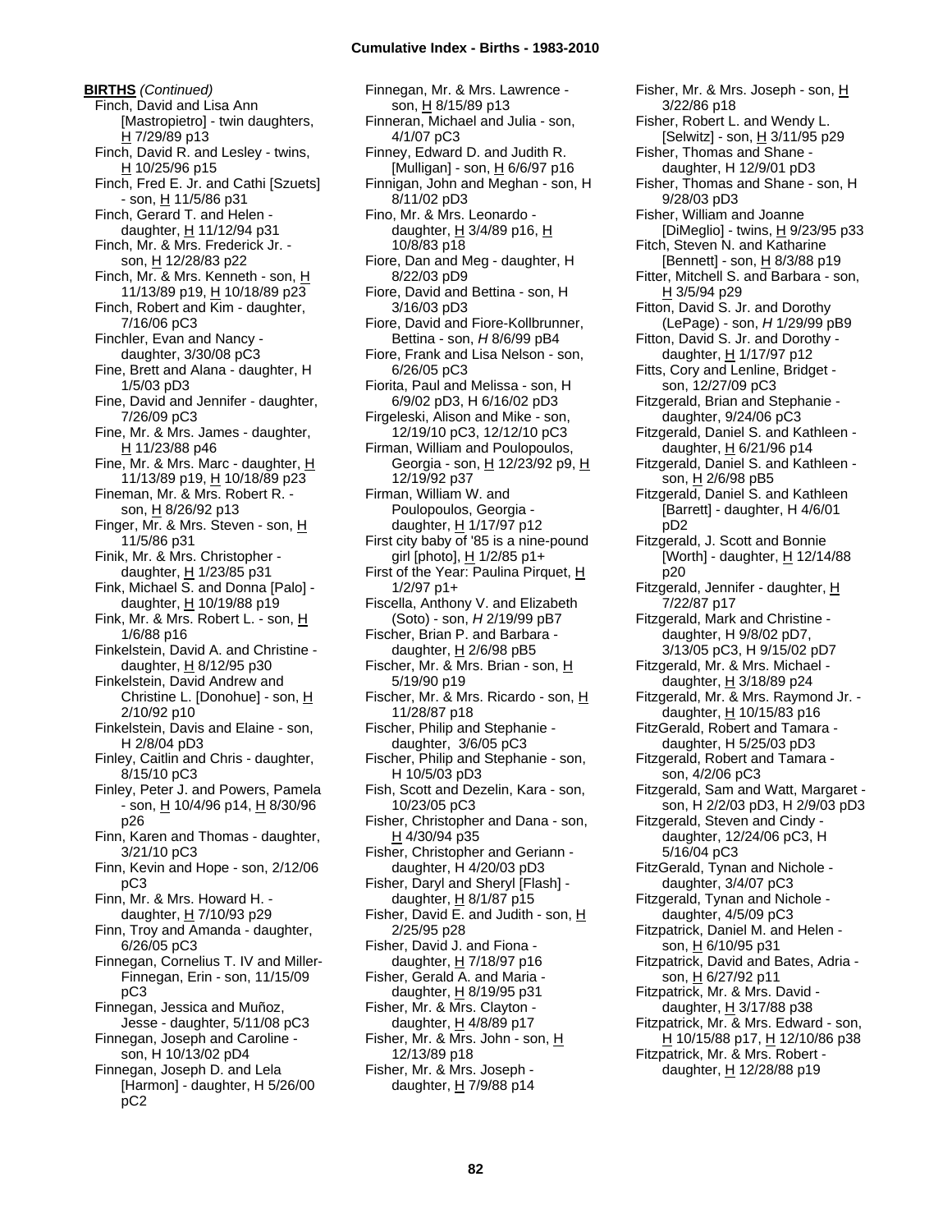**BIRTHS** *(Continued)*

Finch, David and Lisa Ann [Mastropietro] - twin daughters, H 7/29/89 p13
Finch, David R. and Lesley - twins, H 10/25/96 p15
Finch, Fred E. Jr. and Cathi [Szuets] - son, H 11/5/86 p31
Finch, Gerard T. and Helen - daughter, H 11/12/94 p31
Finch, Mr. & Mrs. Frederick Jr. - son, H 12/28/83 p22
Finch, Mr. & Mrs. Kenneth - son, H 11/13/89 p19, H 10/18/89 p23
Finch, Robert and Kim - daughter, 7/16/06 pC3
Finchler, Evan and Nancy - daughter, 3/30/08 pC3
Fine, Brett and Alana - daughter, H 1/5/03 pD3
Fine, David and Jennifer - daughter, 7/26/09 pC3
Fine, Mr. & Mrs. James - daughter, H 11/23/88 p46
Fine, Mr. & Mrs. Marc - daughter, H 11/13/89 p19, H 10/18/89 p23
Fineman, Mr. & Mrs. Robert R. - son, H 8/26/92 p13
Finger, Mr. & Mrs. Steven - son, H 11/5/86 p31
Finik, Mr. & Mrs. Christopher - daughter, H 1/23/85 p31
Fink, Michael S. and Donna [Palo] - daughter, H 10/19/88 p19
Fink, Mr. & Mrs. Robert L. - son, H 1/6/88 p16
Finkelstein, David A. and Christine - daughter, H 8/12/95 p30
Finkelstein, David Andrew and Christine L. [Donohue] - son, H 2/10/92 p10
Finkelstein, Davis and Elaine - son, H 2/8/04 pD3
Finley, Caitlin and Chris - daughter, 8/15/10 pC3
Finley, Peter J. and Powers, Pamela - son, H 10/4/96 p14, H 8/30/96 p26
Finn, Karen and Thomas - daughter, 3/21/10 pC3
Finn, Kevin and Hope - son, 2/12/06 pC3
Finn, Mr. & Mrs. Howard H. - daughter, H 7/10/93 p29
Finn, Troy and Amanda - daughter, 6/26/05 pC3
Finnegan, Cornelius T. IV and Miller-Finnegan, Erin - son, 11/15/09 pC3
Finnegan, Jessica and Muñoz, Jesse - daughter, 5/11/08 pC3
Finnegan, Joseph and Caroline - son, H 10/13/02 pD4
Finnegan, Joseph D. and Lela [Harmon] - daughter, H 5/26/00 pC2
Finnegan, Mr. & Mrs. Lawrence - son, H 8/15/89 p13
Finneran, Michael and Julia - son, 4/1/07 pC3
Finney, Edward D. and Judith R. [Mulligan] - son, H 6/6/97 p16
Finnigan, John and Meghan - son, H 8/11/02 pD3
Fino, Mr. & Mrs. Leonardo - daughter, H 3/4/89 p16, H 10/8/83 p18
Fiore, Dan and Meg - daughter, H 8/22/03 pD9
Fiore, David and Bettina - son, H 3/16/03 pD3
Fiore, David and Fiore-Kollbrunner, Bettina - son, *H* 8/6/99 pB4
Fiore, Frank and Lisa Nelson - son, 6/26/05 pC3
Fiorita, Paul and Melissa - son, H 6/9/02 pD3, H 6/16/02 pD3
Firgeleski, Alison and Mike - son, 12/19/10 pC3, 12/12/10 pC3
Firman, William and Poulopoulos, Georgia - son, H 12/23/92 p9, H 12/19/92 p37
Firman, William W. and Poulopoulos, Georgia - daughter, H 1/17/97 p12
First city baby of '85 is a nine-pound girl [photo], H 1/2/85 p1+
First of the Year: Paulina Pirquet, H 1/2/97 p1+
Fiscella, Anthony V. and Elizabeth (Soto) - son, *H* 2/19/99 pB7
Fischer, Brian P. and Barbara - daughter, H 2/6/98 pB5
Fischer, Mr. & Mrs. Brian - son, H 5/19/90 p19
Fischer, Mr. & Mrs. Ricardo - son, H 11/28/87 p18
Fischer, Philip and Stephanie - daughter, 3/6/05 pC3
Fischer, Philip and Stephanie - son, H 10/5/03 pD3
Fish, Scott and Dezelin, Kara - son, 10/23/05 pC3
Fisher, Christopher and Dana - son, H 4/30/94 p35
Fisher, Christopher and Geriann - daughter, H 4/20/03 pD3
Fisher, Daryl and Sheryl [Flash] - daughter, H 8/1/87 p15
Fisher, David E. and Judith - son, H 2/25/95 p28
Fisher, David J. and Fiona - daughter, H 7/18/97 p16
Fisher, Gerald A. and Maria - daughter, H 8/19/95 p31
Fisher, Mr. & Mrs. Clayton - daughter, H 4/8/89 p17
Fisher, Mr. & Mrs. John - son, H 12/13/89 p18
Fisher, Mr. & Mrs. Joseph - daughter, H 7/9/88 p14
Fisher, Mr. & Mrs. Joseph - son, H 3/22/86 p18
Fisher, Robert L. and Wendy L. [Selwitz] - son, H 3/11/95 p29
Fisher, Thomas and Shane - daughter, H 12/9/01 pD3
Fisher, Thomas and Shane - son, H 9/28/03 pD3
Fisher, William and Joanne [DiMeglio] - twins, H 9/23/95 p33
Fitch, Steven N. and Katharine [Bennett] - son, H 8/3/88 p19
Fitter, Mitchell S. and Barbara - son, H 3/5/94 p29
Fitton, David S. Jr. and Dorothy (LePage) - son, *H* 1/29/99 pB9
Fitton, David S. Jr. and Dorothy - daughter, H 1/17/97 p12
Fitts, Cory and Lenline, Bridget - son, 12/27/09 pC3
Fitzgerald, Brian and Stephanie - daughter, 9/24/06 pC3
Fitzgerald, Daniel S. and Kathleen - daughter, H 6/21/96 p14
Fitzgerald, Daniel S. and Kathleen - son, H 2/6/98 pB5
Fitzgerald, Daniel S. and Kathleen [Barrett] - daughter, H 4/6/01 pD2
Fitzgerald, J. Scott and Bonnie [Worth] - daughter, H 12/14/88 p20
Fitzgerald, Jennifer - daughter, H 7/22/87 p17
Fitzgerald, Mark and Christine - daughter, H 9/8/02 pD7, 3/13/05 pC3, H 9/15/02 pD7
Fitzgerald, Mr. & Mrs. Michael - daughter, H 3/18/89 p24
Fitzgerald, Mr. & Mrs. Raymond Jr. - daughter, H 10/15/83 p16
FitzGerald, Robert and Tamara - daughter, H 5/25/03 pD3
Fitzgerald, Robert and Tamara - son, 4/2/06 pC3
Fitzgerald, Sam and Watt, Margaret - son, H 2/2/03 pD3, H 2/9/03 pD3
Fitzgerald, Steven and Cindy - daughter, 12/24/06 pC3, H 5/16/04 pC3
FitzGerald, Tynan and Nichole - daughter, 3/4/07 pC3
Fitzgerald, Tynan and Nichole - daughter, 4/5/09 pC3
Fitzpatrick, Daniel M. and Helen - son, H 6/10/95 p31
Fitzpatrick, David and Bates, Adria - son, H 6/27/92 p11
Fitzpatrick, Mr. & Mrs. David - daughter, H 3/17/88 p38
Fitzpatrick, Mr. & Mrs. Edward - son, H 10/15/88 p17, H 12/10/86 p38
Fitzpatrick, Mr. & Mrs. Robert - daughter, H 12/28/88 p19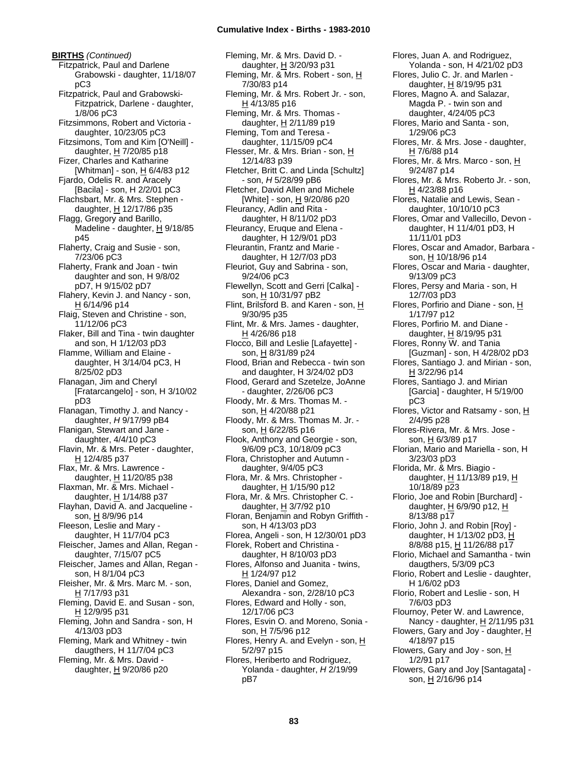**BIRTHS** *(Continued)*

Fitzpatrick, Paul and Darlene Grabowski - daughter, 11/18/07 pC3
Fitzpatrick, Paul and Grabowski-Fitzpatrick, Darlene - daughter, 1/8/06 pC3
Fitzsimmons, Robert and Victoria - daughter, 10/23/05 pC3
Fitzsimons, Tom and Kim [O'Neill] - daughter, H 7/20/85 p18
Fizer, Charles and Katharine [Whitman] - son, H 6/4/83 p12
Fjardo, Odelis R. and Aracely [Bacila] - son, H 2/2/01 pC3
Flachsbart, Mr. & Mrs. Stephen - daughter, H 12/17/86 p35
Flagg, Gregory and Barillo, Madeline - daughter, H 9/18/85 p45
Flaherty, Craig and Susie - son, 7/23/06 pC3
Flaherty, Frank and Joan - twin daughter and son, H 9/8/02 pD7, H 9/15/02 pD7
Flahery, Kevin J. and Nancy - son, H 6/14/96 p14
Flaig, Steven and Christine - son, 11/12/06 pC3
Flaker, Bill and Tina - twin daughter and son, H 1/12/03 pD3
Flamme, William and Elaine - daughter, H 3/14/04 pC3, H 8/25/02 pD3
Flanagan, Jim and Cheryl [Fratarcangelo] - son, H 3/10/02 pD3
Flanagan, Timothy J. and Nancy - daughter, *H* 9/17/99 pB4
Flanigan, Stewart and Jane - daughter, 4/4/10 pC3
Flavin, Mr. & Mrs. Peter - daughter, H 12/4/85 p37
Flax, Mr. & Mrs. Lawrence - daughter, H 11/20/85 p38
Flaxman, Mr. & Mrs. Michael - daughter, H 1/14/88 p37
Flayhan, David A. and Jacqueline - son, H 8/9/96 p14
Fleeson, Leslie and Mary - daughter, H 11/7/04 pC3
Fleischer, James and Allan, Regan - daughter, 7/15/07 pC5
Fleischer, James and Allan, Regan - son, H 8/1/04 pC3
Fleisher, Mr. & Mrs. Marc M. - son, H 7/17/93 p31
Fleming, David E. and Susan - son, H 12/9/95 p31
Fleming, John and Sandra - son, H 4/13/03 pD3
Fleming, Mark and Whitney - twin daugthers, H 11/7/04 pC3
Fleming, Mr. & Mrs. David - daughter, H 9/20/86 p20
Fleming, Mr. & Mrs. David D. - daughter, H 3/20/93 p31
Fleming, Mr. & Mrs. Robert - son, H 7/30/83 p14
Fleming, Mr. & Mrs. Robert Jr. - son, H 4/13/85 p16
Fleming, Mr. & Mrs. Thomas - daughter, H 2/11/89 p19
Fleming, Tom and Teresa - daughter, 11/15/09 pC4
Flesser, Mr. & Mrs. Brian - son, H 12/14/83 p39
Fletcher, Britt C. and Linda [Schultz] - son, *H* 5/28/99 pB6
Fletcher, David Allen and Michele [White] - son, H 9/20/86 p20
Fleurancy, Adlin and Rita - daughter, H 8/11/02 pD3
Fleurancy, Eruque and Elena - daughter, H 12/9/01 pD3
Fleurantin, Frantz and Marie - daughter, H 12/7/03 pD3
Fleuriot, Guy and Sabrina - son, 9/24/06 pC3
Flewellyn, Scott and Gerri [Calka] - son, H 10/31/97 pB2
Flint, Brilsford B. and Karen - son, H 9/30/95 p35
Flint, Mr. & Mrs. James - daughter, H 4/26/86 p18
Flocco, Bill and Leslie [Lafayette] - son, H 8/31/89 p24
Flood, Brian and Rebecca - twin son and daughter, H 3/24/02 pD3
Flood, Gerard and Szetelze, JoAnne - daughter, 2/26/06 pC3
Floody, Mr. & Mrs. Thomas M. - son, H 4/20/88 p21
Floody, Mr. & Mrs. Thomas M. Jr. - son, H 6/22/85 p16
Flook, Anthony and Georgie - son, 9/6/09 pC3, 10/18/09 pC3
Flora, Christopher and Autumn - daughter, 9/4/05 pC3
Flora, Mr. & Mrs. Christopher - daughter, H 1/15/90 p12
Flora, Mr. & Mrs. Christopher C. - daughter, H 3/7/92 p10
Floran, Benjamin and Robyn Griffith - son, H 4/13/03 pD3
Florea, Angeli - son, H 12/30/01 pD3
Florek, Robert and Christina - daughter, H 8/10/03 pD3
Flores, Alfonso and Juanita - twins, H 1/24/97 p12
Flores, Daniel and Gomez, Alexandra - son, 2/28/10 pC3
Flores, Edward and Holly - son, 12/17/06 pC3
Flores, Esvin O. and Moreno, Sonia - son, H 7/5/96 p12
Flores, Henry A. and Evelyn - son, H 5/2/97 p15
Flores, Heriberto and Rodriguez, Yolanda - daughter, *H* 2/19/99 pB7
Flores, Juan A. and Rodriguez, Yolanda - son, H 4/21/02 pD3
Flores, Julio C. Jr. and Marlen - daughter, H 8/19/95 p31
Flores, Magno A. and Salazar, Magda P. - twin son and daughter, 4/24/05 pC3
Flores, Mario and Santa - son, 1/29/06 pC3
Flores, Mr. & Mrs. Jose - daughter, H 7/6/88 p14
Flores, Mr. & Mrs. Marco - son, H 9/24/87 p14
Flores, Mr. & Mrs. Roberto Jr. - son, H 4/23/88 p16
Flores, Natalie and Lewis, Sean - daughter, 10/10/10 pC3
Flores, Omar and Vallecillo, Devon - daughter, H 11/4/01 pD3, H 11/11/01 pD3
Flores, Oscar and Amador, Barbara - son, H 10/18/96 p14
Flores, Oscar and Maria - daughter, 9/13/09 pC3
Flores, Persy and Maria - son, H 12/7/03 pD3
Flores, Porfirio and Diane - son, H 1/17/97 p12
Flores, Porfirio M. and Diane - daughter, H 8/19/95 p31
Flores, Ronny W. and Tania [Guzman] - son, H 4/28/02 pD3
Flores, Santiago J. and Mirian - son, H 3/22/96 p14
Flores, Santiago J. and Mirian [Garcia] - daughter, H 5/19/00 pC3
Flores, Victor and Ratsamy - son, H 2/4/95 p28
Flores-Rivera, Mr. & Mrs. Jose - son, H 6/3/89 p17
Florian, Mario and Mariella - son, H 3/23/03 pD3
Florida, Mr. & Mrs. Biagio - daughter, H 11/13/89 p19, H 10/18/89 p23
Florio, Joe and Robin [Burchard] - daughter, H 6/9/90 p12, H 8/13/88 p17
Florio, John J. and Robin [Roy] - daughter, H 1/13/02 pD3, H 8/8/88 p15, H 11/26/88 p17
Florio, Michael and Samantha - twin daugthers, 5/3/09 pC3
Florio, Robert and Leslie - daughter, H 1/6/02 pD3
Florio, Robert and Leslie - son, H 7/6/03 pD3
Flournoy, Peter W. and Lawrence, Nancy - daughter, H 2/11/95 p31
Flowers, Gary and Joy - daughter, H 4/18/97 p15
Flowers, Gary and Joy - son, H 1/2/91 p17
Flowers, Gary and Joy [Santagata] - son, H 2/16/96 p14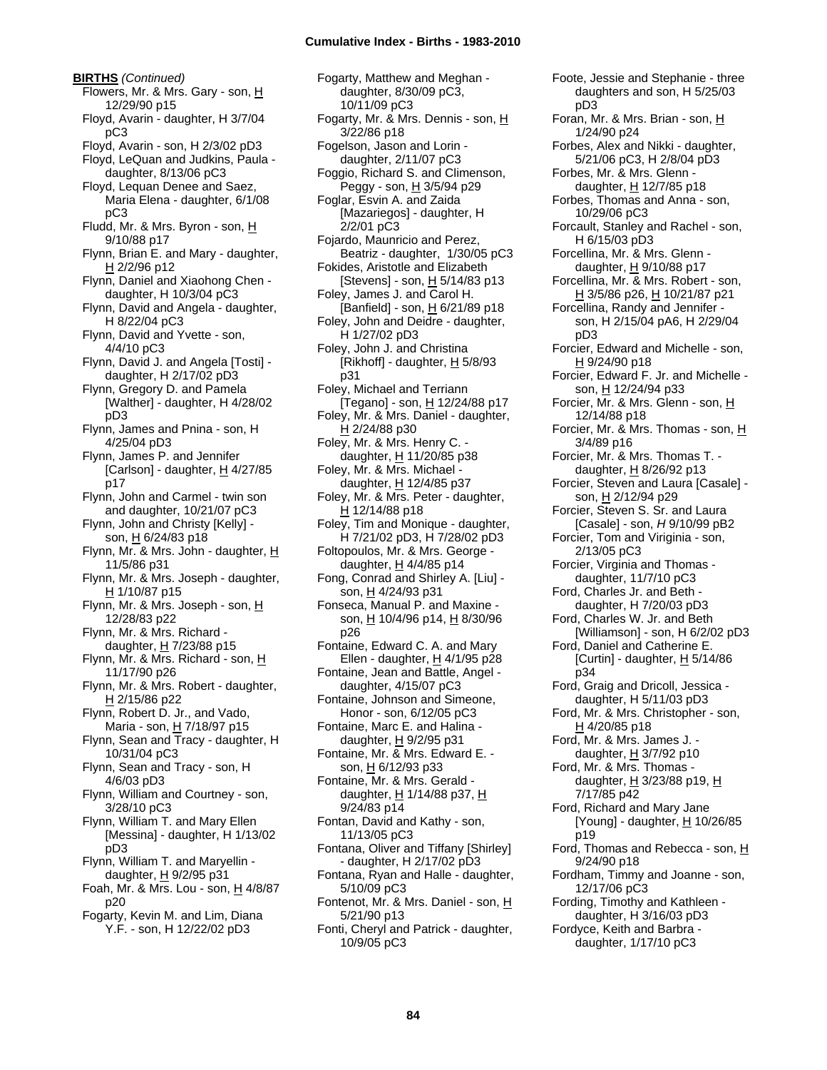**BIRTHS** *(Continued)*

Flowers, Mr. & Mrs. Gary - son, H 12/29/90 p15
Floyd, Avarin - daughter, H 3/7/04 pC3
Floyd, Avarin - son, H 2/3/02 pD3
Floyd, LeQuan and Judkins, Paula - daughter, 8/13/06 pC3
Floyd, Lequan Denee and Saez, Maria Elena - daughter, 6/1/08 pC3
Fludd, Mr. & Mrs. Byron - son, H 9/10/88 p17
Flynn, Brian E. and Mary - daughter, H 2/2/96 p12
Flynn, Daniel and Xiaohong Chen - daughter, H 10/3/04 pC3
Flynn, David and Angela - daughter, H 8/22/04 pC3
Flynn, David and Yvette - son, 4/4/10 pC3
Flynn, David J. and Angela [Tosti] - daughter, H 2/17/02 pD3
Flynn, Gregory D. and Pamela [Walther] - daughter, H 4/28/02 pD3
Flynn, James and Pnina - son, H 4/25/04 pD3
Flynn, James P. and Jennifer [Carlson] - daughter, H 4/27/85 p17
Flynn, John and Carmel - twin son and daughter, 10/21/07 pC3
Flynn, John and Christy [Kelly] - son, H 6/24/83 p18
Flynn, Mr. & Mrs. John - daughter, H 11/5/86 p31
Flynn, Mr. & Mrs. Joseph - daughter, H 1/10/87 p15
Flynn, Mr. & Mrs. Joseph - son, H 12/28/83 p22
Flynn, Mr. & Mrs. Richard - daughter, H 7/23/88 p15
Flynn, Mr. & Mrs. Richard - son, H 11/17/90 p26
Flynn, Mr. & Mrs. Robert - daughter, H 2/15/86 p22
Flynn, Robert D. Jr., and Vado, Maria - son, H 7/18/97 p15
Flynn, Sean and Tracy - daughter, H 10/31/04 pC3
Flynn, Sean and Tracy - son, H 4/6/03 pD3
Flynn, William and Courtney - son, 3/28/10 pC3
Flynn, William T. and Mary Ellen [Messina] - daughter, H 1/13/02 pD3
Flynn, William T. and Maryellin - daughter, H 9/2/95 p31
Foah, Mr. & Mrs. Lou - son, H 4/8/87 p20
Fogarty, Kevin M. and Lim, Diana Y.F. - son, H 12/22/02 pD3
Fogarty, Matthew and Meghan - daughter, 8/30/09 pC3, 10/11/09 pC3
Fogarty, Mr. & Mrs. Dennis - son, H 3/22/86 p18
Fogelson, Jason and Lorin - daughter, 2/11/07 pC3
Foggio, Richard S. and Climenson, Peggy - son, H 3/5/94 p29
Foglar, Esvin A. and Zaida [Mazariegos] - daughter, H 2/2/01 pC3
Fojardo, Maunricio and Perez, Beatriz - daughter, 1/30/05 pC3
Fokides, Aristotle and Elizabeth [Stevens] - son, H 5/14/83 p13
Foley, James J. and Carol H. [Banfield] - son, H 6/21/89 p18
Foley, John and Deidre - daughter, H 1/27/02 pD3
Foley, John J. and Christina [Rikhoff] - daughter, H 5/8/93 p31
Foley, Michael and Terriann [Tegano] - son, H 12/24/88 p17
Foley, Mr. & Mrs. Daniel - daughter, H 2/24/88 p30
Foley, Mr. & Mrs. Henry C. - daughter, H 11/20/85 p38
Foley, Mr. & Mrs. Michael - daughter, H 12/4/85 p37
Foley, Mr. & Mrs. Peter - daughter, H 12/14/88 p18
Foley, Tim and Monique - daughter, H 7/21/02 pD3, H 7/28/02 pD3
Foltopoulos, Mr. & Mrs. George - daughter, H 4/4/85 p14
Fong, Conrad and Shirley A. [Liu] - son, H 4/24/93 p31
Fonseca, Manual P. and Maxine - son, H 10/4/96 p14, H 8/30/96 p26
Fontaine, Edward C. A. and Mary Ellen - daughter, H 4/1/95 p28
Fontaine, Jean and Battle, Angel - daughter, 4/15/07 pC3
Fontaine, Johnson and Simeone, Honor - son, 6/12/05 pC3
Fontaine, Marc E. and Halina - daughter, H 9/2/95 p31
Fontaine, Mr. & Mrs. Edward E. - son, H 6/12/93 p33
Fontaine, Mr. & Mrs. Gerald - daughter, H 1/14/88 p37, H 9/24/83 p14
Fontan, David and Kathy - son, 11/13/05 pC3
Fontana, Oliver and Tiffany [Shirley] - daughter, H 2/17/02 pD3
Fontana, Ryan and Halle - daughter, 5/10/09 pC3
Fontenot, Mr. & Mrs. Daniel - son, H 5/21/90 p13
Fonti, Cheryl and Patrick - daughter, 10/9/05 pC3
Foote, Jessie and Stephanie - three daughters and son, H 5/25/03 pD3
Foran, Mr. & Mrs. Brian - son, H 1/24/90 p24
Forbes, Alex and Nikki - daughter, 5/21/06 pC3, H 2/8/04 pD3
Forbes, Mr. & Mrs. Glenn - daughter, H 12/7/85 p18
Forbes, Thomas and Anna - son, 10/29/06 pC3
Forcault, Stanley and Rachel - son, H 6/15/03 pD3
Forcellina, Mr. & Mrs. Glenn - daughter, H 9/10/88 p17
Forcellina, Mr. & Mrs. Robert - son, H 3/5/86 p26, H 10/21/87 p21
Forcellina, Randy and Jennifer - son, H 2/15/04 pA6, H 2/29/04 pD3
Forcier, Edward and Michelle - son, H 9/24/90 p18
Forcier, Edward F. Jr. and Michelle - son, H 12/24/94 p33
Forcier, Mr. & Mrs. Glenn - son, H 12/14/88 p18
Forcier, Mr. & Mrs. Thomas - son, H 3/4/89 p16
Forcier, Mr. & Mrs. Thomas T. - daughter, H 8/26/92 p13
Forcier, Steven and Laura [Casale] - son, H 2/12/94 p29
Forcier, Steven S. Sr. and Laura [Casale] - son, *H* 9/10/99 pB2
Forcier, Tom and Viriginia - son, 2/13/05 pC3
Forcier, Virginia and Thomas - daughter, 11/7/10 pC3
Ford, Charles Jr. and Beth - daughter, H 7/20/03 pD3
Ford, Charles W. Jr. and Beth [Williamson] - son, H 6/2/02 pD3
Ford, Daniel and Catherine E. [Curtin] - daughter, H 5/14/86 p34
Ford, Graig and Dricoll, Jessica - daughter, H 5/11/03 pD3
Ford, Mr. & Mrs. Christopher - son, H 4/20/85 p18
Ford, Mr. & Mrs. James J. - daughter, H 3/7/92 p10
Ford, Mr. & Mrs. Thomas - daughter, H 3/23/88 p19, H 7/17/85 p42
Ford, Richard and Mary Jane [Young] - daughter, H 10/26/85 p19
Ford, Thomas and Rebecca - son, H 9/24/90 p18
Fordham, Timmy and Joanne - son, 12/17/06 pC3
Fording, Timothy and Kathleen - daughter, H 3/16/03 pD3
Fordyce, Keith and Barbra - daughter, 1/17/10 pC3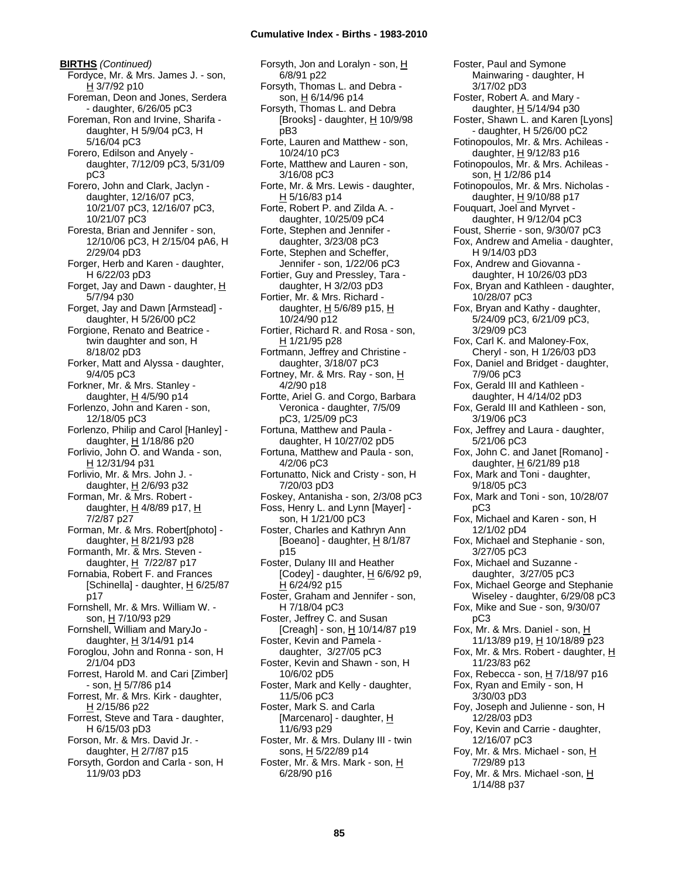**BIRTHS** *(Continued)*

Fordyce, Mr. & Mrs. James J. - son, H 3/7/92 p10
Foreman, Deon and Jones, Serdera - daughter, 6/26/05 pC3
Foreman, Ron and Irvine, Sharifa - daughter, H 5/9/04 pC3, H 5/16/04 pC3
Forero, Edilson and Anyely - daughter, 7/12/09 pC3, 5/31/09 pC3
Forero, John and Clark, Jaclyn - daughter, 12/16/07 pC3, 10/21/07 pC3, 12/16/07 pC3, 10/21/07 pC3
Foresta, Brian and Jennifer - son, 12/10/06 pC3, H 2/15/04 pA6, H 2/29/04 pD3
Forger, Herb and Karen - daughter, H 6/22/03 pD3
Forget, Jay and Dawn - daughter, H 5/7/94 p30
Forget, Jay and Dawn [Armstead] - daughter, H 5/26/00 pC2
Forgione, Renato and Beatrice - twin daughter and son, H 8/18/02 pD3
Forker, Matt and Alyssa - daughter, 9/4/05 pC3
Forkner, Mr. & Mrs. Stanley - daughter, H 4/5/90 p14
Forlenzo, John and Karen - son, 12/18/05 pC3
Forlenzo, Philip and Carol [Hanley] - daughter, H 1/18/86 p20
Forlivio, John O. and Wanda - son, H 12/31/94 p31
Forlivio, Mr. & Mrs. John J. - daughter, H 2/6/93 p32
Forman, Mr. & Mrs. Robert - daughter, H 4/8/89 p17, H 7/2/87 p27
Forman, Mr. & Mrs. Robert[photo] - daughter, H 8/21/93 p28
Formanth, Mr. & Mrs. Steven - daughter, H 7/22/87 p17
Fornabia, Robert F. and Frances [Schinella] - daughter, H 6/25/87 p17
Fornshell, Mr. & Mrs. William W. - son, H 7/10/93 p29
Fornshell, William and MaryJo - daughter, H 3/14/91 p14
Foroglou, John and Ronna - son, H 2/1/04 pD3
Forrest, Harold M. and Cari [Zimber] - son, H 5/7/86 p14
Forrest, Mr. & Mrs. Kirk - daughter, H 2/15/86 p22
Forrest, Steve and Tara - daughter, H 6/15/03 pD3
Forson, Mr. & Mrs. David Jr. - daughter, H 2/7/87 p15
Forsyth, Gordon and Carla - son, H 11/9/03 pD3
Forsyth, Jon and Loralyn - son, H 6/8/91 p22
Forsyth, Thomas L. and Debra - son, H 6/14/96 p14
Forsyth, Thomas L. and Debra [Brooks] - daughter, H 10/9/98 pB3
Forte, Lauren and Matthew - son, 10/24/10 pC3
Forte, Matthew and Lauren - son, 3/16/08 pC3
Forte, Mr. & Mrs. Lewis - daughter, H 5/16/83 p14
Forte, Robert P. and Zilda A. - daughter, 10/25/09 pC4
Forte, Stephen and Jennifer - daughter, 3/23/08 pC3
Forte, Stephen and Scheffer, Jennifer - son, 1/22/06 pC3
Fortier, Guy and Pressley, Tara - daughter, H 3/2/03 pD3
Fortier, Mr. & Mrs. Richard - daughter, H 5/6/89 p15, H 10/24/90 p12
Fortier, Richard R. and Rosa - son, H 1/21/95 p28
Fortmann, Jeffrey and Christine - daughter, 3/18/07 pC3
Fortney, Mr. & Mrs. Ray - son, H 4/2/90 p18
Fortte, Ariel G. and Corgo, Barbara Veronica - daughter, 7/5/09 pC3, 1/25/09 pC3
Fortuna, Matthew and Paula - daughter, H 10/27/02 pD5
Fortuna, Matthew and Paula - son, 4/2/06 pC3
Fortunatto, Nick and Cristy - son, H 7/20/03 pD3
Foskey, Antanisha - son, 2/3/08 pC3
Foss, Henry L. and Lynn [Mayer] - son, H 1/21/00 pC3
Foster, Charles and Kathryn Ann [Boeano] - daughter, H 8/1/87 p15
Foster, Dulany III and Heather [Codey] - daughter, H 6/6/92 p9, H 6/24/92 p15
Foster, Graham and Jennifer - son, H 7/18/04 pC3
Foster, Jeffrey C. and Susan [Creagh] - son, H 10/14/87 p19
Foster, Kevin and Pamela - daughter, 3/27/05 pC3
Foster, Kevin and Shawn - son, H 10/6/02 pD5
Foster, Mark and Kelly - daughter, 11/5/06 pC3
Foster, Mark S. and Carla [Marcenaro] - daughter, H 11/6/93 p29
Foster, Mr. & Mrs. Dulany III - twin sons, H 5/22/89 p14
Foster, Mr. & Mrs. Mark - son, H 6/28/90 p16
Foster, Paul and Symone Mainwaring - daughter, H 3/17/02 pD3
Foster, Robert A. and Mary - daughter, H 5/14/94 p30
Foster, Shawn L. and Karen [Lyons] - daughter, H 5/26/00 pC2
Fotinopoulos, Mr. & Mrs. Achileas - daughter, H 9/12/83 p16
Fotinopoulos, Mr. & Mrs. Achileas - son, H 1/2/86 p14
Fotinopoulos, Mr. & Mrs. Nicholas - daughter, H 9/10/88 p17
Fouquart, Joel and Myrvet - daughter, H 9/12/04 pC3
Foust, Sherrie - son, 9/30/07 pC3
Fox, Andrew and Amelia - daughter, H 9/14/03 pD3
Fox, Andrew and Giovanna - daughter, H 10/26/03 pD3
Fox, Bryan and Kathleen - daughter, 10/28/07 pC3
Fox, Bryan and Kathy - daughter, 5/24/09 pC3, 6/21/09 pC3, 3/29/09 pC3
Fox, Carl K. and Maloney-Fox, Cheryl - son, H 1/26/03 pD3
Fox, Daniel and Bridget - daughter, 7/9/06 pC3
Fox, Gerald III and Kathleen - daughter, H 4/14/02 pD3
Fox, Gerald III and Kathleen - son, 3/19/06 pC3
Fox, Jeffrey and Laura - daughter, 5/21/06 pC3
Fox, John C. and Janet [Romano] - daughter, H 6/21/89 p18
Fox, Mark and Toni - daughter, 9/18/05 pC3
Fox, Mark and Toni - son, 10/28/07 pC3
Fox, Michael and Karen - son, H 12/1/02 pD4
Fox, Michael and Stephanie - son, 3/27/05 pC3
Fox, Michael and Suzanne - daughter, 3/27/05 pC3
Fox, Michael George and Stephanie Wiseley - daughter, 6/29/08 pC3
Fox, Mike and Sue - son, 9/30/07 pC3
Fox, Mr. & Mrs. Daniel - son, H 11/13/89 p19, H 10/18/89 p23
Fox, Mr. & Mrs. Robert - daughter, H 11/23/83 p62
Fox, Rebecca - son, H 7/18/97 p16
Fox, Ryan and Emily - son, H 3/30/03 pD3
Foy, Joseph and Julienne - son, H 12/28/03 pD3
Foy, Kevin and Carrie - daughter, 12/16/07 pC3
Foy, Mr. & Mrs. Michael - son, H 7/29/89 p13
Foy, Mr. & Mrs. Michael -son, H 1/14/88 p37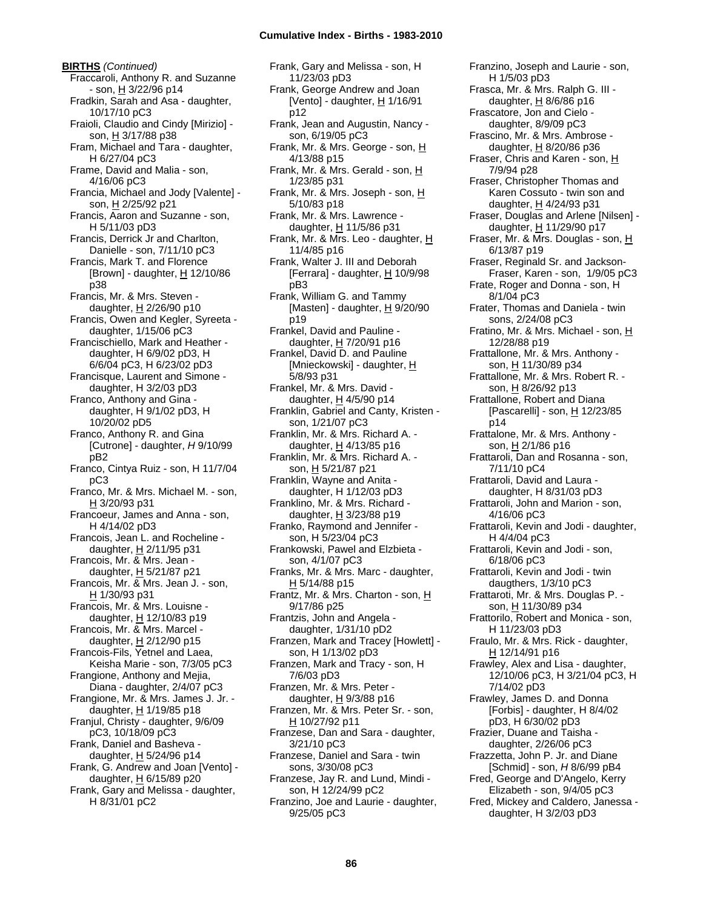**BIRTHS** *(Continued)*

Fraccaroli, Anthony R. and Suzanne - son, H 3/22/96 p14
Fradkin, Sarah and Asa - daughter, 10/17/10 pC3
Fraioli, Claudio and Cindy [Mirizio] - son, H 3/17/88 p38
Fram, Michael and Tara - daughter, H 6/27/04 pC3
Frame, David and Malia - son, 4/16/06 pC3
Francia, Michael and Jody [Valente] - son, H 2/25/92 p21
Francis, Aaron and Suzanne - son, H 5/11/03 pD3
Francis, Derrick Jr and Charlton, Danielle - son, 7/11/10 pC3
Francis, Mark T. and Florence [Brown] - daughter, H 12/10/86 p38
Francis, Mr. & Mrs. Steven - daughter, H 2/26/90 p10
Francis, Owen and Kegler, Syreeta - daughter, 1/15/06 pC3
Francischiello, Mark and Heather - daughter, H 6/9/02 pD3, H 6/6/04 pC3, H 6/23/02 pD3
Francisque, Laurent and Simone - daughter, H 3/2/03 pD3
Franco, Anthony and Gina - daughter, H 9/1/02 pD3, H 10/20/02 pD5
Franco, Anthony R. and Gina [Cutrone] - daughter, *H* 9/10/99 pB2
Franco, Cintya Ruiz - son, H 11/7/04 pC3
Franco, Mr. & Mrs. Michael M. - son, H 3/20/93 p31
Francoeur, James and Anna - son, H 4/14/02 pD3
Francois, Jean L. and Rocheline - daughter, H 2/11/95 p31
Francois, Mr. & Mrs. Jean - daughter, H 5/21/87 p21
Francois, Mr. & Mrs. Jean J. - son, H 1/30/93 p31
Francois, Mr. & Mrs. Louisne - daughter, H 12/10/83 p19
Francois, Mr. & Mrs. Marcel - daughter, H 2/12/90 p15
Francois-Fils, Yetnel and Laea, Keisha Marie - son, 7/3/05 pC3
Frangione, Anthony and Mejia, Diana - daughter, 2/4/07 pC3
Frangione, Mr. & Mrs. James J. Jr. - daughter, H 1/19/85 p18
Franjul, Christy - daughter, 9/6/09 pC3, 10/18/09 pC3
Frank, Daniel and Basheva - daughter, H 5/24/96 p14
Frank, G. Andrew and Joan [Vento] - daughter, H 6/15/89 p20
Frank, Gary and Melissa - daughter, H 8/31/01 pC2
Frank, Gary and Melissa - son, H 11/23/03 pD3
Frank, George Andrew and Joan [Vento] - daughter, H 1/16/91 p12
Frank, Jean and Augustin, Nancy - son, 6/19/05 pC3
Frank, Mr. & Mrs. George - son, H 4/13/88 p15
Frank, Mr. & Mrs. Gerald - son, H 1/23/85 p31
Frank, Mr. & Mrs. Joseph - son, H 5/10/83 p18
Frank, Mr. & Mrs. Lawrence - daughter, H 11/5/86 p31
Frank, Mr. & Mrs. Leo - daughter, H 11/4/85 p16
Frank, Walter J. III and Deborah [Ferrara] - daughter, H 10/9/98 pB3
Frank, William G. and Tammy [Masten] - daughter, H 9/20/90 p19
Frankel, David and Pauline - daughter, H 7/20/91 p16
Frankel, David D. and Pauline [Mnieckowski] - daughter, H 5/8/93 p31
Frankel, Mr. & Mrs. David - daughter, H 4/5/90 p14
Franklin, Gabriel and Canty, Kristen - son, 1/21/07 pC3
Franklin, Mr. & Mrs. Richard A. - daughter, H 4/13/85 p16
Franklin, Mr. & Mrs. Richard A. - son, H 5/21/87 p21
Franklin, Wayne and Anita - daughter, H 1/12/03 pD3
Franklino, Mr. & Mrs. Richard - daughter, H 3/23/88 p19
Franko, Raymond and Jennifer - son, H 5/23/04 pC3
Frankowski, Pawel and Elzbieta - son, 4/1/07 pC3
Franks, Mr. & Mrs. Marc - daughter, H 5/14/88 p15
Frantz, Mr. & Mrs. Charton - son, H 9/17/86 p25
Frantzis, John and Angela - daughter, 1/31/10 pD2
Franzen, Mark and Tracey [Howlett] - son, H 1/13/02 pD3
Franzen, Mark and Tracy - son, H 7/6/03 pD3
Franzen, Mr. & Mrs. Peter - daughter, H 9/3/88 p16
Franzen, Mr. & Mrs. Peter Sr. - son, H 10/27/92 p11
Franzese, Dan and Sara - daughter, 3/21/10 pC3
Franzese, Daniel and Sara - twin sons, 3/30/08 pC3
Franzese, Jay R. and Lund, Mindi - son, H 12/24/99 pC2
Franzino, Joe and Laurie - daughter, 9/25/05 pC3
Franzino, Joseph and Laurie - son, H 1/5/03 pD3
Frasca, Mr. & Mrs. Ralph G. III - daughter, H 8/6/86 p16
Frascatore, Jon and Cielo - daughter, 8/9/09 pC3
Frascino, Mr. & Mrs. Ambrose - daughter, H 8/20/86 p36
Fraser, Chris and Karen - son, H 7/9/94 p28
Fraser, Christopher Thomas and Karen Cossuto - twin son and daughter, H 4/24/93 p31
Fraser, Douglas and Arlene [Nilsen] - daughter, H 11/29/90 p17
Fraser, Mr. & Mrs. Douglas - son, H 6/13/87 p19
Fraser, Reginald Sr. and Jackson-Fraser, Karen - son, 1/9/05 pC3
Frate, Roger and Donna - son, H 8/1/04 pC3
Frater, Thomas and Daniela - twin sons, 2/24/08 pC3
Fratino, Mr. & Mrs. Michael - son, H 12/28/88 p19
Frattallone, Mr. & Mrs. Anthony - son, H 11/30/89 p34
Frattallone, Mr. & Mrs. Robert R. - son, H 8/26/92 p13
Frattallone, Robert and Diana [Pascarelli] - son, H 12/23/85 p14
Frattalone, Mr. & Mrs. Anthony - son, H 2/1/86 p16
Frattaroli, Dan and Rosanna - son, 7/11/10 pC4
Frattaroli, David and Laura - daughter, H 8/31/03 pD3
Frattaroli, John and Marion - son, 4/16/06 pC3
Frattaroli, Kevin and Jodi - daughter, H 4/4/04 pC3
Frattaroli, Kevin and Jodi - son, 6/18/06 pC3
Frattaroli, Kevin and Jodi - twin daugthers, 1/3/10 pC3
Frattaroti, Mr. & Mrs. Douglas P. - son, H 11/30/89 p34
Frattorilo, Robert and Monica - son, H 11/23/03 pD3
Fraulo, Mr. & Mrs. Rick - daughter, H 12/14/91 p16
Frawley, Alex and Lisa - daughter, 12/10/06 pC3, H 3/21/04 pC3, H 7/14/02 pD3
Frawley, James D. and Donna [Forbis] - daughter, H 8/4/02 pD3, H 6/30/02 pD3
Frazier, Duane and Taisha - daughter, 2/26/06 pC3
Frazzetta, John P. Jr. and Diane [Schmid] - son, *H* 8/6/99 pB4
Fred, George and D'Angelo, Kerry Elizabeth - son, 9/4/05 pC3
Fred, Mickey and Caldero, Janessa - daughter, H 3/2/03 pD3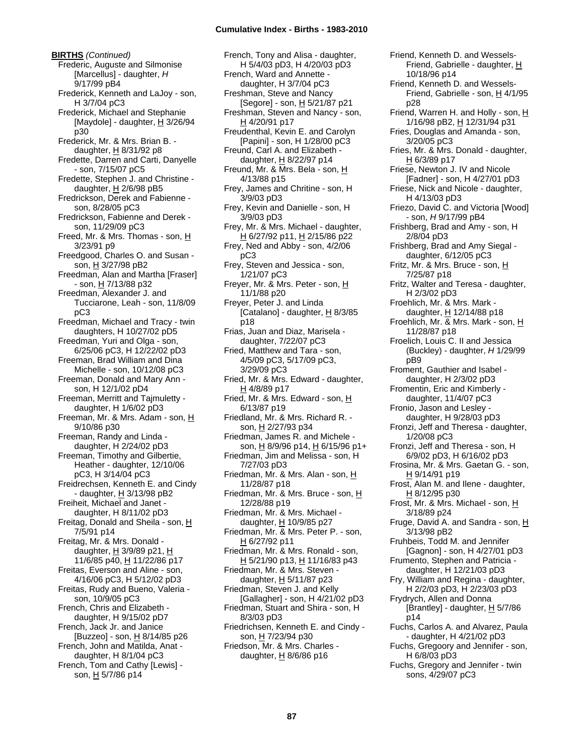**BIRTHS** *(Continued)*

Frederic, Auguste and Silmonise [Marcellus] - daughter, *H* 9/17/99 pB4

Frederick, Kenneth and LaJoy - son, H 3/7/04 pC3

Frederick, Michael and Stephanie [Maydole] - daughter, H 3/26/94 p30

Frederick, Mr. & Mrs. Brian B. - daughter, H 8/31/92 p8

Fredette, Darren and Carti, Danyelle - son, 7/15/07 pC5

Fredette, Stephen J. and Christine - daughter, H 2/6/98 pB5

Fredrickson, Derek and Fabienne - son, 8/28/05 pC3

Fredrickson, Fabienne and Derek - son, 11/29/09 pC3

Freed, Mr. & Mrs. Thomas - son, H 3/23/91 p9

Freedgood, Charles O. and Susan - son, H 3/27/98 pB2

Freedman, Alan and Martha [Fraser] - son, H 7/13/88 p32

Freedman, Alexander J. and Tucciarone, Leah - son, 11/8/09 pC3

Freedman, Michael and Tracy - twin daughters, H 10/27/02 pD5

Freedman, Yuri and Olga - son, 6/25/06 pC3, H 12/22/02 pD3

Freeman, Brad William and Dina Michelle - son, 10/12/08 pC3

Freeman, Donald and Mary Ann - son, H 12/1/02 pD4

Freeman, Merritt and Tajmuletty - daughter, H 1/6/02 pD3

Freeman, Mr. & Mrs. Adam - son, H 9/10/86 p30

Freeman, Randy and Linda - daughter, H 2/24/02 pD3

Freeman, Timothy and Gilbertie, Heather - daughter, 12/10/06 pC3, H 3/14/04 pC3

Freidrechsen, Kenneth E. and Cindy - daughter, H 3/13/98 pB2

Freiheit, Michael and Janet - daughter, H 8/11/02 pD3

Freitag, Donald and Sheila - son, H 7/5/91 p14

Freitag, Mr. & Mrs. Donald - daughter, H 3/9/89 p21, H 11/6/85 p40, H 11/22/86 p17

Freitas, Everson and Aline - son, 4/16/06 pC3, H 5/12/02 pD3

Freitas, Rudy and Bueno, Valeria - son, 10/9/05 pC3

French, Chris and Elizabeth - daughter, H 9/15/02 pD7

French, Jack Jr. and Janice [Buzzeo] - son, H 8/14/85 p26

French, John and Matilda, Anat - daughter, H 8/1/04 pC3

French, Tom and Cathy [Lewis] - son, H 5/7/86 p14

French, Tony and Alisa - daughter, H 5/4/03 pD3, H 4/20/03 pD3

French, Ward and Annette - daughter, H 3/7/04 pC3

Freshman, Steve and Nancy [Segore] - son, H 5/21/87 p21

Freshman, Steven and Nancy - son, H 4/20/91 p17

Freudenthal, Kevin E. and Carolyn [Papini] - son, H 1/28/00 pC3

Freund, Carl A. and Elizabeth - daughter, H 8/22/97 p14

Freund, Mr. & Mrs. Bela - son, H 4/13/88 p15

Frey, James and Chritine - son, H 3/9/03 pD3

Frey, Kevin and Danielle - son, H 3/9/03 pD3

Frey, Mr. & Mrs. Michael - daughter, H 6/27/92 p11, H 2/15/86 p22

Frey, Ned and Abby - son, 4/2/06 pC3

Frey, Steven and Jessica - son, 1/21/07 pC3

Freyer, Mr. & Mrs. Peter - son, H 11/1/88 p20

Freyer, Peter J. and Linda [Catalano] - daughter, H 8/3/85 p18

Frias, Juan and Diaz, Marisela - daughter, 7/22/07 pC3

Fried, Matthew and Tara - son, 4/5/09 pC3, 5/17/09 pC3, 3/29/09 pC3

Fried, Mr. & Mrs. Edward - daughter, H 4/8/89 p17

Fried, Mr. & Mrs. Edward - son, H 6/13/87 p19

Friedland, Mr. & Mrs. Richard R. - son, H 2/27/93 p34

Friedman, James R. and Michele - son, H 8/9/96 p14, H 6/15/96 p1+

Friedman, Jim and Melissa - son, H 7/27/03 pD3

Friedman, Mr. & Mrs. Alan - son, H 11/28/87 p18

Friedman, Mr. & Mrs. Bruce - son, H 12/28/88 p19

Friedman, Mr. & Mrs. Michael - daughter, H 10/9/85 p27

Friedman, Mr. & Mrs. Peter P. - son, H 6/27/92 p11

Friedman, Mr. & Mrs. Ronald - son, H 5/21/90 p13, H 11/16/83 p43

Friedman, Mr. & Mrs. Steven - daughter, H 5/11/87 p23

Friedman, Steven J. and Kelly [Gallagher] - son, H 4/21/02 pD3

Friedman, Stuart and Shira - son, H 8/3/03 pD3

Friedrichsen, Kenneth E. and Cindy - son, H 7/23/94 p30

Friedson, Mr. & Mrs. Charles - daughter, H 8/6/86 p16

Friend, Kenneth D. and Wessels-Friend, Gabrielle - daughter, H 10/18/96 p14

Friend, Kenneth D. and Wessels-Friend, Gabrielle - son, H 4/1/95 p28

Friend, Warren H. and Holly - son, H 1/16/98 pB2, H 12/31/94 p31

Fries, Douglas and Amanda - son, 3/20/05 pC3

Fries, Mr. & Mrs. Donald - daughter, H 6/3/89 p17

Friese, Newton J. IV and Nicole [Fadner] - son, H 4/27/01 pD3

Friese, Nick and Nicole - daughter, H 4/13/03 pD3

Friezo, David C. and Victoria [Wood] - son, *H* 9/17/99 pB4

Frishberg, Brad and Amy - son, H 2/8/04 pD3

Frishberg, Brad and Amy Siegal - daughter, 6/12/05 pC3

Fritz, Mr. & Mrs. Bruce - son, H 7/25/87 p18

Fritz, Walter and Teresa - daughter, H 2/3/02 pD3

Froehlich, Mr. & Mrs. Mark - daughter, H 12/14/88 p18

Froehlich, Mr. & Mrs. Mark - son, H 11/28/87 p18

Froelich, Louis C. II and Jessica (Buckley) - daughter, *H* 1/29/99 pB9

Froment, Gauthier and Isabel - daughter, H 2/3/02 pD3

Fromentin, Eric and Kimberly - daughter, 11/4/07 pC3

Fronio, Jason and Lesley - daughter, H 9/28/03 pD3

Fronzi, Jeff and Theresa - daughter, 1/20/08 pC3

Fronzi, Jeff and Theresa - son, H 6/9/02 pD3, H 6/16/02 pD3

Frosina, Mr. & Mrs. Gaetan G. - son, H 9/14/91 p19

Frost, Alan M. and Ilene - daughter, H 8/12/95 p30

Frost, Mr. & Mrs. Michael - son, H 3/18/89 p24

Fruge, David A. and Sandra - son, H 3/13/98 pB2

Fruhbeis, Todd M. and Jennifer [Gagnon] - son, H 4/27/01 pD3

Frumento, Stephen and Patricia - daughter, H 12/21/03 pD3

Fry, William and Regina - daughter, H 2/2/03 pD3, H 2/23/03 pD3

Frydrych, Allen and Donna [Brantley] - daughter, H 5/7/86 p14

Fuchs, Carlos A. and Alvarez, Paula - daughter, H 4/21/02 pD3

Fuchs, Gregoory and Jennifer - son, H 6/8/03 pD3

Fuchs, Gregory and Jennifer - twin sons, 4/29/07 pC3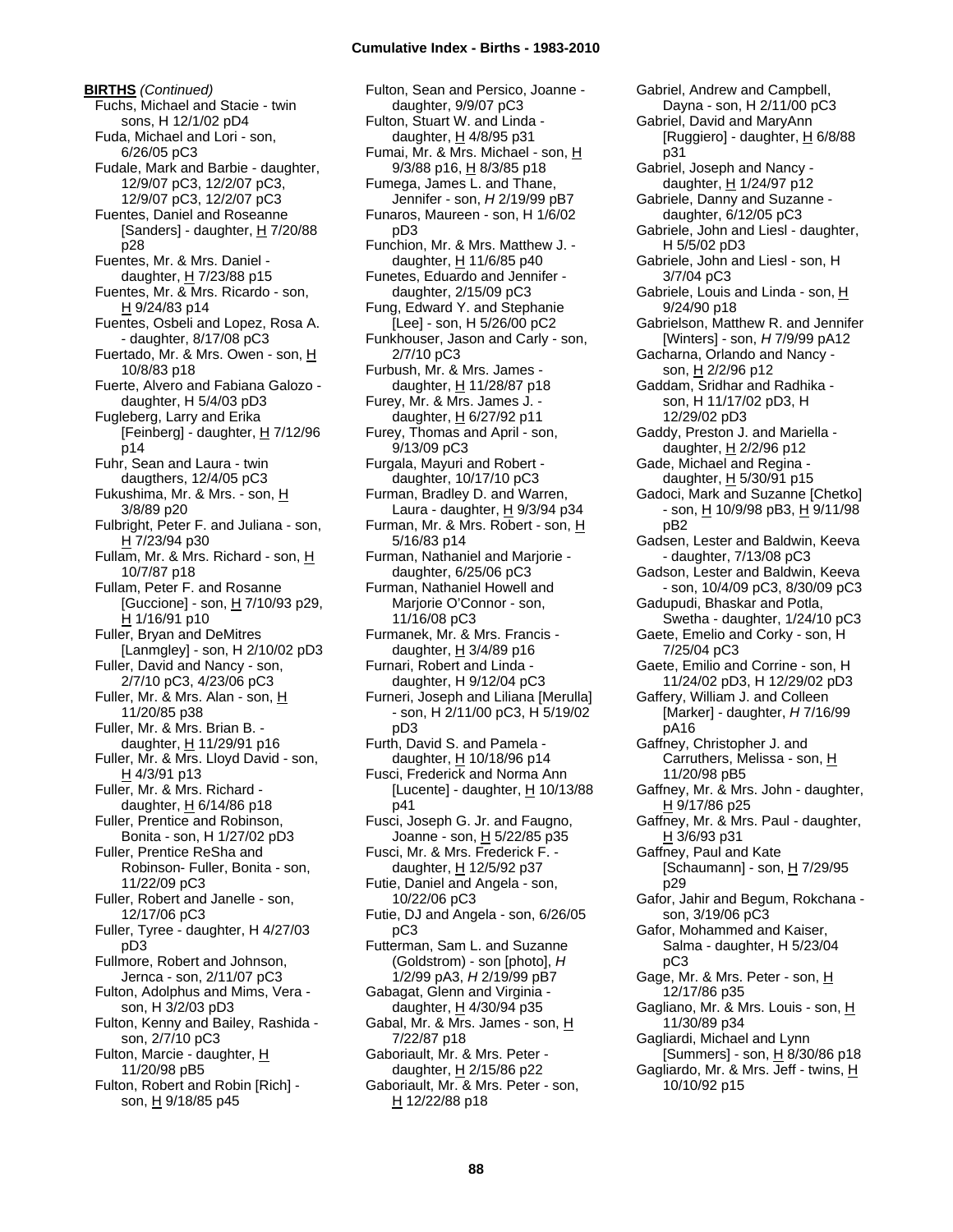**BIRTHS** *(Continued)*

Fuchs, Michael and Stacie - twin sons, H 12/1/02 pD4
Fuda, Michael and Lori - son, 6/26/05 pC3
Fudale, Mark and Barbie - daughter, 12/9/07 pC3, 12/2/07 pC3, 12/9/07 pC3, 12/2/07 pC3
Fuentes, Daniel and Roseanne [Sanders] - daughter, H 7/20/88 p28
Fuentes, Mr. & Mrs. Daniel - daughter, H 7/23/88 p15
Fuentes, Mr. & Mrs. Ricardo - son, H 9/24/83 p14
Fuentes, Osbeli and Lopez, Rosa A. - daughter, 8/17/08 pC3
Fuertado, Mr. & Mrs. Owen - son, H 10/8/83 p18
Fuerte, Alvero and Fabiana Galozo - daughter, H 5/4/03 pD3
Fugleberg, Larry and Erika [Feinberg] - daughter, H 7/12/96 p14
Fuhr, Sean and Laura - twin daugthers, 12/4/05 pC3
Fukushima, Mr. & Mrs. - son, H 3/8/89 p20
Fulbright, Peter F. and Juliana - son, H 7/23/94 p30
Fullam, Mr. & Mrs. Richard - son, H 10/7/87 p18
Fullam, Peter F. and Rosanne [Guccione] - son, H 7/10/93 p29, H 1/16/91 p10
Fuller, Bryan and DeMitres [Lanmgley] - son, H 2/10/02 pD3
Fuller, David and Nancy - son, 2/7/10 pC3, 4/23/06 pC3
Fuller, Mr. & Mrs. Alan - son, H 11/20/85 p38
Fuller, Mr. & Mrs. Brian B. - daughter, H 11/29/91 p16
Fuller, Mr. & Mrs. Lloyd David - son, H 4/3/91 p13
Fuller, Mr. & Mrs. Richard - daughter, H 6/14/86 p18
Fuller, Prentice and Robinson, Bonita - son, H 1/27/02 pD3
Fuller, Prentice ReSha and Robinson- Fuller, Bonita - son, 11/22/09 pC3
Fuller, Robert and Janelle - son, 12/17/06 pC3
Fuller, Tyree - daughter, H 4/27/03 pD3
Fullmore, Robert and Johnson, Jernca - son, 2/11/07 pC3
Fulton, Adolphus and Mims, Vera - son, H 3/2/03 pD3
Fulton, Kenny and Bailey, Rashida - son, 2/7/10 pC3
Fulton, Marcie - daughter, H 11/20/98 pB5
Fulton, Robert and Robin [Rich] - son, H 9/18/85 p45
Fulton, Sean and Persico, Joanne - daughter, 9/9/07 pC3
Fulton, Stuart W. and Linda - daughter, H 4/8/95 p31
Fumai, Mr. & Mrs. Michael - son, H 9/3/88 p16, H 8/3/85 p18
Fumega, James L. and Thane, Jennifer - son, *H* 2/19/99 pB7
Funaros, Maureen - son, H 1/6/02 pD3
Funchion, Mr. & Mrs. Matthew J. - daughter, H 11/6/85 p40
Funetes, Eduardo and Jennifer - daughter, 2/15/09 pC3
Fung, Edward Y. and Stephanie [Lee] - son, H 5/26/00 pC2
Funkhouser, Jason and Carly - son, 2/7/10 pC3
Furbush, Mr. & Mrs. James - daughter, H 11/28/87 p18
Furey, Mr. & Mrs. James J. - daughter, H 6/27/92 p11
Furey, Thomas and April - son, 9/13/09 pC3
Furgala, Mayuri and Robert - daughter, 10/17/10 pC3
Furman, Bradley D. and Warren, Laura - daughter, H 9/3/94 p34
Furman, Mr. & Mrs. Robert - son, H 5/16/83 p14
Furman, Nathaniel and Marjorie - daughter, 6/25/06 pC3
Furman, Nathaniel Howell and Marjorie O'Connor - son, 11/16/08 pC3
Furmanek, Mr. & Mrs. Francis - daughter, H 3/4/89 p16
Furnari, Robert and Linda - daughter, H 9/12/04 pC3
Furneri, Joseph and Liliana [Merulla] - son, H 2/11/00 pC3, H 5/19/02 pD3
Furth, David S. and Pamela - daughter, H 10/18/96 p14
Fusci, Frederick and Norma Ann [Lucente] - daughter, H 10/13/88 p41
Fusci, Joseph G. Jr. and Faugno, Joanne - son, H 5/22/85 p35
Fusci, Mr. & Mrs. Frederick F. - daughter, H 12/5/92 p37
Futie, Daniel and Angela - son, 10/22/06 pC3
Futie, DJ and Angela - son, 6/26/05 pC3
Futterman, Sam L. and Suzanne (Goldstrom) - son [photo], *H* 1/2/99 pA3, *H* 2/19/99 pB7
Gabagat, Glenn and Virginia - daughter, H 4/30/94 p35
Gabal, Mr. & Mrs. James - son, H 7/22/87 p18
Gaboriault, Mr. & Mrs. Peter - daughter, H 2/15/86 p22
Gaboriault, Mr. & Mrs. Peter - son, H 12/22/88 p18
Gabriel, Andrew and Campbell, Dayna - son, H 2/11/00 pC3
Gabriel, David and MaryAnn [Ruggiero] - daughter, H 6/8/88 p31
Gabriel, Joseph and Nancy - daughter, H 1/24/97 p12
Gabriele, Danny and Suzanne - daughter, 6/12/05 pC3
Gabriele, John and Liesl - daughter, H 5/5/02 pD3
Gabriele, John and Liesl - son, H 3/7/04 pC3
Gabriele, Louis and Linda - son, H 9/24/90 p18
Gabrielson, Matthew R. and Jennifer [Winters] - son, *H* 7/9/99 pA12
Gacharna, Orlando and Nancy - son, H 2/2/96 p12
Gaddam, Sridhar and Radhika - son, H 11/17/02 pD3, H 12/29/02 pD3
Gaddy, Preston J. and Mariella - daughter, H 2/2/96 p12
Gade, Michael and Regina - daughter, H 5/30/91 p15
Gadoci, Mark and Suzanne [Chetko] - son, H 10/9/98 pB3, H 9/11/98 pB2
Gadsen, Lester and Baldwin, Keeva - daughter, 7/13/08 pC3
Gadson, Lester and Baldwin, Keeva - son, 10/4/09 pC3, 8/30/09 pC3
Gadupudi, Bhaskar and Potla, Swetha - daughter, 1/24/10 pC3
Gaete, Emelio and Corky - son, H 7/25/04 pC3
Gaete, Emilio and Corrine - son, H 11/24/02 pD3, H 12/29/02 pD3
Gaffery, William J. and Colleen [Marker] - daughter, *H* 7/16/99 pA16
Gaffney, Christopher J. and Carruthers, Melissa - son, H 11/20/98 pB5
Gaffney, Mr. & Mrs. John - daughter, H 9/17/86 p25
Gaffney, Mr. & Mrs. Paul - daughter, H 3/6/93 p31
Gaffney, Paul and Kate [Schaumann] - son, H 7/29/95 p29
Gafor, Jahir and Begum, Rokchana - son, 3/19/06 pC3
Gafor, Mohammed and Kaiser, Salma - daughter, H 5/23/04 pC3
Gage, Mr. & Mrs. Peter - son, H 12/17/86 p35
Gagliano, Mr. & Mrs. Louis - son, H 11/30/89 p34
Gagliardi, Michael and Lynn [Summers] - son, H 8/30/86 p18
Gagliardo, Mr. & Mrs. Jeff - twins, H 10/10/92 p15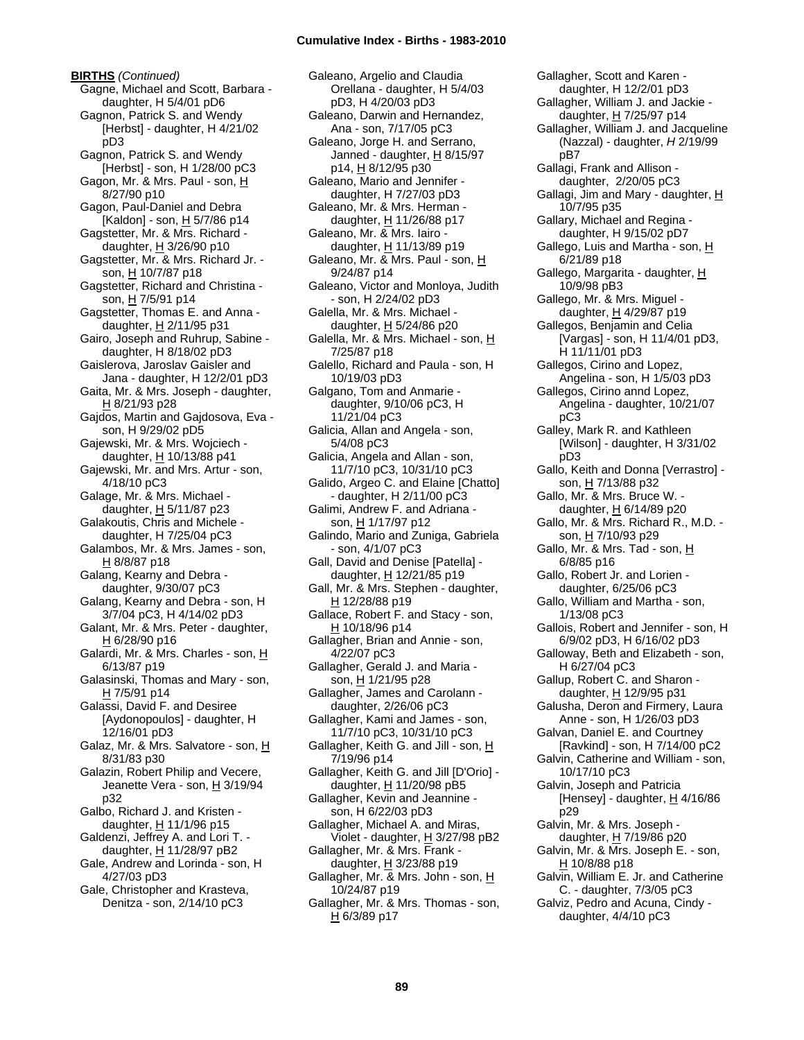**BIRTHS** *(Continued)*

Gagne, Michael and Scott, Barbara - daughter, H 5/4/01 pD6

Gagnon, Patrick S. and Wendy [Herbst] - daughter, H 4/21/02 pD3

Gagnon, Patrick S. and Wendy [Herbst] - son, H 1/28/00 pC3

Gagon, Mr. & Mrs. Paul - son, H 8/27/90 p10

Gagon, Paul-Daniel and Debra [Kaldon] - son, H 5/7/86 p14

Gagstetter, Mr. & Mrs. Richard - daughter, H 3/26/90 p10

Gagstetter, Mr. & Mrs. Richard Jr. - son, H 10/7/87 p18

Gagstetter, Richard and Christina - son, H 7/5/91 p14

Gagstetter, Thomas E. and Anna - daughter, H 2/11/95 p31

Gairo, Joseph and Ruhrup, Sabine - daughter, H 8/18/02 pD3

Gaislerova, Jaroslav Gaisler and Jana - daughter, H 12/2/01 pD3

Gaita, Mr. & Mrs. Joseph - daughter, H 8/21/93 p28

Gajdos, Martin and Gajdosova, Eva - son, H 9/29/02 pD5

Gajewski, Mr. & Mrs. Wojciech - daughter, H 10/13/88 p41

Gajewski, Mr. and Mrs. Artur - son, 4/18/10 pC3

Galage, Mr. & Mrs. Michael - daughter, H 5/11/87 p23

Galakoutis, Chris and Michele - daughter, H 7/25/04 pC3

Galambos, Mr. & Mrs. James - son, H 8/8/87 p18

Galang, Kearny and Debra - daughter, 9/30/07 pC3

Galang, Kearny and Debra - son, H 3/7/04 pC3, H 4/14/02 pD3

Galant, Mr. & Mrs. Peter - daughter, H 6/28/90 p16

Galardi, Mr. & Mrs. Charles - son, H 6/13/87 p19

Galasinski, Thomas and Mary - son, H 7/5/91 p14

Galassi, David F. and Desiree [Aydonopoulos] - daughter, H 12/16/01 pD3

Galaz, Mr. & Mrs. Salvatore - son, H 8/31/83 p30

Galazin, Robert Philip and Vecere, Jeanette Vera - son, H 3/19/94 p32

Galbo, Richard J. and Kristen - daughter, H 11/1/96 p15

Galdenzi, Jeffrey A. and Lori T. - daughter, H 11/28/97 pB2

Gale, Andrew and Lorinda - son, H 4/27/03 pD3

Gale, Christopher and Krasteva, Denitza - son, 2/14/10 pC3

Galeano, Argelio and Claudia Orellana - daughter, H 5/4/03 pD3, H 4/20/03 pD3

Galeano, Darwin and Hernandez, Ana - son, 7/17/05 pC3

Galeano, Jorge H. and Serrano, Janned - daughter, H 8/15/97 p14, H 8/12/95 p30

Galeano, Mario and Jennifer - daughter, H 7/27/03 pD3

Galeano, Mr. & Mrs. Herman - daughter, H 11/26/88 p17

Galeano, Mr. & Mrs. Iairo - daughter, H 11/13/89 p19

Galeano, Mr. & Mrs. Paul - son, H 9/24/87 p14

Galeano, Victor and Monloya, Judith - son, H 2/24/02 pD3

Galella, Mr. & Mrs. Michael - daughter, H 5/24/86 p20

Galella, Mr. & Mrs. Michael - son, H 7/25/87 p18

Galello, Richard and Paula - son, H 10/19/03 pD3

Galgano, Tom and Anmarie - daughter, 9/10/06 pC3, H 11/21/04 pC3

Galicia, Allan and Angela - son, 5/4/08 pC3

Galicia, Angela and Allan - son, 11/7/10 pC3, 10/31/10 pC3

Galido, Argeo C. and Elaine [Chatto] - daughter, H 2/11/00 pC3

Galimi, Andrew F. and Adriana - son, H 1/17/97 p12

Galindo, Mario and Zuniga, Gabriela - son, 4/1/07 pC3

Gall, David and Denise [Patella] - daughter, H 12/21/85 p19

Gall, Mr. & Mrs. Stephen - daughter, H 12/28/88 p19

Gallace, Robert F. and Stacy - son, H 10/18/96 p14

Gallagher, Brian and Annie - son, 4/22/07 pC3

Gallagher, Gerald J. and Maria - son, H 1/21/95 p28

Gallagher, James and Carolann - daughter, 2/26/06 pC3

Gallagher, Kami and James - son, 11/7/10 pC3, 10/31/10 pC3

Gallagher, Keith G. and Jill - son, H 7/19/96 p14

Gallagher, Keith G. and Jill [D'Orio] - daughter, H 11/20/98 pB5

Gallagher, Kevin and Jeannine - son, H 6/22/03 pD3

Gallagher, Michael A. and Miras, Violet - daughter, H 3/27/98 pB2

Gallagher, Mr. & Mrs. Frank - daughter, H 3/23/88 p19

Gallagher, Mr. & Mrs. John - son, H 10/24/87 p19

Gallagher, Mr. & Mrs. Thomas - son, H 6/3/89 p17

Gallagher, Scott and Karen - daughter, H 12/2/01 pD3

Gallagher, William J. and Jackie - daughter, H 7/25/97 p14

Gallagher, William J. and Jacqueline (Nazzal) - daughter, *H* 2/19/99 pB7

Gallagi, Frank and Allison - daughter, 2/20/05 pC3

Gallagi, Jim and Mary - daughter, H 10/7/95 p35

Gallary, Michael and Regina - daughter, H 9/15/02 pD7

Gallego, Luis and Martha - son, H 6/21/89 p18

Gallego, Margarita - daughter, H 10/9/98 pB3

Gallego, Mr. & Mrs. Miguel - daughter, H 4/29/87 p19

Gallegos, Benjamin and Celia [Vargas] - son, H 11/4/01 pD3, H 11/11/01 pD3

Gallegos, Cirino and Lopez, Angelina - son, H 1/5/03 pD3

Gallegos, Cirino annd Lopez, Angelina - daughter, 10/21/07 pC3

Galley, Mark R. and Kathleen [Wilson] - daughter, H 3/31/02 pD3

Gallo, Keith and Donna [Verrastro] - son, H 7/13/88 p32

Gallo, Mr. & Mrs. Bruce W. - daughter, H 6/14/89 p20

Gallo, Mr. & Mrs. Richard R., M.D. - son, H 7/10/93 p29

Gallo, Mr. & Mrs. Tad - son, H 6/8/85 p16

Gallo, Robert Jr. and Lorien - daughter, 6/25/06 pC3

Gallo, William and Martha - son, 1/13/08 pC3

Gallois, Robert and Jennifer - son, H 6/9/02 pD3, H 6/16/02 pD3

Galloway, Beth and Elizabeth - son, H 6/27/04 pC3

Gallup, Robert C. and Sharon - daughter, H 12/9/95 p31

Galusha, Deron and Firmery, Laura Anne - son, H 1/26/03 pD3

Galvan, Daniel E. and Courtney [Ravkind] - son, H 7/14/00 pC2

Galvin, Catherine and William - son, 10/17/10 pC3

Galvin, Joseph and Patricia [Hensey] - daughter, H 4/16/86 p29

Galvin, Mr. & Mrs. Joseph - daughter, H 7/19/86 p20

Galvin, Mr. & Mrs. Joseph E. - son, H 10/8/88 p18

Galvin, William E. Jr. and Catherine C. - daughter, 7/3/05 pC3

Galviz, Pedro and Acuna, Cindy - daughter, 4/4/10 pC3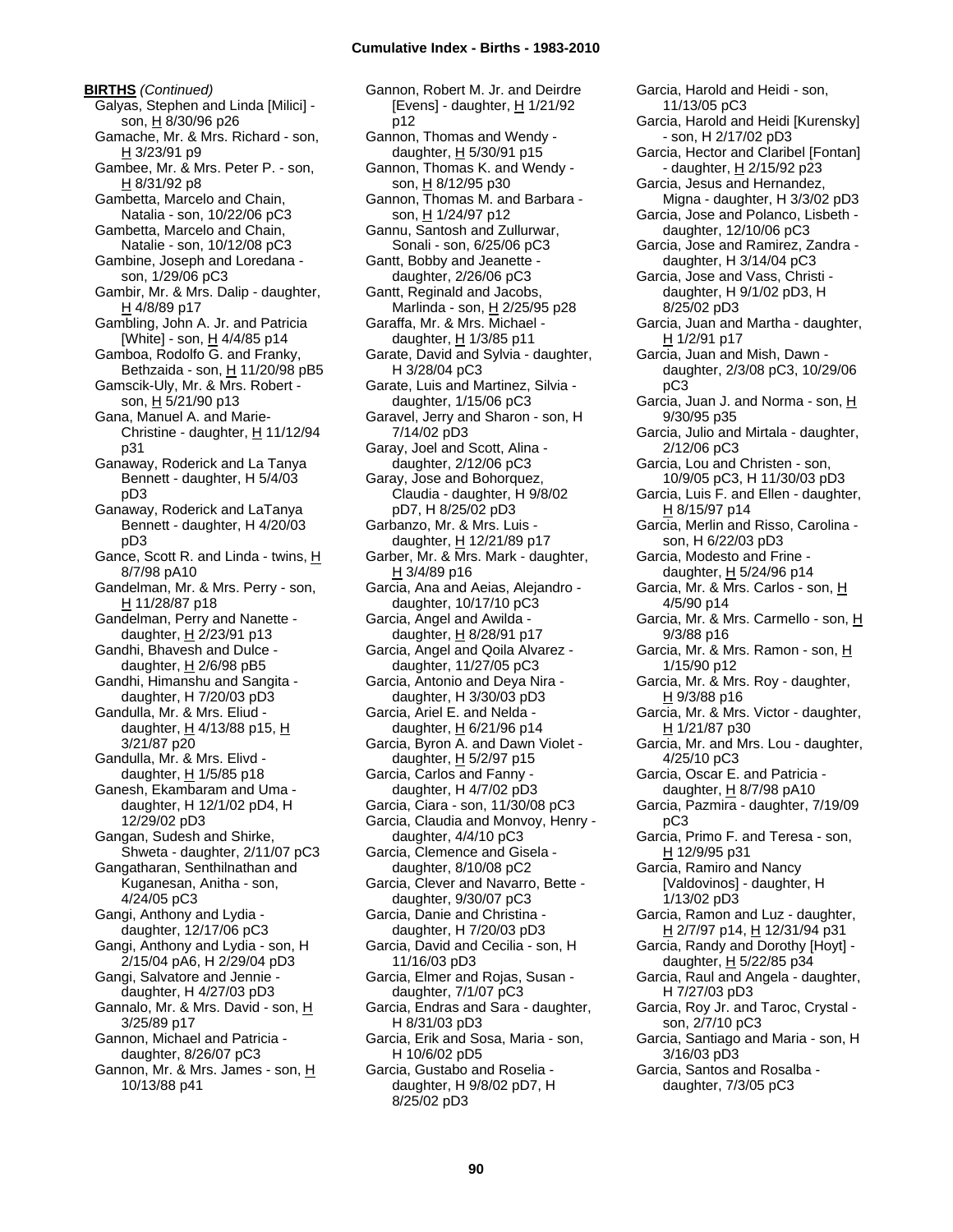**BIRTHS** *(Continued)*

Galyas, Stephen and Linda [Milici] - son, H 8/30/96 p26
Gamache, Mr. & Mrs. Richard - son, H 3/23/91 p9
Gambee, Mr. & Mrs. Peter P. - son, H 8/31/92 p8
Gambetta, Marcelo and Chain, Natalia - son, 10/22/06 pC3
Gambetta, Marcelo and Chain, Natalie - son, 10/12/08 pC3
Gambine, Joseph and Loredana - son, 1/29/06 pC3
Gambir, Mr. & Mrs. Dalip - daughter, H 4/8/89 p17
Gambling, John A. Jr. and Patricia [White] - son, H 4/4/85 p14
Gamboa, Rodolfo G. and Franky, Bethzaida - son, H 11/20/98 pB5
Gamscik-Uly, Mr. & Mrs. Robert - son, H 5/21/90 p13
Gana, Manuel A. and Marie-Christine - daughter, H 11/12/94 p31
Ganaway, Roderick and La Tanya Bennett - daughter, H 5/4/03 pD3
Ganaway, Roderick and LaTanya Bennett - daughter, H 4/20/03 pD3
Gance, Scott R. and Linda - twins, H 8/7/98 pA10
Gandelman, Mr. & Mrs. Perry - son, H 11/28/87 p18
Gandelman, Perry and Nanette - daughter, H 2/23/91 p13
Gandhi, Bhavesh and Dulce - daughter, H 2/6/98 pB5
Gandhi, Himanshu and Sangita - daughter, H 7/20/03 pD3
Gandulla, Mr. & Mrs. Eliud - daughter, H 4/13/88 p15, H 3/21/87 p20
Gandulla, Mr. & Mrs. Elivd - daughter, H 1/5/85 p18
Ganesh, Ekambaram and Uma - daughter, H 12/1/02 pD4, H 12/29/02 pD3
Gangan, Sudesh and Shirke, Shweta - daughter, 2/11/07 pC3
Gangatharan, Senthilnathan and Kuganesan, Anitha - son, 4/24/05 pC3
Gangi, Anthony and Lydia - daughter, 12/17/06 pC3
Gangi, Anthony and Lydia - son, H 2/15/04 pA6, H 2/29/04 pD3
Gangi, Salvatore and Jennie - daughter, H 4/27/03 pD3
Gannalo, Mr. & Mrs. David - son, H 3/25/89 p17
Gannon, Michael and Patricia - daughter, 8/26/07 pC3
Gannon, Mr. & Mrs. James - son, H 10/13/88 p41
Gannon, Robert M. Jr. and Deirdre [Evens] - daughter, H 1/21/92 p12
Gannon, Thomas and Wendy - daughter, H 5/30/91 p15
Gannon, Thomas K. and Wendy - son, H 8/12/95 p30
Gannon, Thomas M. and Barbara - son, H 1/24/97 p12
Gannu, Santosh and Zullurwar, Sonali - son, 6/25/06 pC3
Gantt, Bobby and Jeanette - daughter, 2/26/06 pC3
Gantt, Reginald and Jacobs, Marlinda - son, H 2/25/95 p28
Garaffa, Mr. & Mrs. Michael - daughter, H 1/3/85 p11
Garate, David and Sylvia - daughter, H 3/28/04 pC3
Garate, Luis and Martinez, Silvia - daughter, 1/15/06 pC3
Garavel, Jerry and Sharon - son, H 7/14/02 pD3
Garay, Joel and Scott, Alina - daughter, 2/12/06 pC3
Garay, Jose and Bohorquez, Claudia - daughter, H 9/8/02 pD7, H 8/25/02 pD3
Garbanzo, Mr. & Mrs. Luis - daughter, H 12/21/89 p17
Garber, Mr. & Mrs. Mark - daughter, H 3/4/89 p16
Garcia, Ana and Aeias, Alejandro - daughter, 10/17/10 pC3
Garcia, Angel and Awilda - daughter, H 8/28/91 p17
Garcia, Angel and Qoila Alvarez - daughter, 11/27/05 pC3
Garcia, Antonio and Deya Nira - daughter, H 3/30/03 pD3
Garcia, Ariel E. and Nelda - daughter, H 6/21/96 p14
Garcia, Byron A. and Dawn Violet - daughter, H 5/2/97 p15
Garcia, Carlos and Fanny - daughter, H 4/7/02 pD3
Garcia, Ciara - son, 11/30/08 pC3
Garcia, Claudia and Monvoy, Henry - daughter, 4/4/10 pC3
Garcia, Clemence and Gisela - daughter, 8/10/08 pC2
Garcia, Clever and Navarro, Bette - daughter, 9/30/07 pC3
Garcia, Danie and Christina - daughter, H 7/20/03 pD3
Garcia, David and Cecilia - son, H 11/16/03 pD3
Garcia, Elmer and Rojas, Susan - daughter, 7/1/07 pC3
Garcia, Endras and Sara - daughter, H 8/31/03 pD3
Garcia, Erik and Sosa, Maria - son, H 10/6/02 pD5
Garcia, Gustabo and Roselia - daughter, H 9/8/02 pD7, H 8/25/02 pD3
Garcia, Harold and Heidi - son, 11/13/05 pC3
Garcia, Harold and Heidi [Kurensky] - son, H 2/17/02 pD3
Garcia, Hector and Claribel [Fontan] - daughter, H 2/15/92 p23
Garcia, Jesus and Hernandez, Migna - daughter, H 3/3/02 pD3
Garcia, Jose and Polanco, Lisbeth - daughter, 12/10/06 pC3
Garcia, Jose and Ramirez, Zandra - daughter, H 3/14/04 pC3
Garcia, Jose and Vass, Christi - daughter, H 9/1/02 pD3, H 8/25/02 pD3
Garcia, Juan and Martha - daughter, H 1/2/91 p17
Garcia, Juan and Mish, Dawn - daughter, 2/3/08 pC3, 10/29/06 pC3
Garcia, Juan J. and Norma - son, H 9/30/95 p35
Garcia, Julio and Mirtala - daughter, 2/12/06 pC3
Garcia, Lou and Christen - son, 10/9/05 pC3, H 11/30/03 pD3
Garcia, Luis F. and Ellen - daughter, H 8/15/97 p14
Garcia, Merlin and Risso, Carolina - son, H 6/22/03 pD3
Garcia, Modesto and Frine - daughter, H 5/24/96 p14
Garcia, Mr. & Mrs. Carlos - son, H 4/5/90 p14
Garcia, Mr. & Mrs. Carmello - son, H 9/3/88 p16
Garcia, Mr. & Mrs. Ramon - son, H 1/15/90 p12
Garcia, Mr. & Mrs. Roy - daughter, H 9/3/88 p16
Garcia, Mr. & Mrs. Victor - daughter, H 1/21/87 p30
Garcia, Mr. and Mrs. Lou - daughter, 4/25/10 pC3
Garcia, Oscar E. and Patricia - daughter, H 8/7/98 pA10
Garcia, Pazmira - daughter, 7/19/09 pC3
Garcia, Primo F. and Teresa - son, H 12/9/95 p31
Garcia, Ramiro and Nancy [Valdovinos] - daughter, H 1/13/02 pD3
Garcia, Ramon and Luz - daughter, H 2/7/97 p14, H 12/31/94 p31
Garcia, Randy and Dorothy [Hoyt] - daughter, H 5/22/85 p34
Garcia, Raul and Angela - daughter, H 7/27/03 pD3
Garcia, Roy Jr. and Taroc, Crystal - son, 2/7/10 pC3
Garcia, Santiago and Maria - son, H 3/16/03 pD3
Garcia, Santos and Rosalba - daughter, 7/3/05 pC3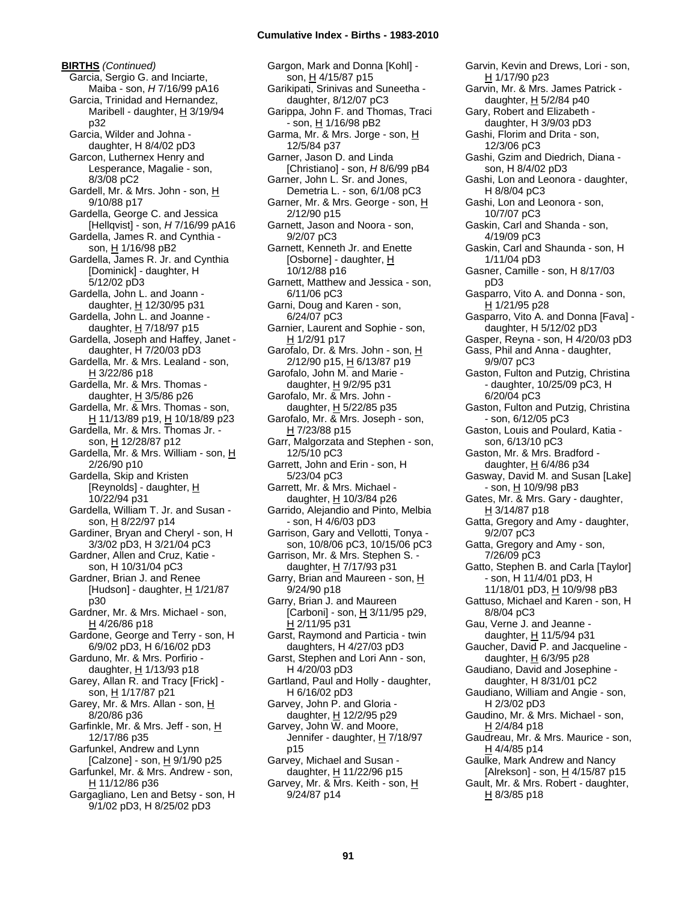**BIRTHS** *(Continued)*

Garcia, Sergio G. and Inciarte, Maiba - son, *H* 7/16/99 pA16
Garcia, Trinidad and Hernandez, Maribell - daughter, H 3/19/94 p32
Garcia, Wilder and Johna - daughter, H 8/4/02 pD3
Garcon, Luthernex Henry and Lesperance, Magalie - son, 8/3/08 pC2
Gardell, Mr. & Mrs. John - son, H 9/10/88 p17
Gardella, George C. and Jessica [Hellqvist] - son, *H* 7/16/99 pA16
Gardella, James R. and Cynthia - son, H 1/16/98 pB2
Gardella, James R. Jr. and Cynthia [Dominick] - daughter, H 5/12/02 pD3
Gardella, John L. and Joann - daughter, H 12/30/95 p31
Gardella, John L. and Joanne - daughter, H 7/18/97 p15
Gardella, Joseph and Haffey, Janet - daughter, H 7/20/03 pD3
Gardella, Mr. & Mrs. Lealand - son, H 3/22/86 p18
Gardella, Mr. & Mrs. Thomas - daughter, H 3/5/86 p26
Gardella, Mr. & Mrs. Thomas - son, H 11/13/89 p19, H 10/18/89 p23
Gardella, Mr. & Mrs. Thomas Jr. - son, H 12/28/87 p12
Gardella, Mr. & Mrs. William - son, H 2/26/90 p10
Gardella, Skip and Kristen [Reynolds] - daughter, H 10/22/94 p31
Gardella, William T. Jr. and Susan - son, H 8/22/97 p14
Gardiner, Bryan and Cheryl - son, H 3/3/02 pD3, H 3/21/04 pC3
Gardner, Allen and Cruz, Katie - son, H 10/31/04 pC3
Gardner, Brian J. and Renee [Hudson] - daughter, H 1/21/87 p30
Gardner, Mr. & Mrs. Michael - son, H 4/26/86 p18
Gardone, George and Terry - son, H 6/9/02 pD3, H 6/16/02 pD3
Garduno, Mr. & Mrs. Porfirio - daughter, H 1/13/93 p18
Garey, Allan R. and Tracy [Frick] - son, H 1/17/87 p21
Garey, Mr. & Mrs. Allan - son, H 8/20/86 p36
Garfinkle, Mr. & Mrs. Jeff - son, H 12/17/86 p35
Garfunkel, Andrew and Lynn [Calzone] - son, H 9/1/90 p25
Garfunkel, Mr. & Mrs. Andrew - son, H 11/12/86 p36
Gargagliano, Len and Betsy - son, H 9/1/02 pD3, H 8/25/02 pD3
Gargon, Mark and Donna [Kohl] - son, H 4/15/87 p15
Garikipati, Srinivas and Suneetha - daughter, 8/12/07 pC3
Garippa, John F. and Thomas, Traci - son, H 1/16/98 pB2
Garma, Mr. & Mrs. Jorge - son, H 12/5/84 p37
Garner, Jason D. and Linda [Christiano] - son, *H* 8/6/99 pB4
Garner, John L. Sr. and Jones, Demetria L. - son, 6/1/08 pC3
Garner, Mr. & Mrs. George - son, H 2/12/90 p15
Garnett, Jason and Noora - son, 9/2/07 pC3
Garnett, Kenneth Jr. and Enette [Osborne] - daughter, H 10/12/88 p16
Garnett, Matthew and Jessica - son, 6/11/06 pC3
Garni, Doug and Karen - son, 6/24/07 pC3
Garnier, Laurent and Sophie - son, H 1/2/91 p17
Garofalo, Dr. & Mrs. John - son, H 2/12/90 p15, H 6/13/87 p19
Garofalo, John M. and Marie - daughter, H 9/2/95 p31
Garofalo, Mr. & Mrs. John - daughter, H 5/22/85 p35
Garofalo, Mr. & Mrs. Joseph - son, H 7/23/88 p15
Garr, Malgorzata and Stephen - son, 12/5/10 pC3
Garrett, John and Erin - son, H 5/23/04 pC3
Garrett, Mr. & Mrs. Michael - daughter, H 10/3/84 p26
Garrido, Alejandio and Pinto, Melbia - son, H 4/6/03 pD3
Garrison, Gary and Vellotti, Tonya - son, 10/8/06 pC3, 10/15/06 pC3
Garrison, Mr. & Mrs. Stephen S. - daughter, H 7/17/93 p31
Garry, Brian and Maureen - son, H 9/24/90 p18
Garry, Brian J. and Maureen [Carboni] - son, H 3/11/95 p29, H 2/11/95 p31
Garst, Raymond and Particia - twin daughters, H 4/27/03 pD3
Garst, Stephen and Lori Ann - son, H 4/20/03 pD3
Gartland, Paul and Holly - daughter, H 6/16/02 pD3
Garvey, John P. and Gloria - daughter, H 12/2/95 p29
Garvey, John W. and Moore, Jennifer - daughter, H 7/18/97 p15
Garvey, Michael and Susan - daughter, H 11/22/96 p15
Garvey, Mr. & Mrs. Keith - son, H 9/24/87 p14
Garvin, Kevin and Drews, Lori - son, H 1/17/90 p23
Garvin, Mr. & Mrs. James Patrick - daughter, H 5/2/84 p40
Gary, Robert and Elizabeth - daughter, H 3/9/03 pD3
Gashi, Florim and Drita - son, 12/3/06 pC3
Gashi, Gzim and Diedrich, Diana - son, H 8/4/02 pD3
Gashi, Lon and Leonora - daughter, H 8/8/04 pC3
Gashi, Lon and Leonora - son, 10/7/07 pC3
Gaskin, Carl and Shanda - son, 4/19/09 pC3
Gaskin, Carl and Shaunda - son, H 1/11/04 pD3
Gasner, Camille - son, H 8/17/03 pD3
Gasparro, Vito A. and Donna - son, H 1/21/95 p28
Gasparro, Vito A. and Donna [Fava] - daughter, H 5/12/02 pD3
Gasper, Reyna - son, H 4/20/03 pD3
Gass, Phil and Anna - daughter, 9/9/07 pC3
Gaston, Fulton and Putzig, Christina - daughter, 10/25/09 pC3, H 6/20/04 pC3
Gaston, Fulton and Putzig, Christina - son, 6/12/05 pC3
Gaston, Louis and Poulard, Katia - son, 6/13/10 pC3
Gaston, Mr. & Mrs. Bradford - daughter, H 6/4/86 p34
Gasway, David M. and Susan [Lake] - son, H 10/9/98 pB3
Gates, Mr. & Mrs. Gary - daughter, H 3/14/87 p18
Gatta, Gregory and Amy - daughter, 9/2/07 pC3
Gatta, Gregory and Amy - son, 7/26/09 pC3
Gatto, Stephen B. and Carla [Taylor] - son, H 11/4/01 pD3, H 11/18/01 pD3, H 10/9/98 pB3
Gattuso, Michael and Karen - son, H 8/8/04 pC3
Gau, Verne J. and Jeanne - daughter, H 11/5/94 p31
Gaucher, David P. and Jacqueline - daughter, H 6/3/95 p28
Gaudiano, David and Josephine - daughter, H 8/31/01 pC2
Gaudiano, William and Angie - son, H 2/3/02 pD3
Gaudino, Mr. & Mrs. Michael - son, H 2/4/84 p18
Gaudreau, Mr. & Mrs. Maurice - son, H 4/4/85 p14
Gaulke, Mark Andrew and Nancy [Alrekson] - son, H 4/15/87 p15
Gault, Mr. & Mrs. Robert - daughter, H 8/3/85 p18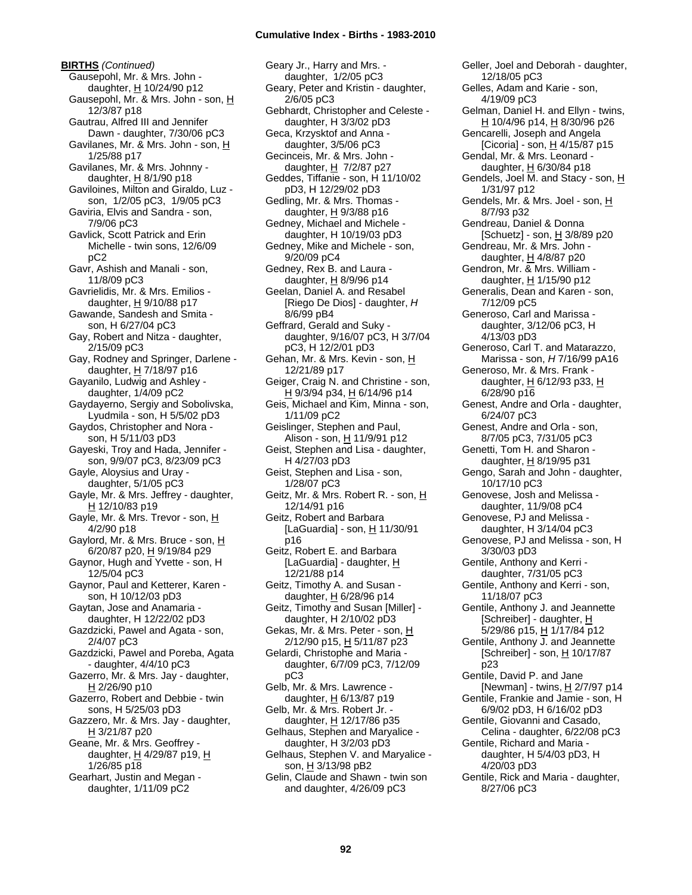**BIRTHS** *(Continued)*

Gausepohl, Mr. & Mrs. John - daughter, H 10/24/90 p12
Gausepohl, Mr. & Mrs. John - son, H 12/3/87 p18
Gautrau, Alfred III and Jennifer Dawn - daughter, 7/30/06 pC3
Gavilanes, Mr. & Mrs. John - son, H 1/25/88 p17
Gavilanes, Mr. & Mrs. Johnny - daughter, H 8/1/90 p18
Gaviloines, Milton and Giraldo, Luz - son, 1/2/05 pC3, 1/9/05 pC3
Gaviria, Elvis and Sandra - son, 7/9/06 pC3
Gavlick, Scott Patrick and Erin Michelle - twin sons, 12/6/09 pC2
Gavr, Ashish and Manali - son, 11/8/09 pC3
Gavrielidis, Mr. & Mrs. Emilios - daughter, H 9/10/88 p17
Gawande, Sandesh and Smita - son, H 6/27/04 pC3
Gay, Robert and Nitza - daughter, 2/15/09 pC3
Gay, Rodney and Springer, Darlene - daughter, H 7/18/97 p16
Gayanilo, Ludwig and Ashley - daughter, 1/4/09 pC2
Gaydayerno, Sergiy and Sobolivska, Lyudmila - son, H 5/5/02 pD3
Gaydos, Christopher and Nora - son, H 5/11/03 pD3
Gayeski, Troy and Hada, Jennifer - son, 9/9/07 pC3, 8/23/09 pC3
Gayle, Aloysius and Uray - daughter, 5/1/05 pC3
Gayle, Mr. & Mrs. Jeffrey - daughter, H 12/10/83 p19
Gayle, Mr. & Mrs. Trevor - son, H 4/2/90 p18
Gaylord, Mr. & Mrs. Bruce - son, H 6/20/87 p20, H 9/19/84 p29
Gaynor, Hugh and Yvette - son, H 12/5/04 pC3
Gaynor, Paul and Ketterer, Karen - son, H 10/12/03 pD3
Gaytan, Jose and Anamaria - daughter, H 12/22/02 pD3
Gazdzicki, Pawel and Agata - son, 2/4/07 pC3
Gazdzicki, Pawel and Poreba, Agata - daughter, 4/4/10 pC3
Gazerro, Mr. & Mrs. Jay - daughter, H 2/26/90 p10
Gazerro, Robert and Debbie - twin sons, H 5/25/03 pD3
Gazzero, Mr. & Mrs. Jay - daughter, H 3/21/87 p20
Geane, Mr. & Mrs. Geoffrey - daughter, H 4/29/87 p19, H 1/26/85 p18
Gearhart, Justin and Megan - daughter, 1/11/09 pC2
Geary Jr., Harry and Mrs. - daughter, 1/2/05 pC3
Geary, Peter and Kristin - daughter, 2/6/05 pC3
Gebhardt, Christopher and Celeste - daughter, H 3/3/02 pD3
Geca, Krzysktof and Anna - daughter, 3/5/06 pC3
Gecinceis, Mr. & Mrs. John - daughter, H 7/2/87 p27
Geddes, Tiffanie - son, H 11/10/02 pD3, H 12/29/02 pD3
Gedling, Mr. & Mrs. Thomas - daughter, H 9/3/88 p16
Gedney, Michael and Michele - daughter, H 10/19/03 pD3
Gedney, Mike and Michele - son, 9/20/09 pC4
Gedney, Rex B. and Laura - daughter, H 8/9/96 p14
Geelan, Daniel A. and Resabel [Riego De Dios] - daughter, *H* 8/6/99 pB4
Geffrard, Gerald and Suky - daughter, 9/16/07 pC3, H 3/7/04 pC3, H 12/2/01 pD3
Gehan, Mr. & Mrs. Kevin - son, H 12/21/89 p17
Geiger, Craig N. and Christine - son, H 9/3/94 p34, H 6/14/96 p14
Geis, Michael and Kim, Minna - son, 1/11/09 pC2
Geislinger, Stephen and Paul, Alison - son, H 11/9/91 p12
Geist, Stephen and Lisa - daughter, H 4/27/03 pD3
Geist, Stephen and Lisa - son, 1/28/07 pC3
Geitz, Mr. & Mrs. Robert R. - son, H 12/14/91 p16
Geitz, Robert and Barbara [LaGuardia] - son, H 11/30/91 p16
Geitz, Robert E. and Barbara [LaGuardia] - daughter, H 12/21/88 p14
Geitz, Timothy A. and Susan - daughter, H 6/28/96 p14
Geitz, Timothy and Susan [Miller] - daughter, H 2/10/02 pD3
Gekas, Mr. & Mrs. Peter - son, H 2/12/90 p15, H 5/11/87 p23
Gelardi, Christophe and Maria - daughter, 6/7/09 pC3, 7/12/09 pC3
Gelb, Mr. & Mrs. Lawrence - daughter, H 6/13/87 p19
Gelb, Mr. & Mrs. Robert Jr. - daughter, H 12/17/86 p35
Gelhaus, Stephen and Maryalice - daughter, H 3/2/03 pD3
Gelhaus, Stephen V. and Maryalice - son, H 3/13/98 pB2
Gelin, Claude and Shawn - twin son and daughter, 4/26/09 pC3
Geller, Joel and Deborah - daughter, 12/18/05 pC3
Gelles, Adam and Karie - son, 4/19/09 pC3
Gelman, Daniel H. and Ellyn - twins, H 10/4/96 p14, H 8/30/96 p26
Gencarelli, Joseph and Angela [Cicoria] - son, H 4/15/87 p15
Gendal, Mr. & Mrs. Leonard - daughter, H 6/30/84 p18
Gendels, Joel M. and Stacy - son, H 1/31/97 p12
Gendels, Mr. & Mrs. Joel - son, H 8/7/93 p32
Gendreau, Daniel & Donna [Schuetz] - son, H 3/8/89 p20
Gendreau, Mr. & Mrs. John - daughter, H 4/8/87 p20
Gendron, Mr. & Mrs. William - daughter, H 1/15/90 p12
Generalis, Dean and Karen - son, 7/12/09 pC5
Generoso, Carl and Marissa - daughter, 3/12/06 pC3, H 4/13/03 pD3
Generoso, Carl T. and Matarazzo, Marissa - son, *H* 7/16/99 pA16
Generoso, Mr. & Mrs. Frank - daughter, H 6/12/93 p33, H 6/28/90 p16
Genest, Andre and Orla - daughter, 6/24/07 pC3
Genest, Andre and Orla - son, 8/7/05 pC3, 7/31/05 pC3
Genetti, Tom H. and Sharon - daughter, H 8/19/95 p31
Gengo, Sarah and John - daughter, 10/17/10 pC3
Genovese, Josh and Melissa - daughter, 11/9/08 pC4
Genovese, PJ and Melissa - daughter, H 3/14/04 pC3
Genovese, PJ and Melissa - son, H 3/30/03 pD3
Gentile, Anthony and Kerri - daughter, 7/31/05 pC3
Gentile, Anthony and Kerri - son, 11/18/07 pC3
Gentile, Anthony J. and Jeannette [Schreiber] - daughter, H 5/29/86 p15, H 1/17/84 p12
Gentile, Anthony J. and Jeannette [Schreiber] - son, H 10/17/87 p23
Gentile, David P. and Jane [Newman] - twins, H 2/7/97 p14
Gentile, Frankie and Jamie - son, H 6/9/02 pD3, H 6/16/02 pD3
Gentile, Giovanni and Casado, Celina - daughter, 6/22/08 pC3
Gentile, Richard and Maria - daughter, H 5/4/03 pD3, H 4/20/03 pD3
Gentile, Rick and Maria - daughter, 8/27/06 pC3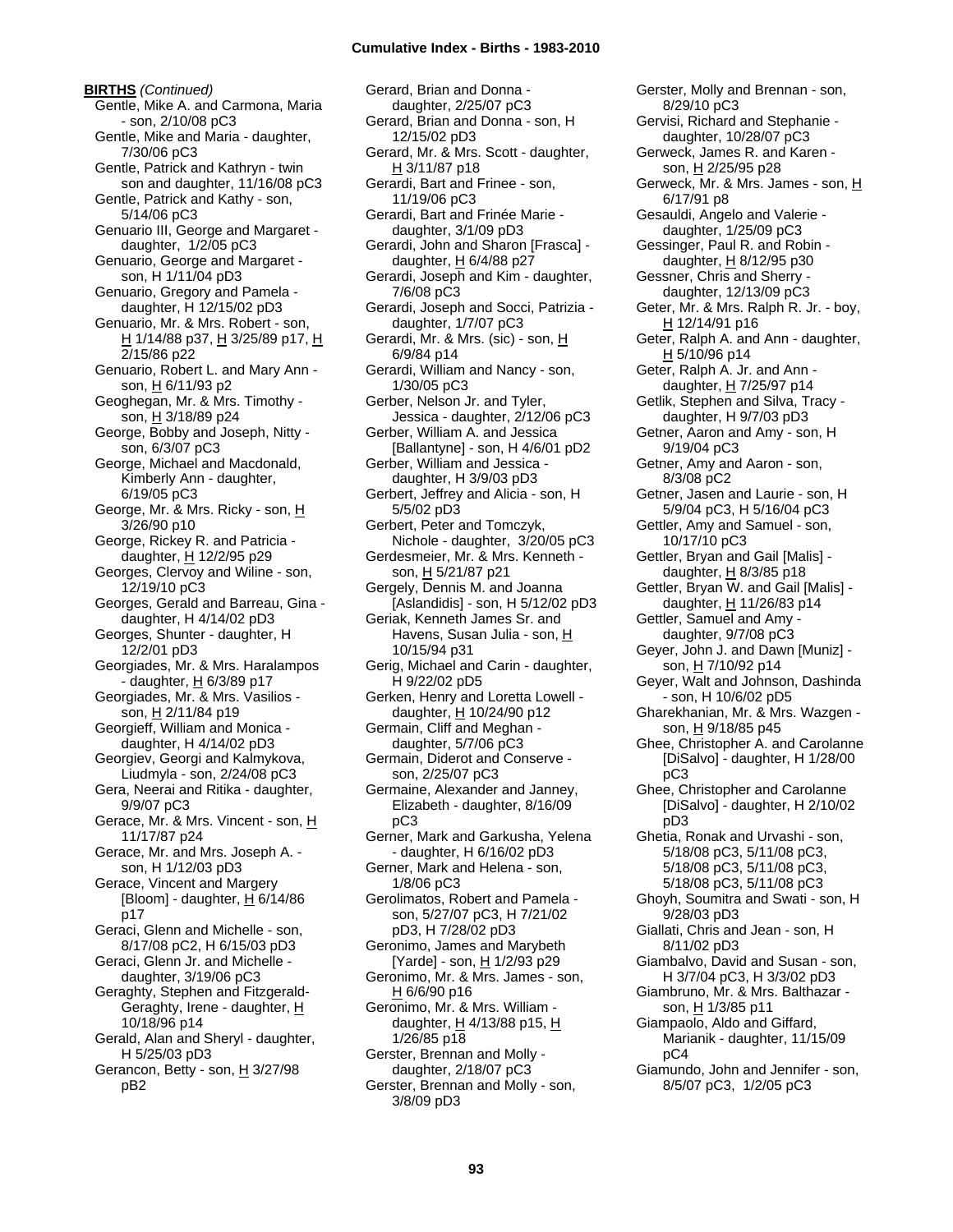**BIRTHS** *(Continued)*

Gentle, Mike A. and Carmona, Maria - son, 2/10/08 pC3
Gentle, Mike and Maria - daughter, 7/30/06 pC3
Gentle, Patrick and Kathryn - twin son and daughter, 11/16/08 pC3
Gentle, Patrick and Kathy - son, 5/14/06 pC3
Genuario III, George and Margaret - daughter, 1/2/05 pC3
Genuario, George and Margaret - son, H 1/11/04 pD3
Genuario, Gregory and Pamela - daughter, H 12/15/02 pD3
Genuario, Mr. & Mrs. Robert - son, H 1/14/88 p37, H 3/25/89 p17, H 2/15/86 p22
Genuario, Robert L. and Mary Ann - son, H 6/11/93 p2
Geoghegan, Mr. & Mrs. Timothy - son, H 3/18/89 p24
George, Bobby and Joseph, Nitty - son, 6/3/07 pC3
George, Michael and Macdonald, Kimberly Ann - daughter, 6/19/05 pC3
George, Mr. & Mrs. Ricky - son, H 3/26/90 p10
George, Rickey R. and Patricia - daughter, H 12/2/95 p29
Georges, Clervoy and Wiline - son, 12/19/10 pC3
Georges, Gerald and Barreau, Gina - daughter, H 4/14/02 pD3
Georges, Shunter - daughter, H 12/2/01 pD3
Georgiades, Mr. & Mrs. Haralampos - daughter, H 6/3/89 p17
Georgiades, Mr. & Mrs. Vasilios - son, H 2/11/84 p19
Georgieff, William and Monica - daughter, H 4/14/02 pD3
Georgiev, Georgi and Kalmykova, Liudmyla - son, 2/24/08 pC3
Gera, Neerai and Ritika - daughter, 9/9/07 pC3
Gerace, Mr. & Mrs. Vincent - son, H 11/17/87 p24
Gerace, Mr. and Mrs. Joseph A. - son, H 1/12/03 pD3
Gerace, Vincent and Margery [Bloom] - daughter, H 6/14/86 p17
Geraci, Glenn and Michelle - son, 8/17/08 pC2, H 6/15/03 pD3
Geraci, Glenn Jr. and Michelle - daughter, 3/19/06 pC3
Geraghty, Stephen and Fitzgerald-Geraghty, Irene - daughter, H 10/18/96 p14
Gerald, Alan and Sheryl - daughter, H 5/25/03 pD3
Gerancon, Betty - son, H 3/27/98 pB2
Gerard, Brian and Donna - daughter, 2/25/07 pC3
Gerard, Brian and Donna - son, H 12/15/02 pD3
Gerard, Mr. & Mrs. Scott - daughter, H 3/11/87 p18
Gerardi, Bart and Frinee - son, 11/19/06 pC3
Gerardi, Bart and Frinée Marie - daughter, 3/1/09 pD3
Gerardi, John and Sharon [Frasca] - daughter, H 6/4/88 p27
Gerardi, Joseph and Kim - daughter, 7/6/08 pC3
Gerardi, Joseph and Socci, Patrizia - daughter, 1/7/07 pC3
Gerardi, Mr. & Mrs. (sic) - son, H 6/9/84 p14
Gerardi, William and Nancy - son, 1/30/05 pC3
Gerber, Nelson Jr. and Tyler, Jessica - daughter, 2/12/06 pC3
Gerber, William A. and Jessica [Ballantyne] - son, H 4/6/01 pD2
Gerber, William and Jessica - daughter, H 3/9/03 pD3
Gerbert, Jeffrey and Alicia - son, H 5/5/02 pD3
Gerbert, Peter and Tomczyk, Nichole - daughter, 3/20/05 pC3
Gerdesmeier, Mr. & Mrs. Kenneth - son, H 5/21/87 p21
Gergely, Dennis M. and Joanna [Aslandidis] - son, H 5/12/02 pD3
Geriak, Kenneth James Sr. and Havens, Susan Julia - son, H 10/15/94 p31
Gerig, Michael and Carin - daughter, H 9/22/02 pD5
Gerken, Henry and Loretta Lowell - daughter, H 10/24/90 p12
Germain, Cliff and Meghan - daughter, 5/7/06 pC3
Germain, Diderot and Conserve - son, 2/25/07 pC3
Germaine, Alexander and Janney, Elizabeth - daughter, 8/16/09 pC3
Gerner, Mark and Garkusha, Yelena - daughter, H 6/16/02 pD3
Gerner, Mark and Helena - son, 1/8/06 pC3
Gerolimatos, Robert and Pamela - son, 5/27/07 pC3, H 7/21/02 pD3, H 7/28/02 pD3
Geronimo, James and Marybeth [Yarde] - son, H 1/2/93 p29
Geronimo, Mr. & Mrs. James - son, H 6/6/90 p16
Geronimo, Mr. & Mrs. William - daughter, H 4/13/88 p15, H 1/26/85 p18
Gerster, Brennan and Molly - daughter, 2/18/07 pC3
Gerster, Brennan and Molly - son, 3/8/09 pD3
Gerster, Molly and Brennan - son, 8/29/10 pC3
Gervisi, Richard and Stephanie - daughter, 10/28/07 pC3
Gerweck, James R. and Karen - son, H 2/25/95 p28
Gerweck, Mr. & Mrs. James - son, H 6/17/91 p8
Gesauldi, Angelo and Valerie - daughter, 1/25/09 pC3
Gessinger, Paul R. and Robin - daughter, H 8/12/95 p30
Gessner, Chris and Sherry - daughter, 12/13/09 pC3
Geter, Mr. & Mrs. Ralph R. Jr. - boy, H 12/14/91 p16
Geter, Ralph A. and Ann - daughter, H 5/10/96 p14
Geter, Ralph A. Jr. and Ann - daughter, H 7/25/97 p14
Getlik, Stephen and Silva, Tracy - daughter, H 9/7/03 pD3
Getner, Aaron and Amy - son, H 9/19/04 pC3
Getner, Amy and Aaron - son, 8/3/08 pC2
Getner, Jasen and Laurie - son, H 5/9/04 pC3, H 5/16/04 pC3
Gettler, Amy and Samuel - son, 10/17/10 pC3
Gettler, Bryan and Gail [Malis] - daughter, H 8/3/85 p18
Gettler, Bryan W. and Gail [Malis] - daughter, H 11/26/83 p14
Gettler, Samuel and Amy - daughter, 9/7/08 pC3
Geyer, John J. and Dawn [Muniz] - son, H 7/10/92 p14
Geyer, Walt and Johnson, Dashinda - son, H 10/6/02 pD5
Gharekhanian, Mr. & Mrs. Wazgen - son, H 9/18/85 p45
Ghee, Christopher A. and Carolanne [DiSalvo] - daughter, H 1/28/00 pC3
Ghee, Christopher and Carolanne [DiSalvo] - daughter, H 2/10/02 pD3
Ghetia, Ronak and Urvashi - son, 5/18/08 pC3, 5/11/08 pC3, 5/18/08 pC3, 5/11/08 pC3, 5/18/08 pC3, 5/11/08 pC3
Ghoyh, Soumitra and Swati - son, H 9/28/03 pD3
Giallati, Chris and Jean - son, H 8/11/02 pD3
Giambalvo, David and Susan - son, H 3/7/04 pC3, H 3/3/02 pD3
Giambruno, Mr. & Mrs. Balthazar - son, H 1/3/85 p11
Giampaolo, Aldo and Giffard, Marianik - daughter, 11/15/09 pC4
Giamundo, John and Jennifer - son, 8/5/07 pC3, 1/2/05 pC3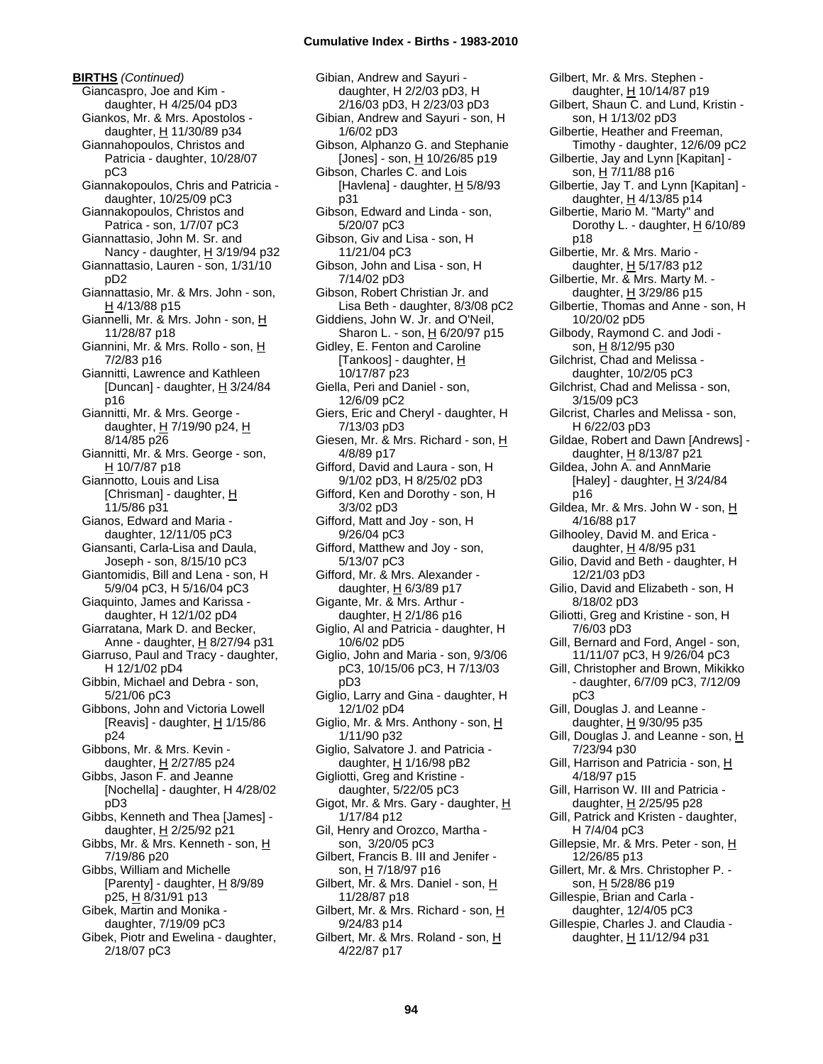**BIRTHS** *(Continued)*

Giancaspro, Joe and Kim - daughter, H 4/25/04 pD3
Giankos, Mr. & Mrs. Apostolos - daughter, H 11/30/89 p34
Giannahopoulos, Christos and Patricia - daughter, 10/28/07 pC3
Giannakopoulos, Chris and Patricia - daughter, 10/25/09 pC3
Giannakopoulos, Christos and Patrica - son, 1/7/07 pC3
Giannattasio, John M. Sr. and Nancy - daughter, H 3/19/94 p32
Giannattasio, Lauren - son, 1/31/10 pD2
Giannattasio, Mr. & Mrs. John - son, H 4/13/88 p15
Giannelli, Mr. & Mrs. John - son, H 11/28/87 p18
Giannini, Mr. & Mrs. Rollo - son, H 7/2/83 p16
Giannitti, Lawrence and Kathleen [Duncan] - daughter, H 3/24/84 p16
Giannitti, Mr. & Mrs. George - daughter, H 7/19/90 p24, H 8/14/85 p26
Giannitti, Mr. & Mrs. George - son, H 10/7/87 p18
Giannotto, Louis and Lisa [Chrisman] - daughter, H 11/5/86 p31
Gianos, Edward and Maria - daughter, 12/11/05 pC3
Giansanti, Carla-Lisa and Daula, Joseph - son, 8/15/10 pC3
Giantomidis, Bill and Lena - son, H 5/9/04 pC3, H 5/16/04 pC3
Giaquinto, James and Karissa - daughter, H 12/1/02 pD4
Giarratana, Mark D. and Becker, Anne - daughter, H 8/27/94 p31
Giarruso, Paul and Tracy - daughter, H 12/1/02 pD4
Gibbin, Michael and Debra - son, 5/21/06 pC3
Gibbons, John and Victoria Lowell [Reavis] - daughter, H 1/15/86 p24
Gibbons, Mr. & Mrs. Kevin - daughter, H 2/27/85 p24
Gibbs, Jason F. and Jeanne [Nochella] - daughter, H 4/28/02 pD3
Gibbs, Kenneth and Thea [James] - daughter, H 2/25/92 p21
Gibbs, Mr. & Mrs. Kenneth - son, H 7/19/86 p20
Gibbs, William and Michelle [Parenty] - daughter, H 8/9/89 p25, H 8/31/91 p13
Gibek, Martin and Monika - daughter, 7/19/09 pC3
Gibek, Piotr and Ewelina - daughter, 2/18/07 pC3
Gibian, Andrew and Sayuri - daughter, H 2/2/03 pD3, H 2/16/03 pD3, H 2/23/03 pD3
Gibian, Andrew and Sayuri - son, H 1/6/02 pD3
Gibson, Alphanzo G. and Stephanie [Jones] - son, H 10/26/85 p19
Gibson, Charles C. and Lois [Havlena] - daughter, H 5/8/93 p31
Gibson, Edward and Linda - son, 5/20/07 pC3
Gibson, Giv and Lisa - son, H 11/21/04 pC3
Gibson, John and Lisa - son, H 7/14/02 pD3
Gibson, Robert Christian Jr. and Lisa Beth - daughter, 8/3/08 pC2
Giddiens, John W. Jr. and O'Neil, Sharon L. - son, H 6/20/97 p15
Gidley, E. Fenton and Caroline [Tankoos] - daughter, H 10/17/87 p23
Giella, Peri and Daniel - son, 12/6/09 pC2
Giers, Eric and Cheryl - daughter, H 7/13/03 pD3
Giesen, Mr. & Mrs. Richard - son, H 4/8/89 p17
Gifford, David and Laura - son, H 9/1/02 pD3, H 8/25/02 pD3
Gifford, Ken and Dorothy - son, H 3/3/02 pD3
Gifford, Matt and Joy - son, H 9/26/04 pC3
Gifford, Matthew and Joy - son, 5/13/07 pC3
Gifford, Mr. & Mrs. Alexander - daughter, H 6/3/89 p17
Gigante, Mr. & Mrs. Arthur - daughter, H 2/1/86 p16
Giglio, Al and Patricia - daughter, H 10/6/02 pD5
Giglio, John and Maria - son, 9/3/06 pC3, 10/15/06 pC3, H 7/13/03 pD3
Giglio, Larry and Gina - daughter, H 12/1/02 pD4
Giglio, Mr. & Mrs. Anthony - son, H 1/11/90 p32
Giglio, Salvatore J. and Patricia - daughter, H 1/16/98 pB2
Gigliotti, Greg and Kristine - daughter, 5/22/05 pC3
Gigot, Mr. & Mrs. Gary - daughter, H 1/17/84 p12
Gil, Henry and Orozco, Martha - son, 3/20/05 pC3
Gilbert, Francis B. III and Jenifer - son, H 7/18/97 p16
Gilbert, Mr. & Mrs. Daniel - son, H 11/28/87 p18
Gilbert, Mr. & Mrs. Richard - son, H 9/24/83 p14
Gilbert, Mr. & Mrs. Roland - son, H 4/22/87 p17
Gilbert, Mr. & Mrs. Stephen - daughter, H 10/14/87 p19
Gilbert, Shaun C. and Lund, Kristin - son, H 1/13/02 pD3
Gilbertie, Heather and Freeman, Timothy - daughter, 12/6/09 pC2
Gilbertie, Jay and Lynn [Kapitan] - son, H 7/11/88 p16
Gilbertie, Jay T. and Lynn [Kapitan] - daughter, H 4/13/85 p14
Gilbertie, Mario M. "Marty" and Dorothy L. - daughter, H 6/10/89 p18
Gilbertie, Mr. & Mrs. Mario - daughter, H 5/17/83 p12
Gilbertie, Mr. & Mrs. Marty M. - daughter, H 3/29/86 p15
Gilbertie, Thomas and Anne - son, H 10/20/02 pD5
Gilbody, Raymond C. and Jodi - son, H 8/12/95 p30
Gilchrist, Chad and Melissa - daughter, 10/2/05 pC3
Gilchrist, Chad and Melissa - son, 3/15/09 pC3
Gilcrist, Charles and Melissa - son, H 6/22/03 pD3
Gildae, Robert and Dawn [Andrews] - daughter, H 8/13/87 p21
Gildea, John A. and AnnMarie [Haley] - daughter, H 3/24/84 p16
Gildea, Mr. & Mrs. John W - son, H 4/16/88 p17
Gilhooley, David M. and Erica - daughter, H 4/8/95 p31
Gilio, David and Beth - daughter, H 12/21/03 pD3
Gilio, David and Elizabeth - son, H 8/18/02 pD3
Giliotti, Greg and Kristine - son, H 7/6/03 pD3
Gill, Bernard and Ford, Angel - son, 11/11/07 pC3, H 9/26/04 pC3
Gill, Christopher and Brown, Mikikko - daughter, 6/7/09 pC3, 7/12/09 pC3
Gill, Douglas J. and Leanne - daughter, H 9/30/95 p35
Gill, Douglas J. and Leanne - son, H 7/23/94 p30
Gill, Harrison and Patricia - son, H 4/18/97 p15
Gill, Harrison W. III and Patricia - daughter, H 2/25/95 p28
Gill, Patrick and Kristen - daughter, H 7/4/04 pC3
Gillepsie, Mr. & Mrs. Peter - son, H 12/26/85 p13
Gillert, Mr. & Mrs. Christopher P. - son, H 5/28/86 p19
Gillespie, Brian and Carla - daughter, 12/4/05 pC3
Gillespie, Charles J. and Claudia - daughter, H 11/12/94 p31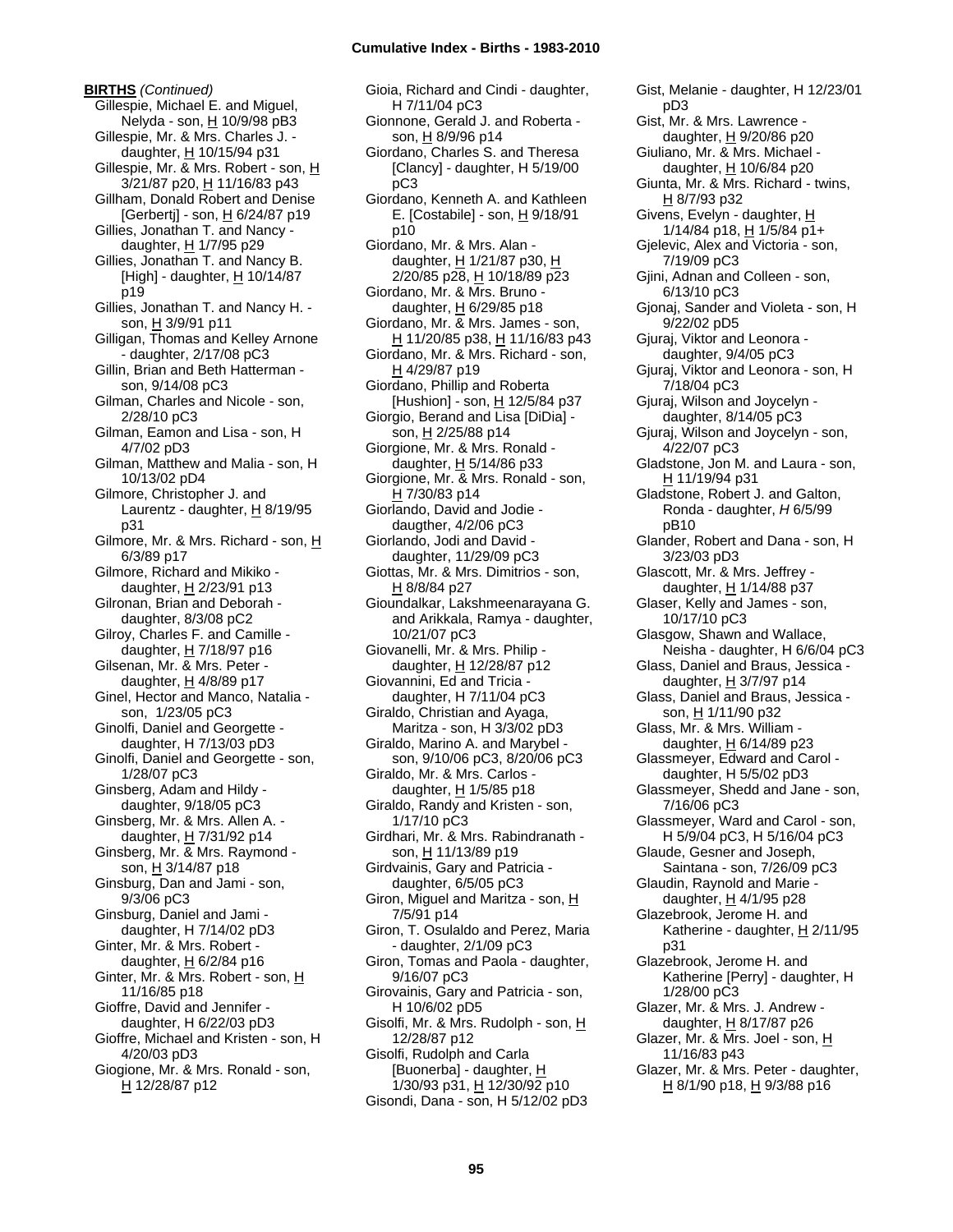**BIRTHS** *(Continued)*

Gillespie, Michael E. and Miguel, Nelyda - son, H 10/9/98 pB3
Gillespie, Mr. & Mrs. Charles J. - daughter, H 10/15/94 p31
Gillespie, Mr. & Mrs. Robert - son, H 3/21/87 p20, H 11/16/83 p43
Gillham, Donald Robert and Denise [Gerbertj] - son, H 6/24/87 p19
Gillies, Jonathan T. and Nancy - daughter, H 1/7/95 p29
Gillies, Jonathan T. and Nancy B. [High] - daughter, H 10/14/87 p19
Gillies, Jonathan T. and Nancy H. - son, H 3/9/91 p11
Gilligan, Thomas and Kelley Arnone - daughter, 2/17/08 pC3
Gillin, Brian and Beth Hatterman - son, 9/14/08 pC3
Gilman, Charles and Nicole - son, 2/28/10 pC3
Gilman, Eamon and Lisa - son, H 4/7/02 pD3
Gilman, Matthew and Malia - son, H 10/13/02 pD4
Gilmore, Christopher J. and Laurentz - daughter, H 8/19/95 p31
Gilmore, Mr. & Mrs. Richard - son, H 6/3/89 p17
Gilmore, Richard and Mikiko - daughter, H 2/23/91 p13
Gilronan, Brian and Deborah - daughter, 8/3/08 pC2
Gilroy, Charles F. and Camille - daughter, H 7/18/97 p16
Gilsenan, Mr. & Mrs. Peter - daughter, H 4/8/89 p17
Ginel, Hector and Manco, Natalia - son, 1/23/05 pC3
Ginolfi, Daniel and Georgette - daughter, H 7/13/03 pD3
Ginolfi, Daniel and Georgette - son, 1/28/07 pC3
Ginsberg, Adam and Hildy - daughter, 9/18/05 pC3
Ginsberg, Mr. & Mrs. Allen A. - daughter, H 7/31/92 p14
Ginsberg, Mr. & Mrs. Raymond - son, H 3/14/87 p18
Ginsburg, Dan and Jami - son, 9/3/06 pC3
Ginsburg, Daniel and Jami - daughter, H 7/14/02 pD3
Ginter, Mr. & Mrs. Robert - daughter, H 6/2/84 p16
Ginter, Mr. & Mrs. Robert - son, H 11/16/85 p18
Gioffre, David and Jennifer - daughter, H 6/22/03 pD3
Gioffre, Michael and Kristen - son, H 4/20/03 pD3
Giogione, Mr. & Mrs. Ronald - son, H 12/28/87 p12
Gioia, Richard and Cindi - daughter, H 7/11/04 pC3
Gionnone, Gerald J. and Roberta - son, H 8/9/96 p14
Giordano, Charles S. and Theresa [Clancy] - daughter, H 5/19/00 pC3
Giordano, Kenneth A. and Kathleen E. [Costabile] - son, H 9/18/91 p10
Giordano, Mr. & Mrs. Alan - daughter, H 1/21/87 p30, H 2/20/85 p28, H 10/18/89 p23
Giordano, Mr. & Mrs. Bruno - daughter, H 6/29/85 p18
Giordano, Mr. & Mrs. James - son, H 11/20/85 p38, H 11/16/83 p43
Giordano, Mr. & Mrs. Richard - son, H 4/29/87 p19
Giordano, Phillip and Roberta [Hushion] - son, H 12/5/84 p37
Giorgio, Berand and Lisa [DiDia] - son, H 2/25/88 p14
Giorgione, Mr. & Mrs. Ronald - daughter, H 5/14/86 p33
Giorgione, Mr. & Mrs. Ronald - son, H 7/30/83 p14
Giorlando, David and Jodie - daugther, 4/2/06 pC3
Giorlando, Jodi and David - daughter, 11/29/09 pC3
Giottas, Mr. & Mrs. Dimitrios - son, H 8/8/84 p27
Gioundalkar, Lakshmeenarayana G. and Arikkala, Ramya - daughter, 10/21/07 pC3
Giovanelli, Mr. & Mrs. Philip - daughter, H 12/28/87 p12
Giovannini, Ed and Tricia - daughter, H 7/11/04 pC3
Giraldo, Christian and Ayaga, Maritza - son, H 3/3/02 pD3
Giraldo, Marino A. and Marybel - son, 9/10/06 pC3, 8/20/06 pC3
Giraldo, Mr. & Mrs. Carlos - daughter, H 1/5/85 p18
Giraldo, Randy and Kristen - son, 1/17/10 pC3
Girdhari, Mr. & Mrs. Rabindranath - son, H 11/13/89 p19
Girdvainis, Gary and Patricia - daughter, 6/5/05 pC3
Giron, Miguel and Maritza - son, H 7/5/91 p14
Giron, T. Osulaldo and Perez, Maria - daughter, 2/1/09 pC3
Giron, Tomas and Paola - daughter, 9/16/07 pC3
Girovainis, Gary and Patricia - son, H 10/6/02 pD5
Gisolfi, Mr. & Mrs. Rudolph - son, H 12/28/87 p12
Gisolfi, Rudolph and Carla [Buonerba] - daughter, H 1/30/93 p31, H 12/30/92 p10
Gisondi, Dana - son, H 5/12/02 pD3
Gist, Melanie - daughter, H 12/23/01 pD3
Gist, Mr. & Mrs. Lawrence - daughter, H 9/20/86 p20
Giuliano, Mr. & Mrs. Michael - daughter, H 10/6/84 p20
Giunta, Mr. & Mrs. Richard - twins, H 8/7/93 p32
Givens, Evelyn - daughter, H 1/14/84 p18, H 1/5/84 p1+
Gjelevic, Alex and Victoria - son, 7/19/09 pC3
Gjini, Adnan and Colleen - son, 6/13/10 pC3
Gjonaj, Sander and Violeta - son, H 9/22/02 pD5
Gjuraj, Viktor and Leonora - daughter, 9/4/05 pC3
Gjuraj, Viktor and Leonora - son, H 7/18/04 pC3
Gjuraj, Wilson and Joycelyn - daughter, 8/14/05 pC3
Gjuraj, Wilson and Joycelyn - son, 4/22/07 pC3
Gladstone, Jon M. and Laura - son, H 11/19/94 p31
Gladstone, Robert J. and Galton, Ronda - daughter, *H* 6/5/99 pB10
Glander, Robert and Dana - son, H 3/23/03 pD3
Glascott, Mr. & Mrs. Jeffrey - daughter, H 1/14/88 p37
Glaser, Kelly and James - son, 10/17/10 pC3
Glasgow, Shawn and Wallace, Neisha - daughter, H 6/6/04 pC3
Glass, Daniel and Braus, Jessica - daughter, H 3/7/97 p14
Glass, Daniel and Braus, Jessica - son, H 1/11/90 p32
Glass, Mr. & Mrs. William - daughter, H 6/14/89 p23
Glassmeyer, Edward and Carol - daughter, H 5/5/02 pD3
Glassmeyer, Shedd and Jane - son, 7/16/06 pC3
Glassmeyer, Ward and Carol - son, H 5/9/04 pC3, H 5/16/04 pC3
Glaude, Gesner and Joseph, Saintana - son, 7/26/09 pC3
Glaudin, Raynold and Marie - daughter, H 4/1/95 p28
Glazebrook, Jerome H. and Katherine - daughter, H 2/11/95 p31
Glazebrook, Jerome H. and Katherine [Perry] - daughter, H 1/28/00 pC3
Glazer, Mr. & Mrs. J. Andrew - daughter, H 8/17/87 p26
Glazer, Mr. & Mrs. Joel - son, H 11/16/83 p43
Glazer, Mr. & Mrs. Peter - daughter, H 8/1/90 p18, H 9/3/88 p16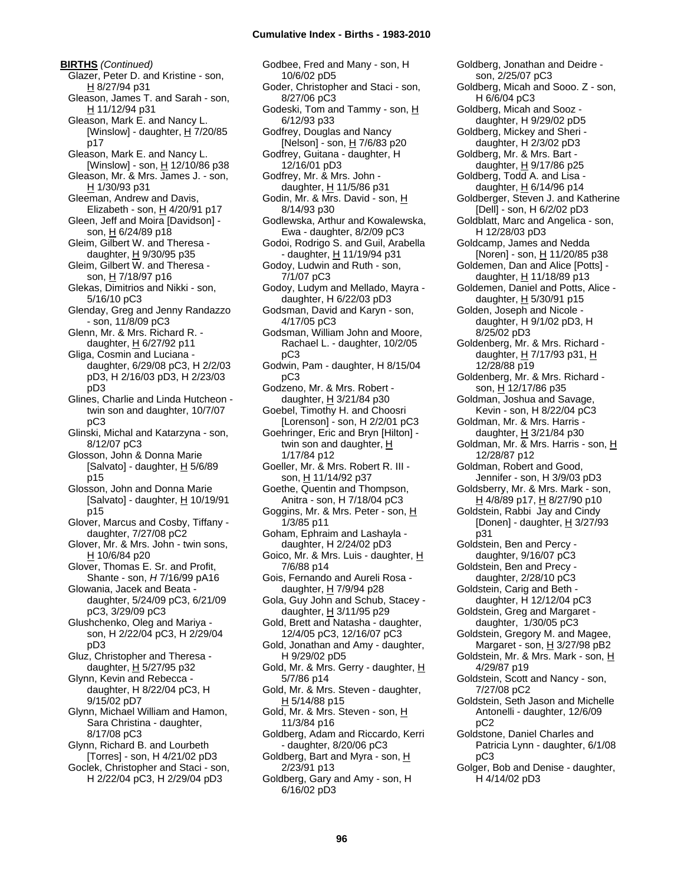**BIRTHS** *(Continued)*

Glazer, Peter D. and Kristine - son, H 8/27/94 p31
Gleason, James T. and Sarah - son, H 11/12/94 p31
Gleason, Mark E. and Nancy L. [Winslow] - daughter, H 7/20/85 p17
Gleason, Mark E. and Nancy L. [Winslow] - son, H 12/10/86 p38
Gleason, Mr. & Mrs. James J. - son, H 1/30/93 p31
Gleeman, Andrew and Davis, Elizabeth - son, H 4/20/91 p17
Gleen, Jeff and Moira [Davidson] - son, H 6/24/89 p18
Gleim, Gilbert W. and Theresa - daughter, H 9/30/95 p35
Gleim, Gilbert W. and Theresa - son, H 7/18/97 p16
Glekas, Dimitrios and Nikki - son, 5/16/10 pC3
Glenday, Greg and Jenny Randazzo - son, 11/8/09 pC3
Glenn, Mr. & Mrs. Richard R. - daughter, H 6/27/92 p11
Gliga, Cosmin and Luciana - daughter, 6/29/08 pC3, H 2/2/03 pD3, H 2/16/03 pD3, H 2/23/03 pD3
Glines, Charlie and Linda Hutcheon - twin son and daughter, 10/7/07 pC3
Glinski, Michal and Katarzyna - son, 8/12/07 pC3
Glosson, John & Donna Marie [Salvato] - daughter, H 5/6/89 p15
Glosson, John and Donna Marie [Salvato] - daughter, H 10/19/91 p15
Glover, Marcus and Cosby, Tiffany - daughter, 7/27/08 pC2
Glover, Mr. & Mrs. John - twin sons, H 10/6/84 p20
Glover, Thomas E. Sr. and Profit, Shante - son, *H* 7/16/99 pA16
Glowania, Jacek and Beata - daughter, 5/24/09 pC3, 6/21/09 pC3, 3/29/09 pC3
Glushchenko, Oleg and Mariya - son, H 2/22/04 pC3, H 2/29/04 pD3
Gluz, Christopher and Theresa - daughter, H 5/27/95 p32
Glynn, Kevin and Rebecca - daughter, H 8/22/04 pC3, H 9/15/02 pD7
Glynn, Michael William and Hamon, Sara Christina - daughter, 8/17/08 pC3
Glynn, Richard B. and Lourbeth [Torres] - son, H 4/21/02 pD3
Goclek, Christopher and Staci - son, H 2/22/04 pC3, H 2/29/04 pD3
Godbee, Fred and Many - son, H 10/6/02 pD5
Goder, Christopher and Staci - son, 8/27/06 pC3
Godeski, Tom and Tammy - son, H 6/12/93 p33
Godfrey, Douglas and Nancy [Nelson] - son, H 7/6/83 p20
Godfrey, Guitana - daughter, H 12/16/01 pD3
Godfrey, Mr. & Mrs. John - daughter, H 11/5/86 p31
Godin, Mr. & Mrs. David - son, H 8/14/93 p30
Godlewska, Arthur and Kowalewska, Ewa - daughter, 8/2/09 pC3
Godoi, Rodrigo S. and Guil, Arabella - daughter, H 11/19/94 p31
Godoy, Ludwin and Ruth - son, 7/1/07 pC3
Godoy, Ludym and Mellado, Mayra - daughter, H 6/22/03 pD3
Godsman, David and Karyn - son, 4/17/05 pC3
Godsman, William John and Moore, Rachael L. - daughter, 10/2/05 pC3
Godwin, Pam - daughter, H 8/15/04 pC3
Godzeno, Mr. & Mrs. Robert - daughter, H 3/21/84 p30
Goebel, Timothy H. and Choosri [Lorenson] - son, H 2/2/01 pC3
Goehringer, Eric and Bryn [Hilton] - twin son and daughter, H 1/17/84 p12
Goeller, Mr. & Mrs. Robert R. III - son, H 11/14/92 p37
Goethe, Quentin and Thompson, Anitra - son, H 7/18/04 pC3
Goggins, Mr. & Mrs. Peter - son, H 1/3/85 p11
Goham, Ephraim and Lashayla - daughter, H 2/24/02 pD3
Goico, Mr. & Mrs. Luis - daughter, H 7/6/88 p14
Gois, Fernando and Aureli Rosa - daughter, H 7/9/94 p28
Gola, Guy John and Schub, Stacey - daughter, H 3/11/95 p29
Gold, Brett and Natasha - daughter, 12/4/05 pC3, 12/16/07 pC3
Gold, Jonathan and Amy - daughter, H 9/29/02 pD5
Gold, Mr. & Mrs. Gerry - daughter, H 5/7/86 p14
Gold, Mr. & Mrs. Steven - daughter, H 5/14/88 p15
Gold, Mr. & Mrs. Steven - son, H 11/3/84 p16
Goldberg, Adam and Riccardo, Kerri - daughter, 8/20/06 pC3
Goldberg, Bart and Myra - son, H 2/23/91 p13
Goldberg, Gary and Amy - son, H 6/16/02 pD3
Goldberg, Jonathan and Deidre - son, 2/25/07 pC3
Goldberg, Micah and Sooo. Z - son, H 6/6/04 pC3
Goldberg, Micah and Sooz - daughter, H 9/29/02 pD5
Goldberg, Mickey and Sheri - daughter, H 2/3/02 pD3
Goldberg, Mr. & Mrs. Bart - daughter, H 9/17/86 p25
Goldberg, Todd A. and Lisa - daughter, H 6/14/96 p14
Goldberger, Steven J. and Katherine [Dell] - son, H 6/2/02 pD3
Goldblatt, Marc and Angelica - son, H 12/28/03 pD3
Goldcamp, James and Nedda [Noren] - son, H 11/20/85 p38
Goldemen, Dan and Alice [Potts] - daughter, H 11/18/89 p13
Goldemen, Daniel and Potts, Alice - daughter, H 5/30/91 p15
Golden, Joseph and Nicole - daughter, H 9/1/02 pD3, H 8/25/02 pD3
Goldenberg, Mr. & Mrs. Richard - daughter, H 7/17/93 p31, H 12/28/88 p19
Goldenberg, Mr. & Mrs. Richard - son, H 12/17/86 p35
Goldman, Joshua and Savage, Kevin - son, H 8/22/04 pC3
Goldman, Mr. & Mrs. Harris - daughter, H 3/21/84 p30
Goldman, Mr. & Mrs. Harris - son, H 12/28/87 p12
Goldman, Robert and Good, Jennifer - son, H 3/9/03 pD3
Goldsberry, Mr. & Mrs. Mark - son, H 4/8/89 p17, H 8/27/90 p10
Goldstein, Rabbi Jay and Cindy [Donen] - daughter, H 3/27/93 p31
Goldstein, Ben and Percy - daughter, 9/16/07 pC3
Goldstein, Ben and Precy - daughter, 2/28/10 pC3
Goldstein, Carig and Beth - daughter, H 12/12/04 pC3
Goldstein, Greg and Margaret - daughter, 1/30/05 pC3
Goldstein, Gregory M. and Magee, Margaret - son, H 3/27/98 pB2
Goldstein, Mr. & Mrs. Mark - son, H 4/29/87 p19
Goldstein, Scott and Nancy - son, 7/27/08 pC2
Goldstein, Seth Jason and Michelle Antonelli - daughter, 12/6/09 pC2
Goldstone, Daniel Charles and Patricia Lynn - daughter, 6/1/08 pC3
Golger, Bob and Denise - daughter, H 4/14/02 pD3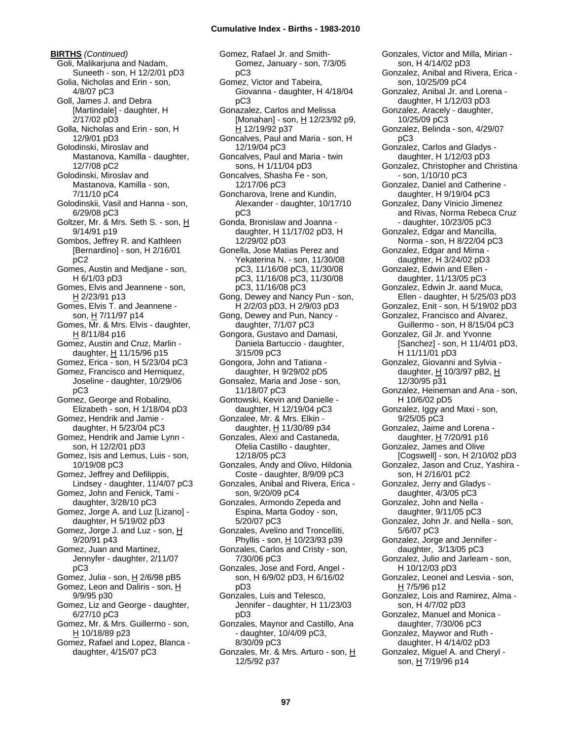**BIRTHS** *(Continued)*

- Goli, Malikarjuna and Nadam, Suneeth - son, H 12/2/01 pD3
- Golia, Nicholas and Erin - son, 4/8/07 pC3
- Goll, James J. and Debra [Martindale] - daughter, H 2/17/02 pD3
- Golla, Nicholas and Erin - son, H 12/9/01 pD3
- Golodinski, Miroslav and Mastanova, Kamilla - daughter, 12/7/08 pC2
- Golodinski, Miroslav and Mastanova, Kamilla - son, 7/11/10 pC4
- Golodinskii, Vasil and Hanna - son, 6/29/08 pC3
- Goltzer, Mr. & Mrs. Seth S. - son, H 9/14/91 p19
- Gombos, Jeffrey R. and Kathleen [Bernardino] - son, H 2/16/01 pC2
- Gomes, Austin and Medjane - son, H 6/1/03 pD3
- Gomes, Elvis and Jeannene - son, H 2/23/91 p13
- Gomes, Elvis T. and Jeannene - son, H 7/11/97 p14
- Gomes, Mr. & Mrs. Elvis - daughter, H 8/11/84 p16
- Gomez, Austin and Cruz, Marlin - daughter, H 11/15/96 p15
- Gomez, Erica - son, H 5/23/04 pC3
- Gomez, Francisco and Herniquez, Joseline - daughter, 10/29/06 pC3
- Gomez, George and Robalino, Elizabeth - son, H 1/18/04 pD3
- Gomez, Hendrik and Jamie - daughter, H 5/23/04 pC3
- Gomez, Hendrik and Jamie Lynn - son, H 12/2/01 pD3
- Gomez, Isis and Lemus, Luis - son, 10/19/08 pC3
- Gomez, Jeffrey and Defilippis, Lindsey - daughter, 11/4/07 pC3
- Gomez, John and Fenick, Tami - daughter, 3/28/10 pC3
- Gomez, Jorge A. and Luz [Lizano] - daughter, H 5/19/02 pD3
- Gomez, Jorge J. and Luz - son, H 9/20/91 p43
- Gomez, Juan and Martinez, Jennyfer - daughter, 2/11/07 pC3
- Gomez, Julia - son, H 2/6/98 pB5
- Gomez, Leon and Daliris - son, H 9/9/95 p30
- Gomez, Liz and George - daughter, 6/27/10 pC3
- Gomez, Mr. & Mrs. Guillermo - son, H 10/18/89 p23
- Gomez, Rafael and Lopez, Blanca - daughter, 4/15/07 pC3
- Gomez, Rafael Jr. and Smith-Gomez, January - son, 7/3/05 pC3
- Gomez, Victor and Tabeira, Giovanna - daughter, H 4/18/04 pC3
- Gonazalez, Carlos and Melissa [Monahan] - son, H 12/23/92 p9, H 12/19/92 p37
- Goncalves, Paul and Maria - son, H 12/19/04 pC3
- Goncalves, Paul and Maria - twin sons, H 1/11/04 pD3
- Goncalves, Shasha Fe - son, 12/17/06 pC3
- Goncharova, Irene and Kundin, Alexander - daughter, 10/17/10 pC3
- Gonda, Bronislaw and Joanna - daughter, H 11/17/02 pD3, H 12/29/02 pD3
- Gonella, Jose Matias Perez and Yekaterina N. - son, 11/30/08 pC3, 11/16/08 pC3, 11/30/08 pC3, 11/16/08 pC3, 11/30/08 pC3, 11/16/08 pC3
- Gong, Dewey and Nancy Pun - son, H 2/2/03 pD3, H 2/9/03 pD3
- Gong, Dewey and Pun, Nancy - daughter, 7/1/07 pC3
- Gongora, Gustavo and Damasi, Daniela Bartuccio - daughter, 3/15/09 pC3
- Gongora, John and Tatiana - daughter, H 9/29/02 pD5
- Gonsalez, Maria and Jose - son, 11/18/07 pC3
- Gontowski, Kevin and Danielle - daughter, H 12/19/04 pC3
- Gonzalee, Mr. & Mrs. Elkin - daughter, H 11/30/89 p34
- Gonzales, Alexi and Castaneda, Ofelia Castillo - daughter, 12/18/05 pC3
- Gonzales, Andy and Olivo, Hildonia Coste - daughter, 8/9/09 pC3
- Gonzales, Anibal and Rivera, Erica - son, 9/20/09 pC4
- Gonzales, Armondo Zepeda and Espina, Marta Godoy - son, 5/20/07 pC3
- Gonzales, Avelino and Troncelliti, Phyllis - son, H 10/23/93 p39
- Gonzales, Carlos and Cristy - son, 7/30/06 pC3
- Gonzales, Jose and Ford, Angel - son, H 6/9/02 pD3, H 6/16/02 pD3
- Gonzales, Luis and Telesco, Jennifer - daughter, H 11/23/03 pD3
- Gonzales, Maynor and Castillo, Ana - daughter, 10/4/09 pC3, 8/30/09 pC3
- Gonzales, Mr. & Mrs. Arturo - son, H 12/5/92 p37
- Gonzales, Victor and Milla, Mirian - son, H 4/14/02 pD3
- Gonzalez, Anibal and Rivera, Erica - son, 10/25/09 pC4
- Gonzalez, Anibal Jr. and Lorena - daughter, H 1/12/03 pD3
- Gonzalez, Aracely - daughter, 10/25/09 pC3
- Gonzalez, Belinda - son, 4/29/07 pC3
- Gonzalez, Carlos and Gladys - daughter, H 1/12/03 pD3
- Gonzalez, Christopher and Christina - son, 1/10/10 pC3
- Gonzalez, Daniel and Catherine - daughter, H 9/19/04 pC3
- Gonzalez, Dany Vinicio Jimenez and Rivas, Norma Rebeca Cruz - daughter, 10/23/05 pC3
- Gonzalez, Edgar and Mancilla, Norma - son, H 8/22/04 pC3
- Gonzalez, Edgar and Mirna - daughter, H 3/24/02 pD3
- Gonzalez, Edwin and Ellen - daughter, 11/13/05 pC3
- Gonzalez, Edwin Jr. aand Muca, Ellen - daughter, H 5/25/03 pD3
- Gonzalez, Enit - son, H 5/19/02 pD3
- Gonzalez, Francisco and Alvarez, Guillermo - son, H 8/15/04 pC3
- Gonzalez, Gil Jr. and Yvonne [Sanchez] - son, H 11/4/01 pD3, H 11/11/01 pD3
- Gonzalez, Giovanni and Sylvia - daughter, H 10/3/97 pB2, H 12/30/95 p31
- Gonzalez, Heineman and Ana - son, H 10/6/02 pD5
- Gonzalez, Iggy and Maxi - son, 9/25/05 pC3
- Gonzalez, Jaime and Lorena - daughter, H 7/20/91 p16
- Gonzalez, James and Olive [Cogswell] - son, H 2/10/02 pD3
- Gonzalez, Jason and Cruz, Yashira - son, H 2/16/01 pC2
- Gonzalez, Jerry and Gladys - daughter, 4/3/05 pC3
- Gonzalez, John and Nella - daughter, 9/11/05 pC3
- Gonzalez, John Jr. and Nella - son, 5/6/07 pC3
- Gonzalez, Jorge and Jennifer - daughter, 3/13/05 pC3
- Gonzalez, Julio and Jarleam - son, H 10/12/03 pD3
- Gonzalez, Leonel and Lesvia - son, H 7/5/96 p12
- Gonzalez, Lois and Ramirez, Alma - son, H 4/7/02 pD3
- Gonzalez, Manuel and Monica - daughter, 7/30/06 pC3
- Gonzalez, Maywor and Ruth - daughter, H 4/14/02 pD3
- Gonzalez, Miguel A. and Cheryl - son, H 7/19/96 p14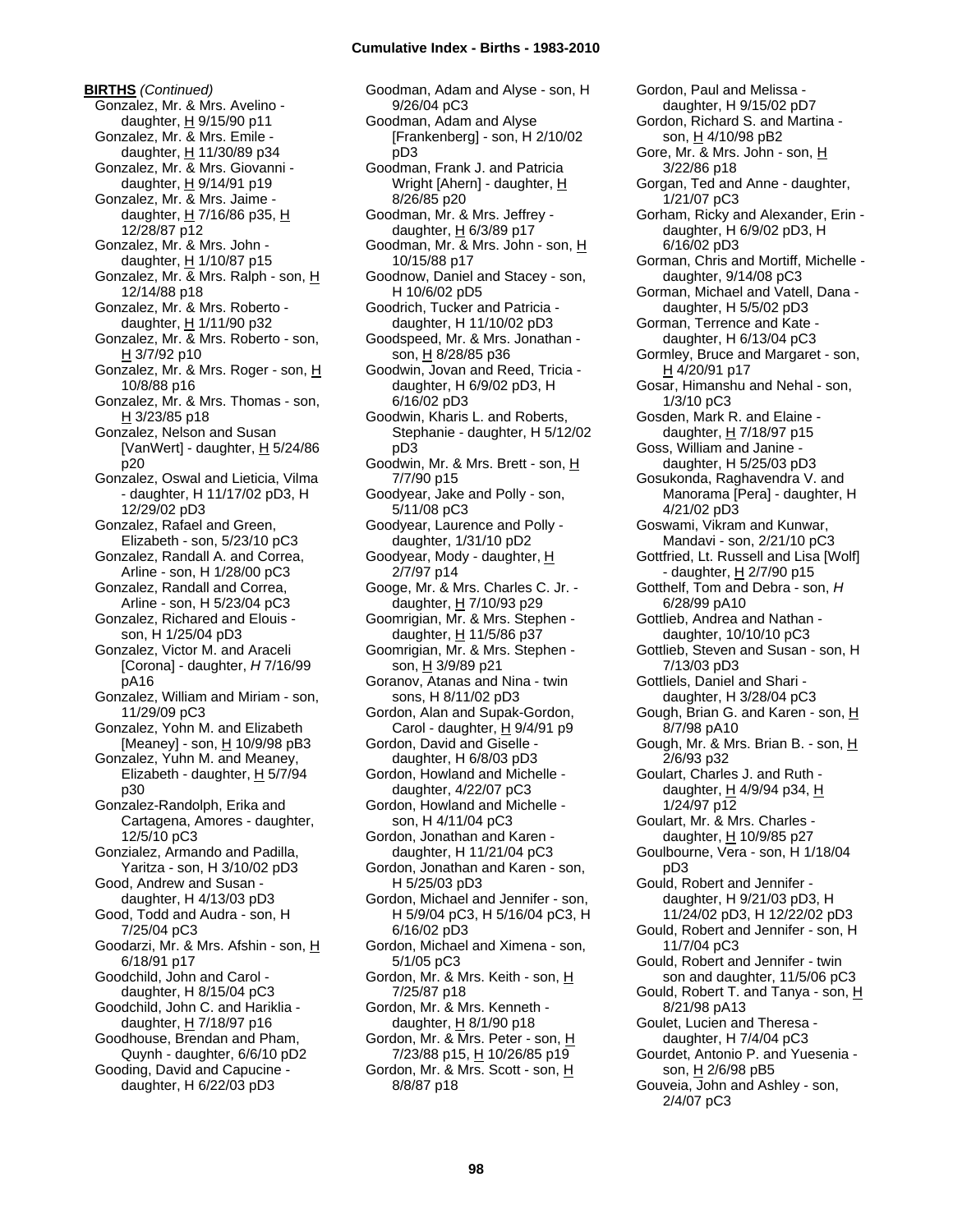**BIRTHS** *(Continued)*

Gonzalez, Mr. & Mrs. Avelino - daughter, H 9/15/90 p11
Gonzalez, Mr. & Mrs. Emile - daughter, H 11/30/89 p34
Gonzalez, Mr. & Mrs. Giovanni - daughter, H 9/14/91 p19
Gonzalez, Mr. & Mrs. Jaime - daughter, H 7/16/86 p35, H 12/28/87 p12
Gonzalez, Mr. & Mrs. John - daughter, H 1/10/87 p15
Gonzalez, Mr. & Mrs. Ralph - son, H 12/14/88 p18
Gonzalez, Mr. & Mrs. Roberto - daughter, H 1/11/90 p32
Gonzalez, Mr. & Mrs. Roberto - son, H 3/7/92 p10
Gonzalez, Mr. & Mrs. Roger - son, H 10/8/88 p16
Gonzalez, Mr. & Mrs. Thomas - son, H 3/23/85 p18
Gonzalez, Nelson and Susan [VanWert] - daughter, H 5/24/86 p20
Gonzalez, Oswal and Lieticia, Vilma - daughter, H 11/17/02 pD3, H 12/29/02 pD3
Gonzalez, Rafael and Green, Elizabeth - son, 5/23/10 pC3
Gonzalez, Randall A. and Correa, Arline - son, H 1/28/00 pC3
Gonzalez, Randall and Correa, Arline - son, H 5/23/04 pC3
Gonzalez, Richared and Elouis - son, H 1/25/04 pD3
Gonzalez, Victor M. and Araceli [Corona] - daughter, *H* 7/16/99 pA16
Gonzalez, William and Miriam - son, 11/29/09 pC3
Gonzalez, Yohn M. and Elizabeth [Meaney] - son, H 10/9/98 pB3
Gonzalez, Yuhn M. and Meaney, Elizabeth - daughter, H 5/7/94 p30
Gonzalez-Randolph, Erika and Cartagena, Amores - daughter, 12/5/10 pC3
Gonzialez, Armando and Padilla, Yaritza - son, H 3/10/02 pD3
Good, Andrew and Susan - daughter, H 4/13/03 pD3
Good, Todd and Audra - son, H 7/25/04 pC3
Goodarzi, Mr. & Mrs. Afshin - son, H 6/18/91 p17
Goodchild, John and Carol - daughter, H 8/15/04 pC3
Goodchild, John C. and Hariklia - daughter, H 7/18/97 p16
Goodhouse, Brendan and Pham, Quynh - daughter, 6/6/10 pD2
Gooding, David and Capucine - daughter, H 6/22/03 pD3
Goodman, Adam and Alyse - son, H 9/26/04 pC3
Goodman, Adam and Alyse [Frankenberg] - son, H 2/10/02 pD3
Goodman, Frank J. and Patricia Wright [Ahern] - daughter, H 8/26/85 p20
Goodman, Mr. & Mrs. Jeffrey - daughter, H 6/3/89 p17
Goodman, Mr. & Mrs. John - son, H 10/15/88 p17
Goodnow, Daniel and Stacey - son, H 10/6/02 pD5
Goodrich, Tucker and Patricia - daughter, H 11/10/02 pD3
Goodspeed, Mr. & Mrs. Jonathan - son, H 8/28/85 p36
Goodwin, Jovan and Reed, Tricia - daughter, H 6/9/02 pD3, H 6/16/02 pD3
Goodwin, Kharis L. and Roberts, Stephanie - daughter, H 5/12/02 pD3
Goodwin, Mr. & Mrs. Brett - son, H 7/7/90 p15
Goodyear, Jake and Polly - son, 5/11/08 pC3
Goodyear, Laurence and Polly - daughter, 1/31/10 pD2
Goodyear, Mody - daughter, H 2/7/97 p14
Googe, Mr. & Mrs. Charles C. Jr. - daughter, H 7/10/93 p29
Goomrigian, Mr. & Mrs. Stephen - daughter, H 11/5/86 p37
Goomrigian, Mr. & Mrs. Stephen - son, H 3/9/89 p21
Goranov, Atanas and Nina - twin sons, H 8/11/02 pD3
Gordon, Alan and Supak-Gordon, Carol - daughter, H 9/4/91 p9
Gordon, David and Giselle - daughter, H 6/8/03 pD3
Gordon, Howland and Michelle - daughter, 4/22/07 pC3
Gordon, Howland and Michelle - son, H 4/11/04 pC3
Gordon, Jonathan and Karen - daughter, H 11/21/04 pC3
Gordon, Jonathan and Karen - son, H 5/25/03 pD3
Gordon, Michael and Jennifer - son, H 5/9/04 pC3, H 5/16/04 pC3, H 6/16/02 pD3
Gordon, Michael and Ximena - son, 5/1/05 pC3
Gordon, Mr. & Mrs. Keith - son, H 7/25/87 p18
Gordon, Mr. & Mrs. Kenneth - daughter, H 8/1/90 p18
Gordon, Mr. & Mrs. Peter - son, H 7/23/88 p15, H 10/26/85 p19
Gordon, Mr. & Mrs. Scott - son, H 8/8/87 p18
Gordon, Paul and Melissa - daughter, H 9/15/02 pD7
Gordon, Richard S. and Martina - son, H 4/10/98 pB2
Gore, Mr. & Mrs. John - son, H 3/22/86 p18
Gorgan, Ted and Anne - daughter, 1/21/07 pC3
Gorham, Ricky and Alexander, Erin - daughter, H 6/9/02 pD3, H 6/16/02 pD3
Gorman, Chris and Mortiff, Michelle - daughter, 9/14/08 pC3
Gorman, Michael and Vatell, Dana - daughter, H 5/5/02 pD3
Gorman, Terrence and Kate - daughter, H 6/13/04 pC3
Gormley, Bruce and Margaret - son, H 4/20/91 p17
Gosar, Himanshu and Nehal - son, 1/3/10 pC3
Gosden, Mark R. and Elaine - daughter, H 7/18/97 p15
Goss, William and Janine - daughter, H 5/25/03 pD3
Gosukonda, Raghavendra V. and Manorama [Pera] - daughter, H 4/21/02 pD3
Goswami, Vikram and Kunwar, Mandavi - son, 2/21/10 pC3
Gottfried, Lt. Russell and Lisa [Wolf] - daughter, H 2/7/90 p15
Gotthelf, Tom and Debra - son, *H* 6/28/99 pA10
Gottlieb, Andrea and Nathan - daughter, 10/10/10 pC3
Gottlieb, Steven and Susan - son, H 7/13/03 pD3
Gottliels, Daniel and Shari - daughter, H 3/28/04 pC3
Gough, Brian G. and Karen - son, H 8/7/98 pA10
Gough, Mr. & Mrs. Brian B. - son, H 2/6/93 p32
Goulart, Charles J. and Ruth - daughter, H 4/9/94 p34, H 1/24/97 p12
Goulart, Mr. & Mrs. Charles - daughter, H 10/9/85 p27
Goulbourne, Vera - son, H 1/18/04 pD3
Gould, Robert and Jennifer - daughter, H 9/21/03 pD3, H 11/24/02 pD3, H 12/22/02 pD3
Gould, Robert and Jennifer - son, H 11/7/04 pC3
Gould, Robert and Jennifer - twin son and daughter, 11/5/06 pC3
Gould, Robert T. and Tanya - son, H 8/21/98 pA13
Goulet, Lucien and Theresa - daughter, H 7/4/04 pC3
Gourdet, Antonio P. and Yuesenia - son, H 2/6/98 pB5
Gouveia, John and Ashley - son, 2/4/07 pC3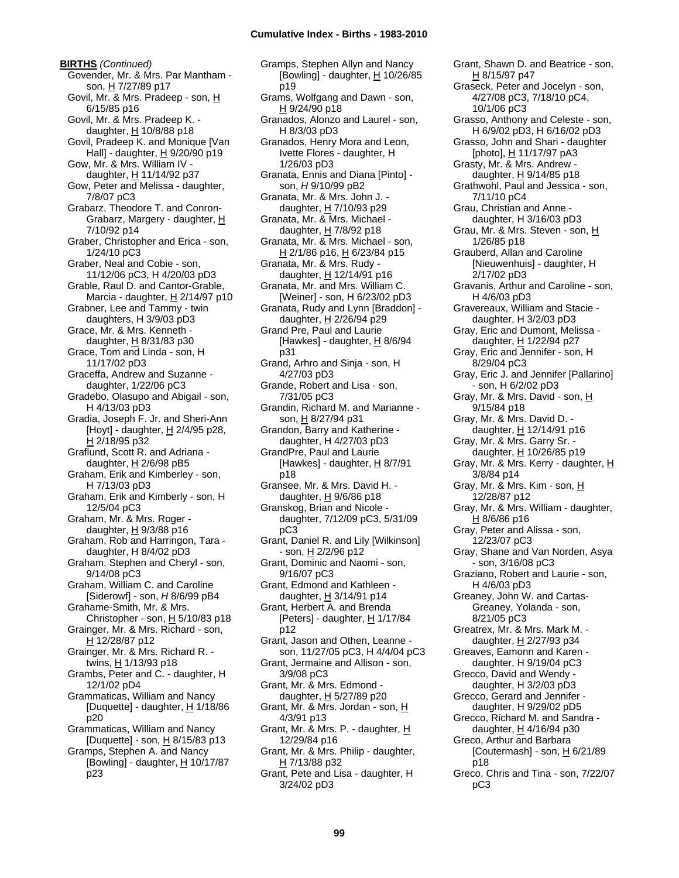**BIRTHS** *(Continued)*

Govender, Mr. & Mrs. Par Mantham - son, H 7/27/89 p17
Govil, Mr. & Mrs. Pradeep - son, H 6/15/85 p16
Govil, Mr. & Mrs. Pradeep K. - daughter, H 10/8/88 p18
Govil, Pradeep K. and Monique [Van Hall] - daughter, H 9/20/90 p19
Gow, Mr. & Mrs. William IV - daughter, H 11/14/92 p37
Gow, Peter and Melissa - daughter, 7/8/07 pC3
Grabarz, Theodore T. and Conron-Grabarz, Margery - daughter, H 7/10/92 p14
Graber, Christopher and Erica - son, 1/24/10 pC3
Graber, Neal and Cobie - son, 11/12/06 pC3, H 4/20/03 pD3
Grable, Raul D. and Cantor-Grable, Marcia - daughter, H 2/14/97 p10
Grabner, Lee and Tammy - twin daughters, H 3/9/03 pD3
Grace, Mr. & Mrs. Kenneth - daughter, H 8/31/83 p30
Grace, Tom and Linda - son, H 11/17/02 pD3
Graceffa, Andrew and Suzanne - daughter, 1/22/06 pC3
Gradebo, Olasupo and Abigail - son, H 4/13/03 pD3
Gradia, Joseph F. Jr. and Sheri-Ann [Hoyt] - daughter, H 2/4/95 p28, H 2/18/95 p32
Graflund, Scott R. and Adriana - daughter, H 2/6/98 pB5
Graham, Erik and Kimberley - son, H 7/13/03 pD3
Graham, Erik and Kimberly - son, H 12/5/04 pC3
Graham, Mr. & Mrs. Roger - daughter, H 9/3/88 p16
Graham, Rob and Harringon, Tara - daughter, H 8/4/02 pD3
Graham, Stephen and Cheryl - son, 9/14/08 pC3
Graham, William C. and Caroline [Siderowf] - son, *H* 8/6/99 pB4
Grahame-Smith, Mr. & Mrs. Christopher - son, H 5/10/83 p18
Grainger, Mr. & Mrs. Richard - son, H 12/28/87 p12
Grainger, Mr. & Mrs. Richard R. - twins, H 1/13/93 p18
Grambs, Peter and C. - daughter, H 12/1/02 pD4
Grammaticas, William and Nancy [Duquette] - daughter, H 1/18/86 p20
Grammaticas, William and Nancy [Duquette] - son, H 8/15/83 p13
Gramps, Stephen A. and Nancy [Bowling] - daughter, H 10/17/87 p23
Gramps, Stephen Allyn and Nancy [Bowling] - daughter, H 10/26/85 p19
Grams, Wolfgang and Dawn - son, H 9/24/90 p18
Granados, Alonzo and Laurel - son, H 8/3/03 pD3
Granados, Henry Mora and Leon, Ivette Flores - daughter, H 1/26/03 pD3
Granata, Ennis and Diana [Pinto] - son, *H* 9/10/99 pB2
Granata, Mr. & Mrs. John J. - daughter, H 7/10/93 p29
Granata, Mr. & Mrs. Michael - daughter, H 7/8/92 p18
Granata, Mr. & Mrs. Michael - son, H 2/1/86 p16, H 6/23/84 p15
Granata, Mr. & Mrs. Rudy - daughter, H 12/14/91 p16
Granata, Mr. and Mrs. William C. [Weiner] - son, H 6/23/02 pD3
Granata, Rudy and Lynn [Braddon] - daughter, H 2/26/94 p29
Grand Pre, Paul and Laurie [Hawkes] - daughter, H 8/6/94 p31
Grand, Arhro and Sinja - son, H 4/27/03 pD3
Grande, Robert and Lisa - son, 7/31/05 pC3
Grandin, Richard M. and Marianne - son, H 8/27/94 p31
Grandon, Barry and Katherine - daughter, H 4/27/03 pD3
GrandPre, Paul and Laurie [Hawkes] - daughter, H 8/7/91 p18
Gransee, Mr. & Mrs. David H. - daughter, H 9/6/86 p18
Granskog, Brian and Nicole - daughter, 7/12/09 pC3, 5/31/09 pC3
Grant, Daniel R. and Lily [Wilkinson] - son, H 2/2/96 p12
Grant, Dominic and Naomi - son, 9/16/07 pC3
Grant, Edmond and Kathleen - daughter, H 3/14/91 p14
Grant, Herbert A. and Brenda [Peters] - daughter, H 1/17/84 p12
Grant, Jason and Othen, Leanne - son, 11/27/05 pC3, H 4/4/04 pC3
Grant, Jermaine and Allison - son, 3/9/08 pC3
Grant, Mr. & Mrs. Edmond - daughter, H 5/27/89 p20
Grant, Mr. & Mrs. Jordan - son, H 4/3/91 p13
Grant, Mr. & Mrs. P. - daughter, H 12/29/84 p16
Grant, Mr. & Mrs. Philip - daughter, H 7/13/88 p32
Grant, Pete and Lisa - daughter, H 3/24/02 pD3
Grant, Shawn D. and Beatrice - son, H 8/15/97 p47
Graseck, Peter and Jocelyn - son, 4/27/08 pC3, 7/18/10 pC4, 10/1/06 pC3
Grasso, Anthony and Celeste - son, H 6/9/02 pD3, H 6/16/02 pD3
Grasso, John and Shari - daughter [photo], H 11/17/97 pA3
Grasty, Mr. & Mrs. Andrew - daughter, H 9/14/85 p18
Grathwohl, Paul and Jessica - son, 7/11/10 pC4
Grau, Christian and Anne - daughter, H 3/16/03 pD3
Grau, Mr. & Mrs. Steven - son, H 1/26/85 p18
Grauberd, Allan and Caroline [Nieuwenhuis] - daughter, H 2/17/02 pD3
Gravanis, Arthur and Caroline - son, H 4/6/03 pD3
Gravereaux, William and Stacie - daughter, H 3/2/03 pD3
Gray, Eric and Dumont, Melissa - daughter, H 1/22/94 p27
Gray, Eric and Jennifer - son, H 8/29/04 pC3
Gray, Eric J. and Jennifer [Pallarino] - son, H 6/2/02 pD3
Gray, Mr. & Mrs. David - son, H 9/15/84 p18
Gray, Mr. & Mrs. David D. - daughter, H 12/14/91 p16
Gray, Mr. & Mrs. Garry Sr. - daughter, H 10/26/85 p19
Gray, Mr. & Mrs. Kerry - daughter, H 3/8/84 p14
Gray, Mr. & Mrs. Kim - son, H 12/28/87 p12
Gray, Mr. & Mrs. William - daughter, H 8/6/86 p16
Gray, Peter and Alissa - son, 12/23/07 pC3
Gray, Shane and Van Norden, Asya - son, 3/16/08 pC3
Graziano, Robert and Laurie - son, H 4/6/03 pD3
Greaney, John W. and Cartas-Greaney, Yolanda - son, 8/21/05 pC3
Greatrex, Mr. & Mrs. Mark M. - daughter, H 2/27/93 p34
Greaves, Eamonn and Karen - daughter, H 9/19/04 pC3
Grecco, David and Wendy - daughter, H 3/2/03 pD3
Grecco, Gerard and Jennifer - daughter, H 9/29/02 pD5
Grecco, Richard M. and Sandra - daughter, H 4/16/94 p30
Greco, Arthur and Barbara [Coutermash] - son, H 6/21/89 p18
Greco, Chris and Tina - son, 7/22/07 pC3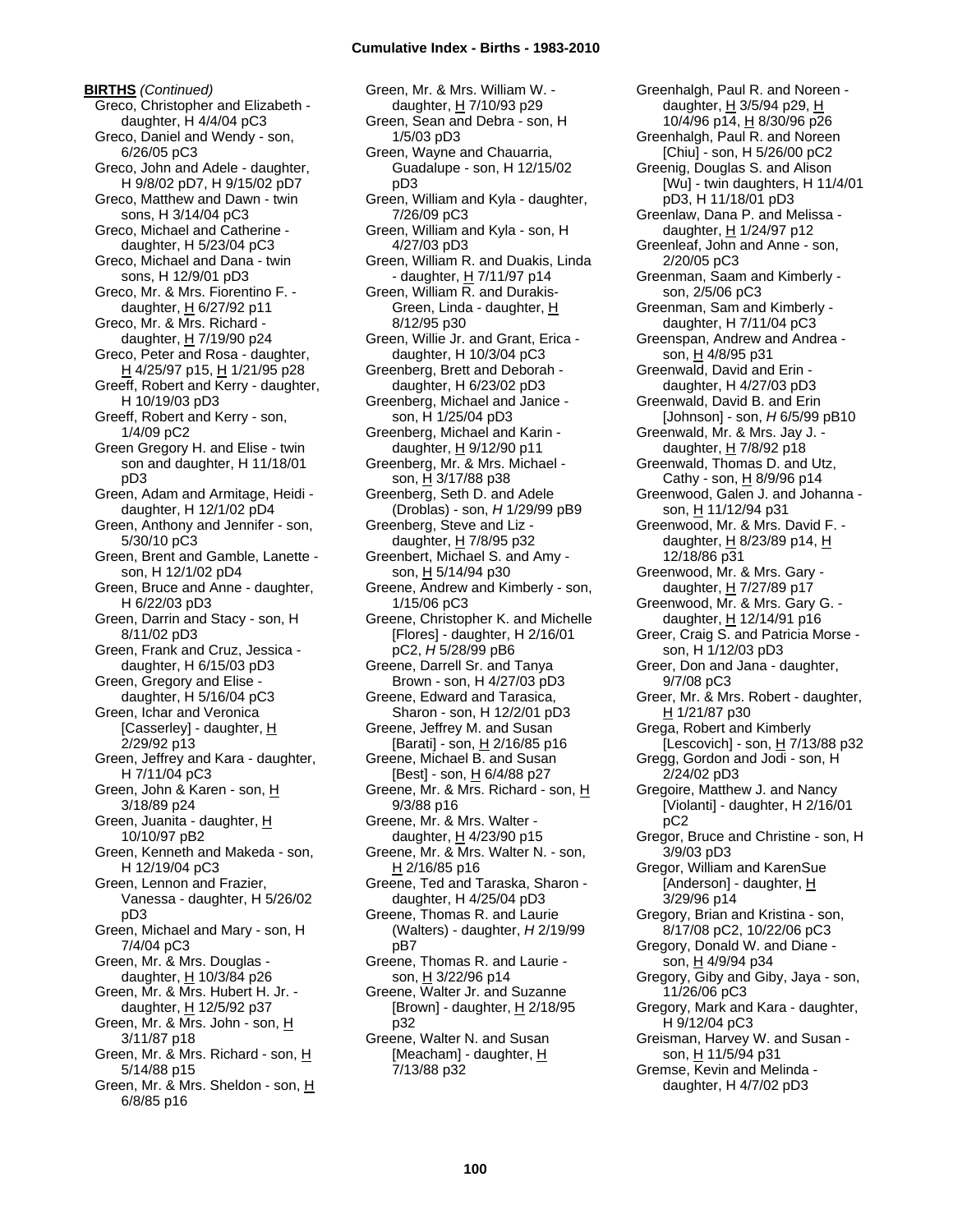**BIRTHS** *(Continued)*

Greco, Christopher and Elizabeth - daughter, H 4/4/04 pC3
Greco, Daniel and Wendy - son, 6/26/05 pC3
Greco, John and Adele - daughter, H 9/8/02 pD7, H 9/15/02 pD7
Greco, Matthew and Dawn - twin sons, H 3/14/04 pC3
Greco, Michael and Catherine - daughter, H 5/23/04 pC3
Greco, Michael and Dana - twin sons, H 12/9/01 pD3
Greco, Mr. & Mrs. Fiorentino F. - daughter, H 6/27/92 p11
Greco, Mr. & Mrs. Richard - daughter, H 7/19/90 p24
Greco, Peter and Rosa - daughter, H 4/25/97 p15, H 1/21/95 p28
Greeff, Robert and Kerry - daughter, H 10/19/03 pD3
Greeff, Robert and Kerry - son, 1/4/09 pC2
Green Gregory H. and Elise - twin son and daughter, H 11/18/01 pD3
Green, Adam and Armitage, Heidi - daughter, H 12/1/02 pD4
Green, Anthony and Jennifer - son, 5/30/10 pC3
Green, Brent and Gamble, Lanette - son, H 12/1/02 pD4
Green, Bruce and Anne - daughter, H 6/22/03 pD3
Green, Darrin and Stacy - son, H 8/11/02 pD3
Green, Frank and Cruz, Jessica - daughter, H 6/15/03 pD3
Green, Gregory and Elise - daughter, H 5/16/04 pC3
Green, Ichar and Veronica [Casserley] - daughter, H 2/29/92 p13
Green, Jeffrey and Kara - daughter, H 7/11/04 pC3
Green, John & Karen - son, H 3/18/89 p24
Green, Juanita - daughter, H 10/10/97 pB2
Green, Kenneth and Makeda - son, H 12/19/04 pC3
Green, Lennon and Frazier, Vanessa - daughter, H 5/26/02 pD3
Green, Michael and Mary - son, H 7/4/04 pC3
Green, Mr. & Mrs. Douglas - daughter, H 10/3/84 p26
Green, Mr. & Mrs. Hubert H. Jr. - daughter, H 12/5/92 p37
Green, Mr. & Mrs. John - son, H 3/11/87 p18
Green, Mr. & Mrs. Richard - son, H 5/14/88 p15
Green, Mr. & Mrs. Sheldon - son, H 6/8/85 p16
Green, Mr. & Mrs. William W. - daughter, H 7/10/93 p29
Green, Sean and Debra - son, H 1/5/03 pD3
Green, Wayne and Chauarria, Guadalupe - son, H 12/15/02 pD3
Green, William and Kyla - daughter, 7/26/09 pC3
Green, William and Kyla - son, H 4/27/03 pD3
Green, William R. and Duakis, Linda - daughter, H 7/11/97 p14
Green, William R. and Durakis-Green, Linda - daughter, H 8/12/95 p30
Green, Willie Jr. and Grant, Erica - daughter, H 10/3/04 pC3
Greenberg, Brett and Deborah - daughter, H 6/23/02 pD3
Greenberg, Michael and Janice - son, H 1/25/04 pD3
Greenberg, Michael and Karin - daughter, H 9/12/90 p11
Greenberg, Mr. & Mrs. Michael - son, H 3/17/88 p38
Greenberg, Seth D. and Adele (Droblas) - son, *H* 1/29/99 pB9
Greenberg, Steve and Liz - daughter, H 7/8/95 p32
Greenbert, Michael S. and Amy - son, H 5/14/94 p30
Greene, Andrew and Kimberly - son, 1/15/06 pC3
Greene, Christopher K. and Michelle [Flores] - daughter, H 2/16/01 pC2, *H* 5/28/99 pB6
Greene, Darrell Sr. and Tanya Brown - son, H 4/27/03 pD3
Greene, Edward and Tarasica, Sharon - son, H 12/2/01 pD3
Greene, Jeffrey M. and Susan [Barati] - son, H 2/16/85 p16
Greene, Michael B. and Susan [Best] - son, H 6/4/88 p27
Greene, Mr. & Mrs. Richard - son, H 9/3/88 p16
Greene, Mr. & Mrs. Walter - daughter, H 4/23/90 p15
Greene, Mr. & Mrs. Walter N. - son, H 2/16/85 p16
Greene, Ted and Taraska, Sharon - daughter, H 4/25/04 pD3
Greene, Thomas R. and Laurie (Walters) - daughter, *H* 2/19/99 pB7
Greene, Thomas R. and Laurie - son, H 3/22/96 p14
Greene, Walter Jr. and Suzanne [Brown] - daughter, H 2/18/95 p32
Greene, Walter N. and Susan [Meacham] - daughter, H 7/13/88 p32
Greenhalgh, Paul R. and Noreen - daughter, H 3/5/94 p29, H 10/4/96 p14, H 8/30/96 p26
Greenhalgh, Paul R. and Noreen [Chiu] - son, H 5/26/00 pC2
Greenig, Douglas S. and Alison [Wu] - twin daughters, H 11/4/01 pD3, H 11/18/01 pD3
Greenlaw, Dana P. and Melissa - daughter, H 1/24/97 p12
Greenleaf, John and Anne - son, 2/20/05 pC3
Greenman, Saam and Kimberly - son, 2/5/06 pC3
Greenman, Sam and Kimberly - daughter, H 7/11/04 pC3
Greenspan, Andrew and Andrea - son, H 4/8/95 p31
Greenwald, David and Erin - daughter, H 4/27/03 pD3
Greenwald, David B. and Erin [Johnson] - son, *H* 6/5/99 pB10
Greenwald, Mr. & Mrs. Jay J. - daughter, H 7/8/92 p18
Greenwald, Thomas D. and Utz, Cathy - son, H 8/9/96 p14
Greenwood, Galen J. and Johanna - son, H 11/12/94 p31
Greenwood, Mr. & Mrs. David F. - daughter, H 8/23/89 p14, H 12/18/86 p31
Greenwood, Mr. & Mrs. Gary - daughter, H 7/27/89 p17
Greenwood, Mr. & Mrs. Gary G. - daughter, H 12/14/91 p16
Greer, Craig S. and Patricia Morse - son, H 1/12/03 pD3
Greer, Don and Jana - daughter, 9/7/08 pC3
Greer, Mr. & Mrs. Robert - daughter, H 1/21/87 p30
Grega, Robert and Kimberly [Lescovich] - son, H 7/13/88 p32
Gregg, Gordon and Jodi - son, H 2/24/02 pD3
Gregoire, Matthew J. and Nancy [Violanti] - daughter, H 2/16/01 pC2
Gregor, Bruce and Christine - son, H 3/9/03 pD3
Gregor, William and KarenSue [Anderson] - daughter, H 3/29/96 p14
Gregory, Brian and Kristina - son, 8/17/08 pC2, 10/22/06 pC3
Gregory, Donald W. and Diane - son, H 4/9/94 p34
Gregory, Giby and Giby, Jaya - son, 11/26/06 pC3
Gregory, Mark and Kara - daughter, H 9/12/04 pC3
Greisman, Harvey W. and Susan - son, H 11/5/94 p31
Gremse, Kevin and Melinda - daughter, H 4/7/02 pD3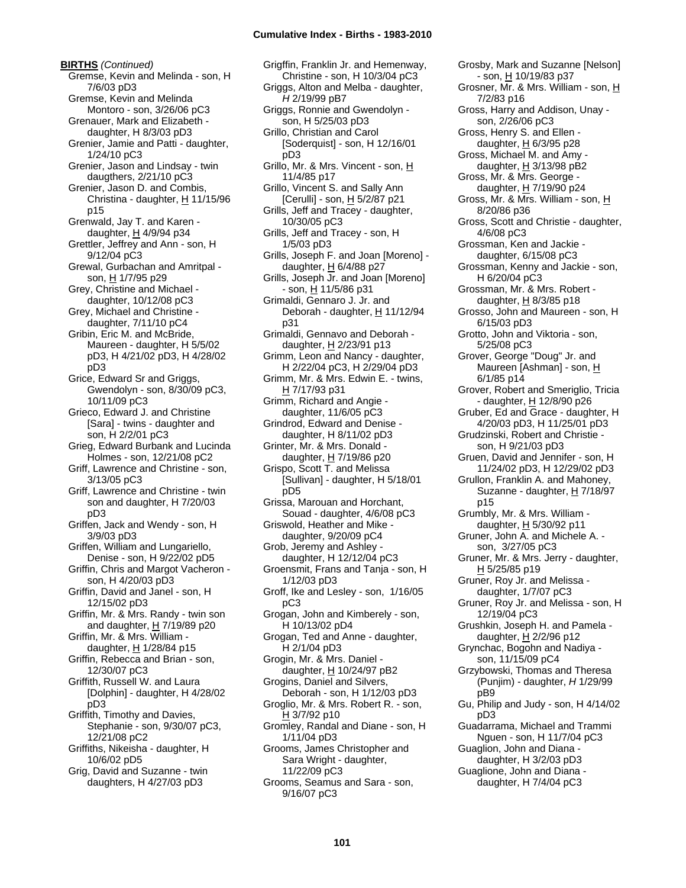**BIRTHS** *(Continued)*

Gremse, Kevin and Melinda - son, H 7/6/03 pD3
Gremse, Kevin and Melinda Montoro - son, 3/26/06 pC3
Grenauer, Mark and Elizabeth - daughter, H 8/3/03 pD3
Grenier, Jamie and Patti - daughter, 1/24/10 pC3
Grenier, Jason and Lindsay - twin daugthers, 2/21/10 pC3
Grenier, Jason D. and Combis, Christina - daughter, H 11/15/96 p15
Grenwald, Jay T. and Karen - daughter, H 4/9/94 p34
Grettler, Jeffrey and Ann - son, H 9/12/04 pC3
Grewal, Gurbachan and Amritpal - son, H 1/7/95 p29
Grey, Christine and Michael - daughter, 10/12/08 pC3
Grey, Michael and Christine - daughter, 7/11/10 pC4
Gribin, Eric M. and McBride, Maureen - daughter, H 5/5/02 pD3, H 4/21/02 pD3, H 4/28/02 pD3
Grice, Edward Sr and Griggs, Gwendolyn - son, 8/30/09 pC3, 10/11/09 pC3
Grieco, Edward J. and Christine [Sara] - twins - daughter and son, H 2/2/01 pC3
Grieg, Edward Burbank and Lucinda Holmes - son, 12/21/08 pC2
Griff, Lawrence and Christine - son, 3/13/05 pC3
Griff, Lawrence and Christine - twin son and daughter, H 7/20/03 pD3
Griffen, Jack and Wendy - son, H 3/9/03 pD3
Griffen, William and Lungariello, Denise - son, H 9/22/02 pD5
Griffin, Chris and Margot Vacheron - son, H 4/20/03 pD3
Griffin, David and Janel - son, H 12/15/02 pD3
Griffin, Mr. & Mrs. Randy - twin son and daughter, H 7/19/89 p20
Griffin, Mr. & Mrs. William - daughter, H 1/28/84 p15
Griffin, Rebecca and Brian - son, 12/30/07 pC3
Griffith, Russell W. and Laura [Dolphin] - daughter, H 4/28/02 pD3
Griffith, Timothy and Davies, Stephanie - son, 9/30/07 pC3, 12/21/08 pC2
Griffiths, Nikeisha - daughter, H 10/6/02 pD5
Grig, David and Suzanne - twin daughters, H 4/27/03 pD3
Grigffin, Franklin Jr. and Hemenway, Christine - son, H 10/3/04 pC3
Griggs, Alton and Melba - daughter, *H* 2/19/99 pB7
Griggs, Ronnie and Gwendolyn - son, H 5/25/03 pD3
Grillo, Christian and Carol [Soderquist] - son, H 12/16/01 pD3
Grillo, Mr. & Mrs. Vincent - son, H 11/4/85 p17
Grillo, Vincent S. and Sally Ann [Cerulli] - son, H 5/2/87 p21
Grills, Jeff and Tracey - daughter, 10/30/05 pC3
Grills, Jeff and Tracey - son, H 1/5/03 pD3
Grills, Joseph F. and Joan [Moreno] - daughter, H 6/4/88 p27
Grills, Joseph Jr. and Joan [Moreno] - son, H 11/5/86 p31
Grimaldi, Gennaro J. Jr. and Deborah - daughter, H 11/12/94 p31
Grimaldi, Gennavo and Deborah - daughter, H 2/23/91 p13
Grimm, Leon and Nancy - daughter, H 2/22/04 pC3, H 2/29/04 pD3
Grimm, Mr. & Mrs. Edwin E. - twins, H 7/17/93 p31
Grimm, Richard and Angie - daughter, 11/6/05 pC3
Grindrod, Edward and Denise - daughter, H 8/11/02 pD3
Grinter, Mr. & Mrs. Donald - daughter, H 7/19/86 p20
Grispo, Scott T. and Melissa [Sullivan] - daughter, H 5/18/01 pD5
Grissa, Marouan and Horchant, Souad - daughter, 4/6/08 pC3
Griswold, Heather and Mike - daughter, 9/20/09 pC4
Grob, Jeremy and Ashley - daughter, H 12/12/04 pC3
Groensmit, Frans and Tanja - son, H 1/12/03 pD3
Groff, Ike and Lesley - son, 1/16/05 pC3
Grogan, John and Kimberely - son, H 10/13/02 pD4
Grogan, Ted and Anne - daughter, H 2/1/04 pD3
Grogin, Mr. & Mrs. Daniel - daughter, H 10/24/97 pB2
Grogins, Daniel and Silvers, Deborah - son, H 1/12/03 pD3
Groglio, Mr. & Mrs. Robert R. - son, H 3/7/92 p10
Gromley, Randal and Diane - son, H 1/11/04 pD3
Grooms, James Christopher and Sara Wright - daughter, 11/22/09 pC3
Grooms, Seamus and Sara - son, 9/16/07 pC3
Grosby, Mark and Suzanne [Nelson] - son, H 10/19/83 p37
Grosner, Mr. & Mrs. William - son, H 7/2/83 p16
Gross, Harry and Addison, Unay - son, 2/26/06 pC3
Gross, Henry S. and Ellen - daughter, H 6/3/95 p28
Gross, Michael M. and Amy - daughter, H 3/13/98 pB2
Gross, Mr. & Mrs. George - daughter, H 7/19/90 p24
Gross, Mr. & Mrs. William - son, H 8/20/86 p36
Gross, Scott and Christie - daughter, 4/6/08 pC3
Grossman, Ken and Jackie - daughter, 6/15/08 pC3
Grossman, Kenny and Jackie - son, H 6/20/04 pC3
Grossman, Mr. & Mrs. Robert - daughter, H 8/3/85 p18
Grosso, John and Maureen - son, H 6/15/03 pD3
Grotto, John and Viktoria - son, 5/25/08 pC3
Grover, George "Doug" Jr. and Maureen [Ashman] - son, H 6/1/85 p14
Grover, Robert and Smeriglio, Tricia - daughter, H 12/8/90 p26
Gruber, Ed and Grace - daughter, H 4/20/03 pD3, H 11/25/01 pD3
Grudzinski, Robert and Christie - son, H 9/21/03 pD3
Gruen, David and Jennifer - son, H 11/24/02 pD3, H 12/29/02 pD3
Grullon, Franklin A. and Mahoney, Suzanne - daughter, H 7/18/97 p15
Grumbly, Mr. & Mrs. William - daughter, H 5/30/92 p11
Gruner, John A. and Michele A. - son, 3/27/05 pC3
Gruner, Mr. & Mrs. Jerry - daughter, H 5/25/85 p19
Gruner, Roy Jr. and Melissa - daughter, 1/7/07 pC3
Gruner, Roy Jr. and Melissa - son, H 12/19/04 pC3
Grushkin, Joseph H. and Pamela - daughter, H 2/2/96 p12
Grynchac, Bogohn and Nadiya - son, 11/15/09 pC4
Grzybowski, Thomas and Theresa (Punjim) - daughter, *H* 1/29/99 pB9
Gu, Philip and Judy - son, H 4/14/02 pD3
Guadarrama, Michael and Trammi Nguen - son, H 11/7/04 pC3
Guaglion, John and Diana - daughter, H 3/2/03 pD3
Guaglione, John and Diana - daughter, H 7/4/04 pC3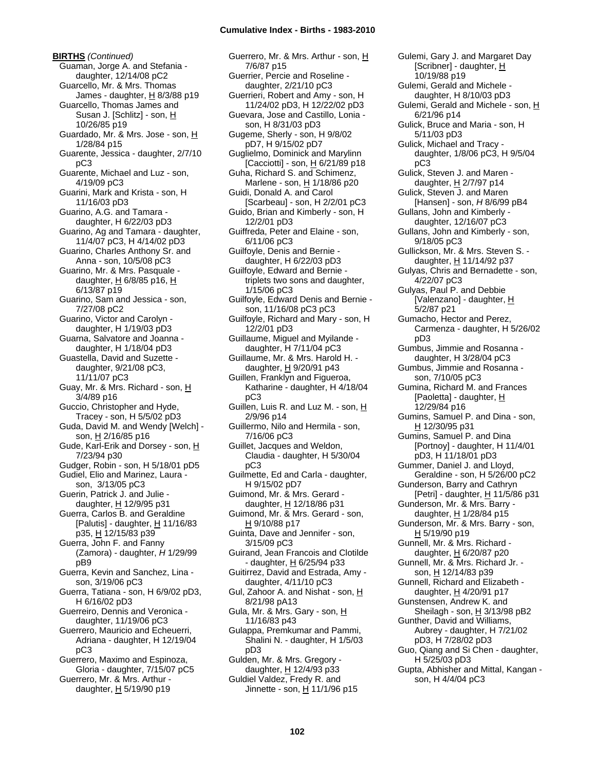**BIRTHS** *(Continued)*

Guaman, Jorge A. and Stefania - daughter, 12/14/08 pC2
Guarcello, Mr. & Mrs. Thomas James - daughter, H 8/3/88 p19
Guarcello, Thomas James and Susan J. [Schlitz] - son, H 10/26/85 p19
Guardado, Mr. & Mrs. Jose - son, H 1/28/84 p15
Guarente, Jessica - daughter, 2/7/10 pC3
Guarente, Michael and Luz - son, 4/19/09 pC3
Guarini, Mark and Krista - son, H 11/16/03 pD3
Guarino, A.G. and Tamara - daughter, H 6/22/03 pD3
Guarino, Ag and Tamara - daughter, 11/4/07 pC3, H 4/14/02 pD3
Guarino, Charles Anthony Sr. and Anna - son, 10/5/08 pC3
Guarino, Mr. & Mrs. Pasquale - daughter, H 6/8/85 p16, H 6/13/87 p19
Guarino, Sam and Jessica - son, 7/27/08 pC2
Guarino, Victor and Carolyn - daughter, H 1/19/03 pD3
Guarna, Salvatore and Joanna - daughter, H 1/18/04 pD3
Guastella, David and Suzette - daughter, 9/21/08 pC3, 11/11/07 pC3
Guay, Mr. & Mrs. Richard - son, H 3/4/89 p16
Guccio, Christopher and Hyde, Tracey - son, H 5/5/02 pD3
Guda, David M. and Wendy [Welch] - son, H 2/16/85 p16
Gude, Karl-Erik and Dorsey - son, H 7/23/94 p30
Gudger, Robin - son, H 5/18/01 pD5
Gudiel, Elio and Marinez, Laura - son, 3/13/05 pC3
Guerin, Patrick J. and Julie - daughter, H 12/9/95 p31
Guerra, Carlos B. and Geraldine [Palutis] - daughter, H 11/16/83 p35, H 12/15/83 p39
Guerra, John F. and Fanny (Zamora) - daughter, *H* 1/29/99 pB9
Guerra, Kevin and Sanchez, Lina - son, 3/19/06 pC3
Guerra, Tatiana - son, H 6/9/02 pD3, H 6/16/02 pD3
Guerreiro, Dennis and Veronica - daughter, 11/19/06 pC3
Guerrero, Mauricio and Echeuerri, Adriana - daughter, H 12/19/04 pC3
Guerrero, Maximo and Espinoza, Gloria - daughter, 7/15/07 pC5
Guerrero, Mr. & Mrs. Arthur - daughter, H 5/19/90 p19
Guerrero, Mr. & Mrs. Arthur - son, H 7/6/87 p15
Guerrier, Percie and Roseline - daughter, 2/21/10 pC3
Guerrieri, Robert and Amy - son, H 11/24/02 pD3, H 12/22/02 pD3
Guevara, Jose and Castillo, Lonia - son, H 8/31/03 pD3
Gugeme, Sherly - son, H 9/8/02 pD7, H 9/15/02 pD7
Guglielmo, Dominick and Marylinn [Cacciotti] - son, H 6/21/89 p18
Guha, Richard S. and Schimenz, Marlene - son, H 1/18/86 p20
Guidi, Donald A. and Carol [Scarbeau] - son, H 2/2/01 pC3
Guido, Brian and Kimberly - son, H 12/2/01 pD3
Guiffreda, Peter and Elaine - son, 6/11/06 pC3
Guilfoyle, Denis and Bernie - daughter, H 6/22/03 pD3
Guilfoyle, Edward and Bernie - triplets two sons and daughter, 1/15/06 pC3
Guilfoyle, Edward Denis and Bernie - son, 11/16/08 pC3 pC3
Guilfoyle, Richard and Mary - son, H 12/2/01 pD3
Guillaume, Miguel and Myilande - daughter, H 7/11/04 pC3
Guillaume, Mr. & Mrs. Harold H. - daughter, H 9/20/91 p43
Guillen, Franklyn and Figueroa, Katharine - daughter, H 4/18/04 pC3
Guillen, Luis R. and Luz M. - son, H 2/9/96 p14
Guillermo, Nilo and Hermila - son, 7/16/06 pC3
Guillet, Jacques and Weldon, Claudia - daughter, H 5/30/04 pC3
Guilmette, Ed and Carla - daughter, H 9/15/02 pD7
Guimond, Mr. & Mrs. Gerard - daughter, H 12/18/86 p31
Guimond, Mr. & Mrs. Gerard - son, H 9/10/88 p17
Guinta, Dave and Jennifer - son, 3/15/09 pC3
Guirand, Jean Francois and Clotilde - daughter, H 6/25/94 p33
Guitirrez, David and Estrada, Amy - daughter, 4/11/10 pC3
Gul, Zahoor A. and Nishat - son, H 8/21/98 pA13
Gula, Mr. & Mrs. Gary - son, H 11/16/83 p43
Gulappa, Premkumar and Pammi, Shalini N. - daughter, H 1/5/03 pD3
Gulden, Mr. & Mrs. Gregory - daughter, H 12/4/93 p33
Guldiel Valdez, Fredy R. and Jinnette - son, H 11/1/96 p15
Gulemi, Gary J. and Margaret Day [Scribner] - daughter, H 10/19/88 p19
Gulemi, Gerald and Michele - daughter, H 8/10/03 pD3
Gulemi, Gerald and Michele - son, H 6/21/96 p14
Gulick, Bruce and Maria - son, H 5/11/03 pD3
Gulick, Michael and Tracy - daughter, 1/8/06 pC3, H 9/5/04 pC3
Gulick, Steven J. and Maren - daughter, H 2/7/97 p14
Gulick, Steven J. and Maren [Hansen] - son, *H* 8/6/99 pB4
Gullans, John and Kimberly - daughter, 12/16/07 pC3
Gullans, John and Kimberly - son, 9/18/05 pC3
Gullickson, Mr. & Mrs. Steven S. - daughter, H 11/14/92 p37
Gulyas, Chris and Bernadette - son, 4/22/07 pC3
Gulyas, Paul P. and Debbie [Valenzano] - daughter, H 5/2/87 p21
Gumacho, Hector and Perez, Carmenza - daughter, H 5/26/02 pD3
Gumbus, Jimmie and Rosanna - daughter, H 3/28/04 pC3
Gumbus, Jimmie and Rosanna - son, 7/10/05 pC3
Gumina, Richard M. and Frances [Paoletta] - daughter, H 12/29/84 p16
Gumins, Samuel P. and Dina - son, H 12/30/95 p31
Gumins, Samuel P. and Dina [Portnoy] - daughter, H 11/4/01 pD3, H 11/18/01 pD3
Gummer, Daniel J. and Lloyd, Geraldine - son, H 5/26/00 pC2
Gunderson, Barry and Cathryn [Petri] - daughter, H 11/5/86 p31
Gunderson, Mr. & Mrs. Barry - daughter, H 1/28/84 p15
Gunderson, Mr. & Mrs. Barry - son, H 5/19/90 p19
Gunnell, Mr. & Mrs. Richard - daughter, H 6/20/87 p20
Gunnell, Mr. & Mrs. Richard Jr. - son, H 12/14/83 p39
Gunnell, Richard and Elizabeth - daughter, H 4/20/91 p17
Gunstensen, Andrew K. and Sheilagh - son, H 3/13/98 pB2
Gunther, David and Williams, Aubrey - daughter, H 7/21/02 pD3, H 7/28/02 pD3
Guo, Qiang and Si Chen - daughter, H 5/25/03 pD3
Gupta, Abhisher and Mittal, Kangan - son, H 4/4/04 pC3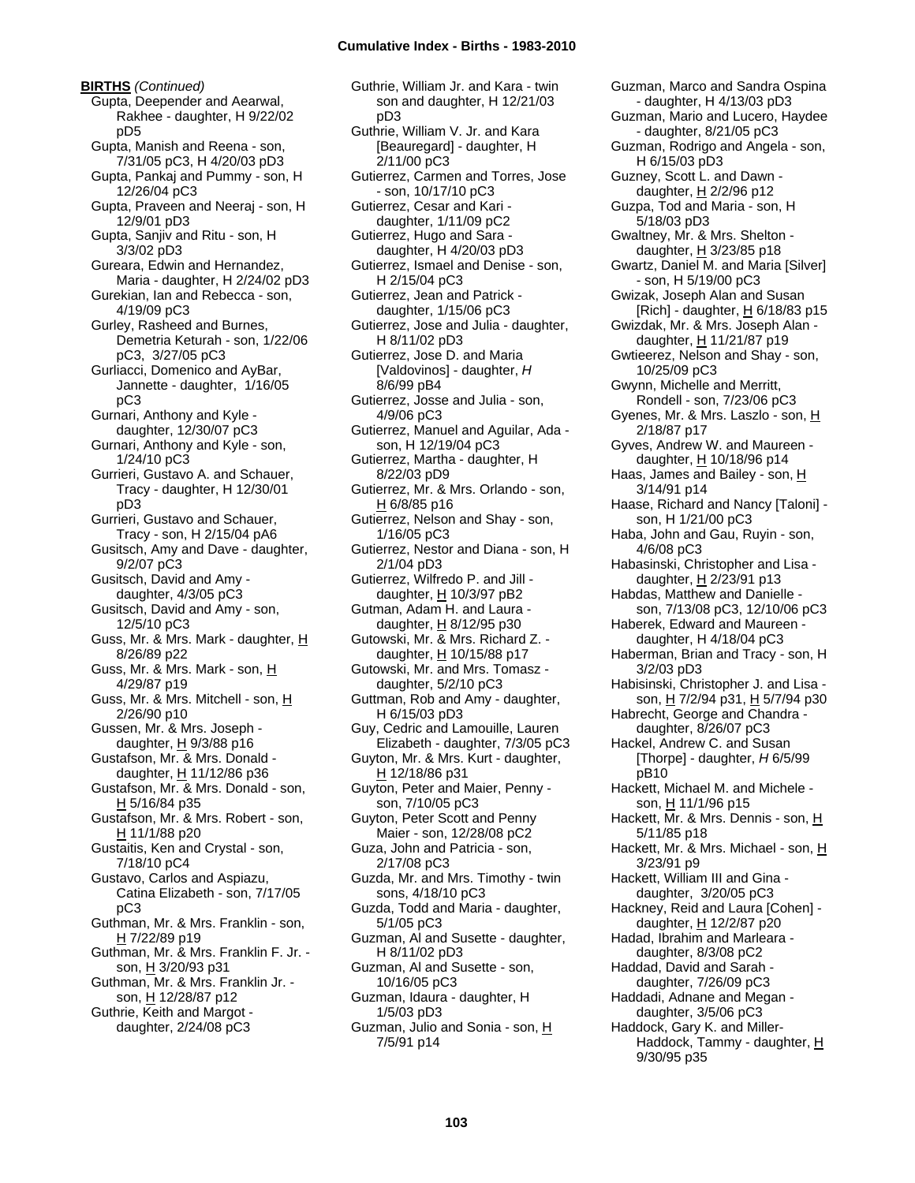**BIRTHS** *(Continued)*

Gupta, Deepender and Aearwal, Rakhee - daughter, H 9/22/02 pD5
Gupta, Manish and Reena - son, 7/31/05 pC3, H 4/20/03 pD3
Gupta, Pankaj and Pummy - son, H 12/26/04 pC3
Gupta, Praveen and Neeraj - son, H 12/9/01 pD3
Gupta, Sanjiv and Ritu - son, H 3/3/02 pD3
Gureara, Edwin and Hernandez, Maria - daughter, H 2/24/02 pD3
Gurekian, Ian and Rebecca - son, 4/19/09 pC3
Gurley, Rasheed and Burnes, Demetria Keturah - son, 1/22/06 pC3, 3/27/05 pC3
Gurliacci, Domenico and AyBar, Jannette - daughter, 1/16/05 pC3
Gurnari, Anthony and Kyle - daughter, 12/30/07 pC3
Gurnari, Anthony and Kyle - son, 1/24/10 pC3
Gurrieri, Gustavo A. and Schauer, Tracy - daughter, H 12/30/01 pD3
Gurrieri, Gustavo and Schauer, Tracy - son, H 2/15/04 pA6
Gusitsch, Amy and Dave - daughter, 9/2/07 pC3
Gusitsch, David and Amy - daughter, 4/3/05 pC3
Gusitsch, David and Amy - son, 12/5/10 pC3
Guss, Mr. & Mrs. Mark - daughter, H 8/26/89 p22
Guss, Mr. & Mrs. Mark - son, H 4/29/87 p19
Guss, Mr. & Mrs. Mitchell - son, H 2/26/90 p10
Gussen, Mr. & Mrs. Joseph - daughter, H 9/3/88 p16
Gustafson, Mr. & Mrs. Donald - daughter, H 11/12/86 p36
Gustafson, Mr. & Mrs. Donald - son, H 5/16/84 p35
Gustafson, Mr. & Mrs. Robert - son, H 11/1/88 p20
Gustaitis, Ken and Crystal - son, 7/18/10 pC4
Gustavo, Carlos and Aspiazu, Catina Elizabeth - son, 7/17/05 pC3
Guthman, Mr. & Mrs. Franklin - son, H 7/22/89 p19
Guthman, Mr. & Mrs. Franklin F. Jr. - son, H 3/20/93 p31
Guthman, Mr. & Mrs. Franklin Jr. - son, H 12/28/87 p12
Guthrie, Keith and Margot - daughter, 2/24/08 pC3
Guthrie, William Jr. and Kara - twin son and daughter, H 12/21/03 pD3
Guthrie, William V. Jr. and Kara [Beauregard] - daughter, H 2/11/00 pC3
Gutierrez, Carmen and Torres, Jose - son, 10/17/10 pC3
Gutierrez, Cesar and Kari - daughter, 1/11/09 pC2
Gutierrez, Hugo and Sara - daughter, H 4/20/03 pD3
Gutierrez, Ismael and Denise - son, H 2/15/04 pC3
Gutierrez, Jean and Patrick - daughter, 1/15/06 pC3
Gutierrez, Jose and Julia - daughter, H 8/11/02 pD3
Gutierrez, Jose D. and Maria [Valdovinos] - daughter, *H* 8/6/99 pB4
Gutierrez, Josse and Julia - son, 4/9/06 pC3
Gutierrez, Manuel and Aguilar, Ada - son, H 12/19/04 pC3
Gutierrez, Martha - daughter, H 8/22/03 pD9
Gutierrez, Mr. & Mrs. Orlando - son, H 6/8/85 p16
Gutierrez, Nelson and Shay - son, 1/16/05 pC3
Gutierrez, Nestor and Diana - son, H 2/1/04 pD3
Gutierrez, Wilfredo P. and Jill - daughter, H 10/3/97 pB2
Gutman, Adam H. and Laura - daughter, H 8/12/95 p30
Gutowski, Mr. & Mrs. Richard Z. - daughter, H 10/15/88 p17
Gutowski, Mr. and Mrs. Tomasz - daughter, 5/2/10 pC3
Guttman, Rob and Amy - daughter, H 6/15/03 pD3
Guy, Cedric and Lamouille, Lauren Elizabeth - daughter, 7/3/05 pC3
Guyton, Mr. & Mrs. Kurt - daughter, H 12/18/86 p31
Guyton, Peter and Maier, Penny - son, 7/10/05 pC3
Guyton, Peter Scott and Penny Maier - son, 12/28/08 pC2
Guza, John and Patricia - son, 2/17/08 pC3
Guzda, Mr. and Mrs. Timothy - twin sons, 4/18/10 pC3
Guzda, Todd and Maria - daughter, 5/1/05 pC3
Guzman, Al and Susette - daughter, H 8/11/02 pD3
Guzman, Al and Susette - son, 10/16/05 pC3
Guzman, Idaura - daughter, H 1/5/03 pD3
Guzman, Julio and Sonia - son, H 7/5/91 p14
Guzman, Marco and Sandra Ospina - daughter, H 4/13/03 pD3
Guzman, Mario and Lucero, Haydee - daughter, 8/21/05 pC3
Guzman, Rodrigo and Angela - son, H 6/15/03 pD3
Guzney, Scott L. and Dawn - daughter, H 2/2/96 p12
Guzpa, Tod and Maria - son, H 5/18/03 pD3
Gwaltney, Mr. & Mrs. Shelton - daughter, H 3/23/85 p18
Gwartz, Daniel M. and Maria [Silver] - son, H 5/19/00 pC3
Gwizak, Joseph Alan and Susan [Rich] - daughter, H 6/18/83 p15
Gwizdak, Mr. & Mrs. Joseph Alan - daughter, H 11/21/87 p19
Gwtieerez, Nelson and Shay - son, 10/25/09 pC3
Gwynn, Michelle and Merritt, Rondell - son, 7/23/06 pC3
Gyenes, Mr. & Mrs. Laszlo - son, H 2/18/87 p17
Gyves, Andrew W. and Maureen - daughter, H 10/18/96 p14
Haas, James and Bailey - son, H 3/14/91 p14
Haase, Richard and Nancy [Taloni] - son, H 1/21/00 pC3
Haba, John and Gau, Ruyin - son, 4/6/08 pC3
Habasinski, Christopher and Lisa - daughter, H 2/23/91 p13
Habdas, Matthew and Danielle - son, 7/13/08 pC3, 12/10/06 pC3
Haberek, Edward and Maureen - daughter, H 4/18/04 pC3
Haberman, Brian and Tracy - son, H 3/2/03 pD3
Habisinski, Christopher J. and Lisa - son, H 7/2/94 p31, H 5/7/94 p30
Habrecht, George and Chandra - daughter, 8/26/07 pC3
Hackel, Andrew C. and Susan [Thorpe] - daughter, *H* 6/5/99 pB10
Hackett, Michael M. and Michele - son, H 11/1/96 p15
Hackett, Mr. & Mrs. Dennis - son, H 5/11/85 p18
Hackett, Mr. & Mrs. Michael - son, H 3/23/91 p9
Hackett, William III and Gina - daughter, 3/20/05 pC3
Hackney, Reid and Laura [Cohen] - daughter, H 12/2/87 p20
Hadad, Ibrahim and Marleara - daughter, 8/3/08 pC2
Haddad, David and Sarah - daughter, 7/26/09 pC3
Haddadi, Adnane and Megan - daughter, 3/5/06 pC3
Haddock, Gary K. and Miller-Haddock, Tammy - daughter, H 9/30/95 p35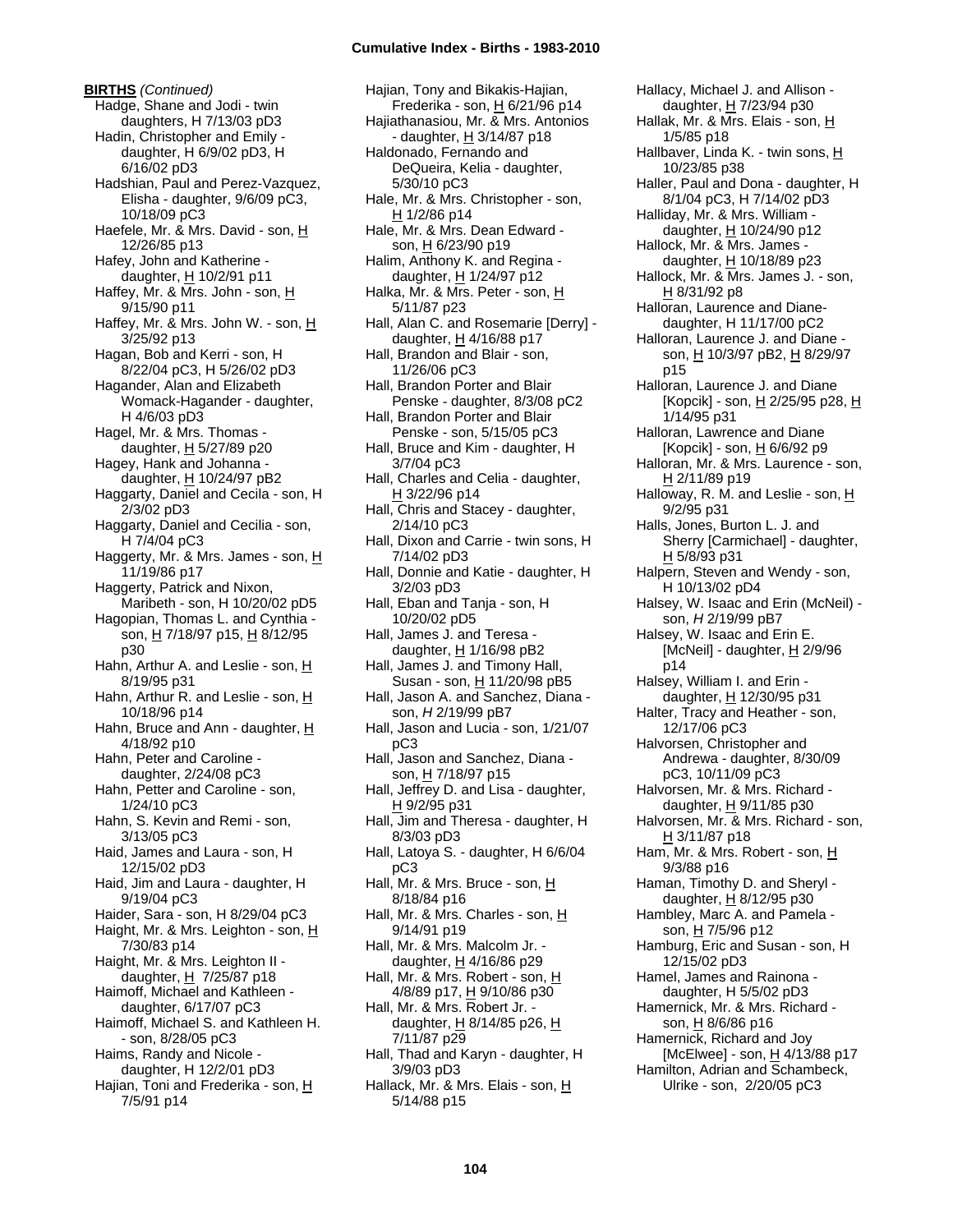**BIRTHS** *(Continued)*

Hadge, Shane and Jodi - twin daughters, H 7/13/03 pD3
Hadin, Christopher and Emily - daughter, H 6/9/02 pD3, H 6/16/02 pD3
Hadshian, Paul and Perez-Vazquez, Elisha - daughter, 9/6/09 pC3, 10/18/09 pC3
Haefele, Mr. & Mrs. David - son, H 12/26/85 p13
Hafey, John and Katherine - daughter, H 10/2/91 p11
Haffey, Mr. & Mrs. John - son, H 9/15/90 p11
Haffey, Mr. & Mrs. John W. - son, H 3/25/92 p13
Hagan, Bob and Kerri - son, H 8/22/04 pC3, H 5/26/02 pD3
Hagander, Alan and Elizabeth Womack-Hagander - daughter, H 4/6/03 pD3
Hagel, Mr. & Mrs. Thomas - daughter, H 5/27/89 p20
Hagey, Hank and Johanna - daughter, H 10/24/97 pB2
Haggarty, Daniel and Cecila - son, H 2/3/02 pD3
Haggarty, Daniel and Cecilia - son, H 7/4/04 pC3
Haggerty, Mr. & Mrs. James - son, H 11/19/86 p17
Haggerty, Patrick and Nixon, Maribeth - son, H 10/20/02 pD5
Hagopian, Thomas L. and Cynthia - son, H 7/18/97 p15, H 8/12/95 p30
Hahn, Arthur A. and Leslie - son, H 8/19/95 p31
Hahn, Arthur R. and Leslie - son, H 10/18/96 p14
Hahn, Bruce and Ann - daughter, H 4/18/92 p10
Hahn, Peter and Caroline - daughter, 2/24/08 pC3
Hahn, Petter and Caroline - son, 1/24/10 pC3
Hahn, S. Kevin and Remi - son, 3/13/05 pC3
Haid, James and Laura - son, H 12/15/02 pD3
Haid, Jim and Laura - daughter, H 9/19/04 pC3
Haider, Sara - son, H 8/29/04 pC3
Haight, Mr. & Mrs. Leighton - son, H 7/30/83 p14
Haight, Mr. & Mrs. Leighton II - daughter, H 7/25/87 p18
Haimoff, Michael and Kathleen - daughter, 6/17/07 pC3
Haimoff, Michael S. and Kathleen H. - son, 8/28/05 pC3
Haims, Randy and Nicole - daughter, H 12/2/01 pD3
Hajian, Toni and Frederika - son, H 7/5/91 p14
Hajian, Tony and Bikakis-Hajian, Frederika - son, H 6/21/96 p14
Hajiathanasiou, Mr. & Mrs. Antonios - daughter, H 3/14/87 p18
Haldonado, Fernando and DeQueira, Kelia - daughter, 5/30/10 pC3
Hale, Mr. & Mrs. Christopher - son, H 1/2/86 p14
Hale, Mr. & Mrs. Dean Edward - son, H 6/23/90 p19
Halim, Anthony K. and Regina - daughter, H 1/24/97 p12
Halka, Mr. & Mrs. Peter - son, H 5/11/87 p23
Hall, Alan C. and Rosemarie [Derry] - daughter, H 4/16/88 p17
Hall, Brandon and Blair - son, 11/26/06 pC3
Hall, Brandon Porter and Blair Penske - daughter, 8/3/08 pC2
Hall, Brandon Porter and Blair Penske - son, 5/15/05 pC3
Hall, Bruce and Kim - daughter, H 3/7/04 pC3
Hall, Charles and Celia - daughter, H 3/22/96 p14
Hall, Chris and Stacey - daughter, 2/14/10 pC3
Hall, Dixon and Carrie - twin sons, H 7/14/02 pD3
Hall, Donnie and Katie - daughter, H 3/2/03 pD3
Hall, Eban and Tanja - son, H 10/20/02 pD5
Hall, James J. and Teresa - daughter, H 1/16/98 pB2
Hall, James J. and Timony Hall, Susan - son, H 11/20/98 pB5
Hall, Jason A. and Sanchez, Diana - son, *H* 2/19/99 pB7
Hall, Jason and Lucia - son, 1/21/07 pC3
Hall, Jason and Sanchez, Diana - son, H 7/18/97 p15
Hall, Jeffrey D. and Lisa - daughter, H 9/2/95 p31
Hall, Jim and Theresa - daughter, H 8/3/03 pD3
Hall, Latoya S. - daughter, H 6/6/04 pC3
Hall, Mr. & Mrs. Bruce - son, H 8/18/84 p16
Hall, Mr. & Mrs. Charles - son, H 9/14/91 p19
Hall, Mr. & Mrs. Malcolm Jr. - daughter, H 4/16/86 p29
Hall, Mr. & Mrs. Robert - son, H 4/8/89 p17, H 9/10/86 p30
Hall, Mr. & Mrs. Robert Jr. - daughter, H 8/14/85 p26, H 7/11/87 p29
Hall, Thad and Karyn - daughter, H 3/9/03 pD3
Hallack, Mr. & Mrs. Elais - son, H 5/14/88 p15
Hallacy, Michael J. and Allison - daughter, H 7/23/94 p30
Hallak, Mr. & Mrs. Elais - son, H 1/5/85 p18
Hallbaver, Linda K. - twin sons, H 10/23/85 p38
Haller, Paul and Dona - daughter, H 8/1/04 pC3, H 7/14/02 pD3
Halliday, Mr. & Mrs. William - daughter, H 10/24/90 p12
Hallock, Mr. & Mrs. James - daughter, H 10/18/89 p23
Hallock, Mr. & Mrs. James J. - son, H 8/31/92 p8
Halloran, Laurence and Diane- daughter, H 11/17/00 pC2
Halloran, Laurence J. and Diane - son, H 10/3/97 pB2, H 8/29/97 p15
Halloran, Laurence J. and Diane [Kopcik] - son, H 2/25/95 p28, H 1/14/95 p31
Halloran, Lawrence and Diane [Kopcik] - son, H 6/6/92 p9
Halloran, Mr. & Mrs. Laurence - son, H 2/11/89 p19
Halloway, R. M. and Leslie - son, H 9/2/95 p31
Halls, Jones, Burton L. J. and Sherry [Carmichael] - daughter, H 5/8/93 p31
Halpern, Steven and Wendy - son, H 10/13/02 pD4
Halsey, W. Isaac and Erin (McNeil) - son, *H* 2/19/99 pB7
Halsey, W. Isaac and Erin E. [McNeil] - daughter, H 2/9/96 p14
Halsey, William I. and Erin - daughter, H 12/30/95 p31
Halter, Tracy and Heather - son, 12/17/06 pC3
Halvorsen, Christopher and Andrewa - daughter, 8/30/09 pC3, 10/11/09 pC3
Halvorsen, Mr. & Mrs. Richard - daughter, H 9/11/85 p30
Halvorsen, Mr. & Mrs. Richard - son, H 3/11/87 p18
Ham, Mr. & Mrs. Robert - son, H 9/3/88 p16
Haman, Timothy D. and Sheryl - daughter, H 8/12/95 p30
Hambley, Marc A. and Pamela - son, H 7/5/96 p12
Hamburg, Eric and Susan - son, H 12/15/02 pD3
Hamel, James and Rainona - daughter, H 5/5/02 pD3
Hamernick, Mr. & Mrs. Richard - son, H 8/6/86 p16
Hamernick, Richard and Joy [McElwee] - son, H 4/13/88 p17
Hamilton, Adrian and Schambeck, Ulrike - son, 2/20/05 pC3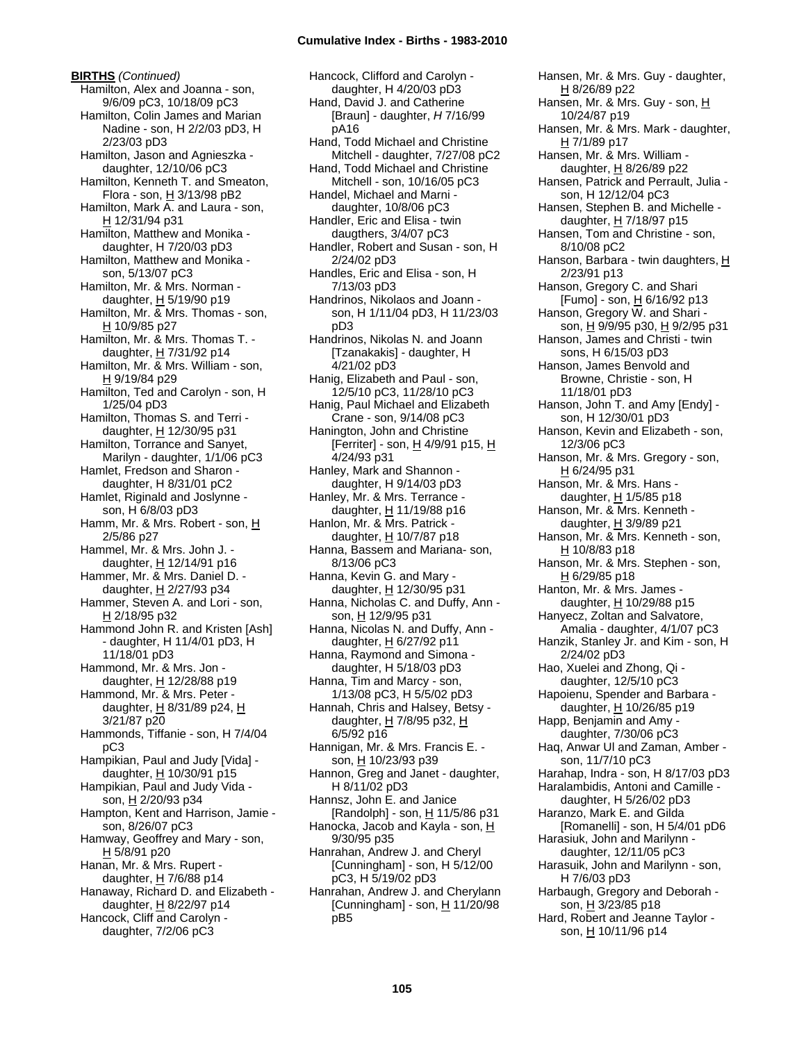**BIRTHS** *(Continued)*

Hamilton, Alex and Joanna - son, 9/6/09 pC3, 10/18/09 pC3
Hamilton, Colin James and Marian Nadine - son, H 2/2/03 pD3, H 2/23/03 pD3
Hamilton, Jason and Agnieszka - daughter, 12/10/06 pC3
Hamilton, Kenneth T. and Smeaton, Flora - son, H 3/13/98 pB2
Hamilton, Mark A. and Laura - son, H 12/31/94 p31
Hamilton, Matthew and Monika - daughter, H 7/20/03 pD3
Hamilton, Matthew and Monika - son, 5/13/07 pC3
Hamilton, Mr. & Mrs. Norman - daughter, H 5/19/90 p19
Hamilton, Mr. & Mrs. Thomas - son, H 10/9/85 p27
Hamilton, Mr. & Mrs. Thomas T. - daughter, H 7/31/92 p14
Hamilton, Mr. & Mrs. William - son, H 9/19/84 p29
Hamilton, Ted and Carolyn - son, H 1/25/04 pD3
Hamilton, Thomas S. and Terri - daughter, H 12/30/95 p31
Hamilton, Torrance and Sanyet, Marilyn - daughter, 1/1/06 pC3
Hamlet, Fredson and Sharon - daughter, H 8/31/01 pC2
Hamlet, Riginald and Joslynne - son, H 6/8/03 pD3
Hamm, Mr. & Mrs. Robert - son, H 2/5/86 p27
Hammel, Mr. & Mrs. John J. - daughter, H 12/14/91 p16
Hammer, Mr. & Mrs. Daniel D. - daughter, H 2/27/93 p34
Hammer, Steven A. and Lori - son, H 2/18/95 p32
Hammond John R. and Kristen [Ash] - daughter, H 11/4/01 pD3, H 11/18/01 pD3
Hammond, Mr. & Mrs. Jon - daughter, H 12/28/88 p19
Hammond, Mr. & Mrs. Peter - daughter, H 8/31/89 p24, H 3/21/87 p20
Hammonds, Tiffanie - son, H 7/4/04 pC3
Hampikian, Paul and Judy [Vida] - daughter, H 10/30/91 p15
Hampikian, Paul and Judy Vida - son, H 2/20/93 p34
Hampton, Kent and Harrison, Jamie - son, 8/26/07 pC3
Hamway, Geoffrey and Mary - son, H 5/8/91 p20
Hanan, Mr. & Mrs. Rupert - daughter, H 7/6/88 p14
Hanaway, Richard D. and Elizabeth - daughter, H 8/22/97 p14
Hancock, Cliff and Carolyn - daughter, 7/2/06 pC3
Hancock, Clifford and Carolyn - daughter, H 4/20/03 pD3
Hand, David J. and Catherine [Braun] - daughter, *H* 7/16/99 pA16
Hand, Todd Michael and Christine Mitchell - daughter, 7/27/08 pC2
Hand, Todd Michael and Christine Mitchell - son, 10/16/05 pC3
Handel, Michael and Marni - daughter, 10/8/06 pC3
Handler, Eric and Elisa - twin daugthers, 3/4/07 pC3
Handler, Robert and Susan - son, H 2/24/02 pD3
Handles, Eric and Elisa - son, H 7/13/03 pD3
Handrinos, Nikolaos and Joann - son, H 1/11/04 pD3, H 11/23/03 pD3
Handrinos, Nikolas N. and Joann [Tzanakakis] - daughter, H 4/21/02 pD3
Hanig, Elizabeth and Paul - son, 12/5/10 pC3, 11/28/10 pC3
Hanig, Paul Michael and Elizabeth Crane - son, 9/14/08 pC3
Hanington, John and Christine [Ferriter] - son, H 4/9/91 p15, H 4/24/93 p31
Hanley, Mark and Shannon - daughter, H 9/14/03 pD3
Hanley, Mr. & Mrs. Terrance - daughter, H 11/19/88 p16
Hanlon, Mr. & Mrs. Patrick - daughter, H 10/7/87 p18
Hanna, Bassem and Mariana- son, 8/13/06 pC3
Hanna, Kevin G. and Mary - daughter, H 12/30/95 p31
Hanna, Nicholas C. and Duffy, Ann - son, H 12/9/95 p31
Hanna, Nicolas N. and Duffy, Ann - daughter, H 6/27/92 p11
Hanna, Raymond and Simona - daughter, H 5/18/03 pD3
Hanna, Tim and Marcy - son, 1/13/08 pC3, H 5/5/02 pD3
Hannah, Chris and Halsey, Betsy - daughter, H 7/8/95 p32, H 6/5/92 p16
Hannigan, Mr. & Mrs. Francis E. - son, H 10/23/93 p39
Hannon, Greg and Janet - daughter, H 8/11/02 pD3
Hannsz, John E. and Janice [Randolph] - son, H 11/5/86 p31
Hanocka, Jacob and Kayla - son, H 9/30/95 p35
Hanrahan, Andrew J. and Cheryl [Cunningham] - son, H 5/12/00 pC3, H 5/19/02 pD3
Hanrahan, Andrew J. and Cherylann [Cunningham] - son, H 11/20/98 pB5
Hansen, Mr. & Mrs. Guy - daughter, H 8/26/89 p22
Hansen, Mr. & Mrs. Guy - son, H 10/24/87 p19
Hansen, Mr. & Mrs. Mark - daughter, H 7/1/89 p17
Hansen, Mr. & Mrs. William - daughter, H 8/26/89 p22
Hansen, Patrick and Perrault, Julia - son, H 12/12/04 pC3
Hansen, Stephen B. and Michelle - daughter, H 7/18/97 p15
Hansen, Tom and Christine - son, 8/10/08 pC2
Hanson, Barbara - twin daughters, H 2/23/91 p13
Hanson, Gregory C. and Shari [Fumo] - son, H 6/16/92 p13
Hanson, Gregory W. and Shari - son, H 9/9/95 p30, H 9/2/95 p31
Hanson, James and Christi - twin sons, H 6/15/03 pD3
Hanson, James Benvold and Browne, Christie - son, H 11/18/01 pD3
Hanson, John T. and Amy [Endy] - son, H 12/30/01 pD3
Hanson, Kevin and Elizabeth - son, 12/3/06 pC3
Hanson, Mr. & Mrs. Gregory - son, H 6/24/95 p31
Hanson, Mr. & Mrs. Hans - daughter, H 1/5/85 p18
Hanson, Mr. & Mrs. Kenneth - daughter, H 3/9/89 p21
Hanson, Mr. & Mrs. Kenneth - son, H 10/8/83 p18
Hanson, Mr. & Mrs. Stephen - son, H 6/29/85 p18
Hanton, Mr. & Mrs. James - daughter, H 10/29/88 p15
Hanyecz, Zoltan and Salvatore, Amalia - daughter, 4/1/07 pC3
Hanzik, Stanley Jr. and Kim - son, H 2/24/02 pD3
Hao, Xuelei and Zhong, Qi - daughter, 12/5/10 pC3
Hapoienu, Spender and Barbara - daughter, H 10/26/85 p19
Happ, Benjamin and Amy - daughter, 7/30/06 pC3
Haq, Anwar Ul and Zaman, Amber - son, 11/7/10 pC3
Harahap, Indra - son, H 8/17/03 pD3
Haralambidis, Antoni and Camille - daughter, H 5/26/02 pD3
Haranzo, Mark E. and Gilda [Romanelli] - son, H 5/4/01 pD6
Harasiuk, John and Marilynn - daughter, 12/11/05 pC3
Harasuik, John and Marilynn - son, H 7/6/03 pD3
Harbaugh, Gregory and Deborah - son, H 3/23/85 p18
Hard, Robert and Jeanne Taylor - son, H 10/11/96 p14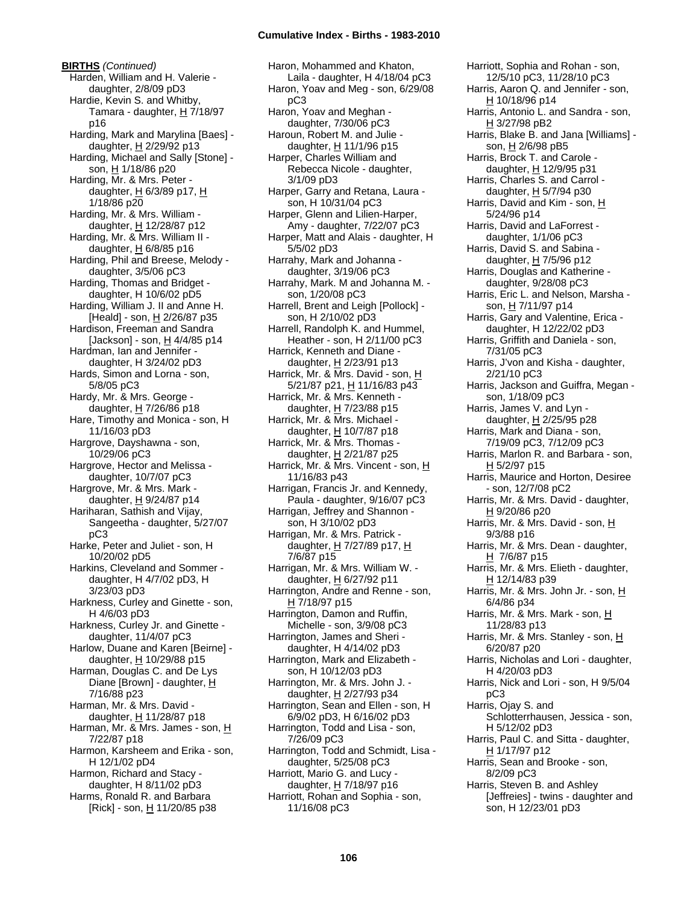**BIRTHS** *(Continued)*

Harden, William and H. Valerie - daughter, 2/8/09 pD3
Hardie, Kevin S. and Whitby, Tamara - daughter, H 7/18/97 p16
Harding, Mark and Marylina [Baes] - daughter, H 2/29/92 p13
Harding, Michael and Sally [Stone] - son, H 1/18/86 p20
Harding, Mr. & Mrs. Peter - daughter, H 6/3/89 p17, H 1/18/86 p20
Harding, Mr. & Mrs. William - daughter, H 12/28/87 p12
Harding, Mr. & Mrs. William II - daughter, H 6/8/85 p16
Harding, Phil and Breese, Melody - daughter, 3/5/06 pC3
Harding, Thomas and Bridget - daughter, H 10/6/02 pD5
Harding, William J. II and Anne H. [Heald] - son, H 2/26/87 p35
Hardison, Freeman and Sandra [Jackson] - son, H 4/4/85 p14
Hardman, Ian and Jennifer - daughter, H 3/24/02 pD3
Hards, Simon and Lorna - son, 5/8/05 pC3
Hardy, Mr. & Mrs. George - daughter, H 7/26/86 p18
Hare, Timothy and Monica - son, H 11/16/03 pD3
Hargrove, Dayshawna - son, 10/29/06 pC3
Hargrove, Hector and Melissa - daughter, 10/7/07 pC3
Hargrove, Mr. & Mrs. Mark - daughter, H 9/24/87 p14
Hariharan, Sathish and Vijay, Sangeetha - daughter, 5/27/07 pC3
Harke, Peter and Juliet - son, H 10/20/02 pD5
Harkins, Cleveland and Sommer - daughter, H 4/7/02 pD3, H 3/23/03 pD3
Harkness, Curley and Ginette - son, H 4/6/03 pD3
Harkness, Curley Jr. and Ginette - daughter, 11/4/07 pC3
Harlow, Duane and Karen [Beirne] - daughter, H 10/29/88 p15
Harman, Douglas C. and De Lys Diane [Brown] - daughter, H 7/16/88 p23
Harman, Mr. & Mrs. David - daughter, H 11/28/87 p18
Harman, Mr. & Mrs. James - son, H 7/22/87 p18
Harmon, Karsheem and Erika - son, H 12/1/02 pD4
Harmon, Richard and Stacy - daughter, H 8/11/02 pD3
Harms, Ronald R. and Barbara [Rick] - son, H 11/20/85 p38
Haron, Mohammed and Khaton, Laila - daughter, H 4/18/04 pC3
Haron, Yoav and Meg - son, 6/29/08 pC3
Haron, Yoav and Meghan - daughter, 7/30/06 pC3
Haroun, Robert M. and Julie - daughter, H 11/1/96 p15
Harper, Charles William and Rebecca Nicole - daughter, 3/1/09 pD3
Harper, Garry and Retana, Laura - son, H 10/31/04 pC3
Harper, Glenn and Lilien-Harper, Amy - daughter, 7/22/07 pC3
Harper, Matt and Alais - daughter, H 5/5/02 pD3
Harrahy, Mark and Johanna - daughter, 3/19/06 pC3
Harrahy, Mark. M and Johanna M. - son, 1/20/08 pC3
Harrell, Brent and Leigh [Pollock] - son, H 2/10/02 pD3
Harrell, Randolph K. and Hummel, Heather - son, H 2/11/00 pC3
Harrick, Kenneth and Diane - daughter, H 2/23/91 p13
Harrick, Mr. & Mrs. David - son, H 5/21/87 p21, H 11/16/83 p43
Harrick, Mr. & Mrs. Kenneth - daughter, H 7/23/88 p15
Harrick, Mr. & Mrs. Michael - daughter, H 10/7/87 p18
Harrick, Mr. & Mrs. Thomas - daughter, H 2/21/87 p25
Harrick, Mr. & Mrs. Vincent - son, H 11/16/83 p43
Harrigan, Francis Jr. and Kennedy, Paula - daughter, 9/16/07 pC3
Harrigan, Jeffrey and Shannon - son, H 3/10/02 pD3
Harrigan, Mr. & Mrs. Patrick - daughter, H 7/27/89 p17, H 7/6/87 p15
Harrigan, Mr. & Mrs. William W. - daughter, H 6/27/92 p11
Harrington, Andre and Renne - son, H 7/18/97 p15
Harrington, Damon and Ruffin, Michelle - son, 3/9/08 pC3
Harrington, James and Sheri - daughter, H 4/14/02 pD3
Harrington, Mark and Elizabeth - son, H 10/12/03 pD3
Harrington, Mr. & Mrs. John J. - daughter, H 2/27/93 p34
Harrington, Sean and Ellen - son, H 6/9/02 pD3, H 6/16/02 pD3
Harrington, Todd and Lisa - son, 7/26/09 pC3
Harrington, Todd and Schmidt, Lisa - daughter, 5/25/08 pC3
Harriott, Mario G. and Lucy - daughter, H 7/18/97 p16
Harriott, Rohan and Sophia - son, 11/16/08 pC3
Harriott, Sophia and Rohan - son, 12/5/10 pC3, 11/28/10 pC3
Harris, Aaron Q. and Jennifer - son, H 10/18/96 p14
Harris, Antonio L. and Sandra - son, H 3/27/98 pB2
Harris, Blake B. and Jana [Williams] - son, H 2/6/98 pB5
Harris, Brock T. and Carole - daughter, H 12/9/95 p31
Harris, Charles S. and Carrol - daughter, H 5/7/94 p30
Harris, David and Kim - son, H 5/24/96 p14
Harris, David and LaForrest - daughter, 1/1/06 pC3
Harris, David S. and Sabina - daughter, H 7/5/96 p12
Harris, Douglas and Katherine - daughter, 9/28/08 pC3
Harris, Eric L. and Nelson, Marsha - son, H 7/11/97 p14
Harris, Gary and Valentine, Erica - daughter, H 12/22/02 pD3
Harris, Griffith and Daniela - son, 7/31/05 pC3
Harris, J'von and Kisha - daughter, 2/21/10 pC3
Harris, Jackson and Guiffra, Megan - son, 1/18/09 pC3
Harris, James V. and Lyn - daughter, H 2/25/95 p28
Harris, Mark and Diana - son, 7/19/09 pC3, 7/12/09 pC3
Harris, Marlon R. and Barbara - son, H 5/2/97 p15
Harris, Maurice and Horton, Desiree - son, 12/7/08 pC2
Harris, Mr. & Mrs. David - daughter, H 9/20/86 p20
Harris, Mr. & Mrs. David - son, H 9/3/88 p16
Harris, Mr. & Mrs. Dean - daughter, H 7/6/87 p15
Harris, Mr. & Mrs. Elieth - daughter, H 12/14/83 p39
Harris, Mr. & Mrs. John Jr. - son, H 6/4/86 p34
Harris, Mr. & Mrs. Mark - son, H 11/28/83 p13
Harris, Mr. & Mrs. Stanley - son, H 6/20/87 p20
Harris, Nicholas and Lori - daughter, H 4/20/03 pD3
Harris, Nick and Lori - son, H 9/5/04 pC3
Harris, Ojay S. and Schlotterrhausen, Jessica - son, H 5/12/02 pD3
Harris, Paul C. and Sitta - daughter, H 1/17/97 p12
Harris, Sean and Brooke - son, 8/2/09 pC3
Harris, Steven B. and Ashley [Jeffreies] - twins - daughter and son, H 12/23/01 pD3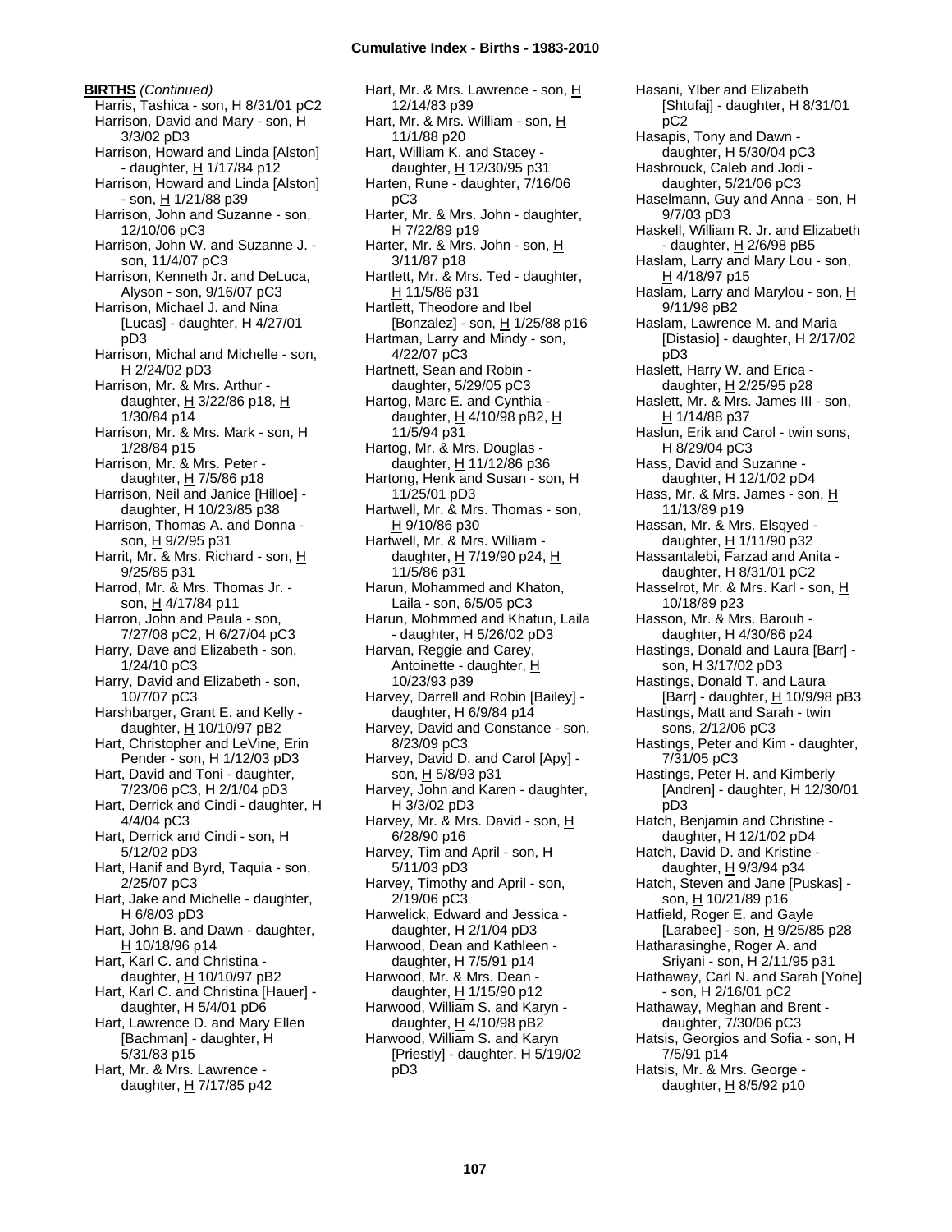**BIRTHS** *(Continued)*

Harris, Tashica - son, H 8/31/01 pC2
Harrison, David and Mary - son, H 3/3/02 pD3
Harrison, Howard and Linda [Alston] - daughter, H 1/17/84 p12
Harrison, Howard and Linda [Alston] - son, H 1/21/88 p39
Harrison, John and Suzanne - son, 12/10/06 pC3
Harrison, John W. and Suzanne J. - son, 11/4/07 pC3
Harrison, Kenneth Jr. and DeLuca, Alyson - son, 9/16/07 pC3
Harrison, Michael J. and Nina [Lucas] - daughter, H 4/27/01 pD3
Harrison, Michal and Michelle - son, H 2/24/02 pD3
Harrison, Mr. & Mrs. Arthur - daughter, H 3/22/86 p18, H 1/30/84 p14
Harrison, Mr. & Mrs. Mark - son, H 1/28/84 p15
Harrison, Mr. & Mrs. Peter - daughter, H 7/5/86 p18
Harrison, Neil and Janice [Hilloe] - daughter, H 10/23/85 p38
Harrison, Thomas A. and Donna - son, H 9/2/95 p31
Harrit, Mr. & Mrs. Richard - son, H 9/25/85 p31
Harrod, Mr. & Mrs. Thomas Jr. - son, H 4/17/84 p11
Harron, John and Paula - son, 7/27/08 pC2, H 6/27/04 pC3
Harry, Dave and Elizabeth - son, 1/24/10 pC3
Harry, David and Elizabeth - son, 10/7/07 pC3
Harshbarger, Grant E. and Kelly - daughter, H 10/10/97 pB2
Hart, Christopher and LeVine, Erin Pender - son, H 1/12/03 pD3
Hart, David and Toni - daughter, 7/23/06 pC3, H 2/1/04 pD3
Hart, Derrick and Cindi - daughter, H 4/4/04 pC3
Hart, Derrick and Cindi - son, H 5/12/02 pD3
Hart, Hanif and Byrd, Taquia - son, 2/25/07 pC3
Hart, Jake and Michelle - daughter, H 6/8/03 pD3
Hart, John B. and Dawn - daughter, H 10/18/96 p14
Hart, Karl C. and Christina - daughter, H 10/10/97 pB2
Hart, Karl C. and Christina [Hauer] - daughter, H 5/4/01 pD6
Hart, Lawrence D. and Mary Ellen [Bachman] - daughter, H 5/31/83 p15
Hart, Mr. & Mrs. Lawrence - daughter, H 7/17/85 p42
Hart, Mr. & Mrs. Lawrence - son, H 12/14/83 p39
Hart, Mr. & Mrs. William - son, H 11/1/88 p20
Hart, William K. and Stacey - daughter, H 12/30/95 p31
Harten, Rune - daughter, 7/16/06 pC3
Harter, Mr. & Mrs. John - daughter, H 7/22/89 p19
Harter, Mr. & Mrs. John - son, H 3/11/87 p18
Hartlett, Mr. & Mrs. Ted - daughter, H 11/5/86 p31
Hartlett, Theodore and Ibel [Bonzalez] - son, H 1/25/88 p16
Hartman, Larry and Mindy - son, 4/22/07 pC3
Hartnett, Sean and Robin - daughter, 5/29/05 pC3
Hartog, Marc E. and Cynthia - daughter, H 4/10/98 pB2, H 11/5/94 p31
Hartog, Mr. & Mrs. Douglas - daughter, H 11/12/86 p36
Hartong, Henk and Susan - son, H 11/25/01 pD3
Hartwell, Mr. & Mrs. Thomas - son, H 9/10/86 p30
Hartwell, Mr. & Mrs. William - daughter, H 7/19/90 p24, H 11/5/86 p31
Harun, Mohammed and Khaton, Laila - son, 6/5/05 pC3
Harun, Mohmmed and Khatun, Laila - daughter, H 5/26/02 pD3
Harvan, Reggie and Carey, Antoinette - daughter, H 10/23/93 p39
Harvey, Darrell and Robin [Bailey] - daughter, H 6/9/84 p14
Harvey, David and Constance - son, 8/23/09 pC3
Harvey, David D. and Carol [Apy] - son, H 5/8/93 p31
Harvey, John and Karen - daughter, H 3/3/02 pD3
Harvey, Mr. & Mrs. David - son, H 6/28/90 p16
Harvey, Tim and April - son, H 5/11/03 pD3
Harvey, Timothy and April - son, 2/19/06 pC3
Harwelick, Edward and Jessica - daughter, H 2/1/04 pD3
Harwood, Dean and Kathleen - daughter, H 7/5/91 p14
Harwood, Mr. & Mrs. Dean - daughter, H 1/15/90 p12
Harwood, William S. and Karyn - daughter, H 4/10/98 pB2
Harwood, William S. and Karyn [Priestly] - daughter, H 5/19/02 pD3
Hasani, Ylber and Elizabeth [Shtufaj] - daughter, H 8/31/01 pC2
Hasapis, Tony and Dawn - daughter, H 5/30/04 pC3
Hasbrouck, Caleb and Jodi - daughter, 5/21/06 pC3
Haselmann, Guy and Anna - son, H 9/7/03 pD3
Haskell, William R. Jr. and Elizabeth - daughter, H 2/6/98 pB5
Haslam, Larry and Mary Lou - son, H 4/18/97 p15
Haslam, Larry and Marylou - son, H 9/11/98 pB2
Haslam, Lawrence M. and Maria [Distasio] - daughter, H 2/17/02 pD3
Haslett, Harry W. and Erica - daughter, H 2/25/95 p28
Haslett, Mr. & Mrs. James III - son, H 1/14/88 p37
Haslun, Erik and Carol - twin sons, H 8/29/04 pC3
Hass, David and Suzanne - daughter, H 12/1/02 pD4
Hass, Mr. & Mrs. James - son, H 11/13/89 p19
Hassan, Mr. & Mrs. Elsqyed - daughter, H 1/11/90 p32
Hassantalebi, Farzad and Anita - daughter, H 8/31/01 pC2
Hasselrot, Mr. & Mrs. Karl - son, H 10/18/89 p23
Hasson, Mr. & Mrs. Barouh - daughter, H 4/30/86 p24
Hastings, Donald and Laura [Barr] - son, H 3/17/02 pD3
Hastings, Donald T. and Laura [Barr] - daughter, H 10/9/98 pB3
Hastings, Matt and Sarah - twin sons, 2/12/06 pC3
Hastings, Peter and Kim - daughter, 7/31/05 pC3
Hastings, Peter H. and Kimberly [Andren] - daughter, H 12/30/01 pD3
Hatch, Benjamin and Christine - daughter, H 12/1/02 pD4
Hatch, David D. and Kristine - daughter, H 9/3/94 p34
Hatch, Steven and Jane [Puskas] - son, H 10/21/89 p16
Hatfield, Roger E. and Gayle [Larabee] - son, H 9/25/85 p28
Hatharasinghe, Roger A. and Sriyani - son, H 2/11/95 p31
Hathaway, Carl N. and Sarah [Yohe] - son, H 2/16/01 pC2
Hathaway, Meghan and Brent - daughter, 7/30/06 pC3
Hatsis, Georgios and Sofia - son, H 7/5/91 p14
Hatsis, Mr. & Mrs. George - daughter, H 8/5/92 p10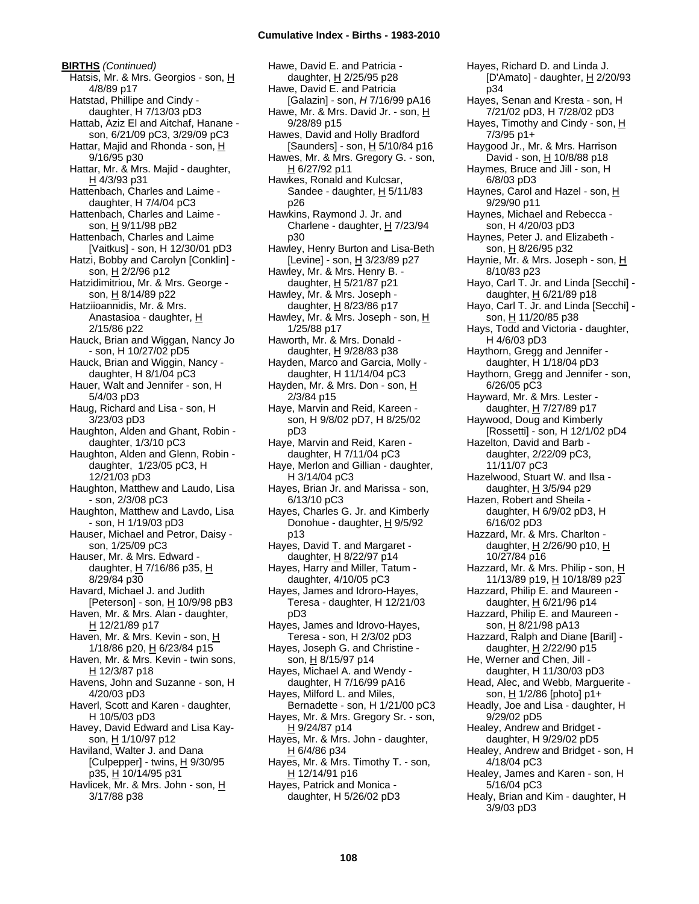**BIRTHS** *(Continued)*

Hatsis, Mr. & Mrs. Georgios - son, H 4/8/89 p17
Hatstad, Phillipe and Cindy - daughter, H 7/13/03 pD3
Hattab, Aziz El and Aitchaf, Hanane - son, 6/21/09 pC3, 3/29/09 pC3
Hattar, Majid and Rhonda - son, H 9/16/95 p30
Hattar, Mr. & Mrs. Majid - daughter, H 4/3/93 p31
Hattenbach, Charles and Laime - daughter, H 7/4/04 pC3
Hattenbach, Charles and Laime - son, H 9/11/98 pB2
Hattenbach, Charles and Laime [Vaitkus] - son, H 12/30/01 pD3
Hatzi, Bobby and Carolyn [Conklin] - son, H 2/2/96 p12
Hatzidimitriou, Mr. & Mrs. George - son, H 8/14/89 p22
Hatziioannidis, Mr. & Mrs. Anastasioa - daughter, H 2/15/86 p22
Hauck, Brian and Wiggan, Nancy Jo - son, H 10/27/02 pD5
Hauck, Brian and Wiggin, Nancy - daughter, H 8/1/04 pC3
Hauer, Walt and Jennifer - son, H 5/4/03 pD3
Haug, Richard and Lisa - son, H 3/23/03 pD3
Haughton, Alden and Ghant, Robin - daughter, 1/3/10 pC3
Haughton, Alden and Glenn, Robin - daughter, 1/23/05 pC3, H 12/21/03 pD3
Haughton, Matthew and Laudo, Lisa - son, 2/3/08 pC3
Haughton, Matthew and Lavdo, Lisa - son, H 1/19/03 pD3
Hauser, Michael and Petror, Daisy - son, 1/25/09 pC3
Hauser, Mr. & Mrs. Edward - daughter, H 7/16/86 p35, H 8/29/84 p30
Havard, Michael J. and Judith [Peterson] - son, H 10/9/98 pB3
Haven, Mr. & Mrs. Alan - daughter, H 12/21/89 p17
Haven, Mr. & Mrs. Kevin - son, H 1/18/86 p20, H 6/23/84 p15
Haven, Mr. & Mrs. Kevin - twin sons, H 12/3/87 p18
Havens, John and Suzanne - son, H 4/20/03 pD3
Haverl, Scott and Karen - daughter, H 10/5/03 pD3
Havey, David Edward and Lisa Kay- son, H 1/10/97 p12
Haviland, Walter J. and Dana [Culpepper] - twins, H 9/30/95 p35, H 10/14/95 p31
Havlicek, Mr. & Mrs. John - son, H 3/17/88 p38
Hawe, David E. and Patricia - daughter, H 2/25/95 p28
Hawe, David E. and Patricia [Galazin] - son, *H* 7/16/99 pA16
Hawe, Mr. & Mrs. David Jr. - son, H 9/28/89 p15
Hawes, David and Holly Bradford [Saunders] - son, H 5/10/84 p16
Hawes, Mr. & Mrs. Gregory G. - son, H 6/27/92 p11
Hawkes, Ronald and Kulcsar, Sandee - daughter, H 5/11/83 p26
Hawkins, Raymond J. Jr. and Charlene - daughter, H 7/23/94 p30
Hawley, Henry Burton and Lisa-Beth [Levine] - son, H 3/23/89 p27
Hawley, Mr. & Mrs. Henry B. - daughter, H 5/21/87 p21
Hawley, Mr. & Mrs. Joseph - daughter, H 8/23/86 p17
Hawley, Mr. & Mrs. Joseph - son, H 1/25/88 p17
Haworth, Mr. & Mrs. Donald - daughter, H 9/28/83 p38
Hayden, Marco and Garcia, Molly - daughter, H 11/14/04 pC3
Hayden, Mr. & Mrs. Don - son, H 2/3/84 p15
Haye, Marvin and Reid, Kareen - son, H 9/8/02 pD7, H 8/25/02 pD3
Haye, Marvin and Reid, Karen - daughter, H 7/11/04 pC3
Haye, Merlon and Gillian - daughter, H 3/14/04 pC3
Hayes, Brian Jr. and Marissa - son, 6/13/10 pC3
Hayes, Charles G. Jr. and Kimberly Donohue - daughter, H 9/5/92 p13
Hayes, David T. and Margaret - daughter, H 8/22/97 p14
Hayes, Harry and Miller, Tatum - daughter, 4/10/05 pC3
Hayes, James and Idroro-Hayes, Teresa - daughter, H 12/21/03 pD3
Hayes, James and Idrovo-Hayes, Teresa - son, H 2/3/02 pD3
Hayes, Joseph G. and Christine - son, H 8/15/97 p14
Hayes, Michael A. and Wendy - daughter, H 7/16/99 pA16
Hayes, Milford L. and Miles, Bernadette - son, H 1/21/00 pC3
Hayes, Mr. & Mrs. Gregory Sr. - son, H 9/24/87 p14
Hayes, Mr. & Mrs. John - daughter, H 6/4/86 p34
Hayes, Mr. & Mrs. Timothy T. - son, H 12/14/91 p16
Hayes, Patrick and Monica - daughter, H 5/26/02 pD3
Hayes, Richard D. and Linda J. [D'Amato] - daughter, H 2/20/93 p34
Hayes, Senan and Kresta - son, H 7/21/02 pD3, H 7/28/02 pD3
Hayes, Timothy and Cindy - son, H 7/3/95 p1+
Haygood Jr., Mr. & Mrs. Harrison David - son, H 10/8/88 p18
Haymes, Bruce and Jill - son, H 6/8/03 pD3
Haynes, Carol and Hazel - son, H 9/29/90 p11
Haynes, Michael and Rebecca - son, H 4/20/03 pD3
Haynes, Peter J. and Elizabeth - son, H 8/26/95 p32
Haynie, Mr. & Mrs. Joseph - son, H 8/10/83 p23
Hayo, Carl T. Jr. and Linda [Secchi] - daughter, H 6/21/89 p18
Hayo, Carl T. Jr. and Linda [Secchi] - son, H 11/20/85 p38
Hays, Todd and Victoria - daughter, H 4/6/03 pD3
Haythorn, Gregg and Jennifer - daughter, H 1/18/04 pD3
Haythorn, Gregg and Jennifer - son, 6/26/05 pC3
Hayward, Mr. & Mrs. Lester - daughter, H 7/27/89 p17
Haywood, Doug and Kimberly [Rossetti] - son, H 12/1/02 pD4
Hazelton, David and Barb - daughter, 2/22/09 pC3, 11/11/07 pC3
Hazelwood, Stuart W. and Ilsa - daughter, H 3/5/94 p29
Hazen, Robert and Sheila - daughter, H 6/9/02 pD3, H 6/16/02 pD3
Hazzard, Mr. & Mrs. Charlton - daughter, H 2/26/90 p10, H 10/27/84 p16
Hazzard, Mr. & Mrs. Philip - son, H 11/13/89 p19, H 10/18/89 p23
Hazzard, Philip E. and Maureen - daughter, H 6/21/96 p14
Hazzard, Philip E. and Maureen - son, H 8/21/98 pA13
Hazzard, Ralph and Diane [Baril] - daughter, H 2/22/90 p15
He, Werner and Chen, Jill - daughter, H 11/30/03 pD3
Head, Alec, and Webb, Marguerite - son, H 1/2/86 [photo] p1+
Headly, Joe and Lisa - daughter, H 9/29/02 pD5
Healey, Andrew and Bridget - daughter, H 9/29/02 pD5
Healey, Andrew and Bridget - son, H 4/18/04 pC3
Healey, James and Karen - son, H 5/16/04 pC3
Healy, Brian and Kim - daughter, H 3/9/03 pD3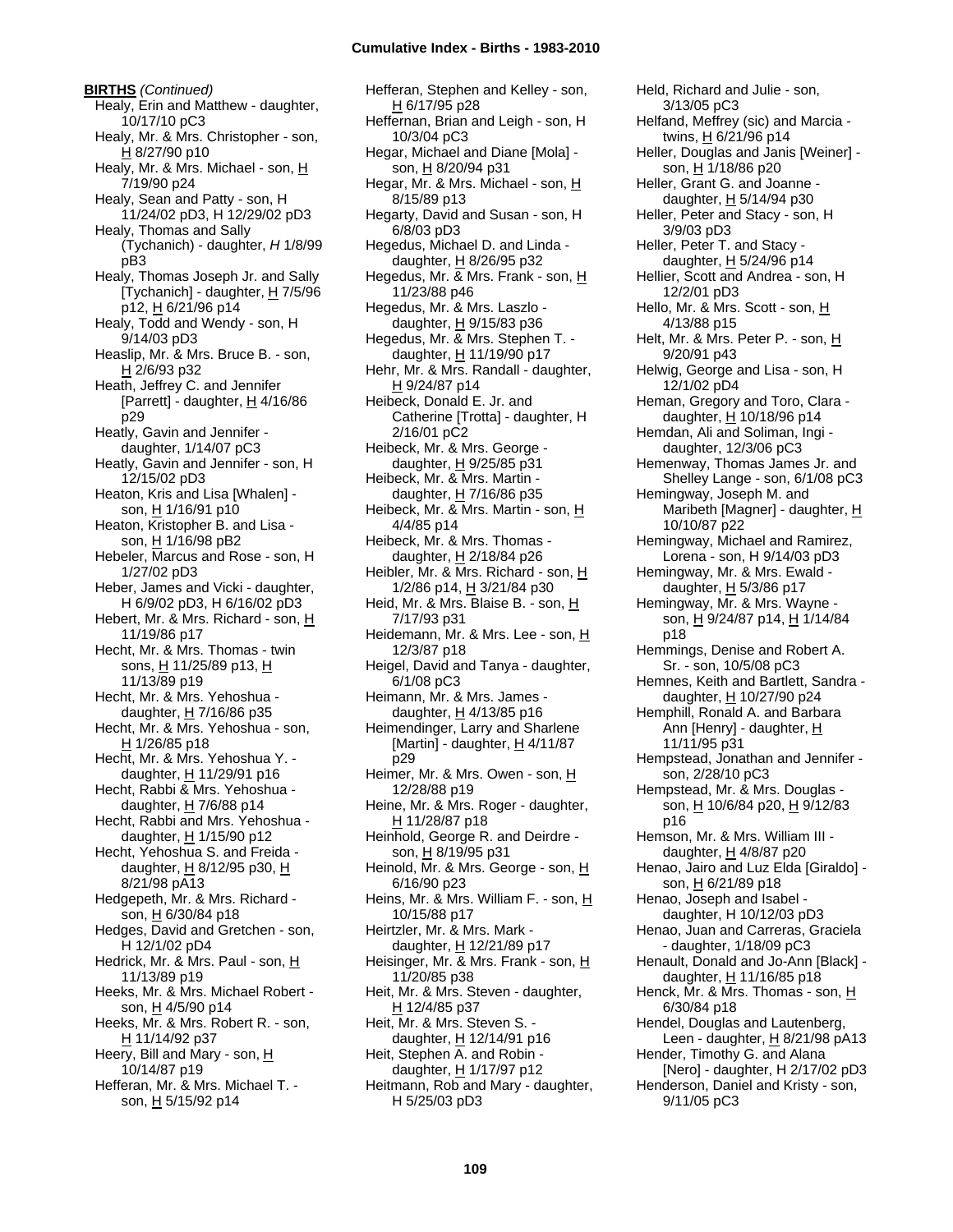**BIRTHS** *(Continued)*

Healy, Erin and Matthew - daughter, 10/17/10 pC3
Healy, Mr. & Mrs. Christopher - son, H 8/27/90 p10
Healy, Mr. & Mrs. Michael - son, H 7/19/90 p24
Healy, Sean and Patty - son, H 11/24/02 pD3, H 12/29/02 pD3
Healy, Thomas and Sally (Tychanich) - daughter, *H* 1/8/99 pB3
Healy, Thomas Joseph Jr. and Sally [Tychanich] - daughter, H 7/5/96 p12, H 6/21/96 p14
Healy, Todd and Wendy - son, H 9/14/03 pD3
Heaslip, Mr. & Mrs. Bruce B. - son, H 2/6/93 p32
Heath, Jeffrey C. and Jennifer [Parrett] - daughter, H 4/16/86 p29
Heatly, Gavin and Jennifer - daughter, 1/14/07 pC3
Heatly, Gavin and Jennifer - son, H 12/15/02 pD3
Heaton, Kris and Lisa [Whalen] - son, H 1/16/91 p10
Heaton, Kristopher B. and Lisa - son, H 1/16/98 pB2
Hebeler, Marcus and Rose - son, H 1/27/02 pD3
Heber, James and Vicki - daughter, H 6/9/02 pD3, H 6/16/02 pD3
Hebert, Mr. & Mrs. Richard - son, H 11/19/86 p17
Hecht, Mr. & Mrs. Thomas - twin sons, H 11/25/89 p13, H 11/13/89 p19
Hecht, Mr. & Mrs. Yehoshua - daughter, H 7/16/86 p35
Hecht, Mr. & Mrs. Yehoshua - son, H 1/26/85 p18
Hecht, Mr. & Mrs. Yehoshua Y. - daughter, H 11/29/91 p16
Hecht, Rabbi & Mrs. Yehoshua - daughter, H 7/6/88 p14
Hecht, Rabbi and Mrs. Yehoshua - daughter, H 1/15/90 p12
Hecht, Yehoshua S. and Freida - daughter, H 8/12/95 p30, H 8/21/98 pA13
Hedgepeth, Mr. & Mrs. Richard - son, H 6/30/84 p18
Hedges, David and Gretchen - son, H 12/1/02 pD4
Hedrick, Mr. & Mrs. Paul - son, H 11/13/89 p19
Heeks, Mr. & Mrs. Michael Robert - son, H 4/5/90 p14
Heeks, Mr. & Mrs. Robert R. - son, H 11/14/92 p37
Heery, Bill and Mary - son, H 10/14/87 p19
Hefferan, Mr. & Mrs. Michael T. - son, H 5/15/92 p14
Hefferan, Stephen and Kelley - son, H 6/17/95 p28
Heffernan, Brian and Leigh - son, H 10/3/04 pC3
Hegar, Michael and Diane [Mola] - son, H 8/20/94 p31
Hegar, Mr. & Mrs. Michael - son, H 8/15/89 p13
Hegarty, David and Susan - son, H 6/8/03 pD3
Hegedus, Michael D. and Linda - daughter, H 8/26/95 p32
Hegedus, Mr. & Mrs. Frank - son, H 11/23/88 p46
Hegedus, Mr. & Mrs. Laszlo - daughter, H 9/15/83 p36
Hegedus, Mr. & Mrs. Stephen T. - daughter, H 11/19/90 p17
Hehr, Mr. & Mrs. Randall - daughter, H 9/24/87 p14
Heibeck, Donald E. Jr. and Catherine [Trotta] - daughter, H 2/16/01 pC2
Heibeck, Mr. & Mrs. George - daughter, H 9/25/85 p31
Heibeck, Mr. & Mrs. Martin - daughter, H 7/16/86 p35
Heibeck, Mr. & Mrs. Martin - son, H 4/4/85 p14
Heibeck, Mr. & Mrs. Thomas - daughter, H 2/18/84 p26
Heibler, Mr. & Mrs. Richard - son, H 1/2/86 p14, H 3/21/84 p30
Heid, Mr. & Mrs. Blaise B. - son, H 7/17/93 p31
Heidemann, Mr. & Mrs. Lee - son, H 12/3/87 p18
Heigel, David and Tanya - daughter, 6/1/08 pC3
Heimann, Mr. & Mrs. James - daughter, H 4/13/85 p16
Heimendinger, Larry and Sharlene [Martin] - daughter, H 4/11/87 p29
Heimer, Mr. & Mrs. Owen - son, H 12/28/88 p19
Heine, Mr. & Mrs. Roger - daughter, H 11/28/87 p18
Heinhold, George R. and Deirdre - son, H 8/19/95 p31
Heinold, Mr. & Mrs. George - son, H 6/16/90 p23
Heins, Mr. & Mrs. William F. - son, H 10/15/88 p17
Heirtzler, Mr. & Mrs. Mark - daughter, H 12/21/89 p17
Heisinger, Mr. & Mrs. Frank - son, H 11/20/85 p38
Heit, Mr. & Mrs. Steven - daughter, H 12/4/85 p37
Heit, Mr. & Mrs. Steven S. - daughter, H 12/14/91 p16
Heit, Stephen A. and Robin - daughter, H 1/17/97 p12
Heitmann, Rob and Mary - daughter, H 5/25/03 pD3
Held, Richard and Julie - son, 3/13/05 pC3
Helfand, Meffrey (sic) and Marcia - twins, H 6/21/96 p14
Heller, Douglas and Janis [Weiner] - son, H 1/18/86 p20
Heller, Grant G. and Joanne - daughter, H 5/14/94 p30
Heller, Peter and Stacy - son, H 3/9/03 pD3
Heller, Peter T. and Stacy - daughter, H 5/24/96 p14
Hellier, Scott and Andrea - son, H 12/2/01 pD3
Hello, Mr. & Mrs. Scott - son, H 4/13/88 p15
Helt, Mr. & Mrs. Peter P. - son, H 9/20/91 p43
Helwig, George and Lisa - son, H 12/1/02 pD4
Heman, Gregory and Toro, Clara - daughter, H 10/18/96 p14
Hemdan, Ali and Soliman, Ingi - daughter, 12/3/06 pC3
Hemenway, Thomas James Jr. and Shelley Lange - son, 6/1/08 pC3
Hemingway, Joseph M. and Maribeth [Magner] - daughter, H 10/10/87 p22
Hemingway, Michael and Ramirez, Lorena - son, H 9/14/03 pD3
Hemingway, Mr. & Mrs. Ewald - daughter, H 5/3/86 p17
Hemingway, Mr. & Mrs. Wayne - son, H 9/24/87 p14, H 1/14/84 p18
Hemmings, Denise and Robert A. Sr. - son, 10/5/08 pC3
Hemnes, Keith and Bartlett, Sandra - daughter, H 10/27/90 p24
Hemphill, Ronald A. and Barbara Ann [Henry] - daughter, H 11/11/95 p31
Hempstead, Jonathan and Jennifer - son, 2/28/10 pC3
Hempstead, Mr. & Mrs. Douglas - son, H 10/6/84 p20, H 9/12/83 p16
Hemson, Mr. & Mrs. William III - daughter, H 4/8/87 p20
Henao, Jairo and Luz Elda [Giraldo] - son, H 6/21/89 p18
Henao, Joseph and Isabel - daughter, H 10/12/03 pD3
Henao, Juan and Carreras, Graciela - daughter, 1/18/09 pC3
Henault, Donald and Jo-Ann [Black] - daughter, H 11/16/85 p18
Henck, Mr. & Mrs. Thomas - son, H 6/30/84 p18
Hendel, Douglas and Lautenberg, Leen - daughter, H 8/21/98 pA13
Hender, Timothy G. and Alana [Nero] - daughter, H 2/17/02 pD3
Henderson, Daniel and Kristy - son, 9/11/05 pC3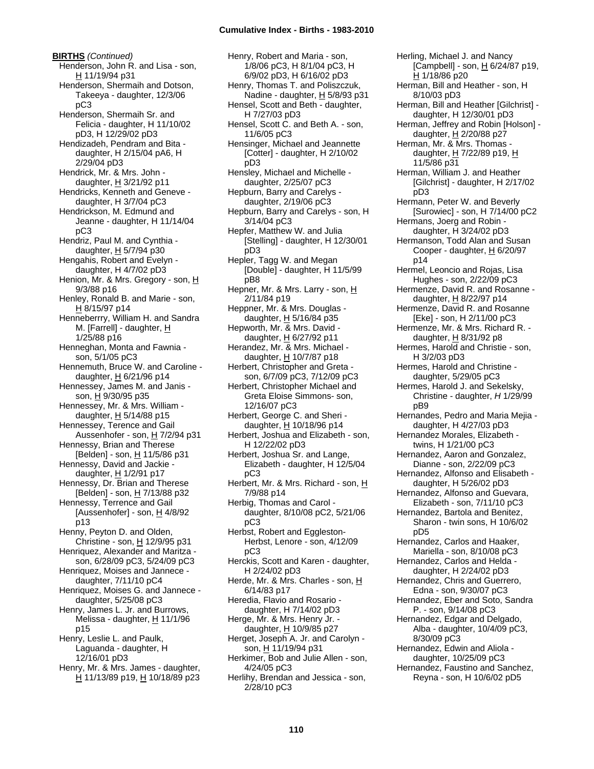**BIRTHS** *(Continued)*

Henderson, John R. and Lisa - son, H 11/19/94 p31
Henderson, Shermaih and Dotson, Takeeya - daughter, 12/3/06 pC3
Henderson, Shermaih Sr. and Felicia - daughter, H 11/10/02 pD3, H 12/29/02 pD3
Hendizadeh, Pendram and Bita - daughter, H 2/15/04 pA6, H 2/29/04 pD3
Hendrick, Mr. & Mrs. John - daughter, H 3/21/92 p11
Hendricks, Kenneth and Geneve - daughter, H 3/7/04 pC3
Hendrickson, M. Edmund and Jeanne - daughter, H 11/14/04 pC3
Hendriz, Paul M. and Cynthia - daughter, H 5/7/94 p30
Hengahis, Robert and Evelyn - daughter, H 4/7/02 pD3
Henion, Mr. & Mrs. Gregory - son, H 9/3/88 p16
Henley, Ronald B. and Marie - son, H 8/15/97 p14
Henneberrry, William H. and Sandra M. [Farrell] - daughter, H 1/25/88 p16
Henneghan, Monta and Fawnia - son, 5/1/05 pC3
Hennemuth, Bruce W. and Caroline - daughter, H 6/21/96 p14
Hennessey, James M. and Janis - son, H 9/30/95 p35
Hennessey, Mr. & Mrs. William - daughter, H 5/14/88 p15
Hennessey, Terence and Gail Aussenhofer - son, H 7/2/94 p31
Hennessy, Brian and Therese [Belden] - son, H 11/5/86 p31
Hennessy, David and Jackie - daughter, H 1/2/91 p17
Hennessy, Dr. Brian and Therese [Belden] - son, H 7/13/88 p32
Hennessy, Terrence and Gail [Aussenhofer] - son, H 4/8/92 p13
Henny, Peyton D. and Olden, Christine - son, H 12/9/95 p31
Henriquez, Alexander and Maritza - son, 6/28/09 pC3, 5/24/09 pC3
Henriquez, Moises and Jannece - daughter, 7/11/10 pC4
Henriquez, Moises G. and Jannece - daughter, 5/25/08 pC3
Henry, James L. Jr. and Burrows, Melissa - daughter, H 11/1/96 p15
Henry, Leslie L. and Paulk, Laguanda - daughter, H 12/16/01 pD3
Henry, Mr. & Mrs. James - daughter, H 11/13/89 p19, H 10/18/89 p23
Henry, Robert and Maria - son, 1/8/06 pC3, H 8/1/04 pC3, H 6/9/02 pD3, H 6/16/02 pD3
Henry, Thomas T. and Poliszczuk, Nadine - daughter, H 5/8/93 p31
Hensel, Scott and Beth - daughter, H 7/27/03 pD3
Hensel, Scott C. and Beth A. - son, 11/6/05 pC3
Hensinger, Michael and Jeannette [Cotter] - daughter, H 2/10/02 pD3
Hensley, Michael and Michelle - daughter, 2/25/07 pC3
Hepburn, Barry and Carelys - daughter, 2/19/06 pC3
Hepburn, Barry and Carelys - son, H 3/14/04 pC3
Hepfer, Matthew W. and Julia [Stelling] - daughter, H 12/30/01 pD3
Hepler, Tagg W. and Megan [Double] - daughter, H 11/5/99 pB8
Hepner, Mr. & Mrs. Larry - son, H 2/11/84 p19
Heppner, Mr. & Mrs. Douglas - daughter, H 5/16/84 p35
Hepworth, Mr. & Mrs. David - daughter, H 6/27/92 p11
Herandez, Mr. & Mrs. Michael - daughter, H 10/7/87 p18
Herbert, Christopher and Greta - son, 6/7/09 pC3, 7/12/09 pC3
Herbert, Christopher Michael and Greta Eloise Simmons- son, 12/16/07 pC3
Herbert, George C. and Sheri - daughter, H 10/18/96 p14
Herbert, Joshua and Elizabeth - son, H 12/22/02 pD3
Herbert, Joshua Sr. and Lange, Elizabeth - daughter, H 12/5/04 pC3
Herbert, Mr. & Mrs. Richard - son, H 7/9/88 p14
Herbig, Thomas and Carol - daughter, 8/10/08 pC2, 5/21/06 pC3
Herbst, Robert and Eggleston-Herbst, Lenore - son, 4/12/09 pC3
Herckis, Scott and Karen - daughter, H 2/24/02 pD3
Herde, Mr. & Mrs. Charles - son, H 6/14/83 p17
Heredia, Flavio and Rosario - daughter, H 7/14/02 pD3
Herge, Mr. & Mrs. Henry Jr. - daughter, H 10/9/85 p27
Herget, Joseph A. Jr. and Carolyn - son, H 11/19/94 p31
Herkimer, Bob and Julie Allen - son, 4/24/05 pC3
Herlihy, Brendan and Jessica - son, 2/28/10 pC3
Herling, Michael J. and Nancy [Campbell] - son, H 6/24/87 p19, H 1/18/86 p20
Herman, Bill and Heather - son, H 8/10/03 pD3
Herman, Bill and Heather [Gilchrist] - daughter, H 12/30/01 pD3
Herman, Jeffrey and Robin [Holson] - daughter, H 2/20/88 p27
Herman, Mr. & Mrs. Thomas - daughter, H 7/22/89 p19, H 11/5/86 p31
Herman, William J. and Heather [Gilchrist] - daughter, H 2/17/02 pD3
Hermann, Peter W. and Beverly [Surowiec] - son, H 7/14/00 pC2
Hermans, Joerg and Robin - daughter, H 3/24/02 pD3
Hermanson, Todd Alan and Susan Cooper - daughter, H 6/20/97 p14
Hermel, Leoncio and Rojas, Lisa Hughes - son, 2/22/09 pC3
Hermenze, David R. and Rosanne - daughter, H 8/22/97 p14
Hermenze, David R. and Rosanne [Eke] - son, H 2/11/00 pC3
Hermenze, Mr. & Mrs. Richard R. - daughter, H 8/31/92 p8
Hermes, Harold and Christie - son, H 3/2/03 pD3
Hermes, Harold and Christine - daughter, 5/29/05 pC3
Hermes, Harold J. and Sekelsky, Christine - daughter, *H* 1/29/99 pB9
Hernandes, Pedro and Maria Mejia - daughter, H 4/27/03 pD3
Hernandez Morales, Elizabeth - twins, H 1/21/00 pC3
Hernandez, Aaron and Gonzalez, Dianne - son, 2/22/09 pC3
Hernandez, Alfonso and Elisabeth - daughter, H 5/26/02 pD3
Hernandez, Alfonso and Guevara, Elizabeth - son, 7/11/10 pC3
Hernandez, Bartola and Benitez, Sharon - twin sons, H 10/6/02 pD5
Hernandez, Carlos and Haaker, Mariella - son, 8/10/08 pC3
Hernandez, Carlos and Helda - daughter, H 2/24/02 pD3
Hernandez, Chris and Guerrero, Edna - son, 9/30/07 pC3
Hernandez, Eber and Soto, Sandra P. - son, 9/14/08 pC3
Hernandez, Edgar and Delgado, Alba - daughter, 10/4/09 pC3, 8/30/09 pC3
Hernandez, Edwin and Aliola - daughter, 10/25/09 pC3
Hernandez, Faustino and Sanchez, Reyna - son, H 10/6/02 pD5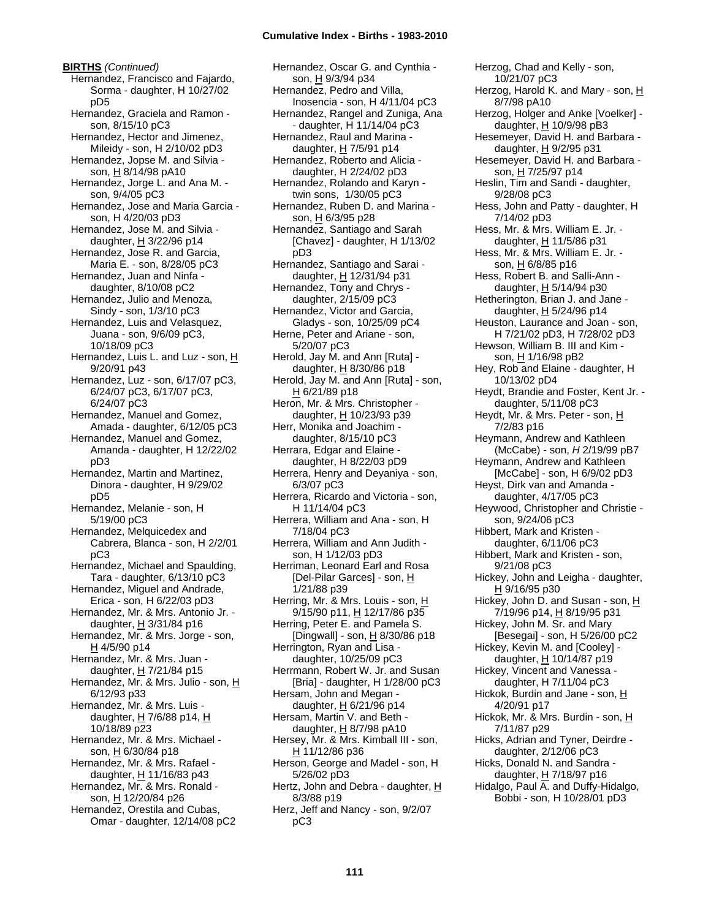**BIRTHS** *(Continued)*

Hernandez, Francisco and Fajardo, Sorma - daughter, H 10/27/02 pD5
Hernandez, Graciela and Ramon - son, 8/15/10 pC3
Hernandez, Hector and Jimenez, Mileidy - son, H 2/10/02 pD3
Hernandez, Jopse M. and Silvia - son, H 8/14/98 pA10
Hernandez, Jorge L. and Ana M. - son, 9/4/05 pC3
Hernandez, Jose and Maria Garcia - son, H 4/20/03 pD3
Hernandez, Jose M. and Silvia - daughter, H 3/22/96 p14
Hernandez, Jose R. and Garcia, Maria E. - son, 8/28/05 pC3
Hernandez, Juan and Ninfa - daughter, 8/10/08 pC2
Hernandez, Julio and Menoza, Sindy - son, 1/3/10 pC3
Hernandez, Luis and Velasquez, Juana - son, 9/6/09 pC3, 10/18/09 pC3
Hernandez, Luis L. and Luz - son, H 9/20/91 p43
Hernandez, Luz - son, 6/17/07 pC3, 6/24/07 pC3, 6/17/07 pC3, 6/24/07 pC3
Hernandez, Manuel and Gomez, Amada - daughter, 6/12/05 pC3
Hernandez, Manuel and Gomez, Amanda - daughter, H 12/22/02 pD3
Hernandez, Martin and Martinez, Dinora - daughter, H 9/29/02 pD5
Hernandez, Melanie - son, H 5/19/00 pC3
Hernandez, Melquicedex and Cabrera, Blanca - son, H 2/2/01 pC3
Hernandez, Michael and Spaulding, Tara - daughter, 6/13/10 pC3
Hernandez, Miguel and Andrade, Erica - son, H 6/22/03 pD3
Hernandez, Mr. & Mrs. Antonio Jr. - daughter, H 3/31/84 p16
Hernandez, Mr. & Mrs. Jorge - son, H 4/5/90 p14
Hernandez, Mr. & Mrs. Juan - daughter, H 7/21/84 p15
Hernandez, Mr. & Mrs. Julio - son, H 6/12/93 p33
Hernandez, Mr. & Mrs. Luis - daughter, H 7/6/88 p14, H 10/18/89 p23
Hernandez, Mr. & Mrs. Michael - son, H 6/30/84 p18
Hernandez, Mr. & Mrs. Rafael - daughter, H 11/16/83 p43
Hernandez, Mr. & Mrs. Ronald - son, H 12/20/84 p26
Hernandez, Orestila and Cubas, Omar - daughter, 12/14/08 pC2
Hernandez, Oscar G. and Cynthia - son, H 9/3/94 p34
Hernandez, Pedro and Villa, Inosencia - son, H 4/11/04 pC3
Hernandez, Rangel and Zuniga, Ana - daughter, H 11/14/04 pC3
Hernandez, Raul and Marina - daughter, H 7/5/91 p14
Hernandez, Roberto and Alicia - daughter, H 2/24/02 pD3
Hernandez, Rolando and Karyn - twin sons, 1/30/05 pC3
Hernandez, Ruben D. and Marina - son, H 6/3/95 p28
Hernandez, Santiago and Sarah [Chavez] - daughter, H 1/13/02 pD3
Hernandez, Santiago and Sarai - daughter, H 12/31/94 p31
Hernandez, Tony and Chrys - daughter, 2/15/09 pC3
Hernandez, Victor and Garcia, Gladys - son, 10/25/09 pC4
Herne, Peter and Ariane - son, 5/20/07 pC3
Herold, Jay M. and Ann [Ruta] - daughter, H 8/30/86 p18
Herold, Jay M. and Ann [Ruta] - son, H 6/21/89 p18
Heron, Mr. & Mrs. Christopher - daughter, H 10/23/93 p39
Herr, Monika and Joachim - daughter, 8/15/10 pC3
Herrara, Edgar and Elaine - daughter, H 8/22/03 pD9
Herrera, Henry and Deyaniya - son, 6/3/07 pC3
Herrera, Ricardo and Victoria - son, H 11/14/04 pC3
Herrera, William and Ana - son, H 7/18/04 pC3
Herrera, William and Ann Judith - son, H 1/12/03 pD3
Herriman, Leonard Earl and Rosa [Del-Pilar Garces] - son, H 1/21/88 p39
Herring, Mr. & Mrs. Louis - son, H 9/15/90 p11, H 12/17/86 p35
Herring, Peter E. and Pamela S. [Dingwall] - son, H 8/30/86 p18
Herrington, Ryan and Lisa - daughter, 10/25/09 pC3
Herrmann, Robert W. Jr. and Susan [Bria] - daughter, H 1/28/00 pC3
Hersam, John and Megan - daughter, H 6/21/96 p14
Hersam, Martin V. and Beth - daughter, H 8/7/98 pA10
Hersey, Mr. & Mrs. Kimball III - son, H 11/12/86 p36
Herson, George and Madel - son, H 5/26/02 pD3
Hertz, John and Debra - daughter, H 8/3/88 p19
Herz, Jeff and Nancy - son, 9/2/07 pC3
Herzog, Chad and Kelly - son, 10/21/07 pC3
Herzog, Harold K. and Mary - son, H 8/7/98 pA10
Herzog, Holger and Anke [Voelker] - daughter, H 10/9/98 pB3
Hesemeyer, David H. and Barbara - daughter, H 9/2/95 p31
Hesemeyer, David H. and Barbara - son, H 7/25/97 p14
Heslin, Tim and Sandi - daughter, 9/28/08 pC3
Hess, John and Patty - daughter, H 7/14/02 pD3
Hess, Mr. & Mrs. William E. Jr. - daughter, H 11/5/86 p31
Hess, Mr. & Mrs. William E. Jr. - son, H 6/8/85 p16
Hess, Robert B. and Salli-Ann - daughter, H 5/14/94 p30
Hetherington, Brian J. and Jane - daughter, H 5/24/96 p14
Heuston, Laurance and Joan - son, H 7/21/02 pD3, H 7/28/02 pD3
Hewson, William B. III and Kim - son, H 1/16/98 pB2
Hey, Rob and Elaine - daughter, H 10/13/02 pD4
Heydt, Brandie and Foster, Kent Jr. - daughter, 5/11/08 pC3
Heydt, Mr. & Mrs. Peter - son, H 7/2/83 p16
Heymann, Andrew and Kathleen (McCabe) - son, *H* 2/19/99 pB7
Heymann, Andrew and Kathleen [McCabe] - son, H 6/9/02 pD3
Heyst, Dirk van and Amanda - daughter, 4/17/05 pC3
Heywood, Christopher and Christie - son, 9/24/06 pC3
Hibbert, Mark and Kristen - daughter, 6/11/06 pC3
Hibbert, Mark and Kristen - son, 9/21/08 pC3
Hickey, John and Leigha - daughter, H 9/16/95 p30
Hickey, John D. and Susan - son, H 7/19/96 p14, H 8/19/95 p31
Hickey, John M. Sr. and Mary [Besegai] - son, H 5/26/00 pC2
Hickey, Kevin M. and [Cooley] - daughter, H 10/14/87 p19
Hickey, Vincent and Vanessa - daughter, H 7/11/04 pC3
Hickok, Burdin and Jane - son, H 4/20/91 p17
Hickok, Mr. & Mrs. Burdin - son, H 7/11/87 p29
Hicks, Adrian and Tyner, Deirdre - daughter, 2/12/06 pC3
Hicks, Donald N. and Sandra - daughter, H 7/18/97 p16
Hidalgo, Paul A. and Duffy-Hidalgo, Bobbi - son, H 10/28/01 pD3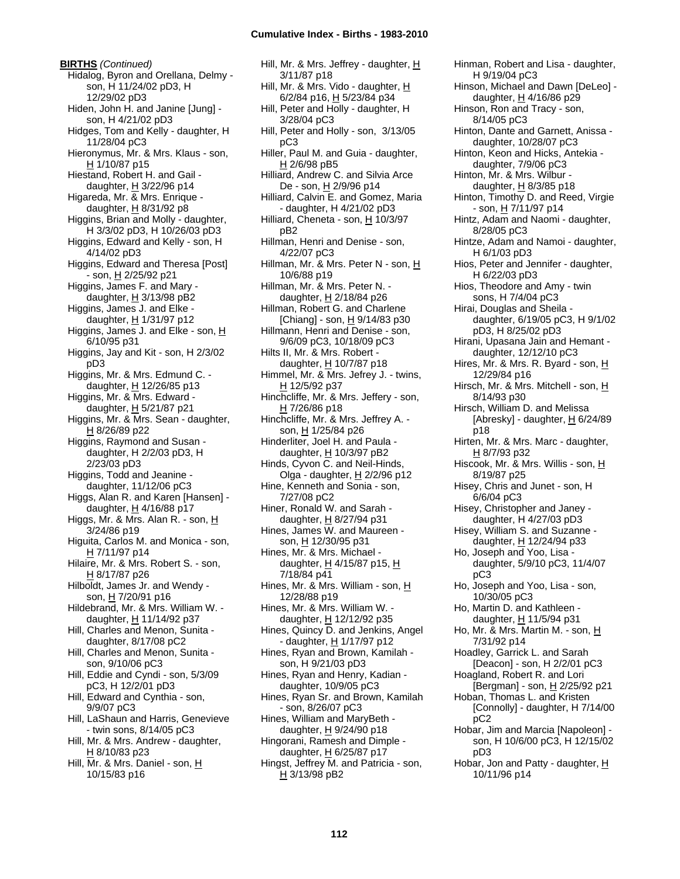**BIRTHS** *(Continued)*

Hidalog, Byron and Orellana, Delmy - son, H 11/24/02 pD3, H 12/29/02 pD3
Hiden, John H. and Janine [Jung] - son, H 4/21/02 pD3
Hidges, Tom and Kelly - daughter, H 11/28/04 pC3
Hieronymus, Mr. & Mrs. Klaus - son, H 1/10/87 p15
Hiestand, Robert H. and Gail - daughter, H 3/22/96 p14
Higareda, Mr. & Mrs. Enrique - daughter, H 8/31/92 p8
Higgins, Brian and Molly - daughter, H 3/3/02 pD3, H 10/26/03 pD3
Higgins, Edward and Kelly - son, H 4/14/02 pD3
Higgins, Edward and Theresa [Post] - son, H 2/25/92 p21
Higgins, James F. and Mary - daughter, H 3/13/98 pB2
Higgins, James J. and Elke - daughter, H 1/31/97 p12
Higgins, James J. and Elke - son, H 6/10/95 p31
Higgins, Jay and Kit - son, H 2/3/02 pD3
Higgins, Mr. & Mrs. Edmund C. - daughter, H 12/26/85 p13
Higgins, Mr. & Mrs. Edward - daughter, H 5/21/87 p21
Higgins, Mr. & Mrs. Sean - daughter, H 8/26/89 p22
Higgins, Raymond and Susan - daughter, H 2/2/03 pD3, H 2/23/03 pD3
Higgins, Todd and Jeanine - daughter, 11/12/06 pC3
Higgs, Alan R. and Karen [Hansen] - daughter, H 4/16/88 p17
Higgs, Mr. & Mrs. Alan R. - son, H 3/24/86 p19
Higuita, Carlos M. and Monica - son, H 7/11/97 p14
Hilaire, Mr. & Mrs. Robert S. - son, H 8/17/87 p26
Hilboldt, James Jr. and Wendy - son, H 7/20/91 p16
Hildebrand, Mr. & Mrs. William W. - daughter, H 11/14/92 p37
Hill, Charles and Menon, Sunita - daughter, 8/17/08 pC2
Hill, Charles and Menon, Sunita - son, 9/10/06 pC3
Hill, Eddie and Cyndi - son, 5/3/09 pC3, H 12/2/01 pD3
Hill, Edward and Cynthia - son, 9/9/07 pC3
Hill, LaShaun and Harris, Genevieve - twin sons, 8/14/05 pC3
Hill, Mr. & Mrs. Andrew - daughter, H 8/10/83 p23
Hill, Mr. & Mrs. Daniel - son, H 10/15/83 p16
Hill, Mr. & Mrs. Jeffrey - daughter, H 3/11/87 p18
Hill, Mr. & Mrs. Vido - daughter, H 6/2/84 p16, H 5/23/84 p34
Hill, Peter and Holly - daughter, H 3/28/04 pC3
Hill, Peter and Holly - son, 3/13/05 pC3
Hiller, Paul M. and Guia - daughter, H 2/6/98 pB5
Hilliard, Andrew C. and Silvia Arce De - son, H 2/9/96 p14
Hilliard, Calvin E. and Gomez, Maria - daughter, H 4/21/02 pD3
Hilliard, Cheneta - son, H 10/3/97 pB2
Hillman, Henri and Denise - son, 4/22/07 pC3
Hillman, Mr. & Mrs. Peter N - son, H 10/6/88 p19
Hillman, Mr. & Mrs. Peter N. - daughter, H 2/18/84 p26
Hillman, Robert G. and Charlene [Chiang] - son, H 9/14/83 p30
Hillmann, Henri and Denise - son, 9/6/09 pC3, 10/18/09 pC3
Hilts II, Mr. & Mrs. Robert - daughter, H 10/7/87 p18
Himmel, Mr. & Mrs. Jefrey J. - twins, H 12/5/92 p37
Hinchcliffe, Mr. & Mrs. Jeffery - son, H 7/26/86 p18
Hinchcliffe, Mr. & Mrs. Jeffrey A. - son, H 1/25/84 p26
Hinderliter, Joel H. and Paula - daughter, H 10/3/97 pB2
Hinds, Cyvon C. and Neil-Hinds, Olga - daughter, H 2/2/96 p12
Hine, Kenneth and Sonia - son, 7/27/08 pC2
Hiner, Ronald W. and Sarah - daughter, H 8/27/94 p31
Hines, James W. and Maureen - son, H 12/30/95 p31
Hines, Mr. & Mrs. Michael - daughter, H 4/15/87 p15, H 7/18/84 p41
Hines, Mr. & Mrs. William - son, H 12/28/88 p19
Hines, Mr. & Mrs. William W. - daughter, H 12/12/92 p35
Hines, Quincy D. and Jenkins, Angel - daughter, H 1/17/97 p12
Hines, Ryan and Brown, Kamilah - son, H 9/21/03 pD3
Hines, Ryan and Henry, Kadian - daughter, 10/9/05 pC3
Hines, Ryan Sr. and Brown, Kamilah - son, 8/26/07 pC3
Hines, William and MaryBeth - daughter, H 9/24/90 p18
Hingorani, Ramesh and Dimple - daughter, H 6/25/87 p17
Hingst, Jeffrey M. and Patricia - son, H 3/13/98 pB2
Hinman, Robert and Lisa - daughter, H 9/19/04 pC3
Hinson, Michael and Dawn [DeLeo] - daughter, H 4/16/86 p29
Hinson, Ron and Tracy - son, 8/14/05 pC3
Hinton, Dante and Garnett, Anissa - daughter, 10/28/07 pC3
Hinton, Keon and Hicks, Antekia - daughter, 7/9/06 pC3
Hinton, Mr. & Mrs. Wilbur - daughter, H 8/3/85 p18
Hinton, Timothy D. and Reed, Virgie - son, H 7/11/97 p14
Hintz, Adam and Naomi - daughter, 8/28/05 pC3
Hintze, Adam and Namoi - daughter, H 6/1/03 pD3
Hios, Peter and Jennifer - daughter, H 6/22/03 pD3
Hios, Theodore and Amy - twin sons, H 7/4/04 pC3
Hirai, Douglas and Sheila - daughter, 6/19/05 pC3, H 9/1/02 pD3, H 8/25/02 pD3
Hirani, Upasana Jain and Hemant - daughter, 12/12/10 pC3
Hires, Mr. & Mrs. R. Byard - son, H 12/29/84 p16
Hirsch, Mr. & Mrs. Mitchell - son, H 8/14/93 p30
Hirsch, William D. and Melissa [Abresky] - daughter, H 6/24/89 p18
Hirten, Mr. & Mrs. Marc - daughter, H 8/7/93 p32
Hiscook, Mr. & Mrs. Willis - son, H 8/19/87 p25
Hisey, Chris and Junet - son, H 6/6/04 pC3
Hisey, Christopher and Janey - daughter, H 4/27/03 pD3
Hisey, William S. and Suzanne - daughter, H 12/24/94 p33
Ho, Joseph and Yoo, Lisa - daughter, 5/9/10 pC3, 11/4/07 pC3
Ho, Joseph and Yoo, Lisa - son, 10/30/05 pC3
Ho, Martin D. and Kathleen - daughter, H 11/5/94 p31
Ho, Mr. & Mrs. Martin M. - son, H 7/31/92 p14
Hoadley, Garrick L. and Sarah [Deacon] - son, H 2/2/01 pC3
Hoagland, Robert R. and Lori [Bergman] - son, H 2/25/92 p21
Hoban, Thomas L. and Kristen [Connolly] - daughter, H 7/14/00 pC2
Hobar, Jim and Marcia [Napoleon] - son, H 10/6/00 pC3, H 12/15/02 pD3
Hobar, Jon and Patty - daughter, H 10/11/96 p14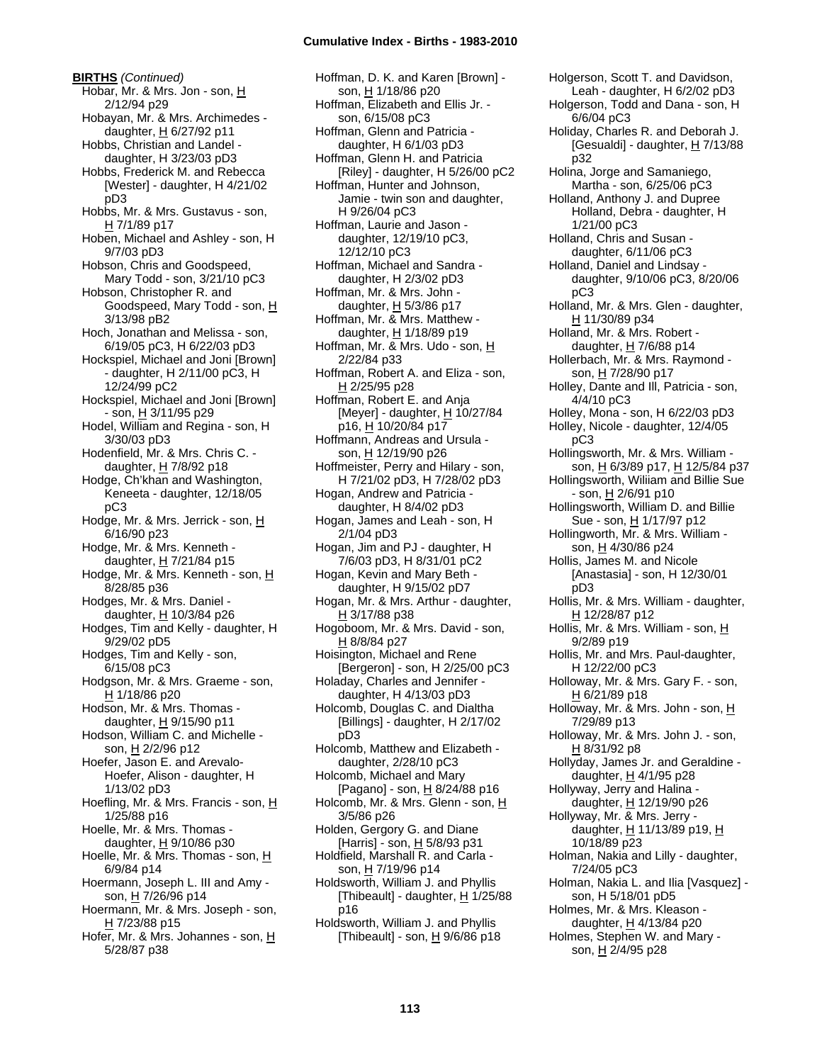**BIRTHS** *(Continued)*

Hobar, Mr. & Mrs. Jon - son, H 2/12/94 p29
Hobayan, Mr. & Mrs. Archimedes - daughter, H 6/27/92 p11
Hobbs, Christian and Landel - daughter, H 3/23/03 pD3
Hobbs, Frederick M. and Rebecca [Wester] - daughter, H 4/21/02 pD3
Hobbs, Mr. & Mrs. Gustavus - son, H 7/1/89 p17
Hoben, Michael and Ashley - son, H 9/7/03 pD3
Hobson, Chris and Goodspeed, Mary Todd - son, 3/21/10 pC3
Hobson, Christopher R. and Goodspeed, Mary Todd - son, H 3/13/98 pB2
Hoch, Jonathan and Melissa - son, 6/19/05 pC3, H 6/22/03 pD3
Hockspiel, Michael and Joni [Brown] - daughter, H 2/11/00 pC3, H 12/24/99 pC2
Hockspiel, Michael and Joni [Brown] - son, H 3/11/95 p29
Hodel, William and Regina - son, H 3/30/03 pD3
Hodenfield, Mr. & Mrs. Chris C. - daughter, H 7/8/92 p18
Hodge, Ch'khan and Washington, Keneeta - daughter, 12/18/05 pC3
Hodge, Mr. & Mrs. Jerrick - son, H 6/16/90 p23
Hodge, Mr. & Mrs. Kenneth - daughter, H 7/21/84 p15
Hodge, Mr. & Mrs. Kenneth - son, H 8/28/85 p36
Hodges, Mr. & Mrs. Daniel - daughter, H 10/3/84 p26
Hodges, Tim and Kelly - daughter, H 9/29/02 pD5
Hodges, Tim and Kelly - son, 6/15/08 pC3
Hodgson, Mr. & Mrs. Graeme - son, H 1/18/86 p20
Hodson, Mr. & Mrs. Thomas - daughter, H 9/15/90 p11
Hodson, William C. and Michelle - son, H 2/2/96 p12
Hoefer, Jason E. and Arevalo-Hoefer, Alison - daughter, H 1/13/02 pD3
Hoefling, Mr. & Mrs. Francis - son, H 1/25/88 p16
Hoelle, Mr. & Mrs. Thomas - daughter, H 9/10/86 p30
Hoelle, Mr. & Mrs. Thomas - son, H 6/9/84 p14
Hoermann, Joseph L. III and Amy - son, H 7/26/96 p14
Hoermann, Mr. & Mrs. Joseph - son, H 7/23/88 p15
Hofer, Mr. & Mrs. Johannes - son, H 5/28/87 p38
Hoffman, D. K. and Karen [Brown] - son, H 1/18/86 p20
Hoffman, Elizabeth and Ellis Jr. - son, 6/15/08 pC3
Hoffman, Glenn and Patricia - daughter, H 6/1/03 pD3
Hoffman, Glenn H. and Patricia [Riley] - daughter, H 5/26/00 pC2
Hoffman, Hunter and Johnson, Jamie - twin son and daughter, H 9/26/04 pC3
Hoffman, Laurie and Jason - daughter, 12/19/10 pC3, 12/12/10 pC3
Hoffman, Michael and Sandra - daughter, H 2/3/02 pD3
Hoffman, Mr. & Mrs. John - daughter, H 5/3/86 p17
Hoffman, Mr. & Mrs. Matthew - daughter, H 1/18/89 p19
Hoffman, Mr. & Mrs. Udo - son, H 2/22/84 p33
Hoffman, Robert A. and Eliza - son, H 2/25/95 p28
Hoffman, Robert E. and Anja [Meyer] - daughter, H 10/27/84 p16, H 10/20/84 p17
Hoffmann, Andreas and Ursula - son, H 12/19/90 p26
Hoffmeister, Perry and Hilary - son, H 7/21/02 pD3, H 7/28/02 pD3
Hogan, Andrew and Patricia - daughter, H 8/4/02 pD3
Hogan, James and Leah - son, H 2/1/04 pD3
Hogan, Jim and PJ - daughter, H 7/6/03 pD3, H 8/31/01 pC2
Hogan, Kevin and Mary Beth - daughter, H 9/15/02 pD7
Hogan, Mr. & Mrs. Arthur - daughter, H 3/17/88 p38
Hogoboom, Mr. & Mrs. David - son, H 8/8/84 p27
Hoisington, Michael and Rene [Bergeron] - son, H 2/25/00 pC3
Holaday, Charles and Jennifer - daughter, H 4/13/03 pD3
Holcomb, Douglas C. and Dialtha [Billings] - daughter, H 2/17/02 pD3
Holcomb, Matthew and Elizabeth - daughter, 2/28/10 pC3
Holcomb, Michael and Mary [Pagano] - son, H 8/24/88 p16
Holcomb, Mr. & Mrs. Glenn - son, H 3/5/86 p26
Holden, Gergory G. and Diane [Harris] - son, H 5/8/93 p31
Holdfield, Marshall R. and Carla - son, H 7/19/96 p14
Holdsworth, William J. and Phyllis [Thibeault] - daughter, H 1/25/88 p16
Holdsworth, William J. and Phyllis [Thibeault] - son, H 9/6/86 p18
Holgerson, Scott T. and Davidson, Leah - daughter, H 6/2/02 pD3
Holgerson, Todd and Dana - son, H 6/6/04 pC3
Holiday, Charles R. and Deborah J. [Gesualdi] - daughter, H 7/13/88 p32
Holina, Jorge and Samaniego, Martha - son, 6/25/06 pC3
Holland, Anthony J. and Dupree Holland, Debra - daughter, H 1/21/00 pC3
Holland, Chris and Susan - daughter, 6/11/06 pC3
Holland, Daniel and Lindsay - daughter, 9/10/06 pC3, 8/20/06 pC3
Holland, Mr. & Mrs. Glen - daughter, H 11/30/89 p34
Holland, Mr. & Mrs. Robert - daughter, H 7/6/88 p14
Hollerbach, Mr. & Mrs. Raymond - son, H 7/28/90 p17
Holley, Dante and Ill, Patricia - son, 4/4/10 pC3
Holley, Mona - son, H 6/22/03 pD3
Holley, Nicole - daughter, 12/4/05 pC3
Hollingsworth, Mr. & Mrs. William - son, H 6/3/89 p17, H 12/5/84 p37
Hollingsworth, Wiliiam and Billie Sue - son, H 2/6/91 p10
Hollingsworth, William D. and Billie Sue - son, H 1/17/97 p12
Hollingworth, Mr. & Mrs. William - son, H 4/30/86 p24
Hollis, James M. and Nicole [Anastasia] - son, H 12/30/01 pD3
Hollis, Mr. & Mrs. William - daughter, H 12/28/87 p12
Hollis, Mr. & Mrs. William - son, H 9/2/89 p19
Hollis, Mr. and Mrs. Paul-daughter, H 12/22/00 pC3
Holloway, Mr. & Mrs. Gary F. - son, H 6/21/89 p18
Holloway, Mr. & Mrs. John - son, H 7/29/89 p13
Holloway, Mr. & Mrs. John J. - son, H 8/31/92 p8
Hollyday, James Jr. and Geraldine - daughter, H 4/1/95 p28
Hollyway, Jerry and Halina - daughter, H 12/19/90 p26
Hollyway, Mr. & Mrs. Jerry - daughter, H 11/13/89 p19, H 10/18/89 p23
Holman, Nakia and Lilly - daughter, 7/24/05 pC3
Holman, Nakia L. and Ilia [Vasquez] - son, H 5/18/01 pD5
Holmes, Mr. & Mrs. Kleason - daughter, H 4/13/84 p20
Holmes, Stephen W. and Mary - son, H 2/4/95 p28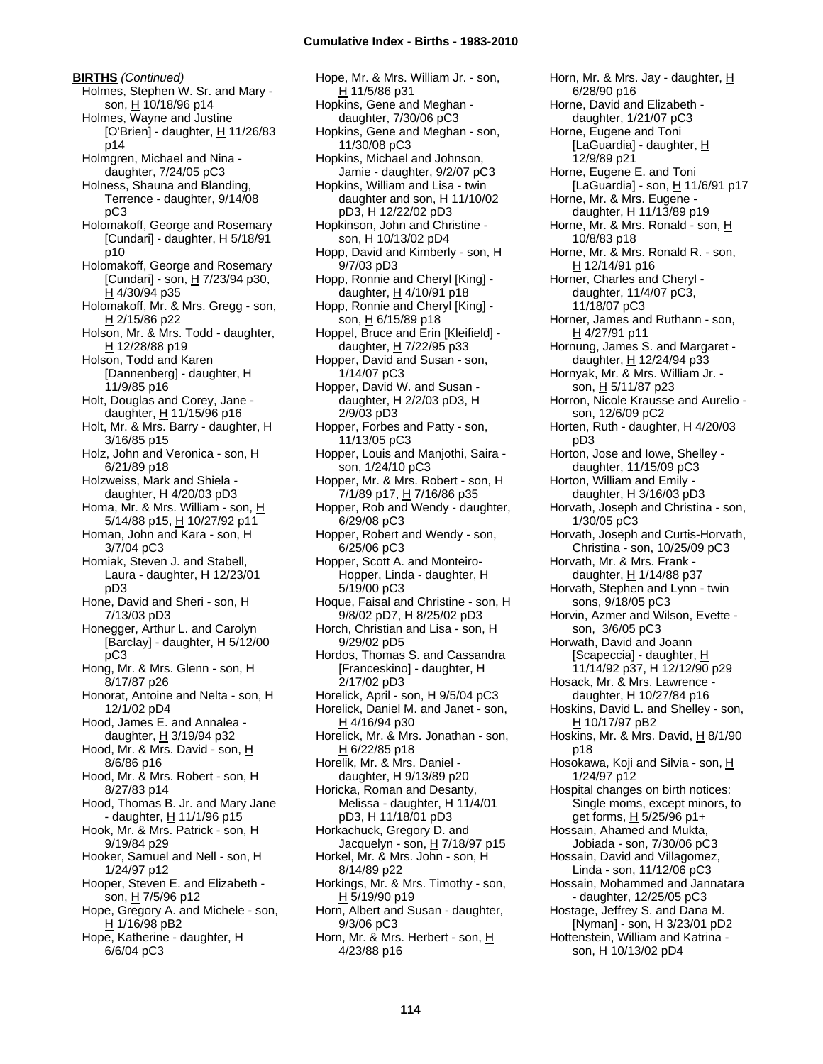**BIRTHS** *(Continued)*

- Holmes, Stephen W. Sr. and Mary - son, H 10/18/96 p14
- Holmes, Wayne and Justine [O'Brien] - daughter, H 11/26/83 p14
- Holmgren, Michael and Nina - daughter, 7/24/05 pC3
- Holness, Shauna and Blanding, Terrence - daughter, 9/14/08 pC3
- Holomakoff, George and Rosemary [Cundari] - daughter, H 5/18/91 p10
- Holomakoff, George and Rosemary [Cundari] - son, H 7/23/94 p30, H 4/30/94 p35
- Holomakoff, Mr. & Mrs. Gregg - son, H 2/15/86 p22
- Holson, Mr. & Mrs. Todd - daughter, H 12/28/88 p19
- Holson, Todd and Karen [Dannenberg] - daughter, H 11/9/85 p16
- Holt, Douglas and Corey, Jane - daughter, H 11/15/96 p16
- Holt, Mr. & Mrs. Barry - daughter, H 3/16/85 p15
- Holz, John and Veronica - son, H 6/21/89 p18
- Holzweiss, Mark and Shiela - daughter, H 4/20/03 pD3
- Homa, Mr. & Mrs. William - son, H 5/14/88 p15, H 10/27/92 p11
- Homan, John and Kara - son, H 3/7/04 pC3
- Homiak, Steven J. and Stabell, Laura - daughter, H 12/23/01 pD3
- Hone, David and Sheri - son, H 7/13/03 pD3
- Honegger, Arthur L. and Carolyn [Barclay] - daughter, H 5/12/00 pC3
- Hong, Mr. & Mrs. Glenn - son, H 8/17/87 p26
- Honorat, Antoine and Nelta - son, H 12/1/02 pD4
- Hood, James E. and Annalea - daughter, H 3/19/94 p32
- Hood, Mr. & Mrs. David - son, H 8/6/86 p16
- Hood, Mr. & Mrs. Robert - son, H 8/27/83 p14
- Hood, Thomas B. Jr. and Mary Jane - daughter, H 11/1/96 p15
- Hook, Mr. & Mrs. Patrick - son, H 9/19/84 p29
- Hooker, Samuel and Nell - son, H 1/24/97 p12
- Hooper, Steven E. and Elizabeth - son, H 7/5/96 p12
- Hope, Gregory A. and Michele - son, H 1/16/98 pB2
- Hope, Katherine - daughter, H 6/6/04 pC3
- Hope, Mr. & Mrs. William Jr. - son, H 11/5/86 p31
- Hopkins, Gene and Meghan - daughter, 7/30/06 pC3
- Hopkins, Gene and Meghan - son, 11/30/08 pC3
- Hopkins, Michael and Johnson, Jamie - daughter, 9/2/07 pC3
- Hopkins, William and Lisa - twin daughter and son, H 11/10/02 pD3, H 12/22/02 pD3
- Hopkinson, John and Christine - son, H 10/13/02 pD4
- Hopp, David and Kimberly - son, H 9/7/03 pD3
- Hopp, Ronnie and Cheryl [King] - daughter, H 4/10/91 p18
- Hopp, Ronnie and Cheryl [King] - son, H 6/15/89 p18
- Hoppel, Bruce and Erin [Kleifield] - daughter, H 7/22/95 p33
- Hopper, David and Susan - son, 1/14/07 pC3
- Hopper, David W. and Susan - daughter, H 2/2/03 pD3, H 2/9/03 pD3
- Hopper, Forbes and Patty - son, 11/13/05 pC3
- Hopper, Louis and Manjothi, Saira - son, 1/24/10 pC3
- Hopper, Mr. & Mrs. Robert - son, H 7/1/89 p17, H 7/16/86 p35
- Hopper, Rob and Wendy - daughter, 6/29/08 pC3
- Hopper, Robert and Wendy - son, 6/25/06 pC3
- Hopper, Scott A. and Monteiro-Hopper, Linda - daughter, H 5/19/00 pC3
- Hoque, Faisal and Christine - son, H 9/8/02 pD7, H 8/25/02 pD3
- Horch, Christian and Lisa - son, H 9/29/02 pD5
- Hordos, Thomas S. and Cassandra [Franceskino] - daughter, H 2/17/02 pD3
- Horelick, April - son, H 9/5/04 pC3
- Horelick, Daniel M. and Janet - son, H 4/16/94 p30
- Horelick, Mr. & Mrs. Jonathan - son, H 6/22/85 p18
- Horelik, Mr. & Mrs. Daniel - daughter, H 9/13/89 p20
- Horicka, Roman and Desanty, Melissa - daughter, H 11/4/01 pD3, H 11/18/01 pD3
- Horkachuck, Gregory D. and Jacquelyn - son, H 7/18/97 p15
- Horkel, Mr. & Mrs. John - son, H 8/14/89 p22
- Horkings, Mr. & Mrs. Timothy - son, H 5/19/90 p19
- Horn, Albert and Susan - daughter, 9/3/06 pC3
- Horn, Mr. & Mrs. Herbert - son, H 4/23/88 p16
- Horn, Mr. & Mrs. Jay - daughter, H 6/28/90 p16
- Horne, David and Elizabeth - daughter, 1/21/07 pC3
- Horne, Eugene and Toni [LaGuardia] - daughter, H 12/9/89 p21
- Horne, Eugene E. and Toni [LaGuardia] - son, H 11/6/91 p17
- Horne, Mr. & Mrs. Eugene - daughter, H 11/13/89 p19
- Horne, Mr. & Mrs. Ronald - son, H 10/8/83 p18
- Horne, Mr. & Mrs. Ronald R. - son, H 12/14/91 p16
- Horner, Charles and Cheryl - daughter, 11/4/07 pC3, 11/18/07 pC3
- Horner, James and Ruthann - son, H 4/27/91 p11
- Hornung, James S. and Margaret - daughter, H 12/24/94 p33
- Hornyak, Mr. & Mrs. William Jr. - son, H 5/11/87 p23
- Horron, Nicole Krausse and Aurelio - son, 12/6/09 pC2
- Horten, Ruth - daughter, H 4/20/03 pD3
- Horton, Jose and Iowe, Shelley - daughter, 11/15/09 pC3
- Horton, William and Emily - daughter, H 3/16/03 pD3
- Horvath, Joseph and Christina - son, 1/30/05 pC3
- Horvath, Joseph and Curtis-Horvath, Christina - son, 10/25/09 pC3
- Horvath, Mr. & Mrs. Frank - daughter, H 1/14/88 p37
- Horvath, Stephen and Lynn - twin sons, 9/18/05 pC3
- Horvin, Azmer and Wilson, Evette - son, 3/6/05 pC3
- Horwath, David and Joann [Scapeccia] - daughter, H 11/14/92 p37, H 12/12/90 p29
- Hosack, Mr. & Mrs. Lawrence - daughter, H 10/27/84 p16
- Hoskins, David L. and Shelley - son, H 10/17/97 pB2
- Hoskins, Mr. & Mrs. David, H 8/1/90 p18
- Hosokawa, Koji and Silvia - son, H 1/24/97 p12
- Hospital changes on birth notices: Single moms, except minors, to get forms, H 5/25/96 p1+
- Hossain, Ahamed and Mukta, Jobiada - son, 7/30/06 pC3
- Hossain, David and Villagomez, Linda - son, 11/12/06 pC3
- Hossain, Mohammed and Jannatara - daughter, 12/25/05 pC3
- Hostage, Jeffrey S. and Dana M. [Nyman] - son, H 3/23/01 pD2
- Hottenstein, William and Katrina - son, H 10/13/02 pD4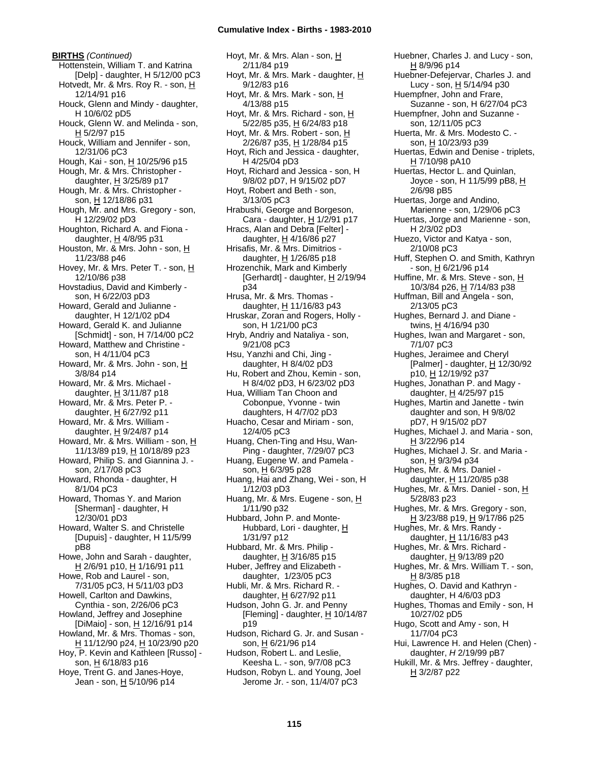**BIRTHS** *(Continued)*

Hottenstein, William T. and Katrina [Delp] - daughter, H 5/12/00 pC3
Hotvedt, Mr. & Mrs. Roy R. - son, H 12/14/91 p16
Houck, Glenn and Mindy - daughter, H 10/6/02 pD5
Houck, Glenn W. and Melinda - son, H 5/2/97 p15
Houck, William and Jennifer - son, 12/31/06 pC3
Hough, Kai - son, H 10/25/96 p15
Hough, Mr. & Mrs. Christopher - daughter, H 3/25/89 p17
Hough, Mr. & Mrs. Christopher - son, H 12/18/86 p31
Hough, Mr. and Mrs. Gregory - son, H 12/29/02 pD3
Houghton, Richard A. and Fiona - daughter, H 4/8/95 p31
Houston, Mr. & Mrs. John - son, H 11/23/88 p46
Hovey, Mr. & Mrs. Peter T. - son, H 12/10/86 p38
Hovstadius, David and Kimberly - son, H 6/22/03 pD3
Howard, Gerald and Julianne - daughter, H 12/1/02 pD4
Howard, Gerald K. and Julianne [Schmidt] - son, H 7/14/00 pC2
Howard, Matthew and Christine - son, H 4/11/04 pC3
Howard, Mr. & Mrs. John - son, H 3/8/84 p14
Howard, Mr. & Mrs. Michael - daughter, H 3/11/87 p18
Howard, Mr. & Mrs. Peter P. - daughter, H 6/27/92 p11
Howard, Mr. & Mrs. William - daughter, H 9/24/87 p14
Howard, Mr. & Mrs. William - son, H 11/13/89 p19, H 10/18/89 p23
Howard, Philip S. and Giannina J. - son, 2/17/08 pC3
Howard, Rhonda - daughter, H 8/1/04 pC3
Howard, Thomas Y. and Marion [Sherman] - daughter, H 12/30/01 pD3
Howard, Walter S. and Christelle [Dupuis] - daughter, H 11/5/99 pB8
Howe, John and Sarah - daughter, H 2/6/91 p10, H 1/16/91 p11
Howe, Rob and Laurel - son, 7/31/05 pC3, H 5/11/03 pD3
Howell, Carlton and Dawkins, Cynthia - son, 2/26/06 pC3
Howland, Jeffrey and Josephine [DiMaio] - son, H 12/16/91 p14
Howland, Mr. & Mrs. Thomas - son, H 11/12/90 p24, H 10/23/90 p20
Hoy, P. Kevin and Kathleen [Russo] - son, H 6/18/83 p16
Hoye, Trent G. and Janes-Hoye, Jean - son, H 5/10/96 p14
Hoyt, Mr. & Mrs. Alan - son, H 2/11/84 p19
Hoyt, Mr. & Mrs. Mark - daughter, H 9/12/83 p16
Hoyt, Mr. & Mrs. Mark - son, H 4/13/88 p15
Hoyt, Mr. & Mrs. Richard - son, H 5/22/85 p35, H 6/24/83 p18
Hoyt, Mr. & Mrs. Robert - son, H 2/26/87 p35, H 1/28/84 p15
Hoyt, Rich and Jessica - daughter, H 4/25/04 pD3
Hoyt, Richard and Jessica - son, H 9/8/02 pD7, H 9/15/02 pD7
Hoyt, Robert and Beth - son, 3/13/05 pC3
Hrabushi, George and Borgeson, Cara - daughter, H 1/2/91 p17
Hracs, Alan and Debra [Felter] - daughter, H 4/16/86 p27
Hrisafis, Mr. & Mrs. Dimitrios - daughter, H 1/26/85 p18
Hrozenchik, Mark and Kimberly [Gerhardt] - daughter, H 2/19/94 p34
Hrusa, Mr. & Mrs. Thomas - daughter, H 11/16/83 p43
Hruskar, Zoran and Rogers, Holly - son, H 1/21/00 pC3
Hryb, Andriy and Nataliya - son, 9/21/08 pC3
Hsu, Yanzhi and Chi, Jing - daughter, H 8/4/02 pD3
Hu, Robert and Zhou, Kemin - son, H 8/4/02 pD3, H 6/23/02 pD3
Hua, William Tan Choon and Cobonpue, Yvonne - twin daughters, H 4/7/02 pD3
Huacho, Cesar and Miriam - son, 12/4/05 pC3
Huang, Chen-Ting and Hsu, Wan-Ping - daughter, 7/29/07 pC3
Huang, Eugene W. and Pamela - son, H 6/3/95 p28
Huang, Hai and Zhang, Wei - son, H 1/12/03 pD3
Huang, Mr. & Mrs. Eugene - son, H 1/11/90 p32
Hubbard, John P. and Monte-Hubbard, Lori - daughter, H 1/31/97 p12
Hubbard, Mr. & Mrs. Philip - daughter, H 3/16/85 p15
Huber, Jeffrey and Elizabeth - daughter, 1/23/05 pC3
Hubli, Mr. & Mrs. Richard R. - daughter, H 6/27/92 p11
Hudson, John G. Jr. and Penny [Fleming] - daughter, H 10/14/87 p19
Hudson, Richard G. Jr. and Susan - son, H 6/21/96 p14
Hudson, Robert L. and Leslie, Keesha L. - son, 9/7/08 pC3
Hudson, Robyn L. and Young, Joel Jerome Jr. - son, 11/4/07 pC3
Huebner, Charles J. and Lucy - son, H 8/9/96 p14
Huebner-Defejervar, Charles J. and Lucy - son, H 5/14/94 p30
Huempfner, John and Frare, Suzanne - son, H 6/27/04 pC3
Huempfner, John and Suzanne - son, 12/11/05 pC3
Huerta, Mr. & Mrs. Modesto C. - son, H 10/23/93 p39
Huertas, Edwin and Denise - triplets, H 7/10/98 pA10
Huertas, Hector L. and Quinlan, Joyce - son, H 11/5/99 pB8, H 2/6/98 pB5
Huertas, Jorge and Andino, Marienne - son, 1/29/06 pC3
Huertas, Jorge and Marienne - son, H 2/3/02 pD3
Huezo, Victor and Katya - son, 2/10/08 pC3
Huff, Stephen O. and Smith, Kathryn - son, H 6/21/96 p14
Huffine, Mr. & Mrs. Steve - son, H 10/3/84 p26, H 7/14/83 p38
Huffman, Bill and Angela - son, 2/13/05 pC3
Hughes, Bernard J. and Diane - twins, H 4/16/94 p30
Hughes, Iwan and Margaret - son, 7/1/07 pC3
Hughes, Jeraimee and Cheryl [Palmer] - daughter, H 12/30/92 p10, H 12/19/92 p37
Hughes, Jonathan P. and Magy - daughter, H 4/25/97 p15
Hughes, Martin and Janette - twin daughter and son, H 9/8/02 pD7, H 9/15/02 pD7
Hughes, Michael J. and Maria - son, H 3/22/96 p14
Hughes, Michael J. Sr. and Maria - son, H 9/3/94 p34
Hughes, Mr. & Mrs. Daniel - daughter, H 11/20/85 p38
Hughes, Mr. & Mrs. Daniel - son, H 5/28/83 p23
Hughes, Mr. & Mrs. Gregory - son, H 3/23/88 p19, H 9/17/86 p25
Hughes, Mr. & Mrs. Randy - daughter, H 11/16/83 p43
Hughes, Mr. & Mrs. Richard - daughter, H 9/13/89 p20
Hughes, Mr. & Mrs. William T. - son, H 8/3/85 p18
Hughes, O. David and Kathryn - daughter, H 4/6/03 pD3
Hughes, Thomas and Emily - son, H 10/27/02 pD5
Hugo, Scott and Amy - son, H 11/7/04 pC3
Hui, Lawrence H. and Helen (Chen) - daughter, *H* 2/19/99 pB7
Hukill, Mr. & Mrs. Jeffrey - daughter, H 3/2/87 p22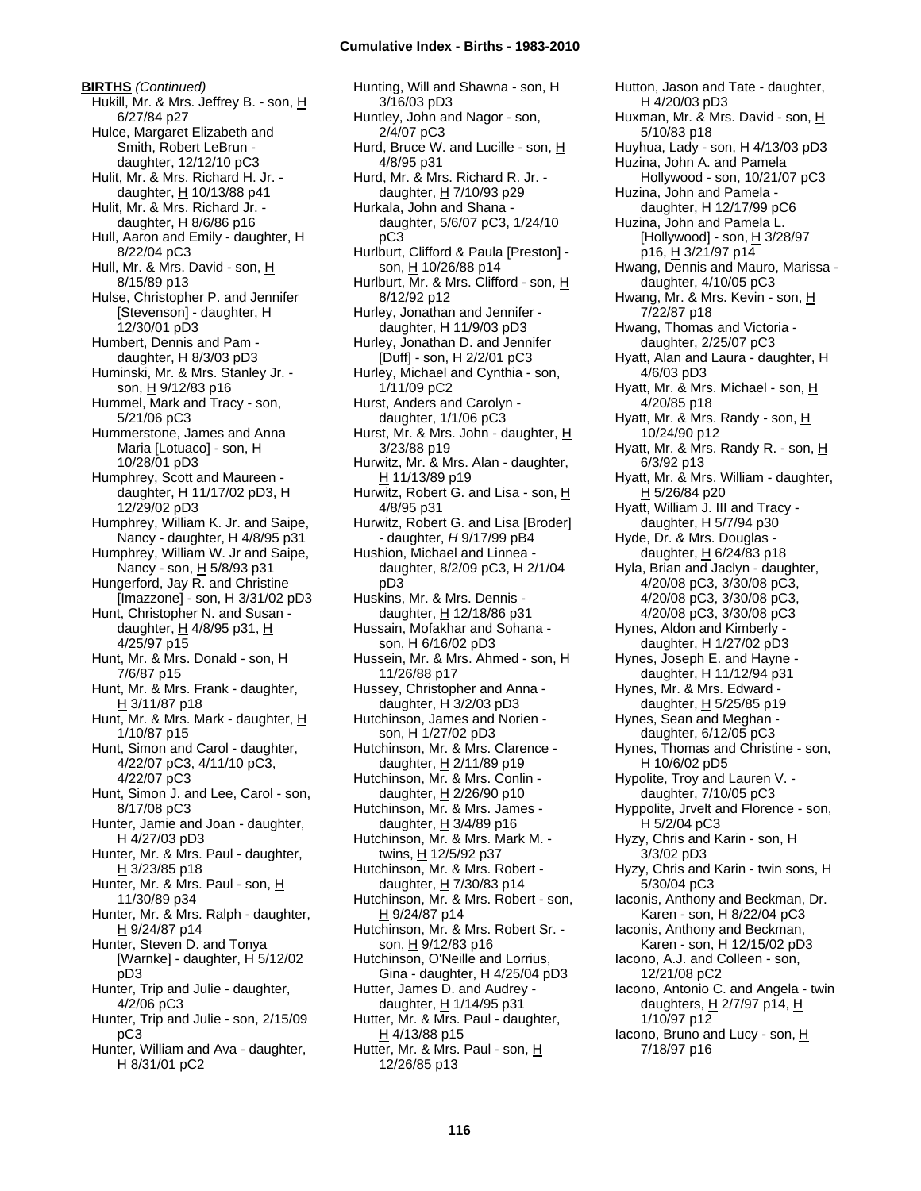**BIRTHS** *(Continued)*

Hukill, Mr. & Mrs. Jeffrey B. - son, H 6/27/84 p27
Hulce, Margaret Elizabeth and Smith, Robert LeBrun - daughter, 12/12/10 pC3
Hulit, Mr. & Mrs. Richard H. Jr. - daughter, H 10/13/88 p41
Hulit, Mr. & Mrs. Richard Jr. - daughter, H 8/6/86 p16
Hull, Aaron and Emily - daughter, H 8/22/04 pC3
Hull, Mr. & Mrs. David - son, H 8/15/89 p13
Hulse, Christopher P. and Jennifer [Stevenson] - daughter, H 12/30/01 pD3
Humbert, Dennis and Pam - daughter, H 8/3/03 pD3
Huminski, Mr. & Mrs. Stanley Jr. - son, H 9/12/83 p16
Hummel, Mark and Tracy - son, 5/21/06 pC3
Hummerstone, James and Anna Maria [Lotuaco] - son, H 10/28/01 pD3
Humphrey, Scott and Maureen - daughter, H 11/17/02 pD3, H 12/29/02 pD3
Humphrey, William K. Jr. and Saipe, Nancy - daughter, H 4/8/95 p31
Humphrey, William W. Jr and Saipe, Nancy - son, H 5/8/93 p31
Hungerford, Jay R. and Christine [Imazzone] - son, H 3/31/02 pD3
Hunt, Christopher N. and Susan - daughter, H 4/8/95 p31, H 4/25/97 p15
Hunt, Mr. & Mrs. Donald - son, H 7/6/87 p15
Hunt, Mr. & Mrs. Frank - daughter, H 3/11/87 p18
Hunt, Mr. & Mrs. Mark - daughter, H 1/10/87 p15
Hunt, Simon and Carol - daughter, 4/22/07 pC3, 4/11/10 pC3, 4/22/07 pC3
Hunt, Simon J. and Lee, Carol - son, 8/17/08 pC3
Hunter, Jamie and Joan - daughter, H 4/27/03 pD3
Hunter, Mr. & Mrs. Paul - daughter, H 3/23/85 p18
Hunter, Mr. & Mrs. Paul - son, H 11/30/89 p34
Hunter, Mr. & Mrs. Ralph - daughter, H 9/24/87 p14
Hunter, Steven D. and Tonya [Warnke] - daughter, H 5/12/02 pD3
Hunter, Trip and Julie - daughter, 4/2/06 pC3
Hunter, Trip and Julie - son, 2/15/09 pC3
Hunter, William and Ava - daughter, H 8/31/01 pC2
Hunting, Will and Shawna - son, H 3/16/03 pD3
Huntley, John and Nagor - son, 2/4/07 pC3
Hurd, Bruce W. and Lucille - son, H 4/8/95 p31
Hurd, Mr. & Mrs. Richard R. Jr. - daughter, H 7/10/93 p29
Hurkala, John and Shana - daughter, 5/6/07 pC3, 1/24/10 pC3
Hurlburt, Clifford & Paula [Preston] - son, H 10/26/88 p14
Hurlburt, Mr. & Mrs. Clifford - son, H 8/12/92 p12
Hurley, Jonathan and Jennifer - daughter, H 11/9/03 pD3
Hurley, Jonathan D. and Jennifer [Duff] - son, H 2/2/01 pC3
Hurley, Michael and Cynthia - son, 1/11/09 pC2
Hurst, Anders and Carolyn - daughter, 1/1/06 pC3
Hurst, Mr. & Mrs. John - daughter, H 3/23/88 p19
Hurwitz, Mr. & Mrs. Alan - daughter, H 11/13/89 p19
Hurwitz, Robert G. and Lisa - son, H 4/8/95 p31
Hurwitz, Robert G. and Lisa [Broder] - daughter, *H* 9/17/99 pB4
Hushion, Michael and Linnea - daughter, 8/2/09 pC3, H 2/1/04 pD3
Huskins, Mr. & Mrs. Dennis - daughter, H 12/18/86 p31
Hussain, Mofakhar and Sohana - son, H 6/16/02 pD3
Hussein, Mr. & Mrs. Ahmed - son, H 11/26/88 p17
Hussey, Christopher and Anna - daughter, H 3/2/03 pD3
Hutchinson, James and Norien - son, H 1/27/02 pD3
Hutchinson, Mr. & Mrs. Clarence - daughter, H 2/11/89 p19
Hutchinson, Mr. & Mrs. Conlin - daughter, H 2/26/90 p10
Hutchinson, Mr. & Mrs. James - daughter, H 3/4/89 p16
Hutchinson, Mr. & Mrs. Mark M. - twins, H 12/5/92 p37
Hutchinson, Mr. & Mrs. Robert - daughter, H 7/30/83 p14
Hutchinson, Mr. & Mrs. Robert - son, H 9/24/87 p14
Hutchinson, Mr. & Mrs. Robert Sr. - son, H 9/12/83 p16
Hutchinson, O'Neille and Lorrius, Gina - daughter, H 4/25/04 pD3
Hutter, James D. and Audrey - daughter, H 1/14/95 p31
Hutter, Mr. & Mrs. Paul - daughter, H 4/13/88 p15
Hutter, Mr. & Mrs. Paul - son, H 12/26/85 p13
Hutton, Jason and Tate - daughter, H 4/20/03 pD3
Huxman, Mr. & Mrs. David - son, H 5/10/83 p18
Huyhua, Lady - son, H 4/13/03 pD3
Huzina, John A. and Pamela Hollywood - son, 10/21/07 pC3
Huzina, John and Pamela - daughter, H 12/17/99 pC6
Huzina, John and Pamela L. [Hollywood] - son, H 3/28/97 p16, H 3/21/97 p14
Hwang, Dennis and Mauro, Marissa - daughter, 4/10/05 pC3
Hwang, Mr. & Mrs. Kevin - son, H 7/22/87 p18
Hwang, Thomas and Victoria - daughter, 2/25/07 pC3
Hyatt, Alan and Laura - daughter, H 4/6/03 pD3
Hyatt, Mr. & Mrs. Michael - son, H 4/20/85 p18
Hyatt, Mr. & Mrs. Randy - son, H 10/24/90 p12
Hyatt, Mr. & Mrs. Randy R. - son, H 6/3/92 p13
Hyatt, Mr. & Mrs. William - daughter, H 5/26/84 p20
Hyatt, William J. III and Tracy - daughter, H 5/7/94 p30
Hyde, Dr. & Mrs. Douglas - daughter, H 6/24/83 p18
Hyla, Brian and Jaclyn - daughter, 4/20/08 pC3, 3/30/08 pC3, 4/20/08 pC3, 3/30/08 pC3, 4/20/08 pC3, 3/30/08 pC3
Hynes, Aldon and Kimberly - daughter, H 1/27/02 pD3
Hynes, Joseph E. and Hayne - daughter, H 11/12/94 p31
Hynes, Mr. & Mrs. Edward - daughter, H 5/25/85 p19
Hynes, Sean and Meghan - daughter, 6/12/05 pC3
Hynes, Thomas and Christine - son, H 10/6/02 pD5
Hypolite, Troy and Lauren V. - daughter, 7/10/05 pC3
Hyppolite, Jrvelt and Florence - son, H 5/2/04 pC3
Hyzy, Chris and Karin - son, H 3/3/02 pD3
Hyzy, Chris and Karin - twin sons, H 5/30/04 pC3
Iaconis, Anthony and Beckman, Dr. Karen - son, H 8/22/04 pC3
Iaconis, Anthony and Beckman, Karen - son, H 12/15/02 pD3
Iacono, A.J. and Colleen - son, 12/21/08 pC2
Iacono, Antonio C. and Angela - twin daughters, H 2/7/97 p14, H 1/10/97 p12
Iacono, Bruno and Lucy - son, H 7/18/97 p16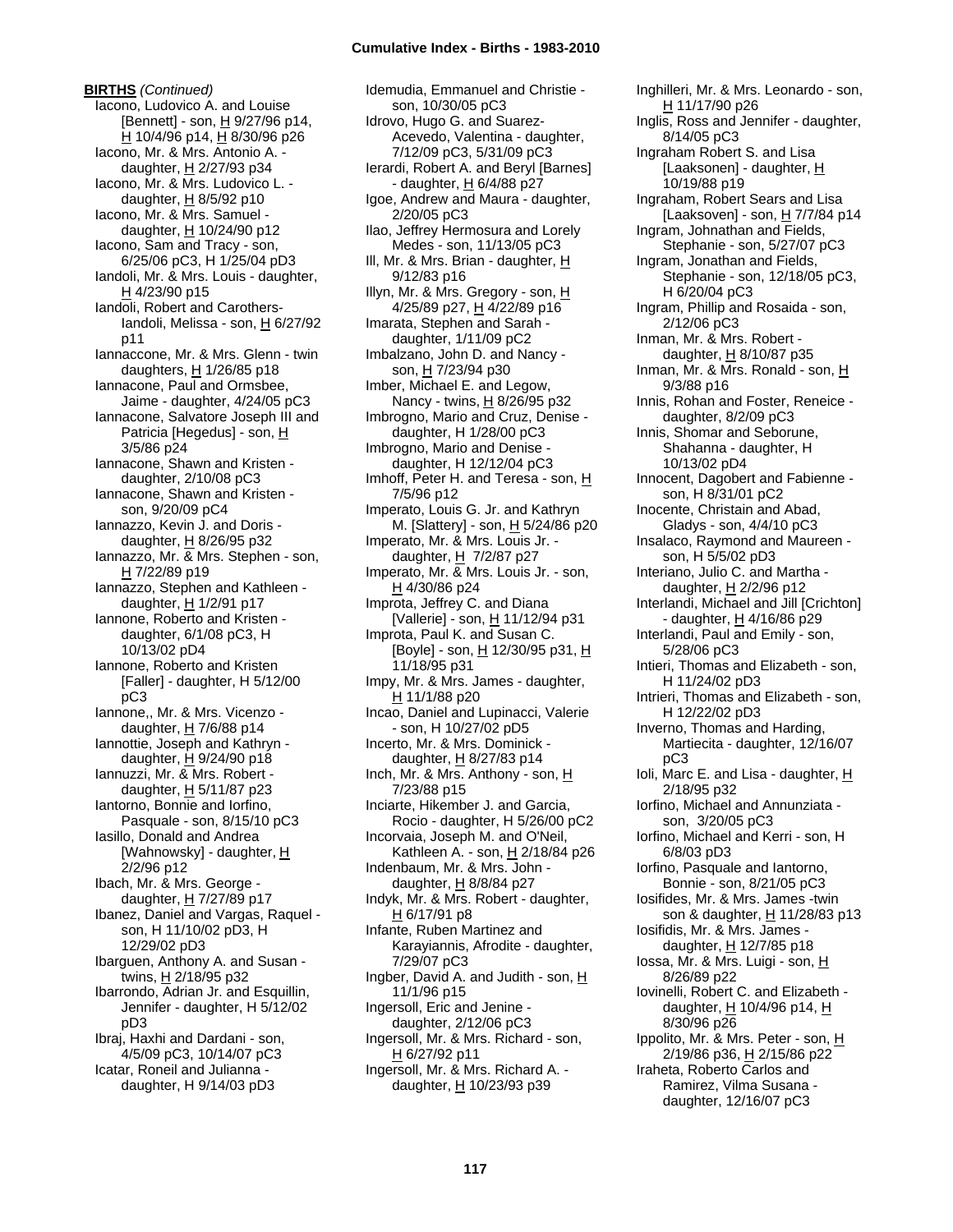**BIRTHS** *(Continued)*

Iacono, Ludovico A. and Louise [Bennett] - son, H 9/27/96 p14, H 10/4/96 p14, H 8/30/96 p26
Iacono, Mr. & Mrs. Antonio A. - daughter, H 2/27/93 p34
Iacono, Mr. & Mrs. Ludovico L. - daughter, H 8/5/92 p10
Iacono, Mr. & Mrs. Samuel - daughter, H 10/24/90 p12
Iacono, Sam and Tracy - son, 6/25/06 pC3, H 1/25/04 pD3
Iandoli, Mr. & Mrs. Louis - daughter, H 4/23/90 p15
Iandoli, Robert and Carothers-Iandoli, Melissa - son, H 6/27/92 p11
Iannaccone, Mr. & Mrs. Glenn - twin daughters, H 1/26/85 p18
Iannacone, Paul and Ormsbee, Jaime - daughter, 4/24/05 pC3
Iannacone, Salvatore Joseph III and Patricia [Hegedus] - son, H 3/5/86 p24
Iannacone, Shawn and Kristen - daughter, 2/10/08 pC3
Iannacone, Shawn and Kristen - son, 9/20/09 pC4
Iannazzo, Kevin J. and Doris - daughter, H 8/26/95 p32
Iannazzo, Mr. & Mrs. Stephen - son, H 7/22/89 p19
Iannazzo, Stephen and Kathleen - daughter, H 1/2/91 p17
Iannone, Roberto and Kristen - daughter, 6/1/08 pC3, H 10/13/02 pD4
Iannone, Roberto and Kristen [Faller] - daughter, H 5/12/00 pC3
Iannone,, Mr. & Mrs. Vicenzo - daughter, H 7/6/88 p14
Iannottie, Joseph and Kathryn - daughter, H 9/24/90 p18
Iannuzzi, Mr. & Mrs. Robert - daughter, H 5/11/87 p23
Iantorno, Bonnie and Iorfino, Pasquale - son, 8/15/10 pC3
Iasillo, Donald and Andrea [Wahnowsky] - daughter, H 2/2/96 p12
Ibach, Mr. & Mrs. George - daughter, H 7/27/89 p17
Ibanez, Daniel and Vargas, Raquel - son, H 11/10/02 pD3, H 12/29/02 pD3
Ibarguen, Anthony A. and Susan - twins, H 2/18/95 p32
Ibarrondo, Adrian Jr. and Esquillin, Jennifer - daughter, H 5/12/02 pD3
Ibraj, Haxhi and Dardani - son, 4/5/09 pC3, 10/14/07 pC3
Icatar, Roneil and Julianna - daughter, H 9/14/03 pD3
Idemudia, Emmanuel and Christie - son, 10/30/05 pC3
Idrovo, Hugo G. and Suarez-Acevedo, Valentina - daughter, 7/12/09 pC3, 5/31/09 pC3
Ierardi, Robert A. and Beryl [Barnes] - daughter, H 6/4/88 p27
Igoe, Andrew and Maura - daughter, 2/20/05 pC3
Ilao, Jeffrey Hermosura and Lorely Medes - son, 11/13/05 pC3
Ill, Mr. & Mrs. Brian - daughter, H 9/12/83 p16
Illyn, Mr. & Mrs. Gregory - son, H 4/25/89 p27, H 4/22/89 p16
Imarata, Stephen and Sarah - daughter, 1/11/09 pC2
Imbalzano, John D. and Nancy - son, H 7/23/94 p30
Imber, Michael E. and Legow, Nancy - twins, H 8/26/95 p32
Imbrogno, Mario and Cruz, Denise - daughter, H 1/28/00 pC3
Imbrogno, Mario and Denise - daughter, H 12/12/04 pC3
Imhoff, Peter H. and Teresa - son, H 7/5/96 p12
Imperato, Louis G. Jr. and Kathryn M. [Slattery] - son, H 5/24/86 p20
Imperato, Mr. & Mrs. Louis Jr. - daughter, H 7/2/87 p27
Imperato, Mr. & Mrs. Louis Jr. - son, H 4/30/86 p24
Improta, Jeffrey C. and Diana [Vallerie] - son, H 11/12/94 p31
Improta, Paul K. and Susan C. [Boyle] - son, H 12/30/95 p31, H 11/18/95 p31
Impy, Mr. & Mrs. James - daughter, H 11/1/88 p20
Incao, Daniel and Lupinacci, Valerie - son, H 10/27/02 pD5
Incerto, Mr. & Mrs. Dominick - daughter, H 8/27/83 p14
Inch, Mr. & Mrs. Anthony - son, H 7/23/88 p15
Inciarte, Hikember J. and Garcia, Rocio - daughter, H 5/26/00 pC2
Incorvaia, Joseph M. and O'Neil, Kathleen A. - son, H 2/18/84 p26
Indenbaum, Mr. & Mrs. John - daughter, H 8/8/84 p27
Indyk, Mr. & Mrs. Robert - daughter, H 6/17/91 p8
Infante, Ruben Martinez and Karayiannis, Afrodite - daughter, 7/29/07 pC3
Ingber, David A. and Judith - son, H 11/1/96 p15
Ingersoll, Eric and Jenine - daughter, 2/12/06 pC3
Ingersoll, Mr. & Mrs. Richard - son, H 6/27/92 p11
Ingersoll, Mr. & Mrs. Richard A. - daughter, H 10/23/93 p39
Inghilleri, Mr. & Mrs. Leonardo - son, H 11/17/90 p26
Inglis, Ross and Jennifer - daughter, 8/14/05 pC3
Ingraham Robert S. and Lisa [Laaksonen] - daughter, H 10/19/88 p19
Ingraham, Robert Sears and Lisa [Laaksoven] - son, H 7/7/84 p14
Ingram, Johnathan and Fields, Stephanie - son, 5/27/07 pC3
Ingram, Jonathan and Fields, Stephanie - son, 12/18/05 pC3, H 6/20/04 pC3
Ingram, Phillip and Rosaida - son, 2/12/06 pC3
Inman, Mr. & Mrs. Robert - daughter, H 8/10/87 p35
Inman, Mr. & Mrs. Ronald - son, H 9/3/88 p16
Innis, Rohan and Foster, Reneice - daughter, 8/2/09 pC3
Innis, Shomar and Seborune, Shahanna - daughter, H 10/13/02 pD4
Innocent, Dagobert and Fabienne - son, H 8/31/01 pC2
Inocente, Christain and Abad, Gladys - son, 4/4/10 pC3
Insalaco, Raymond and Maureen - son, H 5/5/02 pD3
Interiano, Julio C. and Martha - daughter, H 2/2/96 p12
Interlandi, Michael and Jill [Crichton] - daughter, H 4/16/86 p29
Interlandi, Paul and Emily - son, 5/28/06 pC3
Intieri, Thomas and Elizabeth - son, H 11/24/02 pD3
Intrieri, Thomas and Elizabeth - son, H 12/22/02 pD3
Inverno, Thomas and Harding, Martiecita - daughter, 12/16/07 pC3
Ioli, Marc E. and Lisa - daughter, H 2/18/95 p32
Iorfino, Michael and Annunziata - son, 3/20/05 pC3
Iorfino, Michael and Kerri - son, H 6/8/03 pD3
Iorfino, Pasquale and Iantorno, Bonnie - son, 8/21/05 pC3
Iosifides, Mr. & Mrs. James -twin son & daughter, H 11/28/83 p13
Iosifidis, Mr. & Mrs. James - daughter, H 12/7/85 p18
Iossa, Mr. & Mrs. Luigi - son, H 8/26/89 p22
Iovinelli, Robert C. and Elizabeth - daughter, H 10/4/96 p14, H 8/30/96 p26
Ippolito, Mr. & Mrs. Peter - son, H 2/19/86 p36, H 2/15/86 p22
Iraheta, Roberto Carlos and Ramirez, Vilma Susana - daughter, 12/16/07 pC3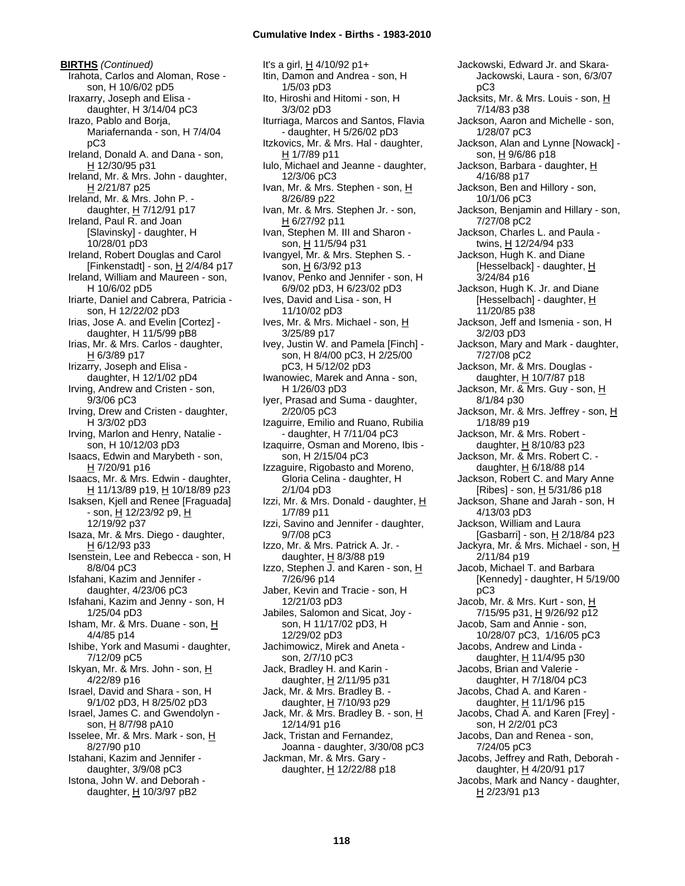**BIRTHS** *(Continued)*

Irahota, Carlos and Aloman, Rose - son, H 10/6/02 pD5
Iraxarry, Joseph and Elisa - daughter, H 3/14/04 pC3
Irazo, Pablo and Borja, Mariafernanda - son, H 7/4/04 pC3
Ireland, Donald A. and Dana - son, H 12/30/95 p31
Ireland, Mr. & Mrs. John - daughter, H 2/21/87 p25
Ireland, Mr. & Mrs. John P. - daughter, H 7/12/91 p17
Ireland, Paul R. and Joan [Slavinsky] - daughter, H 10/28/01 pD3
Ireland, Robert Douglas and Carol [Finkenstadt] - son, H 2/4/84 p17
Ireland, William and Maureen - son, H 10/6/02 pD5
Iriarte, Daniel and Cabrera, Patricia - son, H 12/22/02 pD3
Irias, Jose A. and Evelin [Cortez] - daughter, H 11/5/99 pB8
Irias, Mr. & Mrs. Carlos - daughter, H 6/3/89 p17
Irizarry, Joseph and Elisa - daughter, H 12/1/02 pD4
Irving, Andrew and Cristen - son, 9/3/06 pC3
Irving, Drew and Cristen - daughter, H 3/3/02 pD3
Irving, Marlon and Henry, Natalie - son, H 10/12/03 pD3
Isaacs, Edwin and Marybeth - son, H 7/20/91 p16
Isaacs, Mr. & Mrs. Edwin - daughter, H 11/13/89 p19, H 10/18/89 p23
Isaksen, Kjell and Renee [Fraguada] - son, H 12/23/92 p9, H 12/19/92 p37
Isaza, Mr. & Mrs. Diego - daughter, H 6/12/93 p33
Isenstein, Lee and Rebecca - son, H 8/8/04 pC3
Isfahani, Kazim and Jennifer - daughter, 4/23/06 pC3
Isfahani, Kazim and Jenny - son, H 1/25/04 pD3
Isham, Mr. & Mrs. Duane - son, H 4/4/85 p14
Ishibe, York and Masumi - daughter, 7/12/09 pC5
Iskyan, Mr. & Mrs. John - son, H 4/22/89 p16
Israel, David and Shara - son, H 9/1/02 pD3, H 8/25/02 pD3
Israel, James C. and Gwendolyn - son, H 8/7/98 pA10
Isselee, Mr. & Mrs. Mark - son, H 8/27/90 p10
Istahani, Kazim and Jennifer - daughter, 3/9/08 pC3
Istona, John W. and Deborah - daughter, H 10/3/97 pB2
It's a girl, H 4/10/92 p1+
Itin, Damon and Andrea - son, H 1/5/03 pD3
Ito, Hiroshi and Hitomi - son, H 3/3/02 pD3
Iturriaga, Marcos and Santos, Flavia - daughter, H 5/26/02 pD3
Itzkovics, Mr. & Mrs. Hal - daughter, H 1/7/89 p11
Iulo, Michael and Jeanne - daughter, 12/3/06 pC3
Ivan, Mr. & Mrs. Stephen - son, H 8/26/89 p22
Ivan, Mr. & Mrs. Stephen Jr. - son, H 6/27/92 p11
Ivan, Stephen M. III and Sharon - son, H 11/5/94 p31
Ivangyel, Mr. & Mrs. Stephen S. - son, H 6/3/92 p13
Ivanov, Penko and Jennifer - son, H 6/9/02 pD3, H 6/23/02 pD3
Ives, David and Lisa - son, H 11/10/02 pD3
Ives, Mr. & Mrs. Michael - son, H 3/25/89 p17
Ivey, Justin W. and Pamela [Finch] - son, H 8/4/00 pC3, H 2/25/00 pC3, H 5/12/02 pD3
Iwanowiec, Marek and Anna - son, H 1/26/03 pD3
Iyer, Prasad and Suma - daughter, 2/20/05 pC3
Izaguirre, Emilio and Ruano, Rubilia - daughter, H 7/11/04 pC3
Izaquirre, Osman and Moreno, Ibis - son, H 2/15/04 pC3
Izzaguire, Rigobasto and Moreno, Gloria Celina - daughter, H 2/1/04 pD3
Izzi, Mr. & Mrs. Donald - daughter, H 1/7/89 p11
Izzi, Savino and Jennifer - daughter, 9/7/08 pC3
Izzo, Mr. & Mrs. Patrick A. Jr. - daughter, H 8/3/88 p19
Izzo, Stephen J. and Karen - son, H 7/26/96 p14
Jaber, Kevin and Tracie - son, H 12/21/03 pD3
Jabiles, Salomon and Sicat, Joy - son, H 11/17/02 pD3, H 12/29/02 pD3
Jachimowicz, Mirek and Aneta - son, 2/7/10 pC3
Jack, Bradley H. and Karin - daughter, H 2/11/95 p31
Jack, Mr. & Mrs. Bradley B. - daughter, H 7/10/93 p29
Jack, Mr. & Mrs. Bradley B. - son, H 12/14/91 p16
Jack, Tristan and Fernandez, Joanna - daughter, 3/30/08 pC3
Jackman, Mr. & Mrs. Gary - daughter, H 12/22/88 p18
Jackowski, Edward Jr. and Skara-Jackowski, Laura - son, 6/3/07 pC3
Jacksits, Mr. & Mrs. Louis - son, H 7/14/83 p38
Jackson, Aaron and Michelle - son, 1/28/07 pC3
Jackson, Alan and Lynne [Nowack] - son, H 9/6/86 p18
Jackson, Barbara - daughter, H 4/16/88 p17
Jackson, Ben and Hillory - son, 10/1/06 pC3
Jackson, Benjamin and Hillary - son, 7/27/08 pC2
Jackson, Charles L. and Paula - twins, H 12/24/94 p33
Jackson, Hugh K. and Diane [Hesselback] - daughter, H 3/24/84 p16
Jackson, Hugh K. Jr. and Diane [Hesselbach] - daughter, H 11/20/85 p38
Jackson, Jeff and Ismenia - son, H 3/2/03 pD3
Jackson, Mary and Mark - daughter, 7/27/08 pC2
Jackson, Mr. & Mrs. Douglas - daughter, H 10/7/87 p18
Jackson, Mr. & Mrs. Guy - son, H 8/1/84 p30
Jackson, Mr. & Mrs. Jeffrey - son, H 1/18/89 p19
Jackson, Mr. & Mrs. Robert - daughter, H 8/10/83 p23
Jackson, Mr. & Mrs. Robert C. - daughter, H 6/18/88 p14
Jackson, Robert C. and Mary Anne [Ribes] - son, H 5/31/86 p18
Jackson, Shane and Jarah - son, H 4/13/03 pD3
Jackson, William and Laura [Gasbarri] - son, H 2/18/84 p23
Jackyra, Mr. & Mrs. Michael - son, H 2/11/84 p19
Jacob, Michael T. and Barbara [Kennedy] - daughter, H 5/19/00 pC3
Jacob, Mr. & Mrs. Kurt - son, H 7/15/95 p31, H 9/26/92 p12
Jacob, Sam and Annie - son, 10/28/07 pC3, 1/16/05 pC3
Jacobs, Andrew and Linda - daughter, H 11/4/95 p30
Jacobs, Brian and Valerie - daughter, H 7/18/04 pC3
Jacobs, Chad A. and Karen - daughter, H 11/1/96 p15
Jacobs, Chad A. and Karen [Frey] - son, H 2/2/01 pC3
Jacobs, Dan and Renea - son, 7/24/05 pC3
Jacobs, Jeffrey and Rath, Deborah - daughter, H 4/20/91 p17
Jacobs, Mark and Nancy - daughter, H 2/23/91 p13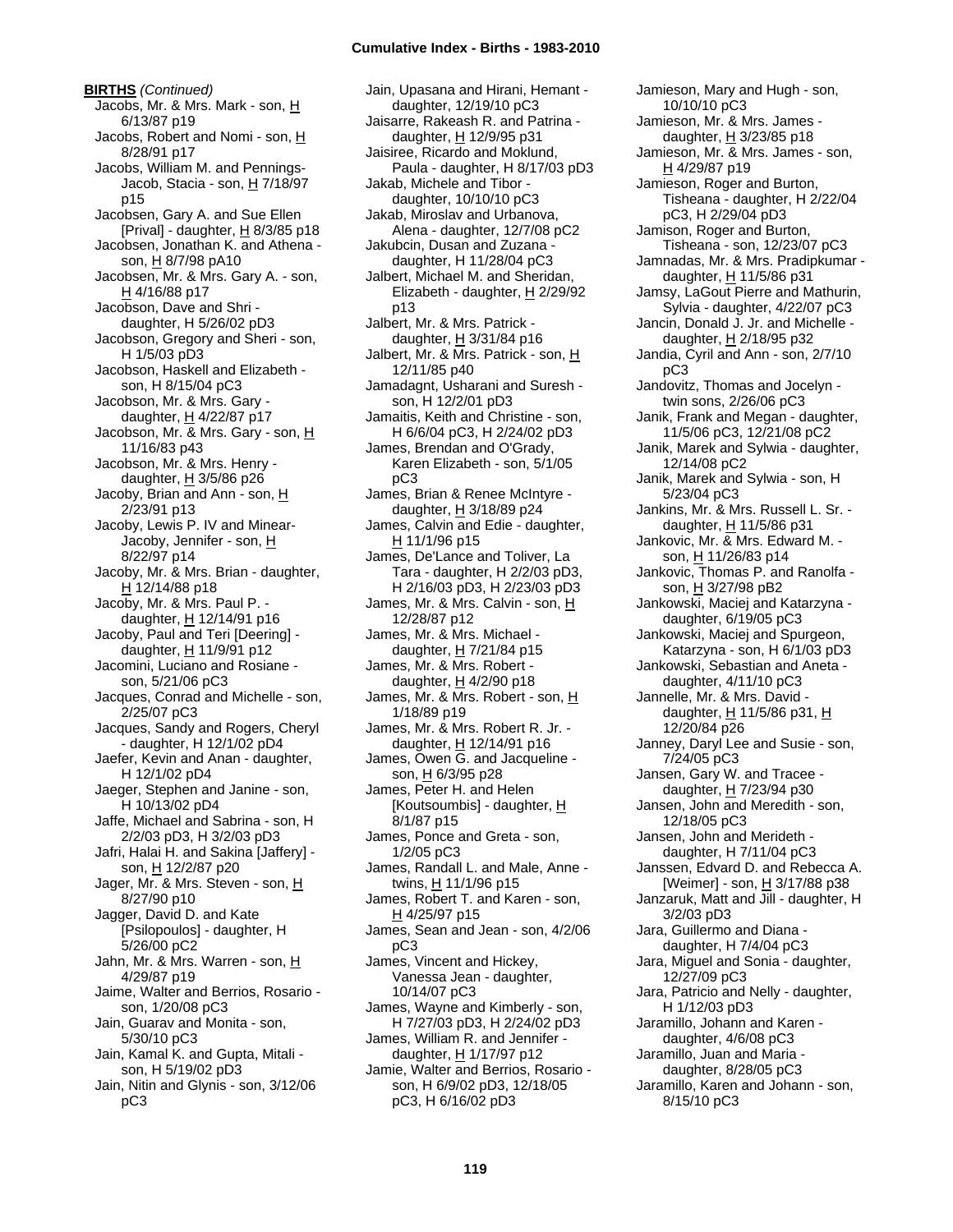**BIRTHS** *(Continued)*

Jacobs, Mr. & Mrs. Mark - son, H 6/13/87 p19
Jacobs, Robert and Nomi - son, H 8/28/91 p17
Jacobs, William M. and Pennings-Jacob, Stacia - son, H 7/18/97 p15
Jacobsen, Gary A. and Sue Ellen [Prival] - daughter, H 8/3/85 p18
Jacobsen, Jonathan K. and Athena - son, H 8/7/98 pA10
Jacobsen, Mr. & Mrs. Gary A. - son, H 4/16/88 p17
Jacobson, Dave and Shri - daughter, H 5/26/02 pD3
Jacobson, Gregory and Sheri - son, H 1/5/03 pD3
Jacobson, Haskell and Elizabeth - son, H 8/15/04 pC3
Jacobson, Mr. & Mrs. Gary - daughter, H 4/22/87 p17
Jacobson, Mr. & Mrs. Gary - son, H 11/16/83 p43
Jacobson, Mr. & Mrs. Henry - daughter, H 3/5/86 p26
Jacoby, Brian and Ann - son, H 2/23/91 p13
Jacoby, Lewis P. IV and Minear-Jacoby, Jennifer - son, H 8/22/97 p14
Jacoby, Mr. & Mrs. Brian - daughter, H 12/14/88 p18
Jacoby, Mr. & Mrs. Paul P. - daughter, H 12/14/91 p16
Jacoby, Paul and Teri [Deering] - daughter, H 11/9/91 p12
Jacomini, Luciano and Rosiane - son, 5/21/06 pC3
Jacques, Conrad and Michelle - son, 2/25/07 pC3
Jacques, Sandy and Rogers, Cheryl - daughter, H 12/1/02 pD4
Jaefer, Kevin and Anan - daughter, H 12/1/02 pD4
Jaeger, Stephen and Janine - son, H 10/13/02 pD4
Jaffe, Michael and Sabrina - son, H 2/2/03 pD3, H 3/2/03 pD3
Jafri, Halai H. and Sakina [Jaffery] - son, H 12/2/87 p20
Jager, Mr. & Mrs. Steven - son, H 8/27/90 p10
Jagger, David D. and Kate [Psilopoulos] - daughter, H 5/26/00 pC2
Jahn, Mr. & Mrs. Warren - son, H 4/29/87 p19
Jaime, Walter and Berrios, Rosario - son, 1/20/08 pC3
Jain, Guarav and Monita - son, 5/30/10 pC3
Jain, Kamal K. and Gupta, Mitali - son, H 5/19/02 pD3
Jain, Nitin and Glynis - son, 3/12/06 pC3
Jain, Upasana and Hirani, Hemant - daughter, 12/19/10 pC3
Jaisarre, Rakeash R. and Patrina - daughter, H 12/9/95 p31
Jaisiree, Ricardo and Moklund, Paula - daughter, H 8/17/03 pD3
Jakab, Michele and Tibor - daughter, 10/10/10 pC3
Jakab, Miroslav and Urbanova, Alena - daughter, 12/7/08 pC2
Jakubcin, Dusan and Zuzana - daughter, H 11/28/04 pC3
Jalbert, Michael M. and Sheridan, Elizabeth - daughter, H 2/29/92 p13
Jalbert, Mr. & Mrs. Patrick - daughter, H 3/31/84 p16
Jalbert, Mr. & Mrs. Patrick - son, H 12/11/85 p40
Jamadagnt, Usharani and Suresh - son, H 12/2/01 pD3
Jamaitis, Keith and Christine - son, H 6/6/04 pC3, H 2/24/02 pD3
James, Brendan and O'Grady, Karen Elizabeth - son, 5/1/05 pC3
James, Brian & Renee McIntyre - daughter, H 3/18/89 p24
James, Calvin and Edie - daughter, H 11/1/96 p15
James, De'Lance and Toliver, La Tara - daughter, H 2/2/03 pD3, H 2/16/03 pD3, H 2/23/03 pD3
James, Mr. & Mrs. Calvin - son, H 12/28/87 p12
James, Mr. & Mrs. Michael - daughter, H 7/21/84 p15
James, Mr. & Mrs. Robert - daughter, H 4/2/90 p18
James, Mr. & Mrs. Robert - son, H 1/18/89 p19
James, Mr. & Mrs. Robert R. Jr. - daughter, H 12/14/91 p16
James, Owen G. and Jacqueline - son, H 6/3/95 p28
James, Peter H. and Helen [Koutsoumbis] - daughter, H 8/1/87 p15
James, Ponce and Greta - son, 1/2/05 pC3
James, Randall L. and Male, Anne - twins, H 11/1/96 p15
James, Robert T. and Karen - son, H 4/25/97 p15
James, Sean and Jean - son, 4/2/06 pC3
James, Vincent and Hickey, Vanessa Jean - daughter, 10/14/07 pC3
James, Wayne and Kimberly - son, H 7/27/03 pD3, H 2/24/02 pD3
James, William R. and Jennifer - daughter, H 1/17/97 p12
Jamie, Walter and Berrios, Rosario - son, H 6/9/02 pD3, 12/18/05 pC3, H 6/16/02 pD3
Jamieson, Mary and Hugh - son, 10/10/10 pC3
Jamieson, Mr. & Mrs. James - daughter, H 3/23/85 p18
Jamieson, Mr. & Mrs. James - son, H 4/29/87 p19
Jamieson, Roger and Burton, Tisheana - daughter, H 2/22/04 pC3, H 2/29/04 pD3
Jamison, Roger and Burton, Tisheana - son, 12/23/07 pC3
Jamnadas, Mr. & Mrs. Pradipkumar - daughter, H 11/5/86 p31
Jamsy, LaGout Pierre and Mathurin, Sylvia - daughter, 4/22/07 pC3
Jancin, Donald J. Jr. and Michelle - daughter, H 2/18/95 p32
Jandia, Cyril and Ann - son, 2/7/10 pC3
Jandovitz, Thomas and Jocelyn - twin sons, 2/26/06 pC3
Janik, Frank and Megan - daughter, 11/5/06 pC3, 12/21/08 pC2
Janik, Marek and Sylwia - daughter, 12/14/08 pC2
Janik, Marek and Sylwia - son, H 5/23/04 pC3
Jankins, Mr. & Mrs. Russell L. Sr. - daughter, H 11/5/86 p31
Jankovic, Mr. & Mrs. Edward M. - son, H 11/26/83 p14
Jankovic, Thomas P. and Ranolfa - son, H 3/27/98 pB2
Jankowski, Maciej and Katarzyna - daughter, 6/19/05 pC3
Jankowski, Maciej and Spurgeon, Katarzyna - son, H 6/1/03 pD3
Jankowski, Sebastian and Aneta - daughter, 4/11/10 pC3
Jannelle, Mr. & Mrs. David - daughter, H 11/5/86 p31, H 12/20/84 p26
Janney, Daryl Lee and Susie - son, 7/24/05 pC3
Jansen, Gary W. and Tracee - daughter, H 7/23/94 p30
Jansen, John and Meredith - son, 12/18/05 pC3
Jansen, John and Merideth - daughter, H 7/11/04 pC3
Janssen, Edvard D. and Rebecca A. [Weimer] - son, H 3/17/88 p38
Janzaruk, Matt and Jill - daughter, H 3/2/03 pD3
Jara, Guillermo and Diana - daughter, H 7/4/04 pC3
Jara, Miguel and Sonia - daughter, 12/27/09 pC3
Jara, Patricio and Nelly - daughter, H 1/12/03 pD3
Jaramillo, Johann and Karen - daughter, 4/6/08 pC3
Jaramillo, Juan and Maria - daughter, 8/28/05 pC3
Jaramillo, Karen and Johann - son, 8/15/10 pC3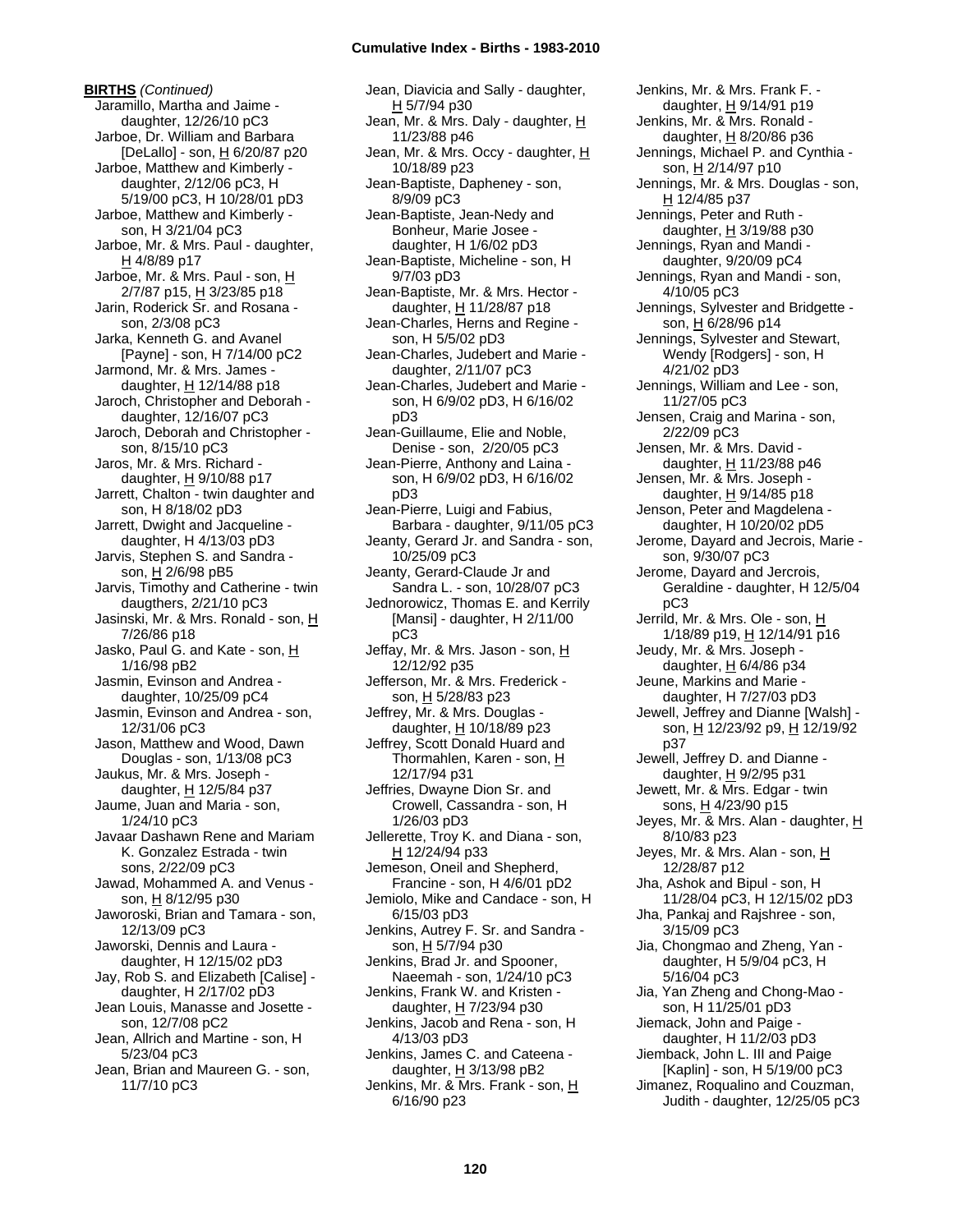**BIRTHS** *(Continued)*

Jaramillo, Martha and Jaime - daughter, 12/26/10 pC3
Jarboe, Dr. William and Barbara [DeLallo] - son, H 6/20/87 p20
Jarboe, Matthew and Kimberly - daughter, 2/12/06 pC3, H 5/19/00 pC3, H 10/28/01 pD3
Jarboe, Matthew and Kimberly - son, H 3/21/04 pC3
Jarboe, Mr. & Mrs. Paul - daughter, H 4/8/89 p17
Jarboe, Mr. & Mrs. Paul - son, H 2/7/87 p15, H 3/23/85 p18
Jarin, Roderick Sr. and Rosana - son, 2/3/08 pC3
Jarka, Kenneth G. and Avanel [Payne] - son, H 7/14/00 pC2
Jarmond, Mr. & Mrs. James - daughter, H 12/14/88 p18
Jaroch, Christopher and Deborah - daughter, 12/16/07 pC3
Jaroch, Deborah and Christopher - son, 8/15/10 pC3
Jaros, Mr. & Mrs. Richard - daughter, H 9/10/88 p17
Jarrett, Chalton - twin daughter and son, H 8/18/02 pD3
Jarrett, Dwight and Jacqueline - daughter, H 4/13/03 pD3
Jarvis, Stephen S. and Sandra - son, H 2/6/98 pB5
Jarvis, Timothy and Catherine - twin daugthers, 2/21/10 pC3
Jasinski, Mr. & Mrs. Ronald - son, H 7/26/86 p18
Jasko, Paul G. and Kate - son, H 1/16/98 pB2
Jasmin, Evinson and Andrea - daughter, 10/25/09 pC4
Jasmin, Evinson and Andrea - son, 12/31/06 pC3
Jason, Matthew and Wood, Dawn Douglas - son, 1/13/08 pC3
Jaukus, Mr. & Mrs. Joseph - daughter, H 12/5/84 p37
Jaume, Juan and Maria - son, 1/24/10 pC3
Javaar Dashawn Rene and Mariam K. Gonzalez Estrada - twin sons, 2/22/09 pC3
Jawad, Mohammed A. and Venus - son, H 8/12/95 p30
Jaworoski, Brian and Tamara - son, 12/13/09 pC3
Jaworski, Dennis and Laura - daughter, H 12/15/02 pD3
Jay, Rob S. and Elizabeth [Calise] - daughter, H 2/17/02 pD3
Jean Louis, Manasse and Josette - son, 12/7/08 pC2
Jean, Allrich and Martine - son, H 5/23/04 pC3
Jean, Brian and Maureen G. - son, 11/7/10 pC3
Jean, Diavicia and Sally - daughter, H 5/7/94 p30
Jean, Mr. & Mrs. Daly - daughter, H 11/23/88 p46
Jean, Mr. & Mrs. Occy - daughter, H 10/18/89 p23
Jean-Baptiste, Dapheney - son, 8/9/09 pC3
Jean-Baptiste, Jean-Nedy and Bonheur, Marie Josee - daughter, H 1/6/02 pD3
Jean-Baptiste, Micheline - son, H 9/7/03 pD3
Jean-Baptiste, Mr. & Mrs. Hector - daughter, H 11/28/87 p18
Jean-Charles, Herns and Regine - son, H 5/5/02 pD3
Jean-Charles, Judebert and Marie - daughter, 2/11/07 pC3
Jean-Charles, Judebert and Marie - son, H 6/9/02 pD3, H 6/16/02 pD3
Jean-Guillaume, Elie and Noble, Denise - son, 2/20/05 pC3
Jean-Pierre, Anthony and Laina - son, H 6/9/02 pD3, H 6/16/02 pD3
Jean-Pierre, Luigi and Fabius, Barbara - daughter, 9/11/05 pC3
Jeanty, Gerard Jr. and Sandra - son, 10/25/09 pC3
Jeanty, Gerard-Claude Jr and Sandra L. - son, 10/28/07 pC3
Jednorowicz, Thomas E. and Kerrily [Mansi] - daughter, H 2/11/00 pC3
Jeffay, Mr. & Mrs. Jason - son, H 12/12/92 p35
Jefferson, Mr. & Mrs. Frederick - son, H 5/28/83 p23
Jeffrey, Mr. & Mrs. Douglas - daughter, H 10/18/89 p23
Jeffrey, Scott Donald Huard and Thormahlen, Karen - son, H 12/17/94 p31
Jeffries, Dwayne Dion Sr. and Crowell, Cassandra - son, H 1/26/03 pD3
Jellerette, Troy K. and Diana - son, H 12/24/94 p33
Jemeson, Oneil and Shepherd, Francine - son, H 4/6/01 pD2
Jemiolo, Mike and Candace - son, H 6/15/03 pD3
Jenkins, Autrey F. Sr. and Sandra - son, H 5/7/94 p30
Jenkins, Brad Jr. and Spooner, Naeemah - son, 1/24/10 pC3
Jenkins, Frank W. and Kristen - daughter, H 7/23/94 p30
Jenkins, Jacob and Rena - son, H 4/13/03 pD3
Jenkins, James C. and Cateena - daughter, H 3/13/98 pB2
Jenkins, Mr. & Mrs. Frank - son, H 6/16/90 p23
Jenkins, Mr. & Mrs. Frank F. - daughter, H 9/14/91 p19
Jenkins, Mr. & Mrs. Ronald - daughter, H 8/20/86 p36
Jennings, Michael P. and Cynthia - son, H 2/14/97 p10
Jennings, Mr. & Mrs. Douglas - son, H 12/4/85 p37
Jennings, Peter and Ruth - daughter, H 3/19/88 p30
Jennings, Ryan and Mandi - daughter, 9/20/09 pC4
Jennings, Ryan and Mandi - son, 4/10/05 pC3
Jennings, Sylvester and Bridgette - son, H 6/28/96 p14
Jennings, Sylvester and Stewart, Wendy [Rodgers] - son, H 4/21/02 pD3
Jennings, William and Lee - son, 11/27/05 pC3
Jensen, Craig and Marina - son, 2/22/09 pC3
Jensen, Mr. & Mrs. David - daughter, H 11/23/88 p46
Jensen, Mr. & Mrs. Joseph - daughter, H 9/14/85 p18
Jenson, Peter and Magdelena - daughter, H 10/20/02 pD5
Jerome, Dayard and Jecrois, Marie - son, 9/30/07 pC3
Jerome, Dayard and Jercrois, Geraldine - daughter, H 12/5/04 pC3
Jerrild, Mr. & Mrs. Ole - son, H 1/18/89 p19, H 12/14/91 p16
Jeudy, Mr. & Mrs. Joseph - daughter, H 6/4/86 p34
Jeune, Markins and Marie - daughter, H 7/27/03 pD3
Jewell, Jeffrey and Dianne [Walsh] - son, H 12/23/92 p9, H 12/19/92 p37
Jewell, Jeffrey D. and Dianne - daughter, H 9/2/95 p31
Jewett, Mr. & Mrs. Edgar - twin sons, H 4/23/90 p15
Jeyes, Mr. & Mrs. Alan - daughter, H 8/10/83 p23
Jeyes, Mr. & Mrs. Alan - son, H 12/28/87 p12
Jha, Ashok and Bipul - son, H 11/28/04 pC3, H 12/15/02 pD3
Jha, Pankaj and Rajshree - son, 3/15/09 pC3
Jia, Chongmao and Zheng, Yan - daughter, H 5/9/04 pC3, H 5/16/04 pC3
Jia, Yan Zheng and Chong-Mao - son, H 11/25/01 pD3
Jiemack, John and Paige - daughter, H 11/2/03 pD3
Jiemback, John L. III and Paige [Kaplin] - son, H 5/19/00 pC3
Jimanez, Roqualino and Couzman, Judith - daughter, 12/25/05 pC3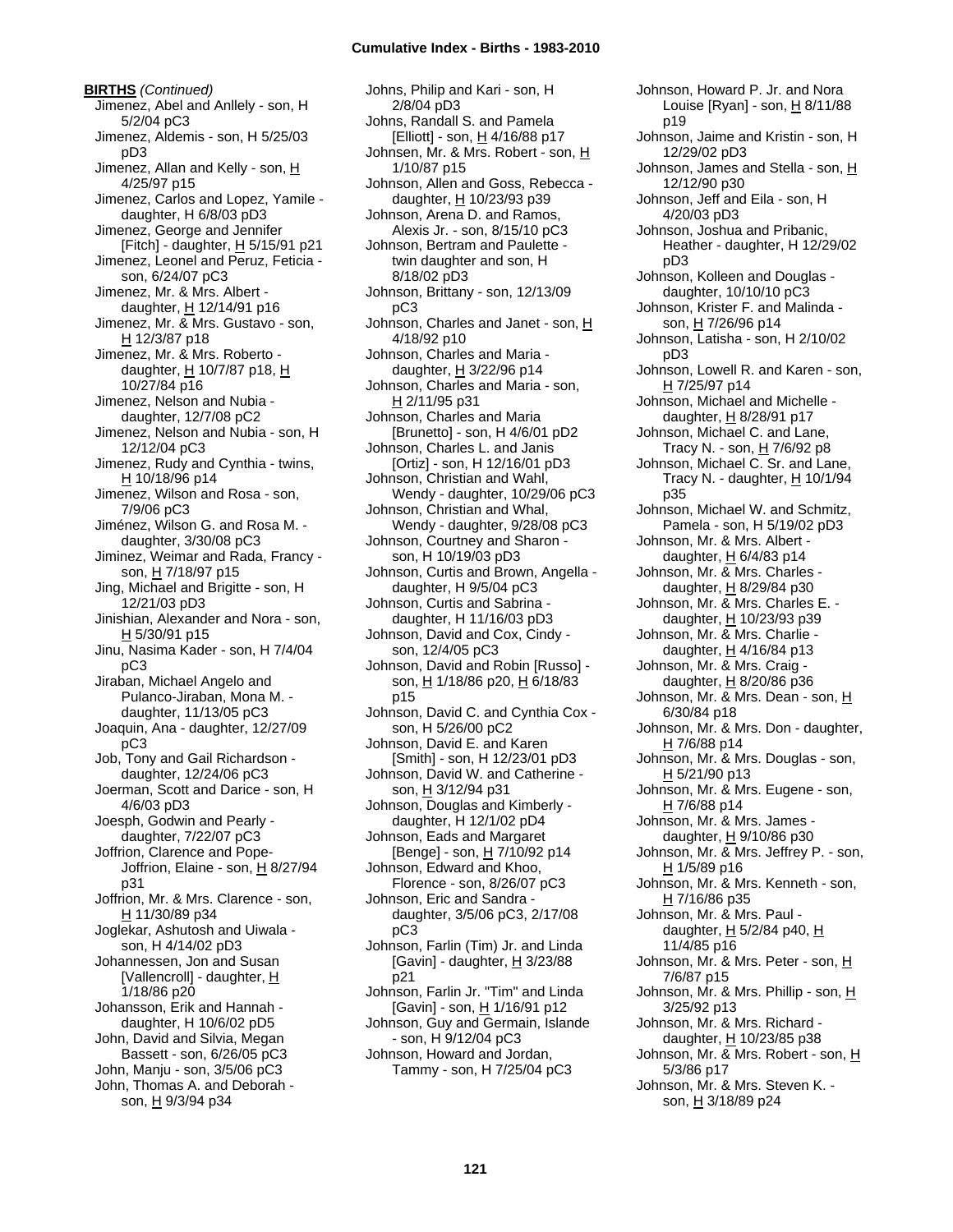**BIRTHS** *(Continued)*

Jimenez, Abel and Anllely - son, H 5/2/04 pC3
Jimenez, Aldemis - son, H 5/25/03 pD3
Jimenez, Allan and Kelly - son, H 4/25/97 p15
Jimenez, Carlos and Lopez, Yamile - daughter, H 6/8/03 pD3
Jimenez, George and Jennifer [Fitch] - daughter, H 5/15/91 p21
Jimenez, Leonel and Peruz, Feticia - son, 6/24/07 pC3
Jimenez, Mr. & Mrs. Albert - daughter, H 12/14/91 p16
Jimenez, Mr. & Mrs. Gustavo - son, H 12/3/87 p18
Jimenez, Mr. & Mrs. Roberto - daughter, H 10/7/87 p18, H 10/27/84 p16
Jimenez, Nelson and Nubia - daughter, 12/7/08 pC2
Jimenez, Nelson and Nubia - son, H 12/12/04 pC3
Jimenez, Rudy and Cynthia - twins, H 10/18/96 p14
Jimenez, Wilson and Rosa - son, 7/9/06 pC3
Jiménez, Wilson G. and Rosa M. - daughter, 3/30/08 pC3
Jiminez, Weimar and Rada, Francy - son, H 7/18/97 p15
Jing, Michael and Brigitte - son, H 12/21/03 pD3
Jinishian, Alexander and Nora - son, H 5/30/91 p15
Jinu, Nasima Kader - son, H 7/4/04 pC3
Jiraban, Michael Angelo and Pulanco-Jiraban, Mona M. - daughter, 11/13/05 pC3
Joaquin, Ana - daughter, 12/27/09 pC3
Job, Tony and Gail Richardson - daughter, 12/24/06 pC3
Joerman, Scott and Darice - son, H 4/6/03 pD3
Joesph, Godwin and Pearly - daughter, 7/22/07 pC3
Joffrion, Clarence and Pope-Joffrion, Elaine - son, H 8/27/94 p31
Joffrion, Mr. & Mrs. Clarence - son, H 11/30/89 p34
Joglekar, Ashutosh and Uiwala - son, H 4/14/02 pD3
Johannessen, Jon and Susan [Vallencroll] - daughter, H 1/18/86 p20
Johansson, Erik and Hannah - daughter, H 10/6/02 pD5
John, David and Silvia, Megan Bassett - son, 6/26/05 pC3
John, Manju - son, 3/5/06 pC3
John, Thomas A. and Deborah - son, H 9/3/94 p34
Johns, Philip and Kari - son, H 2/8/04 pD3
Johns, Randall S. and Pamela [Elliott] - son, H 4/16/88 p17
Johnsen, Mr. & Mrs. Robert - son, H 1/10/87 p15
Johnson, Allen and Goss, Rebecca - daughter, H 10/23/93 p39
Johnson, Arena D. and Ramos, Alexis Jr. - son, 8/15/10 pC3
Johnson, Bertram and Paulette - twin daughter and son, H 8/18/02 pD3
Johnson, Brittany - son, 12/13/09 pC3
Johnson, Charles and Janet - son, H 4/18/92 p10
Johnson, Charles and Maria - daughter, H 3/22/96 p14
Johnson, Charles and Maria - son, H 2/11/95 p31
Johnson, Charles and Maria [Brunetto] - son, H 4/6/01 pD2
Johnson, Charles L. and Janis [Ortiz] - son, H 12/16/01 pD3
Johnson, Christian and Wahl, Wendy - daughter, 10/29/06 pC3
Johnson, Christian and Whal, Wendy - daughter, 9/28/08 pC3
Johnson, Courtney and Sharon - son, H 10/19/03 pD3
Johnson, Curtis and Brown, Angella - daughter, H 9/5/04 pC3
Johnson, Curtis and Sabrina - daughter, H 11/16/03 pD3
Johnson, David and Cox, Cindy - son, 12/4/05 pC3
Johnson, David and Robin [Russo] - son, H 1/18/86 p20, H 6/18/83 p15
Johnson, David C. and Cynthia Cox - son, H 5/26/00 pC2
Johnson, David E. and Karen [Smith] - son, H 12/23/01 pD3
Johnson, David W. and Catherine - son, H 3/12/94 p31
Johnson, Douglas and Kimberly - daughter, H 12/1/02 pD4
Johnson, Eads and Margaret [Benge] - son, H 7/10/92 p14
Johnson, Edward and Khoo, Florence - son, 8/26/07 pC3
Johnson, Eric and Sandra - daughter, 3/5/06 pC3, 2/17/08 pC3
Johnson, Farlin (Tim) Jr. and Linda [Gavin] - daughter, H 3/23/88 p21
Johnson, Farlin Jr. "Tim" and Linda [Gavin] - son, H 1/16/91 p12
Johnson, Guy and Germain, Islande - son, H 9/12/04 pC3
Johnson, Howard and Jordan, Tammy - son, H 7/25/04 pC3
Johnson, Howard P. Jr. and Nora Louise [Ryan] - son, H 8/11/88 p19
Johnson, Jaime and Kristin - son, H 12/29/02 pD3
Johnson, James and Stella - son, H 12/12/90 p30
Johnson, Jeff and Eila - son, H 4/20/03 pD3
Johnson, Joshua and Pribanic, Heather - daughter, H 12/29/02 pD3
Johnson, Kolleen and Douglas - daughter, 10/10/10 pC3
Johnson, Krister F. and Malinda - son, H 7/26/96 p14
Johnson, Latisha - son, H 2/10/02 pD3
Johnson, Lowell R. and Karen - son, H 7/25/97 p14
Johnson, Michael and Michelle - daughter, H 8/28/91 p17
Johnson, Michael C. and Lane, Tracy N. - son, H 7/6/92 p8
Johnson, Michael C. Sr. and Lane, Tracy N. - daughter, H 10/1/94 p35
Johnson, Michael W. and Schmitz, Pamela - son, H 5/19/02 pD3
Johnson, Mr. & Mrs. Albert - daughter, H 6/4/83 p14
Johnson, Mr. & Mrs. Charles - daughter, H 8/29/84 p30
Johnson, Mr. & Mrs. Charles E. - daughter, H 10/23/93 p39
Johnson, Mr. & Mrs. Charlie - daughter, H 4/16/84 p13
Johnson, Mr. & Mrs. Craig - daughter, H 8/20/86 p36
Johnson, Mr. & Mrs. Dean - son, H 6/30/84 p18
Johnson, Mr. & Mrs. Don - daughter, H 7/6/88 p14
Johnson, Mr. & Mrs. Douglas - son, H 5/21/90 p13
Johnson, Mr. & Mrs. Eugene - son, H 7/6/88 p14
Johnson, Mr. & Mrs. James - daughter, H 9/10/86 p30
Johnson, Mr. & Mrs. Jeffrey P. - son, H 1/5/89 p16
Johnson, Mr. & Mrs. Kenneth - son, H 7/16/86 p35
Johnson, Mr. & Mrs. Paul - daughter, H 5/2/84 p40, H 11/4/85 p16
Johnson, Mr. & Mrs. Peter - son, H 7/6/87 p15
Johnson, Mr. & Mrs. Phillip - son, H 3/25/92 p13
Johnson, Mr. & Mrs. Richard - daughter, H 10/23/85 p38
Johnson, Mr. & Mrs. Robert - son, H 5/3/86 p17
Johnson, Mr. & Mrs. Steven K. - son, H 3/18/89 p24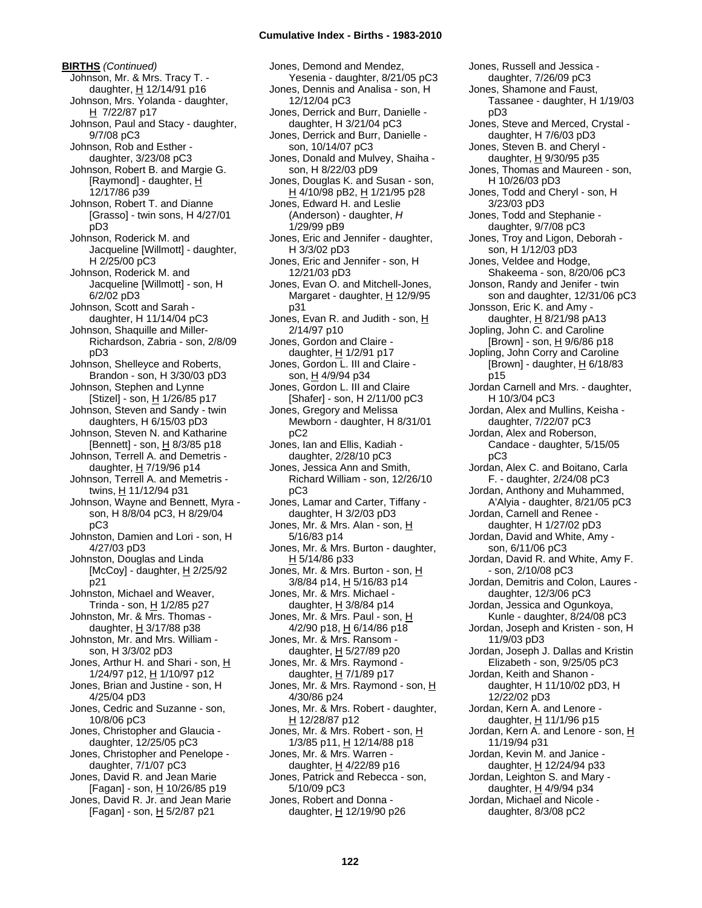**BIRTHS** *(Continued)*

Johnson, Mr. & Mrs. Tracy T. - daughter, H 12/14/91 p16
Johnson, Mrs. Yolanda - daughter, H 7/22/87 p17
Johnson, Paul and Stacy - daughter, 9/7/08 pC3
Johnson, Rob and Esther - daughter, 3/23/08 pC3
Johnson, Robert B. and Margie G. [Raymond] - daughter, H 12/17/86 p39
Johnson, Robert T. and Dianne [Grasso] - twin sons, H 4/27/01 pD3
Johnson, Roderick M. and Jacqueline [Willmott] - daughter, H 2/25/00 pC3
Johnson, Roderick M. and Jacqueline [Willmott] - son, H 6/2/02 pD3
Johnson, Scott and Sarah - daughter, H 11/14/04 pC3
Johnson, Shaquille and Miller-Richardson, Zabria - son, 2/8/09 pD3
Johnson, Shelleyce and Roberts, Brandon - son, H 3/30/03 pD3
Johnson, Stephen and Lynne [Stizel] - son, H 1/26/85 p17
Johnson, Steven and Sandy - twin daughters, H 6/15/03 pD3
Johnson, Steven N. and Katharine [Bennett] - son, H 8/3/85 p18
Johnson, Terrell A. and Demetris - daughter, H 7/19/96 p14
Johnson, Terrell A. and Memetris - twins, H 11/12/94 p31
Johnson, Wayne and Bennett, Myra - son, H 8/8/04 pC3, H 8/29/04 pC3
Johnston, Damien and Lori - son, H 4/27/03 pD3
Johnston, Douglas and Linda [McCoy] - daughter, H 2/25/92 p21
Johnston, Michael and Weaver, Trinda - son, H 1/2/85 p27
Johnston, Mr. & Mrs. Thomas - daughter, H 3/17/88 p38
Johnston, Mr. and Mrs. William - son, H 3/3/02 pD3
Jones, Arthur H. and Shari - son, H 1/24/97 p12, H 1/10/97 p12
Jones, Brian and Justine - son, H 4/25/04 pD3
Jones, Cedric and Suzanne - son, 10/8/06 pC3
Jones, Christopher and Glaucia - daughter, 12/25/05 pC3
Jones, Christopher and Penelope - daughter, 7/1/07 pC3
Jones, David R. and Jean Marie [Fagan] - son, H 10/26/85 p19
Jones, David R. Jr. and Jean Marie [Fagan] - son, H 5/2/87 p21
Jones, Demond and Mendez, Yesenia - daughter, 8/21/05 pC3
Jones, Dennis and Analisa - son, H 12/12/04 pC3
Jones, Derrick and Burr, Danielle - daughter, H 3/21/04 pC3
Jones, Derrick and Burr, Danielle - son, 10/14/07 pC3
Jones, Donald and Mulvey, Shaiha - son, H 8/22/03 pD9
Jones, Douglas K. and Susan - son, H 4/10/98 pB2, H 1/21/95 p28
Jones, Edward H. and Leslie (Anderson) - daughter, *H* 1/29/99 pB9
Jones, Eric and Jennifer - daughter, H 3/3/02 pD3
Jones, Eric and Jennifer - son, H 12/21/03 pD3
Jones, Evan O. and Mitchell-Jones, Margaret - daughter, H 12/9/95 p31
Jones, Evan R. and Judith - son, H 2/14/97 p10
Jones, Gordon and Claire - daughter, H 1/2/91 p17
Jones, Gordon L. III and Claire - son, H 4/9/94 p34
Jones, Gordon L. III and Claire [Shafer] - son, H 2/11/00 pC3
Jones, Gregory and Melissa Mewborn - daughter, H 8/31/01 pC2
Jones, Ian and Ellis, Kadiah - daughter, 2/28/10 pC3
Jones, Jessica Ann and Smith, Richard William - son, 12/26/10 pC3
Jones, Lamar and Carter, Tiffany - daughter, H 3/2/03 pD3
Jones, Mr. & Mrs. Alan - son, H 5/16/83 p14
Jones, Mr. & Mrs. Burton - daughter, H 5/14/86 p33
Jones, Mr. & Mrs. Burton - son, H 3/8/84 p14, H 5/16/83 p14
Jones, Mr. & Mrs. Michael - daughter, H 3/8/84 p14
Jones, Mr. & Mrs. Paul - son, H 4/2/90 p18, H 6/14/86 p18
Jones, Mr. & Mrs. Ransom - daughter, H 5/27/89 p20
Jones, Mr. & Mrs. Raymond - daughter, H 7/1/89 p17
Jones, Mr. & Mrs. Raymond - son, H 4/30/86 p24
Jones, Mr. & Mrs. Robert - daughter, H 12/28/87 p12
Jones, Mr. & Mrs. Robert - son, H 1/3/85 p11, H 12/14/88 p18
Jones, Mr. & Mrs. Warren - daughter, H 4/22/89 p16
Jones, Patrick and Rebecca - son, 5/10/09 pC3
Jones, Robert and Donna - daughter, H 12/19/90 p26
Jones, Russell and Jessica - daughter, 7/26/09 pC3
Jones, Shamone and Faust, Tassanee - daughter, H 1/19/03 pD3
Jones, Steve and Merced, Crystal - daughter, H 7/6/03 pD3
Jones, Steven B. and Cheryl - daughter, H 9/30/95 p35
Jones, Thomas and Maureen - son, H 10/26/03 pD3
Jones, Todd and Cheryl - son, H 3/23/03 pD3
Jones, Todd and Stephanie - daughter, 9/7/08 pC3
Jones, Troy and Ligon, Deborah - son, H 1/12/03 pD3
Jones, Veldee and Hodge, Shakeema - son, 8/20/06 pC3
Jonson, Randy and Jenifer - twin son and daughter, 12/31/06 pC3
Jonsson, Eric K. and Amy - daughter, H 8/21/98 pA13
Jopling, John C. and Caroline [Brown] - son, H 9/6/86 p18
Jopling, John Corry and Caroline [Brown] - daughter, H 6/18/83 p15
Jordan Carnell and Mrs. - daughter, H 10/3/04 pC3
Jordan, Alex and Mullins, Keisha - daughter, 7/22/07 pC3
Jordan, Alex and Roberson, Candace - daughter, 5/15/05 pC3
Jordan, Alex C. and Boitano, Carla F. - daughter, 2/24/08 pC3
Jordan, Anthony and Muhammed, A'Alyia - daughter, 8/21/05 pC3
Jordan, Carnell and Renee - daughter, H 1/27/02 pD3
Jordan, David and White, Amy - son, 6/11/06 pC3
Jordan, David R. and White, Amy F. - son, 2/10/08 pC3
Jordan, Demitris and Colon, Laures - daughter, 12/3/06 pC3
Jordan, Jessica and Ogunkoya, Kunle - daughter, 8/24/08 pC3
Jordan, Joseph and Kristen - son, H 11/9/03 pD3
Jordan, Joseph J. Dallas and Kristin Elizabeth - son, 9/25/05 pC3
Jordan, Keith and Shanon - daughter, H 11/10/02 pD3, H 12/22/02 pD3
Jordan, Kern A. and Lenore - daughter, H 11/1/96 p15
Jordan, Kern A. and Lenore - son, H 11/19/94 p31
Jordan, Kevin M. and Janice - daughter, H 12/24/94 p33
Jordan, Leighton S. and Mary - daughter, H 4/9/94 p34
Jordan, Michael and Nicole - daughter, 8/3/08 pC2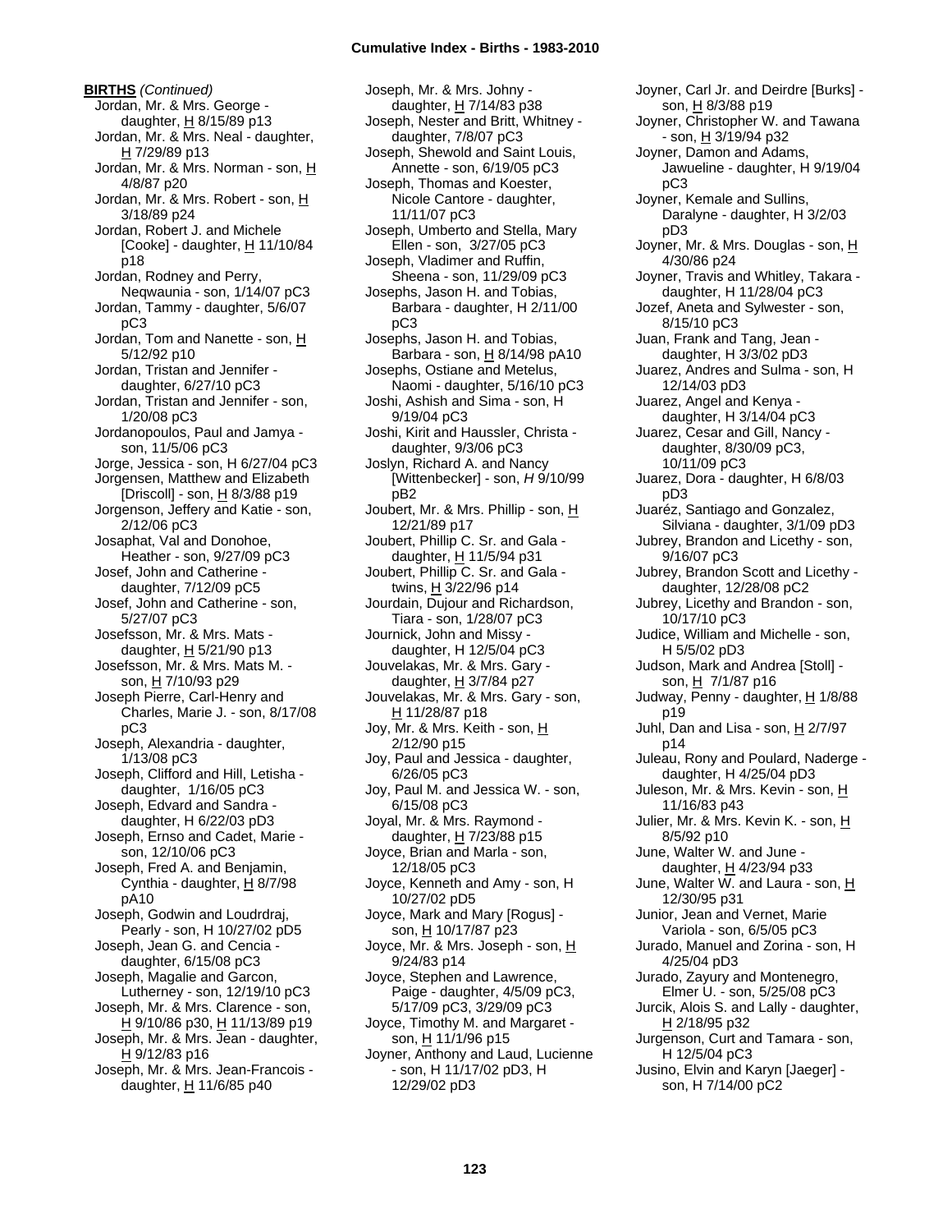**BIRTHS** *(Continued)*

Jordan, Mr. & Mrs. George - daughter, H 8/15/89 p13
Jordan, Mr. & Mrs. Neal - daughter, H 7/29/89 p13
Jordan, Mr. & Mrs. Norman - son, H 4/8/87 p20
Jordan, Mr. & Mrs. Robert - son, H 3/18/89 p24
Jordan, Robert J. and Michele [Cooke] - daughter, H 11/10/84 p18
Jordan, Rodney and Perry, Neqwaunia - son, 1/14/07 pC3
Jordan, Tammy - daughter, 5/6/07 pC3
Jordan, Tom and Nanette - son, H 5/12/92 p10
Jordan, Tristan and Jennifer - daughter, 6/27/10 pC3
Jordan, Tristan and Jennifer - son, 1/20/08 pC3
Jordanopoulos, Paul and Jamya - son, 11/5/06 pC3
Jorge, Jessica - son, H 6/27/04 pC3
Jorgensen, Matthew and Elizabeth [Driscoll] - son, H 8/3/88 p19
Jorgenson, Jeffery and Katie - son, 2/12/06 pC3
Josaphat, Val and Donohoe, Heather - son, 9/27/09 pC3
Josef, John and Catherine - daughter, 7/12/09 pC5
Josef, John and Catherine - son, 5/27/07 pC3
Josefsson, Mr. & Mrs. Mats - daughter, H 5/21/90 p13
Josefsson, Mr. & Mrs. Mats M. - son, H 7/10/93 p29
Joseph Pierre, Carl-Henry and Charles, Marie J. - son, 8/17/08 pC3
Joseph, Alexandria - daughter, 1/13/08 pC3
Joseph, Clifford and Hill, Letisha - daughter, 1/16/05 pC3
Joseph, Edvard and Sandra - daughter, H 6/22/03 pD3
Joseph, Ernso and Cadet, Marie - son, 12/10/06 pC3
Joseph, Fred A. and Benjamin, Cynthia - daughter, H 8/7/98 pA10
Joseph, Godwin and Loudrdraj, Pearly - son, H 10/27/02 pD5
Joseph, Jean G. and Cencia - daughter, 6/15/08 pC3
Joseph, Magalie and Garcon, Lutherney - son, 12/19/10 pC3
Joseph, Mr. & Mrs. Clarence - son, H 9/10/86 p30, H 11/13/89 p19
Joseph, Mr. & Mrs. Jean - daughter, H 9/12/83 p16
Joseph, Mr. & Mrs. Jean-Francois - daughter, H 11/6/85 p40
Joseph, Mr. & Mrs. Johny - daughter, H 7/14/83 p38
Joseph, Nester and Britt, Whitney - daughter, 7/8/07 pC3
Joseph, Shewold and Saint Louis, Annette - son, 6/19/05 pC3
Joseph, Thomas and Koester, Nicole Cantore - daughter, 11/11/07 pC3
Joseph, Umberto and Stella, Mary Ellen - son, 3/27/05 pC3
Joseph, Vladimer and Ruffin, Sheena - son, 11/29/09 pC3
Josephs, Jason H. and Tobias, Barbara - daughter, H 2/11/00 pC3
Josephs, Jason H. and Tobias, Barbara - son, H 8/14/98 pA10
Josephs, Ostiane and Metelus, Naomi - daughter, 5/16/10 pC3
Joshi, Ashish and Sima - son, H 9/19/04 pC3
Joshi, Kirit and Haussler, Christa - daughter, 9/3/06 pC3
Joslyn, Richard A. and Nancy [Wittenbecker] - son, *H* 9/10/99 pB2
Joubert, Mr. & Mrs. Phillip - son, H 12/21/89 p17
Joubert, Phillip C. Sr. and Gala - daughter, H 11/5/94 p31
Joubert, Phillip C. Sr. and Gala - twins, H 3/22/96 p14
Jourdain, Dujour and Richardson, Tiara - son, 1/28/07 pC3
Journick, John and Missy - daughter, H 12/5/04 pC3
Jouvelakas, Mr. & Mrs. Gary - daughter, H 3/7/84 p27
Jouvelakas, Mr. & Mrs. Gary - son, H 11/28/87 p18
Joy, Mr. & Mrs. Keith - son, H 2/12/90 p15
Joy, Paul and Jessica - daughter, 6/26/05 pC3
Joy, Paul M. and Jessica W. - son, 6/15/08 pC3
Joyal, Mr. & Mrs. Raymond - daughter, H 7/23/88 p15
Joyce, Brian and Marla - son, 12/18/05 pC3
Joyce, Kenneth and Amy - son, H 10/27/02 pD5
Joyce, Mark and Mary [Rogus] - son, H 10/17/87 p23
Joyce, Mr. & Mrs. Joseph - son, H 9/24/83 p14
Joyce, Stephen and Lawrence, Paige - daughter, 4/5/09 pC3, 5/17/09 pC3, 3/29/09 pC3
Joyce, Timothy M. and Margaret - son, H 11/1/96 p15
Joyner, Anthony and Laud, Lucienne - son, H 11/17/02 pD3, H 12/29/02 pD3
Joyner, Carl Jr. and Deirdre [Burks] - son, H 8/3/88 p19
Joyner, Christopher W. and Tawana - son, H 3/19/94 p32
Joyner, Damon and Adams, Jawueline - daughter, H 9/19/04 pC3
Joyner, Kemale and Sullins, Daralyne - daughter, H 3/2/03 pD3
Joyner, Mr. & Mrs. Douglas - son, H 4/30/86 p24
Joyner, Travis and Whitley, Takara - daughter, H 11/28/04 pC3
Jozef, Aneta and Sylwester - son, 8/15/10 pC3
Juan, Frank and Tang, Jean - daughter, H 3/3/02 pD3
Juarez, Andres and Sulma - son, H 12/14/03 pD3
Juarez, Angel and Kenya - daughter, H 3/14/04 pC3
Juarez, Cesar and Gill, Nancy - daughter, 8/30/09 pC3, 10/11/09 pC3
Juarez, Dora - daughter, H 6/8/03 pD3
Juaréz, Santiago and Gonzalez, Silviana - daughter, 3/1/09 pD3
Jubrey, Brandon and Licethy - son, 9/16/07 pC3
Jubrey, Brandon Scott and Licethy - daughter, 12/28/08 pC2
Jubrey, Licethy and Brandon - son, 10/17/10 pC3
Judice, William and Michelle - son, H 5/5/02 pD3
Judson, Mark and Andrea [Stoll] - son, H 7/1/87 p16
Judway, Penny - daughter, H 1/8/88 p19
Juhl, Dan and Lisa - son, H 2/7/97 p14
Juleau, Rony and Poulard, Naderge - daughter, H 4/25/04 pD3
Juleson, Mr. & Mrs. Kevin - son, H 11/16/83 p43
Julier, Mr. & Mrs. Kevin K. - son, H 8/5/92 p10
June, Walter W. and June - daughter, H 4/23/94 p33
June, Walter W. and Laura - son, H 12/30/95 p31
Junior, Jean and Vernet, Marie Variola - son, 6/5/05 pC3
Jurado, Manuel and Zorina - son, H 4/25/04 pD3
Jurado, Zayury and Montenegro, Elmer U. - son, 5/25/08 pC3
Jurcik, Alois S. and Lally - daughter, H 2/18/95 p32
Jurgenson, Curt and Tamara - son, H 12/5/04 pC3
Jusino, Elvin and Karyn [Jaeger] - son, H 7/14/00 pC2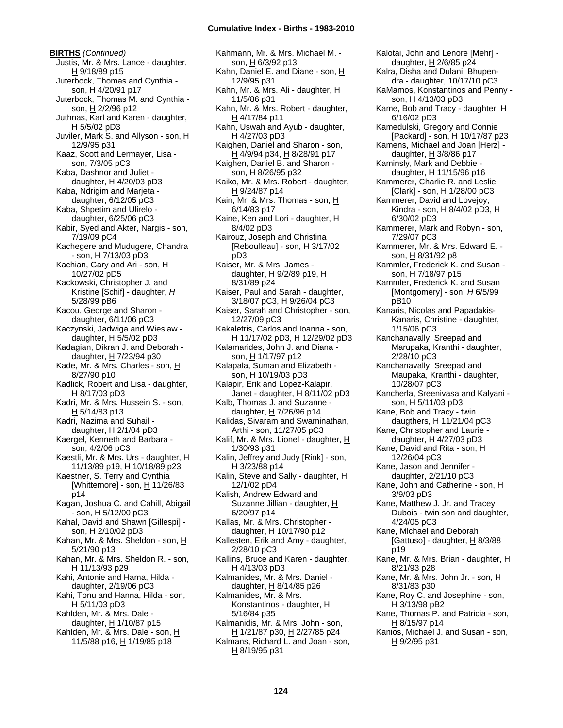**BIRTHS** *(Continued)*

Justis, Mr. & Mrs. Lance - daughter, H 9/18/89 p15
Juterbock, Thomas and Cynthia - son, H 4/20/91 p17
Juterbock, Thomas M. and Cynthia - son, H 2/2/96 p12
Juthnas, Karl and Karen - daughter, H 5/5/02 pD3
Juviler, Mark S. and Allyson - son, H 12/9/95 p31
Kaaz, Scott and Lermayer, Lisa - son, 7/3/05 pC3
Kaba, Dashnor and Juliet - daughter, H 4/20/03 pD3
Kaba, Ndrigim and Marjeta - daughter, 6/12/05 pC3
Kaba, Shpetim and Ulirelo - daughter, 6/25/06 pC3
Kabir, Syed and Akter, Nargis - son, 7/19/09 pC4
Kachegere and Mudugere, Chandra - son, H 7/13/03 pD3
Kachian, Gary and Ari - son, H 10/27/02 pD5
Kackowski, Christopher J. and Kristine [Schif] - daughter, *H* 5/28/99 pB6
Kacou, George and Sharon - daughter, 6/11/06 pC3
Kaczynski, Jadwiga and Wieslaw - daughter, H 5/5/02 pD3
Kadagian, Dikran J. and Deborah - daughter, H 7/23/94 p30
Kade, Mr. & Mrs. Charles - son, H 8/27/90 p10
Kadlick, Robert and Lisa - daughter, H 8/17/03 pD3
Kadri, Mr. & Mrs. Hussein S. - son, H 5/14/83 p13
Kadri, Nazima and Suhail - daughter, H 2/1/04 pD3
Kaergel, Kenneth and Barbara - son, 4/2/06 pC3
Kaestli, Mr. & Mrs. Urs - daughter, H 11/13/89 p19, H 10/18/89 p23
Kaestner, S. Terry and Cynthia [Whittemore] - son, H 11/26/83 p14
Kagan, Joshua C. and Cahill, Abigail - son, H 5/12/00 pC3
Kahal, David and Shawn [Gillespi] - son, H 2/10/02 pD3
Kahan, Mr. & Mrs. Sheldon - son, H 5/21/90 p13
Kahan, Mr. & Mrs. Sheldon R. - son, H 11/13/93 p29
Kahi, Antonie and Hama, Hilda - daughter, 2/19/06 pC3
Kahi, Tonu and Hanna, Hilda - son, H 5/11/03 pD3
Kahlden, Mr. & Mrs. Dale - daughter, H 1/10/87 p15
Kahlden, Mr. & Mrs. Dale - son, H 11/5/88 p16, H 1/19/85 p18
Kahmann, Mr. & Mrs. Michael M. - son, H 6/3/92 p13
Kahn, Daniel E. and Diane - son, H 12/9/95 p31
Kahn, Mr. & Mrs. Ali - daughter, H 11/5/86 p31
Kahn, Mr. & Mrs. Robert - daughter, H 4/17/84 p11
Kahn, Uswah and Ayub - daughter, H 4/27/03 pD3
Kaighen, Daniel and Sharon - son, H 4/9/94 p34, H 8/28/91 p17
Kaighen, Daniel B. and Sharon - son, H 8/26/95 p32
Kaiko, Mr. & Mrs. Robert - daughter, H 9/24/87 p14
Kain, Mr. & Mrs. Thomas - son, H 6/14/83 p17
Kaine, Ken and Lori - daughter, H 8/4/02 pD3
Kairouz, Joseph and Christina [Reboulleau] - son, H 3/17/02 pD3
Kaiser, Mr. & Mrs. James - daughter, H 9/2/89 p19, H 8/31/89 p24
Kaiser, Paul and Sarah - daughter, 3/18/07 pC3, H 9/26/04 pC3
Kaiser, Sarah and Christopher - son, 12/27/09 pC3
Kakaletris, Carlos and Ioanna - son, H 11/17/02 pD3, H 12/29/02 pD3
Kalamarides, John J. and Diana - son, H 1/17/97 p12
Kalapala, Suman and Elizabeth - son, H 10/19/03 pD3
Kalapir, Erik and Lopez-Kalapir, Janet - daughter, H 8/11/02 pD3
Kalb, Thomas J. and Suzanne - daughter, H 7/26/96 p14
Kalidas, Sivaram and Swaminathan, Arthi - son, 11/27/05 pC3
Kalif, Mr. & Mrs. Lionel - daughter, H 1/30/93 p31
Kalin, Jeffrey and Judy [Rink] - son, H 3/23/88 p14
Kalin, Steve and Sally - daughter, H 12/1/02 pD4
Kalish, Andrew Edward and Suzanne Jillian - daughter, H 6/20/97 p14
Kallas, Mr. & Mrs. Christopher - daughter, H 10/17/90 p12
Kallesten, Erik and Amy - daughter, 2/28/10 pC3
Kallins, Bruce and Karen - daughter, H 4/13/03 pD3
Kalmanides, Mr. & Mrs. Daniel - daughter, H 8/14/85 p26
Kalmanides, Mr. & Mrs. Konstantinos - daughter, H 5/16/84 p35
Kalmanidis, Mr. & Mrs. John - son, H 1/21/87 p30, H 2/27/85 p24
Kalmans, Richard L. and Joan - son, H 8/19/95 p31
Kalotai, John and Lenore [Mehr] - daughter, H 2/6/85 p24
Kalra, Disha and Dulani, Bhupendra - daughter, 10/17/10 pC3
KaMamos, Konstantinos and Penny - son, H 4/13/03 pD3
Kame, Bob and Tracy - daughter, H 6/16/02 pD3
Kamedulski, Gregory and Connie [Packard] - son, H 10/17/87 p23
Kamens, Michael and Joan [Herz] - daughter, H 3/8/86 p17
Kaminsly, Mark and Debbie - daughter, H 11/15/96 p16
Kammerer, Charlie R. and Leslie [Clark] - son, H 1/28/00 pC3
Kammerer, David and Lovejoy, Kindra - son, H 8/4/02 pD3, H 6/30/02 pD3
Kammerer, Mark and Robyn - son, 7/29/07 pC3
Kammerer, Mr. & Mrs. Edward E. - son, H 8/31/92 p8
Kammler, Frederick K. and Susan - son, H 7/18/97 p15
Kammler, Frederick K. and Susan [Montgomery] - son, *H* 6/5/99 pB10
Kanaris, Nicolas and Papadakis-Kanaris, Christine - daughter, 1/15/06 pC3
Kanchanavally, Sreepad and Marupaka, Kranthi - daughter, 2/28/10 pC3
Kanchanavally, Sreepad and Maupaka, Kranthi - daughter, 10/28/07 pC3
Kancherla, Sreenivasa and Kalyani - son, H 5/11/03 pD3
Kane, Bob and Tracy - twin daugthers, H 11/21/04 pC3
Kane, Christopher and Laurie - daughter, H 4/27/03 pD3
Kane, David and Rita - son, H 12/26/04 pC3
Kane, Jason and Jennifer - daughter, 2/21/10 pC3
Kane, John and Catherine - son, H 3/9/03 pD3
Kane, Matthew J. Jr. and Tracey Dubois - twin son and daughter, 4/24/05 pC3
Kane, Michael and Deborah [Gattuso] - daughter, H 8/3/88 p19
Kane, Mr. & Mrs. Brian - daughter, H 8/21/93 p28
Kane, Mr. & Mrs. John Jr. - son, H 8/31/83 p30
Kane, Roy C. and Josephine - son, H 3/13/98 pB2
Kane, Thomas P. and Patricia - son, H 8/15/97 p14
Kanios, Michael J. and Susan - son, H 9/2/95 p31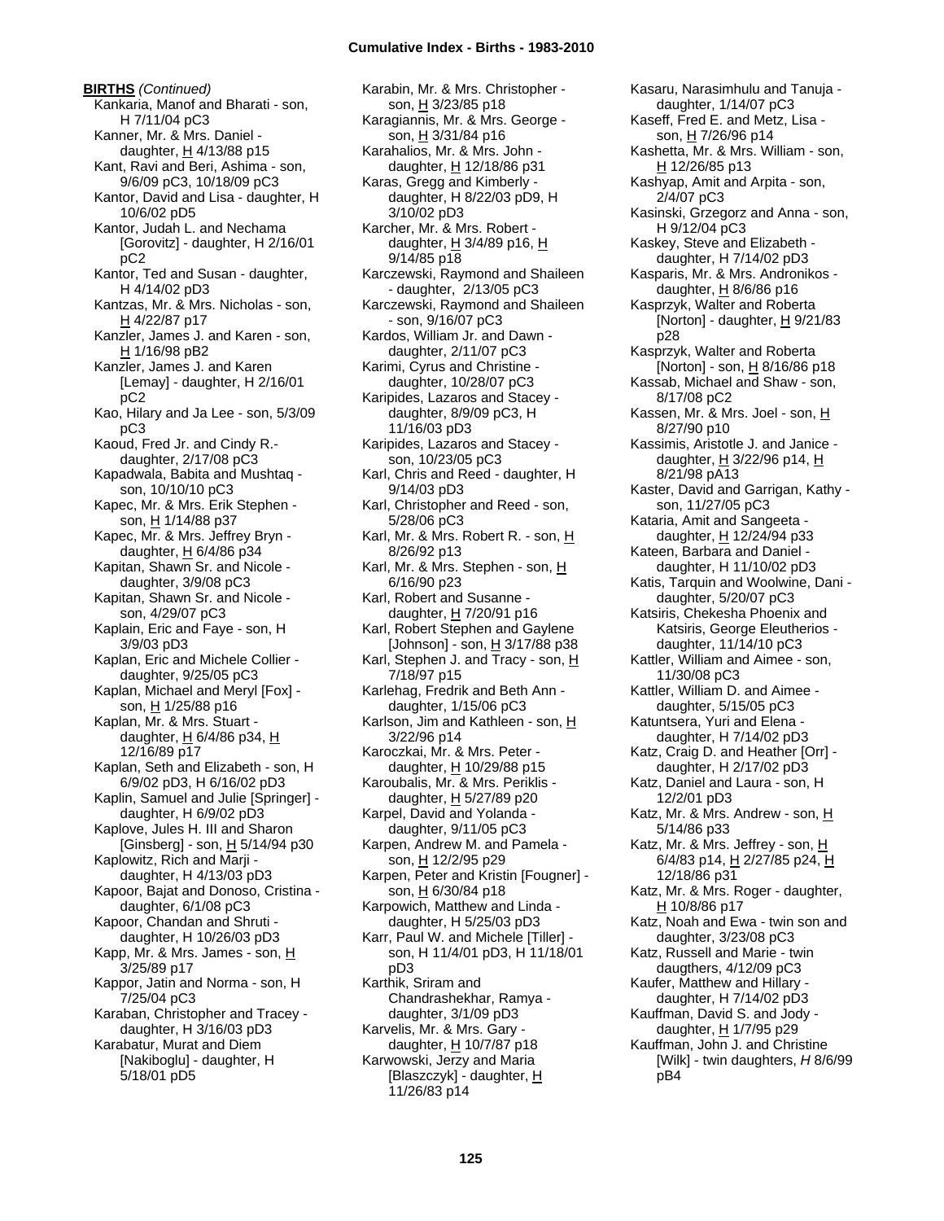**BIRTHS** *(Continued)*

Kankaria, Manof and Bharati - son, H 7/11/04 pC3

Kanner, Mr. & Mrs. Daniel - daughter, H 4/13/88 p15

Kant, Ravi and Beri, Ashima - son, 9/6/09 pC3, 10/18/09 pC3

Kantor, David and Lisa - daughter, H 10/6/02 pD5

Kantor, Judah L. and Nechama [Gorovitz] - daughter, H 2/16/01 pC2

Kantor, Ted and Susan - daughter, H 4/14/02 pD3

Kantzas, Mr. & Mrs. Nicholas - son, H 4/22/87 p17

Kanzler, James J. and Karen - son, H 1/16/98 pB2

Kanzler, James J. and Karen [Lemay] - daughter, H 2/16/01 pC2

Kao, Hilary and Ja Lee - son, 5/3/09 pC3

Kaoud, Fred Jr. and Cindy R.- daughter, 2/17/08 pC3

Kapadwala, Babita and Mushtaq - son, 10/10/10 pC3

Kapec, Mr. & Mrs. Erik Stephen - son, H 1/14/88 p37

Kapec, Mr. & Mrs. Jeffrey Bryn - daughter, H 6/4/86 p34

Kapitan, Shawn Sr. and Nicole - daughter, 3/9/08 pC3

Kapitan, Shawn Sr. and Nicole - son, 4/29/07 pC3

Kaplain, Eric and Faye - son, H 3/9/03 pD3

Kaplan, Eric and Michele Collier - daughter, 9/25/05 pC3

Kaplan, Michael and Meryl [Fox] - son, H 1/25/88 p16

Kaplan, Mr. & Mrs. Stuart - daughter, H 6/4/86 p34, H 12/16/89 p17

Kaplan, Seth and Elizabeth - son, H 6/9/02 pD3, H 6/16/02 pD3

Kaplin, Samuel and Julie [Springer] - daughter, H 6/9/02 pD3

Kaplove, Jules H. III and Sharon [Ginsberg] - son, H 5/14/94 p30

Kaplowitz, Rich and Marji - daughter, H 4/13/03 pD3

Kapoor, Bajat and Donoso, Cristina - daughter, 6/1/08 pC3

Kapoor, Chandan and Shruti - daughter, H 10/26/03 pD3

Kapp, Mr. & Mrs. James - son, H 3/25/89 p17

Kappor, Jatin and Norma - son, H 7/25/04 pC3

Karaban, Christopher and Tracey - daughter, H 3/16/03 pD3

Karabatur, Murat and Diem [Nakiboglu] - daughter, H 5/18/01 pD5

Karabin, Mr. & Mrs. Christopher - son, H 3/23/85 p18

Karagiannis, Mr. & Mrs. George - son, H 3/31/84 p16

Karahalios, Mr. & Mrs. John - daughter, H 12/18/86 p31

Karas, Gregg and Kimberly - daughter, H 8/22/03 pD9, H 3/10/02 pD3

Karcher, Mr. & Mrs. Robert - daughter, H 3/4/89 p16, H 9/14/85 p18

Karczewski, Raymond and Shaileen - daughter, 2/13/05 pC3

Karczewski, Raymond and Shaileen - son, 9/16/07 pC3

Kardos, William Jr. and Dawn - daughter, 2/11/07 pC3

Karimi, Cyrus and Christine - daughter, 10/28/07 pC3

Karipides, Lazaros and Stacey - daughter, 8/9/09 pC3, H 11/16/03 pD3

Karipides, Lazaros and Stacey - son, 10/23/05 pC3

Karl, Chris and Reed - daughter, H 9/14/03 pD3

Karl, Christopher and Reed - son, 5/28/06 pC3

Karl, Mr. & Mrs. Robert R. - son, H 8/26/92 p13

Karl, Mr. & Mrs. Stephen - son, H 6/16/90 p23

Karl, Robert and Susanne - daughter, H 7/20/91 p16

Karl, Robert Stephen and Gaylene [Johnson] - son, H 3/17/88 p38

Karl, Stephen J. and Tracy - son, H 7/18/97 p15

Karlehag, Fredrik and Beth Ann - daughter, 1/15/06 pC3

Karlson, Jim and Kathleen - son, H 3/22/96 p14

Karoczkai, Mr. & Mrs. Peter - daughter, H 10/29/88 p15

Karoubalis, Mr. & Mrs. Periklis - daughter, H 5/27/89 p20

Karpel, David and Yolanda - daughter, 9/11/05 pC3

Karpen, Andrew M. and Pamela - son, H 12/2/95 p29

Karpen, Peter and Kristin [Fougner] - son, H 6/30/84 p18

Karpowich, Matthew and Linda - daughter, H 5/25/03 pD3

Karr, Paul W. and Michele [Tiller] - son, H 11/4/01 pD3, H 11/18/01 pD3

Karthik, Sriram and Chandrashekhar, Ramya - daughter, 3/1/09 pD3

Karvelis, Mr. & Mrs. Gary - daughter, H 10/7/87 p18

Karwowski, Jerzy and Maria [Blaszczyk] - daughter, H 11/26/83 p14

Kasaru, Narasimhulu and Tanuja - daughter, 1/14/07 pC3

Kaseff, Fred E. and Metz, Lisa - son, H 7/26/96 p14

Kashetta, Mr. & Mrs. William - son, H 12/26/85 p13

Kashyap, Amit and Arpita - son, 2/4/07 pC3

Kasinski, Grzegorz and Anna - son, H 9/12/04 pC3

Kaskey, Steve and Elizabeth - daughter, H 7/14/02 pD3

Kasparis, Mr. & Mrs. Andronikos - daughter, H 8/6/86 p16

Kasprzyk, Walter and Roberta [Norton] - daughter, H 9/21/83 p28

Kasprzyk, Walter and Roberta [Norton] - son, H 8/16/86 p18

Kassab, Michael and Shaw - son, 8/17/08 pC2

Kassen, Mr. & Mrs. Joel - son, H 8/27/90 p10

Kassimis, Aristotle J. and Janice - daughter, H 3/22/96 p14, H 8/21/98 pA13

Kaster, David and Garrigan, Kathy - son, 11/27/05 pC3

Kataria, Amit and Sangeeta - daughter, H 12/24/94 p33

Kateen, Barbara and Daniel - daughter, H 11/10/02 pD3

Katis, Tarquin and Woolwine, Dani - daughter, 5/20/07 pC3

Katsiris, Chekesha Phoenix and Katsiris, George Eleutherios - daughter, 11/14/10 pC3

Kattler, William and Aimee - son, 11/30/08 pC3

Kattler, William D. and Aimee - daughter, 5/15/05 pC3

Katuntsera, Yuri and Elena - daughter, H 7/14/02 pD3

Katz, Craig D. and Heather [Orr] - daughter, H 2/17/02 pD3

Katz, Daniel and Laura - son, H 12/2/01 pD3

Katz, Mr. & Mrs. Andrew - son, H 5/14/86 p33

Katz, Mr. & Mrs. Jeffrey - son, H 6/4/83 p14, H 2/27/85 p24, H 12/18/86 p31

Katz, Mr. & Mrs. Roger - daughter, H 10/8/86 p17

Katz, Noah and Ewa - twin son and daughter, 3/23/08 pC3

Katz, Russell and Marie - twin daugthers, 4/12/09 pC3

Kaufer, Matthew and Hillary - daughter, H 7/14/02 pD3

Kauffman, David S. and Jody - daughter, H 1/7/95 p29

Kauffman, John J. and Christine [Wilk] - twin daughters, *H* 8/6/99 pB4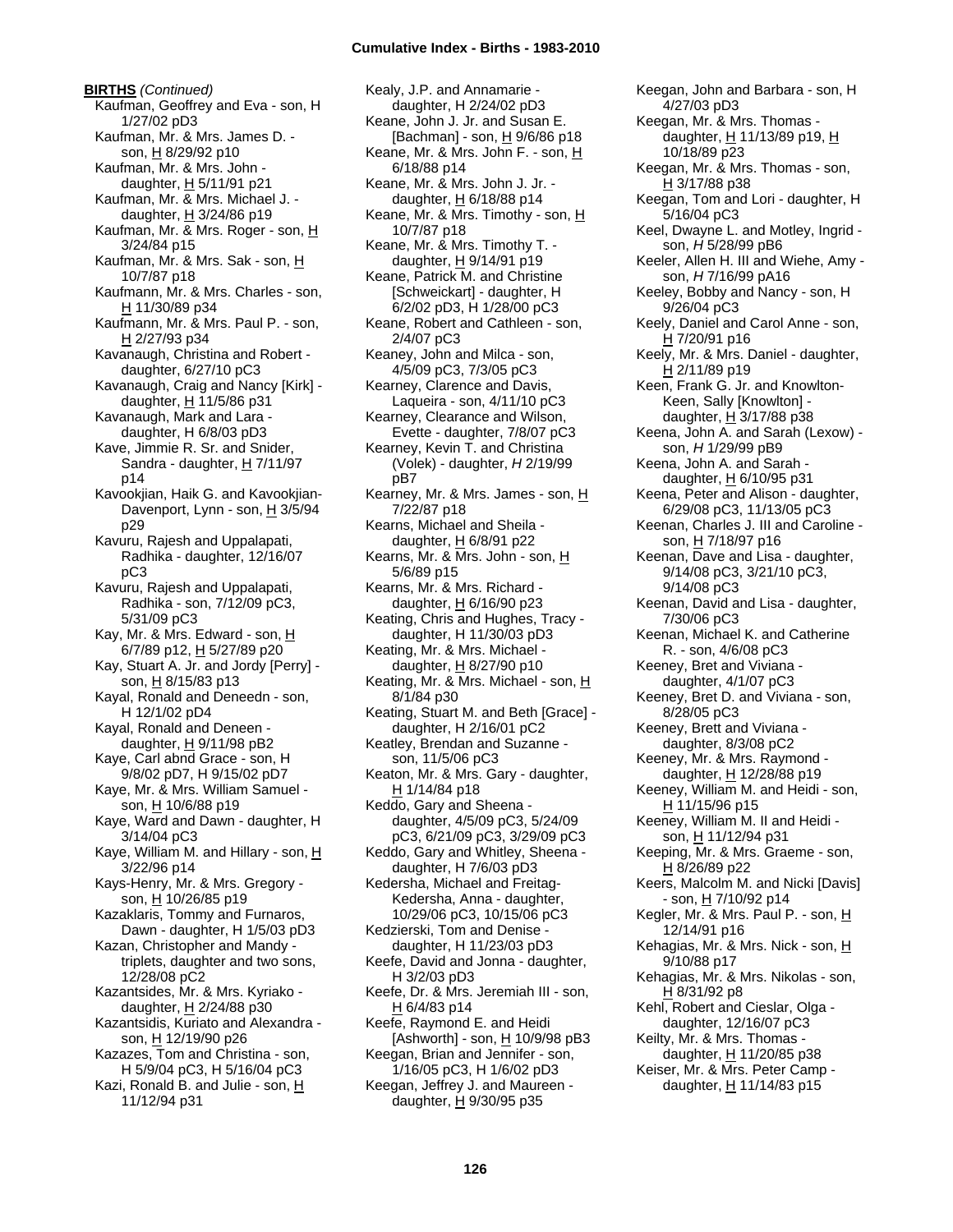**BIRTHS** *(Continued)*

Kaufman, Geoffrey and Eva - son, H 1/27/02 pD3
Kaufman, Mr. & Mrs. James D. - son, H 8/29/92 p10
Kaufman, Mr. & Mrs. John - daughter, H 5/11/91 p21
Kaufman, Mr. & Mrs. Michael J. - daughter, H 3/24/86 p19
Kaufman, Mr. & Mrs. Roger - son, H 3/24/84 p15
Kaufman, Mr. & Mrs. Sak - son, H 10/7/87 p18
Kaufmann, Mr. & Mrs. Charles - son, H 11/30/89 p34
Kaufmann, Mr. & Mrs. Paul P. - son, H 2/27/93 p34
Kavanaugh, Christina and Robert - daughter, 6/27/10 pC3
Kavanaugh, Craig and Nancy [Kirk] - daughter, H 11/5/86 p31
Kavanaugh, Mark and Lara - daughter, H 6/8/03 pD3
Kave, Jimmie R. Sr. and Snider, Sandra - daughter, H 7/11/97 p14
Kavookjian, Haik G. and Kavookjian-Davenport, Lynn - son, H 3/5/94 p29
Kavuru, Rajesh and Uppalapati, Radhika - daughter, 12/16/07 pC3
Kavuru, Rajesh and Uppalapati, Radhika - son, 7/12/09 pC3, 5/31/09 pC3
Kay, Mr. & Mrs. Edward - son, H 6/7/89 p12, H 5/27/89 p20
Kay, Stuart A. Jr. and Jordy [Perry] - son, H 8/15/83 p13
Kayal, Ronald and Deneedn - son, H 12/1/02 pD4
Kayal, Ronald and Deneen - daughter, H 9/11/98 pB2
Kaye, Carl abnd Grace - son, H 9/8/02 pD7, H 9/15/02 pD7
Kaye, Mr. & Mrs. William Samuel - son, H 10/6/88 p19
Kaye, Ward and Dawn - daughter, H 3/14/04 pC3
Kaye, William M. and Hillary - son, H 3/22/96 p14
Kays-Henry, Mr. & Mrs. Gregory - son, H 10/26/85 p19
Kazaklaris, Tommy and Furnaros, Dawn - daughter, H 1/5/03 pD3
Kazan, Christopher and Mandy - triplets, daughter and two sons, 12/28/08 pC2
Kazantsides, Mr. & Mrs. Kyriako - daughter, H 2/24/88 p30
Kazantsidis, Kuriato and Alexandra - son, H 12/19/90 p26
Kazazes, Tom and Christina - son, H 5/9/04 pC3, H 5/16/04 pC3
Kazi, Ronald B. and Julie - son, H 11/12/94 p31
Kealy, J.P. and Annamarie - daughter, H 2/24/02 pD3
Keane, John J. Jr. and Susan E. [Bachman] - son, H 9/6/86 p18
Keane, Mr. & Mrs. John F. - son, H 6/18/88 p14
Keane, Mr. & Mrs. John J. Jr. - daughter, H 6/18/88 p14
Keane, Mr. & Mrs. Timothy - son, H 10/7/87 p18
Keane, Mr. & Mrs. Timothy T. - daughter, H 9/14/91 p19
Keane, Patrick M. and Christine [Schweickart] - daughter, H 6/2/02 pD3, H 1/28/00 pC3
Keane, Robert and Cathleen - son, 2/4/07 pC3
Keaney, John and Milca - son, 4/5/09 pC3, 7/3/05 pC3
Kearney, Clarence and Davis, Laqueira - son, 4/11/10 pC3
Kearney, Clearance and Wilson, Evette - daughter, 7/8/07 pC3
Kearney, Kevin T. and Christina (Volek) - daughter, *H* 2/19/99 pB7
Kearney, Mr. & Mrs. James - son, H 7/22/87 p18
Kearns, Michael and Sheila - daughter, H 6/8/91 p22
Kearns, Mr. & Mrs. John - son, H 5/6/89 p15
Kearns, Mr. & Mrs. Richard - daughter, H 6/16/90 p23
Keating, Chris and Hughes, Tracy - daughter, H 11/30/03 pD3
Keating, Mr. & Mrs. Michael - daughter, H 8/27/90 p10
Keating, Mr. & Mrs. Michael - son, H 8/1/84 p30
Keating, Stuart M. and Beth [Grace] - daughter, H 2/16/01 pC2
Keatley, Brendan and Suzanne - son, 11/5/06 pC3
Keaton, Mr. & Mrs. Gary - daughter, H 1/14/84 p18
Keddo, Gary and Sheena - daughter, 4/5/09 pC3, 5/24/09 pC3, 6/21/09 pC3, 3/29/09 pC3
Keddo, Gary and Whitley, Sheena - daughter, H 7/6/03 pD3
Kedersha, Michael and Freitag-Kedersha, Anna - daughter, 10/29/06 pC3, 10/15/06 pC3
Kedzierski, Tom and Denise - daughter, H 11/23/03 pD3
Keefe, David and Jonna - daughter, H 3/2/03 pD3
Keefe, Dr. & Mrs. Jeremiah III - son, H 6/4/83 p14
Keefe, Raymond E. and Heidi [Ashworth] - son, H 10/9/98 pB3
Keegan, Brian and Jennifer - son, 1/16/05 pC3, H 1/6/02 pD3
Keegan, Jeffrey J. and Maureen - daughter, H 9/30/95 p35
Keegan, John and Barbara - son, H 4/27/03 pD3
Keegan, Mr. & Mrs. Thomas - daughter, H 11/13/89 p19, H 10/18/89 p23
Keegan, Mr. & Mrs. Thomas - son, H 3/17/88 p38
Keegan, Tom and Lori - daughter, H 5/16/04 pC3
Keel, Dwayne L. and Motley, Ingrid - son, *H* 5/28/99 pB6
Keeler, Allen H. III and Wiehe, Amy - son, *H* 7/16/99 pA16
Keeley, Bobby and Nancy - son, H 9/26/04 pC3
Keely, Daniel and Carol Anne - son, H 7/20/91 p16
Keely, Mr. & Mrs. Daniel - daughter, H 2/11/89 p19
Keen, Frank G. Jr. and Knowlton-Keen, Sally [Knowlton] - daughter, H 3/17/88 p38
Keena, John A. and Sarah (Lexow) - son, *H* 1/29/99 pB9
Keena, John A. and Sarah - daughter, H 6/10/95 p31
Keena, Peter and Alison - daughter, 6/29/08 pC3, 11/13/05 pC3
Keenan, Charles J. III and Caroline - son, H 7/18/97 p16
Keenan, Dave and Lisa - daughter, 9/14/08 pC3, 3/21/10 pC3, 9/14/08 pC3
Keenan, David and Lisa - daughter, 7/30/06 pC3
Keenan, Michael K. and Catherine R. - son, 4/6/08 pC3
Keeney, Bret and Viviana - daughter, 4/1/07 pC3
Keeney, Bret D. and Viviana - son, 8/28/05 pC3
Keeney, Brett and Viviana - daughter, 8/3/08 pC2
Keeney, Mr. & Mrs. Raymond - daughter, H 12/28/88 p19
Keeney, William M. and Heidi - son, H 11/15/96 p15
Keeney, William M. II and Heidi - son, H 11/12/94 p31
Keeping, Mr. & Mrs. Graeme - son, H 8/26/89 p22
Keers, Malcolm M. and Nicki [Davis] - son, H 7/10/92 p14
Kegler, Mr. & Mrs. Paul P. - son, H 12/14/91 p16
Kehagias, Mr. & Mrs. Nick - son, H 9/10/88 p17
Kehagias, Mr. & Mrs. Nikolas - son, H 8/31/92 p8
Kehl, Robert and Cieslar, Olga - daughter, 12/16/07 pC3
Keilty, Mr. & Mrs. Thomas - daughter, H 11/20/85 p38
Keiser, Mr. & Mrs. Peter Camp - daughter, H 11/14/83 p15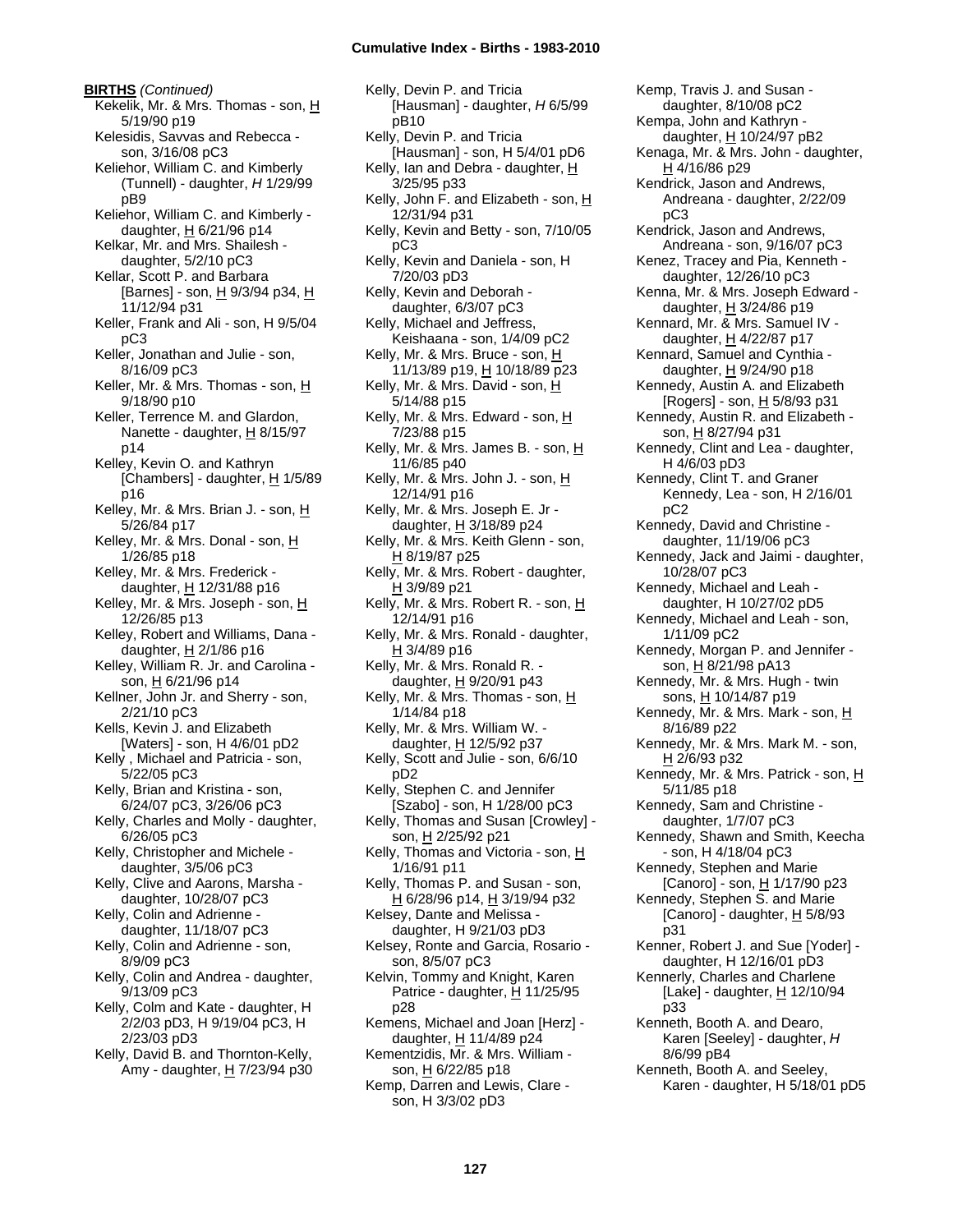**BIRTHS** *(Continued)*

Kekelik, Mr. & Mrs. Thomas - son, H 5/19/90 p19
Kelesidis, Savvas and Rebecca - son, 3/16/08 pC3
Keliehor, William C. and Kimberly (Tunnell) - daughter, *H* 1/29/99 pB9
Keliehor, William C. and Kimberly - daughter, H 6/21/96 p14
Kelkar, Mr. and Mrs. Shailesh - daughter, 5/2/10 pC3
Kellar, Scott P. and Barbara [Barnes] - son, H 9/3/94 p34, H 11/12/94 p31
Keller, Frank and Ali - son, H 9/5/04 pC3
Keller, Jonathan and Julie - son, 8/16/09 pC3
Keller, Mr. & Mrs. Thomas - son, H 9/18/90 p10
Keller, Terrence M. and Glardon, Nanette - daughter, H 8/15/97 p14
Kelley, Kevin O. and Kathryn [Chambers] - daughter, H 1/5/89 p16
Kelley, Mr. & Mrs. Brian J. - son, H 5/26/84 p17
Kelley, Mr. & Mrs. Donal - son, H 1/26/85 p18
Kelley, Mr. & Mrs. Frederick - daughter, H 12/31/88 p16
Kelley, Mr. & Mrs. Joseph - son, H 12/26/85 p13
Kelley, Robert and Williams, Dana - daughter, H 2/1/86 p16
Kelley, William R. Jr. and Carolina - son, H 6/21/96 p14
Kellner, John Jr. and Sherry - son, 2/21/10 pC3
Kells, Kevin J. and Elizabeth [Waters] - son, H 4/6/01 pD2
Kelly , Michael and Patricia - son, 5/22/05 pC3
Kelly, Brian and Kristina - son, 6/24/07 pC3, 3/26/06 pC3
Kelly, Charles and Molly - daughter, 6/26/05 pC3
Kelly, Christopher and Michele - daughter, 3/5/06 pC3
Kelly, Clive and Aarons, Marsha - daughter, 10/28/07 pC3
Kelly, Colin and Adrienne - daughter, 11/18/07 pC3
Kelly, Colin and Adrienne - son, 8/9/09 pC3
Kelly, Colin and Andrea - daughter, 9/13/09 pC3
Kelly, Colm and Kate - daughter, H 2/2/03 pD3, H 9/19/04 pC3, H 2/23/03 pD3
Kelly, David B. and Thornton-Kelly, Amy - daughter, H 7/23/94 p30
Kelly, Devin P. and Tricia [Hausman] - daughter, *H* 6/5/99 pB10
Kelly, Devin P. and Tricia [Hausman] - son, H 5/4/01 pD6
Kelly, Ian and Debra - daughter, H 3/25/95 p33
Kelly, John F. and Elizabeth - son, H 12/31/94 p31
Kelly, Kevin and Betty - son, 7/10/05 pC3
Kelly, Kevin and Daniela - son, H 7/20/03 pD3
Kelly, Kevin and Deborah - daughter, 6/3/07 pC3
Kelly, Michael and Jeffress, Keishaana - son, 1/4/09 pC2
Kelly, Mr. & Mrs. Bruce - son, H 11/13/89 p19, H 10/18/89 p23
Kelly, Mr. & Mrs. David - son, H 5/14/88 p15
Kelly, Mr. & Mrs. Edward - son, H 7/23/88 p15
Kelly, Mr. & Mrs. James B. - son, H 11/6/85 p40
Kelly, Mr. & Mrs. John J. - son, H 12/14/91 p16
Kelly, Mr. & Mrs. Joseph E. Jr - daughter, H 3/18/89 p24
Kelly, Mr. & Mrs. Keith Glenn - son, H 8/19/87 p25
Kelly, Mr. & Mrs. Robert - daughter, H 3/9/89 p21
Kelly, Mr. & Mrs. Robert R. - son, H 12/14/91 p16
Kelly, Mr. & Mrs. Ronald - daughter, H 3/4/89 p16
Kelly, Mr. & Mrs. Ronald R. - daughter, H 9/20/91 p43
Kelly, Mr. & Mrs. Thomas - son, H 1/14/84 p18
Kelly, Mr. & Mrs. William W. - daughter, H 12/5/92 p37
Kelly, Scott and Julie - son, 6/6/10 pD2
Kelly, Stephen C. and Jennifer [Szabo] - son, H 1/28/00 pC3
Kelly, Thomas and Susan [Crowley] - son, H 2/25/92 p21
Kelly, Thomas and Victoria - son, H 1/16/91 p11
Kelly, Thomas P. and Susan - son, H 6/28/96 p14, H 3/19/94 p32
Kelsey, Dante and Melissa - daughter, H 9/21/03 pD3
Kelsey, Ronte and Garcia, Rosario - son, 8/5/07 pC3
Kelvin, Tommy and Knight, Karen Patrice - daughter, H 11/25/95 p28
Kemens, Michael and Joan [Herz] - daughter, H 11/4/89 p24
Kementzidis, Mr. & Mrs. William - son, H 6/22/85 p18
Kemp, Darren and Lewis, Clare - son, H 3/3/02 pD3
Kemp, Travis J. and Susan - daughter, 8/10/08 pC2
Kempa, John and Kathryn - daughter, H 10/24/97 pB2
Kenaga, Mr. & Mrs. John - daughter, H 4/16/86 p29
Kendrick, Jason and Andrews, Andreana - daughter, 2/22/09 pC3
Kendrick, Jason and Andrews, Andreana - son, 9/16/07 pC3
Kenez, Tracey and Pia, Kenneth - daughter, 12/26/10 pC3
Kenna, Mr. & Mrs. Joseph Edward - daughter, H 3/24/86 p19
Kennard, Mr. & Mrs. Samuel IV - daughter, H 4/22/87 p17
Kennard, Samuel and Cynthia - daughter, H 9/24/90 p18
Kennedy, Austin A. and Elizabeth [Rogers] - son, H 5/8/93 p31
Kennedy, Austin R. and Elizabeth - son, H 8/27/94 p31
Kennedy, Clint and Lea - daughter, H 4/6/03 pD3
Kennedy, Clint T. and Graner Kennedy, Lea - son, H 2/16/01 pC2
Kennedy, David and Christine - daughter, 11/19/06 pC3
Kennedy, Jack and Jaimi - daughter, 10/28/07 pC3
Kennedy, Michael and Leah - daughter, H 10/27/02 pD5
Kennedy, Michael and Leah - son, 1/11/09 pC2
Kennedy, Morgan P. and Jennifer - son, H 8/21/98 pA13
Kennedy, Mr. & Mrs. Hugh - twin sons, H 10/14/87 p19
Kennedy, Mr. & Mrs. Mark - son, H 8/16/89 p22
Kennedy, Mr. & Mrs. Mark M. - son, H 2/6/93 p32
Kennedy, Mr. & Mrs. Patrick - son, H 5/11/85 p18
Kennedy, Sam and Christine - daughter, 1/7/07 pC3
Kennedy, Shawn and Smith, Keecha - son, H 4/18/04 pC3
Kennedy, Stephen and Marie [Canoro] - son, H 1/17/90 p23
Kennedy, Stephen S. and Marie [Canoro] - daughter, H 5/8/93 p31
Kenner, Robert J. and Sue [Yoder] - daughter, H 12/16/01 pD3
Kennerly, Charles and Charlene [Lake] - daughter, H 12/10/94 p33
Kenneth, Booth A. and Dearo, Karen [Seeley] - daughter, *H* 8/6/99 pB4
Kenneth, Booth A. and Seeley, Karen - daughter, H 5/18/01 pD5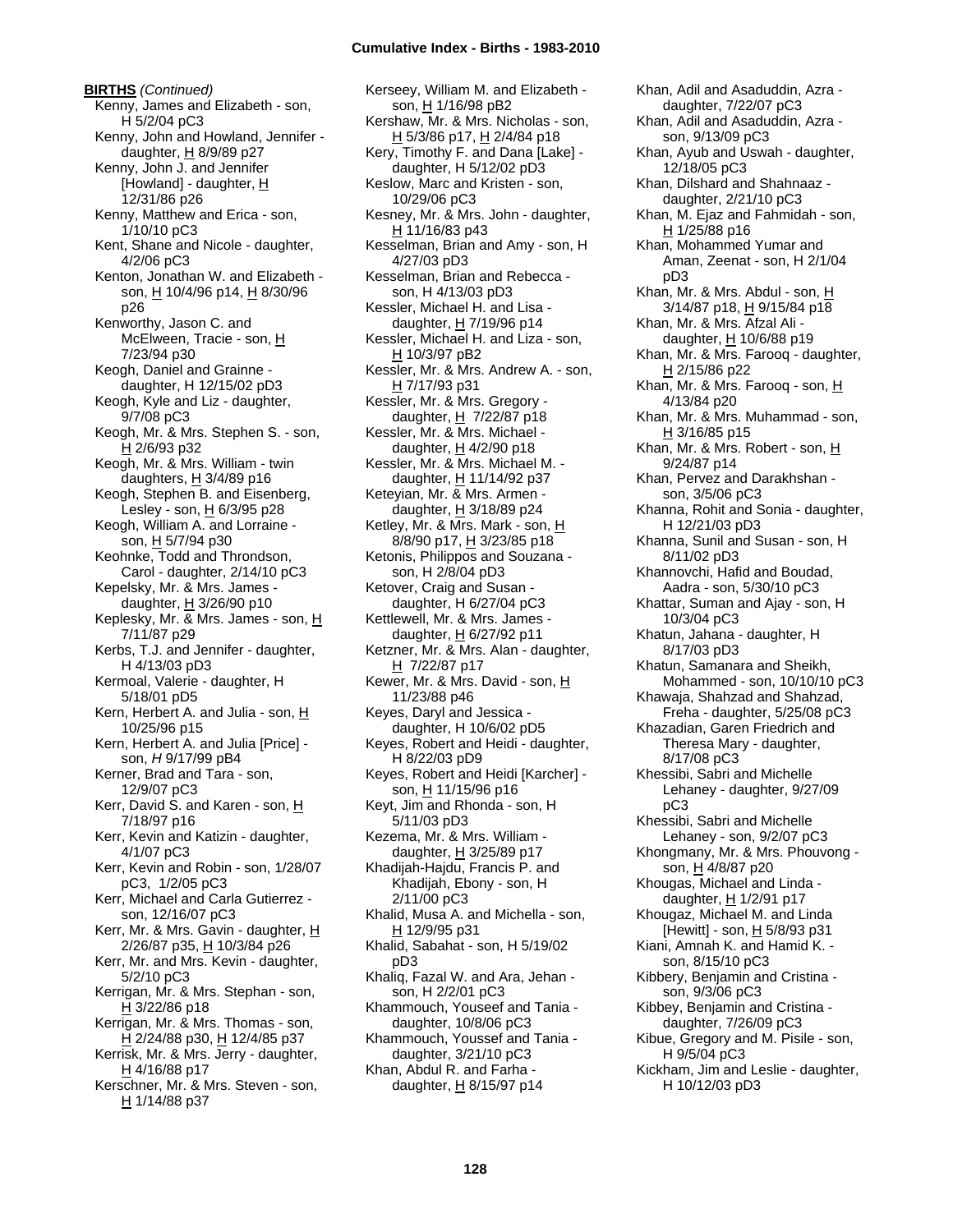**BIRTHS** *(Continued)*

Kenny, James and Elizabeth - son, H 5/2/04 pC3
Kenny, John and Howland, Jennifer - daughter, H 8/9/89 p27
Kenny, John J. and Jennifer [Howland] - daughter, H 12/31/86 p26
Kenny, Matthew and Erica - son, 1/10/10 pC3
Kent, Shane and Nicole - daughter, 4/2/06 pC3
Kenton, Jonathan W. and Elizabeth - son, H 10/4/96 p14, H 8/30/96 p26
Kenworthy, Jason C. and McElween, Tracie - son, H 7/23/94 p30
Keogh, Daniel and Grainne - daughter, H 12/15/02 pD3
Keogh, Kyle and Liz - daughter, 9/7/08 pC3
Keogh, Mr. & Mrs. Stephen S. - son, H 2/6/93 p32
Keogh, Mr. & Mrs. William - twin daughters, H 3/4/89 p16
Keogh, Stephen B. and Eisenberg, Lesley - son, H 6/3/95 p28
Keogh, William A. and Lorraine - son, H 5/7/94 p30
Keohnke, Todd and Throndson, Carol - daughter, 2/14/10 pC3
Kepelsky, Mr. & Mrs. James - daughter, H 3/26/90 p10
Keplesky, Mr. & Mrs. James - son, H 7/11/87 p29
Kerbs, T.J. and Jennifer - daughter, H 4/13/03 pD3
Kermoal, Valerie - daughter, H 5/18/01 pD5
Kern, Herbert A. and Julia - son, H 10/25/96 p15
Kern, Herbert A. and Julia [Price] - son, *H* 9/17/99 pB4
Kerner, Brad and Tara - son, 12/9/07 pC3
Kerr, David S. and Karen - son, H 7/18/97 p16
Kerr, Kevin and Katizin - daughter, 4/1/07 pC3
Kerr, Kevin and Robin - son, 1/28/07 pC3, 1/2/05 pC3
Kerr, Michael and Carla Gutierrez - son, 12/16/07 pC3
Kerr, Mr. & Mrs. Gavin - daughter, H 2/26/87 p35, H 10/3/84 p26
Kerr, Mr. and Mrs. Kevin - daughter, 5/2/10 pC3
Kerrigan, Mr. & Mrs. Stephan - son, H 3/22/86 p18
Kerrigan, Mr. & Mrs. Thomas - son, H 2/24/88 p30, H 12/4/85 p37
Kerrisk, Mr. & Mrs. Jerry - daughter, H 4/16/88 p17
Kerschner, Mr. & Mrs. Steven - son, H 1/14/88 p37
Kerseey, William M. and Elizabeth - son, H 1/16/98 pB2
Kershaw, Mr. & Mrs. Nicholas - son, H 5/3/86 p17, H 2/4/84 p18
Kery, Timothy F. and Dana [Lake] - daughter, H 5/12/02 pD3
Keslow, Marc and Kristen - son, 10/29/06 pC3
Kesney, Mr. & Mrs. John - daughter, H 11/16/83 p43
Kesselman, Brian and Amy - son, H 4/27/03 pD3
Kesselman, Brian and Rebecca - son, H 4/13/03 pD3
Kessler, Michael H. and Lisa - daughter, H 7/19/96 p14
Kessler, Michael H. and Liza - son, H 10/3/97 pB2
Kessler, Mr. & Mrs. Andrew A. - son, H 7/17/93 p31
Kessler, Mr. & Mrs. Gregory - daughter, H 7/22/87 p18
Kessler, Mr. & Mrs. Michael - daughter, H 4/2/90 p18
Kessler, Mr. & Mrs. Michael M. - daughter, H 11/14/92 p37
Keteyian, Mr. & Mrs. Armen - daughter, H 3/18/89 p24
Ketley, Mr. & Mrs. Mark - son, H 8/8/90 p17, H 3/23/85 p18
Ketonis, Philippos and Souzana - son, H 2/8/04 pD3
Ketover, Craig and Susan - daughter, H 6/27/04 pC3
Kettlewell, Mr. & Mrs. James - daughter, H 6/27/92 p11
Ketzner, Mr. & Mrs. Alan - daughter, H 7/22/87 p17
Kewer, Mr. & Mrs. David - son, H 11/23/88 p46
Keyes, Daryl and Jessica - daughter, H 10/6/02 pD5
Keyes, Robert and Heidi - daughter, H 8/22/03 pD9
Keyes, Robert and Heidi [Karcher] - son, H 11/15/96 p16
Keyt, Jim and Rhonda - son, H 5/11/03 pD3
Kezema, Mr. & Mrs. William - daughter, H 3/25/89 p17
Khadijah-Hajdu, Francis P. and Khadijah, Ebony - son, H 2/11/00 pC3
Khalid, Musa A. and Michella - son, H 12/9/95 p31
Khalid, Sabahat - son, H 5/19/02 pD3
Khaliq, Fazal W. and Ara, Jehan - son, H 2/2/01 pC3
Khammouch, Youseef and Tania - daughter, 10/8/06 pC3
Khammouch, Youssef and Tania - daughter, 3/21/10 pC3
Khan, Abdul R. and Farha - daughter, H 8/15/97 p14
Khan, Adil and Asaduddin, Azra - daughter, 7/22/07 pC3
Khan, Adil and Asaduddin, Azra - son, 9/13/09 pC3
Khan, Ayub and Uswah - daughter, 12/18/05 pC3
Khan, Dilshard and Shahnaaz - daughter, 2/21/10 pC3
Khan, M. Ejaz and Fahmidah - son, H 1/25/88 p16
Khan, Mohammed Yumar and Aman, Zeenat - son, H 2/1/04 pD3
Khan, Mr. & Mrs. Abdul - son, H 3/14/87 p18, H 9/15/84 p18
Khan, Mr. & Mrs. Afzal Ali - daughter, H 10/6/88 p19
Khan, Mr. & Mrs. Farooq - daughter, H 2/15/86 p22
Khan, Mr. & Mrs. Farooq - son, H 4/13/84 p20
Khan, Mr. & Mrs. Muhammad - son, H 3/16/85 p15
Khan, Mr. & Mrs. Robert - son, H 9/24/87 p14
Khan, Pervez and Darakhshan - son, 3/5/06 pC3
Khanna, Rohit and Sonia - daughter, H 12/21/03 pD3
Khanna, Sunil and Susan - son, H 8/11/02 pD3
Khannovchi, Hafid and Boudad, Aadra - son, 5/30/10 pC3
Khattar, Suman and Ajay - son, H 10/3/04 pC3
Khatun, Jahana - daughter, H 8/17/03 pD3
Khatun, Samanara and Sheikh, Mohammed - son, 10/10/10 pC3
Khawaja, Shahzad and Shahzad, Freha - daughter, 5/25/08 pC3
Khazadian, Garen Friedrich and Theresa Mary - daughter, 8/17/08 pC3
Khessibi, Sabri and Michelle Lehaney - daughter, 9/27/09 pC3
Khessibi, Sabri and Michelle Lehaney - son, 9/2/07 pC3
Khongmany, Mr. & Mrs. Phouvong - son, H 4/8/87 p20
Khougas, Michael and Linda - daughter, H 1/2/91 p17
Khougaz, Michael M. and Linda [Hewitt] - son, H 5/8/93 p31
Kiani, Amnah K. and Hamid K. - son, 8/15/10 pC3
Kibbery, Benjamin and Cristina - son, 9/3/06 pC3
Kibbey, Benjamin and Cristina - daughter, 7/26/09 pC3
Kibue, Gregory and M. Pisile - son, H 9/5/04 pC3
Kickham, Jim and Leslie - daughter, H 10/12/03 pD3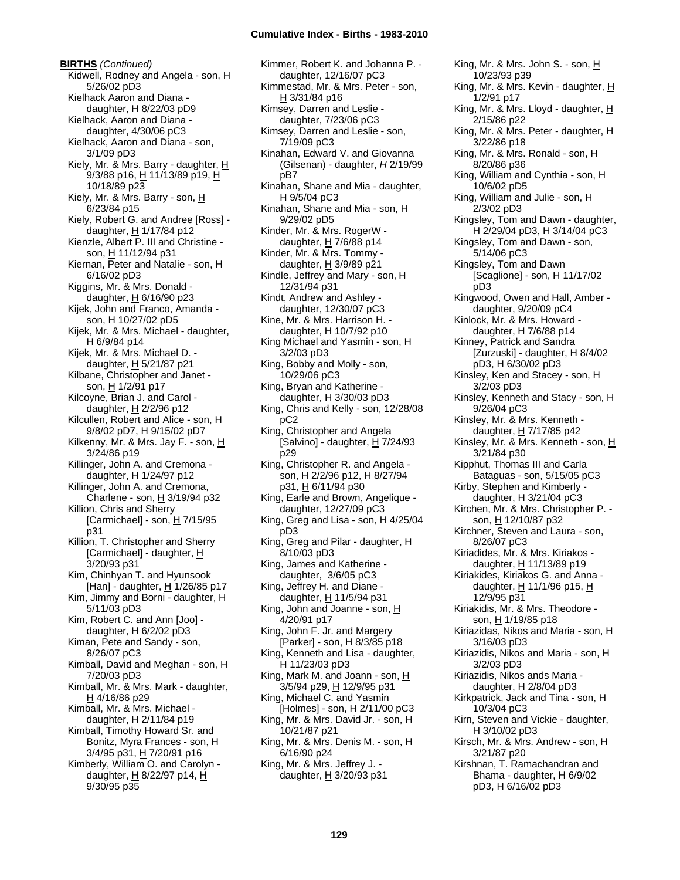**BIRTHS** *(Continued)*

Kidwell, Rodney and Angela - son, H 5/26/02 pD3
Kielhack Aaron and Diana - daughter, H 8/22/03 pD9
Kielhack, Aaron and Diana - daughter, 4/30/06 pC3
Kielhack, Aaron and Diana - son, 3/1/09 pD3
Kiely, Mr. & Mrs. Barry - daughter, H 9/3/88 p16, H 11/13/89 p19, H 10/18/89 p23
Kiely, Mr. & Mrs. Barry - son, H 6/23/84 p15
Kiely, Robert G. and Andree [Ross] - daughter, H 1/17/84 p12
Kienzle, Albert P. III and Christine - son, H 11/12/94 p31
Kiernan, Peter and Natalie - son, H 6/16/02 pD3
Kiggins, Mr. & Mrs. Donald - daughter, H 6/16/90 p23
Kijek, John and Franco, Amanda - son, H 10/27/02 pD5
Kijek, Mr. & Mrs. Michael - daughter, H 6/9/84 p14
Kijek, Mr. & Mrs. Michael D. - daughter, H 5/21/87 p21
Kilbane, Christopher and Janet - son, H 1/2/91 p17
Kilcoyne, Brian J. and Carol - daughter, H 2/2/96 p12
Kilcullen, Robert and Alice - son, H 9/8/02 pD7, H 9/15/02 pD7
Kilkenny, Mr. & Mrs. Jay F. - son, H 3/24/86 p19
Killinger, John A. and Cremona - daughter, H 1/24/97 p12
Killinger, John A. and Cremona, Charlene - son, H 3/19/94 p32
Killion, Chris and Sherry [Carmichael] - son, H 7/15/95 p31
Killion, T. Christopher and Sherry [Carmichael] - daughter, H 3/20/93 p31
Kim, Chinhyan T. and Hyunsook [Han] - daughter, H 1/26/85 p17
Kim, Jimmy and Borni - daughter, H 5/11/03 pD3
Kim, Robert C. and Ann [Joo] - daughter, H 6/2/02 pD3
Kiman, Pete and Sandy - son, 8/26/07 pC3
Kimball, David and Meghan - son, H 7/20/03 pD3
Kimball, Mr. & Mrs. Mark - daughter, H 4/16/86 p29
Kimball, Mr. & Mrs. Michael - daughter, H 2/11/84 p19
Kimball, Timothy Howard Sr. and Bonitz, Myra Frances - son, H 3/4/95 p31, H 7/20/91 p16
Kimberly, William O. and Carolyn - daughter, H 8/22/97 p14, H 9/30/95 p35
Kimmer, Robert K. and Johanna P. - daughter, 12/16/07 pC3
Kimmestad, Mr. & Mrs. Peter - son, H 3/31/84 p16
Kimsey, Darren and Leslie - daughter, 7/23/06 pC3
Kimsey, Darren and Leslie - son, 7/19/09 pC3
Kinahan, Edward V. and Giovanna (Gilsenan) - daughter, *H* 2/19/99 pB7
Kinahan, Shane and Mia - daughter, H 9/5/04 pC3
Kinahan, Shane and Mia - son, H 9/29/02 pD5
Kinder, Mr. & Mrs. RogerW - daughter, H 7/6/88 p14
Kinder, Mr. & Mrs. Tommy - daughter, H 3/9/89 p21
Kindle, Jeffrey and Mary - son, H 12/31/94 p31
Kindt, Andrew and Ashley - daughter, 12/30/07 pC3
Kine, Mr. & Mrs. Harrison H. - daughter, H 10/7/92 p10
King Michael and Yasmin - son, H 3/2/03 pD3
King, Bobby and Molly - son, 10/29/06 pC3
King, Bryan and Katherine - daughter, H 3/30/03 pD3
King, Chris and Kelly - son, 12/28/08 pC2
King, Christopher and Angela [Salvino] - daughter, H 7/24/93 p29
King, Christopher R. and Angela - son, H 2/2/96 p12, H 8/27/94 p31, H 6/11/94 p30
King, Earle and Brown, Angelique - daughter, 12/27/09 pC3
King, Greg and Lisa - son, H 4/25/04 pD3
King, Greg and Pilar - daughter, H 8/10/03 pD3
King, James and Katherine - daughter, 3/6/05 pC3
King, Jeffrey H. and Diane - daughter, H 11/5/94 p31
King, John and Joanne - son, H 4/20/91 p17
King, John F. Jr. and Margery [Parker] - son, H 8/3/85 p18
King, Kenneth and Lisa - daughter, H 11/23/03 pD3
King, Mark M. and Joann - son, H 3/5/94 p29, H 12/9/95 p31
King, Michael C. and Yasmin [Holmes] - son, H 2/11/00 pC3
King, Mr. & Mrs. David Jr. - son, H 10/21/87 p21
King, Mr. & Mrs. Denis M. - son, H 6/16/90 p24
King, Mr. & Mrs. Jeffrey J. - daughter, H 3/20/93 p31
King, Mr. & Mrs. John S. - son, H 10/23/93 p39
King, Mr. & Mrs. Kevin - daughter, H 1/2/91 p17
King, Mr. & Mrs. Lloyd - daughter, H 2/15/86 p22
King, Mr. & Mrs. Peter - daughter, H 3/22/86 p18
King, Mr. & Mrs. Ronald - son, H 8/20/86 p36
King, William and Cynthia - son, H 10/6/02 pD5
King, William and Julie - son, H 2/3/02 pD3
Kingsley, Tom and Dawn - daughter, H 2/29/04 pD3, H 3/14/04 pC3
Kingsley, Tom and Dawn - son, 5/14/06 pC3
Kingsley, Tom and Dawn [Scaglione] - son, H 11/17/02 pD3
Kingwood, Owen and Hall, Amber - daughter, 9/20/09 pC4
Kinlock, Mr. & Mrs. Howard - daughter, H 7/6/88 p14
Kinney, Patrick and Sandra [Zurzuski] - daughter, H 8/4/02 pD3, H 6/30/02 pD3
Kinsley, Ken and Stacey - son, H 3/2/03 pD3
Kinsley, Kenneth and Stacy - son, H 9/26/04 pC3
Kinsley, Mr. & Mrs. Kenneth - daughter, H 7/17/85 p42
Kinsley, Mr. & Mrs. Kenneth - son, H 3/21/84 p30
Kipphut, Thomas III and Carla Bataguas - son, 5/15/05 pC3
Kirby, Stephen and Kimberly - daughter, H 3/21/04 pC3
Kirchen, Mr. & Mrs. Christopher P. - son, H 12/10/87 p32
Kirchner, Steven and Laura - son, 8/26/07 pC3
Kiriadides, Mr. & Mrs. Kiriakos - daughter, H 11/13/89 p19
Kiriakides, Kiriakos G. and Anna - daughter, H 11/1/96 p15, H 12/9/95 p31
Kiriakidis, Mr. & Mrs. Theodore - son, H 1/19/85 p18
Kiriazidas, Nikos and Maria - son, H 3/16/03 pD3
Kiriazidis, Nikos and Maria - son, H 3/2/03 pD3
Kiriazidis, Nikos ands Maria - daughter, H 2/8/04 pD3
Kirkpatrick, Jack and Tina - son, H 10/3/04 pC3
Kirn, Steven and Vickie - daughter, H 3/10/02 pD3
Kirsch, Mr. & Mrs. Andrew - son, H 3/21/87 p20
Kirshnan, T. Ramachandran and Bhama - daughter, H 6/9/02 pD3, H 6/16/02 pD3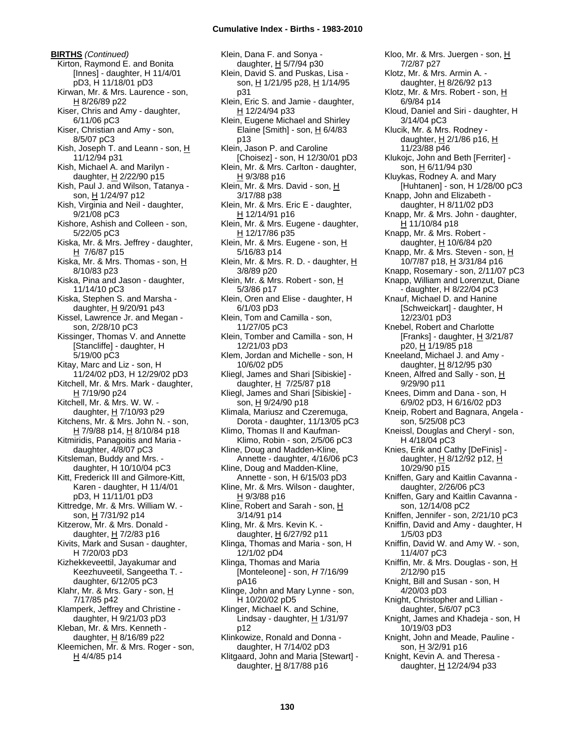**BIRTHS** *(Continued)*

Kirton, Raymond E. and Bonita [Innes] - daughter, H 11/4/01 pD3, H 11/18/01 pD3
Kirwan, Mr. & Mrs. Laurence - son, H 8/26/89 p22
Kiser, Chris and Amy - daughter, 6/11/06 pC3
Kiser, Christian and Amy - son, 8/5/07 pC3
Kish, Joseph T. and Leann - son, H 11/12/94 p31
Kish, Michael A. and Marilyn - daughter, H 2/22/90 p15
Kish, Paul J. and Wilson, Tatanya - son, H 1/24/97 p12
Kish, Virginia and Neil - daughter, 9/21/08 pC3
Kishore, Ashish and Colleen - son, 5/22/05 pC3
Kiska, Mr. & Mrs. Jeffrey - daughter, H 7/6/87 p15
Kiska, Mr. & Mrs. Thomas - son, H 8/10/83 p23
Kiska, Pina and Jason - daughter, 11/14/10 pC3
Kiska, Stephen S. and Marsha - daughter, H 9/20/91 p43
Kissel, Lawrence Jr. and Megan - son, 2/28/10 pC3
Kissinger, Thomas V. and Annette [Stancliffe] - daughter, H 5/19/00 pC3
Kitay, Marc and Liz - son, H 11/24/02 pD3, H 12/29/02 pD3
Kitchell, Mr. & Mrs. Mark - daughter, H 7/19/90 p24
Kitchell, Mr. & Mrs. W. W. - daughter, H 7/10/93 p29
Kitchens, Mr. & Mrs. John N. - son, H 7/9/88 p14, H 8/10/84 p18
Kitmiridis, Panagoitis and Maria - daughter, 4/8/07 pC3
Kitsleman, Buddy and Mrs. - daughter, H 10/10/04 pC3
Kitt, Frederick III and Gilmore-Kitt, Karen - daughter, H 11/4/01 pD3, H 11/11/01 pD3
Kittredge, Mr. & Mrs. William W. - son, H 7/31/92 p14
Kitzerow, Mr. & Mrs. Donald - daughter, H 7/2/83 p16
Kivits, Mark and Susan - daughter, H 7/20/03 pD3
Kizhekkeveettil, Jayakumar and Keezhuveetil, Sangeetha T. - daughter, 6/12/05 pC3
Klahr, Mr. & Mrs. Gary - son, H 7/17/85 p42
Klamperk, Jeffrey and Christine - daughter, H 9/21/03 pD3
Kleban, Mr. & Mrs. Kenneth - daughter, H 8/16/89 p22
Kleemichen, Mr. & Mrs. Roger - son, H 4/4/85 p14
Klein, Dana F. and Sonya - daughter, H 5/7/94 p30
Klein, David S. and Puskas, Lisa - son, H 1/21/95 p28, H 1/14/95 p31
Klein, Eric S. and Jamie - daughter, H 12/24/94 p33
Klein, Eugene Michael and Shirley Elaine [Smith] - son, H 6/4/83 p13
Klein, Jason P. and Caroline [Choisez] - son, H 12/30/01 pD3
Klein, Mr. & Mrs. Carlton - daughter, H 9/3/88 p16
Klein, Mr. & Mrs. David - son, H 3/17/88 p38
Klein, Mr. & Mrs. Eric E - daughter, H 12/14/91 p16
Klein, Mr. & Mrs. Eugene - daughter, H 12/17/86 p35
Klein, Mr. & Mrs. Eugene - son, H 5/16/83 p14
Klein, Mr. & Mrs. R. D. - daughter, H 3/8/89 p20
Klein, Mr. & Mrs. Robert - son, H 5/3/86 p17
Klein, Oren and Elise - daughter, H 6/1/03 pD3
Klein, Tom and Camilla - son, 11/27/05 pC3
Klein, Tomber and Camilla - son, H 12/21/03 pD3
Klem, Jordan and Michelle - son, H 10/6/02 pD5
Kliegl, James and Shari [Sibiskie] - daughter, H 7/25/87 p18
Kliegl, James and Shari [Sibiskie] - son, H 9/24/90 p18
Klimala, Mariusz and Czeremuga, Dorota - daughter, 11/13/05 pC3
Klimo, Thomas II and Kaufman-Klimo, Robin - son, 2/5/06 pC3
Kline, Doug and Madden-Kline, Annette - daughter, 4/16/06 pC3
Kline, Doug and Madden-Kline, Annette - son, H 6/15/03 pD3
Kline, Mr. & Mrs. Wilson - daughter, H 9/3/88 p16
Kline, Robert and Sarah - son, H 3/14/91 p14
Kling, Mr. & Mrs. Kevin K. - daughter, H 6/27/92 p11
Klinga, Thomas and Maria - son, H 12/1/02 pD4
Klinga, Thomas and Maria [Monteleone] - son, *H* 7/16/99 pA16
Klinge, John and Mary Lynne - son, H 10/20/02 pD5
Klinger, Michael K. and Schine, Lindsay - daughter, H 1/31/97 p12
Klinkowize, Ronald and Donna - daughter, H 7/14/02 pD3
Klitgaard, John and Maria [Stewart] - daughter, H 8/17/88 p16
Kloo, Mr. & Mrs. Juergen - son, H 7/2/87 p27
Klotz, Mr. & Mrs. Armin A. - daughter, H 8/26/92 p13
Klotz, Mr. & Mrs. Robert - son, H 6/9/84 p14
Kloud, Daniel and Siri - daughter, H 3/14/04 pC3
Klucik, Mr. & Mrs. Rodney - daughter, H 2/1/86 p16, H 11/23/88 p46
Klukojc, John and Beth [Ferriter] - son, H 6/11/94 p30
Kluykas, Rodney A. and Mary [Huhtanen] - son, H 1/28/00 pC3
Knapp, John and Elizabeth - daughter, H 8/11/02 pD3
Knapp, Mr. & Mrs. John - daughter, H 11/10/84 p18
Knapp, Mr. & Mrs. Robert - daughter, H 10/6/84 p20
Knapp, Mr. & Mrs. Steven - son, H 10/7/87 p18, H 3/31/84 p16
Knapp, Rosemary - son, 2/11/07 pC3
Knapp, William and Lorenzut, Diane - daughter, H 8/22/04 pC3
Knauf, Michael D. and Hanine [Schweickart] - daughter, H 12/23/01 pD3
Knebel, Robert and Charlotte [Franks] - daughter, H 3/21/87 p20, H 1/19/85 p18
Kneeland, Michael J. and Amy - daughter, H 8/12/95 p30
Kneen, Alfred and Sally - son, H 9/29/90 p11
Knees, Dimm and Dana - son, H 6/9/02 pD3, H 6/16/02 pD3
Kneip, Robert and Bagnara, Angela - son, 5/25/08 pC3
Kneissl, Douglas and Cheryl - son, H 4/18/04 pC3
Knies, Erik and Cathy [DeFinis] - daughter, H 8/12/92 p12, H 10/29/90 p15
Kniffen, Gary and Kaitlin Cavanna - daughter, 2/26/06 pC3
Kniffen, Gary and Kaitlin Cavanna - son, 12/14/08 pC2
Kniffen, Jennifer - son, 2/21/10 pC3
Kniffin, David and Amy - daughter, H 1/5/03 pD3
Kniffin, David W. and Amy W. - son, 11/4/07 pC3
Kniffin, Mr. & Mrs. Douglas - son, H 2/12/90 p15
Knight, Bill and Susan - son, H 4/20/03 pD3
Knight, Christopher and Lillian - daughter, 5/6/07 pC3
Knight, James and Khadeja - son, H 10/19/03 pD3
Knight, John and Meade, Pauline - son, H 3/2/91 p16
Knight, Kevin A. and Theresa - daughter, H 12/24/94 p33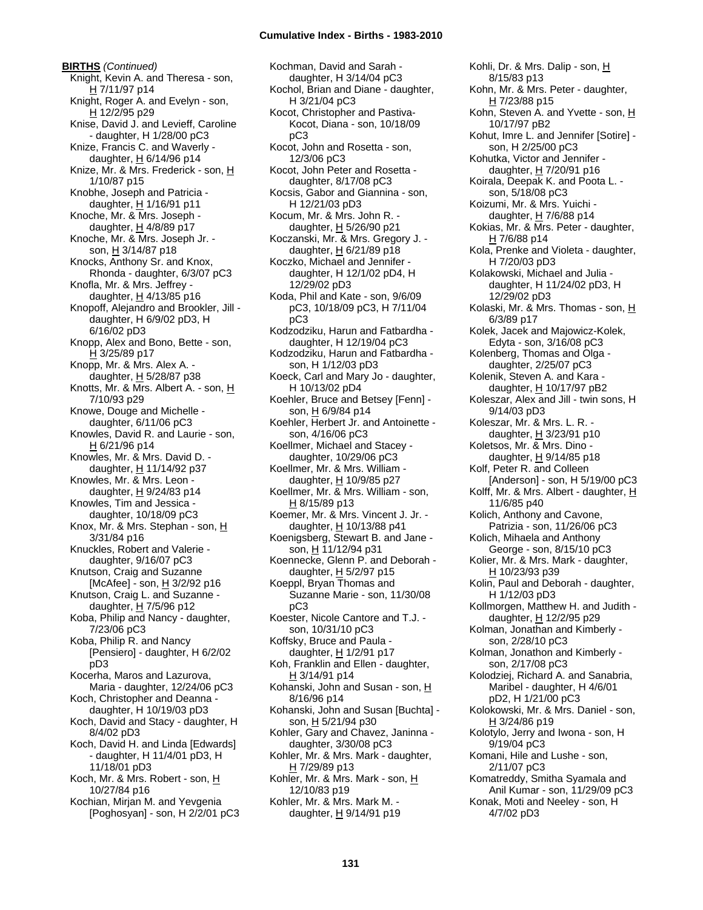**BIRTHS** *(Continued)*

Knight, Kevin A. and Theresa - son, H 7/11/97 p14
Knight, Roger A. and Evelyn - son, H 12/2/95 p29
Knise, David J. and Levieff, Caroline - daughter, H 1/28/00 pC3
Knize, Francis C. and Waverly - daughter, H 6/14/96 p14
Knize, Mr. & Mrs. Frederick - son, H 1/10/87 p15
Knobhe, Joseph and Patricia - daughter, H 1/16/91 p11
Knoche, Mr. & Mrs. Joseph - daughter, H 4/8/89 p17
Knoche, Mr. & Mrs. Joseph Jr. - son, H 3/14/87 p18
Knocks, Anthony Sr. and Knox, Rhonda - daughter, 6/3/07 pC3
Knofla, Mr. & Mrs. Jeffrey - daughter, H 4/13/85 p16
Knopoff, Alejandro and Brookler, Jill - daughter, H 6/9/02 pD3, H 6/16/02 pD3
Knopp, Alex and Bono, Bette - son, H 3/25/89 p17
Knopp, Mr. & Mrs. Alex A. - daughter, H 5/28/87 p38
Knotts, Mr. & Mrs. Albert A. - son, H 7/10/93 p29
Knowe, Douge and Michelle - daughter, 6/11/06 pC3
Knowles, David R. and Laurie - son, H 6/21/96 p14
Knowles, Mr. & Mrs. David D. - daughter, H 11/14/92 p37
Knowles, Mr. & Mrs. Leon - daughter, H 9/24/83 p14
Knowles, Tim and Jessica - daughter, 10/18/09 pC3
Knox, Mr. & Mrs. Stephan - son, H 3/31/84 p16
Knuckles, Robert and Valerie - daughter, 9/16/07 pC3
Knutson, Craig and Suzanne [McAfee] - son, H 3/2/92 p16
Knutson, Craig L. and Suzanne - daughter, H 7/5/96 p12
Koba, Philip and Nancy - daughter, 7/23/06 pC3
Koba, Philip R. and Nancy [Pensiero] - daughter, H 6/2/02 pD3
Kocerha, Maros and Lazurova, Maria - daughter, 12/24/06 pC3
Koch, Christopher and Deanna - daughter, H 10/19/03 pD3
Koch, David and Stacy - daughter, H 8/4/02 pD3
Koch, David H. and Linda [Edwards] - daughter, H 11/4/01 pD3, H 11/18/01 pD3
Koch, Mr. & Mrs. Robert - son, H 10/27/84 p16
Kochian, Mirjan M. and Yevgenia [Poghosyan] - son, H 2/2/01 pC3
Kochman, David and Sarah - daughter, H 3/14/04 pC3
Kochol, Brian and Diane - daughter, H 3/21/04 pC3
Kocot, Christopher and Pastiva-Kocot, Diana - son, 10/18/09 pC3
Kocot, John and Rosetta - son, 12/3/06 pC3
Kocot, John Peter and Rosetta - daughter, 8/17/08 pC3
Kocsis, Gabor and Giannina - son, H 12/21/03 pD3
Kocum, Mr. & Mrs. John R. - daughter, H 5/26/90 p21
Koczanski, Mr. & Mrs. Gregory J. - daughter, H 6/21/89 p18
Koczko, Michael and Jennifer - daughter, H 12/1/02 pD4, H 12/29/02 pD3
Koda, Phil and Kate - son, 9/6/09 pC3, 10/18/09 pC3, H 7/11/04 pC3
Kodzodziku, Harun and Fatbardha - daughter, H 12/19/04 pC3
Kodzodziku, Harun and Fatbardha - son, H 1/12/03 pD3
Koeck, Carl and Mary Jo - daughter, H 10/13/02 pD4
Koehler, Bruce and Betsey [Fenn] - son, H 6/9/84 p14
Koehler, Herbert Jr. and Antoinette - son, 4/16/06 pC3
Koellmer, Michael and Stacey - daughter, 10/29/06 pC3
Koellmer, Mr. & Mrs. William - daughter, H 10/9/85 p27
Koellmer, Mr. & Mrs. William - son, H 8/15/89 p13
Koemer, Mr. & Mrs. Vincent J. Jr. - daughter, H 10/13/88 p41
Koenigsberg, Stewart B. and Jane - son, H 11/12/94 p31
Koennecke, Glenn P. and Deborah - daughter, H 5/2/97 p15
Koeppl, Bryan Thomas and Suzanne Marie - son, 11/30/08 pC3
Koester, Nicole Cantore and T.J. - son, 10/31/10 pC3
Koffsky, Bruce and Paula - daughter, H 1/2/91 p17
Koh, Franklin and Ellen - daughter, H 3/14/91 p14
Kohanski, John and Susan - son, H 8/16/96 p14
Kohanski, John and Susan [Buchta] - son, H 5/21/94 p30
Kohler, Gary and Chavez, Janinna - daughter, 3/30/08 pC3
Kohler, Mr. & Mrs. Mark - daughter, H 7/29/89 p13
Kohler, Mr. & Mrs. Mark - son, H 12/10/83 p19
Kohler, Mr. & Mrs. Mark M. - daughter, H 9/14/91 p19
Kohli, Dr. & Mrs. Dalip - son, H 8/15/83 p13
Kohn, Mr. & Mrs. Peter - daughter, H 7/23/88 p15
Kohn, Steven A. and Yvette - son, H 10/17/97 pB2
Kohut, Imre L. and Jennifer [Sotire] - son, H 2/25/00 pC3
Kohutka, Victor and Jennifer - daughter, H 7/20/91 p16
Koirala, Deepak K. and Poota L. - son, 5/18/08 pC3
Koizumi, Mr. & Mrs. Yuichi - daughter, H 7/6/88 p14
Kokias, Mr. & Mrs. Peter - daughter, H 7/6/88 p14
Kola, Prenke and Violeta - daughter, H 7/20/03 pD3
Kolakowski, Michael and Julia - daughter, H 11/24/02 pD3, H 12/29/02 pD3
Kolaski, Mr. & Mrs. Thomas - son, H 6/3/89 p17
Kolek, Jacek and Majowicz-Kolek, Edyta - son, 3/16/08 pC3
Kolenberg, Thomas and Olga - daughter, 2/25/07 pC3
Kolenik, Steven A. and Kara - daughter, H 10/17/97 pB2
Koleszar, Alex and Jill - twin sons, H 9/14/03 pD3
Koleszar, Mr. & Mrs. L. R. - daughter, H 3/23/91 p10
Koletsos, Mr. & Mrs. Dino - daughter, H 9/14/85 p18
Kolf, Peter R. and Colleen [Anderson] - son, H 5/19/00 pC3
Kolff, Mr. & Mrs. Albert - daughter, H 11/6/85 p40
Kolich, Anthony and Cavone, Patrizia - son, 11/26/06 pC3
Kolich, Mihaela and Anthony George - son, 8/15/10 pC3
Kolier, Mr. & Mrs. Mark - daughter, H 10/23/93 p39
Kolin, Paul and Deborah - daughter, H 1/12/03 pD3
Kollmorgen, Matthew H. and Judith - daughter, H 12/2/95 p29
Kolman, Jonathan and Kimberly - son, 2/28/10 pC3
Kolman, Jonathon and Kimberly - son, 2/17/08 pC3
Kolodziej, Richard A. and Sanabria, Maribel - daughter, H 4/6/01 pD2, H 1/21/00 pC3
Kolokowski, Mr. & Mrs. Daniel - son, H 3/24/86 p19
Kolotylo, Jerry and Iwona - son, H 9/19/04 pC3
Komani, Hile and Lushe - son, 2/11/07 pC3
Komatreddy, Smitha Syamala and Anil Kumar - son, 11/29/09 pC3
Konak, Moti and Neeley - son, H 4/7/02 pD3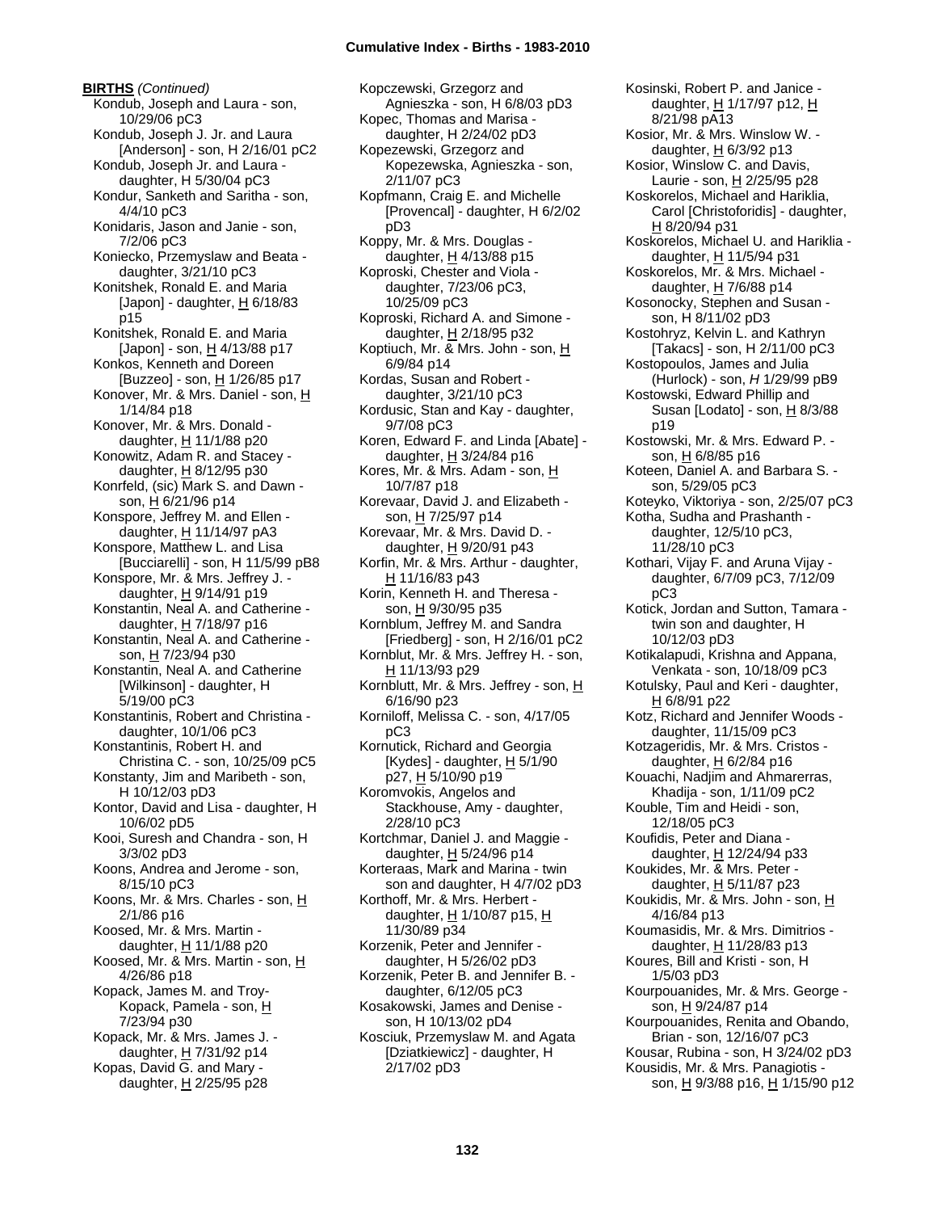**BIRTHS** *(Continued)*

Kondub, Joseph and Laura - son, 10/29/06 pC3
Kondub, Joseph J. Jr. and Laura [Anderson] - son, H 2/16/01 pC2
Kondub, Joseph Jr. and Laura - daughter, H 5/30/04 pC3
Kondur, Sanketh and Saritha - son, 4/4/10 pC3
Konidaris, Jason and Janie - son, 7/2/06 pC3
Koniecko, Przemyslaw and Beata - daughter, 3/21/10 pC3
Konitshek, Ronald E. and Maria [Japon] - daughter, H 6/18/83 p15
Konitshek, Ronald E. and Maria [Japon] - son, H 4/13/88 p17
Konkos, Kenneth and Doreen [Buzzeo] - son, H 1/26/85 p17
Konover, Mr. & Mrs. Daniel - son, H 1/14/84 p18
Konover, Mr. & Mrs. Donald - daughter, H 11/1/88 p20
Konowitz, Adam R. and Stacey - daughter, H 8/12/95 p30
Konrfeld, (sic) Mark S. and Dawn - son, H 6/21/96 p14
Konspore, Jeffrey M. and Ellen - daughter, H 11/14/97 pA3
Konspore, Matthew L. and Lisa [Bucciarelli] - son, H 11/5/99 pB8
Konspore, Mr. & Mrs. Jeffrey J. - daughter, H 9/14/91 p19
Konstantin, Neal A. and Catherine - daughter, H 7/18/97 p16
Konstantin, Neal A. and Catherine - son, H 7/23/94 p30
Konstantin, Neal A. and Catherine [Wilkinson] - daughter, H 5/19/00 pC3
Konstantinis, Robert and Christina - daughter, 10/1/06 pC3
Konstantinis, Robert H. and Christina C. - son, 10/25/09 pC5
Konstanty, Jim and Maribeth - son, H 10/12/03 pD3
Kontor, David and Lisa - daughter, H 10/6/02 pD5
Kooi, Suresh and Chandra - son, H 3/3/02 pD3
Koons, Andrea and Jerome - son, 8/15/10 pC3
Koons, Mr. & Mrs. Charles - son, H 2/1/86 p16
Koosed, Mr. & Mrs. Martin - daughter, H 11/1/88 p20
Koosed, Mr. & Mrs. Martin - son, H 4/26/86 p18
Kopack, James M. and Troy-Kopack, Pamela - son, H 7/23/94 p30
Kopack, Mr. & Mrs. James J. - daughter, H 7/31/92 p14
Kopas, David G. and Mary - daughter, H 2/25/95 p28
Kopczewski, Grzegorz and Agnieszka - son, H 6/8/03 pD3
Kopec, Thomas and Marisa - daughter, H 2/24/02 pD3
Kopezewski, Grzegorz and Kopezewska, Agnieszka - son, 2/11/07 pC3
Kopfmann, Craig E. and Michelle [Provencal] - daughter, H 6/2/02 pD3
Koppy, Mr. & Mrs. Douglas - daughter, H 4/13/88 p15
Koproski, Chester and Viola - daughter, 7/23/06 pC3, 10/25/09 pC3
Koproski, Richard A. and Simone - daughter, H 2/18/95 p32
Koptiuch, Mr. & Mrs. John - son, H 6/9/84 p14
Kordas, Susan and Robert - daughter, 3/21/10 pC3
Kordusic, Stan and Kay - daughter, 9/7/08 pC3
Koren, Edward F. and Linda [Abate] - daughter, H 3/24/84 p16
Kores, Mr. & Mrs. Adam - son, H 10/7/87 p18
Korevaar, David J. and Elizabeth - son, H 7/25/97 p14
Korevaar, Mr. & Mrs. David D. - daughter, H 9/20/91 p43
Korfin, Mr. & Mrs. Arthur - daughter, H 11/16/83 p43
Korin, Kenneth H. and Theresa - son, H 9/30/95 p35
Kornblum, Jeffrey M. and Sandra [Friedberg] - son, H 2/16/01 pC2
Kornblut, Mr. & Mrs. Jeffrey H. - son, H 11/13/93 p29
Kornblutt, Mr. & Mrs. Jeffrey - son, H 6/16/90 p23
Korniloff, Melissa C. - son, 4/17/05 pC3
Kornutick, Richard and Georgia [Kydes] - daughter, H 5/1/90 p27, H 5/10/90 p19
Koromvokis, Angelos and Stackhouse, Amy - daughter, 2/28/10 pC3
Kortchmar, Daniel J. and Maggie - daughter, H 5/24/96 p14
Korteraas, Mark and Marina - twin son and daughter, H 4/7/02 pD3
Korthoff, Mr. & Mrs. Herbert - daughter, H 1/10/87 p15, H 11/30/89 p34
Korzenik, Peter and Jennifer - daughter, H 5/26/02 pD3
Korzenik, Peter B. and Jennifer B. - daughter, 6/12/05 pC3
Kosakowski, James and Denise - son, H 10/13/02 pD4
Kosciuk, Przemyslaw M. and Agata [Dziatkiewicz] - daughter, H 2/17/02 pD3
Kosinski, Robert P. and Janice - daughter, H 1/17/97 p12, H 8/21/98 pA13
Kosior, Mr. & Mrs. Winslow W. - daughter, H 6/3/92 p13
Kosior, Winslow C. and Davis, Laurie - son, H 2/25/95 p28
Koskorelos, Michael and Hariklia, Carol [Christoforidis] - daughter, H 8/20/94 p31
Koskorelos, Michael U. and Hariklia - daughter, H 11/5/94 p31
Koskorelos, Mr. & Mrs. Michael - daughter, H 7/6/88 p14
Kosonocky, Stephen and Susan - son, H 8/11/02 pD3
Kostohryz, Kelvin L. and Kathryn [Takacs] - son, H 2/11/00 pC3
Kostopoulos, James and Julia (Hurlock) - son, *H* 1/29/99 pB9
Kostowski, Edward Phillip and Susan [Lodato] - son, H 8/3/88 p19
Kostowski, Mr. & Mrs. Edward P. - son, H 6/8/85 p16
Koteen, Daniel A. and Barbara S. - son, 5/29/05 pC3
Koteyko, Viktoriya - son, 2/25/07 pC3
Kotha, Sudha and Prashanth - daughter, 12/5/10 pC3, 11/28/10 pC3
Kothari, Vijay F. and Aruna Vijay - daughter, 6/7/09 pC3, 7/12/09 pC3
Kotick, Jordan and Sutton, Tamara - twin son and daughter, H 10/12/03 pD3
Kotikalapudi, Krishna and Appana, Venkata - son, 10/18/09 pC3
Kotulsky, Paul and Keri - daughter, H 6/8/91 p22
Kotz, Richard and Jennifer Woods - daughter, 11/15/09 pC3
Kotzageridis, Mr. & Mrs. Cristos - daughter, H 6/2/84 p16
Kouachi, Nadjim and Ahmarerras, Khadija - son, 1/11/09 pC2
Kouble, Tim and Heidi - son, 12/18/05 pC3
Koufidis, Peter and Diana - daughter, H 12/24/94 p33
Koukides, Mr. & Mrs. Peter - daughter, H 5/11/87 p23
Koukidis, Mr. & Mrs. John - son, H 4/16/84 p13
Koumasidis, Mr. & Mrs. Dimitrios - daughter, H 11/28/83 p13
Koures, Bill and Kristi - son, H 1/5/03 pD3
Kourpouanides, Mr. & Mrs. George - son, H 9/24/87 p14
Kourpouanides, Renita and Obando, Brian - son, 12/16/07 pC3
Kousar, Rubina - son, H 3/24/02 pD3
Kousidis, Mr. & Mrs. Panagiotis - son, H 9/3/88 p16, H 1/15/90 p12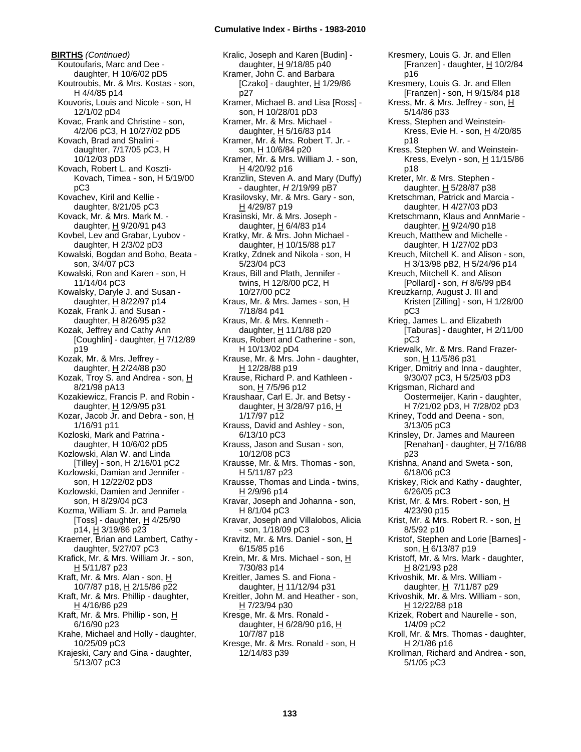**BIRTHS** *(Continued)*

Koutoufaris, Marc and Dee - daughter, H 10/6/02 pD5
Koutroubis, Mr. & Mrs. Kostas - son, H 4/4/85 p14
Kouvoris, Louis and Nicole - son, H 12/1/02 pD4
Kovac, Frank and Christine - son, 4/2/06 pC3, H 10/27/02 pD5
Kovach, Brad and Shalini - daughter, 7/17/05 pC3, H 10/12/03 pD3
Kovach, Robert L. and Koszti-Kovach, Timea - son, H 5/19/00 pC3
Kovachev, Kiril and Kellie - daughter, 8/21/05 pC3
Kovack, Mr. & Mrs. Mark M. - daughter, H 9/20/91 p43
Kovbel, Lev and Grabar, Lyubov - daughter, H 2/3/02 pD3
Kowalski, Bogdan and Boho, Beata - son, 3/4/07 pC3
Kowalski, Ron and Karen - son, H 11/14/04 pC3
Kowalsky, Daryle J. and Susan - daughter, H 8/22/97 p14
Kozak, Frank J. and Susan - daughter, H 8/26/95 p32
Kozak, Jeffrey and Cathy Ann [Coughlin] - daughter, H 7/12/89 p19
Kozak, Mr. & Mrs. Jeffrey - daughter, H 2/24/88 p30
Kozak, Troy S. and Andrea - son, H 8/21/98 pA13
Kozakiewicz, Francis P. and Robin - daughter, H 12/9/95 p31
Kozar, Jacob Jr. and Debra - son, H 1/16/91 p11
Kozloski, Mark and Patrina - daughter, H 10/6/02 pD5
Kozlowski, Alan W. and Linda [Tilley] - son, H 2/16/01 pC2
Kozlowski, Damian and Jennifer - son, H 12/22/02 pD3
Kozlowski, Damien and Jennifer - son, H 8/29/04 pC3
Kozma, William S. Jr. and Pamela [Toss] - daughter, H 4/25/90 p14, H 3/19/86 p23
Kraemer, Brian and Lambert, Cathy - daughter, 5/27/07 pC3
Krafick, Mr. & Mrs. William Jr. - son, H 5/11/87 p23
Kraft, Mr. & Mrs. Alan - son, H 10/7/87 p18, H 2/15/86 p22
Kraft, Mr. & Mrs. Phillip - daughter, H 4/16/86 p29
Kraft, Mr. & Mrs. Phillip - son, H 6/16/90 p23
Krahe, Michael and Holly - daughter, 10/25/09 pC3
Krajeski, Cary and Gina - daughter, 5/13/07 pC3
Kralic, Joseph and Karen [Budin] - daughter, H 9/18/85 p40
Kramer, John C. and Barbara [Czako] - daughter, H 1/29/86 p27
Kramer, Michael B. and Lisa [Ross] - son, H 10/28/01 pD3
Kramer, Mr. & Mrs. Michael - daughter, H 5/16/83 p14
Kramer, Mr. & Mrs. Robert T. Jr. - son, H 10/6/84 p20
Kramer, Mr. & Mrs. William J. - son, H 4/20/92 p16
Kranzlin, Steven A. and Mary (Duffy) - daughter, *H* 2/19/99 pB7
Krasilovsky, Mr. & Mrs. Gary - son, H 4/29/87 p19
Krasinski, Mr. & Mrs. Joseph - daughter, H 6/4/83 p14
Kratky, Mr. & Mrs. John Michael - daughter, H 10/15/88 p17
Kratky, Zdnek and Nikola - son, H 5/23/04 pC3
Kraus, Bill and Plath, Jennifer - twins, H 12/8/00 pC2, H 10/27/00 pC2
Kraus, Mr. & Mrs. James - son, H 7/18/84 p41
Kraus, Mr. & Mrs. Kenneth - daughter, H 11/1/88 p20
Kraus, Robert and Catherine - son, H 10/13/02 pD4
Krause, Mr. & Mrs. John - daughter, H 12/28/88 p19
Krause, Richard P. and Kathleen - son, H 7/5/96 p12
Kraushaar, Carl E. Jr. and Betsy - daughter, H 3/28/97 p16, H 1/17/97 p12
Krauss, David and Ashley - son, 6/13/10 pC3
Krauss, Jason and Susan - son, 10/12/08 pC3
Krausse, Mr. & Mrs. Thomas - son, H 5/11/87 p23
Krausse, Thomas and Linda - twins, H 2/9/96 p14
Kravar, Joseph and Johanna - son, H 8/1/04 pC3
Kravar, Joseph and Villalobos, Alicia - son, 1/18/09 pC3
Kravitz, Mr. & Mrs. Daniel - son, H 6/15/85 p16
Krein, Mr. & Mrs. Michael - son, H 7/30/83 p14
Kreitler, James S. and Fiona - daughter, H 11/12/94 p31
Kreitler, John M. and Heather - son, H 7/23/94 p30
Kresge, Mr. & Mrs. Ronald - daughter, H 6/28/90 p16, H 10/7/87 p18
Kresge, Mr. & Mrs. Ronald - son, H 12/14/83 p39
Kresmery, Louis G. Jr. and Ellen [Franzen] - daughter, H 10/2/84 p16
Kresmery, Louis G. Jr. and Ellen [Franzen] - son, H 9/15/84 p18
Kress, Mr. & Mrs. Jeffrey - son, H 5/14/86 p33
Kress, Stephen and Weinstein-Kress, Evie H. - son, H 4/20/85 p18
Kress, Stephen W. and Weinstein-Kress, Evelyn - son, H 11/15/86 p18
Kreter, Mr. & Mrs. Stephen - daughter, H 5/28/87 p38
Kretschman, Patrick and Marcia - daughter, H 4/27/03 pD3
Kretschmann, Klaus and AnnMarie - daughter, H 9/24/90 p18
Kreuch, Matthew and Michelle - daughter, H 1/27/02 pD3
Kreuch, Mitchell K. and Alison - son, H 3/13/98 pB2, H 5/24/96 p14
Kreuch, Mitchell K. and Alison [Pollard] - son, *H* 8/6/99 pB4
Kreuzkarnp, August J. III and Kristen [Zilling] - son, H 1/28/00 pC3
Krieg, James L. and Elizabeth [Taburas] - daughter, H 2/11/00 pC3
Kriewalk, Mr. & Mrs. Rand Frazer-son, H 11/5/86 p31
Kriger, Dmitriy and Inna - daughter, 9/30/07 pC3, H 5/25/03 pD3
Krigsman, Richard and Oostermeijer, Karin - daughter, H 7/21/02 pD3, H 7/28/02 pD3
Kriney, Todd and Deena - son, 3/13/05 pC3
Krinsley, Dr. James and Maureen [Renahan] - daughter, H 7/16/88 p23
Krishna, Anand and Sweta - son, 6/18/06 pC3
Kriskey, Rick and Kathy - daughter, 6/26/05 pC3
Krist, Mr. & Mrs. Robert - son, H 4/23/90 p15
Krist, Mr. & Mrs. Robert R. - son, H 8/5/92 p10
Kristof, Stephen and Lorie [Barnes] - son, H 6/13/87 p19
Kristoff, Mr. & Mrs. Mark - daughter, H 8/21/93 p28
Krivoshik, Mr. & Mrs. William - daughter, H 7/11/87 p29
Krivoshik, Mr. & Mrs. William - son, H 12/22/88 p18
Krizek, Robert and Naurelle - son, 1/4/09 pC2
Kroll, Mr. & Mrs. Thomas - daughter, H 2/1/86 p16
Krollman, Richard and Andrea - son, 5/1/05 pC3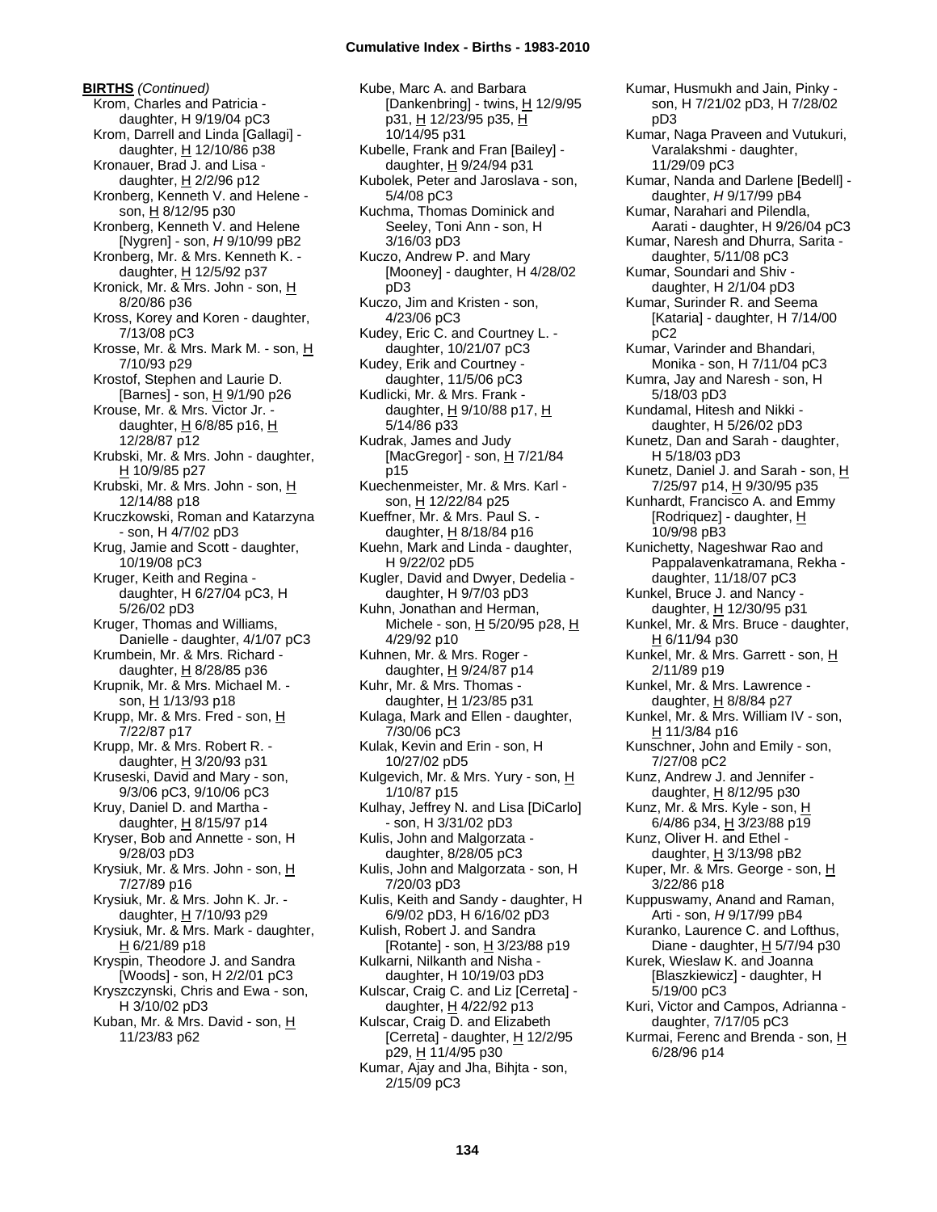**BIRTHS** *(Continued)*

Krom, Charles and Patricia - daughter, H 9/19/04 pC3
Krom, Darrell and Linda [Gallagi] - daughter, H 12/10/86 p38
Kronauer, Brad J. and Lisa - daughter, H 2/2/96 p12
Kronberg, Kenneth V. and Helene - son, H 8/12/95 p30
Kronberg, Kenneth V. and Helene [Nygren] - son, *H* 9/10/99 pB2
Kronberg, Mr. & Mrs. Kenneth K. - daughter, H 12/5/92 p37
Kronick, Mr. & Mrs. John - son, H 8/20/86 p36
Kross, Korey and Koren - daughter, 7/13/08 pC3
Krosse, Mr. & Mrs. Mark M. - son, H 7/10/93 p29
Krostof, Stephen and Laurie D. [Barnes] - son, H 9/1/90 p26
Krouse, Mr. & Mrs. Victor Jr. - daughter, H 6/8/85 p16, H 12/28/87 p12
Krubski, Mr. & Mrs. John - daughter, H 10/9/85 p27
Krubski, Mr. & Mrs. John - son, H 12/14/88 p18
Kruczkowski, Roman and Katarzyna - son, H 4/7/02 pD3
Krug, Jamie and Scott - daughter, 10/19/08 pC3
Kruger, Keith and Regina - daughter, H 6/27/04 pC3, H 5/26/02 pD3
Kruger, Thomas and Williams, Danielle - daughter, 4/1/07 pC3
Krumbein, Mr. & Mrs. Richard - daughter, H 8/28/85 p36
Krupnik, Mr. & Mrs. Michael M. - son, H 1/13/93 p18
Krupp, Mr. & Mrs. Fred - son, H 7/22/87 p17
Krupp, Mr. & Mrs. Robert R. - daughter, H 3/20/93 p31
Kruseski, David and Mary - son, 9/3/06 pC3, 9/10/06 pC3
Kruy, Daniel D. and Martha - daughter, H 8/15/97 p14
Kryser, Bob and Annette - son, H 9/28/03 pD3
Krysiuk, Mr. & Mrs. John - son, H 7/27/89 p16
Krysiuk, Mr. & Mrs. John K. Jr. - daughter, H 7/10/93 p29
Krysiuk, Mr. & Mrs. Mark - daughter, H 6/21/89 p18
Kryspin, Theodore J. and Sandra [Woods] - son, H 2/2/01 pC3
Kryszczynski, Chris and Ewa - son, H 3/10/02 pD3
Kuban, Mr. & Mrs. David - son, H 11/23/83 p62
Kube, Marc A. and Barbara [Dankenbring] - twins, H 12/9/95 p31, H 12/23/95 p35, H 10/14/95 p31
Kubelle, Frank and Fran [Bailey] - daughter, H 9/24/94 p31
Kubolek, Peter and Jaroslava - son, 5/4/08 pC3
Kuchma, Thomas Dominick and Seeley, Toni Ann - son, H 3/16/03 pD3
Kuczo, Andrew P. and Mary [Mooney] - daughter, H 4/28/02 pD3
Kuczo, Jim and Kristen - son, 4/23/06 pC3
Kudey, Eric C. and Courtney L. - daughter, 10/21/07 pC3
Kudey, Erik and Courtney - daughter, 11/5/06 pC3
Kudlicki, Mr. & Mrs. Frank - daughter, H 9/10/88 p17, H 5/14/86 p33
Kudrak, James and Judy [MacGregor] - son, H 7/21/84 p15
Kuechenmeister, Mr. & Mrs. Karl - son, H 12/22/84 p25
Kueffner, Mr. & Mrs. Paul S. - daughter, H 8/18/84 p16
Kuehn, Mark and Linda - daughter, H 9/22/02 pD5
Kugler, David and Dwyer, Dedelia - daughter, H 9/7/03 pD3
Kuhn, Jonathan and Herman, Michele - son, H 5/20/95 p28, H 4/29/92 p10
Kuhnen, Mr. & Mrs. Roger - daughter, H 9/24/87 p14
Kuhr, Mr. & Mrs. Thomas - daughter, H 1/23/85 p31
Kulaga, Mark and Ellen - daughter, 7/30/06 pC3
Kulak, Kevin and Erin - son, H 10/27/02 pD5
Kulgevich, Mr. & Mrs. Yury - son, H 1/10/87 p15
Kulhay, Jeffrey N. and Lisa [DiCarlo] - son, H 3/31/02 pD3
Kulis, John and Malgorzata - daughter, 8/28/05 pC3
Kulis, John and Malgorzata - son, H 7/20/03 pD3
Kulis, Keith and Sandy - daughter, H 6/9/02 pD3, H 6/16/02 pD3
Kulish, Robert J. and Sandra [Rotante] - son, H 3/23/88 p19
Kulkarni, Nilkanth and Nisha - daughter, H 10/19/03 pD3
Kulscar, Craig C. and Liz [Cerreta] - daughter, H 4/22/92 p13
Kulscar, Craig D. and Elizabeth [Cerreta] - daughter, H 12/2/95 p29, H 11/4/95 p30
Kumar, Ajay and Jha, Bihjta - son, 2/15/09 pC3
Kumar, Husmukh and Jain, Pinky - son, H 7/21/02 pD3, H 7/28/02 pD3
Kumar, Naga Praveen and Vutukuri, Varalakshmi - daughter, 11/29/09 pC3
Kumar, Nanda and Darlene [Bedell] - daughter, *H* 9/17/99 pB4
Kumar, Narahari and Pilendla, Aarati - daughter, H 9/26/04 pC3
Kumar, Naresh and Dhurra, Sarita - daughter, 5/11/08 pC3
Kumar, Soundari and Shiv - daughter, H 2/1/04 pD3
Kumar, Surinder R. and Seema [Kataria] - daughter, H 7/14/00 pC2
Kumar, Varinder and Bhandari, Monika - son, H 7/11/04 pC3
Kumra, Jay and Naresh - son, H 5/18/03 pD3
Kundamal, Hitesh and Nikki - daughter, H 5/26/02 pD3
Kunetz, Dan and Sarah - daughter, H 5/18/03 pD3
Kunetz, Daniel J. and Sarah - son, H 7/25/97 p14, H 9/30/95 p35
Kunhardt, Francisco A. and Emmy [Rodriquez] - daughter, H 10/9/98 pB3
Kunichetty, Nageshwar Rao and Pappalavenkatramana, Rekha - daughter, 11/18/07 pC3
Kunkel, Bruce J. and Nancy - daughter, H 12/30/95 p31
Kunkel, Mr. & Mrs. Bruce - daughter, H 6/11/94 p30
Kunkel, Mr. & Mrs. Garrett - son, H 2/11/89 p19
Kunkel, Mr. & Mrs. Lawrence - daughter, H 8/8/84 p27
Kunkel, Mr. & Mrs. William IV - son, H 11/3/84 p16
Kunschner, John and Emily - son, 7/27/08 pC2
Kunz, Andrew J. and Jennifer - daughter, H 8/12/95 p30
Kunz, Mr. & Mrs. Kyle - son, H 6/4/86 p34, H 3/23/88 p19
Kunz, Oliver H. and Ethel - daughter, H 3/13/98 pB2
Kuper, Mr. & Mrs. George - son, H 3/22/86 p18
Kuppuswamy, Anand and Raman, Arti - son, *H* 9/17/99 pB4
Kuranko, Laurence C. and Lofthus, Diane - daughter, H 5/7/94 p30
Kurek, Wieslaw K. and Joanna [Blaszkiewicz] - daughter, H 5/19/00 pC3
Kuri, Victor and Campos, Adrianna - daughter, 7/17/05 pC3
Kurmai, Ferenc and Brenda - son, H 6/28/96 p14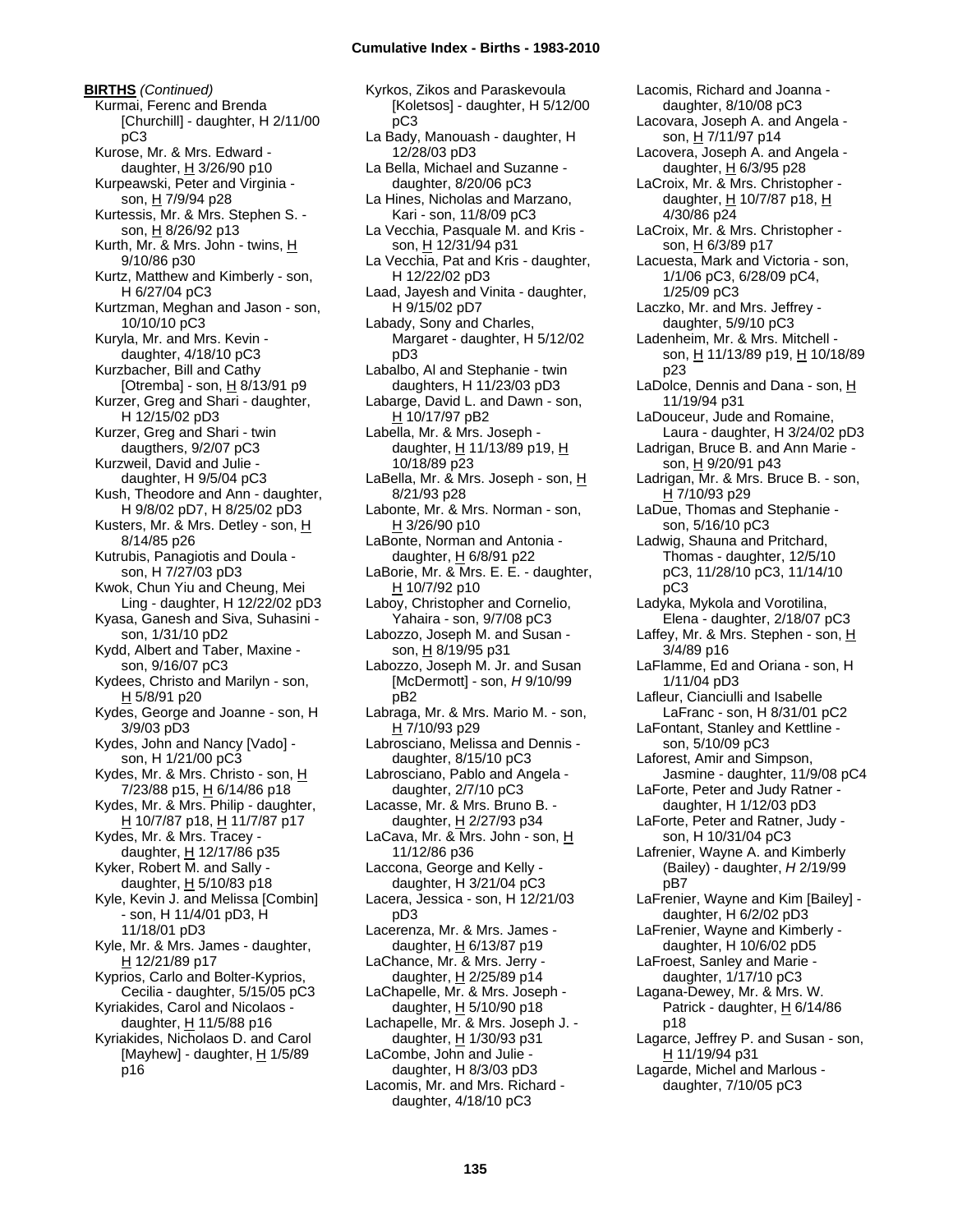**BIRTHS** *(Continued)*

Kurmai, Ferenc and Brenda [Churchill] - daughter, H 2/11/00 pC3
Kurose, Mr. & Mrs. Edward - daughter, H 3/26/90 p10
Kurpeawski, Peter and Virginia - son, H 7/9/94 p28
Kurtessis, Mr. & Mrs. Stephen S. - son, H 8/26/92 p13
Kurth, Mr. & Mrs. John - twins, H 9/10/86 p30
Kurtz, Matthew and Kimberly - son, H 6/27/04 pC3
Kurtzman, Meghan and Jason - son, 10/10/10 pC3
Kuryla, Mr. and Mrs. Kevin - daughter, 4/18/10 pC3
Kurzbacher, Bill and Cathy [Otremba] - son, H 8/13/91 p9
Kurzer, Greg and Shari - daughter, H 12/15/02 pD3
Kurzer, Greg and Shari - twin daugthers, 9/2/07 pC3
Kurzweil, David and Julie - daughter, H 9/5/04 pC3
Kush, Theodore and Ann - daughter, H 9/8/02 pD7, H 8/25/02 pD3
Kusters, Mr. & Mrs. Detley - son, H 8/14/85 p26
Kutrubis, Panagiotis and Doula - son, H 7/27/03 pD3
Kwok, Chun Yiu and Cheung, Mei Ling - daughter, H 12/22/02 pD3
Kyasa, Ganesh and Siva, Suhasini - son, 1/31/10 pD2
Kydd, Albert and Taber, Maxine - son, 9/16/07 pC3
Kydees, Christo and Marilyn - son, H 5/8/91 p20
Kydes, George and Joanne - son, H 3/9/03 pD3
Kydes, John and Nancy [Vado] - son, H 1/21/00 pC3
Kydes, Mr. & Mrs. Christo - son, H 7/23/88 p15, H 6/14/86 p18
Kydes, Mr. & Mrs. Philip - daughter, H 10/7/87 p18, H 11/7/87 p17
Kydes, Mr. & Mrs. Tracey - daughter, H 12/17/86 p35
Kyker, Robert M. and Sally - daughter, H 5/10/83 p18
Kyle, Kevin J. and Melissa [Combin] - son, H 11/4/01 pD3, H 11/18/01 pD3
Kyle, Mr. & Mrs. James - daughter, H 12/21/89 p17
Kyprios, Carlo and Bolter-Kyprios, Cecilia - daughter, 5/15/05 pC3
Kyriakides, Carol and Nicolaos - daughter, H 11/5/88 p16
Kyriakides, Nicholaos D. and Carol [Mayhew] - daughter, H 1/5/89 p16
Kyrkos, Zikos and Paraskevoula [Koletsos] - daughter, H 5/12/00 pC3
La Bady, Manouash - daughter, H 12/28/03 pD3
La Bella, Michael and Suzanne - daughter, 8/20/06 pC3
La Hines, Nicholas and Marzano, Kari - son, 11/8/09 pC3
La Vecchia, Pasquale M. and Kris - son, H 12/31/94 p31
La Vecchia, Pat and Kris - daughter, H 12/22/02 pD3
Laad, Jayesh and Vinita - daughter, H 9/15/02 pD7
Labady, Sony and Charles, Margaret - daughter, H 5/12/02 pD3
Labalbo, Al and Stephanie - twin daughters, H 11/23/03 pD3
Labarge, David L. and Dawn - son, H 10/17/97 pB2
Labella, Mr. & Mrs. Joseph - daughter, H 11/13/89 p19, H 10/18/89 p23
LaBella, Mr. & Mrs. Joseph - son, H 8/21/93 p28
Labonte, Mr. & Mrs. Norman - son, H 3/26/90 p10
LaBonte, Norman and Antonia - daughter, H 6/8/91 p22
LaBorie, Mr. & Mrs. E. E. - daughter, H 10/7/92 p10
Laboy, Christopher and Cornelio, Yahaira - son, 9/7/08 pC3
Labozzo, Joseph M. and Susan - son, H 8/19/95 p31
Labozzo, Joseph M. Jr. and Susan [McDermott] - son, *H* 9/10/99 pB2
Labraga, Mr. & Mrs. Mario M. - son, H 7/10/93 p29
Labrosciano, Melissa and Dennis - daughter, 8/15/10 pC3
Labrosciano, Pablo and Angela - daughter, 2/7/10 pC3
Lacasse, Mr. & Mrs. Bruno B. - daughter, H 2/27/93 p34
LaCava, Mr. & Mrs. John - son, H 11/12/86 p36
Laccona, George and Kelly - daughter, H 3/21/04 pC3
Lacera, Jessica - son, H 12/21/03 pD3
Lacerenza, Mr. & Mrs. James - daughter, H 6/13/87 p19
LaChance, Mr. & Mrs. Jerry - daughter, H 2/25/89 p14
LaChapelle, Mr. & Mrs. Joseph - daughter, H 5/10/90 p18
Lachapelle, Mr. & Mrs. Joseph J. - daughter, H 1/30/93 p31
LaCombe, John and Julie - daughter, H 8/3/03 pD3
Lacomis, Mr. and Mrs. Richard - daughter, 4/18/10 pC3
Lacomis, Richard and Joanna - daughter, 8/10/08 pC3
Lacovara, Joseph A. and Angela - son, H 7/11/97 p14
Lacovera, Joseph A. and Angela - daughter, H 6/3/95 p28
LaCroix, Mr. & Mrs. Christopher - daughter, H 10/7/87 p18, H 4/30/86 p24
LaCroix, Mr. & Mrs. Christopher - son, H 6/3/89 p17
Lacuesta, Mark and Victoria - son, 1/1/06 pC3, 6/28/09 pC4, 1/25/09 pC3
Laczko, Mr. and Mrs. Jeffrey - daughter, 5/9/10 pC3
Ladenheim, Mr. & Mrs. Mitchell - son, H 11/13/89 p19, H 10/18/89 p23
LaDolce, Dennis and Dana - son, H 11/19/94 p31
LaDouceur, Jude and Romaine, Laura - daughter, H 3/24/02 pD3
Ladrigan, Bruce B. and Ann Marie - son, H 9/20/91 p43
Ladrigan, Mr. & Mrs. Bruce B. - son, H 7/10/93 p29
LaDue, Thomas and Stephanie - son, 5/16/10 pC3
Ladwig, Shauna and Pritchard, Thomas - daughter, 12/5/10 pC3, 11/28/10 pC3, 11/14/10 pC3
Ladyka, Mykola and Vorotilina, Elena - daughter, 2/18/07 pC3
Laffey, Mr. & Mrs. Stephen - son, H 3/4/89 p16
LaFlamme, Ed and Oriana - son, H 1/11/04 pD3
Lafleur, Cianciulli and Isabelle LaFranc - son, H 8/31/01 pC2
LaFontant, Stanley and Kettline - son, 5/10/09 pC3
Laforest, Amir and Simpson, Jasmine - daughter, 11/9/08 pC4
LaForte, Peter and Judy Ratner - daughter, H 1/12/03 pD3
LaForte, Peter and Ratner, Judy - son, H 10/31/04 pC3
Lafrenier, Wayne A. and Kimberly (Bailey) - daughter, *H* 2/19/99 pB7
LaFrenier, Wayne and Kim [Bailey] - daughter, H 6/2/02 pD3
LaFrenier, Wayne and Kimberly - daughter, H 10/6/02 pD5
LaFroest, Sanley and Marie - daughter, 1/17/10 pC3
Lagana-Dewey, Mr. & Mrs. W. Patrick - daughter, H 6/14/86 p18
Lagarce, Jeffrey P. and Susan - son, H 11/19/94 p31
Lagarde, Michel and Marlous - daughter, 7/10/05 pC3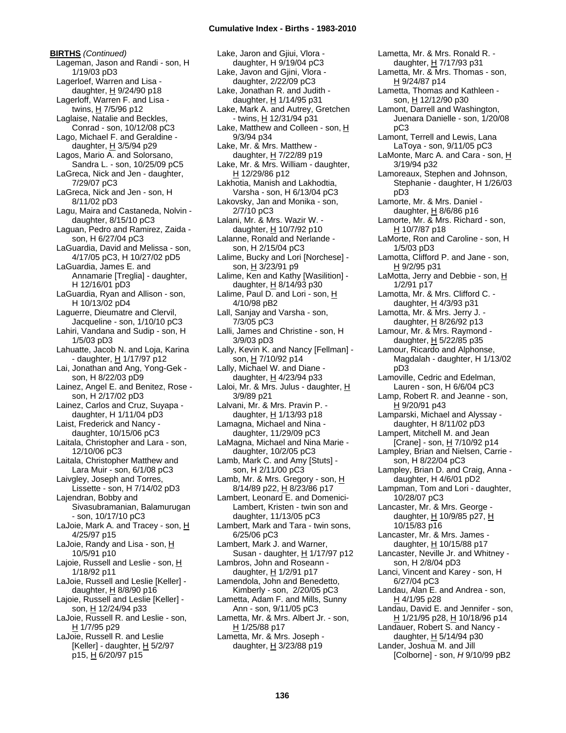**BIRTHS** *(Continued)*

Lageman, Jason and Randi - son, H 1/19/03 pD3
Lagerloef, Warren and Lisa - daughter, H 9/24/90 p18
Lagerloff, Warren F. and Lisa - twins, H 7/5/96 p12
Laglaise, Natalie and Beckles, Conrad - son, 10/12/08 pC3
Lago, Michael F. and Geraldine - daughter, H 3/5/94 p29
Lagos, Mario A. and Solorsano, Sandra L. - son, 10/25/09 pC5
LaGreca, Nick and Jen - daughter, 7/29/07 pC3
LaGreca, Nick and Jen - son, H 8/11/02 pD3
Lagu, Maira and Castaneda, Nolvin - daughter, 8/15/10 pC3
Laguan, Pedro and Ramirez, Zaida - son, H 6/27/04 pC3
LaGuardia, David and Melissa - son, 4/17/05 pC3, H 10/27/02 pD5
LaGuardia, James E. and Annamarie [Treglia] - daughter, H 12/16/01 pD3
LaGuardia, Ryan and Allison - son, H 10/13/02 pD4
Laguerre, Dieumatre and Clervil, Jacqueline - son, 1/10/10 pC3
Lahiri, Vandana and Sudip - son, H 1/5/03 pD3
Lahuatte, Jacob N. and Loja, Karina - daughter, H 1/17/97 p12
Lai, Jonathan and Ang, Yong-Gek - son, H 8/22/03 pD9
Lainez, Angel E. and Benitez, Rose - son, H 2/17/02 pD3
Lainez, Carlos and Cruz, Suyapa - daughter, H 1/11/04 pD3
Laist, Frederick and Nancy - daughter, 10/15/06 pC3
Laitala, Christopher and Lara - son, 12/10/06 pC3
Laitala, Christopher Matthew and Lara Muir - son, 6/1/08 pC3
Laivgley, Joseph and Torres, Lissette - son, H 7/14/02 pD3
Lajendran, Bobby and Sivasubramanian, Balamurugan - son, 10/17/10 pC3
LaJoie, Mark A. and Tracey - son, H 4/25/97 p15
LaJoie, Randy and Lisa - son, H 10/5/91 p10
Lajoie, Russell and Leslie - son, H 1/18/92 p11
LaJoie, Russell and Leslie [Keller] - daughter, H 8/8/90 p16
Lajoie, Russell and Leslie [Keller] - son, H 12/24/94 p33
LaJoie, Russell R. and Leslie - son, H 1/7/95 p29
LaJoie, Russell R. and Leslie [Keller] - daughter, H 5/2/97 p15, H 6/20/97 p15
Lake, Jaron and Gjiui, Vlora - daughter, H 9/19/04 pC3
Lake, Javon and Gjini, Vlora - daughter, 2/22/09 pC3
Lake, Jonathan R. and Judith - daughter, H 1/14/95 p31
Lake, Mark A. and Autrey, Gretchen - twins, H 12/31/94 p31
Lake, Matthew and Colleen - son, H 9/3/94 p34
Lake, Mr. & Mrs. Matthew - daughter, H 7/22/89 p19
Lake, Mr. & Mrs. William - daughter, H 12/29/86 p12
Lakhotia, Manish and Lakhodtia, Varsha - son, H 6/13/04 pC3
Lakovsky, Jan and Monika - son, 2/7/10 pC3
Lalani, Mr. & Mrs. Wazir W. - daughter, H 10/7/92 p10
Lalanne, Ronald and Nerlande - son, H 2/15/04 pC3
Lalime, Bucky and Lori [Norchese] - son, H 3/23/91 p9
Lalime, Ken and Kathy [Wasilition] - daughter, H 8/14/93 p30
Lalime, Paul D. and Lori - son, H 4/10/98 pB2
Lall, Sanjay and Varsha - son, 7/3/05 pC3
Lalli, James and Christine - son, H 3/9/03 pD3
Lally, Kevin K. and Nancy [Fellman] - son, H 7/10/92 p14
Lally, Michael W. and Diane - daughter, H 4/23/94 p33
Laloi, Mr. & Mrs. Julus - daughter, H 3/9/89 p21
Lalvani, Mr. & Mrs. Pravin P. - daughter, H 1/13/93 p18
Lamagna, Michael and Nina - daughter, 11/29/09 pC3
LaMagna, Michael and Nina Marie - daughter, 10/2/05 pC3
Lamb, Mark C. and Amy [Stuts] - son, H 2/11/00 pC3
Lamb, Mr. & Mrs. Gregory - son, H 8/14/89 p22, H 8/23/86 p17
Lambert, Leonard E. and Domenici-Lambert, Kristen - twin son and daughter, 11/13/05 pC3
Lambert, Mark and Tara - twin sons, 6/25/06 pC3
Lambert, Mark J. and Warner, Susan - daughter, H 1/17/97 p12
Lambros, John and Roseann - daughter, H 1/2/91 p17
Lamendola, John and Benedetto, Kimberly - son, 2/20/05 pC3
Lametta, Adam F. and Mills, Sunny Ann - son, 9/11/05 pC3
Lametta, Mr. & Mrs. Albert Jr. - son, H 1/25/88 p17
Lametta, Mr. & Mrs. Joseph - daughter, H 3/23/88 p19
Lametta, Mr. & Mrs. Ronald R. - daughter, H 7/17/93 p31
Lametta, Mr. & Mrs. Thomas - son, H 9/24/87 p14
Lametta, Thomas and Kathleen - son, H 12/12/90 p30
Lamont, Darrell and Washington, Juenara Danielle - son, 1/20/08 pC3
Lamont, Terrell and Lewis, Lana LaToya - son, 9/11/05 pC3
LaMonte, Marc A. and Cara - son, H 3/19/94 p32
Lamoreaux, Stephen and Johnson, Stephanie - daughter, H 1/26/03 pD3
Lamorte, Mr. & Mrs. Daniel - daughter, H 8/6/86 p16
Lamorte, Mr. & Mrs. Richard - son, H 10/7/87 p18
LaMorte, Ron and Caroline - son, H 1/5/03 pD3
Lamotta, Clifford P. and Jane - son, H 9/2/95 p31
LaMotta, Jerry and Debbie - son, H 1/2/91 p17
Lamotta, Mr. & Mrs. Clifford C. - daughter, H 4/3/93 p31
Lamotta, Mr. & Mrs. Jerry J. - daughter, H 8/26/92 p13
Lamour, Mr. & Mrs. Raymond - daughter, H 5/22/85 p35
Lamour, Ricardo and Alphonse, Magdalah - daughter, H 1/13/02 pD3
Lamoville, Cedric and Edelman, Lauren - son, H 6/6/04 pC3
Lamp, Robert R. and Jeanne - son, H 9/20/91 p43
Lamparski, Michael and Alyssay - daughter, H 8/11/02 pD3
Lampert, Mitchell M. and Jean [Crane] - son, H 7/10/92 p14
Lampley, Brian and Nielsen, Carrie - son, H 8/22/04 pC3
Lampley, Brian D. and Craig, Anna - daughter, H 4/6/01 pD2
Lampman, Tom and Lori - daughter, 10/28/07 pC3
Lancaster, Mr. & Mrs. George - daughter, H 10/9/85 p27, H 10/15/83 p16
Lancaster, Mr. & Mrs. James - daughter, H 10/15/88 p17
Lancaster, Neville Jr. and Whitney - son, H 2/8/04 pD3
Lanci, Vincent and Karey - son, H 6/27/04 pC3
Landau, Alan E. and Andrea - son, H 4/1/95 p28
Landau, David E. and Jennifer - son, H 1/21/95 p28, H 10/18/96 p14
Landauer, Robert S. and Nancy - daughter, H 5/14/94 p30
Lander, Joshua M. and Jill [Colborne] - son, *H* 9/10/99 pB2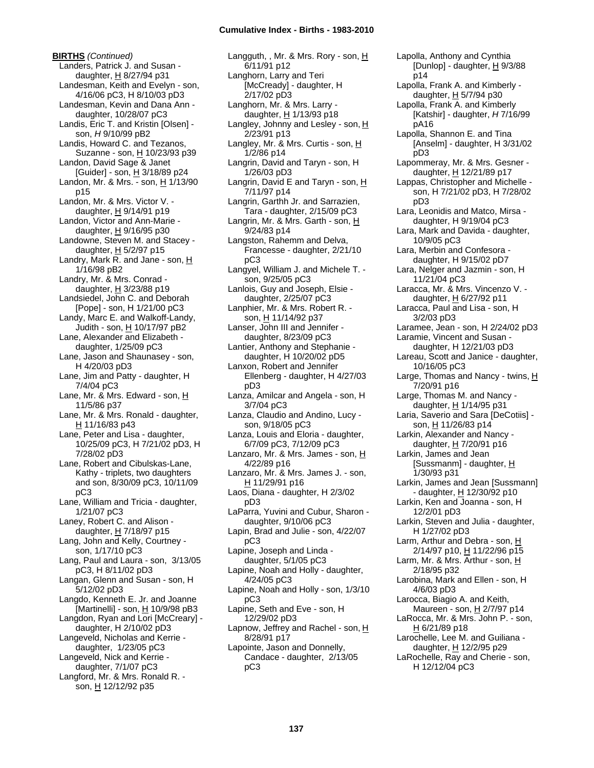**BIRTHS** *(Continued)*

Landers, Patrick J. and Susan - daughter, H 8/27/94 p31
Landesman, Keith and Evelyn - son, 4/16/06 pC3, H 8/10/03 pD3
Landesman, Kevin and Dana Ann - daughter, 10/28/07 pC3
Landis, Eric T. and Kristin [Olsen] - son, *H* 9/10/99 pB2
Landis, Howard C. and Tezanos, Suzanne - son, H 10/23/93 p39
Landon, David Sage & Janet [Guider] - son, H 3/18/89 p24
Landon, Mr. & Mrs. - son, H 1/13/90 p15
Landon, Mr. & Mrs. Victor V. - daughter, H 9/14/91 p19
Landon, Victor and Ann-Marie - daughter, H 9/16/95 p30
Landowne, Steven M. and Stacey - daughter, H 5/2/97 p15
Landry, Mark R. and Jane - son, H 1/16/98 pB2
Landry, Mr. & Mrs. Conrad - daughter, H 3/23/88 p19
Landsiedel, John C. and Deborah [Pope] - son, H 1/21/00 pC3
Landy, Marc E. and Walkoff-Landy, Judith - son, H 10/17/97 pB2
Lane, Alexander and Elizabeth - daughter, 1/25/09 pC3
Lane, Jason and Shaunasey - son, H 4/20/03 pD3
Lane, Jim and Patty - daughter, H 7/4/04 pC3
Lane, Mr. & Mrs. Edward - son, H 11/5/86 p37
Lane, Mr. & Mrs. Ronald - daughter, H 11/16/83 p43
Lane, Peter and Lisa - daughter, 10/25/09 pC3, H 7/21/02 pD3, H 7/28/02 pD3
Lane, Robert and Cibulskas-Lane, Kathy - triplets, two daughters and son, 8/30/09 pC3, 10/11/09 pC3
Lane, William and Tricia - daughter, 1/21/07 pC3
Laney, Robert C. and Alison - daughter, H 7/18/97 p15
Lang, John and Kelly, Courtney - son, 1/17/10 pC3
Lang, Paul and Laura - son, 3/13/05 pC3, H 8/11/02 pD3
Langan, Glenn and Susan - son, H 5/12/02 pD3
Langdo, Kenneth E. Jr. and Joanne [Martinelli] - son, H 10/9/98 pB3
Langdon, Ryan and Lori [McCreary] - daughter, H 2/10/02 pD3
Langeveld, Nicholas and Kerrie - daughter, 1/23/05 pC3
Langeveld, Nick and Kerrie - daughter, 7/1/07 pC3
Langford, Mr. & Mrs. Ronald R. - son, H 12/12/92 p35
Langguth, , Mr. & Mrs. Rory - son, H 6/11/91 p12
Langhorn, Larry and Teri [McCready] - daughter, H 2/17/02 pD3
Langhorn, Mr. & Mrs. Larry - daughter, H 1/13/93 p18
Langley, Johnny and Lesley - son, H 2/23/91 p13
Langley, Mr. & Mrs. Curtis - son, H 1/2/86 p14
Langrin, David and Taryn - son, H 1/26/03 pD3
Langrin, David E and Taryn - son, H 7/11/97 p14
Langrin, Garthh Jr. and Sarrazien, Tara - daughter, 2/15/09 pC3
Langrin, Mr. & Mrs. Garth - son, H 9/24/83 p14
Langston, Rahemm and Delva, Francesse - daughter, 2/21/10 pC3
Langyel, William J. and Michele T. - son, 9/25/05 pC3
Lanlois, Guy and Joseph, Elsie - daughter, 2/25/07 pC3
Lanphier, Mr. & Mrs. Robert R. - son, H 11/14/92 p37
Lanser, John III and Jennifer - daughter, 8/23/09 pC3
Lantier, Anthony and Stephanie - daughter, H 10/20/02 pD5
Lanxon, Robert and Jennifer Ellenberg - daughter, H 4/27/03 pD3
Lanza, Amilcar and Angela - son, H 3/7/04 pC3
Lanza, Claudio and Andino, Lucy - son, 9/18/05 pC3
Lanza, Louis and Eloria - daughter, 6/7/09 pC3, 7/12/09 pC3
Lanzaro, Mr. & Mrs. James - son, H 4/22/89 p16
Lanzaro, Mr. & Mrs. James J. - son, H 11/29/91 p16
Laos, Diana - daughter, H 2/3/02 pD3
LaParra, Yuvini and Cubur, Sharon - daughter, 9/10/06 pC3
Lapin, Brad and Julie - son, 4/22/07 pC3
Lapine, Joseph and Linda - daughter, 5/1/05 pC3
Lapine, Noah and Holly - daughter, 4/24/05 pC3
Lapine, Noah and Holly - son, 1/3/10 pC3
Lapine, Seth and Eve - son, H 12/29/02 pD3
Lapnow, Jeffrey and Rachel - son, H 8/28/91 p17
Lapointe, Jason and Donnelly, Candace - daughter, 2/13/05 pC3
Lapolla, Anthony and Cynthia [Dunlop] - daughter, H 9/3/88 p14
Lapolla, Frank A. and Kimberly - daughter, H 5/7/94 p30
Lapolla, Frank A. and Kimberly [Katshir] - daughter, *H* 7/16/99 pA16
Lapolla, Shannon E. and Tina [Anselm] - daughter, H 3/31/02 pD3
Lapommeray, Mr. & Mrs. Gesner - daughter, H 12/21/89 p17
Lappas, Christopher and Michelle - son, H 7/21/02 pD3, H 7/28/02 pD3
Lara, Leonidis and Matco, Mirsa - daughter, H 9/19/04 pC3
Lara, Mark and Davida - daughter, 10/9/05 pC3
Lara, Merbin and Confesora - daughter, H 9/15/02 pD7
Lara, Nelger and Jazmin - son, H 11/21/04 pC3
Laracca, Mr. & Mrs. Vincenzo V. - daughter, H 6/27/92 p11
Laracca, Paul and Lisa - son, H 3/2/03 pD3
Laramee, Jean - son, H 2/24/02 pD3
Laramie, Vincent and Susan - daughter, H 12/21/03 pD3
Lareau, Scott and Janice - daughter, 10/16/05 pC3
Large, Thomas and Nancy - twins, H 7/20/91 p16
Large, Thomas M. and Nancy - daughter, H 1/14/95 p31
Laria, Saverio and Sara [DeCotiis] - son, H 11/26/83 p14
Larkin, Alexander and Nancy - daughter, H 7/20/91 p16
Larkin, James and Jean [Sussmanm] - daughter, H 1/30/93 p31
Larkin, James and Jean [Sussmann] - daughter, H 12/30/92 p10
Larkin, Ken and Joanna - son, H 12/2/01 pD3
Larkin, Steven and Julia - daughter, H 1/27/02 pD3
Larm, Arthur and Debra - son, H 2/14/97 p10, H 11/22/96 p15
Larm, Mr. & Mrs. Arthur - son, H 2/18/95 p32
Larobina, Mark and Ellen - son, H 4/6/03 pD3
Larocca, Biagio A. and Keith, Maureen - son, H 2/7/97 p14
LaRocca, Mr. & Mrs. John P. - son, H 6/21/89 p18
Larochelle, Lee M. and Guiliana - daughter, H 12/2/95 p29
LaRochelle, Ray and Cherie - son, H 12/12/04 pC3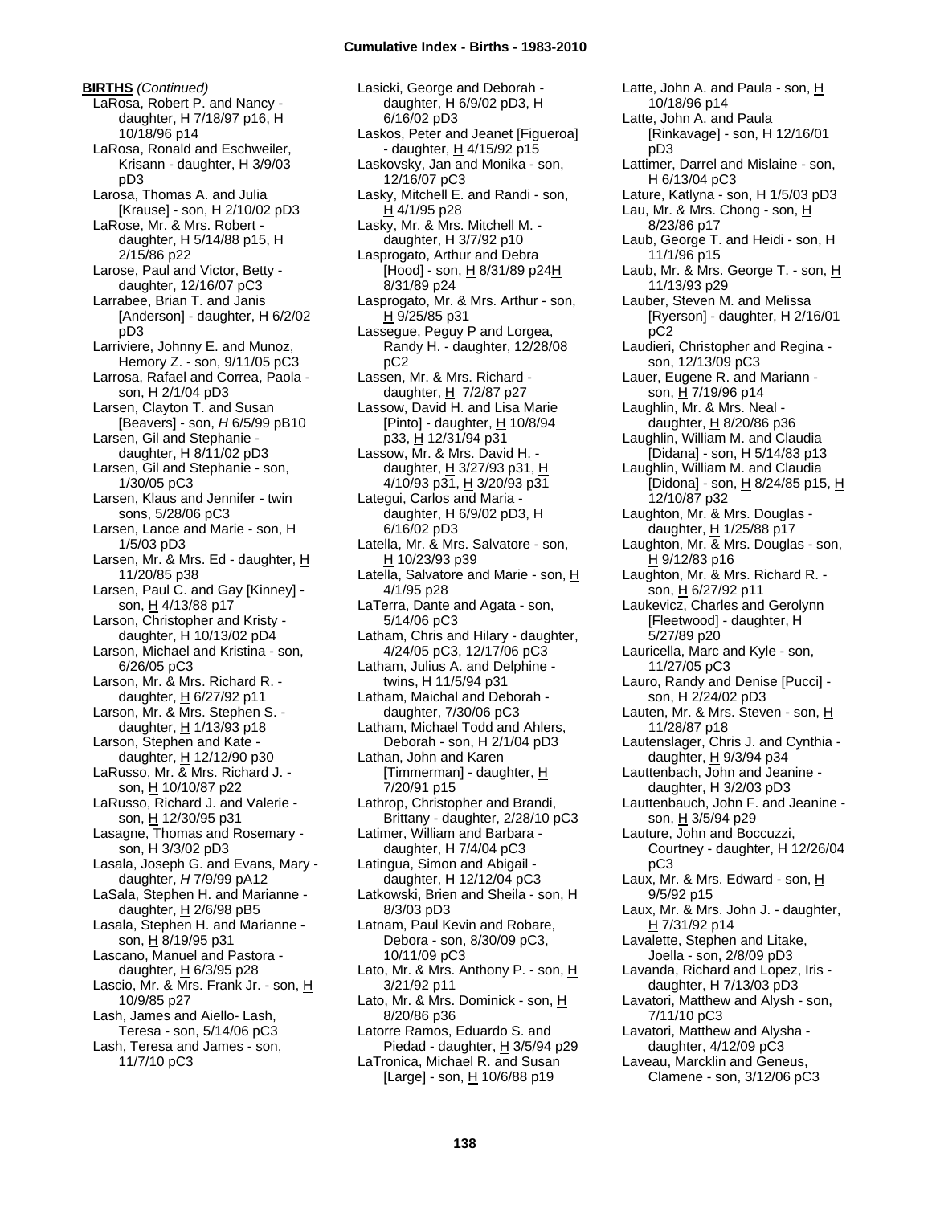**BIRTHS** *(Continued)*

LaRosa, Robert P. and Nancy - daughter, H 7/18/97 p16, H 10/18/96 p14
LaRosa, Ronald and Eschweiler, Krisann - daughter, H 3/9/03 pD3
Larosa, Thomas A. and Julia [Krause] - son, H 2/10/02 pD3
LaRose, Mr. & Mrs. Robert - daughter, H 5/14/88 p15, H 2/15/86 p22
Larose, Paul and Victor, Betty - daughter, 12/16/07 pC3
Larrabee, Brian T. and Janis [Anderson] - daughter, H 6/2/02 pD3
Larriviere, Johnny E. and Munoz, Hemory Z. - son, 9/11/05 pC3
Larrosa, Rafael and Correa, Paola - son, H 2/1/04 pD3
Larsen, Clayton T. and Susan [Beavers] - son, *H* 6/5/99 pB10
Larsen, Gil and Stephanie - daughter, H 8/11/02 pD3
Larsen, Gil and Stephanie - son, 1/30/05 pC3
Larsen, Klaus and Jennifer - twin sons, 5/28/06 pC3
Larsen, Lance and Marie - son, H 1/5/03 pD3
Larsen, Mr. & Mrs. Ed - daughter, H 11/20/85 p38
Larsen, Paul C. and Gay [Kinney] - son, H 4/13/88 p17
Larson, Christopher and Kristy - daughter, H 10/13/02 pD4
Larson, Michael and Kristina - son, 6/26/05 pC3
Larson, Mr. & Mrs. Richard R. - daughter, H 6/27/92 p11
Larson, Mr. & Mrs. Stephen S. - daughter, H 1/13/93 p18
Larson, Stephen and Kate - daughter, H 12/12/90 p30
LaRusso, Mr. & Mrs. Richard J. - son, H 10/10/87 p22
LaRusso, Richard J. and Valerie - son, H 12/30/95 p31
Lasagne, Thomas and Rosemary - son, H 3/3/02 pD3
Lasala, Joseph G. and Evans, Mary - daughter, *H* 7/9/99 pA12
LaSala, Stephen H. and Marianne - daughter, H 2/6/98 pB5
Lasala, Stephen H. and Marianne - son, H 8/19/95 p31
Lascano, Manuel and Pastora - daughter, H 6/3/95 p28
Lascio, Mr. & Mrs. Frank Jr. - son, H 10/9/85 p27
Lash, James and Aiello- Lash, Teresa - son, 5/14/06 pC3
Lash, Teresa and James - son, 11/7/10 pC3
Lasicki, George and Deborah - daughter, H 6/9/02 pD3, H 6/16/02 pD3
Laskos, Peter and Jeanet [Figueroa] - daughter, H 4/15/92 p15
Laskovsky, Jan and Monika - son, 12/16/07 pC3
Lasky, Mitchell E. and Randi - son, H 4/1/95 p28
Lasky, Mr. & Mrs. Mitchell M. - daughter, H 3/7/92 p10
Lasprogato, Arthur and Debra [Hood] - son, H 8/31/89 p24H 8/31/89 p24
Lasprogato, Mr. & Mrs. Arthur - son, H 9/25/85 p31
Lassegue, Peguy P and Lorgea, Randy H. - daughter, 12/28/08 pC2
Lassen, Mr. & Mrs. Richard - daughter, H 7/2/87 p27
Lassow, David H. and Lisa Marie [Pinto] - daughter, H 10/8/94 p33, H 12/31/94 p31
Lassow, Mr. & Mrs. David H. - daughter, H 3/27/93 p31, H 4/10/93 p31, H 3/20/93 p31
Lategui, Carlos and Maria - daughter, H 6/9/02 pD3, H 6/16/02 pD3
Latella, Mr. & Mrs. Salvatore - son, H 10/23/93 p39
Latella, Salvatore and Marie - son, H 4/1/95 p28
LaTerra, Dante and Agata - son, 5/14/06 pC3
Latham, Chris and Hilary - daughter, 4/24/05 pC3, 12/17/06 pC3
Latham, Julius A. and Delphine - twins, H 11/5/94 p31
Latham, Maichal and Deborah - daughter, 7/30/06 pC3
Latham, Michael Todd and Ahlers, Deborah - son, H 2/1/04 pD3
Lathan, John and Karen [Timmerman] - daughter, H 7/20/91 p15
Lathrop, Christopher and Brandi, Brittany - daughter, 2/28/10 pC3
Latimer, William and Barbara - daughter, H 7/4/04 pC3
Latingua, Simon and Abigail - daughter, H 12/12/04 pC3
Latkowski, Brien and Sheila - son, H 8/3/03 pD3
Latnam, Paul Kevin and Robare, Debora - son, 8/30/09 pC3, 10/11/09 pC3
Lato, Mr. & Mrs. Anthony P. - son, H 3/21/92 p11
Lato, Mr. & Mrs. Dominick - son, H 8/20/86 p36
Latorre Ramos, Eduardo S. and Piedad - daughter, H 3/5/94 p29
LaTronica, Michael R. and Susan [Large] - son, H 10/6/88 p19
Latte, John A. and Paula - son, H 10/18/96 p14
Latte, John A. and Paula [Rinkavage] - son, H 12/16/01 pD3
Lattimer, Darrel and Mislaine - son, H 6/13/04 pC3
Lature, Katlyna - son, H 1/5/03 pD3
Lau, Mr. & Mrs. Chong - son, H 8/23/86 p17
Laub, George T. and Heidi - son, H 11/1/96 p15
Laub, Mr. & Mrs. George T. - son, H 11/13/93 p29
Lauber, Steven M. and Melissa [Ryerson] - daughter, H 2/16/01 pC2
Laudieri, Christopher and Regina - son, 12/13/09 pC3
Lauer, Eugene R. and Mariann - son, H 7/19/96 p14
Laughlin, Mr. & Mrs. Neal - daughter, H 8/20/86 p36
Laughlin, William M. and Claudia [Didana] - son, H 5/14/83 p13
Laughlin, William M. and Claudia [Didona] - son, H 8/24/85 p15, H 12/10/87 p32
Laughton, Mr. & Mrs. Douglas - daughter, H 1/25/88 p17
Laughton, Mr. & Mrs. Douglas - son, H 9/12/83 p16
Laughton, Mr. & Mrs. Richard R. - son, H 6/27/92 p11
Laukevicz, Charles and Gerolynn [Fleetwood] - daughter, H 5/27/89 p20
Lauricella, Marc and Kyle - son, 11/27/05 pC3
Lauro, Randy and Denise [Pucci] - son, H 2/24/02 pD3
Lauten, Mr. & Mrs. Steven - son, H 11/28/87 p18
Lautenslager, Chris J. and Cynthia - daughter, H 9/3/94 p34
Lauttenbach, John and Jeanine - daughter, H 3/2/03 pD3
Lauttenbauch, John F. and Jeanine - son, H 3/5/94 p29
Lauture, John and Boccuzzi, Courtney - daughter, H 12/26/04 pC3
Laux, Mr. & Mrs. Edward - son, H 9/5/92 p15
Laux, Mr. & Mrs. John J. - daughter, H 7/31/92 p14
Lavalette, Stephen and Litake, Joella - son, 2/8/09 pD3
Lavanda, Richard and Lopez, Iris - daughter, H 7/13/03 pD3
Lavatori, Matthew and Alysh - son, 7/11/10 pC3
Lavatori, Matthew and Alysha - daughter, 4/12/09 pC3
Laveau, Marcklin and Geneus, Clamene - son, 3/12/06 pC3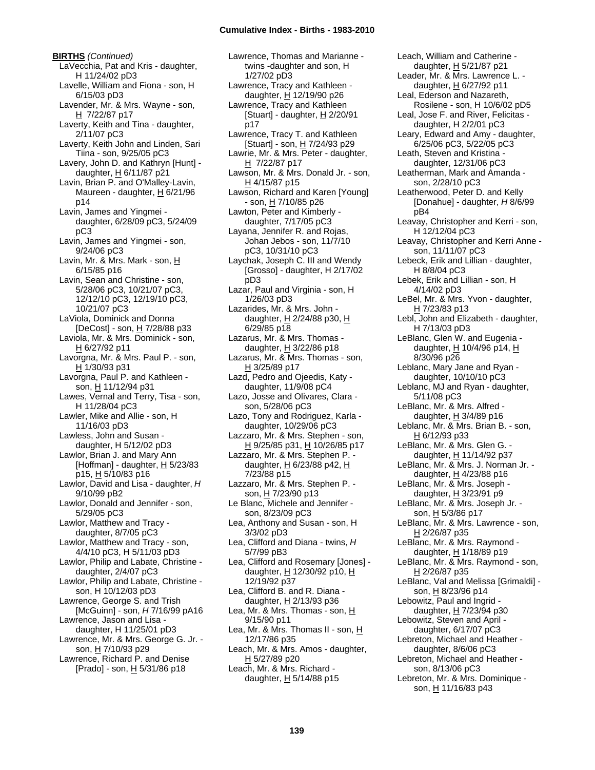# Cumulative Index - Births - 1983-2010

**BIRTHS** *(Continued)*

LaVecchia, Pat and Kris - daughter, H 11/24/02 pD3
Lavelle, William and Fiona - son, H 6/15/03 pD3
Lavender, Mr. & Mrs. Wayne - son, H 7/22/87 p17
Laverty, Keith and Tina - daughter, 2/11/07 pC3
Laverty, Keith John and Linden, Sari Tiina - son, 9/25/05 pC3
Lavery, John D. and Kathryn [Hunt] - daughter, H 6/11/87 p21
Lavin, Brian P. and O'Malley-Lavin, Maureen - daughter, H 6/21/96 p14
Lavin, James and Yingmei - daughter, 6/28/09 pC3, 5/24/09 pC3
Lavin, James and Yingmei - son, 9/24/06 pC3
Lavin, Mr. & Mrs. Mark - son, H 6/15/85 p16
Lavin, Sean and Christine - son, 5/28/06 pC3, 10/21/07 pC3, 12/12/10 pC3, 12/19/10 pC3, 10/21/07 pC3
LaViola, Dominick and Donna [DeCost] - son, H 7/28/88 p33
Laviola, Mr. & Mrs. Dominick - son, H 6/27/92 p11
Lavorgna, Mr. & Mrs. Paul P. - son, H 1/30/93 p31
Lavorgna, Paul P. and Kathleen - son, H 11/12/94 p31
Lawes, Vernal and Terry, Tisa - son, H 11/28/04 pC3
Lawler, Mike and Allie - son, H 11/16/03 pD3
Lawless, John and Susan - daughter, H 5/12/02 pD3
Lawlor, Brian J. and Mary Ann [Hoffman] - daughter, H 5/23/83 p15, H 5/10/83 p16
Lawlor, David and Lisa - daughter, *H* 9/10/99 pB2
Lawlor, Donald and Jennifer - son, 5/29/05 pC3
Lawlor, Matthew and Tracy - daughter, 8/7/05 pC3
Lawlor, Matthew and Tracy - son, 4/4/10 pC3, H 5/11/03 pD3
Lawlor, Philip and Labate, Christine - daughter, 2/4/07 pC3
Lawlor, Philip and Labate, Christine - son, H 10/12/03 pD3
Lawrence, George S. and Trish [McGuinn] - son, *H* 7/16/99 pA16
Lawrence, Jason and Lisa - daughter, H 11/25/01 pD3
Lawrence, Mr. & Mrs. George G. Jr. - son, H 7/10/93 p29
Lawrence, Richard P. and Denise [Prado] - son, H 5/31/86 p18
Lawrence, Thomas and Marianne - twins -daughter and son, H 1/27/02 pD3
Lawrence, Tracy and Kathleen - daughter, H 12/19/90 p26
Lawrence, Tracy and Kathleen [Stuart] - daughter, H 2/20/91 p17
Lawrence, Tracy T. and Kathleen [Stuart] - son, H 7/24/93 p29
Lawrie, Mr. & Mrs. Peter - daughter, H 7/22/87 p17
Lawson, Mr. & Mrs. Donald Jr. - son, H 4/15/87 p15
Lawson, Richard and Karen [Young] - son, H 7/10/85 p26
Lawton, Peter and Kimberly - daughter, 7/17/05 pC3
Layana, Jennifer R. and Rojas, Johan Jebos - son, 11/7/10 pC3, 10/31/10 pC3
Laychak, Joseph C. III and Wendy [Grosso] - daughter, H 2/17/02 pD3
Lazar, Paul and Virginia - son, H 1/26/03 pD3
Lazarides, Mr. & Mrs. John - daughter, H 2/24/88 p30, H 6/29/85 p18
Lazarus, Mr. & Mrs. Thomas - daughter, H 3/22/86 p18
Lazarus, Mr. & Mrs. Thomas - son, H 3/25/89 p17
Lazd, Pedro and Ojeedis, Katy - daughter, 11/9/08 pC4
Lazo, Josse and Olivares, Clara - son, 5/28/06 pC3
Lazo, Tony and Rodriguez, Karla - daughter, 10/29/06 pC3
Lazzaro, Mr. & Mrs. Stephen - son, H 9/25/85 p31, H 10/26/85 p17
Lazzaro, Mr. & Mrs. Stephen P. - daughter, H 6/23/88 p42, H 7/23/88 p15
Lazzaro, Mr. & Mrs. Stephen P. - son, H 7/23/90 p13
Le Blanc, Michele and Jennifer - son, 8/23/09 pC3
Lea, Anthony and Susan - son, H 3/3/02 pD3
Lea, Clifford and Diana - twins, *H* 5/7/99 pB3
Lea, Clifford and Rosemary [Jones] - daughter, H 12/30/92 p10, H 12/19/92 p37
Lea, Clifford B. and R. Diana - daughter, H 2/13/93 p36
Lea, Mr. & Mrs. Thomas - son, H 9/15/90 p11
Lea, Mr. & Mrs. Thomas II - son, H 12/17/86 p35
Leach, Mr. & Mrs. Amos - daughter, H 5/27/89 p20
Leach, Mr. & Mrs. Richard - daughter, H 5/14/88 p15
Leach, William and Catherine - daughter, H 5/21/87 p21
Leader, Mr. & Mrs. Lawrence L. - daughter, H 6/27/92 p11
Leal, Ederson and Nazareth, Rosilene - son, H 10/6/02 pD5
Leal, Jose F. and River, Felicitas - daughter, H 2/2/01 pC3
Leary, Edward and Amy - daughter, 6/25/06 pC3, 5/22/05 pC3
Leath, Steven and Kristina - daughter, 12/31/06 pC3
Leatherman, Mark and Amanda - son, 2/28/10 pC3
Leatherwood, Peter D. and Kelly [Donahue] - daughter, *H* 8/6/99 pB4
Leavay, Christopher and Kerri - son, H 12/12/04 pC3
Leavay, Christopher and Kerri Anne - son, 11/11/07 pC3
Lebeck, Erik and Lillian - daughter, H 8/8/04 pC3
Lebek, Erik and Lillian - son, H 4/14/02 pD3
LeBel, Mr. & Mrs. Yvon - daughter, H 7/23/83 p13
Lebl, John and Elizabeth - daughter, H 7/13/03 pD3
LeBlanc, Glen W. and Eugenia - daughter, H 10/4/96 p14, H 8/30/96 p26
Leblanc, Mary Jane and Ryan - daughter, 10/10/10 pC3
Leblanc, MJ and Ryan - daughter, 5/11/08 pC3
LeBlanc, Mr. & Mrs. Alfred - daughter, H 3/4/89 p16
Leblanc, Mr. & Mrs. Brian B. - son, H 6/12/93 p33
LeBlanc, Mr. & Mrs. Glen G. - daughter, H 11/14/92 p37
LeBlanc, Mr. & Mrs. J. Norman Jr. - daughter, H 4/23/88 p16
LeBlanc, Mr. & Mrs. Joseph - daughter, H 3/23/91 p9
LeBlanc, Mr. & Mrs. Joseph Jr. - son, H 5/3/86 p17
LeBlanc, Mr. & Mrs. Lawrence - son, H 2/26/87 p35
LeBlanc, Mr. & Mrs. Raymond - daughter, H 1/18/89 p19
LeBlanc, Mr. & Mrs. Raymond - son, H 2/26/87 p35
LeBlanc, Val and Melissa [Grimaldi] - son, H 8/23/96 p14
Lebowitz, Paul and Ingrid - daughter, H 7/23/94 p30
Lebowitz, Steven and April - daughter, 6/17/07 pC3
Lebreton, Michael and Heather - daughter, 8/6/06 pC3
Lebreton, Michael and Heather - son, 8/13/06 pC3
Lebreton, Mr. & Mrs. Dominique - son, H 11/16/83 p43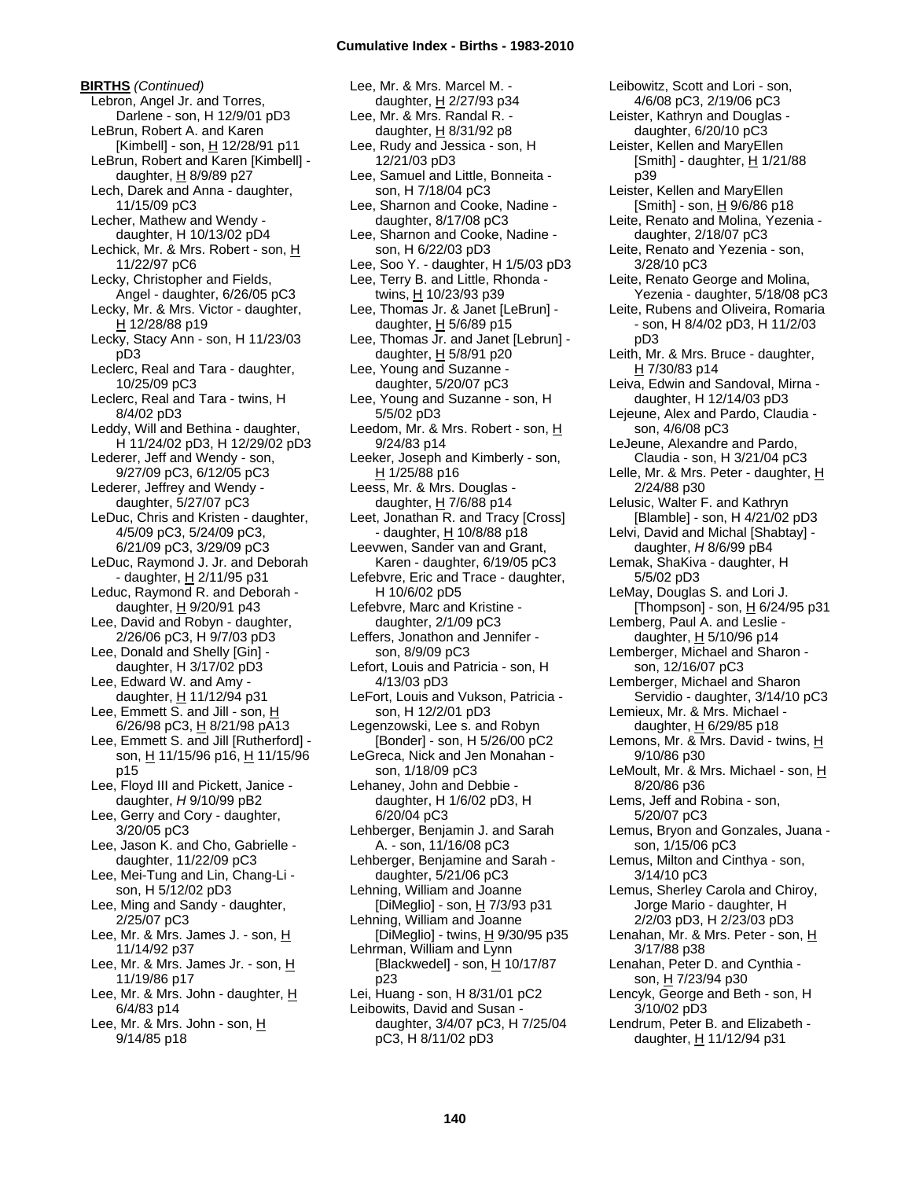**BIRTHS** *(Continued)*

Lebron, Angel Jr. and Torres, Darlene - son, H 12/9/01 pD3

LeBrun, Robert A. and Karen [Kimbell] - son, H 12/28/91 p11

LeBrun, Robert and Karen [Kimbell] - daughter, H 8/9/89 p27

Lech, Darek and Anna - daughter, 11/15/09 pC3

Lecher, Mathew and Wendy - daughter, H 10/13/02 pD4

Lechick, Mr. & Mrs. Robert - son, H 11/22/97 pC6

Lecky, Christopher and Fields, Angel - daughter, 6/26/05 pC3

Lecky, Mr. & Mrs. Victor - daughter, H 12/28/88 p19

Lecky, Stacy Ann - son, H 11/23/03 pD3

Leclerc, Real and Tara - daughter, 10/25/09 pC3

Leclerc, Real and Tara - twins, H 8/4/02 pD3

Leddy, Will and Bethina - daughter, H 11/24/02 pD3, H 12/29/02 pD3

Lederer, Jeff and Wendy - son, 9/27/09 pC3, 6/12/05 pC3

Lederer, Jeffrey and Wendy - daughter, 5/27/07 pC3

LeDuc, Chris and Kristen - daughter, 4/5/09 pC3, 5/24/09 pC3, 6/21/09 pC3, 3/29/09 pC3

LeDuc, Raymond J. Jr. and Deborah - daughter, H 2/11/95 p31

Leduc, Raymond R. and Deborah - daughter, H 9/20/91 p43

Lee, David and Robyn - daughter, 2/26/06 pC3, H 9/7/03 pD3

Lee, Donald and Shelly [Gin] - daughter, H 3/17/02 pD3

Lee, Edward W. and Amy - daughter, H 11/12/94 p31

Lee, Emmett S. and Jill - son, H 6/26/98 pC3, H 8/21/98 pA13

Lee, Emmett S. and Jill [Rutherford] - son, H 11/15/96 p16, H 11/15/96 p15

Lee, Floyd III and Pickett, Janice - daughter, *H* 9/10/99 pB2

Lee, Gerry and Cory - daughter, 3/20/05 pC3

Lee, Jason K. and Cho, Gabrielle - daughter, 11/22/09 pC3

Lee, Mei-Tung and Lin, Chang-Li - son, H 5/12/02 pD3

Lee, Ming and Sandy - daughter, 2/25/07 pC3

Lee, Mr. & Mrs. James J. - son, H 11/14/92 p37

Lee, Mr. & Mrs. James Jr. - son, H 11/19/86 p17

Lee, Mr. & Mrs. John - daughter, H 6/4/83 p14

Lee, Mr. & Mrs. John - son, H 9/14/85 p18

Lee, Mr. & Mrs. Marcel M. - daughter, H 2/27/93 p34

Lee, Mr. & Mrs. Randal R. - daughter, H 8/31/92 p8

Lee, Rudy and Jessica - son, H 12/21/03 pD3

Lee, Samuel and Little, Bonneita - son, H 7/18/04 pC3

Lee, Sharnon and Cooke, Nadine - daughter, 8/17/08 pC3

Lee, Sharnon and Cooke, Nadine - son, H 6/22/03 pD3

Lee, Soo Y. - daughter, H 1/5/03 pD3

Lee, Terry B. and Little, Rhonda - twins, H 10/23/93 p39

Lee, Thomas Jr. & Janet [LeBrun] - daughter, H 5/6/89 p15

Lee, Thomas Jr. and Janet [Lebrun] - daughter, H 5/8/91 p20

Lee, Young and Suzanne - daughter, 5/20/07 pC3

Lee, Young and Suzanne - son, H 5/5/02 pD3

Leedom, Mr. & Mrs. Robert - son, H 9/24/83 p14

Leeker, Joseph and Kimberly - son, H 1/25/88 p16

Leess, Mr. & Mrs. Douglas - daughter, H 7/6/88 p14

Leet, Jonathan R. and Tracy [Cross] - daughter, H 10/8/88 p18

Leevwen, Sander van and Grant, Karen - daughter, 6/19/05 pC3

Lefebvre, Eric and Trace - daughter, H 10/6/02 pD5

Lefebvre, Marc and Kristine - daughter, 2/1/09 pC3

Leffers, Jonathon and Jennifer - son, 8/9/09 pC3

Lefort, Louis and Patricia - son, H 4/13/03 pD3

LeFort, Louis and Vukson, Patricia - son, H 12/2/01 pD3

Legenzowski, Lee s. and Robyn [Bonder] - son, H 5/26/00 pC2

LeGreca, Nick and Jen Monahan - son, 1/18/09 pC3

Lehaney, John and Debbie - daughter, H 1/6/02 pD3, H 6/20/04 pC3

Lehberger, Benjamin J. and Sarah A. - son, 11/16/08 pC3

Lehberger, Benjamine and Sarah - daughter, 5/21/06 pC3

Lehning, William and Joanne [DiMeglio] - son, H 7/3/93 p31

Lehning, William and Joanne [DiMeglio] - twins, H 9/30/95 p35

Lehrman, William and Lynn [Blackwedel] - son, H 10/17/87 p23

Lei, Huang - son, H 8/31/01 pC2

Leibowits, David and Susan - daughter, 3/4/07 pC3, H 7/25/04 pC3, H 8/11/02 pD3

Leibowitz, Scott and Lori - son, 4/6/08 pC3, 2/19/06 pC3

Leister, Kathryn and Douglas - daughter, 6/20/10 pC3

Leister, Kellen and MaryEllen [Smith] - daughter, H 1/21/88 p39

Leister, Kellen and MaryEllen [Smith] - son, H 9/6/86 p18

Leite, Renato and Molina, Yezenia - daughter, 2/18/07 pC3

Leite, Renato and Yezenia - son, 3/28/10 pC3

Leite, Renato George and Molina, Yezenia - daughter, 5/18/08 pC3

Leite, Rubens and Oliveira, Romaria - son, H 8/4/02 pD3, H 11/2/03 pD3

Leith, Mr. & Mrs. Bruce - daughter, H 7/30/83 p14

Leiva, Edwin and Sandoval, Mirna - daughter, H 12/14/03 pD3

Lejeune, Alex and Pardo, Claudia - son, 4/6/08 pC3

LeJeune, Alexandre and Pardo, Claudia - son, H 3/21/04 pC3

Lelle, Mr. & Mrs. Peter - daughter, H 2/24/88 p30

Lelusic, Walter F. and Kathryn [Blamble] - son, H 4/21/02 pD3

Lelvi, David and Michal [Shabtay] - daughter, *H* 8/6/99 pB4

Lemak, ShaKiva - daughter, H 5/5/02 pD3

LeMay, Douglas S. and Lori J. [Thompson] - son, H 6/24/95 p31

Lemberg, Paul A. and Leslie - daughter, H 5/10/96 p14

Lemberger, Michael and Sharon - son, 12/16/07 pC3

Lemberger, Michael and Sharon Servidio - daughter, 3/14/10 pC3

Lemieux, Mr. & Mrs. Michael - daughter, H 6/29/85 p18

Lemons, Mr. & Mrs. David - twins, H 9/10/86 p30

LeMoult, Mr. & Mrs. Michael - son, H 8/20/86 p36

Lems, Jeff and Robina - son, 5/20/07 pC3

Lemus, Bryon and Gonzales, Juana - son, 1/15/06 pC3

Lemus, Milton and Cinthya - son, 3/14/10 pC3

Lemus, Sherley Carola and Chiroy, Jorge Mario - daughter, H 2/2/03 pD3, H 2/23/03 pD3

Lenahan, Mr. & Mrs. Peter - son, H 3/17/88 p38

Lenahan, Peter D. and Cynthia - son, H 7/23/94 p30

Lencyk, George and Beth - son, H 3/10/02 pD3

Lendrum, Peter B. and Elizabeth - daughter, H 11/12/94 p31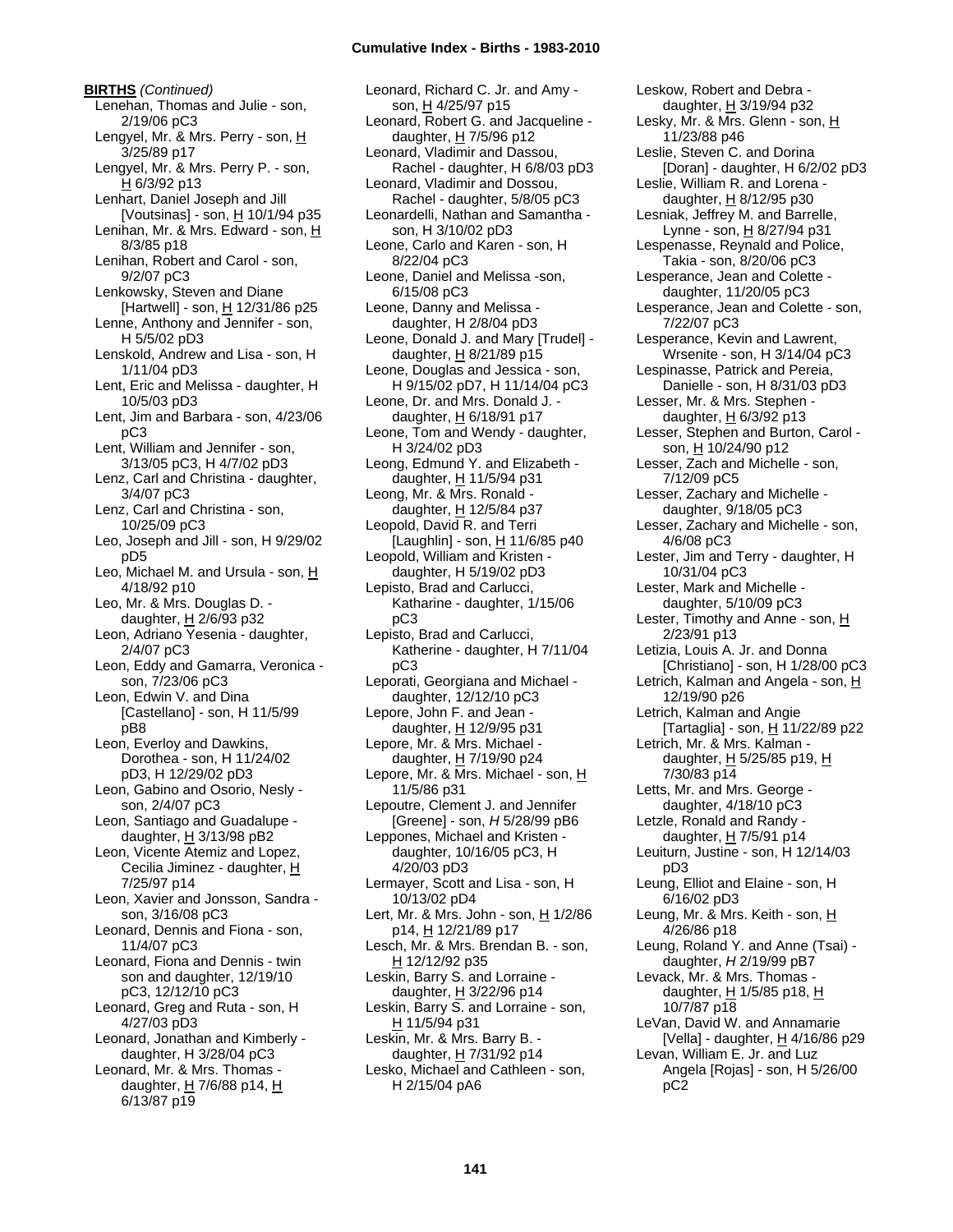**BIRTHS** *(Continued)*

Lenehan, Thomas and Julie - son, 2/19/06 pC3
Lengyel, Mr. & Mrs. Perry - son, H 3/25/89 p17
Lengyel, Mr. & Mrs. Perry P. - son, H 6/3/92 p13
Lenhart, Daniel Joseph and Jill [Voutsinas] - son, H 10/1/94 p35
Lenihan, Mr. & Mrs. Edward - son, H 8/3/85 p18
Lenihan, Robert and Carol - son, 9/2/07 pC3
Lenkowsky, Steven and Diane [Hartwell] - son, H 12/31/86 p25
Lenne, Anthony and Jennifer - son, H 5/5/02 pD3
Lenskold, Andrew and Lisa - son, H 1/11/04 pD3
Lent, Eric and Melissa - daughter, H 10/5/03 pD3
Lent, Jim and Barbara - son, 4/23/06 pC3
Lent, William and Jennifer - son, 3/13/05 pC3, H 4/7/02 pD3
Lenz, Carl and Christina - daughter, 3/4/07 pC3
Lenz, Carl and Christina - son, 10/25/09 pC3
Leo, Joseph and Jill - son, H 9/29/02 pD5
Leo, Michael M. and Ursula - son, H 4/18/92 p10
Leo, Mr. & Mrs. Douglas D. - daughter, H 2/6/93 p32
Leon, Adriano Yesenia - daughter, 2/4/07 pC3
Leon, Eddy and Gamarra, Veronica - son, 7/23/06 pC3
Leon, Edwin V. and Dina [Castellano] - son, H 11/5/99 pB8
Leon, Everloy and Dawkins, Dorothea - son, H 11/24/02 pD3, H 12/29/02 pD3
Leon, Gabino and Osorio, Nesly - son, 2/4/07 pC3
Leon, Santiago and Guadalupe - daughter, H 3/13/98 pB2
Leon, Vicente Atemiz and Lopez, Cecilia Jiminez - daughter, H 7/25/97 p14
Leon, Xavier and Jonsson, Sandra - son, 3/16/08 pC3
Leonard, Dennis and Fiona - son, 11/4/07 pC3
Leonard, Fiona and Dennis - twin son and daughter, 12/19/10 pC3, 12/12/10 pC3
Leonard, Greg and Ruta - son, H 4/27/03 pD3
Leonard, Jonathan and Kimberly - daughter, H 3/28/04 pC3
Leonard, Mr. & Mrs. Thomas - daughter, H 7/6/88 p14, H 6/13/87 p19
Leonard, Richard C. Jr. and Amy - son, H 4/25/97 p15
Leonard, Robert G. and Jacqueline - daughter, H 7/5/96 p12
Leonard, Vladimir and Dassou, Rachel - daughter, H 6/8/03 pD3
Leonard, Vladimir and Dossou, Rachel - daughter, 5/8/05 pC3
Leonardelli, Nathan and Samantha - son, H 3/10/02 pD3
Leone, Carlo and Karen - son, H 8/22/04 pC3
Leone, Daniel and Melissa -son, 6/15/08 pC3
Leone, Danny and Melissa - daughter, H 2/8/04 pD3
Leone, Donald J. and Mary [Trudel] - daughter, H 8/21/89 p15
Leone, Douglas and Jessica - son, H 9/15/02 pD7, H 11/14/04 pC3
Leone, Dr. and Mrs. Donald J. - daughter, H 6/18/91 p17
Leone, Tom and Wendy - daughter, H 3/24/02 pD3
Leong, Edmund Y. and Elizabeth - daughter, H 11/5/94 p31
Leong, Mr. & Mrs. Ronald - daughter, H 12/5/84 p37
Leopold, David R. and Terri [Laughlin] - son, H 11/6/85 p40
Leopold, William and Kristen - daughter, H 5/19/02 pD3
Lepisto, Brad and Carlucci, Katharine - daughter, 1/15/06 pC3
Lepisto, Brad and Carlucci, Katherine - daughter, H 7/11/04 pC3
Leporati, Georgiana and Michael - daughter, 12/12/10 pC3
Lepore, John F. and Jean - daughter, H 12/9/95 p31
Lepore, Mr. & Mrs. Michael - daughter, H 7/19/90 p24
Lepore, Mr. & Mrs. Michael - son, H 11/5/86 p31
Lepoutre, Clement J. and Jennifer [Greene] - son, *H* 5/28/99 pB6
Leppones, Michael and Kristen - daughter, 10/16/05 pC3, H 4/20/03 pD3
Lermayer, Scott and Lisa - son, H 10/13/02 pD4
Lert, Mr. & Mrs. John - son, H 1/2/86 p14, H 12/21/89 p17
Lesch, Mr. & Mrs. Brendan B. - son, H 12/12/92 p35
Leskin, Barry S. and Lorraine - daughter, H 3/22/96 p14
Leskin, Barry S. and Lorraine - son, H 11/5/94 p31
Leskin, Mr. & Mrs. Barry B. - daughter, H 7/31/92 p14
Lesko, Michael and Cathleen - son, H 2/15/04 pA6
Leskow, Robert and Debra - daughter, H 3/19/94 p32
Lesky, Mr. & Mrs. Glenn - son, H 11/23/88 p46
Leslie, Steven C. and Dorina [Doran] - daughter, H 6/2/02 pD3
Leslie, William R. and Lorena - daughter, H 8/12/95 p30
Lesniak, Jeffrey M. and Barrelle, Lynne - son, H 8/27/94 p31
Lespenasse, Reynald and Police, Takia - son, 8/20/06 pC3
Lesperance, Jean and Colette - daughter, 11/20/05 pC3
Lesperance, Jean and Colette - son, 7/22/07 pC3
Lesperance, Kevin and Lawrent, Wrsenite - son, H 3/14/04 pC3
Lespinasse, Patrick and Pereia, Danielle - son, H 8/31/03 pD3
Lesser, Mr. & Mrs. Stephen - daughter, H 6/3/92 p13
Lesser, Stephen and Burton, Carol - son, H 10/24/90 p12
Lesser, Zach and Michelle - son, 7/12/09 pC5
Lesser, Zachary and Michelle - daughter, 9/18/05 pC3
Lesser, Zachary and Michelle - son, 4/6/08 pC3
Lester, Jim and Terry - daughter, H 10/31/04 pC3
Lester, Mark and Michelle - daughter, 5/10/09 pC3
Lester, Timothy and Anne - son, H 2/23/91 p13
Letizia, Louis A. Jr. and Donna [Christiano] - son, H 1/28/00 pC3
Letrich, Kalman and Angela - son, H 12/19/90 p26
Letrich, Kalman and Angie [Tartaglia] - son, H 11/22/89 p22
Letrich, Mr. & Mrs. Kalman - daughter, H 5/25/85 p19, H 7/30/83 p14
Letts, Mr. and Mrs. George - daughter, 4/18/10 pC3
Letzle, Ronald and Randy - daughter, H 7/5/91 p14
Leuiturn, Justine - son, H 12/14/03 pD3
Leung, Elliot and Elaine - son, H 6/16/02 pD3
Leung, Mr. & Mrs. Keith - son, H 4/26/86 p18
Leung, Roland Y. and Anne (Tsai) - daughter, *H* 2/19/99 pB7
Levack, Mr. & Mrs. Thomas - daughter, H 1/5/85 p18, H 10/7/87 p18
LeVan, David W. and Annamarie [Vella] - daughter, H 4/16/86 p29
Levan, William E. Jr. and Luz Angela [Rojas] - son, H 5/26/00 pC2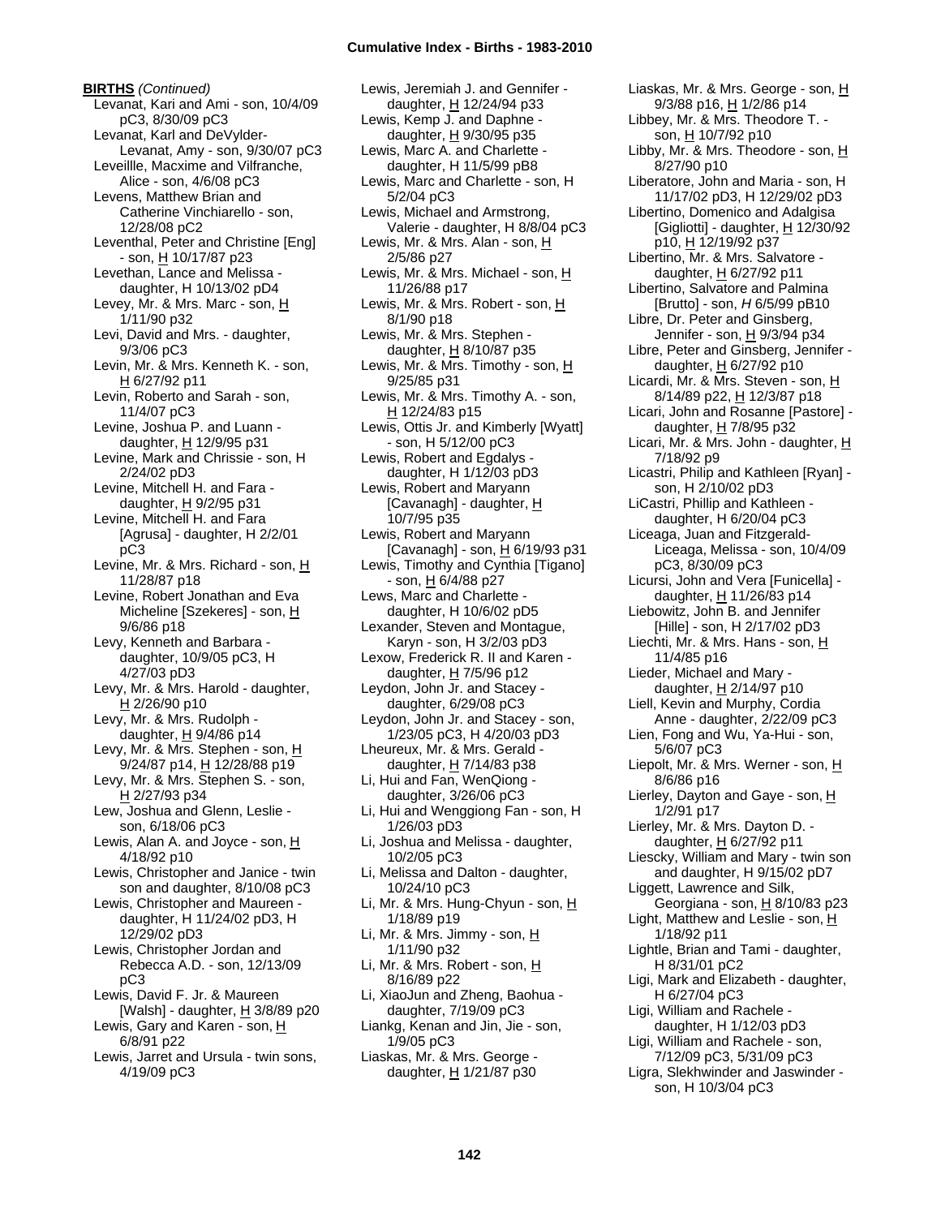**BIRTHS** *(Continued)*

Levanat, Kari and Ami - son, 10/4/09 pC3, 8/30/09 pC3
Levanat, Karl and DeVylder-Levanat, Amy - son, 9/30/07 pC3
Leveillle, Macxime and Vilfranche, Alice - son, 4/6/08 pC3
Levens, Matthew Brian and Catherine Vinchiarello - son, 12/28/08 pC2
Leventhal, Peter and Christine [Eng] - son, H 10/17/87 p23
Levethan, Lance and Melissa - daughter, H 10/13/02 pD4
Levey, Mr. & Mrs. Marc - son, H 1/11/90 p32
Levi, David and Mrs. - daughter, 9/3/06 pC3
Levin, Mr. & Mrs. Kenneth K. - son, H 6/27/92 p11
Levin, Roberto and Sarah - son, 11/4/07 pC3
Levine, Joshua P. and Luann - daughter, H 12/9/95 p31
Levine, Mark and Chrissie - son, H 2/24/02 pD3
Levine, Mitchell H. and Fara - daughter, H 9/2/95 p31
Levine, Mitchell H. and Fara [Agrusa] - daughter, H 2/2/01 pC3
Levine, Mr. & Mrs. Richard - son, H 11/28/87 p18
Levine, Robert Jonathan and Eva Micheline [Szekeres] - son, H 9/6/86 p18
Levy, Kenneth and Barbara - daughter, 10/9/05 pC3, H 4/27/03 pD3
Levy, Mr. & Mrs. Harold - daughter, H 2/26/90 p10
Levy, Mr. & Mrs. Rudolph - daughter, H 9/4/86 p14
Levy, Mr. & Mrs. Stephen - son, H 9/24/87 p14, H 12/28/88 p19
Levy, Mr. & Mrs. Stephen S. - son, H 2/27/93 p34
Lew, Joshua and Glenn, Leslie - son, 6/18/06 pC3
Lewis, Alan A. and Joyce - son, H 4/18/92 p10
Lewis, Christopher and Janice - twin son and daughter, 8/10/08 pC3
Lewis, Christopher and Maureen - daughter, H 11/24/02 pD3, H 12/29/02 pD3
Lewis, Christopher Jordan and Rebecca A.D. - son, 12/13/09 pC3
Lewis, David F. Jr. & Maureen [Walsh] - daughter, H 3/8/89 p20
Lewis, Gary and Karen - son, H 6/8/91 p22
Lewis, Jarret and Ursula - twin sons, 4/19/09 pC3
Lewis, Jeremiah J. and Gennifer - daughter, H 12/24/94 p33
Lewis, Kemp J. and Daphne - daughter, H 9/30/95 p35
Lewis, Marc A. and Charlette - daughter, H 11/5/99 pB8
Lewis, Marc and Charlette - son, H 5/2/04 pC3
Lewis, Michael and Armstrong, Valerie - daughter, H 8/8/04 pC3
Lewis, Mr. & Mrs. Alan - son, H 2/5/86 p27
Lewis, Mr. & Mrs. Michael - son, H 11/26/88 p17
Lewis, Mr. & Mrs. Robert - son, H 8/1/90 p18
Lewis, Mr. & Mrs. Stephen - daughter, H 8/10/87 p35
Lewis, Mr. & Mrs. Timothy - son, H 9/25/85 p31
Lewis, Mr. & Mrs. Timothy A. - son, H 12/24/83 p15
Lewis, Ottis Jr. and Kimberly [Wyatt] - son, H 5/12/00 pC3
Lewis, Robert and Egdalys - daughter, H 1/12/03 pD3
Lewis, Robert and Maryann [Cavanagh] - daughter, H 10/7/95 p35
Lewis, Robert and Maryann [Cavanagh] - son, H 6/19/93 p31
Lewis, Timothy and Cynthia [Tigano] - son, H 6/4/88 p27
Lews, Marc and Charlette - daughter, H 10/6/02 pD5
Lexander, Steven and Montague, Karyn - son, H 3/2/03 pD3
Lexow, Frederick R. II and Karen - daughter, H 7/5/96 p12
Leydon, John Jr. and Stacey - daughter, 6/29/08 pC3
Leydon, John Jr. and Stacey - son, 1/23/05 pC3, H 4/20/03 pD3
Lheureux, Mr. & Mrs. Gerald - daughter, H 7/14/83 p38
Li, Hui and Fan, WenQiong - daughter, 3/26/06 pC3
Li, Hui and Wenggiong Fan - son, H 1/26/03 pD3
Li, Joshua and Melissa - daughter, 10/2/05 pC3
Li, Melissa and Dalton - daughter, 10/24/10 pC3
Li, Mr. & Mrs. Hung-Chyun - son, H 1/18/89 p19
Li, Mr. & Mrs. Jimmy - son, H 1/11/90 p32
Li, Mr. & Mrs. Robert - son, H 8/16/89 p22
Li, XiaoJun and Zheng, Baohua - daughter, 7/19/09 pC3
Liankg, Kenan and Jin, Jie - son, 1/9/05 pC3
Liaskas, Mr. & Mrs. George - daughter, H 1/21/87 p30
Liaskas, Mr. & Mrs. George - son, H 9/3/88 p16, H 1/2/86 p14
Libbey, Mr. & Mrs. Theodore T. - son, H 10/7/92 p10
Libby, Mr. & Mrs. Theodore - son, H 8/27/90 p10
Liberatore, John and Maria - son, H 11/17/02 pD3, H 12/29/02 pD3
Libertino, Domenico and Adalgisa [Gigliotti] - daughter, H 12/30/92 p10, H 12/19/92 p37
Libertino, Mr. & Mrs. Salvatore - daughter, H 6/27/92 p11
Libertino, Salvatore and Palmina [Brutto] - son, *H* 6/5/99 pB10
Libre, Dr. Peter and Ginsberg, Jennifer - son, H 9/3/94 p34
Libre, Peter and Ginsberg, Jennifer - daughter, H 6/27/92 p10
Licardi, Mr. & Mrs. Steven - son, H 8/14/89 p22, H 12/3/87 p18
Licari, John and Rosanne [Pastore] - daughter, H 7/8/95 p32
Licari, Mr. & Mrs. John - daughter, H 7/18/92 p9
Licastri, Philip and Kathleen [Ryan] - son, H 2/10/02 pD3
LiCastri, Phillip and Kathleen - daughter, H 6/20/04 pC3
Liceaga, Juan and Fitzgerald-Liceaga, Melissa - son, 10/4/09 pC3, 8/30/09 pC3
Licursi, John and Vera [Funicella] - daughter, H 11/26/83 p14
Liebowitz, John B. and Jennifer [Hille] - son, H 2/17/02 pD3
Liechti, Mr. & Mrs. Hans - son, H 11/4/85 p16
Lieder, Michael and Mary - daughter, H 2/14/97 p10
Liell, Kevin and Murphy, Cordia Anne - daughter, 2/22/09 pC3
Lien, Fong and Wu, Ya-Hui - son, 5/6/07 pC3
Liepolt, Mr. & Mrs. Werner - son, H 8/6/86 p16
Lierley, Dayton and Gaye - son, H 1/2/91 p17
Lierley, Mr. & Mrs. Dayton D. - daughter, H 6/27/92 p11
Liescky, William and Mary - twin son and daughter, H 9/15/02 pD7
Liggett, Lawrence and Silk, Georgiana - son, H 8/10/83 p23
Light, Matthew and Leslie - son, H 1/18/92 p11
Lightle, Brian and Tami - daughter, H 8/31/01 pC2
Ligi, Mark and Elizabeth - daughter, H 6/27/04 pC3
Ligi, William and Rachele - daughter, H 1/12/03 pD3
Ligi, William and Rachele - son, 7/12/09 pC3, 5/31/09 pC3
Ligra, Slekhwinder and Jaswinder - son, H 10/3/04 pC3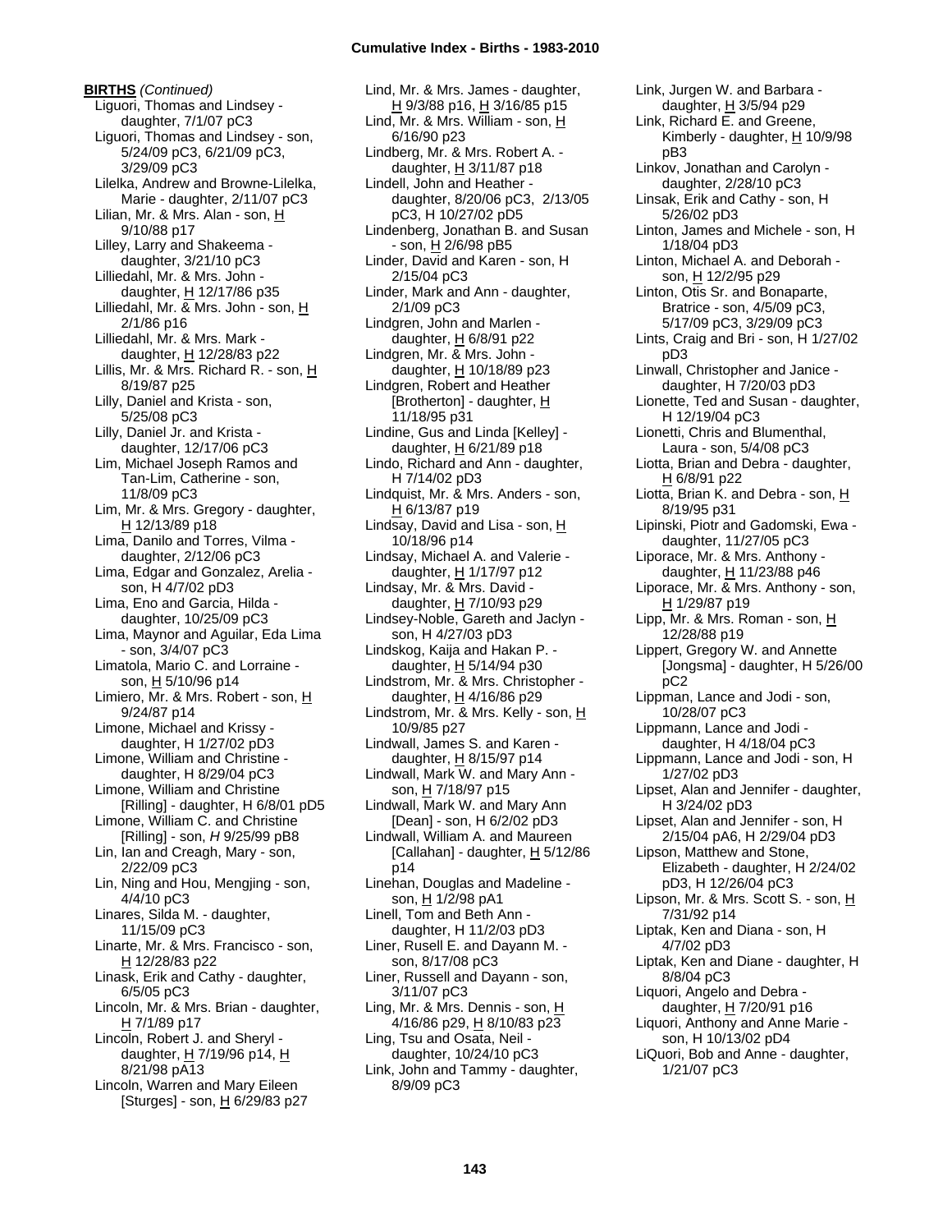**BIRTHS** *(Continued)*

Liguori, Thomas and Lindsey - daughter, 7/1/07 pC3
Liguori, Thomas and Lindsey - son, 5/24/09 pC3, 6/21/09 pC3, 3/29/09 pC3
Lilelka, Andrew and Browne-Lilelka, Marie - daughter, 2/11/07 pC3
Lilian, Mr. & Mrs. Alan - son, H 9/10/88 p17
Lilley, Larry and Shakeema - daughter, 3/21/10 pC3
Lilliedahl, Mr. & Mrs. John - daughter, H 12/17/86 p35
Lilliedahl, Mr. & Mrs. John - son, H 2/1/86 p16
Lilliedahl, Mr. & Mrs. Mark - daughter, H 12/28/83 p22
Lillis, Mr. & Mrs. Richard R. - son, H 8/19/87 p25
Lilly, Daniel and Krista - son, 5/25/08 pC3
Lilly, Daniel Jr. and Krista - daughter, 12/17/06 pC3
Lim, Michael Joseph Ramos and Tan-Lim, Catherine - son, 11/8/09 pC3
Lim, Mr. & Mrs. Gregory - daughter, H 12/13/89 p18
Lima, Danilo and Torres, Vilma - daughter, 2/12/06 pC3
Lima, Edgar and Gonzalez, Arelia - son, H 4/7/02 pD3
Lima, Eno and Garcia, Hilda - daughter, 10/25/09 pC3
Lima, Maynor and Aguilar, Eda Lima - son, 3/4/07 pC3
Limatola, Mario C. and Lorraine - son, H 5/10/96 p14
Limiero, Mr. & Mrs. Robert - son, H 9/24/87 p14
Limone, Michael and Krissy - daughter, H 1/27/02 pD3
Limone, William and Christine - daughter, H 8/29/04 pC3
Limone, William and Christine [Rilling] - daughter, H 6/8/01 pD5
Limone, William C. and Christine [Rilling] - son, *H* 9/25/99 pB8
Lin, Ian and Creagh, Mary - son, 2/22/09 pC3
Lin, Ning and Hou, Mengjing - son, 4/4/10 pC3
Linares, Silda M. - daughter, 11/15/09 pC3
Linarte, Mr. & Mrs. Francisco - son, H 12/28/83 p22
Linask, Erik and Cathy - daughter, 6/5/05 pC3
Lincoln, Mr. & Mrs. Brian - daughter, H 7/1/89 p17
Lincoln, Robert J. and Sheryl - daughter, H 7/19/96 p14, H 8/21/98 pA13
Lincoln, Warren and Mary Eileen [Sturges] - son, H 6/29/83 p27
Lind, Mr. & Mrs. James - daughter, H 9/3/88 p16, H 3/16/85 p15
Lind, Mr. & Mrs. William - son, H 6/16/90 p23
Lindberg, Mr. & Mrs. Robert A. - daughter, H 3/11/87 p18
Lindell, John and Heather - daughter, 8/20/06 pC3, 2/13/05 pC3, H 10/27/02 pD5
Lindenberg, Jonathan B. and Susan - son, H 2/6/98 pB5
Linder, David and Karen - son, H 2/15/04 pC3
Linder, Mark and Ann - daughter, 2/1/09 pC3
Lindgren, John and Marlen - daughter, H 6/8/91 p22
Lindgren, Mr. & Mrs. John - daughter, H 10/18/89 p23
Lindgren, Robert and Heather [Brotherton] - daughter, H 11/18/95 p31
Lindine, Gus and Linda [Kelley] - daughter, H 6/21/89 p18
Lindo, Richard and Ann - daughter, H 7/14/02 pD3
Lindquist, Mr. & Mrs. Anders - son, H 6/13/87 p19
Lindsay, David and Lisa - son, H 10/18/96 p14
Lindsay, Michael A. and Valerie - daughter, H 1/17/97 p12
Lindsay, Mr. & Mrs. David - daughter, H 7/10/93 p29
Lindsey-Noble, Gareth and Jaclyn - son, H 4/27/03 pD3
Lindskog, Kaija and Hakan P. - daughter, H 5/14/94 p30
Lindstrom, Mr. & Mrs. Christopher - daughter, H 4/16/86 p29
Lindstrom, Mr. & Mrs. Kelly - son, H 10/9/85 p27
Lindwall, James S. and Karen - daughter, H 8/15/97 p14
Lindwall, Mark W. and Mary Ann - son, H 7/18/97 p15
Lindwall, Mark W. and Mary Ann [Dean] - son, H 6/2/02 pD3
Lindwall, William A. and Maureen [Callahan] - daughter, H 5/12/86 p14
Linehan, Douglas and Madeline - son, H 1/2/98 pA1
Linell, Tom and Beth Ann - daughter, H 11/2/03 pD3
Liner, Rusell E. and Dayann M. - son, 8/17/08 pC3
Liner, Russell and Dayann - son, 3/11/07 pC3
Ling, Mr. & Mrs. Dennis - son, H 4/16/86 p29, H 8/10/83 p23
Ling, Tsu and Osata, Neil - daughter, 10/24/10 pC3
Link, John and Tammy - daughter, 8/9/09 pC3
Link, Jurgen W. and Barbara - daughter, H 3/5/94 p29
Link, Richard E. and Greene, Kimberly - daughter, H 10/9/98 pB3
Linkov, Jonathan and Carolyn - daughter, 2/28/10 pC3
Linsak, Erik and Cathy - son, H 5/26/02 pD3
Linton, James and Michele - son, H 1/18/04 pD3
Linton, Michael A. and Deborah - son, H 12/2/95 p29
Linton, Otis Sr. and Bonaparte, Bratrice - son, 4/5/09 pC3, 5/17/09 pC3, 3/29/09 pC3
Lints, Craig and Bri - son, H 1/27/02 pD3
Linwall, Christopher and Janice - daughter, H 7/20/03 pD3
Lionette, Ted and Susan - daughter, H 12/19/04 pC3
Lionetti, Chris and Blumenthal, Laura - son, 5/4/08 pC3
Liotta, Brian and Debra - daughter, H 6/8/91 p22
Liotta, Brian K. and Debra - son, H 8/19/95 p31
Lipinski, Piotr and Gadomski, Ewa - daughter, 11/27/05 pC3
Liporace, Mr. & Mrs. Anthony - daughter, H 11/23/88 p46
Liporace, Mr. & Mrs. Anthony - son, H 1/29/87 p19
Lipp, Mr. & Mrs. Roman - son, H 12/28/88 p19
Lippert, Gregory W. and Annette [Jongsma] - daughter, H 5/26/00 pC2
Lippman, Lance and Jodi - son, 10/28/07 pC3
Lippmann, Lance and Jodi - daughter, H 4/18/04 pC3
Lippmann, Lance and Jodi - son, H 1/27/02 pD3
Lipset, Alan and Jennifer - daughter, H 3/24/02 pD3
Lipset, Alan and Jennifer - son, H 2/15/04 pA6, H 2/29/04 pD3
Lipson, Matthew and Stone, Elizabeth - daughter, H 2/24/02 pD3, H 12/26/04 pC3
Lipson, Mr. & Mrs. Scott S. - son, H 7/31/92 p14
Liptak, Ken and Diana - son, H 4/7/02 pD3
Liptak, Ken and Diane - daughter, H 8/8/04 pC3
Liquori, Angelo and Debra - daughter, H 7/20/91 p16
Liquori, Anthony and Anne Marie - son, H 10/13/02 pD4
LiQuori, Bob and Anne - daughter, 1/21/07 pC3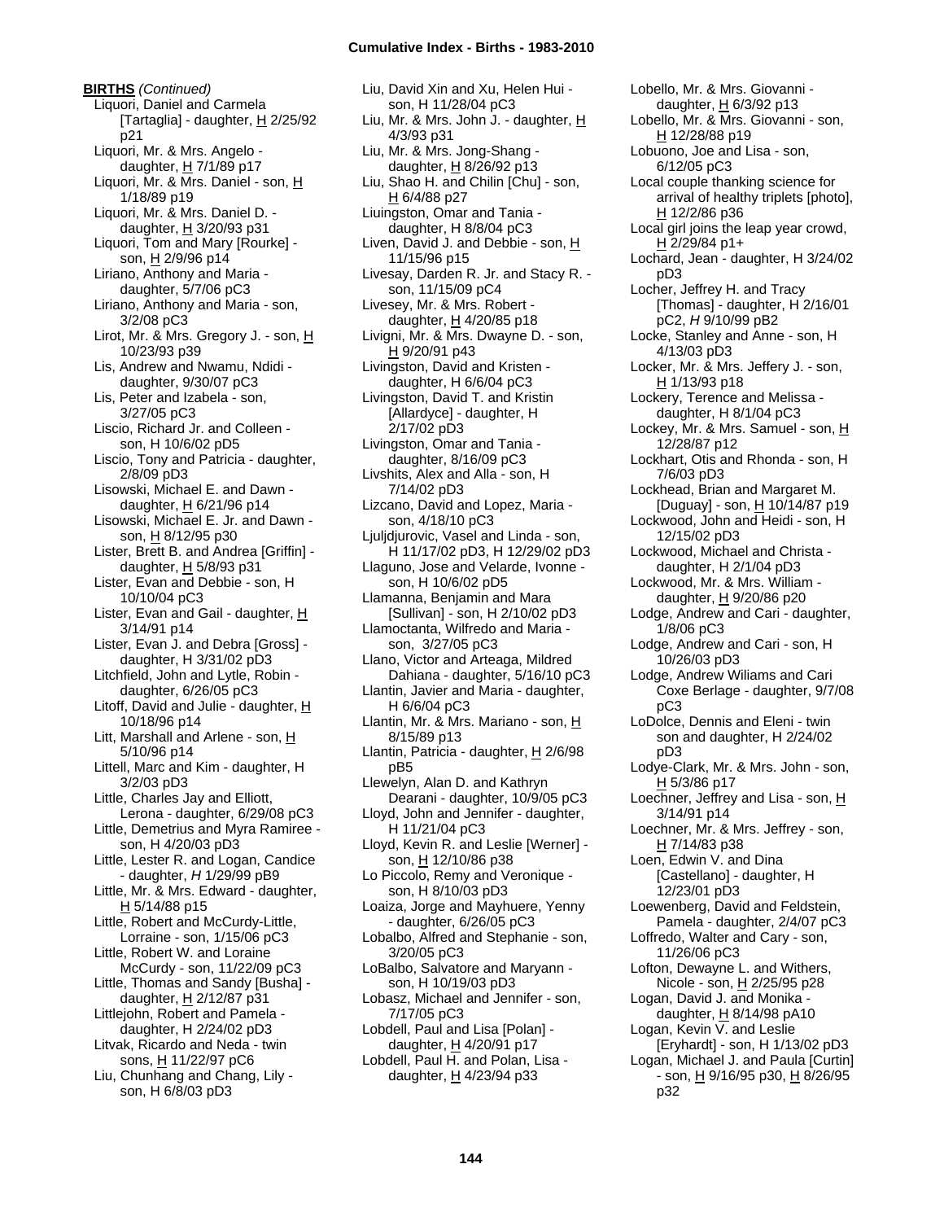**BIRTHS** *(Continued)*

Liquori, Daniel and Carmela [Tartaglia] - daughter, H 2/25/92 p21

Liquori, Mr. & Mrs. Angelo - daughter, H 7/1/89 p17

Liquori, Mr. & Mrs. Daniel - son, H 1/18/89 p19

Liquori, Mr. & Mrs. Daniel D. - daughter, H 3/20/93 p31

Liquori, Tom and Mary [Rourke] - son, H 2/9/96 p14

Liriano, Anthony and Maria - daughter, 5/7/06 pC3

Liriano, Anthony and Maria - son, 3/2/08 pC3

Lirot, Mr. & Mrs. Gregory J. - son, H 10/23/93 p39

Lis, Andrew and Nwamu, Ndidi - daughter, 9/30/07 pC3

Lis, Peter and Izabela - son, 3/27/05 pC3

Liscio, Richard Jr. and Colleen - son, H 10/6/02 pD5

Liscio, Tony and Patricia - daughter, 2/8/09 pD3

Lisowski, Michael E. and Dawn - daughter, H 6/21/96 p14

Lisowski, Michael E. Jr. and Dawn - son, H 8/12/95 p30

Lister, Brett B. and Andrea [Griffin] - daughter, H 5/8/93 p31

Lister, Evan and Debbie - son, H 10/10/04 pC3

Lister, Evan and Gail - daughter, H 3/14/91 p14

Lister, Evan J. and Debra [Gross] - daughter, H 3/31/02 pD3

Litchfield, John and Lytle, Robin - daughter, 6/26/05 pC3

Litoff, David and Julie - daughter, H 10/18/96 p14

Litt, Marshall and Arlene - son, H 5/10/96 p14

Littell, Marc and Kim - daughter, H 3/2/03 pD3

Little, Charles Jay and Elliott, Lerona - daughter, 6/29/08 pC3

Little, Demetrius and Myra Ramiree - son, H 4/20/03 pD3

Little, Lester R. and Logan, Candice - daughter, *H* 1/29/99 pB9

Little, Mr. & Mrs. Edward - daughter, H 5/14/88 p15

Little, Robert and McCurdy-Little, Lorraine - son, 1/15/06 pC3

Little, Robert W. and Loraine McCurdy - son, 11/22/09 pC3

Little, Thomas and Sandy [Busha] - daughter, H 2/12/87 p31

Littlejohn, Robert and Pamela - daughter, H 2/24/02 pD3

Litvak, Ricardo and Neda - twin sons, H 11/22/97 pC6

Liu, Chunhang and Chang, Lily - son, H 6/8/03 pD3

Liu, David Xin and Xu, Helen Hui - son, H 11/28/04 pC3

Liu, Mr. & Mrs. John J. - daughter, H 4/3/93 p31

Liu, Mr. & Mrs. Jong-Shang - daughter, H 8/26/92 p13

Liu, Shao H. and Chilin [Chu] - son, H 6/4/88 p27

Liuingston, Omar and Tania - daughter, H 8/8/04 pC3

Liven, David J. and Debbie - son, H 11/15/96 p15

Livesay, Darden R. Jr. and Stacy R. - son, 11/15/09 pC4

Livesey, Mr. & Mrs. Robert - daughter, H 4/20/85 p18

Livigni, Mr. & Mrs. Dwayne D. - son, H 9/20/91 p43

Livingston, David and Kristen - daughter, H 6/6/04 pC3

Livingston, David T. and Kristin [Allardyce] - daughter, H 2/17/02 pD3

Livingston, Omar and Tania - daughter, 8/16/09 pC3

Livshits, Alex and Alla - son, H 7/14/02 pD3

Lizcano, David and Lopez, Maria - son, 4/18/10 pC3

Ljuljdjurovic, Vasel and Linda - son, H 11/17/02 pD3, H 12/29/02 pD3

Llaguno, Jose and Velarde, Ivonne - son, H 10/6/02 pD5

Llamanna, Benjamin and Mara [Sullivan] - son, H 2/10/02 pD3

Llamoctanta, Wilfredo and Maria - son, 3/27/05 pC3

Llano, Victor and Arteaga, Mildred Dahiana - daughter, 5/16/10 pC3

Llantin, Javier and Maria - daughter, H 6/6/04 pC3

Llantin, Mr. & Mrs. Mariano - son, H 8/15/89 p13

Llantin, Patricia - daughter, H 2/6/98 pB5

Llewelyn, Alan D. and Kathryn Dearani - daughter, 10/9/05 pC3

Lloyd, John and Jennifer - daughter, H 11/21/04 pC3

Lloyd, Kevin R. and Leslie [Werner] - son, H 12/10/86 p38

Lo Piccolo, Remy and Veronique - son, H 8/10/03 pD3

Loaiza, Jorge and Mayhuere, Yenny - daughter, 6/26/05 pC3

Lobalbo, Alfred and Stephanie - son, 3/20/05 pC3

LoBalbo, Salvatore and Maryann - son, H 10/19/03 pD3

Lobasz, Michael and Jennifer - son, 7/17/05 pC3

Lobdell, Paul and Lisa [Polan] - daughter, H 4/20/91 p17

Lobdell, Paul H. and Polan, Lisa - daughter, H 4/23/94 p33

Lobello, Mr. & Mrs. Giovanni - daughter, H 6/3/92 p13

Lobello, Mr. & Mrs. Giovanni - son, H 12/28/88 p19

Lobuono, Joe and Lisa - son, 6/12/05 pC3

Local couple thanking science for arrival of healthy triplets [photo], H 12/2/86 p36

Local girl joins the leap year crowd, H 2/29/84 p1+

Lochard, Jean - daughter, H 3/24/02 pD3

Locher, Jeffrey H. and Tracy [Thomas] - daughter, H 2/16/01 pC2, *H* 9/10/99 pB2

Locke, Stanley and Anne - son, H 4/13/03 pD3

Locker, Mr. & Mrs. Jeffery J. - son, H 1/13/93 p18

Lockery, Terence and Melissa - daughter, H 8/1/04 pC3

Lockey, Mr. & Mrs. Samuel - son, H 12/28/87 p12

Lockhart, Otis and Rhonda - son, H 7/6/03 pD3

Lockhead, Brian and Margaret M. [Duguay] - son, H 10/14/87 p19

Lockwood, John and Heidi - son, H 12/15/02 pD3

Lockwood, Michael and Christa - daughter, H 2/1/04 pD3

Lockwood, Mr. & Mrs. William - daughter, H 9/20/86 p20

Lodge, Andrew and Cari - daughter, 1/8/06 pC3

Lodge, Andrew and Cari - son, H 10/26/03 pD3

Lodge, Andrew Wiliams and Cari Coxe Berlage - daughter, 9/7/08 pC3

LoDolce, Dennis and Eleni - twin son and daughter, H 2/24/02 pD3

Lodye-Clark, Mr. & Mrs. John - son, H 5/3/86 p17

Loechner, Jeffrey and Lisa - son, H 3/14/91 p14

Loechner, Mr. & Mrs. Jeffrey - son, H 7/14/83 p38

Loen, Edwin V. and Dina [Castellano] - daughter, H 12/23/01 pD3

Loewenberg, David and Feldstein, Pamela - daughter, 2/4/07 pC3

Loffredo, Walter and Cary - son, 11/26/06 pC3

Lofton, Dewayne L. and Withers, Nicole - son, H 2/25/95 p28

Logan, David J. and Monika - daughter, H 8/14/98 pA10

Logan, Kevin V. and Leslie [Eryhardt] - son, H 1/13/02 pD3

Logan, Michael J. and Paula [Curtin] - son, H 9/16/95 p30, H 8/26/95 p32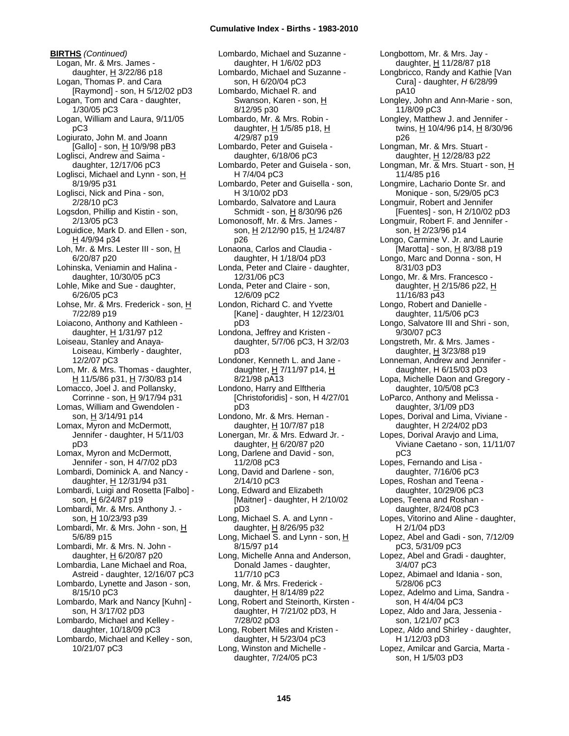**BIRTHS** *(Continued)*

Logan, Mr. & Mrs. James - daughter, H 3/22/86 p18
Logan, Thomas P. and Cara [Raymond] - son, H 5/12/02 pD3
Logan, Tom and Cara - daughter, 1/30/05 pC3
Logan, William and Laura, 9/11/05 pC3
Logiurato, John M. and Joann [Gallo] - son, H 10/9/98 pB3
Loglisci, Andrew and Saima - daughter, 12/17/06 pC3
Loglisci, Michael and Lynn - son, H 8/19/95 p31
Loglisci, Nick and Pina - son, 2/28/10 pC3
Logsdon, Phillip and Kistin - son, 2/13/05 pC3
Loguidice, Mark D. and Ellen - son, H 4/9/94 p34
Loh, Mr. & Mrs. Lester III - son, H 6/20/87 p20
Lohinska, Veniamin and Halina - daughter, 10/30/05 pC3
Lohle, Mike and Sue - daughter, 6/26/05 pC3
Lohse, Mr. & Mrs. Frederick - son, H 7/22/89 p19
Loiacono, Anthony and Kathleen - daughter, H 1/31/97 p12
Loiseau, Stanley and Anaya-Loiseau, Kimberly - daughter, 12/2/07 pC3
Lom, Mr. & Mrs. Thomas - daughter, H 11/5/86 p31, H 7/30/83 p14
Lomacco, Joel J. and Pollansky, Corrinne - son, H 9/17/94 p31
Lomas, William and Gwendolen - son, H 3/14/91 p14
Lomax, Myron and McDermott, Jennifer - daughter, H 5/11/03 pD3
Lomax, Myron and McDermott, Jennifer - son, H 4/7/02 pD3
Lombardi, Dominick A. and Nancy - daughter, H 12/31/94 p31
Lombardi, Luigi and Rosetta [Falbo] - son, H 6/24/87 p19
Lombardi, Mr. & Mrs. Anthony J. - son, H 10/23/93 p39
Lombardi, Mr. & Mrs. John - son, H 5/6/89 p15
Lombardi, Mr. & Mrs. N. John - daughter, H 6/20/87 p20
Lombardia, Lane Michael and Roa, Astreid - daughter, 12/16/07 pC3
Lombardo, Lynette and Jason - son, 8/15/10 pC3
Lombardo, Mark and Nancy [Kuhn] - son, H 3/17/02 pD3
Lombardo, Michael and Kelley - daughter, 10/18/09 pC3
Lombardo, Michael and Kelley - son, 10/21/07 pC3
Lombardo, Michael and Suzanne - daughter, H 1/6/02 pD3
Lombardo, Michael and Suzanne - son, H 6/20/04 pC3
Lombardo, Michael R. and Swanson, Karen - son, H 8/12/95 p30
Lombardo, Mr. & Mrs. Robin - daughter, H 1/5/85 p18, H 4/29/87 p19
Lombardo, Peter and Guisela - daughter, 6/18/06 pC3
Lombardo, Peter and Guisela - son, H 7/4/04 pC3
Lombardo, Peter and Guisella - son, H 3/10/02 pD3
Lombardo, Salvatore and Laura Schmidt - son, H 8/30/96 p26
Lomonosoff, Mr. & Mrs. James - son, H 2/12/90 p15, H 1/24/87 p26
Lonaona, Carlos and Claudia - daughter, H 1/18/04 pD3
Londa, Peter and Claire - daughter, 12/31/06 pC3
Londa, Peter and Claire - son, 12/6/09 pC2
London, Richard C. and Yvette [Kane] - daughter, H 12/23/01 pD3
Londona, Jeffrey and Kristen - daughter, 5/7/06 pC3, H 3/2/03 pD3
Londoner, Kenneth L. and Jane - daughter, H 7/11/97 p14, H 8/21/98 pA13
Londono, Harry and Elftheria [Christoforidis] - son, H 4/27/01 pD3
Londono, Mr. & Mrs. Hernan - daughter, H 10/7/87 p18
Lonergan, Mr. & Mrs. Edward Jr. - daughter, H 6/20/87 p20
Long, Darlene and David - son, 11/2/08 pC3
Long, David and Darlene - son, 2/14/10 pC3
Long, Edward and Elizabeth [Maitner] - daughter, H 2/10/02 pD3
Long, Michael S. A. and Lynn - daughter, H 8/26/95 p32
Long, Michael S. and Lynn - son, H 8/15/97 p14
Long, Michelle Anna and Anderson, Donald James - daughter, 11/7/10 pC3
Long, Mr. & Mrs. Frederick - daughter, H 8/14/89 p22
Long, Robert and Steinorth, Kirsten - daughter, H 7/21/02 pD3, H 7/28/02 pD3
Long, Robert Miles and Kristen - daughter, H 5/23/04 pC3
Long, Winston and Michelle - daughter, 7/24/05 pC3
Longbottom, Mr. & Mrs. Jay - daughter, H 11/28/87 p18
Longbricco, Randy and Kathie [Van Cura] - daughter, *H* 6/28/99 pA10
Longley, John and Ann-Marie - son, 11/8/09 pC3
Longley, Matthew J. and Jennifer - twins, H 10/4/96 p14, H 8/30/96 p26
Longman, Mr. & Mrs. Stuart - daughter, H 12/28/83 p22
Longman, Mr. & Mrs. Stuart - son, H 11/4/85 p16
Longmire, Lachario Donte Sr. and Monique - son, 5/29/05 pC3
Longmuir, Robert and Jennifer [Fuentes] - son, H 2/10/02 pD3
Longmuir, Robert F. and Jennifer - son, H 2/23/96 p14
Longo, Carmine V. Jr. and Laurie [Marotta] - son, H 8/3/88 p19
Longo, Marc and Donna - son, H 8/31/03 pD3
Longo, Mr. & Mrs. Francesco - daughter, H 2/15/86 p22, H 11/16/83 p43
Longo, Robert and Danielle - daughter, 11/5/06 pC3
Longo, Salvatore III and Shri - son, 9/30/07 pC3
Longstreth, Mr. & Mrs. James - daughter, H 3/23/88 p19
Lonneman, Andrew and Jennifer - daughter, H 6/15/03 pD3
Lopa, Michelle Daon and Gregory - daughter, 10/5/08 pC3
LoParco, Anthony and Melissa - daughter, 3/1/09 pD3
Lopes, Dorival and Lima, Viviane - daughter, H 2/24/02 pD3
Lopes, Dorival Aravjo and Lima, Viviane Caetano - son, 11/11/07 pC3
Lopes, Fernando and Lisa - daughter, 7/16/06 pC3
Lopes, Roshan and Teena - daughter, 10/29/06 pC3
Lopes, Teena and Roshan - daughter, 8/24/08 pC3
Lopes, Vitorino and Aline - daughter, H 2/1/04 pD3
Lopez, Abel and Gadi - son, 7/12/09 pC3, 5/31/09 pC3
Lopez, Abel and Gradi - daughter, 3/4/07 pC3
Lopez, Abimael and Idania - son, 5/28/06 pC3
Lopez, Adelmo and Lima, Sandra - son, H 4/4/04 pC3
Lopez, Aldo and Jara, Jessenia - son, 1/21/07 pC3
Lopez, Aldo and Shirley - daughter, H 1/12/03 pD3
Lopez, Amilcar and Garcia, Marta - son, H 1/5/03 pD3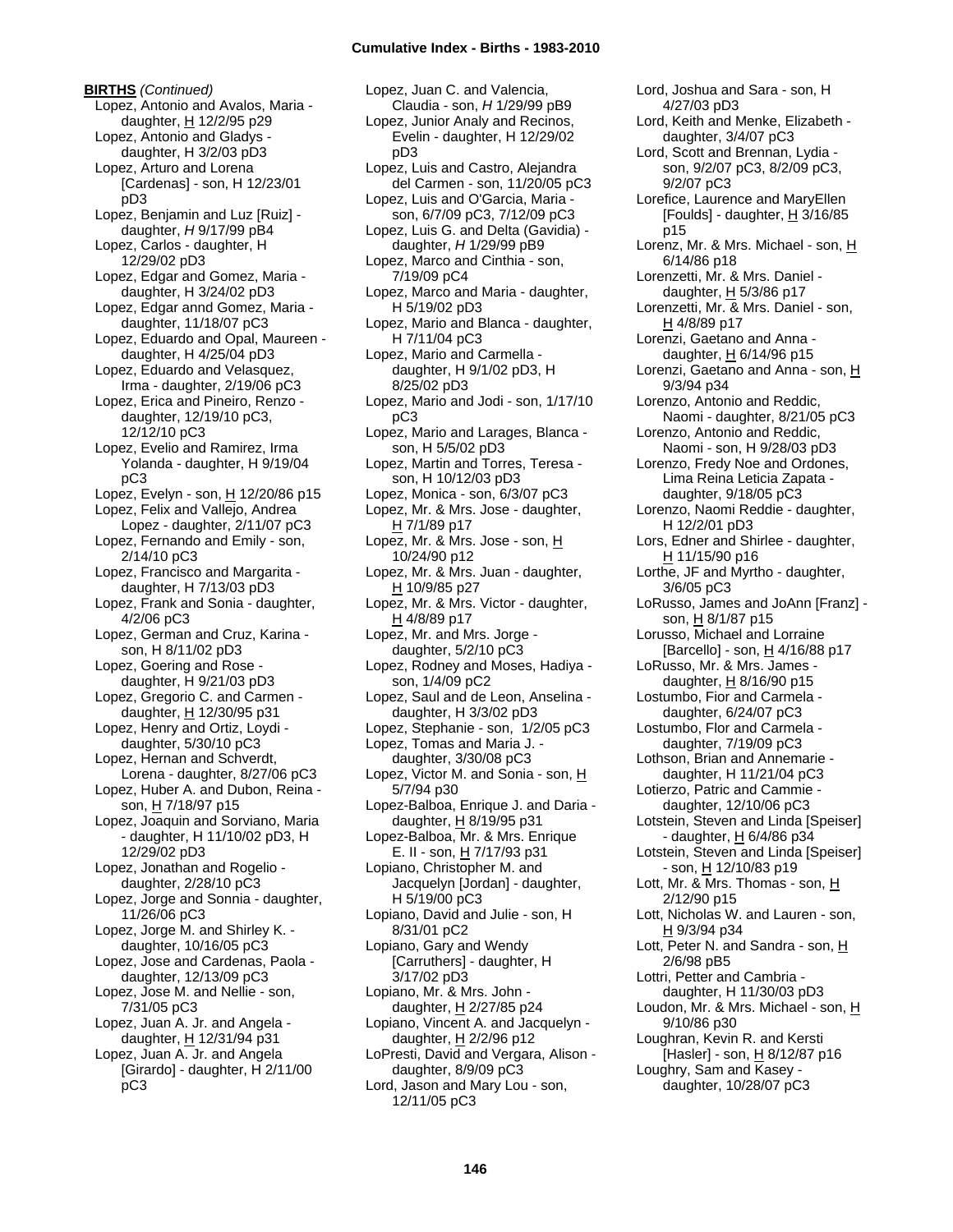**BIRTHS** *(Continued)*

Lopez, Antonio and Avalos, Maria - daughter, H 12/2/95 p29
Lopez, Antonio and Gladys - daughter, H 3/2/03 pD3
Lopez, Arturo and Lorena [Cardenas] - son, H 12/23/01 pD3
Lopez, Benjamin and Luz [Ruiz] - daughter, *H* 9/17/99 pB4
Lopez, Carlos - daughter, H 12/29/02 pD3
Lopez, Edgar and Gomez, Maria - daughter, H 3/24/02 pD3
Lopez, Edgar annd Gomez, Maria - daughter, 11/18/07 pC3
Lopez, Eduardo and Opal, Maureen - daughter, H 4/25/04 pD3
Lopez, Eduardo and Velasquez, Irma - daughter, 2/19/06 pC3
Lopez, Erica and Pineiro, Renzo - daughter, 12/19/10 pC3, 12/12/10 pC3
Lopez, Evelio and Ramirez, Irma Yolanda - daughter, H 9/19/04 pC3
Lopez, Evelyn - son, H 12/20/86 p15
Lopez, Felix and Vallejo, Andrea Lopez - daughter, 2/11/07 pC3
Lopez, Fernando and Emily - son, 2/14/10 pC3
Lopez, Francisco and Margarita - daughter, H 7/13/03 pD3
Lopez, Frank and Sonia - daughter, 4/2/06 pC3
Lopez, German and Cruz, Karina - son, H 8/11/02 pD3
Lopez, Goering and Rose - daughter, H 9/21/03 pD3
Lopez, Gregorio C. and Carmen - daughter, H 12/30/95 p31
Lopez, Henry and Ortiz, Loydi - daughter, 5/30/10 pC3
Lopez, Hernan and Schverdt, Lorena - daughter, 8/27/06 pC3
Lopez, Huber A. and Dubon, Reina - son, H 7/18/97 p15
Lopez, Joaquin and Sorviano, Maria - daughter, H 11/10/02 pD3, H 12/29/02 pD3
Lopez, Jonathan and Rogelio - daughter, 2/28/10 pC3
Lopez, Jorge and Sonnia - daughter, 11/26/06 pC3
Lopez, Jorge M. and Shirley K. - daughter, 10/16/05 pC3
Lopez, Jose and Cardenas, Paola - daughter, 12/13/09 pC3
Lopez, Jose M. and Nellie - son, 7/31/05 pC3
Lopez, Juan A. Jr. and Angela - daughter, H 12/31/94 p31
Lopez, Juan A. Jr. and Angela [Girardo] - daughter, H 2/11/00 pC3
Lopez, Juan C. and Valencia, Claudia - son, *H* 1/29/99 pB9
Lopez, Junior Analy and Recinos, Evelin - daughter, H 12/29/02 pD3
Lopez, Luis and Castro, Alejandra del Carmen - son, 11/20/05 pC3
Lopez, Luis and O'Garcia, Maria - son, 6/7/09 pC3, 7/12/09 pC3
Lopez, Luis G. and Delta (Gavidia) - daughter, *H* 1/29/99 pB9
Lopez, Marco and Cinthia - son, 7/19/09 pC4
Lopez, Marco and Maria - daughter, H 5/19/02 pD3
Lopez, Mario and Blanca - daughter, H 7/11/04 pC3
Lopez, Mario and Carmella - daughter, H 9/1/02 pD3, H 8/25/02 pD3
Lopez, Mario and Jodi - son, 1/17/10 pC3
Lopez, Mario and Larages, Blanca - son, H 5/5/02 pD3
Lopez, Martin and Torres, Teresa - son, H 10/12/03 pD3
Lopez, Monica - son, 6/3/07 pC3
Lopez, Mr. & Mrs. Jose - daughter, H 7/1/89 p17
Lopez, Mr. & Mrs. Jose - son, H 10/24/90 p12
Lopez, Mr. & Mrs. Juan - daughter, H 10/9/85 p27
Lopez, Mr. & Mrs. Victor - daughter, H 4/8/89 p17
Lopez, Mr. and Mrs. Jorge - daughter, 5/2/10 pC3
Lopez, Rodney and Moses, Hadiya - son, 1/4/09 pC2
Lopez, Saul and de Leon, Anselina - daughter, H 3/3/02 pD3
Lopez, Stephanie - son, 1/2/05 pC3
Lopez, Tomas and Maria J. - daughter, 3/30/08 pC3
Lopez, Victor M. and Sonia - son, H 5/7/94 p30
Lopez-Balboa, Enrique J. and Daria - daughter, H 8/19/95 p31
Lopez-Balboa, Mr. & Mrs. Enrique E. II - son, H 7/17/93 p31
Lopiano, Christopher M. and Jacquelyn [Jordan] - daughter, H 5/19/00 pC3
Lopiano, David and Julie - son, H 8/31/01 pC2
Lopiano, Gary and Wendy [Carruthers] - daughter, H 3/17/02 pD3
Lopiano, Mr. & Mrs. John - daughter, H 2/27/85 p24
Lopiano, Vincent A. and Jacquelyn - daughter, H 2/2/96 p12
LoPresti, David and Vergara, Alison - daughter, 8/9/09 pC3
Lord, Jason and Mary Lou - son, 12/11/05 pC3
Lord, Joshua and Sara - son, H 4/27/03 pD3
Lord, Keith and Menke, Elizabeth - daughter, 3/4/07 pC3
Lord, Scott and Brennan, Lydia - son, 9/2/07 pC3, 8/2/09 pC3, 9/2/07 pC3
Lorefice, Laurence and MaryEllen [Foulds] - daughter, H 3/16/85 p15
Lorenz, Mr. & Mrs. Michael - son, H 6/14/86 p18
Lorenzetti, Mr. & Mrs. Daniel - daughter, H 5/3/86 p17
Lorenzetti, Mr. & Mrs. Daniel - son, H 4/8/89 p17
Lorenzi, Gaetano and Anna - daughter, H 6/14/96 p15
Lorenzi, Gaetano and Anna - son, H 9/3/94 p34
Lorenzo, Antonio and Reddic, Naomi - daughter, 8/21/05 pC3
Lorenzo, Antonio and Reddic, Naomi - son, H 9/28/03 pD3
Lorenzo, Fredy Noe and Ordones, Lima Reina Leticia Zapata - daughter, 9/18/05 pC3
Lorenzo, Naomi Reddie - daughter, H 12/2/01 pD3
Lors, Edner and Shirlee - daughter, H 11/15/90 p16
Lorthe, JF and Myrtho - daughter, 3/6/05 pC3
LoRusso, James and JoAnn [Franz] - son, H 8/1/87 p15
Lorusso, Michael and Lorraine [Barcello] - son, H 4/16/88 p17
LoRusso, Mr. & Mrs. James - daughter, H 8/16/90 p15
Lostumbo, Fior and Carmela - daughter, 6/24/07 pC3
Lostumbo, Flor and Carmela - daughter, 7/19/09 pC3
Lothson, Brian and Annemarie - daughter, H 11/21/04 pC3
Lotierzo, Patric and Cammie - daughter, 12/10/06 pC3
Lotstein, Steven and Linda [Speiser] - daughter, H 6/4/86 p34
Lotstein, Steven and Linda [Speiser] - son, H 12/10/83 p19
Lott, Mr. & Mrs. Thomas - son, H 2/12/90 p15
Lott, Nicholas W. and Lauren - son, H 9/3/94 p34
Lott, Peter N. and Sandra - son, H 2/6/98 pB5
Lottri, Petter and Cambria - daughter, H 11/30/03 pD3
Loudon, Mr. & Mrs. Michael - son, H 9/10/86 p30
Loughran, Kevin R. and Kersti [Hasler] - son, H 8/12/87 p16
Loughry, Sam and Kasey - daughter, 10/28/07 pC3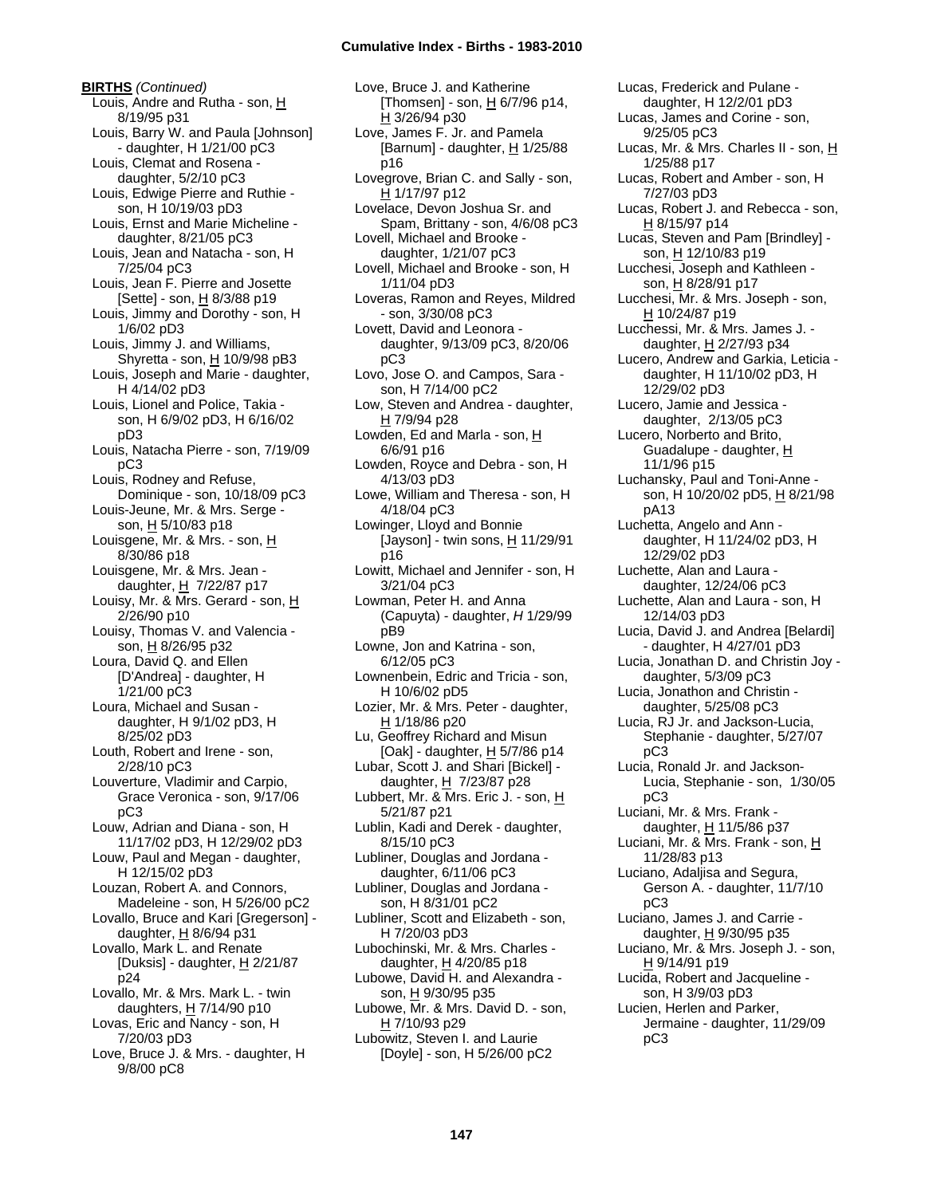**BIRTHS** *(Continued)*

Louis, Andre and Rutha - son, H 8/19/95 p31
Louis, Barry W. and Paula [Johnson] - daughter, H 1/21/00 pC3
Louis, Clemat and Rosena - daughter, 5/2/10 pC3
Louis, Edwige Pierre and Ruthie - son, H 10/19/03 pD3
Louis, Ernst and Marie Micheline - daughter, 8/21/05 pC3
Louis, Jean and Natacha - son, H 7/25/04 pC3
Louis, Jean F. Pierre and Josette [Sette] - son, H 8/3/88 p19
Louis, Jimmy and Dorothy - son, H 1/6/02 pD3
Louis, Jimmy J. and Williams, Shyretta - son, H 10/9/98 pB3
Louis, Joseph and Marie - daughter, H 4/14/02 pD3
Louis, Lionel and Police, Takia - son, H 6/9/02 pD3, H 6/16/02 pD3
Louis, Natacha Pierre - son, 7/19/09 pC3
Louis, Rodney and Refuse, Dominique - son, 10/18/09 pC3
Louis-Jeune, Mr. & Mrs. Serge - son, H 5/10/83 p18
Louisgene, Mr. & Mrs. - son, H 8/30/86 p18
Louisgene, Mr. & Mrs. Jean - daughter, H 7/22/87 p17
Louisy, Mr. & Mrs. Gerard - son, H 2/26/90 p10
Louisy, Thomas V. and Valencia - son, H 8/26/95 p32
Loura, David Q. and Ellen [D'Andrea] - daughter, H 1/21/00 pC3
Loura, Michael and Susan - daughter, H 9/1/02 pD3, H 8/25/02 pD3
Louth, Robert and Irene - son, 2/28/10 pC3
Louverture, Vladimir and Carpio, Grace Veronica - son, 9/17/06 pC3
Louw, Adrian and Diana - son, H 11/17/02 pD3, H 12/29/02 pD3
Louw, Paul and Megan - daughter, H 12/15/02 pD3
Louzan, Robert A. and Connors, Madeleine - son, H 5/26/00 pC2
Lovallo, Bruce and Kari [Gregerson] - daughter, H 8/6/94 p31
Lovallo, Mark L. and Renate [Duksis] - daughter, H 2/21/87 p24
Lovallo, Mr. & Mrs. Mark L. - twin daughters, H 7/14/90 p10
Lovas, Eric and Nancy - son, H 7/20/03 pD3
Love, Bruce J. & Mrs. - daughter, H 9/8/00 pC8
Love, Bruce J. and Katherine [Thomsen] - son, H 6/7/96 p14, H 3/26/94 p30
Love, James F. Jr. and Pamela [Barnum] - daughter, H 1/25/88 p16
Lovegrove, Brian C. and Sally - son, H 1/17/97 p12
Lovelace, Devon Joshua Sr. and Spam, Brittany - son, 4/6/08 pC3
Lovell, Michael and Brooke - daughter, 1/21/07 pC3
Lovell, Michael and Brooke - son, H 1/11/04 pD3
Loveras, Ramon and Reyes, Mildred - son, 3/30/08 pC3
Lovett, David and Leonora - daughter, 9/13/09 pC3, 8/20/06 pC3
Lovo, Jose O. and Campos, Sara - son, H 7/14/00 pC2
Low, Steven and Andrea - daughter, H 7/9/94 p28
Lowden, Ed and Marla - son, H 6/6/91 p16
Lowden, Royce and Debra - son, H 4/13/03 pD3
Lowe, William and Theresa - son, H 4/18/04 pC3
Lowinger, Lloyd and Bonnie [Jayson] - twin sons, H 11/29/91 p16
Lowitt, Michael and Jennifer - son, H 3/21/04 pC3
Lowman, Peter H. and Anna (Capuyta) - daughter, *H* 1/29/99 pB9
Lowne, Jon and Katrina - son, 6/12/05 pC3
Lownenbein, Edric and Tricia - son, H 10/6/02 pD5
Lozier, Mr. & Mrs. Peter - daughter, H 1/18/86 p20
Lu, Geoffrey Richard and Misun [Oak] - daughter, H 5/7/86 p14
Lubar, Scott J. and Shari [Bickel] - daughter, H 7/23/87 p28
Lubbert, Mr. & Mrs. Eric J. - son, H 5/21/87 p21
Lublin, Kadi and Derek - daughter, 8/15/10 pC3
Lubliner, Douglas and Jordana - daughter, 6/11/06 pC3
Lubliner, Douglas and Jordana - son, H 8/31/01 pC2
Lubliner, Scott and Elizabeth - son, H 7/20/03 pD3
Lubochinski, Mr. & Mrs. Charles - daughter, H 4/20/85 p18
Lubowe, David H. and Alexandra - son, H 9/30/95 p35
Lubowe, Mr. & Mrs. David D. - son, H 7/10/93 p29
Lubowitz, Steven I. and Laurie [Doyle] - son, H 5/26/00 pC2
Lucas, Frederick and Pulane - daughter, H 12/2/01 pD3
Lucas, James and Corine - son, 9/25/05 pC3
Lucas, Mr. & Mrs. Charles II - son, H 1/25/88 p17
Lucas, Robert and Amber - son, H 7/27/03 pD3
Lucas, Robert J. and Rebecca - son, H 8/15/97 p14
Lucas, Steven and Pam [Brindley] - son, H 12/10/83 p19
Lucchesi, Joseph and Kathleen - son, H 8/28/91 p17
Lucchesi, Mr. & Mrs. Joseph - son, H 10/24/87 p19
Lucchessi, Mr. & Mrs. James J. - daughter, H 2/27/93 p34
Lucero, Andrew and Garkia, Leticia - daughter, H 11/10/02 pD3, H 12/29/02 pD3
Lucero, Jamie and Jessica - daughter, 2/13/05 pC3
Lucero, Norberto and Brito, Guadalupe - daughter, H 11/1/96 p15
Luchansky, Paul and Toni-Anne - son, H 10/20/02 pD5, H 8/21/98 pA13
Luchetta, Angelo and Ann - daughter, H 11/24/02 pD3, H 12/29/02 pD3
Luchette, Alan and Laura - daughter, 12/24/06 pC3
Luchette, Alan and Laura - son, H 12/14/03 pD3
Lucia, David J. and Andrea [Belardi] - daughter, H 4/27/01 pD3
Lucia, Jonathan D. and Christin Joy - daughter, 5/3/09 pC3
Lucia, Jonathon and Christin - daughter, 5/25/08 pC3
Lucia, RJ Jr. and Jackson-Lucia, Stephanie - daughter, 5/27/07 pC3
Lucia, Ronald Jr. and Jackson-Lucia, Stephanie - son, 1/30/05 pC3
Luciani, Mr. & Mrs. Frank - daughter, H 11/5/86 p37
Luciani, Mr. & Mrs. Frank - son, H 11/28/83 p13
Luciano, Adaljisa and Segura, Gerson A. - daughter, 11/7/10 pC3
Luciano, James J. and Carrie - daughter, H 9/30/95 p35
Luciano, Mr. & Mrs. Joseph J. - son, H 9/14/91 p19
Lucida, Robert and Jacqueline - son, H 3/9/03 pD3
Lucien, Herlen and Parker, Jermaine - daughter, 11/29/09 pC3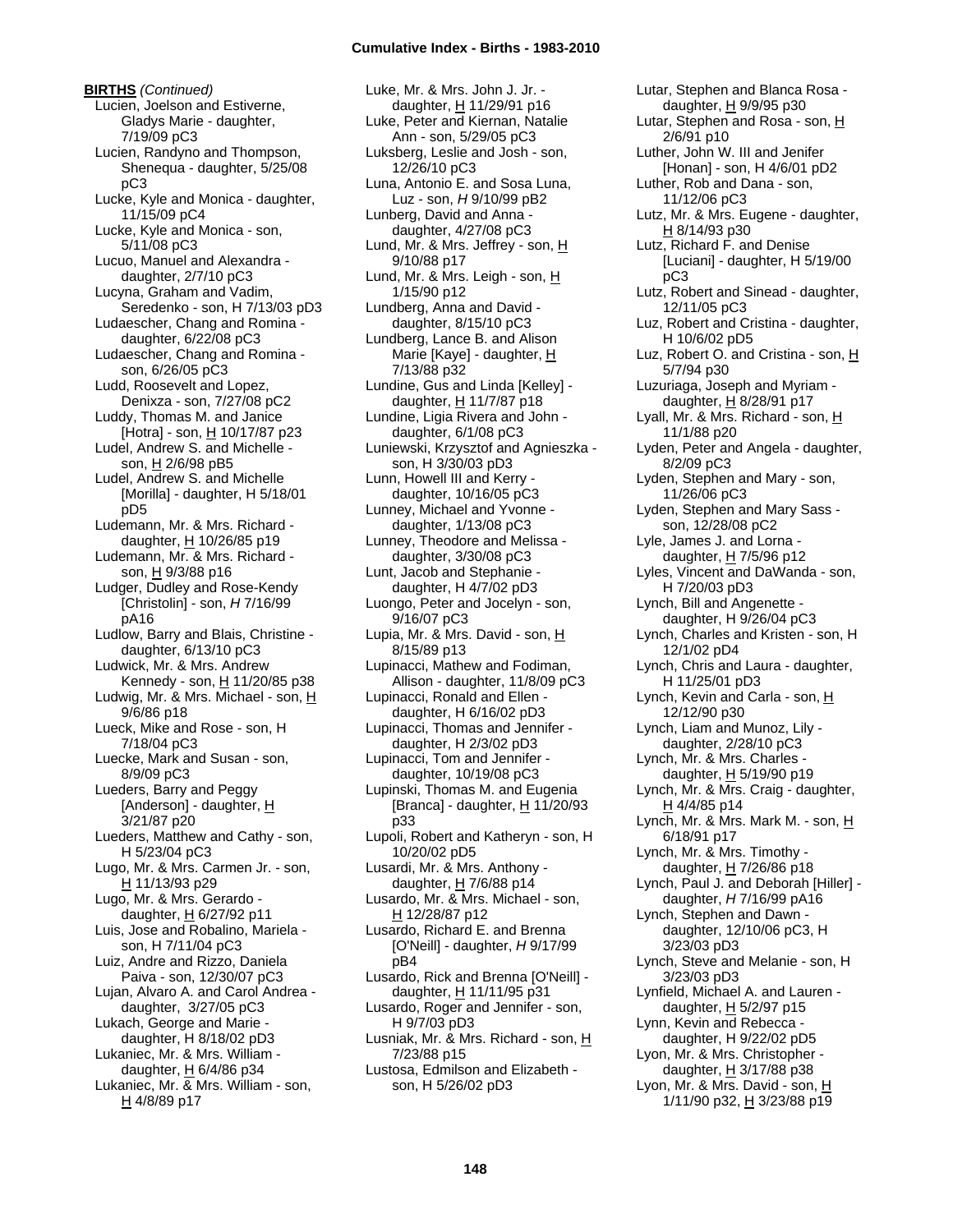**BIRTHS** *(Continued)*

Lucien, Joelson and Estiverne, Gladys Marie - daughter, 7/19/09 pC3
Lucien, Randyno and Thompson, Shenequa - daughter, 5/25/08 pC3
Lucke, Kyle and Monica - daughter, 11/15/09 pC4
Lucke, Kyle and Monica - son, 5/11/08 pC3
Lucuo, Manuel and Alexandra - daughter, 2/7/10 pC3
Lucyna, Graham and Vadim, Seredenko - son, H 7/13/03 pD3
Ludaescher, Chang and Romina - daughter, 6/22/08 pC3
Ludaescher, Chang and Romina - son, 6/26/05 pC3
Ludd, Roosevelt and Lopez, Denixza - son, 7/27/08 pC2
Luddy, Thomas M. and Janice [Hotra] - son, H 10/17/87 p23
Ludel, Andrew S. and Michelle - son, H 2/6/98 pB5
Ludel, Andrew S. and Michelle [Morilla] - daughter, H 5/18/01 pD5
Ludemann, Mr. & Mrs. Richard - daughter, H 10/26/85 p19
Ludemann, Mr. & Mrs. Richard - son, H 9/3/88 p16
Ludger, Dudley and Rose-Kendy [Christolin] - son, *H* 7/16/99 pA16
Ludlow, Barry and Blais, Christine - daughter, 6/13/10 pC3
Ludwick, Mr. & Mrs. Andrew Kennedy - son, H 11/20/85 p38
Ludwig, Mr. & Mrs. Michael - son, H 9/6/86 p18
Lueck, Mike and Rose - son, H 7/18/04 pC3
Luecke, Mark and Susan - son, 8/9/09 pC3
Lueders, Barry and Peggy [Anderson] - daughter, H 3/21/87 p20
Lueders, Matthew and Cathy - son, H 5/23/04 pC3
Lugo, Mr. & Mrs. Carmen Jr. - son, H 11/13/93 p29
Lugo, Mr. & Mrs. Gerardo - daughter, H 6/27/92 p11
Luis, Jose and Robalino, Mariela - son, H 7/11/04 pC3
Luiz, Andre and Rizzo, Daniela Paiva - son, 12/30/07 pC3
Lujan, Alvaro A. and Carol Andrea - daughter, 3/27/05 pC3
Lukach, George and Marie - daughter, H 8/18/02 pD3
Lukaniec, Mr. & Mrs. William - daughter, H 6/4/86 p34
Lukaniec, Mr. & Mrs. William - son, H 4/8/89 p17
Luke, Mr. & Mrs. John J. Jr. - daughter, H 11/29/91 p16
Luke, Peter and Kiernan, Natalie Ann - son, 5/29/05 pC3
Luksberg, Leslie and Josh - son, 12/26/10 pC3
Luna, Antonio E. and Sosa Luna, Luz - son, *H* 9/10/99 pB2
Lunberg, David and Anna - daughter, 4/27/08 pC3
Lund, Mr. & Mrs. Jeffrey - son, H 9/10/88 p17
Lund, Mr. & Mrs. Leigh - son, H 1/15/90 p12
Lundberg, Anna and David - daughter, 8/15/10 pC3
Lundberg, Lance B. and Alison Marie [Kaye] - daughter, H 7/13/88 p32
Lundine, Gus and Linda [Kelley] - daughter, H 11/7/87 p18
Lundine, Ligia Rivera and John - daughter, 6/1/08 pC3
Luniewski, Krzysztof and Agnieszka - son, H 3/30/03 pD3
Lunn, Howell III and Kerry - daughter, 10/16/05 pC3
Lunney, Michael and Yvonne - daughter, 1/13/08 pC3
Lunney, Theodore and Melissa - daughter, 3/30/08 pC3
Lunt, Jacob and Stephanie - daughter, H 4/7/02 pD3
Luongo, Peter and Jocelyn - son, 9/16/07 pC3
Lupia, Mr. & Mrs. David - son, H 8/15/89 p13
Lupinacci, Mathew and Fodiman, Allison - daughter, 11/8/09 pC3
Lupinacci, Ronald and Ellen - daughter, H 6/16/02 pD3
Lupinacci, Thomas and Jennifer - daughter, H 2/3/02 pD3
Lupinacci, Tom and Jennifer - daughter, 10/19/08 pC3
Lupinski, Thomas M. and Eugenia [Branca] - daughter, H 11/20/93 p33
Lupoli, Robert and Katheryn - son, H 10/20/02 pD5
Lusardi, Mr. & Mrs. Anthony - daughter, H 7/6/88 p14
Lusardo, Mr. & Mrs. Michael - son, H 12/28/87 p12
Lusardo, Richard E. and Brenna [O'Neill] - daughter, *H* 9/17/99 pB4
Lusardo, Rick and Brenna [O'Neill] - daughter, H 11/11/95 p31
Lusardo, Roger and Jennifer - son, H 9/7/03 pD3
Lusniak, Mr. & Mrs. Richard - son, H 7/23/88 p15
Lustosa, Edmilson and Elizabeth - son, H 5/26/02 pD3
Lutar, Stephen and Blanca Rosa - daughter, H 9/9/95 p30
Lutar, Stephen and Rosa - son, H 2/6/91 p10
Luther, John W. III and Jenifer [Honan] - son, H 4/6/01 pD2
Luther, Rob and Dana - son, 11/12/06 pC3
Lutz, Mr. & Mrs. Eugene - daughter, H 8/14/93 p30
Lutz, Richard F. and Denise [Luciani] - daughter, H 5/19/00 pC3
Lutz, Robert and Sinead - daughter, 12/11/05 pC3
Luz, Robert and Cristina - daughter, H 10/6/02 pD5
Luz, Robert O. and Cristina - son, H 5/7/94 p30
Luzuriaga, Joseph and Myriam - daughter, H 8/28/91 p17
Lyall, Mr. & Mrs. Richard - son, H 11/1/88 p20
Lyden, Peter and Angela - daughter, 8/2/09 pC3
Lyden, Stephen and Mary - son, 11/26/06 pC3
Lyden, Stephen and Mary Sass - son, 12/28/08 pC2
Lyle, James J. and Lorna - daughter, H 7/5/96 p12
Lyles, Vincent and DaWanda - son, H 7/20/03 pD3
Lynch, Bill and Angenette - daughter, H 9/26/04 pC3
Lynch, Charles and Kristen - son, H 12/1/02 pD4
Lynch, Chris and Laura - daughter, H 11/25/01 pD3
Lynch, Kevin and Carla - son, H 12/12/90 p30
Lynch, Liam and Munoz, Lily - daughter, 2/28/10 pC3
Lynch, Mr. & Mrs. Charles - daughter, H 5/19/90 p19
Lynch, Mr. & Mrs. Craig - daughter, H 4/4/85 p14
Lynch, Mr. & Mrs. Mark M. - son, H 6/18/91 p17
Lynch, Mr. & Mrs. Timothy - daughter, H 7/26/86 p18
Lynch, Paul J. and Deborah [Hiller] - daughter, *H* 7/16/99 pA16
Lynch, Stephen and Dawn - daughter, 12/10/06 pC3, H 3/23/03 pD3
Lynch, Steve and Melanie - son, H 3/23/03 pD3
Lynfield, Michael A. and Lauren - daughter, H 5/2/97 p15
Lynn, Kevin and Rebecca - daughter, H 9/22/02 pD5
Lyon, Mr. & Mrs. Christopher - daughter, H 3/17/88 p38
Lyon, Mr. & Mrs. David - son, H 1/11/90 p32, H 3/23/88 p19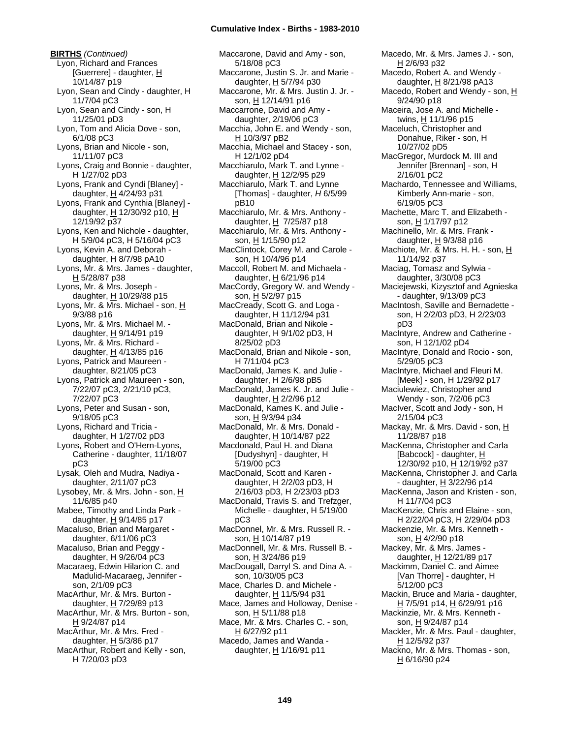**BIRTHS** *(Continued)*

Lyon, Richard and Frances [Guerrere] - daughter, H 10/14/87 p19
Lyon, Sean and Cindy - daughter, H 11/7/04 pC3
Lyon, Sean and Cindy - son, H 11/25/01 pD3
Lyon, Tom and Alicia Dove - son, 6/1/08 pC3
Lyons, Brian and Nicole - son, 11/11/07 pC3
Lyons, Craig and Bonnie - daughter, H 1/27/02 pD3
Lyons, Frank and Cyndi [Blaney] - daughter, H 4/24/93 p31
Lyons, Frank and Cynthia [Blaney] - daughter, H 12/30/92 p10, H 12/19/92 p37
Lyons, Ken and Nichole - daughter, H 5/9/04 pC3, H 5/16/04 pC3
Lyons, Kevin A. and Deborah - daughter, H 8/7/98 pA10
Lyons, Mr. & Mrs. James - daughter, H 5/28/87 p38
Lyons, Mr. & Mrs. Joseph - daughter, H 10/29/88 p15
Lyons, Mr. & Mrs. Michael - son, H 9/3/88 p16
Lyons, Mr. & Mrs. Michael M. - daughter, H 9/14/91 p19
Lyons, Mr. & Mrs. Richard - daughter, H 4/13/85 p16
Lyons, Patrick and Maureen - daughter, 8/21/05 pC3
Lyons, Patrick and Maureen - son, 7/22/07 pC3, 2/21/10 pC3, 7/22/07 pC3
Lyons, Peter and Susan - son, 9/18/05 pC3
Lyons, Richard and Tricia - daughter, H 1/27/02 pD3
Lyons, Robert and O'Hern-Lyons, Catherine - daughter, 11/18/07 pC3
Lysak, Oleh and Mudra, Nadiya - daughter, 2/11/07 pC3
Lysobey, Mr. & Mrs. John - son, H 11/6/85 p40
Mabee, Timothy and Linda Park - daughter, H 9/14/85 p17
Macaluso, Brian and Margaret - daughter, 6/11/06 pC3
Macaluso, Brian and Peggy - daughter, H 9/26/04 pC3
Macaraeg, Edwin Hilarion C. and Madulid-Macaraeg, Jennifer - son, 2/1/09 pC3
MacArthur, Mr. & Mrs. Burton - daughter, H 7/29/89 p13
MacArthur, Mr. & Mrs. Burton - son, H 9/24/87 p14
MacArthur, Mr. & Mrs. Fred - daughter, H 5/3/86 p17
MacArthur, Robert and Kelly - son, H 7/20/03 pD3
Maccarone, David and Amy - son, 5/18/08 pC3
Maccarone, Justin S. Jr. and Marie - daughter, H 5/7/94 p30
Maccarone, Mr. & Mrs. Justin J. Jr. - son, H 12/14/91 p16
Maccarrone, David and Amy - daughter, 2/19/06 pC3
Macchia, John E. and Wendy - son, H 10/3/97 pB2
Macchia, Michael and Stacey - son, H 12/1/02 pD4
Macchiarulo, Mark T. and Lynne - daughter, H 12/2/95 p29
Macchiarulo, Mark T. and Lynne [Thomas] - daughter, *H* 6/5/99 pB10
Macchiarulo, Mr. & Mrs. Anthony - daughter, H 7/25/87 p18
Macchiarulo, Mr. & Mrs. Anthony - son, H 1/15/90 p12
MacClintock, Corey M. and Carole - son, H 10/4/96 p14
Maccoll, Robert M. and Michaela - daughter, H 6/21/96 p14
MacCordy, Gregory W. and Wendy - son, H 5/2/97 p15
MacCready, Scott G. and Loga - daughter, H 11/12/94 p31
MacDonald, Brian and Nikole - daughter, H 9/1/02 pD3, H 8/25/02 pD3
MacDonald, Brian and Nikole - son, H 7/11/04 pC3
MacDonald, James K. and Julie - daughter, H 2/6/98 pB5
MacDonald, James K. Jr. and Julie - daughter, H 2/2/96 p12
MacDonald, Kames K. and Julie - son, H 9/3/94 p34
MacDonald, Mr. & Mrs. Donald - daughter, H 10/14/87 p22
Macdonald, Paul H. and Diana [Dudyshyn] - daughter, H 5/19/00 pC3
MacDonald, Scott and Karen - daughter, H 2/2/03 pD3, H 2/16/03 pD3, H 2/23/03 pD3
MacDonald, Travis S. and Trefzger, Michelle - daughter, H 5/19/00 pC3
MacDonnel, Mr. & Mrs. Russell R. - son, H 10/14/87 p19
MacDonnell, Mr. & Mrs. Russell B. - son, H 3/24/86 p19
MacDougall, Darryl S. and Dina A. - son, 10/30/05 pC3
Mace, Charles D. and Michele - daughter, H 11/5/94 p31
Mace, James and Holloway, Denise - son, H 5/11/88 p18
Mace, Mr. & Mrs. Charles C. - son, H 6/27/92 p11
Macedo, James and Wanda - daughter, H 1/16/91 p11
Macedo, Mr. & Mrs. James J. - son, H 2/6/93 p32
Macedo, Robert A. and Wendy - daughter, H 8/21/98 pA13
Macedo, Robert and Wendy - son, H 9/24/90 p18
Maceira, Jose A. and Michelle - twins, H 11/1/96 p15
Maceluch, Christopher and Donahue, Riker - son, H 10/27/02 pD5
MacGregor, Murdock M. III and Jennifer [Brennan] - son, H 2/16/01 pC2
Machardo, Tennessee and Williams, Kimberly Ann-marie - son, 6/19/05 pC3
Machette, Marc T. and Elizabeth - son, H 1/17/97 p12
Machinello, Mr. & Mrs. Frank - daughter, H 9/3/88 p16
Machiote, Mr. & Mrs. H. H. - son, H 11/14/92 p37
Maciag, Tomasz and Sylwia - daughter, 3/30/08 pC3
Maciejewski, Kizysztof and Agnieska - daughter, 9/13/09 pC3
MacIntosh, Saville and Bernadette - son, H 2/2/03 pD3, H 2/23/03 pD3
MacIntyre, Andrew and Catherine - son, H 12/1/02 pD4
MacIntyre, Donald and Rocio - son, 5/29/05 pC3
MacIntyre, Michael and Fleuri M. [Meek] - son, H 1/29/92 p17
Maciulewiez, Christopher and Wendy - son, 7/2/06 pC3
MacIver, Scott and Jody - son, H 2/15/04 pC3
Mackay, Mr. & Mrs. David - son, H 11/28/87 p18
MacKenna, Christopher and Carla [Babcock] - daughter, H 12/30/92 p10, H 12/19/92 p37
MacKenna, Christopher J. and Carla - daughter, H 3/22/96 p14
MacKenna, Jason and Kristen - son, H 11/7/04 pC3
MacKenzie, Chris and Elaine - son, H 2/22/04 pC3, H 2/29/04 pD3
Mackenzie, Mr. & Mrs. Kenneth - son, H 4/2/90 p18
Mackey, Mr. & Mrs. James - daughter, H 12/21/89 p17
Mackimm, Daniel C. and Aimee [Van Thorre] - daughter, H 5/12/00 pC3
Mackin, Bruce and Maria - daughter, H 7/5/91 p14, H 6/29/91 p16
Mackinzie, Mr. & Mrs. Kenneth - son, H 9/24/87 p14
Mackler, Mr. & Mrs. Paul - daughter, H 12/5/92 p37
Mackno, Mr. & Mrs. Thomas - son, H 6/16/90 p24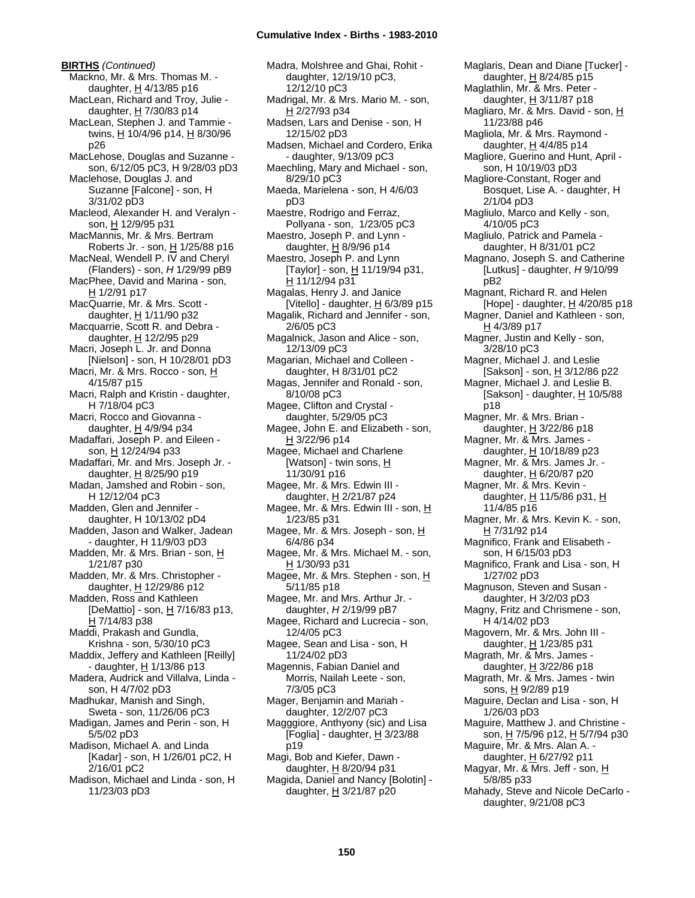**BIRTHS** *(Continued)*

Mackno, Mr. & Mrs. Thomas M. - daughter, H 4/13/85 p16
MacLean, Richard and Troy, Julie - daughter, H 7/30/83 p14
MacLean, Stephen J. and Tammie - twins, H 10/4/96 p14, H 8/30/96 p26
MacLehose, Douglas and Suzanne - son, 6/12/05 pC3, H 9/28/03 pD3
Maclehose, Douglas J. and Suzanne [Falcone] - son, H 3/31/02 pD3
Macleod, Alexander H. and Veralyn - son, H 12/9/95 p31
MacMannis, Mr. & Mrs. Bertram Roberts Jr. - son, H 1/25/88 p16
MacNeal, Wendell P. IV and Cheryl (Flanders) - son, *H* 1/29/99 pB9
MacPhee, David and Marina - son, H 1/2/91 p17
MacQuarrie, Mr. & Mrs. Scott - daughter, H 1/11/90 p32
Macquarrie, Scott R. and Debra - daughter, H 12/2/95 p29
Macri, Joseph L. Jr. and Donna [Nielson] - son, H 10/28/01 pD3
Macri, Mr. & Mrs. Rocco - son, H 4/15/87 p15
Macri, Ralph and Kristin - daughter, H 7/18/04 pC3
Macri, Rocco and Giovanna - daughter, H 4/9/94 p34
Madaffari, Joseph P. and Eileen - son, H 12/24/94 p33
Madaffari, Mr. and Mrs. Joseph Jr. - daughter, H 8/25/90 p19
Madan, Jamshed and Robin - son, H 12/12/04 pC3
Madden, Glen and Jennifer - daughter, H 10/13/02 pD4
Madden, Jason and Walker, Jadean - daughter, H 11/9/03 pD3
Madden, Mr. & Mrs. Brian - son, H 1/21/87 p30
Madden, Mr. & Mrs. Christopher - daughter, H 12/29/86 p12
Madden, Ross and Kathleen [DeMattio] - son, H 7/16/83 p13, H 7/14/83 p38
Maddi, Prakash and Gundla, Krishna - son, 5/30/10 pC3
Maddix, Jeffery and Kathleen [Reilly] - daughter, H 1/13/86 p13
Madera, Audrick and Villalva, Linda - son, H 4/7/02 pD3
Madhukar, Manish and Singh, Sweta - son, 11/26/06 pC3
Madigan, James and Perin - son, H 5/5/02 pD3
Madison, Michael A. and Linda [Kadar] - son, H 1/26/01 pC2, H 2/16/01 pC2
Madison, Michael and Linda - son, H 11/23/03 pD3
Madra, Molshree and Ghai, Rohit - daughter, 12/19/10 pC3, 12/12/10 pC3
Madrigal, Mr. & Mrs. Mario M. - son, H 2/27/93 p34
Madsen, Lars and Denise - son, H 12/15/02 pD3
Madsen, Michael and Cordero, Erika - daughter, 9/13/09 pC3
Maechling, Mary and Michael - son, 8/29/10 pC3
Maeda, Marielena - son, H 4/6/03 pD3
Maestre, Rodrigo and Ferraz, Pollyana - son, 1/23/05 pC3
Maestro, Joseph P. and Lynn - daughter, H 8/9/96 p14
Maestro, Joseph P. and Lynn [Taylor] - son, H 11/19/94 p31, H 11/12/94 p31
Magalas, Henry J. and Janice [Vitello] - daughter, H 6/3/89 p15
Magalik, Richard and Jennifer - son, 2/6/05 pC3
Magalnick, Jason and Alice - son, 12/13/09 pC3
Magarian, Michael and Colleen - daughter, H 8/31/01 pC2
Magas, Jennifer and Ronald - son, 8/10/08 pC3
Magee, Clifton and Crystal - daughter, 5/29/05 pC3
Magee, John E. and Elizabeth - son, H 3/22/96 p14
Magee, Michael and Charlene [Watson] - twin sons, H 11/30/91 p16
Magee, Mr. & Mrs. Edwin III - daughter, H 2/21/87 p24
Magee, Mr. & Mrs. Edwin III - son, H 1/23/85 p31
Magee, Mr. & Mrs. Joseph - son, H 6/4/86 p34
Magee, Mr. & Mrs. Michael M. - son, H 1/30/93 p31
Magee, Mr. & Mrs. Stephen - son, H 5/11/85 p18
Magee, Mr. and Mrs. Arthur Jr. - daughter, *H* 2/19/99 pB7
Magee, Richard and Lucrecia - son, 12/4/05 pC3
Magee, Sean and Lisa - son, H 11/24/02 pD3
Magennis, Fabian Daniel and Morris, Nailah Leete - son, 7/3/05 pC3
Mager, Benjamin and Mariah - daughter, 12/2/07 pC3
Magggiore, Anthyony (sic) and Lisa [Foglia] - daughter, H 3/23/88 p19
Magi, Bob and Kiefer, Dawn - daughter, H 8/20/94 p31
Magida, Daniel and Nancy [Bolotin] - daughter, H 3/21/87 p20
Maglaris, Dean and Diane [Tucker] - daughter, H 8/24/85 p15
Maglathlin, Mr. & Mrs. Peter - daughter, H 3/11/87 p18
Magliaro, Mr. & Mrs. David - son, H 11/23/88 p46
Magliola, Mr. & Mrs. Raymond - daughter, H 4/4/85 p14
Magliore, Guerino and Hunt, April - son, H 10/19/03 pD3
Magliore-Constant, Roger and Bosquet, Lise A. - daughter, H 2/1/04 pD3
Magliulo, Marco and Kelly - son, 4/10/05 pC3
Magliulo, Patrick and Pamela - daughter, H 8/31/01 pC2
Magnano, Joseph S. and Catherine [Lutkus] - daughter, *H* 9/10/99 pB2
Magnant, Richard R. and Helen [Hope] - daughter, H 4/20/85 p18
Magner, Daniel and Kathleen - son, H 4/3/89 p17
Magner, Justin and Kelly - son, 3/28/10 pC3
Magner, Michael J. and Leslie [Sakson] - son, H 3/12/86 p22
Magner, Michael J. and Leslie B. [Sakson] - daughter, H 10/5/88 p18
Magner, Mr. & Mrs. Brian - daughter, H 3/22/86 p18
Magner, Mr. & Mrs. James - daughter, H 10/18/89 p23
Magner, Mr. & Mrs. James Jr. - daughter, H 6/20/87 p20
Magner, Mr. & Mrs. Kevin - daughter, H 11/5/86 p31, H 11/4/85 p16
Magner, Mr. & Mrs. Kevin K. - son, H 7/31/92 p14
Magnifico, Frank and Elisabeth - son, H 6/15/03 pD3
Magnifico, Frank and Lisa - son, H 1/27/02 pD3
Magnuson, Steven and Susan - daughter, H 3/2/03 pD3
Magny, Fritz and Chrismene - son, H 4/14/02 pD3
Magovern, Mr. & Mrs. John III - daughter, H 1/23/85 p31
Magrath, Mr. & Mrs. James - daughter, H 3/22/86 p18
Magrath, Mr. & Mrs. James - twin sons, H 9/2/89 p19
Maguire, Declan and Lisa - son, H 1/26/03 pD3
Maguire, Matthew J. and Christine - son, H 7/5/96 p12, H 5/7/94 p30
Maguire, Mr. & Mrs. Alan A. - daughter, H 6/27/92 p11
Magyar, Mr. & Mrs. Jeff - son, H 5/8/85 p33
Mahady, Steve and Nicole DeCarlo - daughter, 9/21/08 pC3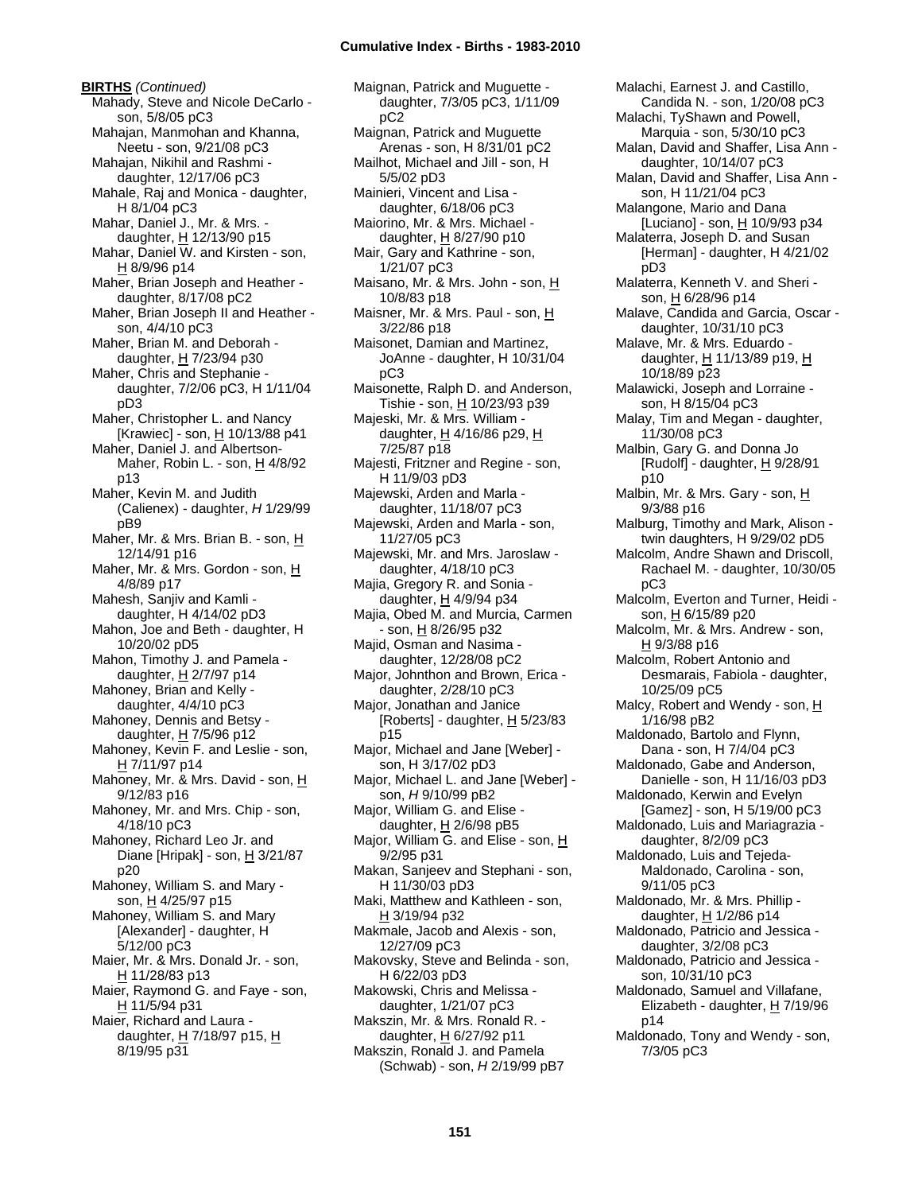**BIRTHS** *(Continued)*

Mahady, Steve and Nicole DeCarlo - son, 5/8/05 pC3
Mahajan, Manmohan and Khanna, Neetu - son, 9/21/08 pC3
Mahajan, Nikihil and Rashmi - daughter, 12/17/06 pC3
Mahale, Raj and Monica - daughter, H 8/1/04 pC3
Mahar, Daniel J., Mr. & Mrs. - daughter, H 12/13/90 p15
Mahar, Daniel W. and Kirsten - son, H 8/9/96 p14
Maher, Brian Joseph and Heather - daughter, 8/17/08 pC2
Maher, Brian Joseph II and Heather - son, 4/4/10 pC3
Maher, Brian M. and Deborah - daughter, H 7/23/94 p30
Maher, Chris and Stephanie - daughter, 7/2/06 pC3, H 1/11/04 pD3
Maher, Christopher L. and Nancy [Krawiec] - son, H 10/13/88 p41
Maher, Daniel J. and Albertson-Maher, Robin L. - son, H 4/8/92 p13
Maher, Kevin M. and Judith (Calienex) - daughter, *H* 1/29/99 pB9
Maher, Mr. & Mrs. Brian B. - son, H 12/14/91 p16
Maher, Mr. & Mrs. Gordon - son, H 4/8/89 p17
Mahesh, Sanjiv and Kamli - daughter, H 4/14/02 pD3
Mahon, Joe and Beth - daughter, H 10/20/02 pD5
Mahon, Timothy J. and Pamela - daughter, H 2/7/97 p14
Mahoney, Brian and Kelly - daughter, 4/4/10 pC3
Mahoney, Dennis and Betsy - daughter, H 7/5/96 p12
Mahoney, Kevin F. and Leslie - son, H 7/11/97 p14
Mahoney, Mr. & Mrs. David - son, H 9/12/83 p16
Mahoney, Mr. and Mrs. Chip - son, 4/18/10 pC3
Mahoney, Richard Leo Jr. and Diane [Hripak] - son, H 3/21/87 p20
Mahoney, William S. and Mary - son, H 4/25/97 p15
Mahoney, William S. and Mary [Alexander] - daughter, H 5/12/00 pC3
Maier, Mr. & Mrs. Donald Jr. - son, H 11/28/83 p13
Maier, Raymond G. and Faye - son, H 11/5/94 p31
Maier, Richard and Laura - daughter, H 7/18/97 p15, H 8/19/95 p31
Maignan, Patrick and Muguette - daughter, 7/3/05 pC3, 1/11/09 pC2
Maignan, Patrick and Muguette Arenas - son, H 8/31/01 pC2
Mailhot, Michael and Jill - son, H 5/5/02 pD3
Mainieri, Vincent and Lisa - daughter, 6/18/06 pC3
Maiorino, Mr. & Mrs. Michael - daughter, H 8/27/90 p10
Mair, Gary and Kathrine - son, 1/21/07 pC3
Maisano, Mr. & Mrs. John - son, H 10/8/83 p18
Maisner, Mr. & Mrs. Paul - son, H 3/22/86 p18
Maisonet, Damian and Martinez, JoAnne - daughter, H 10/31/04 pC3
Maisonette, Ralph D. and Anderson, Tishie - son, H 10/23/93 p39
Majeski, Mr. & Mrs. William - daughter, H 4/16/86 p29, H 7/25/87 p18
Majesti, Fritzner and Regine - son, H 11/9/03 pD3
Majewski, Arden and Marla - daughter, 11/18/07 pC3
Majewski, Arden and Marla - son, 11/27/05 pC3
Majewski, Mr. and Mrs. Jaroslaw - daughter, 4/18/10 pC3
Majia, Gregory R. and Sonia - daughter, H 4/9/94 p34
Majia, Obed M. and Murcia, Carmen - son, H 8/26/95 p32
Majid, Osman and Nasima - daughter, 12/28/08 pC2
Major, Johnthon and Brown, Erica - daughter, 2/28/10 pC3
Major, Jonathan and Janice [Roberts] - daughter, H 5/23/83 p15
Major, Michael and Jane [Weber] - son, H 3/17/02 pD3
Major, Michael L. and Jane [Weber] - son, *H* 9/10/99 pB2
Major, William G. and Elise - daughter, H 2/6/98 pB5
Major, William G. and Elise - son, H 9/2/95 p31
Makan, Sanjeev and Stephani - son, H 11/30/03 pD3
Maki, Matthew and Kathleen - son, H 3/19/94 p32
Makmale, Jacob and Alexis - son, 12/27/09 pC3
Makovsky, Steve and Belinda - son, H 6/22/03 pD3
Makowski, Chris and Melissa - daughter, 1/21/07 pC3
Makszin, Mr. & Mrs. Ronald R. - daughter, H 6/27/92 p11
Makszin, Ronald J. and Pamela (Schwab) - son, *H* 2/19/99 pB7
Malachi, Earnest J. and Castillo, Candida N. - son, 1/20/08 pC3
Malachi, TyShawn and Powell, Marquia - son, 5/30/10 pC3
Malan, David and Shaffer, Lisa Ann - daughter, 10/14/07 pC3
Malan, David and Shaffer, Lisa Ann - son, H 11/21/04 pC3
Malangone, Mario and Dana [Luciano] - son, H 10/9/93 p34
Malaterra, Joseph D. and Susan [Herman] - daughter, H 4/21/02 pD3
Malaterra, Kenneth V. and Sheri - son, H 6/28/96 p14
Malave, Candida and Garcia, Oscar - daughter, 10/31/10 pC3
Malave, Mr. & Mrs. Eduardo - daughter, H 11/13/89 p19, H 10/18/89 p23
Malawicki, Joseph and Lorraine - son, H 8/15/04 pC3
Malay, Tim and Megan - daughter, 11/30/08 pC3
Malbin, Gary G. and Donna Jo [Rudolf] - daughter, H 9/28/91 p10
Malbin, Mr. & Mrs. Gary - son, H 9/3/88 p16
Malburg, Timothy and Mark, Alison - twin daughters, H 9/29/02 pD5
Malcolm, Andre Shawn and Driscoll, Rachael M. - daughter, 10/30/05 pC3
Malcolm, Everton and Turner, Heidi - son, H 6/15/89 p20
Malcolm, Mr. & Mrs. Andrew - son, H 9/3/88 p16
Malcolm, Robert Antonio and Desmarais, Fabiola - daughter, 10/25/09 pC5
Malcy, Robert and Wendy - son, H 1/16/98 pB2
Maldonado, Bartolo and Flynn, Dana - son, H 7/4/04 pC3
Maldonado, Gabe and Anderson, Danielle - son, H 11/16/03 pD3
Maldonado, Kerwin and Evelyn [Gamez] - son, H 5/19/00 pC3
Maldonado, Luis and Mariagrazia - daughter, 8/2/09 pC3
Maldonado, Luis and Tejeda-Maldonado, Carolina - son, 9/11/05 pC3
Maldonado, Mr. & Mrs. Phillip - daughter, H 1/2/86 p14
Maldonado, Patricio and Jessica - daughter, 3/2/08 pC3
Maldonado, Patricio and Jessica - son, 10/31/10 pC3
Maldonado, Samuel and Villafane, Elizabeth - daughter, H 7/19/96 p14
Maldonado, Tony and Wendy - son, 7/3/05 pC3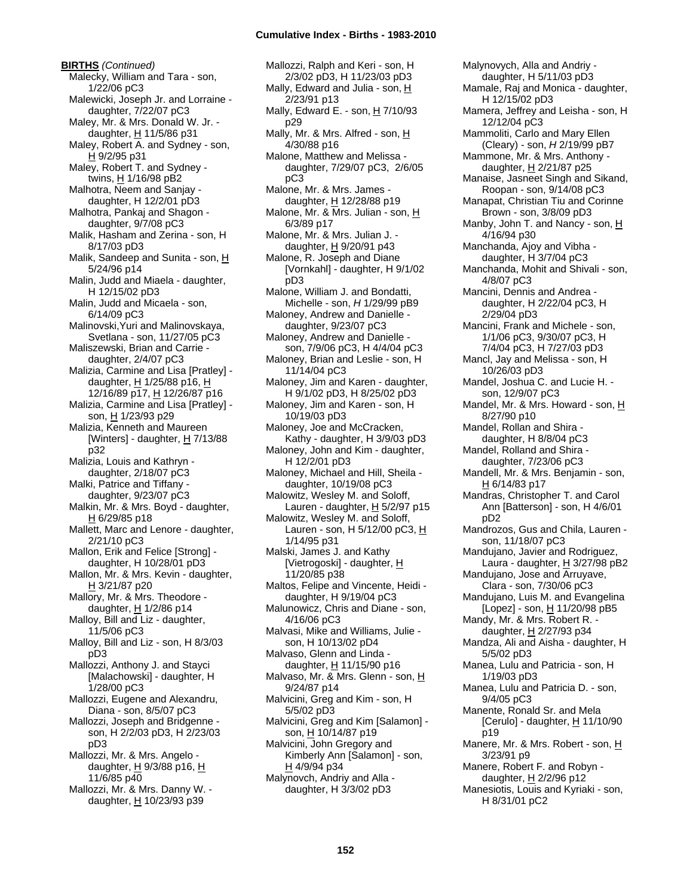**BIRTHS** *(Continued)*

Malecky, William and Tara - son, 1/22/06 pC3
Malewicki, Joseph Jr. and Lorraine - daughter, 7/22/07 pC3
Maley, Mr. & Mrs. Donald W. Jr. - daughter, H 11/5/86 p31
Maley, Robert A. and Sydney - son, H 9/2/95 p31
Maley, Robert T. and Sydney - twins, H 1/16/98 pB2
Malhotra, Neem and Sanjay - daughter, H 12/2/01 pD3
Malhotra, Pankaj and Shagon - daughter, 9/7/08 pC3
Malik, Hasham and Zerina - son, H 8/17/03 pD3
Malik, Sandeep and Sunita - son, H 5/24/96 p14
Malin, Judd and Miaela - daughter, H 12/15/02 pD3
Malin, Judd and Micaela - son, 6/14/09 pC3
Malinovski,Yuri and Malinovskaya, Svetlana - son, 11/27/05 pC3
Maliszewski, Brian and Carrie - daughter, 2/4/07 pC3
Malizia, Carmine and Lisa [Pratley] - daughter, H 1/25/88 p16, H 12/16/89 p17, H 12/26/87 p16
Malizia, Carmine and Lisa [Pratley] - son, H 1/23/93 p29
Malizia, Kenneth and Maureen [Winters] - daughter, H 7/13/88 p32
Malizia, Louis and Kathryn - daughter, 2/18/07 pC3
Malki, Patrice and Tiffany - daughter, 9/23/07 pC3
Malkin, Mr. & Mrs. Boyd - daughter, H 6/29/85 p18
Mallett, Marc and Lenore - daughter, 2/21/10 pC3
Mallon, Erik and Felice [Strong] - daughter, H 10/28/01 pD3
Mallon, Mr. & Mrs. Kevin - daughter, H 3/21/87 p20
Mallory, Mr. & Mrs. Theodore - daughter, H 1/2/86 p14
Malloy, Bill and Liz - daughter, 11/5/06 pC3
Malloy, Bill and Liz - son, H 8/3/03 pD3
Mallozzi, Anthony J. and Stayci [Malachowski] - daughter, H 1/28/00 pC3
Mallozzi, Eugene and Alexandru, Diana - son, 8/5/07 pC3
Mallozzi, Joseph and Bridgenne - son, H 2/2/03 pD3, H 2/23/03 pD3
Mallozzi, Mr. & Mrs. Angelo - daughter, H 9/3/88 p16, H 11/6/85 p40
Mallozzi, Mr. & Mrs. Danny W. - daughter, H 10/23/93 p39
Mallozzi, Ralph and Keri - son, H 2/3/02 pD3, H 11/23/03 pD3
Mally, Edward and Julia - son, H 2/23/91 p13
Mally, Edward E. - son, H 7/10/93 p29
Mally, Mr. & Mrs. Alfred - son, H 4/30/88 p16
Malone, Matthew and Melissa - daughter, 7/29/07 pC3, 2/6/05 pC3
Malone, Mr. & Mrs. James - daughter, H 12/28/88 p19
Malone, Mr. & Mrs. Julian - son, H 6/3/89 p17
Malone, Mr. & Mrs. Julian J. - daughter, H 9/20/91 p43
Malone, R. Joseph and Diane [Vornkahl] - daughter, H 9/1/02 pD3
Malone, William J. and Bondatti, Michelle - son, *H* 1/29/99 pB9
Maloney, Andrew and Danielle - daughter, 9/23/07 pC3
Maloney, Andrew and Danielle - son, 7/9/06 pC3, H 4/4/04 pC3
Maloney, Brian and Leslie - son, H 11/14/04 pC3
Maloney, Jim and Karen - daughter, H 9/1/02 pD3, H 8/25/02 pD3
Maloney, Jim and Karen - son, H 10/19/03 pD3
Maloney, Joe and McCracken, Kathy - daughter, H 3/9/03 pD3
Maloney, John and Kim - daughter, H 12/2/01 pD3
Maloney, Michael and Hill, Sheila - daughter, 10/19/08 pC3
Malowitz, Wesley M. and Soloff, Lauren - daughter, H 5/2/97 p15
Malowitz, Wesley M. and Soloff, Lauren - son, H 5/12/00 pC3, H 1/14/95 p31
Malski, James J. and Kathy [Vietrogoski] - daughter, H 11/20/85 p38
Maltos, Felipe and Vincente, Heidi - daughter, H 9/19/04 pC3
Malunowicz, Chris and Diane - son, 4/16/06 pC3
Malvasi, Mike and Williams, Julie - son, H 10/13/02 pD4
Malvaso, Glenn and Linda - daughter, H 11/15/90 p16
Malvaso, Mr. & Mrs. Glenn - son, H 9/24/87 p14
Malvicini, Greg and Kim - son, H 5/5/02 pD3
Malvicini, Greg and Kim [Salamon] - son, H 10/14/87 p19
Malvicini, John Gregory and Kimberly Ann [Salamon] - son, H 4/9/94 p34
Malynovch, Andriy and Alla - daughter, H 3/3/02 pD3
Malynovych, Alla and Andriy - daughter, H 5/11/03 pD3
Mamale, Raj and Monica - daughter, H 12/15/02 pD3
Mamera, Jeffrey and Leisha - son, H 12/12/04 pC3
Mammoliti, Carlo and Mary Ellen (Cleary) - son, *H* 2/19/99 pB7
Mammone, Mr. & Mrs. Anthony - daughter, H 2/21/87 p25
Manaise, Jasneet Singh and Sikand, Roopan - son, 9/14/08 pC3
Manapat, Christian Tiu and Corinne Brown - son, 3/8/09 pD3
Manby, John T. and Nancy - son, H 4/16/94 p30
Manchanda, Ajoy and Vibha - daughter, H 3/7/04 pC3
Manchanda, Mohit and Shivali - son, 4/8/07 pC3
Mancini, Dennis and Andrea - daughter, H 2/22/04 pC3, H 2/29/04 pD3
Mancini, Frank and Michele - son, 1/1/06 pC3, 9/30/07 pC3, H 7/4/04 pC3, H 7/27/03 pD3
Mancl, Jay and Melissa - son, H 10/26/03 pD3
Mandel, Joshua C. and Lucie H. - son, 12/9/07 pC3
Mandel, Mr. & Mrs. Howard - son, H 8/27/90 p10
Mandel, Rollan and Shira - daughter, H 8/8/04 pC3
Mandel, Rolland and Shira - daughter, 7/23/06 pC3
Mandell, Mr. & Mrs. Benjamin - son, H 6/14/83 p17
Mandras, Christopher T. and Carol Ann [Batterson] - son, H 4/6/01 pD2
Mandrozos, Gus and Chila, Lauren - son, 11/18/07 pC3
Mandujano, Javier and Rodriguez, Laura - daughter, H 3/27/98 pB2
Mandujano, Jose and Arruyave, Clara - son, 7/30/06 pC3
Mandujano, Luis M. and Evangelina [Lopez] - son, H 11/20/98 pB5
Mandy, Mr. & Mrs. Robert R. - daughter, H 2/27/93 p34
Mandza, Ali and Aisha - daughter, H 5/5/02 pD3
Manea, Lulu and Patricia - son, H 1/19/03 pD3
Manea, Lulu and Patricia D. - son, 9/4/05 pC3
Manente, Ronald Sr. and Mela [Cerulo] - daughter, H 11/10/90 p19
Manere, Mr. & Mrs. Robert - son, H 3/23/91 p9
Manere, Robert F. and Robyn - daughter, H 2/2/96 p12
Manesiotis, Louis and Kyriaki - son, H 8/31/01 pC2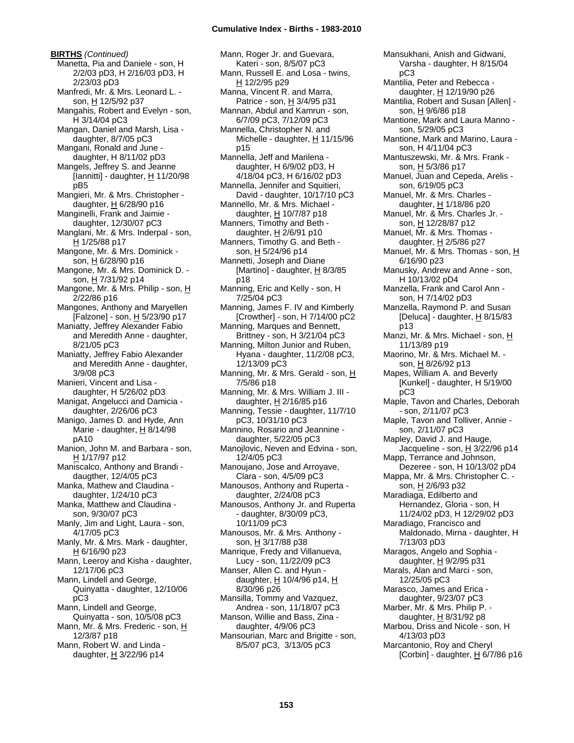**BIRTHS** *(Continued)*

Manetta, Pia and Daniele - son, H 2/2/03 pD3, H 2/16/03 pD3, H 2/23/03 pD3

Manfredi, Mr. & Mrs. Leonard L. - son, H 12/5/92 p37

Mangahis, Robert and Evelyn - son, H 3/14/04 pC3

Mangan, Daniel and Marsh, Lisa - daughter, 8/7/05 pC3

Mangani, Ronald and June - daughter, H 8/11/02 pD3

Mangels, Jeffrey S. and Jeanne [Iannitti] - daughter, H 11/20/98 pB5

Mangieri, Mr. & Mrs. Christopher - daughter, H 6/28/90 p16

Manginelli, Frank and Jaimie - daughter, 12/30/07 pC3

Manglani, Mr. & Mrs. Inderpal - son, H 1/25/88 p17

Mangone, Mr. & Mrs. Dominick - son, H 6/28/90 p16

Mangone, Mr. & Mrs. Dominick D. - son, H 7/31/92 p14

Mangone, Mr. & Mrs. Philip - son, H 2/22/86 p16

Mangones, Anthony and Maryellen [Falzone] - son, H 5/23/90 p17

Maniatty, Jeffrey Alexander Fabio and Meredith Anne - daughter, 8/21/05 pC3

Maniatty, Jeffrey Fabio Alexander and Meredith Anne - daughter, 3/9/08 pC3

Manieri, Vincent and Lisa - daughter, H 5/26/02 pD3

Manigat, Angelucci and Damicia - daughter, 2/26/06 pC3

Manigo, James D. and Hyde, Ann Marie - daughter, H 8/14/98 pA10

Manion, John M. and Barbara - son, H 1/17/97 p12

Maniscalco, Anthony and Brandi - daugther, 12/4/05 pC3

Manka, Mathew and Claudina - daughter, 1/24/10 pC3

Manka, Matthew and Claudina - son, 9/30/07 pC3

Manly, Jim and Light, Laura - son, 4/17/05 pC3

Manly, Mr. & Mrs. Mark - daughter, H 6/16/90 p23

Mann, Leeroy and Kisha - daughter, 12/17/06 pC3

Mann, Lindell and George, Quinyatta - daughter, 12/10/06 pC3

Mann, Lindell and George, Quinyatta - son, 10/5/08 pC3

Mann, Mr. & Mrs. Frederic - son, H 12/3/87 p18

Mann, Robert W. and Linda - daughter, H 3/22/96 p14

Mann, Roger Jr. and Guevara, Kateri - son, 8/5/07 pC3

Mann, Russell E. and Losa - twins, H 12/2/95 p29

Manna, Vincent R. and Marra, Patrice - son, H 3/4/95 p31

Mannan, Abdul and Kamrun - son, 6/7/09 pC3, 7/12/09 pC3

Mannella, Christopher N. and Michelle - daughter, H 11/15/96 p15

Mannella, Jeff and Marilena - daughter, H 6/9/02 pD3, H 4/18/04 pC3, H 6/16/02 pD3

Mannella, Jennifer and Squitieri, David - daughter, 10/17/10 pC3

Mannello, Mr. & Mrs. Michael - daughter, H 10/7/87 p18

Manners, Timothy and Beth - daughter, H 2/6/91 p10

Manners, Timothy G. and Beth - son, H 5/24/96 p14

Mannetti, Joseph and Diane [Martino] - daughter, H 8/3/85 p18

Manning, Eric and Kelly - son, H 7/25/04 pC3

Manning, James F. IV and Kimberly [Crowther] - son, H 7/14/00 pC2

Manning, Marques and Bennett, Brittney - son, H 3/21/04 pC3

Manning, Milton Junior and Ruben, Hyana - daughter, 11/2/08 pC3, 12/13/09 pC3

Manning, Mr. & Mrs. Gerald - son, H 7/5/86 p18

Manning, Mr. & Mrs. William J. III - daughter, H 2/16/85 p16

Manning, Tessie - daughter, 11/7/10 pC3, 10/31/10 pC3

Mannino, Rosario and Jeannine - daughter, 5/22/05 pC3

Manojlovic, Neven and Edvina - son, 12/4/05 pC3

Manoujano, Jose and Arroyave, Clara - son, 4/5/09 pC3

Manousos, Anthony and Ruperta - daughter, 2/24/08 pC3

Manousos, Anthony Jr. and Ruperta - daughter, 8/30/09 pC3, 10/11/09 pC3

Manousos, Mr. & Mrs. Anthony - son, H 3/17/88 p38

Manrique, Fredy and Villanueva, Lucy - son, 11/22/09 pC3

Manser, Allen C. and Hyun - daughter, H 10/4/96 p14, H 8/30/96 p26

Mansilla, Tommy and Vazquez, Andrea - son, 11/18/07 pC3

Manson, Willie and Bass, Zina - daughter, 4/9/06 pC3

Mansourian, Marc and Brigitte - son, 8/5/07 pC3, 3/13/05 pC3

Mansukhani, Anish and Gidwani, Varsha - daughter, H 8/15/04 pC3

Mantilia, Peter and Rebecca - daughter, H 12/19/90 p26

Mantilia, Robert and Susan [Allen] - son, H 9/6/86 p18

Mantione, Mark and Laura Manno - son, 5/29/05 pC3

Mantione, Mark and Marino, Laura - son, H 4/11/04 pC3

Mantuszewski, Mr. & Mrs. Frank - son, H 5/3/86 p17

Manuel, Juan and Cepeda, Arelis - son, 6/19/05 pC3

Manuel, Mr. & Mrs. Charles - daughter, H 1/18/86 p20

Manuel, Mr. & Mrs. Charles Jr. - son, H 12/28/87 p12

Manuel, Mr. & Mrs. Thomas - daughter, H 2/5/86 p27

Manuel, Mr. & Mrs. Thomas - son, H 6/16/90 p23

Manusky, Andrew and Anne - son, H 10/13/02 pD4

Manzella, Frank and Carol Ann - son, H 7/14/02 pD3

Manzella, Raymond P. and Susan [Deluca] - daughter, H 8/15/83 p13

Manzi, Mr. & Mrs. Michael - son, H 11/13/89 p19

Maorino, Mr. & Mrs. Michael M. - son, H 8/26/92 p13

Mapes, William A. and Beverly [Kunkel] - daughter, H 5/19/00 pC3

Maple, Tavon and Charles, Deborah - son, 2/11/07 pC3

Maple, Tavon and Tolliver, Annie - son, 2/11/07 pC3

Mapley, David J. and Hauge, Jacqueline - son, H 3/22/96 p14

Mapp, Terrance and Johnson, Dezeree - son, H 10/13/02 pD4

Mappa, Mr. & Mrs. Christopher C. - son, H 2/6/93 p32

Maradiaga, Edilberto and Hernandez, Gloria - son, H 11/24/02 pD3, H 12/29/02 pD3

Maradiago, Francisco and Maldonado, Mirna - daughter, H 7/13/03 pD3

Maragos, Angelo and Sophia - daughter, H 9/2/95 p31

Marals, Alan and Marci - son, 12/25/05 pC3

Marasco, James and Erica - daughter, 9/23/07 pC3

Marber, Mr. & Mrs. Philip P. - daughter, H 8/31/92 p8

Marbou, Driss and Nicole - son, H 4/13/03 pD3

Marcantonio, Roy and Cheryl [Corbin] - daughter, H 6/7/86 p16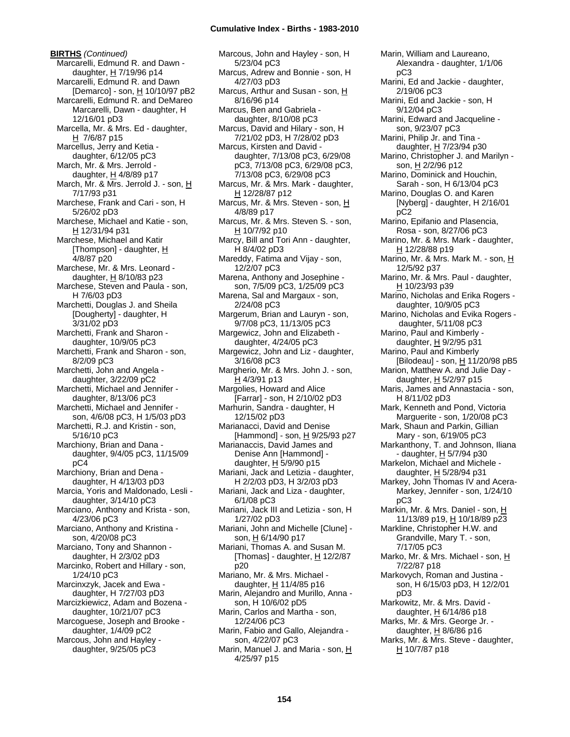**BIRTHS** *(Continued)*

Marcarelli, Edmund R. and Dawn - daughter, H 7/19/96 p14
Marcarelli, Edmund R. and Dawn [Demarco] - son, H 10/10/97 pB2
Marcarelli, Edmund R. and DeMareo Marcarelli, Dawn - daughter, H 12/16/01 pD3
Marcella, Mr. & Mrs. Ed - daughter, H 7/6/87 p15
Marcellus, Jerry and Ketia - daughter, 6/12/05 pC3
March, Mr. & Mrs. Jerrold - daughter, H 4/8/89 p17
March, Mr. & Mrs. Jerrold J. - son, H 7/17/93 p31
Marchese, Frank and Cari - son, H 5/26/02 pD3
Marchese, Michael and Katie - son, H 12/31/94 p31
Marchese, Michael and Katir [Thompson] - daughter, H 4/8/87 p20
Marchese, Mr. & Mrs. Leonard - daughter, H 8/10/83 p23
Marchese, Steven and Paula - son, H 7/6/03 pD3
Marchetti, Douglas J. and Sheila [Dougherty] - daughter, H 3/31/02 pD3
Marchetti, Frank and Sharon - daughter, 10/9/05 pC3
Marchetti, Frank and Sharon - son, 8/2/09 pC3
Marchetti, John and Angela - daughter, 3/22/09 pC2
Marchetti, Michael and Jennifer - daughter, 8/13/06 pC3
Marchetti, Michael and Jennifer - son, 4/6/08 pC3, H 1/5/03 pD3
Marchetti, R.J. and Kristin - son, 5/16/10 pC3
Marchiony, Brian and Dana - daughter, 9/4/05 pC3, 11/15/09 pC4
Marchiony, Brian and Dena - daughter, H 4/13/03 pD3
Marcia, Yoris and Maldonado, Lesli - daughter, 3/14/10 pC3
Marciano, Anthony and Krista - son, 4/23/06 pC3
Marciano, Anthony and Kristina - son, 4/20/08 pC3
Marciano, Tony and Shannon - daughter, H 2/3/02 pD3
Marcinko, Robert and Hillary - son, 1/24/10 pC3
Marcinxzyk, Jacek and Ewa - daughter, H 7/27/03 pD3
Marcizkiewicz, Adam and Bozena - daughter, 10/21/07 pC3
Marcoguese, Joseph and Brooke - daughter, 1/4/09 pC2
Marcous, John and Hayley - daughter, 9/25/05 pC3
Marcous, John and Hayley - son, H 5/23/04 pC3
Marcus, Adrew and Bonnie - son, H 4/27/03 pD3
Marcus, Arthur and Susan - son, H 8/16/96 p14
Marcus, Ben and Gabriela - daughter, 8/10/08 pC3
Marcus, David and Hilary - son, H 7/21/02 pD3, H 7/28/02 pD3
Marcus, Kirsten and David - daughter, 7/13/08 pC3, 6/29/08 pC3, 7/13/08 pC3, 6/29/08 pC3, 7/13/08 pC3, 6/29/08 pC3
Marcus, Mr. & Mrs. Mark - daughter, H 12/28/87 p12
Marcus, Mr. & Mrs. Steven - son, H 4/8/89 p17
Marcus, Mr. & Mrs. Steven S. - son, H 10/7/92 p10
Marcy, Bill and Tori Ann - daughter, H 8/4/02 pD3
Mareddy, Fatima and Vijay - son, 12/2/07 pC3
Marena, Anthony and Josephine - son, 7/5/09 pC3, 1/25/09 pC3
Marena, Sal and Margaux - son, 2/24/08 pC3
Margerum, Brian and Lauryn - son, 9/7/08 pC3, 11/13/05 pC3
Margewicz, John and Elizabeth - daughter, 4/24/05 pC3
Margewicz, John and Liz - daughter, 3/16/08 pC3
Margherio, Mr. & Mrs. John J. - son, H 4/3/91 p13
Margolies, Howard and Alice [Farrar] - son, H 2/10/02 pD3
Marhurin, Sandra - daughter, H 12/15/02 pD3
Marianacci, David and Denise [Hammond] - son, H 9/25/93 p27
Marianaccis, David James and Denise Ann [Hammond] - daughter, H 5/9/90 p15
Mariani, Jack and Letizia - daughter, H 2/2/03 pD3, H 3/2/03 pD3
Mariani, Jack and Liza - daughter, 6/1/08 pC3
Mariani, Jack III and Letizia - son, H 1/27/02 pD3
Mariani, John and Michelle [Clune] - son, H 6/14/90 p17
Mariani, Thomas A. and Susan M. [Thomas] - daughter, H 12/2/87 p20
Mariano, Mr. & Mrs. Michael - daughter, H 11/4/85 p16
Marin, Alejandro and Murillo, Anna - son, H 10/6/02 pD5
Marin, Carlos and Martha - son, 12/24/06 pC3
Marin, Fabio and Gallo, Alejandra - son, 4/22/07 pC3
Marin, Manuel J. and Maria - son, H 4/25/97 p15
Marin, William and Laureano, Alexandra - daughter, 1/1/06 pC3
Marini, Ed and Jackie - daughter, 2/19/06 pC3
Marini, Ed and Jackie - son, H 9/12/04 pC3
Marini, Edward and Jacqueline - son, 9/23/07 pC3
Marini, Philip Jr. and Tina - daughter, H 7/23/94 p30
Marino, Christopher J. and Marilyn - son, H 2/2/96 p12
Marino, Dominick and Houchin, Sarah - son, H 6/13/04 pC3
Marino, Douglas O. and Karen [Nyberg] - daughter, H 2/16/01 pC2
Marino, Epifanio and Plasencia, Rosa - son, 8/27/06 pC3
Marino, Mr. & Mrs. Mark - daughter, H 12/28/88 p19
Marino, Mr. & Mrs. Mark M. - son, H 12/5/92 p37
Marino, Mr. & Mrs. Paul - daughter, H 10/23/93 p39
Marino, Nicholas and Erika Rogers - daughter, 10/9/05 pC3
Marino, Nicholas and Evika Rogers - daughter, 5/11/08 pC3
Marino, Paul and Kimberly - daughter, H 9/2/95 p31
Marino, Paul and Kimberly [Bilodeau] - son, H 11/20/98 pB5
Marion, Matthew A. and Julie Day - daughter, H 5/2/97 p15
Maris, James and Annastacia - son, H 8/11/02 pD3
Mark, Kenneth and Pond, Victoria Marguerite - son, 1/20/08 pC3
Mark, Shaun and Parkin, Gillian Mary - son, 6/19/05 pC3
Markanthony, T. and Johnson, Iliana - daughter, H 5/7/94 p30
Markelon, Michael and Michele - daughter, H 5/28/94 p31
Markey, John Thomas IV and Acera-Markey, Jennifer - son, 1/24/10 pC3
Markin, Mr. & Mrs. Daniel - son, H 11/13/89 p19, H 10/18/89 p23
Markline, Christopher H.W. and Grandville, Mary T. - son, 7/17/05 pC3
Marko, Mr. & Mrs. Michael - son, H 7/22/87 p18
Markovych, Roman and Justina - son, H 6/15/03 pD3, H 12/2/01 pD3
Markowitz, Mr. & Mrs. David - daughter, H 6/14/86 p18
Marks, Mr. & Mrs. George Jr. - daughter, H 8/6/86 p16
Marks, Mr. & Mrs. Steve - daughter, H 10/7/87 p18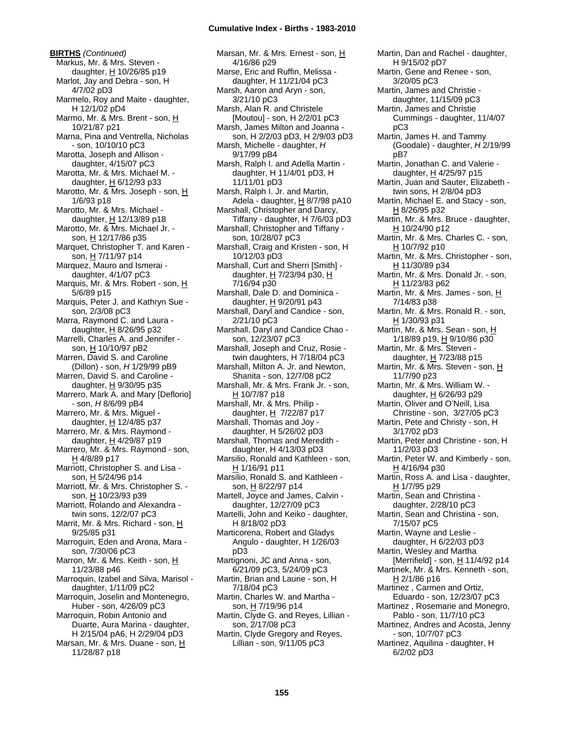**BIRTHS** *(Continued)*

Markus, Mr. & Mrs. Steven - daughter, H 10/26/85 p19
Marlot, Jay and Debra - son, H 4/7/02 pD3
Marmelo, Roy and Maite - daughter, H 12/1/02 pD4
Marmo, Mr. & Mrs. Brent - son, H 10/21/87 p21
Marna, Pina and Ventrella, Nicholas - son, 10/10/10 pC3
Marotta, Joseph and Allison - daughter, 4/15/07 pC3
Marotta, Mr. & Mrs. Michael M. - daughter, H 6/12/93 p33
Marotto, Mr. & Mrs. Joseph - son, H 1/6/93 p18
Marotto, Mr. & Mrs. Michael - daughter, H 12/13/89 p18
Marotto, Mr. & Mrs. Michael Jr. - son, H 12/17/86 p35
Marquet, Christopher T. and Karen - son, H 7/11/97 p14
Marquez, Mauro and Ismerai - daughter, 4/1/07 pC3
Marquis, Mr. & Mrs. Robert - son, H 5/6/89 p15
Marquis, Peter J. and Kathryn Sue - son, 2/3/08 pC3
Marra, Raymond C. and Laura - daughter, H 8/26/95 p32
Marrelli, Charles A. and Jennifer - son, H 10/10/97 pB2
Marren, David S. and Caroline (Dillon) - son, *H* 1/29/99 pB9
Marren, David S. and Caroline - daughter, H 9/30/95 p35
Marrero, Mark A. and Mary [Deflorio] - son, *H* 8/6/99 pB4
Marrero, Mr. & Mrs. Miguel - daughter, H 12/4/85 p37
Marrero, Mr. & Mrs. Raymond - daughter, H 4/29/87 p19
Marrero, Mr. & Mrs. Raymond - son, H 4/8/89 p17
Marriott, Christopher S. and Lisa - son, H 5/24/96 p14
Marriott, Mr. & Mrs. Christopher S. - son, H 10/23/93 p39
Marriott, Rolando and Alexandra - twin sons, 12/2/07 pC3
Marrit, Mr. & Mrs. Richard - son, H 9/25/85 p31
Marroguin, Eden and Arona, Mara - son, 7/30/06 pC3
Marron, Mr. & Mrs. Keith - son, H 11/23/88 p46
Marroquin, Izabel and Silva, Marisol - daughter, 1/11/09 pC2
Marroquin, Joselin and Montenegro, Huber - son, 4/26/09 pC3
Marroquin, Robin Antonio and Duarte, Aura Marina - daughter, H 2/15/04 pA6, H 2/29/04 pD3
Marsan, Mr. & Mrs. Duane - son, H 11/28/87 p18
Marsan, Mr. & Mrs. Ernest - son, H 4/16/86 p29
Marse, Eric and Ruffin, Melissa - daughter, H 11/21/04 pC3
Marsh, Aaron and Aryn - son, 3/21/10 pC3
Marsh, Alan R. and Christele [Moutou] - son, H 2/2/01 pC3
Marsh, James Milton and Joanna - son, H 2/2/03 pD3, H 2/9/03 pD3
Marsh, Michelle - daughter, *H* 9/17/99 pB4
Marsh, Ralph I. and Adella Martin - daughter, H 11/4/01 pD3, H 11/11/01 pD3
Marsh, Ralph I. Jr. and Martin, Adela - daughter, H 8/7/98 pA10
Marshall, Christopher and Darcy, Tiffany - daughter, H 7/6/03 pD3
Marshall, Christopher and Tiffany - son, 10/28/07 pC3
Marshall, Craig and Kristen - son, H 10/12/03 pD3
Marshall, Curt and Sherri [Smith] - daughter, H 7/23/94 p30, H 7/16/94 p30
Marshall, Dale D. and Dominica - daughter, H 9/20/91 p43
Marshall, Daryl and Candice - son, 2/21/10 pC3
Marshall, Daryl and Candice Chao - son, 12/23/07 pC3
Marshall, Joseph and Cruz, Rosie - twin daughters, H 7/18/04 pC3
Marshall, Milton A. Jr. and Newton, Shanita - son, 12/7/08 pC2
Marshall, Mr. & Mrs. Frank Jr. - son, H 10/7/87 p18
Marshall, Mr. & Mrs. Philip - daughter, H 7/22/87 p17
Marshall, Thomas and Joy - daughter, H 5/26/02 pD3
Marshall, Thomas and Meredith - daughter, H 4/13/03 pD3
Marsilio, Ronald and Kathleen - son, H 1/16/91 p11
Marsilio, Ronald S. and Kathleen - son, H 8/22/97 p14
Martell, Joyce and James, Calvin - daughter, 12/27/09 pC3
Martelli, John and Keiko - daughter, H 8/18/02 pD3
Marticorena, Robert and Gladys Angulo - daughter, H 1/26/03 pD3
Martignoni, JC and Anna - son, 6/21/09 pC3, 5/24/09 pC3
Martin, Brian and Laurie - son, H 7/18/04 pC3
Martin, Charles W. and Martha - son, H 7/19/96 p14
Martin, Clyde G. and Reyes, Lillian - son, 2/17/08 pC3
Martin, Clyde Gregory and Reyes, Lillian - son, 9/11/05 pC3
Martin, Dan and Rachel - daughter, H 9/15/02 pD7
Martin, Gene and Renee - son, 3/20/05 pC3
Martin, James and Christie - daughter, 11/15/09 pC3
Martin, James and Christie Cummings - daughter, 11/4/07 pC3
Martin, James H. and Tammy (Goodale) - daughter, *H* 2/19/99 pB7
Martin, Jonathan C. and Valerie - daughter, H 4/25/97 p15
Martin, Juan and Sauter, Elizabeth - twin sons, H 2/8/04 pD3
Martin, Michael E. and Stacy - son, H 8/26/95 p32
Martin, Mr. & Mrs. Bruce - daughter, H 10/24/90 p12
Martin, Mr. & Mrs. Charles C. - son, H 10/7/92 p10
Martin, Mr. & Mrs. Christopher - son, H 11/30/89 p34
Martin, Mr. & Mrs. Donald Jr. - son, H 11/23/83 p62
Martin, Mr. & Mrs. James - son, H 7/14/83 p38
Martin, Mr. & Mrs. Ronald R. - son, H 1/30/93 p31
Martin, Mr. & Mrs. Sean - son, H 1/18/89 p19, H 9/10/86 p30
Martin, Mr. & Mrs. Steven - daughter, H 7/23/88 p15
Martin, Mr. & Mrs. Steven - son, H 11/7/90 p23
Martin, Mr. & Mrs. William W. - daughter, H 6/26/93 p29
Martin, Oliver and O'Neill, Lisa Christine - son, 3/27/05 pC3
Martin, Pete and Christy - son, H 3/17/02 pD3
Martin, Peter and Christine - son, H 11/2/03 pD3
Martin, Peter W. and Kimberly - son, H 4/16/94 p30
Martin, Ross A. and Lisa - daughter, H 1/7/95 p29
Martin, Sean and Christina - daughter, 2/28/10 pC3
Martin, Sean and Christina - son, 7/15/07 pC5
Martin, Wayne and Leslie - daughter, H 6/22/03 pD3
Martin, Wesley and Martha [Merrifield] - son, H 11/4/92 p14
Martinek, Mr. & Mrs. Kenneth - son, H 2/1/86 p16
Martinez , Carmen and Ortiz, Eduardo - son, 12/23/07 pC3
Martinez , Rosemarie and Monegro, Pablo - son, 11/7/10 pC3
Martinez, Andres and Acosta, Jenny - son, 10/7/07 pC3
Martinez, Aquilina - daughter, H 6/2/02 pD3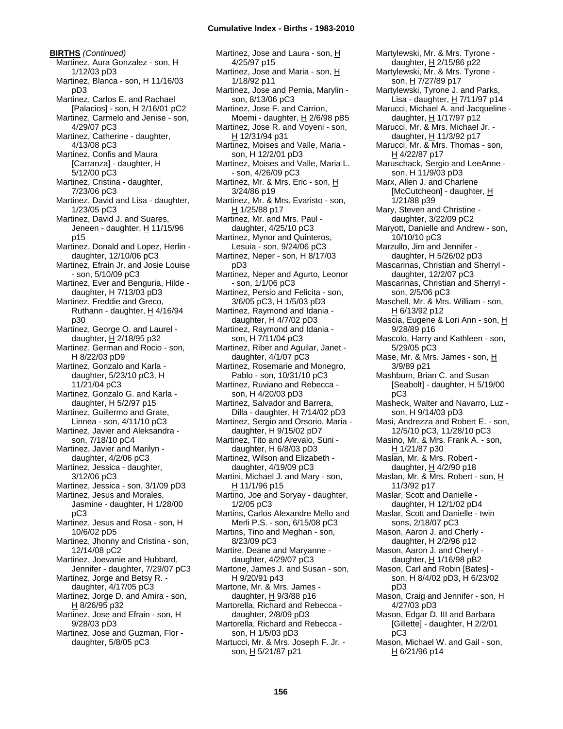**BIRTHS** *(Continued)*

Martinez, Aura Gonzalez - son, H 1/12/03 pD3
Martinez, Blanca - son, H 11/16/03 pD3
Martinez, Carlos E. and Rachael [Palacios] - son, H 2/16/01 pC2
Martinez, Carmelo and Jenise - son, 4/29/07 pC3
Martinez, Catherine - daughter, 4/13/08 pC3
Martinez, Confis and Maura [Carranza] - daughter, H 5/12/00 pC3
Martinez, Cristina - daughter, 7/23/06 pC3
Martinez, David and Lisa - daughter, 1/23/05 pC3
Martinez, David J. and Suares, Jeneen - daughter, H 11/15/96 p15
Martinez, Donald and Lopez, Herlin - daughter, 12/10/06 pC3
Martinez, Efrain Jr. and Josie Louise - son, 5/10/09 pC3
Martinez, Ever and Benguria, Hilde - daughter, H 7/13/03 pD3
Martinez, Freddie and Greco, Ruthann - daughter, H 4/16/94 p30
Martinez, George O. and Laurel - daughter, H 2/18/95 p32
Martinez, German and Rocio - son, H 8/22/03 pD9
Martinez, Gonzalo and Karla - daughter, 5/23/10 pC3, H 11/21/04 pC3
Martinez, Gonzalo G. and Karla - daughter, H 5/2/97 p15
Martinez, Guillermo and Grate, Linnea - son, 4/11/10 pC3
Martinez, Javier and Aleksandra - son, 7/18/10 pC4
Martinez, Javier and Marilyn - daughter, 4/2/06 pC3
Martinez, Jessica - daughter, 3/12/06 pC3
Martinez, Jessica - son, 3/1/09 pD3
Martinez, Jesus and Morales, Jasmine - daughter, H 1/28/00 pC3
Martinez, Jesus and Rosa - son, H 10/6/02 pD5
Martinez, Jhonny and Cristina - son, 12/14/08 pC2
Martinez, Joevanie and Hubbard, Jennifer - daughter, 7/29/07 pC3
Martinez, Jorge and Betsy R. - daughter, 4/17/05 pC3
Martinez, Jorge D. and Amira - son, H 8/26/95 p32
Martinez, Jose and Efrain - son, H 9/28/03 pD3
Martinez, Jose and Guzman, Flor - daughter, 5/8/05 pC3
Martinez, Jose and Laura - son, H 4/25/97 p15
Martinez, Jose and Maria - son, H 1/18/92 p11
Martinez, Jose and Pernia, Marylin - son, 8/13/06 pC3
Martinez, Jose F. and Carrion, Moemi - daughter, H 2/6/98 pB5
Martinez, Jose R. and Voyeni - son, H 12/31/94 p31
Martinez, Moises and Valle, Maria - son, H 12/2/01 pD3
Martinez, Moises and Valle, Maria L. - son, 4/26/09 pC3
Martinez, Mr. & Mrs. Eric - son, H 3/24/86 p19
Martinez, Mr. & Mrs. Evaristo - son, H 1/25/88 p17
Martinez, Mr. and Mrs. Paul - daughter, 4/25/10 pC3
Martinez, Mynor and Quinteros, Lesuia - son, 9/24/06 pC3
Martinez, Neper - son, H 8/17/03 pD3
Martinez, Neper and Agurto, Leonor - son, 1/1/06 pC3
Martinez, Persio and Felicita - son, 3/6/05 pC3, H 1/5/03 pD3
Martinez, Raymond and Idania - daughter, H 4/7/02 pD3
Martinez, Raymond and Idania - son, H 7/11/04 pC3
Martinez, Riber and Aguilar, Janet - daughter, 4/1/07 pC3
Martinez, Rosemarie and Monegro, Pablo - son, 10/31/10 pC3
Martinez, Ruviano and Rebecca - son, H 4/20/03 pD3
Martinez, Salvador and Barrera, Dilla - daughter, H 7/14/02 pD3
Martinez, Sergio and Orsorio, Maria - daughter, H 9/15/02 pD7
Martinez, Tito and Arevalo, Suni - daughter, H 6/8/03 pD3
Martinez, Wilson and Elizabeth - daughter, 4/19/09 pC3
Martini, Michael J. and Mary - son, H 11/1/96 p15
Martino, Joe and Soryay - daughter, 1/2/05 pC3
Martins, Carlos Alexandre Mello and Merli P.S. - son, 6/15/08 pC3
Martins, Tino and Meghan - son, 8/23/09 pC3
Martire, Deane and Maryanne - daughter, 4/29/07 pC3
Martone, James J. and Susan - son, H 9/20/91 p43
Martone, Mr. & Mrs. James - daughter, H 9/3/88 p16
Martorella, Richard and Rebecca - daughter, 2/8/09 pD3
Martorella, Richard and Rebecca - son, H 1/5/03 pD3
Martucci, Mr. & Mrs. Joseph F. Jr. - son, H 5/21/87 p21
Martylewski, Mr. & Mrs. Tyrone - daughter, H 2/15/86 p22
Martylewski, Mr. & Mrs. Tyrone - son, H 7/27/89 p17
Martylewski, Tyrone J. and Parks, Lisa - daughter, H 7/11/97 p14
Marucci, Michael A. and Jacqueline - daughter, H 1/17/97 p12
Marucci, Mr. & Mrs. Michael Jr. - daughter, H 11/3/92 p17
Marucci, Mr. & Mrs. Thomas - son, H 4/22/87 p17
Maruschack, Sergio and LeeAnne - son, H 11/9/03 pD3
Marx, Allen J. and Charlene [McCutcheon] - daughter, H 1/21/88 p39
Mary, Steven and Christine - daughter, 3/22/09 pC2
Maryott, Danielle and Andrew - son, 10/10/10 pC3
Marzullo, Jim and Jennifer - daughter, H 5/26/02 pD3
Mascarinas, Christian and Sherryl - daughter, 12/2/07 pC3
Mascarinas, Christian and Sherryl - son, 2/5/06 pC3
Maschell, Mr. & Mrs. William - son, H 6/13/92 p12
Mascia, Eugene & Lori Ann - son, H 9/28/89 p16
Mascolo, Harry and Kathleen - son, 5/29/05 pC3
Mase, Mr. & Mrs. James - son, H 3/9/89 p21
Mashburn, Brian C. and Susan [Seabolt] - daughter, H 5/19/00 pC3
Masheck, Walter and Navarro, Luz - son, H 9/14/03 pD3
Masi, Andrezza and Robert E. - son, 12/5/10 pC3, 11/28/10 pC3
Masino, Mr. & Mrs. Frank A. - son, H 1/21/87 p30
Maslan, Mr. & Mrs. Robert - daughter, H 4/2/90 p18
Maslan, Mr. & Mrs. Robert - son, H 11/3/92 p17
Maslar, Scott and Danielle - daughter, H 12/1/02 pD4
Maslar, Scott and Danielle - twin sons, 2/18/07 pC3
Mason, Aaron J. and Cherly - daughter, H 2/2/96 p12
Mason, Aaron J. and Cheryl - daughter, H 1/16/98 pB2
Mason, Carl and Robin [Bates] - son, H 8/4/02 pD3, H 6/23/02 pD3
Mason, Craig and Jennifer - son, H 4/27/03 pD3
Mason, Edgar D. III and Barbara [Gillette] - daughter, H 2/2/01 pC3
Mason, Michael W. and Gail - son, H 6/21/96 p14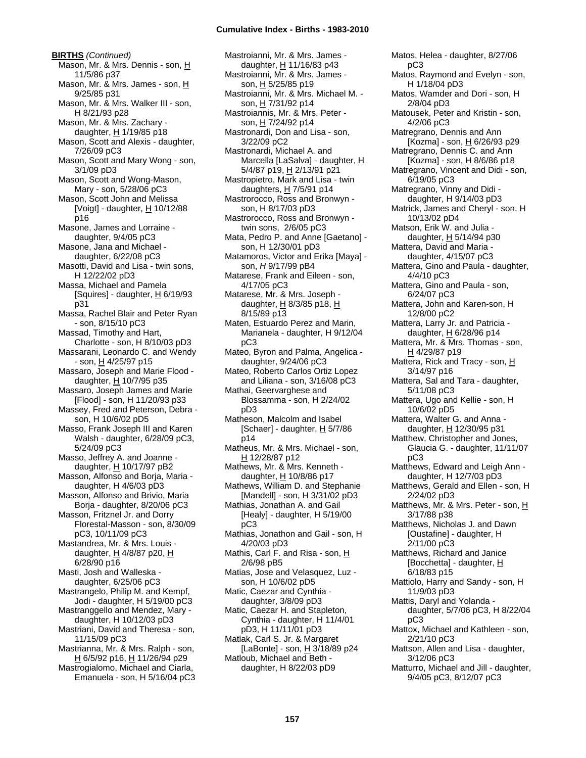**BIRTHS** *(Continued)*

Mason, Mr. & Mrs. Dennis - son, H 11/5/86 p37
Mason, Mr. & Mrs. James - son, H 9/25/85 p31
Mason, Mr. & Mrs. Walker III - son, H 8/21/93 p28
Mason, Mr. & Mrs. Zachary - daughter, H 1/19/85 p18
Mason, Scott and Alexis - daughter, 7/26/09 pC3
Mason, Scott and Mary Wong - son, 3/1/09 pD3
Mason, Scott and Wong-Mason, Mary - son, 5/28/06 pC3
Mason, Scott John and Melissa [Voigt] - daughter, H 10/12/88 p16
Masone, James and Lorraine - daughter, 9/4/05 pC3
Masone, Jana and Michael - daughter, 6/22/08 pC3
Masotti, David and Lisa - twin sons, H 12/22/02 pD3
Massa, Michael and Pamela [Squires] - daughter, H 6/19/93 p31
Massa, Rachel Blair and Peter Ryan - son, 8/15/10 pC3
Massad, Timothy and Hart, Charlotte - son, H 8/10/03 pD3
Massarani, Leonardo C. and Wendy - son, H 4/25/97 p15
Massaro, Joseph and Marie Flood - daughter, H 10/7/95 p35
Massaro, Joseph James and Marie [Flood] - son, H 11/20/93 p33
Massey, Fred and Peterson, Debra - son, H 10/6/02 pD5
Masso, Frank Joseph III and Karen Walsh - daughter, 6/28/09 pC3, 5/24/09 pC3
Masso, Jeffrey A. and Joanne - daughter, H 10/17/97 pB2
Masson, Alfonso and Borja, Maria - daughter, H 4/6/03 pD3
Masson, Alfonso and Brivio, Maria Borja - daughter, 8/20/06 pC3
Masson, Fritznel Jr. and Dorry Florestal-Masson - son, 8/30/09 pC3, 10/11/09 pC3
Mastandrea, Mr. & Mrs. Louis - daughter, H 4/8/87 p20, H 6/28/90 p16
Masti, Josh and Walleska - daughter, 6/25/06 pC3
Mastrangelo, Philip M. and Kempf, Jodi - daughter, H 5/19/00 pC3
Mastranggello and Mendez, Mary - daughter, H 10/12/03 pD3
Mastriani, David and Theresa - son, 11/15/09 pC3
Mastrianna, Mr. & Mrs. Ralph - son, H 6/5/92 p16, H 11/26/94 p29
Mastrogialomo, Michael and Ciarla, Emanuela - son, H 5/16/04 pC3
Mastroianni, Mr. & Mrs. James - daughter, H 11/16/83 p43
Mastroianni, Mr. & Mrs. James - son, H 5/25/85 p19
Mastroianni, Mr. & Mrs. Michael M. - son, H 7/31/92 p14
Mastroiannis, Mr. & Mrs. Peter - son, H 7/24/92 p14
Mastronardi, Don and Lisa - son, 3/22/09 pC2
Mastronardi, Michael A. and Marcella [LaSalva] - daughter, H 5/4/87 p19, H 2/13/91 p21
Mastropietro, Mark and Lisa - twin daughters, H 7/5/91 p14
Mastrorocco, Ross and Bronwyn - son, H 8/17/03 pD3
Mastrorocco, Ross and Bronwyn - twin sons, 2/6/05 pC3
Mata, Pedro P. and Anne [Gaetano] - son, H 12/30/01 pD3
Matamoros, Victor and Erika [Maya] - son, *H* 9/17/99 pB4
Matarese, Frank and Eileen - son, 4/17/05 pC3
Matarese, Mr. & Mrs. Joseph - daughter, H 8/3/85 p18, H 8/15/89 p13
Maten, Estuardo Perez and Marin, Marianela - daughter, H 9/12/04 pC3
Mateo, Byron and Palma, Angelica - daughter, 9/24/06 pC3
Mateo, Roberto Carlos Ortiz Lopez and Liliana - son, 3/16/08 pC3
Mathai, Geervarghese and Blossamma - son, H 2/24/02 pD3
Matheson, Malcolm and Isabel [Schaer] - daughter, H 5/7/86 p14
Matheus, Mr. & Mrs. Michael - son, H 12/28/87 p12
Mathews, Mr. & Mrs. Kenneth - daughter, H 10/8/86 p17
Mathews, William D. and Stephanie [Mandell] - son, H 3/31/02 pD3
Mathias, Jonathan A. and Gail [Healy] - daughter, H 5/19/00 pC3
Mathias, Jonathon and Gail - son, H 4/20/03 pD3
Mathis, Carl F. and Risa - son, H 2/6/98 pB5
Matias, Jose and Velasquez, Luz - son, H 10/6/02 pD5
Matic, Caezar and Cynthia - daughter, 3/8/09 pD3
Matic, Caezar H. and Stapleton, Cynthia - daughter, H 11/4/01 pD3, H 11/11/01 pD3
Matlak, Carl S. Jr. & Margaret [LaBonte] - son, H 3/18/89 p24
Matloub, Michael and Beth - daughter, H 8/22/03 pD9
Matos, Helea - daughter, 8/27/06 pC3
Matos, Raymond and Evelyn - son, H 1/18/04 pD3
Matos, Wamder and Dori - son, H 2/8/04 pD3
Matousek, Peter and Kristin - son, 4/2/06 pC3
Matregrano, Dennis and Ann [Kozma] - son, H 6/26/93 p29
Matregrano, Dennis C. and Ann [Kozma] - son, H 8/6/86 p18
Matregrano, Vincent and Didi - son, 6/19/05 pC3
Matregrano, Vinny and Didi - daughter, H 9/14/03 pD3
Matrick, James and Cheryl - son, H 10/13/02 pD4
Matson, Erik W. and Julia - daughter, H 5/14/94 p30
Mattera, David and Maria - daughter, 4/15/07 pC3
Mattera, Gino and Paula - daughter, 4/4/10 pC3
Mattera, Gino and Paula - son, 6/24/07 pC3
Mattera, John and Karen-son, H 12/8/00 pC2
Mattera, Larry Jr. and Patricia - daughter, H 6/28/96 p14
Mattera, Mr. & Mrs. Thomas - son, H 4/29/87 p19
Mattera, Rick and Tracy - son, H 3/14/97 p16
Mattera, Sal and Tara - daughter, 5/11/08 pC3
Mattera, Ugo and Kellie - son, H 10/6/02 pD5
Mattera, Walter G. and Anna - daughter, H 12/30/95 p31
Matthew, Christopher and Jones, Glaucia G. - daughter, 11/11/07 pC3
Matthews, Edward and Leigh Ann - daughter, H 12/7/03 pD3
Matthews, Gerald and Ellen - son, H 2/24/02 pD3
Matthews, Mr. & Mrs. Peter - son, H 3/17/88 p38
Matthews, Nicholas J. and Dawn [Oustafine] - daughter, H 2/11/00 pC3
Matthews, Richard and Janice [Bocchetta] - daughter, H 6/18/83 p15
Mattiolo, Harry and Sandy - son, H 11/9/03 pD3
Mattis, Daryl and Yolanda - daughter, 5/7/06 pC3, H 8/22/04 pC3
Mattox, Michael and Kathleen - son, 2/21/10 pC3
Mattson, Allen and Lisa - daughter, 3/12/06 pC3
Matturro, Michael and Jill - daughter, 9/4/05 pC3, 8/12/07 pC3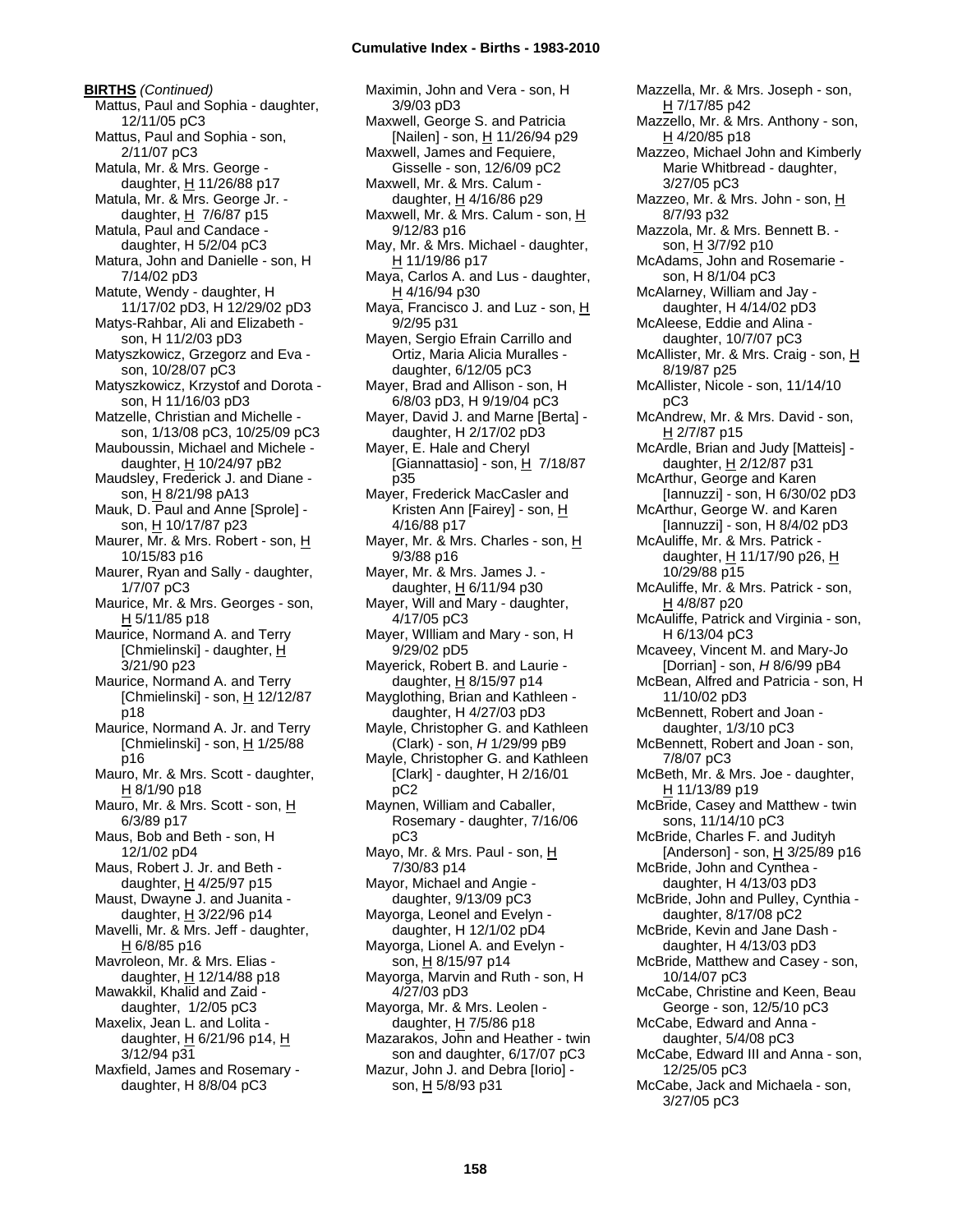**BIRTHS** *(Continued)*

Mattus, Paul and Sophia - daughter, 12/11/05 pC3
Mattus, Paul and Sophia - son, 2/11/07 pC3
Matula, Mr. & Mrs. George - daughter, H 11/26/88 p17
Matula, Mr. & Mrs. George Jr. - daughter, H 7/6/87 p15
Matula, Paul and Candace - daughter, H 5/2/04 pC3
Matura, John and Danielle - son, H 7/14/02 pD3
Matute, Wendy - daughter, H 11/17/02 pD3, H 12/29/02 pD3
Matys-Rahbar, Ali and Elizabeth - son, H 11/2/03 pD3
Matyszkowicz, Grzegorz and Eva - son, 10/28/07 pC3
Matyszkowicz, Krzystof and Dorota - son, H 11/16/03 pD3
Matzelle, Christian and Michelle - son, 1/13/08 pC3, 10/25/09 pC3
Mauboussin, Michael and Michele - daughter, H 10/24/97 pB2
Maudsley, Frederick J. and Diane - son, H 8/21/98 pA13
Mauk, D. Paul and Anne [Sprole] - son, H 10/17/87 p23
Maurer, Mr. & Mrs. Robert - son, H 10/15/83 p16
Maurer, Ryan and Sally - daughter, 1/7/07 pC3
Maurice, Mr. & Mrs. Georges - son, H 5/11/85 p18
Maurice, Normand A. and Terry [Chmielinski] - daughter, H 3/21/90 p23
Maurice, Normand A. and Terry [Chmielinski] - son, H 12/12/87 p18
Maurice, Normand A. Jr. and Terry [Chmielinski] - son, H 1/25/88 p16
Mauro, Mr. & Mrs. Scott - daughter, H 8/1/90 p18
Mauro, Mr. & Mrs. Scott - son, H 6/3/89 p17
Maus, Bob and Beth - son, H 12/1/02 pD4
Maus, Robert J. Jr. and Beth - daughter, H 4/25/97 p15
Maust, Dwayne J. and Juanita - daughter, H 3/22/96 p14
Mavelli, Mr. & Mrs. Jeff - daughter, H 6/8/85 p16
Mavroleon, Mr. & Mrs. Elias - daughter, H 12/14/88 p18
Mawakkil, Khalid and Zaid - daughter, 1/2/05 pC3
Maxelix, Jean L. and Lolita - daughter, H 6/21/96 p14, H 3/12/94 p31
Maxfield, James and Rosemary - daughter, H 8/8/04 pC3
Maximin, John and Vera - son, H 3/9/03 pD3
Maxwell, George S. and Patricia [Nailen] - son, H 11/26/94 p29
Maxwell, James and Fequiere, Gisselle - son, 12/6/09 pC2
Maxwell, Mr. & Mrs. Calum - daughter, H 4/16/86 p29
Maxwell, Mr. & Mrs. Calum - son, H 9/12/83 p16
May, Mr. & Mrs. Michael - daughter, H 11/19/86 p17
Maya, Carlos A. and Lus - daughter, H 4/16/94 p30
Maya, Francisco J. and Luz - son, H 9/2/95 p31
Mayen, Sergio Efrain Carrillo and Ortiz, Maria Alicia Muralles - daughter, 6/12/05 pC3
Mayer, Brad and Allison - son, H 6/8/03 pD3, H 9/19/04 pC3
Mayer, David J. and Marne [Berta] - daughter, H 2/17/02 pD3
Mayer, E. Hale and Cheryl [Giannattasio] - son, H 7/18/87 p35
Mayer, Frederick MacCasler and Kristen Ann [Fairey] - son, H 4/16/88 p17
Mayer, Mr. & Mrs. Charles - son, H 9/3/88 p16
Mayer, Mr. & Mrs. James J. - daughter, H 6/11/94 p30
Mayer, Will and Mary - daughter, 4/17/05 pC3
Mayer, WIlliam and Mary - son, H 9/29/02 pD5
Mayerick, Robert B. and Laurie - daughter, H 8/15/97 p14
Mayglothing, Brian and Kathleen - daughter, H 4/27/03 pD3
Mayle, Christopher G. and Kathleen (Clark) - son, *H* 1/29/99 pB9
Mayle, Christopher G. and Kathleen [Clark] - daughter, H 2/16/01 pC2
Maynen, William and Caballer, Rosemary - daughter, 7/16/06 pC3
Mayo, Mr. & Mrs. Paul - son, H 7/30/83 p14
Mayor, Michael and Angie - daughter, 9/13/09 pC3
Mayorga, Leonel and Evelyn - daughter, H 12/1/02 pD4
Mayorga, Lionel A. and Evelyn - son, H 8/15/97 p14
Mayorga, Marvin and Ruth - son, H 4/27/03 pD3
Mayorga, Mr. & Mrs. Leolen - daughter, H 7/5/86 p18
Mazarakos, John and Heather - twin son and daughter, 6/17/07 pC3
Mazur, John J. and Debra [Iorio] - son, H 5/8/93 p31
Mazzella, Mr. & Mrs. Joseph - son, H 7/17/85 p42
Mazzello, Mr. & Mrs. Anthony - son, H 4/20/85 p18
Mazzeo, Michael John and Kimberly Marie Whitbread - daughter, 3/27/05 pC3
Mazzeo, Mr. & Mrs. John - son, H 8/7/93 p32
Mazzola, Mr. & Mrs. Bennett B. - son, H 3/7/92 p10
McAdams, John and Rosemarie - son, H 8/1/04 pC3
McAlarney, William and Jay - daughter, H 4/14/02 pD3
McAleese, Eddie and Alina - daughter, 10/7/07 pC3
McAllister, Mr. & Mrs. Craig - son, H 8/19/87 p25
McAllister, Nicole - son, 11/14/10 pC3
McAndrew, Mr. & Mrs. David - son, H 2/7/87 p15
McArdle, Brian and Judy [Matteis] - daughter, H 2/12/87 p31
McArthur, George and Karen [Iannuzzi] - son, H 6/30/02 pD3
McArthur, George W. and Karen [Iannuzzi] - son, H 8/4/02 pD3
McAuliffe, Mr. & Mrs. Patrick - daughter, H 11/17/90 p26, H 10/29/88 p15
McAuliffe, Mr. & Mrs. Patrick - son, H 4/8/87 p20
McAuliffe, Patrick and Virginia - son, H 6/13/04 pC3
Mcaveey, Vincent M. and Mary-Jo [Dorrian] - son, *H* 8/6/99 pB4
McBean, Alfred and Patricia - son, H 11/10/02 pD3
McBennett, Robert and Joan - daughter, 1/3/10 pC3
McBennett, Robert and Joan - son, 7/8/07 pC3
McBeth, Mr. & Mrs. Joe - daughter, H 11/13/89 p19
McBride, Casey and Matthew - twin sons, 11/14/10 pC3
McBride, Charles F. and Judityh [Anderson] - son, H 3/25/89 p16
McBride, John and Cynthea - daughter, H 4/13/03 pD3
McBride, John and Pulley, Cynthia - daughter, 8/17/08 pC2
McBride, Kevin and Jane Dash - daughter, H 4/13/03 pD3
McBride, Matthew and Casey - son, 10/14/07 pC3
McCabe, Christine and Keen, Beau George - son, 12/5/10 pC3
McCabe, Edward and Anna - daughter, 5/4/08 pC3
McCabe, Edward III and Anna - son, 12/25/05 pC3
McCabe, Jack and Michaela - son, 3/27/05 pC3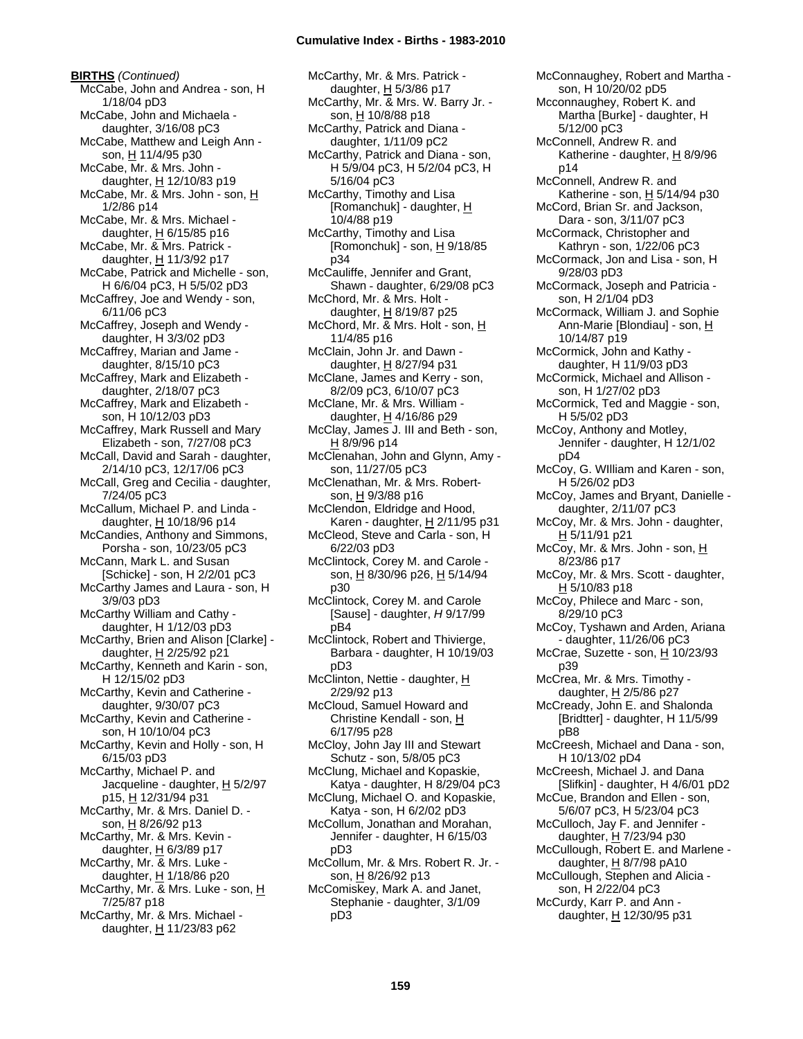**BIRTHS** *(Continued)*

McCabe, John and Andrea - son, H 1/18/04 pD3
McCabe, John and Michaela - daughter, 3/16/08 pC3
McCabe, Matthew and Leigh Ann - son, H 11/4/95 p30
McCabe, Mr. & Mrs. John - daughter, H 12/10/83 p19
McCabe, Mr. & Mrs. John - son, H 1/2/86 p14
McCabe, Mr. & Mrs. Michael - daughter, H 6/15/85 p16
McCabe, Mr. & Mrs. Patrick - daughter, H 11/3/92 p17
McCabe, Patrick and Michelle - son, H 6/6/04 pC3, H 5/5/02 pD3
McCaffrey, Joe and Wendy - son, 6/11/06 pC3
McCaffrey, Joseph and Wendy - daughter, H 3/3/02 pD3
McCaffrey, Marian and Jame - daughter, 8/15/10 pC3
McCaffrey, Mark and Elizabeth - daughter, 2/18/07 pC3
McCaffrey, Mark and Elizabeth - son, H 10/12/03 pD3
McCaffrey, Mark Russell and Mary Elizabeth - son, 7/27/08 pC3
McCall, David and Sarah - daughter, 2/14/10 pC3, 12/17/06 pC3
McCall, Greg and Cecilia - daughter, 7/24/05 pC3
McCallum, Michael P. and Linda - daughter, H 10/18/96 p14
McCandies, Anthony and Simmons, Porsha - son, 10/23/05 pC3
McCann, Mark L. and Susan [Schicke] - son, H 2/2/01 pC3
McCarthy James and Laura - son, H 3/9/03 pD3
McCarthy William and Cathy - daughter, H 1/12/03 pD3
McCarthy, Brien and Alison [Clarke] - daughter, H 2/25/92 p21
McCarthy, Kenneth and Karin - son, H 12/15/02 pD3
McCarthy, Kevin and Catherine - daughter, 9/30/07 pC3
McCarthy, Kevin and Catherine - son, H 10/10/04 pC3
McCarthy, Kevin and Holly - son, H 6/15/03 pD3
McCarthy, Michael P. and Jacqueline - daughter, H 5/2/97 p15, H 12/31/94 p31
McCarthy, Mr. & Mrs. Daniel D. - son, H 8/26/92 p13
McCarthy, Mr. & Mrs. Kevin - daughter, H 6/3/89 p17
McCarthy, Mr. & Mrs. Luke - daughter, H 1/18/86 p20
McCarthy, Mr. & Mrs. Luke - son, H 7/25/87 p18
McCarthy, Mr. & Mrs. Michael - daughter, H 11/23/83 p62
McCarthy, Mr. & Mrs. Patrick - daughter, H 5/3/86 p17
McCarthy, Mr. & Mrs. W. Barry Jr. - son, H 10/8/88 p18
McCarthy, Patrick and Diana - daughter, 1/11/09 pC2
McCarthy, Patrick and Diana - son, H 5/9/04 pC3, H 5/2/04 pC3, H 5/16/04 pC3
McCarthy, Timothy and Lisa [Romanchuk] - daughter, H 10/4/88 p19
McCarthy, Timothy and Lisa [Romonchuk] - son, H 9/18/85 p34
McCauliffe, Jennifer and Grant, Shawn - daughter, 6/29/08 pC3
McChord, Mr. & Mrs. Holt - daughter, H 8/19/87 p25
McChord, Mr. & Mrs. Holt - son, H 11/4/85 p16
McClain, John Jr. and Dawn - daughter, H 8/27/94 p31
McClane, James and Kerry - son, 8/2/09 pC3, 6/10/07 pC3
McClane, Mr. & Mrs. William - daughter, H 4/16/86 p29
McClay, James J. III and Beth - son, H 8/9/96 p14
McClenahan, John and Glynn, Amy - son, 11/27/05 pC3
McClenathan, Mr. & Mrs. Robert- son, H 9/3/88 p16
McClendon, Eldridge and Hood, Karen - daughter, H 2/11/95 p31
McCleod, Steve and Carla - son, H 6/22/03 pD3
McClintock, Corey M. and Carole - son, H 8/30/96 p26, H 5/14/94 p30
McClintock, Corey M. and Carole [Sause] - daughter, *H* 9/17/99 pB4
McClintock, Robert and Thivierge, Barbara - daughter, H 10/19/03 pD3
McClinton, Nettie - daughter, H 2/29/92 p13
McCloud, Samuel Howard and Christine Kendall - son, H 6/17/95 p28
McCloy, John Jay III and Stewart Schutz - son, 5/8/05 pC3
McClung, Michael and Kopaskie, Katya - daughter, H 8/29/04 pC3
McClung, Michael O. and Kopaskie, Katya - son, H 6/2/02 pD3
McCollum, Jonathan and Morahan, Jennifer - daughter, H 6/15/03 pD3
McCollum, Mr. & Mrs. Robert R. Jr. - son, H 8/26/92 p13
McComiskey, Mark A. and Janet, Stephanie - daughter, 3/1/09 pD3
McConnaughey, Robert and Martha - son, H 10/20/02 pD5
Mcconnaughey, Robert K. and Martha [Burke] - daughter, H 5/12/00 pC3
McConnell, Andrew R. and Katherine - daughter, H 8/9/96 p14
McConnell, Andrew R. and Katherine - son, H 5/14/94 p30
McCord, Brian Sr. and Jackson, Dara - son, 3/11/07 pC3
McCormack, Christopher and Kathryn - son, 1/22/06 pC3
McCormack, Jon and Lisa - son, H 9/28/03 pD3
McCormack, Joseph and Patricia - son, H 2/1/04 pD3
McCormack, William J. and Sophie Ann-Marie [Blondiau] - son, H 10/14/87 p19
McCormick, John and Kathy - daughter, H 11/9/03 pD3
McCormick, Michael and Allison - son, H 1/27/02 pD3
McCormick, Ted and Maggie - son, H 5/5/02 pD3
McCoy, Anthony and Motley, Jennifer - daughter, H 12/1/02 pD4
McCoy, G. WIlliam and Karen - son, H 5/26/02 pD3
McCoy, James and Bryant, Danielle - daughter, 2/11/07 pC3
McCoy, Mr. & Mrs. John - daughter, H 5/11/91 p21
McCoy, Mr. & Mrs. John - son, H 8/23/86 p17
McCoy, Mr. & Mrs. Scott - daughter, H 5/10/83 p18
McCoy, Philece and Marc - son, 8/29/10 pC3
McCoy, Tyshawn and Arden, Ariana - daughter, 11/26/06 pC3
McCrae, Suzette - son, H 10/23/93 p39
McCrea, Mr. & Mrs. Timothy - daughter, H 2/5/86 p27
McCready, John E. and Shalonda [Bridtter] - daughter, H 11/5/99 pB8
McCreesh, Michael and Dana - son, H 10/13/02 pD4
McCreesh, Michael J. and Dana [Slifkin] - daughter, H 4/6/01 pD2
McCue, Brandon and Ellen - son, 5/6/07 pC3, H 5/23/04 pC3
McCulloch, Jay F. and Jennifer - daughter, H 7/23/94 p30
McCullough, Robert E. and Marlene - daughter, H 8/7/98 pA10
McCullough, Stephen and Alicia - son, H 2/22/04 pC3
McCurdy, Karr P. and Ann - daughter, H 12/30/95 p31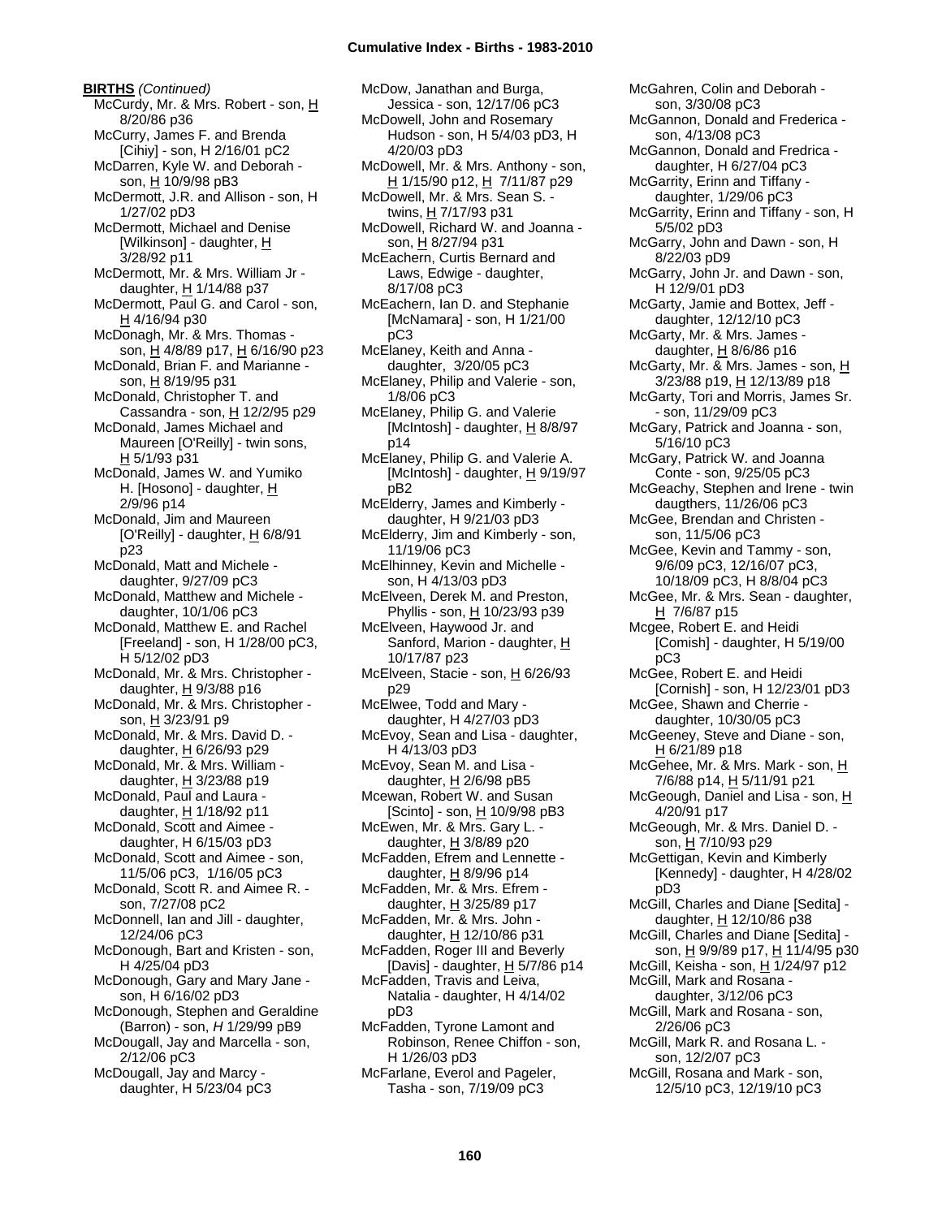**BIRTHS** *(Continued)*

McCurdy, Mr. & Mrs. Robert - son, H 8/20/86 p36
McCurry, James F. and Brenda [Cihiy] - son, H 2/16/01 pC2
McDarren, Kyle W. and Deborah - son, H 10/9/98 pB3
McDermott, J.R. and Allison - son, H 1/27/02 pD3
McDermott, Michael and Denise [Wilkinson] - daughter, H 3/28/92 p11
McDermott, Mr. & Mrs. William Jr - daughter, H 1/14/88 p37
McDermott, Paul G. and Carol - son, H 4/16/94 p30
McDonagh, Mr. & Mrs. Thomas - son, H 4/8/89 p17, H 6/16/90 p23
McDonald, Brian F. and Marianne - son, H 8/19/95 p31
McDonald, Christopher T. and Cassandra - son, H 12/2/95 p29
McDonald, James Michael and Maureen [O'Reilly] - twin sons, H 5/1/93 p31
McDonald, James W. and Yumiko H. [Hosono] - daughter, H 2/9/96 p14
McDonald, Jim and Maureen [O'Reilly] - daughter, H 6/8/91 p23
McDonald, Matt and Michele - daughter, 9/27/09 pC3
McDonald, Matthew and Michele - daughter, 10/1/06 pC3
McDonald, Matthew E. and Rachel [Freeland] - son, H 1/28/00 pC3, H 5/12/02 pD3
McDonald, Mr. & Mrs. Christopher - daughter, H 9/3/88 p16
McDonald, Mr. & Mrs. Christopher - son, H 3/23/91 p9
McDonald, Mr. & Mrs. David D. - daughter, H 6/26/93 p29
McDonald, Mr. & Mrs. William - daughter, H 3/23/88 p19
McDonald, Paul and Laura - daughter, H 1/18/92 p11
McDonald, Scott and Aimee - daughter, H 6/15/03 pD3
McDonald, Scott and Aimee - son, 11/5/06 pC3, 1/16/05 pC3
McDonald, Scott R. and Aimee R. - son, 7/27/08 pC2
McDonnell, Ian and Jill - daughter, 12/24/06 pC3
McDonough, Bart and Kristen - son, H 4/25/04 pD3
McDonough, Gary and Mary Jane - son, H 6/16/02 pD3
McDonough, Stephen and Geraldine (Barron) - son, *H* 1/29/99 pB9
McDougall, Jay and Marcella - son, 2/12/06 pC3
McDougall, Jay and Marcy - daughter, H 5/23/04 pC3
McDow, Janathan and Burga, Jessica - son, 12/17/06 pC3
McDowell, John and Rosemary Hudson - son, H 5/4/03 pD3, H 4/20/03 pD3
McDowell, Mr. & Mrs. Anthony - son, H 1/15/90 p12, H 7/11/87 p29
McDowell, Mr. & Mrs. Sean S. - twins, H 7/17/93 p31
McDowell, Richard W. and Joanna - son, H 8/27/94 p31
McEachern, Curtis Bernard and Laws, Edwige - daughter, 8/17/08 pC3
McEachern, Ian D. and Stephanie [McNamara] - son, H 1/21/00 pC3
McElaney, Keith and Anna - daughter, 3/20/05 pC3
McElaney, Philip and Valerie - son, 1/8/06 pC3
McElaney, Philip G. and Valerie [McIntosh] - daughter, H 8/8/97 p14
McElaney, Philip G. and Valerie A. [McIntosh] - daughter, H 9/19/97 pB2
McElderry, James and Kimberly - daughter, H 9/21/03 pD3
McElderry, Jim and Kimberly - son, 11/19/06 pC3
McElhinney, Kevin and Michelle - son, H 4/13/03 pD3
McElveen, Derek M. and Preston, Phyllis - son, H 10/23/93 p39
McElveen, Haywood Jr. and Sanford, Marion - daughter, H 10/17/87 p23
McElveen, Stacie - son, H 6/26/93 p29
McElwee, Todd and Mary - daughter, H 4/27/03 pD3
McEvoy, Sean and Lisa - daughter, H 4/13/03 pD3
McEvoy, Sean M. and Lisa - daughter, H 2/6/98 pB5
Mcewan, Robert W. and Susan [Scinto] - son, H 10/9/98 pB3
McEwen, Mr. & Mrs. Gary L. - daughter, H 3/8/89 p20
McFadden, Efrem and Lennette - daughter, H 8/9/96 p14
McFadden, Mr. & Mrs. Efrem - daughter, H 3/25/89 p17
McFadden, Mr. & Mrs. John - daughter, H 12/10/86 p31
McFadden, Roger III and Beverly [Davis] - daughter, H 5/7/86 p14
McFadden, Travis and Leiva, Natalia - daughter, H 4/14/02 pD3
McFadden, Tyrone Lamont and Robinson, Renee Chiffon - son, H 1/26/03 pD3
McFarlane, Everol and Pageler, Tasha - son, 7/19/09 pC3
McGahren, Colin and Deborah - son, 3/30/08 pC3
McGannon, Donald and Frederica - son, 4/13/08 pC3
McGannon, Donald and Fredrica - daughter, H 6/27/04 pC3
McGarrity, Erinn and Tiffany - daughter, 1/29/06 pC3
McGarrity, Erinn and Tiffany - son, H 5/5/02 pD3
McGarry, John and Dawn - son, H 8/22/03 pD9
McGarry, John Jr. and Dawn - son, H 12/9/01 pD3
McGarty, Jamie and Bottex, Jeff - daughter, 12/12/10 pC3
McGarty, Mr. & Mrs. James - daughter, H 8/6/86 p16
McGarty, Mr. & Mrs. James - son, H 3/23/88 p19, H 12/13/89 p18
McGarty, Tori and Morris, James Sr. - son, 11/29/09 pC3
McGary, Patrick and Joanna - son, 5/16/10 pC3
McGary, Patrick W. and Joanna Conte - son, 9/25/05 pC3
McGeachy, Stephen and Irene - twin daugthers, 11/26/06 pC3
McGee, Brendan and Christen - son, 11/5/06 pC3
McGee, Kevin and Tammy - son, 9/6/09 pC3, 12/16/07 pC3, 10/18/09 pC3, H 8/8/04 pC3
McGee, Mr. & Mrs. Sean - daughter, H 7/6/87 p15
Mcgee, Robert E. and Heidi [Comish] - daughter, H 5/19/00 pC3
McGee, Robert E. and Heidi [Cornish] - son, H 12/23/01 pD3
McGee, Shawn and Cherrie - daughter, 10/30/05 pC3
McGeeney, Steve and Diane - son, H 6/21/89 p18
McGehee, Mr. & Mrs. Mark - son, H 7/6/88 p14, H 5/11/91 p21
McGeough, Daniel and Lisa - son, H 4/20/91 p17
McGeough, Mr. & Mrs. Daniel D. - son, H 7/10/93 p29
McGettigan, Kevin and Kimberly [Kennedy] - daughter, H 4/28/02 pD3
McGill, Charles and Diane [Sedita] - daughter, H 12/10/86 p38
McGill, Charles and Diane [Sedita] - son, H 9/9/89 p17, H 11/4/95 p30
McGill, Keisha - son, H 1/24/97 p12
McGill, Mark and Rosana - daughter, 3/12/06 pC3
McGill, Mark and Rosana - son, 2/26/06 pC3
McGill, Mark R. and Rosana L. - son, 12/2/07 pC3
McGill, Rosana and Mark - son, 12/5/10 pC3, 12/19/10 pC3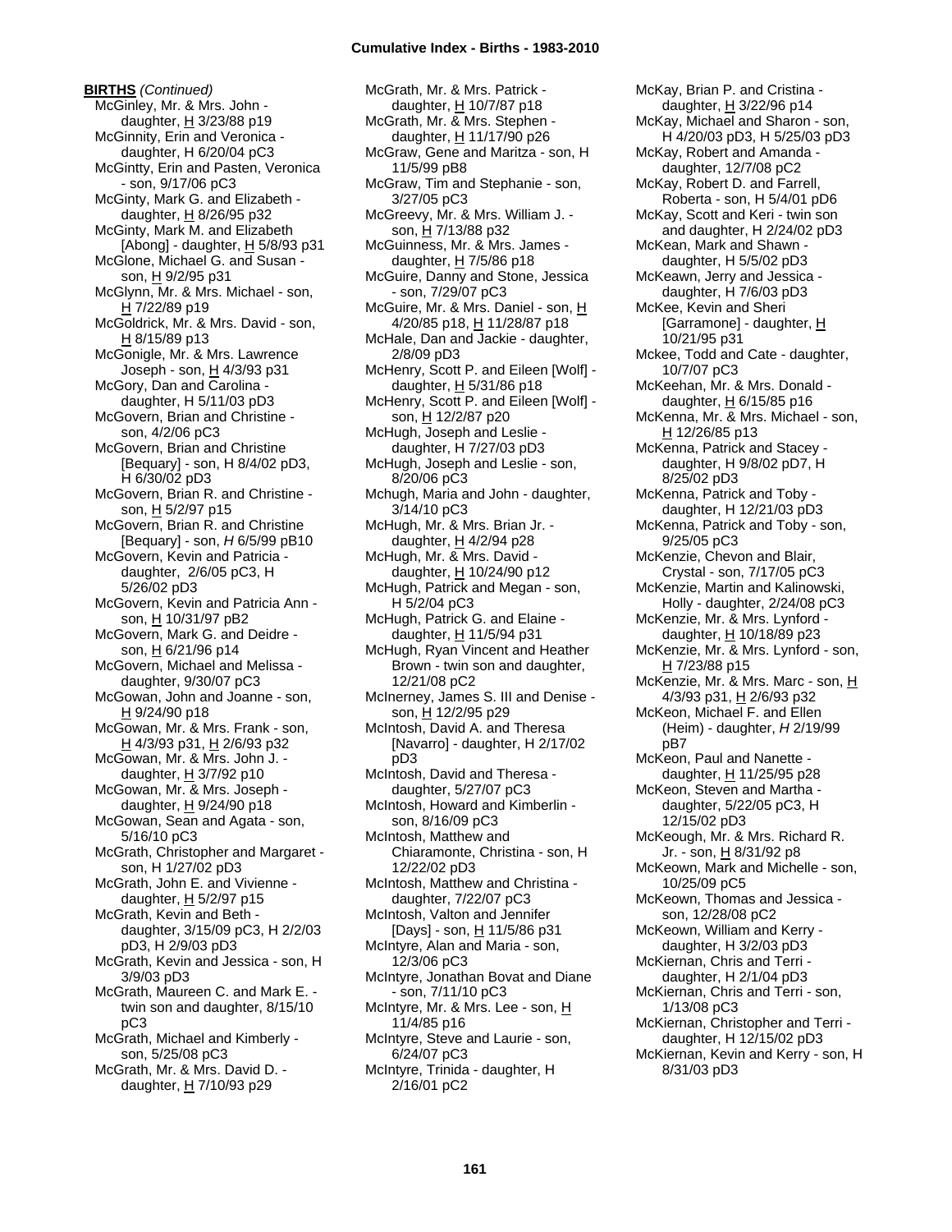**BIRTHS** *(Continued)*

McGinley, Mr. & Mrs. John - daughter, H 3/23/88 p19
McGinnity, Erin and Veronica - daughter, H 6/20/04 pC3
McGintty, Erin and Pasten, Veronica - son, 9/17/06 pC3
McGinty, Mark G. and Elizabeth - daughter, H 8/26/95 p32
McGinty, Mark M. and Elizabeth [Abong] - daughter, H 5/8/93 p31
McGlone, Michael G. and Susan - son, H 9/2/95 p31
McGlynn, Mr. & Mrs. Michael - son, H 7/22/89 p19
McGoldrick, Mr. & Mrs. David - son, H 8/15/89 p13
McGonigle, Mr. & Mrs. Lawrence Joseph - son, H 4/3/93 p31
McGory, Dan and Carolina - daughter, H 5/11/03 pD3
McGovern, Brian and Christine - son, 4/2/06 pC3
McGovern, Brian and Christine [Bequary] - son, H 8/4/02 pD3, H 6/30/02 pD3
McGovern, Brian R. and Christine - son, H 5/2/97 p15
McGovern, Brian R. and Christine [Bequary] - son, *H* 6/5/99 pB10
McGovern, Kevin and Patricia - daughter, 2/6/05 pC3, H 5/26/02 pD3
McGovern, Kevin and Patricia Ann - son, H 10/31/97 pB2
McGovern, Mark G. and Deidre - son, H 6/21/96 p14
McGovern, Michael and Melissa - daughter, 9/30/07 pC3
McGowan, John and Joanne - son, H 9/24/90 p18
McGowan, Mr. & Mrs. Frank - son, H 4/3/93 p31, H 2/6/93 p32
McGowan, Mr. & Mrs. John J. - daughter, H 3/7/92 p10
McGowan, Mr. & Mrs. Joseph - daughter, H 9/24/90 p18
McGowan, Sean and Agata - son, 5/16/10 pC3
McGrath, Christopher and Margaret - son, H 1/27/02 pD3
McGrath, John E. and Vivienne - daughter, H 5/2/97 p15
McGrath, Kevin and Beth - daughter, 3/15/09 pC3, H 2/2/03 pD3, H 2/9/03 pD3
McGrath, Kevin and Jessica - son, H 3/9/03 pD3
McGrath, Maureen C. and Mark E. - twin son and daughter, 8/15/10 pC3
McGrath, Michael and Kimberly - son, 5/25/08 pC3
McGrath, Mr. & Mrs. David D. - daughter, H 7/10/93 p29
McGrath, Mr. & Mrs. Patrick - daughter, H 10/7/87 p18
McGrath, Mr. & Mrs. Stephen - daughter, H 11/17/90 p26
McGraw, Gene and Maritza - son, H 11/5/99 pB8
McGraw, Tim and Stephanie - son, 3/27/05 pC3
McGreevy, Mr. & Mrs. William J. - son, H 7/13/88 p32
McGuinness, Mr. & Mrs. James - daughter, H 7/5/86 p18
McGuire, Danny and Stone, Jessica - son, 7/29/07 pC3
McGuire, Mr. & Mrs. Daniel - son, H 4/20/85 p18, H 11/28/87 p18
McHale, Dan and Jackie - daughter, 2/8/09 pD3
McHenry, Scott P. and Eileen [Wolf] - daughter, H 5/31/86 p18
McHenry, Scott P. and Eileen [Wolf] - son, H 12/2/87 p20
McHugh, Joseph and Leslie - daughter, H 7/27/03 pD3
McHugh, Joseph and Leslie - son, 8/20/06 pC3
Mchugh, Maria and John - daughter, 3/14/10 pC3
McHugh, Mr. & Mrs. Brian Jr. - daughter, H 4/2/94 p28
McHugh, Mr. & Mrs. David - daughter, H 10/24/90 p12
McHugh, Patrick and Megan - son, H 5/2/04 pC3
McHugh, Patrick G. and Elaine - daughter, H 11/5/94 p31
McHugh, Ryan Vincent and Heather Brown - twin son and daughter, 12/21/08 pC2
McInerney, James S. III and Denise - son, H 12/2/95 p29
McIntosh, David A. and Theresa [Navarro] - daughter, H 2/17/02 pD3
McIntosh, David and Theresa - daughter, 5/27/07 pC3
McIntosh, Howard and Kimberlin - son, 8/16/09 pC3
McIntosh, Matthew and Chiaramonte, Christina - son, H 12/22/02 pD3
McIntosh, Matthew and Christina - daughter, 7/22/07 pC3
McIntosh, Valton and Jennifer [Days] - son, H 11/5/86 p31
McIntyre, Alan and Maria - son, 12/3/06 pC3
McIntyre, Jonathan Bovat and Diane - son, 7/11/10 pC3
McIntyre, Mr. & Mrs. Lee - son, H 11/4/85 p16
McIntyre, Steve and Laurie - son, 6/24/07 pC3
McIntyre, Trinida - daughter, H 2/16/01 pC2
McKay, Brian P. and Cristina - daughter, H 3/22/96 p14
McKay, Michael and Sharon - son, H 4/20/03 pD3, H 5/25/03 pD3
McKay, Robert and Amanda - daughter, 12/7/08 pC2
McKay, Robert D. and Farrell, Roberta - son, H 5/4/01 pD6
McKay, Scott and Keri - twin son and daughter, H 2/24/02 pD3
McKean, Mark and Shawn - daughter, H 5/5/02 pD3
McKeawn, Jerry and Jessica - daughter, H 7/6/03 pD3
McKee, Kevin and Sheri [Garramone] - daughter, H 10/21/95 p31
Mckee, Todd and Cate - daughter, 10/7/07 pC3
McKeehan, Mr. & Mrs. Donald - daughter, H 6/15/85 p16
McKenna, Mr. & Mrs. Michael - son, H 12/26/85 p13
McKenna, Patrick and Stacey - daughter, H 9/8/02 pD7, H 8/25/02 pD3
McKenna, Patrick and Toby - daughter, H 12/21/03 pD3
McKenna, Patrick and Toby - son, 9/25/05 pC3
McKenzie, Chevon and Blair, Crystal - son, 7/17/05 pC3
McKenzie, Martin and Kalinowski, Holly - daughter, 2/24/08 pC3
McKenzie, Mr. & Mrs. Lynford - daughter, H 10/18/89 p23
McKenzie, Mr. & Mrs. Lynford - son, H 7/23/88 p15
McKenzie, Mr. & Mrs. Marc - son, H 4/3/93 p31, H 2/6/93 p32
McKeon, Michael F. and Ellen (Heim) - daughter, *H* 2/19/99 pB7
McKeon, Paul and Nanette - daughter, H 11/25/95 p28
McKeon, Steven and Martha - daughter, 5/22/05 pC3, H 12/15/02 pD3
McKeough, Mr. & Mrs. Richard R. Jr. - son, H 8/31/92 p8
McKeown, Mark and Michelle - son, 10/25/09 pC5
McKeown, Thomas and Jessica - son, 12/28/08 pC2
McKeown, William and Kerry - daughter, H 3/2/03 pD3
McKiernan, Chris and Terri - daughter, H 2/1/04 pD3
McKiernan, Chris and Terri - son, 1/13/08 pC3
McKiernan, Christopher and Terri - daughter, H 12/15/02 pD3
McKiernan, Kevin and Kerry - son, H 8/31/03 pD3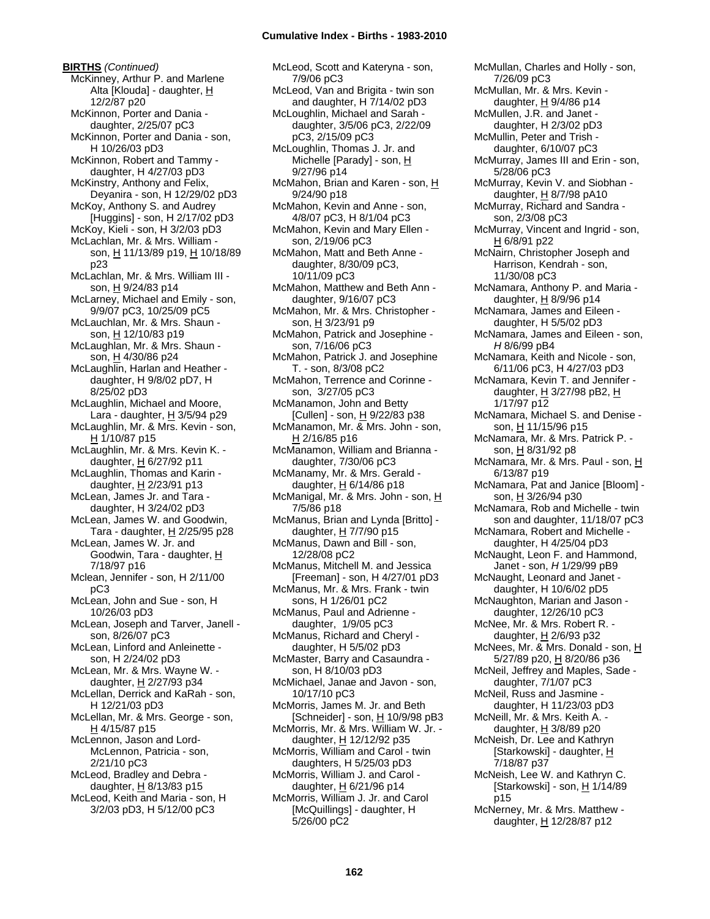**BIRTHS** *(Continued)*

McKinney, Arthur P. and Marlene Alta [Klouda] - daughter, H 12/2/87 p20
McKinnon, Porter and Dania - daughter, 2/25/07 pC3
McKinnon, Porter and Dania - son, H 10/26/03 pD3
McKinnon, Robert and Tammy - daughter, H 4/27/03 pD3
McKinstry, Anthony and Felix, Deyanira - son, H 12/29/02 pD3
McKoy, Anthony S. and Audrey [Huggins] - son, H 2/17/02 pD3
McKoy, Kieli - son, H 3/2/03 pD3
McLachlan, Mr. & Mrs. William - son, H 11/13/89 p19, H 10/18/89 p23
McLachlan, Mr. & Mrs. William III - son, H 9/24/83 p14
McLarney, Michael and Emily - son, 9/9/07 pC3, 10/25/09 pC3
McLauchlan, Mr. & Mrs. Shaun - son, H 12/10/83 p19
McLaughlan, Mr. & Mrs. Shaun - son, H 4/30/86 p24
McLaughlin, Harlan and Heather - daughter, H 9/8/02 pD7, H 8/25/02 pD3
McLaughlin, Michael and Moore, Lara - daughter, H 3/5/94 p29
McLaughlin, Mr. & Mrs. Kevin - son, H 1/10/87 p15
McLaughlin, Mr. & Mrs. Kevin K. - daughter, H 6/27/92 p11
McLaughlin, Thomas and Karin - daughter, H 2/23/91 p13
McLean, James Jr. and Tara - daughter, H 3/24/02 pD3
McLean, James W. and Goodwin, Tara - daughter, H 2/25/95 p28
McLean, James W. Jr. and Goodwin, Tara - daughter, H 7/18/97 p16
Mclean, Jennifer - son, H 2/11/00 pC3
McLean, John and Sue - son, H 10/26/03 pD3
McLean, Joseph and Tarver, Janell - son, 8/26/07 pC3
McLean, Linford and Anleinette - son, H 2/24/02 pD3
McLean, Mr. & Mrs. Wayne W. - daughter, H 2/27/93 p34
McLellan, Derrick and KaRah - son, H 12/21/03 pD3
McLellan, Mr. & Mrs. George - son, H 4/15/87 p15
McLennon, Jason and Lord-McLennon, Patricia - son, 2/21/10 pC3
McLeod, Bradley and Debra - daughter, H 8/13/83 p15
McLeod, Keith and Maria - son, H 3/2/03 pD3, H 5/12/00 pC3
McLeod, Scott and Kateryna - son, 7/9/06 pC3
McLeod, Van and Brigita - twin son and daughter, H 7/14/02 pD3
McLoughlin, Michael and Sarah - daughter, 3/5/06 pC3, 2/22/09 pC3, 2/15/09 pC3
McLoughlin, Thomas J. Jr. and Michelle [Parady] - son, H 9/27/96 p14
McMahon, Brian and Karen - son, H 9/24/90 p18
McMahon, Kevin and Anne - son, 4/8/07 pC3, H 8/1/04 pC3
McMahon, Kevin and Mary Ellen - son, 2/19/06 pC3
McMahon, Matt and Beth Anne - daughter, 8/30/09 pC3, 10/11/09 pC3
McMahon, Matthew and Beth Ann - daughter, 9/16/07 pC3
McMahon, Mr. & Mrs. Christopher - son, H 3/23/91 p9
McMahon, Patrick and Josephine - son, 7/16/06 pC3
McMahon, Patrick J. and Josephine T. - son, 8/3/08 pC2
McMahon, Terrence and Corinne - son, 3/27/05 pC3
McManamon, John and Betty [Cullen] - son, H 9/22/83 p38
McManamon, Mr. & Mrs. John - son, H 2/16/85 p16
McManamon, William and Brianna - daughter, 7/30/06 pC3
McManamy, Mr. & Mrs. Gerald - daughter, H 6/14/86 p18
McManigal, Mr. & Mrs. John - son, H 7/5/86 p18
McManus, Brian and Lynda [Britto] - daughter, H 7/7/90 p15
McManus, Dawn and Bill - son, 12/28/08 pC2
McManus, Mitchell M. and Jessica [Freeman] - son, H 4/27/01 pD3
McManus, Mr. & Mrs. Frank - twin sons, H 1/26/01 pC2
McManus, Paul and Adrienne - daughter, 1/9/05 pC3
McManus, Richard and Cheryl - daughter, H 5/5/02 pD3
McMaster, Barry and Casaundra - son, H 8/10/03 pD3
McMichael, Janae and Javon - son, 10/17/10 pC3
McMorris, James M. Jr. and Beth [Schneider] - son, H 10/9/98 pB3
McMorris, Mr. & Mrs. William W. Jr. - daughter, H 12/12/92 p35
McMorris, William and Carol - twin daughters, H 5/25/03 pD3
McMorris, William J. and Carol - daughter, H 6/21/96 p14
McMorris, William J. Jr. and Carol [McQuillings] - daughter, H 5/26/00 pC2
McMullan, Charles and Holly - son, 7/26/09 pC3
McMullan, Mr. & Mrs. Kevin - daughter, H 9/4/86 p14
McMullen, J.R. and Janet - daughter, H 2/3/02 pD3
McMullin, Peter and Trish - daughter, 6/10/07 pC3
McMurray, James III and Erin - son, 5/28/06 pC3
McMurray, Kevin V. and Siobhan - daughter, H 8/7/98 pA10
McMurray, Richard and Sandra - son, 2/3/08 pC3
McMurray, Vincent and Ingrid - son, H 6/8/91 p22
McNairn, Christopher Joseph and Harrison, Kendrah - son, 11/30/08 pC3
McNamara, Anthony P. and Maria - daughter, H 8/9/96 p14
McNamara, James and Eileen - daughter, H 5/5/02 pD3
McNamara, James and Eileen - son, *H* 8/6/99 pB4
McNamara, Keith and Nicole - son, 6/11/06 pC3, H 4/27/03 pD3
McNamara, Kevin T. and Jennifer - daughter, H 3/27/98 pB2, H 1/17/97 p12
McNamara, Michael S. and Denise - son, H 11/15/96 p15
McNamara, Mr. & Mrs. Patrick P. - son, H 8/31/92 p8
McNamara, Mr. & Mrs. Paul - son, H 6/13/87 p19
McNamara, Pat and Janice [Bloom] - son, H 3/26/94 p30
McNamara, Rob and Michelle - twin son and daughter, 11/18/07 pC3
McNamara, Robert and Michelle - daughter, H 4/25/04 pD3
McNaught, Leon F. and Hammond, Janet - son, *H* 1/29/99 pB9
McNaught, Leonard and Janet - daughter, H 10/6/02 pD5
McNaughton, Marian and Jason - daughter, 12/26/10 pC3
McNee, Mr. & Mrs. Robert R. - daughter, H 2/6/93 p32
McNees, Mr. & Mrs. Donald - son, H 5/27/89 p20, H 8/20/86 p36
McNeil, Jeffrey and Maples, Sade - daughter, 7/1/07 pC3
McNeil, Russ and Jasmine - daughter, H 11/23/03 pD3
McNeill, Mr. & Mrs. Keith A. - daughter, H 3/8/89 p20
McNeish, Dr. Lee and Kathryn [Starkowski] - daughter, H 7/18/87 p37
McNeish, Lee W. and Kathryn C. [Starkowski] - son, H 1/14/89 p15
McNerney, Mr. & Mrs. Matthew - daughter, H 12/28/87 p12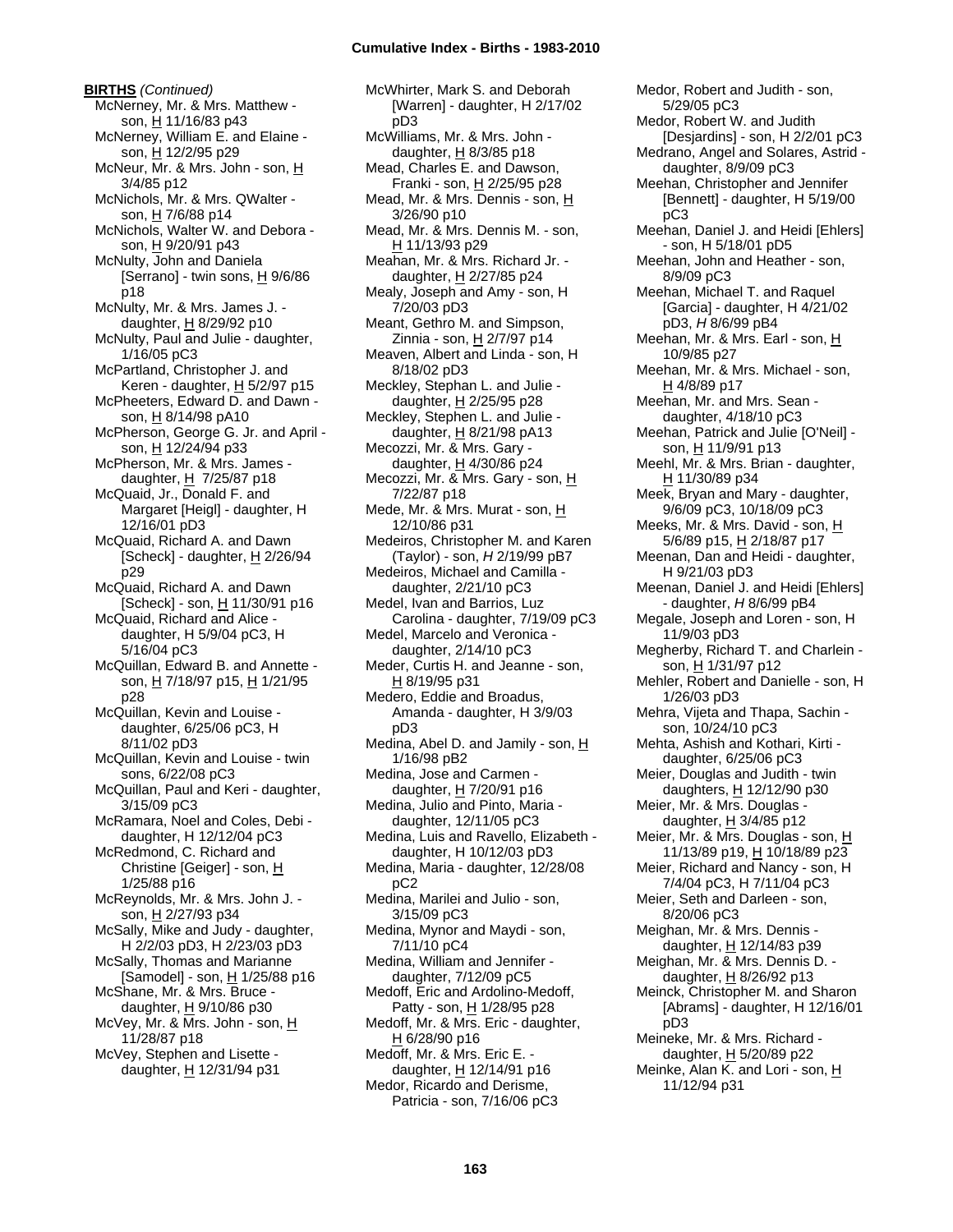**BIRTHS** *(Continued)*

McNerney, Mr. & Mrs. Matthew - son, H 11/16/83 p43
McNerney, William E. and Elaine - son, H 12/2/95 p29
McNeur, Mr. & Mrs. John - son, H 3/4/85 p12
McNichols, Mr. & Mrs. QWalter - son, H 7/6/88 p14
McNichols, Walter W. and Debora - son, H 9/20/91 p43
McNulty, John and Daniela [Serrano] - twin sons, H 9/6/86 p18
McNulty, Mr. & Mrs. James J. - daughter, H 8/29/92 p10
McNulty, Paul and Julie - daughter, 1/16/05 pC3
McPartland, Christopher J. and Keren - daughter, H 5/2/97 p15
McPheeters, Edward D. and Dawn - son, H 8/14/98 pA10
McPherson, George G. Jr. and April - son, H 12/24/94 p33
McPherson, Mr. & Mrs. James - daughter, H 7/25/87 p18
McQuaid, Jr., Donald F. and Margaret [Heigl] - daughter, H 12/16/01 pD3
McQuaid, Richard A. and Dawn [Scheck] - daughter, H 2/26/94 p29
McQuaid, Richard A. and Dawn [Scheck] - son, H 11/30/91 p16
McQuaid, Richard and Alice - daughter, H 5/9/04 pC3, H 5/16/04 pC3
McQuillan, Edward B. and Annette - son, H 7/18/97 p15, H 1/21/95 p28
McQuillan, Kevin and Louise - daughter, 6/25/06 pC3, H 8/11/02 pD3
McQuillan, Kevin and Louise - twin sons, 6/22/08 pC3
McQuillan, Paul and Keri - daughter, 3/15/09 pC3
McRamara, Noel and Coles, Debi - daughter, H 12/12/04 pC3
McRedmond, C. Richard and Christine [Geiger] - son, H 1/25/88 p16
McReynolds, Mr. & Mrs. John J. - son, H 2/27/93 p34
McSally, Mike and Judy - daughter, H 2/2/03 pD3, H 2/23/03 pD3
McSally, Thomas and Marianne [Samodel] - son, H 1/25/88 p16
McShane, Mr. & Mrs. Bruce - daughter, H 9/10/86 p30
McVey, Mr. & Mrs. John - son, H 11/28/87 p18
McVey, Stephen and Lisette - daughter, H 12/31/94 p31
McWhirter, Mark S. and Deborah [Warren] - daughter, H 2/17/02 pD3
McWilliams, Mr. & Mrs. John - daughter, H 8/3/85 p18
Mead, Charles E. and Dawson, Franki - son, H 2/25/95 p28
Mead, Mr. & Mrs. Dennis - son, H 3/26/90 p10
Mead, Mr. & Mrs. Dennis M. - son, H 11/13/93 p29
Meahan, Mr. & Mrs. Richard Jr. - daughter, H 2/27/85 p24
Mealy, Joseph and Amy - son, H 7/20/03 pD3
Meant, Gethro M. and Simpson, Zinnia - son, H 2/7/97 p14
Meaven, Albert and Linda - son, H 8/18/02 pD3
Meckley, Stephan L. and Julie - daughter, H 2/25/95 p28
Meckley, Stephen L. and Julie - daughter, H 8/21/98 pA13
Mecozzi, Mr. & Mrs. Gary - daughter, H 4/30/86 p24
Mecozzi, Mr. & Mrs. Gary - son, H 7/22/87 p18
Mede, Mr. & Mrs. Murat - son, H 12/10/86 p31
Medeiros, Christopher M. and Karen (Taylor) - son, *H* 2/19/99 pB7
Medeiros, Michael and Camilla - daughter, 2/21/10 pC3
Medel, Ivan and Barrios, Luz Carolina - daughter, 7/19/09 pC3
Medel, Marcelo and Veronica - daughter, 2/14/10 pC3
Meder, Curtis H. and Jeanne - son, H 8/19/95 p31
Medero, Eddie and Broadus, Amanda - daughter, H 3/9/03 pD3
Medina, Abel D. and Jamily - son, H 1/16/98 pB2
Medina, Jose and Carmen - daughter, H 7/20/91 p16
Medina, Julio and Pinto, Maria - daughter, 12/11/05 pC3
Medina, Luis and Ravello, Elizabeth - daughter, H 10/12/03 pD3
Medina, Maria - daughter, 12/28/08 pC2
Medina, Marilei and Julio - son, 3/15/09 pC3
Medina, Mynor and Maydi - son, 7/11/10 pC4
Medina, William and Jennifer - daughter, 7/12/09 pC5
Medoff, Eric and Ardolino-Medoff, Patty - son, H 1/28/95 p28
Medoff, Mr. & Mrs. Eric - daughter, H 6/28/90 p16
Medoff, Mr. & Mrs. Eric E. - daughter, H 12/14/91 p16
Medor, Ricardo and Derisme, Patricia - son, 7/16/06 pC3
Medor, Robert and Judith - son, 5/29/05 pC3
Medor, Robert W. and Judith [Desjardins] - son, H 2/2/01 pC3
Medrano, Angel and Solares, Astrid - daughter, 8/9/09 pC3
Meehan, Christopher and Jennifer [Bennett] - daughter, H 5/19/00 pC3
Meehan, Daniel J. and Heidi [Ehlers] - son, H 5/18/01 pD5
Meehan, John and Heather - son, 8/9/09 pC3
Meehan, Michael T. and Raquel [Garcia] - daughter, H 4/21/02 pD3, *H* 8/6/99 pB4
Meehan, Mr. & Mrs. Earl - son, H 10/9/85 p27
Meehan, Mr. & Mrs. Michael - son, H 4/8/89 p17
Meehan, Mr. and Mrs. Sean - daughter, 4/18/10 pC3
Meehan, Patrick and Julie [O'Neil] - son, H 11/9/91 p13
Meehl, Mr. & Mrs. Brian - daughter, H 11/30/89 p34
Meek, Bryan and Mary - daughter, 9/6/09 pC3, 10/18/09 pC3
Meeks, Mr. & Mrs. David - son, H 5/6/89 p15, H 2/18/87 p17
Meenan, Dan and Heidi - daughter, H 9/21/03 pD3
Meenan, Daniel J. and Heidi [Ehlers] - daughter, *H* 8/6/99 pB4
Megale, Joseph and Loren - son, H 11/9/03 pD3
Megherby, Richard T. and Charlein - son, H 1/31/97 p12
Mehler, Robert and Danielle - son, H 1/26/03 pD3
Mehra, Vijeta and Thapa, Sachin - son, 10/24/10 pC3
Mehta, Ashish and Kothari, Kirti - daughter, 6/25/06 pC3
Meier, Douglas and Judith - twin daughters, H 12/12/90 p30
Meier, Mr. & Mrs. Douglas - daughter, H 3/4/85 p12
Meier, Mr. & Mrs. Douglas - son, H 11/13/89 p19, H 10/18/89 p23
Meier, Richard and Nancy - son, H 7/4/04 pC3, H 7/11/04 pC3
Meier, Seth and Darleen - son, 8/20/06 pC3
Meighan, Mr. & Mrs. Dennis - daughter, H 12/14/83 p39
Meighan, Mr. & Mrs. Dennis D. - daughter, H 8/26/92 p13
Meinck, Christopher M. and Sharon [Abrams] - daughter, H 12/16/01 pD3
Meineke, Mr. & Mrs. Richard - daughter, H 5/20/89 p22
Meinke, Alan K. and Lori - son, H 11/12/94 p31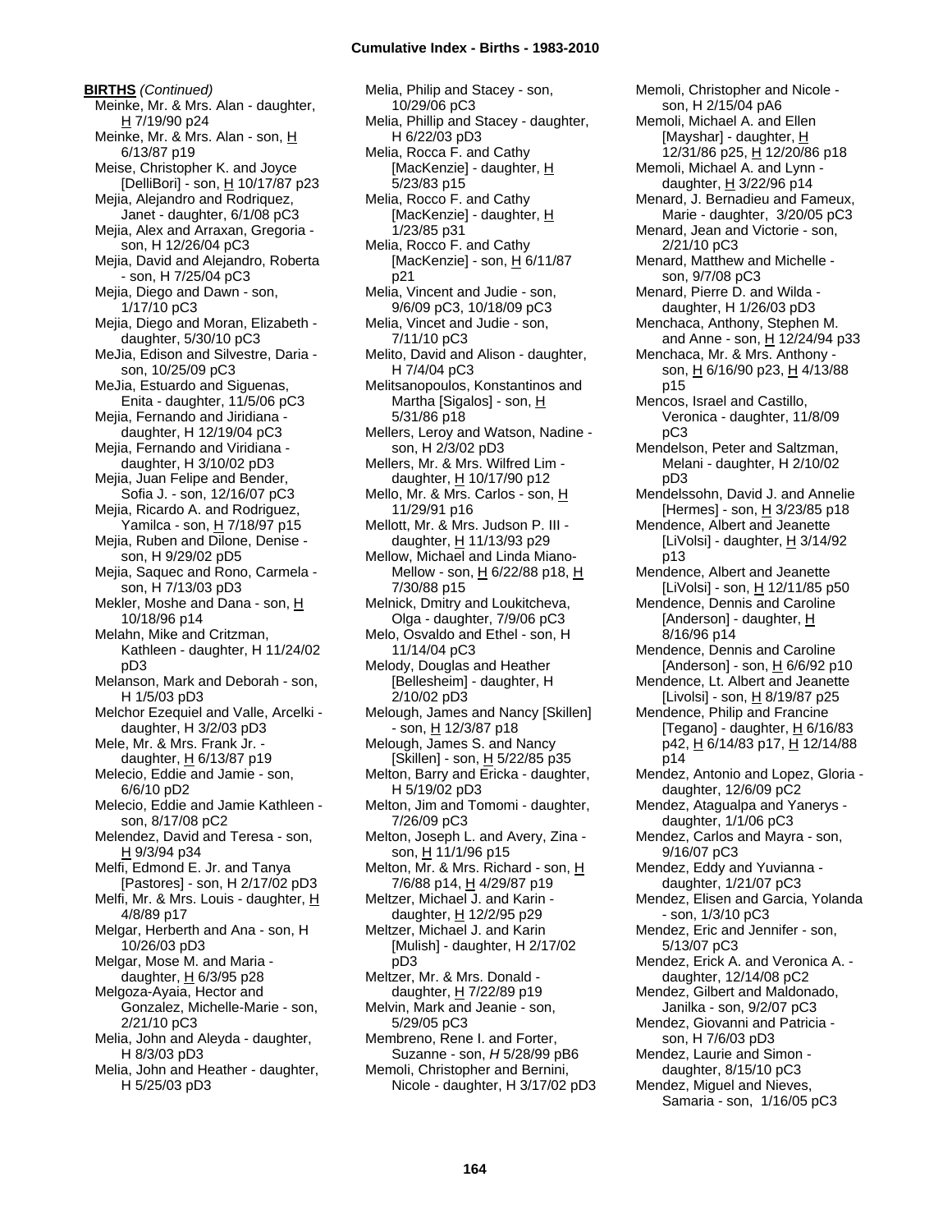**BIRTHS** *(Continued)*

Meinke, Mr. & Mrs. Alan - daughter, H 7/19/90 p24
Meinke, Mr. & Mrs. Alan - son, H 6/13/87 p19
Meise, Christopher K. and Joyce [DelliBori] - son, H 10/17/87 p23
Mejia, Alejandro and Rodriquez, Janet - daughter, 6/1/08 pC3
Mejia, Alex and Arraxan, Gregoria - son, H 12/26/04 pC3
Mejia, David and Alejandro, Roberta - son, H 7/25/04 pC3
Mejia, Diego and Dawn - son, 1/17/10 pC3
Mejia, Diego and Moran, Elizabeth - daughter, 5/30/10 pC3
MeJia, Edison and Silvestre, Daria - son, 10/25/09 pC3
MeJia, Estuardo and Siguenas, Enita - daughter, 11/5/06 pC3
Mejia, Fernando and Jiridiana - daughter, H 12/19/04 pC3
Mejia, Fernando and Viridiana - daughter, H 3/10/02 pD3
Mejia, Juan Felipe and Bender, Sofia J. - son, 12/16/07 pC3
Mejia, Ricardo A. and Rodriguez, Yamilca - son, H 7/18/97 p15
Mejia, Ruben and Dilone, Denise - son, H 9/29/02 pD5
Mejia, Saquec and Rono, Carmela - son, H 7/13/03 pD3
Mekler, Moshe and Dana - son, H 10/18/96 p14
Melahn, Mike and Critzman, Kathleen - daughter, H 11/24/02 pD3
Melanson, Mark and Deborah - son, H 1/5/03 pD3
Melchor Ezequiel and Valle, Arcelki - daughter, H 3/2/03 pD3
Mele, Mr. & Mrs. Frank Jr. - daughter, H 6/13/87 p19
Melecio, Eddie and Jamie - son, 6/6/10 pD2
Melecio, Eddie and Jamie Kathleen - son, 8/17/08 pC2
Melendez, David and Teresa - son, H 9/3/94 p34
Melfi, Edmond E. Jr. and Tanya [Pastores] - son, H 2/17/02 pD3
Melfi, Mr. & Mrs. Louis - daughter, H 4/8/89 p17
Melgar, Herberth and Ana - son, H 10/26/03 pD3
Melgar, Mose M. and Maria - daughter, H 6/3/95 p28
Melgoza-Ayaia, Hector and Gonzalez, Michelle-Marie - son, 2/21/10 pC3
Melia, John and Aleyda - daughter, H 8/3/03 pD3
Melia, John and Heather - daughter, H 5/25/03 pD3
Melia, Philip and Stacey - son, 10/29/06 pC3
Melia, Phillip and Stacey - daughter, H 6/22/03 pD3
Melia, Rocca F. and Cathy [MacKenzie] - daughter, H 5/23/83 p15
Melia, Rocco F. and Cathy [MacKenzie] - daughter, H 1/23/85 p31
Melia, Rocco F. and Cathy [MacKenzie] - son, H 6/11/87 p21
Melia, Vincent and Judie - son, 9/6/09 pC3, 10/18/09 pC3
Melia, Vincet and Judie - son, 7/11/10 pC3
Melito, David and Alison - daughter, H 7/4/04 pC3
Melitsanopoulos, Konstantinos and Martha [Sigalos] - son, H 5/31/86 p18
Mellers, Leroy and Watson, Nadine - son, H 2/3/02 pD3
Mellers, Mr. & Mrs. Wilfred Lim - daughter, H 10/17/90 p12
Mello, Mr. & Mrs. Carlos - son, H 11/29/91 p16
Mellott, Mr. & Mrs. Judson P. III - daughter, H 11/13/93 p29
Mellow, Michael and Linda Miano-Mellow - son, H 6/22/88 p18, H 7/30/88 p15
Melnick, Dmitry and Loukitcheva, Olga - daughter, 7/9/06 pC3
Melo, Osvaldo and Ethel - son, H 11/14/04 pC3
Melody, Douglas and Heather [Bellesheim] - daughter, H 2/10/02 pD3
Melough, James and Nancy [Skillen] - son, H 12/3/87 p18
Melough, James S. and Nancy [Skillen] - son, H 5/22/85 p35
Melton, Barry and Ericka - daughter, H 5/19/02 pD3
Melton, Jim and Tomomi - daughter, 7/26/09 pC3
Melton, Joseph L. and Avery, Zina - son, H 11/1/96 p15
Melton, Mr. & Mrs. Richard - son, H 7/6/88 p14, H 4/29/87 p19
Meltzer, Michael J. and Karin - daughter, H 12/2/95 p29
Meltzer, Michael J. and Karin [Mulish] - daughter, H 2/17/02 pD3
Meltzer, Mr. & Mrs. Donald - daughter, H 7/22/89 p19
Melvin, Mark and Jeanie - son, 5/29/05 pC3
Membreno, Rene I. and Forter, Suzanne - son, *H* 5/28/99 pB6
Memoli, Christopher and Bernini, Nicole - daughter, H 3/17/02 pD3
Memoli, Christopher and Nicole - son, H 2/15/04 pA6
Memoli, Michael A. and Ellen [Mayshar] - daughter, H 12/31/86 p25, H 12/20/86 p18
Memoli, Michael A. and Lynn - daughter, H 3/22/96 p14
Menard, J. Bernadieu and Fameux, Marie - daughter, 3/20/05 pC3
Menard, Jean and Victorie - son, 2/21/10 pC3
Menard, Matthew and Michelle - son, 9/7/08 pC3
Menard, Pierre D. and Wilda - daughter, H 1/26/03 pD3
Menchaca, Anthony, Stephen M. and Anne - son, H 12/24/94 p33
Menchaca, Mr. & Mrs. Anthony - son, H 6/16/90 p23, H 4/13/88 p15
Mencos, Israel and Castillo, Veronica - daughter, 11/8/09 pC3
Mendelson, Peter and Saltzman, Melani - daughter, H 2/10/02 pD3
Mendelssohn, David J. and Annelie [Hermes] - son, H 3/23/85 p18
Mendence, Albert and Jeanette [LiVolsi] - daughter, H 3/14/92 p13
Mendence, Albert and Jeanette [LiVolsi] - son, H 12/11/85 p50
Mendence, Dennis and Caroline [Anderson] - daughter, H 8/16/96 p14
Mendence, Dennis and Caroline [Anderson] - son, H 6/6/92 p10
Mendence, Lt. Albert and Jeanette [Livolsi] - son, H 8/19/87 p25
Mendence, Philip and Francine [Tegano] - daughter, H 6/16/83 p42, H 6/14/83 p17, H 12/14/88 p14
Mendez, Antonio and Lopez, Gloria - daughter, 12/6/09 pC2
Mendez, Atagualpa and Yanerys - daughter, 1/1/06 pC3
Mendez, Carlos and Mayra - son, 9/16/07 pC3
Mendez, Eddy and Yuvianna - daughter, 1/21/07 pC3
Mendez, Elisen and Garcia, Yolanda - son, 1/3/10 pC3
Mendez, Eric and Jennifer - son, 5/13/07 pC3
Mendez, Erick A. and Veronica A. - daughter, 12/14/08 pC2
Mendez, Gilbert and Maldonado, Janilka - son, 9/2/07 pC3
Mendez, Giovanni and Patricia - son, H 7/6/03 pD3
Mendez, Laurie and Simon - daughter, 8/15/10 pC3
Mendez, Miguel and Nieves, Samaria - son, 1/16/05 pC3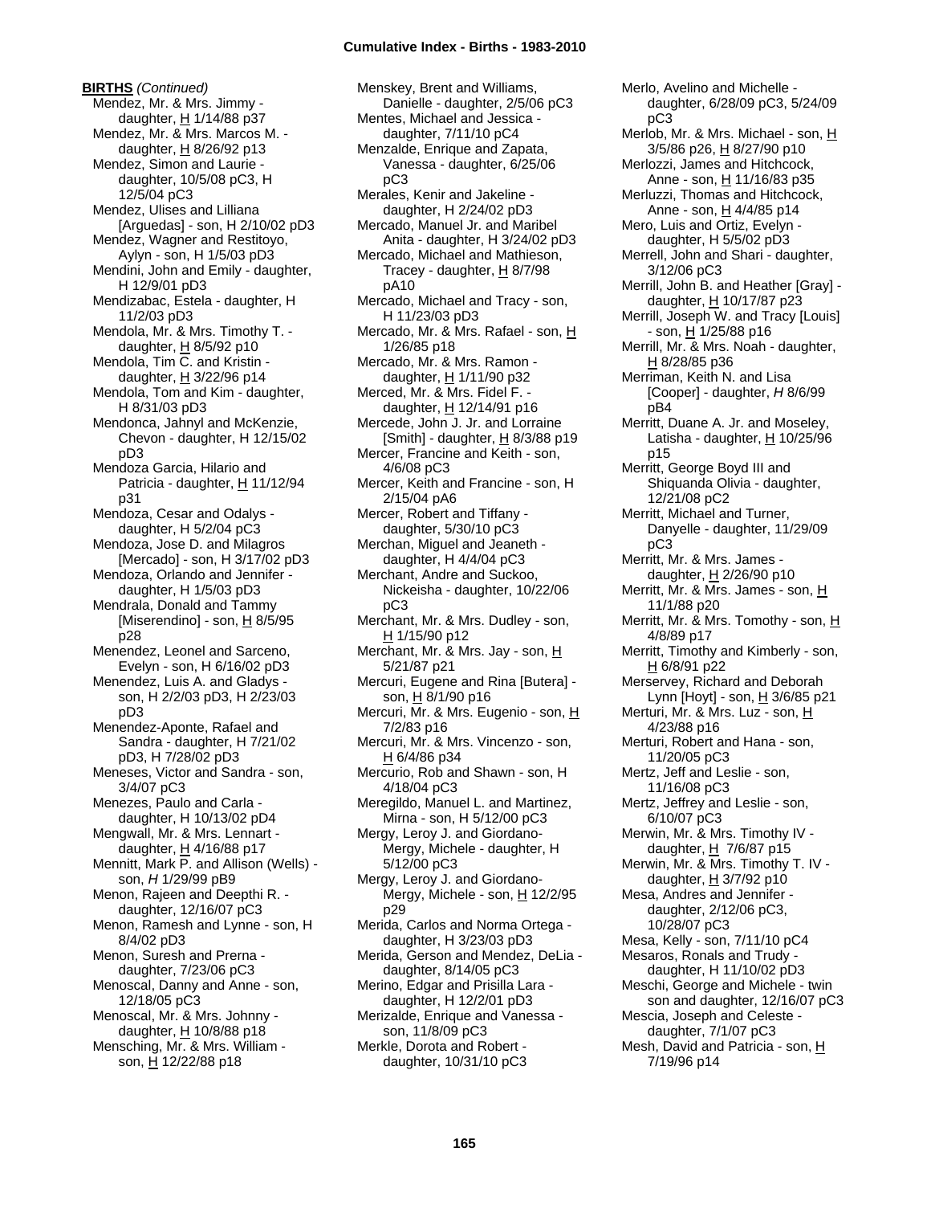**BIRTHS** *(Continued)*

Mendez, Mr. & Mrs. Jimmy - daughter, H 1/14/88 p37
Mendez, Mr. & Mrs. Marcos M. - daughter, H 8/26/92 p13
Mendez, Simon and Laurie - daughter, 10/5/08 pC3, H 12/5/04 pC3
Mendez, Ulises and Lilliana [Arguedas] - son, H 2/10/02 pD3
Mendez, Wagner and Restitoyo, Aylyn - son, H 1/5/03 pD3
Mendini, John and Emily - daughter, H 12/9/01 pD3
Mendizabac, Estela - daughter, H 11/2/03 pD3
Mendola, Mr. & Mrs. Timothy T. - daughter, H 8/5/92 p10
Mendola, Tim C. and Kristin - daughter, H 3/22/96 p14
Mendola, Tom and Kim - daughter, H 8/31/03 pD3
Mendonca, Jahnyl and McKenzie, Chevon - daughter, H 12/15/02 pD3
Mendoza Garcia, Hilario and Patricia - daughter, H 11/12/94 p31
Mendoza, Cesar and Odalys - daughter, H 5/2/04 pC3
Mendoza, Jose D. and Milagros [Mercado] - son, H 3/17/02 pD3
Mendoza, Orlando and Jennifer - daughter, H 1/5/03 pD3
Mendrala, Donald and Tammy [Miserendino] - son, H 8/5/95 p28
Menendez, Leonel and Sarceno, Evelyn - son, H 6/16/02 pD3
Menendez, Luis A. and Gladys - son, H 2/2/03 pD3, H 2/23/03 pD3
Menendez-Aponte, Rafael and Sandra - daughter, H 7/21/02 pD3, H 7/28/02 pD3
Meneses, Victor and Sandra - son, 3/4/07 pC3
Menezes, Paulo and Carla - daughter, H 10/13/02 pD4
Mengwall, Mr. & Mrs. Lennart - daughter, H 4/16/88 p17
Mennitt, Mark P. and Allison (Wells) - son, *H* 1/29/99 pB9
Menon, Rajeen and Deepthi R. - daughter, 12/16/07 pC3
Menon, Ramesh and Lynne - son, H 8/4/02 pD3
Menon, Suresh and Prerna - daughter, 7/23/06 pC3
Menoscal, Danny and Anne - son, 12/18/05 pC3
Menoscal, Mr. & Mrs. Johnny - daughter, H 10/8/88 p18
Mensching, Mr. & Mrs. William - son, H 12/22/88 p18
Menskey, Brent and Williams, Danielle - daughter, 2/5/06 pC3
Mentes, Michael and Jessica - daughter, 7/11/10 pC4
Menzalde, Enrique and Zapata, Vanessa - daughter, 6/25/06 pC3
Merales, Kenir and Jakeline - daughter, H 2/24/02 pD3
Mercado, Manuel Jr. and Maribel Anita - daughter, H 3/24/02 pD3
Mercado, Michael and Mathieson, Tracey - daughter, H 8/7/98 pA10
Mercado, Michael and Tracy - son, H 11/23/03 pD3
Mercado, Mr. & Mrs. Rafael - son, H 1/26/85 p18
Mercado, Mr. & Mrs. Ramon - daughter, H 1/11/90 p32
Merced, Mr. & Mrs. Fidel F. - daughter, H 12/14/91 p16
Mercede, John J. Jr. and Lorraine [Smith] - daughter, H 8/3/88 p19
Mercer, Francine and Keith - son, 4/6/08 pC3
Mercer, Keith and Francine - son, H 2/15/04 pA6
Mercer, Robert and Tiffany - daughter, 5/30/10 pC3
Merchan, Miguel and Jeaneth - daughter, H 4/4/04 pC3
Merchant, Andre and Suckoo, Nickeisha - daughter, 10/22/06 pC3
Merchant, Mr. & Mrs. Dudley - son, H 1/15/90 p12
Merchant, Mr. & Mrs. Jay - son, H 5/21/87 p21
Mercuri, Eugene and Rina [Butera] - son, H 8/1/90 p16
Mercuri, Mr. & Mrs. Eugenio - son, H 7/2/83 p16
Mercuri, Mr. & Mrs. Vincenzo - son, H 6/4/86 p34
Mercurio, Rob and Shawn - son, H 4/18/04 pC3
Meregildo, Manuel L. and Martinez, Mirna - son, H 5/12/00 pC3
Mergy, Leroy J. and Giordano-Mergy, Michele - daughter, H 5/12/00 pC3
Mergy, Leroy J. and Giordano-Mergy, Michele - son, H 12/2/95 p29
Merida, Carlos and Norma Ortega - daughter, H 3/23/03 pD3
Merida, Gerson and Mendez, DeLia - daughter, 8/14/05 pC3
Merino, Edgar and Prisilla Lara - daughter, H 12/2/01 pD3
Merizalde, Enrique and Vanessa - son, 11/8/09 pC3
Merkle, Dorota and Robert - daughter, 10/31/10 pC3
Merlo, Avelino and Michelle - daughter, 6/28/09 pC3, 5/24/09 pC3
Merlob, Mr. & Mrs. Michael - son, H 3/5/86 p26, H 8/27/90 p10
Merlozzi, James and Hitchcock, Anne - son, H 11/16/83 p35
Merluzzi, Thomas and Hitchcock, Anne - son, H 4/4/85 p14
Mero, Luis and Ortiz, Evelyn - daughter, H 5/5/02 pD3
Merrell, John and Shari - daughter, 3/12/06 pC3
Merrill, John B. and Heather [Gray] - daughter, H 10/17/87 p23
Merrill, Joseph W. and Tracy [Louis] - son, H 1/25/88 p16
Merrill, Mr. & Mrs. Noah - daughter, H 8/28/85 p36
Merriman, Keith N. and Lisa [Cooper] - daughter, *H* 8/6/99 pB4
Merritt, Duane A. Jr. and Moseley, Latisha - daughter, H 10/25/96 p15
Merritt, George Boyd III and Shiquanda Olivia - daughter, 12/21/08 pC2
Merritt, Michael and Turner, Danyelle - daughter, 11/29/09 pC3
Merritt, Mr. & Mrs. James - daughter, H 2/26/90 p10
Merritt, Mr. & Mrs. James - son, H 11/1/88 p20
Merritt, Mr. & Mrs. Tomothy - son, H 4/8/89 p17
Merritt, Timothy and Kimberly - son, H 6/8/91 p22
Merservey, Richard and Deborah Lynn [Hoyt] - son, H 3/6/85 p21
Merturi, Mr. & Mrs. Luz - son, H 4/23/88 p16
Merturi, Robert and Hana - son, 11/20/05 pC3
Mertz, Jeff and Leslie - son, 11/16/08 pC3
Mertz, Jeffrey and Leslie - son, 6/10/07 pC3
Merwin, Mr. & Mrs. Timothy IV - daughter, H 7/6/87 p15
Merwin, Mr. & Mrs. Timothy T. IV - daughter, H 3/7/92 p10
Mesa, Andres and Jennifer - daughter, 2/12/06 pC3, 10/28/07 pC3
Mesa, Kelly - son, 7/11/10 pC4
Mesaros, Ronals and Trudy - daughter, H 11/10/02 pD3
Meschi, George and Michele - twin son and daughter, 12/16/07 pC3
Mescia, Joseph and Celeste - daughter, 7/1/07 pC3
Mesh, David and Patricia - son, H 7/19/96 p14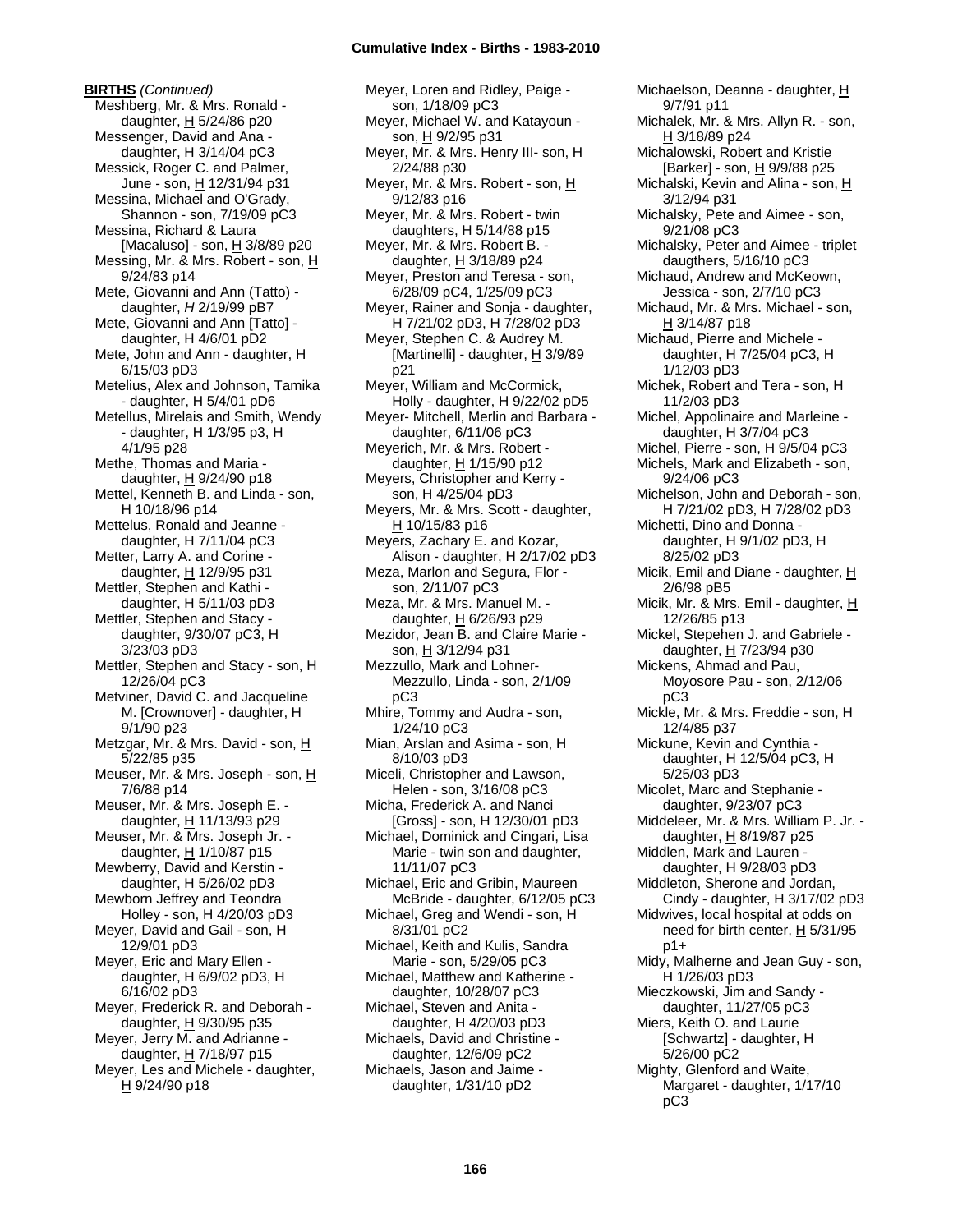**BIRTHS** *(Continued)*

Meshberg, Mr. & Mrs. Ronald - daughter, H 5/24/86 p20
Messenger, David and Ana - daughter, H 3/14/04 pC3
Messick, Roger C. and Palmer, June - son, H 12/31/94 p31
Messina, Michael and O'Grady, Shannon - son, 7/19/09 pC3
Messina, Richard & Laura [Macaluso] - son, H 3/8/89 p20
Messing, Mr. & Mrs. Robert - son, H 9/24/83 p14
Mete, Giovanni and Ann (Tatto) - daughter, *H* 2/19/99 pB7
Mete, Giovanni and Ann [Tatto] - daughter, H 4/6/01 pD2
Mete, John and Ann - daughter, H 6/15/03 pD3
Metelius, Alex and Johnson, Tamika - daughter, H 5/4/01 pD6
Metellus, Mirelais and Smith, Wendy - daughter, H 1/3/95 p3, H 4/1/95 p28
Methe, Thomas and Maria - daughter, H 9/24/90 p18
Mettel, Kenneth B. and Linda - son, H 10/18/96 p14
Mettelus, Ronald and Jeanne - daughter, H 7/11/04 pC3
Metter, Larry A. and Corine - daughter, H 12/9/95 p31
Mettler, Stephen and Kathi - daughter, H 5/11/03 pD3
Mettler, Stephen and Stacy - daughter, 9/30/07 pC3, H 3/23/03 pD3
Mettler, Stephen and Stacy - son, H 12/26/04 pC3
Metviner, David C. and Jacqueline M. [Crownover] - daughter, H 9/1/90 p23
Metzgar, Mr. & Mrs. David - son, H 5/22/85 p35
Meuser, Mr. & Mrs. Joseph - son, H 7/6/88 p14
Meuser, Mr. & Mrs. Joseph E. - daughter, H 11/13/93 p29
Meuser, Mr. & Mrs. Joseph Jr. - daughter, H 1/10/87 p15
Mewberry, David and Kerstin - daughter, H 5/26/02 pD3
Mewborn Jeffrey and Teondra Holley - son, H 4/20/03 pD3
Meyer, David and Gail - son, H 12/9/01 pD3
Meyer, Eric and Mary Ellen - daughter, H 6/9/02 pD3, H 6/16/02 pD3
Meyer, Frederick R. and Deborah - daughter, H 9/30/95 p35
Meyer, Jerry M. and Adrianne - daughter, H 7/18/97 p15
Meyer, Les and Michele - daughter, H 9/24/90 p18
Meyer, Loren and Ridley, Paige - son, 1/18/09 pC3
Meyer, Michael W. and Katayoun - son, H 9/2/95 p31
Meyer, Mr. & Mrs. Henry III- son, H 2/24/88 p30
Meyer, Mr. & Mrs. Robert - son, H 9/12/83 p16
Meyer, Mr. & Mrs. Robert - twin daughters, H 5/14/88 p15
Meyer, Mr. & Mrs. Robert B. - daughter, H 3/18/89 p24
Meyer, Preston and Teresa - son, 6/28/09 pC4, 1/25/09 pC3
Meyer, Rainer and Sonja - daughter, H 7/21/02 pD3, H 7/28/02 pD3
Meyer, Stephen C. & Audrey M. [Martinelli] - daughter, H 3/9/89 p21
Meyer, William and McCormick, Holly - daughter, H 9/22/02 pD5
Meyer- Mitchell, Merlin and Barbara - daughter, 6/11/06 pC3
Meyerich, Mr. & Mrs. Robert - daughter, H 1/15/90 p12
Meyers, Christopher and Kerry - son, H 4/25/04 pD3
Meyers, Mr. & Mrs. Scott - daughter, H 10/15/83 p16
Meyers, Zachary E. and Kozar, Alison - daughter, H 2/17/02 pD3
Meza, Marlon and Segura, Flor - son, 2/11/07 pC3
Meza, Mr. & Mrs. Manuel M. - daughter, H 6/26/93 p29
Mezidor, Jean B. and Claire Marie - son, H 3/12/94 p31
Mezzullo, Mark and Lohner-Mezzullo, Linda - son, 2/1/09 pC3
Mhire, Tommy and Audra - son, 1/24/10 pC3
Mian, Arslan and Asima - son, H 8/10/03 pD3
Miceli, Christopher and Lawson, Helen - son, 3/16/08 pC3
Micha, Frederick A. and Nanci [Gross] - son, H 12/30/01 pD3
Michael, Dominick and Cingari, Lisa Marie - twin son and daughter, 11/11/07 pC3
Michael, Eric and Gribin, Maureen McBride - daughter, 6/12/05 pC3
Michael, Greg and Wendi - son, H 8/31/01 pC2
Michael, Keith and Kulis, Sandra Marie - son, 5/29/05 pC3
Michael, Matthew and Katherine - daughter, 10/28/07 pC3
Michael, Steven and Anita - daughter, H 4/20/03 pD3
Michaels, David and Christine - daughter, 12/6/09 pC2
Michaels, Jason and Jaime - daughter, 1/31/10 pD2
Michaelson, Deanna - daughter, H 9/7/91 p11
Michalek, Mr. & Mrs. Allyn R. - son, H 3/18/89 p24
Michalowski, Robert and Kristie [Barker] - son, H 9/9/88 p25
Michalski, Kevin and Alina - son, H 3/12/94 p31
Michalsky, Pete and Aimee - son, 9/21/08 pC3
Michalsky, Peter and Aimee - triplet daugthers, 5/16/10 pC3
Michaud, Andrew and McKeown, Jessica - son, 2/7/10 pC3
Michaud, Mr. & Mrs. Michael - son, H 3/14/87 p18
Michaud, Pierre and Michele - daughter, H 7/25/04 pC3, H 1/12/03 pD3
Michek, Robert and Tera - son, H 11/2/03 pD3
Michel, Appolinaire and Marleine - daughter, H 3/7/04 pC3
Michel, Pierre - son, H 9/5/04 pC3
Michels, Mark and Elizabeth - son, 9/24/06 pC3
Michelson, John and Deborah - son, H 7/21/02 pD3, H 7/28/02 pD3
Michetti, Dino and Donna - daughter, H 9/1/02 pD3, H 8/25/02 pD3
Micik, Emil and Diane - daughter, H 2/6/98 pB5
Micik, Mr. & Mrs. Emil - daughter, H 12/26/85 p13
Mickel, Stepehen J. and Gabriele - daughter, H 7/23/94 p30
Mickens, Ahmad and Pau, Moyosore Pau - son, 2/12/06 pC3
Mickle, Mr. & Mrs. Freddie - son, H 12/4/85 p37
Mickune, Kevin and Cynthia - daughter, H 12/5/04 pC3, H 5/25/03 pD3
Micolet, Marc and Stephanie - daughter, 9/23/07 pC3
Middeleer, Mr. & Mrs. William P. Jr. - daughter, H 8/19/87 p25
Middlen, Mark and Lauren - daughter, H 9/28/03 pD3
Middleton, Sherone and Jordan, Cindy - daughter, H 3/17/02 pD3
Midwives, local hospital at odds on need for birth center, H 5/31/95 p1+
Midy, Malherne and Jean Guy - son, H 1/26/03 pD3
Mieczkowski, Jim and Sandy - daughter, 11/27/05 pC3
Miers, Keith O. and Laurie [Schwartz] - daughter, H 5/26/00 pC2
Mighty, Glenford and Waite, Margaret - daughter, 1/17/10 pC3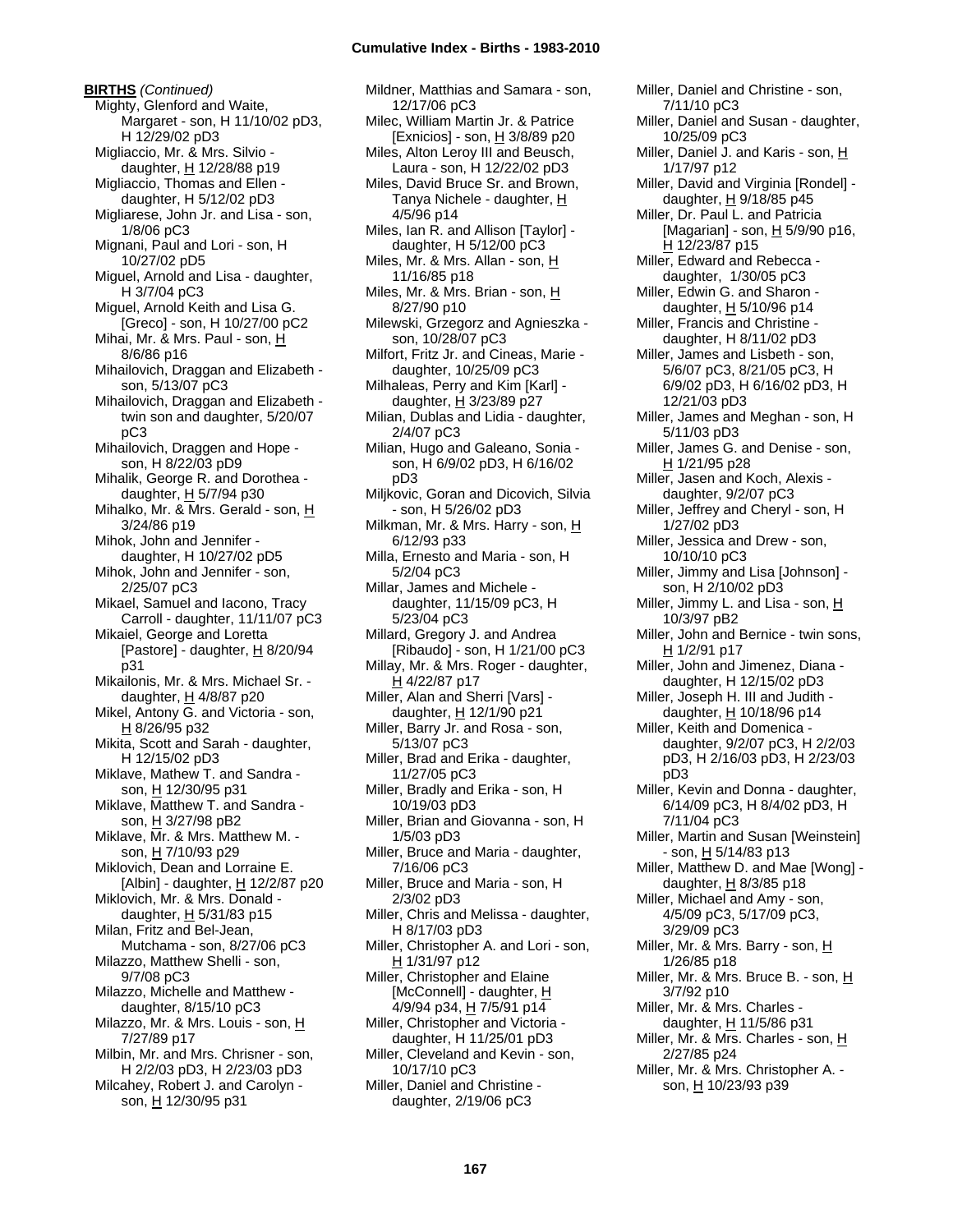**BIRTHS** *(Continued)*

Mighty, Glenford and Waite, Margaret - son, H 11/10/02 pD3, H 12/29/02 pD3
Migliaccio, Mr. & Mrs. Silvio - daughter, H 12/28/88 p19
Migliaccio, Thomas and Ellen - daughter, H 5/12/02 pD3
Migliarese, John Jr. and Lisa - son, 1/8/06 pC3
Mignani, Paul and Lori - son, H 10/27/02 pD5
Miguel, Arnold and Lisa - daughter, H 3/7/04 pC3
Miguel, Arnold Keith and Lisa G. [Greco] - son, H 10/27/00 pC2
Mihai, Mr. & Mrs. Paul - son, H 8/6/86 p16
Mihailovich, Draggan and Elizabeth - son, 5/13/07 pC3
Mihailovich, Draggan and Elizabeth - twin son and daughter, 5/20/07 pC3
Mihailovich, Draggen and Hope - son, H 8/22/03 pD9
Mihalik, George R. and Dorothea - daughter, H 5/7/94 p30
Mihalko, Mr. & Mrs. Gerald - son, H 3/24/86 p19
Mihok, John and Jennifer - daughter, H 10/27/02 pD5
Mihok, John and Jennifer - son, 2/25/07 pC3
Mikael, Samuel and Iacono, Tracy Carroll - daughter, 11/11/07 pC3
Mikaiel, George and Loretta [Pastore] - daughter, H 8/20/94 p31
Mikailonis, Mr. & Mrs. Michael Sr. - daughter, H 4/8/87 p20
Mikel, Antony G. and Victoria - son, H 8/26/95 p32
Mikita, Scott and Sarah - daughter, H 12/15/02 pD3
Miklave, Mathew T. and Sandra - son, H 12/30/95 p31
Miklave, Matthew T. and Sandra - son, H 3/27/98 pB2
Miklave, Mr. & Mrs. Matthew M. - son, H 7/10/93 p29
Miklovich, Dean and Lorraine E. [Albin] - daughter, H 12/2/87 p20
Miklovich, Mr. & Mrs. Donald - daughter, H 5/31/83 p15
Milan, Fritz and Bel-Jean, Mutchama - son, 8/27/06 pC3
Milazzo, Matthew Shelli - son, 9/7/08 pC3
Milazzo, Michelle and Matthew - daughter, 8/15/10 pC3
Milazzo, Mr. & Mrs. Louis - son, H 7/27/89 p17
Milbin, Mr. and Mrs. Chrisner - son, H 2/2/03 pD3, H 2/23/03 pD3
Milcahey, Robert J. and Carolyn - son, H 12/30/95 p31
Mildner, Matthias and Samara - son, 12/17/06 pC3
Milec, William Martin Jr. & Patrice [Exnicios] - son, H 3/8/89 p20
Miles, Alton Leroy III and Beusch, Laura - son, H 12/22/02 pD3
Miles, David Bruce Sr. and Brown, Tanya Nichele - daughter, H 4/5/96 p14
Miles, Ian R. and Allison [Taylor] - daughter, H 5/12/00 pC3
Miles, Mr. & Mrs. Allan - son, H 11/16/85 p18
Miles, Mr. & Mrs. Brian - son, H 8/27/90 p10
Milewski, Grzegorz and Agnieszka - son, 10/28/07 pC3
Milfort, Fritz Jr. and Cineas, Marie - daughter, 10/25/09 pC3
Milhaleas, Perry and Kim [Karl] - daughter, H 3/23/89 p27
Milian, Dublas and Lidia - daughter, 2/4/07 pC3
Milian, Hugo and Galeano, Sonia - son, H 6/9/02 pD3, H 6/16/02 pD3
Miljkovic, Goran and Dicovich, Silvia - son, H 5/26/02 pD3
Milkman, Mr. & Mrs. Harry - son, H 6/12/93 p33
Milla, Ernesto and Maria - son, H 5/2/04 pC3
Millar, James and Michele - daughter, 11/15/09 pC3, H 5/23/04 pC3
Millard, Gregory J. and Andrea [Ribaudo] - son, H 1/21/00 pC3
Millay, Mr. & Mrs. Roger - daughter, H 4/22/87 p17
Miller, Alan and Sherri [Vars] - daughter, H 12/1/90 p21
Miller, Barry Jr. and Rosa - son, 5/13/07 pC3
Miller, Brad and Erika - daughter, 11/27/05 pC3
Miller, Bradly and Erika - son, H 10/19/03 pD3
Miller, Brian and Giovanna - son, H 1/5/03 pD3
Miller, Bruce and Maria - daughter, 7/16/06 pC3
Miller, Bruce and Maria - son, H 2/3/02 pD3
Miller, Chris and Melissa - daughter, H 8/17/03 pD3
Miller, Christopher A. and Lori - son, H 1/31/97 p12
Miller, Christopher and Elaine [McConnell] - daughter, H 4/9/94 p34, H 7/5/91 p14
Miller, Christopher and Victoria - daughter, H 11/25/01 pD3
Miller, Cleveland and Kevin - son, 10/17/10 pC3
Miller, Daniel and Christine - daughter, 2/19/06 pC3
Miller, Daniel and Christine - son, 7/11/10 pC3
Miller, Daniel and Susan - daughter, 10/25/09 pC3
Miller, Daniel J. and Karis - son, H 1/17/97 p12
Miller, David and Virginia [Rondel] - daughter, H 9/18/85 p45
Miller, Dr. Paul L. and Patricia [Magarian] - son, H 5/9/90 p16, H 12/23/87 p15
Miller, Edward and Rebecca - daughter, 1/30/05 pC3
Miller, Edwin G. and Sharon - daughter, H 5/10/96 p14
Miller, Francis and Christine - daughter, H 8/11/02 pD3
Miller, James and Lisbeth - son, 5/6/07 pC3, 8/21/05 pC3, H 6/9/02 pD3, H 6/16/02 pD3, H 12/21/03 pD3
Miller, James and Meghan - son, H 5/11/03 pD3
Miller, James G. and Denise - son, H 1/21/95 p28
Miller, Jasen and Koch, Alexis - daughter, 9/2/07 pC3
Miller, Jeffrey and Cheryl - son, H 1/27/02 pD3
Miller, Jessica and Drew - son, 10/10/10 pC3
Miller, Jimmy and Lisa [Johnson] - son, H 2/10/02 pD3
Miller, Jimmy L. and Lisa - son, H 10/3/97 pB2
Miller, John and Bernice - twin sons, H 1/2/91 p17
Miller, John and Jimenez, Diana - daughter, H 12/15/02 pD3
Miller, Joseph H. III and Judith - daughter, H 10/18/96 p14
Miller, Keith and Domenica - daughter, 9/2/07 pC3, H 2/2/03 pD3, H 2/16/03 pD3, H 2/23/03 pD3
Miller, Kevin and Donna - daughter, 6/14/09 pC3, H 8/4/02 pD3, H 7/11/04 pC3
Miller, Martin and Susan [Weinstein] - son, H 5/14/83 p13
Miller, Matthew D. and Mae [Wong] - daughter, H 8/3/85 p18
Miller, Michael and Amy - son, 4/5/09 pC3, 5/17/09 pC3, 3/29/09 pC3
Miller, Mr. & Mrs. Barry - son, H 1/26/85 p18
Miller, Mr. & Mrs. Bruce B. - son, H 3/7/92 p10
Miller, Mr. & Mrs. Charles - daughter, H 11/5/86 p31
Miller, Mr. & Mrs. Charles - son, H 2/27/85 p24
Miller, Mr. & Mrs. Christopher A. - son, H 10/23/93 p39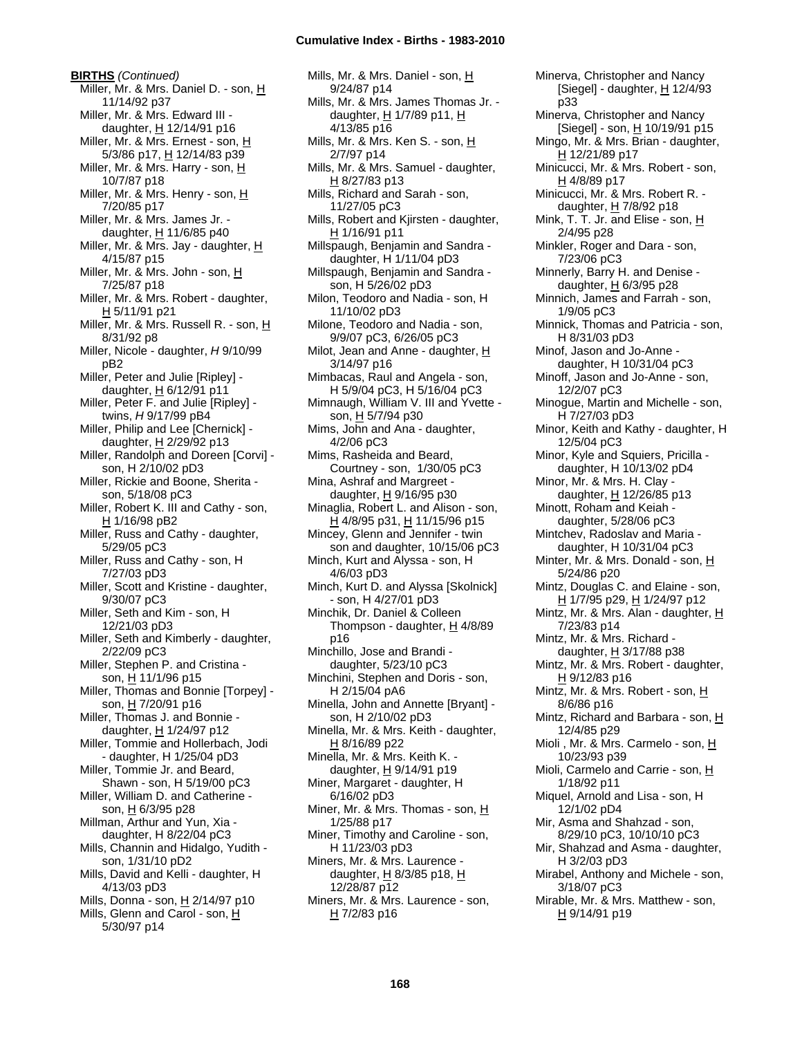**BIRTHS** *(Continued)*

Miller, Mr. & Mrs. Daniel D. - son, H 11/14/92 p37
Miller, Mr. & Mrs. Edward III - daughter, H 12/14/91 p16
Miller, Mr. & Mrs. Ernest - son, H 5/3/86 p17, H 12/14/83 p39
Miller, Mr. & Mrs. Harry - son, H 10/7/87 p18
Miller, Mr. & Mrs. Henry - son, H 7/20/85 p17
Miller, Mr. & Mrs. James Jr. - daughter, H 11/6/85 p40
Miller, Mr. & Mrs. Jay - daughter, H 4/15/87 p15
Miller, Mr. & Mrs. John - son, H 7/25/87 p18
Miller, Mr. & Mrs. Robert - daughter, H 5/11/91 p21
Miller, Mr. & Mrs. Russell R. - son, H 8/31/92 p8
Miller, Nicole - daughter, *H* 9/10/99 pB2
Miller, Peter and Julie [Ripley] - daughter, H 6/12/91 p11
Miller, Peter F. and Julie [Ripley] - twins, *H* 9/17/99 pB4
Miller, Philip and Lee [Chernick] - daughter, H 2/29/92 p13
Miller, Randolph and Doreen [Corvi] - son, H 2/10/02 pD3
Miller, Rickie and Boone, Sherita - son, 5/18/08 pC3
Miller, Robert K. III and Cathy - son, H 1/16/98 pB2
Miller, Russ and Cathy - daughter, 5/29/05 pC3
Miller, Russ and Cathy - son, H 7/27/03 pD3
Miller, Scott and Kristine - daughter, 9/30/07 pC3
Miller, Seth and Kim - son, H 12/21/03 pD3
Miller, Seth and Kimberly - daughter, 2/22/09 pC3
Miller, Stephen P. and Cristina - son, H 11/1/96 p15
Miller, Thomas and Bonnie [Torpey] - son, H 7/20/91 p16
Miller, Thomas J. and Bonnie - daughter, H 1/24/97 p12
Miller, Tommie and Hollerbach, Jodi - daughter, H 1/25/04 pD3
Miller, Tommie Jr. and Beard, Shawn - son, H 5/19/00 pC3
Miller, William D. and Catherine - son, H 6/3/95 p28
Millman, Arthur and Yun, Xia - daughter, H 8/22/04 pC3
Mills, Channin and Hidalgo, Yudith - son, 1/31/10 pD2
Mills, David and Kelli - daughter, H 4/13/03 pD3
Mills, Donna - son, H 2/14/97 p10
Mills, Glenn and Carol - son, H 5/30/97 p14
Mills, Mr. & Mrs. Daniel - son, H 9/24/87 p14
Mills, Mr. & Mrs. James Thomas Jr. - daughter, H 1/7/89 p11, H 4/13/85 p16
Mills, Mr. & Mrs. Ken S. - son, H 2/7/97 p14
Mills, Mr. & Mrs. Samuel - daughter, H 8/27/83 p13
Mills, Richard and Sarah - son, 11/27/05 pC3
Mills, Robert and Kjirsten - daughter, H 1/16/91 p11
Millspaugh, Benjamin and Sandra - daughter, H 1/11/04 pD3
Millspaugh, Benjamin and Sandra - son, H 5/26/02 pD3
Milon, Teodoro and Nadia - son, H 11/10/02 pD3
Milone, Teodoro and Nadia - son, 9/9/07 pC3, 6/26/05 pC3
Milot, Jean and Anne - daughter, H 3/14/97 p16
Mimbacas, Raul and Angela - son, H 5/9/04 pC3, H 5/16/04 pC3
Mimnaugh, William V. III and Yvette - son, H 5/7/94 p30
Mims, John and Ana - daughter, 4/2/06 pC3
Mims, Rasheida and Beard, Courtney - son, 1/30/05 pC3
Mina, Ashraf and Margreet - daughter, H 9/16/95 p30
Minaglia, Robert L. and Alison - son, H 4/8/95 p31, H 11/15/96 p15
Mincey, Glenn and Jennifer - twin son and daughter, 10/15/06 pC3
Minch, Kurt and Alyssa - son, H 4/6/03 pD3
Minch, Kurt D. and Alyssa [Skolnick] - son, H 4/27/01 pD3
Minchik, Dr. Daniel & Colleen Thompson - daughter, H 4/8/89 p16
Minchillo, Jose and Brandi - daughter, 5/23/10 pC3
Minchini, Stephen and Doris - son, H 2/15/04 pA6
Minella, John and Annette [Bryant] - son, H 2/10/02 pD3
Minella, Mr. & Mrs. Keith - daughter, H 8/16/89 p22
Minella, Mr. & Mrs. Keith K. - daughter, H 9/14/91 p19
Miner, Margaret - daughter, H 6/16/02 pD3
Miner, Mr. & Mrs. Thomas - son, H 1/25/88 p17
Miner, Timothy and Caroline - son, H 11/23/03 pD3
Miners, Mr. & Mrs. Laurence - daughter, H 8/3/85 p18, H 12/28/87 p12
Miners, Mr. & Mrs. Laurence - son, H 7/2/83 p16
Minerva, Christopher and Nancy [Siegel] - daughter, H 12/4/93 p33
Minerva, Christopher and Nancy [Siegel] - son, H 10/19/91 p15
Mingo, Mr. & Mrs. Brian - daughter, H 12/21/89 p17
Minicucci, Mr. & Mrs. Robert - son, H 4/8/89 p17
Minicucci, Mr. & Mrs. Robert R. - daughter, H 7/8/92 p18
Mink, T. T. Jr. and Elise - son, H 2/4/95 p28
Minkler, Roger and Dara - son, 7/23/06 pC3
Minnerly, Barry H. and Denise - daughter, H 6/3/95 p28
Minnich, James and Farrah - son, 1/9/05 pC3
Minnick, Thomas and Patricia - son, H 8/31/03 pD3
Minof, Jason and Jo-Anne - daughter, H 10/31/04 pC3
Minoff, Jason and Jo-Anne - son, 12/2/07 pC3
Minogue, Martin and Michelle - son, H 7/27/03 pD3
Minor, Keith and Kathy - daughter, H 12/5/04 pC3
Minor, Kyle and Squiers, Pricilla - daughter, H 10/13/02 pD4
Minor, Mr. & Mrs. H. Clay - daughter, H 12/26/85 p13
Minott, Roham and Keiah - daughter, 5/28/06 pC3
Mintchev, Radoslav and Maria - daughter, H 10/31/04 pC3
Minter, Mr. & Mrs. Donald - son, H 5/24/86 p20
Mintz, Douglas C. and Elaine - son, H 1/7/95 p29, H 1/24/97 p12
Mintz, Mr. & Mrs. Alan - daughter, H 7/23/83 p14
Mintz, Mr. & Mrs. Richard - daughter, H 3/17/88 p38
Mintz, Mr. & Mrs. Robert - daughter, H 9/12/83 p16
Mintz, Mr. & Mrs. Robert - son, H 8/6/86 p16
Mintz, Richard and Barbara - son, H 12/4/85 p29
Mioli , Mr. & Mrs. Carmelo - son, H 10/23/93 p39
Mioli, Carmelo and Carrie - son, H 1/18/92 p11
Miquel, Arnold and Lisa - son, H 12/1/02 pD4
Mir, Asma and Shahzad - son, 8/29/10 pC3, 10/10/10 pC3
Mir, Shahzad and Asma - daughter, H 3/2/03 pD3
Mirabel, Anthony and Michele - son, 3/18/07 pC3
Mirable, Mr. & Mrs. Matthew - son, H 9/14/91 p19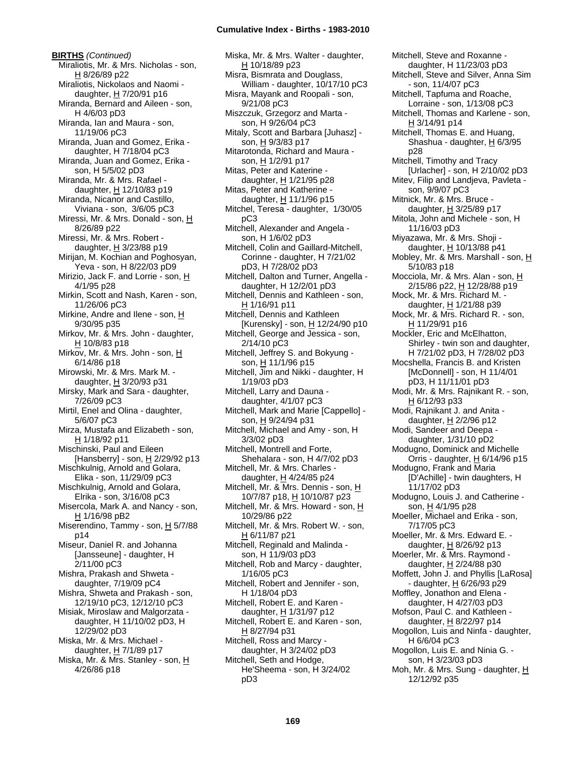**BIRTHS** *(Continued)*

Miraliotis, Mr. & Mrs. Nicholas - son, H 8/26/89 p22
Miraliotis, Nickolaos and Naomi - daughter, H 7/20/91 p16
Miranda, Bernard and Aileen - son, H 4/6/03 pD3
Miranda, Ian and Maura - son, 11/19/06 pC3
Miranda, Juan and Gomez, Erika - daughter, H 7/18/04 pC3
Miranda, Juan and Gomez, Erika - son, H 5/5/02 pD3
Miranda, Mr. & Mrs. Rafael - daughter, H 12/10/83 p19
Miranda, Nicanor and Castillo, Viviana - son, 3/6/05 pC3
Miressi, Mr. & Mrs. Donald - son, H 8/26/89 p22
Miressi, Mr. & Mrs. Robert - daughter, H 3/23/88 p19
Mirijan, M. Kochian and Poghosyan, Yeva - son, H 8/22/03 pD9
Mirizio, Jack F. and Lorrie - son, H 4/1/95 p28
Mirkin, Scott and Nash, Karen - son, 11/26/06 pC3
Mirkine, Andre and Ilene - son, H 9/30/95 p35
Mirkov, Mr. & Mrs. John - daughter, H 10/8/83 p18
Mirkov, Mr. & Mrs. John - son, H 6/14/86 p18
Mirowski, Mr. & Mrs. Mark M. - daughter, H 3/20/93 p31
Mirsky, Mark and Sara - daughter, 7/26/09 pC3
Mirtil, Enel and Olina - daughter, 5/6/07 pC3
Mirza, Mustafa and Elizabeth - son, H 1/18/92 p11
Mischinski, Paul and Eileen [Hansberry] - son, H 2/29/92 p13
Mischkulnig, Arnold and Golara, Elika - son, 11/29/09 pC3
Mischkulnig, Arnold and Golara, Elrika - son, 3/16/08 pC3
Misercola, Mark A. and Nancy - son, H 1/16/98 pB2
Miserendino, Tammy - son, H 5/7/88 p14
Miseur, Daniel R. and Johanna [Jansseune] - daughter, H 2/11/00 pC3
Mishra, Prakash and Shweta - daughter, 7/19/09 pC4
Mishra, Shweta and Prakash - son, 12/19/10 pC3, 12/12/10 pC3
Misiak, Miroslaw and Malgorzata - daughter, H 11/10/02 pD3, H 12/29/02 pD3
Miska, Mr. & Mrs. Michael - daughter, H 7/1/89 p17
Miska, Mr. & Mrs. Stanley - son, H 4/26/86 p18
Miska, Mr. & Mrs. Walter - daughter, H 10/18/89 p23
Misra, Bismrata and Douglass, William - daughter, 10/17/10 pC3
Misra, Mayank and Roopali - son, 9/21/08 pC3
Miszczuk, Grzegorz and Marta - son, H 9/26/04 pC3
Mitaly, Scott and Barbara [Juhasz] - son, H 9/3/83 p17
Mitarotonda, Richard and Maura - son, H 1/2/91 p17
Mitas, Peter and Katerine - daughter, H 1/21/95 p28
Mitas, Peter and Katherine - daughter, H 11/1/96 p15
Mitchel, Teresa - daughter, 1/30/05 pC3
Mitchell, Alexander and Angela - son, H 1/6/02 pD3
Mitchell, Colin and Gaillard-Mitchell, Corinne - daughter, H 7/21/02 pD3, H 7/28/02 pD3
Mitchell, Dalton and Turner, Angella - daughter, H 12/2/01 pD3
Mitchell, Dennis and Kathleen - son, H 1/16/91 p11
Mitchell, Dennis and Kathleen [Kurensky] - son, H 12/24/90 p10
Mitchell, George and Jessica - son, 2/14/10 pC3
Mitchell, Jeffrey S. and Bokyung - son, H 11/1/96 p15
Mitchell, Jim and Nikki - daughter, H 1/19/03 pD3
Mitchell, Larry and Dauna - daughter, 4/1/07 pC3
Mitchell, Mark and Marie [Cappello] - son, H 9/24/94 p31
Mitchell, Michael and Amy - son, H 3/3/02 pD3
Mitchell, Montrell and Forte, Shehalara - son, H 4/7/02 pD3
Mitchell, Mr. & Mrs. Charles - daughter, H 4/24/85 p24
Mitchell, Mr. & Mrs. Dennis - son, H 10/7/87 p18, H 10/10/87 p23
Mitchell, Mr. & Mrs. Howard - son, H 10/29/86 p22
Mitchell, Mr. & Mrs. Robert W. - son, H 6/11/87 p21
Mitchell, Reginald and Malinda - son, H 11/9/03 pD3
Mitchell, Rob and Marcy - daughter, 1/16/05 pC3
Mitchell, Robert and Jennifer - son, H 1/18/04 pD3
Mitchell, Robert E. and Karen - daughter, H 1/31/97 p12
Mitchell, Robert E. and Karen - son, H 8/27/94 p31
Mitchell, Ross and Marcy - daughter, H 3/24/02 pD3
Mitchell, Seth and Hodge, He'Sheema - son, H 3/24/02 pD3
Mitchell, Steve and Roxanne - daughter, H 11/23/03 pD3
Mitchell, Steve and Silver, Anna Sim - son, 11/4/07 pC3
Mitchell, Tapfuma and Roache, Lorraine - son, 1/13/08 pC3
Mitchell, Thomas and Karlene - son, H 3/14/91 p14
Mitchell, Thomas E. and Huang, Shashua - daughter, H 6/3/95 p28
Mitchell, Timothy and Tracy [Urlacher] - son, H 2/10/02 pD3
Mitev, Filip and Landjeva, Pavleta - son, 9/9/07 pC3
Mitnick, Mr. & Mrs. Bruce - daughter, H 3/25/89 p17
Mitola, John and Michele - son, H 11/16/03 pD3
Miyazawa, Mr. & Mrs. Shoji - daughter, H 10/13/88 p41
Mobley, Mr. & Mrs. Marshall - son, H 5/10/83 p18
Mocciola, Mr. & Mrs. Alan - son, H 2/15/86 p22, H 12/28/88 p19
Mock, Mr. & Mrs. Richard M. - daughter, H 1/21/88 p39
Mock, Mr. & Mrs. Richard R. - son, H 11/29/91 p16
Mockler, Eric and McElhatton, Shirley - twin son and daughter, H 7/21/02 pD3, H 7/28/02 pD3
Mocshella, Francis B. and Kristen [McDonnell] - son, H 11/4/01 pD3, H 11/11/01 pD3
Modi, Mr. & Mrs. Rajnikant R. - son, H 6/12/93 p33
Modi, Rajnikant J. and Anita - daughter, H 2/2/96 p12
Modi, Sandeer and Deepa - daughter, 1/31/10 pD2
Modugno, Dominick and Michelle Orris - daughter, H 6/14/96 p15
Modugno, Frank and Maria [D'Achille] - twin daughters, H 11/17/02 pD3
Modugno, Louis J. and Catherine - son, H 4/1/95 p28
Moeller, Michael and Erika - son, 7/17/05 pC3
Moeller, Mr. & Mrs. Edward E. - daughter, H 8/26/92 p13
Moerler, Mr. & Mrs. Raymond - daughter, H 2/24/88 p30
Moffett, John J. and Phyllis [LaRosa] - daughter, H 6/26/93 p29
Moffley, Jonathon and Elena - daughter, H 4/27/03 pD3
Mofson, Paul C. and Kathleen - daughter, H 8/22/97 p14
Mogollon, Luis and Ninfa - daughter, H 6/6/04 pC3
Mogollon, Luis E. and Ninia G. - son, H 3/23/03 pD3
Moh, Mr. & Mrs. Sung - daughter, H 12/12/92 p35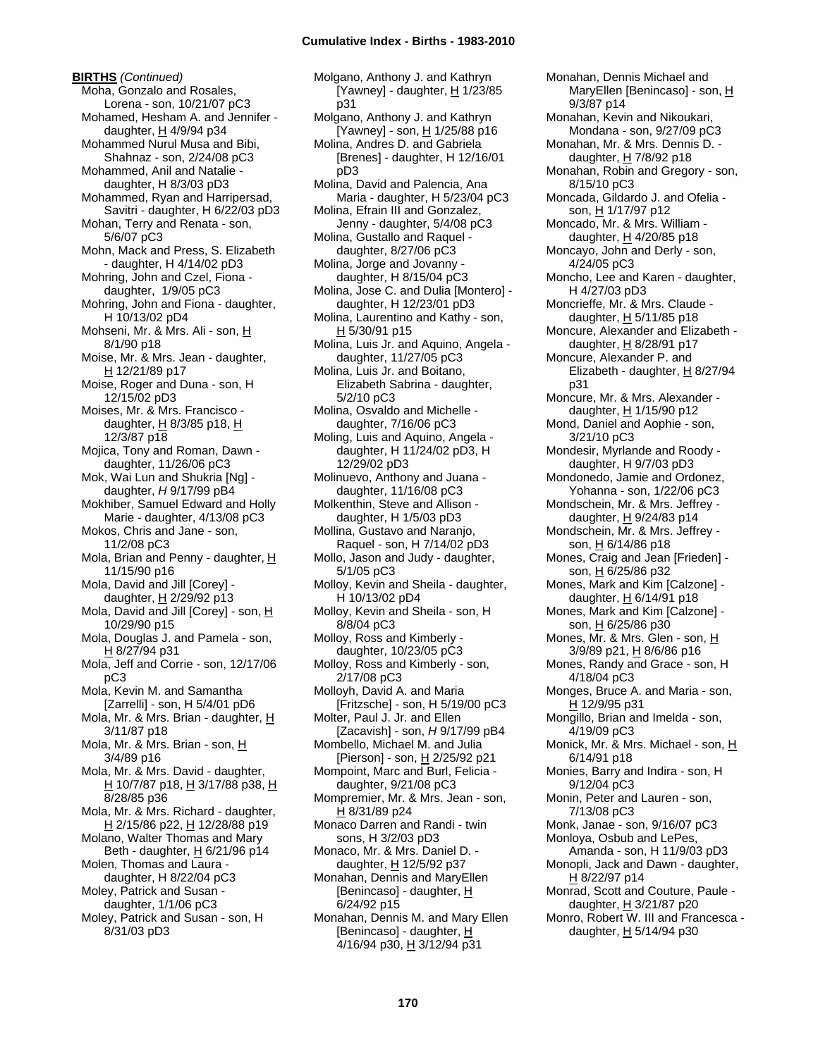**BIRTHS** *(Continued)*

Moha, Gonzalo and Rosales, Lorena - son, 10/21/07 pC3
Mohamed, Hesham A. and Jennifer - daughter, H 4/9/94 p34
Mohammed Nurul Musa and Bibi, Shahnaz - son, 2/24/08 pC3
Mohammed, Anil and Natalie - daughter, H 8/3/03 pD3
Mohammed, Ryan and Harripersad, Savitri - daughter, H 6/22/03 pD3
Mohan, Terry and Renata - son, 5/6/07 pC3
Mohn, Mack and Press, S. Elizabeth - daughter, H 4/14/02 pD3
Mohring, John and Czel, Fiona - daughter, 1/9/05 pC3
Mohring, John and Fiona - daughter, H 10/13/02 pD4
Mohseni, Mr. & Mrs. Ali - son, H 8/1/90 p18
Moise, Mr. & Mrs. Jean - daughter, H 12/21/89 p17
Moise, Roger and Duna - son, H 12/15/02 pD3
Moises, Mr. & Mrs. Francisco - daughter, H 8/3/85 p18, H 12/3/87 p18
Mojica, Tony and Roman, Dawn - daughter, 11/26/06 pC3
Mok, Wai Lun and Shukria [Ng] - daughter, *H* 9/17/99 pB4
Mokhiber, Samuel Edward and Holly Marie - daughter, 4/13/08 pC3
Mokos, Chris and Jane - son, 11/2/08 pC3
Mola, Brian and Penny - daughter, H 11/15/90 p16
Mola, David and Jill [Corey] - daughter, H 2/29/92 p13
Mola, David and Jill [Corey] - son, H 10/29/90 p15
Mola, Douglas J. and Pamela - son, H 8/27/94 p31
Mola, Jeff and Corrie - son, 12/17/06 pC3
Mola, Kevin M. and Samantha [Zarrelli] - son, H 5/4/01 pD6
Mola, Mr. & Mrs. Brian - daughter, H 3/11/87 p18
Mola, Mr. & Mrs. Brian - son, H 3/4/89 p16
Mola, Mr. & Mrs. David - daughter, H 10/7/87 p18, H 3/17/88 p38, H 8/28/85 p36
Mola, Mr. & Mrs. Richard - daughter, H 2/15/86 p22, H 12/28/88 p19
Molano, Walter Thomas and Mary Beth - daughter, H 6/21/96 p14
Molen, Thomas and Laura - daughter, H 8/22/04 pC3
Moley, Patrick and Susan - daughter, 1/1/06 pC3
Moley, Patrick and Susan - son, H 8/31/03 pD3
Molgano, Anthony J. and Kathryn [Yawney] - daughter, H 1/23/85 p31
Molgano, Anthony J. and Kathryn [Yawney] - son, H 1/25/88 p16
Molina, Andres D. and Gabriela [Brenes] - daughter, H 12/16/01 pD3
Molina, David and Palencia, Ana Maria - daughter, H 5/23/04 pC3
Molina, Efrain III and Gonzalez, Jenny - daughter, 5/4/08 pC3
Molina, Gustallo and Raquel - daughter, 8/27/06 pC3
Molina, Jorge and Jovanny - daughter, H 8/15/04 pC3
Molina, Jose C. and Dulia [Montero] - daughter, H 12/23/01 pD3
Molina, Laurentino and Kathy - son, H 5/30/91 p15
Molina, Luis Jr. and Aquino, Angela - daughter, 11/27/05 pC3
Molina, Luis Jr. and Boitano, Elizabeth Sabrina - daughter, 5/2/10 pC3
Molina, Osvaldo and Michelle - daughter, 7/16/06 pC3
Moling, Luis and Aquino, Angela - daughter, H 11/24/02 pD3, H 12/29/02 pD3
Molinuevo, Anthony and Juana - daughter, 11/16/08 pC3
Molkenthin, Steve and Allison - daughter, H 1/5/03 pD3
Mollina, Gustavo and Naranjo, Raquel - son, H 7/14/02 pD3
Mollo, Jason and Judy - daughter, 5/1/05 pC3
Molloy, Kevin and Sheila - daughter, H 10/13/02 pD4
Molloy, Kevin and Sheila - son, H 8/8/04 pC3
Molloy, Ross and Kimberly - daughter, 10/23/05 pC3
Molloy, Ross and Kimberly - son, 2/17/08 pC3
Molloyh, David A. and Maria [Fritzsche] - son, H 5/19/00 pC3
Molter, Paul J. Jr. and Ellen [Zacavish] - son, *H* 9/17/99 pB4
Mombello, Michael M. and Julia [Pierson] - son, H 2/25/92 p21
Mompoint, Marc and Burl, Felicia - daughter, 9/21/08 pC3
Mompremier, Mr. & Mrs. Jean - son, H 8/31/89 p24
Monaco Darren and Randi - twin sons, H 3/2/03 pD3
Monaco, Mr. & Mrs. Daniel D. - daughter, H 12/5/92 p37
Monahan, Dennis and MaryEllen [Benincaso] - daughter, H 6/24/92 p15
Monahan, Dennis M. and Mary Ellen [Benincaso] - daughter, H 4/16/94 p30, H 3/12/94 p31
Monahan, Dennis Michael and MaryEllen [Benincaso] - son, H 9/3/87 p14
Monahan, Kevin and Nikoukari, Mondana - son, 9/27/09 pC3
Monahan, Mr. & Mrs. Dennis D. - daughter, H 7/8/92 p18
Monahan, Robin and Gregory - son, 8/15/10 pC3
Moncada, Gildardo J. and Ofelia - son, H 1/17/97 p12
Moncado, Mr. & Mrs. William - daughter, H 4/20/85 p18
Moncayo, John and Derly - son, 4/24/05 pC3
Moncho, Lee and Karen - daughter, H 4/27/03 pD3
Moncrieffe, Mr. & Mrs. Claude - daughter, H 5/11/85 p18
Moncure, Alexander and Elizabeth - daughter, H 8/28/91 p17
Moncure, Alexander P. and Elizabeth - daughter, H 8/27/94 p31
Moncure, Mr. & Mrs. Alexander - daughter, H 1/15/90 p12
Mond, Daniel and Aophie - son, 3/21/10 pC3
Mondesir, Myrlande and Roody - daughter, H 9/7/03 pD3
Mondonedo, Jamie and Ordonez, Yohanna - son, 1/22/06 pC3
Mondschein, Mr. & Mrs. Jeffrey - daughter, H 9/24/83 p14
Mondschein, Mr. & Mrs. Jeffrey - son, H 6/14/86 p18
Mones, Craig and Jean [Frieden] - son, H 6/25/86 p32
Mones, Mark and Kim [Calzone] - daughter, H 6/14/91 p18
Mones, Mark and Kim [Calzone] - son, H 6/25/86 p30
Mones, Mr. & Mrs. Glen - son, H 3/9/89 p21, H 8/6/86 p16
Mones, Randy and Grace - son, H 4/18/04 pC3
Monges, Bruce A. and Maria - son, H 12/9/95 p31
Mongillo, Brian and Imelda - son, 4/19/09 pC3
Monick, Mr. & Mrs. Michael - son, H 6/14/91 p18
Monies, Barry and Indira - son, H 9/12/04 pC3
Monin, Peter and Lauren - son, 7/13/08 pC3
Monk, Janae - son, 9/16/07 pC3
Monloya, Osbub and LePes, Amanda - son, H 11/9/03 pD3
Monopli, Jack and Dawn - daughter, H 8/22/97 p14
Monrad, Scott and Couture, Paule - daughter, H 3/21/87 p20
Monro, Robert W. III and Francesca - daughter, H 5/14/94 p30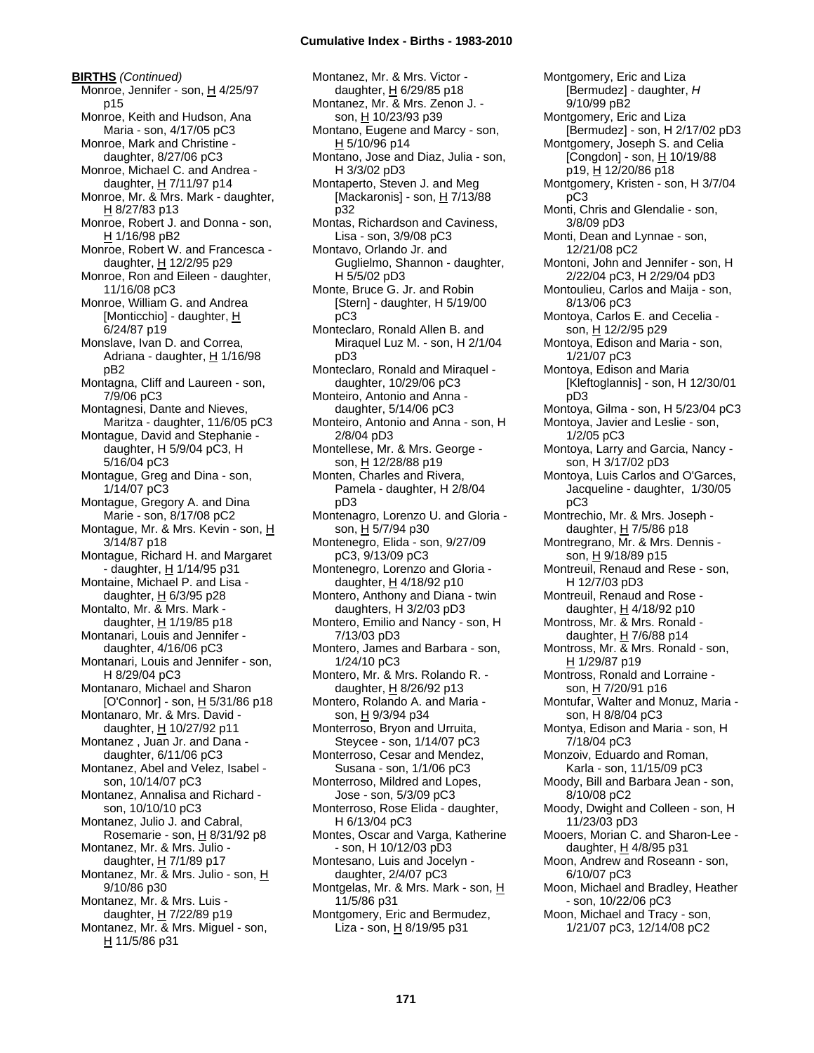**BIRTHS** *(Continued)*

Monroe, Jennifer - son, H 4/25/97 p15
Monroe, Keith and Hudson, Ana Maria - son, 4/17/05 pC3
Monroe, Mark and Christine - daughter, 8/27/06 pC3
Monroe, Michael C. and Andrea - daughter, H 7/11/97 p14
Monroe, Mr. & Mrs. Mark - daughter, H 8/27/83 p13
Monroe, Robert J. and Donna - son, H 1/16/98 pB2
Monroe, Robert W. and Francesca - daughter, H 12/2/95 p29
Monroe, Ron and Eileen - daughter, 11/16/08 pC3
Monroe, William G. and Andrea [Monticchio] - daughter, H 6/24/87 p19
Monslave, Ivan D. and Correa, Adriana - daughter, H 1/16/98 pB2
Montagna, Cliff and Laureen - son, 7/9/06 pC3
Montagnesi, Dante and Nieves, Maritza - daughter, 11/6/05 pC3
Montague, David and Stephanie - daughter, H 5/9/04 pC3, H 5/16/04 pC3
Montague, Greg and Dina - son, 1/14/07 pC3
Montague, Gregory A. and Dina Marie - son, 8/17/08 pC2
Montague, Mr. & Mrs. Kevin - son, H 3/14/87 p18
Montague, Richard H. and Margaret - daughter, H 1/14/95 p31
Montaine, Michael P. and Lisa - daughter, H 6/3/95 p28
Montalto, Mr. & Mrs. Mark - daughter, H 1/19/85 p18
Montanari, Louis and Jennifer - daughter, 4/16/06 pC3
Montanari, Louis and Jennifer - son, H 8/29/04 pC3
Montanaro, Michael and Sharon [O'Connor] - son, H 5/31/86 p18
Montanaro, Mr. & Mrs. David - daughter, H 10/27/92 p11
Montanez , Juan Jr. and Dana - daughter, 6/11/06 pC3
Montanez, Abel and Velez, Isabel - son, 10/14/07 pC3
Montanez, Annalisa and Richard - son, 10/10/10 pC3
Montanez, Julio J. and Cabral, Rosemarie - son, H 8/31/92 p8
Montanez, Mr. & Mrs. Julio - daughter, H 7/1/89 p17
Montanez, Mr. & Mrs. Julio - son, H 9/10/86 p30
Montanez, Mr. & Mrs. Luis - daughter, H 7/22/89 p19
Montanez, Mr. & Mrs. Miguel - son, H 11/5/86 p31
Montanez, Mr. & Mrs. Victor - daughter, H 6/29/85 p18
Montanez, Mr. & Mrs. Zenon J. - son, H 10/23/93 p39
Montano, Eugene and Marcy - son, H 5/10/96 p14
Montano, Jose and Diaz, Julia - son, H 3/3/02 pD3
Montaperto, Steven J. and Meg [Mackaronis] - son, H 7/13/88 p32
Montas, Richardson and Caviness, Lisa - son, 3/9/08 pC3
Montavo, Orlando Jr. and Guglielmo, Shannon - daughter, H 5/5/02 pD3
Monte, Bruce G. Jr. and Robin [Stern] - daughter, H 5/19/00 pC3
Monteclaro, Ronald Allen B. and Miraquel Luz M. - son, H 2/1/04 pD3
Monteclaro, Ronald and Miraquel - daughter, 10/29/06 pC3
Monteiro, Antonio and Anna - daughter, 5/14/06 pC3
Monteiro, Antonio and Anna - son, H 2/8/04 pD3
Montellese, Mr. & Mrs. George - son, H 12/28/88 p19
Monten, Charles and Rivera, Pamela - daughter, H 2/8/04 pD3
Montenagro, Lorenzo U. and Gloria - son, H 5/7/94 p30
Montenegro, Elida - son, 9/27/09 pC3, 9/13/09 pC3
Montenegro, Lorenzo and Gloria - daughter, H 4/18/92 p10
Montero, Anthony and Diana - twin daughters, H 3/2/03 pD3
Montero, Emilio and Nancy - son, H 7/13/03 pD3
Montero, James and Barbara - son, 1/24/10 pC3
Montero, Mr. & Mrs. Rolando R. - daughter, H 8/26/92 p13
Montero, Rolando A. and Maria - son, H 9/3/94 p34
Monterroso, Bryon and Urruita, Steycee - son, 1/14/07 pC3
Monterroso, Cesar and Mendez, Susana - son, 1/1/06 pC3
Monterroso, Mildred and Lopes, Jose - son, 5/3/09 pC3
Monterroso, Rose Elida - daughter, H 6/13/04 pC3
Montes, Oscar and Varga, Katherine - son, H 10/12/03 pD3
Montesano, Luis and Jocelyn - daughter, 2/4/07 pC3
Montgelas, Mr. & Mrs. Mark - son, H 11/5/86 p31
Montgomery, Eric and Bermudez, Liza - son, H 8/19/95 p31
Montgomery, Eric and Liza [Bermudez] - daughter, *H* 9/10/99 pB2
Montgomery, Eric and Liza [Bermudez] - son, H 2/17/02 pD3
Montgomery, Joseph S. and Celia [Congdon] - son, H 10/19/88 p19, H 12/20/86 p18
Montgomery, Kristen - son, H 3/7/04 pC3
Monti, Chris and Glendalie - son, 3/8/09 pD3
Monti, Dean and Lynnae - son, 12/21/08 pC2
Montoni, John and Jennifer - son, H 2/22/04 pC3, H 2/29/04 pD3
Montoulieu, Carlos and Maija - son, 8/13/06 pC3
Montoya, Carlos E. and Cecelia - son, H 12/2/95 p29
Montoya, Edison and Maria - son, 1/21/07 pC3
Montoya, Edison and Maria [Kleftoglannis] - son, H 12/30/01 pD3
Montoya, Gilma - son, H 5/23/04 pC3
Montoya, Javier and Leslie - son, 1/2/05 pC3
Montoya, Larry and Garcia, Nancy - son, H 3/17/02 pD3
Montoya, Luis Carlos and O'Garces, Jacqueline - daughter, 1/30/05 pC3
Montrechio, Mr. & Mrs. Joseph - daughter, H 7/5/86 p18
Montregrano, Mr. & Mrs. Dennis - son, H 9/18/89 p15
Montreuil, Renaud and Rese - son, H 12/7/03 pD3
Montreuil, Renaud and Rose - daughter, H 4/18/92 p10
Montross, Mr. & Mrs. Ronald - daughter, H 7/6/88 p14
Montross, Mr. & Mrs. Ronald - son, H 1/29/87 p19
Montross, Ronald and Lorraine - son, H 7/20/91 p16
Montufar, Walter and Monuz, Maria - son, H 8/8/04 pC3
Montya, Edison and Maria - son, H 7/18/04 pC3
Monzoiv, Eduardo and Roman, Karla - son, 11/15/09 pC3
Moody, Bill and Barbara Jean - son, 8/10/08 pC2
Moody, Dwight and Colleen - son, H 11/23/03 pD3
Mooers, Morian C. and Sharon-Lee - daughter, H 4/8/95 p31
Moon, Andrew and Roseann - son, 6/10/07 pC3
Moon, Michael and Bradley, Heather - son, 10/22/06 pC3
Moon, Michael and Tracy - son, 1/21/07 pC3, 12/14/08 pC2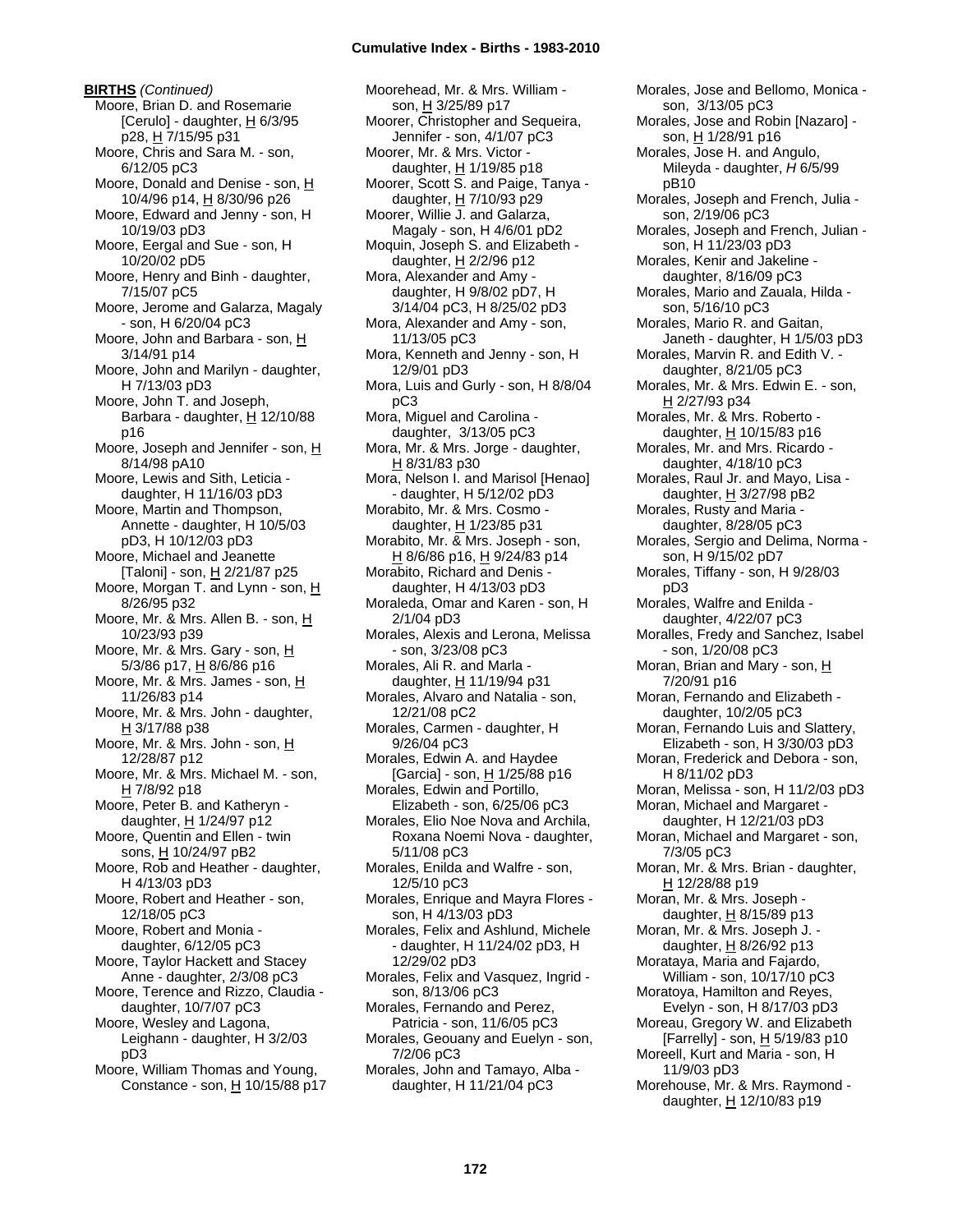**BIRTHS** *(Continued)*

Moore, Brian D. and Rosemarie [Cerulo] - daughter, H 6/3/95 p28, H 7/15/95 p31
Moore, Chris and Sara M. - son, 6/12/05 pC3
Moore, Donald and Denise - son, H 10/4/96 p14, H 8/30/96 p26
Moore, Edward and Jenny - son, H 10/19/03 pD3
Moore, Eergal and Sue - son, H 10/20/02 pD5
Moore, Henry and Binh - daughter, 7/15/07 pC5
Moore, Jerome and Galarza, Magaly - son, H 6/20/04 pC3
Moore, John and Barbara - son, H 3/14/91 p14
Moore, John and Marilyn - daughter, H 7/13/03 pD3
Moore, John T. and Joseph, Barbara - daughter, H 12/10/88 p16
Moore, Joseph and Jennifer - son, H 8/14/98 pA10
Moore, Lewis and Sith, Leticia - daughter, H 11/16/03 pD3
Moore, Martin and Thompson, Annette - daughter, H 10/5/03 pD3, H 10/12/03 pD3
Moore, Michael and Jeanette [Taloni] - son, H 2/21/87 p25
Moore, Morgan T. and Lynn - son, H 8/26/95 p32
Moore, Mr. & Mrs. Allen B. - son, H 10/23/93 p39
Moore, Mr. & Mrs. Gary - son, H 5/3/86 p17, H 8/6/86 p16
Moore, Mr. & Mrs. James - son, H 11/26/83 p14
Moore, Mr. & Mrs. John - daughter, H 3/17/88 p38
Moore, Mr. & Mrs. John - son, H 12/28/87 p12
Moore, Mr. & Mrs. Michael M. - son, H 7/8/92 p18
Moore, Peter B. and Katheryn - daughter, H 1/24/97 p12
Moore, Quentin and Ellen - twin sons, H 10/24/97 pB2
Moore, Rob and Heather - daughter, H 4/13/03 pD3
Moore, Robert and Heather - son, 12/18/05 pC3
Moore, Robert and Monia - daughter, 6/12/05 pC3
Moore, Taylor Hackett and Stacey Anne - daughter, 2/3/08 pC3
Moore, Terence and Rizzo, Claudia - daughter, 10/7/07 pC3
Moore, Wesley and Lagona, Leighann - daughter, H 3/2/03 pD3
Moore, William Thomas and Young, Constance - son, H 10/15/88 p17
Moorehead, Mr. & Mrs. William - son, H 3/25/89 p17
Moorer, Christopher and Sequeira, Jennifer - son, 4/1/07 pC3
Moorer, Mr. & Mrs. Victor - daughter, H 1/19/85 p18
Moorer, Scott S. and Paige, Tanya - daughter, H 7/10/93 p29
Moorer, Willie J. and Galarza, Magaly - son, H 4/6/01 pD2
Moquin, Joseph S. and Elizabeth - daughter, H 2/2/96 p12
Mora, Alexander and Amy - daughter, H 9/8/02 pD7, H 3/14/04 pC3, H 8/25/02 pD3
Mora, Alexander and Amy - son, 11/13/05 pC3
Mora, Kenneth and Jenny - son, H 12/9/01 pD3
Mora, Luis and Gurly - son, H 8/8/04 pC3
Mora, Miguel and Carolina - daughter, 3/13/05 pC3
Mora, Mr. & Mrs. Jorge - daughter, H 8/31/83 p30
Mora, Nelson I. and Marisol [Henao] - daughter, H 5/12/02 pD3
Morabito, Mr. & Mrs. Cosmo - daughter, H 1/23/85 p31
Morabito, Mr. & Mrs. Joseph - son, H 8/6/86 p16, H 9/24/83 p14
Morabito, Richard and Denis - daughter, H 4/13/03 pD3
Moraleda, Omar and Karen - son, H 2/1/04 pD3
Morales, Alexis and Lerona, Melissa - son, 3/23/08 pC3
Morales, Ali R. and Marla - daughter, H 11/19/94 p31
Morales, Alvaro and Natalia - son, 12/21/08 pC2
Morales, Carmen - daughter, H 9/26/04 pC3
Morales, Edwin A. and Haydee [Garcia] - son, H 1/25/88 p16
Morales, Edwin and Portillo, Elizabeth - son, 6/25/06 pC3
Morales, Elio Noe Nova and Archila, Roxana Noemi Nova - daughter, 5/11/08 pC3
Morales, Enilda and Walfre - son, 12/5/10 pC3
Morales, Enrique and Mayra Flores - son, H 4/13/03 pD3
Morales, Felix and Ashlund, Michele - daughter, H 11/24/02 pD3, H 12/29/02 pD3
Morales, Felix and Vasquez, Ingrid - son, 8/13/06 pC3
Morales, Fernando and Perez, Patricia - son, 11/6/05 pC3
Morales, Geouany and Euelyn - son, 7/2/06 pC3
Morales, John and Tamayo, Alba - daughter, H 11/21/04 pC3
Morales, Jose and Bellomo, Monica - son, 3/13/05 pC3
Morales, Jose and Robin [Nazaro] - son, H 1/28/91 p16
Morales, Jose H. and Angulo, Mileyda - daughter, *H* 6/5/99 pB10
Morales, Joseph and French, Julia - son, 2/19/06 pC3
Morales, Joseph and French, Julian - son, H 11/23/03 pD3
Morales, Kenir and Jakeline - daughter, 8/16/09 pC3
Morales, Mario and Zauala, Hilda - son, 5/16/10 pC3
Morales, Mario R. and Gaitan, Janeth - daughter, H 1/5/03 pD3
Morales, Marvin R. and Edith V. - daughter, 8/21/05 pC3
Morales, Mr. & Mrs. Edwin E. - son, H 2/27/93 p34
Morales, Mr. & Mrs. Roberto - daughter, H 10/15/83 p16
Morales, Mr. and Mrs. Ricardo - daughter, 4/18/10 pC3
Morales, Raul Jr. and Mayo, Lisa - daughter, H 3/27/98 pB2
Morales, Rusty and Maria - daughter, 8/28/05 pC3
Morales, Sergio and Delima, Norma - son, H 9/15/02 pD7
Morales, Tiffany - son, H 9/28/03 pD3
Morales, Walfre and Enilda - daughter, 4/22/07 pC3
Moralles, Fredy and Sanchez, Isabel - son, 1/20/08 pC3
Moran, Brian and Mary - son, H 7/20/91 p16
Moran, Fernando and Elizabeth - daughter, 10/2/05 pC3
Moran, Fernando Luis and Slattery, Elizabeth - son, H 3/30/03 pD3
Moran, Frederick and Debora - son, H 8/11/02 pD3
Moran, Melissa - son, H 11/2/03 pD3
Moran, Michael and Margaret - daughter, H 12/21/03 pD3
Moran, Michael and Margaret - son, 7/3/05 pC3
Moran, Mr. & Mrs. Brian - daughter, H 12/28/88 p19
Moran, Mr. & Mrs. Joseph - daughter, H 8/15/89 p13
Moran, Mr. & Mrs. Joseph J. - daughter, H 8/26/92 p13
Morataya, Maria and Fajardo, William - son, 10/17/10 pC3
Moratoya, Hamilton and Reyes, Evelyn - son, H 8/17/03 pD3
Moreau, Gregory W. and Elizabeth [Farrelly] - son, H 5/19/83 p10
Moreell, Kurt and Maria - son, H 11/9/03 pD3
Morehouse, Mr. & Mrs. Raymond - daughter, H 12/10/83 p19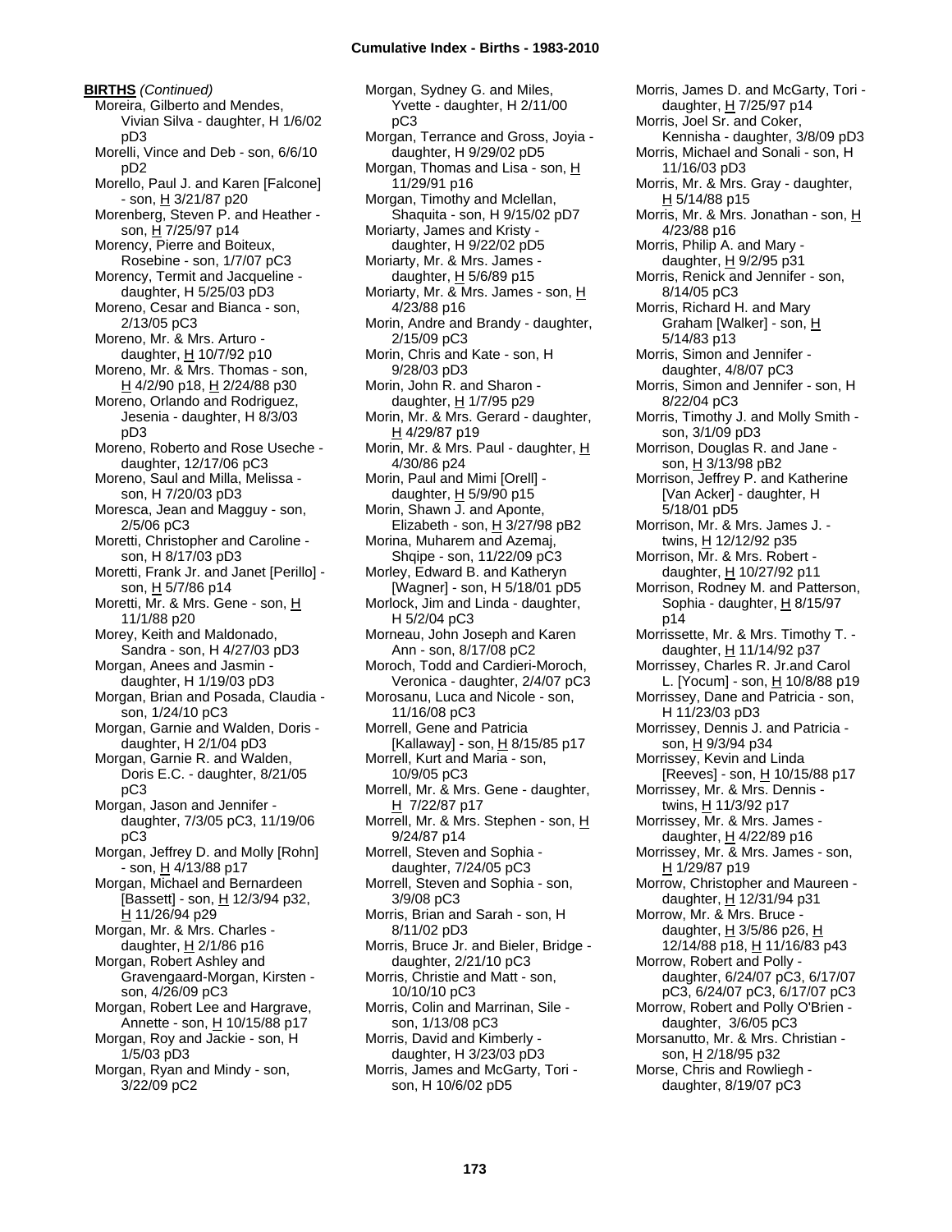**BIRTHS** *(Continued)*

Moreira, Gilberto and Mendes, Vivian Silva - daughter, H 1/6/02 pD3
Morelli, Vince and Deb - son, 6/6/10 pD2
Morello, Paul J. and Karen [Falcone] - son, H 3/21/87 p20
Morenberg, Steven P. and Heather - son, H 7/25/97 p14
Morency, Pierre and Boiteux, Rosebine - son, 1/7/07 pC3
Morency, Termit and Jacqueline - daughter, H 5/25/03 pD3
Moreno, Cesar and Bianca - son, 2/13/05 pC3
Moreno, Mr. & Mrs. Arturo - daughter, H 10/7/92 p10
Moreno, Mr. & Mrs. Thomas - son, H 4/2/90 p18, H 2/24/88 p30
Moreno, Orlando and Rodriguez, Jesenia - daughter, H 8/3/03 pD3
Moreno, Roberto and Rose Useche - daughter, 12/17/06 pC3
Moreno, Saul and Milla, Melissa - son, H 7/20/03 pD3
Moresca, Jean and Magguy - son, 2/5/06 pC3
Moretti, Christopher and Caroline - son, H 8/17/03 pD3
Moretti, Frank Jr. and Janet [Perillo] - son, H 5/7/86 p14
Moretti, Mr. & Mrs. Gene - son, H 11/1/88 p20
Morey, Keith and Maldonado, Sandra - son, H 4/27/03 pD3
Morgan, Anees and Jasmin - daughter, H 1/19/03 pD3
Morgan, Brian and Posada, Claudia - son, 1/24/10 pC3
Morgan, Garnie and Walden, Doris - daughter, H 2/1/04 pD3
Morgan, Garnie R. and Walden, Doris E.C. - daughter, 8/21/05 pC3
Morgan, Jason and Jennifer - daughter, 7/3/05 pC3, 11/19/06 pC3
Morgan, Jeffrey D. and Molly [Rohn] - son, H 4/13/88 p17
Morgan, Michael and Bernardeen [Bassett] - son, H 12/3/94 p32, H 11/26/94 p29
Morgan, Mr. & Mrs. Charles - daughter, H 2/1/86 p16
Morgan, Robert Ashley and Gravengaard-Morgan, Kirsten - son, 4/26/09 pC3
Morgan, Robert Lee and Hargrave, Annette - son, H 10/15/88 p17
Morgan, Roy and Jackie - son, H 1/5/03 pD3
Morgan, Ryan and Mindy - son, 3/22/09 pC2
Morgan, Sydney G. and Miles, Yvette - daughter, H 2/11/00 pC3
Morgan, Terrance and Gross, Joyia - daughter, H 9/29/02 pD5
Morgan, Thomas and Lisa - son, H 11/29/91 p16
Morgan, Timothy and Mclellan, Shaquita - son, H 9/15/02 pD7
Moriarty, James and Kristy - daughter, H 9/22/02 pD5
Moriarty, Mr. & Mrs. James - daughter, H 5/6/89 p15
Moriarty, Mr. & Mrs. James - son, H 4/23/88 p16
Morin, Andre and Brandy - daughter, 2/15/09 pC3
Morin, Chris and Kate - son, H 9/28/03 pD3
Morin, John R. and Sharon - daughter, H 1/7/95 p29
Morin, Mr. & Mrs. Gerard - daughter, H 4/29/87 p19
Morin, Mr. & Mrs. Paul - daughter, H 4/30/86 p24
Morin, Paul and Mimi [Orell] - daughter, H 5/9/90 p15
Morin, Shawn J. and Aponte, Elizabeth - son, H 3/27/98 pB2
Morina, Muharem and Azemaj, Shqipe - son, 11/22/09 pC3
Morley, Edward B. and Katheryn [Wagner] - son, H 5/18/01 pD5
Morlock, Jim and Linda - daughter, H 5/2/04 pC3
Morneau, John Joseph and Karen Ann - son, 8/17/08 pC2
Moroch, Todd and Cardieri-Moroch, Veronica - daughter, 2/4/07 pC3
Morosanu, Luca and Nicole - son, 11/16/08 pC3
Morrell, Gene and Patricia [Kallaway] - son, H 8/15/85 p17
Morrell, Kurt and Maria - son, 10/9/05 pC3
Morrell, Mr. & Mrs. Gene - daughter, H 7/22/87 p17
Morrell, Mr. & Mrs. Stephen - son, H 9/24/87 p14
Morrell, Steven and Sophia - daughter, 7/24/05 pC3
Morrell, Steven and Sophia - son, 3/9/08 pC3
Morris, Brian and Sarah - son, H 8/11/02 pD3
Morris, Bruce Jr. and Bieler, Bridge - daughter, 2/21/10 pC3
Morris, Christie and Matt - son, 10/10/10 pC3
Morris, Colin and Marrinan, Sile - son, 1/13/08 pC3
Morris, David and Kimberly - daughter, H 3/23/03 pD3
Morris, James and McGarty, Tori - son, H 10/6/02 pD5
Morris, James D. and McGarty, Tori - daughter, H 7/25/97 p14
Morris, Joel Sr. and Coker, Kennisha - daughter, 3/8/09 pD3
Morris, Michael and Sonali - son, H 11/16/03 pD3
Morris, Mr. & Mrs. Gray - daughter, H 5/14/88 p15
Morris, Mr. & Mrs. Jonathan - son, H 4/23/88 p16
Morris, Philip A. and Mary - daughter, H 9/2/95 p31
Morris, Renick and Jennifer - son, 8/14/05 pC3
Morris, Richard H. and Mary Graham [Walker] - son, H 5/14/83 p13
Morris, Simon and Jennifer - daughter, 4/8/07 pC3
Morris, Simon and Jennifer - son, H 8/22/04 pC3
Morris, Timothy J. and Molly Smith - son, 3/1/09 pD3
Morrison, Douglas R. and Jane - son, H 3/13/98 pB2
Morrison, Jeffrey P. and Katherine [Van Acker] - daughter, H 5/18/01 pD5
Morrison, Mr. & Mrs. James J. - twins, H 12/12/92 p35
Morrison, Mr. & Mrs. Robert - daughter, H 10/27/92 p11
Morrison, Rodney M. and Patterson, Sophia - daughter, H 8/15/97 p14
Morrissette, Mr. & Mrs. Timothy T. - daughter, H 11/14/92 p37
Morrissey, Charles R. Jr.and Carol L. [Yocum] - son, H 10/8/88 p19
Morrissey, Dane and Patricia - son, H 11/23/03 pD3
Morrissey, Dennis J. and Patricia - son, H 9/3/94 p34
Morrissey, Kevin and Linda [Reeves] - son, H 10/15/88 p17
Morrissey, Mr. & Mrs. Dennis - twins, H 11/3/92 p17
Morrissey, Mr. & Mrs. James - daughter, H 4/22/89 p16
Morrissey, Mr. & Mrs. James - son, H 1/29/87 p19
Morrow, Christopher and Maureen - daughter, H 12/31/94 p31
Morrow, Mr. & Mrs. Bruce - daughter, H 3/5/86 p26, H 12/14/88 p18, H 11/16/83 p43
Morrow, Robert and Polly - daughter, 6/24/07 pC3, 6/17/07 pC3, 6/24/07 pC3, 6/17/07 pC3
Morrow, Robert and Polly O'Brien - daughter, 3/6/05 pC3
Morsanutto, Mr. & Mrs. Christian - son, H 2/18/95 p32
Morse, Chris and Rowliegh - daughter, 8/19/07 pC3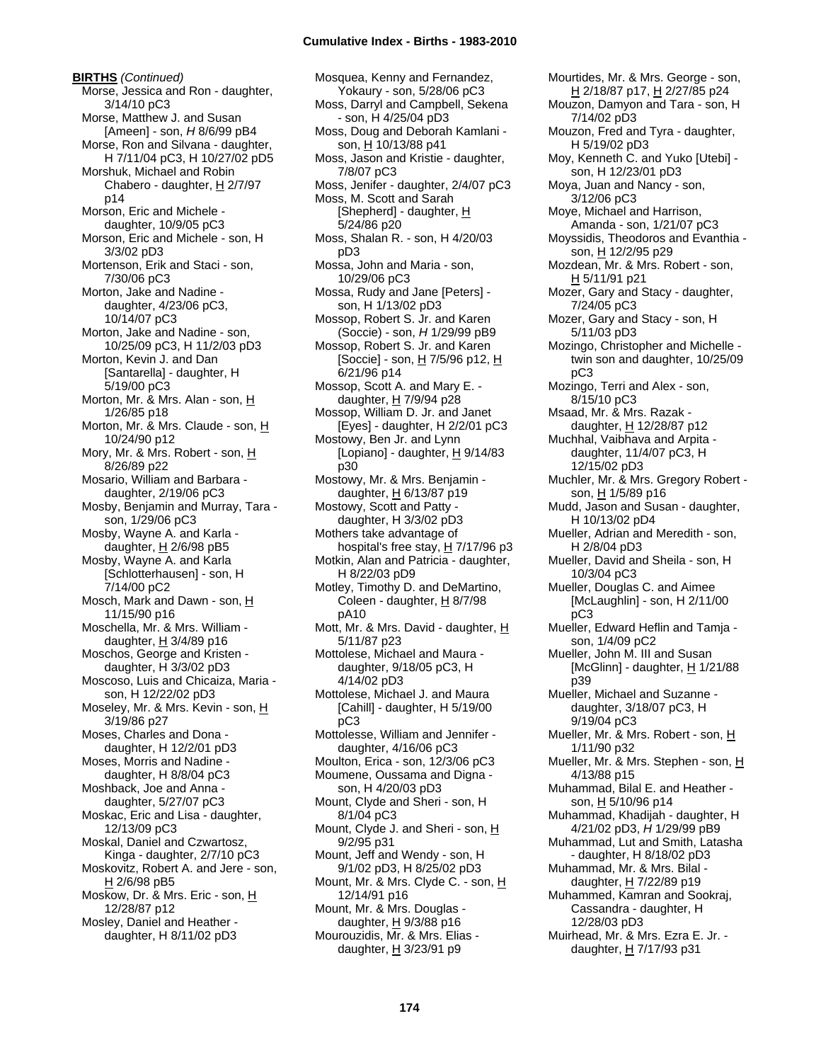**BIRTHS** *(Continued)*

Morse, Jessica and Ron - daughter, 3/14/10 pC3
Morse, Matthew J. and Susan [Ameen] - son, *H* 8/6/99 pB4
Morse, Ron and Silvana - daughter, H 7/11/04 pC3, H 10/27/02 pD5
Morshuk, Michael and Robin Chabero - daughter, H 2/7/97 p14
Morson, Eric and Michele - daughter, 10/9/05 pC3
Morson, Eric and Michele - son, H 3/3/02 pD3
Mortenson, Erik and Staci - son, 7/30/06 pC3
Morton, Jake and Nadine - daughter, 4/23/06 pC3, 10/14/07 pC3
Morton, Jake and Nadine - son, 10/25/09 pC3, H 11/2/03 pD3
Morton, Kevin J. and Dan [Santarella] - daughter, H 5/19/00 pC3
Morton, Mr. & Mrs. Alan - son, H 1/26/85 p18
Morton, Mr. & Mrs. Claude - son, H 10/24/90 p12
Mory, Mr. & Mrs. Robert - son, H 8/26/89 p22
Mosario, William and Barbara - daughter, 2/19/06 pC3
Mosby, Benjamin and Murray, Tara - son, 1/29/06 pC3
Mosby, Wayne A. and Karla - daughter, H 2/6/98 pB5
Mosby, Wayne A. and Karla [Schlotterhausen] - son, H 7/14/00 pC2
Mosch, Mark and Dawn - son, H 11/15/90 p16
Moschella, Mr. & Mrs. William - daughter, H 3/4/89 p16
Moschos, George and Kristen - daughter, H 3/3/02 pD3
Moscoso, Luis and Chicaiza, Maria - son, H 12/22/02 pD3
Moseley, Mr. & Mrs. Kevin - son, H 3/19/86 p27
Moses, Charles and Dona - daughter, H 12/2/01 pD3
Moses, Morris and Nadine - daughter, H 8/8/04 pC3
Moshback, Joe and Anna - daughter, 5/27/07 pC3
Moskac, Eric and Lisa - daughter, 12/13/09 pC3
Moskal, Daniel and Czwartosz, Kinga - daughter, 2/7/10 pC3
Moskovitz, Robert A. and Jere - son, H 2/6/98 pB5
Moskow, Dr. & Mrs. Eric - son, H 12/28/87 p12
Mosley, Daniel and Heather - daughter, H 8/11/02 pD3
Mosquea, Kenny and Fernandez, Yokaury - son, 5/28/06 pC3
Moss, Darryl and Campbell, Sekena - son, H 4/25/04 pD3
Moss, Doug and Deborah Kamlani - son, H 10/13/88 p41
Moss, Jason and Kristie - daughter, 7/8/07 pC3
Moss, Jenifer - daughter, 2/4/07 pC3
Moss, M. Scott and Sarah [Shepherd] - daughter, H 5/24/86 p20
Moss, Shalan R. - son, H 4/20/03 pD3
Mossa, John and Maria - son, 10/29/06 pC3
Mossa, Rudy and Jane [Peters] - son, H 1/13/02 pD3
Mossop, Robert S. Jr. and Karen (Soccie) - son, *H* 1/29/99 pB9
Mossop, Robert S. Jr. and Karen [Soccie] - son, H 7/5/96 p12, H 6/21/96 p14
Mossop, Scott A. and Mary E. - daughter, H 7/9/94 p28
Mossop, William D. Jr. and Janet [Eyes] - daughter, H 2/2/01 pC3
Mostowy, Ben Jr. and Lynn [Lopiano] - daughter, H 9/14/83 p30
Mostowy, Mr. & Mrs. Benjamin - daughter, H 6/13/87 p19
Mostowy, Scott and Patty - daughter, H 3/3/02 pD3
Mothers take advantage of hospital's free stay, H 7/17/96 p3
Motkin, Alan and Patricia - daughter, H 8/22/03 pD9
Motley, Timothy D. and DeMartino, Coleen - daughter, H 8/7/98 pA10
Mott, Mr. & Mrs. David - daughter, H 5/11/87 p23
Mottolese, Michael and Maura - daughter, 9/18/05 pC3, H 4/14/02 pD3
Mottolese, Michael J. and Maura [Cahill] - daughter, H 5/19/00 pC3
Mottolesse, William and Jennifer - daughter, 4/16/06 pC3
Moulton, Erica - son, 12/3/06 pC3
Moumene, Oussama and Digna - son, H 4/20/03 pD3
Mount, Clyde and Sheri - son, H 8/1/04 pC3
Mount, Clyde J. and Sheri - son, H 9/2/95 p31
Mount, Jeff and Wendy - son, H 9/1/02 pD3, H 8/25/02 pD3
Mount, Mr. & Mrs. Clyde C. - son, H 12/14/91 p16
Mount, Mr. & Mrs. Douglas - daughter, H 9/3/88 p16
Mourouzidis, Mr. & Mrs. Elias - daughter, H 3/23/91 p9
Mourtides, Mr. & Mrs. George - son, H 2/18/87 p17, H 2/27/85 p24
Mouzon, Damyon and Tara - son, H 7/14/02 pD3
Mouzon, Fred and Tyra - daughter, H 5/19/02 pD3
Moy, Kenneth C. and Yuko [Utebi] - son, H 12/23/01 pD3
Moya, Juan and Nancy - son, 3/12/06 pC3
Moye, Michael and Harrison, Amanda - son, 1/21/07 pC3
Moyssidis, Theodoros and Evanthia - son, H 12/2/95 p29
Mozdean, Mr. & Mrs. Robert - son, H 5/11/91 p21
Mozer, Gary and Stacy - daughter, 7/24/05 pC3
Mozer, Gary and Stacy - son, H 5/11/03 pD3
Mozingo, Christopher and Michelle - twin son and daughter, 10/25/09 pC3
Mozingo, Terri and Alex - son, 8/15/10 pC3
Msaad, Mr. & Mrs. Razak - daughter, H 12/28/87 p12
Muchhal, Vaibhava and Arpita - daughter, 11/4/07 pC3, H 12/15/02 pD3
Muchler, Mr. & Mrs. Gregory Robert - son, H 1/5/89 p16
Mudd, Jason and Susan - daughter, H 10/13/02 pD4
Mueller, Adrian and Meredith - son, H 2/8/04 pD3
Mueller, David and Sheila - son, H 10/3/04 pC3
Mueller, Douglas C. and Aimee [McLaughlin] - son, H 2/11/00 pC3
Mueller, Edward Heflin and Tamja - son, 1/4/09 pC2
Mueller, John M. III and Susan [McGlinn] - daughter, H 1/21/88 p39
Mueller, Michael and Suzanne - daughter, 3/18/07 pC3, H 9/19/04 pC3
Mueller, Mr. & Mrs. Robert - son, H 1/11/90 p32
Mueller, Mr. & Mrs. Stephen - son, H 4/13/88 p15
Muhammad, Bilal E. and Heather - son, H 5/10/96 p14
Muhammad, Khadijah - daughter, H 4/21/02 pD3, *H* 1/29/99 pB9
Muhammad, Lut and Smith, Latasha - daughter, H 8/18/02 pD3
Muhammad, Mr. & Mrs. Bilal - daughter, H 7/22/89 p19
Muhammed, Kamran and Sookraj, Cassandra - daughter, H 12/28/03 pD3
Muirhead, Mr. & Mrs. Ezra E. Jr. - daughter, H 7/17/93 p31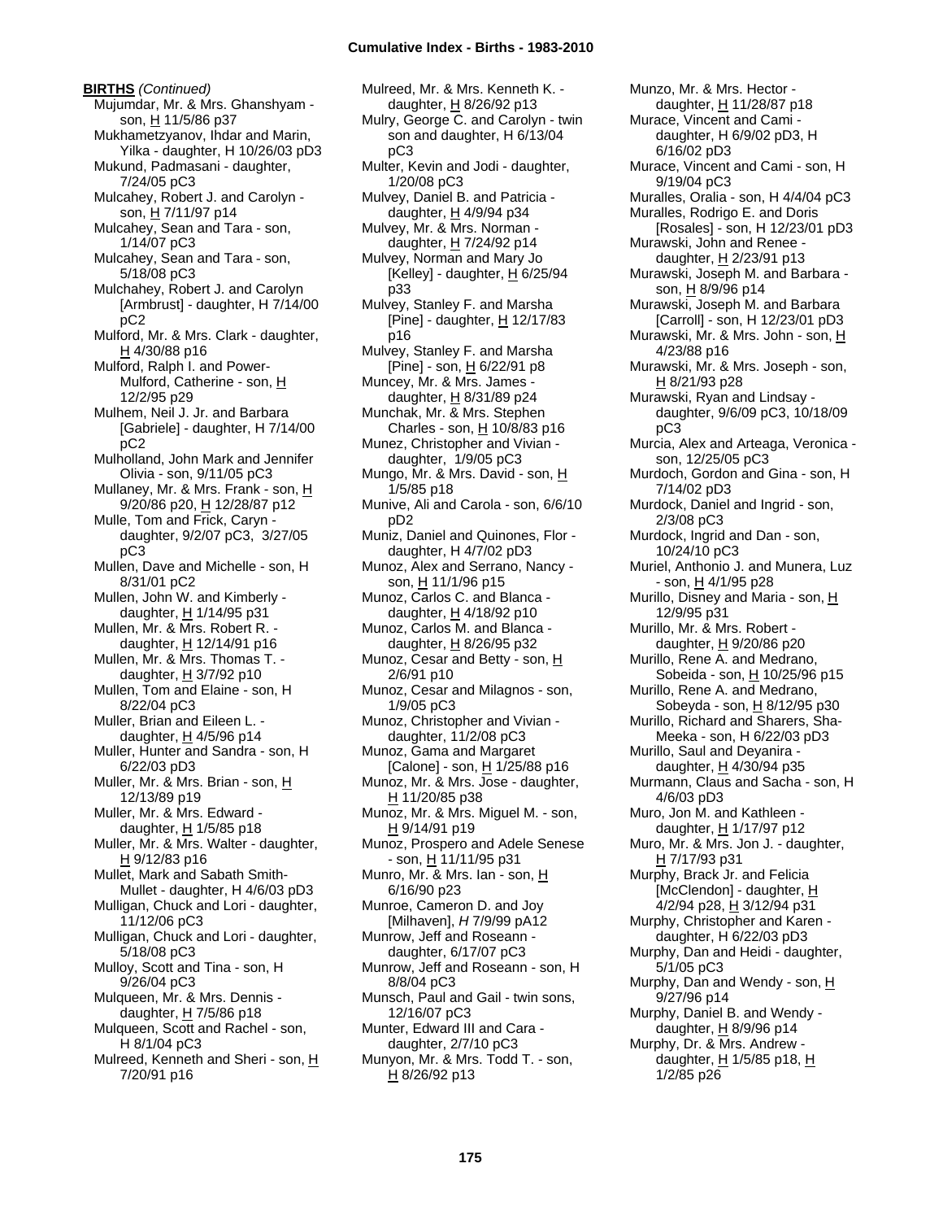**BIRTHS** *(Continued)*

Mujumdar, Mr. & Mrs. Ghanshyam - son, H 11/5/86 p37

Mukhametzyanov, Ihdar and Marin, Yilka - daughter, H 10/26/03 pD3

Mukund, Padmasani - daughter, 7/24/05 pC3

Mulcahey, Robert J. and Carolyn - son, H 7/11/97 p14

Mulcahey, Sean and Tara - son, 1/14/07 pC3

Mulcahey, Sean and Tara - son, 5/18/08 pC3

Mulchahey, Robert J. and Carolyn [Armbrust] - daughter, H 7/14/00 pC2

Mulford, Mr. & Mrs. Clark - daughter, H 4/30/88 p16

Mulford, Ralph I. and Power-Mulford, Catherine - son, H 12/2/95 p29

Mulhem, Neil J. Jr. and Barbara [Gabriele] - daughter, H 7/14/00 pC2

Mulholland, John Mark and Jennifer Olivia - son, 9/11/05 pC3

Mullaney, Mr. & Mrs. Frank - son, H 9/20/86 p20, H 12/28/87 p12

Mulle, Tom and Frick, Caryn - daughter, 9/2/07 pC3, 3/27/05 pC3

Mullen, Dave and Michelle - son, H 8/31/01 pC2

Mullen, John W. and Kimberly - daughter, H 1/14/95 p31

Mullen, Mr. & Mrs. Robert R. - daughter, H 12/14/91 p16

Mullen, Mr. & Mrs. Thomas T. - daughter, H 3/7/92 p10

Mullen, Tom and Elaine - son, H 8/22/04 pC3

Muller, Brian and Eileen L. - daughter, H 4/5/96 p14

Muller, Hunter and Sandra - son, H 6/22/03 pD3

Muller, Mr. & Mrs. Brian - son, H 12/13/89 p19

Muller, Mr. & Mrs. Edward - daughter, H 1/5/85 p18

Muller, Mr. & Mrs. Walter - daughter, H 9/12/83 p16

Mullet, Mark and Sabath Smith-Mullet - daughter, H 4/6/03 pD3

Mulligan, Chuck and Lori - daughter, 11/12/06 pC3

Mulligan, Chuck and Lori - daughter, 5/18/08 pC3

Mulloy, Scott and Tina - son, H 9/26/04 pC3

Mulqueen, Mr. & Mrs. Dennis - daughter, H 7/5/86 p18

Mulqueen, Scott and Rachel - son, H 8/1/04 pC3

Mulreed, Kenneth and Sheri - son, H 7/20/91 p16

Mulreed, Mr. & Mrs. Kenneth K. - daughter, H 8/26/92 p13

Mulry, George C. and Carolyn - twin son and daughter, H 6/13/04 pC3

Multer, Kevin and Jodi - daughter, 1/20/08 pC3

Mulvey, Daniel B. and Patricia - daughter, H 4/9/94 p34

Mulvey, Mr. & Mrs. Norman - daughter, H 7/24/92 p14

Mulvey, Norman and Mary Jo [Kelley] - daughter, H 6/25/94 p33

Mulvey, Stanley F. and Marsha [Pine] - daughter, H 12/17/83 p16

Mulvey, Stanley F. and Marsha [Pine] - son, H 6/22/91 p8

Muncey, Mr. & Mrs. James - daughter, H 8/31/89 p24

Munchak, Mr. & Mrs. Stephen Charles - son, H 10/8/83 p16

Munez, Christopher and Vivian - daughter, 1/9/05 pC3

Mungo, Mr. & Mrs. David - son, H 1/5/85 p18

Munive, Ali and Carola - son, 6/6/10 pD2

Muniz, Daniel and Quinones, Flor - daughter, H 4/7/02 pD3

Munoz, Alex and Serrano, Nancy - son, H 11/1/96 p15

Munoz, Carlos C. and Blanca - daughter, H 4/18/92 p10

Munoz, Carlos M. and Blanca - daughter, H 8/26/95 p32

Munoz, Cesar and Betty - son, H 2/6/91 p10

Munoz, Cesar and Milagnos - son, 1/9/05 pC3

Munoz, Christopher and Vivian - daughter, 11/2/08 pC3

Munoz, Gama and Margaret [Calone] - son, H 1/25/88 p16

Munoz, Mr. & Mrs. Jose - daughter, H 11/20/85 p38

Munoz, Mr. & Mrs. Miguel M. - son, H 9/14/91 p19

Munoz, Prospero and Adele Senese - son, H 11/11/95 p31

Munro, Mr. & Mrs. Ian - son, H 6/16/90 p23

Munroe, Cameron D. and Joy [Milhaven], *H* 7/9/99 pA12

Munrow, Jeff and Roseann - daughter, 6/17/07 pC3

Munrow, Jeff and Roseann - son, H 8/8/04 pC3

Munsch, Paul and Gail - twin sons, 12/16/07 pC3

Munter, Edward III and Cara - daughter, 2/7/10 pC3

Munyon, Mr. & Mrs. Todd T. - son, H 8/26/92 p13

Munzo, Mr. & Mrs. Hector - daughter, H 11/28/87 p18

Murace, Vincent and Cami - daughter, H 6/9/02 pD3, H 6/16/02 pD3

Murace, Vincent and Cami - son, H 9/19/04 pC3

Muralles, Oralia - son, H 4/4/04 pC3

Muralles, Rodrigo E. and Doris [Rosales] - son, H 12/23/01 pD3

Murawski, John and Renee - daughter, H 2/23/91 p13

Murawski, Joseph M. and Barbara - son, H 8/9/96 p14

Murawski, Joseph M. and Barbara [Carroll] - son, H 12/23/01 pD3

Murawski, Mr. & Mrs. John - son, H 4/23/88 p16

Murawski, Mr. & Mrs. Joseph - son, H 8/21/93 p28

Murawski, Ryan and Lindsay - daughter, 9/6/09 pC3, 10/18/09 pC3

Murcia, Alex and Arteaga, Veronica - son, 12/25/05 pC3

Murdoch, Gordon and Gina - son, H 7/14/02 pD3

Murdock, Daniel and Ingrid - son, 2/3/08 pC3

Murdock, Ingrid and Dan - son, 10/24/10 pC3

Muriel, Anthonio J. and Munera, Luz - son, H 4/1/95 p28

Murillo, Disney and Maria - son, H 12/9/95 p31

Murillo, Mr. & Mrs. Robert - daughter, H 9/20/86 p20

Murillo, Rene A. and Medrano, Sobeida - son, H 10/25/96 p15

Murillo, Rene A. and Medrano, Sobeyda - son, H 8/12/95 p30

Murillo, Richard and Sharers, Sha-Meeka - son, H 6/22/03 pD3

Murillo, Saul and Deyanira - daughter, H 4/30/94 p35

Murmann, Claus and Sacha - son, H 4/6/03 pD3

Muro, Jon M. and Kathleen - daughter, H 1/17/97 p12

Muro, Mr. & Mrs. Jon J. - daughter, H 7/17/93 p31

Murphy, Brack Jr. and Felicia [McClendon] - daughter, H 4/2/94 p28, H 3/12/94 p31

Murphy, Christopher and Karen - daughter, H 6/22/03 pD3

Murphy, Dan and Heidi - daughter, 5/1/05 pC3

Murphy, Dan and Wendy - son, H 9/27/96 p14

Murphy, Daniel B. and Wendy - daughter, H 8/9/96 p14

Murphy, Dr. & Mrs. Andrew - daughter, H 1/5/85 p18, H 1/2/85 p26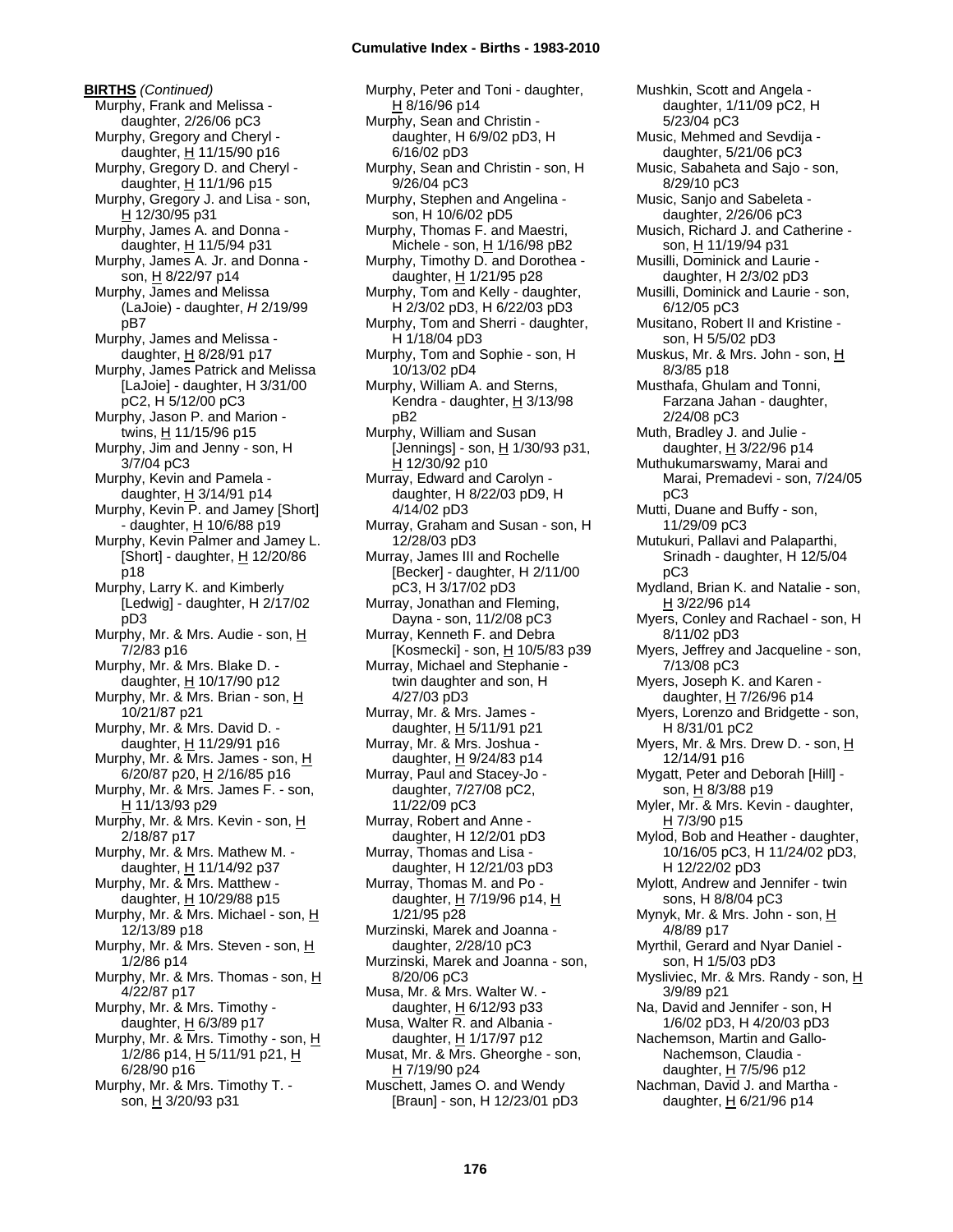**BIRTHS** *(Continued)*

Murphy, Frank and Melissa - daughter, 2/26/06 pC3
Murphy, Gregory and Cheryl - daughter, H 11/15/90 p16
Murphy, Gregory D. and Cheryl - daughter, H 11/1/96 p15
Murphy, Gregory J. and Lisa - son, H 12/30/95 p31
Murphy, James A. and Donna - daughter, H 11/5/94 p31
Murphy, James A. Jr. and Donna - son, H 8/22/97 p14
Murphy, James and Melissa (LaJoie) - daughter, *H* 2/19/99 pB7
Murphy, James and Melissa - daughter, H 8/28/91 p17
Murphy, James Patrick and Melissa [LaJoie] - daughter, H 3/31/00 pC2, H 5/12/00 pC3
Murphy, Jason P. and Marion - twins, H 11/15/96 p15
Murphy, Jim and Jenny - son, H 3/7/04 pC3
Murphy, Kevin and Pamela - daughter, H 3/14/91 p14
Murphy, Kevin P. and Jamey [Short] - daughter, H 10/6/88 p19
Murphy, Kevin Palmer and Jamey L. [Short] - daughter, H 12/20/86 p18
Murphy, Larry K. and Kimberly [Ledwig] - daughter, H 2/17/02 pD3
Murphy, Mr. & Mrs. Audie - son, H 7/2/83 p16
Murphy, Mr. & Mrs. Blake D. - daughter, H 10/17/90 p12
Murphy, Mr. & Mrs. Brian - son, H 10/21/87 p21
Murphy, Mr. & Mrs. David D. - daughter, H 11/29/91 p16
Murphy, Mr. & Mrs. James - son, H 6/20/87 p20, H 2/16/85 p16
Murphy, Mr. & Mrs. James F. - son, H 11/13/93 p29
Murphy, Mr. & Mrs. Kevin - son, H 2/18/87 p17
Murphy, Mr. & Mrs. Mathew M. - daughter, H 11/14/92 p37
Murphy, Mr. & Mrs. Matthew - daughter, H 10/29/88 p15
Murphy, Mr. & Mrs. Michael - son, H 12/13/89 p18
Murphy, Mr. & Mrs. Steven - son, H 1/2/86 p14
Murphy, Mr. & Mrs. Thomas - son, H 4/22/87 p17
Murphy, Mr. & Mrs. Timothy - daughter, H 6/3/89 p17
Murphy, Mr. & Mrs. Timothy - son, H 1/2/86 p14, H 5/11/91 p21, H 6/28/90 p16
Murphy, Mr. & Mrs. Timothy T. - son, H 3/20/93 p31
Murphy, Peter and Toni - daughter, H 8/16/96 p14
Murphy, Sean and Christin - daughter, H 6/9/02 pD3, H 6/16/02 pD3
Murphy, Sean and Christin - son, H 9/26/04 pC3
Murphy, Stephen and Angelina - son, H 10/6/02 pD5
Murphy, Thomas F. and Maestri, Michele - son, H 1/16/98 pB2
Murphy, Timothy D. and Dorothea - daughter, H 1/21/95 p28
Murphy, Tom and Kelly - daughter, H 2/3/02 pD3, H 6/22/03 pD3
Murphy, Tom and Sherri - daughter, H 1/18/04 pD3
Murphy, Tom and Sophie - son, H 10/13/02 pD4
Murphy, William A. and Sterns, Kendra - daughter, H 3/13/98 pB2
Murphy, William and Susan [Jennings] - son, H 1/30/93 p31, H 12/30/92 p10
Murray, Edward and Carolyn - daughter, H 8/22/03 pD9, H 4/14/02 pD3
Murray, Graham and Susan - son, H 12/28/03 pD3
Murray, James III and Rochelle [Becker] - daughter, H 2/11/00 pC3, H 3/17/02 pD3
Murray, Jonathan and Fleming, Dayna - son, 11/2/08 pC3
Murray, Kenneth F. and Debra [Kosmecki] - son, H 10/5/83 p39
Murray, Michael and Stephanie - twin daughter and son, H 4/27/03 pD3
Murray, Mr. & Mrs. James - daughter, H 5/11/91 p21
Murray, Mr. & Mrs. Joshua - daughter, H 9/24/83 p14
Murray, Paul and Stacey-Jo - daughter, 7/27/08 pC2, 11/22/09 pC3
Murray, Robert and Anne - daughter, H 12/2/01 pD3
Murray, Thomas and Lisa - daughter, H 12/21/03 pD3
Murray, Thomas M. and Po - daughter, H 7/19/96 p14, H 1/21/95 p28
Murzinski, Marek and Joanna - daughter, 2/28/10 pC3
Murzinski, Marek and Joanna - son, 8/20/06 pC3
Musa, Mr. & Mrs. Walter W. - daughter, H 6/12/93 p33
Musa, Walter R. and Albania - daughter, H 1/17/97 p12
Musat, Mr. & Mrs. Gheorghe - son, H 7/19/90 p24
Muschett, James O. and Wendy [Braun] - son, H 12/23/01 pD3
Mushkin, Scott and Angela - daughter, 1/11/09 pC2, H 5/23/04 pC3
Music, Mehmed and Sevdija - daughter, 5/21/06 pC3
Music, Sabaheta and Sajo - son, 8/29/10 pC3
Music, Sanjo and Sabeleta - daughter, 2/26/06 pC3
Musich, Richard J. and Catherine - son, H 11/19/94 p31
Musilli, Dominick and Laurie - daughter, H 2/3/02 pD3
Musilli, Dominick and Laurie - son, 6/12/05 pC3
Musitano, Robert II and Kristine - son, H 5/5/02 pD3
Muskus, Mr. & Mrs. John - son, H 8/3/85 p18
Musthafa, Ghulam and Tonni, Farzana Jahan - daughter, 2/24/08 pC3
Muth, Bradley J. and Julie - daughter, H 3/22/96 p14
Muthukumarswamy, Marai and Marai, Premadevi - son, 7/24/05 pC3
Mutti, Duane and Buffy - son, 11/29/09 pC3
Mutukuri, Pallavi and Palaparthi, Srinadh - daughter, H 12/5/04 pC3
Mydland, Brian K. and Natalie - son, H 3/22/96 p14
Myers, Conley and Rachael - son, H 8/11/02 pD3
Myers, Jeffrey and Jacqueline - son, 7/13/08 pC3
Myers, Joseph K. and Karen - daughter, H 7/26/96 p14
Myers, Lorenzo and Bridgette - son, H 8/31/01 pC2
Myers, Mr. & Mrs. Drew D. - son, H 12/14/91 p16
Mygatt, Peter and Deborah [Hill] - son, H 8/3/88 p19
Myler, Mr. & Mrs. Kevin - daughter, H 7/3/90 p15
Mylod, Bob and Heather - daughter, 10/16/05 pC3, H 11/24/02 pD3, H 12/22/02 pD3
Mylott, Andrew and Jennifer - twin sons, H 8/8/04 pC3
Mynyk, Mr. & Mrs. John - son, H 4/8/89 p17
Myrthil, Gerard and Nyar Daniel - son, H 1/5/03 pD3
Mysliviec, Mr. & Mrs. Randy - son, H 3/9/89 p21
Na, David and Jennifer - son, H 1/6/02 pD3, H 4/20/03 pD3
Nachemson, Martin and Gallo-Nachemson, Claudia - daughter, H 7/5/96 p12
Nachman, David J. and Martha - daughter, H 6/21/96 p14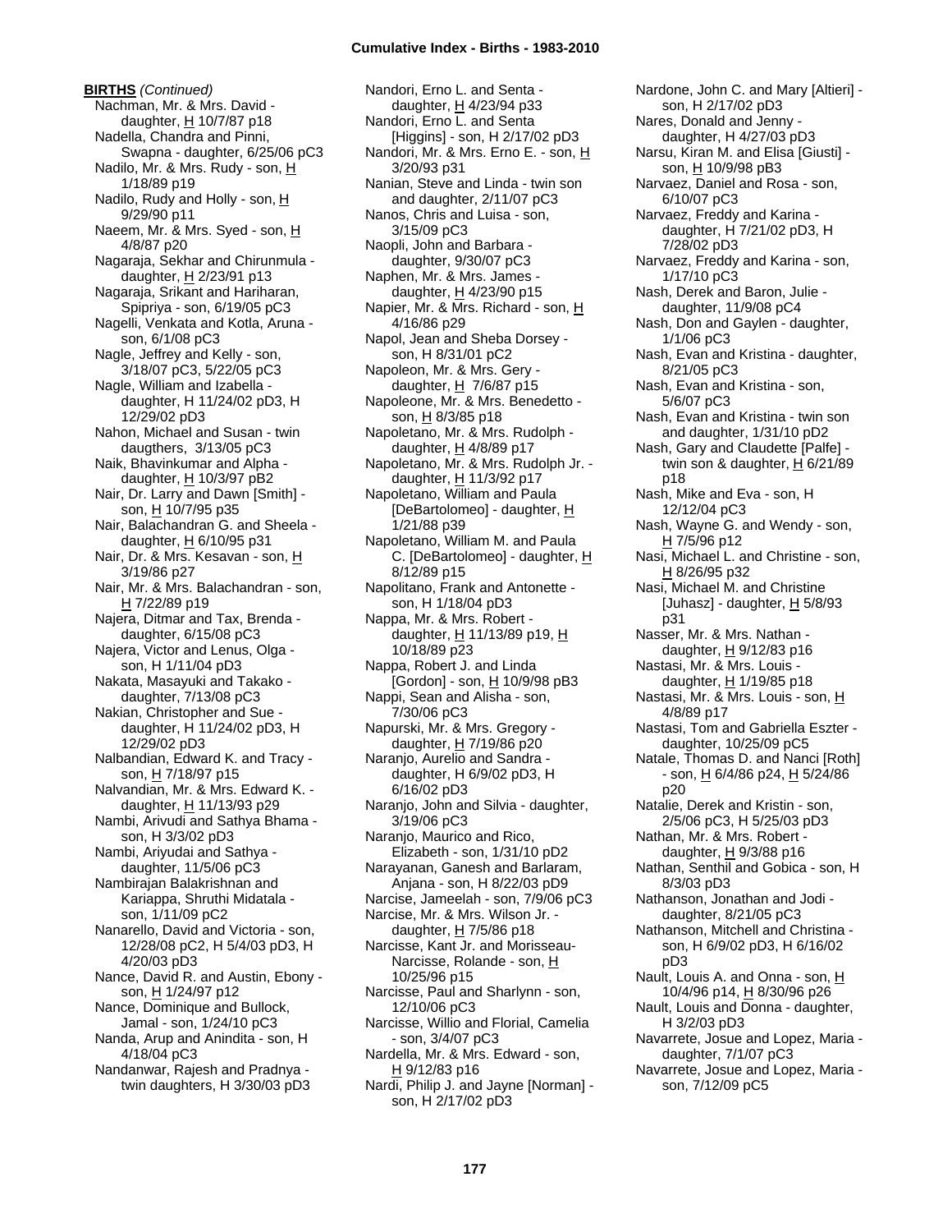**BIRTHS** *(Continued)*

Nachman, Mr. & Mrs. David - daughter, H 10/7/87 p18
Nadella, Chandra and Pinni, Swapna - daughter, 6/25/06 pC3
Nadilo, Mr. & Mrs. Rudy - son, H 1/18/89 p19
Nadilo, Rudy and Holly - son, H 9/29/90 p11
Naeem, Mr. & Mrs. Syed - son, H 4/8/87 p20
Nagaraja, Sekhar and Chirunmula - daughter, H 2/23/91 p13
Nagaraja, Srikant and Hariharan, Spipriya - son, 6/19/05 pC3
Nagelli, Venkata and Kotla, Aruna - son, 6/1/08 pC3
Nagle, Jeffrey and Kelly - son, 3/18/07 pC3, 5/22/05 pC3
Nagle, William and Izabella - daughter, H 11/24/02 pD3, H 12/29/02 pD3
Nahon, Michael and Susan - twin daugthers, 3/13/05 pC3
Naik, Bhavinkumar and Alpha - daughter, H 10/3/97 pB2
Nair, Dr. Larry and Dawn [Smith] - son, H 10/7/95 p35
Nair, Balachandran G. and Sheela - daughter, H 6/10/95 p31
Nair, Dr. & Mrs. Kesavan - son, H 3/19/86 p27
Nair, Mr. & Mrs. Balachandran - son, H 7/22/89 p19
Najera, Ditmar and Tax, Brenda - daughter, 6/15/08 pC3
Najera, Victor and Lenus, Olga - son, H 1/11/04 pD3
Nakata, Masayuki and Takako - daughter, 7/13/08 pC3
Nakian, Christopher and Sue - daughter, H 11/24/02 pD3, H 12/29/02 pD3
Nalbandian, Edward K. and Tracy - son, H 7/18/97 p15
Nalvandian, Mr. & Mrs. Edward K. - daughter, H 11/13/93 p29
Nambi, Arivudi and Sathya Bhama - son, H 3/3/02 pD3
Nambi, Ariyudai and Sathya - daughter, 11/5/06 pC3
Nambirajan Balakrishnan and Kariappa, Shruthi Midatala - son, 1/11/09 pC2
Nanarello, David and Victoria - son, 12/28/08 pC2, H 5/4/03 pD3, H 4/20/03 pD3
Nance, David R. and Austin, Ebony - son, H 1/24/97 p12
Nance, Dominique and Bullock, Jamal - son, 1/24/10 pC3
Nanda, Arup and Anindita - son, H 4/18/04 pC3
Nandanwar, Rajesh and Pradnya - twin daughters, H 3/30/03 pD3
Nandori, Erno L. and Senta - daughter, H 4/23/94 p33
Nandori, Erno L. and Senta [Higgins] - son, H 2/17/02 pD3
Nandori, Mr. & Mrs. Erno E. - son, H 3/20/93 p31
Nanian, Steve and Linda - twin son and daughter, 2/11/07 pC3
Nanos, Chris and Luisa - son, 3/15/09 pC3
Naopli, John and Barbara - daughter, 9/30/07 pC3
Naphen, Mr. & Mrs. James - daughter, H 4/23/90 p15
Napier, Mr. & Mrs. Richard - son, H 4/16/86 p29
Napol, Jean and Sheba Dorsey - son, H 8/31/01 pC2
Napoleon, Mr. & Mrs. Gery - daughter, H 7/6/87 p15
Napoleone, Mr. & Mrs. Benedetto - son, H 8/3/85 p18
Napoletano, Mr. & Mrs. Rudolph - daughter, H 4/8/89 p17
Napoletano, Mr. & Mrs. Rudolph Jr. - daughter, H 11/3/92 p17
Napoletano, William and Paula [DeBartolomeo] - daughter, H 1/21/88 p39
Napoletano, William M. and Paula C. [DeBartolomeo] - daughter, H 8/12/89 p15
Napolitano, Frank and Antonette - son, H 1/18/04 pD3
Nappa, Mr. & Mrs. Robert - daughter, H 11/13/89 p19, H 10/18/89 p23
Nappa, Robert J. and Linda [Gordon] - son, H 10/9/98 pB3
Nappi, Sean and Alisha - son, 7/30/06 pC3
Napurski, Mr. & Mrs. Gregory - daughter, H 7/19/86 p20
Naranjo, Aurelio and Sandra - daughter, H 6/9/02 pD3, H 6/16/02 pD3
Naranjo, John and Silvia - daughter, 3/19/06 pC3
Naranjo, Maurico and Rico, Elizabeth - son, 1/31/10 pD2
Narayanan, Ganesh and Barlaram, Anjana - son, H 8/22/03 pD9
Narcise, Jameelah - son, 7/9/06 pC3
Narcise, Mr. & Mrs. Wilson Jr. - daughter, H 7/5/86 p18
Narcisse, Kant Jr. and Morisseau-Narcisse, Rolande - son, H 10/25/96 p15
Narcisse, Paul and Sharlynn - son, 12/10/06 pC3
Narcisse, Willio and Florial, Camelia - son, 3/4/07 pC3
Nardella, Mr. & Mrs. Edward - son, H 9/12/83 p16
Nardi, Philip J. and Jayne [Norman] - son, H 2/17/02 pD3
Nardone, John C. and Mary [Altieri] - son, H 2/17/02 pD3
Nares, Donald and Jenny - daughter, H 4/27/03 pD3
Narsu, Kiran M. and Elisa [Giusti] - son, H 10/9/98 pB3
Narvaez, Daniel and Rosa - son, 6/10/07 pC3
Narvaez, Freddy and Karina - daughter, H 7/21/02 pD3, H 7/28/02 pD3
Narvaez, Freddy and Karina - son, 1/17/10 pC3
Nash, Derek and Baron, Julie - daughter, 11/9/08 pC4
Nash, Don and Gaylen - daughter, 1/1/06 pC3
Nash, Evan and Kristina - daughter, 8/21/05 pC3
Nash, Evan and Kristina - son, 5/6/07 pC3
Nash, Evan and Kristina - twin son and daughter, 1/31/10 pD2
Nash, Gary and Claudette [Palfe] - twin son & daughter, H 6/21/89 p18
Nash, Mike and Eva - son, H 12/12/04 pC3
Nash, Wayne G. and Wendy - son, H 7/5/96 p12
Nasi, Michael L. and Christine - son, H 8/26/95 p32
Nasi, Michael M. and Christine [Juhasz] - daughter, H 5/8/93 p31
Nasser, Mr. & Mrs. Nathan - daughter, H 9/12/83 p16
Nastasi, Mr. & Mrs. Louis - daughter, H 1/19/85 p18
Nastasi, Mr. & Mrs. Louis - son, H 4/8/89 p17
Nastasi, Tom and Gabriella Eszter - daughter, 10/25/09 pC5
Natale, Thomas D. and Nanci [Roth] - son, H 6/4/86 p24, H 5/24/86 p20
Natalie, Derek and Kristin - son, 2/5/06 pC3, H 5/25/03 pD3
Nathan, Mr. & Mrs. Robert - daughter, H 9/3/88 p16
Nathan, Senthil and Gobica - son, H 8/3/03 pD3
Nathanson, Jonathan and Jodi - daughter, 8/21/05 pC3
Nathanson, Mitchell and Christina - son, H 6/9/02 pD3, H 6/16/02 pD3
Nault, Louis A. and Onna - son, H 10/4/96 p14, H 8/30/96 p26
Nault, Louis and Donna - daughter, H 3/2/03 pD3
Navarrete, Josue and Lopez, Maria - daughter, 7/1/07 pC3
Navarrete, Josue and Lopez, Maria - son, 7/12/09 pC5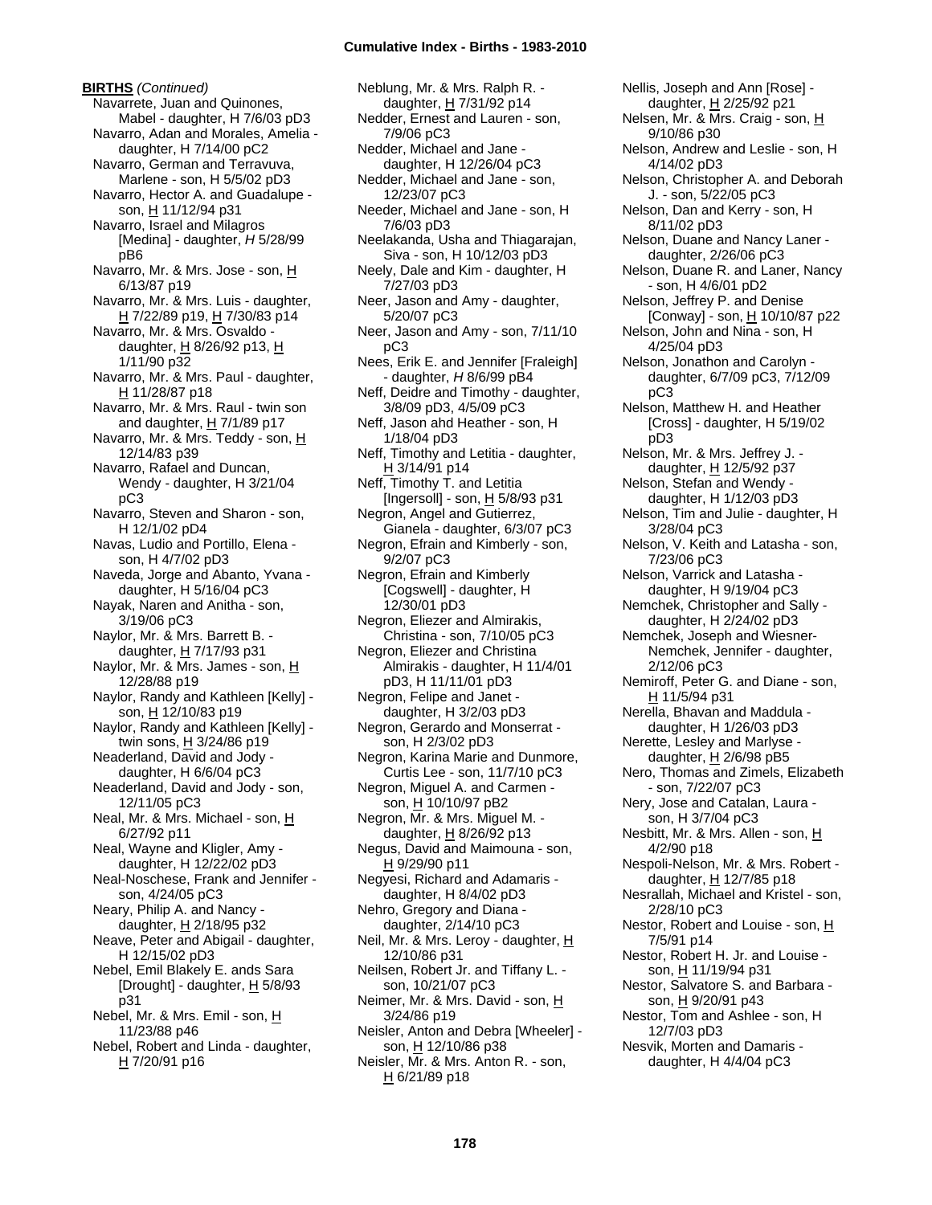**BIRTHS** *(Continued)*

Navarrete, Juan and Quinones, Mabel - daughter, H 7/6/03 pD3
Navarro, Adan and Morales, Amelia - daughter, H 7/14/00 pC2
Navarro, German and Terravuva, Marlene - son, H 5/5/02 pD3
Navarro, Hector A. and Guadalupe - son, H 11/12/94 p31
Navarro, Israel and Milagros [Medina] - daughter, *H* 5/28/99 pB6
Navarro, Mr. & Mrs. Jose - son, H 6/13/87 p19
Navarro, Mr. & Mrs. Luis - daughter, H 7/22/89 p19, H 7/30/83 p14
Navarro, Mr. & Mrs. Osvaldo - daughter, H 8/26/92 p13, H 1/11/90 p32
Navarro, Mr. & Mrs. Paul - daughter, H 11/28/87 p18
Navarro, Mr. & Mrs. Raul - twin son and daughter, H 7/1/89 p17
Navarro, Mr. & Mrs. Teddy - son, H 12/14/83 p39
Navarro, Rafael and Duncan, Wendy - daughter, H 3/21/04 pC3
Navarro, Steven and Sharon - son, H 12/1/02 pD4
Navas, Ludio and Portillo, Elena - son, H 4/7/02 pD3
Naveda, Jorge and Abanto, Yvana - daughter, H 5/16/04 pC3
Nayak, Naren and Anitha - son, 3/19/06 pC3
Naylor, Mr. & Mrs. Barrett B. - daughter, H 7/17/93 p31
Naylor, Mr. & Mrs. James - son, H 12/28/88 p19
Naylor, Randy and Kathleen [Kelly] - son, H 12/10/83 p19
Naylor, Randy and Kathleen [Kelly] - twin sons, H 3/24/86 p19
Neaderland, David and Jody - daughter, H 6/6/04 pC3
Neaderland, David and Jody - son, 12/11/05 pC3
Neal, Mr. & Mrs. Michael - son, H 6/27/92 p11
Neal, Wayne and Kligler, Amy - daughter, H 12/22/02 pD3
Neal-Noschese, Frank and Jennifer - son, 4/24/05 pC3
Neary, Philip A. and Nancy - daughter, H 2/18/95 p32
Neave, Peter and Abigail - daughter, H 12/15/02 pD3
Nebel, Emil Blakely E. ands Sara [Drought] - daughter, H 5/8/93 p31
Nebel, Mr. & Mrs. Emil - son, H 11/23/88 p46
Nebel, Robert and Linda - daughter, H 7/20/91 p16
Neblung, Mr. & Mrs. Ralph R. - daughter, H 7/31/92 p14
Nedder, Ernest and Lauren - son, 7/9/06 pC3
Nedder, Michael and Jane - daughter, H 12/26/04 pC3
Nedder, Michael and Jane - son, 12/23/07 pC3
Needer, Michael and Jane - son, H 7/6/03 pD3
Neelakanda, Usha and Thiagarajan, Siva - son, H 10/12/03 pD3
Neely, Dale and Kim - daughter, H 7/27/03 pD3
Neer, Jason and Amy - daughter, 5/20/07 pC3
Neer, Jason and Amy - son, 7/11/10 pC3
Nees, Erik E. and Jennifer [Fraleigh] - daughter, *H* 8/6/99 pB4
Neff, Deidre and Timothy - daughter, 3/8/09 pD3, 4/5/09 pC3
Neff, Jason ahd Heather - son, H 1/18/04 pD3
Neff, Timothy and Letitia - daughter, H 3/14/91 p14
Neff, Timothy T. and Letitia [Ingersoll] - son, H 5/8/93 p31
Negron, Angel and Gutierrez, Gianela - daughter, 6/3/07 pC3
Negron, Efrain and Kimberly - son, 9/2/07 pC3
Negron, Efrain and Kimberly [Cogswell] - daughter, H 12/30/01 pD3
Negron, Eliezer and Almirakis, Christina - son, 7/10/05 pC3
Negron, Eliezer and Christina Almirakis - daughter, H 11/4/01 pD3, H 11/11/01 pD3
Negron, Felipe and Janet - daughter, H 3/2/03 pD3
Negron, Gerardo and Monserrat - son, H 2/3/02 pD3
Negron, Karina Marie and Dunmore, Curtis Lee - son, 11/7/10 pC3
Negron, Miguel A. and Carmen - son, H 10/10/97 pB2
Negron, Mr. & Mrs. Miguel M. - daughter, H 8/26/92 p13
Negus, David and Maimouna - son, H 9/29/90 p11
Negyesi, Richard and Adamaris - daughter, H 8/4/02 pD3
Nehro, Gregory and Diana - daughter, 2/14/10 pC3
Neil, Mr. & Mrs. Leroy - daughter, H 12/10/86 p31
Neilsen, Robert Jr. and Tiffany L. - son, 10/21/07 pC3
Neimer, Mr. & Mrs. David - son, H 3/24/86 p19
Neisler, Anton and Debra [Wheeler] - son, H 12/10/86 p38
Neisler, Mr. & Mrs. Anton R. - son, H 6/21/89 p18
Nellis, Joseph and Ann [Rose] - daughter, H 2/25/92 p21
Nelsen, Mr. & Mrs. Craig - son, H 9/10/86 p30
Nelson, Andrew and Leslie - son, H 4/14/02 pD3
Nelson, Christopher A. and Deborah J. - son, 5/22/05 pC3
Nelson, Dan and Kerry - son, H 8/11/02 pD3
Nelson, Duane and Nancy Laner - daughter, 2/26/06 pC3
Nelson, Duane R. and Laner, Nancy - son, H 4/6/01 pD2
Nelson, Jeffrey P. and Denise [Conway] - son, H 10/10/87 p22
Nelson, John and Nina - son, H 4/25/04 pD3
Nelson, Jonathon and Carolyn - daughter, 6/7/09 pC3, 7/12/09 pC3
Nelson, Matthew H. and Heather [Cross] - daughter, H 5/19/02 pD3
Nelson, Mr. & Mrs. Jeffrey J. - daughter, H 12/5/92 p37
Nelson, Stefan and Wendy - daughter, H 1/12/03 pD3
Nelson, Tim and Julie - daughter, H 3/28/04 pC3
Nelson, V. Keith and Latasha - son, 7/23/06 pC3
Nelson, Varrick and Latasha - daughter, H 9/19/04 pC3
Nemchek, Christopher and Sally - daughter, H 2/24/02 pD3
Nemchek, Joseph and Wiesner-Nemchek, Jennifer - daughter, 2/12/06 pC3
Nemiroff, Peter G. and Diane - son, H 11/5/94 p31
Nerella, Bhavan and Maddula - daughter, H 1/26/03 pD3
Nerette, Lesley and Marlyse - daughter, H 2/6/98 pB5
Nero, Thomas and Zimels, Elizabeth - son, 7/22/07 pC3
Nery, Jose and Catalan, Laura - son, H 3/7/04 pC3
Nesbitt, Mr. & Mrs. Allen - son, H 4/2/90 p18
Nespoli-Nelson, Mr. & Mrs. Robert - daughter, H 12/7/85 p18
Nesrallah, Michael and Kristel - son, 2/28/10 pC3
Nestor, Robert and Louise - son, H 7/5/91 p14
Nestor, Robert H. Jr. and Louise - son, H 11/19/94 p31
Nestor, Salvatore S. and Barbara - son, H 9/20/91 p43
Nestor, Tom and Ashlee - son, H 12/7/03 pD3
Nesvik, Morten and Damaris - daughter, H 4/4/04 pC3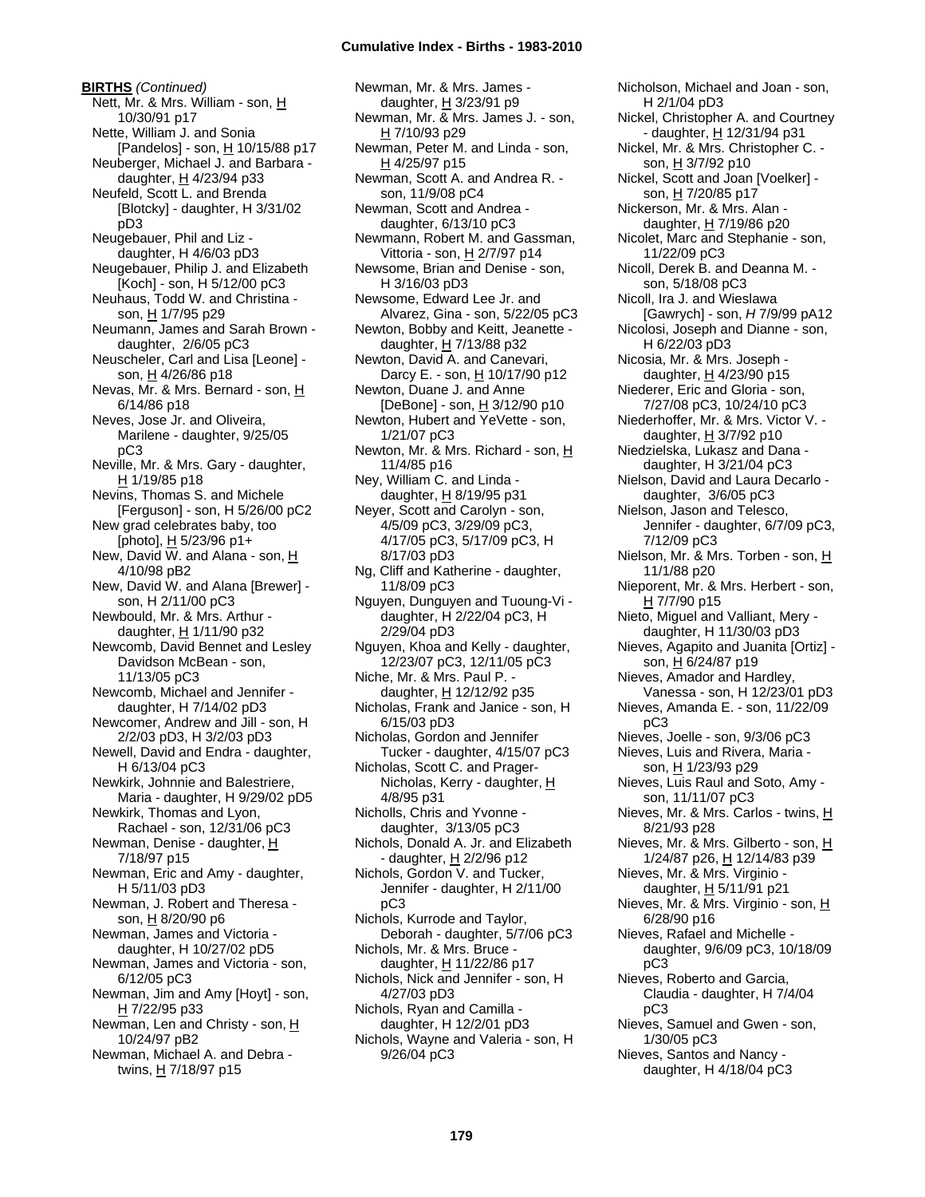**BIRTHS** *(Continued)*

Nett, Mr. & Mrs. William - son, H 10/30/91 p17
Nette, William J. and Sonia [Pandelos] - son, H 10/15/88 p17
Neuberger, Michael J. and Barbara - daughter, H 4/23/94 p33
Neufeld, Scott L. and Brenda [Blotcky] - daughter, H 3/31/02 pD3
Neugebauer, Phil and Liz - daughter, H 4/6/03 pD3
Neugebauer, Philip J. and Elizabeth [Koch] - son, H 5/12/00 pC3
Neuhaus, Todd W. and Christina - son, H 1/7/95 p29
Neumann, James and Sarah Brown - daughter, 2/6/05 pC3
Neuscheler, Carl and Lisa [Leone] - son, H 4/26/86 p18
Nevas, Mr. & Mrs. Bernard - son, H 6/14/86 p18
Neves, Jose Jr. and Oliveira, Marilene - daughter, 9/25/05 pC3
Neville, Mr. & Mrs. Gary - daughter, H 1/19/85 p18
Nevins, Thomas S. and Michele [Ferguson] - son, H 5/26/00 pC2
New grad celebrates baby, too [photo], H 5/23/96 p1+
New, David W. and Alana - son, H 4/10/98 pB2
New, David W. and Alana [Brewer] - son, H 2/11/00 pC3
Newbould, Mr. & Mrs. Arthur - daughter, H 1/11/90 p32
Newcomb, David Bennet and Lesley Davidson McBean - son, 11/13/05 pC3
Newcomb, Michael and Jennifer - daughter, H 7/14/02 pD3
Newcomer, Andrew and Jill - son, H 2/2/03 pD3, H 3/2/03 pD3
Newell, David and Endra - daughter, H 6/13/04 pC3
Newkirk, Johnnie and Balestriere, Maria - daughter, H 9/29/02 pD5
Newkirk, Thomas and Lyon, Rachael - son, 12/31/06 pC3
Newman, Denise - daughter, H 7/18/97 p15
Newman, Eric and Amy - daughter, H 5/11/03 pD3
Newman, J. Robert and Theresa - son, H 8/20/90 p6
Newman, James and Victoria - daughter, H 10/27/02 pD5
Newman, James and Victoria - son, 6/12/05 pC3
Newman, Jim and Amy [Hoyt] - son, H 7/22/95 p33
Newman, Len and Christy - son, H 10/24/97 pB2
Newman, Michael A. and Debra - twins, H 7/18/97 p15
Newman, Mr. & Mrs. James - daughter, H 3/23/91 p9
Newman, Mr. & Mrs. James J. - son, H 7/10/93 p29
Newman, Peter M. and Linda - son, H 4/25/97 p15
Newman, Scott A. and Andrea R. - son, 11/9/08 pC4
Newman, Scott and Andrea - daughter, 6/13/10 pC3
Newmann, Robert M. and Gassman, Vittoria - son, H 2/7/97 p14
Newsome, Brian and Denise - son, H 3/16/03 pD3
Newsome, Edward Lee Jr. and Alvarez, Gina - son, 5/22/05 pC3
Newton, Bobby and Keitt, Jeanette - daughter, H 7/13/88 p32
Newton, David A. and Canevari, Darcy E. - son, H 10/17/90 p12
Newton, Duane J. and Anne [DeBone] - son, H 3/12/90 p10
Newton, Hubert and YeVette - son, 1/21/07 pC3
Newton, Mr. & Mrs. Richard - son, H 11/4/85 p16
Ney, William C. and Linda - daughter, H 8/19/95 p31
Neyer, Scott and Carolyn - son, 4/5/09 pC3, 3/29/09 pC3, 4/17/05 pC3, 5/17/09 pC3, H 8/17/03 pD3
Ng, Cliff and Katherine - daughter, 11/8/09 pC3
Nguyen, Dunguyen and Tuoung-Vi - daughter, H 2/22/04 pC3, H 2/29/04 pD3
Nguyen, Khoa and Kelly - daughter, 12/23/07 pC3, 12/11/05 pC3
Niche, Mr. & Mrs. Paul P. - daughter, H 12/12/92 p35
Nicholas, Frank and Janice - son, H 6/15/03 pD3
Nicholas, Gordon and Jennifer Tucker - daughter, 4/15/07 pC3
Nicholas, Scott C. and Prager-Nicholas, Kerry - daughter, H 4/8/95 p31
Nicholls, Chris and Yvonne - daughter, 3/13/05 pC3
Nichols, Donald A. Jr. and Elizabeth - daughter, H 2/2/96 p12
Nichols, Gordon V. and Tucker, Jennifer - daughter, H 2/11/00 pC3
Nichols, Kurrode and Taylor, Deborah - daughter, 5/7/06 pC3
Nichols, Mr. & Mrs. Bruce - daughter, H 11/22/86 p17
Nichols, Nick and Jennifer - son, H 4/27/03 pD3
Nichols, Ryan and Camilla - daughter, H 12/2/01 pD3
Nichols, Wayne and Valeria - son, H 9/26/04 pC3
Nicholson, Michael and Joan - son, H 2/1/04 pD3
Nickel, Christopher A. and Courtney - daughter, H 12/31/94 p31
Nickel, Mr. & Mrs. Christopher C. - son, H 3/7/92 p10
Nickel, Scott and Joan [Voelker] - son, H 7/20/85 p17
Nickerson, Mr. & Mrs. Alan - daughter, H 7/19/86 p20
Nicolet, Marc and Stephanie - son, 11/22/09 pC3
Nicoll, Derek B. and Deanna M. - son, 5/18/08 pC3
Nicoll, Ira J. and Wieslawa [Gawrych] - son, *H* 7/9/99 pA12
Nicolosi, Joseph and Dianne - son, H 6/22/03 pD3
Nicosia, Mr. & Mrs. Joseph - daughter, H 4/23/90 p15
Niederer, Eric and Gloria - son, 7/27/08 pC3, 10/24/10 pC3
Niederhoffer, Mr. & Mrs. Victor V. - daughter, H 3/7/92 p10
Niedzielska, Lukasz and Dana - daughter, H 3/21/04 pC3
Nielson, David and Laura Decarlo - daughter, 3/6/05 pC3
Nielson, Jason and Telesco, Jennifer - daughter, 6/7/09 pC3, 7/12/09 pC3
Nielson, Mr. & Mrs. Torben - son, H 11/1/88 p20
Nieporent, Mr. & Mrs. Herbert - son, H 7/7/90 p15
Nieto, Miguel and Valliant, Mery - daughter, H 11/30/03 pD3
Nieves, Agapito and Juanita [Ortiz] - son, H 6/24/87 p19
Nieves, Amador and Hardley, Vanessa - son, H 12/23/01 pD3
Nieves, Amanda E. - son, 11/22/09 pC3
Nieves, Joelle - son, 9/3/06 pC3
Nieves, Luis and Rivera, Maria - son, H 1/23/93 p29
Nieves, Luis Raul and Soto, Amy - son, 11/11/07 pC3
Nieves, Mr. & Mrs. Carlos - twins, H 8/21/93 p28
Nieves, Mr. & Mrs. Gilberto - son, H 1/24/87 p26, H 12/14/83 p39
Nieves, Mr. & Mrs. Virginio - daughter, H 5/11/91 p21
Nieves, Mr. & Mrs. Virginio - son, H 6/28/90 p16
Nieves, Rafael and Michelle - daughter, 9/6/09 pC3, 10/18/09 pC3
Nieves, Roberto and Garcia, Claudia - daughter, H 7/4/04 pC3
Nieves, Samuel and Gwen - son, 1/30/05 pC3
Nieves, Santos and Nancy - daughter, H 4/18/04 pC3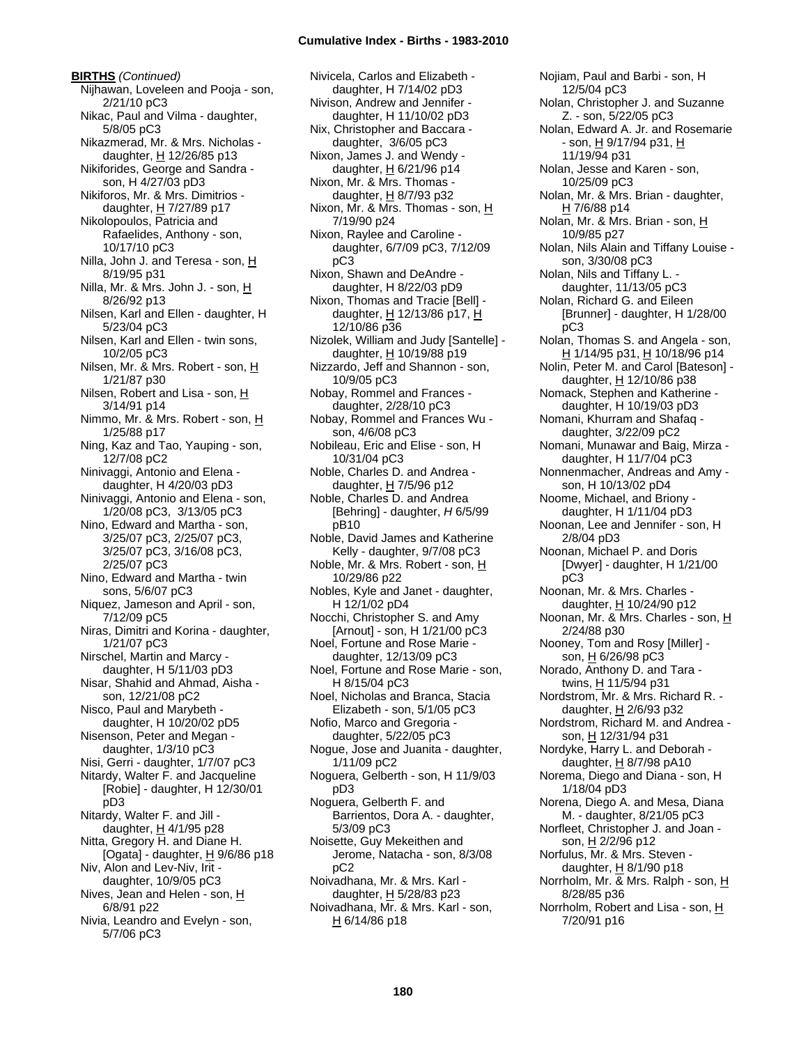**BIRTHS** *(Continued)*

Nijhawan, Loveleen and Pooja - son, 2/21/10 pC3
Nikac, Paul and Vilma - daughter, 5/8/05 pC3
Nikazmerad, Mr. & Mrs. Nicholas - daughter, H 12/26/85 p13
Nikiforides, George and Sandra - son, H 4/27/03 pD3
Nikiforos, Mr. & Mrs. Dimitrios - daughter, H 7/27/89 p17
Nikolopoulos, Patricia and Rafaelides, Anthony - son, 10/17/10 pC3
Nilla, John J. and Teresa - son, H 8/19/95 p31
Nilla, Mr. & Mrs. John J. - son, H 8/26/92 p13
Nilsen, Karl and Ellen - daughter, H 5/23/04 pC3
Nilsen, Karl and Ellen - twin sons, 10/2/05 pC3
Nilsen, Mr. & Mrs. Robert - son, H 1/21/87 p30
Nilsen, Robert and Lisa - son, H 3/14/91 p14
Nimmo, Mr. & Mrs. Robert - son, H 1/25/88 p17
Ning, Kaz and Tao, Yauping - son, 12/7/08 pC2
Ninivaggi, Antonio and Elena - daughter, H 4/20/03 pD3
Ninivaggi, Antonio and Elena - son, 1/20/08 pC3, 3/13/05 pC3
Nino, Edward and Martha - son, 3/25/07 pC3, 2/25/07 pC3, 3/25/07 pC3, 3/16/08 pC3, 2/25/07 pC3
Nino, Edward and Martha - twin sons, 5/6/07 pC3
Niquez, Jameson and April - son, 7/12/09 pC5
Niras, Dimitri and Korina - daughter, 1/21/07 pC3
Nirschel, Martin and Marcy - daughter, H 5/11/03 pD3
Nisar, Shahid and Ahmad, Aisha - son, 12/21/08 pC2
Nisco, Paul and Marybeth - daughter, H 10/20/02 pD5
Nisenson, Peter and Megan - daughter, 1/3/10 pC3
Nisi, Gerri - daughter, 1/7/07 pC3
Nitardy, Walter F. and Jacqueline [Robie] - daughter, H 12/30/01 pD3
Nitardy, Walter F. and Jill - daughter, H 4/1/95 p28
Nitta, Gregory H. and Diane H. [Ogata] - daughter, H 9/6/86 p18
Niv, Alon and Lev-Niv, Irit - daughter, 10/9/05 pC3
Nives, Jean and Helen - son, H 6/8/91 p22
Nivia, Leandro and Evelyn - son, 5/7/06 pC3
Nivicela, Carlos and Elizabeth - daughter, H 7/14/02 pD3
Nivison, Andrew and Jennifer - daughter, H 11/10/02 pD3
Nix, Christopher and Baccara - daughter, 3/6/05 pC3
Nixon, James J. and Wendy - daughter, H 6/21/96 p14
Nixon, Mr. & Mrs. Thomas - daughter, H 8/7/93 p32
Nixon, Mr. & Mrs. Thomas - son, H 7/19/90 p24
Nixon, Raylee and Caroline - daughter, 6/7/09 pC3, 7/12/09 pC3
Nixon, Shawn and DeAndre - daughter, H 8/22/03 pD9
Nixon, Thomas and Tracie [Bell] - daughter, H 12/13/86 p17, H 12/10/86 p36
Nizolek, William and Judy [Santelle] - daughter, H 10/19/88 p19
Nizzardo, Jeff and Shannon - son, 10/9/05 pC3
Nobay, Rommel and Frances - daughter, 2/28/10 pC3
Nobay, Rommel and Frances Wu - son, 4/6/08 pC3
Nobileau, Eric and Elise - son, H 10/31/04 pC3
Noble, Charles D. and Andrea - daughter, H 7/5/96 p12
Noble, Charles D. and Andrea [Behring] - daughter, *H* 6/5/99 pB10
Noble, David James and Katherine Kelly - daughter, 9/7/08 pC3
Noble, Mr. & Mrs. Robert - son, H 10/29/86 p22
Nobles, Kyle and Janet - daughter, H 12/1/02 pD4
Nocchi, Christopher S. and Amy [Arnout] - son, H 1/21/00 pC3
Noel, Fortune and Rose Marie - daughter, 12/13/09 pC3
Noel, Fortune and Rose Marie - son, H 8/15/04 pC3
Noel, Nicholas and Branca, Stacia Elizabeth - son, 5/1/05 pC3
Nofio, Marco and Gregoria - daughter, 5/22/05 pC3
Nogue, Jose and Juanita - daughter, 1/11/09 pC2
Noguera, Gelberth - son, H 11/9/03 pD3
Noguera, Gelberth F. and Barrientos, Dora A. - daughter, 5/3/09 pC3
Noisette, Guy Mekeithen and Jerome, Natacha - son, 8/3/08 pC2
Noivadhana, Mr. & Mrs. Karl - daughter, H 5/28/83 p23
Noivadhana, Mr. & Mrs. Karl - son, H 6/14/86 p18
Nojiam, Paul and Barbi - son, H 12/5/04 pC3
Nolan, Christopher J. and Suzanne Z. - son, 5/22/05 pC3
Nolan, Edward A. Jr. and Rosemarie - son, H 9/17/94 p31, H 11/19/94 p31
Nolan, Jesse and Karen - son, 10/25/09 pC3
Nolan, Mr. & Mrs. Brian - daughter, H 7/6/88 p14
Nolan, Mr. & Mrs. Brian - son, H 10/9/85 p27
Nolan, Nils Alain and Tiffany Louise - son, 3/30/08 pC3
Nolan, Nils and Tiffany L. - daughter, 11/13/05 pC3
Nolan, Richard G. and Eileen [Brunner] - daughter, H 1/28/00 pC3
Nolan, Thomas S. and Angela - son, H 1/14/95 p31, H 10/18/96 p14
Nolin, Peter M. and Carol [Bateson] - daughter, H 12/10/86 p38
Nomack, Stephen and Katherine - daughter, H 10/19/03 pD3
Nomani, Khurram and Shafaq - daughter, 3/22/09 pC2
Nomani, Munawar and Baig, Mirza - daughter, H 11/7/04 pC3
Nonnenmacher, Andreas and Amy - son, H 10/13/02 pD4
Noome, Michael, and Briony - daughter, H 1/11/04 pD3
Noonan, Lee and Jennifer - son, H 2/8/04 pD3
Noonan, Michael P. and Doris [Dwyer] - daughter, H 1/21/00 pC3
Noonan, Mr. & Mrs. Charles - daughter, H 10/24/90 p12
Noonan, Mr. & Mrs. Charles - son, H 2/24/88 p30
Nooney, Tom and Rosy [Miller] - son, H 6/26/98 pC3
Norado, Anthony D. and Tara - twins, H 11/5/94 p31
Nordstrom, Mr. & Mrs. Richard R. - daughter, H 2/6/93 p32
Nordstrom, Richard M. and Andrea - son, H 12/31/94 p31
Nordyke, Harry L. and Deborah - daughter, H 8/7/98 pA10
Norema, Diego and Diana - son, H 1/18/04 pD3
Norena, Diego A. and Mesa, Diana M. - daughter, 8/21/05 pC3
Norfleet, Christopher J. and Joan - son, H 2/2/96 p12
Norfulus, Mr. & Mrs. Steven - daughter, H 8/1/90 p18
Norrholm, Mr. & Mrs. Ralph - son, H 8/28/85 p36
Norrholm, Robert and Lisa - son, H 7/20/91 p16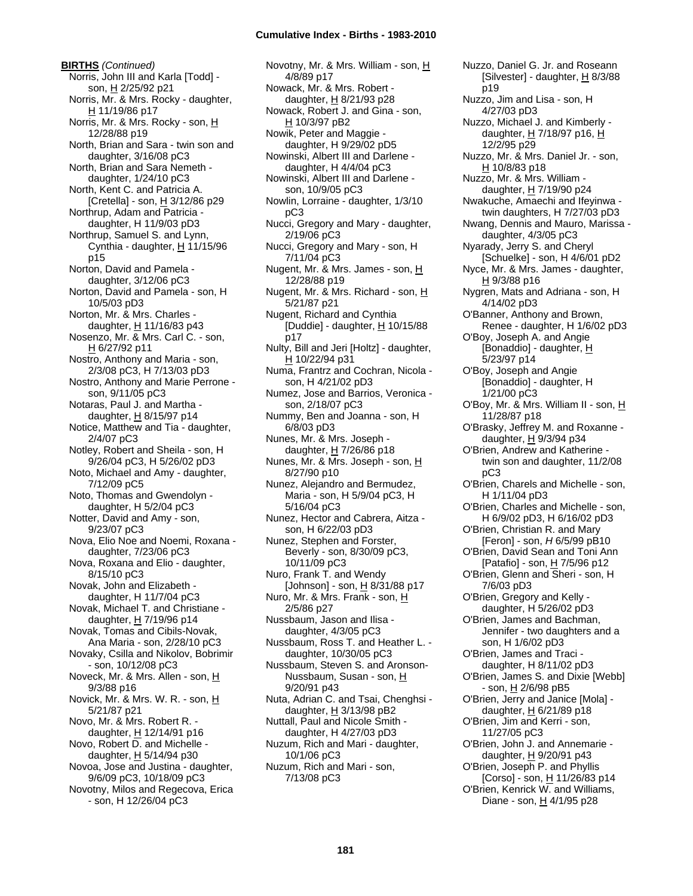**BIRTHS** *(Continued)*

Norris, John III and Karla [Todd] - son, H 2/25/92 p21
Norris, Mr. & Mrs. Rocky - daughter, H 11/19/86 p17
Norris, Mr. & Mrs. Rocky - son, H 12/28/88 p19
North, Brian and Sara - twin son and daughter, 3/16/08 pC3
North, Brian and Sara Nemeth - daughter, 1/24/10 pC3
North, Kent C. and Patricia A. [Cretella] - son, H 3/12/86 p29
Northrup, Adam and Patricia - daughter, H 11/9/03 pD3
Northrup, Samuel S. and Lynn, Cynthia - daughter, H 11/15/96 p15
Norton, David and Pamela - daughter, 3/12/06 pC3
Norton, David and Pamela - son, H 10/5/03 pD3
Norton, Mr. & Mrs. Charles - daughter, H 11/16/83 p43
Nosenzo, Mr. & Mrs. Carl C. - son, H 6/27/92 p11
Nostro, Anthony and Maria - son, 2/3/08 pC3, H 7/13/03 pD3
Nostro, Anthony and Marie Perrone - son, 9/11/05 pC3
Notaras, Paul J. and Martha - daughter, H 8/15/97 p14
Notice, Matthew and Tia - daughter, 2/4/07 pC3
Notley, Robert and Sheila - son, H 9/26/04 pC3, H 5/26/02 pD3
Noto, Michael and Amy - daughter, 7/12/09 pC5
Noto, Thomas and Gwendolyn - daughter, H 5/2/04 pC3
Notter, David and Amy - son, 9/23/07 pC3
Nova, Elio Noe and Noemi, Roxana - daughter, 7/23/06 pC3
Nova, Roxana and Elio - daughter, 8/15/10 pC3
Novak, John and Elizabeth - daughter, H 11/7/04 pC3
Novak, Michael T. and Christiane - daughter, H 7/19/96 p14
Novak, Tomas and Cibils-Novak, Ana Maria - son, 2/28/10 pC3
Novaky, Csilla and Nikolov, Bobrimir - son, 10/12/08 pC3
Noveck, Mr. & Mrs. Allen - son, H 9/3/88 p16
Novick, Mr. & Mrs. W. R. - son, H 5/21/87 p21
Novo, Mr. & Mrs. Robert R. - daughter, H 12/14/91 p16
Novo, Robert D. and Michelle - daughter, H 5/14/94 p30
Novoa, Jose and Justina - daughter, 9/6/09 pC3, 10/18/09 pC3
Novotny, Milos and Regecova, Erica - son, H 12/26/04 pC3
Novotny, Mr. & Mrs. William - son, H 4/8/89 p17
Nowack, Mr. & Mrs. Robert - daughter, H 8/21/93 p28
Nowack, Robert J. and Gina - son, H 10/3/97 pB2
Nowik, Peter and Maggie - daughter, H 9/29/02 pD5
Nowinski, Albert III and Darlene - daughter, H 4/4/04 pC3
Nowinski, Albert III and Darlene - son, 10/9/05 pC3
Nowlin, Lorraine - daughter, 1/3/10 pC3
Nucci, Gregory and Mary - daughter, 2/19/06 pC3
Nucci, Gregory and Mary - son, H 7/11/04 pC3
Nugent, Mr. & Mrs. James - son, H 12/28/88 p19
Nugent, Mr. & Mrs. Richard - son, H 5/21/87 p21
Nugent, Richard and Cynthia [Duddie] - daughter, H 10/15/88 p17
Nulty, Bill and Jeri [Holtz] - daughter, H 10/22/94 p31
Numa, Frantzr and Cochran, Nicola - son, H 4/21/02 pD3
Numez, Jose and Barrios, Veronica - son, 2/18/07 pC3
Nummy, Ben and Joanna - son, H 6/8/03 pD3
Nunes, Mr. & Mrs. Joseph - daughter, H 7/26/86 p18
Nunes, Mr. & Mrs. Joseph - son, H 8/27/90 p10
Nunez, Alejandro and Bermudez, Maria - son, H 5/9/04 pC3, H 5/16/04 pC3
Nunez, Hector and Cabrera, Aitza - son, H 6/22/03 pD3
Nunez, Stephen and Forster, Beverly - son, 8/30/09 pC3, 10/11/09 pC3
Nuro, Frank T. and Wendy [Johnson] - son, H 8/31/88 p17
Nuro, Mr. & Mrs. Frank - son, H 2/5/86 p27
Nussbaum, Jason and Ilisa - daughter, 4/3/05 pC3
Nussbaum, Ross T. and Heather L. - daughter, 10/30/05 pC3
Nussbaum, Steven S. and Aronson-Nussbaum, Susan - son, H 9/20/91 p43
Nuta, Adrian C. and Tsai, Chenghsi - daughter, H 3/13/98 pB2
Nuttall, Paul and Nicole Smith - daughter, H 4/27/03 pD3
Nuzum, Rich and Mari - daughter, 10/1/06 pC3
Nuzum, Rich and Mari - son, 7/13/08 pC3
Nuzzo, Daniel G. Jr. and Roseann [Silvester] - daughter, H 8/3/88 p19
Nuzzo, Jim and Lisa - son, H 4/27/03 pD3
Nuzzo, Michael J. and Kimberly - daughter, H 7/18/97 p16, H 12/2/95 p29
Nuzzo, Mr. & Mrs. Daniel Jr. - son, H 10/8/83 p18
Nuzzo, Mr. & Mrs. William - daughter, H 7/19/90 p24
Nwakuche, Amaechi and Ifeyinwa - twin daughters, H 7/27/03 pD3
Nwang, Dennis and Mauro, Marissa - daughter, 4/3/05 pC3
Nyarady, Jerry S. and Cheryl [Schuelke] - son, H 4/6/01 pD2
Nyce, Mr. & Mrs. James - daughter, H 9/3/88 p16
Nygren, Mats and Adriana - son, H 4/14/02 pD3
O'Banner, Anthony and Brown, Renee - daughter, H 1/6/02 pD3
O'Boy, Joseph A. and Angie [Bonaddio] - daughter, H 5/23/97 p14
O'Boy, Joseph and Angie [Bonaddio] - daughter, H 1/21/00 pC3
O'Boy, Mr. & Mrs. William II - son, H 11/28/87 p18
O'Brasky, Jeffrey M. and Roxanne - daughter, H 9/3/94 p34
O'Brien, Andrew and Katherine - twin son and daughter, 11/2/08 pC3
O'Brien, Charels and Michelle - son, H 1/11/04 pD3
O'Brien, Charles and Michelle - son, H 6/9/02 pD3, H 6/16/02 pD3
O'Brien, Christian R. and Mary [Feron] - son, *H* 6/5/99 pB10
O'Brien, David Sean and Toni Ann [Patafio] - son, H 7/5/96 p12
O'Brien, Glenn and Sheri - son, H 7/6/03 pD3
O'Brien, Gregory and Kelly - daughter, H 5/26/02 pD3
O'Brien, James and Bachman, Jennifer - two daughters and a son, H 1/6/02 pD3
O'Brien, James and Traci - daughter, H 8/11/02 pD3
O'Brien, James S. and Dixie [Webb] - son, H 2/6/98 pB5
O'Brien, Jerry and Janice [Mola] - daughter, H 6/21/89 p18
O'Brien, Jim and Kerri - son, 11/27/05 pC3
O'Brien, John J. and Annemarie - daughter, H 9/20/91 p43
O'Brien, Joseph P. and Phyllis [Corso] - son, H 11/26/83 p14
O'Brien, Kenrick W. and Williams, Diane - son, H 4/1/95 p28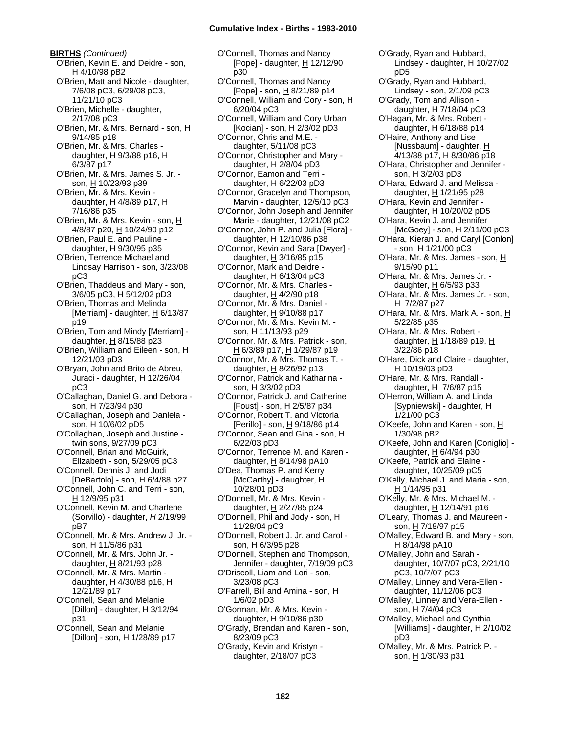**BIRTHS** *(Continued)*

O'Brien, Kevin E. and Deidre - son, H 4/10/98 pB2
O'Brien, Matt and Nicole - daughter, 7/6/08 pC3, 6/29/08 pC3, 11/21/10 pC3
O'Brien, Michelle - daughter, 2/17/08 pC3
O'Brien, Mr. & Mrs. Bernard - son, H 9/14/85 p18
O'Brien, Mr. & Mrs. Charles - daughter, H 9/3/88 p16, H 6/3/87 p17
O'Brien, Mr. & Mrs. James S. Jr. - son, H 10/23/93 p39
O'Brien, Mr. & Mrs. Kevin - daughter, H 4/8/89 p17, H 7/16/86 p35
O'Brien, Mr. & Mrs. Kevin - son, H 4/8/87 p20, H 10/24/90 p12
O'Brien, Paul E. and Pauline - daughter, H 9/30/95 p35
O'Brien, Terrence Michael and Lindsay Harrison - son, 3/23/08 pC3
O'Brien, Thaddeus and Mary - son, 3/6/05 pC3, H 5/12/02 pD3
O'Brien, Thomas and Melinda [Merriam] - daughter, H 6/13/87 p19
O'Brien, Tom and Mindy [Merriam] - daughter, H 8/15/88 p23
O'Brien, William and Eileen - son, H 12/21/03 pD3
O'Bryan, John and Brito de Abreu, Juraci - daughter, H 12/26/04 pC3
O'Callaghan, Daniel G. and Debora - son, H 7/23/94 p30
O'Callaghan, Joseph and Daniela - son, H 10/6/02 pD5
O'Collaghan, Joseph and Justine - twin sons, 9/27/09 pC3
O'Connell, Brian and McGuirk, Elizabeth - son, 5/29/05 pC3
O'Connell, Dennis J. and Jodi [DeBartolo] - son, H 6/4/88 p27
O'Connell, John C. and Terri - son, H 12/9/95 p31
O'Connell, Kevin M. and Charlene (Sorvillo) - daughter, *H* 2/19/99 pB7
O'Connell, Mr. & Mrs. Andrew J. Jr. - son, H 11/5/86 p31
O'Connell, Mr. & Mrs. John Jr. - daughter, H 8/21/93 p28
O'Connell, Mr. & Mrs. Martin - daughter, H 4/30/88 p16, H 12/21/89 p17
O'Connell, Sean and Melanie [Dillon] - daughter, H 3/12/94 p31
O'Connell, Sean and Melanie [Dillon] - son, H 1/28/89 p17
O'Connell, Thomas and Nancy [Pope] - daughter, H 12/12/90 p30
O'Connell, Thomas and Nancy [Pope] - son, H 8/21/89 p14
O'Connell, William and Cory - son, H 6/20/04 pC3
O'Connell, William and Cory Urban [Kocian] - son, H 2/3/02 pD3
O'Connor, Chris and M.E. - daughter, 5/11/08 pC3
O'Connor, Christopher and Mary - daughter, H 2/8/04 pD3
O'Connor, Eamon and Terri - daughter, H 6/22/03 pD3
O'Connor, Gracelyn and Thompson, Marvin - daughter, 12/5/10 pC3
O'Connor, John Joseph and Jennifer Marie - daughter, 12/21/08 pC2
O'Connor, John P. and Julia [Flora] - daughter, H 12/10/86 p38
O'Connor, Kevin and Sara [Dwyer] - daughter, H 3/16/85 p15
O'Connor, Mark and Deidre - daughter, H 6/13/04 pC3
O'Connor, Mr. & Mrs. Charles - daughter, H 4/2/90 p18
O'Connor, Mr. & Mrs. Daniel - daughter, H 9/10/88 p17
O'Connor, Mr. & Mrs. Kevin M. - son, H 11/13/93 p29
O'Connor, Mr. & Mrs. Patrick - son, H 6/3/89 p17, H 1/29/87 p19
O'Connor, Mr. & Mrs. Thomas T. - daughter, H 8/26/92 p13
O'Connor, Patrick and Katharina - son, H 3/3/02 pD3
O'Connor, Patrick J. and Catherine [Foust] - son, H 2/5/87 p34
O'Connor, Robert T. and Victoria [Perillo] - son, H 9/18/86 p14
O'Connor, Sean and Gina - son, H 6/22/03 pD3
O'Connor, Terrence M. and Karen - daughter, H 8/14/98 pA10
O'Dea, Thomas P. and Kerry [McCarthy] - daughter, H 10/28/01 pD3
O'Donnell, Mr. & Mrs. Kevin - daughter, H 2/27/85 p24
O'Donnell, Phil and Jody - son, H 11/28/04 pC3
O'Donnell, Robert J. Jr. and Carol - son, H 6/3/95 p28
O'Donnell, Stephen and Thompson, Jennifer - daughter, 7/19/09 pC3
O'Driscoll, Liam and Lori - son, 3/23/08 pC3
O'Farrell, Bill and Amina - son, H 1/6/02 pD3
O'Gorman, Mr. & Mrs. Kevin - daughter, H 9/10/86 p30
O'Grady, Brendan and Karen - son, 8/23/09 pC3
O'Grady, Kevin and Kristyn - daughter, 2/18/07 pC3
O'Grady, Ryan and Hubbard, Lindsey - daughter, H 10/27/02 pD5
O'Grady, Ryan and Hubbard, Lindsey - son, 2/1/09 pC3
O'Grady, Tom and Allison - daughter, H 7/18/04 pC3
O'Hagan, Mr. & Mrs. Robert - daughter, H 6/18/88 p14
O'Haire, Anthony and Lise [Nussbaum] - daughter, H 4/13/88 p17, H 8/30/86 p18
O'Hara, Christopher and Jennifer - son, H 3/2/03 pD3
O'Hara, Edward J. and Melissa - daughter, H 1/21/95 p28
O'Hara, Kevin and Jennifer - daughter, H 10/20/02 pD5
O'Hara, Kevin J. and Jennifer [McGoey] - son, H 2/11/00 pC3
O'Hara, Kieran J. and Caryl [Conlon] - son, H 1/21/00 pC3
O'Hara, Mr. & Mrs. James - son, H 9/15/90 p11
O'Hara, Mr. & Mrs. James Jr. - daughter, H 6/5/93 p33
O'Hara, Mr. & Mrs. James Jr. - son, H 7/2/87 p27
O'Hara, Mr. & Mrs. Mark A. - son, H 5/22/85 p35
O'Hara, Mr. & Mrs. Robert - daughter, H 1/18/89 p19, H 3/22/86 p18
O'Hare, Dick and Claire - daughter, H 10/19/03 pD3
O'Hare, Mr. & Mrs. Randall - daughter, H 7/6/87 p15
O'Herron, William A. and Linda [Sypniewski] - daughter, H 1/21/00 pC3
O'Keefe, John and Karen - son, H 1/30/98 pB2
O'Keefe, John and Karen [Coniglio] - daughter, H 6/4/94 p30
O'Keefe, Patrick and Elaine - daughter, 10/25/09 pC5
O'Kelly, Michael J. and Maria - son, H 1/14/95 p31
O'Kelly, Mr. & Mrs. Michael M. - daughter, H 12/14/91 p16
O'Leary, Thomas J. and Maureen - son, H 7/18/97 p15
O'Malley, Edward B. and Mary - son, H 8/14/98 pA10
O'Malley, John and Sarah - daughter, 10/7/07 pC3, 2/21/10 pC3, 10/7/07 pC3
O'Malley, Linney and Vera-Ellen - daughter, 11/12/06 pC3
O'Malley, Linney and Vera-Ellen - son, H 7/4/04 pC3
O'Malley, Michael and Cynthia [Williams] - daughter, H 2/10/02 pD3
O'Malley, Mr. & Mrs. Patrick P. - son, H 1/30/93 p31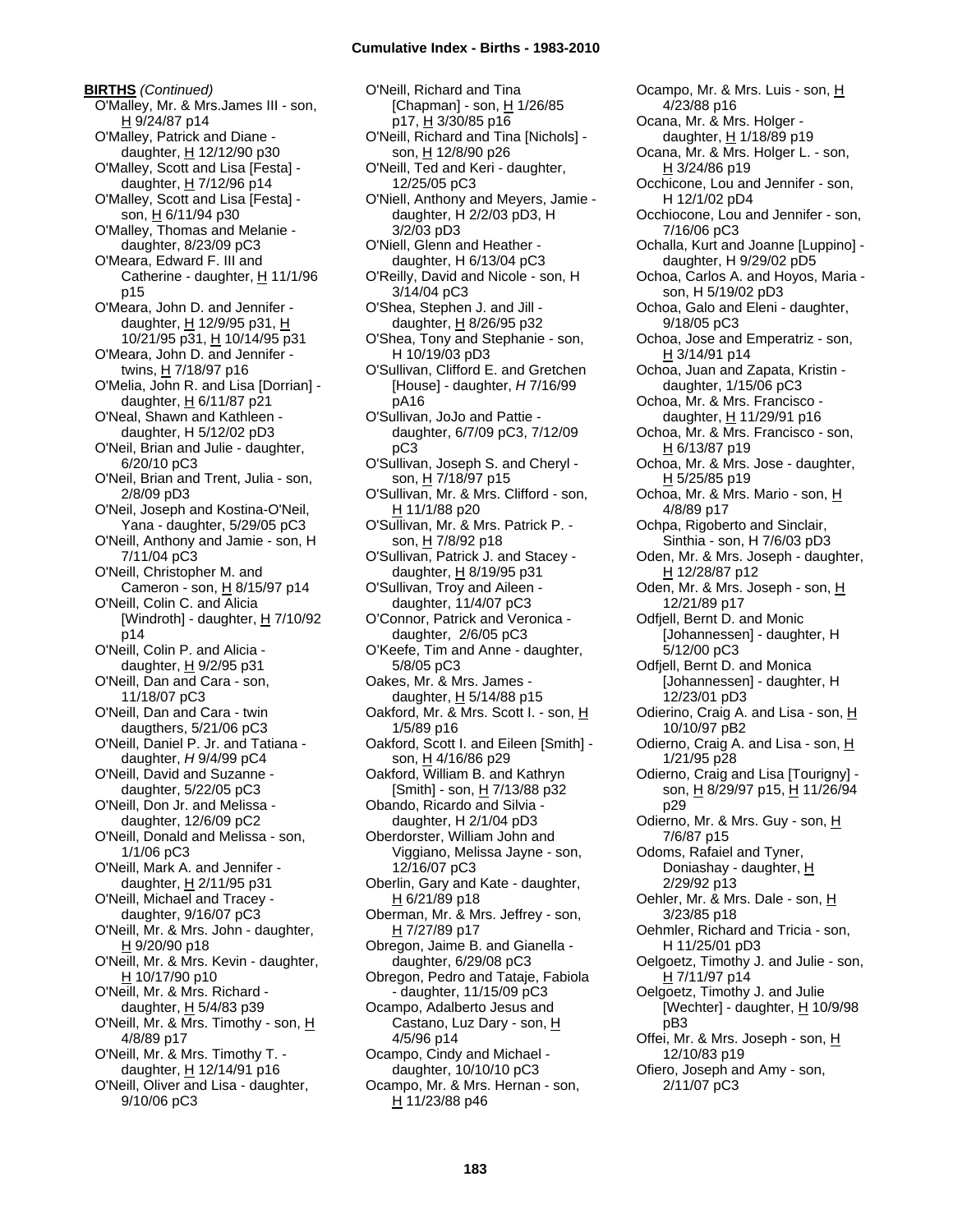**BIRTHS** *(Continued)*

O'Malley, Mr. & Mrs.James III - son, H 9/24/87 p14
O'Malley, Patrick and Diane - daughter, H 12/12/90 p30
O'Malley, Scott and Lisa [Festa] - daughter, H 7/12/96 p14
O'Malley, Scott and Lisa [Festa] - son, H 6/11/94 p30
O'Malley, Thomas and Melanie - daughter, 8/23/09 pC3
O'Meara, Edward F. III and Catherine - daughter, H 11/1/96 p15
O'Meara, John D. and Jennifer - daughter, H 12/9/95 p31, H 10/21/95 p31, H 10/14/95 p31
O'Meara, John D. and Jennifer - twins, H 7/18/97 p16
O'Melia, John R. and Lisa [Dorrian] - daughter, H 6/11/87 p21
O'Neal, Shawn and Kathleen - daughter, H 5/12/02 pD3
O'Neil, Brian and Julie - daughter, 6/20/10 pC3
O'Neil, Brian and Trent, Julia - son, 2/8/09 pD3
O'Neil, Joseph and Kostina-O'Neil, Yana - daughter, 5/29/05 pC3
O'Neill, Anthony and Jamie - son, H 7/11/04 pC3
O'Neill, Christopher M. and Cameron - son, H 8/15/97 p14
O'Neill, Colin C. and Alicia [Windroth] - daughter, H 7/10/92 p14
O'Neill, Colin P. and Alicia - daughter, H 9/2/95 p31
O'Neill, Dan and Cara - son, 11/18/07 pC3
O'Neill, Dan and Cara - twin daugthers, 5/21/06 pC3
O'Neill, Daniel P. Jr. and Tatiana - daughter, *H* 9/4/99 pC4
O'Neill, David and Suzanne - daughter, 5/22/05 pC3
O'Neill, Don Jr. and Melissa - daughter, 12/6/09 pC2
O'Neill, Donald and Melissa - son, 1/1/06 pC3
O'Neill, Mark A. and Jennifer - daughter, H 2/11/95 p31
O'Neill, Michael and Tracey - daughter, 9/16/07 pC3
O'Neill, Mr. & Mrs. John - daughter, H 9/20/90 p18
O'Neill, Mr. & Mrs. Kevin - daughter, H 10/17/90 p10
O'Neill, Mr. & Mrs. Richard - daughter, H 5/4/83 p39
O'Neill, Mr. & Mrs. Timothy - son, H 4/8/89 p17
O'Neill, Mr. & Mrs. Timothy T. - daughter, H 12/14/91 p16
O'Neill, Oliver and Lisa - daughter, 9/10/06 pC3
O'Neill, Richard and Tina [Chapman] - son, H 1/26/85 p17, H 3/30/85 p16
O'Neill, Richard and Tina [Nichols] - son, H 12/8/90 p26
O'Neill, Ted and Keri - daughter, 12/25/05 pC3
O'Niell, Anthony and Meyers, Jamie - daughter, H 2/2/03 pD3, H 3/2/03 pD3
O'Niell, Glenn and Heather - daughter, H 6/13/04 pC3
O'Reilly, David and Nicole - son, H 3/14/04 pC3
O'Shea, Stephen J. and Jill - daughter, H 8/26/95 p32
O'Shea, Tony and Stephanie - son, H 10/19/03 pD3
O'Sullivan, Clifford E. and Gretchen [House] - daughter, *H* 7/16/99 pA16
O'Sullivan, JoJo and Pattie - daughter, 6/7/09 pC3, 7/12/09 pC3
O'Sullivan, Joseph S. and Cheryl - son, H 7/18/97 p15
O'Sullivan, Mr. & Mrs. Clifford - son, H 11/1/88 p20
O'Sullivan, Mr. & Mrs. Patrick P. - son, H 7/8/92 p18
O'Sullivan, Patrick J. and Stacey - daughter, H 8/19/95 p31
O'Sullivan, Troy and Aileen - daughter, 11/4/07 pC3
O'Connor, Patrick and Veronica - daughter, 2/6/05 pC3
O'Keefe, Tim and Anne - daughter, 5/8/05 pC3
Oakes, Mr. & Mrs. James - daughter, H 5/14/88 p15
Oakford, Mr. & Mrs. Scott I. - son, H 1/5/89 p16
Oakford, Scott I. and Eileen [Smith] - son, H 4/16/86 p29
Oakford, William B. and Kathryn [Smith] - son, H 7/13/88 p32
Obando, Ricardo and Silvia - daughter, H 2/1/04 pD3
Oberdorster, William John and Viggiano, Melissa Jayne - son, 12/16/07 pC3
Oberlin, Gary and Kate - daughter, H 6/21/89 p18
Oberman, Mr. & Mrs. Jeffrey - son, H 7/27/89 p17
Obregon, Jaime B. and Gianella - daughter, 6/29/08 pC3
Obregon, Pedro and Tataje, Fabiola - daughter, 11/15/09 pC3
Ocampo, Adalberto Jesus and Castano, Luz Dary - son, H 4/5/96 p14
Ocampo, Cindy and Michael - daughter, 10/10/10 pC3
Ocampo, Mr. & Mrs. Hernan - son, H 11/23/88 p46
Ocampo, Mr. & Mrs. Luis - son, H 4/23/88 p16
Ocana, Mr. & Mrs. Holger - daughter, H 1/18/89 p19
Ocana, Mr. & Mrs. Holger L. - son, H 3/24/86 p19
Occhicone, Lou and Jennifer - son, H 12/1/02 pD4
Occhiocone, Lou and Jennifer - son, 7/16/06 pC3
Ochalla, Kurt and Joanne [Luppino] - daughter, H 9/29/02 pD5
Ochoa, Carlos A. and Hoyos, Maria - son, H 5/19/02 pD3
Ochoa, Galo and Eleni - daughter, 9/18/05 pC3
Ochoa, Jose and Emperatriz - son, H 3/14/91 p14
Ochoa, Juan and Zapata, Kristin - daughter, 1/15/06 pC3
Ochoa, Mr. & Mrs. Francisco - daughter, H 11/29/91 p16
Ochoa, Mr. & Mrs. Francisco - son, H 6/13/87 p19
Ochoa, Mr. & Mrs. Jose - daughter, H 5/25/85 p19
Ochoa, Mr. & Mrs. Mario - son, H 4/8/89 p17
Ochpa, Rigoberto and Sinclair, Sinthia - son, H 7/6/03 pD3
Oden, Mr. & Mrs. Joseph - daughter, H 12/28/87 p12
Oden, Mr. & Mrs. Joseph - son, H 12/21/89 p17
Odfjell, Bernt D. and Monic [Johannessen] - daughter, H 5/12/00 pC3
Odfjell, Bernt D. and Monica [Johannessen] - daughter, H 12/23/01 pD3
Odierino, Craig A. and Lisa - son, H 10/10/97 pB2
Odierno, Craig A. and Lisa - son, H 1/21/95 p28
Odierno, Craig and Lisa [Tourigny] - son, H 8/29/97 p15, H 11/26/94 p29
Odierno, Mr. & Mrs. Guy - son, H 7/6/87 p15
Odoms, Rafaiel and Tyner, Doniashay - daughter, H 2/29/92 p13
Oehler, Mr. & Mrs. Dale - son, H 3/23/85 p18
Oehmler, Richard and Tricia - son, H 11/25/01 pD3
Oelgoetz, Timothy J. and Julie - son, H 7/11/97 p14
Oelgoetz, Timothy J. and Julie [Wechter] - daughter, H 10/9/98 pB3
Offei, Mr. & Mrs. Joseph - son, H 12/10/83 p19
Ofiero, Joseph and Amy - son, 2/11/07 pC3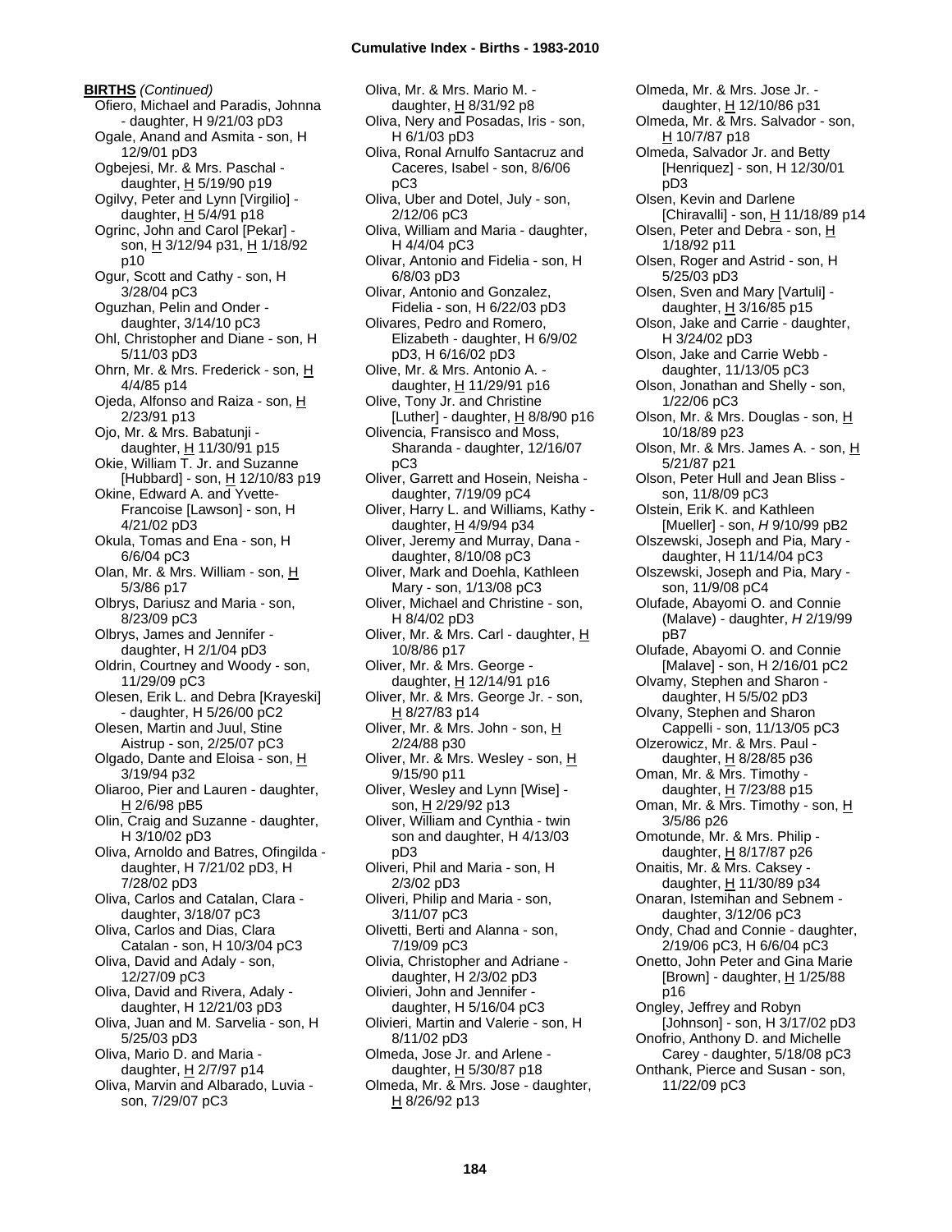# Cumulative Index - Births - 1983-2010

**BIRTHS** *(Continued)*

Ofiero, Michael and Paradis, Johnna - daughter, H 9/21/03 pD3
Ogale, Anand and Asmita - son, H 12/9/01 pD3
Ogbejesi, Mr. & Mrs. Paschal - daughter, H 5/19/90 p19
Ogilvy, Peter and Lynn [Virgilio] - daughter, H 5/4/91 p18
Ogrinc, John and Carol [Pekar] - son, H 3/12/94 p31, H 1/18/92 p10
Ogur, Scott and Cathy - son, H 3/28/04 pC3
Oguzhan, Pelin and Onder - daughter, 3/14/10 pC3
Ohl, Christopher and Diane - son, H 5/11/03 pD3
Ohrn, Mr. & Mrs. Frederick - son, H 4/4/85 p14
Ojeda, Alfonso and Raiza - son, H 2/23/91 p13
Ojo, Mr. & Mrs. Babatunji - daughter, H 11/30/91 p15
Okie, William T. Jr. and Suzanne [Hubbard] - son, H 12/10/83 p19
Okine, Edward A. and Yvette-Francoise [Lawson] - son, H 4/21/02 pD3
Okula, Tomas and Ena - son, H 6/6/04 pC3
Olan, Mr. & Mrs. William - son, H 5/3/86 p17
Olbrys, Dariusz and Maria - son, 8/23/09 pC3
Olbrys, James and Jennifer - daughter, H 2/1/04 pD3
Oldrin, Courtney and Woody - son, 11/29/09 pC3
Olesen, Erik L. and Debra [Krayeski] - daughter, H 5/26/00 pC2
Olesen, Martin and Juul, Stine Aistrup - son, 2/25/07 pC3
Olgado, Dante and Eloisa - son, H 3/19/94 p32
Oliaroo, Pier and Lauren - daughter, H 2/6/98 pB5
Olin, Craig and Suzanne - daughter, H 3/10/02 pD3
Oliva, Arnoldo and Batres, Ofingilda - daughter, H 7/21/02 pD3, H 7/28/02 pD3
Oliva, Carlos and Catalan, Clara - daughter, 3/18/07 pC3
Oliva, Carlos and Dias, Clara Catalan - son, H 10/3/04 pC3
Oliva, David and Adaly - son, 12/27/09 pC3
Oliva, David and Rivera, Adaly - daughter, H 12/21/03 pD3
Oliva, Juan and M. Sarvelia - son, H 5/25/03 pD3
Oliva, Mario D. and Maria - daughter, H 2/7/97 p14
Oliva, Marvin and Albarado, Luvia - son, 7/29/07 pC3
Oliva, Mr. & Mrs. Mario M. - daughter, H 8/31/92 p8
Oliva, Nery and Posadas, Iris - son, H 6/1/03 pD3
Oliva, Ronal Arnulfo Santacruz and Caceres, Isabel - son, 8/6/06 pC3
Oliva, Uber and Dotel, July - son, 2/12/06 pC3
Oliva, William and Maria - daughter, H 4/4/04 pC3
Olivar, Antonio and Fidelia - son, H 6/8/03 pD3
Olivar, Antonio and Gonzalez, Fidelia - son, H 6/22/03 pD3
Olivares, Pedro and Romero, Elizabeth - daughter, H 6/9/02 pD3, H 6/16/02 pD3
Olive, Mr. & Mrs. Antonio A. - daughter, H 11/29/91 p16
Olive, Tony Jr. and Christine [Luther] - daughter, H 8/8/90 p16
Olivencia, Fransisco and Moss, Sharanda - daughter, 12/16/07 pC3
Oliver, Garrett and Hosein, Neisha - daughter, 7/19/09 pC4
Oliver, Harry L. and Williams, Kathy - daughter, H 4/9/94 p34
Oliver, Jeremy and Murray, Dana - daughter, 8/10/08 pC3
Oliver, Mark and Doehla, Kathleen Mary - son, 1/13/08 pC3
Oliver, Michael and Christine - son, H 8/4/02 pD3
Oliver, Mr. & Mrs. Carl - daughter, H 10/8/86 p17
Oliver, Mr. & Mrs. George - daughter, H 12/14/91 p16
Oliver, Mr. & Mrs. George Jr. - son, H 8/27/83 p14
Oliver, Mr. & Mrs. John - son, H 2/24/88 p30
Oliver, Mr. & Mrs. Wesley - son, H 9/15/90 p11
Oliver, Wesley and Lynn [Wise] - son, H 2/29/92 p13
Oliver, William and Cynthia - twin son and daughter, H 4/13/03 pD3
Oliveri, Phil and Maria - son, H 2/3/02 pD3
Oliveri, Philip and Maria - son, 3/11/07 pC3
Olivetti, Berti and Alanna - son, 7/19/09 pC3
Olivia, Christopher and Adriane - daughter, H 2/3/02 pD3
Olivieri, John and Jennifer - daughter, H 5/16/04 pC3
Olivieri, Martin and Valerie - son, H 8/11/02 pD3
Olmeda, Jose Jr. and Arlene - daughter, H 5/30/87 p18
Olmeda, Mr. & Mrs. Jose - daughter, H 8/26/92 p13
Olmeda, Mr. & Mrs. Jose Jr. - daughter, H 12/10/86 p31
Olmeda, Mr. & Mrs. Salvador - son, H 10/7/87 p18
Olmeda, Salvador Jr. and Betty [Henriquez] - son, H 12/30/01 pD3
Olsen, Kevin and Darlene [Chiravalli] - son, H 11/18/89 p14
Olsen, Peter and Debra - son, H 1/18/92 p11
Olsen, Roger and Astrid - son, H 5/25/03 pD3
Olsen, Sven and Mary [Vartuli] - daughter, H 3/16/85 p15
Olson, Jake and Carrie - daughter, H 3/24/02 pD3
Olson, Jake and Carrie Webb - daughter, 11/13/05 pC3
Olson, Jonathan and Shelly - son, 1/22/06 pC3
Olson, Mr. & Mrs. Douglas - son, H 10/18/89 p23
Olson, Mr. & Mrs. James A. - son, H 5/21/87 p21
Olson, Peter Hull and Jean Bliss - son, 11/8/09 pC3
Olstein, Erik K. and Kathleen [Mueller] - son, *H* 9/10/99 pB2
Olszewski, Joseph and Pia, Mary - daughter, H 11/14/04 pC3
Olszewski, Joseph and Pia, Mary - son, 11/9/08 pC4
Olufade, Abayomi O. and Connie (Malave) - daughter, *H* 2/19/99 pB7
Olufade, Abayomi O. and Connie [Malave] - son, H 2/16/01 pC2
Olvamy, Stephen and Sharon - daughter, H 5/5/02 pD3
Olvany, Stephen and Sharon Cappelli - son, 11/13/05 pC3
Olzerowicz, Mr. & Mrs. Paul - daughter, H 8/28/85 p36
Oman, Mr. & Mrs. Timothy - daughter, H 7/23/88 p15
Oman, Mr. & Mrs. Timothy - son, H 3/5/86 p26
Omotunde, Mr. & Mrs. Philip - daughter, H 8/17/87 p26
Onaitis, Mr. & Mrs. Caksey - daughter, H 11/30/89 p34
Onaran, Istemihan and Sebnem - daughter, 3/12/06 pC3
Ondy, Chad and Connie - daughter, 2/19/06 pC3, H 6/6/04 pC3
Onetto, John Peter and Gina Marie [Brown] - daughter, H 1/25/88 p16
Ongley, Jeffrey and Robyn [Johnson] - son, H 3/17/02 pD3
Onofrio, Anthony D. and Michelle Carey - daughter, 5/18/08 pC3
Onthank, Pierce and Susan - son, 11/22/09 pC3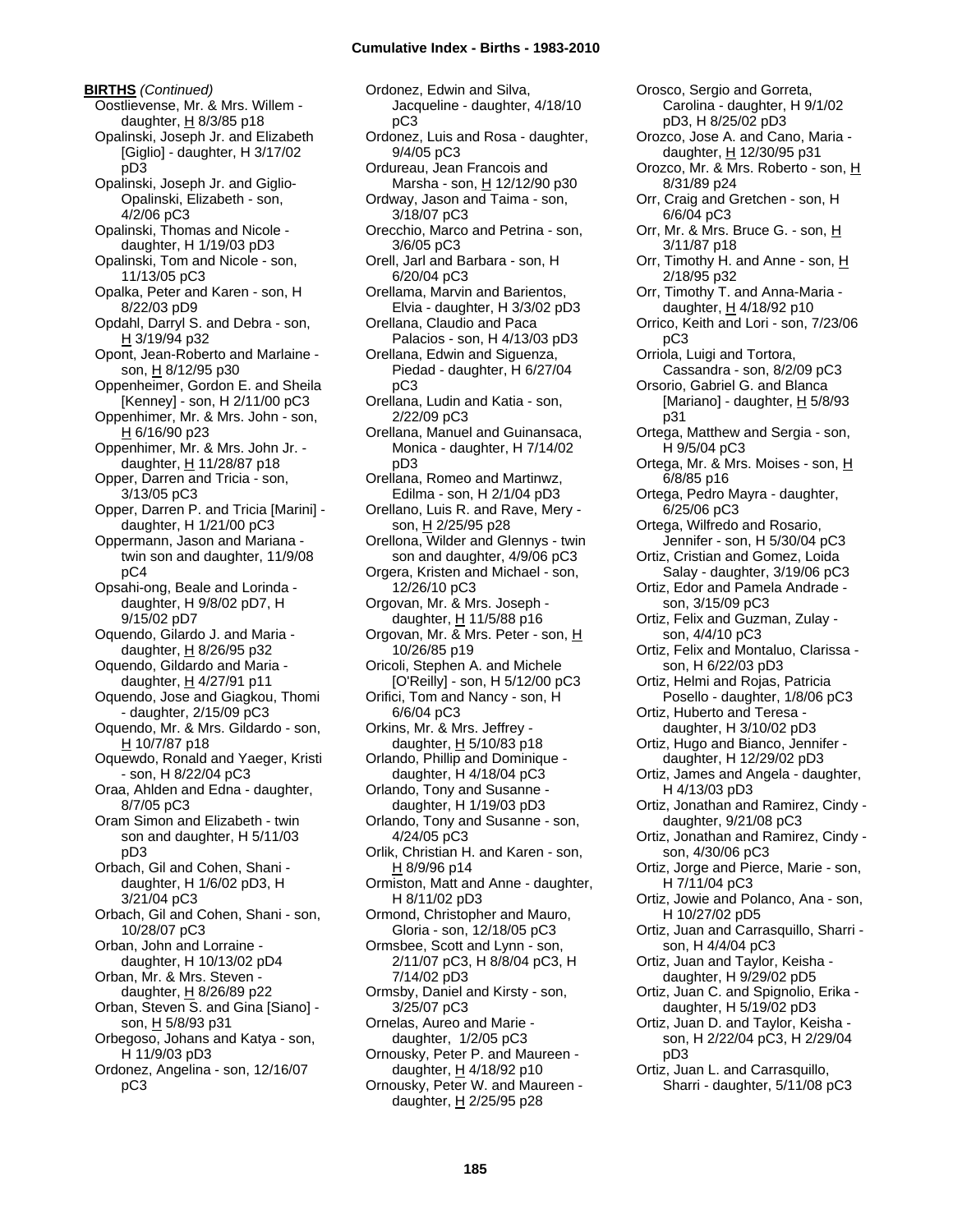**BIRTHS** *(Continued)*

Oostlievense, Mr. & Mrs. Willem - daughter, H 8/3/85 p18
Opalinski, Joseph Jr. and Elizabeth [Giglio] - daughter, H 3/17/02 pD3
Opalinski, Joseph Jr. and Giglio-Opalinski, Elizabeth - son, 4/2/06 pC3
Opalinski, Thomas and Nicole - daughter, H 1/19/03 pD3
Opalinski, Tom and Nicole - son, 11/13/05 pC3
Opalka, Peter and Karen - son, H 8/22/03 pD9
Opdahl, Darryl S. and Debra - son, H 3/19/94 p32
Opont, Jean-Roberto and Marlaine - son, H 8/12/95 p30
Oppenheimer, Gordon E. and Sheila [Kenney] - son, H 2/11/00 pC3
Oppenhimer, Mr. & Mrs. John - son, H 6/16/90 p23
Oppenhimer, Mr. & Mrs. John Jr. - daughter, H 11/28/87 p18
Opper, Darren and Tricia - son, 3/13/05 pC3
Opper, Darren P. and Tricia [Marini] - daughter, H 1/21/00 pC3
Oppermann, Jason and Mariana - twin son and daughter, 11/9/08 pC4
Opsahi-ong, Beale and Lorinda - daughter, H 9/8/02 pD7, H 9/15/02 pD7
Oquendo, Gilardo J. and Maria - daughter, H 8/26/95 p32
Oquendo, Gildardo and Maria - daughter, H 4/27/91 p11
Oquendo, Jose and Giagkou, Thomi - daughter, 2/15/09 pC3
Oquendo, Mr. & Mrs. Gildardo - son, H 10/7/87 p18
Oquewdo, Ronald and Yaeger, Kristi - son, H 8/22/04 pC3
Oraa, Ahlden and Edna - daughter, 8/7/05 pC3
Oram Simon and Elizabeth - twin son and daughter, H 5/11/03 pD3
Orbach, Gil and Cohen, Shani - daughter, H 1/6/02 pD3, H 3/21/04 pC3
Orbach, Gil and Cohen, Shani - son, 10/28/07 pC3
Orban, John and Lorraine - daughter, H 10/13/02 pD4
Orban, Mr. & Mrs. Steven - daughter, H 8/26/89 p22
Orban, Steven S. and Gina [Siano] - son, H 5/8/93 p31
Orbegoso, Johans and Katya - son, H 11/9/03 pD3
Ordonez, Angelina - son, 12/16/07 pC3
Ordonez, Edwin and Silva, Jacqueline - daughter, 4/18/10 pC3
Ordonez, Luis and Rosa - daughter, 9/4/05 pC3
Ordureau, Jean Francois and Marsha - son, H 12/12/90 p30
Ordway, Jason and Taima - son, 3/18/07 pC3
Orecchio, Marco and Petrina - son, 3/6/05 pC3
Orell, Jarl and Barbara - son, H 6/20/04 pC3
Orellama, Marvin and Barientos, Elvia - daughter, H 3/3/02 pD3
Orellana, Claudio and Paca Palacios - son, H 4/13/03 pD3
Orellana, Edwin and Siguenza, Piedad - daughter, H 6/27/04 pC3
Orellana, Ludin and Katia - son, 2/22/09 pC3
Orellana, Manuel and Guinansaca, Monica - daughter, H 7/14/02 pD3
Orellana, Romeo and Martinwz, Edilma - son, H 2/1/04 pD3
Orellano, Luis R. and Rave, Mery - son, H 2/25/95 p28
Orellona, Wilder and Glennys - twin son and daughter, 4/9/06 pC3
Orgera, Kristen and Michael - son, 12/26/10 pC3
Orgovan, Mr. & Mrs. Joseph - daughter, H 11/5/88 p16
Orgovan, Mr. & Mrs. Peter - son, H 10/26/85 p19
Oricoli, Stephen A. and Michele [O'Reilly] - son, H 5/12/00 pC3
Orifici, Tom and Nancy - son, H 6/6/04 pC3
Orkins, Mr. & Mrs. Jeffrey - daughter, H 5/10/83 p18
Orlando, Phillip and Dominique - daughter, H 4/18/04 pC3
Orlando, Tony and Susanne - daughter, H 1/19/03 pD3
Orlando, Tony and Susanne - son, 4/24/05 pC3
Orlik, Christian H. and Karen - son, H 8/9/96 p14
Ormiston, Matt and Anne - daughter, H 8/11/02 pD3
Ormond, Christopher and Mauro, Gloria - son, 12/18/05 pC3
Ormsbee, Scott and Lynn - son, 2/11/07 pC3, H 8/8/04 pC3, H 7/14/02 pD3
Ormsby, Daniel and Kirsty - son, 3/25/07 pC3
Ornelas, Aureo and Marie - daughter, 1/2/05 pC3
Ornousky, Peter P. and Maureen - daughter, H 4/18/92 p10
Ornousky, Peter W. and Maureen - daughter, H 2/25/95 p28
Orosco, Sergio and Gorreta, Carolina - daughter, H 9/1/02 pD3, H 8/25/02 pD3
Orozco, Jose A. and Cano, Maria - daughter, H 12/30/95 p31
Orozco, Mr. & Mrs. Roberto - son, H 8/31/89 p24
Orr, Craig and Gretchen - son, H 6/6/04 pC3
Orr, Mr. & Mrs. Bruce G. - son, H 3/11/87 p18
Orr, Timothy H. and Anne - son, H 2/18/95 p32
Orr, Timothy T. and Anna-Maria - daughter, H 4/18/92 p10
Orrico, Keith and Lori - son, 7/23/06 pC3
Orriola, Luigi and Tortora, Cassandra - son, 8/2/09 pC3
Orsorio, Gabriel G. and Blanca [Mariano] - daughter, H 5/8/93 p31
Ortega, Matthew and Sergia - son, H 9/5/04 pC3
Ortega, Mr. & Mrs. Moises - son, H 6/8/85 p16
Ortega, Pedro Mayra - daughter, 6/25/06 pC3
Ortega, Wilfredo and Rosario, Jennifer - son, H 5/30/04 pC3
Ortiz, Cristian and Gomez, Loida Salay - daughter, 3/19/06 pC3
Ortiz, Edor and Pamela Andrade - son, 3/15/09 pC3
Ortiz, Felix and Guzman, Zulay - son, 4/4/10 pC3
Ortiz, Felix and Montaluo, Clarissa - son, H 6/22/03 pD3
Ortiz, Helmi and Rojas, Patricia Posello - daughter, 1/8/06 pC3
Ortiz, Huberto and Teresa - daughter, H 3/10/02 pD3
Ortiz, Hugo and Bianco, Jennifer - daughter, H 12/29/02 pD3
Ortiz, James and Angela - daughter, H 4/13/03 pD3
Ortiz, Jonathan and Ramirez, Cindy - daughter, 9/21/08 pC3
Ortiz, Jonathan and Ramirez, Cindy - son, 4/30/06 pC3
Ortiz, Jorge and Pierce, Marie - son, H 7/11/04 pC3
Ortiz, Jowie and Polanco, Ana - son, H 10/27/02 pD5
Ortiz, Juan and Carrasquillo, Sharri - son, H 4/4/04 pC3
Ortiz, Juan and Taylor, Keisha - daughter, H 9/29/02 pD5
Ortiz, Juan C. and Spignolio, Erika - daughter, H 5/19/02 pD3
Ortiz, Juan D. and Taylor, Keisha - son, H 2/22/04 pC3, H 2/29/04 pD3
Ortiz, Juan L. and Carrasquillo, Sharri - daughter, 5/11/08 pC3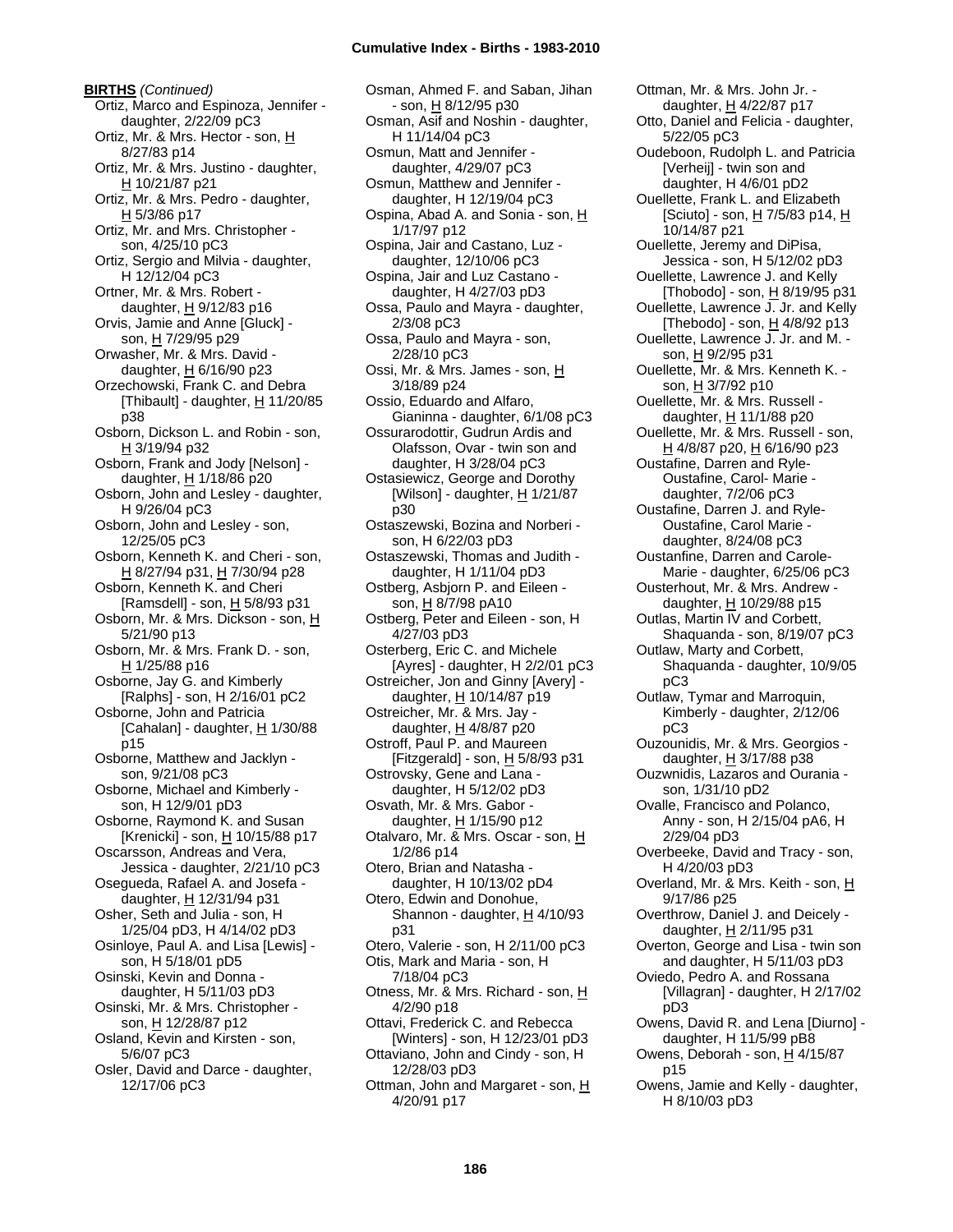**BIRTHS** *(Continued)*

Ortiz, Marco and Espinoza, Jennifer - daughter, 2/22/09 pC3
Ortiz, Mr. & Mrs. Hector - son, H 8/27/83 p14
Ortiz, Mr. & Mrs. Justino - daughter, H 10/21/87 p21
Ortiz, Mr. & Mrs. Pedro - daughter, H 5/3/86 p17
Ortiz, Mr. and Mrs. Christopher - son, 4/25/10 pC3
Ortiz, Sergio and Milvia - daughter, H 12/12/04 pC3
Ortner, Mr. & Mrs. Robert - daughter, H 9/12/83 p16
Orvis, Jamie and Anne [Gluck] - son, H 7/29/95 p29
Orwasher, Mr. & Mrs. David - daughter, H 6/16/90 p23
Orzechowski, Frank C. and Debra [Thibault] - daughter, H 11/20/85 p38
Osborn, Dickson L. and Robin - son, H 3/19/94 p32
Osborn, Frank and Jody [Nelson] - daughter, H 1/18/86 p20
Osborn, John and Lesley - daughter, H 9/26/04 pC3
Osborn, John and Lesley - son, 12/25/05 pC3
Osborn, Kenneth K. and Cheri - son, H 8/27/94 p31, H 7/30/94 p28
Osborn, Kenneth K. and Cheri [Ramsdell] - son, H 5/8/93 p31
Osborn, Mr. & Mrs. Dickson - son, H 5/21/90 p13
Osborn, Mr. & Mrs. Frank D. - son, H 1/25/88 p16
Osborne, Jay G. and Kimberly [Ralphs] - son, H 2/16/01 pC2
Osborne, John and Patricia [Cahalan] - daughter, H 1/30/88 p15
Osborne, Matthew and Jacklyn - son, 9/21/08 pC3
Osborne, Michael and Kimberly - son, H 12/9/01 pD3
Osborne, Raymond K. and Susan [Krenicki] - son, H 10/15/88 p17
Oscarsson, Andreas and Vera, Jessica - daughter, 2/21/10 pC3
Osegueda, Rafael A. and Josefa - daughter, H 12/31/94 p31
Osher, Seth and Julia - son, H 1/25/04 pD3, H 4/14/02 pD3
Osinloye, Paul A. and Lisa [Lewis] - son, H 5/18/01 pD5
Osinski, Kevin and Donna - daughter, H 5/11/03 pD3
Osinski, Mr. & Mrs. Christopher - son, H 12/28/87 p12
Osland, Kevin and Kirsten - son, 5/6/07 pC3
Osler, David and Darce - daughter, 12/17/06 pC3
Osman, Ahmed F. and Saban, Jihan - son, H 8/12/95 p30
Osman, Asif and Noshin - daughter, H 11/14/04 pC3
Osmun, Matt and Jennifer - daughter, 4/29/07 pC3
Osmun, Matthew and Jennifer - daughter, H 12/19/04 pC3
Ospina, Abad A. and Sonia - son, H 1/17/97 p12
Ospina, Jair and Castano, Luz - daughter, 12/10/06 pC3
Ospina, Jair and Luz Castano - daughter, H 4/27/03 pD3
Ossa, Paulo and Mayra - daughter, 2/3/08 pC3
Ossa, Paulo and Mayra - son, 2/28/10 pC3
Ossi, Mr. & Mrs. James - son, H 3/18/89 p24
Ossio, Eduardo and Alfaro, Gianinna - daughter, 6/1/08 pC3
Ossurarodottir, Gudrun Ardis and Olafsson, Ovar - twin son and daughter, H 3/28/04 pC3
Ostasiewicz, George and Dorothy [Wilson] - daughter, H 1/21/87 p30
Ostaszewski, Bozina and Norberi - son, H 6/22/03 pD3
Ostaszewski, Thomas and Judith - daughter, H 1/11/04 pD3
Ostberg, Asbjorn P. and Eileen - son, H 8/7/98 pA10
Ostberg, Peter and Eileen - son, H 4/27/03 pD3
Osterberg, Eric C. and Michele [Ayres] - daughter, H 2/2/01 pC3
Ostreicher, Jon and Ginny [Avery] - daughter, H 10/14/87 p19
Ostreicher, Mr. & Mrs. Jay - daughter, H 4/8/87 p20
Ostroff, Paul P. and Maureen [Fitzgerald] - son, H 5/8/93 p31
Ostrovsky, Gene and Lana - daughter, H 5/12/02 pD3
Osvath, Mr. & Mrs. Gabor - daughter, H 1/15/90 p12
Otalvaro, Mr. & Mrs. Oscar - son, H 1/2/86 p14
Otero, Brian and Natasha - daughter, H 10/13/02 pD4
Otero, Edwin and Donohue, Shannon - daughter, H 4/10/93 p31
Otero, Valerie - son, H 2/11/00 pC3
Otis, Mark and Maria - son, H 7/18/04 pC3
Otness, Mr. & Mrs. Richard - son, H 4/2/90 p18
Ottavi, Frederick C. and Rebecca [Winters] - son, H 12/23/01 pD3
Ottaviano, John and Cindy - son, H 12/28/03 pD3
Ottman, John and Margaret - son, H 4/20/91 p17
Ottman, Mr. & Mrs. John Jr. - daughter, H 4/22/87 p17
Otto, Daniel and Felicia - daughter, 5/22/05 pC3
Oudeboon, Rudolph L. and Patricia [Verheij] - twin son and daughter, H 4/6/01 pD2
Ouellette, Frank L. and Elizabeth [Sciuto] - son, H 7/5/83 p14, H 10/14/87 p21
Ouellette, Jeremy and DiPisa, Jessica - son, H 5/12/02 pD3
Ouellette, Lawrence J. and Kelly [Thobodo] - son, H 8/19/95 p31
Ouellette, Lawrence J. Jr. and Kelly [Thebodo] - son, H 4/8/92 p13
Ouellette, Lawrence J. Jr. and M. - son, H 9/2/95 p31
Ouellette, Mr. & Mrs. Kenneth K. - son, H 3/7/92 p10
Ouellette, Mr. & Mrs. Russell - daughter, H 11/1/88 p20
Ouellette, Mr. & Mrs. Russell - son, H 4/8/87 p20, H 6/16/90 p23
Oustafine, Darren and Ryle-Oustafine, Carol- Marie - daughter, 7/2/06 pC3
Oustafine, Darren J. and Ryle-Oustafine, Carol Marie - daughter, 8/24/08 pC3
Oustanfine, Darren and Carole-Marie - daughter, 6/25/06 pC3
Ousterhout, Mr. & Mrs. Andrew - daughter, H 10/29/88 p15
Outlas, Martin IV and Corbett, Shaquanda - son, 8/19/07 pC3
Outlaw, Marty and Corbett, Shaquanda - daughter, 10/9/05 pC3
Outlaw, Tymar and Marroquin, Kimberly - daughter, 2/12/06 pC3
Ouzounidis, Mr. & Mrs. Georgios - daughter, H 3/17/88 p38
Ouzwnidis, Lazaros and Ourania - son, 1/31/10 pD2
Ovalle, Francisco and Polanco, Anny - son, H 2/15/04 pA6, H 2/29/04 pD3
Overbeeke, David and Tracy - son, H 4/20/03 pD3
Overland, Mr. & Mrs. Keith - son, H 9/17/86 p25
Overthrow, Daniel J. and Deicely - daughter, H 2/11/95 p31
Overton, George and Lisa - twin son and daughter, H 5/11/03 pD3
Oviedo, Pedro A. and Rossana [Villagran] - daughter, H 2/17/02 pD3
Owens, David R. and Lena [Diurno] - daughter, H 11/5/99 pB8
Owens, Deborah - son, H 4/15/87 p15
Owens, Jamie and Kelly - daughter, H 8/10/03 pD3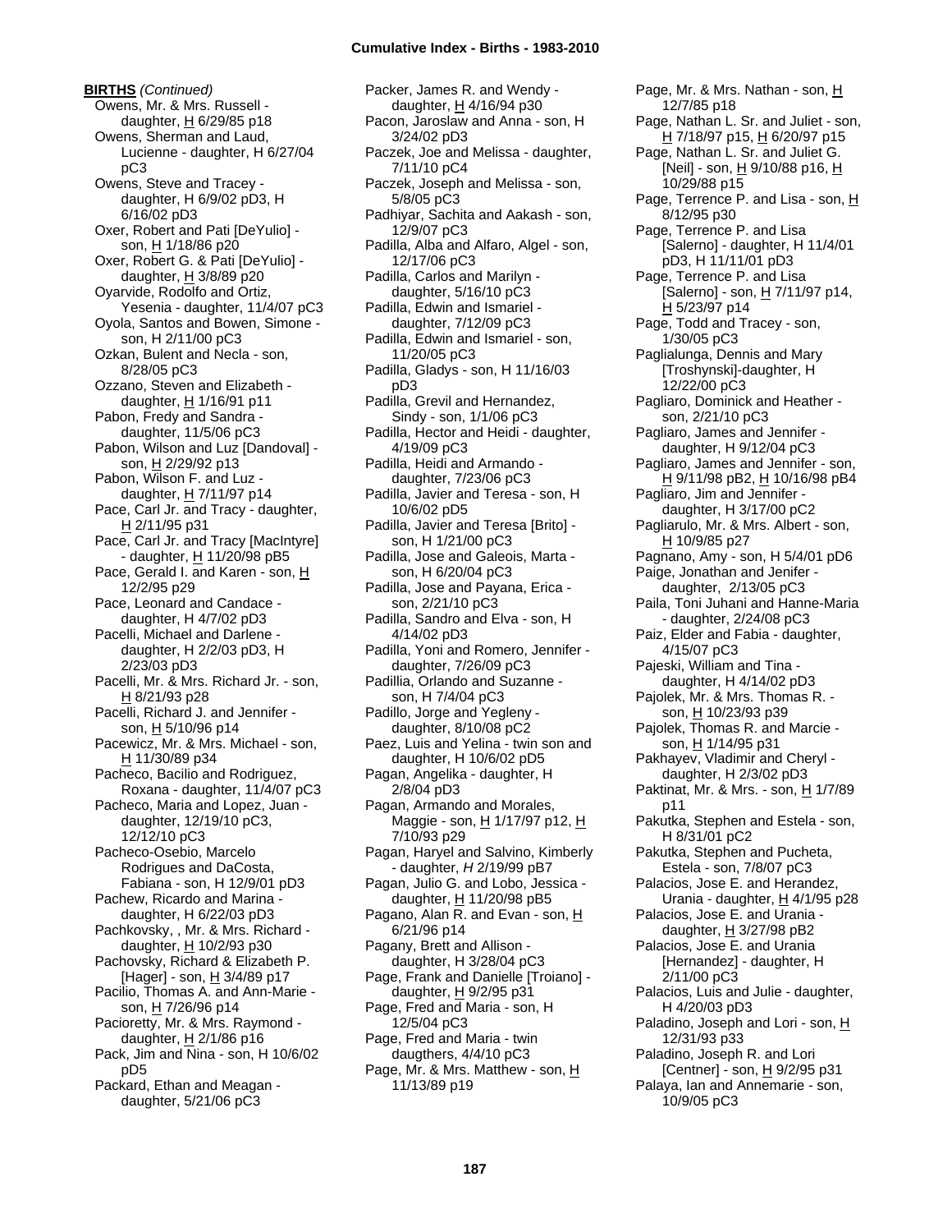**BIRTHS** *(Continued)*

Owens, Mr. & Mrs. Russell - daughter, H 6/29/85 p18
Owens, Sherman and Laud, Lucienne - daughter, H 6/27/04 pC3
Owens, Steve and Tracey - daughter, H 6/9/02 pD3, H 6/16/02 pD3
Oxer, Robert and Pati [DeYulio] - son, H 1/18/86 p20
Oxer, Robert G. & Pati [DeYulio] - daughter, H 3/8/89 p20
Oyarvide, Rodolfo and Ortiz, Yesenia - daughter, 11/4/07 pC3
Oyola, Santos and Bowen, Simone - son, H 2/11/00 pC3
Ozkan, Bulent and Necla - son, 8/28/05 pC3
Ozzano, Steven and Elizabeth - daughter, H 1/16/91 p11
Pabon, Fredy and Sandra - daughter, 11/5/06 pC3
Pabon, Wilson and Luz [Dandoval] - son, H 2/29/92 p13
Pabon, Wilson F. and Luz - daughter, H 7/11/97 p14
Pace, Carl Jr. and Tracy - daughter, H 2/11/95 p31
Pace, Carl Jr. and Tracy [MacIntyre] - daughter, H 11/20/98 pB5
Pace, Gerald I. and Karen - son, H 12/2/95 p29
Pace, Leonard and Candace - daughter, H 4/7/02 pD3
Pacelli, Michael and Darlene - daughter, H 2/2/03 pD3, H 2/23/03 pD3
Pacelli, Mr. & Mrs. Richard Jr. - son, H 8/21/93 p28
Pacelli, Richard J. and Jennifer - son, H 5/10/96 p14
Pacewicz, Mr. & Mrs. Michael - son, H 11/30/89 p34
Pacheco, Bacilio and Rodriguez, Roxana - daughter, 11/4/07 pC3
Pacheco, Maria and Lopez, Juan - daughter, 12/19/10 pC3, 12/12/10 pC3
Pacheco-Osebio, Marcelo Rodrigues and DaCosta, Fabiana - son, H 12/9/01 pD3
Pachew, Ricardo and Marina - daughter, H 6/22/03 pD3
Pachkovsky, , Mr. & Mrs. Richard - daughter, H 10/2/93 p30
Pachovsky, Richard & Elizabeth P. [Hager] - son, H 3/4/89 p17
Pacilio, Thomas A. and Ann-Marie - son, H 7/26/96 p14
Pacioretty, Mr. & Mrs. Raymond - daughter, H 2/1/86 p16
Pack, Jim and Nina - son, H 10/6/02 pD5
Packard, Ethan and Meagan - daughter, 5/21/06 pC3
Packer, James R. and Wendy - daughter, H 4/16/94 p30
Pacon, Jaroslaw and Anna - son, H 3/24/02 pD3
Paczek, Joe and Melissa - daughter, 7/11/10 pC4
Paczek, Joseph and Melissa - son, 5/8/05 pC3
Padhiyar, Sachita and Aakash - son, 12/9/07 pC3
Padilla, Alba and Alfaro, Algel - son, 12/17/06 pC3
Padilla, Carlos and Marilyn - daughter, 5/16/10 pC3
Padilla, Edwin and Ismariel - daughter, 7/12/09 pC3
Padilla, Edwin and Ismariel - son, 11/20/05 pC3
Padilla, Gladys - son, H 11/16/03 pD3
Padilla, Grevil and Hernandez, Sindy - son, 1/1/06 pC3
Padilla, Hector and Heidi - daughter, 4/19/09 pC3
Padilla, Heidi and Armando - daughter, 7/23/06 pC3
Padilla, Javier and Teresa - son, H 10/6/02 pD5
Padilla, Javier and Teresa [Brito] - son, H 1/21/00 pC3
Padilla, Jose and Galeois, Marta - son, H 6/20/04 pC3
Padilla, Jose and Payana, Erica - son, 2/21/10 pC3
Padilla, Sandro and Elva - son, H 4/14/02 pD3
Padilla, Yoni and Romero, Jennifer - daughter, 7/26/09 pC3
Padillia, Orlando and Suzanne - son, H 7/4/04 pC3
Padillo, Jorge and Yegleny - daughter, 8/10/08 pC2
Paez, Luis and Yelina - twin son and daughter, H 10/6/02 pD5
Pagan, Angelika - daughter, H 2/8/04 pD3
Pagan, Armando and Morales, Maggie - son, H 1/17/97 p12, H 7/10/93 p29
Pagan, Haryel and Salvino, Kimberly - daughter, *H* 2/19/99 pB7
Pagan, Julio G. and Lobo, Jessica - daughter, H 11/20/98 pB5
Pagano, Alan R. and Evan - son, H 6/21/96 p14
Pagany, Brett and Allison - daughter, H 3/28/04 pC3
Page, Frank and Danielle [Troiano] - daughter, H 9/2/95 p31
Page, Fred and Maria - son, H 12/5/04 pC3
Page, Fred and Maria - twin daugthers, 4/4/10 pC3
Page, Mr. & Mrs. Matthew - son, H 11/13/89 p19
Page, Mr. & Mrs. Nathan - son, H 12/7/85 p18
Page, Nathan L. Sr. and Juliet - son, H 7/18/97 p15, H 6/20/97 p15
Page, Nathan L. Sr. and Juliet G. [Neil] - son, H 9/10/88 p16, H 10/29/88 p15
Page, Terrence P. and Lisa - son, H 8/12/95 p30
Page, Terrence P. and Lisa [Salerno] - daughter, H 11/4/01 pD3, H 11/11/01 pD3
Page, Terrence P. and Lisa [Salerno] - son, H 7/11/97 p14, H 5/23/97 p14
Page, Todd and Tracey - son, 1/30/05 pC3
Paglialunga, Dennis and Mary [Troshynski]-daughter, H 12/22/00 pC3
Pagliaro, Dominick and Heather - son, 2/21/10 pC3
Pagliaro, James and Jennifer - daughter, H 9/12/04 pC3
Pagliaro, James and Jennifer - son, H 9/11/98 pB2, H 10/16/98 pB4
Pagliaro, Jim and Jennifer - daughter, H 3/17/00 pC2
Pagliarulo, Mr. & Mrs. Albert - son, H 10/9/85 p27
Pagnano, Amy - son, H 5/4/01 pD6
Paige, Jonathan and Jenifer - daughter, 2/13/05 pC3
Paila, Toni Juhani and Hanne-Maria - daughter, 2/24/08 pC3
Paiz, Elder and Fabia - daughter, 4/15/07 pC3
Pajeski, William and Tina - daughter, H 4/14/02 pD3
Pajolek, Mr. & Mrs. Thomas R. - son, H 10/23/93 p39
Pajolek, Thomas R. and Marcie - son, H 1/14/95 p31
Pakhayev, Vladimir and Cheryl - daughter, H 2/3/02 pD3
Paktinat, Mr. & Mrs. - son, H 1/7/89 p11
Pakutka, Stephen and Estela - son, H 8/31/01 pC2
Pakutka, Stephen and Pucheta, Estela - son, 7/8/07 pC3
Palacios, Jose E. and Herandez, Urania - daughter, H 4/1/95 p28
Palacios, Jose E. and Urania - daughter, H 3/27/98 pB2
Palacios, Jose E. and Urania [Hernandez] - daughter, H 2/11/00 pC3
Palacios, Luis and Julie - daughter, H 4/20/03 pD3
Paladino, Joseph and Lori - son, H 12/31/93 p33
Paladino, Joseph R. and Lori [Centner] - son, H 9/2/95 p31
Palaya, Ian and Annemarie - son, 10/9/05 pC3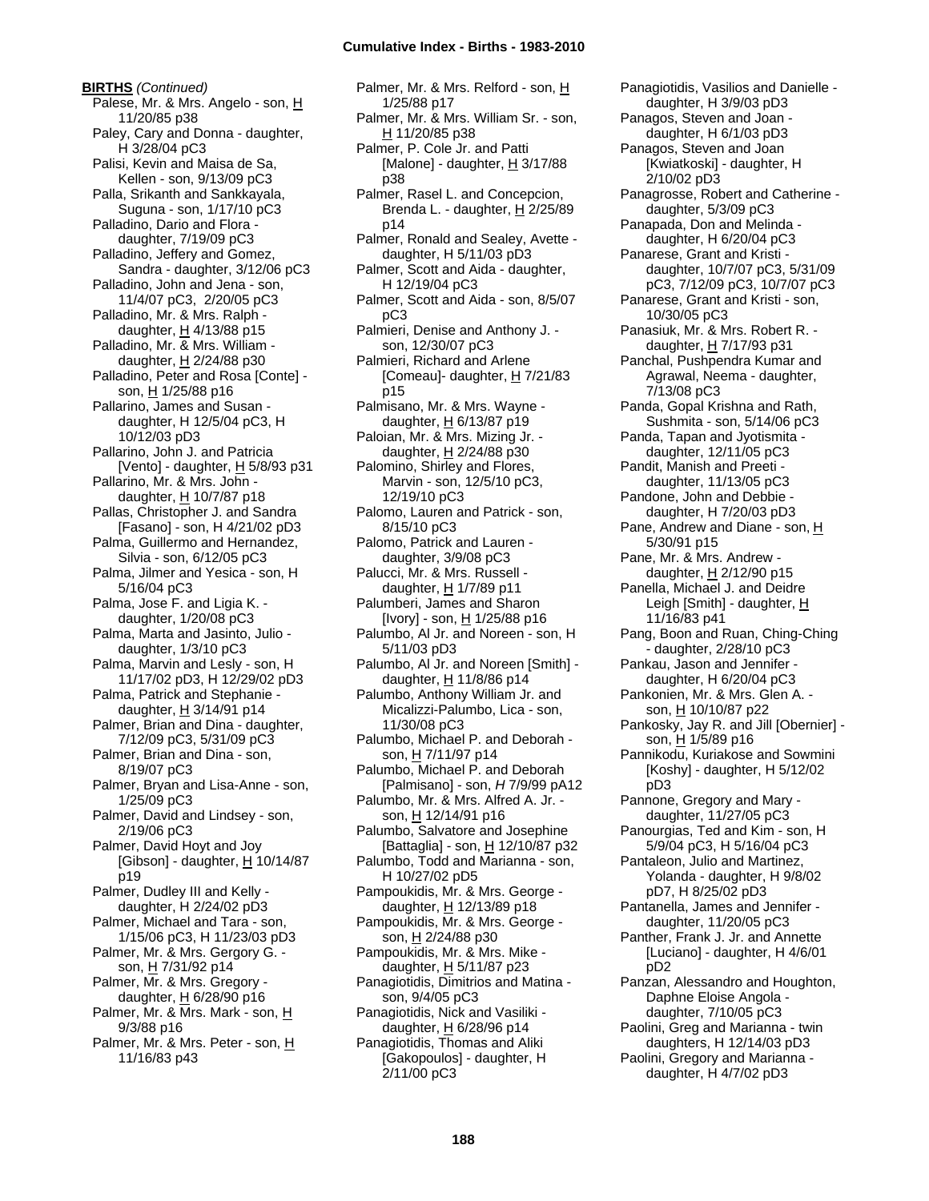**BIRTHS** *(Continued)*

Palese, Mr. & Mrs. Angelo - son, H 11/20/85 p38
Paley, Cary and Donna - daughter, H 3/28/04 pC3
Palisi, Kevin and Maisa de Sa, Kellen - son, 9/13/09 pC3
Palla, Srikanth and Sankkayala, Suguna - son, 1/17/10 pC3
Palladino, Dario and Flora - daughter, 7/19/09 pC3
Palladino, Jeffery and Gomez, Sandra - daughter, 3/12/06 pC3
Palladino, John and Jena - son, 11/4/07 pC3, 2/20/05 pC3
Palladino, Mr. & Mrs. Ralph - daughter, H 4/13/88 p15
Palladino, Mr. & Mrs. William - daughter, H 2/24/88 p30
Palladino, Peter and Rosa [Conte] - son, H 1/25/88 p16
Pallarino, James and Susan - daughter, H 12/5/04 pC3, H 10/12/03 pD3
Pallarino, John J. and Patricia [Vento] - daughter, H 5/8/93 p31
Pallarino, Mr. & Mrs. John - daughter, H 10/7/87 p18
Pallas, Christopher J. and Sandra [Fasano] - son, H 4/21/02 pD3
Palma, Guillermo and Hernandez, Silvia - son, 6/12/05 pC3
Palma, Jilmer and Yesica - son, H 5/16/04 pC3
Palma, Jose F. and Ligia K. - daughter, 1/20/08 pC3
Palma, Marta and Jasinto, Julio - daughter, 1/3/10 pC3
Palma, Marvin and Lesly - son, H 11/17/02 pD3, H 12/29/02 pD3
Palma, Patrick and Stephanie - daughter, H 3/14/91 p14
Palmer, Brian and Dina - daughter, 7/12/09 pC3, 5/31/09 pC3
Palmer, Brian and Dina - son, 8/19/07 pC3
Palmer, Bryan and Lisa-Anne - son, 1/25/09 pC3
Palmer, David and Lindsey - son, 2/19/06 pC3
Palmer, David Hoyt and Joy [Gibson] - daughter, H 10/14/87 p19
Palmer, Dudley III and Kelly - daughter, H 2/24/02 pD3
Palmer, Michael and Tara - son, 1/15/06 pC3, H 11/23/03 pD3
Palmer, Mr. & Mrs. Gergory G. - son, H 7/31/92 p14
Palmer, Mr. & Mrs. Gregory - daughter, H 6/28/90 p16
Palmer, Mr. & Mrs. Mark - son, H 9/3/88 p16
Palmer, Mr. & Mrs. Peter - son, H 11/16/83 p43
Palmer, Mr. & Mrs. Relford - son, H 1/25/88 p17
Palmer, Mr. & Mrs. William Sr. - son, H 11/20/85 p38
Palmer, P. Cole Jr. and Patti [Malone] - daughter, H 3/17/88 p38
Palmer, Rasel L. and Concepcion, Brenda L. - daughter, H 2/25/89 p14
Palmer, Ronald and Sealey, Avette - daughter, H 5/11/03 pD3
Palmer, Scott and Aida - daughter, H 12/19/04 pC3
Palmer, Scott and Aida - son, 8/5/07 pC3
Palmieri, Denise and Anthony J. - son, 12/30/07 pC3
Palmieri, Richard and Arlene [Comeau]- daughter, H 7/21/83 p15
Palmisano, Mr. & Mrs. Wayne - daughter, H 6/13/87 p19
Paloian, Mr. & Mrs. Mizing Jr. - daughter, H 2/24/88 p30
Palomino, Shirley and Flores, Marvin - son, 12/5/10 pC3, 12/19/10 pC3
Palomo, Lauren and Patrick - son, 8/15/10 pC3
Palomo, Patrick and Lauren - daughter, 3/9/08 pC3
Palucci, Mr. & Mrs. Russell - daughter, H 1/7/89 p11
Palumberi, James and Sharon [Ivory] - son, H 1/25/88 p16
Palumbo, Al Jr. and Noreen - son, H 5/11/03 pD3
Palumbo, Al Jr. and Noreen [Smith] - daughter, H 11/8/86 p14
Palumbo, Anthony William Jr. and Micalizzi-Palumbo, Lica - son, 11/30/08 pC3
Palumbo, Michael P. and Deborah - son, H 7/11/97 p14
Palumbo, Michael P. and Deborah [Palmisano] - son, *H* 7/9/99 pA12
Palumbo, Mr. & Mrs. Alfred A. Jr. - son, H 12/14/91 p16
Palumbo, Salvatore and Josephine [Battaglia] - son, H 12/10/87 p32
Palumbo, Todd and Marianna - son, H 10/27/02 pD5
Pampoukidis, Mr. & Mrs. George - daughter, H 12/13/89 p18
Pampoukidis, Mr. & Mrs. George - son, H 2/24/88 p30
Pampoukidis, Mr. & Mrs. Mike - daughter, H 5/11/87 p23
Panagiotidis, Dimitrios and Matina - son, 9/4/05 pC3
Panagiotidis, Nick and Vasiliki - daughter, H 6/28/96 p14
Panagiotidis, Thomas and Aliki [Gakopoulos] - daughter, H 2/11/00 pC3
Panagiotidis, Vasilios and Danielle - daughter, H 3/9/03 pD3
Panagos, Steven and Joan - daughter, H 6/1/03 pD3
Panagos, Steven and Joan [Kwiatkoski] - daughter, H 2/10/02 pD3
Panagrosse, Robert and Catherine - daughter, 5/3/09 pC3
Panapada, Don and Melinda - daughter, H 6/20/04 pC3
Panarese, Grant and Kristi - daughter, 10/7/07 pC3, 5/31/09 pC3, 7/12/09 pC3, 10/7/07 pC3
Panarese, Grant and Kristi - son, 10/30/05 pC3
Panasiuk, Mr. & Mrs. Robert R. - daughter, H 7/17/93 p31
Panchal, Pushpendra Kumar and Agrawal, Neema - daughter, 7/13/08 pC3
Panda, Gopal Krishna and Rath, Sushmita - son, 5/14/06 pC3
Panda, Tapan and Jyotismita - daughter, 12/11/05 pC3
Pandit, Manish and Preeti - daughter, 11/13/05 pC3
Pandone, John and Debbie - daughter, H 7/20/03 pD3
Pane, Andrew and Diane - son, H 5/30/91 p15
Pane, Mr. & Mrs. Andrew - daughter, H 2/12/90 p15
Panella, Michael J. and Deidre Leigh [Smith] - daughter, H 11/16/83 p41
Pang, Boon and Ruan, Ching-Ching - daughter, 2/28/10 pC3
Pankau, Jason and Jennifer - daughter, H 6/20/04 pC3
Pankonien, Mr. & Mrs. Glen A. - son, H 10/10/87 p22
Pankosky, Jay R. and Jill [Obernier] - son, H 1/5/89 p16
Pannikodu, Kuriakose and Sowmini [Koshy] - daughter, H 5/12/02 pD3
Pannone, Gregory and Mary - daughter, 11/27/05 pC3
Panourgias, Ted and Kim - son, H 5/9/04 pC3, H 5/16/04 pC3
Pantaleon, Julio and Martinez, Yolanda - daughter, H 9/8/02 pD7, H 8/25/02 pD3
Pantanella, James and Jennifer - daughter, 11/20/05 pC3
Panther, Frank J. Jr. and Annette [Luciano] - daughter, H 4/6/01 pD2
Panzan, Alessandro and Houghton, Daphne Eloise Angola - daughter, 7/10/05 pC3
Paolini, Greg and Marianna - twin daughters, H 12/14/03 pD3
Paolini, Gregory and Marianna - daughter, H 4/7/02 pD3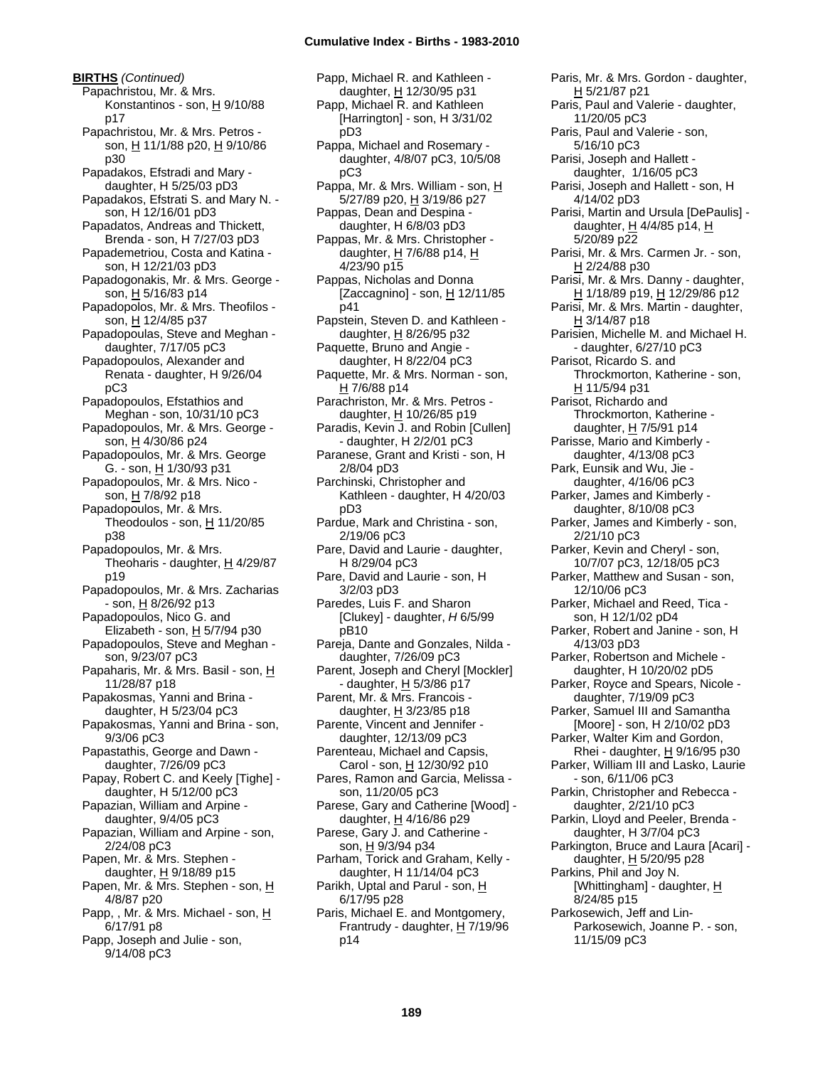**BIRTHS** *(Continued)*

Papachristou, Mr. & Mrs. Konstantinos - son, H 9/10/88 p17
Papachristou, Mr. & Mrs. Petros - son, H 11/1/88 p20, H 9/10/86 p30
Papadakos, Efstradi and Mary - daughter, H 5/25/03 pD3
Papadakos, Efstrati S. and Mary N. - son, H 12/16/01 pD3
Papadatos, Andreas and Thickett, Brenda - son, H 7/27/03 pD3
Papademetriou, Costa and Katina - son, H 12/21/03 pD3
Papadogonakis, Mr. & Mrs. George - son, H 5/16/83 p14
Papadopolos, Mr. & Mrs. Theofilos - son, H 12/4/85 p37
Papadopoulas, Steve and Meghan - daughter, 7/17/05 pC3
Papadopoulos, Alexander and Renata - daughter, H 9/26/04 pC3
Papadopoulos, Efstathios and Meghan - son, 10/31/10 pC3
Papadopoulos, Mr. & Mrs. George - son, H 4/30/86 p24
Papadopoulos, Mr. & Mrs. George G. - son, H 1/30/93 p31
Papadopoulos, Mr. & Mrs. Nico - son, H 7/8/92 p18
Papadopoulos, Mr. & Mrs. Theodoulos - son, H 11/20/85 p38
Papadopoulos, Mr. & Mrs. Theoharis - daughter, H 4/29/87 p19
Papadopoulos, Mr. & Mrs. Zacharias - son, H 8/26/92 p13
Papadopoulos, Nico G. and Elizabeth - son, H 5/7/94 p30
Papadopoulos, Steve and Meghan - son, 9/23/07 pC3
Papaharis, Mr. & Mrs. Basil - son, H 11/28/87 p18
Papakosmas, Yanni and Brina - daughter, H 5/23/04 pC3
Papakosmas, Yanni and Brina - son, 9/3/06 pC3
Papastathis, George and Dawn - daughter, 7/26/09 pC3
Papay, Robert C. and Keely [Tighe] - daughter, H 5/12/00 pC3
Papazian, William and Arpine - daughter, 9/4/05 pC3
Papazian, William and Arpine - son, 2/24/08 pC3
Papen, Mr. & Mrs. Stephen - daughter, H 9/18/89 p15
Papen, Mr. & Mrs. Stephen - son, H 4/8/87 p20
Papp, , Mr. & Mrs. Michael - son, H 6/17/91 p8
Papp, Joseph and Julie - son, 9/14/08 pC3
Papp, Michael R. and Kathleen - daughter, H 12/30/95 p31
Papp, Michael R. and Kathleen [Harrington] - son, H 3/31/02 pD3
Pappa, Michael and Rosemary - daughter, 4/8/07 pC3, 10/5/08 pC3
Pappa, Mr. & Mrs. William - son, H 5/27/89 p20, H 3/19/86 p27
Pappas, Dean and Despina - daughter, H 6/8/03 pD3
Pappas, Mr. & Mrs. Christopher - daughter, H 7/6/88 p14, H 4/23/90 p15
Pappas, Nicholas and Donna [Zaccagnino] - son, H 12/11/85 p41
Papstein, Steven D. and Kathleen - daughter, H 8/26/95 p32
Paquette, Bruno and Angie - daughter, H 8/22/04 pC3
Paquette, Mr. & Mrs. Norman - son, H 7/6/88 p14
Parachriston, Mr. & Mrs. Petros - daughter, H 10/26/85 p19
Paradis, Kevin J. and Robin [Cullen] - daughter, H 2/2/01 pC3
Paranese, Grant and Kristi - son, H 2/8/04 pD3
Parchinski, Christopher and Kathleen - daughter, H 4/20/03 pD3
Pardue, Mark and Christina - son, 2/19/06 pC3
Pare, David and Laurie - daughter, H 8/29/04 pC3
Pare, David and Laurie - son, H 3/2/03 pD3
Paredes, Luis F. and Sharon [Clukey] - daughter, *H* 6/5/99 pB10
Pareja, Dante and Gonzales, Nilda - daughter, 7/26/09 pC3
Parent, Joseph and Cheryl [Mockler] - daughter, H 5/3/86 p17
Parent, Mr. & Mrs. Francois - daughter, H 3/23/85 p18
Parente, Vincent and Jennifer - daughter, 12/13/09 pC3
Parenteau, Michael and Capsis, Carol - son, H 12/30/92 p10
Pares, Ramon and Garcia, Melissa - son, 11/20/05 pC3
Parese, Gary and Catherine [Wood] - daughter, H 4/16/86 p29
Parese, Gary J. and Catherine - son, H 9/3/94 p34
Parham, Torick and Graham, Kelly - daughter, H 11/14/04 pC3
Parikh, Uptal and Parul - son, H 6/17/95 p28
Paris, Michael E. and Montgomery, Frantrudy - daughter, H 7/19/96 p14
Paris, Mr. & Mrs. Gordon - daughter, H 5/21/87 p21
Paris, Paul and Valerie - daughter, 11/20/05 pC3
Paris, Paul and Valerie - son, 5/16/10 pC3
Parisi, Joseph and Hallett - daughter, 1/16/05 pC3
Parisi, Joseph and Hallett - son, H 4/14/02 pD3
Parisi, Martin and Ursula [DePaulis] - daughter, H 4/4/85 p14, H 5/20/89 p22
Parisi, Mr. & Mrs. Carmen Jr. - son, H 2/24/88 p30
Parisi, Mr. & Mrs. Danny - daughter, H 1/18/89 p19, H 12/29/86 p12
Parisi, Mr. & Mrs. Martin - daughter, H 3/14/87 p18
Parisien, Michelle M. and Michael H. - daughter, 6/27/10 pC3
Parisot, Ricardo S. and Throckmorton, Katherine - son, H 11/5/94 p31
Parisot, Richardo and Throckmorton, Katherine - daughter, H 7/5/91 p14
Parisse, Mario and Kimberly - daughter, 4/13/08 pC3
Park, Eunsik and Wu, Jie - daughter, 4/16/06 pC3
Parker, James and Kimberly - daughter, 8/10/08 pC3
Parker, James and Kimberly - son, 2/21/10 pC3
Parker, Kevin and Cheryl - son, 10/7/07 pC3, 12/18/05 pC3
Parker, Matthew and Susan - son, 12/10/06 pC3
Parker, Michael and Reed, Tica - son, H 12/1/02 pD4
Parker, Robert and Janine - son, H 4/13/03 pD3
Parker, Robertson and Michele - daughter, H 10/20/02 pD5
Parker, Royce and Spears, Nicole - daughter, 7/19/09 pC3
Parker, Samuel III and Samantha [Moore] - son, H 2/10/02 pD3
Parker, Walter Kim and Gordon, Rhei - daughter, H 9/16/95 p30
Parker, William III and Lasko, Laurie - son, 6/11/06 pC3
Parkin, Christopher and Rebecca - daughter, 2/21/10 pC3
Parkin, Lloyd and Peeler, Brenda - daughter, H 3/7/04 pC3
Parkington, Bruce and Laura [Acari] - daughter, H 5/20/95 p28
Parkins, Phil and Joy N. [Whittingham] - daughter, H 8/24/85 p15
Parkosewich, Jeff and Lin-Parkosewich, Joanne P. - son, 11/15/09 pC3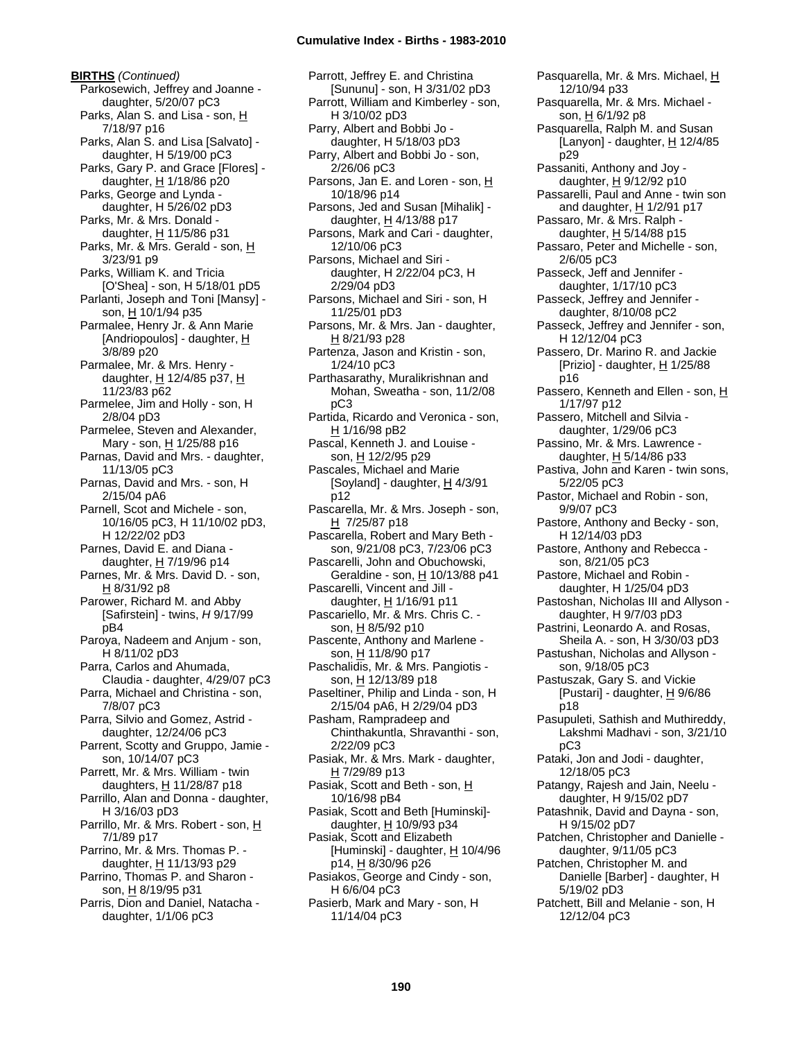**BIRTHS** *(Continued)*

Parkosewich, Jeffrey and Joanne - daughter, 5/20/07 pC3
Parks, Alan S. and Lisa - son, H 7/18/97 p16
Parks, Alan S. and Lisa [Salvato] - daughter, H 5/19/00 pC3
Parks, Gary P. and Grace [Flores] - daughter, H 1/18/86 p20
Parks, George and Lynda - daughter, H 5/26/02 pD3
Parks, Mr. & Mrs. Donald - daughter, H 11/5/86 p31
Parks, Mr. & Mrs. Gerald - son, H 3/23/91 p9
Parks, William K. and Tricia [O'Shea] - son, H 5/18/01 pD5
Parlanti, Joseph and Toni [Mansy] - son, H 10/1/94 p35
Parmalee, Henry Jr. & Ann Marie [Andriopoulos] - daughter, H 3/8/89 p20
Parmalee, Mr. & Mrs. Henry - daughter, H 12/4/85 p37, H 11/23/83 p62
Parmelee, Jim and Holly - son, H 2/8/04 pD3
Parmelee, Steven and Alexander, Mary - son, H 1/25/88 p16
Parnas, David and Mrs. - daughter, 11/13/05 pC3
Parnas, David and Mrs. - son, H 2/15/04 pA6
Parnell, Scot and Michele - son, 10/16/05 pC3, H 11/10/02 pD3, H 12/22/02 pD3
Parnes, David E. and Diana - daughter, H 7/19/96 p14
Parnes, Mr. & Mrs. David D. - son, H 8/31/92 p8
Parower, Richard M. and Abby [Safirstein] - twins, *H* 9/17/99 pB4
Paroya, Nadeem and Anjum - son, H 8/11/02 pD3
Parra, Carlos and Ahumada, Claudia - daughter, 4/29/07 pC3
Parra, Michael and Christina - son, 7/8/07 pC3
Parra, Silvio and Gomez, Astrid - daughter, 12/24/06 pC3
Parrent, Scotty and Gruppo, Jamie - son, 10/14/07 pC3
Parrett, Mr. & Mrs. William - twin daughters, H 11/28/87 p18
Parrillo, Alan and Donna - daughter, H 3/16/03 pD3
Parrillo, Mr. & Mrs. Robert - son, H 7/1/89 p17
Parrino, Mr. & Mrs. Thomas P. - daughter, H 11/13/93 p29
Parrino, Thomas P. and Sharon - son, H 8/19/95 p31
Parris, Dion and Daniel, Natacha - daughter, 1/1/06 pC3
Parrott, Jeffrey E. and Christina [Sununu] - son, H 3/31/02 pD3
Parrott, William and Kimberley - son, H 3/10/02 pD3
Parry, Albert and Bobbi Jo - daughter, H 5/18/03 pD3
Parry, Albert and Bobbi Jo - son, 2/26/06 pC3
Parsons, Jan E. and Loren - son, H 10/18/96 p14
Parsons, Jed and Susan [Mihalik] - daughter, H 4/13/88 p17
Parsons, Mark and Cari - daughter, 12/10/06 pC3
Parsons, Michael and Siri - daughter, H 2/22/04 pC3, H 2/29/04 pD3
Parsons, Michael and Siri - son, H 11/25/01 pD3
Parsons, Mr. & Mrs. Jan - daughter, H 8/21/93 p28
Partenza, Jason and Kristin - son, 1/24/10 pC3
Parthasarathy, Muralikrishnan and Mohan, Sweatha - son, 11/2/08 pC3
Partida, Ricardo and Veronica - son, H 1/16/98 pB2
Pascal, Kenneth J. and Louise - son, H 12/2/95 p29
Pascales, Michael and Marie [Soyland] - daughter, H 4/3/91 p12
Pascarella, Mr. & Mrs. Joseph - son, H 7/25/87 p18
Pascarella, Robert and Mary Beth - son, 9/21/08 pC3, 7/23/06 pC3
Pascarelli, John and Obuchowski, Geraldine - son, H 10/13/88 p41
Pascarelli, Vincent and Jill - daughter, H 1/16/91 p11
Pascariello, Mr. & Mrs. Chris C. - son, H 8/5/92 p10
Pascente, Anthony and Marlene - son, H 11/8/90 p17
Paschalidis, Mr. & Mrs. Pangiotis - son, H 12/13/89 p18
Paseltiner, Philip and Linda - son, H 2/15/04 pA6, H 2/29/04 pD3
Pasham, Rampradeep and Chinthakuntla, Shravanthi - son, 2/22/09 pC3
Pasiak, Mr. & Mrs. Mark - daughter, H 7/29/89 p13
Pasiak, Scott and Beth - son, H 10/16/98 pB4
Pasiak, Scott and Beth [Huminski]- daughter, H 10/9/93 p34
Pasiak, Scott and Elizabeth [Huminski] - daughter, H 10/4/96 p14, H 8/30/96 p26
Pasiakos, George and Cindy - son, H 6/6/04 pC3
Pasierb, Mark and Mary - son, H 11/14/04 pC3
Pasquarella, Mr. & Mrs. Michael, H 12/10/94 p33
Pasquarella, Mr. & Mrs. Michael - son, H 6/1/92 p8
Pasquarella, Ralph M. and Susan [Lanyon] - daughter, H 12/4/85 p29
Passaniti, Anthony and Joy - daughter, H 9/12/92 p10
Passarelli, Paul and Anne - twin son and daughter, H 1/2/91 p17
Passaro, Mr. & Mrs. Ralph - daughter, H 5/14/88 p15
Passaro, Peter and Michelle - son, 2/6/05 pC3
Passeck, Jeff and Jennifer - daughter, 1/17/10 pC3
Passeck, Jeffrey and Jennifer - daughter, 8/10/08 pC2
Passeck, Jeffrey and Jennifer - son, H 12/12/04 pC3
Passero, Dr. Marino R. and Jackie [Prizio] - daughter, H 1/25/88 p16
Passero, Kenneth and Ellen - son, H 1/17/97 p12
Passero, Mitchell and Silvia - daughter, 1/29/06 pC3
Passino, Mr. & Mrs. Lawrence - daughter, H 5/14/86 p33
Pastiva, John and Karen - twin sons, 5/22/05 pC3
Pastor, Michael and Robin - son, 9/9/07 pC3
Pastore, Anthony and Becky - son, H 12/14/03 pD3
Pastore, Anthony and Rebecca - son, 8/21/05 pC3
Pastore, Michael and Robin - daughter, H 1/25/04 pD3
Pastoshan, Nicholas III and Allyson - daughter, H 9/7/03 pD3
Pastrini, Leonardo A. and Rosas, Sheila A. - son, H 3/30/03 pD3
Pastushan, Nicholas and Allyson - son, 9/18/05 pC3
Pastuszak, Gary S. and Vickie [Pustari] - daughter, H 9/6/86 p18
Pasupuleti, Sathish and Muthireddy, Lakshmi Madhavi - son, 3/21/10 pC3
Pataki, Jon and Jodi - daughter, 12/18/05 pC3
Patangy, Rajesh and Jain, Neelu - daughter, H 9/15/02 pD7
Patashnik, David and Dayna - son, H 9/15/02 pD7
Patchen, Christopher and Danielle - daughter, 9/11/05 pC3
Patchen, Christopher M. and Danielle [Barber] - daughter, H 5/19/02 pD3
Patchett, Bill and Melanie - son, H 12/12/04 pC3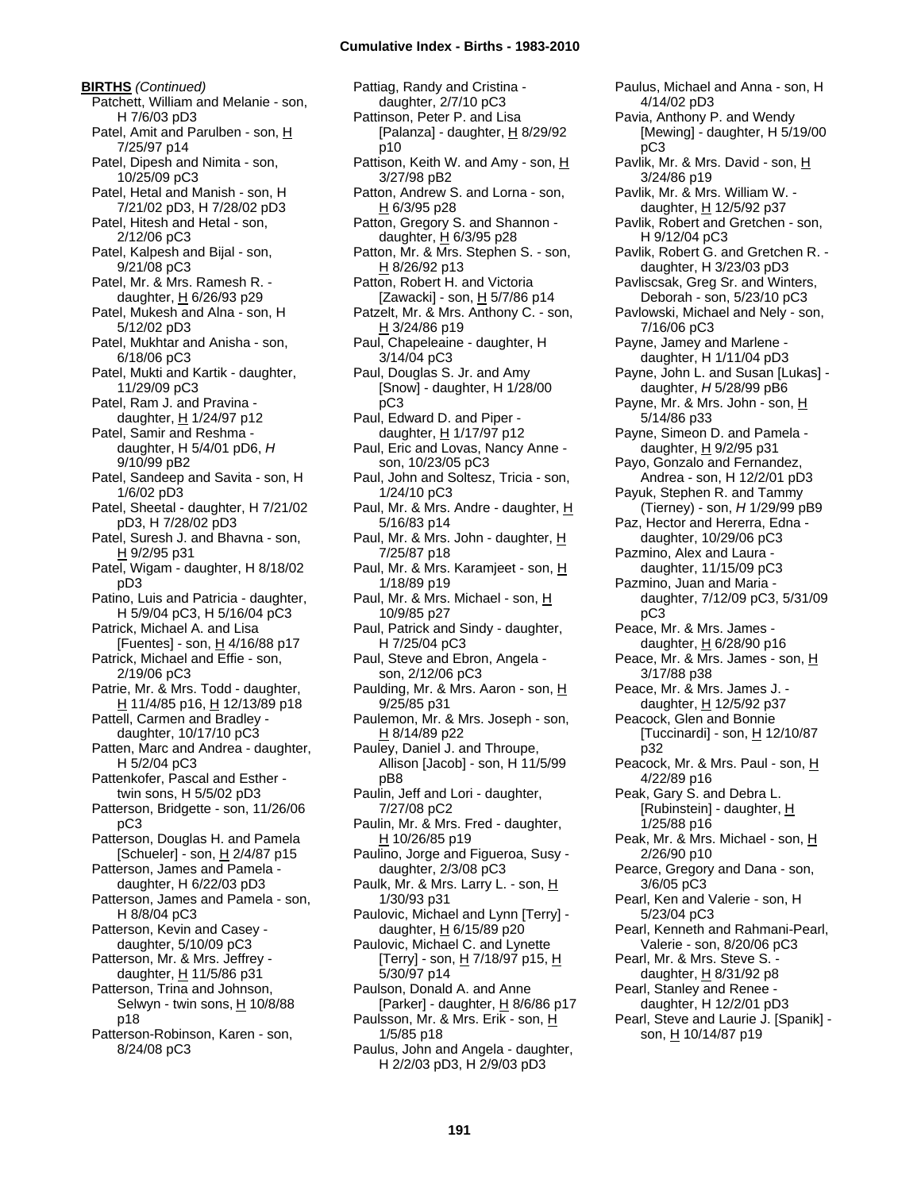**BIRTHS** *(Continued)*

Patchett, William and Melanie - son, H 7/6/03 pD3
Patel, Amit and Parulben - son, H 7/25/97 p14
Patel, Dipesh and Nimita - son, 10/25/09 pC3
Patel, Hetal and Manish - son, H 7/21/02 pD3, H 7/28/02 pD3
Patel, Hitesh and Hetal - son, 2/12/06 pC3
Patel, Kalpesh and Bijal - son, 9/21/08 pC3
Patel, Mr. & Mrs. Ramesh R. - daughter, H 6/26/93 p29
Patel, Mukesh and Alna - son, H 5/12/02 pD3
Patel, Mukhtar and Anisha - son, 6/18/06 pC3
Patel, Mukti and Kartik - daughter, 11/29/09 pC3
Patel, Ram J. and Pravina - daughter, H 1/24/97 p12
Patel, Samir and Reshma - daughter, H 5/4/01 pD6, *H* 9/10/99 pB2
Patel, Sandeep and Savita - son, H 1/6/02 pD3
Patel, Sheetal - daughter, H 7/21/02 pD3, H 7/28/02 pD3
Patel, Suresh J. and Bhavna - son, H 9/2/95 p31
Patel, Wigam - daughter, H 8/18/02 pD3
Patino, Luis and Patricia - daughter, H 5/9/04 pC3, H 5/16/04 pC3
Patrick, Michael A. and Lisa [Fuentes] - son, H 4/16/88 p17
Patrick, Michael and Effie - son, 2/19/06 pC3
Patrie, Mr. & Mrs. Todd - daughter, H 11/4/85 p16, H 12/13/89 p18
Pattell, Carmen and Bradley - daughter, 10/17/10 pC3
Patten, Marc and Andrea - daughter, H 5/2/04 pC3
Pattenkofer, Pascal and Esther - twin sons, H 5/5/02 pD3
Patterson, Bridgette - son, 11/26/06 pC3
Patterson, Douglas H. and Pamela [Schueler] - son, H 2/4/87 p15
Patterson, James and Pamela - daughter, H 6/22/03 pD3
Patterson, James and Pamela - son, H 8/8/04 pC3
Patterson, Kevin and Casey - daughter, 5/10/09 pC3
Patterson, Mr. & Mrs. Jeffrey - daughter, H 11/5/86 p31
Patterson, Trina and Johnson, Selwyn - twin sons, H 10/8/88 p18
Patterson-Robinson, Karen - son, 8/24/08 pC3
Pattiag, Randy and Cristina - daughter, 2/7/10 pC3
Pattinson, Peter P. and Lisa [Palanza] - daughter, H 8/29/92 p10
Pattison, Keith W. and Amy - son, H 3/27/98 pB2
Patton, Andrew S. and Lorna - son, H 6/3/95 p28
Patton, Gregory S. and Shannon - daughter, H 6/3/95 p28
Patton, Mr. & Mrs. Stephen S. - son, H 8/26/92 p13
Patton, Robert H. and Victoria [Zawacki] - son, H 5/7/86 p14
Patzelt, Mr. & Mrs. Anthony C. - son, H 3/24/86 p19
Paul, Chapeleaine - daughter, H 3/14/04 pC3
Paul, Douglas S. Jr. and Amy [Snow] - daughter, H 1/28/00 pC3
Paul, Edward D. and Piper - daughter, H 1/17/97 p12
Paul, Eric and Lovas, Nancy Anne - son, 10/23/05 pC3
Paul, John and Soltesz, Tricia - son, 1/24/10 pC3
Paul, Mr. & Mrs. Andre - daughter, H 5/16/83 p14
Paul, Mr. & Mrs. John - daughter, H 7/25/87 p18
Paul, Mr. & Mrs. Karamjeet - son, H 1/18/89 p19
Paul, Mr. & Mrs. Michael - son, H 10/9/85 p27
Paul, Patrick and Sindy - daughter, H 7/25/04 pC3
Paul, Steve and Ebron, Angela - son, 2/12/06 pC3
Paulding, Mr. & Mrs. Aaron - son, H 9/25/85 p31
Paulemon, Mr. & Mrs. Joseph - son, H 8/14/89 p22
Pauley, Daniel J. and Throupe, Allison [Jacob] - son, H 11/5/99 pB8
Paulin, Jeff and Lori - daughter, 7/27/08 pC2
Paulin, Mr. & Mrs. Fred - daughter, H 10/26/85 p19
Paulino, Jorge and Figueroa, Susy - daughter, 2/3/08 pC3
Paulk, Mr. & Mrs. Larry L. - son, H 1/30/93 p31
Paulovic, Michael and Lynn [Terry] - daughter, H 6/15/89 p20
Paulovic, Michael C. and Lynette [Terry] - son, H 7/18/97 p15, H 5/30/97 p14
Paulson, Donald A. and Anne [Parker] - daughter, H 8/6/86 p17
Paulsson, Mr. & Mrs. Erik - son, H 1/5/85 p18
Paulus, John and Angela - daughter, H 2/2/03 pD3, H 2/9/03 pD3
Paulus, Michael and Anna - son, H 4/14/02 pD3
Pavia, Anthony P. and Wendy [Mewing] - daughter, H 5/19/00 pC3
Pavlik, Mr. & Mrs. David - son, H 3/24/86 p19
Pavlik, Mr. & Mrs. William W. - daughter, H 12/5/92 p37
Pavlik, Robert and Gretchen - son, H 9/12/04 pC3
Pavlik, Robert G. and Gretchen R. - daughter, H 3/23/03 pD3
Pavliscsak, Greg Sr. and Winters, Deborah - son, 5/23/10 pC3
Pavlowski, Michael and Nely - son, 7/16/06 pC3
Payne, Jamey and Marlene - daughter, H 1/11/04 pD3
Payne, John L. and Susan [Lukas] - daughter, *H* 5/28/99 pB6
Payne, Mr. & Mrs. John - son, H 5/14/86 p33
Payne, Simeon D. and Pamela - daughter, H 9/2/95 p31
Payo, Gonzalo and Fernandez, Andrea - son, H 12/2/01 pD3
Payuk, Stephen R. and Tammy (Tierney) - son, *H* 1/29/99 pB9
Paz, Hector and Hererra, Edna - daughter, 10/29/06 pC3
Pazmino, Alex and Laura - daughter, 11/15/09 pC3
Pazmino, Juan and Maria - daughter, 7/12/09 pC3, 5/31/09 pC3
Peace, Mr. & Mrs. James - daughter, H 6/28/90 p16
Peace, Mr. & Mrs. James - son, H 3/17/88 p38
Peace, Mr. & Mrs. James J. - daughter, H 12/5/92 p37
Peacock, Glen and Bonnie [Tuccinardi] - son, H 12/10/87 p32
Peacock, Mr. & Mrs. Paul - son, H 4/22/89 p16
Peak, Gary S. and Debra L. [Rubinstein] - daughter, H 1/25/88 p16
Peak, Mr. & Mrs. Michael - son, H 2/26/90 p10
Pearce, Gregory and Dana - son, 3/6/05 pC3
Pearl, Ken and Valerie - son, H 5/23/04 pC3
Pearl, Kenneth and Rahmani-Pearl, Valerie - son, 8/20/06 pC3
Pearl, Mr. & Mrs. Steve S. - daughter, H 8/31/92 p8
Pearl, Stanley and Renee - daughter, H 12/2/01 pD3
Pearl, Steve and Laurie J. [Spanik] - son, H 10/14/87 p19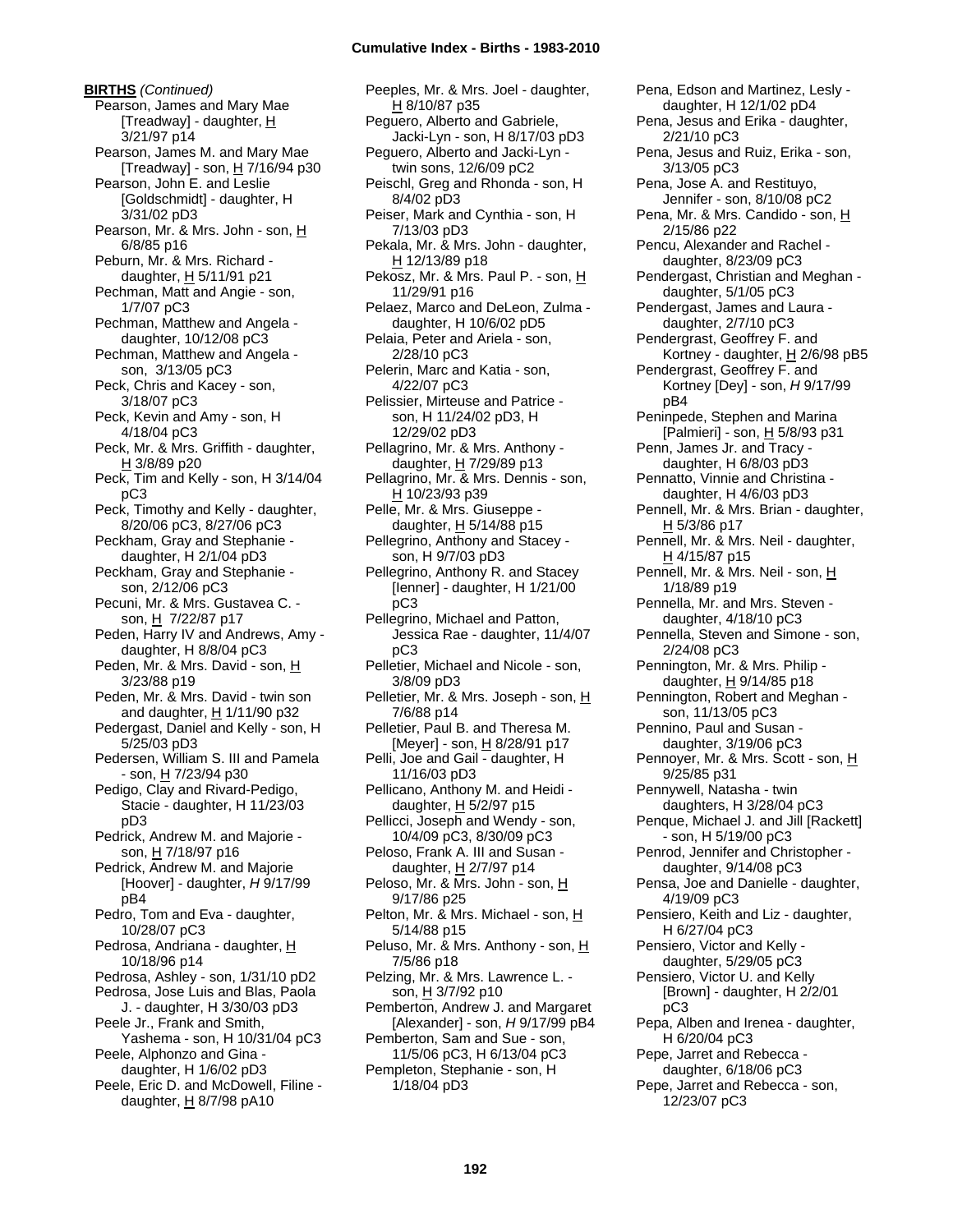**BIRTHS** *(Continued)*

Pearson, James and Mary Mae [Treadway] - daughter, H 3/21/97 p14
Pearson, James M. and Mary Mae [Treadway] - son, H 7/16/94 p30
Pearson, John E. and Leslie [Goldschmidt] - daughter, H 3/31/02 pD3
Pearson, Mr. & Mrs. John - son, H 6/8/85 p16
Peburn, Mr. & Mrs. Richard - daughter, H 5/11/91 p21
Pechman, Matt and Angie - son, 1/7/07 pC3
Pechman, Matthew and Angela - daughter, 10/12/08 pC3
Pechman, Matthew and Angela - son, 3/13/05 pC3
Peck, Chris and Kacey - son, 3/18/07 pC3
Peck, Kevin and Amy - son, H 4/18/04 pC3
Peck, Mr. & Mrs. Griffith - daughter, H 3/8/89 p20
Peck, Tim and Kelly - son, H 3/14/04 pC3
Peck, Timothy and Kelly - daughter, 8/20/06 pC3, 8/27/06 pC3
Peckham, Gray and Stephanie - daughter, H 2/1/04 pD3
Peckham, Gray and Stephanie - son, 2/12/06 pC3
Pecuni, Mr. & Mrs. Gustavea C. - son, H 7/22/87 p17
Peden, Harry IV and Andrews, Amy - daughter, H 8/8/04 pC3
Peden, Mr. & Mrs. David - son, H 3/23/88 p19
Peden, Mr. & Mrs. David - twin son and daughter, H 1/11/90 p32
Pedergast, Daniel and Kelly - son, H 5/25/03 pD3
Pedersen, William S. III and Pamela - son, H 7/23/94 p30
Pedigo, Clay and Rivard-Pedigo, Stacie - daughter, H 11/23/03 pD3
Pedrick, Andrew M. and Majorie - son, H 7/18/97 p16
Pedrick, Andrew M. and Majorie [Hoover] - daughter, *H* 9/17/99 pB4
Pedro, Tom and Eva - daughter, 10/28/07 pC3
Pedrosa, Andriana - daughter, H 10/18/96 p14
Pedrosa, Ashley - son, 1/31/10 pD2
Pedrosa, Jose Luis and Blas, Paola J. - daughter, H 3/30/03 pD3
Peele Jr., Frank and Smith, Yashema - son, H 10/31/04 pC3
Peele, Alphonzo and Gina - daughter, H 1/6/02 pD3
Peele, Eric D. and McDowell, Filine - daughter, H 8/7/98 pA10
Peeples, Mr. & Mrs. Joel - daughter, H 8/10/87 p35
Peguero, Alberto and Gabriele, Jacki-Lyn - son, H 8/17/03 pD3
Peguero, Alberto and Jacki-Lyn - twin sons, 12/6/09 pC2
Peischl, Greg and Rhonda - son, H 8/4/02 pD3
Peiser, Mark and Cynthia - son, H 7/13/03 pD3
Pekala, Mr. & Mrs. John - daughter, H 12/13/89 p18
Pekosz, Mr. & Mrs. Paul P. - son, H 11/29/91 p16
Pelaez, Marco and DeLeon, Zulma - daughter, H 10/6/02 pD5
Pelaia, Peter and Ariela - son, 2/28/10 pC3
Pelerin, Marc and Katia - son, 4/22/07 pC3
Pelissier, Mirteuse and Patrice - son, H 11/24/02 pD3, H 12/29/02 pD3
Pellagrino, Mr. & Mrs. Anthony - daughter, H 7/29/89 p13
Pellagrino, Mr. & Mrs. Dennis - son, H 10/23/93 p39
Pelle, Mr. & Mrs. Giuseppe - daughter, H 5/14/88 p15
Pellegrino, Anthony and Stacey - son, H 9/7/03 pD3
Pellegrino, Anthony R. and Stacey [Ienner] - daughter, H 1/21/00 pC3
Pellegrino, Michael and Patton, Jessica Rae - daughter, 11/4/07 pC3
Pelletier, Michael and Nicole - son, 3/8/09 pD3
Pelletier, Mr. & Mrs. Joseph - son, H 7/6/88 p14
Pelletier, Paul B. and Theresa M. [Meyer] - son, H 8/28/91 p17
Pelli, Joe and Gail - daughter, H 11/16/03 pD3
Pellicano, Anthony M. and Heidi - daughter, H 5/2/97 p15
Pellicci, Joseph and Wendy - son, 10/4/09 pC3, 8/30/09 pC3
Peloso, Frank A. III and Susan - daughter, H 2/7/97 p14
Peloso, Mr. & Mrs. John - son, H 9/17/86 p25
Pelton, Mr. & Mrs. Michael - son, H 5/14/88 p15
Peluso, Mr. & Mrs. Anthony - son, H 7/5/86 p18
Pelzing, Mr. & Mrs. Lawrence L. - son, H 3/7/92 p10
Pemberton, Andrew J. and Margaret [Alexander] - son, *H* 9/17/99 pB4
Pemberton, Sam and Sue - son, 11/5/06 pC3, H 6/13/04 pC3
Pempleton, Stephanie - son, H 1/18/04 pD3
Pena, Edson and Martinez, Lesly - daughter, H 12/1/02 pD4
Pena, Jesus and Erika - daughter, 2/21/10 pC3
Pena, Jesus and Ruiz, Erika - son, 3/13/05 pC3
Pena, Jose A. and Restituyo, Jennifer - son, 8/10/08 pC2
Pena, Mr. & Mrs. Candido - son, H 2/15/86 p22
Pencu, Alexander and Rachel - daughter, 8/23/09 pC3
Pendergast, Christian and Meghan - daughter, 5/1/05 pC3
Pendergast, James and Laura - daughter, 2/7/10 pC3
Pendergrast, Geoffrey F. and Kortney - daughter, H 2/6/98 pB5
Pendergrast, Geoffrey F. and Kortney [Dey] - son, *H* 9/17/99 pB4
Peninpede, Stephen and Marina [Palmieri] - son, H 5/8/93 p31
Penn, James Jr. and Tracy - daughter, H 6/8/03 pD3
Pennatto, Vinnie and Christina - daughter, H 4/6/03 pD3
Pennell, Mr. & Mrs. Brian - daughter, H 5/3/86 p17
Pennell, Mr. & Mrs. Neil - daughter, H 4/15/87 p15
Pennell, Mr. & Mrs. Neil - son, H 1/18/89 p19
Pennella, Mr. and Mrs. Steven - daughter, 4/18/10 pC3
Pennella, Steven and Simone - son, 2/24/08 pC3
Pennington, Mr. & Mrs. Philip - daughter, H 9/14/85 p18
Pennington, Robert and Meghan - son, 11/13/05 pC3
Pennino, Paul and Susan - daughter, 3/19/06 pC3
Pennoyer, Mr. & Mrs. Scott - son, H 9/25/85 p31
Pennywell, Natasha - twin daughters, H 3/28/04 pC3
Penque, Michael J. and Jill [Rackett] - son, H 5/19/00 pC3
Penrod, Jennifer and Christopher - daughter, 9/14/08 pC3
Pensa, Joe and Danielle - daughter, 4/19/09 pC3
Pensiero, Keith and Liz - daughter, H 6/27/04 pC3
Pensiero, Victor and Kelly - daughter, 5/29/05 pC3
Pensiero, Victor U. and Kelly [Brown] - daughter, H 2/2/01 pC3
Pepa, Alben and Irenea - daughter, H 6/20/04 pC3
Pepe, Jarret and Rebecca - daughter, 6/18/06 pC3
Pepe, Jarret and Rebecca - son, 12/23/07 pC3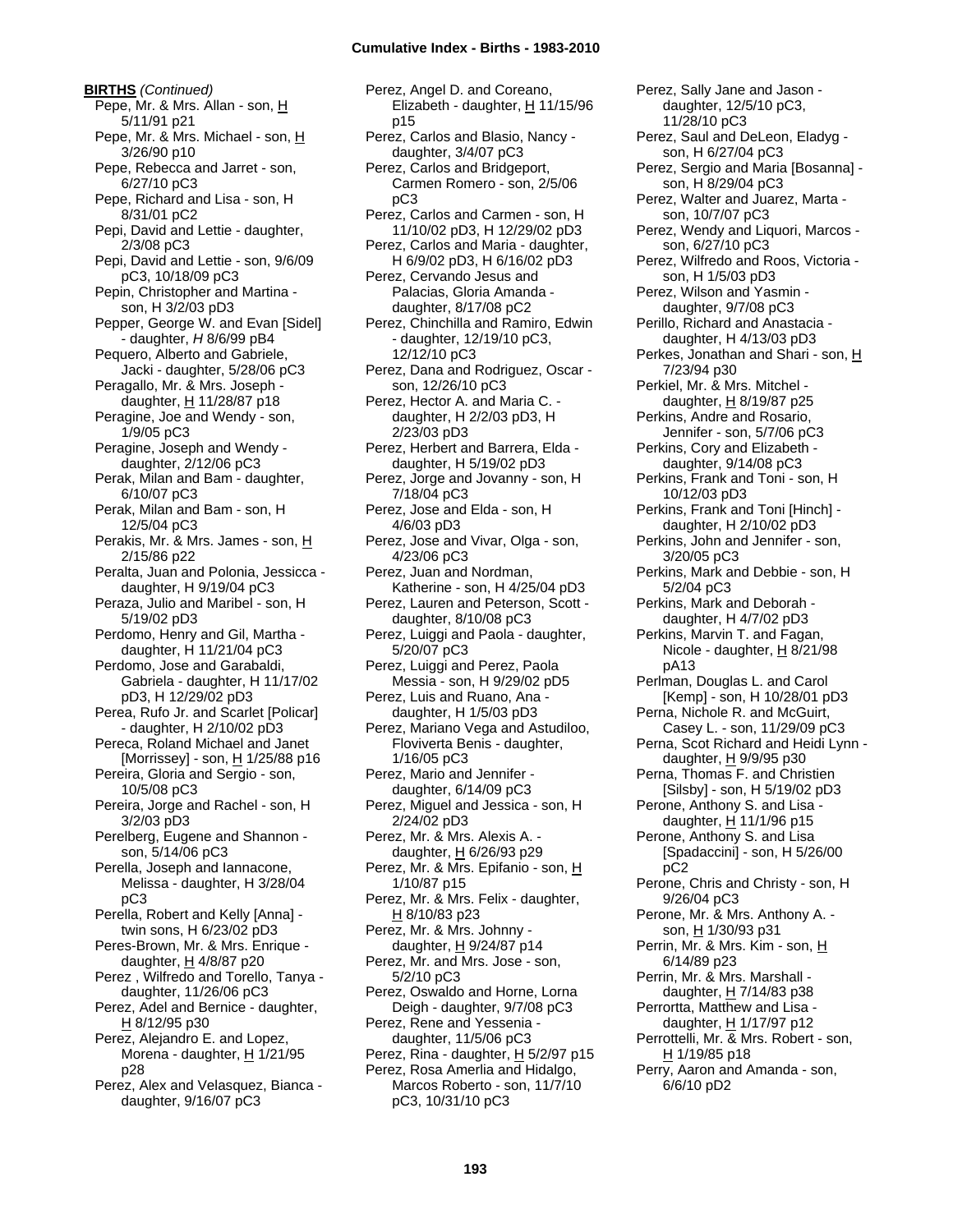**BIRTHS** *(Continued)*

Pepe, Mr. & Mrs. Allan - son, H 5/11/91 p21
Pepe, Mr. & Mrs. Michael - son, H 3/26/90 p10
Pepe, Rebecca and Jarret - son, 6/27/10 pC3
Pepe, Richard and Lisa - son, H 8/31/01 pC2
Pepi, David and Lettie - daughter, 2/3/08 pC3
Pepi, David and Lettie - son, 9/6/09 pC3, 10/18/09 pC3
Pepin, Christopher and Martina - son, H 3/2/03 pD3
Pepper, George W. and Evan [Sidel] - daughter, *H* 8/6/99 pB4
Pequero, Alberto and Gabriele, Jacki - daughter, 5/28/06 pC3
Peragallo, Mr. & Mrs. Joseph - daughter, H 11/28/87 p18
Peragine, Joe and Wendy - son, 1/9/05 pC3
Peragine, Joseph and Wendy - daughter, 2/12/06 pC3
Perak, Milan and Bam - daughter, 6/10/07 pC3
Perak, Milan and Bam - son, H 12/5/04 pC3
Perakis, Mr. & Mrs. James - son, H 2/15/86 p22
Peralta, Juan and Polonia, Jessicca - daughter, H 9/19/04 pC3
Peraza, Julio and Maribel - son, H 5/19/02 pD3
Perdomo, Henry and Gil, Martha - daughter, H 11/21/04 pC3
Perdomo, Jose and Garabaldi, Gabriela - daughter, H 11/17/02 pD3, H 12/29/02 pD3
Perea, Rufo Jr. and Scarlet [Policar] - daughter, H 2/10/02 pD3
Pereca, Roland Michael and Janet [Morrissey] - son, H 1/25/88 p16
Pereira, Gloria and Sergio - son, 10/5/08 pC3
Pereira, Jorge and Rachel - son, H 3/2/03 pD3
Perelberg, Eugene and Shannon - son, 5/14/06 pC3
Perella, Joseph and Iannacone, Melissa - daughter, H 3/28/04 pC3
Perella, Robert and Kelly [Anna] - twin sons, H 6/23/02 pD3
Peres-Brown, Mr. & Mrs. Enrique - daughter, H 4/8/87 p20
Perez , Wilfredo and Torello, Tanya - daughter, 11/26/06 pC3
Perez, Adel and Bernice - daughter, H 8/12/95 p30
Perez, Alejandro E. and Lopez, Morena - daughter, H 1/21/95 p28
Perez, Alex and Velasquez, Bianca - daughter, 9/16/07 pC3
Perez, Angel D. and Coreano, Elizabeth - daughter, H 11/15/96 p15
Perez, Carlos and Blasio, Nancy - daughter, 3/4/07 pC3
Perez, Carlos and Bridgeport, Carmen Romero - son, 2/5/06 pC3
Perez, Carlos and Carmen - son, H 11/10/02 pD3, H 12/29/02 pD3
Perez, Carlos and Maria - daughter, H 6/9/02 pD3, H 6/16/02 pD3
Perez, Cervando Jesus and Palacias, Gloria Amanda - daughter, 8/17/08 pC2
Perez, Chinchilla and Ramiro, Edwin - daughter, 12/19/10 pC3, 12/12/10 pC3
Perez, Dana and Rodriguez, Oscar - son, 12/26/10 pC3
Perez, Hector A. and Maria C. - daughter, H 2/2/03 pD3, H 2/23/03 pD3
Perez, Herbert and Barrera, Elda - daughter, H 5/19/02 pD3
Perez, Jorge and Jovanny - son, H 7/18/04 pC3
Perez, Jose and Elda - son, H 4/6/03 pD3
Perez, Jose and Vivar, Olga - son, 4/23/06 pC3
Perez, Juan and Nordman, Katherine - son, H 4/25/04 pD3
Perez, Lauren and Peterson, Scott - daughter, 8/10/08 pC3
Perez, Luiggi and Paola - daughter, 5/20/07 pC3
Perez, Luiggi and Perez, Paola Messia - son, H 9/29/02 pD5
Perez, Luis and Ruano, Ana - daughter, H 1/5/03 pD3
Perez, Mariano Vega and Astudiloo, Floviverta Benis - daughter, 1/16/05 pC3
Perez, Mario and Jennifer - daughter, 6/14/09 pC3
Perez, Miguel and Jessica - son, H 2/24/02 pD3
Perez, Mr. & Mrs. Alexis A. - daughter, H 6/26/93 p29
Perez, Mr. & Mrs. Epifanio - son, H 1/10/87 p15
Perez, Mr. & Mrs. Felix - daughter, H 8/10/83 p23
Perez, Mr. & Mrs. Johnny - daughter, H 9/24/87 p14
Perez, Mr. and Mrs. Jose - son, 5/2/10 pC3
Perez, Oswaldo and Horne, Lorna Deigh - daughter, 9/7/08 pC3
Perez, Rene and Yessenia - daughter, 11/5/06 pC3
Perez, Rina - daughter, H 5/2/97 p15
Perez, Rosa Amerlia and Hidalgo, Marcos Roberto - son, 11/7/10 pC3, 10/31/10 pC3
Perez, Sally Jane and Jason - daughter, 12/5/10 pC3, 11/28/10 pC3
Perez, Saul and DeLeon, Eladyg - son, H 6/27/04 pC3
Perez, Sergio and Maria [Bosanna] - son, H 8/29/04 pC3
Perez, Walter and Juarez, Marta - son, 10/7/07 pC3
Perez, Wendy and Liquori, Marcos - son, 6/27/10 pC3
Perez, Wilfredo and Roos, Victoria - son, H 1/5/03 pD3
Perez, Wilson and Yasmin - daughter, 9/7/08 pC3
Perillo, Richard and Anastacia - daughter, H 4/13/03 pD3
Perkes, Jonathan and Shari - son, H 7/23/94 p30
Perkiel, Mr. & Mrs. Mitchel - daughter, H 8/19/87 p25
Perkins, Andre and Rosario, Jennifer - son, 5/7/06 pC3
Perkins, Cory and Elizabeth - daughter, 9/14/08 pC3
Perkins, Frank and Toni - son, H 10/12/03 pD3
Perkins, Frank and Toni [Hinch] - daughter, H 2/10/02 pD3
Perkins, John and Jennifer - son, 3/20/05 pC3
Perkins, Mark and Debbie - son, H 5/2/04 pC3
Perkins, Mark and Deborah - daughter, H 4/7/02 pD3
Perkins, Marvin T. and Fagan, Nicole - daughter, H 8/21/98 pA13
Perlman, Douglas L. and Carol [Kemp] - son, H 10/28/01 pD3
Perna, Nichole R. and McGuirt, Casey L. - son, 11/29/09 pC3
Perna, Scot Richard and Heidi Lynn - daughter, H 9/9/95 p30
Perna, Thomas F. and Christien [Silsby] - son, H 5/19/02 pD3
Perone, Anthony S. and Lisa - daughter, H 11/1/96 p15
Perone, Anthony S. and Lisa [Spadaccini] - son, H 5/26/00 pC2
Perone, Chris and Christy - son, H 9/26/04 pC3
Perone, Mr. & Mrs. Anthony A. - son, H 1/30/93 p31
Perrin, Mr. & Mrs. Kim - son, H 6/14/89 p23
Perrin, Mr. & Mrs. Marshall - daughter, H 7/14/83 p38
Perrortta, Matthew and Lisa - daughter, H 1/17/97 p12
Perrottelli, Mr. & Mrs. Robert - son, H 1/19/85 p18
Perry, Aaron and Amanda - son, 6/6/10 pD2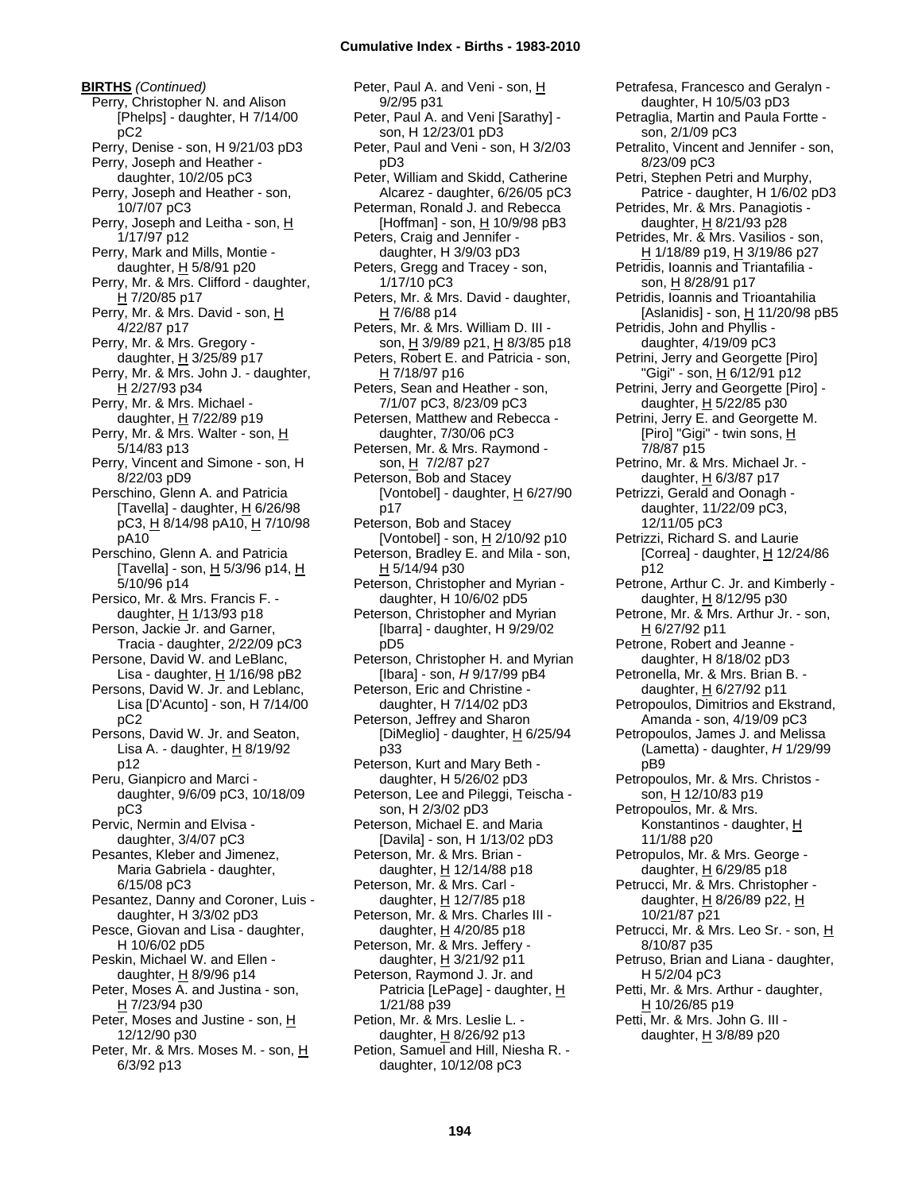**BIRTHS** *(Continued)*

Perry, Christopher N. and Alison [Phelps] - daughter, H 7/14/00 pC2

Perry, Denise - son, H 9/21/03 pD3

Perry, Joseph and Heather - daughter, 10/2/05 pC3

Perry, Joseph and Heather - son, 10/7/07 pC3

Perry, Joseph and Leitha - son, H 1/17/97 p12

Perry, Mark and Mills, Montie - daughter, H 5/8/91 p20

Perry, Mr. & Mrs. Clifford - daughter, H 7/20/85 p17

Perry, Mr. & Mrs. David - son, H 4/22/87 p17

Perry, Mr. & Mrs. Gregory - daughter, H 3/25/89 p17

Perry, Mr. & Mrs. John J. - daughter, H 2/27/93 p34

Perry, Mr. & Mrs. Michael - daughter, H 7/22/89 p19

Perry, Mr. & Mrs. Walter - son, H 5/14/83 p13

Perry, Vincent and Simone - son, H 8/22/03 pD9

Perschino, Glenn A. and Patricia [Tavella] - daughter, H 6/26/98 pC3, H 8/14/98 pA10, H 7/10/98 pA10

Perschino, Glenn A. and Patricia [Tavella] - son, H 5/3/96 p14, H 5/10/96 p14

Persico, Mr. & Mrs. Francis F. - daughter, H 1/13/93 p18

Person, Jackie Jr. and Garner, Tracia - daughter, 2/22/09 pC3

Persone, David W. and LeBlanc, Lisa - daughter, H 1/16/98 pB2

Persons, David W. Jr. and Leblanc, Lisa [D'Acunto] - son, H 7/14/00 pC2

Persons, David W. Jr. and Seaton, Lisa A. - daughter, H 8/19/92 p12

Peru, Gianpicro and Marci - daughter, 9/6/09 pC3, 10/18/09 pC3

Pervic, Nermin and Elvisa - daughter, 3/4/07 pC3

Pesantes, Kleber and Jimenez, Maria Gabriela - daughter, 6/15/08 pC3

Pesantez, Danny and Coroner, Luis - daughter, H 3/3/02 pD3

Pesce, Giovan and Lisa - daughter, H 10/6/02 pD5

Peskin, Michael W. and Ellen - daughter, H 8/9/96 p14

Peter, Moses A. and Justina - son, H 7/23/94 p30

Peter, Moses and Justine - son, H 12/12/90 p30

Peter, Mr. & Mrs. Moses M. - son, H 6/3/92 p13

Peter, Paul A. and Veni - son, H 9/2/95 p31

Peter, Paul A. and Veni [Sarathy] - son, H 12/23/01 pD3

Peter, Paul and Veni - son, H 3/2/03 pD3

Peter, William and Skidd, Catherine Alcarez - daughter, 6/26/05 pC3

Peterman, Ronald J. and Rebecca [Hoffman] - son, H 10/9/98 pB3

Peters, Craig and Jennifer - daughter, H 3/9/03 pD3

Peters, Gregg and Tracey - son, 1/17/10 pC3

Peters, Mr. & Mrs. David - daughter, H 7/6/88 p14

Peters, Mr. & Mrs. William D. III - son, H 3/9/89 p21, H 8/3/85 p18

Peters, Robert E. and Patricia - son, H 7/18/97 p16

Peters, Sean and Heather - son, 7/1/07 pC3, 8/23/09 pC3

Petersen, Matthew and Rebecca - daughter, 7/30/06 pC3

Petersen, Mr. & Mrs. Raymond - son, H 7/2/87 p27

Peterson, Bob and Stacey [Vontobel] - daughter, H 6/27/90 p17

Peterson, Bob and Stacey [Vontobel] - son, H 2/10/92 p10

Peterson, Bradley E. and Mila - son, H 5/14/94 p30

Peterson, Christopher and Myrian - daughter, H 10/6/02 pD5

Peterson, Christopher and Myrian [Ibarra] - daughter, H 9/29/02 pD5

Peterson, Christopher H. and Myrian [Ibara] - son, *H* 9/17/99 pB4

Peterson, Eric and Christine - daughter, H 7/14/02 pD3

Peterson, Jeffrey and Sharon [DiMeglio] - daughter, H 6/25/94 p33

Peterson, Kurt and Mary Beth - daughter, H 5/26/02 pD3

Peterson, Lee and Pileggi, Teischa - son, H 2/3/02 pD3

Peterson, Michael E. and Maria [Davila] - son, H 1/13/02 pD3

Peterson, Mr. & Mrs. Brian - daughter, H 12/14/88 p18

Peterson, Mr. & Mrs. Carl - daughter, H 12/7/85 p18

Peterson, Mr. & Mrs. Charles III - daughter, H 4/20/85 p18

Peterson, Mr. & Mrs. Jeffery - daughter, H 3/21/92 p11

Peterson, Raymond J. Jr. and Patricia [LePage] - daughter, H 1/21/88 p39

Petion, Mr. & Mrs. Leslie L. - daughter, H 8/26/92 p13

Petion, Samuel and Hill, Niesha R. - daughter, 10/12/08 pC3

Petrafesa, Francesco and Geralyn - daughter, H 10/5/03 pD3

Petraglia, Martin and Paula Fortte - son, 2/1/09 pC3

Petralito, Vincent and Jennifer - son, 8/23/09 pC3

Petri, Stephen Petri and Murphy, Patrice - daughter, H 1/6/02 pD3

Petrides, Mr. & Mrs. Panagiotis - daughter, H 8/21/93 p28

Petrides, Mr. & Mrs. Vasilios - son, H 1/18/89 p19, H 3/19/86 p27

Petridis, Ioannis and Triantafilia - son, H 8/28/91 p17

Petridis, Ioannis and Trioantahilia [Aslanidis] - son, H 11/20/98 pB5

Petridis, John and Phyllis - daughter, 4/19/09 pC3

Petrini, Jerry and Georgette [Piro] "Gigi" - son, H 6/12/91 p12

Petrini, Jerry and Georgette [Piro] - daughter, H 5/22/85 p30

Petrini, Jerry E. and Georgette M. [Piro] "Gigi" - twin sons, H 7/8/87 p15

Petrino, Mr. & Mrs. Michael Jr. - daughter, H 6/3/87 p17

Petrizzi, Gerald and Oonagh - daughter, 11/22/09 pC3, 12/11/05 pC3

Petrizzi, Richard S. and Laurie [Correa] - daughter, H 12/24/86 p12

Petrone, Arthur C. Jr. and Kimberly - daughter, H 8/12/95 p30

Petrone, Mr. & Mrs. Arthur Jr. - son, H 6/27/92 p11

Petrone, Robert and Jeanne - daughter, H 8/18/02 pD3

Petronella, Mr. & Mrs. Brian B. - daughter, H 6/27/92 p11

Petropoulos, Dimitrios and Ekstrand, Amanda - son, 4/19/09 pC3

Petropoulos, James J. and Melissa (Lametta) - daughter, *H* 1/29/99 pB9

Petropoulos, Mr. & Mrs. Christos - son, H 12/10/83 p19

Petropoulos, Mr. & Mrs. Konstantinos - daughter, H 11/1/88 p20

Petropulos, Mr. & Mrs. George - daughter, H 6/29/85 p18

Petrucci, Mr. & Mrs. Christopher - daughter, H 8/26/89 p22, H 10/21/87 p21

Petrucci, Mr. & Mrs. Leo Sr. - son, H 8/10/87 p35

Petruso, Brian and Liana - daughter, H 5/2/04 pC3

Petti, Mr. & Mrs. Arthur - daughter, H 10/26/85 p19

Petti, Mr. & Mrs. John G. III - daughter, H 3/8/89 p20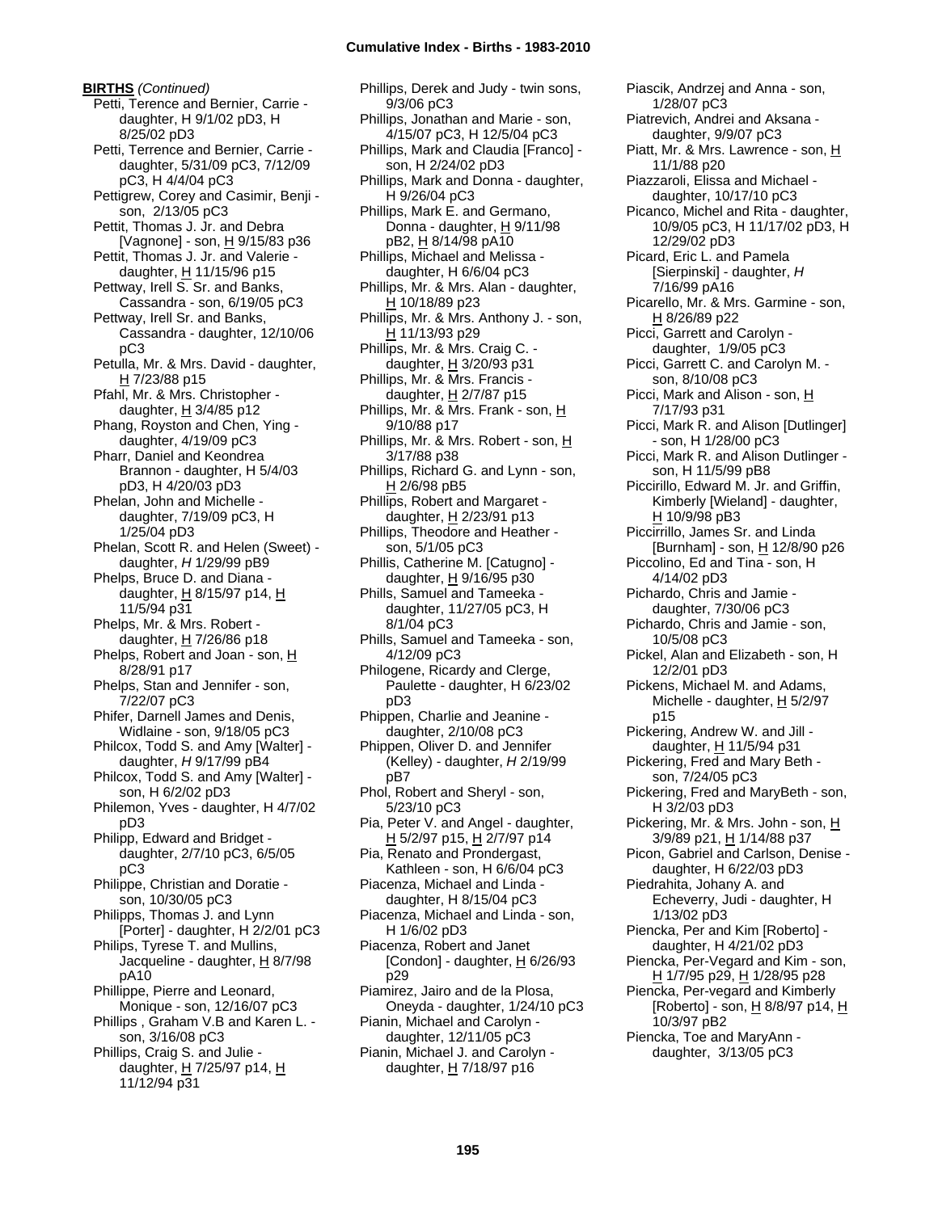**BIRTHS** *(Continued)*

Petti, Terence and Bernier, Carrie - daughter, H 9/1/02 pD3, H 8/25/02 pD3

Petti, Terrence and Bernier, Carrie - daughter, 5/31/09 pC3, 7/12/09 pC3, H 4/4/04 pC3

Pettigrew, Corey and Casimir, Benji - son, 2/13/05 pC3

Pettit, Thomas J. Jr. and Debra [Vagnone] - son, H 9/15/83 p36

Pettit, Thomas J. Jr. and Valerie - daughter, H 11/15/96 p15

Pettway, Irell S. Sr. and Banks, Cassandra - son, 6/19/05 pC3

Pettway, Irell Sr. and Banks, Cassandra - daughter, 12/10/06 pC3

Petulla, Mr. & Mrs. David - daughter, H 7/23/88 p15

Pfahl, Mr. & Mrs. Christopher - daughter, H 3/4/85 p12

Phang, Royston and Chen, Ying - daughter, 4/19/09 pC3

Pharr, Daniel and Keondrea Brannon - daughter, H 5/4/03 pD3, H 4/20/03 pD3

Phelan, John and Michelle - daughter, 7/19/09 pC3, H 1/25/04 pD3

Phelan, Scott R. and Helen (Sweet) - daughter, *H* 1/29/99 pB9

Phelps, Bruce D. and Diana - daughter, H 8/15/97 p14, H 11/5/94 p31

Phelps, Mr. & Mrs. Robert - daughter, H 7/26/86 p18

Phelps, Robert and Joan - son, H 8/28/91 p17

Phelps, Stan and Jennifer - son, 7/22/07 pC3

Phifer, Darnell James and Denis, Widlaine - son, 9/18/05 pC3

Philcox, Todd S. and Amy [Walter] - daughter, *H* 9/17/99 pB4

Philcox, Todd S. and Amy [Walter] - son, H 6/2/02 pD3

Philemon, Yves - daughter, H 4/7/02 pD3

Philipp, Edward and Bridget - daughter, 2/7/10 pC3, 6/5/05 pC3

Philippe, Christian and Doratie - son, 10/30/05 pC3

Philipps, Thomas J. and Lynn [Porter] - daughter, H 2/2/01 pC3

Philips, Tyrese T. and Mullins, Jacqueline - daughter, H 8/7/98 pA10

Phillippe, Pierre and Leonard, Monique - son, 12/16/07 pC3

Phillips , Graham V.B and Karen L. - son, 3/16/08 pC3

Phillips, Craig S. and Julie - daughter, H 7/25/97 p14, H 11/12/94 p31

Phillips, Derek and Judy - twin sons, 9/3/06 pC3

Phillips, Jonathan and Marie - son, 4/15/07 pC3, H 12/5/04 pC3

Phillips, Mark and Claudia [Franco] - son, H 2/24/02 pD3

Phillips, Mark and Donna - daughter, H 9/26/04 pC3

Phillips, Mark E. and Germano, Donna - daughter, H 9/11/98 pB2, H 8/14/98 pA10

Phillips, Michael and Melissa - daughter, H 6/6/04 pC3

Phillips, Mr. & Mrs. Alan - daughter, H 10/18/89 p23

Phillips, Mr. & Mrs. Anthony J. - son, H 11/13/93 p29

Phillips, Mr. & Mrs. Craig C. - daughter, H 3/20/93 p31

Phillips, Mr. & Mrs. Francis - daughter, H 2/7/87 p15

Phillips, Mr. & Mrs. Frank - son, H 9/10/88 p17

Phillips, Mr. & Mrs. Robert - son, H 3/17/88 p38

Phillips, Richard G. and Lynn - son, H 2/6/98 pB5

Phillips, Robert and Margaret - daughter, H 2/23/91 p13

Phillips, Theodore and Heather - son, 5/1/05 pC3

Phillis, Catherine M. [Catugno] - daughter, H 9/16/95 p30

Phills, Samuel and Tameeka - daughter, 11/27/05 pC3, H 8/1/04 pC3

Phills, Samuel and Tameeka - son, 4/12/09 pC3

Philogene, Ricardy and Clerge, Paulette - daughter, H 6/23/02 pD3

Phippen, Charlie and Jeanine - daughter, 2/10/08 pC3

Phippen, Oliver D. and Jennifer (Kelley) - daughter, *H* 2/19/99 pB7

Phol, Robert and Sheryl - son, 5/23/10 pC3

Pia, Peter V. and Angel - daughter, H 5/2/97 p15, H 2/7/97 p14

Pia, Renato and Prondergast, Kathleen - son, H 6/6/04 pC3

Piacenza, Michael and Linda - daughter, H 8/15/04 pC3

Piacenza, Michael and Linda - son, H 1/6/02 pD3

Piacenza, Robert and Janet [Condon] - daughter, H 6/26/93 p29

Piamirez, Jairo and de la Plosa, Oneyda - daughter, 1/24/10 pC3

Pianin, Michael and Carolyn - daughter, 12/11/05 pC3

Pianin, Michael J. and Carolyn - daughter, H 7/18/97 p16

Piascik, Andrzej and Anna - son, 1/28/07 pC3

Piatrevich, Andrei and Aksana - daughter, 9/9/07 pC3

Piatt, Mr. & Mrs. Lawrence - son, H 11/1/88 p20

Piazzaroli, Elissa and Michael - daughter, 10/17/10 pC3

Picanco, Michel and Rita - daughter, 10/9/05 pC3, H 11/17/02 pD3, H 12/29/02 pD3

Picard, Eric L. and Pamela [Sierpinski] - daughter, *H* 7/16/99 pA16

Picarello, Mr. & Mrs. Garmine - son, H 8/26/89 p22

Picci, Garrett and Carolyn - daughter, 1/9/05 pC3

Picci, Garrett C. and Carolyn M. - son, 8/10/08 pC3

Picci, Mark and Alison - son, H 7/17/93 p31

Picci, Mark R. and Alison [Dutlinger] - son, H 1/28/00 pC3

Picci, Mark R. and Alison Dutlinger - son, H 11/5/99 pB8

Piccirillo, Edward M. Jr. and Griffin, Kimberly [Wieland] - daughter, H 10/9/98 pB3

Piccirrillo, James Sr. and Linda [Burnham] - son, H 12/8/90 p26

Piccolino, Ed and Tina - son, H 4/14/02 pD3

Pichardo, Chris and Jamie - daughter, 7/30/06 pC3

Pichardo, Chris and Jamie - son, 10/5/08 pC3

Pickel, Alan and Elizabeth - son, H 12/2/01 pD3

Pickens, Michael M. and Adams, Michelle - daughter, H 5/2/97 p15

Pickering, Andrew W. and Jill - daughter, H 11/5/94 p31

Pickering, Fred and Mary Beth - son, 7/24/05 pC3

Pickering, Fred and MaryBeth - son, H 3/2/03 pD3

Pickering, Mr. & Mrs. John - son, H 3/9/89 p21, H 1/14/88 p37

Picon, Gabriel and Carlson, Denise - daughter, H 6/22/03 pD3

Piedrahita, Johany A. and Echeverry, Judi - daughter, H 1/13/02 pD3

Piencka, Per and Kim [Roberto] - daughter, H 4/21/02 pD3

Piencka, Per-Vegard and Kim - son, H 1/7/95 p29, H 1/28/95 p28

Piencka, Per-vegard and Kimberly [Roberto] - son, H 8/8/97 p14, H 10/3/97 pB2

Piencka, Toe and MaryAnn - daughter, 3/13/05 pC3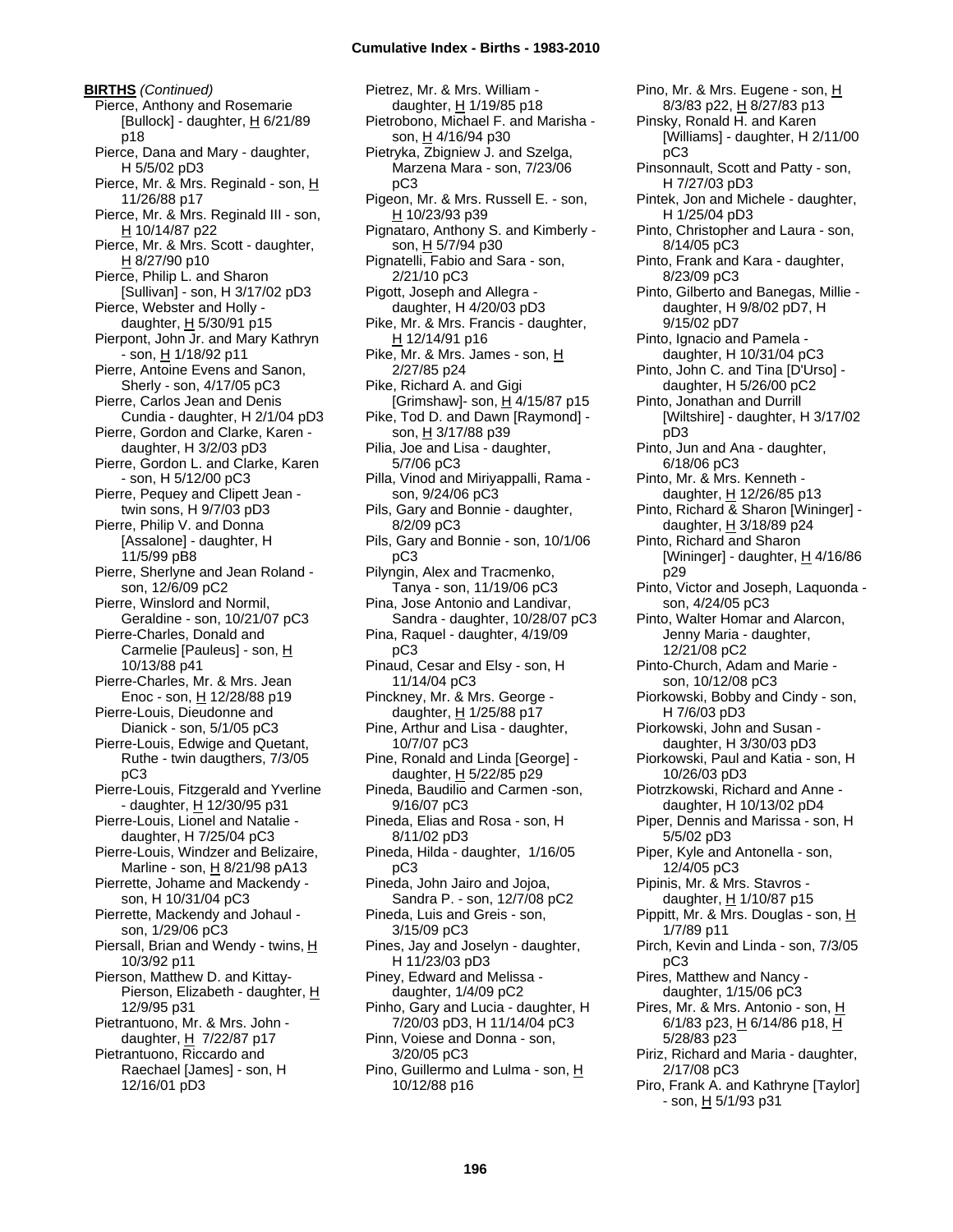**BIRTHS** *(Continued)*

Pierce, Anthony and Rosemarie [Bullock] - daughter, H 6/21/89 p18
Pierce, Dana and Mary - daughter, H 5/5/02 pD3
Pierce, Mr. & Mrs. Reginald - son, H 11/26/88 p17
Pierce, Mr. & Mrs. Reginald III - son, H 10/14/87 p22
Pierce, Mr. & Mrs. Scott - daughter, H 8/27/90 p10
Pierce, Philip L. and Sharon [Sullivan] - son, H 3/17/02 pD3
Pierce, Webster and Holly - daughter, H 5/30/91 p15
Pierpont, John Jr. and Mary Kathryn - son, H 1/18/92 p11
Pierre, Antoine Evens and Sanon, Sherly - son, 4/17/05 pC3
Pierre, Carlos Jean and Denis Cundia - daughter, H 2/1/04 pD3
Pierre, Gordon and Clarke, Karen - daughter, H 3/2/03 pD3
Pierre, Gordon L. and Clarke, Karen - son, H 5/12/00 pC3
Pierre, Pequey and Clipett Jean - twin sons, H 9/7/03 pD3
Pierre, Philip V. and Donna [Assalone] - daughter, H 11/5/99 pB8
Pierre, Sherlyne and Jean Roland - son, 12/6/09 pC2
Pierre, Winslord and Normil, Geraldine - son, 10/21/07 pC3
Pierre-Charles, Donald and Carmelie [Pauleus] - son, H 10/13/88 p41
Pierre-Charles, Mr. & Mrs. Jean Enoc - son, H 12/28/88 p19
Pierre-Louis, Dieudonne and Dianick - son, 5/1/05 pC3
Pierre-Louis, Edwige and Quetant, Ruthe - twin daugthers, 7/3/05 pC3
Pierre-Louis, Fitzgerald and Yverline - daughter, H 12/30/95 p31
Pierre-Louis, Lionel and Natalie - daughter, H 7/25/04 pC3
Pierre-Louis, Windzer and Belizaire, Marline - son, H 8/21/98 pA13
Pierrette, Johame and Mackendy - son, H 10/31/04 pC3
Pierrette, Mackendy and Johaul - son, 1/29/06 pC3
Piersall, Brian and Wendy - twins, H 10/3/92 p11
Pierson, Matthew D. and Kittay-Pierson, Elizabeth - daughter, H 12/9/95 p31
Pietrantuono, Mr. & Mrs. John - daughter, H 7/22/87 p17
Pietrantuono, Riccardo and Raechael [James] - son, H 12/16/01 pD3
Pietrez, Mr. & Mrs. William - daughter, H 1/19/85 p18
Pietrobono, Michael F. and Marisha - son, H 4/16/94 p30
Pietryka, Zbigniew J. and Szelga, Marzena Mara - son, 7/23/06 pC3
Pigeon, Mr. & Mrs. Russell E. - son, H 10/23/93 p39
Pignataro, Anthony S. and Kimberly - son, H 5/7/94 p30
Pignatelli, Fabio and Sara - son, 2/21/10 pC3
Pigott, Joseph and Allegra - daughter, H 4/20/03 pD3
Pike, Mr. & Mrs. Francis - daughter, H 12/14/91 p16
Pike, Mr. & Mrs. James - son, H 2/27/85 p24
Pike, Richard A. and Gigi [Grimshaw]- son, H 4/15/87 p15
Pike, Tod D. and Dawn [Raymond] - son, H 3/17/88 p39
Pilia, Joe and Lisa - daughter, 5/7/06 pC3
Pilla, Vinod and Miriyappalli, Rama - son, 9/24/06 pC3
Pils, Gary and Bonnie - daughter, 8/2/09 pC3
Pils, Gary and Bonnie - son, 10/1/06 pC3
Pilyngin, Alex and Tracmenko, Tanya - son, 11/19/06 pC3
Pina, Jose Antonio and Landivar, Sandra - daughter, 10/28/07 pC3
Pina, Raquel - daughter, 4/19/09 pC3
Pinaud, Cesar and Elsy - son, H 11/14/04 pC3
Pinckney, Mr. & Mrs. George - daughter, H 1/25/88 p17
Pine, Arthur and Lisa - daughter, 10/7/07 pC3
Pine, Ronald and Linda [George] - daughter, H 5/22/85 p29
Pineda, Baudilio and Carmen -son, 9/16/07 pC3
Pineda, Elias and Rosa - son, H 8/11/02 pD3
Pineda, Hilda - daughter, 1/16/05 pC3
Pineda, John Jairo and Jojoa, Sandra P. - son, 12/7/08 pC2
Pineda, Luis and Greis - son, 3/15/09 pC3
Pines, Jay and Joselyn - daughter, H 11/23/03 pD3
Piney, Edward and Melissa - daughter, 1/4/09 pC2
Pinho, Gary and Lucia - daughter, H 7/20/03 pD3, H 11/14/04 pC3
Pinn, Voiese and Donna - son, 3/20/05 pC3
Pino, Guillermo and Lulma - son, H 10/12/88 p16
Pino, Mr. & Mrs. Eugene - son, H 8/3/83 p22, H 8/27/83 p13
Pinsky, Ronald H. and Karen [Williams] - daughter, H 2/11/00 pC3
Pinsonnault, Scott and Patty - son, H 7/27/03 pD3
Pintek, Jon and Michele - daughter, H 1/25/04 pD3
Pinto, Christopher and Laura - son, 8/14/05 pC3
Pinto, Frank and Kara - daughter, 8/23/09 pC3
Pinto, Gilberto and Banegas, Millie - daughter, H 9/8/02 pD7, H 9/15/02 pD7
Pinto, Ignacio and Pamela - daughter, H 10/31/04 pC3
Pinto, John C. and Tina [D'Urso] - daughter, H 5/26/00 pC2
Pinto, Jonathan and Durrill [Wiltshire] - daughter, H 3/17/02 pD3
Pinto, Jun and Ana - daughter, 6/18/06 pC3
Pinto, Mr. & Mrs. Kenneth - daughter, H 12/26/85 p13
Pinto, Richard & Sharon [Wininger] - daughter, H 3/18/89 p24
Pinto, Richard and Sharon [Wininger] - daughter, H 4/16/86 p29
Pinto, Victor and Joseph, Laquonda - son, 4/24/05 pC3
Pinto, Walter Homar and Alarcon, Jenny Maria - daughter, 12/21/08 pC2
Pinto-Church, Adam and Marie - son, 10/12/08 pC3
Piorkowski, Bobby and Cindy - son, H 7/6/03 pD3
Piorkowski, John and Susan - daughter, H 3/30/03 pD3
Piorkowski, Paul and Katia - son, H 10/26/03 pD3
Piotrzkowski, Richard and Anne - daughter, H 10/13/02 pD4
Piper, Dennis and Marissa - son, H 5/5/02 pD3
Piper, Kyle and Antonella - son, 12/4/05 pC3
Pipinis, Mr. & Mrs. Stavros - daughter, H 1/10/87 p15
Pippitt, Mr. & Mrs. Douglas - son, H 1/7/89 p11
Pirch, Kevin and Linda - son, 7/3/05 pC3
Pires, Matthew and Nancy - daughter, 1/15/06 pC3
Pires, Mr. & Mrs. Antonio - son, H 6/1/83 p23, H 6/14/86 p18, H 5/28/83 p23
Piriz, Richard and Maria - daughter, 2/17/08 pC3
Piro, Frank A. and Kathryne [Taylor] - son, H 5/1/93 p31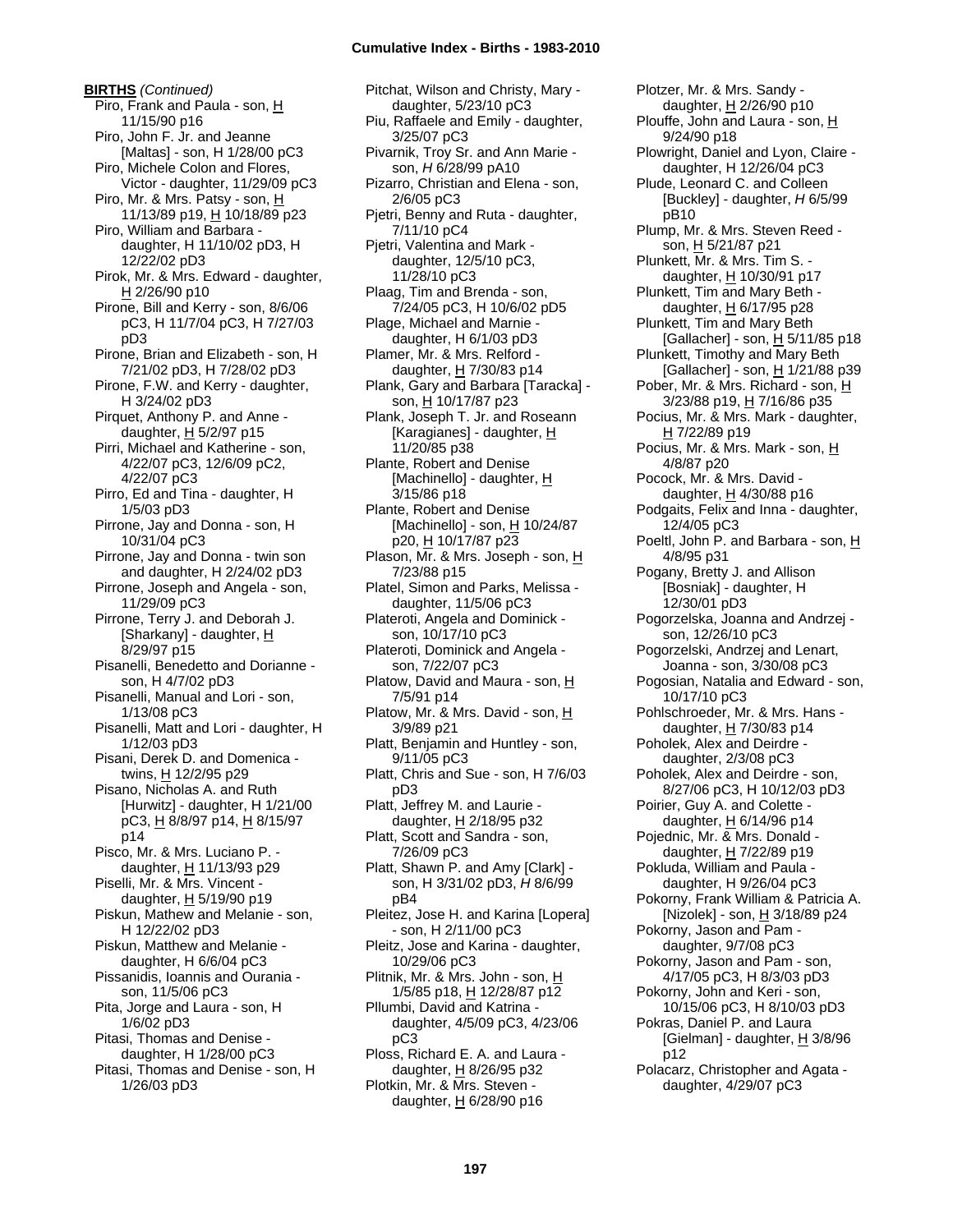**BIRTHS** *(Continued)*

Piro, Frank and Paula - son, H 11/15/90 p16
Piro, John F. Jr. and Jeanne [Maltas] - son, H 1/28/00 pC3
Piro, Michele Colon and Flores, Victor - daughter, 11/29/09 pC3
Piro, Mr. & Mrs. Patsy - son, H 11/13/89 p19, H 10/18/89 p23
Piro, William and Barbara - daughter, H 11/10/02 pD3, H 12/22/02 pD3
Pirok, Mr. & Mrs. Edward - daughter, H 2/26/90 p10
Pirone, Bill and Kerry - son, 8/6/06 pC3, H 11/7/04 pC3, H 7/27/03 pD3
Pirone, Brian and Elizabeth - son, H 7/21/02 pD3, H 7/28/02 pD3
Pirone, F.W. and Kerry - daughter, H 3/24/02 pD3
Pirquet, Anthony P. and Anne - daughter, H 5/2/97 p15
Pirri, Michael and Katherine - son, 4/22/07 pC3, 12/6/09 pC2, 4/22/07 pC3
Pirro, Ed and Tina - daughter, H 1/5/03 pD3
Pirrone, Jay and Donna - son, H 10/31/04 pC3
Pirrone, Jay and Donna - twin son and daughter, H 2/24/02 pD3
Pirrone, Joseph and Angela - son, 11/29/09 pC3
Pirrone, Terry J. and Deborah J. [Sharkany] - daughter, H 8/29/97 p15
Pisanelli, Benedetto and Dorianne - son, H 4/7/02 pD3
Pisanelli, Manual and Lori - son, 1/13/08 pC3
Pisanelli, Matt and Lori - daughter, H 1/12/03 pD3
Pisani, Derek D. and Domenica - twins, H 12/2/95 p29
Pisano, Nicholas A. and Ruth [Hurwitz] - daughter, H 1/21/00 pC3, H 8/8/97 p14, H 8/15/97 p14
Pisco, Mr. & Mrs. Luciano P. - daughter, H 11/13/93 p29
Piselli, Mr. & Mrs. Vincent - daughter, H 5/19/90 p19
Piskun, Mathew and Melanie - son, H 12/22/02 pD3
Piskun, Matthew and Melanie - daughter, H 6/6/04 pC3
Pissanidis, Ioannis and Ourania - son, 11/5/06 pC3
Pita, Jorge and Laura - son, H 1/6/02 pD3
Pitasi, Thomas and Denise - daughter, H 1/28/00 pC3
Pitasi, Thomas and Denise - son, H 1/26/03 pD3
Pitchat, Wilson and Christy, Mary - daughter, 5/23/10 pC3
Piu, Raffaele and Emily - daughter, 3/25/07 pC3
Pivarnik, Troy Sr. and Ann Marie - son, *H* 6/28/99 pA10
Pizarro, Christian and Elena - son, 2/6/05 pC3
Pjetri, Benny and Ruta - daughter, 7/11/10 pC4
Pjetri, Valentina and Mark - daughter, 12/5/10 pC3, 11/28/10 pC3
Plaag, Tim and Brenda - son, 7/24/05 pC3, H 10/6/02 pD5
Plage, Michael and Marnie - daughter, H 6/1/03 pD3
Plamer, Mr. & Mrs. Relford - daughter, H 7/30/83 p14
Plank, Gary and Barbara [Taracka] - son, H 10/17/87 p23
Plank, Joseph T. Jr. and Roseann [Karagianes] - daughter, H 11/20/85 p38
Plante, Robert and Denise [Machinello] - daughter, H 3/15/86 p18
Plante, Robert and Denise [Machinello] - son, H 10/24/87 p20, H 10/17/87 p23
Plason, Mr. & Mrs. Joseph - son, H 7/23/88 p15
Platel, Simon and Parks, Melissa - daughter, 11/5/06 pC3
Plateroti, Angela and Dominick - son, 10/17/10 pC3
Plateroti, Dominick and Angela - son, 7/22/07 pC3
Platow, David and Maura - son, H 7/5/91 p14
Platow, Mr. & Mrs. David - son, H 3/9/89 p21
Platt, Benjamin and Huntley - son, 9/11/05 pC3
Platt, Chris and Sue - son, H 7/6/03 pD3
Platt, Jeffrey M. and Laurie - daughter, H 2/18/95 p32
Platt, Scott and Sandra - son, 7/26/09 pC3
Platt, Shawn P. and Amy [Clark] - son, H 3/31/02 pD3, *H* 8/6/99 pB4
Pleitez, Jose H. and Karina [Lopera] - son, H 2/11/00 pC3
Pleitz, Jose and Karina - daughter, 10/29/06 pC3
Plitnik, Mr. & Mrs. John - son, H 1/5/85 p18, H 12/28/87 p12
Pllumbi, David and Katrina - daughter, 4/5/09 pC3, 4/23/06 pC3
Ploss, Richard E. A. and Laura - daughter, H 8/26/95 p32
Plotkin, Mr. & Mrs. Steven - daughter, H 6/28/90 p16
Plotzer, Mr. & Mrs. Sandy - daughter, H 2/26/90 p10
Plouffe, John and Laura - son, H 9/24/90 p18
Plowright, Daniel and Lyon, Claire - daughter, H 12/26/04 pC3
Plude, Leonard C. and Colleen [Buckley] - daughter, *H* 6/5/99 pB10
Plump, Mr. & Mrs. Steven Reed - son, H 5/21/87 p21
Plunkett, Mr. & Mrs. Tim S. - daughter, H 10/30/91 p17
Plunkett, Tim and Mary Beth - daughter, H 6/17/95 p28
Plunkett, Tim and Mary Beth [Gallacher] - son, H 5/11/85 p18
Plunkett, Timothy and Mary Beth [Gallacher] - son, H 1/21/88 p39
Pober, Mr. & Mrs. Richard - son, H 3/23/88 p19, H 7/16/86 p35
Pocius, Mr. & Mrs. Mark - daughter, H 7/22/89 p19
Pocius, Mr. & Mrs. Mark - son, H 4/8/87 p20
Pocock, Mr. & Mrs. David - daughter, H 4/30/88 p16
Podgaits, Felix and Inna - daughter, 12/4/05 pC3
Poeltl, John P. and Barbara - son, H 4/8/95 p31
Pogany, Bretty J. and Allison [Bosniak] - daughter, H 12/30/01 pD3
Pogorzelska, Joanna and Andrzej - son, 12/26/10 pC3
Pogorzelski, Andrzej and Lenart, Joanna - son, 3/30/08 pC3
Pogosian, Natalia and Edward - son, 10/17/10 pC3
Pohlschroeder, Mr. & Mrs. Hans - daughter, H 7/30/83 p14
Poholek, Alex and Deirdre - daughter, 2/3/08 pC3
Poholek, Alex and Deirdre - son, 8/27/06 pC3, H 10/12/03 pD3
Poirier, Guy A. and Colette - daughter, H 6/14/96 p14
Pojednic, Mr. & Mrs. Donald - daughter, H 7/22/89 p19
Pokluda, William and Paula - daughter, H 9/26/04 pC3
Pokorny, Frank William & Patricia A. [Nizolek] - son, H 3/18/89 p24
Pokorny, Jason and Pam - daughter, 9/7/08 pC3
Pokorny, Jason and Pam - son, 4/17/05 pC3, H 8/3/03 pD3
Pokorny, John and Keri - son, 10/15/06 pC3, H 8/10/03 pD3
Pokras, Daniel P. and Laura [Gielman] - daughter, H 3/8/96 p12
Polacarz, Christopher and Agata - daughter, 4/29/07 pC3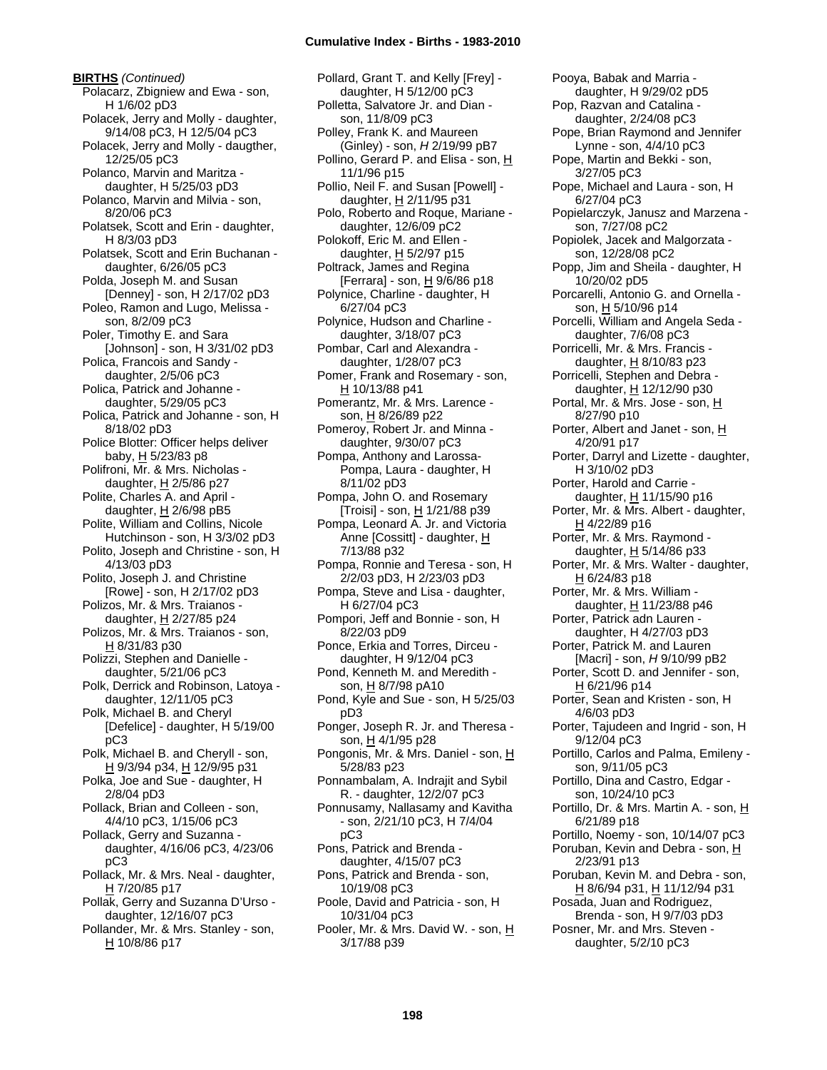**BIRTHS** *(Continued)*

Polacarz, Zbigniew and Ewa - son, H 1/6/02 pD3
Polacek, Jerry and Molly - daughter, 9/14/08 pC3, H 12/5/04 pC3
Polacek, Jerry and Molly - daugther, 12/25/05 pC3
Polanco, Marvin and Maritza - daughter, H 5/25/03 pD3
Polanco, Marvin and Milvia - son, 8/20/06 pC3
Polatsek, Scott and Erin - daughter, H 8/3/03 pD3
Polatsek, Scott and Erin Buchanan - daughter, 6/26/05 pC3
Polda, Joseph M. and Susan [Denney] - son, H 2/17/02 pD3
Poleo, Ramon and Lugo, Melissa - son, 8/2/09 pC3
Poler, Timothy E. and Sara [Johnson] - son, H 3/31/02 pD3
Polica, Francois and Sandy - daughter, 2/5/06 pC3
Polica, Patrick and Johanne - daughter, 5/29/05 pC3
Polica, Patrick and Johanne - son, H 8/18/02 pD3
Police Blotter: Officer helps deliver baby, H 5/23/83 p8
Polifroni, Mr. & Mrs. Nicholas - daughter, H 2/5/86 p27
Polite, Charles A. and April - daughter, H 2/6/98 pB5
Polite, William and Collins, Nicole Hutchinson - son, H 3/3/02 pD3
Polito, Joseph and Christine - son, H 4/13/03 pD3
Polito, Joseph J. and Christine [Rowe] - son, H 2/17/02 pD3
Polizos, Mr. & Mrs. Traianos - daughter, H 2/27/85 p24
Polizos, Mr. & Mrs. Traianos - son, H 8/31/83 p30
Polizzi, Stephen and Danielle - daughter, 5/21/06 pC3
Polk, Derrick and Robinson, Latoya - daughter, 12/11/05 pC3
Polk, Michael B. and Cheryl [Defelice] - daughter, H 5/19/00 pC3
Polk, Michael B. and Cheryll - son, H 9/3/94 p34, H 12/9/95 p31
Polka, Joe and Sue - daughter, H 2/8/04 pD3
Pollack, Brian and Colleen - son, 4/4/10 pC3, 1/15/06 pC3
Pollack, Gerry and Suzanna - daughter, 4/16/06 pC3, 4/23/06 pC3
Pollack, Mr. & Mrs. Neal - daughter, H 7/20/85 p17
Pollak, Gerry and Suzanna D'Urso - daughter, 12/16/07 pC3
Pollander, Mr. & Mrs. Stanley - son, H 10/8/86 p17
Pollard, Grant T. and Kelly [Frey] - daughter, H 5/12/00 pC3
Polletta, Salvatore Jr. and Dian - son, 11/8/09 pC3
Polley, Frank K. and Maureen (Ginley) - son, *H* 2/19/99 pB7
Pollino, Gerard P. and Elisa - son, H 11/1/96 p15
Pollio, Neil F. and Susan [Powell] - daughter, H 2/11/95 p31
Polo, Roberto and Roque, Mariane - daughter, 12/6/09 pC2
Polokoff, Eric M. and Ellen - daughter, H 5/2/97 p15
Poltrack, James and Regina [Ferrara] - son, H 9/6/86 p18
Polynice, Charline - daughter, H 6/27/04 pC3
Polynice, Hudson and Charline - daughter, 3/18/07 pC3
Pombar, Carl and Alexandra - daughter, 1/28/07 pC3
Pomer, Frank and Rosemary - son, H 10/13/88 p41
Pomerantz, Mr. & Mrs. Larence - son, H 8/26/89 p22
Pomeroy, Robert Jr. and Minna - daughter, 9/30/07 pC3
Pompa, Anthony and Larossa-Pompa, Laura - daughter, H 8/11/02 pD3
Pompa, John O. and Rosemary [Troisi] - son, H 1/21/88 p39
Pompa, Leonard A. Jr. and Victoria Anne [Cossitt] - daughter, H 7/13/88 p32
Pompa, Ronnie and Teresa - son, H 2/2/03 pD3, H 2/23/03 pD3
Pompa, Steve and Lisa - daughter, H 6/27/04 pC3
Pompori, Jeff and Bonnie - son, H 8/22/03 pD9
Ponce, Erkia and Torres, Dirceu - daughter, H 9/12/04 pC3
Pond, Kenneth M. and Meredith - son, H 8/7/98 pA10
Pond, Kyle and Sue - son, H 5/25/03 pD3
Ponger, Joseph R. Jr. and Theresa - son, H 4/1/95 p28
Pongonis, Mr. & Mrs. Daniel - son, H 5/28/83 p23
Ponnambalam, A. Indrajit and Sybil R. - daughter, 12/2/07 pC3
Ponnusamy, Nallasamy and Kavitha - son, 2/21/10 pC3, H 7/4/04 pC3
Pons, Patrick and Brenda - daughter, 4/15/07 pC3
Pons, Patrick and Brenda - son, 10/19/08 pC3
Poole, David and Patricia - son, H 10/31/04 pC3
Pooler, Mr. & Mrs. David W. - son, H 3/17/88 p39
Pooya, Babak and Marria - daughter, H 9/29/02 pD5
Pop, Razvan and Catalina - daughter, 2/24/08 pC3
Pope, Brian Raymond and Jennifer Lynne - son, 4/4/10 pC3
Pope, Martin and Bekki - son, 3/27/05 pC3
Pope, Michael and Laura - son, H 6/27/04 pC3
Popielarczyk, Janusz and Marzena - son, 7/27/08 pC2
Popiolek, Jacek and Malgorzata - son, 12/28/08 pC2
Popp, Jim and Sheila - daughter, H 10/20/02 pD5
Porcarelli, Antonio G. and Ornella - son, H 5/10/96 p14
Porcelli, William and Angela Seda - daughter, 7/6/08 pC3
Porricelli, Mr. & Mrs. Francis - daughter, H 8/10/83 p23
Porricelli, Stephen and Debra - daughter, H 12/12/90 p30
Portal, Mr. & Mrs. Jose - son, H 8/27/90 p10
Porter, Albert and Janet - son, H 4/20/91 p17
Porter, Darryl and Lizette - daughter, H 3/10/02 pD3
Porter, Harold and Carrie - daughter, H 11/15/90 p16
Porter, Mr. & Mrs. Albert - daughter, H 4/22/89 p16
Porter, Mr. & Mrs. Raymond - daughter, H 5/14/86 p33
Porter, Mr. & Mrs. Walter - daughter, H 6/24/83 p18
Porter, Mr. & Mrs. William - daughter, H 11/23/88 p46
Porter, Patrick adn Lauren - daughter, H 4/27/03 pD3
Porter, Patrick M. and Lauren [Macri] - son, *H* 9/10/99 pB2
Porter, Scott D. and Jennifer - son, H 6/21/96 p14
Porter, Sean and Kristen - son, H 4/6/03 pD3
Porter, Tajudeen and Ingrid - son, H 9/12/04 pC3
Portillo, Carlos and Palma, Emileny - son, 9/11/05 pC3
Portillo, Dina and Castro, Edgar - son, 10/24/10 pC3
Portillo, Dr. & Mrs. Martin A. - son, H 6/21/89 p18
Portillo, Noemy - son, 10/14/07 pC3
Poruban, Kevin and Debra - son, H 2/23/91 p13
Poruban, Kevin M. and Debra - son, H 8/6/94 p31, H 11/12/94 p31
Posada, Juan and Rodriguez, Brenda - son, H 9/7/03 pD3
Posner, Mr. and Mrs. Steven - daughter, 5/2/10 pC3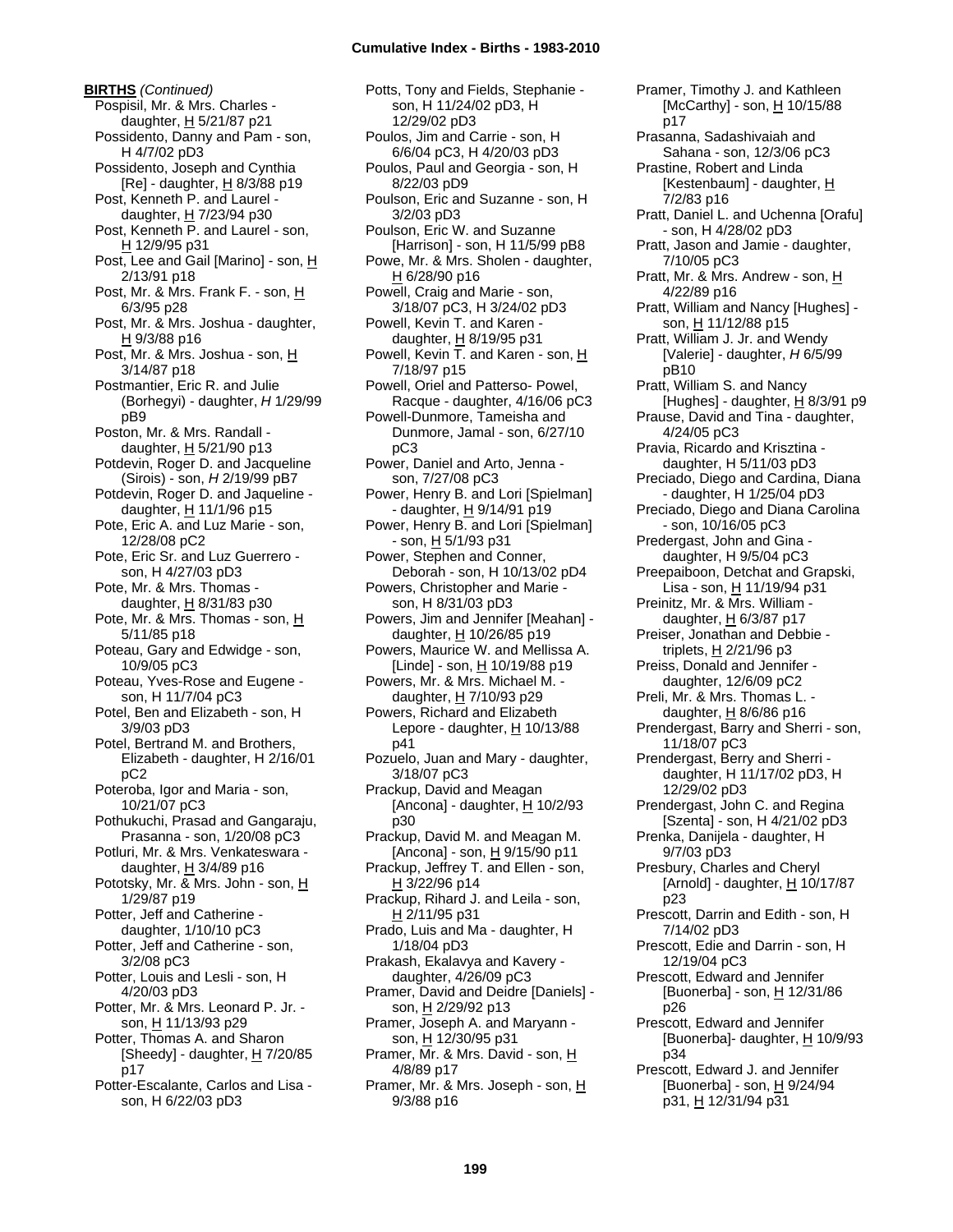**BIRTHS** *(Continued)*

Pospisil, Mr. & Mrs. Charles - daughter, H 5/21/87 p21
Possidento, Danny and Pam - son, H 4/7/02 pD3
Possidento, Joseph and Cynthia [Re] - daughter, H 8/3/88 p19
Post, Kenneth P. and Laurel - daughter, H 7/23/94 p30
Post, Kenneth P. and Laurel - son, H 12/9/95 p31
Post, Lee and Gail [Marino] - son, H 2/13/91 p18
Post, Mr. & Mrs. Frank F. - son, H 6/3/95 p28
Post, Mr. & Mrs. Joshua - daughter, H 9/3/88 p16
Post, Mr. & Mrs. Joshua - son, H 3/14/87 p18
Postmantier, Eric R. and Julie (Borhegyi) - daughter, *H* 1/29/99 pB9
Poston, Mr. & Mrs. Randall - daughter, H 5/21/90 p13
Potdevin, Roger D. and Jacqueline (Sirois) - son, *H* 2/19/99 pB7
Potdevin, Roger D. and Jaqueline - daughter, H 11/1/96 p15
Pote, Eric A. and Luz Marie - son, 12/28/08 pC2
Pote, Eric Sr. and Luz Guerrero - son, H 4/27/03 pD3
Pote, Mr. & Mrs. Thomas - daughter, H 8/31/83 p30
Pote, Mr. & Mrs. Thomas - son, H 5/11/85 p18
Poteau, Gary and Edwidge - son, 10/9/05 pC3
Poteau, Yves-Rose and Eugene - son, H 11/7/04 pC3
Potel, Ben and Elizabeth - son, H 3/9/03 pD3
Potel, Bertrand M. and Brothers, Elizabeth - daughter, H 2/16/01 pC2
Poteroba, Igor and Maria - son, 10/21/07 pC3
Pothukuchi, Prasad and Gangaraju, Prasanna - son, 1/20/08 pC3
Potluri, Mr. & Mrs. Venkateswara - daughter, H 3/4/89 p16
Pototsky, Mr. & Mrs. John - son, H 1/29/87 p19
Potter, Jeff and Catherine - daughter, 1/10/10 pC3
Potter, Jeff and Catherine - son, 3/2/08 pC3
Potter, Louis and Lesli - son, H 4/20/03 pD3
Potter, Mr. & Mrs. Leonard P. Jr. - son, H 11/13/93 p29
Potter, Thomas A. and Sharon [Sheedy] - daughter, H 7/20/85 p17
Potter-Escalante, Carlos and Lisa - son, H 6/22/03 pD3
Potts, Tony and Fields, Stephanie - son, H 11/24/02 pD3, H 12/29/02 pD3
Poulos, Jim and Carrie - son, H 6/6/04 pC3, H 4/20/03 pD3
Poulos, Paul and Georgia - son, H 8/22/03 pD9
Poulson, Eric and Suzanne - son, H 3/2/03 pD3
Poulson, Eric W. and Suzanne [Harrison] - son, H 11/5/99 pB8
Powe, Mr. & Mrs. Sholen - daughter, H 6/28/90 p16
Powell, Craig and Marie - son, 3/18/07 pC3, H 3/24/02 pD3
Powell, Kevin T. and Karen - daughter, H 8/19/95 p31
Powell, Kevin T. and Karen - son, H 7/18/97 p15
Powell, Oriel and Patterso- Powel, Racque - daughter, 4/16/06 pC3
Powell-Dunmore, Tameisha and Dunmore, Jamal - son, 6/27/10 pC3
Power, Daniel and Arto, Jenna - son, 7/27/08 pC3
Power, Henry B. and Lori [Spielman] - daughter, H 9/14/91 p19
Power, Henry B. and Lori [Spielman] - son, H 5/1/93 p31
Power, Stephen and Conner, Deborah - son, H 10/13/02 pD4
Powers, Christopher and Marie - son, H 8/31/03 pD3
Powers, Jim and Jennifer [Meahan] - daughter, H 10/26/85 p19
Powers, Maurice W. and Mellissa A. [Linde] - son, H 10/19/88 p19
Powers, Mr. & Mrs. Michael M. - daughter, H 7/10/93 p29
Powers, Richard and Elizabeth Lepore - daughter, H 10/13/88 p41
Pozuelo, Juan and Mary - daughter, 3/18/07 pC3
Prackup, David and Meagan [Ancona] - daughter, H 10/2/93 p30
Prackup, David M. and Meagan M. [Ancona] - son, H 9/15/90 p11
Prackup, Jeffrey T. and Ellen - son, H 3/22/96 p14
Prackup, Rihard J. and Leila - son, H 2/11/95 p31
Prado, Luis and Ma - daughter, H 1/18/04 pD3
Prakash, Ekalavya and Kavery - daughter, 4/26/09 pC3
Pramer, David and Deidre [Daniels] - son, H 2/29/92 p13
Pramer, Joseph A. and Maryann - son, H 12/30/95 p31
Pramer, Mr. & Mrs. David - son, H 4/8/89 p17
Pramer, Mr. & Mrs. Joseph - son, H 9/3/88 p16
Pramer, Timothy J. and Kathleen [McCarthy] - son, H 10/15/88 p17
Prasanna, Sadashivaiah and Sahana - son, 12/3/06 pC3
Prastine, Robert and Linda [Kestenbaum] - daughter, H 7/2/83 p16
Pratt, Daniel L. and Uchenna [Orafu] - son, H 4/28/02 pD3
Pratt, Jason and Jamie - daughter, 7/10/05 pC3
Pratt, Mr. & Mrs. Andrew - son, H 4/22/89 p16
Pratt, William and Nancy [Hughes] - son, H 11/12/88 p15
Pratt, William J. Jr. and Wendy [Valerie] - daughter, *H* 6/5/99 pB10
Pratt, William S. and Nancy [Hughes] - daughter, H 8/3/91 p9
Prause, David and Tina - daughter, 4/24/05 pC3
Pravia, Ricardo and Krisztina - daughter, H 5/11/03 pD3
Preciado, Diego and Cardina, Diana - daughter, H 1/25/04 pD3
Preciado, Diego and Diana Carolina - son, 10/16/05 pC3
Predergast, John and Gina - daughter, H 9/5/04 pC3
Preepaiboon, Detchat and Grapski, Lisa - son, H 11/19/94 p31
Preinitz, Mr. & Mrs. William - daughter, H 6/3/87 p17
Preiser, Jonathan and Debbie - triplets, H 2/21/96 p3
Preiss, Donald and Jennifer - daughter, 12/6/09 pC2
Preli, Mr. & Mrs. Thomas L. - daughter, H 8/6/86 p16
Prendergast, Barry and Sherri - son, 11/18/07 pC3
Prendergast, Berry and Sherri - daughter, H 11/17/02 pD3, H 12/29/02 pD3
Prendergast, John C. and Regina [Szenta] - son, H 4/21/02 pD3
Prenka, Danijela - daughter, H 9/7/03 pD3
Presbury, Charles and Cheryl [Arnold] - daughter, H 10/17/87 p23
Prescott, Darrin and Edith - son, H 7/14/02 pD3
Prescott, Edie and Darrin - son, H 12/19/04 pC3
Prescott, Edward and Jennifer [Buonerba] - son, H 12/31/86 p26
Prescott, Edward and Jennifer [Buonerba]- daughter, H 10/9/93 p34
Prescott, Edward J. and Jennifer [Buonerba] - son, H 9/24/94 p31, H 12/31/94 p31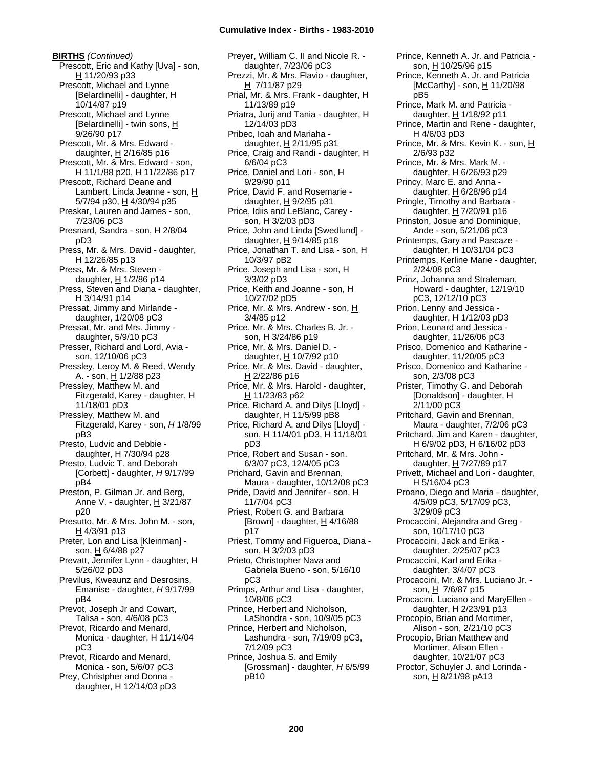**BIRTHS** *(Continued)*

Prescott, Eric and Kathy [Uva] - son, H 11/20/93 p33
Prescott, Michael and Lynne [Belardinelli] - daughter, H 10/14/87 p19
Prescott, Michael and Lynne [Belardinelli] - twin sons, H 9/26/90 p17
Prescott, Mr. & Mrs. Edward - daughter, H 2/16/85 p16
Prescott, Mr. & Mrs. Edward - son, H 11/1/88 p20, H 11/22/86 p17
Prescott, Richard Deane and Lambert, Linda Jeanne - son, H 5/7/94 p30, H 4/30/94 p35
Preskar, Lauren and James - son, 7/23/06 pC3
Presnard, Sandra - son, H 2/8/04 pD3
Press, Mr. & Mrs. David - daughter, H 12/26/85 p13
Press, Mr. & Mrs. Steven - daughter, H 1/2/86 p14
Press, Steven and Diana - daughter, H 3/14/91 p14
Pressat, Jimmy and Mirlande - daughter, 1/20/08 pC3
Pressat, Mr. and Mrs. Jimmy - daughter, 5/9/10 pC3
Presser, Richard and Lord, Avia - son, 12/10/06 pC3
Pressley, Leroy M. & Reed, Wendy A. - son, H 1/2/88 p23
Pressley, Matthew M. and Fitzgerald, Karey - daughter, H 11/18/01 pD3
Pressley, Matthew M. and Fitzgerald, Karey - son, *H* 1/8/99 pB3
Presto, Ludvic and Debbie - daughter, H 7/30/94 p28
Presto, Ludvic T. and Deborah [Corbett] - daughter, *H* 9/17/99 pB4
Preston, P. Gilman Jr. and Berg, Anne V. - daughter, H 3/21/87 p20
Presutto, Mr. & Mrs. John M. - son, H 4/3/91 p13
Preter, Lon and Lisa [Kleinman] - son, H 6/4/88 p27
Prevatt, Jennifer Lynn - daughter, H 5/26/02 pD3
Previlus, Kweaunz and Desrosins, Emanise - daughter, *H* 9/17/99 pB4
Prevot, Joseph Jr and Cowart, Talisa - son, 4/6/08 pC3
Prevot, Ricardo and Menard, Monica - daughter, H 11/14/04 pC3
Prevot, Ricardo and Menard, Monica - son, 5/6/07 pC3
Prey, Christpher and Donna - daughter, H 12/14/03 pD3
Preyer, William C. II and Nicole R. - daughter, 7/23/06 pC3
Prezzi, Mr. & Mrs. Flavio - daughter, H 7/11/87 p29
Prial, Mr. & Mrs. Frank - daughter, H 11/13/89 p19
Priatra, Jurij and Tania - daughter, H 12/14/03 pD3
Pribec, Ioah and Mariaha - daughter, H 2/11/95 p31
Price, Craig and Randi - daughter, H 6/6/04 pC3
Price, Daniel and Lori - son, H 9/29/90 p11
Price, David F. and Rosemarie - daughter, H 9/2/95 p31
Price, Idiis and LeBlanc, Carey - son, H 3/2/03 pD3
Price, John and Linda [Swedlund] - daughter, H 9/14/85 p18
Price, Jonathan T. and Lisa - son, H 10/3/97 pB2
Price, Joseph and Lisa - son, H 3/3/02 pD3
Price, Keith and Joanne - son, H 10/27/02 pD5
Price, Mr. & Mrs. Andrew - son, H 3/4/85 p12
Price, Mr. & Mrs. Charles B. Jr. - son, H 3/24/86 p19
Price, Mr. & Mrs. Daniel D. - daughter, H 10/7/92 p10
Price, Mr. & Mrs. David - daughter, H 2/22/86 p16
Price, Mr. & Mrs. Harold - daughter, H 11/23/83 p62
Price, Richard A. and Dilys [Lloyd] - daughter, H 11/5/99 pB8
Price, Richard A. and Dilys [Lloyd] - son, H 11/4/01 pD3, H 11/18/01 pD3
Price, Robert and Susan - son, 6/3/07 pC3, 12/4/05 pC3
Prichard, Gavin and Brennan, Maura - daughter, 10/12/08 pC3
Pride, David and Jennifer - son, H 11/7/04 pC3
Priest, Robert G. and Barbara [Brown] - daughter, H 4/16/88 p17
Priest, Tommy and Figueroa, Diana - son, H 3/2/03 pD3
Prieto, Christopher Nava and Gabriela Bueno - son, 5/16/10 pC3
Primps, Arthur and Lisa - daughter, 10/8/06 pC3
Prince, Herbert and Nicholson, LaShondra - son, 10/9/05 pC3
Prince, Herbert and Nicholson, Lashundra - son, 7/19/09 pC3, 7/12/09 pC3
Prince, Joshua S. and Emily [Grossman] - daughter, *H* 6/5/99 pB10
Prince, Kenneth A. Jr. and Patricia - son, H 10/25/96 p15
Prince, Kenneth A. Jr. and Patricia [McCarthy] - son, H 11/20/98 pB5
Prince, Mark M. and Patricia - daughter, H 1/18/92 p11
Prince, Martin and Rene - daughter, H 4/6/03 pD3
Prince, Mr. & Mrs. Kevin K. - son, H 2/6/93 p32
Prince, Mr. & Mrs. Mark M. - daughter, H 6/26/93 p29
Princy, Marc E. and Anna - daughter, H 6/28/96 p14
Pringle, Timothy and Barbara - daughter, H 7/20/91 p16
Prinston, Josue and Dominique, Ande - son, 5/21/06 pC3
Printemps, Gary and Pascaze - daughter, H 10/31/04 pC3
Printemps, Kerline Marie - daughter, 2/24/08 pC3
Prinz, Johanna and Strateman, Howard - daughter, 12/19/10 pC3, 12/12/10 pC3
Prion, Lenny and Jessica - daughter, H 1/12/03 pD3
Prion, Leonard and Jessica - daughter, 11/26/06 pC3
Prisco, Domenico and Katharine - daughter, 11/20/05 pC3
Prisco, Domenico and Katharine - son, 2/3/08 pC3
Prister, Timothy G. and Deborah [Donaldson] - daughter, H 2/11/00 pC3
Pritchard, Gavin and Brennan, Maura - daughter, 7/2/06 pC3
Pritchard, Jim and Karen - daughter, H 6/9/02 pD3, H 6/16/02 pD3
Pritchard, Mr. & Mrs. John - daughter, H 7/27/89 p17
Privett, Michael and Lori - daughter, H 5/16/04 pC3
Proano, Diego and Maria - daughter, 4/5/09 pC3, 5/17/09 pC3, 3/29/09 pC3
Procaccini, Alejandra and Greg - son, 10/17/10 pC3
Procaccini, Jack and Erika - daughter, 2/25/07 pC3
Procaccini, Karl and Erika - daughter, 3/4/07 pC3
Procaccini, Mr. & Mrs. Luciano Jr. - son, H 7/6/87 p15
Procacini, Luciano and MaryEllen - daughter, H 2/23/91 p13
Procopio, Brian and Mortimer, Alison - son, 2/21/10 pC3
Procopio, Brian Matthew and Mortimer, Alison Ellen - daughter, 10/21/07 pC3
Proctor, Schuyler J. and Lorinda - son, H 8/21/98 pA13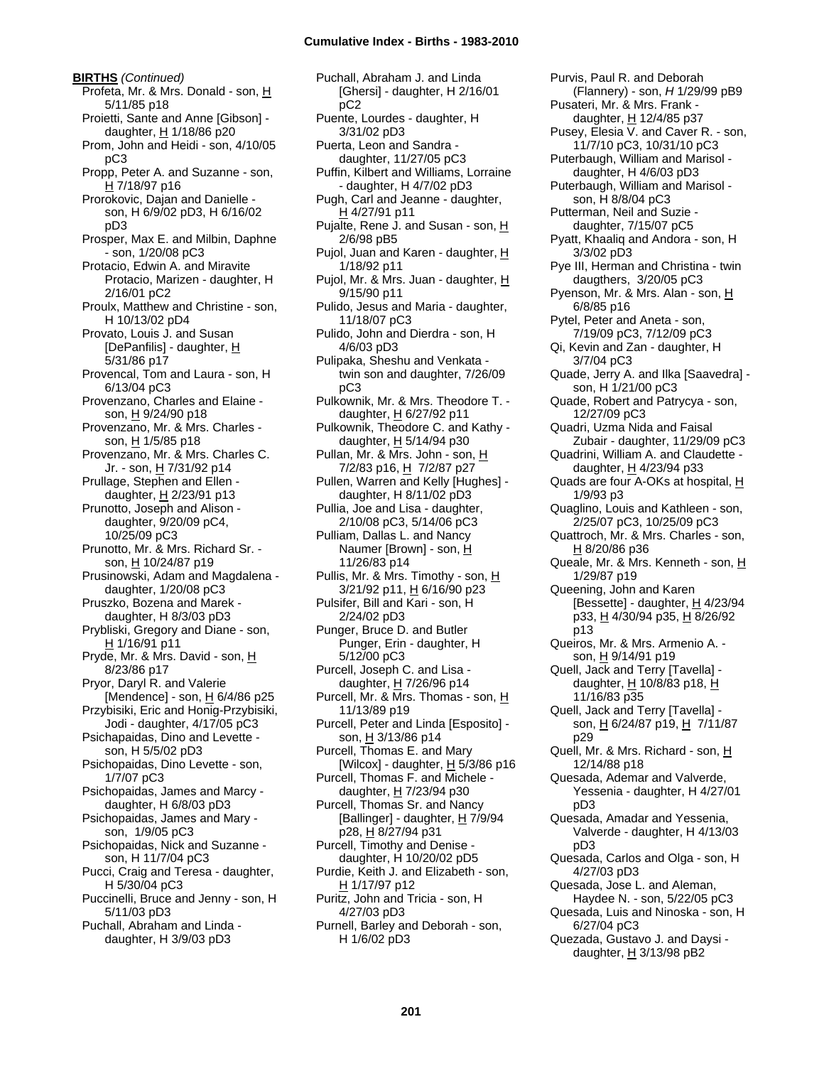**BIRTHS** *(Continued)*

Profeta, Mr. & Mrs. Donald - son, H 5/11/85 p18
Proietti, Sante and Anne [Gibson] - daughter, H 1/18/86 p20
Prom, John and Heidi - son, 4/10/05 pC3
Propp, Peter A. and Suzanne - son, H 7/18/97 p16
Prorokovic, Dajan and Danielle - son, H 6/9/02 pD3, H 6/16/02 pD3
Prosper, Max E. and Milbin, Daphne - son, 1/20/08 pC3
Protacio, Edwin A. and Miravite Protacio, Marizen - daughter, H 2/16/01 pC2
Proulx, Matthew and Christine - son, H 10/13/02 pD4
Provato, Louis J. and Susan [DePanfilis] - daughter, H 5/31/86 p17
Provencal, Tom and Laura - son, H 6/13/04 pC3
Provenzano, Charles and Elaine - son, H 9/24/90 p18
Provenzano, Mr. & Mrs. Charles - son, H 1/5/85 p18
Provenzano, Mr. & Mrs. Charles C. Jr. - son, H 7/31/92 p14
Prullage, Stephen and Ellen - daughter, H 2/23/91 p13
Prunotto, Joseph and Alison - daughter, 9/20/09 pC4, 10/25/09 pC3
Prunotto, Mr. & Mrs. Richard Sr. - son, H 10/24/87 p19
Prusinowski, Adam and Magdalena - daughter, 1/20/08 pC3
Pruszko, Bozena and Marek - daughter, H 8/3/03 pD3
Prybliski, Gregory and Diane - son, H 1/16/91 p11
Pryde, Mr. & Mrs. David - son, H 8/23/86 p17
Pryor, Daryl R. and Valerie [Mendence] - son, H 6/4/86 p25
Przybisiki, Eric and Honig-Przybisiki, Jodi - daughter, 4/17/05 pC3
Psichapaidas, Dino and Levette - son, H 5/5/02 pD3
Psichopaidas, Dino Levette - son, 1/7/07 pC3
Psichopaidas, James and Marcy - daughter, H 6/8/03 pD3
Psichopaidas, James and Mary - son, 1/9/05 pC3
Psichopaidas, Nick and Suzanne - son, H 11/7/04 pC3
Pucci, Craig and Teresa - daughter, H 5/30/04 pC3
Puccinelli, Bruce and Jenny - son, H 5/11/03 pD3
Puchall, Abraham and Linda - daughter, H 3/9/03 pD3
Puchall, Abraham J. and Linda [Ghersi] - daughter, H 2/16/01 pC2
Puente, Lourdes - daughter, H 3/31/02 pD3
Puerta, Leon and Sandra - daughter, 11/27/05 pC3
Puffin, Kilbert and Williams, Lorraine - daughter, H 4/7/02 pD3
Pugh, Carl and Jeanne - daughter, H 4/27/91 p11
Pujalte, Rene J. and Susan - son, H 2/6/98 pB5
Pujol, Juan and Karen - daughter, H 1/18/92 p11
Pujol, Mr. & Mrs. Juan - daughter, H 9/15/90 p11
Pulido, Jesus and Maria - daughter, 11/18/07 pC3
Pulido, John and Dierdra - son, H 4/6/03 pD3
Pulipaka, Sheshu and Venkata - twin son and daughter, 7/26/09 pC3
Pulkownik, Mr. & Mrs. Theodore T. - daughter, H 6/27/92 p11
Pulkownik, Theodore C. and Kathy - daughter, H 5/14/94 p30
Pullan, Mr. & Mrs. John - son, H 7/2/83 p16, H 7/2/87 p27
Pullen, Warren and Kelly [Hughes] - daughter, H 8/11/02 pD3
Pullia, Joe and Lisa - daughter, 2/10/08 pC3, 5/14/06 pC3
Pulliam, Dallas L. and Nancy Naumer [Brown] - son, H 11/26/83 p14
Pullis, Mr. & Mrs. Timothy - son, H 3/21/92 p11, H 6/16/90 p23
Pulsifer, Bill and Kari - son, H 2/24/02 pD3
Punger, Bruce D. and Butler Punger, Erin - daughter, H 5/12/00 pC3
Purcell, Joseph C. and Lisa - daughter, H 7/26/96 p14
Purcell, Mr. & Mrs. Thomas - son, H 11/13/89 p19
Purcell, Peter and Linda [Esposito] - son, H 3/13/86 p14
Purcell, Thomas E. and Mary [Wilcox] - daughter, H 5/3/86 p16
Purcell, Thomas F. and Michele - daughter, H 7/23/94 p30
Purcell, Thomas Sr. and Nancy [Ballinger] - daughter, H 7/9/94 p28, H 8/27/94 p31
Purcell, Timothy and Denise - daughter, H 10/20/02 pD5
Purdie, Keith J. and Elizabeth - son, H 1/17/97 p12
Puritz, John and Tricia - son, H 4/27/03 pD3
Purnell, Barley and Deborah - son, H 1/6/02 pD3
Purvis, Paul R. and Deborah (Flannery) - son, *H* 1/29/99 pB9
Pusateri, Mr. & Mrs. Frank - daughter, H 12/4/85 p37
Pusey, Elesia V. and Caver R. - son, 11/7/10 pC3, 10/31/10 pC3
Puterbaugh, William and Marisol - daughter, H 4/6/03 pD3
Puterbaugh, William and Marisol - son, H 8/8/04 pC3
Putterman, Neil and Suzie - daughter, 7/15/07 pC5
Pyatt, Khaaliq and Andora - son, H 3/3/02 pD3
Pye III, Herman and Christina - twin daugthers, 3/20/05 pC3
Pyenson, Mr. & Mrs. Alan - son, H 6/8/85 p16
Pytel, Peter and Aneta - son, 7/19/09 pC3, 7/12/09 pC3
Qi, Kevin and Zan - daughter, H 3/7/04 pC3
Quade, Jerry A. and Ilka [Saavedra] - son, H 1/21/00 pC3
Quade, Robert and Patrycya - son, 12/27/09 pC3
Quadri, Uzma Nida and Faisal Zubair - daughter, 11/29/09 pC3
Quadrini, William A. and Claudette - daughter, H 4/23/94 p33
Quads are four A-OKs at hospital, H 1/9/93 p3
Quaglino, Louis and Kathleen - son, 2/25/07 pC3, 10/25/09 pC3
Quattroch, Mr. & Mrs. Charles - son, H 8/20/86 p36
Queale, Mr. & Mrs. Kenneth - son, H 1/29/87 p19
Queening, John and Karen [Bessette] - daughter, H 4/23/94 p33, H 4/30/94 p35, H 8/26/92 p13
Queiros, Mr. & Mrs. Armenio A. - son, H 9/14/91 p19
Quell, Jack and Terry [Tavella] - daughter, H 10/8/83 p18, H 11/16/83 p35
Quell, Jack and Terry [Tavella] - son, H 6/24/87 p19, H 7/11/87 p29
Quell, Mr. & Mrs. Richard - son, H 12/14/88 p18
Quesada, Ademar and Valverde, Yessenia - daughter, H 4/27/01 pD3
Quesada, Amadar and Yessenia, Valverde - daughter, H 4/13/03 pD3
Quesada, Carlos and Olga - son, H 4/27/03 pD3
Quesada, Jose L. and Aleman, Haydee N. - son, 5/22/05 pC3
Quesada, Luis and Ninoska - son, H 6/27/04 pC3
Quezada, Gustavo J. and Daysi - daughter, H 3/13/98 pB2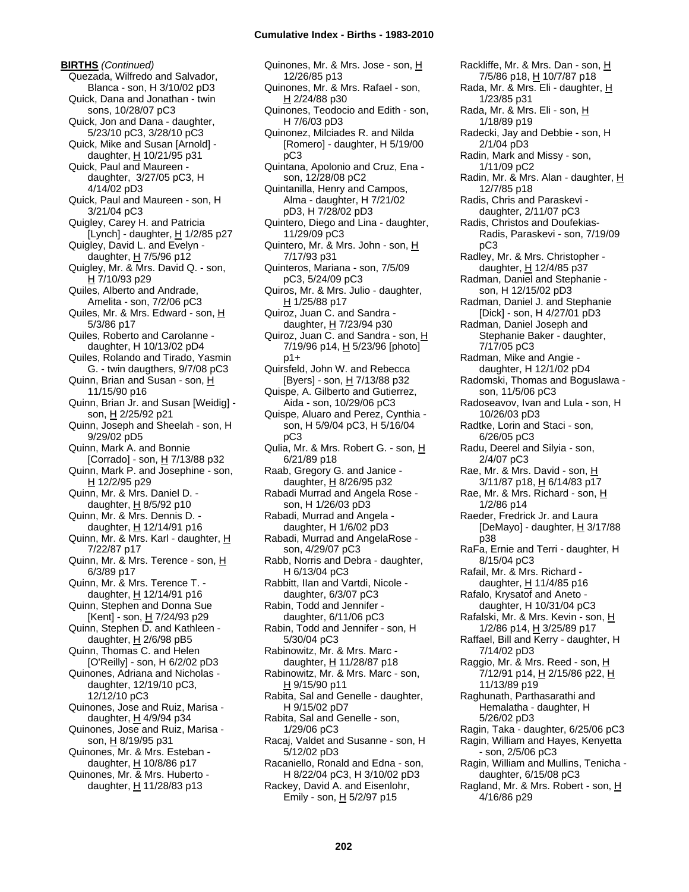**BIRTHS** *(Continued)*

Quezada, Wilfredo and Salvador, Blanca - son, H 3/10/02 pD3
Quick, Dana and Jonathan - twin sons, 10/28/07 pC3
Quick, Jon and Dana - daughter, 5/23/10 pC3, 3/28/10 pC3
Quick, Mike and Susan [Arnold] - daughter, H 10/21/95 p31
Quick, Paul and Maureen - daughter, 3/27/05 pC3, H 4/14/02 pD3
Quick, Paul and Maureen - son, H 3/21/04 pC3
Quigley, Carey H. and Patricia [Lynch] - daughter, H 1/2/85 p27
Quigley, David L. and Evelyn - daughter, H 7/5/96 p12
Quigley, Mr. & Mrs. David Q. - son, H 7/10/93 p29
Quiles, Alberto and Andrade, Amelita - son, 7/2/06 pC3
Quiles, Mr. & Mrs. Edward - son, H 5/3/86 p17
Quiles, Roberto and Carolanne - daughter, H 10/13/02 pD4
Quiles, Rolando and Tirado, Yasmin G. - twin daugthers, 9/7/08 pC3
Quinn, Brian and Susan - son, H 11/15/90 p16
Quinn, Brian Jr. and Susan [Weidig] - son, H 2/25/92 p21
Quinn, Joseph and Sheelah - son, H 9/29/02 pD5
Quinn, Mark A. and Bonnie [Corrado] - son, H 7/13/88 p32
Quinn, Mark P. and Josephine - son, H 12/2/95 p29
Quinn, Mr. & Mrs. Daniel D. - daughter, H 8/5/92 p10
Quinn, Mr. & Mrs. Dennis D. - daughter, H 12/14/91 p16
Quinn, Mr. & Mrs. Karl - daughter, H 7/22/87 p17
Quinn, Mr. & Mrs. Terence - son, H 6/3/89 p17
Quinn, Mr. & Mrs. Terence T. - daughter, H 12/14/91 p16
Quinn, Stephen and Donna Sue [Kent] - son, H 7/24/93 p29
Quinn, Stephen D. and Kathleen - daughter, H 2/6/98 pB5
Quinn, Thomas C. and Helen [O'Reilly] - son, H 6/2/02 pD3
Quinones, Adriana and Nicholas - daughter, 12/19/10 pC3, 12/12/10 pC3
Quinones, Jose and Ruiz, Marisa - daughter, H 4/9/94 p34
Quinones, Jose and Ruiz, Marisa - son, H 8/19/95 p31
Quinones, Mr. & Mrs. Esteban - daughter, H 10/8/86 p17
Quinones, Mr. & Mrs. Huberto - daughter, H 11/28/83 p13
Quinones, Mr. & Mrs. Jose - son, H 12/26/85 p13
Quinones, Mr. & Mrs. Rafael - son, H 2/24/88 p30
Quinones, Teodocio and Edith - son, H 7/6/03 pD3
Quinonez, Milciades R. and Nilda [Romero] - daughter, H 5/19/00 pC3
Quintana, Apolonio and Cruz, Ena - son, 12/28/08 pC2
Quintanilla, Henry and Campos, Alma - daughter, H 7/21/02 pD3, H 7/28/02 pD3
Quintero, Diego and Lina - daughter, 11/29/09 pC3
Quintero, Mr. & Mrs. John - son, H 7/17/93 p31
Quinteros, Mariana - son, 7/5/09 pC3, 5/24/09 pC3
Quiros, Mr. & Mrs. Julio - daughter, H 1/25/88 p17
Quiroz, Juan C. and Sandra - daughter, H 7/23/94 p30
Quiroz, Juan C. and Sandra - son, H 7/19/96 p14, H 5/23/96 [photo] p1+
Quirsfeld, John W. and Rebecca [Byers] - son, H 7/13/88 p32
Quispe, A. Gilberto and Gutierrez, Aida - son, 10/29/06 pC3
Quispe, Aluaro and Perez, Cynthia - son, H 5/9/04 pC3, H 5/16/04 pC3
Qulia, Mr. & Mrs. Robert G. - son, H 6/21/89 p18
Raab, Gregory G. and Janice - daughter, H 8/26/95 p32
Rabadi Murrad and Angela Rose - son, H 1/26/03 pD3
Rabadi, Murrad and Angela - daughter, H 1/6/02 pD3
Rabadi, Murrad and AngelaRose - son, 4/29/07 pC3
Rabb, Norris and Debra - daughter, H 6/13/04 pC3
Rabbitt, Ilan and Vartdi, Nicole - daughter, 6/3/07 pC3
Rabin, Todd and Jennifer - daughter, 6/11/06 pC3
Rabin, Todd and Jennifer - son, H 5/30/04 pC3
Rabinowitz, Mr. & Mrs. Marc - daughter, H 11/28/87 p18
Rabinowitz, Mr. & Mrs. Marc - son, H 9/15/90 p11
Rabita, Sal and Genelle - daughter, H 9/15/02 pD7
Rabita, Sal and Genelle - son, 1/29/06 pC3
Racaj, Valdet and Susanne - son, H 5/12/02 pD3
Racaniello, Ronald and Edna - son, H 8/22/04 pC3, H 3/10/02 pD3
Rackey, David A. and Eisenlohr, Emily - son, H 5/2/97 p15
Rackliffe, Mr. & Mrs. Dan - son, H 7/5/86 p18, H 10/7/87 p18
Rada, Mr. & Mrs. Eli - daughter, H 1/23/85 p31
Rada, Mr. & Mrs. Eli - son, H 1/18/89 p19
Radecki, Jay and Debbie - son, H 2/1/04 pD3
Radin, Mark and Missy - son, 1/11/09 pC2
Radin, Mr. & Mrs. Alan - daughter, H 12/7/85 p18
Radis, Chris and Paraskevi - daughter, 2/11/07 pC3
Radis, Christos and Doufekias-Radis, Paraskevi - son, 7/19/09 pC3
Radley, Mr. & Mrs. Christopher - daughter, H 12/4/85 p37
Radman, Daniel and Stephanie - son, H 12/15/02 pD3
Radman, Daniel J. and Stephanie [Dick] - son, H 4/27/01 pD3
Radman, Daniel Joseph and Stephanie Baker - daughter, 7/17/05 pC3
Radman, Mike and Angie - daughter, H 12/1/02 pD4
Radomski, Thomas and Boguslawa - son, 11/5/06 pC3
Radoseavov, Ivan and Lula - son, H 10/26/03 pD3
Radtke, Lorin and Staci - son, 6/26/05 pC3
Radu, Deerel and Silyia - son, 2/4/07 pC3
Rae, Mr. & Mrs. David - son, H 3/11/87 p18, H 6/14/83 p17
Rae, Mr. & Mrs. Richard - son, H 1/2/86 p14
Raeder, Fredrick Jr. and Laura [DeMayo] - daughter, H 3/17/88 p38
RaFa, Ernie and Terri - daughter, H 8/15/04 pC3
Rafail, Mr. & Mrs. Richard - daughter, H 11/4/85 p16
Rafalo, Krysatof and Aneto - daughter, H 10/31/04 pC3
Rafalski, Mr. & Mrs. Kevin - son, H 1/2/86 p14, H 3/25/89 p17
Raffael, Bill and Kerry - daughter, H 7/14/02 pD3
Raggio, Mr. & Mrs. Reed - son, H 7/12/91 p14, H 2/15/86 p22, H 11/13/89 p19
Raghunath, Parthasarathi and Hemalatha - daughter, H 5/26/02 pD3
Ragin, Taka - daughter, 6/25/06 pC3
Ragin, William and Hayes, Kenyetta - son, 2/5/06 pC3
Ragin, William and Mullins, Tenicha - daughter, 6/15/08 pC3
Ragland, Mr. & Mrs. Robert - son, H 4/16/86 p29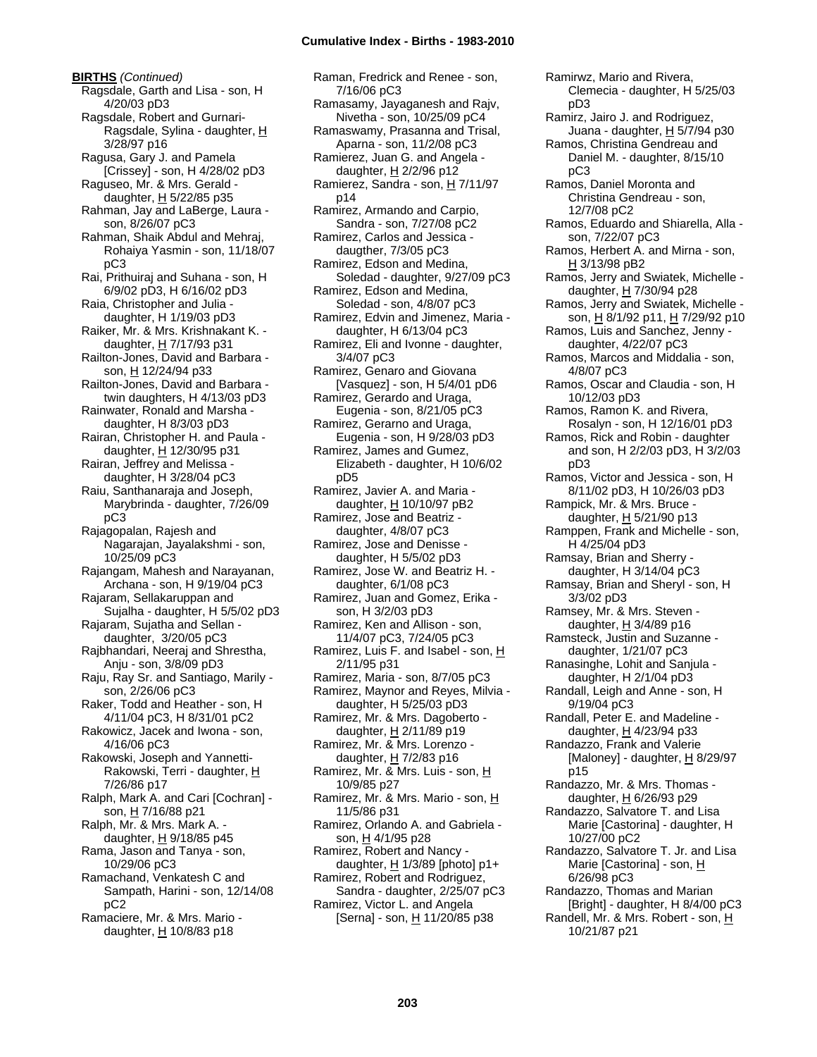**BIRTHS** *(Continued)*

Ragsdale, Garth and Lisa - son, H 4/20/03 pD3
Ragsdale, Robert and Gurnari-Ragsdale, Sylina - daughter, H 3/28/97 p16
Ragusa, Gary J. and Pamela [Crissey] - son, H 4/28/02 pD3
Raguseo, Mr. & Mrs. Gerald - daughter, H 5/22/85 p35
Rahman, Jay and LaBerge, Laura - son, 8/26/07 pC3
Rahman, Shaik Abdul and Mehraj, Rohaiya Yasmin - son, 11/18/07 pC3
Rai, Prithuiraj and Suhana - son, H 6/9/02 pD3, H 6/16/02 pD3
Raia, Christopher and Julia - daughter, H 1/19/03 pD3
Raiker, Mr. & Mrs. Krishnakant K. - daughter, H 7/17/93 p31
Railton-Jones, David and Barbara - son, H 12/24/94 p33
Railton-Jones, David and Barbara - twin daughters, H 4/13/03 pD3
Rainwater, Ronald and Marsha - daughter, H 8/3/03 pD3
Rairan, Christopher H. and Paula - daughter, H 12/30/95 p31
Rairan, Jeffrey and Melissa - daughter, H 3/28/04 pC3
Raiu, Santhanaraja and Joseph, Marybrinda - daughter, 7/26/09 pC3
Rajagopalan, Rajesh and Nagarajan, Jayalakshmi - son, 10/25/09 pC3
Rajangam, Mahesh and Narayanan, Archana - son, H 9/19/04 pC3
Rajaram, Sellakaruppan and Sujalha - daughter, H 5/5/02 pD3
Rajaram, Sujatha and Sellan - daughter, 3/20/05 pC3
Rajbhandari, Neeraj and Shrestha, Anju - son, 3/8/09 pD3
Raju, Ray Sr. and Santiago, Marily - son, 2/26/06 pC3
Raker, Todd and Heather - son, H 4/11/04 pC3, H 8/31/01 pC2
Rakowicz, Jacek and Iwona - son, 4/16/06 pC3
Rakowski, Joseph and Yannetti-Rakowski, Terri - daughter, H 7/26/86 p17
Ralph, Mark A. and Cari [Cochran] - son, H 7/16/88 p21
Ralph, Mr. & Mrs. Mark A. - daughter, H 9/18/85 p45
Rama, Jason and Tanya - son, 10/29/06 pC3
Ramachand, Venkatesh C and Sampath, Harini - son, 12/14/08 pC2
Ramaciere, Mr. & Mrs. Mario - daughter, H 10/8/83 p18
Raman, Fredrick and Renee - son, 7/16/06 pC3
Ramasamy, Jayaganesh and Rajv, Nivetha - son, 10/25/09 pC4
Ramaswamy, Prasanna and Trisal, Aparna - son, 11/2/08 pC3
Ramierez, Juan G. and Angela - daughter, H 2/2/96 p12
Ramierez, Sandra - son, H 7/11/97 p14
Ramirez, Armando and Carpio, Sandra - son, 7/27/08 pC2
Ramirez, Carlos and Jessica - daugther, 7/3/05 pC3
Ramirez, Edson and Medina, Soledad - daughter, 9/27/09 pC3
Ramirez, Edson and Medina, Soledad - son, 4/8/07 pC3
Ramirez, Edvin and Jimenez, Maria - daughter, H 6/13/04 pC3
Ramirez, Eli and Ivonne - daughter, 3/4/07 pC3
Ramirez, Genaro and Giovana [Vasquez] - son, H 5/4/01 pD6
Ramirez, Gerardo and Uraga, Eugenia - son, 8/21/05 pC3
Ramirez, Gerarno and Uraga, Eugenia - son, H 9/28/03 pD3
Ramirez, James and Gumez, Elizabeth - daughter, H 10/6/02 pD5
Ramirez, Javier A. and Maria - daughter, H 10/10/97 pB2
Ramirez, Jose and Beatriz - daughter, 4/8/07 pC3
Ramirez, Jose and Denisse - daughter, H 5/5/02 pD3
Ramirez, Jose W. and Beatriz H. - daughter, 6/1/08 pC3
Ramirez, Juan and Gomez, Erika - son, H 3/2/03 pD3
Ramirez, Ken and Allison - son, 11/4/07 pC3, 7/24/05 pC3
Ramirez, Luis F. and Isabel - son, H 2/11/95 p31
Ramirez, Maria - son, 8/7/05 pC3
Ramirez, Maynor and Reyes, Milvia - daughter, H 5/25/03 pD3
Ramirez, Mr. & Mrs. Dagoberto - daughter, H 2/11/89 p19
Ramirez, Mr. & Mrs. Lorenzo - daughter, H 7/2/83 p16
Ramirez, Mr. & Mrs. Luis - son, H 10/9/85 p27
Ramirez, Mr. & Mrs. Mario - son, H 11/5/86 p31
Ramirez, Orlando A. and Gabriela - son, H 4/1/95 p28
Ramirez, Robert and Nancy - daughter, H 1/3/89 [photo] p1+
Ramirez, Robert and Rodriguez, Sandra - daughter, 2/25/07 pC3
Ramirez, Victor L. and Angela [Serna] - son, H 11/20/85 p38
Ramirwz, Mario and Rivera, Clemecia - daughter, H 5/25/03 pD3
Ramirz, Jairo J. and Rodriguez, Juana - daughter, H 5/7/94 p30
Ramos, Christina Gendreau and Daniel M. - daughter, 8/15/10 pC3
Ramos, Daniel Moronta and Christina Gendreau - son, 12/7/08 pC2
Ramos, Eduardo and Shiarella, Alla - son, 7/22/07 pC3
Ramos, Herbert A. and Mirna - son, H 3/13/98 pB2
Ramos, Jerry and Swiatek, Michelle - daughter, H 7/30/94 p28
Ramos, Jerry and Swiatek, Michelle - son, H 8/1/92 p11, H 7/29/92 p10
Ramos, Luis and Sanchez, Jenny - daughter, 4/22/07 pC3
Ramos, Marcos and Middalia - son, 4/8/07 pC3
Ramos, Oscar and Claudia - son, H 10/12/03 pD3
Ramos, Ramon K. and Rivera, Rosalyn - son, H 12/16/01 pD3
Ramos, Rick and Robin - daughter and son, H 2/2/03 pD3, H 3/2/03 pD3
Ramos, Victor and Jessica - son, H 8/11/02 pD3, H 10/26/03 pD3
Rampick, Mr. & Mrs. Bruce - daughter, H 5/21/90 p13
Ramppen, Frank and Michelle - son, H 4/25/04 pD3
Ramsay, Brian and Sherry - daughter, H 3/14/04 pC3
Ramsay, Brian and Sheryl - son, H 3/3/02 pD3
Ramsey, Mr. & Mrs. Steven - daughter, H 3/4/89 p16
Ramsteck, Justin and Suzanne - daughter, 1/21/07 pC3
Ranasinghe, Lohit and Sanjula - daughter, H 2/1/04 pD3
Randall, Leigh and Anne - son, H 9/19/04 pC3
Randall, Peter E. and Madeline - daughter, H 4/23/94 p33
Randazzo, Frank and Valerie [Maloney] - daughter, H 8/29/97 p15
Randazzo, Mr. & Mrs. Thomas - daughter, H 6/26/93 p29
Randazzo, Salvatore T. and Lisa Marie [Castorina] - daughter, H 10/27/00 pC2
Randazzo, Salvatore T. Jr. and Lisa Marie [Castorina] - son, H 6/26/98 pC3
Randazzo, Thomas and Marian [Bright] - daughter, H 8/4/00 pC3
Randell, Mr. & Mrs. Robert - son, H 10/21/87 p21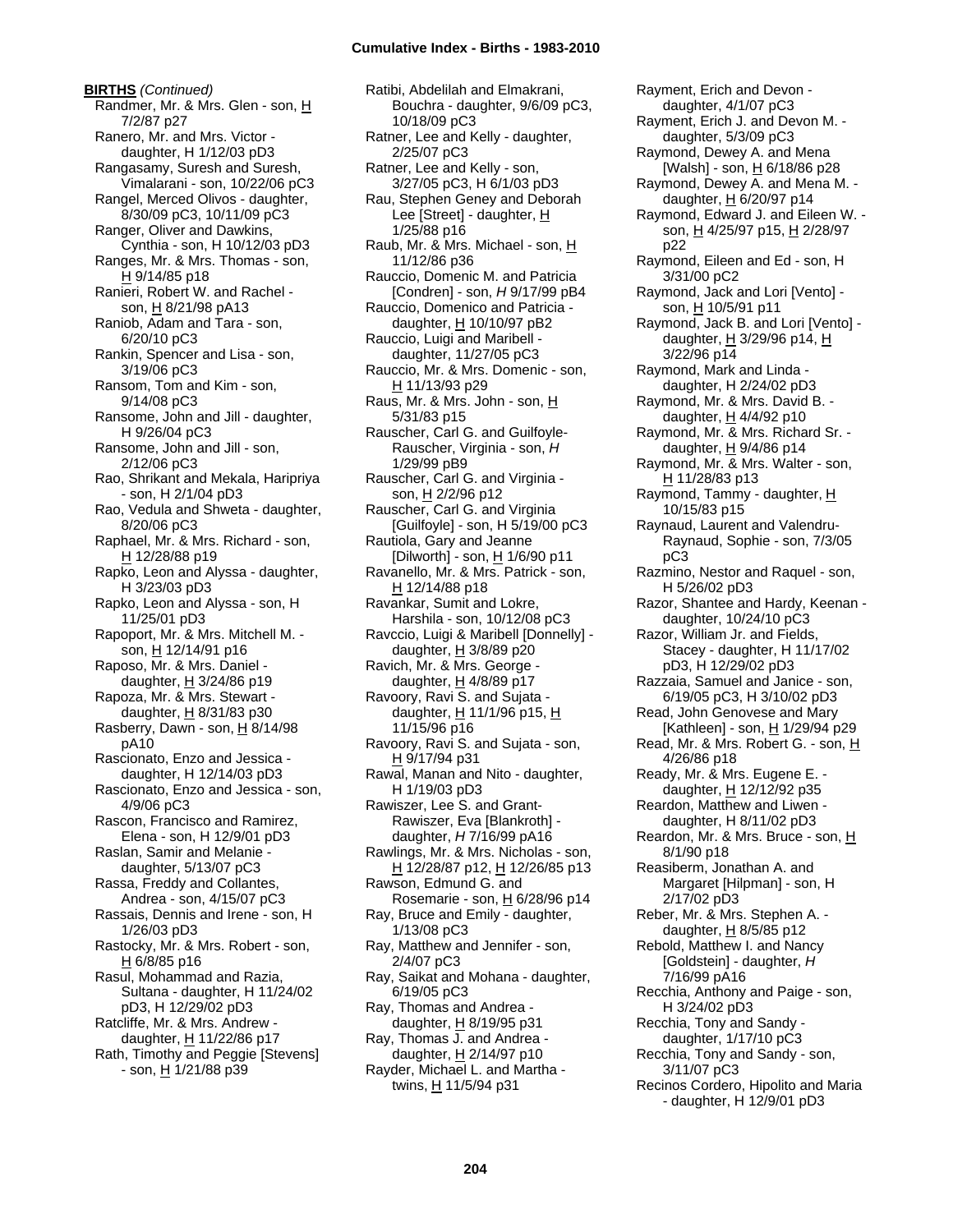**BIRTHS** *(Continued)*

Randmer, Mr. & Mrs. Glen - son, H 7/2/87 p27
Ranero, Mr. and Mrs. Victor - daughter, H 1/12/03 pD3
Rangasamy, Suresh and Suresh, Vimalarani - son, 10/22/06 pC3
Rangel, Merced Olivos - daughter, 8/30/09 pC3, 10/11/09 pC3
Ranger, Oliver and Dawkins, Cynthia - son, H 10/12/03 pD3
Ranges, Mr. & Mrs. Thomas - son, H 9/14/85 p18
Ranieri, Robert W. and Rachel - son, H 8/21/98 pA13
Raniob, Adam and Tara - son, 6/20/10 pC3
Rankin, Spencer and Lisa - son, 3/19/06 pC3
Ransom, Tom and Kim - son, 9/14/08 pC3
Ransome, John and Jill - daughter, H 9/26/04 pC3
Ransome, John and Jill - son, 2/12/06 pC3
Rao, Shrikant and Mekala, Haripriya - son, H 2/1/04 pD3
Rao, Vedula and Shweta - daughter, 8/20/06 pC3
Raphael, Mr. & Mrs. Richard - son, H 12/28/88 p19
Rapko, Leon and Alyssa - daughter, H 3/23/03 pD3
Rapko, Leon and Alyssa - son, H 11/25/01 pD3
Rapoport, Mr. & Mrs. Mitchell M. - son, H 12/14/91 p16
Raposo, Mr. & Mrs. Daniel - daughter, H 3/24/86 p19
Rapoza, Mr. & Mrs. Stewart - daughter, H 8/31/83 p30
Rasberry, Dawn - son, H 8/14/98 pA10
Rascionato, Enzo and Jessica - daughter, H 12/14/03 pD3
Rascionato, Enzo and Jessica - son, 4/9/06 pC3
Rascon, Francisco and Ramirez, Elena - son, H 12/9/01 pD3
Raslan, Samir and Melanie - daughter, 5/13/07 pC3
Rassa, Freddy and Collantes, Andrea - son, 4/15/07 pC3
Rassais, Dennis and Irene - son, H 1/26/03 pD3
Rastocky, Mr. & Mrs. Robert - son, H 6/8/85 p16
Rasul, Mohammad and Razia, Sultana - daughter, H 11/24/02 pD3, H 12/29/02 pD3
Ratcliffe, Mr. & Mrs. Andrew - daughter, H 11/22/86 p17
Rath, Timothy and Peggie [Stevens] - son, H 1/21/88 p39
Ratibi, Abdelilah and Elmakrani, Bouchra - daughter, 9/6/09 pC3, 10/18/09 pC3
Ratner, Lee and Kelly - daughter, 2/25/07 pC3
Ratner, Lee and Kelly - son, 3/27/05 pC3, H 6/1/03 pD3
Rau, Stephen Geney and Deborah Lee [Street] - daughter, H 1/25/88 p16
Raub, Mr. & Mrs. Michael - son, H 11/12/86 p36
Rauccio, Domenic M. and Patricia [Condren] - son, *H* 9/17/99 pB4
Rauccio, Domenico and Patricia - daughter, H 10/10/97 pB2
Rauccio, Luigi and Maribell - daughter, 11/27/05 pC3
Rauccio, Mr. & Mrs. Domenic - son, H 11/13/93 p29
Raus, Mr. & Mrs. John - son, H 5/31/83 p15
Rauscher, Carl G. and Guilfoyle-Rauscher, Virginia - son, *H* 1/29/99 pB9
Rauscher, Carl G. and Virginia - son, H 2/2/96 p12
Rauscher, Carl G. and Virginia [Guilfoyle] - son, H 5/19/00 pC3
Rautiola, Gary and Jeanne [Dilworth] - son, H 1/6/90 p11
Ravanello, Mr. & Mrs. Patrick - son, H 12/14/88 p18
Ravankar, Sumit and Lokre, Harshila - son, 10/12/08 pC3
Ravccio, Luigi & Maribell [Donnelly] - daughter, H 3/8/89 p20
Ravich, Mr. & Mrs. George - daughter, H 4/8/89 p17
Ravoory, Ravi S. and Sujata - daughter, H 11/1/96 p15, H 11/15/96 p16
Ravoory, Ravi S. and Sujata - son, H 9/17/94 p31
Rawal, Manan and Nito - daughter, H 1/19/03 pD3
Rawiszer, Lee S. and Grant-Rawiszer, Eva [Blankroth] - daughter, *H* 7/16/99 pA16
Rawlings, Mr. & Mrs. Nicholas - son, H 12/28/87 p12, H 12/26/85 p13
Rawson, Edmund G. and Rosemarie - son, H 6/28/96 p14
Ray, Bruce and Emily - daughter, 1/13/08 pC3
Ray, Matthew and Jennifer - son, 2/4/07 pC3
Ray, Saikat and Mohana - daughter, 6/19/05 pC3
Ray, Thomas and Andrea - daughter, H 8/19/95 p31
Ray, Thomas J. and Andrea - daughter, H 2/14/97 p10
Rayder, Michael L. and Martha - twins, H 11/5/94 p31
Rayment, Erich and Devon - daughter, 4/1/07 pC3
Rayment, Erich J. and Devon M. - daughter, 5/3/09 pC3
Raymond, Dewey A. and Mena [Walsh] - son, H 6/18/86 p28
Raymond, Dewey A. and Mena M. - daughter, H 6/20/97 p14
Raymond, Edward J. and Eileen W. - son, H 4/25/97 p15, H 2/28/97 p22
Raymond, Eileen and Ed - son, H 3/31/00 pC2
Raymond, Jack and Lori [Vento] - son, H 10/5/91 p11
Raymond, Jack B. and Lori [Vento] - daughter, H 3/29/96 p14, H 3/22/96 p14
Raymond, Mark and Linda - daughter, H 2/24/02 pD3
Raymond, Mr. & Mrs. David B. - daughter, H 4/4/92 p10
Raymond, Mr. & Mrs. Richard Sr. - daughter, H 9/4/86 p14
Raymond, Mr. & Mrs. Walter - son, H 11/28/83 p13
Raymond, Tammy - daughter, H 10/15/83 p15
Raynaud, Laurent and Valendru-Raynaud, Sophie - son, 7/3/05 pC3
Razmino, Nestor and Raquel - son, H 5/26/02 pD3
Razor, Shantee and Hardy, Keenan - daughter, 10/24/10 pC3
Razor, William Jr. and Fields, Stacey - daughter, H 11/17/02 pD3, H 12/29/02 pD3
Razzaia, Samuel and Janice - son, 6/19/05 pC3, H 3/10/02 pD3
Read, John Genovese and Mary [Kathleen] - son, H 1/29/94 p29
Read, Mr. & Mrs. Robert G. - son, H 4/26/86 p18
Ready, Mr. & Mrs. Eugene E. - daughter, H 12/12/92 p35
Reardon, Matthew and Liwen - daughter, H 8/11/02 pD3
Reardon, Mr. & Mrs. Bruce - son, H 8/1/90 p18
Reasiberm, Jonathan A. and Margaret [Hilpman] - son, H 2/17/02 pD3
Reber, Mr. & Mrs. Stephen A. - daughter, H 8/5/85 p12
Rebold, Matthew I. and Nancy [Goldstein] - daughter, *H* 7/16/99 pA16
Recchia, Anthony and Paige - son, H 3/24/02 pD3
Recchia, Tony and Sandy - daughter, 1/17/10 pC3
Recchia, Tony and Sandy - son, 3/11/07 pC3
Recinos Cordero, Hipolito and Maria - daughter, H 12/9/01 pD3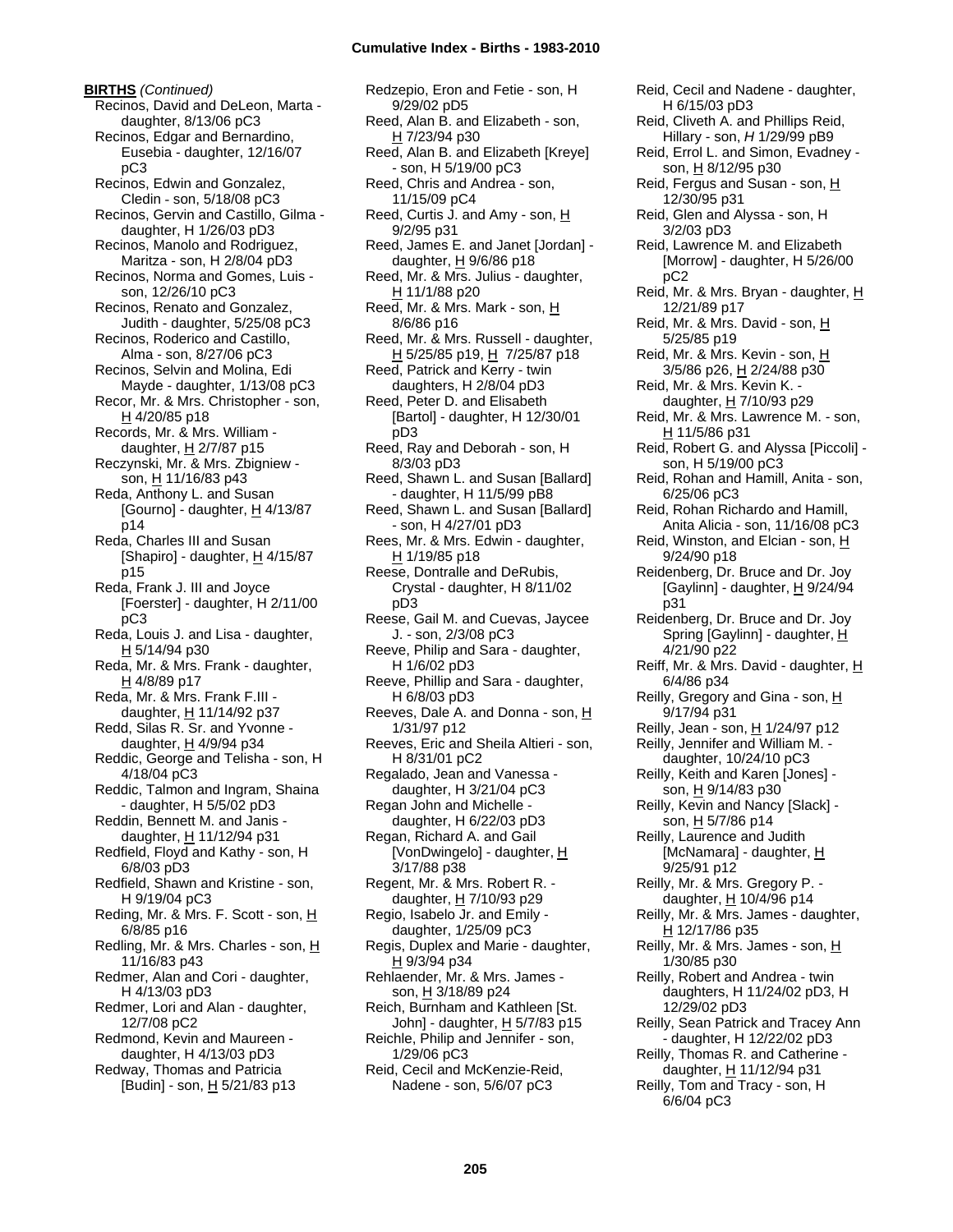**BIRTHS** *(Continued)*

Recinos, David and DeLeon, Marta - daughter, 8/13/06 pC3
Recinos, Edgar and Bernardino, Eusebia - daughter, 12/16/07 pC3
Recinos, Edwin and Gonzalez, Cledin - son, 5/18/08 pC3
Recinos, Gervin and Castillo, Gilma - daughter, H 1/26/03 pD3
Recinos, Manolo and Rodriguez, Maritza - son, H 2/8/04 pD3
Recinos, Norma and Gomes, Luis - son, 12/26/10 pC3
Recinos, Renato and Gonzalez, Judith - daughter, 5/25/08 pC3
Recinos, Roderico and Castillo, Alma - son, 8/27/06 pC3
Recinos, Selvin and Molina, Edi Mayde - daughter, 1/13/08 pC3
Recor, Mr. & Mrs. Christopher - son, H 4/20/85 p18
Records, Mr. & Mrs. William - daughter, H 2/7/87 p15
Reczynski, Mr. & Mrs. Zbigniew - son, H 11/16/83 p43
Reda, Anthony L. and Susan [Gourno] - daughter, H 4/13/87 p14
Reda, Charles III and Susan [Shapiro] - daughter, H 4/15/87 p15
Reda, Frank J. III and Joyce [Foerster] - daughter, H 2/11/00 pC3
Reda, Louis J. and Lisa - daughter, H 5/14/94 p30
Reda, Mr. & Mrs. Frank - daughter, H 4/8/89 p17
Reda, Mr. & Mrs. Frank F.III - daughter, H 11/14/92 p37
Redd, Silas R. Sr. and Yvonne - daughter, H 4/9/94 p34
Reddic, George and Telisha - son, H 4/18/04 pC3
Reddic, Talmon and Ingram, Shaina - daughter, H 5/5/02 pD3
Reddin, Bennett M. and Janis - daughter, H 11/12/94 p31
Redfield, Floyd and Kathy - son, H 6/8/03 pD3
Redfield, Shawn and Kristine - son, H 9/19/04 pC3
Reding, Mr. & Mrs. F. Scott - son, H 6/8/85 p16
Redling, Mr. & Mrs. Charles - son, H 11/16/83 p43
Redmer, Alan and Cori - daughter, H 4/13/03 pD3
Redmer, Lori and Alan - daughter, 12/7/08 pC2
Redmond, Kevin and Maureen - daughter, H 4/13/03 pD3
Redway, Thomas and Patricia [Budin] - son, H 5/21/83 p13
Redzepio, Eron and Fetie - son, H 9/29/02 pD5
Reed, Alan B. and Elizabeth - son, H 7/23/94 p30
Reed, Alan B. and Elizabeth [Kreye] - son, H 5/19/00 pC3
Reed, Chris and Andrea - son, 11/15/09 pC4
Reed, Curtis J. and Amy - son, H 9/2/95 p31
Reed, James E. and Janet [Jordan] - daughter, H 9/6/86 p18
Reed, Mr. & Mrs. Julius - daughter, H 11/1/88 p20
Reed, Mr. & Mrs. Mark - son, H 8/6/86 p16
Reed, Mr. & Mrs. Russell - daughter, H 5/25/85 p19, H 7/25/87 p18
Reed, Patrick and Kerry - twin daughters, H 2/8/04 pD3
Reed, Peter D. and Elisabeth [Bartol] - daughter, H 12/30/01 pD3
Reed, Ray and Deborah - son, H 8/3/03 pD3
Reed, Shawn L. and Susan [Ballard] - daughter, H 11/5/99 pB8
Reed, Shawn L. and Susan [Ballard] - son, H 4/27/01 pD3
Rees, Mr. & Mrs. Edwin - daughter, H 1/19/85 p18
Reese, Dontralle and DeRubis, Crystal - daughter, H 8/11/02 pD3
Reese, Gail M. and Cuevas, Jaycee J. - son, 2/3/08 pC3
Reeve, Philip and Sara - daughter, H 1/6/02 pD3
Reeve, Phillip and Sara - daughter, H 6/8/03 pD3
Reeves, Dale A. and Donna - son, H 1/31/97 p12
Reeves, Eric and Sheila Altieri - son, H 8/31/01 pC2
Regalado, Jean and Vanessa - daughter, H 3/21/04 pC3
Regan John and Michelle - daughter, H 6/22/03 pD3
Regan, Richard A. and Gail [VonDwingelo] - daughter, H 3/17/88 p38
Regent, Mr. & Mrs. Robert R. - daughter, H 7/10/93 p29
Regio, Isabelo Jr. and Emily - daughter, 1/25/09 pC3
Regis, Duplex and Marie - daughter, H 9/3/94 p34
Rehlaender, Mr. & Mrs. James - son, H 3/18/89 p24
Reich, Burnham and Kathleen [St. John] - daughter, H 5/7/83 p15
Reichle, Philip and Jennifer - son, 1/29/06 pC3
Reid, Cecil and McKenzie-Reid, Nadene - son, 5/6/07 pC3
Reid, Cecil and Nadene - daughter, H 6/15/03 pD3
Reid, Cliveth A. and Phillips Reid, Hillary - son, *H* 1/29/99 pB9
Reid, Errol L. and Simon, Evadney - son, H 8/12/95 p30
Reid, Fergus and Susan - son, H 12/30/95 p31
Reid, Glen and Alyssa - son, H 3/2/03 pD3
Reid, Lawrence M. and Elizabeth [Morrow] - daughter, H 5/26/00 pC2
Reid, Mr. & Mrs. Bryan - daughter, H 12/21/89 p17
Reid, Mr. & Mrs. David - son, H 5/25/85 p19
Reid, Mr. & Mrs. Kevin - son, H 3/5/86 p26, H 2/24/88 p30
Reid, Mr. & Mrs. Kevin K. - daughter, H 7/10/93 p29
Reid, Mr. & Mrs. Lawrence M. - son, H 11/5/86 p31
Reid, Robert G. and Alyssa [Piccoli] - son, H 5/19/00 pC3
Reid, Rohan and Hamill, Anita - son, 6/25/06 pC3
Reid, Rohan Richardo and Hamill, Anita Alicia - son, 11/16/08 pC3
Reid, Winston, and Elcian - son, H 9/24/90 p18
Reidenberg, Dr. Bruce and Dr. Joy [Gaylinn] - daughter, H 9/24/94 p31
Reidenberg, Dr. Bruce and Dr. Joy Spring [Gaylinn] - daughter, H 4/21/90 p22
Reiff, Mr. & Mrs. David - daughter, H 6/4/86 p34
Reilly, Gregory and Gina - son, H 9/17/94 p31
Reilly, Jean - son, H 1/24/97 p12
Reilly, Jennifer and William M. - daughter, 10/24/10 pC3
Reilly, Keith and Karen [Jones] - son, H 9/14/83 p30
Reilly, Kevin and Nancy [Slack] - son, H 5/7/86 p14
Reilly, Laurence and Judith [McNamara] - daughter, H 9/25/91 p12
Reilly, Mr. & Mrs. Gregory P. - daughter, H 10/4/96 p14
Reilly, Mr. & Mrs. James - daughter, H 12/17/86 p35
Reilly, Mr. & Mrs. James - son, H 1/30/85 p30
Reilly, Robert and Andrea - twin daughters, H 11/24/02 pD3, H 12/29/02 pD3
Reilly, Sean Patrick and Tracey Ann - daughter, H 12/22/02 pD3
Reilly, Thomas R. and Catherine - daughter, H 11/12/94 p31
Reilly, Tom and Tracy - son, H 6/6/04 pC3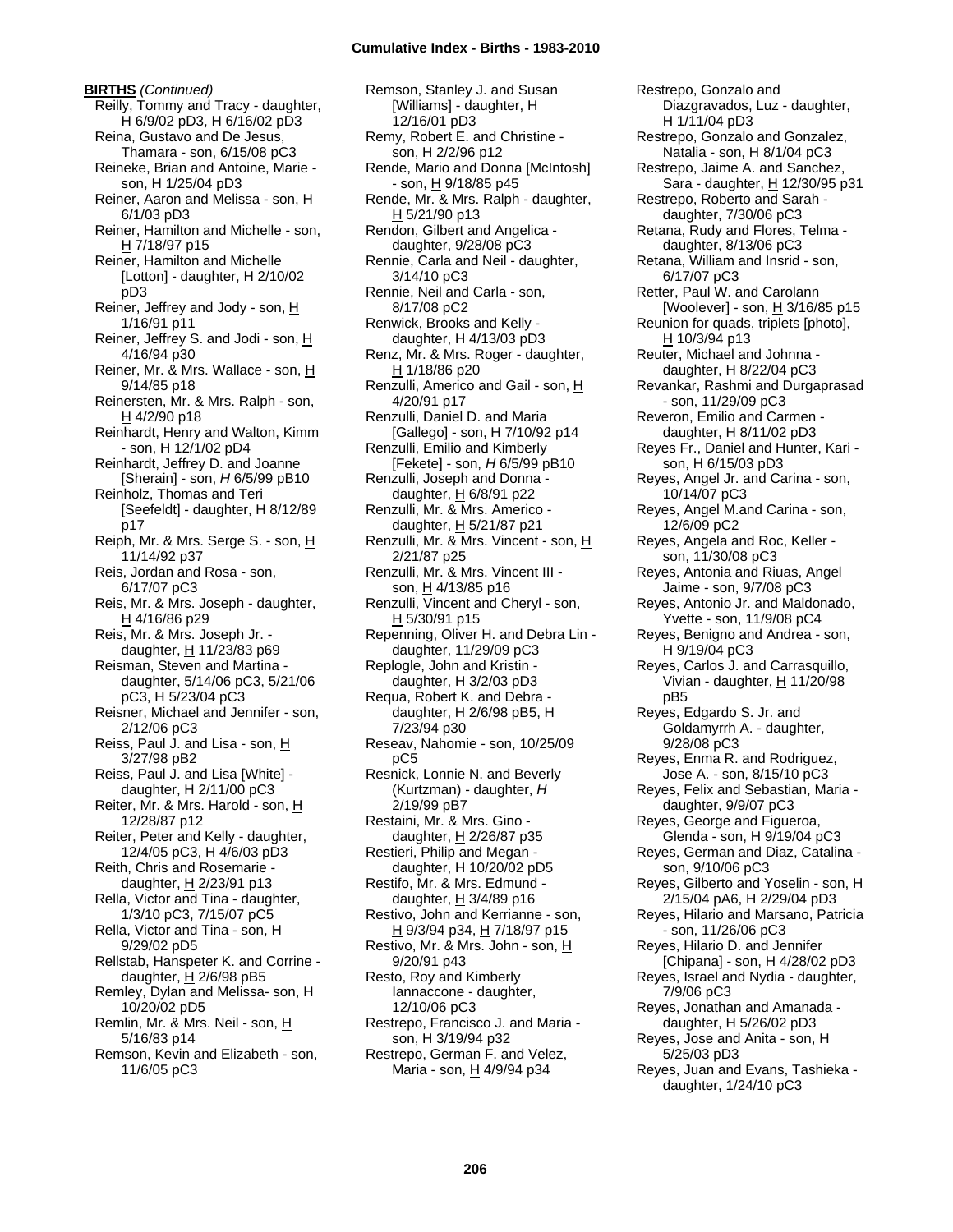**BIRTHS** *(Continued)*

Reilly, Tommy and Tracy - daughter, H 6/9/02 pD3, H 6/16/02 pD3
Reina, Gustavo and De Jesus, Thamara - son, 6/15/08 pC3
Reineke, Brian and Antoine, Marie - son, H 1/25/04 pD3
Reiner, Aaron and Melissa - son, H 6/1/03 pD3
Reiner, Hamilton and Michelle - son, H 7/18/97 p15
Reiner, Hamilton and Michelle [Lotton] - daughter, H 2/10/02 pD3
Reiner, Jeffrey and Jody - son, H 1/16/91 p11
Reiner, Jeffrey S. and Jodi - son, H 4/16/94 p30
Reiner, Mr. & Mrs. Wallace - son, H 9/14/85 p18
Reinersten, Mr. & Mrs. Ralph - son, H 4/2/90 p18
Reinhardt, Henry and Walton, Kimm - son, H 12/1/02 pD4
Reinhardt, Jeffrey D. and Joanne [Sherain] - son, *H* 6/5/99 pB10
Reinholz, Thomas and Teri [Seefeldt] - daughter, H 8/12/89 p17
Reiph, Mr. & Mrs. Serge S. - son, H 11/14/92 p37
Reis, Jordan and Rosa - son, 6/17/07 pC3
Reis, Mr. & Mrs. Joseph - daughter, H 4/16/86 p29
Reis, Mr. & Mrs. Joseph Jr. - daughter, H 11/23/83 p69
Reisman, Steven and Martina - daughter, 5/14/06 pC3, 5/21/06 pC3, H 5/23/04 pC3
Reisner, Michael and Jennifer - son, 2/12/06 pC3
Reiss, Paul J. and Lisa - son, H 3/27/98 pB2
Reiss, Paul J. and Lisa [White] - daughter, H 2/11/00 pC3
Reiter, Mr. & Mrs. Harold - son, H 12/28/87 p12
Reiter, Peter and Kelly - daughter, 12/4/05 pC3, H 4/6/03 pD3
Reith, Chris and Rosemarie - daughter, H 2/23/91 p13
Rella, Victor and Tina - daughter, 1/3/10 pC3, 7/15/07 pC5
Rella, Victor and Tina - son, H 9/29/02 pD5
Rellstab, Hanspeter K. and Corrine - daughter, H 2/6/98 pB5
Remley, Dylan and Melissa- son, H 10/20/02 pD5
Remlin, Mr. & Mrs. Neil - son, H 5/16/83 p14
Remson, Kevin and Elizabeth - son, 11/6/05 pC3
Remson, Stanley J. and Susan [Williams] - daughter, H 12/16/01 pD3
Remy, Robert E. and Christine - son, H 2/2/96 p12
Rende, Mario and Donna [McIntosh] - son, H 9/18/85 p45
Rende, Mr. & Mrs. Ralph - daughter, H 5/21/90 p13
Rendon, Gilbert and Angelica - daughter, 9/28/08 pC3
Rennie, Carla and Neil - daughter, 3/14/10 pC3
Rennie, Neil and Carla - son, 8/17/08 pC2
Renwick, Brooks and Kelly - daughter, H 4/13/03 pD3
Renz, Mr. & Mrs. Roger - daughter, H 1/18/86 p20
Renzulli, Americo and Gail - son, H 4/20/91 p17
Renzulli, Daniel D. and Maria [Gallego] - son, H 7/10/92 p14
Renzulli, Emilio and Kimberly [Fekete] - son, *H* 6/5/99 pB10
Renzulli, Joseph and Donna - daughter, H 6/8/91 p22
Renzulli, Mr. & Mrs. Americo - daughter, H 5/21/87 p21
Renzulli, Mr. & Mrs. Vincent - son, H 2/21/87 p25
Renzulli, Mr. & Mrs. Vincent III - son, H 4/13/85 p16
Renzulli, Vincent and Cheryl - son, H 5/30/91 p15
Repenning, Oliver H. and Debra Lin - daughter, 11/29/09 pC3
Replogle, John and Kristin - daughter, H 3/2/03 pD3
Requa, Robert K. and Debra - daughter, H 2/6/98 pB5, H 7/23/94 p30
Reseav, Nahomie - son, 10/25/09 pC5
Resnick, Lonnie N. and Beverly (Kurtzman) - daughter, *H* 2/19/99 pB7
Restaini, Mr. & Mrs. Gino - daughter, H 2/26/87 p35
Restieri, Philip and Megan - daughter, H 10/20/02 pD5
Restifo, Mr. & Mrs. Edmund - daughter, H 3/4/89 p16
Restivo, John and Kerrianne - son, H 9/3/94 p34, H 7/18/97 p15
Restivo, Mr. & Mrs. John - son, H 9/20/91 p43
Resto, Roy and Kimberly Iannaccone - daughter, 12/10/06 pC3
Restrepo, Francisco J. and Maria - son, H 3/19/94 p32
Restrepo, German F. and Velez, Maria - son, H 4/9/94 p34
Restrepo, Gonzalo and Diazgravados, Luz - daughter, H 1/11/04 pD3
Restrepo, Gonzalo and Gonzalez, Natalia - son, H 8/1/04 pC3
Restrepo, Jaime A. and Sanchez, Sara - daughter, H 12/30/95 p31
Restrepo, Roberto and Sarah - daughter, 7/30/06 pC3
Retana, Rudy and Flores, Telma - daughter, 8/13/06 pC3
Retana, William and Insrid - son, 6/17/07 pC3
Retter, Paul W. and Carolann [Woolever] - son, H 3/16/85 p15
Reunion for quads, triplets [photo], H 10/3/94 p13
Reuter, Michael and Johnna - daughter, H 8/22/04 pC3
Revankar, Rashmi and Durgaprasad - son, 11/29/09 pC3
Reveron, Emilio and Carmen - daughter, H 8/11/02 pD3
Reyes Fr., Daniel and Hunter, Kari - son, H 6/15/03 pD3
Reyes, Angel Jr. and Carina - son, 10/14/07 pC3
Reyes, Angel M.and Carina - son, 12/6/09 pC2
Reyes, Angela and Roc, Keller - son, 11/30/08 pC3
Reyes, Antonia and Riuas, Angel Jaime - son, 9/7/08 pC3
Reyes, Antonio Jr. and Maldonado, Yvette - son, 11/9/08 pC4
Reyes, Benigno and Andrea - son, H 9/19/04 pC3
Reyes, Carlos J. and Carrasquillo, Vivian - daughter, H 11/20/98 pB5
Reyes, Edgardo S. Jr. and Goldamyrrh A. - daughter, 9/28/08 pC3
Reyes, Enma R. and Rodriguez, Jose A. - son, 8/15/10 pC3
Reyes, Felix and Sebastian, Maria - daughter, 9/9/07 pC3
Reyes, George and Figueroa, Glenda - son, H 9/19/04 pC3
Reyes, German and Diaz, Catalina - son, 9/10/06 pC3
Reyes, Gilberto and Yoselin - son, H 2/15/04 pA6, H 2/29/04 pD3
Reyes, Hilario and Marsano, Patricia - son, 11/26/06 pC3
Reyes, Hilario D. and Jennifer [Chipana] - son, H 4/28/02 pD3
Reyes, Israel and Nydia - daughter, 7/9/06 pC3
Reyes, Jonathan and Amanada - daughter, H 5/26/02 pD3
Reyes, Jose and Anita - son, H 5/25/03 pD3
Reyes, Juan and Evans, Tashieka - daughter, 1/24/10 pC3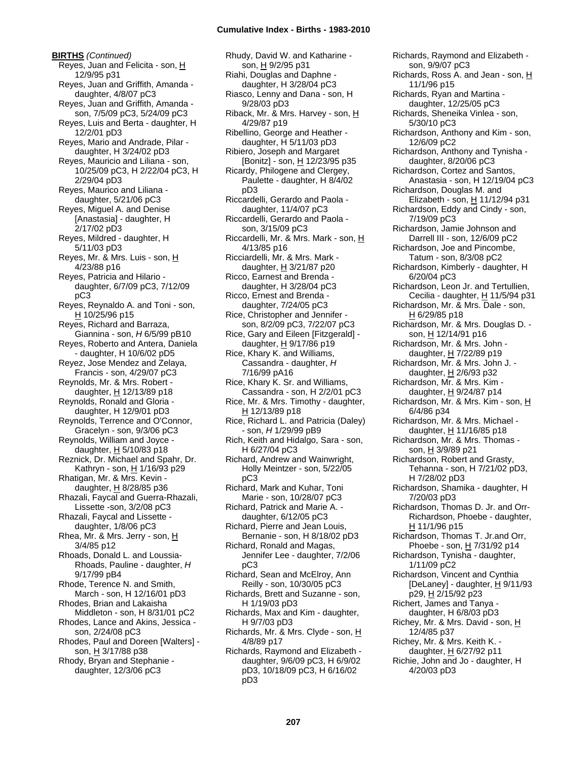**BIRTHS** *(Continued)*

Reyes, Juan and Felicita - son, H 12/9/95 p31
Reyes, Juan and Griffith, Amanda - daughter, 4/8/07 pC3
Reyes, Juan and Griffith, Amanda - son, 7/5/09 pC3, 5/24/09 pC3
Reyes, Luis and Berta - daughter, H 12/2/01 pD3
Reyes, Mario and Andrade, Pilar - daughter, H 3/24/02 pD3
Reyes, Mauricio and Liliana - son, 10/25/09 pC3, H 2/22/04 pC3, H 2/29/04 pD3
Reyes, Maurico and Liliana - daughter, 5/21/06 pC3
Reyes, Miguel A. and Denise [Anastasia] - daughter, H 2/17/02 pD3
Reyes, Mildred - daughter, H 5/11/03 pD3
Reyes, Mr. & Mrs. Luis - son, H 4/23/88 p16
Reyes, Patricia and Hilario - daughter, 6/7/09 pC3, 7/12/09 pC3
Reyes, Reynaldo A. and Toni - son, H 10/25/96 p15
Reyes, Richard and Barraza, Giannina - son, *H* 6/5/99 pB10
Reyes, Roberto and Antera, Daniela - daughter, H 10/6/02 pD5
Reyez, Jose Mendez and Zelaya, Francis - son, 4/29/07 pC3
Reynolds, Mr. & Mrs. Robert - daughter, H 12/13/89 p18
Reynolds, Ronald and Gloria - daughter, H 12/9/01 pD3
Reynolds, Terrence and O'Connor, Gracelyn - son, 9/3/06 pC3
Reynolds, William and Joyce - daughter, H 5/10/83 p18
Reznick, Dr. Michael and Spahr, Dr. Kathryn - son, H 1/16/93 p29
Rhatigan, Mr. & Mrs. Kevin - daughter, H 8/28/85 p36
Rhazali, Faycal and Guerra-Rhazali, Lissette -son, 3/2/08 pC3
Rhazali, Faycal and Lissette - daughter, 1/8/06 pC3
Rhea, Mr. & Mrs. Jerry - son, H 3/4/85 p12
Rhoads, Donald L. and Loussia-Rhoads, Pauline - daughter, *H* 9/17/99 pB4
Rhode, Terence N. and Smith, March - son, H 12/16/01 pD3
Rhodes, Brian and Lakaisha Middleton - son, H 8/31/01 pC2
Rhodes, Lance and Akins, Jessica - son, 2/24/08 pC3
Rhodes, Paul and Doreen [Walters] - son, H 3/17/88 p38
Rhody, Bryan and Stephanie - daughter, 12/3/06 pC3
Rhudy, David W. and Katharine - son, H 9/2/95 p31
Riahi, Douglas and Daphne - daughter, H 3/28/04 pC3
Riasco, Lenny and Dana - son, H 9/28/03 pD3
Riback, Mr. & Mrs. Harvey - son, H 4/29/87 p19
Ribellino, George and Heather - daughter, H 5/11/03 pD3
Ribiero, Joseph and Margaret [Bonitz] - son, H 12/23/95 p35
Ricardy, Philogene and Clergey, Paulette - daughter, H 8/4/02 pD3
Riccardelli, Gerardo and Paola - daughter, 11/4/07 pC3
Riccardelli, Gerardo and Paola - son, 3/15/09 pC3
Riccardelli, Mr. & Mrs. Mark - son, H 4/13/85 p16
Ricciardelli, Mr. & Mrs. Mark - daughter, H 3/21/87 p20
Ricco, Earnest and Brenda - daughter, H 3/28/04 pC3
Ricco, Ernest and Brenda - daughter, 7/24/05 pC3
Rice, Christopher and Jennifer - son, 8/2/09 pC3, 7/22/07 pC3
Rice, Gary and Eileen [Fitzgerald] - daughter, H 9/17/86 p19
Rice, Khary K. and Williams, Cassandra - daughter, *H* 7/16/99 pA16
Rice, Khary K. Sr. and Williams, Cassandra - son, H 2/2/01 pC3
Rice, Mr. & Mrs. Timothy - daughter, H 12/13/89 p18
Rice, Richard L. and Patricia (Daley) - son, *H* 1/29/99 pB9
Rich, Keith and Hidalgo, Sara - son, H 6/27/04 pC3
Richard, Andrew and Wainwright, Holly Meintzer - son, 5/22/05 pC3
Richard, Mark and Kuhar, Toni Marie - son, 10/28/07 pC3
Richard, Patrick and Marie A. - daughter, 6/12/05 pC3
Richard, Pierre and Jean Louis, Bernanie - son, H 8/18/02 pD3
Richard, Ronald and Magas, Jennifer Lee - daughter, 7/2/06 pC3
Richard, Sean and McElroy, Ann Reilly - son, 10/30/05 pC3
Richards, Brett and Suzanne - son, H 1/19/03 pD3
Richards, Max and Kim - daughter, H 9/7/03 pD3
Richards, Mr. & Mrs. Clyde - son, H 4/8/89 p17
Richards, Raymond and Elizabeth - daughter, 9/6/09 pC3, H 6/9/02 pD3, 10/18/09 pC3, H 6/16/02 pD3
Richards, Raymond and Elizabeth - son, 9/9/07 pC3
Richards, Ross A. and Jean - son, H 11/1/96 p15
Richards, Ryan and Martina - daughter, 12/25/05 pC3
Richards, Sheneika Vinlea - son, 5/30/10 pC3
Richardson, Anthony and Kim - son, 12/6/09 pC2
Richardson, Anthony and Tynisha - daughter, 8/20/06 pC3
Richardson, Cortez and Santos, Anastasia - son, H 12/19/04 pC3
Richardson, Douglas M. and Elizabeth - son, H 11/12/94 p31
Richardson, Eddy and Cindy - son, 7/19/09 pC3
Richardson, Jamie Johnson and Darrell III - son, 12/6/09 pC2
Richardson, Joe and Pincombe, Tatum - son, 8/3/08 pC2
Richardson, Kimberly - daughter, H 6/20/04 pC3
Richardson, Leon Jr. and Tertullien, Cecilia - daughter, H 11/5/94 p31
Richardson, Mr. & Mrs. Dale - son, H 6/29/85 p18
Richardson, Mr. & Mrs. Douglas D. - son, H 12/14/91 p16
Richardson, Mr. & Mrs. John - daughter, H 7/22/89 p19
Richardson, Mr. & Mrs. John J. - daughter, H 2/6/93 p32
Richardson, Mr. & Mrs. Kim - daughter, H 9/24/87 p14
Richardson, Mr. & Mrs. Kim - son, H 6/4/86 p34
Richardson, Mr. & Mrs. Michael - daughter, H 11/16/85 p18
Richardson, Mr. & Mrs. Thomas - son, H 3/9/89 p21
Richardson, Robert and Grasty, Tehanna - son, H 7/21/02 pD3, H 7/28/02 pD3
Richardson, Shamika - daughter, H 7/20/03 pD3
Richardson, Thomas D. Jr. and Orr-Richardson, Phoebe - daughter, H 11/1/96 p15
Richardson, Thomas T. Jr.and Orr, Phoebe - son, H 7/31/92 p14
Richardson, Tynisha - daughter, 1/11/09 pC2
Richardson, Vincent and Cynthia [DeLaney] - daughter, H 9/11/93 p29, H 2/15/92 p23
Richert, James and Tanya - daughter, H 6/8/03 pD3
Richey, Mr. & Mrs. David - son, H 12/4/85 p37
Richey, Mr. & Mrs. Keith K. - daughter, H 6/27/92 p11
Richie, John and Jo - daughter, H 4/20/03 pD3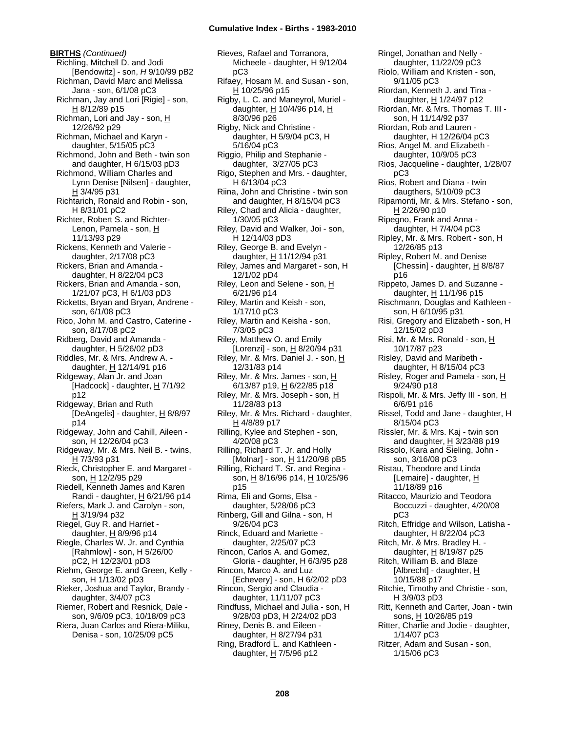**BIRTHS** *(Continued)*

Richling, Mitchell D. and Jodi [Bendowitz] - son, *H* 9/10/99 pB2
Richman, David Marc and Melissa Jana - son, 6/1/08 pC3
Richman, Jay and Lori [Rigie] - son, H 8/12/89 p15
Richman, Lori and Jay - son, H 12/26/92 p29
Richman, Michael and Karyn - daughter, 5/15/05 pC3
Richmond, John and Beth - twin son and daughter, H 6/15/03 pD3
Richmond, William Charles and Lynn Denise [Nilsen] - daughter, H 3/4/95 p31
Richtarich, Ronald and Robin - son, H 8/31/01 pC2
Richter, Robert S. and Richter-Lenon, Pamela - son, H 11/13/93 p29
Rickens, Kenneth and Valerie - daughter, 2/17/08 pC3
Rickers, Brian and Amanda - daughter, H 8/22/04 pC3
Rickers, Brian and Amanda - son, 1/21/07 pC3, H 6/1/03 pD3
Ricketts, Bryan and Bryan, Andrene - son, 6/1/08 pC3
Rico, John M. and Castro, Caterine - son, 8/17/08 pC2
Ridberg, David and Amanda - daughter, H 5/26/02 pD3
Riddles, Mr. & Mrs. Andrew A. - daughter, H 12/14/91 p16
Ridgeway, Alan Jr. and Joan [Hadcock] - daughter, H 7/1/92 p12
Ridgeway, Brian and Ruth [DeAngelis] - daughter, H 8/8/97 p14
Ridgeway, John and Cahill, Aileen - son, H 12/26/04 pC3
Ridgeway, Mr. & Mrs. Neil B. - twins, H 7/3/93 p31
Rieck, Christopher E. and Margaret - son, H 12/2/95 p29
Riedell, Kenneth James and Karen Randi - daughter, H 6/21/96 p14
Riefers, Mark J. and Carolyn - son, H 3/19/94 p32
Riegel, Guy R. and Harriet - daughter, H 8/9/96 p14
Riegle, Charles W. Jr. and Cynthia [Rahmlow] - son, H 5/26/00 pC2, H 12/23/01 pD3
Riehm, George E. and Green, Kelly - son, H 1/13/02 pD3
Rieker, Joshua and Taylor, Brandy - daughter, 3/4/07 pC3
Riemer, Robert and Resnick, Dale - son, 9/6/09 pC3, 10/18/09 pC3
Riera, Juan Carlos and Riera-Miliku, Denisa - son, 10/25/09 pC5
Rieves, Rafael and Torranora, Micheele - daughter, H 9/12/04 pC3
Rifaey, Hosam M. and Susan - son, H 10/25/96 p15
Rigby, L. C. and Maneyrol, Muriel - daughter, H 10/4/96 p14, H 8/30/96 p26
Rigby, Nick and Christine - daughter, H 5/9/04 pC3, H 5/16/04 pC3
Riggio, Philip and Stephanie - daughter, 3/27/05 pC3
Rigo, Stephen and Mrs. - daughter, H 6/13/04 pC3
Riina, John and Christine - twin son and daughter, H 8/15/04 pC3
Riley, Chad and Alicia - daughter, 1/30/05 pC3
Riley, David and Walker, Joi - son, H 12/14/03 pD3
Riley, George B. and Evelyn - daughter, H 11/12/94 p31
Riley, James and Margaret - son, H 12/1/02 pD4
Riley, Leon and Selene - son, H 6/21/96 p14
Riley, Martin and Keish - son, 1/17/10 pC3
Riley, Martin and Keisha - son, 7/3/05 pC3
Riley, Matthew O. and Emily [Lorenzi] - son, H 8/20/94 p31
Riley, Mr. & Mrs. Daniel J. - son, H 12/31/83 p14
Riley, Mr. & Mrs. James - son, H 6/13/87 p19, H 6/22/85 p18
Riley, Mr. & Mrs. Joseph - son, H 11/28/83 p13
Riley, Mr. & Mrs. Richard - daughter, H 4/8/89 p17
Rilling, Kylee and Stephen - son, 4/20/08 pC3
Rilling, Richard T. Jr. and Holly [Molnar] - son, H 11/20/98 pB5
Rilling, Richard T. Sr. and Regina - son, H 8/16/96 p14, H 10/25/96 p15
Rima, Eli and Goms, Elsa - daughter, 5/28/06 pC3
Rinberg, Gill and Gilna - son, H 9/26/04 pC3
Rinck, Eduard and Mariette - daughter, 2/25/07 pC3
Rincon, Carlos A. and Gomez, Gloria - daughter, H 6/3/95 p28
Rincon, Marco A. and Luz [Echevery] - son, H 6/2/02 pD3
Rincon, Sergio and Claudia - daughter, 11/11/07 pC3
Rindfuss, Michael and Julia - son, H 9/28/03 pD3, H 2/24/02 pD3
Riney, Denis B. and Eileen - daughter, H 8/27/94 p31
Ring, Bradford L. and Kathleen - daughter, H 7/5/96 p12
Ringel, Jonathan and Nelly - daughter, 11/22/09 pC3
Riolo, William and Kristen - son, 9/11/05 pC3
Riordan, Kenneth J. and Tina - daughter, H 1/24/97 p12
Riordan, Mr. & Mrs. Thomas T. III - son, H 11/14/92 p37
Riordan, Rob and Lauren - daughter, H 12/26/04 pC3
Rios, Angel M. and Elizabeth - daughter, 10/9/05 pC3
Rios, Jacqueline - daughter, 1/28/07 pC3
Rios, Robert and Diana - twin daugthers, 5/10/09 pC3
Ripamonti, Mr. & Mrs. Stefano - son, H 2/26/90 p10
Ripegno, Frank and Anna - daughter, H 7/4/04 pC3
Ripley, Mr. & Mrs. Robert - son, H 12/26/85 p13
Ripley, Robert M. and Denise [Chessin] - daughter, H 8/8/87 p16
Rippeto, James D. and Suzanne - daughter, H 11/1/96 p15
Rischmann, Douglas and Kathleen - son, H 6/10/95 p31
Risi, Gregory and Elizabeth - son, H 12/15/02 pD3
Risi, Mr. & Mrs. Ronald - son, H 10/17/87 p23
Risley, David and Maribeth - daughter, H 8/15/04 pC3
Risley, Roger and Pamela - son, H 9/24/90 p18
Rispoli, Mr. & Mrs. Jeffy III - son, H 6/6/91 p16
Rissel, Todd and Jane - daughter, H 8/15/04 pC3
Rissler, Mr. & Mrs. Kaj - twin son and daughter, H 3/23/88 p19
Rissolo, Kara and Sieling, John - son, 3/16/08 pC3
Ristau, Theodore and Linda [Lemaire] - daughter, H 11/18/89 p16
Ritacco, Maurizio and Teodora Boccuzzi - daughter, 4/20/08 pC3
Ritch, Effridge and Wilson, Latisha - daughter, H 8/22/04 pC3
Ritch, Mr. & Mrs. Bradley H. - daughter, H 8/19/87 p25
Ritch, William B. and Blaze [Albrecht] - daughter, H 10/15/88 p17
Ritchie, Timothy and Christie - son, H 3/9/03 pD3
Ritt, Kenneth and Carter, Joan - twin sons, H 10/26/85 p19
Ritter, Charlie and Jodie - daughter, 1/14/07 pC3
Ritzer, Adam and Susan - son, 1/15/06 pC3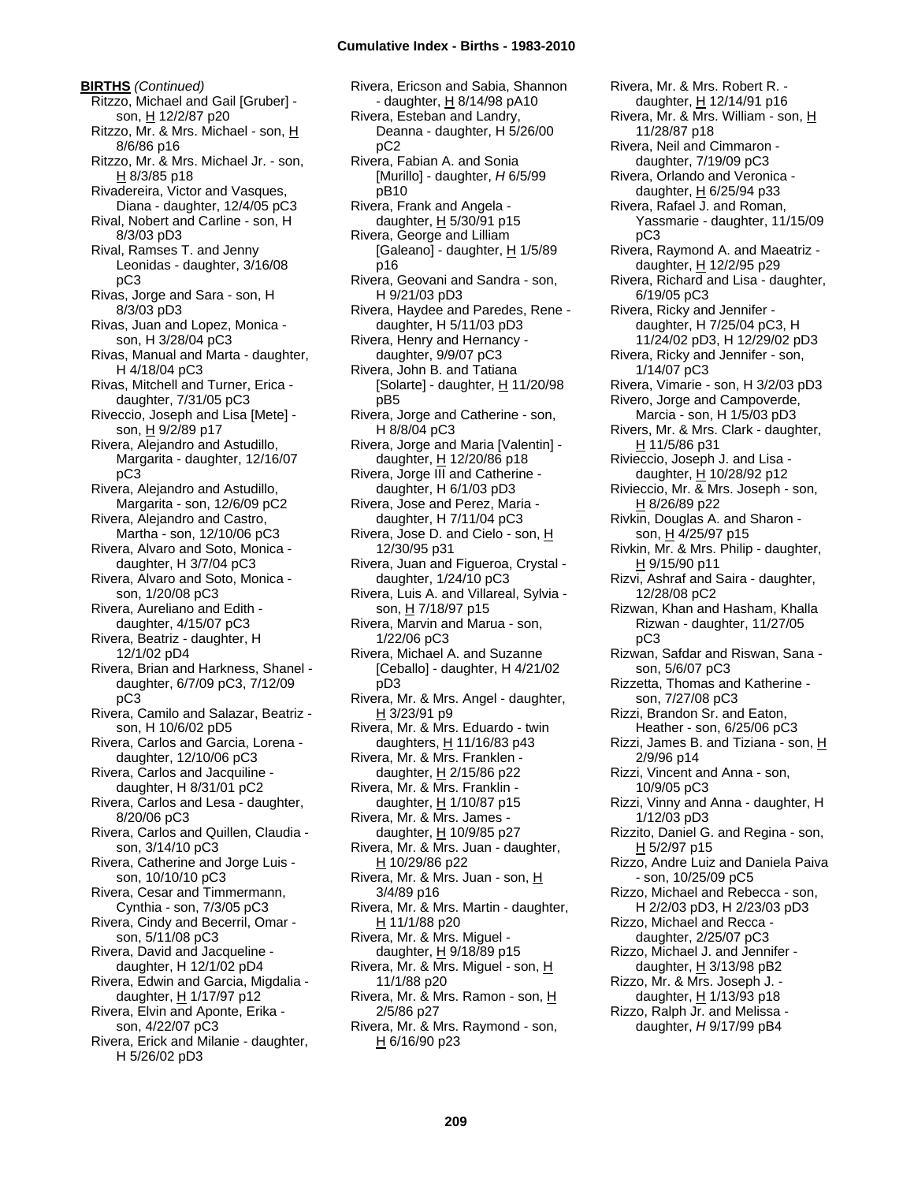**BIRTHS** *(Continued)*

Ritzzo, Michael and Gail [Gruber] - son, H 12/2/87 p20
Ritzzo, Mr. & Mrs. Michael - son, H 8/6/86 p16
Ritzzo, Mr. & Mrs. Michael Jr. - son, H 8/3/85 p18
Rivadereira, Victor and Vasques, Diana - daughter, 12/4/05 pC3
Rival, Nobert and Carline - son, H 8/3/03 pD3
Rival, Ramses T. and Jenny Leonidas - daughter, 3/16/08 pC3
Rivas, Jorge and Sara - son, H 8/3/03 pD3
Rivas, Juan and Lopez, Monica - son, H 3/28/04 pC3
Rivas, Manual and Marta - daughter, H 4/18/04 pC3
Rivas, Mitchell and Turner, Erica - daughter, 7/31/05 pC3
Riveccio, Joseph and Lisa [Mete] - son, H 9/2/89 p17
Rivera, Alejandro and Astudillo, Margarita - daughter, 12/16/07 pC3
Rivera, Alejandro and Astudillo, Margarita - son, 12/6/09 pC2
Rivera, Alejandro and Castro, Martha - son, 12/10/06 pC3
Rivera, Alvaro and Soto, Monica - daughter, H 3/7/04 pC3
Rivera, Alvaro and Soto, Monica - son, 1/20/08 pC3
Rivera, Aureliano and Edith - daughter, 4/15/07 pC3
Rivera, Beatriz - daughter, H 12/1/02 pD4
Rivera, Brian and Harkness, Shanel - daughter, 6/7/09 pC3, 7/12/09 pC3
Rivera, Camilo and Salazar, Beatriz - son, H 10/6/02 pD5
Rivera, Carlos and Garcia, Lorena - daughter, 12/10/06 pC3
Rivera, Carlos and Jacquiline - daughter, H 8/31/01 pC2
Rivera, Carlos and Lesa - daughter, 8/20/06 pC3
Rivera, Carlos and Quillen, Claudia - son, 3/14/10 pC3
Rivera, Catherine and Jorge Luis - son, 10/10/10 pC3
Rivera, Cesar and Timmermann, Cynthia - son, 7/3/05 pC3
Rivera, Cindy and Becerril, Omar - son, 5/11/08 pC3
Rivera, David and Jacqueline - daughter, H 12/1/02 pD4
Rivera, Edwin and Garcia, Migdalia - daughter, H 1/17/97 p12
Rivera, Elvin and Aponte, Erika - son, 4/22/07 pC3
Rivera, Erick and Milanie - daughter, H 5/26/02 pD3
Rivera, Ericson and Sabia, Shannon - daughter, H 8/14/98 pA10
Rivera, Esteban and Landry, Deanna - daughter, H 5/26/00 pC2
Rivera, Fabian A. and Sonia [Murillo] - daughter, *H* 6/5/99 pB10
Rivera, Frank and Angela - daughter, H 5/30/91 p15
Rivera, George and Lilliam [Galeano] - daughter, H 1/5/89 p16
Rivera, Geovani and Sandra - son, H 9/21/03 pD3
Rivera, Haydee and Paredes, Rene - daughter, H 5/11/03 pD3
Rivera, Henry and Hernancy - daughter, 9/9/07 pC3
Rivera, John B. and Tatiana [Solarte] - daughter, H 11/20/98 pB5
Rivera, Jorge and Catherine - son, H 8/8/04 pC3
Rivera, Jorge and Maria [Valentin] - daughter, H 12/20/86 p18
Rivera, Jorge III and Catherine - daughter, H 6/1/03 pD3
Rivera, Jose and Perez, Maria - daughter, H 7/11/04 pC3
Rivera, Jose D. and Cielo - son, H 12/30/95 p31
Rivera, Juan and Figueroa, Crystal - daughter, 1/24/10 pC3
Rivera, Luis A. and Villareal, Sylvia - son, H 7/18/97 p15
Rivera, Marvin and Marua - son, 1/22/06 pC3
Rivera, Michael A. and Suzanne [Ceballo] - daughter, H 4/21/02 pD3
Rivera, Mr. & Mrs. Angel - daughter, H 3/23/91 p9
Rivera, Mr. & Mrs. Eduardo - twin daughters, H 11/16/83 p43
Rivera, Mr. & Mrs. Franklen - daughter, H 2/15/86 p22
Rivera, Mr. & Mrs. Franklin - daughter, H 1/10/87 p15
Rivera, Mr. & Mrs. James - daughter, H 10/9/85 p27
Rivera, Mr. & Mrs. Juan - daughter, H 10/29/86 p22
Rivera, Mr. & Mrs. Juan - son, H 3/4/89 p16
Rivera, Mr. & Mrs. Martin - daughter, H 11/1/88 p20
Rivera, Mr. & Mrs. Miguel - daughter, H 9/18/89 p15
Rivera, Mr. & Mrs. Miguel - son, H 11/1/88 p20
Rivera, Mr. & Mrs. Ramon - son, H 2/5/86 p27
Rivera, Mr. & Mrs. Raymond - son, H 6/16/90 p23
Rivera, Mr. & Mrs. Robert R. - daughter, H 12/14/91 p16
Rivera, Mr. & Mrs. William - son, H 11/28/87 p18
Rivera, Neil and Cimmaron - daughter, 7/19/09 pC3
Rivera, Orlando and Veronica - daughter, H 6/25/94 p33
Rivera, Rafael J. and Roman, Yassmarie - daughter, 11/15/09 pC3
Rivera, Raymond A. and Maeatriz - daughter, H 12/2/95 p29
Rivera, Richard and Lisa - daughter, 6/19/05 pC3
Rivera, Ricky and Jennifer - daughter, H 7/25/04 pC3, H 11/24/02 pD3, H 12/29/02 pD3
Rivera, Ricky and Jennifer - son, 1/14/07 pC3
Rivera, Vimarie - son, H 3/2/03 pD3
Rivero, Jorge and Campoverde, Marcia - son, H 1/5/03 pD3
Rivers, Mr. & Mrs. Clark - daughter, H 11/5/86 p31
Rivieccio, Joseph J. and Lisa - daughter, H 10/28/92 p12
Rivieccio, Mr. & Mrs. Joseph - son, H 8/26/89 p22
Rivkin, Douglas A. and Sharon - son, H 4/25/97 p15
Rivkin, Mr. & Mrs. Philip - daughter, H 9/15/90 p11
Rizvi, Ashraf and Saira - daughter, 12/28/08 pC2
Rizwan, Khan and Hasham, Khalla Rizwan - daughter, 11/27/05 pC3
Rizwan, Safdar and Riswan, Sana - son, 5/6/07 pC3
Rizzetta, Thomas and Katherine - son, 7/27/08 pC3
Rizzi, Brandon Sr. and Eaton, Heather - son, 6/25/06 pC3
Rizzi, James B. and Tiziana - son, H 2/9/96 p14
Rizzi, Vincent and Anna - son, 10/9/05 pC3
Rizzi, Vinny and Anna - daughter, H 1/12/03 pD3
Rizzito, Daniel G. and Regina - son, H 5/2/97 p15
Rizzo, Andre Luiz and Daniela Paiva - son, 10/25/09 pC5
Rizzo, Michael and Rebecca - son, H 2/2/03 pD3, H 2/23/03 pD3
Rizzo, Michael and Recca - daughter, 2/25/07 pC3
Rizzo, Michael J. and Jennifer - daughter, H 3/13/98 pB2
Rizzo, Mr. & Mrs. Joseph J. - daughter, H 1/13/93 p18
Rizzo, Ralph Jr. and Melissa - daughter, *H* 9/17/99 pB4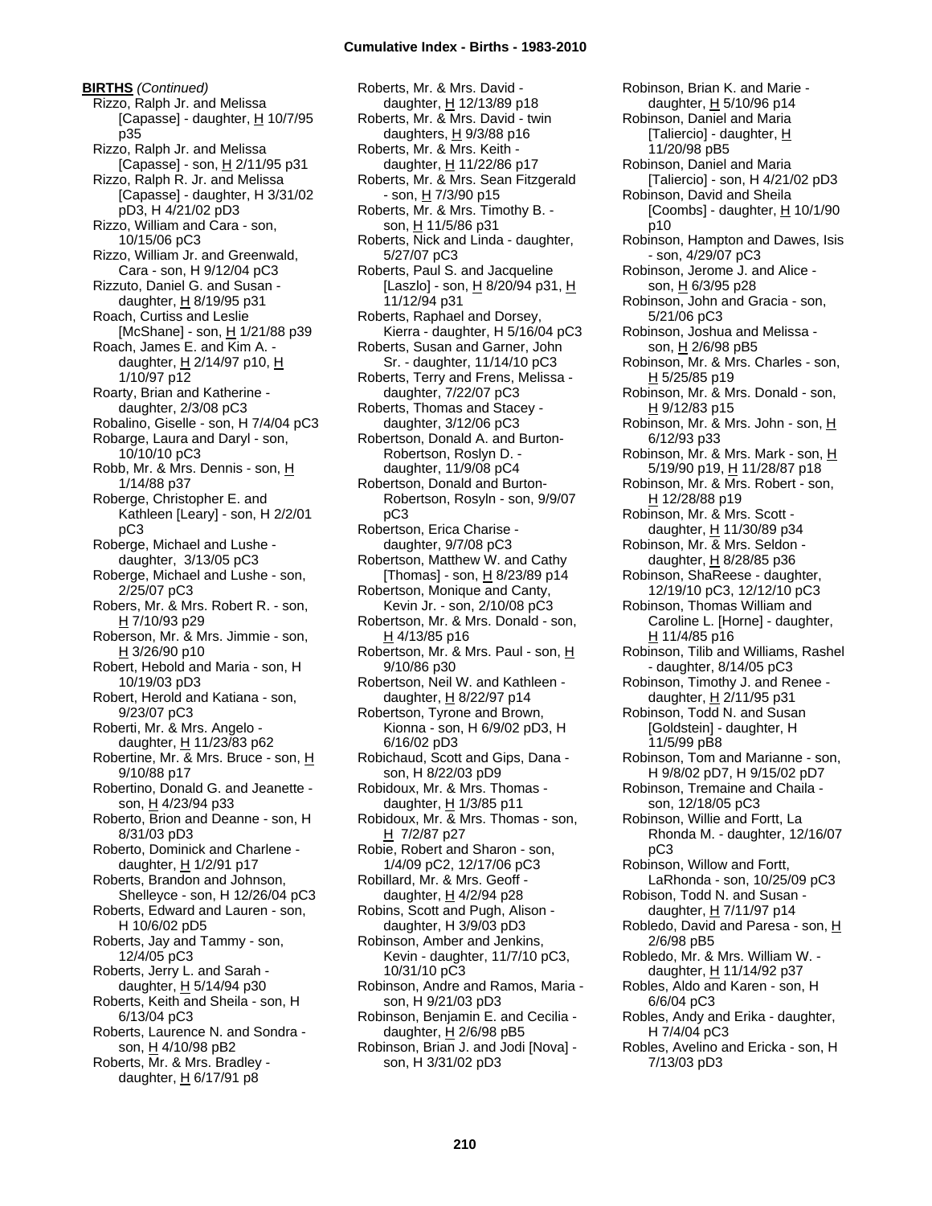**BIRTHS** *(Continued)*

Rizzo, Ralph Jr. and Melissa [Capasse] - daughter, H 10/7/95 p35
Rizzo, Ralph Jr. and Melissa [Capasse] - son, H 2/11/95 p31
Rizzo, Ralph R. Jr. and Melissa [Capasse] - daughter, H 3/31/02 pD3, H 4/21/02 pD3
Rizzo, William and Cara - son, 10/15/06 pC3
Rizzo, William Jr. and Greenwald, Cara - son, H 9/12/04 pC3
Rizzuto, Daniel G. and Susan - daughter, H 8/19/95 p31
Roach, Curtiss and Leslie [McShane] - son, H 1/21/88 p39
Roach, James E. and Kim A. - daughter, H 2/14/97 p10, H 1/10/97 p12
Roarty, Brian and Katherine - daughter, 2/3/08 pC3
Robalino, Giselle - son, H 7/4/04 pC3
Robarge, Laura and Daryl - son, 10/10/10 pC3
Robb, Mr. & Mrs. Dennis - son, H 1/14/88 p37
Roberge, Christopher E. and Kathleen [Leary] - son, H 2/2/01 pC3
Roberge, Michael and Lushe - daughter, 3/13/05 pC3
Roberge, Michael and Lushe - son, 2/25/07 pC3
Robers, Mr. & Mrs. Robert R. - son, H 7/10/93 p29
Roberson, Mr. & Mrs. Jimmie - son, H 3/26/90 p10
Robert, Hebold and Maria - son, H 10/19/03 pD3
Robert, Herold and Katiana - son, 9/23/07 pC3
Roberti, Mr. & Mrs. Angelo - daughter, H 11/23/83 p62
Robertine, Mr. & Mrs. Bruce - son, H 9/10/88 p17
Robertino, Donald G. and Jeanette - son, H 4/23/94 p33
Roberto, Brion and Deanne - son, H 8/31/03 pD3
Roberto, Dominick and Charlene - daughter, H 1/2/91 p17
Roberts, Brandon and Johnson, Shelleyce - son, H 12/26/04 pC3
Roberts, Edward and Lauren - son, H 10/6/02 pD5
Roberts, Jay and Tammy - son, 12/4/05 pC3
Roberts, Jerry L. and Sarah - daughter, H 5/14/94 p30
Roberts, Keith and Sheila - son, H 6/13/04 pC3
Roberts, Laurence N. and Sondra - son, H 4/10/98 pB2
Roberts, Mr. & Mrs. Bradley - daughter, H 6/17/91 p8
Roberts, Mr. & Mrs. David - daughter, H 12/13/89 p18
Roberts, Mr. & Mrs. David - twin daughters, H 9/3/88 p16
Roberts, Mr. & Mrs. Keith - daughter, H 11/22/86 p17
Roberts, Mr. & Mrs. Sean Fitzgerald - son, H 7/3/90 p15
Roberts, Mr. & Mrs. Timothy B. - son, H 11/5/86 p31
Roberts, Nick and Linda - daughter, 5/27/07 pC3
Roberts, Paul S. and Jacqueline [Laszlo] - son, H 8/20/94 p31, H 11/12/94 p31
Roberts, Raphael and Dorsey, Kierra - daughter, H 5/16/04 pC3
Roberts, Susan and Garner, John Sr. - daughter, 11/14/10 pC3
Roberts, Terry and Frens, Melissa - daughter, 7/22/07 pC3
Roberts, Thomas and Stacey - daughter, 3/12/06 pC3
Robertson, Donald A. and Burton-Robertson, Roslyn D. - daughter, 11/9/08 pC4
Robertson, Donald and Burton-Robertson, Rosyln - son, 9/9/07 pC3
Robertson, Erica Charise - daughter, 9/7/08 pC3
Robertson, Matthew W. and Cathy [Thomas] - son, H 8/23/89 p14
Robertson, Monique and Canty, Kevin Jr. - son, 2/10/08 pC3
Robertson, Mr. & Mrs. Donald - son, H 4/13/85 p16
Robertson, Mr. & Mrs. Paul - son, H 9/10/86 p30
Robertson, Neil W. and Kathleen - daughter, H 8/22/97 p14
Robertson, Tyrone and Brown, Kionna - son, H 6/9/02 pD3, H 6/16/02 pD3
Robichaud, Scott and Gips, Dana - son, H 8/22/03 pD9
Robidoux, Mr. & Mrs. Thomas - daughter, H 1/3/85 p11
Robidoux, Mr. & Mrs. Thomas - son, H 7/2/87 p27
Robie, Robert and Sharon - son, 1/4/09 pC2, 12/17/06 pC3
Robillard, Mr. & Mrs. Geoff - daughter, H 4/2/94 p28
Robins, Scott and Pugh, Alison - daughter, H 3/9/03 pD3
Robinson, Amber and Jenkins, Kevin - daughter, 11/7/10 pC3, 10/31/10 pC3
Robinson, Andre and Ramos, Maria - son, H 9/21/03 pD3
Robinson, Benjamin E. and Cecilia - daughter, H 2/6/98 pB5
Robinson, Brian J. and Jodi [Nova] - son, H 3/31/02 pD3
Robinson, Brian K. and Marie - daughter, H 5/10/96 p14
Robinson, Daniel and Maria [Taliercio] - daughter, H 11/20/98 pB5
Robinson, Daniel and Maria [Taliercio] - son, H 4/21/02 pD3
Robinson, David and Sheila [Coombs] - daughter, H 10/1/90 p10
Robinson, Hampton and Dawes, Isis - son, 4/29/07 pC3
Robinson, Jerome J. and Alice - son, H 6/3/95 p28
Robinson, John and Gracia - son, 5/21/06 pC3
Robinson, Joshua and Melissa - son, H 2/6/98 pB5
Robinson, Mr. & Mrs. Charles - son, H 5/25/85 p19
Robinson, Mr. & Mrs. Donald - son, H 9/12/83 p15
Robinson, Mr. & Mrs. John - son, H 6/12/93 p33
Robinson, Mr. & Mrs. Mark - son, H 5/19/90 p19, H 11/28/87 p18
Robinson, Mr. & Mrs. Robert - son, H 12/28/88 p19
Robinson, Mr. & Mrs. Scott - daughter, H 11/30/89 p34
Robinson, Mr. & Mrs. Seldon - daughter, H 8/28/85 p36
Robinson, ShaReese - daughter, 12/19/10 pC3, 12/12/10 pC3
Robinson, Thomas William and Caroline L. [Horne] - daughter, H 11/4/85 p16
Robinson, Tilib and Williams, Rashel - daughter, 8/14/05 pC3
Robinson, Timothy J. and Renee - daughter, H 2/11/95 p31
Robinson, Todd N. and Susan [Goldstein] - daughter, H 11/5/99 pB8
Robinson, Tom and Marianne - son, H 9/8/02 pD7, H 9/15/02 pD7
Robinson, Tremaine and Chaila - son, 12/18/05 pC3
Robinson, Willie and Fortt, La Rhonda M. - daughter, 12/16/07 pC3
Robinson, Willow and Fortt, LaRhonda - son, 10/25/09 pC3
Robison, Todd N. and Susan - daughter, H 7/11/97 p14
Robledo, David and Paresa - son, H 2/6/98 pB5
Robledo, Mr. & Mrs. William W. - daughter, H 11/14/92 p37
Robles, Aldo and Karen - son, H 6/6/04 pC3
Robles, Andy and Erika - daughter, H 7/4/04 pC3
Robles, Avelino and Ericka - son, H 7/13/03 pD3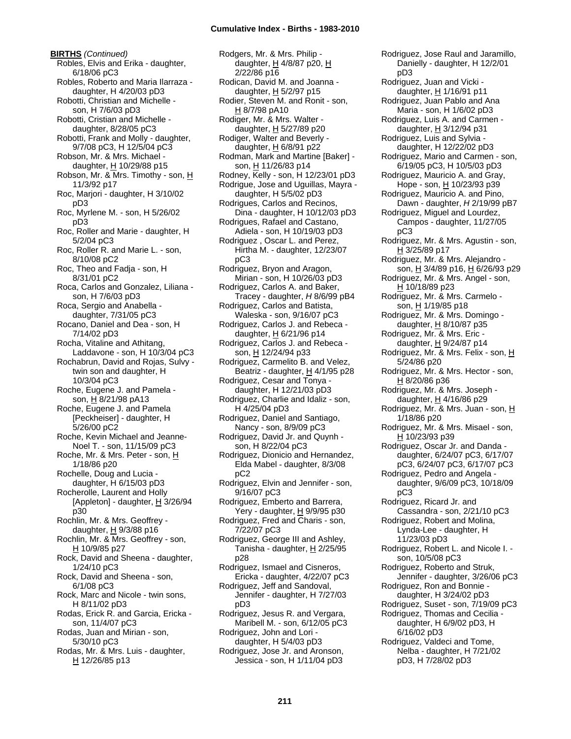**BIRTHS** *(Continued)*

Robles, Elvis and Erika - daughter, 6/18/06 pC3
Robles, Roberto and Maria Ilarraza - daughter, H 4/20/03 pD3
Robotti, Christian and Michelle - son, H 7/6/03 pD3
Robotti, Cristian and Michelle - daughter, 8/28/05 pC3
Robotti, Frank and Molly - daughter, 9/7/08 pC3, H 12/5/04 pC3
Robson, Mr. & Mrs. Michael - daughter, H 10/29/88 p15
Robson, Mr. & Mrs. Timothy - son, H 11/3/92 p17
Roc, Marjori - daughter, H 3/10/02 pD3
Roc, Myrlene M. - son, H 5/26/02 pD3
Roc, Roller and Marie - daughter, H 5/2/04 pC3
Roc, Roller R. and Marie L. - son, 8/10/08 pC2
Roc, Theo and Fadja - son, H 8/31/01 pC2
Roca, Carlos and Gonzalez, Liliana - son, H 7/6/03 pD3
Roca, Sergio and Anabella - daughter, 7/31/05 pC3
Rocano, Daniel and Dea - son, H 7/14/02 pD3
Rocha, Vitaline and Athitang, Laddavone - son, H 10/3/04 pC3
Rochabrun, David and Rojas, Sulvy - twin son and daughter, H 10/3/04 pC3
Roche, Eugene J. and Pamela - son, H 8/21/98 pA13
Roche, Eugene J. and Pamela [Peckheiser] - daughter, H 5/26/00 pC2
Roche, Kevin Michael and Jeanne-Noel T. - son, 11/15/09 pC3
Roche, Mr. & Mrs. Peter - son, H 1/18/86 p20
Rochelle, Doug and Lucia - daughter, H 6/15/03 pD3
Rocherolle, Laurent and Holly [Appleton] - daughter, H 3/26/94 p30
Rochlin, Mr. & Mrs. Geoffrey - daughter, H 9/3/88 p16
Rochlin, Mr. & Mrs. Geoffrey - son, H 10/9/85 p27
Rock, David and Sheena - daughter, 1/24/10 pC3
Rock, David and Sheena - son, 6/1/08 pC3
Rock, Marc and Nicole - twin sons, H 8/11/02 pD3
Rodas, Erick R. and Garcia, Ericka - son, 11/4/07 pC3
Rodas, Juan and Mirian - son, 5/30/10 pC3
Rodas, Mr. & Mrs. Luis - daughter, H 12/26/85 p13
Rodgers, Mr. & Mrs. Philip - daughter, H 4/8/87 p20, H 2/22/86 p16
Rodican, David M. and Joanna - daughter, H 5/2/97 p15
Rodier, Steven M. and Ronit - son, H 8/7/98 pA10
Rodiger, Mr. & Mrs. Walter - daughter, H 5/27/89 p20
Rodiger, Walter and Beverly - daughter, H 6/8/91 p22
Rodman, Mark and Martine [Baker] - son, H 11/26/83 p14
Rodney, Kelly - son, H 12/23/01 pD3
Rodrigue, Jose and Uguillas, Mayra - daughter, H 5/5/02 pD3
Rodrigues, Carlos and Recinos, Dina - daughter, H 10/12/03 pD3
Rodrigues, Rafael and Castano, Adiela - son, H 10/19/03 pD3
Rodriguez , Oscar L. and Perez, Hirtha M. - daughter, 12/23/07 pC3
Rodriguez, Bryon and Aragon, Mirian - son, H 10/26/03 pD3
Rodriguez, Carlos A. and Baker, Tracey - daughter, *H* 8/6/99 pB4
Rodriguez, Carlos and Batista, Waleska - son, 9/16/07 pC3
Rodriguez, Carlos J. and Rebeca - daughter, H 6/21/96 p14
Rodriguez, Carlos J. and Rebeca - son, H 12/24/94 p33
Rodriguez, Carmelito B. and Velez, Beatriz - daughter, H 4/1/95 p28
Rodriguez, Cesar and Tonya - daughter, H 12/21/03 pD3
Rodriguez, Charlie and Idaliz - son, H 4/25/04 pD3
Rodriguez, Daniel and Santiago, Nancy - son, 8/9/09 pC3
Rodriguez, David Jr. and Quynh - son, H 8/22/04 pC3
Rodriguez, Dionicio and Hernandez, Elda Mabel - daughter, 8/3/08 pC2
Rodriguez, Elvin and Jennifer - son, 9/16/07 pC3
Rodriguez, Emberto and Barrera, Yery - daughter, H 9/9/95 p30
Rodriguez, Fred and Charis - son, 7/22/07 pC3
Rodriguez, George III and Ashley, Tanisha - daughter, H 2/25/95 p28
Rodriguez, Ismael and Cisneros, Ericka - daughter, 4/22/07 pC3
Rodriguez, Jeff and Sandoval, Jennifer - daughter, H 7/27/03 pD3
Rodriguez, Jesus R. and Vergara, Maribell M. - son, 6/12/05 pC3
Rodriguez, John and Lori - daughter, H 5/4/03 pD3
Rodriguez, Jose Jr. and Aronson, Jessica - son, H 1/11/04 pD3
Rodriguez, Jose Raul and Jaramillo, Danielly - daughter, H 12/2/01 pD3
Rodriguez, Juan and Vicki - daughter, H 1/16/91 p11
Rodriguez, Juan Pablo and Ana Maria - son, H 1/6/02 pD3
Rodriguez, Luis A. and Carmen - daughter, H 3/12/94 p31
Rodriguez, Luis and Sylvia - daughter, H 12/22/02 pD3
Rodriguez, Mario and Carmen - son, 6/19/05 pC3, H 10/5/03 pD3
Rodriguez, Mauricio A. and Gray, Hope - son, H 10/23/93 p39
Rodriguez, Mauricio A. and Pino, Dawn - daughter, *H* 2/19/99 pB7
Rodriguez, Miguel and Lourdez, Campos - daughter, 11/27/05 pC3
Rodriguez, Mr. & Mrs. Agustin - son, H 3/25/89 p17
Rodriguez, Mr. & Mrs. Alejandro - son, H 3/4/89 p16, H 6/26/93 p29
Rodriguez, Mr. & Mrs. Angel - son, H 10/18/89 p23
Rodriguez, Mr. & Mrs. Carmelo - son, H 1/19/85 p18
Rodriguez, Mr. & Mrs. Domingo - daughter, H 8/10/87 p35
Rodriguez, Mr. & Mrs. Eric - daughter, H 9/24/87 p14
Rodriguez, Mr. & Mrs. Felix - son, H 5/24/86 p20
Rodriguez, Mr. & Mrs. Hector - son, H 8/20/86 p36
Rodriguez, Mr. & Mrs. Joseph - daughter, H 4/16/86 p29
Rodriguez, Mr. & Mrs. Juan - son, H 1/18/86 p20
Rodriguez, Mr. & Mrs. Misael - son, H 10/23/93 p39
Rodriguez, Oscar Jr. and Danda - daughter, 6/24/07 pC3, 6/17/07 pC3, 6/24/07 pC3, 6/17/07 pC3
Rodriguez, Pedro and Angela - daughter, 9/6/09 pC3, 10/18/09 pC3
Rodriguez, Ricard Jr. and Cassandra - son, 2/21/10 pC3
Rodriguez, Robert and Molina, Lynda-Lee - daughter, H 11/23/03 pD3
Rodriguez, Robert L. and Nicole I. - son, 10/5/08 pC3
Rodriguez, Roberto and Struk, Jennifer - daughter, 3/26/06 pC3
Rodriguez, Ron and Bonnie - daughter, H 3/24/02 pD3
Rodriguez, Suset - son, 7/19/09 pC3
Rodriguez, Thomas and Cecilia - daughter, H 6/9/02 pD3, H 6/16/02 pD3
Rodriguez, Valdeci and Tome, Nelba - daughter, H 7/21/02 pD3, H 7/28/02 pD3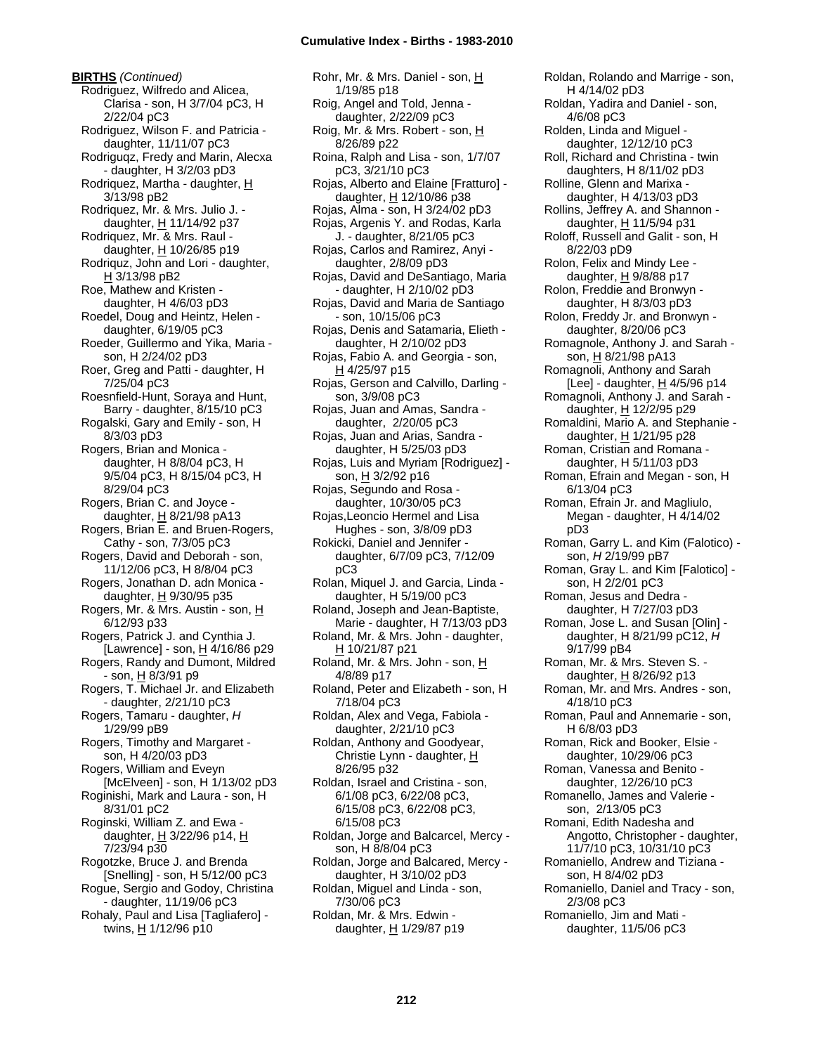**BIRTHS** *(Continued)*

Rodriguez, Wilfredo and Alicea, Clarisa - son, H 3/7/04 pC3, H 2/22/04 pC3
Rodriguez, Wilson F. and Patricia - daughter, 11/11/07 pC3
Rodriguqz, Fredy and Marin, Alecxa - daughter, H 3/2/03 pD3
Rodriquez, Martha - daughter, H 3/13/98 pB2
Rodriquez, Mr. & Mrs. Julio J. - daughter, H 11/14/92 p37
Rodriquez, Mr. & Mrs. Raul - daughter, H 10/26/85 p19
Rodriquz, John and Lori - daughter, H 3/13/98 pB2
Roe, Mathew and Kristen - daughter, H 4/6/03 pD3
Roedel, Doug and Heintz, Helen - daughter, 6/19/05 pC3
Roeder, Guillermo and Yika, Maria - son, H 2/24/02 pD3
Roer, Greg and Patti - daughter, H 7/25/04 pC3
Roesnfield-Hunt, Soraya and Hunt, Barry - daughter, 8/15/10 pC3
Rogalski, Gary and Emily - son, H 8/3/03 pD3
Rogers, Brian and Monica - daughter, H 8/8/04 pC3, H 9/5/04 pC3, H 8/15/04 pC3, H 8/29/04 pC3
Rogers, Brian C. and Joyce - daughter, H 8/21/98 pA13
Rogers, Brian E. and Bruen-Rogers, Cathy - son, 7/3/05 pC3
Rogers, David and Deborah - son, 11/12/06 pC3, H 8/8/04 pC3
Rogers, Jonathan D. adn Monica - daughter, H 9/30/95 p35
Rogers, Mr. & Mrs. Austin - son, H 6/12/93 p33
Rogers, Patrick J. and Cynthia J. [Lawrence] - son, H 4/16/86 p29
Rogers, Randy and Dumont, Mildred - son, H 8/3/91 p9
Rogers, T. Michael Jr. and Elizabeth - daughter, 2/21/10 pC3
Rogers, Tamaru - daughter, *H* 1/29/99 pB9
Rogers, Timothy and Margaret - son, H 4/20/03 pD3
Rogers, William and Eveyn [McElveen] - son, H 1/13/02 pD3
Roginishi, Mark and Laura - son, H 8/31/01 pC2
Roginski, William Z. and Ewa - daughter, H 3/22/96 p14, H 7/23/94 p30
Rogotzke, Bruce J. and Brenda [Snelling] - son, H 5/12/00 pC3
Rogue, Sergio and Godoy, Christina - daughter, 11/19/06 pC3
Rohaly, Paul and Lisa [Tagliafero] - twins, H 1/12/96 p10
Rohr, Mr. & Mrs. Daniel - son, H 1/19/85 p18
Roig, Angel and Told, Jenna - daughter, 2/22/09 pC3
Roig, Mr. & Mrs. Robert - son, H 8/26/89 p22
Roina, Ralph and Lisa - son, 1/7/07 pC3, 3/21/10 pC3
Rojas, Alberto and Elaine [Fratturo] - daughter, H 12/10/86 p38
Rojas, Alma - son, H 3/24/02 pD3
Rojas, Argenis Y. and Rodas, Karla J. - daughter, 8/21/05 pC3
Rojas, Carlos and Ramirez, Anyi - daughter, 2/8/09 pD3
Rojas, David and DeSantiago, Maria - daughter, H 2/10/02 pD3
Rojas, David and Maria de Santiago - son, 10/15/06 pC3
Rojas, Denis and Satamaria, Elieth - daughter, H 2/10/02 pD3
Rojas, Fabio A. and Georgia - son, H 4/25/97 p15
Rojas, Gerson and Calvillo, Darling - son, 3/9/08 pC3
Rojas, Juan and Amas, Sandra - daughter, 2/20/05 pC3
Rojas, Juan and Arias, Sandra - daughter, H 5/25/03 pD3
Rojas, Luis and Myriam [Rodriguez] - son, H 3/2/92 p16
Rojas, Segundo and Rosa - daughter, 10/30/05 pC3
Rojas,Leoncio Hermel and Lisa Hughes - son, 3/8/09 pD3
Rokicki, Daniel and Jennifer - daughter, 6/7/09 pC3, 7/12/09 pC3
Rolan, Miquel J. and Garcia, Linda - daughter, H 5/19/00 pC3
Roland, Joseph and Jean-Baptiste, Marie - daughter, H 7/13/03 pD3
Roland, Mr. & Mrs. John - daughter, H 10/21/87 p21
Roland, Mr. & Mrs. John - son, H 4/8/89 p17
Roland, Peter and Elizabeth - son, H 7/18/04 pC3
Roldan, Alex and Vega, Fabiola - daughter, 2/21/10 pC3
Roldan, Anthony and Goodyear, Christie Lynn - daughter, H 8/26/95 p32
Roldan, Israel and Cristina - son, 6/1/08 pC3, 6/22/08 pC3, 6/15/08 pC3, 6/22/08 pC3, 6/15/08 pC3
Roldan, Jorge and Balcarcel, Mercy - son, H 8/8/04 pC3
Roldan, Jorge and Balcared, Mercy - daughter, H 3/10/02 pD3
Roldan, Miguel and Linda - son, 7/30/06 pC3
Roldan, Mr. & Mrs. Edwin - daughter, H 1/29/87 p19
Roldan, Rolando and Marrige - son, H 4/14/02 pD3
Roldan, Yadira and Daniel - son, 4/6/08 pC3
Rolden, Linda and Miguel - daughter, 12/12/10 pC3
Roll, Richard and Christina - twin daughters, H 8/11/02 pD3
Rolline, Glenn and Marixa - daughter, H 4/13/03 pD3
Rollins, Jeffrey A. and Shannon - daughter, H 11/5/94 p31
Roloff, Russell and Galit - son, H 8/22/03 pD9
Rolon, Felix and Mindy Lee - daughter, H 9/8/88 p17
Rolon, Freddie and Bronwyn - daughter, H 8/3/03 pD3
Rolon, Freddy Jr. and Bronwyn - daughter, 8/20/06 pC3
Romagnole, Anthony J. and Sarah - son, H 8/21/98 pA13
Romagnoli, Anthony and Sarah [Lee] - daughter, H 4/5/96 p14
Romagnoli, Anthony J. and Sarah - daughter, H 12/2/95 p29
Romaldini, Mario A. and Stephanie - daughter, H 1/21/95 p28
Roman, Cristian and Romana - daughter, H 5/11/03 pD3
Roman, Efrain and Megan - son, H 6/13/04 pC3
Roman, Efrain Jr. and Magliulo, Megan - daughter, H 4/14/02 pD3
Roman, Garry L. and Kim (Falotico) - son, *H* 2/19/99 pB7
Roman, Gray L. and Kim [Falotico] - son, H 2/2/01 pC3
Roman, Jesus and Dedra - daughter, H 7/27/03 pD3
Roman, Jose L. and Susan [Olin] - daughter, H 8/21/99 pC12, *H* 9/17/99 pB4
Roman, Mr. & Mrs. Steven S. - daughter, H 8/26/92 p13
Roman, Mr. and Mrs. Andres - son, 4/18/10 pC3
Roman, Paul and Annemarie - son, H 6/8/03 pD3
Roman, Rick and Booker, Elsie - daughter, 10/29/06 pC3
Roman, Vanessa and Benito - daughter, 12/26/10 pC3
Romanello, James and Valerie - son, 2/13/05 pC3
Romani, Edith Nadesha and Angotto, Christopher - daughter, 11/7/10 pC3, 10/31/10 pC3
Romaniello, Andrew and Tiziana - son, H 8/4/02 pD3
Romaniello, Daniel and Tracy - son, 2/3/08 pC3
Romaniello, Jim and Mati - daughter, 11/5/06 pC3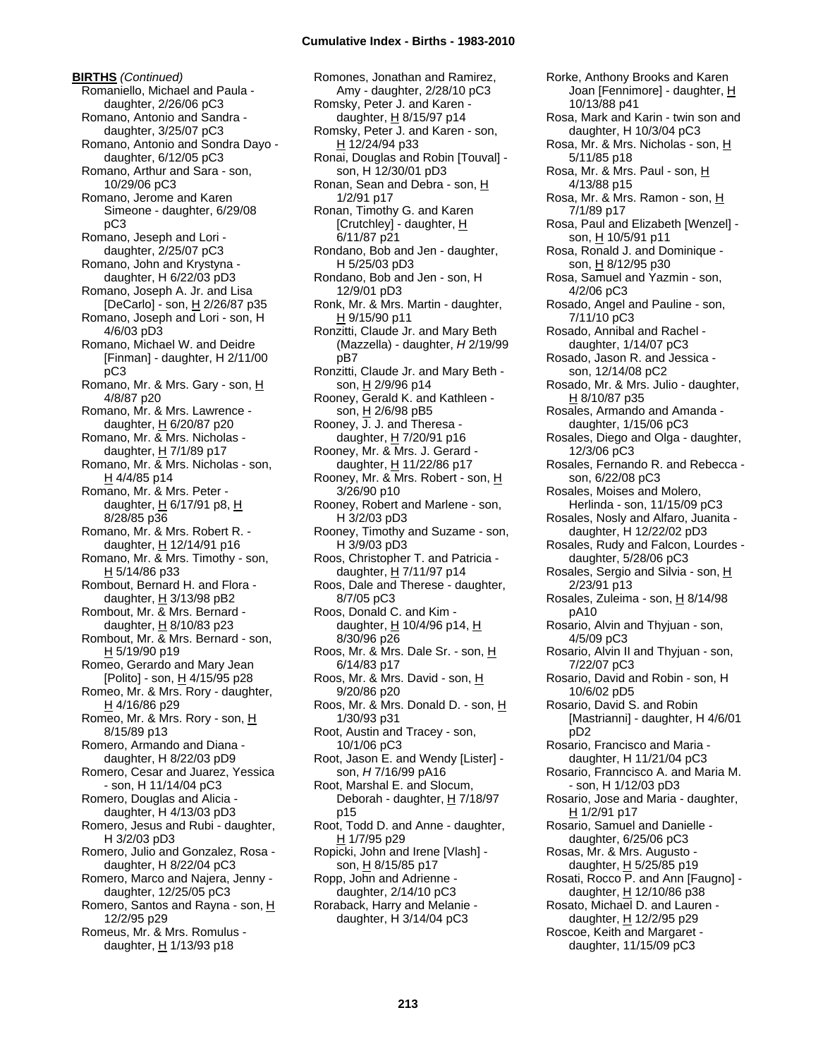**BIRTHS** *(Continued)*

Romaniello, Michael and Paula - daughter, 2/26/06 pC3
Romano, Antonio and Sandra - daughter, 3/25/07 pC3
Romano, Antonio and Sondra Dayo - daughter, 6/12/05 pC3
Romano, Arthur and Sara - son, 10/29/06 pC3
Romano, Jerome and Karen Simeone - daughter, 6/29/08 pC3
Romano, Jeseph and Lori - daughter, 2/25/07 pC3
Romano, John and Krystyna - daughter, H 6/22/03 pD3
Romano, Joseph A. Jr. and Lisa [DeCarlo] - son, H 2/26/87 p35
Romano, Joseph and Lori - son, H 4/6/03 pD3
Romano, Michael W. and Deidre [Finman] - daughter, H 2/11/00 pC3
Romano, Mr. & Mrs. Gary - son, H 4/8/87 p20
Romano, Mr. & Mrs. Lawrence - daughter, H 6/20/87 p20
Romano, Mr. & Mrs. Nicholas - daughter, H 7/1/89 p17
Romano, Mr. & Mrs. Nicholas - son, H 4/4/85 p14
Romano, Mr. & Mrs. Peter - daughter, H 6/17/91 p8, H 8/28/85 p36
Romano, Mr. & Mrs. Robert R. - daughter, H 12/14/91 p16
Romano, Mr. & Mrs. Timothy - son, H 5/14/86 p33
Rombout, Bernard H. and Flora - daughter, H 3/13/98 pB2
Rombout, Mr. & Mrs. Bernard - daughter, H 8/10/83 p23
Rombout, Mr. & Mrs. Bernard - son, H 5/19/90 p19
Romeo, Gerardo and Mary Jean [Polito] - son, H 4/15/95 p28
Romeo, Mr. & Mrs. Rory - daughter, H 4/16/86 p29
Romeo, Mr. & Mrs. Rory - son, H 8/15/89 p13
Romero, Armando and Diana - daughter, H 8/22/03 pD9
Romero, Cesar and Juarez, Yessica - son, H 11/14/04 pC3
Romero, Douglas and Alicia - daughter, H 4/13/03 pD3
Romero, Jesus and Rubi - daughter, H 3/2/03 pD3
Romero, Julio and Gonzalez, Rosa - daughter, H 8/22/04 pC3
Romero, Marco and Najera, Jenny - daughter, 12/25/05 pC3
Romero, Santos and Rayna - son, H 12/2/95 p29
Romeus, Mr. & Mrs. Romulus - daughter, H 1/13/93 p18
Romones, Jonathan and Ramirez, Amy - daughter, 2/28/10 pC3
Romsky, Peter J. and Karen - daughter, H 8/15/97 p14
Romsky, Peter J. and Karen - son, H 12/24/94 p33
Ronai, Douglas and Robin [Touval] - son, H 12/30/01 pD3
Ronan, Sean and Debra - son, H 1/2/91 p17
Ronan, Timothy G. and Karen [Crutchley] - daughter, H 6/11/87 p21
Rondano, Bob and Jen - daughter, H 5/25/03 pD3
Rondano, Bob and Jen - son, H 12/9/01 pD3
Ronk, Mr. & Mrs. Martin - daughter, H 9/15/90 p11
Ronzitti, Claude Jr. and Mary Beth (Mazzella) - daughter, *H* 2/19/99 pB7
Ronzitti, Claude Jr. and Mary Beth - son, H 2/9/96 p14
Rooney, Gerald K. and Kathleen - son, H 2/6/98 pB5
Rooney, J. J. and Theresa - daughter, H 7/20/91 p16
Rooney, Mr. & Mrs. J. Gerard - daughter, H 11/22/86 p17
Rooney, Mr. & Mrs. Robert - son, H 3/26/90 p10
Rooney, Robert and Marlene - son, H 3/2/03 pD3
Rooney, Timothy and Suzame - son, H 3/9/03 pD3
Roos, Christopher T. and Patricia - daughter, H 7/11/97 p14
Roos, Dale and Therese - daughter, 8/7/05 pC3
Roos, Donald C. and Kim - daughter, H 10/4/96 p14, H 8/30/96 p26
Roos, Mr. & Mrs. Dale Sr. - son, H 6/14/83 p17
Roos, Mr. & Mrs. David - son, H 9/20/86 p20
Roos, Mr. & Mrs. Donald D. - son, H 1/30/93 p31
Root, Austin and Tracey - son, 10/1/06 pC3
Root, Jason E. and Wendy [Lister] - son, *H* 7/16/99 pA16
Root, Marshal E. and Slocum, Deborah - daughter, H 7/18/97 p15
Root, Todd D. and Anne - daughter, H 1/7/95 p29
Ropicki, John and Irene [Vlash] - son, H 8/15/85 p17
Ropp, John and Adrienne - daughter, 2/14/10 pC3
Roraback, Harry and Melanie - daughter, H 3/14/04 pC3
Rorke, Anthony Brooks and Karen Joan [Fennimore] - daughter, H 10/13/88 p41
Rosa, Mark and Karin - twin son and daughter, H 10/3/04 pC3
Rosa, Mr. & Mrs. Nicholas - son, H 5/11/85 p18
Rosa, Mr. & Mrs. Paul - son, H 4/13/88 p15
Rosa, Mr. & Mrs. Ramon - son, H 7/1/89 p17
Rosa, Paul and Elizabeth [Wenzel] - son, H 10/5/91 p11
Rosa, Ronald J. and Dominique - son, H 8/12/95 p30
Rosa, Samuel and Yazmin - son, 4/2/06 pC3
Rosado, Angel and Pauline - son, 7/11/10 pC3
Rosado, Annibal and Rachel - daughter, 1/14/07 pC3
Rosado, Jason R. and Jessica - son, 12/14/08 pC2
Rosado, Mr. & Mrs. Julio - daughter, H 8/10/87 p35
Rosales, Armando and Amanda - daughter, 1/15/06 pC3
Rosales, Diego and Olga - daughter, 12/3/06 pC3
Rosales, Fernando R. and Rebecca - son, 6/22/08 pC3
Rosales, Moises and Molero, Herlinda - son, 11/15/09 pC3
Rosales, Nosly and Alfaro, Juanita - daughter, H 12/22/02 pD3
Rosales, Rudy and Falcon, Lourdes - daughter, 5/28/06 pC3
Rosales, Sergio and Silvia - son, H 2/23/91 p13
Rosales, Zuleima - son, H 8/14/98 pA10
Rosario, Alvin and Thyjuan - son, 4/5/09 pC3
Rosario, Alvin II and Thyjuan - son, 7/22/07 pC3
Rosario, David and Robin - son, H 10/6/02 pD5
Rosario, David S. and Robin [Mastrianni] - daughter, H 4/6/01 pD2
Rosario, Francisco and Maria - daughter, H 11/21/04 pC3
Rosario, Franncisco A. and Maria M. - son, H 1/12/03 pD3
Rosario, Jose and Maria - daughter, H 1/2/91 p17
Rosario, Samuel and Danielle - daughter, 6/25/06 pC3
Rosas, Mr. & Mrs. Augusto - daughter, H 5/25/85 p19
Rosati, Rocco P. and Ann [Faugno] - daughter, H 12/10/86 p38
Rosato, Michael D. and Lauren - daughter, H 12/2/95 p29
Roscoe, Keith and Margaret - daughter, 11/15/09 pC3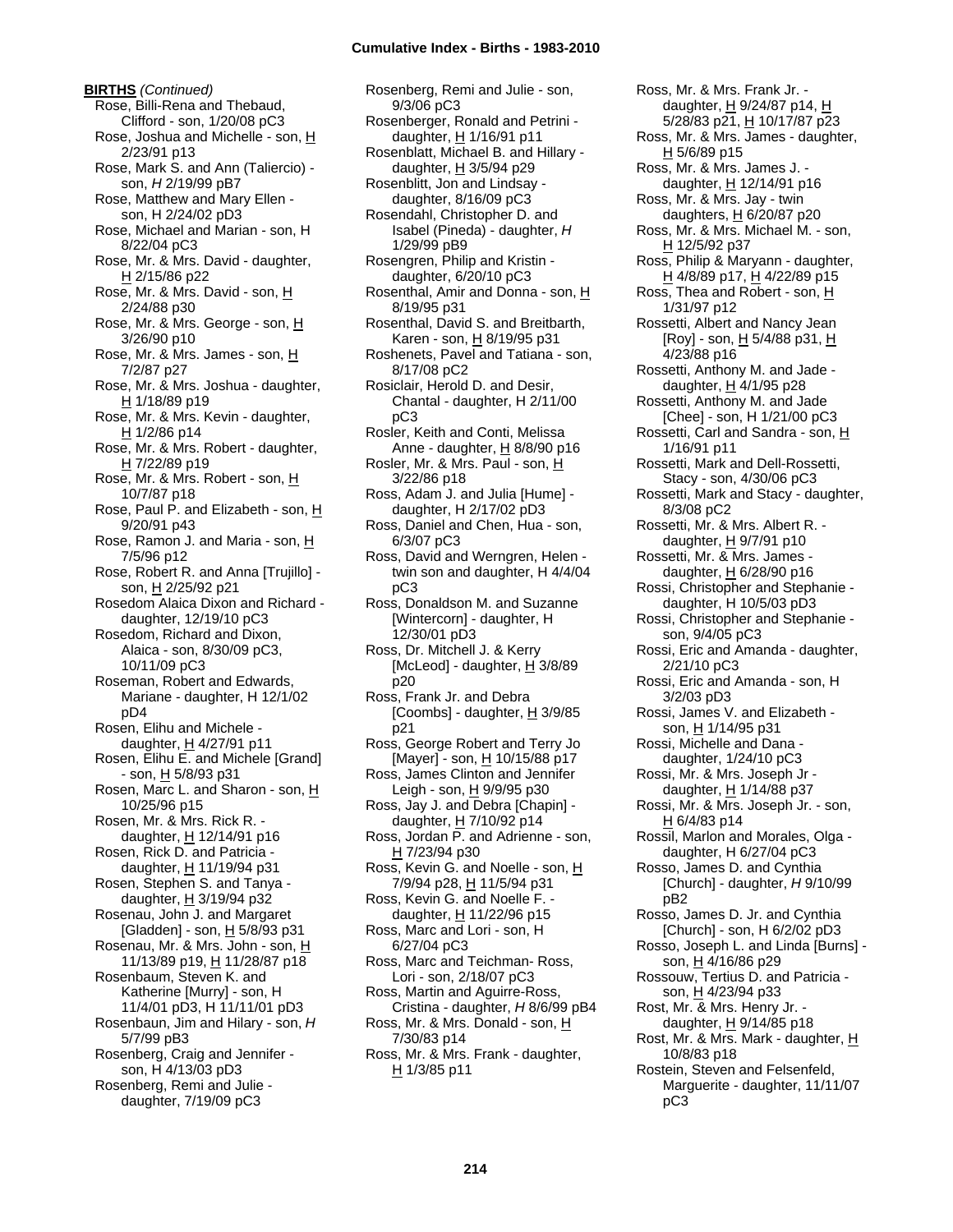**BIRTHS** *(Continued)*

Rose, Billi-Rena and Thebaud, Clifford - son, 1/20/08 pC3
Rose, Joshua and Michelle - son, H 2/23/91 p13
Rose, Mark S. and Ann (Taliercio) - son, *H* 2/19/99 pB7
Rose, Matthew and Mary Ellen - son, H 2/24/02 pD3
Rose, Michael and Marian - son, H 8/22/04 pC3
Rose, Mr. & Mrs. David - daughter, H 2/15/86 p22
Rose, Mr. & Mrs. David - son, H 2/24/88 p30
Rose, Mr. & Mrs. George - son, H 3/26/90 p10
Rose, Mr. & Mrs. James - son, H 7/2/87 p27
Rose, Mr. & Mrs. Joshua - daughter, H 1/18/89 p19
Rose, Mr. & Mrs. Kevin - daughter, H 1/2/86 p14
Rose, Mr. & Mrs. Robert - daughter, H 7/22/89 p19
Rose, Mr. & Mrs. Robert - son, H 10/7/87 p18
Rose, Paul P. and Elizabeth - son, H 9/20/91 p43
Rose, Ramon J. and Maria - son, H 7/5/96 p12
Rose, Robert R. and Anna [Trujillo] - son, H 2/25/92 p21
Rosedom Alaica Dixon and Richard - daughter, 12/19/10 pC3
Rosedom, Richard and Dixon, Alaica - son, 8/30/09 pC3, 10/11/09 pC3
Roseman, Robert and Edwards, Mariane - daughter, H 12/1/02 pD4
Rosen, Elihu and Michele - daughter, H 4/27/91 p11
Rosen, Elihu E. and Michele [Grand] - son, H 5/8/93 p31
Rosen, Marc L. and Sharon - son, H 10/25/96 p15
Rosen, Mr. & Mrs. Rick R. - daughter, H 12/14/91 p16
Rosen, Rick D. and Patricia - daughter, H 11/19/94 p31
Rosen, Stephen S. and Tanya - daughter, H 3/19/94 p32
Rosenau, John J. and Margaret [Gladden] - son, H 5/8/93 p31
Rosenau, Mr. & Mrs. John - son, H 11/13/89 p19, H 11/28/87 p18
Rosenbaum, Steven K. and Katherine [Murry] - son, H 11/4/01 pD3, H 11/11/01 pD3
Rosenbaun, Jim and Hilary - son, *H* 5/7/99 pB3
Rosenberg, Craig and Jennifer - son, H 4/13/03 pD3
Rosenberg, Remi and Julie - daughter, 7/19/09 pC3
Rosenberg, Remi and Julie - son, 9/3/06 pC3
Rosenberger, Ronald and Petrini - daughter, H 1/16/91 p11
Rosenblatt, Michael B. and Hillary - daughter, H 3/5/94 p29
Rosenblitt, Jon and Lindsay - daughter, 8/16/09 pC3
Rosendahl, Christopher D. and Isabel (Pineda) - daughter, *H* 1/29/99 pB9
Rosengren, Philip and Kristin - daughter, 6/20/10 pC3
Rosenthal, Amir and Donna - son, H 8/19/95 p31
Rosenthal, David S. and Breitbarth, Karen - son, H 8/19/95 p31
Roshenets, Pavel and Tatiana - son, 8/17/08 pC2
Rosiclair, Herold D. and Desir, Chantal - daughter, H 2/11/00 pC3
Rosler, Keith and Conti, Melissa Anne - daughter, H 8/8/90 p16
Rosler, Mr. & Mrs. Paul - son, H 3/22/86 p18
Ross, Adam J. and Julia [Hume] - daughter, H 2/17/02 pD3
Ross, Daniel and Chen, Hua - son, 6/3/07 pC3
Ross, David and Werngren, Helen - twin son and daughter, H 4/4/04 pC3
Ross, Donaldson M. and Suzanne [Wintercorn] - daughter, H 12/30/01 pD3
Ross, Dr. Mitchell J. & Kerry [McLeod] - daughter, H 3/8/89 p20
Ross, Frank Jr. and Debra [Coombs] - daughter, H 3/9/85 p21
Ross, George Robert and Terry Jo [Mayer] - son, H 10/15/88 p17
Ross, James Clinton and Jennifer Leigh - son, H 9/9/95 p30
Ross, Jay J. and Debra [Chapin] - daughter, H 7/10/92 p14
Ross, Jordan P. and Adrienne - son, H 7/23/94 p30
Ross, Kevin G. and Noelle - son, H 7/9/94 p28, H 11/5/94 p31
Ross, Kevin G. and Noelle F. - daughter, H 11/22/96 p15
Ross, Marc and Lori - son, H 6/27/04 pC3
Ross, Marc and Teichman- Ross, Lori - son, 2/18/07 pC3
Ross, Martin and Aguirre-Ross, Cristina - daughter, *H* 8/6/99 pB4
Ross, Mr. & Mrs. Donald - son, H 7/30/83 p14
Ross, Mr. & Mrs. Frank - daughter, H 1/3/85 p11
Ross, Mr. & Mrs. Frank Jr. - daughter, H 9/24/87 p14, H 5/28/83 p21, H 10/17/87 p23
Ross, Mr. & Mrs. James - daughter, H 5/6/89 p15
Ross, Mr. & Mrs. James J. - daughter, H 12/14/91 p16
Ross, Mr. & Mrs. Jay - twin daughters, H 6/20/87 p20
Ross, Mr. & Mrs. Michael M. - son, H 12/5/92 p37
Ross, Philip & Maryann - daughter, H 4/8/89 p17, H 4/22/89 p15
Ross, Thea and Robert - son, H 1/31/97 p12
Rossetti, Albert and Nancy Jean [Roy] - son, H 5/4/88 p31, H 4/23/88 p16
Rossetti, Anthony M. and Jade - daughter, H 4/1/95 p28
Rossetti, Anthony M. and Jade [Chee] - son, H 1/21/00 pC3
Rossetti, Carl and Sandra - son, H 1/16/91 p11
Rossetti, Mark and Dell-Rossetti, Stacy - son, 4/30/06 pC3
Rossetti, Mark and Stacy - daughter, 8/3/08 pC2
Rossetti, Mr. & Mrs. Albert R. - daughter, H 9/7/91 p10
Rossetti, Mr. & Mrs. James - daughter, H 6/28/90 p16
Rossi, Christopher and Stephanie - daughter, H 10/5/03 pD3
Rossi, Christopher and Stephanie - son, 9/4/05 pC3
Rossi, Eric and Amanda - daughter, 2/21/10 pC3
Rossi, Eric and Amanda - son, H 3/2/03 pD3
Rossi, James V. and Elizabeth - son, H 1/14/95 p31
Rossi, Michelle and Dana - daughter, 1/24/10 pC3
Rossi, Mr. & Mrs. Joseph Jr - daughter, H 1/14/88 p37
Rossi, Mr. & Mrs. Joseph Jr. - son, H 6/4/83 p14
Rossil, Marlon and Morales, Olga - daughter, H 6/27/04 pC3
Rosso, James D. and Cynthia [Church] - daughter, *H* 9/10/99 pB2
Rosso, James D. Jr. and Cynthia [Church] - son, H 6/2/02 pD3
Rosso, Joseph L. and Linda [Burns] - son, H 4/16/86 p29
Rossouw, Tertius D. and Patricia - son, H 4/23/94 p33
Rost, Mr. & Mrs. Henry Jr. - daughter, H 9/14/85 p18
Rost, Mr. & Mrs. Mark - daughter, H 10/8/83 p18
Rostein, Steven and Felsenfeld, Marguerite - daughter, 11/11/07 pC3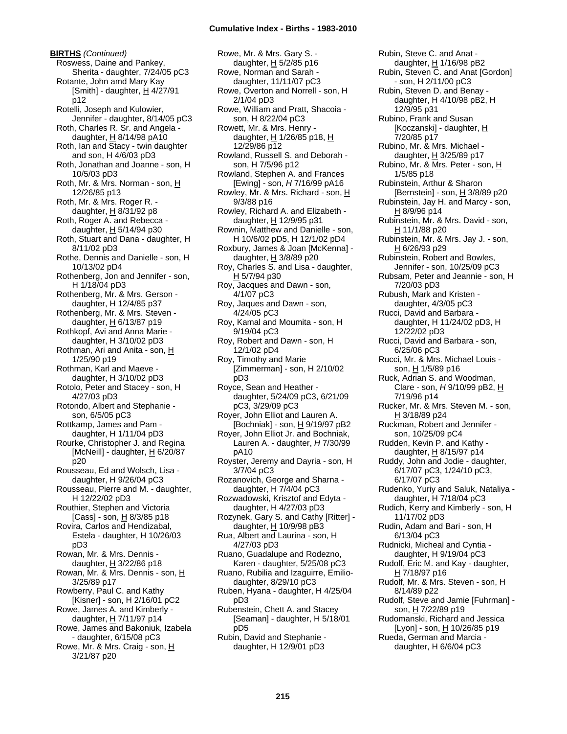**BIRTHS** *(Continued)*

Roswess, Daine and Pankey, Sherita - daughter, 7/24/05 pC3
Rotante, John amd Mary Kay [Smith] - daughter, H 4/27/91 p12
Rotelli, Joseph and Kulowier, Jennifer - daughter, 8/14/05 pC3
Roth, Charles R. Sr. and Angela - daughter, H 8/14/98 pA10
Roth, Ian and Stacy - twin daughter and son, H 4/6/03 pD3
Roth, Jonathan and Joanne - son, H 10/5/03 pD3
Roth, Mr. & Mrs. Norman - son, H 12/26/85 p13
Roth, Mr. & Mrs. Roger R. - daughter, H 8/31/92 p8
Roth, Roger A. and Rebecca - daughter, H 5/14/94 p30
Roth, Stuart and Dana - daughter, H 8/11/02 pD3
Rothe, Dennis and Danielle - son, H 10/13/02 pD4
Rothenberg, Jon and Jennifer - son, H 1/18/04 pD3
Rothenberg, Mr. & Mrs. Gerson - daughter, H 12/4/85 p37
Rothenberg, Mr. & Mrs. Steven - daughter, H 6/13/87 p19
Rothkopf, Avi and Anna Marie - daughter, H 3/10/02 pD3
Rothman, Ari and Anita - son, H 1/25/90 p19
Rothman, Karl and Maeve - daughter, H 3/10/02 pD3
Rotolo, Peter and Stacey - son, H 4/27/03 pD3
Rotondo, Albert and Stephanie - son, 6/5/05 pC3
Rottkamp, James and Pam - daughter, H 1/11/04 pD3
Rourke, Christopher J. and Regina [McNeill] - daughter, H 6/20/87 p20
Rousseau, Ed and Wolsch, Lisa - daughter, H 9/26/04 pC3
Rousseau, Pierre and M. - daughter, H 12/22/02 pD3
Routhier, Stephen and Victoria [Cass] - son, H 8/3/85 p18
Rovira, Carlos and Hendizabal, Estela - daughter, H 10/26/03 pD3
Rowan, Mr. & Mrs. Dennis - daughter, H 3/22/86 p18
Rowan, Mr. & Mrs. Dennis - son, H 3/25/89 p17
Rowberry, Paul C. and Kathy [Kisner] - son, H 2/16/01 pC2
Rowe, James A. and Kimberly - daughter, H 7/11/97 p14
Rowe, James and Bakoniuk, Izabela - daughter, 6/15/08 pC3
Rowe, Mr. & Mrs. Craig - son, H 3/21/87 p20
Rowe, Mr. & Mrs. Gary S. - daughter, H 5/2/85 p16
Rowe, Norman and Sarah - daughter, 11/11/07 pC3
Rowe, Overton and Norrell - son, H 2/1/04 pD3
Rowe, William and Pratt, Shacoia - son, H 8/22/04 pC3
Rowett, Mr. & Mrs. Henry - daughter, H 1/26/85 p18, H 12/29/86 p12
Rowland, Russell S. and Deborah - son, H 7/5/96 p12
Rowland, Stephen A. and Frances [Ewing] - son, *H* 7/16/99 pA16
Rowley, Mr. & Mrs. Richard - son, H 9/3/88 p16
Rowley, Richard A. and Elizabeth - daughter, H 12/9/95 p31
Rownin, Matthew and Danielle - son, H 10/6/02 pD5, H 12/1/02 pD4
Roxbury, James & Joan [McKenna] - daughter, H 3/8/89 p20
Roy, Charles S. and Lisa - daughter, H 5/7/94 p30
Roy, Jacques and Dawn - son, 4/1/07 pC3
Roy, Jaques and Dawn - son, 4/24/05 pC3
Roy, Kamal and Moumita - son, H 9/19/04 pC3
Roy, Robert and Dawn - son, H 12/1/02 pD4
Roy, Timothy and Marie [Zimmerman] - son, H 2/10/02 pD3
Royce, Sean and Heather - daughter, 5/24/09 pC3, 6/21/09 pC3, 3/29/09 pC3
Royer, John Elliot and Lauren A. [Bochniak] - son, H 9/19/97 pB2
Royer, John Elliot Jr. and Bochniak, Lauren A. - daughter, *H* 7/30/99 pA10
Royster, Jeremy and Dayria - son, H 3/7/04 pC3
Rozanovich, George and Sharna - daughter, H 7/4/04 pC3
Rozwadowski, Krisztof and Edyta - daughter, H 4/27/03 pD3
Rozynek, Gary S. and Cathy [Ritter] - daughter, H 10/9/98 pB3
Rua, Albert and Laurina - son, H 4/27/03 pD3
Ruano, Guadalupe and Rodezno, Karen - daughter, 5/25/08 pC3
Ruano, Rubilia and Izaguirre, Emilio- daughter, 8/29/10 pC3
Ruben, Hyana - daughter, H 4/25/04 pD3
Rubenstein, Chett A. and Stacey [Seaman] - daughter, H 5/18/01 pD5
Rubin, David and Stephanie - daughter, H 12/9/01 pD3
Rubin, Steve C. and Anat - daughter, H 1/16/98 pB2
Rubin, Steven C. and Anat [Gordon] - son, H 2/11/00 pC3
Rubin, Steven D. and Benay - daughter, H 4/10/98 pB2, H 12/9/95 p31
Rubino, Frank and Susan [Koczanski] - daughter, H 7/20/85 p17
Rubino, Mr. & Mrs. Michael - daughter, H 3/25/89 p17
Rubino, Mr. & Mrs. Peter - son, H 1/5/85 p18
Rubinstein, Arthur & Sharon [Bernstein] - son, H 3/8/89 p20
Rubinstein, Jay H. and Marcy - son, H 8/9/96 p14
Rubinstein, Mr. & Mrs. David - son, H 11/1/88 p20
Rubinstein, Mr. & Mrs. Jay J. - son, H 6/26/93 p29
Rubinstein, Robert and Bowles, Jennifer - son, 10/25/09 pC3
Rubsam, Peter and Jeannie - son, H 7/20/03 pD3
Rubush, Mark and Kristen - daughter, 4/3/05 pC3
Rucci, David and Barbara - daughter, H 11/24/02 pD3, H 12/22/02 pD3
Rucci, David and Barbara - son, 6/25/06 pC3
Rucci, Mr. & Mrs. Michael Louis - son, H 1/5/89 p16
Ruck, Adrian S. and Woodman, Clare - son, *H* 9/10/99 pB2, H 7/19/96 p14
Rucker, Mr. & Mrs. Steven M. - son, H 3/18/89 p24
Ruckman, Robert and Jennifer - son, 10/25/09 pC4
Rudden, Kevin P. and Kathy - daughter, H 8/15/97 p14
Ruddy, John and Jodie - daughter, 6/17/07 pC3, 1/24/10 pC3, 6/17/07 pC3
Rudenko, Yuriy and Saluk, Nataliya - daughter, H 7/18/04 pC3
Rudich, Kerry and Kimberly - son, H 11/17/02 pD3
Rudin, Adam and Bari - son, H 6/13/04 pC3
Rudnicki, Micheal and Cyntia - daughter, H 9/19/04 pC3
Rudolf, Eric M. and Kay - daughter, H 7/18/97 p16
Rudolf, Mr. & Mrs. Steven - son, H 8/14/89 p22
Rudolf, Steve and Jamie [Fuhrman] - son, H 7/22/89 p19
Rudomanski, Richard and Jessica [Lyon] - son, H 10/26/85 p19
Rueda, German and Marcia - daughter, H 6/6/04 pC3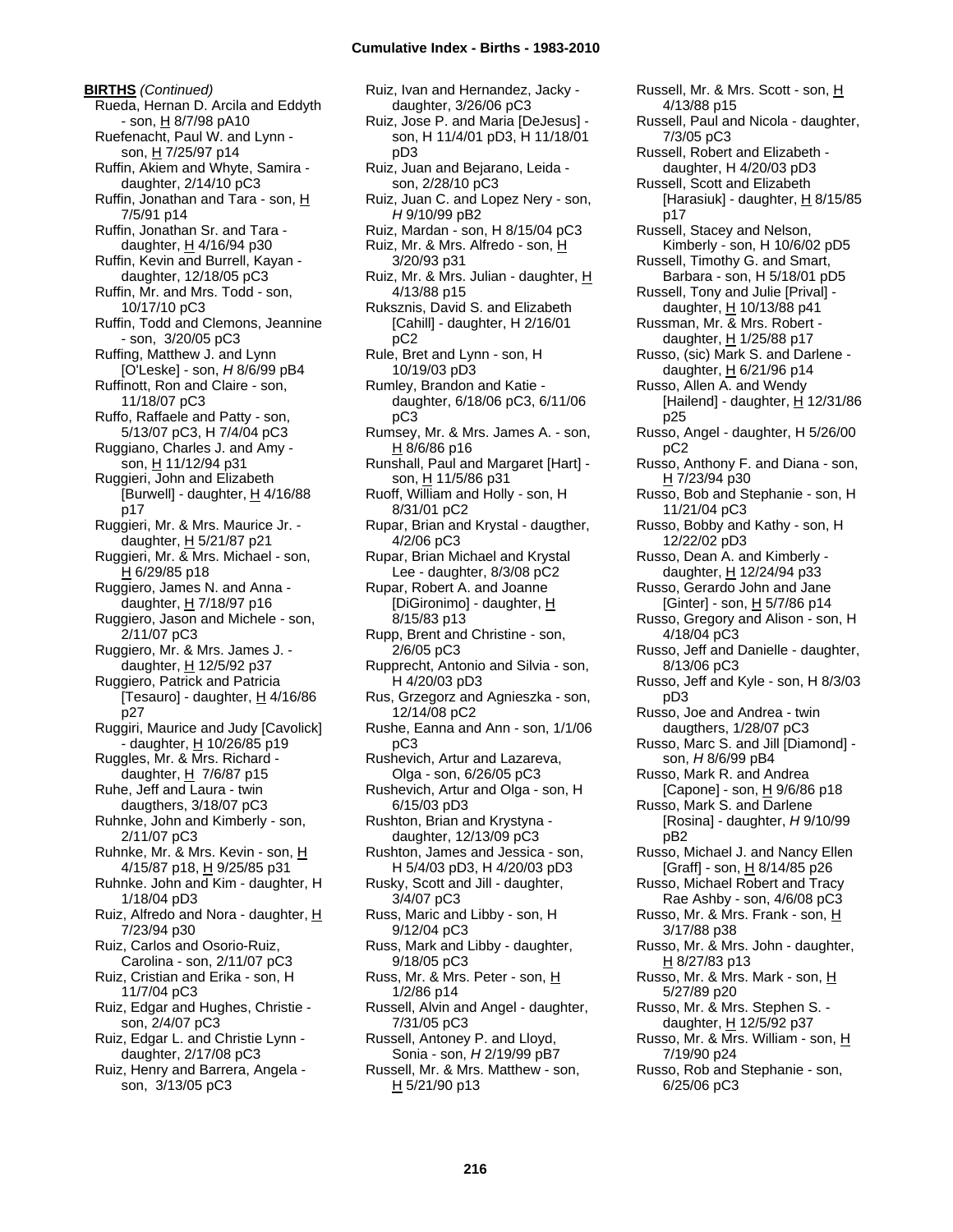**BIRTHS** *(Continued)*

Rueda, Hernan D. Arcila and Eddyth - son, H 8/7/98 pA10
Ruefenacht, Paul W. and Lynn - son, H 7/25/97 p14
Ruffin, Akiem and Whyte, Samira - daughter, 2/14/10 pC3
Ruffin, Jonathan and Tara - son, H 7/5/91 p14
Ruffin, Jonathan Sr. and Tara - daughter, H 4/16/94 p30
Ruffin, Kevin and Burrell, Kayan - daughter, 12/18/05 pC3
Ruffin, Mr. and Mrs. Todd - son, 10/17/10 pC3
Ruffin, Todd and Clemons, Jeannine - son, 3/20/05 pC3
Ruffing, Matthew J. and Lynn [O'Leske] - son, *H* 8/6/99 pB4
Ruffinott, Ron and Claire - son, 11/18/07 pC3
Ruffo, Raffaele and Patty - son, 5/13/07 pC3, H 7/4/04 pC3
Ruggiano, Charles J. and Amy - son, H 11/12/94 p31
Ruggieri, John and Elizabeth [Burwell] - daughter, H 4/16/88 p17
Ruggieri, Mr. & Mrs. Maurice Jr. - daughter, H 5/21/87 p21
Ruggieri, Mr. & Mrs. Michael - son, H 6/29/85 p18
Ruggiero, James N. and Anna - daughter, H 7/18/97 p16
Ruggiero, Jason and Michele - son, 2/11/07 pC3
Ruggiero, Mr. & Mrs. James J. - daughter, H 12/5/92 p37
Ruggiero, Patrick and Patricia [Tesauro] - daughter, H 4/16/86 p27
Ruggiri, Maurice and Judy [Cavolick] - daughter, H 10/26/85 p19
Ruggles, Mr. & Mrs. Richard - daughter, H 7/6/87 p15
Ruhe, Jeff and Laura - twin daugthers, 3/18/07 pC3
Ruhnke, John and Kimberly - son, 2/11/07 pC3
Ruhnke, Mr. & Mrs. Kevin - son, H 4/15/87 p18, H 9/25/85 p31
Ruhnke. John and Kim - daughter, H 1/18/04 pD3
Ruiz, Alfredo and Nora - daughter, H 7/23/94 p30
Ruiz, Carlos and Osorio-Ruiz, Carolina - son, 2/11/07 pC3
Ruiz, Cristian and Erika - son, H 11/7/04 pC3
Ruiz, Edgar and Hughes, Christie - son, 2/4/07 pC3
Ruiz, Edgar L. and Christie Lynn - daughter, 2/17/08 pC3
Ruiz, Henry and Barrera, Angela - son, 3/13/05 pC3
Ruiz, Ivan and Hernandez, Jacky - daughter, 3/26/06 pC3
Ruiz, Jose P. and Maria [DeJesus] - son, H 11/4/01 pD3, H 11/18/01 pD3
Ruiz, Juan and Bejarano, Leida - son, 2/28/10 pC3
Ruiz, Juan C. and Lopez Nery - son, *H* 9/10/99 pB2
Ruiz, Mardan - son, H 8/15/04 pC3
Ruiz, Mr. & Mrs. Alfredo - son, H 3/20/93 p31
Ruiz, Mr. & Mrs. Julian - daughter, H 4/13/88 p15
Rukznis, David S. and Elizabeth [Cahill] - daughter, H 2/16/01 pC2
Rule, Bret and Lynn - son, H 10/19/03 pD3
Rumley, Brandon and Katie - daughter, 6/18/06 pC3, 6/11/06 pC3
Rumsey, Mr. & Mrs. James A. - son, H 8/6/86 p16
Runshall, Paul and Margaret [Hart] - son, H 11/5/86 p31
Ruoff, William and Holly - son, H 8/31/01 pC2
Rupar, Brian and Krystal - daugther, 4/2/06 pC3
Rupar, Brian Michael and Krystal Lee - daughter, 8/3/08 pC2
Rupar, Robert A. and Joanne [DiGironimo] - daughter, H 8/15/83 p13
Rupp, Brent and Christine - son, 2/6/05 pC3
Rupprecht, Antonio and Silvia - son, H 4/20/03 pD3
Rus, Grzegorz and Agnieszka - son, 12/14/08 pC2
Rushe, Eanna and Ann - son, 1/1/06 pC3
Rushevich, Artur and Lazareva, Olga - son, 6/26/05 pC3
Rushevich, Artur and Olga - son, H 6/15/03 pD3
Rushton, Brian and Krystyna - daughter, 12/13/09 pC3
Rushton, James and Jessica - son, H 5/4/03 pD3, H 4/20/03 pD3
Rusky, Scott and Jill - daughter, 3/4/07 pC3
Russ, Maric and Libby - son, H 9/12/04 pC3
Russ, Mark and Libby - daughter, 9/18/05 pC3
Russ, Mr. & Mrs. Peter - son, H 1/2/86 p14
Russell, Alvin and Angel - daughter, 7/31/05 pC3
Russell, Antoney P. and Lloyd, Sonia - son, *H* 2/19/99 pB7
Russell, Mr. & Mrs. Matthew - son, H 5/21/90 p13
Russell, Mr. & Mrs. Scott - son, H 4/13/88 p15
Russell, Paul and Nicola - daughter, 7/3/05 pC3
Russell, Robert and Elizabeth - daughter, H 4/20/03 pD3
Russell, Scott and Elizabeth [Harasiuk] - daughter, H 8/15/85 p17
Russell, Stacey and Nelson, Kimberly - son, H 10/6/02 pD5
Russell, Timothy G. and Smart, Barbara - son, H 5/18/01 pD5
Russell, Tony and Julie [Prival] - daughter, H 10/13/88 p41
Russman, Mr. & Mrs. Robert - daughter, H 1/25/88 p17
Russo, (sic) Mark S. and Darlene - daughter, H 6/21/96 p14
Russo, Allen A. and Wendy [Hailend] - daughter, H 12/31/86 p25
Russo, Angel - daughter, H 5/26/00 pC2
Russo, Anthony F. and Diana - son, H 7/23/94 p30
Russo, Bob and Stephanie - son, H 11/21/04 pC3
Russo, Bobby and Kathy - son, H 12/22/02 pD3
Russo, Dean A. and Kimberly - daughter, H 12/24/94 p33
Russo, Gerardo John and Jane [Ginter] - son, H 5/7/86 p14
Russo, Gregory and Alison - son, H 4/18/04 pC3
Russo, Jeff and Danielle - daughter, 8/13/06 pC3
Russo, Jeff and Kyle - son, H 8/3/03 pD3
Russo, Joe and Andrea - twin daugthers, 1/28/07 pC3
Russo, Marc S. and Jill [Diamond] - son, *H* 8/6/99 pB4
Russo, Mark R. and Andrea [Capone] - son, H 9/6/86 p18
Russo, Mark S. and Darlene [Rosina] - daughter, *H* 9/10/99 pB2
Russo, Michael J. and Nancy Ellen [Graff] - son, H 8/14/85 p26
Russo, Michael Robert and Tracy Rae Ashby - son, 4/6/08 pC3
Russo, Mr. & Mrs. Frank - son, H 3/17/88 p38
Russo, Mr. & Mrs. John - daughter, H 8/27/83 p13
Russo, Mr. & Mrs. Mark - son, H 5/27/89 p20
Russo, Mr. & Mrs. Stephen S. - daughter, H 12/5/92 p37
Russo, Mr. & Mrs. William - son, H 7/19/90 p24
Russo, Rob and Stephanie - son, 6/25/06 pC3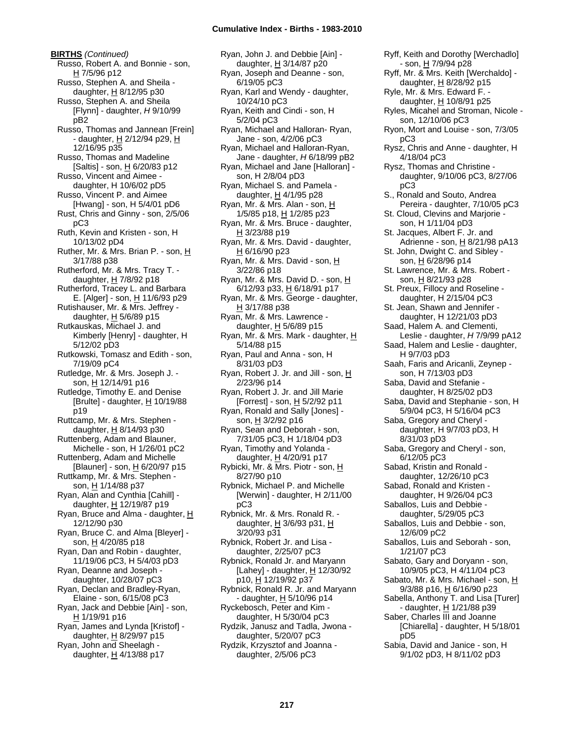**BIRTHS** *(Continued)*

Russo, Robert A. and Bonnie - son, H 7/5/96 p12
Russo, Stephen A. and Sheila - daughter, H 8/12/95 p30
Russo, Stephen A. and Sheila [Flynn] - daughter, *H* 9/10/99 pB2
Russo, Thomas and Jannean [Frein] - daughter, H 2/12/94 p29, H 12/16/95 p35
Russo, Thomas and Madeline [Saltis] - son, H 6/20/83 p12
Russo, Vincent and Aimee - daughter, H 10/6/02 pD5
Russo, Vincent P. and Aimee [Hwang] - son, H 5/4/01 pD6
Rust, Chris and Ginny - son, 2/5/06 pC3
Ruth, Kevin and Kristen - son, H 10/13/02 pD4
Ruther, Mr. & Mrs. Brian P. - son, H 3/17/88 p38
Rutherford, Mr. & Mrs. Tracy T. - daughter, H 7/8/92 p18
Rutherford, Tracey L. and Barbara E. [Alger] - son, H 11/6/93 p29
Rutishauser, Mr. & Mrs. Jeffrey - daughter, H 5/6/89 p15
Rutkauskas, Michael J. and Kimberly [Henry] - daughter, H 5/12/02 pD3
Rutkowski, Tomasz and Edith - son, 7/19/09 pC4
Rutledge, Mr. & Mrs. Joseph J. - son, H 12/14/91 p16
Rutledge, Timothy E. and Denise [Brulte] - daughter, H 10/19/88 p19
Ruttcamp, Mr. & Mrs. Stephen - daughter, H 8/14/93 p30
Ruttenberg, Adam and Blauner, Michelle - son, H 1/26/01 pC2
Ruttenberg, Adam and Michelle [Blauner] - son, H 6/20/97 p15
Ruttkamp, Mr. & Mrs. Stephen - son, H 1/14/88 p37
Ryan, Alan and Cynthia [Cahill] - daughter, H 12/19/87 p19
Ryan, Bruce and Alma - daughter, H 12/12/90 p30
Ryan, Bruce C. and Alma [Bleyer] - son, H 4/20/85 p18
Ryan, Dan and Robin - daughter, 11/19/06 pC3, H 5/4/03 pD3
Ryan, Deanne and Joseph - daughter, 10/28/07 pC3
Ryan, Declan and Bradley-Ryan, Elaine - son, 6/15/08 pC3
Ryan, Jack and Debbie [Ain] - son, H 1/19/91 p16
Ryan, James and Lynda [Kristof] - daughter, H 8/29/97 p15
Ryan, John and Sheelagh - daughter, H 4/13/88 p17
Ryan, John J. and Debbie [Ain] - daughter, H 3/14/87 p20
Ryan, Joseph and Deanne - son, 6/19/05 pC3
Ryan, Karl and Wendy - daughter, 10/24/10 pC3
Ryan, Keith and Cindi - son, H 5/2/04 pC3
Ryan, Michael and Halloran- Ryan, Jane - son, 4/2/06 pC3
Ryan, Michael and Halloran-Ryan, Jane - daughter, *H* 6/18/99 pB2
Ryan, Michael and Jane [Halloran] - son, H 2/8/04 pD3
Ryan, Michael S. and Pamela - daughter, H 4/1/95 p28
Ryan, Mr. & Mrs. Alan - son, H 1/5/85 p18, H 1/2/85 p23
Ryan, Mr. & Mrs. Bruce - daughter, H 3/23/88 p19
Ryan, Mr. & Mrs. David - daughter, H 6/16/90 p23
Ryan, Mr. & Mrs. David - son, H 3/22/86 p18
Ryan, Mr. & Mrs. David D. - son, H 6/12/93 p33, H 6/18/91 p17
Ryan, Mr. & Mrs. George - daughter, H 3/17/88 p38
Ryan, Mr. & Mrs. Lawrence - daughter, H 5/6/89 p15
Ryan, Mr. & Mrs. Mark - daughter, H 5/14/88 p15
Ryan, Paul and Anna - son, H 8/31/03 pD3
Ryan, Robert J. Jr. and Jill - son, H 2/23/96 p14
Ryan, Robert J. Jr. and Jill Marie [Forrest] - son, H 5/2/92 p11
Ryan, Ronald and Sally [Jones] - son, H 3/2/92 p16
Ryan, Sean and Deborah - son, 7/31/05 pC3, H 1/18/04 pD3
Ryan, Timothy and Yolanda - daughter, H 4/20/91 p17
Rybicki, Mr. & Mrs. Piotr - son, H 8/27/90 p10
Rybnick, Michael P. and Michelle [Werwin] - daughter, H 2/11/00 pC3
Rybnick, Mr. & Mrs. Ronald R. - daughter, H 3/6/93 p31, H 3/20/93 p31
Rybnick, Robert Jr. and Lisa - daughter, 2/25/07 pC3
Rybnick, Ronald Jr. and Maryann [Lahey] - daughter, H 12/30/92 p10, H 12/19/92 p37
Rybnick, Ronald R. Jr. and Maryann - daughter, H 5/10/96 p14
Ryckebosch, Peter and Kim - daughter, H 5/30/04 pC3
Rydzik, Janusz and Tadla, Jwona - daughter, 5/20/07 pC3
Rydzik, Krzysztof and Joanna - daughter, 2/5/06 pC3
Ryff, Keith and Dorothy [Werchadlo] - son, H 7/9/94 p28
Ryff, Mr. & Mrs. Keith [Werchaldo] - daughter, H 8/28/92 p15
Ryle, Mr. & Mrs. Edward F. - daughter, H 10/8/91 p25
Ryles, Micahel and Stroman, Nicole - son, 12/10/06 pC3
Ryon, Mort and Louise - son, 7/3/05 pC3
Rysz, Chris and Anne - daughter, H 4/18/04 pC3
Rysz, Thomas and Christine - daughter, 9/10/06 pC3, 8/27/06 pC3
S., Ronald and Souto, Andrea Pereira - daughter, 7/10/05 pC3
St. Cloud, Clevins and Marjorie - son, H 1/11/04 pD3
St. Jacques, Albert F. Jr. and Adrienne - son, H 8/21/98 pA13
St. John, Dwight C. and Sibley - son, H 6/28/96 p14
St. Lawrence, Mr. & Mrs. Robert - son, H 8/21/93 p28
St. Preux, Fillocy and Roseline - daughter, H 2/15/04 pC3
St. Jean, Shawn and Jennifer - daughter, H 12/21/03 pD3
Saad, Halem A. and Clementi, Leslie - daughter, *H* 7/9/99 pA12
Saad, Halem and Leslie - daughter, H 9/7/03 pD3
Saah, Faris and Aricanli, Zeynep - son, H 7/13/03 pD3
Saba, David and Stefanie - daughter, H 8/25/02 pD3
Saba, David and Stephanie - son, H 5/9/04 pC3, H 5/16/04 pC3
Saba, Gregory and Cheryl - daughter, H 9/7/03 pD3, H 8/31/03 pD3
Saba, Gregory and Cheryl - son, 6/12/05 pC3
Sabad, Kristin and Ronald - daughter, 12/26/10 pC3
Sabad, Ronald and Kristen - daughter, H 9/26/04 pC3
Saballos, Luis and Debbie - daughter, 5/29/05 pC3
Saballos, Luis and Debbie - son, 12/6/09 pC2
Saballos, Luis and Seborah - son, 1/21/07 pC3
Sabato, Gary and Doryann - son, 10/9/05 pC3, H 4/11/04 pC3
Sabato, Mr. & Mrs. Michael - son, H 9/3/88 p16, H 6/16/90 p23
Sabella, Anthony T. and Lisa [Turer] - daughter, H 1/21/88 p39
Saber, Charles III and Joanne [Chiarella] - daughter, H 5/18/01 pD5
Sabia, David and Janice - son, H 9/1/02 pD3, H 8/11/02 pD3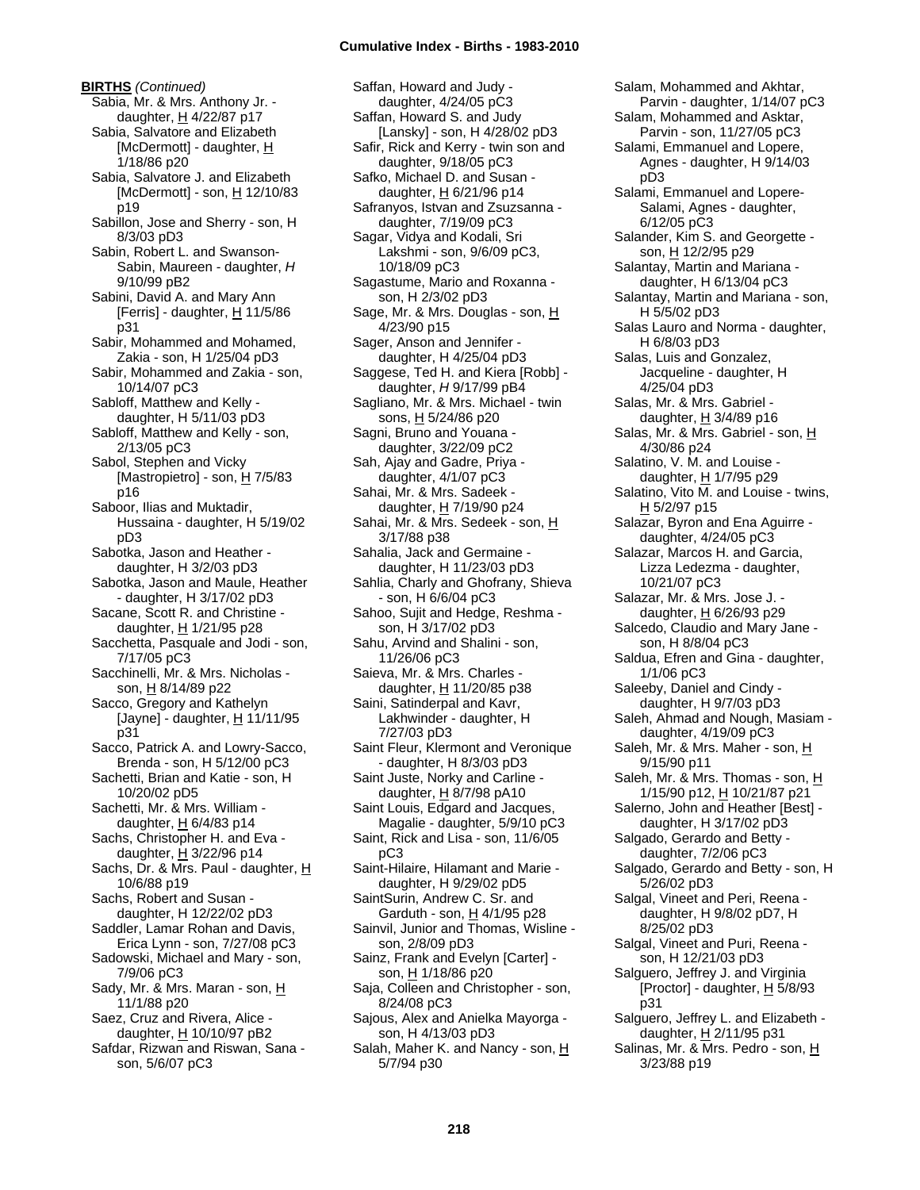**BIRTHS** *(Continued)*

Sabia, Mr. & Mrs. Anthony Jr. - daughter, H 4/22/87 p17
Sabia, Salvatore and Elizabeth [McDermott] - daughter, H 1/18/86 p20
Sabia, Salvatore J. and Elizabeth [McDermott] - son, H 12/10/83 p19
Sabillon, Jose and Sherry - son, H 8/3/03 pD3
Sabin, Robert L. and Swanson-Sabin, Maureen - daughter, *H* 9/10/99 pB2
Sabini, David A. and Mary Ann [Ferris] - daughter, H 11/5/86 p31
Sabir, Mohammed and Mohamed, Zakia - son, H 1/25/04 pD3
Sabir, Mohammed and Zakia - son, 10/14/07 pC3
Sabloff, Matthew and Kelly - daughter, H 5/11/03 pD3
Sabloff, Matthew and Kelly - son, 2/13/05 pC3
Sabol, Stephen and Vicky [Mastropietro] - son, H 7/5/83 p16
Saboor, Ilias and Muktadir, Hussaina - daughter, H 5/19/02 pD3
Sabotka, Jason and Heather - daughter, H 3/2/03 pD3
Sabotka, Jason and Maule, Heather - daughter, H 3/17/02 pD3
Sacane, Scott R. and Christine - daughter, H 1/21/95 p28
Sacchetta, Pasquale and Jodi - son, 7/17/05 pC3
Sacchinelli, Mr. & Mrs. Nicholas - son, H 8/14/89 p22
Sacco, Gregory and Kathelyn [Jayne] - daughter, H 11/11/95 p31
Sacco, Patrick A. and Lowry-Sacco, Brenda - son, H 5/12/00 pC3
Sachetti, Brian and Katie - son, H 10/20/02 pD5
Sachetti, Mr. & Mrs. William - daughter, H 6/4/83 p14
Sachs, Christopher H. and Eva - daughter, H 3/22/96 p14
Sachs, Dr. & Mrs. Paul - daughter, H 10/6/88 p19
Sachs, Robert and Susan - daughter, H 12/22/02 pD3
Saddler, Lamar Rohan and Davis, Erica Lynn - son, 7/27/08 pC3
Sadowski, Michael and Mary - son, 7/9/06 pC3
Sady, Mr. & Mrs. Maran - son, H 11/1/88 p20
Saez, Cruz and Rivera, Alice - daughter, H 10/10/97 pB2
Safdar, Rizwan and Riswan, Sana - son, 5/6/07 pC3
Saffan, Howard and Judy - daughter, 4/24/05 pC3
Saffan, Howard S. and Judy [Lansky] - son, H 4/28/02 pD3
Safir, Rick and Kerry - twin son and daughter, 9/18/05 pC3
Safko, Michael D. and Susan - daughter, H 6/21/96 p14
Safranyos, Istvan and Zsuzsanna - daughter, 7/19/09 pC3
Sagar, Vidya and Kodali, Sri Lakshmi - son, 9/6/09 pC3, 10/18/09 pC3
Sagastume, Mario and Roxanna - son, H 2/3/02 pD3
Sage, Mr. & Mrs. Douglas - son, H 4/23/90 p15
Sager, Anson and Jennifer - daughter, H 4/25/04 pD3
Saggese, Ted H. and Kiera [Robb] - daughter, *H* 9/17/99 pB4
Sagliano, Mr. & Mrs. Michael - twin sons, H 5/24/86 p20
Sagni, Bruno and Youana - daughter, 3/22/09 pC2
Sah, Ajay and Gadre, Priya - daughter, 4/1/07 pC3
Sahai, Mr. & Mrs. Sadeek - daughter, H 7/19/90 p24
Sahai, Mr. & Mrs. Sedeek - son, H 3/17/88 p38
Sahalia, Jack and Germaine - daughter, H 11/23/03 pD3
Sahlia, Charly and Ghofrany, Shieva - son, H 6/6/04 pC3
Sahoo, Sujit and Hedge, Reshma - son, H 3/17/02 pD3
Sahu, Arvind and Shalini - son, 11/26/06 pC3
Saieva, Mr. & Mrs. Charles - daughter, H 11/20/85 p38
Saini, Satinderpal and Kavr, Lakhwinder - daughter, H 7/27/03 pD3
Saint Fleur, Klermont and Veronique - daughter, H 8/3/03 pD3
Saint Juste, Norky and Carline - daughter, H 8/7/98 pA10
Saint Louis, Edgard and Jacques, Magalie - daughter, 5/9/10 pC3
Saint, Rick and Lisa - son, 11/6/05 pC3
Saint-Hilaire, Hilamant and Marie - daughter, H 9/29/02 pD5
SaintSurin, Andrew C. Sr. and Garduth - son, H 4/1/95 p28
Sainvil, Junior and Thomas, Wisline - son, 2/8/09 pD3
Sainz, Frank and Evelyn [Carter] - son, H 1/18/86 p20
Saja, Colleen and Christopher - son, 8/24/08 pC3
Sajous, Alex and Anielka Mayorga - son, H 4/13/03 pD3
Salah, Maher K. and Nancy - son, H 5/7/94 p30
Salam, Mohammed and Akhtar, Parvin - daughter, 1/14/07 pC3
Salam, Mohammed and Asktar, Parvin - son, 11/27/05 pC3
Salami, Emmanuel and Lopere, Agnes - daughter, H 9/14/03 pD3
Salami, Emmanuel and Lopere-Salami, Agnes - daughter, 6/12/05 pC3
Salander, Kim S. and Georgette - son, H 12/2/95 p29
Salantay, Martin and Mariana - daughter, H 6/13/04 pC3
Salantay, Martin and Mariana - son, H 5/5/02 pD3
Salas Lauro and Norma - daughter, H 6/8/03 pD3
Salas, Luis and Gonzalez, Jacqueline - daughter, H 4/25/04 pD3
Salas, Mr. & Mrs. Gabriel - daughter, H 3/4/89 p16
Salas, Mr. & Mrs. Gabriel - son, H 4/30/86 p24
Salatino, V. M. and Louise - daughter, H 1/7/95 p29
Salatino, Vito M. and Louise - twins, H 5/2/97 p15
Salazar, Byron and Ena Aguirre - daughter, 4/24/05 pC3
Salazar, Marcos H. and Garcia, Lizza Ledezma - daughter, 10/21/07 pC3
Salazar, Mr. & Mrs. Jose J. - daughter, H 6/26/93 p29
Salcedo, Claudio and Mary Jane - son, H 8/8/04 pC3
Saldua, Efren and Gina - daughter, 1/1/06 pC3
Saleeby, Daniel and Cindy - daughter, H 9/7/03 pD3
Saleh, Ahmad and Nough, Masiam - daughter, 4/19/09 pC3
Saleh, Mr. & Mrs. Maher - son, H 9/15/90 p11
Saleh, Mr. & Mrs. Thomas - son, H 1/15/90 p12, H 10/21/87 p21
Salerno, John and Heather [Best] - daughter, H 3/17/02 pD3
Salgado, Gerardo and Betty - daughter, 7/2/06 pC3
Salgado, Gerardo and Betty - son, H 5/26/02 pD3
Salgal, Vineet and Peri, Reena - daughter, H 9/8/02 pD7, H 8/25/02 pD3
Salgal, Vineet and Puri, Reena - son, H 12/21/03 pD3
Salguero, Jeffrey J. and Virginia [Proctor] - daughter, H 5/8/93 p31
Salguero, Jeffrey L. and Elizabeth - daughter, H 2/11/95 p31
Salinas, Mr. & Mrs. Pedro - son, H 3/23/88 p19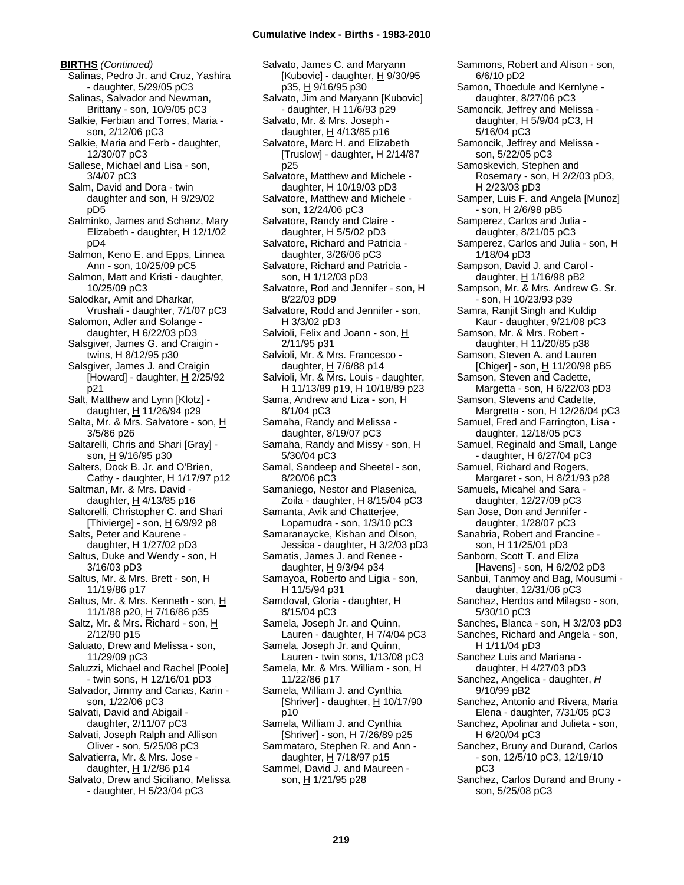**BIRTHS** *(Continued)*

Salinas, Pedro Jr. and Cruz, Yashira - daughter, 5/29/05 pC3
Salinas, Salvador and Newman, Brittany - son, 10/9/05 pC3
Salkie, Ferbian and Torres, Maria - son, 2/12/06 pC3
Salkie, Maria and Ferb - daughter, 12/30/07 pC3
Sallese, Michael and Lisa - son, 3/4/07 pC3
Salm, David and Dora - twin daughter and son, H 9/29/02 pD5
Salminko, James and Schanz, Mary Elizabeth - daughter, H 12/1/02 pD4
Salmon, Keno E. and Epps, Linnea Ann - son, 10/25/09 pC5
Salmon, Matt and Kristi - daughter, 10/25/09 pC3
Salodkar, Amit and Dharkar, Vrushali - daughter, 7/1/07 pC3
Salomon, Adler and Solange - daughter, H 6/22/03 pD3
Salsgiver, James G. and Craigin - twins, H 8/12/95 p30
Salsgiver, James J. and Craigin [Howard] - daughter, H 2/25/92 p21
Salt, Matthew and Lynn [Klotz] - daughter, H 11/26/94 p29
Salta, Mr. & Mrs. Salvatore - son, H 3/5/86 p26
Saltarelli, Chris and Shari [Gray] - son, H 9/16/95 p30
Salters, Dock B. Jr. and O'Brien, Cathy - daughter, H 1/17/97 p12
Saltman, Mr. & Mrs. David - daughter, H 4/13/85 p16
Saltorelli, Christopher C. and Shari [Thivierge] - son, H 6/9/92 p8
Salts, Peter and Kaurene - daughter, H 1/27/02 pD3
Saltus, Duke and Wendy - son, H 3/16/03 pD3
Saltus, Mr. & Mrs. Brett - son, H 11/19/86 p17
Saltus, Mr. & Mrs. Kenneth - son, H 11/1/88 p20, H 7/16/86 p35
Saltz, Mr. & Mrs. Richard - son, H 2/12/90 p15
Saluato, Drew and Melissa - son, 11/29/09 pC3
Saluzzi, Michael and Rachel [Poole] - twin sons, H 12/16/01 pD3
Salvador, Jimmy and Carias, Karin - son, 1/22/06 pC3
Salvati, David and Abigail - daughter, 2/11/07 pC3
Salvati, Joseph Ralph and Allison Oliver - son, 5/25/08 pC3
Salvatierra, Mr. & Mrs. Jose - daughter, H 1/2/86 p14
Salvato, Drew and Siciliano, Melissa - daughter, H 5/23/04 pC3
Salvato, James C. and Maryann [Kubovic] - daughter, H 9/30/95 p35, H 9/16/95 p30
Salvato, Jim and Maryann [Kubovic] - daughter, H 11/6/93 p29
Salvato, Mr. & Mrs. Joseph - daughter, H 4/13/85 p16
Salvatore, Marc H. and Elizabeth [Truslow] - daughter, H 2/14/87 p25
Salvatore, Matthew and Michele - daughter, H 10/19/03 pD3
Salvatore, Matthew and Michele - son, 12/24/06 pC3
Salvatore, Randy and Claire - daughter, H 5/5/02 pD3
Salvatore, Richard and Patricia - daughter, 3/26/06 pC3
Salvatore, Richard and Patricia - son, H 1/12/03 pD3
Salvatore, Rod and Jennifer - son, H 8/22/03 pD9
Salvatore, Rodd and Jennifer - son, H 3/3/02 pD3
Salvioli, Felix and Joann - son, H 2/11/95 p31
Salvioli, Mr. & Mrs. Francesco - daughter, H 7/6/88 p14
Salvioli, Mr. & Mrs. Louis - daughter, H 11/13/89 p19, H 10/18/89 p23
Sama, Andrew and Liza - son, H 8/1/04 pC3
Samaha, Randy and Melissa - daughter, 8/19/07 pC3
Samaha, Randy and Missy - son, H 5/30/04 pC3
Samal, Sandeep and Sheetel - son, 8/20/06 pC3
Samaniego, Nestor and Plasenica, Zoila - daughter, H 8/15/04 pC3
Samanta, Avik and Chatterjee, Lopamudra - son, 1/3/10 pC3
Samaranaycke, Kishan and Olson, Jessica - daughter, H 3/2/03 pD3
Samatis, James J. and Renee - daughter, H 9/3/94 p34
Samayoa, Roberto and Ligia - son, H 11/5/94 p31
Samdoval, Gloria - daughter, H 8/15/04 pC3
Samela, Joseph Jr. and Quinn, Lauren - daughter, H 7/4/04 pC3
Samela, Joseph Jr. and Quinn, Lauren - twin sons, 1/13/08 pC3
Samela, Mr. & Mrs. William - son, H 11/22/86 p17
Samela, William J. and Cynthia [Shriver] - daughter, H 10/17/90 p10
Samela, William J. and Cynthia [Shriver] - son, H 7/26/89 p25
Sammataro, Stephen R. and Ann - daughter, H 7/18/97 p15
Sammel, David J. and Maureen - son, H 1/21/95 p28
Sammons, Robert and Alison - son, 6/6/10 pD2
Samon, Thoedule and Kernlyne - daughter, 8/27/06 pC3
Samoncik, Jeffrey and Melissa - daughter, H 5/9/04 pC3, H 5/16/04 pC3
Samoncik, Jeffrey and Melissa - son, 5/22/05 pC3
Samoskevich, Stephen and Rosemary - son, H 2/2/03 pD3, H 2/23/03 pD3
Samper, Luis F. and Angela [Munoz] - son, H 2/6/98 pB5
Samperez, Carlos and Julia - daughter, 8/21/05 pC3
Samperez, Carlos and Julia - son, H 1/18/04 pD3
Sampson, David J. and Carol - daughter, H 1/16/98 pB2
Sampson, Mr. & Mrs. Andrew G. Sr. - son, H 10/23/93 p39
Samra, Ranjit Singh and Kuldip Kaur - daughter, 9/21/08 pC3
Samson, Mr. & Mrs. Robert - daughter, H 11/20/85 p38
Samson, Steven A. and Lauren [Chiger] - son, H 11/20/98 pB5
Samson, Steven and Cadette, Margetta - son, H 6/22/03 pD3
Samson, Stevens and Cadette, Margretta - son, H 12/26/04 pC3
Samuel, Fred and Farrington, Lisa - daughter, 12/18/05 pC3
Samuel, Reginald and Small, Lange - daughter, H 6/27/04 pC3
Samuel, Richard and Rogers, Margaret - son, H 8/21/93 p28
Samuels, Micahel and Sara - daughter, 12/27/09 pC3
San Jose, Don and Jennifer - daughter, 1/28/07 pC3
Sanabria, Robert and Francine - son, H 11/25/01 pD3
Sanborn, Scott T. and Eliza [Havens] - son, H 6/2/02 pD3
Sanbui, Tanmoy and Bag, Mousumi - daughter, 12/31/06 pC3
Sanchaz, Herdos and Milagso - son, 5/30/10 pC3
Sanches, Blanca - son, H 3/2/03 pD3
Sanches, Richard and Angela - son, H 1/11/04 pD3
Sanchez Luis and Mariana - daughter, H 4/27/03 pD3
Sanchez, Angelica - daughter, *H* 9/10/99 pB2
Sanchez, Antonio and Rivera, Maria Elena - daughter, 7/31/05 pC3
Sanchez, Apolinar and Julieta - son, H 6/20/04 pC3
Sanchez, Bruny and Durand, Carlos - son, 12/5/10 pC3, 12/19/10 pC3
Sanchez, Carlos Durand and Bruny - son, 5/25/08 pC3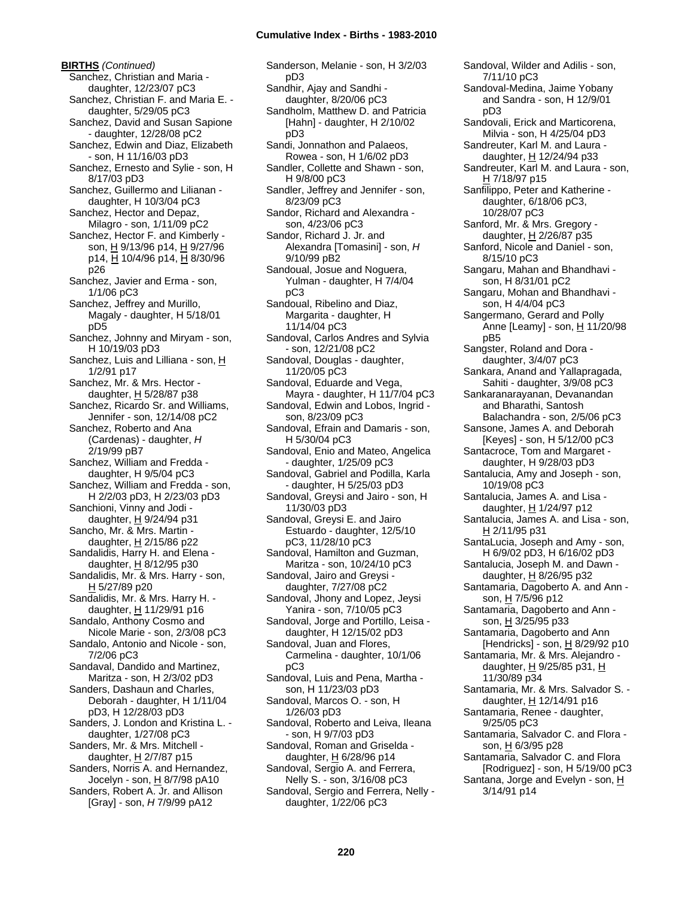**BIRTHS** *(Continued)*

Sanchez, Christian and Maria - daughter, 12/23/07 pC3
Sanchez, Christian F. and Maria E. - daughter, 5/29/05 pC3
Sanchez, David and Susan Sapione - daughter, 12/28/08 pC2
Sanchez, Edwin and Diaz, Elizabeth - son, H 11/16/03 pD3
Sanchez, Ernesto and Sylie - son, H 8/17/03 pD3
Sanchez, Guillermo and Lilianan - daughter, H 10/3/04 pC3
Sanchez, Hector and Depaz, Milagro - son, 1/11/09 pC2
Sanchez, Hector F. and Kimberly - son, H 9/13/96 p14, H 9/27/96 p14, H 10/4/96 p14, H 8/30/96 p26
Sanchez, Javier and Erma - son, 1/1/06 pC3
Sanchez, Jeffrey and Murillo, Magaly - daughter, H 5/18/01 pD5
Sanchez, Johnny and Miryam - son, H 10/19/03 pD3
Sanchez, Luis and Lilliana - son, H 1/2/91 p17
Sanchez, Mr. & Mrs. Hector - daughter, H 5/28/87 p38
Sanchez, Ricardo Sr. and Williams, Jennifer - son, 12/14/08 pC2
Sanchez, Roberto and Ana (Cardenas) - daughter, *H* 2/19/99 pB7
Sanchez, William and Fredda - daughter, H 9/5/04 pC3
Sanchez, William and Fredda - son, H 2/2/03 pD3, H 2/23/03 pD3
Sanchioni, Vinny and Jodi - daughter, H 9/24/94 p31
Sancho, Mr. & Mrs. Martin - daughter, H 2/15/86 p22
Sandalidis, Harry H. and Elena - daughter, H 8/12/95 p30
Sandalidis, Mr. & Mrs. Harry - son, H 5/27/89 p20
Sandalidis, Mr. & Mrs. Harry H. - daughter, H 11/29/91 p16
Sandalo, Anthony Cosmo and Nicole Marie - son, 2/3/08 pC3
Sandalo, Antonio and Nicole - son, 7/2/06 pC3
Sandaval, Dandido and Martinez, Maritza - son, H 2/3/02 pD3
Sanders, Dashaun and Charles, Deborah - daughter, H 1/11/04 pD3, H 12/28/03 pD3
Sanders, J. London and Kristina L. - daughter, 1/27/08 pC3
Sanders, Mr. & Mrs. Mitchell - daughter, H 2/7/87 p15
Sanders, Norris A. and Hernandez, Jocelyn - son, H 8/7/98 pA10
Sanders, Robert A. Jr. and Allison [Gray] - son, *H* 7/9/99 pA12
Sanderson, Melanie - son, H 3/2/03 pD3
Sandhir, Ajay and Sandhi - daughter, 8/20/06 pC3
Sandholm, Matthew D. and Patricia [Hahn] - daughter, H 2/10/02 pD3
Sandi, Jonnathon and Palaeos, Rowea - son, H 1/6/02 pD3
Sandler, Collette and Shawn - son, H 9/8/00 pC3
Sandler, Jeffrey and Jennifer - son, 8/23/09 pC3
Sandor, Richard and Alexandra - son, 4/23/06 pC3
Sandor, Richard J. Jr. and Alexandra [Tomasini] - son, *H* 9/10/99 pB2
Sandoual, Josue and Noguera, Yulman - daughter, H 7/4/04 pC3
Sandoual, Ribelino and Diaz, Margarita - daughter, H 11/14/04 pC3
Sandoval, Carlos Andres and Sylvia - son, 12/21/08 pC2
Sandoval, Douglas - daughter, 11/20/05 pC3
Sandoval, Eduarde and Vega, Mayra - daughter, H 11/7/04 pC3
Sandoval, Edwin and Lobos, Ingrid - son, 8/23/09 pC3
Sandoval, Efrain and Damaris - son, H 5/30/04 pC3
Sandoval, Enio and Mateo, Angelica - daughter, 1/25/09 pC3
Sandoval, Gabriel and Podilla, Karla - daughter, H 5/25/03 pD3
Sandoval, Greysi and Jairo - son, H 11/30/03 pD3
Sandoval, Greysi E. and Jairo Estuardo - daughter, 12/5/10 pC3, 11/28/10 pC3
Sandoval, Hamilton and Guzman, Maritza - son, 10/24/10 pC3
Sandoval, Jairo and Greysi - daughter, 7/27/08 pC2
Sandoval, Jhony and Lopez, Jeysi Yanira - son, 7/10/05 pC3
Sandoval, Jorge and Portillo, Leisa - daughter, H 12/15/02 pD3
Sandoval, Juan and Flores, Carmelina - daughter, 10/1/06 pC3
Sandoval, Luis and Pena, Martha - son, H 11/23/03 pD3
Sandoval, Marcos O. - son, H 1/26/03 pD3
Sandoval, Roberto and Leiva, Ileana - son, H 9/7/03 pD3
Sandoval, Roman and Griselda - daughter, H 6/28/96 p14
Sandoval, Sergio A. and Ferrera, Nelly S. - son, 3/16/08 pC3
Sandoval, Sergio and Ferrera, Nelly - daughter, 1/22/06 pC3
Sandoval, Wilder and Adilis - son, 7/11/10 pC3
Sandoval-Medina, Jaime Yobany and Sandra - son, H 12/9/01 pD3
Sandovali, Erick and Marticorena, Milvia - son, H 4/25/04 pD3
Sandreuter, Karl M. and Laura - daughter, H 12/24/94 p33
Sandreuter, Karl M. and Laura - son, H 7/18/97 p15
Sanfilippo, Peter and Katherine - daughter, 6/18/06 pC3, 10/28/07 pC3
Sanford, Mr. & Mrs. Gregory - daughter, H 2/26/87 p35
Sanford, Nicole and Daniel - son, 8/15/10 pC3
Sangaru, Mahan and Bhandhavi - son, H 8/31/01 pC2
Sangaru, Mohan and Bhandhavi - son, H 4/4/04 pC3
Sangermano, Gerard and Polly Anne [Leamy] - son, H 11/20/98 pB5
Sangster, Roland and Dora - daughter, 3/4/07 pC3
Sankara, Anand and Yallapragada, Sahiti - daughter, 3/9/08 pC3
Sankaranarayanan, Devanandan and Bharathi, Santosh Balachandra - son, 2/5/06 pC3
Sansone, James A. and Deborah [Keyes] - son, H 5/12/00 pC3
Santacroce, Tom and Margaret - daughter, H 9/28/03 pD3
Santalucia, Amy and Joseph - son, 10/19/08 pC3
Santalucia, James A. and Lisa - daughter, H 1/24/97 p12
Santalucia, James A. and Lisa - son, H 2/11/95 p31
SantaLucia, Joseph and Amy - son, H 6/9/02 pD3, H 6/16/02 pD3
Santalucia, Joseph M. and Dawn - daughter, H 8/26/95 p32
Santamaria, Dagoberto A. and Ann - son, H 7/5/96 p12
Santamaria, Dagoberto and Ann - son, H 3/25/95 p33
Santamaria, Dagoberto and Ann [Hendricks] - son, H 8/29/92 p10
Santamaria, Mr. & Mrs. Alejandro - daughter, H 9/25/85 p31, H 11/30/89 p34
Santamaria, Mr. & Mrs. Salvador S. - daughter, H 12/14/91 p16
Santamaria, Renee - daughter, 9/25/05 pC3
Santamaria, Salvador C. and Flora - son, H 6/3/95 p28
Santamaria, Salvador C. and Flora [Rodriguez] - son, H 5/19/00 pC3
Santana, Jorge and Evelyn - son, H 3/14/91 p14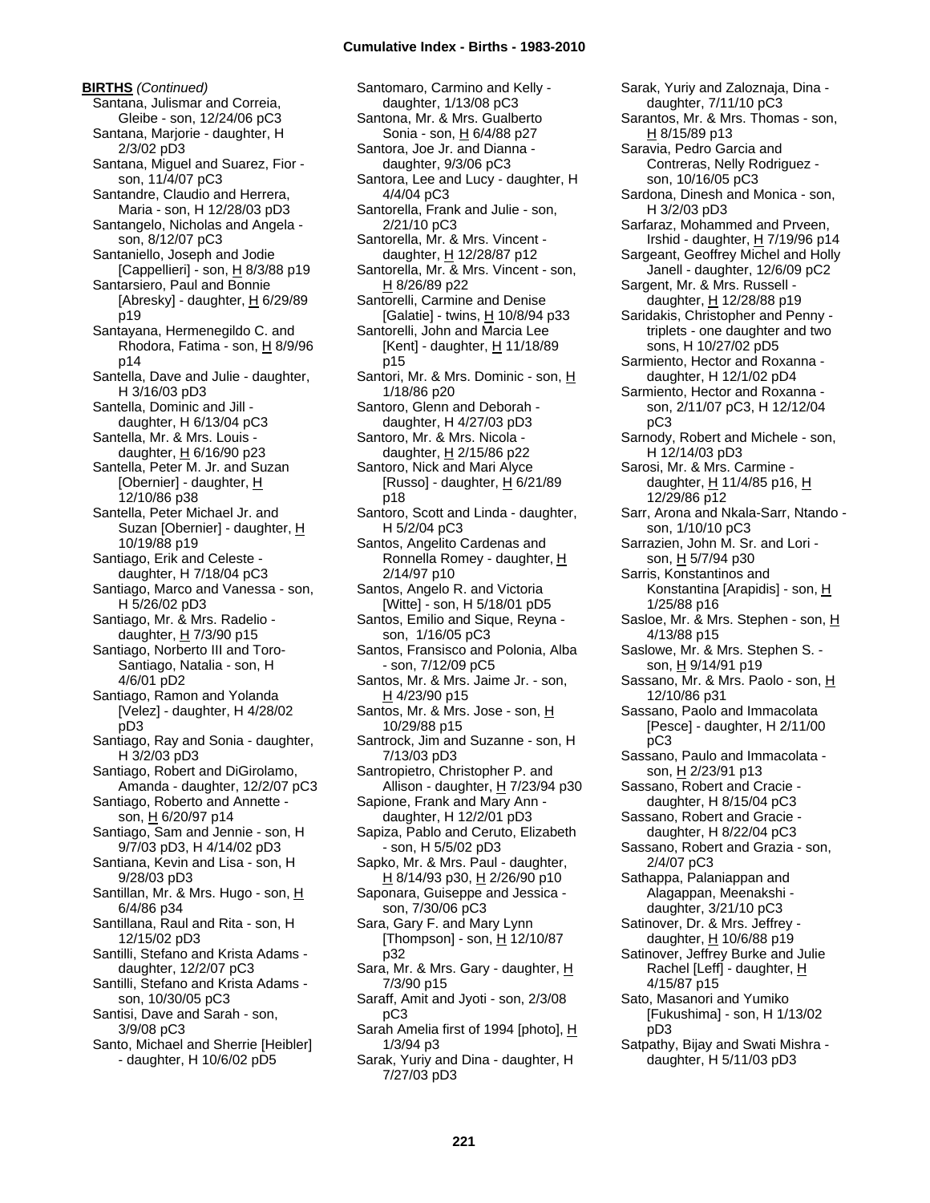**BIRTHS** *(Continued)*

Santana, Julismar and Correia, Gleibe - son, 12/24/06 pC3
Santana, Marjorie - daughter, H 2/3/02 pD3
Santana, Miguel and Suarez, Fior - son, 11/4/07 pC3
Santandre, Claudio and Herrera, Maria - son, H 12/28/03 pD3
Santangelo, Nicholas and Angela - son, 8/12/07 pC3
Santaniello, Joseph and Jodie [Cappellieri] - son, H 8/3/88 p19
Santarsiero, Paul and Bonnie [Abresky] - daughter, H 6/29/89 p19
Santayana, Hermenegildo C. and Rhodora, Fatima - son, H 8/9/96 p14
Santella, Dave and Julie - daughter, H 3/16/03 pD3
Santella, Dominic and Jill - daughter, H 6/13/04 pC3
Santella, Mr. & Mrs. Louis - daughter, H 6/16/90 p23
Santella, Peter M. Jr. and Suzan [Obernier] - daughter, H 12/10/86 p38
Santella, Peter Michael Jr. and Suzan [Obernier] - daughter, H 10/19/88 p19
Santiago, Erik and Celeste - daughter, H 7/18/04 pC3
Santiago, Marco and Vanessa - son, H 5/26/02 pD3
Santiago, Mr. & Mrs. Radelio - daughter, H 7/3/90 p15
Santiago, Norberto III and Toro-Santiago, Natalia - son, H 4/6/01 pD2
Santiago, Ramon and Yolanda [Velez] - daughter, H 4/28/02 pD3
Santiago, Ray and Sonia - daughter, H 3/2/03 pD3
Santiago, Robert and DiGirolamo, Amanda - daughter, 12/2/07 pC3
Santiago, Roberto and Annette - son, H 6/20/97 p14
Santiago, Sam and Jennie - son, H 9/7/03 pD3, H 4/14/02 pD3
Santiana, Kevin and Lisa - son, H 9/28/03 pD3
Santillan, Mr. & Mrs. Hugo - son, H 6/4/86 p34
Santillana, Raul and Rita - son, H 12/15/02 pD3
Santilli, Stefano and Krista Adams - daughter, 12/2/07 pC3
Santilli, Stefano and Krista Adams - son, 10/30/05 pC3
Santisi, Dave and Sarah - son, 3/9/08 pC3
Santo, Michael and Sherrie [Heibler] - daughter, H 10/6/02 pD5
Santomaro, Carmino and Kelly - daughter, 1/13/08 pC3
Santona, Mr. & Mrs. Gualberto Sonia - son, H 6/4/88 p27
Santora, Joe Jr. and Dianna - daughter, 9/3/06 pC3
Santora, Lee and Lucy - daughter, H 4/4/04 pC3
Santorella, Frank and Julie - son, 2/21/10 pC3
Santorella, Mr. & Mrs. Vincent - daughter, H 12/28/87 p12
Santorella, Mr. & Mrs. Vincent - son, H 8/26/89 p22
Santorelli, Carmine and Denise [Galatie] - twins, H 10/8/94 p33
Santorelli, John and Marcia Lee [Kent] - daughter, H 11/18/89 p15
Santori, Mr. & Mrs. Dominic - son, H 1/18/86 p20
Santoro, Glenn and Deborah - daughter, H 4/27/03 pD3
Santoro, Mr. & Mrs. Nicola - daughter, H 2/15/86 p22
Santoro, Nick and Mari Alyce [Russo] - daughter, H 6/21/89 p18
Santoro, Scott and Linda - daughter, H 5/2/04 pC3
Santos, Angelito Cardenas and Ronnella Romey - daughter, H 2/14/97 p10
Santos, Angelo R. and Victoria [Witte] - son, H 5/18/01 pD5
Santos, Emilio and Sique, Reyna - son, 1/16/05 pC3
Santos, Fransisco and Polonia, Alba - son, 7/12/09 pC5
Santos, Mr. & Mrs. Jaime Jr. - son, H 4/23/90 p15
Santos, Mr. & Mrs. Jose - son, H 10/29/88 p15
Santrock, Jim and Suzanne - son, H 7/13/03 pD3
Santropietro, Christopher P. and Allison - daughter, H 7/23/94 p30
Sapione, Frank and Mary Ann - daughter, H 12/2/01 pD3
Sapiza, Pablo and Ceruto, Elizabeth - son, H 5/5/02 pD3
Sapko, Mr. & Mrs. Paul - daughter, H 8/14/93 p30, H 2/26/90 p10
Saponara, Guiseppe and Jessica - son, 7/30/06 pC3
Sara, Gary F. and Mary Lynn [Thompson] - son, H 12/10/87 p32
Sara, Mr. & Mrs. Gary - daughter, H 7/3/90 p15
Saraff, Amit and Jyoti - son, 2/3/08 pC3
Sarah Amelia first of 1994 [photo], H 1/3/94 p3
Sarak, Yuriy and Dina - daughter, H 7/27/03 pD3
Sarak, Yuriy and Zaloznaja, Dina - daughter, 7/11/10 pC3
Sarantos, Mr. & Mrs. Thomas - son, H 8/15/89 p13
Saravia, Pedro Garcia and Contreras, Nelly Rodriguez - son, 10/16/05 pC3
Sardona, Dinesh and Monica - son, H 3/2/03 pD3
Sarfaraz, Mohammed and Prveen, Irshid - daughter, H 7/19/96 p14
Sargeant, Geoffrey Michel and Holly Janell - daughter, 12/6/09 pC2
Sargent, Mr. & Mrs. Russell - daughter, H 12/28/88 p19
Saridakis, Christopher and Penny - triplets - one daughter and two sons, H 10/27/02 pD5
Sarmiento, Hector and Roxanna - daughter, H 12/1/02 pD4
Sarmiento, Hector and Roxanna - son, 2/11/07 pC3, H 12/12/04 pC3
Sarnody, Robert and Michele - son, H 12/14/03 pD3
Sarosi, Mr. & Mrs. Carmine - daughter, H 11/4/85 p16, H 12/29/86 p12
Sarr, Arona and Nkala-Sarr, Ntando - son, 1/10/10 pC3
Sarrazien, John M. Sr. and Lori - son, H 5/7/94 p30
Sarris, Konstantinos and Konstantina [Arapidis] - son, H 1/25/88 p16
Sasloe, Mr. & Mrs. Stephen - son, H 4/13/88 p15
Saslowe, Mr. & Mrs. Stephen S. - son, H 9/14/91 p19
Sassano, Mr. & Mrs. Paolo - son, H 12/10/86 p31
Sassano, Paolo and Immacolata [Pesce] - daughter, H 2/11/00 pC3
Sassano, Paulo and Immacolata - son, H 2/23/91 p13
Sassano, Robert and Cracie - daughter, H 8/15/04 pC3
Sassano, Robert and Gracie - daughter, H 8/22/04 pC3
Sassano, Robert and Grazia - son, 2/4/07 pC3
Sathappa, Palaniappan and Alagappan, Meenakshi - daughter, 3/21/10 pC3
Satinover, Dr. & Mrs. Jeffrey - daughter, H 10/6/88 p19
Satinover, Jeffrey Burke and Julie Rachel [Leff] - daughter, H 4/15/87 p15
Sato, Masanori and Yumiko [Fukushima] - son, H 1/13/02 pD3
Satpathy, Bijay and Swati Mishra - daughter, H 5/11/03 pD3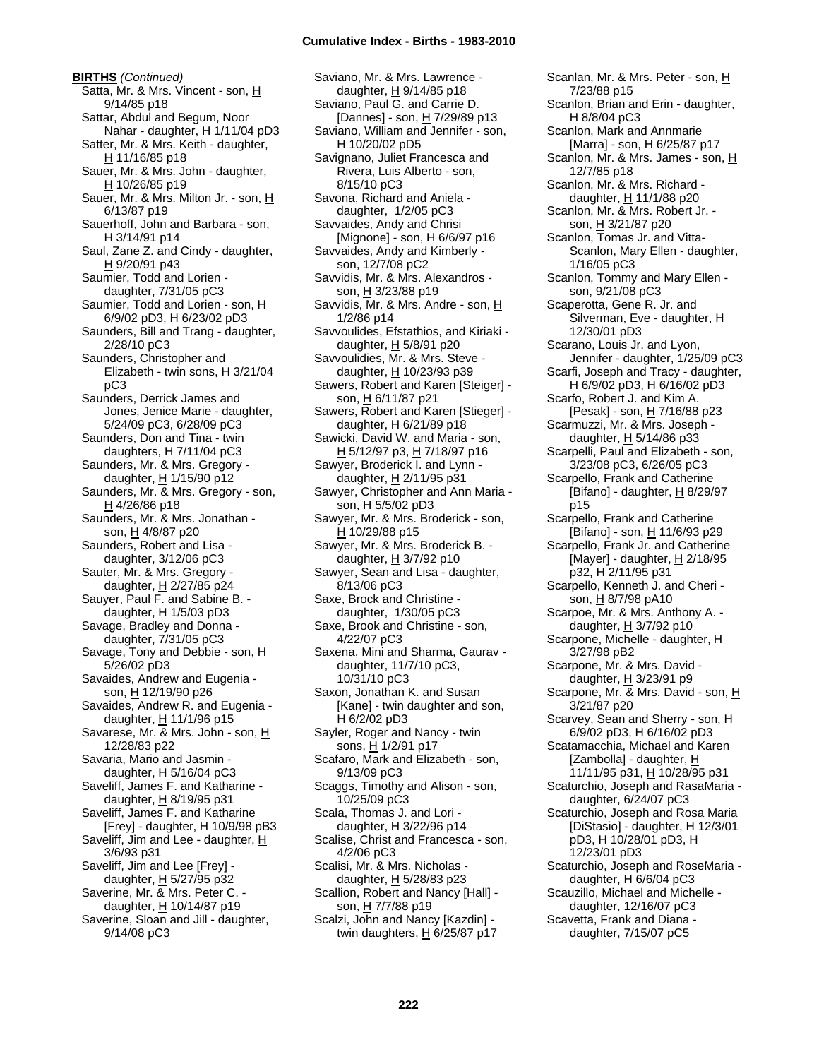**BIRTHS** *(Continued)*

Satta, Mr. & Mrs. Vincent - son, H 9/14/85 p18
Sattar, Abdul and Begum, Noor Nahar - daughter, H 1/11/04 pD3
Satter, Mr. & Mrs. Keith - daughter, H 11/16/85 p18
Sauer, Mr. & Mrs. John - daughter, H 10/26/85 p19
Sauer, Mr. & Mrs. Milton Jr. - son, H 6/13/87 p19
Sauerhoff, John and Barbara - son, H 3/14/91 p14
Saul, Zane Z. and Cindy - daughter, H 9/20/91 p43
Saumier, Todd and Lorien - daughter, 7/31/05 pC3
Saumier, Todd and Lorien - son, H 6/9/02 pD3, H 6/23/02 pD3
Saunders, Bill and Trang - daughter, 2/28/10 pC3
Saunders, Christopher and Elizabeth - twin sons, H 3/21/04 pC3
Saunders, Derrick James and Jones, Jenice Marie - daughter, 5/24/09 pC3, 6/28/09 pC3
Saunders, Don and Tina - twin daughters, H 7/11/04 pC3
Saunders, Mr. & Mrs. Gregory - daughter, H 1/15/90 p12
Saunders, Mr. & Mrs. Gregory - son, H 4/26/86 p18
Saunders, Mr. & Mrs. Jonathan - son, H 4/8/87 p20
Saunders, Robert and Lisa - daughter, 3/12/06 pC3
Sauter, Mr. & Mrs. Gregory - daughter, H 2/27/85 p24
Sauyer, Paul F. and Sabine B. - daughter, H 1/5/03 pD3
Savage, Bradley and Donna - daughter, 7/31/05 pC3
Savage, Tony and Debbie - son, H 5/26/02 pD3
Savaides, Andrew and Eugenia - son, H 12/19/90 p26
Savaides, Andrew R. and Eugenia - daughter, H 11/1/96 p15
Savarese, Mr. & Mrs. John - son, H 12/28/83 p22
Savaria, Mario and Jasmin - daughter, H 5/16/04 pC3
Saveliff, James F. and Katharine - daughter, H 8/19/95 p31
Saveliff, James F. and Katharine [Frey] - daughter, H 10/9/98 pB3
Saveliff, Jim and Lee - daughter, H 3/6/93 p31
Saveliff, Jim and Lee [Frey] - daughter, H 5/27/95 p32
Saverine, Mr. & Mrs. Peter C. - daughter, H 10/14/87 p19
Saverine, Sloan and Jill - daughter, 9/14/08 pC3
Saviano, Mr. & Mrs. Lawrence - daughter, H 9/14/85 p18
Saviano, Paul G. and Carrie D. [Dannes] - son, H 7/29/89 p13
Saviano, William and Jennifer - son, H 10/20/02 pD5
Savignano, Juliet Francesca and Rivera, Luis Alberto - son, 8/15/10 pC3
Savona, Richard and Aniela - daughter, 1/2/05 pC3
Savvaides, Andy and Chrisi [Mignone] - son, H 6/6/97 p16
Savvaides, Andy and Kimberly - son, 12/7/08 pC2
Savvidis, Mr. & Mrs. Alexandros - son, H 3/23/88 p19
Savvidis, Mr. & Mrs. Andre - son, H 1/2/86 p14
Savvoulides, Efstathios, and Kiriaki - daughter, H 5/8/91 p20
Savvoulidies, Mr. & Mrs. Steve - daughter, H 10/23/93 p39
Sawers, Robert and Karen [Steiger] - son, H 6/11/87 p21
Sawers, Robert and Karen [Stieger] - daughter, H 6/21/89 p18
Sawicki, David W. and Maria - son, H 5/12/97 p3, H 7/18/97 p16
Sawyer, Broderick I. and Lynn - daughter, H 2/11/95 p31
Sawyer, Christopher and Ann Maria - son, H 5/5/02 pD3
Sawyer, Mr. & Mrs. Broderick - son, H 10/29/88 p15
Sawyer, Mr. & Mrs. Broderick B. - daughter, H 3/7/92 p10
Sawyer, Sean and Lisa - daughter, 8/13/06 pC3
Saxe, Brock and Christine - daughter, 1/30/05 pC3
Saxe, Brook and Christine - son, 4/22/07 pC3
Saxena, Mini and Sharma, Gaurav - daughter, 11/7/10 pC3, 10/31/10 pC3
Saxon, Jonathan K. and Susan [Kane] - twin daughter and son, H 6/2/02 pD3
Sayler, Roger and Nancy - twin sons, H 1/2/91 p17
Scafaro, Mark and Elizabeth - son, 9/13/09 pC3
Scaggs, Timothy and Alison - son, 10/25/09 pC3
Scala, Thomas J. and Lori - daughter, H 3/22/96 p14
Scalise, Christ and Francesca - son, 4/2/06 pC3
Scalisi, Mr. & Mrs. Nicholas - daughter, H 5/28/83 p23
Scallion, Robert and Nancy [Hall] - son, H 7/7/88 p19
Scalzi, John and Nancy [Kazdin] - twin daughters, H 6/25/87 p17
Scanlan, Mr. & Mrs. Peter - son, H 7/23/88 p15
Scanlon, Brian and Erin - daughter, H 8/8/04 pC3
Scanlon, Mark and Annmarie [Marra] - son, H 6/25/87 p17
Scanlon, Mr. & Mrs. James - son, H 12/7/85 p18
Scanlon, Mr. & Mrs. Richard - daughter, H 11/1/88 p20
Scanlon, Mr. & Mrs. Robert Jr. - son, H 3/21/87 p20
Scanlon, Tomas Jr. and Vitta-Scanlon, Mary Ellen - daughter, 1/16/05 pC3
Scanlon, Tommy and Mary Ellen - son, 9/21/08 pC3
Scaperotta, Gene R. Jr. and Silverman, Eve - daughter, H 12/30/01 pD3
Scarano, Louis Jr. and Lyon, Jennifer - daughter, 1/25/09 pC3
Scarfi, Joseph and Tracy - daughter, H 6/9/02 pD3, H 6/16/02 pD3
Scarfo, Robert J. and Kim A. [Pesak] - son, H 7/16/88 p23
Scarmuzzi, Mr. & Mrs. Joseph - daughter, H 5/14/86 p33
Scarpelli, Paul and Elizabeth - son, 3/23/08 pC3, 6/26/05 pC3
Scarpello, Frank and Catherine [Bifano] - daughter, H 8/29/97 p15
Scarpello, Frank and Catherine [Bifano] - son, H 11/6/93 p29
Scarpello, Frank Jr. and Catherine [Mayer] - daughter, H 2/18/95 p32, H 2/11/95 p31
Scarpello, Kenneth J. and Cheri - son, H 8/7/98 pA10
Scarpoe, Mr. & Mrs. Anthony A. - daughter, H 3/7/92 p10
Scarpone, Michelle - daughter, H 3/27/98 pB2
Scarpone, Mr. & Mrs. David - daughter, H 3/23/91 p9
Scarpone, Mr. & Mrs. David - son, H 3/21/87 p20
Scarvey, Sean and Sherry - son, H 6/9/02 pD3, H 6/16/02 pD3
Scatamacchia, Michael and Karen [Zambolla] - daughter, H 11/11/95 p31, H 10/28/95 p31
Scaturchio, Joseph and RasaMaria - daughter, 6/24/07 pC3
Scaturchio, Joseph and Rosa Maria [DiStasio] - daughter, H 12/3/01 pD3, H 10/28/01 pD3, H 12/23/01 pD3
Scaturchio, Joseph and RoseMaria - daughter, H 6/6/04 pC3
Scauzillo, Michael and Michelle - daughter, 12/16/07 pC3
Scavetta, Frank and Diana - daughter, 7/15/07 pC5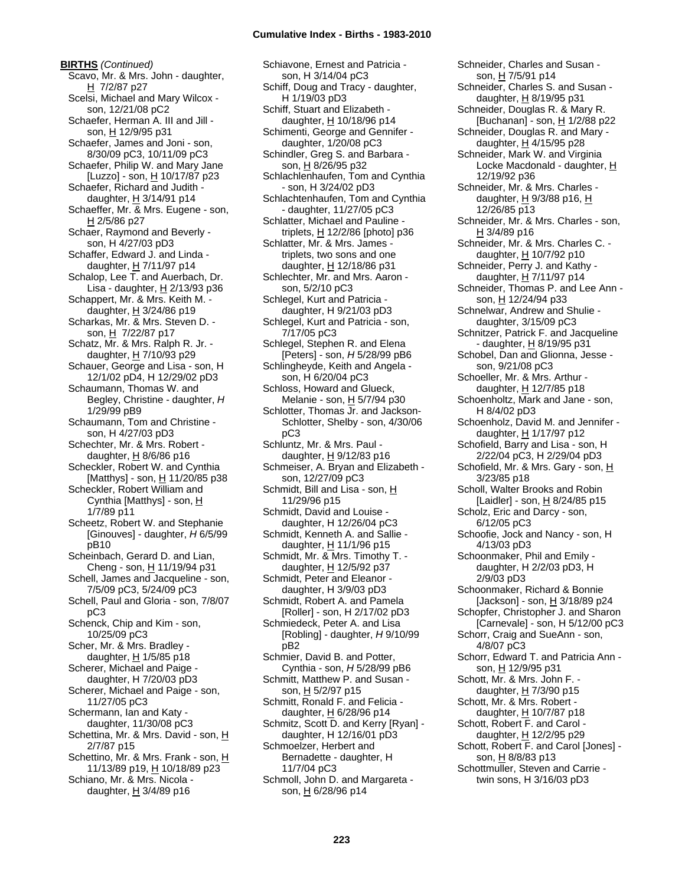**BIRTHS** *(Continued)*

Scavo, Mr. & Mrs. John - daughter, H 7/2/87 p27
Scelsi, Michael and Mary Wilcox - son, 12/21/08 pC2
Schaefer, Herman A. III and Jill - son, H 12/9/95 p31
Schaefer, James and Joni - son, 8/30/09 pC3, 10/11/09 pC3
Schaefer, Philip W. and Mary Jane [Luzzo] - son, H 10/17/87 p23
Schaefer, Richard and Judith - daughter, H 3/14/91 p14
Schaeffer, Mr. & Mrs. Eugene - son, H 2/5/86 p27
Schaer, Raymond and Beverly - son, H 4/27/03 pD3
Schaffer, Edward J. and Linda - daughter, H 7/11/97 p14
Schalop, Lee T. and Auerbach, Dr. Lisa - daughter, H 2/13/93 p36
Schappert, Mr. & Mrs. Keith M. - daughter, H 3/24/86 p19
Scharkas, Mr. & Mrs. Steven D. - son, H 7/22/87 p17
Schatz, Mr. & Mrs. Ralph R. Jr. - daughter, H 7/10/93 p29
Schauer, George and Lisa - son, H 12/1/02 pD4, H 12/29/02 pD3
Schaumann, Thomas W. and Begley, Christine - daughter, *H* 1/29/99 pB9
Schaumann, Tom and Christine - son, H 4/27/03 pD3
Schechter, Mr. & Mrs. Robert - daughter, H 8/6/86 p16
Scheckler, Robert W. and Cynthia [Matthys] - son, H 11/20/85 p38
Scheckler, Robert William and Cynthia [Matthys] - son, H 1/7/89 p11
Scheetz, Robert W. and Stephanie [Ginouves] - daughter, *H* 6/5/99 pB10
Scheinbach, Gerard D. and Lian, Cheng - son, H 11/19/94 p31
Schell, James and Jacqueline - son, 7/5/09 pC3, 5/24/09 pC3
Schell, Paul and Gloria - son, 7/8/07 pC3
Schenck, Chip and Kim - son, 10/25/09 pC3
Scher, Mr. & Mrs. Bradley - daughter, H 1/5/85 p18
Scherer, Michael and Paige - daughter, H 7/20/03 pD3
Scherer, Michael and Paige - son, 11/27/05 pC3
Schermann, Ian and Katy - daughter, 11/30/08 pC3
Schettina, Mr. & Mrs. David - son, H 2/7/87 p15
Schettino, Mr. & Mrs. Frank - son, H 11/13/89 p19, H 10/18/89 p23
Schiano, Mr. & Mrs. Nicola - daughter, H 3/4/89 p16
Schiavone, Ernest and Patricia - son, H 3/14/04 pC3
Schiff, Doug and Tracy - daughter, H 1/19/03 pD3
Schiff, Stuart and Elizabeth - daughter, H 10/18/96 p14
Schimenti, George and Gennifer - daughter, 1/20/08 pC3
Schindler, Greg S. and Barbara - son, H 8/26/95 p32
Schlachlenhaufen, Tom and Cynthia - son, H 3/24/02 pD3
Schlachtenhaufen, Tom and Cynthia - daughter, 11/27/05 pC3
Schlatter, Michael and Pauline - triplets, H 12/2/86 [photo] p36
Schlatter, Mr. & Mrs. James - triplets, two sons and one daughter, H 12/18/86 p31
Schlechter, Mr. and Mrs. Aaron - son, 5/2/10 pC3
Schlegel, Kurt and Patricia - daughter, H 9/21/03 pD3
Schlegel, Kurt and Patricia - son, 7/17/05 pC3
Schlegel, Stephen R. and Elena [Peters] - son, *H* 5/28/99 pB6
Schlingheyde, Keith and Angela - son, H 6/20/04 pC3
Schloss, Howard and Glueck, Melanie - son, H 5/7/94 p30
Schlotter, Thomas Jr. and Jackson-Schlotter, Shelby - son, 4/30/06 pC3
Schluntz, Mr. & Mrs. Paul - daughter, H 9/12/83 p16
Schmeiser, A. Bryan and Elizabeth - son, 12/27/09 pC3
Schmidt, Bill and Lisa - son, H 11/29/96 p15
Schmidt, David and Louise - daughter, H 12/26/04 pC3
Schmidt, Kenneth A. and Sallie - daughter, H 11/1/96 p15
Schmidt, Mr. & Mrs. Timothy T. - daughter, H 12/5/92 p37
Schmidt, Peter and Eleanor - daughter, H 3/9/03 pD3
Schmidt, Robert A. and Pamela [Roller] - son, H 2/17/02 pD3
Schmiedeck, Peter A. and Lisa [Robling] - daughter, *H* 9/10/99 pB2
Schmier, David B. and Potter, Cynthia - son, *H* 5/28/99 pB6
Schmitt, Matthew P. and Susan - son, H 5/2/97 p15
Schmitt, Ronald F. and Felicia - daughter, H 6/28/96 p14
Schmitz, Scott D. and Kerry [Ryan] - daughter, H 12/16/01 pD3
Schmoelzer, Herbert and Bernadette - daughter, H 11/7/04 pC3
Schmoll, John D. and Margareta - son, H 6/28/96 p14
Schneider, Charles and Susan - son, H 7/5/91 p14
Schneider, Charles S. and Susan - daughter, H 8/19/95 p31
Schneider, Douglas R. & Mary R. [Buchanan] - son, H 1/2/88 p22
Schneider, Douglas R. and Mary - daughter, H 4/15/95 p28
Schneider, Mark W. and Virginia Locke Macdonald - daughter, H 12/19/92 p36
Schneider, Mr. & Mrs. Charles - daughter, H 9/3/88 p16, H 12/26/85 p13
Schneider, Mr. & Mrs. Charles - son, H 3/4/89 p16
Schneider, Mr. & Mrs. Charles C. - daughter, H 10/7/92 p10
Schneider, Perry J. and Kathy - daughter, H 7/11/97 p14
Schneider, Thomas P. and Lee Ann - son, H 12/24/94 p33
Schnelwar, Andrew and Shulie - daughter, 3/15/09 pC3
Schnitzer, Patrick F. and Jacqueline - daughter, H 8/19/95 p31
Schobel, Dan and Glionna, Jesse - son, 9/21/08 pC3
Schoeller, Mr. & Mrs. Arthur - daughter, H 12/7/85 p18
Schoenholtz, Mark and Jane - son, H 8/4/02 pD3
Schoenholz, David M. and Jennifer - daughter, H 1/17/97 p12
Schofield, Barry and Lisa - son, H 2/22/04 pC3, H 2/29/04 pD3
Schofield, Mr. & Mrs. Gary - son, H 3/23/85 p18
Scholl, Walter Brooks and Robin [Laidler] - son, H 8/24/85 p15
Scholz, Eric and Darcy - son, 6/12/05 pC3
Schoofie, Jock and Nancy - son, H 4/13/03 pD3
Schoonmaker, Phil and Emily - daughter, H 2/2/03 pD3, H 2/9/03 pD3
Schoonmaker, Richard & Bonnie [Jackson] - son, H 3/18/89 p24
Schopfer, Christopher J. and Sharon [Carnevale] - son, H 5/12/00 pC3
Schorr, Craig and SueAnn - son, 4/8/07 pC3
Schorr, Edward T. and Patricia Ann - son, H 12/9/95 p31
Schott, Mr. & Mrs. John F. - daughter, H 7/3/90 p15
Schott, Mr. & Mrs. Robert - daughter, H 10/7/87 p18
Schott, Robert F. and Carol - daughter, H 12/2/95 p29
Schott, Robert F. and Carol [Jones] - son, H 8/8/83 p13
Schottmuller, Steven and Carrie - twin sons, H 3/16/03 pD3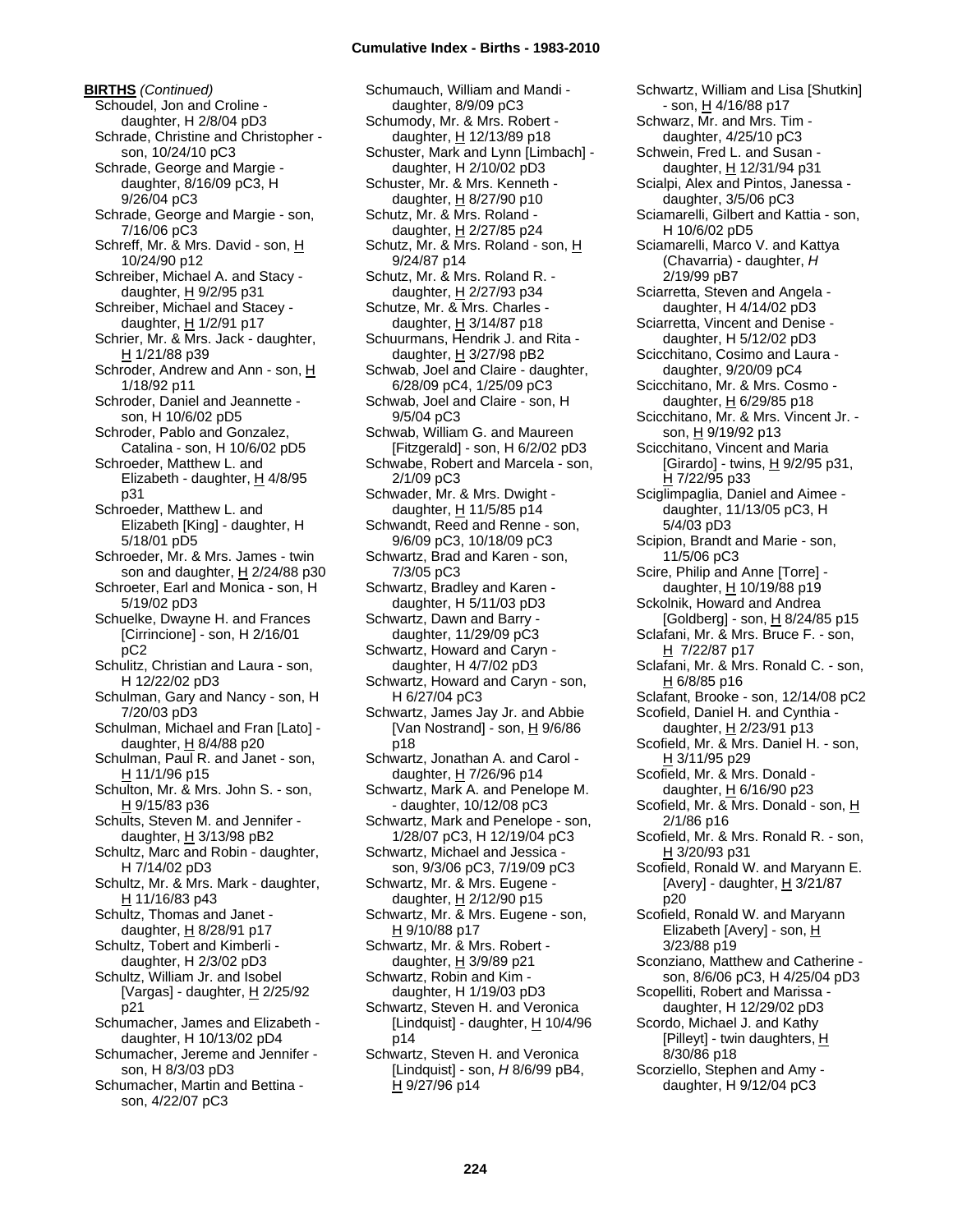**BIRTHS** *(Continued)*

Schoudel, Jon and Croline - daughter, H 2/8/04 pD3
Schrade, Christine and Christopher - son, 10/24/10 pC3
Schrade, George and Margie - daughter, 8/16/09 pC3, H 9/26/04 pC3
Schrade, George and Margie - son, 7/16/06 pC3
Schreff, Mr. & Mrs. David - son, H 10/24/90 p12
Schreiber, Michael A. and Stacy - daughter, H 9/2/95 p31
Schreiber, Michael and Stacey - daughter, H 1/2/91 p17
Schrier, Mr. & Mrs. Jack - daughter, H 1/21/88 p39
Schroder, Andrew and Ann - son, H 1/18/92 p11
Schroder, Daniel and Jeannette - son, H 10/6/02 pD5
Schroder, Pablo and Gonzalez, Catalina - son, H 10/6/02 pD5
Schroeder, Matthew L. and Elizabeth - daughter, H 4/8/95 p31
Schroeder, Matthew L. and Elizabeth [King] - daughter, H 5/18/01 pD5
Schroeder, Mr. & Mrs. James - twin son and daughter, H 2/24/88 p30
Schroeter, Earl and Monica - son, H 5/19/02 pD3
Schuelke, Dwayne H. and Frances [Cirrincione] - son, H 2/16/01 pC2
Schulitz, Christian and Laura - son, H 12/22/02 pD3
Schulman, Gary and Nancy - son, H 7/20/03 pD3
Schulman, Michael and Fran [Lato] - daughter, H 8/4/88 p20
Schulman, Paul R. and Janet - son, H 11/1/96 p15
Schulton, Mr. & Mrs. John S. - son, H 9/15/83 p36
Schults, Steven M. and Jennifer - daughter, H 3/13/98 pB2
Schultz, Marc and Robin - daughter, H 7/14/02 pD3
Schultz, Mr. & Mrs. Mark - daughter, H 11/16/83 p43
Schultz, Thomas and Janet - daughter, H 8/28/91 p17
Schultz, Tobert and Kimberli - daughter, H 2/3/02 pD3
Schultz, William Jr. and Isobel [Vargas] - daughter, H 2/25/92 p21
Schumacher, James and Elizabeth - daughter, H 10/13/02 pD4
Schumacher, Jereme and Jennifer - son, H 8/3/03 pD3
Schumacher, Martin and Bettina - son, 4/22/07 pC3
Schumauch, William and Mandi - daughter, 8/9/09 pC3
Schumody, Mr. & Mrs. Robert - daughter, H 12/13/89 p18
Schuster, Mark and Lynn [Limbach] - daughter, H 2/10/02 pD3
Schuster, Mr. & Mrs. Kenneth - daughter, H 8/27/90 p10
Schutz, Mr. & Mrs. Roland - daughter, H 2/27/85 p24
Schutz, Mr. & Mrs. Roland - son, H 9/24/87 p14
Schutz, Mr. & Mrs. Roland R. - daughter, H 2/27/93 p34
Schutze, Mr. & Mrs. Charles - daughter, H 3/14/87 p18
Schuurmans, Hendrik J. and Rita - daughter, H 3/27/98 pB2
Schwab, Joel and Claire - daughter, 6/28/09 pC4, 1/25/09 pC3
Schwab, Joel and Claire - son, H 9/5/04 pC3
Schwab, William G. and Maureen [Fitzgerald] - son, H 6/2/02 pD3
Schwabe, Robert and Marcela - son, 2/1/09 pC3
Schwader, Mr. & Mrs. Dwight - daughter, H 11/5/85 p14
Schwandt, Reed and Renne - son, 9/6/09 pC3, 10/18/09 pC3
Schwartz, Brad and Karen - son, 7/3/05 pC3
Schwartz, Bradley and Karen - daughter, H 5/11/03 pD3
Schwartz, Dawn and Barry - daughter, 11/29/09 pC3
Schwartz, Howard and Caryn - daughter, H 4/7/02 pD3
Schwartz, Howard and Caryn - son, H 6/27/04 pC3
Schwartz, James Jay Jr. and Abbie [Van Nostrand] - son, H 9/6/86 p18
Schwartz, Jonathan A. and Carol - daughter, H 7/26/96 p14
Schwartz, Mark A. and Penelope M. - daughter, 10/12/08 pC3
Schwartz, Mark and Penelope - son, 1/28/07 pC3, H 12/19/04 pC3
Schwartz, Michael and Jessica - son, 9/3/06 pC3, 7/19/09 pC3
Schwartz, Mr. & Mrs. Eugene - daughter, H 2/12/90 p15
Schwartz, Mr. & Mrs. Eugene - son, H 9/10/88 p17
Schwartz, Mr. & Mrs. Robert - daughter, H 3/9/89 p21
Schwartz, Robin and Kim - daughter, H 1/19/03 pD3
Schwartz, Steven H. and Veronica [Lindquist] - daughter, H 10/4/96 p14
Schwartz, Steven H. and Veronica [Lindquist] - son, *H* 8/6/99 pB4, H 9/27/96 p14
Schwartz, William and Lisa [Shutkin] - son, H 4/16/88 p17
Schwarz, Mr. and Mrs. Tim - daughter, 4/25/10 pC3
Schwein, Fred L. and Susan - daughter, H 12/31/94 p31
Scialpi, Alex and Pintos, Janessa - daughter, 3/5/06 pC3
Sciamarelli, Gilbert and Kattia - son, H 10/6/02 pD5
Sciamarelli, Marco V. and Kattya (Chavarria) - daughter, *H* 2/19/99 pB7
Sciarretta, Steven and Angela - daughter, H 4/14/02 pD3
Sciarretta, Vincent and Denise - daughter, H 5/12/02 pD3
Scicchitano, Cosimo and Laura - daughter, 9/20/09 pC4
Scicchitano, Mr. & Mrs. Cosmo - daughter, H 6/29/85 p18
Scicchitano, Mr. & Mrs. Vincent Jr. - son, H 9/19/92 p13
Scicchitano, Vincent and Maria [Girardo] - twins, H 9/2/95 p31, H 7/22/95 p33
Sciglimpaglia, Daniel and Aimee - daughter, 11/13/05 pC3, H 5/4/03 pD3
Scipion, Brandt and Marie - son, 11/5/06 pC3
Scire, Philip and Anne [Torre] - daughter, H 10/19/88 p19
Sckolnik, Howard and Andrea [Goldberg] - son, H 8/24/85 p15
Sclafani, Mr. & Mrs. Bruce F. - son, H 7/22/87 p17
Sclafani, Mr. & Mrs. Ronald C. - son, H 6/8/85 p16
Sclafant, Brooke - son, 12/14/08 pC2
Scofield, Daniel H. and Cynthia - daughter, H 2/23/91 p13
Scofield, Mr. & Mrs. Daniel H. - son, H 3/11/95 p29
Scofield, Mr. & Mrs. Donald - daughter, H 6/16/90 p23
Scofield, Mr. & Mrs. Donald - son, H 2/1/86 p16
Scofield, Mr. & Mrs. Ronald R. - son, H 3/20/93 p31
Scofield, Ronald W. and Maryann E. [Avery] - daughter, H 3/21/87 p20
Scofield, Ronald W. and Maryann Elizabeth [Avery] - son, H 3/23/88 p19
Sconziano, Matthew and Catherine - son, 8/6/06 pC3, H 4/25/04 pD3
Scopelliti, Robert and Marissa - daughter, H 12/29/02 pD3
Scordo, Michael J. and Kathy [Pilleyt] - twin daughters, H 8/30/86 p18
Scorziello, Stephen and Amy - daughter, H 9/12/04 pC3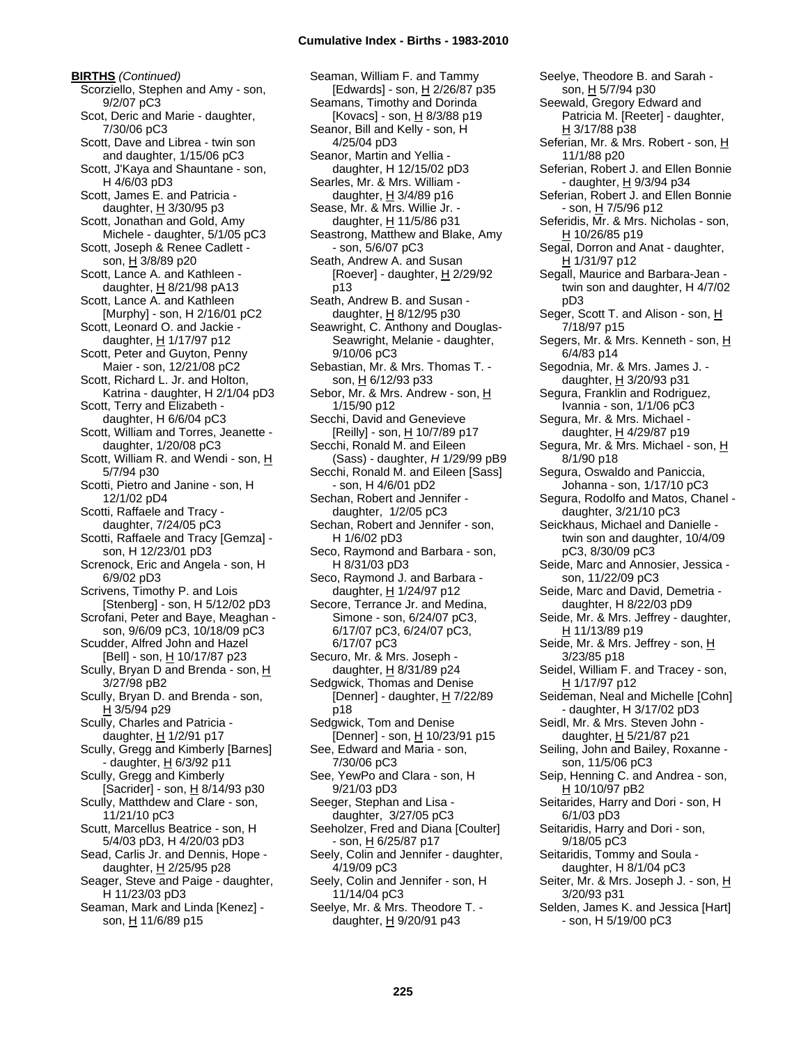**BIRTHS** *(Continued)*

Scorziello, Stephen and Amy - son, 9/2/07 pC3
Scot, Deric and Marie - daughter, 7/30/06 pC3
Scott, Dave and Librea - twin son and daughter, 1/15/06 pC3
Scott, J'Kaya and Shauntane - son, H 4/6/03 pD3
Scott, James E. and Patricia - daughter, H 3/30/95 p3
Scott, Jonathan and Gold, Amy Michele - daughter, 5/1/05 pC3
Scott, Joseph & Renee Cadlett - son, H 3/8/89 p20
Scott, Lance A. and Kathleen - daughter, H 8/21/98 pA13
Scott, Lance A. and Kathleen [Murphy] - son, H 2/16/01 pC2
Scott, Leonard O. and Jackie - daughter, H 1/17/97 p12
Scott, Peter and Guyton, Penny Maier - son, 12/21/08 pC2
Scott, Richard L. Jr. and Holton, Katrina - daughter, H 2/1/04 pD3
Scott, Terry and Elizabeth - daughter, H 6/6/04 pC3
Scott, William and Torres, Jeanette - daughter, 1/20/08 pC3
Scott, William R. and Wendi - son, H 5/7/94 p30
Scotti, Pietro and Janine - son, H 12/1/02 pD4
Scotti, Raffaele and Tracy - daughter, 7/24/05 pC3
Scotti, Raffaele and Tracy [Gemza] - son, H 12/23/01 pD3
Screnock, Eric and Angela - son, H 6/9/02 pD3
Scrivens, Timothy P. and Lois [Stenberg] - son, H 5/12/02 pD3
Scrofani, Peter and Baye, Meaghan - son, 9/6/09 pC3, 10/18/09 pC3
Scudder, Alfred John and Hazel [Bell] - son, H 10/17/87 p23
Scully, Bryan D and Brenda - son, H 3/27/98 pB2
Scully, Bryan D. and Brenda - son, H 3/5/94 p29
Scully, Charles and Patricia - daughter, H 1/2/91 p17
Scully, Gregg and Kimberly [Barnes] - daughter, H 6/3/92 p11
Scully, Gregg and Kimberly [Sacrider] - son, H 8/14/93 p30
Scully, Matthdew and Clare - son, 11/21/10 pC3
Scutt, Marcellus Beatrice - son, H 5/4/03 pD3, H 4/20/03 pD3
Sead, Carlis Jr. and Dennis, Hope - daughter, H 2/25/95 p28
Seager, Steve and Paige - daughter, H 11/23/03 pD3
Seaman, Mark and Linda [Kenez] - son, H 11/6/89 p15
Seaman, William F. and Tammy [Edwards] - son, H 2/26/87 p35
Seamans, Timothy and Dorinda [Kovacs] - son, H 8/3/88 p19
Seanor, Bill and Kelly - son, H 4/25/04 pD3
Seanor, Martin and Yellia - daughter, H 12/15/02 pD3
Searles, Mr. & Mrs. William - daughter, H 3/4/89 p16
Sease, Mr. & Mrs. Willie Jr. - daughter, H 11/5/86 p31
Seastrong, Matthew and Blake, Amy - son, 5/6/07 pC3
Seath, Andrew A. and Susan [Roever] - daughter, H 2/29/92 p13
Seath, Andrew B. and Susan - daughter, H 8/12/95 p30
Seawright, C. Anthony and Douglas-Seawright, Melanie - daughter, 9/10/06 pC3
Sebastian, Mr. & Mrs. Thomas T. - son, H 6/12/93 p33
Sebor, Mr. & Mrs. Andrew - son, H 1/15/90 p12
Secchi, David and Genevieve [Reilly] - son, H 10/7/89 p17
Secchi, Ronald M. and Eileen (Sass) - daughter, *H* 1/29/99 pB9
Secchi, Ronald M. and Eileen [Sass] - son, H 4/6/01 pD2
Sechan, Robert and Jennifer - daughter, 1/2/05 pC3
Sechan, Robert and Jennifer - son, H 1/6/02 pD3
Seco, Raymond and Barbara - son, H 8/31/03 pD3
Seco, Raymond J. and Barbara - daughter, H 1/24/97 p12
Secore, Terrance Jr. and Medina, Simone - son, 6/24/07 pC3, 6/17/07 pC3, 6/24/07 pC3, 6/17/07 pC3
Securo, Mr. & Mrs. Joseph - daughter, H 8/31/89 p24
Sedgwick, Thomas and Denise [Denner] - daughter, H 7/22/89 p18
Sedgwick, Tom and Denise [Denner] - son, H 10/23/91 p15
See, Edward and Maria - son, 7/30/06 pC3
See, YewPo and Clara - son, H 9/21/03 pD3
Seeger, Stephan and Lisa - daughter, 3/27/05 pC3
Seeholzer, Fred and Diana [Coulter] - son, H 6/25/87 p17
Seely, Colin and Jennifer - daughter, 4/19/09 pC3
Seely, Colin and Jennifer - son, H 11/14/04 pC3
Seelye, Mr. & Mrs. Theodore T. - daughter, H 9/20/91 p43
Seelye, Theodore B. and Sarah - son, H 5/7/94 p30
Seewald, Gregory Edward and Patricia M. [Reeter] - daughter, H 3/17/88 p38
Seferian, Mr. & Mrs. Robert - son, H 11/1/88 p20
Seferian, Robert J. and Ellen Bonnie - daughter, H 9/3/94 p34
Seferian, Robert J. and Ellen Bonnie - son, H 7/5/96 p12
Seferidis, Mr. & Mrs. Nicholas - son, H 10/26/85 p19
Segal, Dorron and Anat - daughter, H 1/31/97 p12
Segall, Maurice and Barbara-Jean - twin son and daughter, H 4/7/02 pD3
Seger, Scott T. and Alison - son, H 7/18/97 p15
Segers, Mr. & Mrs. Kenneth - son, H 6/4/83 p14
Segodnia, Mr. & Mrs. James J. - daughter, H 3/20/93 p31
Segura, Franklin and Rodriguez, Ivannia - son, 1/1/06 pC3
Segura, Mr. & Mrs. Michael - daughter, H 4/29/87 p19
Segura, Mr. & Mrs. Michael - son, H 8/1/90 p18
Segura, Oswaldo and Paniccia, Johanna - son, 1/17/10 pC3
Segura, Rodolfo and Matos, Chanel - daughter, 3/21/10 pC3
Seickhaus, Michael and Danielle - twin son and daughter, 10/4/09 pC3, 8/30/09 pC3
Seide, Marc and Annosier, Jessica - son, 11/22/09 pC3
Seide, Marc and David, Demetria - daughter, H 8/22/03 pD9
Seide, Mr. & Mrs. Jeffrey - daughter, H 11/13/89 p19
Seide, Mr. & Mrs. Jeffrey - son, H 3/23/85 p18
Seidel, William F. and Tracey - son, H 1/17/97 p12
Seideman, Neal and Michelle [Cohn] - daughter, H 3/17/02 pD3
Seidl, Mr. & Mrs. Steven John - daughter, H 5/21/87 p21
Seiling, John and Bailey, Roxanne - son, 11/5/06 pC3
Seip, Henning C. and Andrea - son, H 10/10/97 pB2
Seitarides, Harry and Dori - son, H 6/1/03 pD3
Seitaridis, Harry and Dori - son, 9/18/05 pC3
Seitaridis, Tommy and Soula - daughter, H 8/1/04 pC3
Seiter, Mr. & Mrs. Joseph J. - son, H 3/20/93 p31
Selden, James K. and Jessica [Hart] - son, H 5/19/00 pC3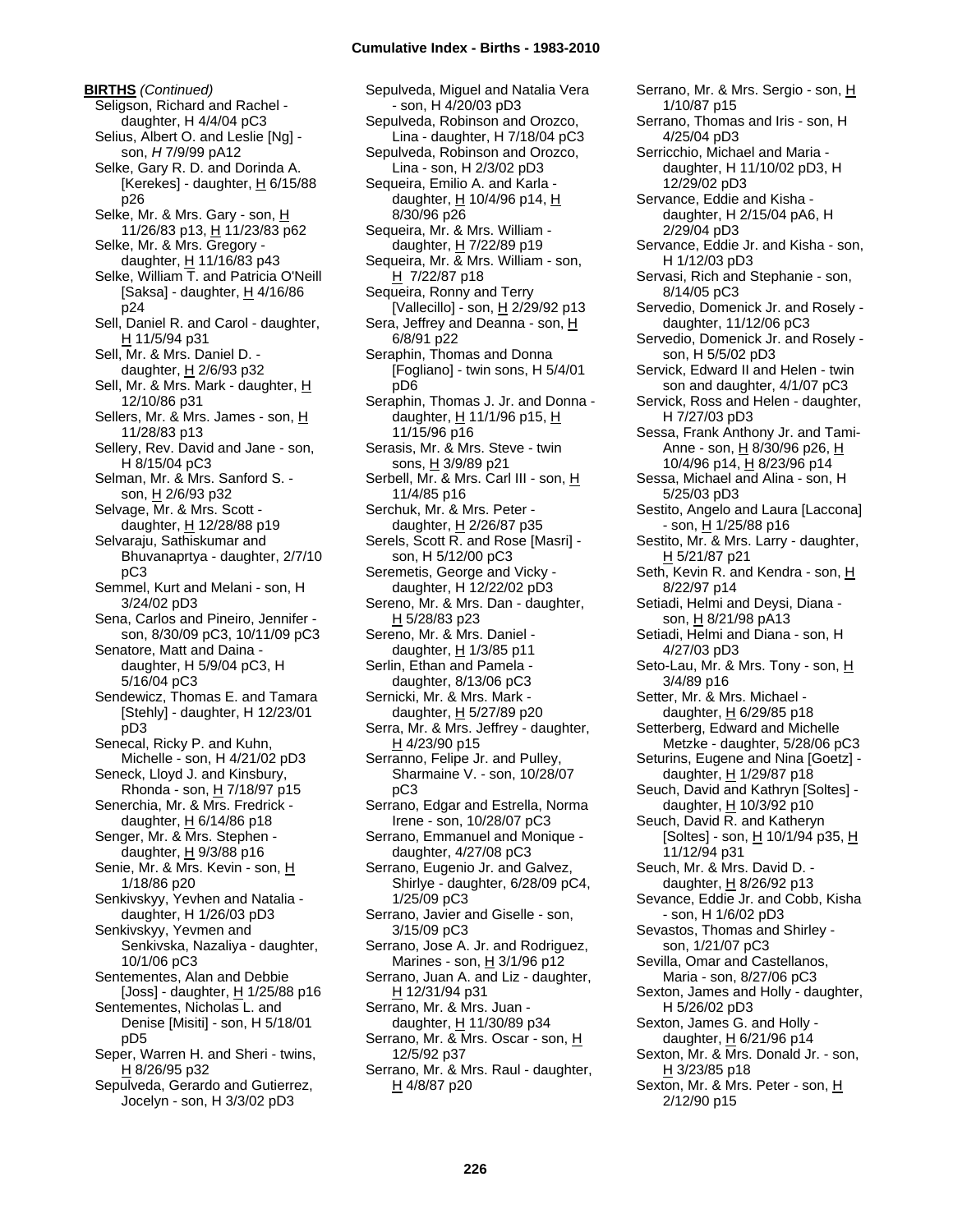**BIRTHS** *(Continued)*

Seligson, Richard and Rachel - daughter, H 4/4/04 pC3
Selius, Albert O. and Leslie [Ng] - son, *H* 7/9/99 pA12
Selke, Gary R. D. and Dorinda A. [Kerekes] - daughter, H 6/15/88 p26
Selke, Mr. & Mrs. Gary - son, H 11/26/83 p13, H 11/23/83 p62
Selke, Mr. & Mrs. Gregory - daughter, H 11/16/83 p43
Selke, William T. and Patricia O'Neill [Saksa] - daughter, H 4/16/86 p24
Sell, Daniel R. and Carol - daughter, H 11/5/94 p31
Sell, Mr. & Mrs. Daniel D. - daughter, H 2/6/93 p32
Sell, Mr. & Mrs. Mark - daughter, H 12/10/86 p31
Sellers, Mr. & Mrs. James - son, H 11/28/83 p13
Sellery, Rev. David and Jane - son, H 8/15/04 pC3
Selman, Mr. & Mrs. Sanford S. - son, H 2/6/93 p32
Selvage, Mr. & Mrs. Scott - daughter, H 12/28/88 p19
Selvaraju, Sathiskumar and Bhuvanaprtya - daughter, 2/7/10 pC3
Semmel, Kurt and Melani - son, H 3/24/02 pD3
Sena, Carlos and Pineiro, Jennifer - son, 8/30/09 pC3, 10/11/09 pC3
Senatore, Matt and Daina - daughter, H 5/9/04 pC3, H 5/16/04 pC3
Sendewicz, Thomas E. and Tamara [Stehly] - daughter, H 12/23/01 pD3
Senecal, Ricky P. and Kuhn, Michelle - son, H 4/21/02 pD3
Seneck, Lloyd J. and Kinsbury, Rhonda - son, H 7/18/97 p15
Senerchia, Mr. & Mrs. Fredrick - daughter, H 6/14/86 p18
Senger, Mr. & Mrs. Stephen - daughter, H 9/3/88 p16
Senie, Mr. & Mrs. Kevin - son, H 1/18/86 p20
Senkivskyy, Yevhen and Natalia - daughter, H 1/26/03 pD3
Senkivskyy, Yevmen and Senkivska, Nazaliya - daughter, 10/1/06 pC3
Sentementes, Alan and Debbie [Joss] - daughter, H 1/25/88 p16
Sentementes, Nicholas L. and Denise [Misiti] - son, H 5/18/01 pD5
Seper, Warren H. and Sheri - twins, H 8/26/95 p32
Sepulveda, Gerardo and Gutierrez, Jocelyn - son, H 3/3/02 pD3
Sepulveda, Miguel and Natalia Vera - son, H 4/20/03 pD3
Sepulveda, Robinson and Orozco, Lina - daughter, H 7/18/04 pC3
Sepulveda, Robinson and Orozco, Lina - son, H 2/3/02 pD3
Sequeira, Emilio A. and Karla - daughter, H 10/4/96 p14, H 8/30/96 p26
Sequeira, Mr. & Mrs. William - daughter, H 7/22/89 p19
Sequeira, Mr. & Mrs. William - son, H 7/22/87 p18
Sequeira, Ronny and Terry [Vallecillo] - son, H 2/29/92 p13
Sera, Jeffrey and Deanna - son, H 6/8/91 p22
Seraphin, Thomas and Donna [Fogliano] - twin sons, H 5/4/01 pD6
Seraphin, Thomas J. Jr. and Donna - daughter, H 11/1/96 p15, H 11/15/96 p16
Serasis, Mr. & Mrs. Steve - twin sons, H 3/9/89 p21
Serbell, Mr. & Mrs. Carl III - son, H 11/4/85 p16
Serchuk, Mr. & Mrs. Peter - daughter, H 2/26/87 p35
Serels, Scott R. and Rose [Masri] - son, H 5/12/00 pC3
Seremetis, George and Vicky - daughter, H 12/22/02 pD3
Sereno, Mr. & Mrs. Dan - daughter, H 5/28/83 p23
Sereno, Mr. & Mrs. Daniel - daughter, H 1/3/85 p11
Serlin, Ethan and Pamela - daughter, 8/13/06 pC3
Sernicki, Mr. & Mrs. Mark - daughter, H 5/27/89 p20
Serra, Mr. & Mrs. Jeffrey - daughter, H 4/23/90 p15
Serranno, Felipe Jr. and Pulley, Sharmaine V. - son, 10/28/07 pC3
Serrano, Edgar and Estrella, Norma Irene - son, 10/28/07 pC3
Serrano, Emmanuel and Monique - daughter, 4/27/08 pC3
Serrano, Eugenio Jr. and Galvez, Shirlye - daughter, 6/28/09 pC4, 1/25/09 pC3
Serrano, Javier and Giselle - son, 3/15/09 pC3
Serrano, Jose A. Jr. and Rodriguez, Marines - son, H 3/1/96 p12
Serrano, Juan A. and Liz - daughter, H 12/31/94 p31
Serrano, Mr. & Mrs. Juan - daughter, H 11/30/89 p34
Serrano, Mr. & Mrs. Oscar - son, H 12/5/92 p37
Serrano, Mr. & Mrs. Raul - daughter, H 4/8/87 p20
Serrano, Mr. & Mrs. Sergio - son, H 1/10/87 p15
Serrano, Thomas and Iris - son, H 4/25/04 pD3
Serricchio, Michael and Maria - daughter, H 11/10/02 pD3, H 12/29/02 pD3
Servance, Eddie and Kisha - daughter, H 2/15/04 pA6, H 2/29/04 pD3
Servance, Eddie Jr. and Kisha - son, H 1/12/03 pD3
Servasi, Rich and Stephanie - son, 8/14/05 pC3
Servedio, Domenick Jr. and Rosely - daughter, 11/12/06 pC3
Servedio, Domenick Jr. and Rosely - son, H 5/5/02 pD3
Servick, Edward II and Helen - twin son and daughter, 4/1/07 pC3
Servick, Ross and Helen - daughter, H 7/27/03 pD3
Sessa, Frank Anthony Jr. and Tami-Anne - son, H 8/30/96 p26, H 10/4/96 p14, H 8/23/96 p14
Sessa, Michael and Alina - son, H 5/25/03 pD3
Sestito, Angelo and Laura [Laccona] - son, H 1/25/88 p16
Sestito, Mr. & Mrs. Larry - daughter, H 5/21/87 p21
Seth, Kevin R. and Kendra - son, H 8/22/97 p14
Setiadi, Helmi and Deysi, Diana - son, H 8/21/98 pA13
Setiadi, Helmi and Diana - son, H 4/27/03 pD3
Seto-Lau, Mr. & Mrs. Tony - son, H 3/4/89 p16
Setter, Mr. & Mrs. Michael - daughter, H 6/29/85 p18
Setterberg, Edward and Michelle Metzke - daughter, 5/28/06 pC3
Seturins, Eugene and Nina [Goetz] - daughter, H 1/29/87 p18
Seuch, David and Kathryn [Soltes] - daughter, H 10/3/92 p10
Seuch, David R. and Katheryn [Soltes] - son, H 10/1/94 p35, H 11/12/94 p31
Seuch, Mr. & Mrs. David D. - daughter, H 8/26/92 p13
Sevance, Eddie Jr. and Cobb, Kisha - son, H 1/6/02 pD3
Sevastos, Thomas and Shirley - son, 1/21/07 pC3
Sevilla, Omar and Castellanos, Maria - son, 8/27/06 pC3
Sexton, James and Holly - daughter, H 5/26/02 pD3
Sexton, James G. and Holly - daughter, H 6/21/96 p14
Sexton, Mr. & Mrs. Donald Jr. - son, H 3/23/85 p18
Sexton, Mr. & Mrs. Peter - son, H 2/12/90 p15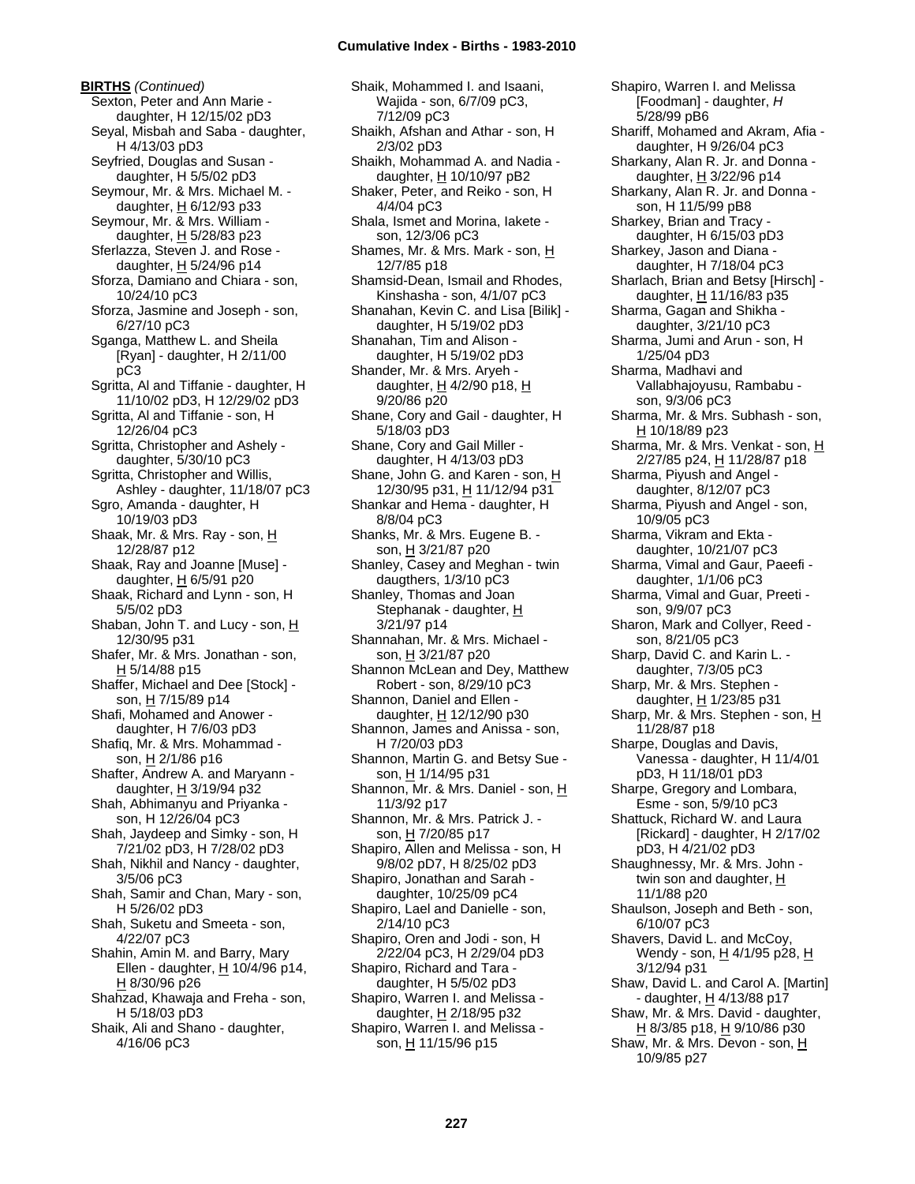**BIRTHS** *(Continued)*

Sexton, Peter and Ann Marie - daughter, H 12/15/02 pD3
Seyal, Misbah and Saba - daughter, H 4/13/03 pD3
Seyfried, Douglas and Susan - daughter, H 5/5/02 pD3
Seymour, Mr. & Mrs. Michael M. - daughter, H 6/12/93 p33
Seymour, Mr. & Mrs. William - daughter, H 5/28/83 p23
Sferlazza, Steven J. and Rose - daughter, H 5/24/96 p14
Sforza, Damiano and Chiara - son, 10/24/10 pC3
Sforza, Jasmine and Joseph - son, 6/27/10 pC3
Sganga, Matthew L. and Sheila [Ryan] - daughter, H 2/11/00 pC3
Sgritta, Al and Tiffanie - daughter, H 11/10/02 pD3, H 12/29/02 pD3
Sgritta, Al and Tiffanie - son, H 12/26/04 pC3
Sgritta, Christopher and Ashely - daughter, 5/30/10 pC3
Sgritta, Christopher and Willis, Ashley - daughter, 11/18/07 pC3
Sgro, Amanda - daughter, H 10/19/03 pD3
Shaak, Mr. & Mrs. Ray - son, H 12/28/87 p12
Shaak, Ray and Joanne [Muse] - daughter, H 6/5/91 p20
Shaak, Richard and Lynn - son, H 5/5/02 pD3
Shaban, John T. and Lucy - son, H 12/30/95 p31
Shafer, Mr. & Mrs. Jonathan - son, H 5/14/88 p15
Shaffer, Michael and Dee [Stock] - son, H 7/15/89 p14
Shafi, Mohamed and Anower - daughter, H 7/6/03 pD3
Shafiq, Mr. & Mrs. Mohammad - son, H 2/1/86 p16
Shafter, Andrew A. and Maryann - daughter, H 3/19/94 p32
Shah, Abhimanyu and Priyanka - son, H 12/26/04 pC3
Shah, Jaydeep and Simky - son, H 7/21/02 pD3, H 7/28/02 pD3
Shah, Nikhil and Nancy - daughter, 3/5/06 pC3
Shah, Samir and Chan, Mary - son, H 5/26/02 pD3
Shah, Suketu and Smeeta - son, 4/22/07 pC3
Shahin, Amin M. and Barry, Mary Ellen - daughter, H 10/4/96 p14, H 8/30/96 p26
Shahzad, Khawaja and Freha - son, H 5/18/03 pD3
Shaik, Ali and Shano - daughter, 4/16/06 pC3
Shaik, Mohammed I. and Isaani, Wajida - son, 6/7/09 pC3, 7/12/09 pC3
Shaikh, Afshan and Athar - son, H 2/3/02 pD3
Shaikh, Mohammad A. and Nadia - daughter, H 10/10/97 pB2
Shaker, Peter, and Reiko - son, H 4/4/04 pC3
Shala, Ismet and Morina, Iakete - son, 12/3/06 pC3
Shames, Mr. & Mrs. Mark - son, H 12/7/85 p18
Shamsid-Dean, Ismail and Rhodes, Kinshasha - son, 4/1/07 pC3
Shanahan, Kevin C. and Lisa [Bilik] - daughter, H 5/19/02 pD3
Shanahan, Tim and Alison - daughter, H 5/19/02 pD3
Shander, Mr. & Mrs. Aryeh - daughter, H 4/2/90 p18, H 9/20/86 p20
Shane, Cory and Gail - daughter, H 5/18/03 pD3
Shane, Cory and Gail Miller - daughter, H 4/13/03 pD3
Shane, John G. and Karen - son, H 12/30/95 p31, H 11/12/94 p31
Shankar and Hema - daughter, H 8/8/04 pC3
Shanks, Mr. & Mrs. Eugene B. - son, H 3/21/87 p20
Shanley, Casey and Meghan - twin daugthers, 1/3/10 pC3
Shanley, Thomas and Joan Stephanak - daughter, H 3/21/97 p14
Shannahan, Mr. & Mrs. Michael - son, H 3/21/87 p20
Shannon McLean and Dey, Matthew Robert - son, 8/29/10 pC3
Shannon, Daniel and Ellen - daughter, H 12/12/90 p30
Shannon, James and Anissa - son, H 7/20/03 pD3
Shannon, Martin G. and Betsy Sue - son, H 1/14/95 p31
Shannon, Mr. & Mrs. Daniel - son, H 11/3/92 p17
Shannon, Mr. & Mrs. Patrick J. - son, H 7/20/85 p17
Shapiro, Allen and Melissa - son, H 9/8/02 pD7, H 8/25/02 pD3
Shapiro, Jonathan and Sarah - daughter, 10/25/09 pC4
Shapiro, Lael and Danielle - son, 2/14/10 pC3
Shapiro, Oren and Jodi - son, H 2/22/04 pC3, H 2/29/04 pD3
Shapiro, Richard and Tara - daughter, H 5/5/02 pD3
Shapiro, Warren I. and Melissa - daughter, H 2/18/95 p32
Shapiro, Warren I. and Melissa - son, H 11/15/96 p15
Shapiro, Warren I. and Melissa [Foodman] - daughter, *H* 5/28/99 pB6
Shariff, Mohamed and Akram, Afia - daughter, H 9/26/04 pC3
Sharkany, Alan R. Jr. and Donna - daughter, H 3/22/96 p14
Sharkany, Alan R. Jr. and Donna - son, H 11/5/99 pB8
Sharkey, Brian and Tracy - daughter, H 6/15/03 pD3
Sharkey, Jason and Diana - daughter, H 7/18/04 pC3
Sharlach, Brian and Betsy [Hirsch] - daughter, H 11/16/83 p35
Sharma, Gagan and Shikha - daughter, 3/21/10 pC3
Sharma, Jumi and Arun - son, H 1/25/04 pD3
Sharma, Madhavi and Vallabhajoyusu, Rambabu - son, 9/3/06 pC3
Sharma, Mr. & Mrs. Subhash - son, H 10/18/89 p23
Sharma, Mr. & Mrs. Venkat - son, H 2/27/85 p24, H 11/28/87 p18
Sharma, Piyush and Angel - daughter, 8/12/07 pC3
Sharma, Piyush and Angel - son, 10/9/05 pC3
Sharma, Vikram and Ekta - daughter, 10/21/07 pC3
Sharma, Vimal and Gaur, Paeefi - daughter, 1/1/06 pC3
Sharma, Vimal and Guar, Preeti - son, 9/9/07 pC3
Sharon, Mark and Collyer, Reed - son, 8/21/05 pC3
Sharp, David C. and Karin L. - daughter, 7/3/05 pC3
Sharp, Mr. & Mrs. Stephen - daughter, H 1/23/85 p31
Sharp, Mr. & Mrs. Stephen - son, H 11/28/87 p18
Sharpe, Douglas and Davis, Vanessa - daughter, H 11/4/01 pD3, H 11/18/01 pD3
Sharpe, Gregory and Lombara, Esme - son, 5/9/10 pC3
Shattuck, Richard W. and Laura [Rickard] - daughter, H 2/17/02 pD3, H 4/21/02 pD3
Shaughnessy, Mr. & Mrs. John - twin son and daughter, H 11/1/88 p20
Shaulson, Joseph and Beth - son, 6/10/07 pC3
Shavers, David L. and McCoy, Wendy - son, H 4/1/95 p28, H 3/12/94 p31
Shaw, David L. and Carol A. [Martin] - daughter, H 4/13/88 p17
Shaw, Mr. & Mrs. David - daughter, H 8/3/85 p18, H 9/10/86 p30
Shaw, Mr. & Mrs. Devon - son, H 10/9/85 p27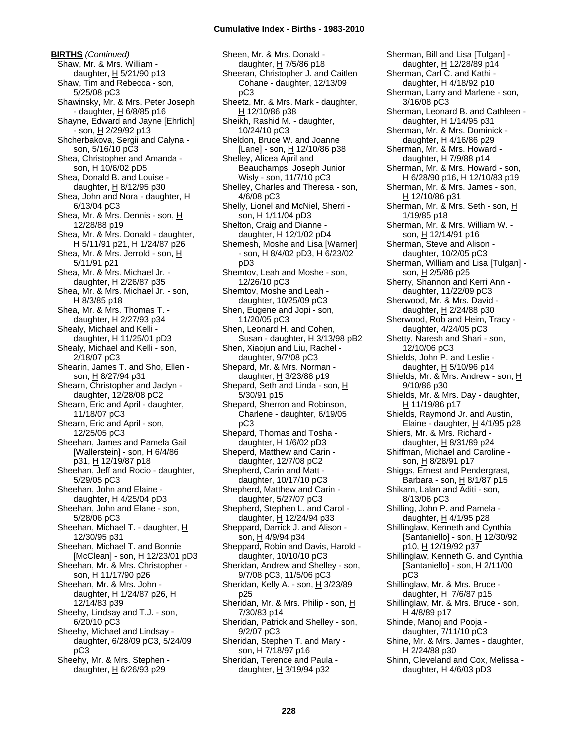**BIRTHS** *(Continued)*

Shaw, Mr. & Mrs. William - daughter, H 5/21/90 p13
Shaw, Tim and Rebecca - son, 5/25/08 pC3
Shawinsky, Mr. & Mrs. Peter Joseph - daughter, H 6/8/85 p16
Shayne, Edward and Jayne [Ehrlich] - son, H 2/29/92 p13
Shcherbakova, Sergii and Calyna - son, 5/16/10 pC3
Shea, Christopher and Amanda - son, H 10/6/02 pD5
Shea, Donald B. and Louise - daughter, H 8/12/95 p30
Shea, John and Nora - daughter, H 6/13/04 pC3
Shea, Mr. & Mrs. Dennis - son, H 12/28/88 p19
Shea, Mr. & Mrs. Donald - daughter, H 5/11/91 p21, H 1/24/87 p26
Shea, Mr. & Mrs. Jerrold - son, H 5/11/91 p21
Shea, Mr. & Mrs. Michael Jr. - daughter, H 2/26/87 p35
Shea, Mr. & Mrs. Michael Jr. - son, H 8/3/85 p18
Shea, Mr. & Mrs. Thomas T. - daughter, H 2/27/93 p34
Shealy, Michael and Kelli - daughter, H 11/25/01 pD3
Shealy, Michael and Kelli - son, 2/18/07 pC3
Shearin, James T. and Sho, Ellen - son, H 8/27/94 p31
Shearn, Christopher and Jaclyn - daughter, 12/28/08 pC2
Shearn, Eric and April - daughter, 11/18/07 pC3
Shearn, Eric and April - son, 12/25/05 pC3
Sheehan, James and Pamela Gail [Wallerstein] - son, H 6/4/86 p31, H 12/19/87 p18
Sheehan, Jeff and Rocio - daughter, 5/29/05 pC3
Sheehan, John and Elaine - daughter, H 4/25/04 pD3
Sheehan, John and Elane - son, 5/28/06 pC3
Sheehan, Michael T. - daughter, H 12/30/95 p31
Sheehan, Michael T. and Bonnie [McClean] - son, H 12/23/01 pD3
Sheehan, Mr. & Mrs. Christopher - son, H 11/17/90 p26
Sheehan, Mr. & Mrs. John - daughter, H 1/24/87 p26, H 12/14/83 p39
Sheehy, Lindsay and T.J. - son, 6/20/10 pC3
Sheehy, Michael and Lindsay - daughter, 6/28/09 pC3, 5/24/09 pC3
Sheehy, Mr. & Mrs. Stephen - daughter, H 6/26/93 p29
Sheen, Mr. & Mrs. Donald - daughter, H 7/5/86 p18
Sheeran, Christopher J. and Caitlen Cohane - daughter, 12/13/09 pC3
Sheetz, Mr. & Mrs. Mark - daughter, H 12/10/86 p38
Sheikh, Rashid M. - daughter, 10/24/10 pC3
Sheldon, Bruce W. and Joanne [Lane] - son, H 12/10/86 p38
Shelley, Alicea April and Beauchamps, Joseph Junior Wisly - son, 11/7/10 pC3
Shelley, Charles and Theresa - son, 4/6/08 pC3
Shelly, Lionel and McNiel, Sherri - son, H 1/11/04 pD3
Shelton, Craig and Dianne - daughter, H 12/1/02 pD4
Shemesh, Moshe and Lisa [Warner] - son, H 8/4/02 pD3, H 6/23/02 pD3
Shemtov, Leah and Moshe - son, 12/26/10 pC3
Shemtov, Moshe and Leah - daughter, 10/25/09 pC3
Shen, Eugene and Jopi - son, 11/20/05 pC3
Shen, Leonard H. and Cohen, Susan - daughter, H 3/13/98 pB2
Shen, Xiaojun and Liu, Rachel - daughter, 9/7/08 pC3
Shepard, Mr. & Mrs. Norman - daughter, H 3/23/88 p19
Shepard, Seth and Linda - son, H 5/30/91 p15
Shepard, Sherron and Robinson, Charlene - daughter, 6/19/05 pC3
Shepard, Thomas and Tosha - daughter, H 1/6/02 pD3
Sheperd, Matthew and Carin - daughter, 12/7/08 pC2
Shepherd, Carin and Matt - daughter, 10/17/10 pC3
Shepherd, Matthew and Carin - daughter, 5/27/07 pC3
Shepherd, Stephen L. and Carol - daughter, H 12/24/94 p33
Sheppard, Darrick J. and Alison - son, H 4/9/94 p34
Sheppard, Robin and Davis, Harold - daughter, 10/10/10 pC3
Sheridan, Andrew and Shelley - son, 9/7/08 pC3, 11/5/06 pC3
Sheridan, Kelly A. - son, H 3/23/89 p25
Sheridan, Mr. & Mrs. Philip - son, H 7/30/83 p14
Sheridan, Patrick and Shelley - son, 9/2/07 pC3
Sheridan, Stephen T. and Mary - son, H 7/18/97 p16
Sheridan, Terence and Paula - daughter, H 3/19/94 p32
Sherman, Bill and Lisa [Tulgan] - daughter, H 12/28/89 p14
Sherman, Carl C. and Kathi - daughter, H 4/18/92 p10
Sherman, Larry and Marlene - son, 3/16/08 pC3
Sherman, Leonard B. and Cathleen - daughter, H 1/14/95 p31
Sherman, Mr. & Mrs. Dominick - daughter, H 4/16/86 p29
Sherman, Mr. & Mrs. Howard - daughter, H 7/9/88 p14
Sherman, Mr. & Mrs. Howard - son, H 6/28/90 p16, H 12/10/83 p19
Sherman, Mr. & Mrs. James - son, H 12/10/86 p31
Sherman, Mr. & Mrs. Seth - son, H 1/19/85 p18
Sherman, Mr. & Mrs. William W. - son, H 12/14/91 p16
Sherman, Steve and Alison - daughter, 10/2/05 pC3
Sherman, William and Lisa [Tulgan] - son, H 2/5/86 p25
Sherry, Shannon and Kerri Ann - daughter, 11/22/09 pC3
Sherwood, Mr. & Mrs. David - daughter, H 2/24/88 p30
Sherwood, Rob and Heim, Tracy - daughter, 4/24/05 pC3
Shetty, Naresh and Shari - son, 12/10/06 pC3
Shields, John P. and Leslie - daughter, H 5/10/96 p14
Shields, Mr. & Mrs. Andrew - son, H 9/10/86 p30
Shields, Mr. & Mrs. Day - daughter, H 11/19/86 p17
Shields, Raymond Jr. and Austin, Elaine - daughter, H 4/1/95 p28
Shiers, Mr. & Mrs. Richard - daughter, H 8/31/89 p24
Shiffman, Michael and Caroline - son, H 8/28/91 p17
Shiggs, Ernest and Pendergrast, Barbara - son, H 8/1/87 p15
Shikam, Lalan and Aditi - son, 8/13/06 pC3
Shilling, John P. and Pamela - daughter, H 4/1/95 p28
Shillinglaw, Kenneth and Cynthia [Santaniello] - son, H 12/30/92 p10, H 12/19/92 p37
Shillinglaw, Kenneth G. and Cynthia [Santaniello] - son, H 2/11/00 pC3
Shillinglaw, Mr. & Mrs. Bruce - daughter, H 7/6/87 p15
Shillinglaw, Mr. & Mrs. Bruce - son, H 4/8/89 p17
Shinde, Manoj and Pooja - daughter, 7/11/10 pC3
Shine, Mr. & Mrs. James - daughter, H 2/24/88 p30
Shinn, Cleveland and Cox, Melissa - daughter, H 4/6/03 pD3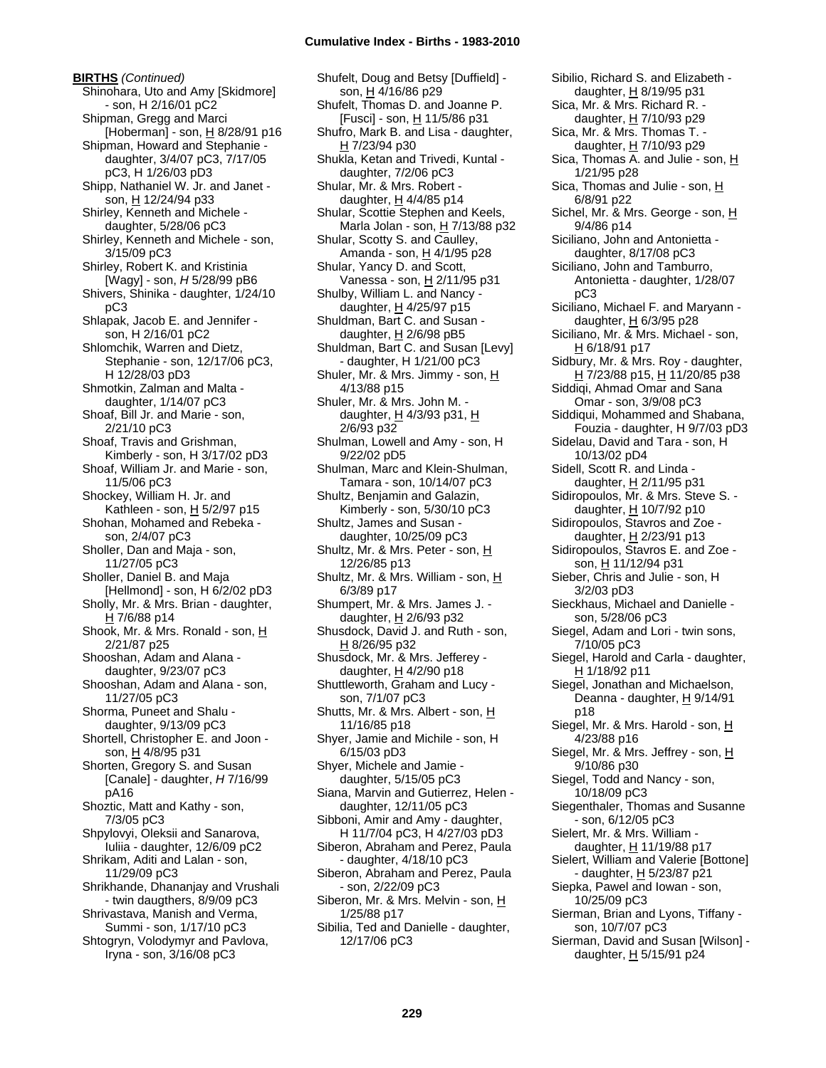**BIRTHS** *(Continued)*

Shinohara, Uto and Amy [Skidmore] - son, H 2/16/01 pC2
Shipman, Gregg and Marci [Hoberman] - son, H 8/28/91 p16
Shipman, Howard and Stephanie - daughter, 3/4/07 pC3, 7/17/05 pC3, H 1/26/03 pD3
Shipp, Nathaniel W. Jr. and Janet - son, H 12/24/94 p33
Shirley, Kenneth and Michele - daughter, 5/28/06 pC3
Shirley, Kenneth and Michele - son, 3/15/09 pC3
Shirley, Robert K. and Kristinia [Wagy] - son, *H* 5/28/99 pB6
Shivers, Shinika - daughter, 1/24/10 pC3
Shlapak, Jacob E. and Jennifer - son, H 2/16/01 pC2
Shlomchik, Warren and Dietz, Stephanie - son, 12/17/06 pC3, H 12/28/03 pD3
Shmotkin, Zalman and Malta - daughter, 1/14/07 pC3
Shoaf, Bill Jr. and Marie - son, 2/21/10 pC3
Shoaf, Travis and Grishman, Kimberly - son, H 3/17/02 pD3
Shoaf, William Jr. and Marie - son, 11/5/06 pC3
Shockey, William H. Jr. and Kathleen - son, H 5/2/97 p15
Shohan, Mohamed and Rebeka - son, 2/4/07 pC3
Sholler, Dan and Maja - son, 11/27/05 pC3
Sholler, Daniel B. and Maja [Hellmond] - son, H 6/2/02 pD3
Sholly, Mr. & Mrs. Brian - daughter, H 7/6/88 p14
Shook, Mr. & Mrs. Ronald - son, H 2/21/87 p25
Shooshan, Adam and Alana - daughter, 9/23/07 pC3
Shooshan, Adam and Alana - son, 11/27/05 pC3
Shorma, Puneet and Shalu - daughter, 9/13/09 pC3
Shortell, Christopher E. and Joon - son, H 4/8/95 p31
Shorten, Gregory S. and Susan [Canale] - daughter, *H* 7/16/99 pA16
Shoztic, Matt and Kathy - son, 7/3/05 pC3
Shpylovyi, Oleksii and Sanarova, Iuliia - daughter, 12/6/09 pC2
Shrikam, Aditi and Lalan - son, 11/29/09 pC3
Shrikhande, Dhananjay and Vrushali - twin daugthers, 8/9/09 pC3
Shrivastava, Manish and Verma, Summi - son, 1/17/10 pC3
Shtogryn, Volodymyr and Pavlova, Iryna - son, 3/16/08 pC3
Shufelt, Doug and Betsy [Duffield] - son, H 4/16/86 p29
Shufelt, Thomas D. and Joanne P. [Fusci] - son, H 11/5/86 p31
Shufro, Mark B. and Lisa - daughter, H 7/23/94 p30
Shukla, Ketan and Trivedi, Kuntal - daughter, 7/2/06 pC3
Shular, Mr. & Mrs. Robert - daughter, H 4/4/85 p14
Shular, Scottie Stephen and Keels, Marla Jolan - son, H 7/13/88 p32
Shular, Scotty S. and Caulley, Amanda - son, H 4/1/95 p28
Shular, Yancy D. and Scott, Vanessa - son, H 2/11/95 p31
Shulby, William L. and Nancy - daughter, H 4/25/97 p15
Shuldman, Bart C. and Susan - daughter, H 2/6/98 pB5
Shuldman, Bart C. and Susan [Levy] - daughter, H 1/21/00 pC3
Shuler, Mr. & Mrs. Jimmy - son, H 4/13/88 p15
Shuler, Mr. & Mrs. John M. - daughter, H 4/3/93 p31, H 2/6/93 p32
Shulman, Lowell and Amy - son, H 9/22/02 pD5
Shulman, Marc and Klein-Shulman, Tamara - son, 10/14/07 pC3
Shultz, Benjamin and Galazin, Kimberly - son, 5/30/10 pC3
Shultz, James and Susan - daughter, 10/25/09 pC3
Shultz, Mr. & Mrs. Peter - son, H 12/26/85 p13
Shultz, Mr. & Mrs. William - son, H 6/3/89 p17
Shumpert, Mr. & Mrs. James J. - daughter, H 2/6/93 p32
Shusdock, David J. and Ruth - son, H 8/26/95 p32
Shusdock, Mr. & Mrs. Jefferey - daughter, H 4/2/90 p18
Shuttleworth, Graham and Lucy - son, 7/1/07 pC3
Shutts, Mr. & Mrs. Albert - son, H 11/16/85 p18
Shyer, Jamie and Michile - son, H 6/15/03 pD3
Shyer, Michele and Jamie - daughter, 5/15/05 pC3
Siana, Marvin and Gutierrez, Helen - daughter, 12/11/05 pC3
Sibboni, Amir and Amy - daughter, H 11/7/04 pC3, H 4/27/03 pD3
Siberon, Abraham and Perez, Paula - daughter, 4/18/10 pC3
Siberon, Abraham and Perez, Paula - son, 2/22/09 pC3
Siberon, Mr. & Mrs. Melvin - son, H 1/25/88 p17
Sibilia, Ted and Danielle - daughter, 12/17/06 pC3
Sibilio, Richard S. and Elizabeth - daughter, H 8/19/95 p31
Sica, Mr. & Mrs. Richard R. - daughter, H 7/10/93 p29
Sica, Mr. & Mrs. Thomas T. - daughter, H 7/10/93 p29
Sica, Thomas A. and Julie - son, H 1/21/95 p28
Sica, Thomas and Julie - son, H 6/8/91 p22
Sichel, Mr. & Mrs. George - son, H 9/4/86 p14
Siciliano, John and Antonietta - daughter, 8/17/08 pC3
Siciliano, John and Tamburro, Antonietta - daughter, 1/28/07 pC3
Siciliano, Michael F. and Maryann - daughter, H 6/3/95 p28
Siciliano, Mr. & Mrs. Michael - son, H 6/18/91 p17
Sidbury, Mr. & Mrs. Roy - daughter, H 7/23/88 p15, H 11/20/85 p38
Siddiqi, Ahmad Omar and Sana Omar - son, 3/9/08 pC3
Siddiqui, Mohammed and Shabana, Fouzia - daughter, H 9/7/03 pD3
Sidelau, David and Tara - son, H 10/13/02 pD4
Sidell, Scott R. and Linda - daughter, H 2/11/95 p31
Sidiropoulos, Mr. & Mrs. Steve S. - daughter, H 10/7/92 p10
Sidiropoulos, Stavros and Zoe - daughter, H 2/23/91 p13
Sidiropoulos, Stavros E. and Zoe - son, H 11/12/94 p31
Sieber, Chris and Julie - son, H 3/2/03 pD3
Sieckhaus, Michael and Danielle - son, 5/28/06 pC3
Siegel, Adam and Lori - twin sons, 7/10/05 pC3
Siegel, Harold and Carla - daughter, H 1/18/92 p11
Siegel, Jonathan and Michaelson, Deanna - daughter, H 9/14/91 p18
Siegel, Mr. & Mrs. Harold - son, H 4/23/88 p16
Siegel, Mr. & Mrs. Jeffrey - son, H 9/10/86 p30
Siegel, Todd and Nancy - son, 10/18/09 pC3
Siegenthaler, Thomas and Susanne - son, 6/12/05 pC3
Sielert, Mr. & Mrs. William - daughter, H 11/19/88 p17
Sielert, William and Valerie [Bottone] - daughter, H 5/23/87 p21
Siepka, Pawel and Iowan - son, 10/25/09 pC3
Sierman, Brian and Lyons, Tiffany - son, 10/7/07 pC3
Sierman, David and Susan [Wilson] - daughter, H 5/15/91 p24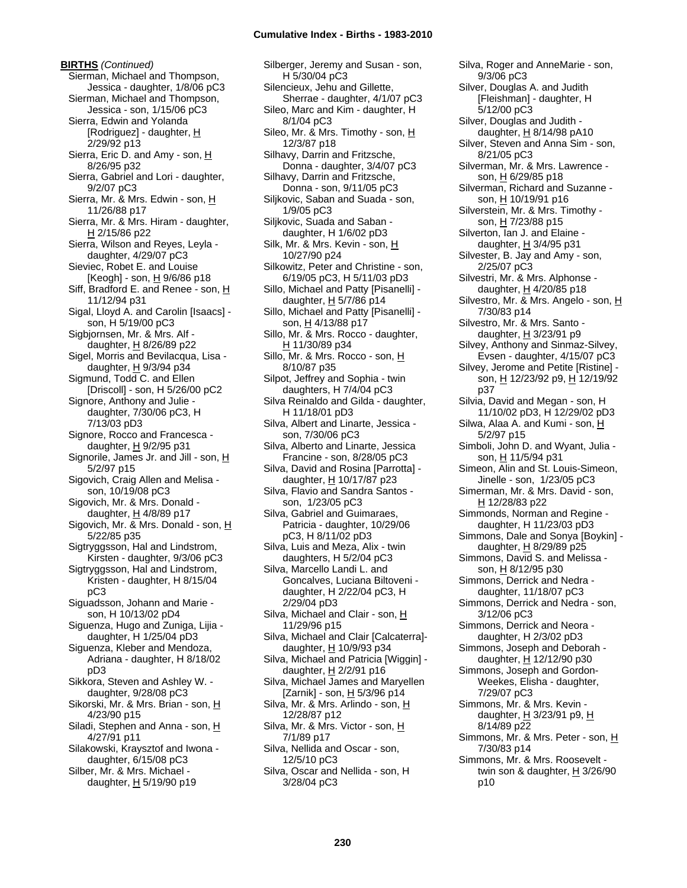**BIRTHS** *(Continued)*

Sierman, Michael and Thompson, Jessica - daughter, 1/8/06 pC3
Sierman, Michael and Thompson, Jessica - son, 1/15/06 pC3
Sierra, Edwin and Yolanda [Rodriguez] - daughter, H 2/29/92 p13
Sierra, Eric D. and Amy - son, H 8/26/95 p32
Sierra, Gabriel and Lori - daughter, 9/2/07 pC3
Sierra, Mr. & Mrs. Edwin - son, H 11/26/88 p17
Sierra, Mr. & Mrs. Hiram - daughter, H 2/15/86 p22
Sierra, Wilson and Reyes, Leyla - daughter, 4/29/07 pC3
Sieviec, Robet E. and Louise [Keogh] - son, H 9/6/86 p18
Siff, Bradford E. and Renee - son, H 11/12/94 p31
Sigal, Lloyd A. and Carolin [Isaacs] - son, H 5/19/00 pC3
Sigbjornsen, Mr. & Mrs. Alf - daughter, H 8/26/89 p22
Sigel, Morris and Bevilacqua, Lisa - daughter, H 9/3/94 p34
Sigmund, Todd C. and Ellen [Driscoll] - son, H 5/26/00 pC2
Signore, Anthony and Julie - daughter, 7/30/06 pC3, H 7/13/03 pD3
Signore, Rocco and Francesca - daughter, H 9/2/95 p31
Signorile, James Jr. and Jill - son, H 5/2/97 p15
Sigovich, Craig Allen and Melisa - son, 10/19/08 pC3
Sigovich, Mr. & Mrs. Donald - daughter, H 4/8/89 p17
Sigovich, Mr. & Mrs. Donald - son, H 5/22/85 p35
Sigtryggsson, Hal and Lindstrom, Kirsten - daughter, 9/3/06 pC3
Sigtryggsson, Hal and Lindstrom, Kristen - daughter, H 8/15/04 pC3
Siguadsson, Johann and Marie - son, H 10/13/02 pD4
Siguenza, Hugo and Zuniga, Lijia - daughter, H 1/25/04 pD3
Siguenza, Kleber and Mendoza, Adriana - daughter, H 8/18/02 pD3
Sikkora, Steven and Ashley W. - daughter, 9/28/08 pC3
Sikorski, Mr. & Mrs. Brian - son, H 4/23/90 p15
Siladi, Stephen and Anna - son, H 4/27/91 p11
Silakowski, Kraysztof and Iwona - daughter, 6/15/08 pC3
Silber, Mr. & Mrs. Michael - daughter, H 5/19/90 p19
Silberger, Jeremy and Susan - son, H 5/30/04 pC3
Silencieux, Jehu and Gillette, Sherrae - daughter, 4/1/07 pC3
Sileo, Marc and Kim - daughter, H 8/1/04 pC3
Sileo, Mr. & Mrs. Timothy - son, H 12/3/87 p18
Silhavy, Darrin and Fritzsche, Donna - daughter, 3/4/07 pC3
Silhavy, Darrin and Fritzsche, Donna - son, 9/11/05 pC3
Siljkovic, Saban and Suada - son, 1/9/05 pC3
Siljkovic, Suada and Saban - daughter, H 1/6/02 pD3
Silk, Mr. & Mrs. Kevin - son, H 10/27/90 p24
Silkowitz, Peter and Christine - son, 6/19/05 pC3, H 5/11/03 pD3
Sillo, Michael and Patty [Pisanelli] - daughter, H 5/7/86 p14
Sillo, Michael and Patty [Pisanelli] - son, H 4/13/88 p17
Sillo, Mr. & Mrs. Rocco - daughter, H 11/30/89 p34
Sillo, Mr. & Mrs. Rocco - son, H 8/10/87 p35
Silpot, Jeffrey and Sophia - twin daughters, H 7/4/04 pC3
Silva Reinaldo and Gilda - daughter, H 11/18/01 pD3
Silva, Albert and Linarte, Jessica - son, 7/30/06 pC3
Silva, Alberto and Linarte, Jessica Francine - son, 8/28/05 pC3
Silva, David and Rosina [Parrotta] - daughter, H 10/17/87 p23
Silva, Flavio and Sandra Santos - son, 1/23/05 pC3
Silva, Gabriel and Guimaraes, Patricia - daughter, 10/29/06 pC3, H 8/11/02 pD3
Silva, Luis and Meza, Alix - twin daughters, H 5/2/04 pC3
Silva, Marcello Landi L. and Goncalves, Luciana Biltoveni - daughter, H 2/22/04 pC3, H 2/29/04 pD3
Silva, Michael and Clair - son, H 11/29/96 p15
Silva, Michael and Clair [Calcaterra]- daughter, H 10/9/93 p34
Silva, Michael and Patricia [Wiggin] - daughter, H 2/2/91 p16
Silva, Michael James and Maryellen [Zarnik] - son, H 5/3/96 p14
Silva, Mr. & Mrs. Arlindo - son, H 12/28/87 p12
Silva, Mr. & Mrs. Victor - son, H 7/1/89 p17
Silva, Nellida and Oscar - son, 12/5/10 pC3
Silva, Oscar and Nellida - son, H 3/28/04 pC3
Silva, Roger and AnneMarie - son, 9/3/06 pC3
Silver, Douglas A. and Judith [Fleishman] - daughter, H 5/12/00 pC3
Silver, Douglas and Judith - daughter, H 8/14/98 pA10
Silver, Steven and Anna Sim - son, 8/21/05 pC3
Silverman, Mr. & Mrs. Lawrence - son, H 6/29/85 p18
Silverman, Richard and Suzanne - son, H 10/19/91 p16
Silverstein, Mr. & Mrs. Timothy - son, H 7/23/88 p15
Silverton, Ian J. and Elaine - daughter, H 3/4/95 p31
Silvester, B. Jay and Amy - son, 2/25/07 pC3
Silvestri, Mr. & Mrs. Alphonse - daughter, H 4/20/85 p18
Silvestro, Mr. & Mrs. Angelo - son, H 7/30/83 p14
Silvestro, Mr. & Mrs. Santo - daughter, H 3/23/91 p9
Silvey, Anthony and Sinmaz-Silvey, Evsen - daughter, 4/15/07 pC3
Silvey, Jerome and Petite [Ristine] - son, H 12/23/92 p9, H 12/19/92 p37
Silvia, David and Megan - son, H 11/10/02 pD3, H 12/29/02 pD3
Silwa, Alaa A. and Kumi - son, H 5/2/97 p15
Simboli, John D. and Wyant, Julia - son, H 11/5/94 p31
Simeon, Alin and St. Louis-Simeon, Jinelle - son, 1/23/05 pC3
Simerman, Mr. & Mrs. David - son, H 12/28/83 p22
Simmonds, Norman and Regine - daughter, H 11/23/03 pD3
Simmons, Dale and Sonya [Boykin] - daughter, H 8/29/89 p25
Simmons, David S. and Melissa - son, H 8/12/95 p30
Simmons, Derrick and Nedra - daughter, 11/18/07 pC3
Simmons, Derrick and Nedra - son, 3/12/06 pC3
Simmons, Derrick and Neora - daughter, H 2/3/02 pD3
Simmons, Joseph and Deborah - daughter, H 12/12/90 p30
Simmons, Joseph and Gordon-Weekes, Elisha - daughter, 7/29/07 pC3
Simmons, Mr. & Mrs. Kevin - daughter, H 3/23/91 p9, H 8/14/89 p22
Simmons, Mr. & Mrs. Peter - son, H 7/30/83 p14
Simmons, Mr. & Mrs. Roosevelt - twin son & daughter, H 3/26/90 p10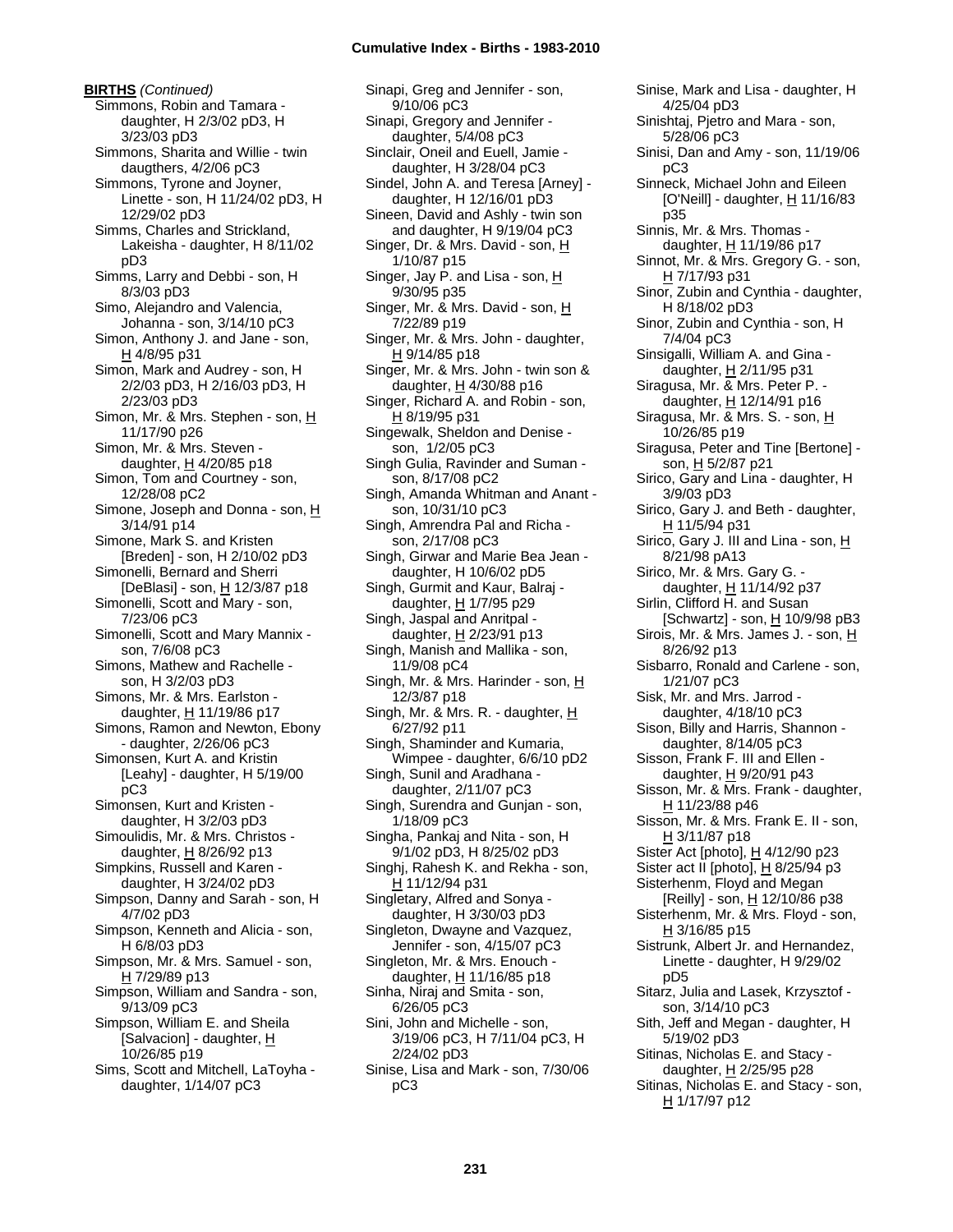**BIRTHS** *(Continued)*

Simmons, Robin and Tamara - daughter, H 2/3/02 pD3, H 3/23/03 pD3
Simmons, Sharita and Willie - twin daugthers, 4/2/06 pC3
Simmons, Tyrone and Joyner, Linette - son, H 11/24/02 pD3, H 12/29/02 pD3
Simms, Charles and Strickland, Lakeisha - daughter, H 8/11/02 pD3
Simms, Larry and Debbi - son, H 8/3/03 pD3
Simo, Alejandro and Valencia, Johanna - son, 3/14/10 pC3
Simon, Anthony J. and Jane - son, H 4/8/95 p31
Simon, Mark and Audrey - son, H 2/2/03 pD3, H 2/16/03 pD3, H 2/23/03 pD3
Simon, Mr. & Mrs. Stephen - son, H 11/17/90 p26
Simon, Mr. & Mrs. Steven - daughter, H 4/20/85 p18
Simon, Tom and Courtney - son, 12/28/08 pC2
Simone, Joseph and Donna - son, H 3/14/91 p14
Simone, Mark S. and Kristen [Breden] - son, H 2/10/02 pD3
Simonelli, Bernard and Sherri [DeBlasi] - son, H 12/3/87 p18
Simonelli, Scott and Mary - son, 7/23/06 pC3
Simonelli, Scott and Mary Mannix - son, 7/6/08 pC3
Simons, Mathew and Rachelle - son, H 3/2/03 pD3
Simons, Mr. & Mrs. Earlston - daughter, H 11/19/86 p17
Simons, Ramon and Newton, Ebony - daughter, 2/26/06 pC3
Simonsen, Kurt A. and Kristin [Leahy] - daughter, H 5/19/00 pC3
Simonsen, Kurt and Kristen - daughter, H 3/2/03 pD3
Simoulidis, Mr. & Mrs. Christos - daughter, H 8/26/92 p13
Simpkins, Russell and Karen - daughter, H 3/24/02 pD3
Simpson, Danny and Sarah - son, H 4/7/02 pD3
Simpson, Kenneth and Alicia - son, H 6/8/03 pD3
Simpson, Mr. & Mrs. Samuel - son, H 7/29/89 p13
Simpson, William and Sandra - son, 9/13/09 pC3
Simpson, William E. and Sheila [Salvacion] - daughter, H 10/26/85 p19
Sims, Scott and Mitchell, LaToyha - daughter, 1/14/07 pC3
Sinapi, Greg and Jennifer - son, 9/10/06 pC3
Sinapi, Gregory and Jennifer - daughter, 5/4/08 pC3
Sinclair, Oneil and Euell, Jamie - daughter, H 3/28/04 pC3
Sindel, John A. and Teresa [Arney] - daughter, H 12/16/01 pD3
Sineen, David and Ashly - twin son and daughter, H 9/19/04 pC3
Singer, Dr. & Mrs. David - son, H 1/10/87 p15
Singer, Jay P. and Lisa - son, H 9/30/95 p35
Singer, Mr. & Mrs. David - son, H 7/22/89 p19
Singer, Mr. & Mrs. John - daughter, H 9/14/85 p18
Singer, Mr. & Mrs. John - twin son & daughter, H 4/30/88 p16
Singer, Richard A. and Robin - son, H 8/19/95 p31
Singewalk, Sheldon and Denise - son, 1/2/05 pC3
Singh Gulia, Ravinder and Suman - son, 8/17/08 pC2
Singh, Amanda Whitman and Anant - son, 10/31/10 pC3
Singh, Amrendra Pal and Richa - son, 2/17/08 pC3
Singh, Girwar and Marie Bea Jean - daughter, H 10/6/02 pD5
Singh, Gurmit and Kaur, Balraj - daughter, H 1/7/95 p29
Singh, Jaspal and Anritpal - daughter, H 2/23/91 p13
Singh, Manish and Mallika - son, 11/9/08 pC4
Singh, Mr. & Mrs. Harinder - son, H 12/3/87 p18
Singh, Mr. & Mrs. R. - daughter, H 6/27/92 p11
Singh, Shaminder and Kumaria, Wimpee - daughter, 6/6/10 pD2
Singh, Sunil and Aradhana - daughter, 2/11/07 pC3
Singh, Surendra and Gunjan - son, 1/18/09 pC3
Singha, Pankaj and Nita - son, H 9/1/02 pD3, H 8/25/02 pD3
Singhj, Rahesh K. and Rekha - son, H 11/12/94 p31
Singletary, Alfred and Sonya - daughter, H 3/30/03 pD3
Singleton, Dwayne and Vazquez, Jennifer - son, 4/15/07 pC3
Singleton, Mr. & Mrs. Enouch - daughter, H 11/16/85 p18
Sinha, Niraj and Smita - son, 6/26/05 pC3
Sini, John and Michelle - son, 3/19/06 pC3, H 7/11/04 pC3, H 2/24/02 pD3
Sinise, Lisa and Mark - son, 7/30/06 pC3
Sinise, Mark and Lisa - daughter, H 4/25/04 pD3
Sinishtaj, Pjetro and Mara - son, 5/28/06 pC3
Sinisi, Dan and Amy - son, 11/19/06 pC3
Sinneck, Michael John and Eileen [O'Neill] - daughter, H 11/16/83 p35
Sinnis, Mr. & Mrs. Thomas - daughter, H 11/19/86 p17
Sinnot, Mr. & Mrs. Gregory G. - son, H 7/17/93 p31
Sinor, Zubin and Cynthia - daughter, H 8/18/02 pD3
Sinor, Zubin and Cynthia - son, H 7/4/04 pC3
Sinsigalli, William A. and Gina - daughter, H 2/11/95 p31
Siragusa, Mr. & Mrs. Peter P. - daughter, H 12/14/91 p16
Siragusa, Mr. & Mrs. S. - son, H 10/26/85 p19
Siragusa, Peter and Tine [Bertone] - son, H 5/2/87 p21
Sirico, Gary and Lina - daughter, H 3/9/03 pD3
Sirico, Gary J. and Beth - daughter, H 11/5/94 p31
Sirico, Gary J. III and Lina - son, H 8/21/98 pA13
Sirico, Mr. & Mrs. Gary G. - daughter, H 11/14/92 p37
Sirlin, Clifford H. and Susan [Schwartz] - son, H 10/9/98 pB3
Sirois, Mr. & Mrs. James J. - son, H 8/26/92 p13
Sisbarro, Ronald and Carlene - son, 1/21/07 pC3
Sisk, Mr. and Mrs. Jarrod - daughter, 4/18/10 pC3
Sison, Billy and Harris, Shannon - daughter, 8/14/05 pC3
Sisson, Frank F. III and Ellen - daughter, H 9/20/91 p43
Sisson, Mr. & Mrs. Frank - daughter, H 11/23/88 p46
Sisson, Mr. & Mrs. Frank E. II - son, H 3/11/87 p18
Sister Act [photo], H 4/12/90 p23
Sister act II [photo], H 8/25/94 p3
Sisterhenm, Floyd and Megan [Reilly] - son, H 12/10/86 p38
Sisterhenm, Mr. & Mrs. Floyd - son, H 3/16/85 p15
Sistrunk, Albert Jr. and Hernandez, Linette - daughter, H 9/29/02 pD5
Sitarz, Julia and Lasek, Krzysztof - son, 3/14/10 pC3
Sith, Jeff and Megan - daughter, H 5/19/02 pD3
Sitinas, Nicholas E. and Stacy - daughter, H 2/25/95 p28
Sitinas, Nicholas E. and Stacy - son, H 1/17/97 p12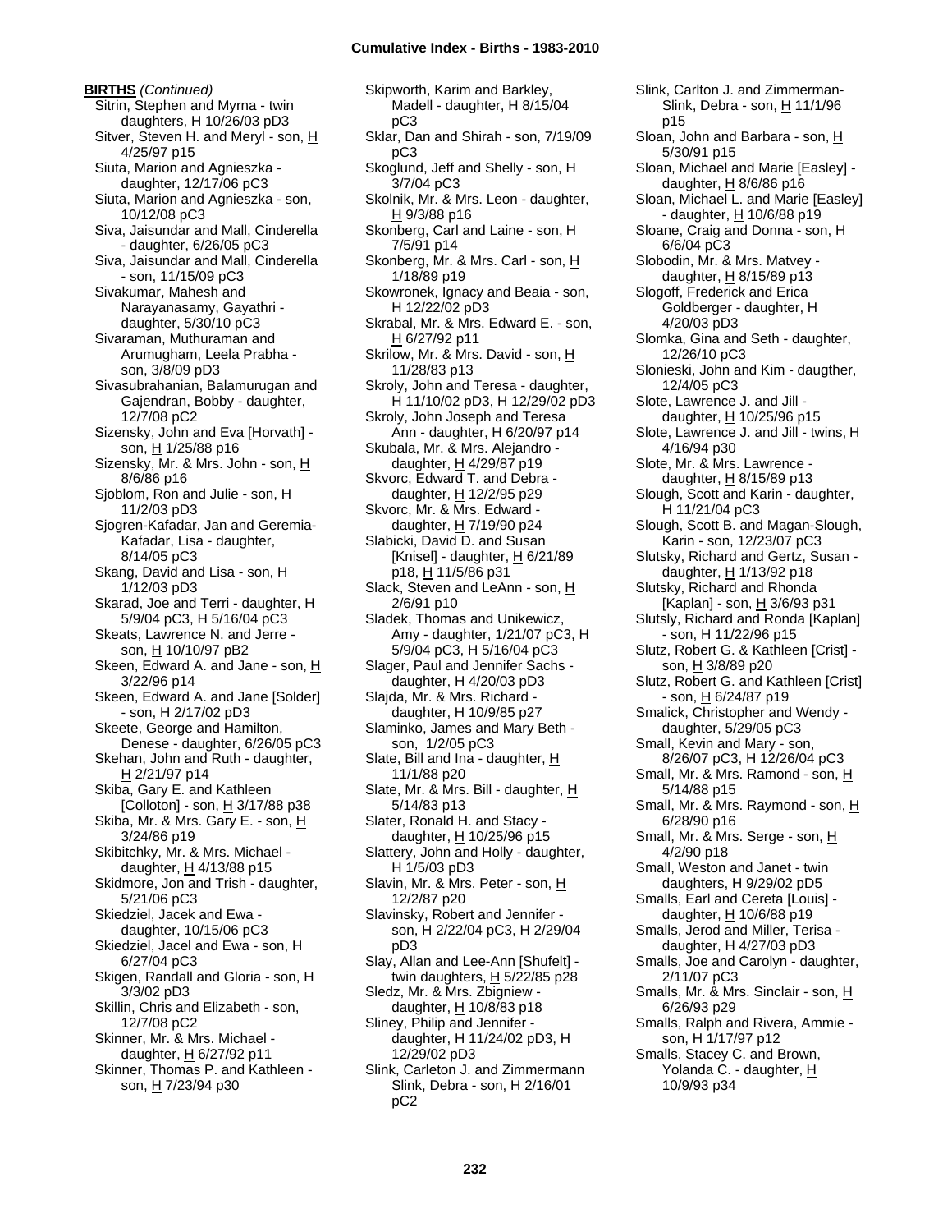# Cumulative Index - Births - 1983-2010

**BIRTHS** *(Continued)*

Sitrin, Stephen and Myrna - twin daughters, H 10/26/03 pD3
Sitver, Steven H. and Meryl - son, H 4/25/97 p15
Siuta, Marion and Agnieszka - daughter, 12/17/06 pC3
Siuta, Marion and Agnieszka - son, 10/12/08 pC3
Siva, Jaisundar and Mall, Cinderella - daughter, 6/26/05 pC3
Siva, Jaisundar and Mall, Cinderella - son, 11/15/09 pC3
Sivakumar, Mahesh and Narayanasamy, Gayathri - daughter, 5/30/10 pC3
Sivaraman, Muthuraman and Arumugham, Leela Prabha - son, 3/8/09 pD3
Sivasubrahanian, Balamurugan and Gajendran, Bobby - daughter, 12/7/08 pC2
Sizensky, John and Eva [Horvath] - son, H 1/25/88 p16
Sizensky, Mr. & Mrs. John - son, H 8/6/86 p16
Sjoblom, Ron and Julie - son, H 11/2/03 pD3
Sjogren-Kafadar, Jan and Geremia-Kafadar, Lisa - daughter, 8/14/05 pC3
Skang, David and Lisa - son, H 1/12/03 pD3
Skarad, Joe and Terri - daughter, H 5/9/04 pC3, H 5/16/04 pC3
Skeats, Lawrence N. and Jerre - son, H 10/10/97 pB2
Skeen, Edward A. and Jane - son, H 3/22/96 p14
Skeen, Edward A. and Jane [Solder] - son, H 2/17/02 pD3
Skeete, George and Hamilton, Denese - daughter, 6/26/05 pC3
Skehan, John and Ruth - daughter, H 2/21/97 p14
Skiba, Gary E. and Kathleen [Colloton] - son, H 3/17/88 p38
Skiba, Mr. & Mrs. Gary E. - son, H 3/24/86 p19
Skibitchky, Mr. & Mrs. Michael - daughter, H 4/13/88 p15
Skidmore, Jon and Trish - daughter, 5/21/06 pC3
Skiedziel, Jacek and Ewa - daughter, 10/15/06 pC3
Skiedziel, Jacel and Ewa - son, H 6/27/04 pC3
Skigen, Randall and Gloria - son, H 3/3/02 pD3
Skillin, Chris and Elizabeth - son, 12/7/08 pC2
Skinner, Mr. & Mrs. Michael - daughter, H 6/27/92 p11
Skinner, Thomas P. and Kathleen - son, H 7/23/94 p30
Skipworth, Karim and Barkley, Madell - daughter, H 8/15/04 pC3
Sklar, Dan and Shirah - son, 7/19/09 pC3
Skoglund, Jeff and Shelly - son, H 3/7/04 pC3
Skolnik, Mr. & Mrs. Leon - daughter, H 9/3/88 p16
Skonberg, Carl and Laine - son, H 7/5/91 p14
Skonberg, Mr. & Mrs. Carl - son, H 1/18/89 p19
Skowronek, Ignacy and Beaia - son, H 12/22/02 pD3
Skrabal, Mr. & Mrs. Edward E. - son, H 6/27/92 p11
Skrilow, Mr. & Mrs. David - son, H 11/28/83 p13
Skroly, John and Teresa - daughter, H 11/10/02 pD3, H 12/29/02 pD3
Skroly, John Joseph and Teresa Ann - daughter, H 6/20/97 p14
Skubala, Mr. & Mrs. Alejandro - daughter, H 4/29/87 p19
Skvorc, Edward T. and Debra - daughter, H 12/2/95 p29
Skvorc, Mr. & Mrs. Edward - daughter, H 7/19/90 p24
Slabicki, David D. and Susan [Knisel] - daughter, H 6/21/89 p18, H 11/5/86 p31
Slack, Steven and LeAnn - son, H 2/6/91 p10
Sladek, Thomas and Unikewicz, Amy - daughter, 1/21/07 pC3, H 5/9/04 pC3, H 5/16/04 pC3
Slager, Paul and Jennifer Sachs - daughter, H 4/20/03 pD3
Slajda, Mr. & Mrs. Richard - daughter, H 10/9/85 p27
Slaminko, James and Mary Beth - son, 1/2/05 pC3
Slate, Bill and Ina - daughter, H 11/1/88 p20
Slate, Mr. & Mrs. Bill - daughter, H 5/14/83 p13
Slater, Ronald H. and Stacy - daughter, H 10/25/96 p15
Slattery, John and Holly - daughter, H 1/5/03 pD3
Slavin, Mr. & Mrs. Peter - son, H 12/2/87 p20
Slavinsky, Robert and Jennifer - son, H 2/22/04 pC3, H 2/29/04 pD3
Slay, Allan and Lee-Ann [Shufelt] - twin daughters, H 5/22/85 p28
Sledz, Mr. & Mrs. Zbigniew - daughter, H 10/8/83 p18
Sliney, Philip and Jennifer - daughter, H 11/24/02 pD3, H 12/29/02 pD3
Slink, Carleton J. and Zimmermann Slink, Debra - son, H 2/16/01 pC2
Slink, Carlton J. and Zimmerman-Slink, Debra - son, H 11/1/96 p15
Sloan, John and Barbara - son, H 5/30/91 p15
Sloan, Michael and Marie [Easley] - daughter, H 8/6/86 p16
Sloan, Michael L. and Marie [Easley] - daughter, H 10/6/88 p19
Sloane, Craig and Donna - son, H 6/6/04 pC3
Slobodin, Mr. & Mrs. Matvey - daughter, H 8/15/89 p13
Slogoff, Frederick and Erica Goldberger - daughter, H 4/20/03 pD3
Slomka, Gina and Seth - daughter, 12/26/10 pC3
Slonieski, John and Kim - daugther, 12/4/05 pC3
Slote, Lawrence J. and Jill - daughter, H 10/25/96 p15
Slote, Lawrence J. and Jill - twins, H 4/16/94 p30
Slote, Mr. & Mrs. Lawrence - daughter, H 8/15/89 p13
Slough, Scott and Karin - daughter, H 11/21/04 pC3
Slough, Scott B. and Magan-Slough, Karin - son, 12/23/07 pC3
Slutsky, Richard and Gertz, Susan - daughter, H 1/13/92 p18
Slutsky, Richard and Rhonda [Kaplan] - son, H 3/6/93 p31
Slutsly, Richard and Ronda [Kaplan] - son, H 11/22/96 p15
Slutz, Robert G. & Kathleen [Crist] - son, H 3/8/89 p20
Slutz, Robert G. and Kathleen [Crist] - son, H 6/24/87 p19
Smalick, Christopher and Wendy - daughter, 5/29/05 pC3
Small, Kevin and Mary - son, 8/26/07 pC3, H 12/26/04 pC3
Small, Mr. & Mrs. Ramond - son, H 5/14/88 p15
Small, Mr. & Mrs. Raymond - son, H 6/28/90 p16
Small, Mr. & Mrs. Serge - son, H 4/2/90 p18
Small, Weston and Janet - twin daughters, H 9/29/02 pD5
Smalls, Earl and Cereta [Louis] - daughter, H 10/6/88 p19
Smalls, Jerod and Miller, Terisa - daughter, H 4/27/03 pD3
Smalls, Joe and Carolyn - daughter, 2/11/07 pC3
Smalls, Mr. & Mrs. Sinclair - son, H 6/26/93 p29
Smalls, Ralph and Rivera, Ammie - son, H 1/17/97 p12
Smalls, Stacey C. and Brown, Yolanda C. - daughter, H 10/9/93 p34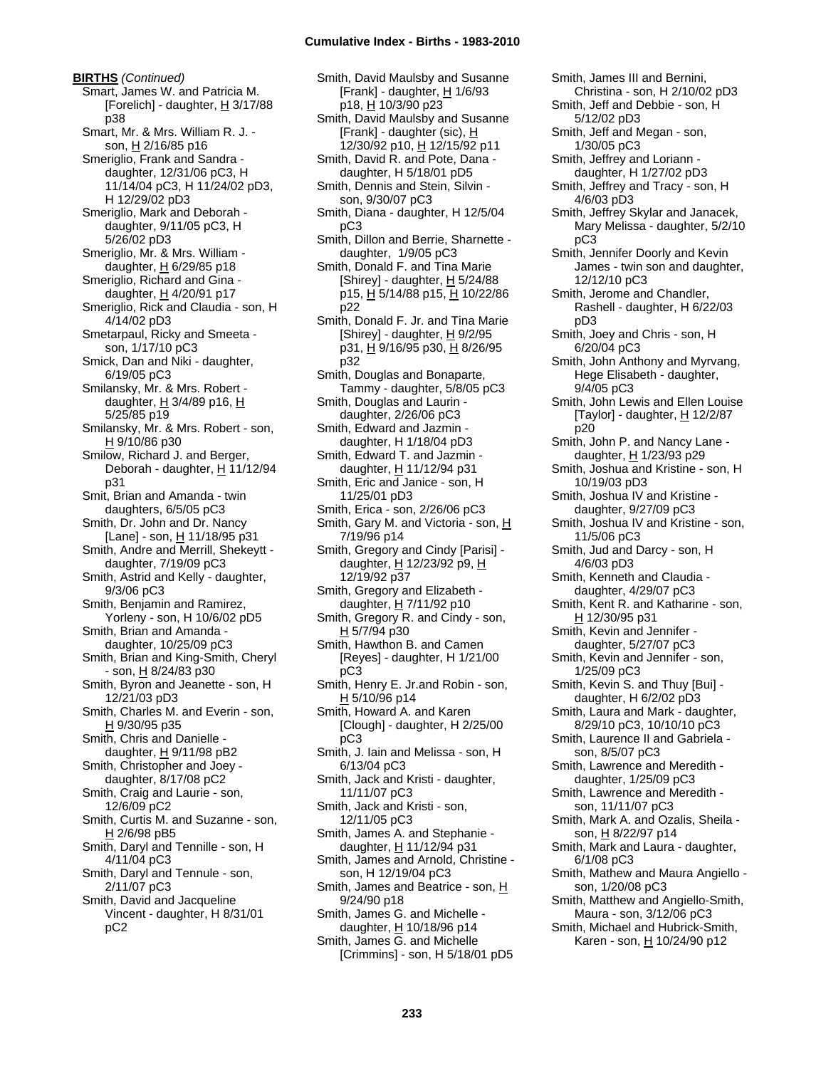**BIRTHS** *(Continued)*

Smart, James W. and Patricia M. [Forelich] - daughter, H 3/17/88 p38

Smart, Mr. & Mrs. William R. J. - son, H 2/16/85 p16

Smeriglio, Frank and Sandra - daughter, 12/31/06 pC3, H 11/14/04 pC3, H 11/24/02 pD3, H 12/29/02 pD3

Smeriglio, Mark and Deborah - daughter, 9/11/05 pC3, H 5/26/02 pD3

Smeriglio, Mr. & Mrs. William - daughter, H 6/29/85 p18

Smeriglio, Richard and Gina - daughter, H 4/20/91 p17

Smeriglio, Rick and Claudia - son, H 4/14/02 pD3

Smetarpaul, Ricky and Smeeta - son, 1/17/10 pC3

Smick, Dan and Niki - daughter, 6/19/05 pC3

Smilansky, Mr. & Mrs. Robert - daughter, H 3/4/89 p16, H 5/25/85 p19

Smilansky, Mr. & Mrs. Robert - son, H 9/10/86 p30

Smilow, Richard J. and Berger, Deborah - daughter, H 11/12/94 p31

Smit, Brian and Amanda - twin daughters, 6/5/05 pC3

Smith, Dr. John and Dr. Nancy [Lane] - son, H 11/18/95 p31

Smith, Andre and Merrill, Shekeytt - daughter, 7/19/09 pC3

Smith, Astrid and Kelly - daughter, 9/3/06 pC3

Smith, Benjamin and Ramirez, Yorleny - son, H 10/6/02 pD5

Smith, Brian and Amanda - daughter, 10/25/09 pC3

Smith, Brian and King-Smith, Cheryl - son, H 8/24/83 p30

Smith, Byron and Jeanette - son, H 12/21/03 pD3

Smith, Charles M. and Everin - son, H 9/30/95 p35

Smith, Chris and Danielle - daughter, H 9/11/98 pB2

Smith, Christopher and Joey - daughter, 8/17/08 pC2

Smith, Craig and Laurie - son, 12/6/09 pC2

Smith, Curtis M. and Suzanne - son, H 2/6/98 pB5

Smith, Daryl and Tennille - son, H 4/11/04 pC3

Smith, Daryl and Tennule - son, 2/11/07 pC3

Smith, David and Jacqueline Vincent - daughter, H 8/31/01 pC2

Smith, David Maulsby and Susanne [Frank] - daughter, H 1/6/93 p18, H 10/3/90 p23

Smith, David Maulsby and Susanne [Frank] - daughter (sic), H 12/30/92 p10, H 12/15/92 p11

Smith, David R. and Pote, Dana - daughter, H 5/18/01 pD5

Smith, Dennis and Stein, Silvin - son, 9/30/07 pC3

Smith, Diana - daughter, H 12/5/04 pC3

Smith, Dillon and Berrie, Sharnette - daughter, 1/9/05 pC3

Smith, Donald F. and Tina Marie [Shirey] - daughter, H 5/24/88 p15, H 5/14/88 p15, H 10/22/86 p22

Smith, Donald F. Jr. and Tina Marie [Shirey] - daughter, H 9/2/95 p31, H 9/16/95 p30, H 8/26/95 p32

Smith, Douglas and Bonaparte, Tammy - daughter, 5/8/05 pC3

Smith, Douglas and Laurin - daughter, 2/26/06 pC3

Smith, Edward and Jazmin - daughter, H 1/18/04 pD3

Smith, Edward T. and Jazmin - daughter, H 11/12/94 p31

Smith, Eric and Janice - son, H 11/25/01 pD3

Smith, Erica - son, 2/26/06 pC3

Smith, Gary M. and Victoria - son, H 7/19/96 p14

Smith, Gregory and Cindy [Parisi] - daughter, H 12/23/92 p9, H 12/19/92 p37

Smith, Gregory and Elizabeth - daughter, H 7/11/92 p10

Smith, Gregory R. and Cindy - son, H 5/7/94 p30

Smith, Hawthon B. and Camen [Reyes] - daughter, H 1/21/00 pC3

Smith, Henry E. Jr.and Robin - son, H 5/10/96 p14

Smith, Howard A. and Karen [Clough] - daughter, H 2/25/00 pC3

Smith, J. Iain and Melissa - son, H 6/13/04 pC3

Smith, Jack and Kristi - daughter, 11/11/07 pC3

Smith, Jack and Kristi - son, 12/11/05 pC3

Smith, James A. and Stephanie - daughter, H 11/12/94 p31

Smith, James and Arnold, Christine - son, H 12/19/04 pC3

Smith, James and Beatrice - son, H 9/24/90 p18

Smith, James G. and Michelle - daughter, H 10/18/96 p14

Smith, James G. and Michelle [Crimmins] - son, H 5/18/01 pD5

Smith, James III and Bernini, Christina - son, H 2/10/02 pD3

Smith, Jeff and Debbie - son, H 5/12/02 pD3

Smith, Jeff and Megan - son, 1/30/05 pC3

Smith, Jeffrey and Loriann - daughter, H 1/27/02 pD3

Smith, Jeffrey and Tracy - son, H 4/6/03 pD3

Smith, Jeffrey Skylar and Janacek, Mary Melissa - daughter, 5/2/10 pC3

Smith, Jennifer Doorly and Kevin James - twin son and daughter, 12/12/10 pC3

Smith, Jerome and Chandler, Rashell - daughter, H 6/22/03 pD3

Smith, Joey and Chris - son, H 6/20/04 pC3

Smith, John Anthony and Myrvang, Hege Elisabeth - daughter, 9/4/05 pC3

Smith, John Lewis and Ellen Louise [Taylor] - daughter, H 12/2/87 p20

Smith, John P. and Nancy Lane - daughter, H 1/23/93 p29

Smith, Joshua and Kristine - son, H 10/19/03 pD3

Smith, Joshua IV and Kristine - daughter, 9/27/09 pC3

Smith, Joshua IV and Kristine - son, 11/5/06 pC3

Smith, Jud and Darcy - son, H 4/6/03 pD3

Smith, Kenneth and Claudia - daughter, 4/29/07 pC3

Smith, Kent R. and Katharine - son, H 12/30/95 p31

Smith, Kevin and Jennifer - daughter, 5/27/07 pC3

Smith, Kevin and Jennifer - son, 1/25/09 pC3

Smith, Kevin S. and Thuy [Bui] - daughter, H 6/2/02 pD3

Smith, Laura and Mark - daughter, 8/29/10 pC3, 10/10/10 pC3

Smith, Laurence II and Gabriela - son, 8/5/07 pC3

Smith, Lawrence and Meredith - daughter, 1/25/09 pC3

Smith, Lawrence and Meredith - son, 11/11/07 pC3

Smith, Mark A. and Ozalis, Sheila - son, H 8/22/97 p14

Smith, Mark and Laura - daughter, 6/1/08 pC3

Smith, Mathew and Maura Angiello - son, 1/20/08 pC3

Smith, Matthew and Angiello-Smith, Maura - son, 3/12/06 pC3

Smith, Michael and Hubrick-Smith, Karen - son, H 10/24/90 p12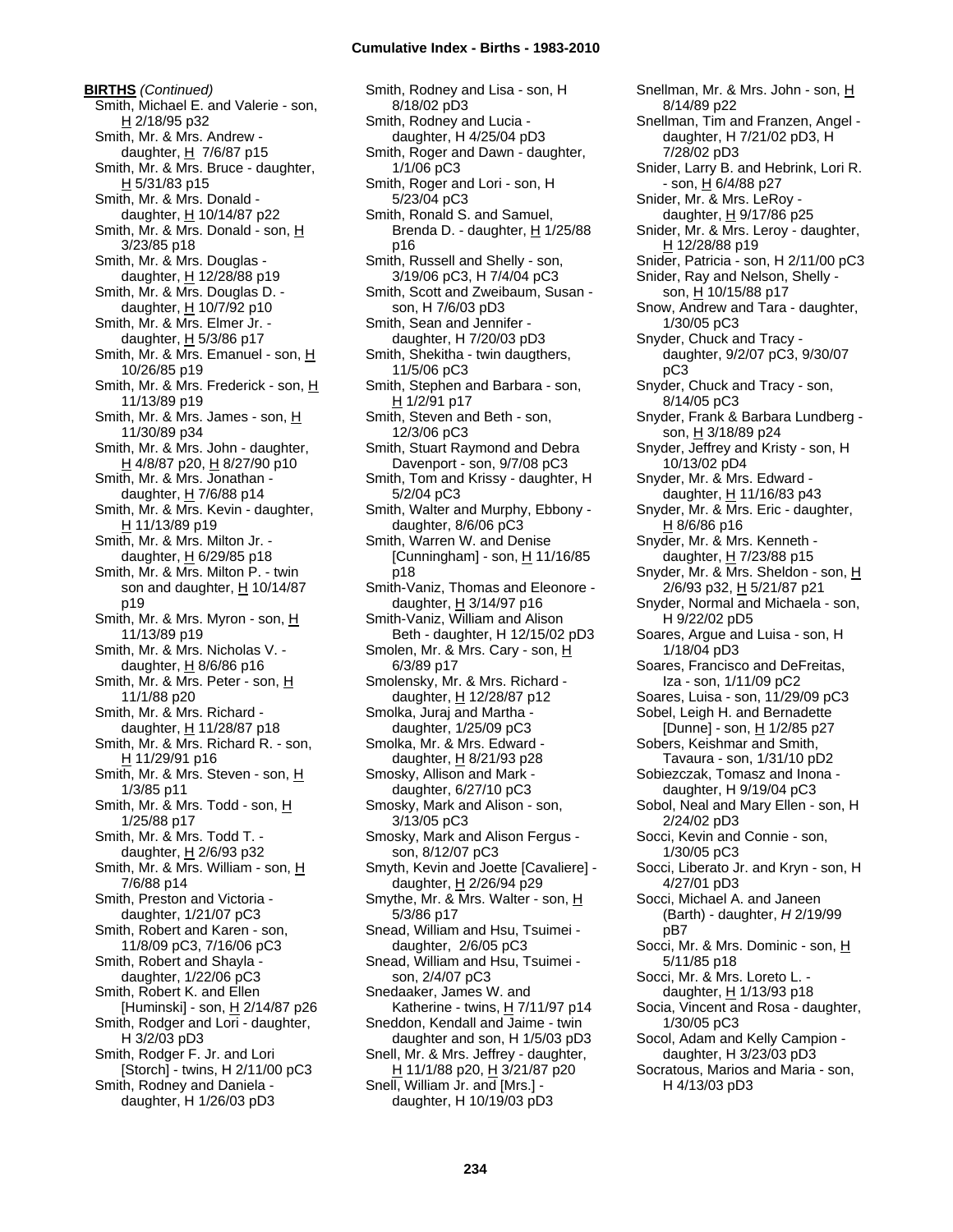**BIRTHS** *(Continued)*

Smith, Michael E. and Valerie - son, H 2/18/95 p32
Smith, Mr. & Mrs. Andrew - daughter, H 7/6/87 p15
Smith, Mr. & Mrs. Bruce - daughter, H 5/31/83 p15
Smith, Mr. & Mrs. Donald - daughter, H 10/14/87 p22
Smith, Mr. & Mrs. Donald - son, H 3/23/85 p18
Smith, Mr. & Mrs. Douglas - daughter, H 12/28/88 p19
Smith, Mr. & Mrs. Douglas D. - daughter, H 10/7/92 p10
Smith, Mr. & Mrs. Elmer Jr. - daughter, H 5/3/86 p17
Smith, Mr. & Mrs. Emanuel - son, H 10/26/85 p19
Smith, Mr. & Mrs. Frederick - son, H 11/13/89 p19
Smith, Mr. & Mrs. James - son, H 11/30/89 p34
Smith, Mr. & Mrs. John - daughter, H 4/8/87 p20, H 8/27/90 p10
Smith, Mr. & Mrs. Jonathan - daughter, H 7/6/88 p14
Smith, Mr. & Mrs. Kevin - daughter, H 11/13/89 p19
Smith, Mr. & Mrs. Milton Jr. - daughter, H 6/29/85 p18
Smith, Mr. & Mrs. Milton P. - twin son and daughter, H 10/14/87 p19
Smith, Mr. & Mrs. Myron - son, H 11/13/89 p19
Smith, Mr. & Mrs. Nicholas V. - daughter, H 8/6/86 p16
Smith, Mr. & Mrs. Peter - son, H 11/1/88 p20
Smith, Mr. & Mrs. Richard - daughter, H 11/28/87 p18
Smith, Mr. & Mrs. Richard R. - son, H 11/29/91 p16
Smith, Mr. & Mrs. Steven - son, H 1/3/85 p11
Smith, Mr. & Mrs. Todd - son, H 1/25/88 p17
Smith, Mr. & Mrs. Todd T. - daughter, H 2/6/93 p32
Smith, Mr. & Mrs. William - son, H 7/6/88 p14
Smith, Preston and Victoria - daughter, 1/21/07 pC3
Smith, Robert and Karen - son, 11/8/09 pC3, 7/16/06 pC3
Smith, Robert and Shayla - daughter, 1/22/06 pC3
Smith, Robert K. and Ellen [Huminski] - son, H 2/14/87 p26
Smith, Rodger and Lori - daughter, H 3/2/03 pD3
Smith, Rodger F. Jr. and Lori [Storch] - twins, H 2/11/00 pC3
Smith, Rodney and Daniela - daughter, H 1/26/03 pD3
Smith, Rodney and Lisa - son, H 8/18/02 pD3
Smith, Rodney and Lucia - daughter, H 4/25/04 pD3
Smith, Roger and Dawn - daughter, 1/1/06 pC3
Smith, Roger and Lori - son, H 5/23/04 pC3
Smith, Ronald S. and Samuel, Brenda D. - daughter, H 1/25/88 p16
Smith, Russell and Shelly - son, 3/19/06 pC3, H 7/4/04 pC3
Smith, Scott and Zweibaum, Susan - son, H 7/6/03 pD3
Smith, Sean and Jennifer - daughter, H 7/20/03 pD3
Smith, Shekitha - twin daugthers, 11/5/06 pC3
Smith, Stephen and Barbara - son, H 1/2/91 p17
Smith, Steven and Beth - son, 12/3/06 pC3
Smith, Stuart Raymond and Debra Davenport - son, 9/7/08 pC3
Smith, Tom and Krissy - daughter, H 5/2/04 pC3
Smith, Walter and Murphy, Ebbony - daughter, 8/6/06 pC3
Smith, Warren W. and Denise [Cunningham] - son, H 11/16/85 p18
Smith-Vaniz, Thomas and Eleonore - daughter, H 3/14/97 p16
Smith-Vaniz, William and Alison Beth - daughter, H 12/15/02 pD3
Smolen, Mr. & Mrs. Cary - son, H 6/3/89 p17
Smolensky, Mr. & Mrs. Richard - daughter, H 12/28/87 p12
Smolka, Juraj and Martha - daughter, 1/25/09 pC3
Smolka, Mr. & Mrs. Edward - daughter, H 8/21/93 p28
Smosky, Allison and Mark - daughter, 6/27/10 pC3
Smosky, Mark and Alison - son, 3/13/05 pC3
Smosky, Mark and Alison Fergus - son, 8/12/07 pC3
Smyth, Kevin and Joette [Cavaliere] - daughter, H 2/26/94 p29
Smythe, Mr. & Mrs. Walter - son, H 5/3/86 p17
Snead, William and Hsu, Tsuimei - daughter, 2/6/05 pC3
Snead, William and Hsu, Tsuimei - son, 2/4/07 pC3
Snedaaker, James W. and Katherine - twins, H 7/11/97 p14
Sneddon, Kendall and Jaime - twin daughter and son, H 1/5/03 pD3
Snell, Mr. & Mrs. Jeffrey - daughter, H 11/1/88 p20, H 3/21/87 p20
Snell, William Jr. and [Mrs.] - daughter, H 10/19/03 pD3
Snellman, Mr. & Mrs. John - son, H 8/14/89 p22
Snellman, Tim and Franzen, Angel - daughter, H 7/21/02 pD3, H 7/28/02 pD3
Snider, Larry B. and Hebrink, Lori R. - son, H 6/4/88 p27
Snider, Mr. & Mrs. LeRoy - daughter, H 9/17/86 p25
Snider, Mr. & Mrs. Leroy - daughter, H 12/28/88 p19
Snider, Patricia - son, H 2/11/00 pC3
Snider, Ray and Nelson, Shelly - son, H 10/15/88 p17
Snow, Andrew and Tara - daughter, 1/30/05 pC3
Snyder, Chuck and Tracy - daughter, 9/2/07 pC3, 9/30/07 pC3
Snyder, Chuck and Tracy - son, 8/14/05 pC3
Snyder, Frank & Barbara Lundberg - son, H 3/18/89 p24
Snyder, Jeffrey and Kristy - son, H 10/13/02 pD4
Snyder, Mr. & Mrs. Edward - daughter, H 11/16/83 p43
Snyder, Mr. & Mrs. Eric - daughter, H 8/6/86 p16
Snyder, Mr. & Mrs. Kenneth - daughter, H 7/23/88 p15
Snyder, Mr. & Mrs. Sheldon - son, H 2/6/93 p32, H 5/21/87 p21
Snyder, Normal and Michaela - son, H 9/22/02 pD5
Soares, Argue and Luisa - son, H 1/18/04 pD3
Soares, Francisco and DeFreitas, Iza - son, 1/11/09 pC2
Soares, Luisa - son, 11/29/09 pC3
Sobel, Leigh H. and Bernadette [Dunne] - son, H 1/2/85 p27
Sobers, Keishmar and Smith, Tavaura - son, 1/31/10 pD2
Sobiezczak, Tomasz and Inona - daughter, H 9/19/04 pC3
Sobol, Neal and Mary Ellen - son, H 2/24/02 pD3
Socci, Kevin and Connie - son, 1/30/05 pC3
Socci, Liberato Jr. and Kryn - son, H 4/27/01 pD3
Socci, Michael A. and Janeen (Barth) - daughter, *H* 2/19/99 pB7
Socci, Mr. & Mrs. Dominic - son, H 5/11/85 p18
Socci, Mr. & Mrs. Loreto L. - daughter, H 1/13/93 p18
Socia, Vincent and Rosa - daughter, 1/30/05 pC3
Socol, Adam and Kelly Campion - daughter, H 3/23/03 pD3
Socratous, Marios and Maria - son, H 4/13/03 pD3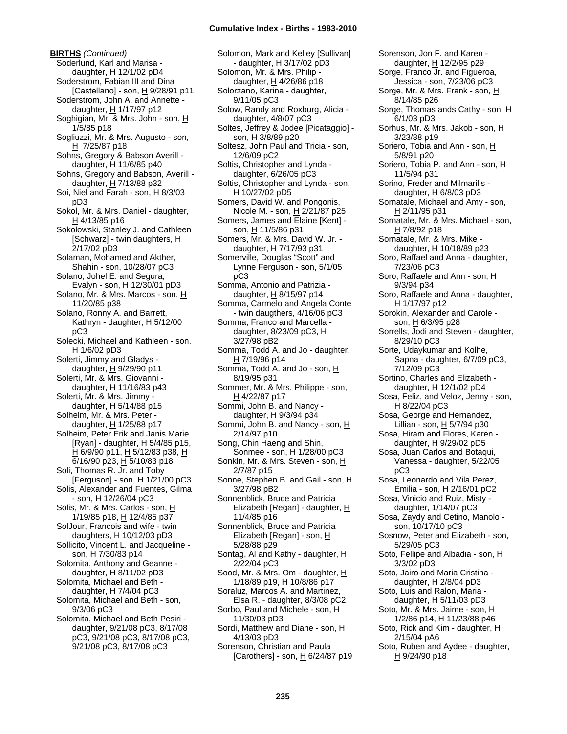**BIRTHS** *(Continued)*

Soderlund, Karl and Marisa - daughter, H 12/1/02 pD4
Soderstrom, Fabian III and Dina [Castellano] - son, H 9/28/91 p11
Soderstrom, John A. and Annette - daughter, H 1/17/97 p12
Soghigian, Mr. & Mrs. John - son, H 1/5/85 p18
Sogliuzzi, Mr. & Mrs. Augusto - son, H 7/25/87 p18
Sohns, Gregory & Babson Averill - daughter, H 11/6/85 p40
Sohns, Gregory and Babson, Averill - daughter, H 7/13/88 p32
Soi, Niel and Farah - son, H 8/3/03 pD3
Sokol, Mr. & Mrs. Daniel - daughter, H 4/13/85 p16
Sokolowski, Stanley J. and Cathleen [Schwarz] - twin daughters, H 2/17/02 pD3
Solaman, Mohamed and Akther, Shahin - son, 10/28/07 pC3
Solano, Johel E. and Segura, Evalyn - son, H 12/30/01 pD3
Solano, Mr. & Mrs. Marcos - son, H 11/20/85 p38
Solano, Ronny A. and Barrett, Kathryn - daughter, H 5/12/00 pC3
Solecki, Michael and Kathleen - son, H 1/6/02 pD3
Solerti, Jimmy and Gladys - daughter, H 9/29/90 p11
Solerti, Mr. & Mrs. Giovanni - daughter, H 11/16/83 p43
Solerti, Mr. & Mrs. Jimmy - daughter, H 5/14/88 p15
Solheim, Mr. & Mrs. Peter - daughter, H 1/25/88 p17
Solheim, Peter Erik and Janis Marie [Ryan] - daughter, H 5/4/85 p15, H 6/9/90 p11, H 5/12/83 p38, H 6/16/90 p23, H 5/10/83 p18
Soli, Thomas R. Jr. and Toby [Ferguson] - son, H 1/21/00 pC3
Solis, Alexander and Fuentes, Gilma - son, H 12/26/04 pC3
Solis, Mr. & Mrs. Carlos - son, H 1/19/85 p18, H 12/4/85 p37
SolJour, Francois and wife - twin daughters, H 10/12/03 pD3
Sollicito, Vincent L. and Jacqueline - son, H 7/30/83 p14
Solomita, Anthony and Geanne - daughter, H 8/11/02 pD3
Solomita, Michael and Beth - daughter, H 7/4/04 pC3
Solomita, Michael and Beth - son, 9/3/06 pC3
Solomita, Michael and Beth Pesiri - daughter, 9/21/08 pC3, 8/17/08 pC3, 9/21/08 pC3, 8/17/08 pC3, 9/21/08 pC3, 8/17/08 pC3
Solomon, Mark and Kelley [Sullivan] - daughter, H 3/17/02 pD3
Solomon, Mr. & Mrs. Philip - daughter, H 4/26/86 p18
Solorzano, Karina - daughter, 9/11/05 pC3
Solow, Randy and Roxburg, Alicia - daughter, 4/8/07 pC3
Soltes, Jeffrey & Jodee [Picataggio] - son, H 3/8/89 p20
Soltesz, John Paul and Tricia - son, 12/6/09 pC2
Soltis, Christopher and Lynda - daughter, 6/26/05 pC3
Soltis, Christopher and Lynda - son, H 10/27/02 pD5
Somers, David W. and Pongonis, Nicole M. - son, H 2/21/87 p25
Somers, James and Elaine [Kent] - son, H 11/5/86 p31
Somers, Mr. & Mrs. David W. Jr. - daughter, H 7/17/93 p31
Somerville, Douglas "Scott" and Lynne Ferguson - son, 5/1/05 pC3
Somma, Antonio and Patrizia - daughter, H 8/15/97 p14
Somma, Carmelo and Angela Conte - twin daugthers, 4/16/06 pC3
Somma, Franco and Marcella - daughter, 8/23/09 pC3, H 3/27/98 pB2
Somma, Todd A. and Jo - daughter, H 7/19/96 p14
Somma, Todd A. and Jo - son, H 8/19/95 p31
Sommer, Mr. & Mrs. Philippe - son, H 4/22/87 p17
Sommi, John B. and Nancy - daughter, H 9/3/94 p34
Sommi, John B. and Nancy - son, H 2/14/97 p10
Song, Chin Haeng and Shin, Sonmee - son, H 1/28/00 pC3
Sonkin, Mr. & Mrs. Steven - son, H 2/7/87 p15
Sonne, Stephen B. and Gail - son, H 3/27/98 pB2
Sonnenblick, Bruce and Patricia Elizabeth [Regan] - daughter, H 11/4/85 p16
Sonnenblick, Bruce and Patricia Elizabeth [Regan] - son, H 5/28/88 p29
Sontag, Al and Kathy - daughter, H 2/22/04 pC3
Sood, Mr. & Mrs. Om - daughter, H 1/18/89 p19, H 10/8/86 p17
Soraluz, Marcos A. and Martinez, Elsa R. - daughter, 8/3/08 pC2
Sorbo, Paul and Michele - son, H 11/30/03 pD3
Sordi, Matthew and Diane - son, H 4/13/03 pD3
Sorenson, Christian and Paula [Carothers] - son, H 6/24/87 p19
Sorenson, Jon F. and Karen - daughter, H 12/2/95 p29
Sorge, Franco Jr. and Figueroa, Jessica - son, 7/23/06 pC3
Sorge, Mr. & Mrs. Frank - son, H 8/14/85 p26
Sorge, Thomas ands Cathy - son, H 6/1/03 pD3
Sorhus, Mr. & Mrs. Jakob - son, H 3/23/88 p19
Soriero, Tobia and Ann - son, H 5/8/91 p20
Soriero, Tobia P. and Ann - son, H 11/5/94 p31
Sorino, Freder and Milmarilis - daughter, H 6/8/03 pD3
Sornatale, Michael and Amy - son, H 2/11/95 p31
Sornatale, Mr. & Mrs. Michael - son, H 7/8/92 p18
Sornatale, Mr. & Mrs. Mike - daughter, H 10/18/89 p23
Soro, Raffael and Anna - daughter, 7/23/06 pC3
Soro, Raffaele and Ann - son, H 9/3/94 p34
Soro, Raffaele and Anna - daughter, H 1/17/97 p12
Sorokin, Alexander and Carole - son, H 6/3/95 p28
Sorrells, Jodi and Steven - daughter, 8/29/10 pC3
Sorte, Udaykumar and Kolhe, Sapna - daughter, 6/7/09 pC3, 7/12/09 pC3
Sortino, Charles and Elizabeth - daughter, H 12/1/02 pD4
Sosa, Feliz, and Veloz, Jenny - son, H 8/22/04 pC3
Sosa, George and Hernandez, Lillian - son, H 5/7/94 p30
Sosa, Hiram and Flores, Karen - daughter, H 9/29/02 pD5
Sosa, Juan Carlos and Botaqui, Vanessa - daughter, 5/22/05 pC3
Sosa, Leonardo and Vila Perez, Emilia - son, H 2/16/01 pC2
Sosa, Vinicio and Ruiz, Misty - daughter, 1/14/07 pC3
Sosa, Zaydy and Cetino, Manolo - son, 10/17/10 pC3
Sosnow, Peter and Elizabeth - son, 5/29/05 pC3
Soto, Fellipe and Albadia - son, H 3/3/02 pD3
Soto, Jairo and Maria Cristina - daughter, H 2/8/04 pD3
Soto, Luis and Ralon, Maria - daughter, H 5/11/03 pD3
Soto, Mr. & Mrs. Jaime - son, H 1/2/86 p14, H 11/23/88 p46
Soto, Rick and Kim - daughter, H 2/15/04 pA6
Soto, Ruben and Aydee - daughter, H 9/24/90 p18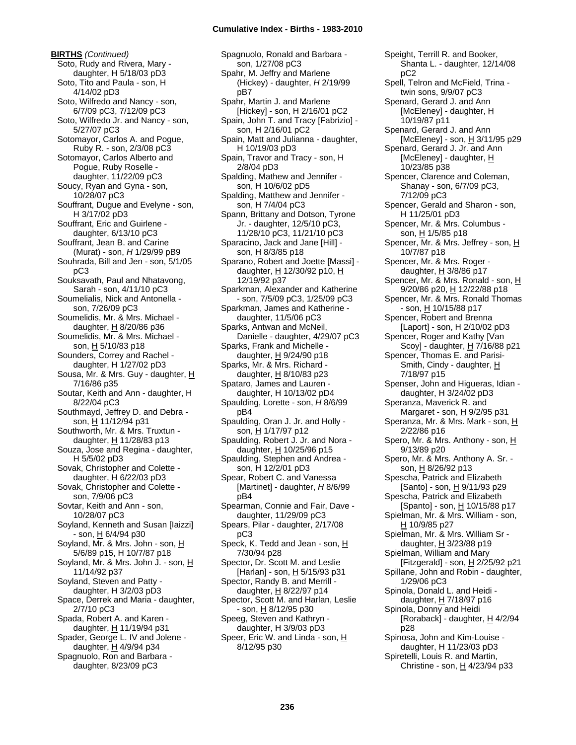**BIRTHS** *(Continued)*

Soto, Rudy and Rivera, Mary - daughter, H 5/18/03 pD3
Soto, Tito and Paula - son, H 4/14/02 pD3
Soto, Wilfredo and Nancy - son, 6/7/09 pC3, 7/12/09 pC3
Soto, Wilfredo Jr. and Nancy - son, 5/27/07 pC3
Sotomayor, Carlos A. and Pogue, Ruby R. - son, 2/3/08 pC3
Sotomayor, Carlos Alberto and Pogue, Ruby Roselle - daughter, 11/22/09 pC3
Soucy, Ryan and Gyna - son, 10/28/07 pC3
Souffrant, Dugue and Evelyne - son, H 3/17/02 pD3
Souffrant, Eric and Guirlene - daughter, 6/13/10 pC3
Souffrant, Jean B. and Carine (Murat) - son, *H* 1/29/99 pB9
Souhrada, Bill and Jen - son, 5/1/05 pC3
Souksavath, Paul and Nhatavong, Sarah - son, 4/11/10 pC3
Soumelialis, Nick and Antonella - son, 7/26/09 pC3
Soumelidis, Mr. & Mrs. Michael - daughter, H 8/20/86 p36
Soumelidis, Mr. & Mrs. Michael - son, H 5/10/83 p18
Sounders, Correy and Rachel - daughter, H 1/27/02 pD3
Sousa, Mr. & Mrs. Guy - daughter, H 7/16/86 p35
Soutar, Keith and Ann - daughter, H 8/22/04 pC3
Southmayd, Jeffrey D. and Debra - son, H 11/12/94 p31
Southworth, Mr. & Mrs. Truxtun - daughter, H 11/28/83 p13
Souza, Jose and Regina - daughter, H 5/5/02 pD3
Sovak, Christopher and Colette - daughter, H 6/22/03 pD3
Sovak, Christopher and Colette - son, 7/9/06 pC3
Sovtar, Keith and Ann - son, 10/28/07 pC3
Soyland, Kenneth and Susan [Iaizzi] - son, H 6/4/94 p30
Soyland, Mr. & Mrs. John - son, H 5/6/89 p15, H 10/7/87 p18
Soyland, Mr. & Mrs. John J. - son, H 11/14/92 p37
Soyland, Steven and Patty - daughter, H 3/2/03 pD3
Space, Derrek and Maria - daughter, 2/7/10 pC3
Spada, Robert A. and Karen - daughter, H 11/19/94 p31
Spader, George L. IV and Jolene - daughter, H 4/9/94 p34
Spagnuolo, Ron and Barbara - daughter, 8/23/09 pC3
Spagnuolo, Ronald and Barbara - son, 1/27/08 pC3
Spahr, M. Jeffry and Marlene (Hickey) - daughter, *H* 2/19/99 pB7
Spahr, Martin J. and Marlene [Hickey] - son, H 2/16/01 pC2
Spain, John T. and Tracy [Fabrizio] - son, H 2/16/01 pC2
Spain, Matt and Julianna - daughter, H 10/19/03 pD3
Spain, Travor and Tracy - son, H 2/8/04 pD3
Spalding, Mathew and Jennifer - son, H 10/6/02 pD5
Spalding, Matthew and Jennifer - son, H 7/4/04 pC3
Spann, Brittany and Dotson, Tyrone Jr. - daughter, 12/5/10 pC3, 11/28/10 pC3, 11/21/10 pC3
Sparacino, Jack and Jane [Hill] - son, H 8/3/85 p18
Sparano, Robert and Joette [Massi] - daughter, H 12/30/92 p10, H 12/19/92 p37
Sparkman, Alexander and Katherine - son, 7/5/09 pC3, 1/25/09 pC3
Sparkman, James and Katherine - daughter, 11/5/06 pC3
Sparks, Antwan and McNeil, Danielle - daughter, 4/29/07 pC3
Sparks, Frank and Michelle - daughter, H 9/24/90 p18
Sparks, Mr. & Mrs. Richard - daughter, H 8/10/83 p23
Spataro, James and Lauren - daughter, H 10/13/02 pD4
Spaulding, Lorette - son, *H* 8/6/99 pB4
Spaulding, Oran J. Jr. and Holly - son, H 1/17/97 p12
Spaulding, Robert J. Jr. and Nora - daughter, H 10/25/96 p15
Spaulding, Stephen and Andrea - son, H 12/2/01 pD3
Spear, Robert C. and Vanessa [Martinet] - daughter, *H* 8/6/99 pB4
Spearman, Connie and Fair, Dave - daughter, 11/29/09 pC3
Spears, Pilar - daughter, 2/17/08 pC3
Speck, K. Tedd and Jean - son, H 7/30/94 p28
Spector, Dr. Scott M. and Leslie [Harlan] - son, H 5/15/93 p31
Spector, Randy B. and Merrill - daughter, H 8/22/97 p14
Spector, Scott M. and Harlan, Leslie - son, H 8/12/95 p30
Speeg, Steven and Kathryn - daughter, H 3/9/03 pD3
Speer, Eric W. and Linda - son, H 8/12/95 p30
Speight, Terrill R. and Booker, Shanta L. - daughter, 12/14/08 pC2
Spell, Telron and McField, Trina - twin sons, 9/9/07 pC3
Spenard, Gerard J. and Ann [McEleney] - daughter, H 10/19/87 p11
Spenard, Gerard J. and Ann [McEleney] - son, H 3/11/95 p29
Spenard, Gerard J. Jr. and Ann [McEleney] - daughter, H 10/23/85 p38
Spencer, Clarence and Coleman, Shanay - son, 6/7/09 pC3, 7/12/09 pC3
Spencer, Gerald and Sharon - son, H 11/25/01 pD3
Spencer, Mr. & Mrs. Columbus - son, H 1/5/85 p18
Spencer, Mr. & Mrs. Jeffrey - son, H 10/7/87 p18
Spencer, Mr. & Mrs. Roger - daughter, H 3/8/86 p17
Spencer, Mr. & Mrs. Ronald - son, H 9/20/86 p20, H 12/22/88 p18
Spencer, Mr. & Mrs. Ronald Thomas - son, H 10/15/88 p17
Spencer, Robert and Brenna [Laport] - son, H 2/10/02 pD3
Spencer, Roger and Kathy [Van Scoy] - daughter, H 7/16/88 p21
Spencer, Thomas E. and Parisi-Smith, Cindy - daughter, H 7/18/97 p15
Spenser, John and Higueras, Idian - daughter, H 3/24/02 pD3
Speranza, Maverick R. and Margaret - son, H 9/2/95 p31
Speranza, Mr. & Mrs. Mark - son, H 2/22/86 p16
Spero, Mr. & Mrs. Anthony - son, H 9/13/89 p20
Spero, Mr. & Mrs. Anthony A. Sr. - son, H 8/26/92 p13
Spescha, Patrick and Elizabeth [Santo] - son, H 9/11/93 p29
Spescha, Patrick and Elizabeth [Spanto] - son, H 10/15/88 p17
Spielman, Mr. & Mrs. William - son, H 10/9/85 p27
Spielman, Mr. & Mrs. William Sr - daughter, H 3/23/88 p19
Spielman, William and Mary [Fitzgerald] - son, H 2/25/92 p21
Spillane, John and Robin - daughter, 1/29/06 pC3
Spinola, Donald L. and Heidi - daughter, H 7/18/97 p16
Spinola, Donny and Heidi [Roraback] - daughter, H 4/2/94 p28
Spinosa, John and Kim-Louise - daughter, H 11/23/03 pD3
Spiretelli, Louis R. and Martin, Christine - son, H 4/23/94 p33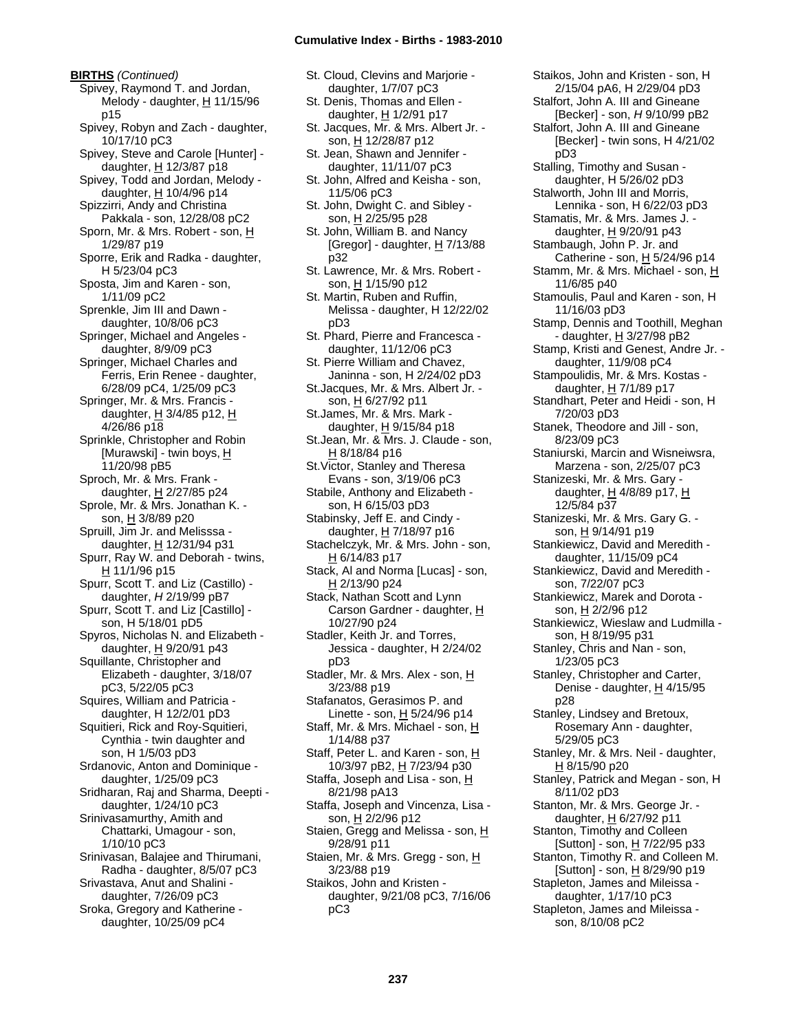**BIRTHS** *(Continued)*

Spivey, Raymond T. and Jordan, Melody - daughter, H 11/15/96 p15
Spivey, Robyn and Zach - daughter, 10/17/10 pC3
Spivey, Steve and Carole [Hunter] - daughter, H 12/3/87 p18
Spivey, Todd and Jordan, Melody - daughter, H 10/4/96 p14
Spizzirri, Andy and Christina Pakkala - son, 12/28/08 pC2
Sporn, Mr. & Mrs. Robert - son, H 1/29/87 p19
Sporre, Erik and Radka - daughter, H 5/23/04 pC3
Sposta, Jim and Karen - son, 1/11/09 pC2
Sprenkle, Jim III and Dawn - daughter, 10/8/06 pC3
Springer, Michael and Angeles - daughter, 8/9/09 pC3
Springer, Michael Charles and Ferris, Erin Renee - daughter, 6/28/09 pC4, 1/25/09 pC3
Springer, Mr. & Mrs. Francis - daughter, H 3/4/85 p12, H 4/26/86 p18
Sprinkle, Christopher and Robin [Murawski] - twin boys, H 11/20/98 pB5
Sproch, Mr. & Mrs. Frank - daughter, H 2/27/85 p24
Sprole, Mr. & Mrs. Jonathan K. - son, H 3/8/89 p20
Spruill, Jim Jr. and Melisssa - daughter, H 12/31/94 p31
Spurr, Ray W. and Deborah - twins, H 11/1/96 p15
Spurr, Scott T. and Liz (Castillo) - daughter, *H* 2/19/99 pB7
Spurr, Scott T. and Liz [Castillo] - son, H 5/18/01 pD5
Spyros, Nicholas N. and Elizabeth - daughter, H 9/20/91 p43
Squillante, Christopher and Elizabeth - daughter, 3/18/07 pC3, 5/22/05 pC3
Squires, William and Patricia - daughter, H 12/2/01 pD3
Squitieri, Rick and Roy-Squitieri, Cynthia - twin daughter and son, H 1/5/03 pD3
Srdanovic, Anton and Dominique - daughter, 1/25/09 pC3
Sridharan, Raj and Sharma, Deepti - daughter, 1/24/10 pC3
Srinivasamurthy, Amith and Chattarki, Umagour - son, 1/10/10 pC3
Srinivasan, Balajee and Thirumani, Radha - daughter, 8/5/07 pC3
Srivastava, Anut and Shalini - daughter, 7/26/09 pC3
Sroka, Gregory and Katherine - daughter, 10/25/09 pC4
St. Cloud, Clevins and Marjorie - daughter, 1/7/07 pC3
St. Denis, Thomas and Ellen - daughter, H 1/2/91 p17
St. Jacques, Mr. & Mrs. Albert Jr. - son, H 12/28/87 p12
St. Jean, Shawn and Jennifer - daughter, 11/11/07 pC3
St. John, Alfred and Keisha - son, 11/5/06 pC3
St. John, Dwight C. and Sibley - son, H 2/25/95 p28
St. John, William B. and Nancy [Gregor] - daughter, H 7/13/88 p32
St. Lawrence, Mr. & Mrs. Robert - son, H 1/15/90 p12
St. Martin, Ruben and Ruffin, Melissa - daughter, H 12/22/02 pD3
St. Phard, Pierre and Francesca - daughter, 11/12/06 pC3
St. Pierre William and Chavez, Janinna - son, H 2/24/02 pD3
St.Jacques, Mr. & Mrs. Albert Jr. - son, H 6/27/92 p11
St.James, Mr. & Mrs. Mark - daughter, H 9/15/84 p18
St.Jean, Mr. & Mrs. J. Claude - son, H 8/18/84 p16
St.Victor, Stanley and Theresa Evans - son, 3/19/06 pC3
Stabile, Anthony and Elizabeth - son, H 6/15/03 pD3
Stabinsky, Jeff E. and Cindy - daughter, H 7/18/97 p16
Stachelczyk, Mr. & Mrs. John - son, H 6/14/83 p17
Stack, Al and Norma [Lucas] - son, H 2/13/90 p24
Stack, Nathan Scott and Lynn Carson Gardner - daughter, H 10/27/90 p24
Stadler, Keith Jr. and Torres, Jessica - daughter, H 2/24/02 pD3
Stadler, Mr. & Mrs. Alex - son, H 3/23/88 p19
Stafanatos, Gerasimos P. and Linette - son, H 5/24/96 p14
Staff, Mr. & Mrs. Michael - son, H 1/14/88 p37
Staff, Peter L. and Karen - son, H 10/3/97 pB2, H 7/23/94 p30
Staffa, Joseph and Lisa - son, H 8/21/98 pA13
Staffa, Joseph and Vincenza, Lisa - son, H 2/2/96 p12
Staien, Gregg and Melissa - son, H 9/28/91 p11
Staien, Mr. & Mrs. Gregg - son, H 3/23/88 p19
Staikos, John and Kristen - daughter, 9/21/08 pC3, 7/16/06 pC3
Staikos, John and Kristen - son, H 2/15/04 pA6, H 2/29/04 pD3
Stalfort, John A. III and Gineane [Becker] - son, *H* 9/10/99 pB2
Stalfort, John A. III and Gineane [Becker] - twin sons, H 4/21/02 pD3
Stalling, Timothy and Susan - daughter, H 5/26/02 pD3
Stalworth, John III and Morris, Lennika - son, H 6/22/03 pD3
Stamatis, Mr. & Mrs. James J. - daughter, H 9/20/91 p43
Stambaugh, John P. Jr. and Catherine - son, H 5/24/96 p14
Stamm, Mr. & Mrs. Michael - son, H 11/6/85 p40
Stamoulis, Paul and Karen - son, H 11/16/03 pD3
Stamp, Dennis and Toothill, Meghan - daughter, H 3/27/98 pB2
Stamp, Kristi and Genest, Andre Jr. - daughter, 11/9/08 pC4
Stampoulidis, Mr. & Mrs. Kostas - daughter, H 7/1/89 p17
Standhart, Peter and Heidi - son, H 7/20/03 pD3
Stanek, Theodore and Jill - son, 8/23/09 pC3
Staniurski, Marcin and Wisneiwsra, Marzena - son, 2/25/07 pC3
Stanizeski, Mr. & Mrs. Gary - daughter, H 4/8/89 p17, H 12/5/84 p37
Stanizeski, Mr. & Mrs. Gary G. - son, H 9/14/91 p19
Stankiewicz, David and Meredith - daughter, 11/15/09 pC4
Stankiewicz, David and Meredith - son, 7/22/07 pC3
Stankiewicz, Marek and Dorota - son, H 2/2/96 p12
Stankiewicz, Wieslaw and Ludmilla - son, H 8/19/95 p31
Stanley, Chris and Nan - son, 1/23/05 pC3
Stanley, Christopher and Carter, Denise - daughter, H 4/15/95 p28
Stanley, Lindsey and Bretoux, Rosemary Ann - daughter, 5/29/05 pC3
Stanley, Mr. & Mrs. Neil - daughter, H 8/15/90 p20
Stanley, Patrick and Megan - son, H 8/11/02 pD3
Stanton, Mr. & Mrs. George Jr. - daughter, H 6/27/92 p11
Stanton, Timothy and Colleen [Sutton] - son, H 7/22/95 p33
Stanton, Timothy R. and Colleen M. [Sutton] - son, H 8/29/90 p19
Stapleton, James and Mileissa - daughter, 1/17/10 pC3
Stapleton, James and Mileissa - son, 8/10/08 pC2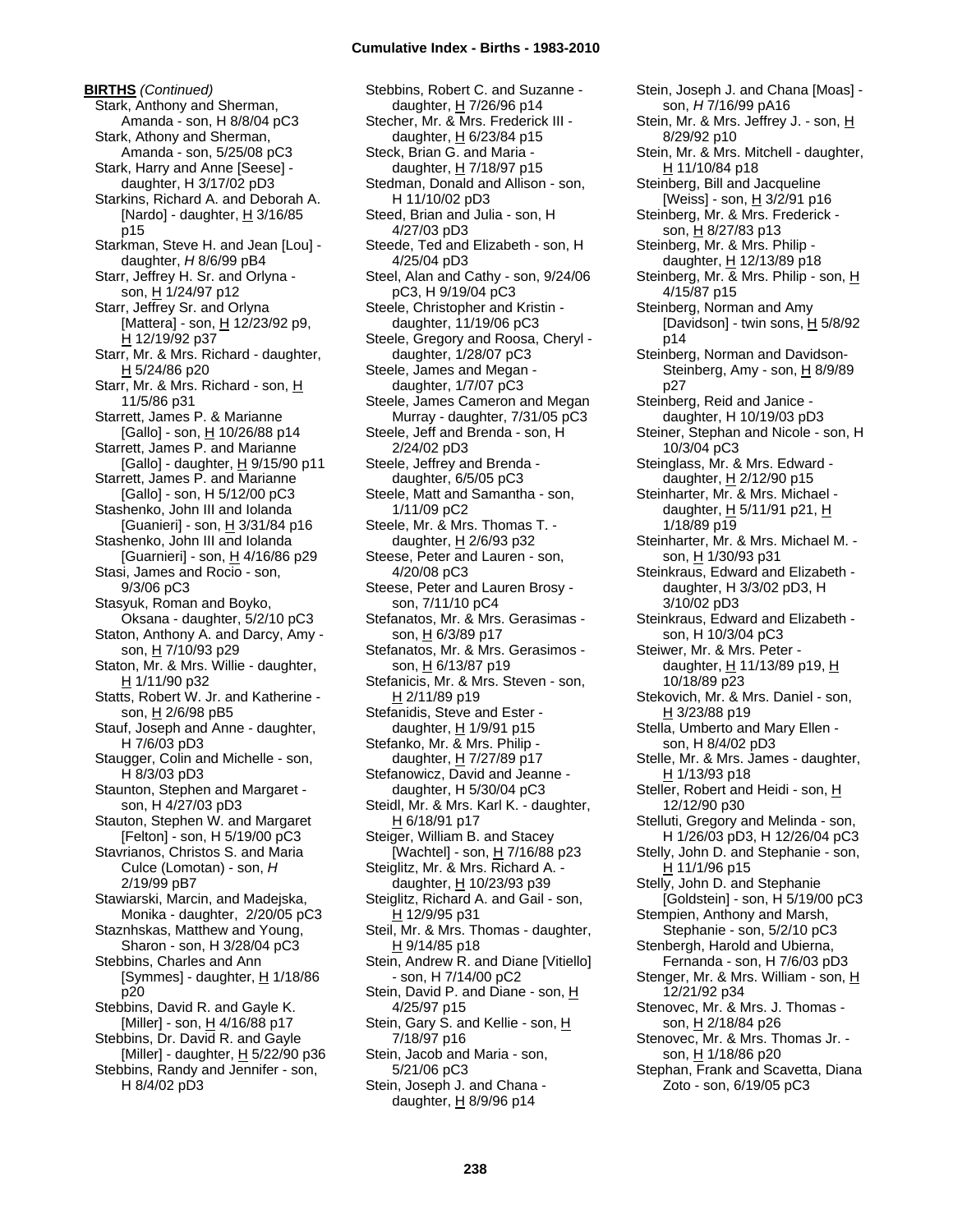**BIRTHS** *(Continued)*

Stark, Anthony and Sherman, Amanda - son, H 8/8/04 pC3
Stark, Athony and Sherman, Amanda - son, 5/25/08 pC3
Stark, Harry and Anne [Seese] - daughter, H 3/17/02 pD3
Starkins, Richard A. and Deborah A. [Nardo] - daughter, H 3/16/85 p15
Starkman, Steve H. and Jean [Lou] - daughter, *H* 8/6/99 pB4
Starr, Jeffrey H. Sr. and Orlyna - son, H 1/24/97 p12
Starr, Jeffrey Sr. and Orlyna [Mattera] - son, H 12/23/92 p9, H 12/19/92 p37
Starr, Mr. & Mrs. Richard - daughter, H 5/24/86 p20
Starr, Mr. & Mrs. Richard - son, H 11/5/86 p31
Starrett, James P. & Marianne [Gallo] - son, H 10/26/88 p14
Starrett, James P. and Marianne [Gallo] - daughter, H 9/15/90 p11
Starrett, James P. and Marianne [Gallo] - son, H 5/12/00 pC3
Stashenko, John III and Iolanda [Guanieri] - son, H 3/31/84 p16
Stashenko, John III and Iolanda [Guarnieri] - son, H 4/16/86 p29
Stasi, James and Rocio - son, 9/3/06 pC3
Stasyuk, Roman and Boyko, Oksana - daughter, 5/2/10 pC3
Staton, Anthony A. and Darcy, Amy - son, H 7/10/93 p29
Staton, Mr. & Mrs. Willie - daughter, H 1/11/90 p32
Statts, Robert W. Jr. and Katherine - son, H 2/6/98 pB5
Stauf, Joseph and Anne - daughter, H 7/6/03 pD3
Staugger, Colin and Michelle - son, H 8/3/03 pD3
Staunton, Stephen and Margaret - son, H 4/27/03 pD3
Stauton, Stephen W. and Margaret [Felton] - son, H 5/19/00 pC3
Stavrianos, Christos S. and Maria Culce (Lomotan) - son, *H* 2/19/99 pB7
Stawiarski, Marcin, and Madejska, Monika - daughter, 2/20/05 pC3
Staznhskas, Matthew and Young, Sharon - son, H 3/28/04 pC3
Stebbins, Charles and Ann [Symmes] - daughter, H 1/18/86 p20
Stebbins, David R. and Gayle K. [Miller] - son, H 4/16/88 p17
Stebbins, Dr. David R. and Gayle [Miller] - daughter, H 5/22/90 p36
Stebbins, Randy and Jennifer - son, H 8/4/02 pD3
Stebbins, Robert C. and Suzanne - daughter, H 7/26/96 p14
Stecher, Mr. & Mrs. Frederick III - daughter, H 6/23/84 p15
Steck, Brian G. and Maria - daughter, H 7/18/97 p15
Stedman, Donald and Allison - son, H 11/10/02 pD3
Steed, Brian and Julia - son, H 4/27/03 pD3
Steede, Ted and Elizabeth - son, H 4/25/04 pD3
Steel, Alan and Cathy - son, 9/24/06 pC3, H 9/19/04 pC3
Steele, Christopher and Kristin - daughter, 11/19/06 pC3
Steele, Gregory and Roosa, Cheryl - daughter, 1/28/07 pC3
Steele, James and Megan - daughter, 1/7/07 pC3
Steele, James Cameron and Megan Murray - daughter, 7/31/05 pC3
Steele, Jeff and Brenda - son, H 2/24/02 pD3
Steele, Jeffrey and Brenda - daughter, 6/5/05 pC3
Steele, Matt and Samantha - son, 1/11/09 pC2
Steele, Mr. & Mrs. Thomas T. - daughter, H 2/6/93 p32
Steese, Peter and Lauren - son, 4/20/08 pC3
Steese, Peter and Lauren Brosy - son, 7/11/10 pC4
Stefanatos, Mr. & Mrs. Gerasimas - son, H 6/3/89 p17
Stefanatos, Mr. & Mrs. Gerasimos - son, H 6/13/87 p19
Stefanicis, Mr. & Mrs. Steven - son, H 2/11/89 p19
Stefanidis, Steve and Ester - daughter, H 1/9/91 p15
Stefanko, Mr. & Mrs. Philip - daughter, H 7/27/89 p17
Stefanowicz, David and Jeanne - daughter, H 5/30/04 pC3
Steidl, Mr. & Mrs. Karl K. - daughter, H 6/18/91 p17
Steiger, William B. and Stacey [Wachtel] - son, H 7/16/88 p23
Steiglitz, Mr. & Mrs. Richard A. - daughter, H 10/23/93 p39
Steiglitz, Richard A. and Gail - son, H 12/9/95 p31
Steil, Mr. & Mrs. Thomas - daughter, H 9/14/85 p18
Stein, Andrew R. and Diane [Vitiello] - son, H 7/14/00 pC2
Stein, David P. and Diane - son, H 4/25/97 p15
Stein, Gary S. and Kellie - son, H 7/18/97 p16
Stein, Jacob and Maria - son, 5/21/06 pC3
Stein, Joseph J. and Chana - daughter, H 8/9/96 p14
Stein, Joseph J. and Chana [Moas] - son, *H* 7/16/99 pA16
Stein, Mr. & Mrs. Jeffrey J. - son, H 8/29/92 p10
Stein, Mr. & Mrs. Mitchell - daughter, H 11/10/84 p18
Steinberg, Bill and Jacqueline [Weiss] - son, H 3/2/91 p16
Steinberg, Mr. & Mrs. Frederick - son, H 8/27/83 p13
Steinberg, Mr. & Mrs. Philip - daughter, H 12/13/89 p18
Steinberg, Mr. & Mrs. Philip - son, H 4/15/87 p15
Steinberg, Norman and Amy [Davidson] - twin sons, H 5/8/92 p14
Steinberg, Norman and Davidson-Steinberg, Amy - son, H 8/9/89 p27
Steinberg, Reid and Janice - daughter, H 10/19/03 pD3
Steiner, Stephan and Nicole - son, H 10/3/04 pC3
Steinglass, Mr. & Mrs. Edward - daughter, H 2/12/90 p15
Steinharter, Mr. & Mrs. Michael - daughter, H 5/11/91 p21, H 1/18/89 p19
Steinharter, Mr. & Mrs. Michael M. - son, H 1/30/93 p31
Steinkraus, Edward and Elizabeth - daughter, H 3/3/02 pD3, H 3/10/02 pD3
Steinkraus, Edward and Elizabeth - son, H 10/3/04 pC3
Steiwer, Mr. & Mrs. Peter - daughter, H 11/13/89 p19, H 10/18/89 p23
Stekovich, Mr. & Mrs. Daniel - son, H 3/23/88 p19
Stella, Umberto and Mary Ellen - son, H 8/4/02 pD3
Stelle, Mr. & Mrs. James - daughter, H 1/13/93 p18
Steller, Robert and Heidi - son, H 12/12/90 p30
Stelluti, Gregory and Melinda - son, H 1/26/03 pD3, H 12/26/04 pC3
Stelly, John D. and Stephanie - son, H 11/1/96 p15
Stelly, John D. and Stephanie [Goldstein] - son, H 5/19/00 pC3
Stempien, Anthony and Marsh, Stephanie - son, 5/2/10 pC3
Stenbergh, Harold and Ubierna, Fernanda - son, H 7/6/03 pD3
Stenger, Mr. & Mrs. William - son, H 12/21/92 p34
Stenovec, Mr. & Mrs. J. Thomas - son, H 2/18/84 p26
Stenovec, Mr. & Mrs. Thomas Jr. - son, H 1/18/86 p20
Stephan, Frank and Scavetta, Diana Zoto - son, 6/19/05 pC3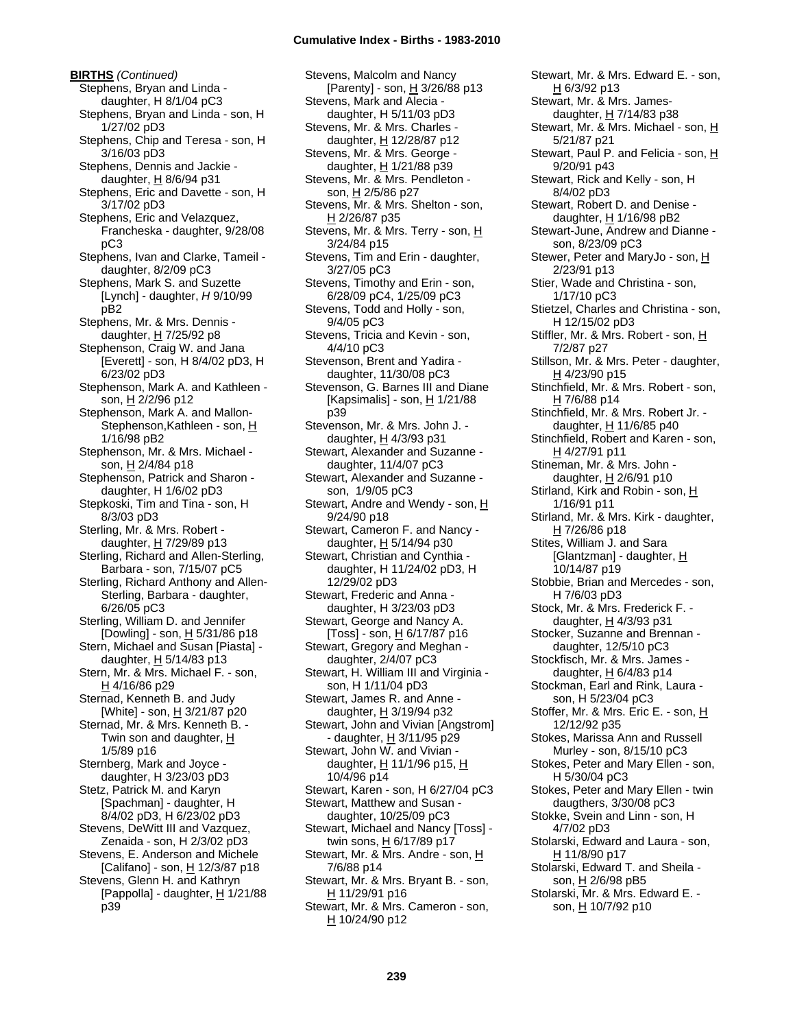**BIRTHS** *(Continued)*

Stephens, Bryan and Linda - daughter, H 8/1/04 pC3
Stephens, Bryan and Linda - son, H 1/27/02 pD3
Stephens, Chip and Teresa - son, H 3/16/03 pD3
Stephens, Dennis and Jackie - daughter, H 8/6/94 p31
Stephens, Eric and Davette - son, H 3/17/02 pD3
Stephens, Eric and Velazquez, Francheska - daughter, 9/28/08 pC3
Stephens, Ivan and Clarke, Tameil - daughter, 8/2/09 pC3
Stephens, Mark S. and Suzette [Lynch] - daughter, *H* 9/10/99 pB2
Stephens, Mr. & Mrs. Dennis - daughter, H 7/25/92 p8
Stephenson, Craig W. and Jana [Everett] - son, H 8/4/02 pD3, H 6/23/02 pD3
Stephenson, Mark A. and Kathleen - son, H 2/2/96 p12
Stephenson, Mark A. and Mallon-Stephenson,Kathleen - son, H 1/16/98 pB2
Stephenson, Mr. & Mrs. Michael - son, H 2/4/84 p18
Stephenson, Patrick and Sharon - daughter, H 1/6/02 pD3
Stepkoski, Tim and Tina - son, H 8/3/03 pD3
Sterling, Mr. & Mrs. Robert - daughter, H 7/29/89 p13
Sterling, Richard and Allen-Sterling, Barbara - son, 7/15/07 pC5
Sterling, Richard Anthony and Allen-Sterling, Barbara - daughter, 6/26/05 pC3
Sterling, William D. and Jennifer [Dowling] - son, H 5/31/86 p18
Stern, Michael and Susan [Piasta] - daughter, H 5/14/83 p13
Stern, Mr. & Mrs. Michael F. - son, H 4/16/86 p29
Sternad, Kenneth B. and Judy [White] - son, H 3/21/87 p20
Sternad, Mr. & Mrs. Kenneth B. - Twin son and daughter, H 1/5/89 p16
Sternberg, Mark and Joyce - daughter, H 3/23/03 pD3
Stetz, Patrick M. and Karyn [Spachman] - daughter, H 8/4/02 pD3, H 6/23/02 pD3
Stevens, DeWitt III and Vazquez, Zenaida - son, H 2/3/02 pD3
Stevens, E. Anderson and Michele [Califano] - son, H 12/3/87 p18
Stevens, Glenn H. and Kathryn [Pappolla] - daughter, H 1/21/88 p39
Stevens, Malcolm and Nancy [Parenty] - son, H 3/26/88 p13
Stevens, Mark and Alecia - daughter, H 5/11/03 pD3
Stevens, Mr. & Mrs. Charles - daughter, H 12/28/87 p12
Stevens, Mr. & Mrs. George - daughter, H 1/21/88 p39
Stevens, Mr. & Mrs. Pendleton - son, H 2/5/86 p27
Stevens, Mr. & Mrs. Shelton - son, H 2/26/87 p35
Stevens, Mr. & Mrs. Terry - son, H 3/24/84 p15
Stevens, Tim and Erin - daughter, 3/27/05 pC3
Stevens, Timothy and Erin - son, 6/28/09 pC4, 1/25/09 pC3
Stevens, Todd and Holly - son, 9/4/05 pC3
Stevens, Tricia and Kevin - son, 4/4/10 pC3
Stevenson, Brent and Yadira - daughter, 11/30/08 pC3
Stevenson, G. Barnes III and Diane [Kapsimalis] - son, H 1/21/88 p39
Stevenson, Mr. & Mrs. John J. - daughter, H 4/3/93 p31
Stewart, Alexander and Suzanne - daughter, 11/4/07 pC3
Stewart, Alexander and Suzanne - son, 1/9/05 pC3
Stewart, Andre and Wendy - son, H 9/24/90 p18
Stewart, Cameron F. and Nancy - daughter, H 5/14/94 p30
Stewart, Christian and Cynthia - daughter, H 11/24/02 pD3, H 12/29/02 pD3
Stewart, Frederic and Anna - daughter, H 3/23/03 pD3
Stewart, George and Nancy A. [Toss] - son, H 6/17/87 p16
Stewart, Gregory and Meghan - daughter, 2/4/07 pC3
Stewart, H. William III and Virginia - son, H 1/11/04 pD3
Stewart, James R. and Anne - daughter, H 3/19/94 p32
Stewart, John and Vivian [Angstrom] - daughter, H 3/11/95 p29
Stewart, John W. and Vivian - daughter, H 11/1/96 p15, H 10/4/96 p14
Stewart, Karen - son, H 6/27/04 pC3
Stewart, Matthew and Susan - daughter, 10/25/09 pC3
Stewart, Michael and Nancy [Toss] - twin sons, H 6/17/89 p17
Stewart, Mr. & Mrs. Andre - son, H 7/6/88 p14
Stewart, Mr. & Mrs. Bryant B. - son, H 11/29/91 p16
Stewart, Mr. & Mrs. Cameron - son, H 10/24/90 p12
Stewart, Mr. & Mrs. Edward E. - son, H 6/3/92 p13
Stewart, Mr. & Mrs. James- daughter, H 7/14/83 p38
Stewart, Mr. & Mrs. Michael - son, H 5/21/87 p21
Stewart, Paul P. and Felicia - son, H 9/20/91 p43
Stewart, Rick and Kelly - son, H 8/4/02 pD3
Stewart, Robert D. and Denise - daughter, H 1/16/98 pB2
Stewart-June, Andrew and Dianne - son, 8/23/09 pC3
Stewer, Peter and MaryJo - son, H 2/23/91 p13
Stier, Wade and Christina - son, 1/17/10 pC3
Stietzel, Charles and Christina - son, H 12/15/02 pD3
Stiffler, Mr. & Mrs. Robert - son, H 7/2/87 p27
Stillson, Mr. & Mrs. Peter - daughter, H 4/23/90 p15
Stinchfield, Mr. & Mrs. Robert - son, H 7/6/88 p14
Stinchfield, Mr. & Mrs. Robert Jr. - daughter, H 11/6/85 p40
Stinchfield, Robert and Karen - son, H 4/27/91 p11
Stineman, Mr. & Mrs. John - daughter, H 2/6/91 p10
Stirland, Kirk and Robin - son, H 1/16/91 p11
Stirland, Mr. & Mrs. Kirk - daughter, H 7/26/86 p18
Stites, William J. and Sara [Glantzman] - daughter, H 10/14/87 p19
Stobbie, Brian and Mercedes - son, H 7/6/03 pD3
Stock, Mr. & Mrs. Frederick F. - daughter, H 4/3/93 p31
Stocker, Suzanne and Brennan - daughter, 12/5/10 pC3
Stockfisch, Mr. & Mrs. James - daughter, H 6/4/83 p14
Stockman, Earl and Rink, Laura - son, H 5/23/04 pC3
Stoffer, Mr. & Mrs. Eric E. - son, H 12/12/92 p35
Stokes, Marissa Ann and Russell Murley - son, 8/15/10 pC3
Stokes, Peter and Mary Ellen - son, H 5/30/04 pC3
Stokes, Peter and Mary Ellen - twin daugthers, 3/30/08 pC3
Stokke, Svein and Linn - son, H 4/7/02 pD3
Stolarski, Edward and Laura - son, H 11/8/90 p17
Stolarski, Edward T. and Sheila - son, H 2/6/98 pB5
Stolarski, Mr. & Mrs. Edward E. - son, H 10/7/92 p10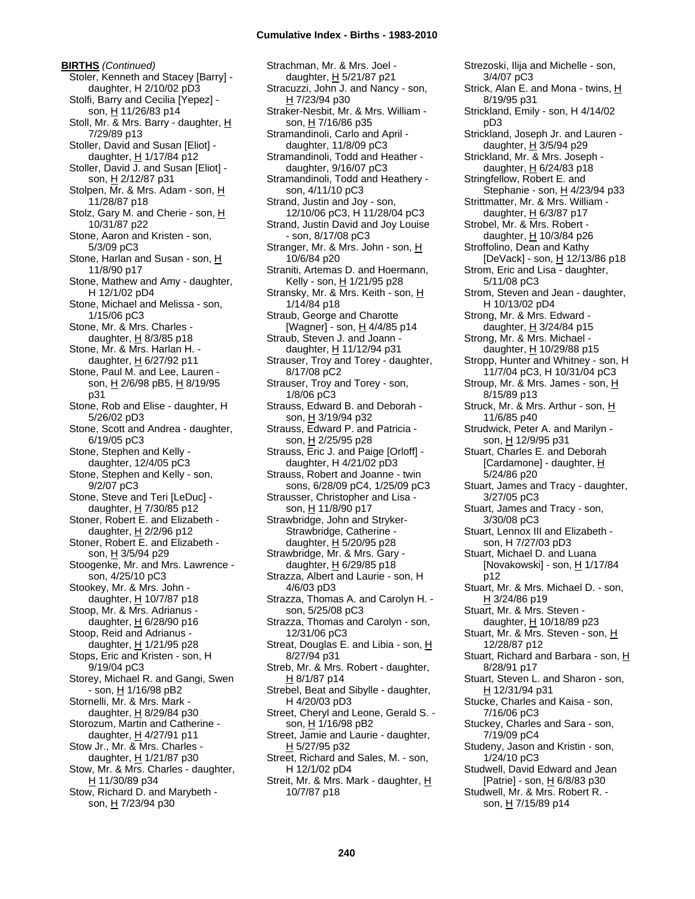**BIRTHS** *(Continued)*

Stoler, Kenneth and Stacey [Barry] - daughter, H 2/10/02 pD3
Stolfi, Barry and Cecilia [Yepez] - son, H 11/26/83 p14
Stoll, Mr. & Mrs. Barry - daughter, H 7/29/89 p13
Stoller, David and Susan [Eliot] - daughter, H 1/17/84 p12
Stoller, David J. and Susan [Eliot] - son, H 2/12/87 p31
Stolpen, Mr. & Mrs. Adam - son, H 11/28/87 p18
Stolz, Gary M. and Cherie - son, H 10/31/87 p22
Stone, Aaron and Kristen - son, 5/3/09 pC3
Stone, Harlan and Susan - son, H 11/8/90 p17
Stone, Mathew and Amy - daughter, H 12/1/02 pD4
Stone, Michael and Melissa - son, 1/15/06 pC3
Stone, Mr. & Mrs. Charles - daughter, H 8/3/85 p18
Stone, Mr. & Mrs. Harlan H. - daughter, H 6/27/92 p11
Stone, Paul M. and Lee, Lauren - son, H 2/6/98 pB5, H 8/19/95 p31
Stone, Rob and Elise - daughter, H 5/26/02 pD3
Stone, Scott and Andrea - daughter, 6/19/05 pC3
Stone, Stephen and Kelly - daughter, 12/4/05 pC3
Stone, Stephen and Kelly - son, 9/2/07 pC3
Stone, Steve and Teri [LeDuc] - daughter, H 7/30/85 p12
Stoner, Robert E. and Elizabeth - daughter, H 2/2/96 p12
Stoner, Robert E. and Elizabeth - son, H 3/5/94 p29
Stoogenke, Mr. and Mrs. Lawrence - son, 4/25/10 pC3
Stookey, Mr. & Mrs. John - daughter, H 10/7/87 p18
Stoop, Mr. & Mrs. Adrianus - daughter, H 6/28/90 p16
Stoop, Reid and Adrianus - daughter, H 1/21/95 p28
Stops, Eric and Kristen - son, H 9/19/04 pC3
Storey, Michael R. and Gangi, Swen - son, H 1/16/98 pB2
Stornelli, Mr. & Mrs. Mark - daughter, H 8/29/84 p30
Storozum, Martin and Catherine - daughter, H 4/27/91 p11
Stow Jr., Mr. & Mrs. Charles - daughter, H 1/21/87 p30
Stow, Mr. & Mrs. Charles - daughter, H 11/30/89 p34
Stow, Richard D. and Marybeth - son, H 7/23/94 p30
Strachman, Mr. & Mrs. Joel - daughter, H 5/21/87 p21
Stracuzzi, John J. and Nancy - son, H 7/23/94 p30
Straker-Nesbit, Mr. & Mrs. William - son, H 7/16/86 p35
Stramandinoli, Carlo and April - daughter, 11/8/09 pC3
Stramandinoli, Todd and Heather - daughter, 9/16/07 pC3
Stramandinoli, Todd and Heathery - son, 4/11/10 pC3
Strand, Justin and Joy - son, 12/10/06 pC3, H 11/28/04 pC3
Strand, Justin David and Joy Louise - son, 8/17/08 pC3
Stranger, Mr. & Mrs. John - son, H 10/6/84 p20
Straniti, Artemas D. and Hoermann, Kelly - son, H 1/21/95 p28
Stransky, Mr. & Mrs. Keith - son, H 1/14/84 p18
Straub, George and Charotte [Wagner] - son, H 4/4/85 p14
Straub, Steven J. and Joann - daughter, H 11/12/94 p31
Strauser, Troy and Torey - daughter, 8/17/08 pC2
Strauser, Troy and Torey - son, 1/8/06 pC3
Strauss, Edward B. and Deborah - son, H 3/19/94 p32
Strauss, Edward P. and Patricia - son, H 2/25/95 p28
Strauss, Eric J. and Paige [Orloff] - daughter, H 4/21/02 pD3
Strauss, Robert and Joanne - twin sons, 6/28/09 pC4, 1/25/09 pC3
Strausser, Christopher and Lisa - son, H 11/8/90 p17
Strawbridge, John and Stryker-Strawbridge, Catherine - daughter, H 5/20/95 p28
Strawbridge, Mr. & Mrs. Gary - daughter, H 6/29/85 p18
Strazza, Albert and Laurie - son, H 4/6/03 pD3
Strazza, Thomas A. and Carolyn H. - son, 5/25/08 pC3
Strazza, Thomas and Carolyn - son, 12/31/06 pC3
Streat, Douglas E. and Libia - son, H 8/27/94 p31
Streb, Mr. & Mrs. Robert - daughter, H 8/1/87 p14
Strebel, Beat and Sibylle - daughter, H 4/20/03 pD3
Street, Cheryl and Leone, Gerald S. - son, H 1/16/98 pB2
Street, Jamie and Laurie - daughter, H 5/27/95 p32
Street, Richard and Sales, M. - son, H 12/1/02 pD4
Streit, Mr. & Mrs. Mark - daughter, H 10/7/87 p18
Strezoski, Ilija and Michelle - son, 3/4/07 pC3
Strick, Alan E. and Mona - twins, H 8/19/95 p31
Strickland, Emily - son, H 4/14/02 pD3
Strickland, Joseph Jr. and Lauren - daughter, H 3/5/94 p29
Strickland, Mr. & Mrs. Joseph - daughter, H 6/24/83 p18
Stringfellow, Robert E. and Stephanie - son, H 4/23/94 p33
Strittmatter, Mr. & Mrs. William - daughter, H 6/3/87 p17
Strobel, Mr. & Mrs. Robert - daughter, H 10/3/84 p26
Stroffolino, Dean and Kathy [DeVack] - son, H 12/13/86 p18
Strom, Eric and Lisa - daughter, 5/11/08 pC3
Strom, Steven and Jean - daughter, H 10/13/02 pD4
Strong, Mr. & Mrs. Edward - daughter, H 3/24/84 p15
Strong, Mr. & Mrs. Michael - daughter, H 10/29/88 p15
Stropp, Hunter and Whitney - son, H 11/7/04 pC3, H 10/31/04 pC3
Stroup, Mr. & Mrs. James - son, H 8/15/89 p13
Struck, Mr. & Mrs. Arthur - son, H 11/6/85 p40
Strudwick, Peter A. and Marilyn - son, H 12/9/95 p31
Stuart, Charles E. and Deborah [Cardamone] - daughter, H 5/24/86 p20
Stuart, James and Tracy - daughter, 3/27/05 pC3
Stuart, James and Tracy - son, 3/30/08 pC3
Stuart, Lennox III and Elizabeth - son, H 7/27/03 pD3
Stuart, Michael D. and Luana [Novakowski] - son, H 1/17/84 p12
Stuart, Mr. & Mrs. Michael D. - son, H 3/24/86 p19
Stuart, Mr. & Mrs. Steven - daughter, H 10/18/89 p23
Stuart, Mr. & Mrs. Steven - son, H 12/28/87 p12
Stuart, Richard and Barbara - son, H 8/28/91 p17
Stuart, Steven L. and Sharon - son, H 12/31/94 p31
Stucke, Charles and Kaisa - son, 7/16/06 pC3
Stuckey, Charles and Sara - son, 7/19/09 pC4
Studeny, Jason and Kristin - son, 1/24/10 pC3
Studwell, David Edward and Jean [Patrie] - son, H 6/8/83 p30
Studwell, Mr. & Mrs. Robert R. - son, H 7/15/89 p14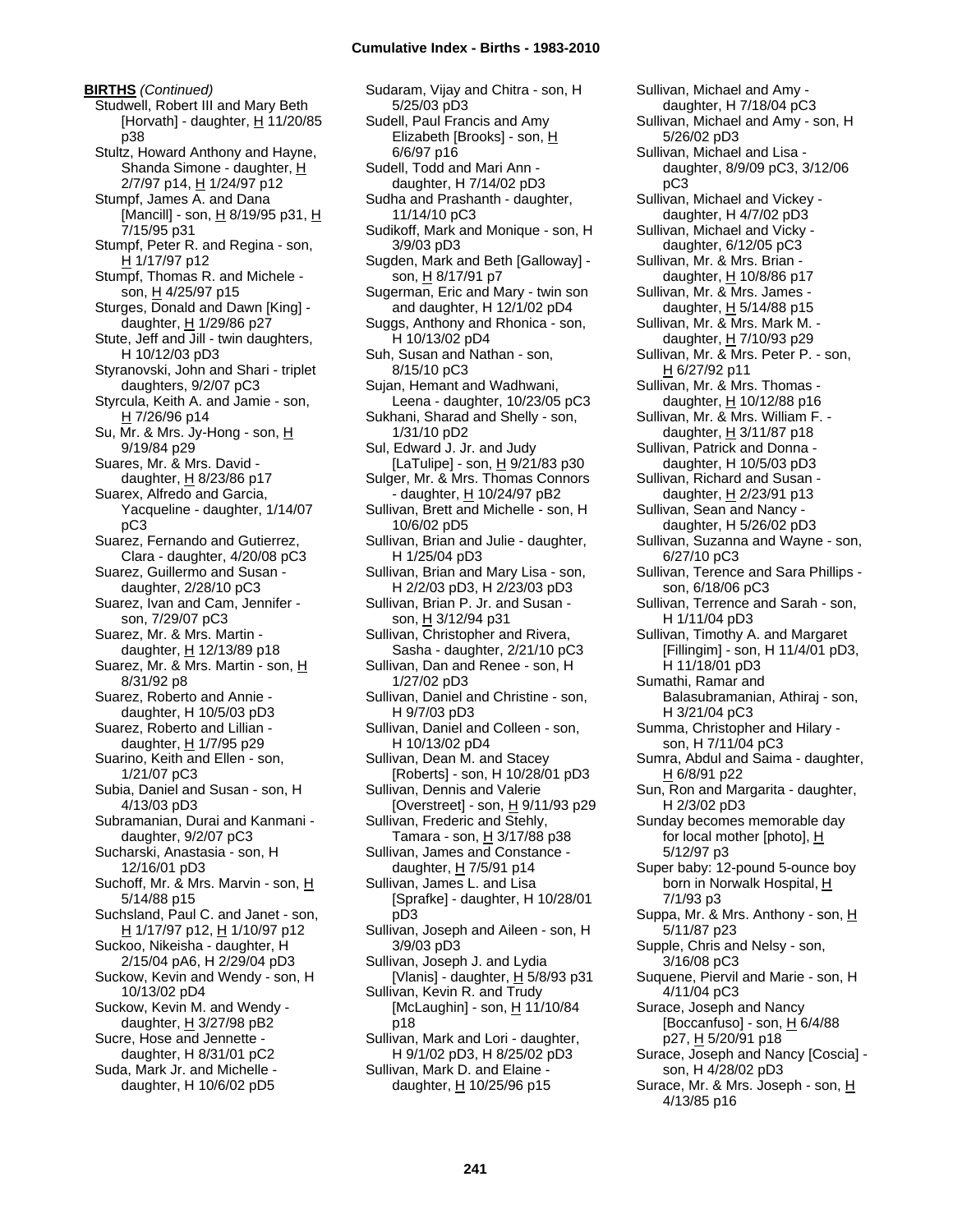**BIRTHS** *(Continued)*

Studwell, Robert III and Mary Beth [Horvath] - daughter, H 11/20/85 p38

Stultz, Howard Anthony and Hayne, Shanda Simone - daughter, H 2/7/97 p14, H 1/24/97 p12

Stumpf, James A. and Dana [Mancill] - son, H 8/19/95 p31, H 7/15/95 p31

Stumpf, Peter R. and Regina - son, H 1/17/97 p12

Stumpf, Thomas R. and Michele - son, H 4/25/97 p15

Sturges, Donald and Dawn [King] - daughter, H 1/29/86 p27

Stute, Jeff and Jill - twin daughters, H 10/12/03 pD3

Styranovski, John and Shari - triplet daughters, 9/2/07 pC3

Styrcula, Keith A. and Jamie - son, H 7/26/96 p14

Su, Mr. & Mrs. Jy-Hong - son, H 9/19/84 p29

Suares, Mr. & Mrs. David - daughter, H 8/23/86 p17

Suarex, Alfredo and Garcia, Yacqueline - daughter, 1/14/07 pC3

Suarez, Fernando and Gutierrez, Clara - daughter, 4/20/08 pC3

Suarez, Guillermo and Susan - daughter, 2/28/10 pC3

Suarez, Ivan and Cam, Jennifer - son, 7/29/07 pC3

Suarez, Mr. & Mrs. Martin - daughter, H 12/13/89 p18

Suarez, Mr. & Mrs. Martin - son, H 8/31/92 p8

Suarez, Roberto and Annie - daughter, H 10/5/03 pD3

Suarez, Roberto and Lillian - daughter, H 1/7/95 p29

Suarino, Keith and Ellen - son, 1/21/07 pC3

Subia, Daniel and Susan - son, H 4/13/03 pD3

Subramanian, Durai and Kanmani - daughter, 9/2/07 pC3

Sucharski, Anastasia - son, H 12/16/01 pD3

Suchoff, Mr. & Mrs. Marvin - son, H 5/14/88 p15

Suchsland, Paul C. and Janet - son, H 1/17/97 p12, H 1/10/97 p12

Suckoo, Nikeisha - daughter, H 2/15/04 pA6, H 2/29/04 pD3

Suckow, Kevin and Wendy - son, H 10/13/02 pD4

Suckow, Kevin M. and Wendy - daughter, H 3/27/98 pB2

Sucre, Hose and Jennette - daughter, H 8/31/01 pC2

Suda, Mark Jr. and Michelle - daughter, H 10/6/02 pD5

Sudaram, Vijay and Chitra - son, H 5/25/03 pD3

Sudell, Paul Francis and Amy Elizabeth [Brooks] - son, H 6/6/97 p16

Sudell, Todd and Mari Ann - daughter, H 7/14/02 pD3

Sudha and Prashanth - daughter, 11/14/10 pC3

Sudikoff, Mark and Monique - son, H 3/9/03 pD3

Sugden, Mark and Beth [Galloway] - son, H 8/17/91 p7

Sugerman, Eric and Mary - twin son and daughter, H 12/1/02 pD4

Suggs, Anthony and Rhonica - son, H 10/13/02 pD4

Suh, Susan and Nathan - son, 8/15/10 pC3

Sujan, Hemant and Wadhwani, Leena - daughter, 10/23/05 pC3

Sukhani, Sharad and Shelly - son, 1/31/10 pD2

Sul, Edward J. Jr. and Judy [LaTulipe] - son, H 9/21/83 p30

Sulger, Mr. & Mrs. Thomas Connors - daughter, H 10/24/97 pB2

Sullivan, Brett and Michelle - son, H 10/6/02 pD5

Sullivan, Brian and Julie - daughter, H 1/25/04 pD3

Sullivan, Brian and Mary Lisa - son, H 2/2/03 pD3, H 2/23/03 pD3

Sullivan, Brian P. Jr. and Susan - son, H 3/12/94 p31

Sullivan, Christopher and Rivera, Sasha - daughter, 2/21/10 pC3

Sullivan, Dan and Renee - son, H 1/27/02 pD3

Sullivan, Daniel and Christine - son, H 9/7/03 pD3

Sullivan, Daniel and Colleen - son, H 10/13/02 pD4

Sullivan, Dean M. and Stacey [Roberts] - son, H 10/28/01 pD3

Sullivan, Dennis and Valerie [Overstreet] - son, H 9/11/93 p29

Sullivan, Frederic and Stehly, Tamara - son, H 3/17/88 p38

Sullivan, James and Constance - daughter, H 7/5/91 p14

Sullivan, James L. and Lisa [Sprafke] - daughter, H 10/28/01 pD3

Sullivan, Joseph and Aileen - son, H 3/9/03 pD3

Sullivan, Joseph J. and Lydia [Vlanis] - daughter, H 5/8/93 p31

Sullivan, Kevin R. and Trudy [McLaughin] - son, H 11/10/84 p18

Sullivan, Mark and Lori - daughter, H 9/1/02 pD3, H 8/25/02 pD3

Sullivan, Mark D. and Elaine - daughter, H 10/25/96 p15

Sullivan, Michael and Amy - daughter, H 7/18/04 pC3

Sullivan, Michael and Amy - son, H 5/26/02 pD3

Sullivan, Michael and Lisa - daughter, 8/9/09 pC3, 3/12/06 pC3

Sullivan, Michael and Vickey - daughter, H 4/7/02 pD3

Sullivan, Michael and Vicky - daughter, 6/12/05 pC3

Sullivan, Mr. & Mrs. Brian - daughter, H 10/8/86 p17

Sullivan, Mr. & Mrs. James - daughter, H 5/14/88 p15

Sullivan, Mr. & Mrs. Mark M. - daughter, H 7/10/93 p29

Sullivan, Mr. & Mrs. Peter P. - son, H 6/27/92 p11

Sullivan, Mr. & Mrs. Thomas - daughter, H 10/12/88 p16

Sullivan, Mr. & Mrs. William F. - daughter, H 3/11/87 p18

Sullivan, Patrick and Donna - daughter, H 10/5/03 pD3

Sullivan, Richard and Susan - daughter, H 2/23/91 p13

Sullivan, Sean and Nancy - daughter, H 5/26/02 pD3

Sullivan, Suzanna and Wayne - son, 6/27/10 pC3

Sullivan, Terence and Sara Phillips - son, 6/18/06 pC3

Sullivan, Terrence and Sarah - son, H 1/11/04 pD3

Sullivan, Timothy A. and Margaret [Fillingim] - son, H 11/4/01 pD3, H 11/18/01 pD3

Sumathi, Ramar and Balasubramanian, Athiraj - son, H 3/21/04 pC3

Summa, Christopher and Hilary - son, H 7/11/04 pC3

Sumra, Abdul and Saima - daughter, H 6/8/91 p22

Sun, Ron and Margarita - daughter, H 2/3/02 pD3

Sunday becomes memorable day for local mother [photo], H 5/12/97 p3

Super baby: 12-pound 5-ounce boy born in Norwalk Hospital, H 7/1/93 p3

Suppa, Mr. & Mrs. Anthony - son, H 5/11/87 p23

Supple, Chris and Nelsy - son, 3/16/08 pC3

Suquene, Piervil and Marie - son, H 4/11/04 pC3

Surace, Joseph and Nancy [Boccanfuso] - son, H 6/4/88 p27, H 5/20/91 p18

Surace, Joseph and Nancy [Coscia] - son, H 4/28/02 pD3

Surace, Mr. & Mrs. Joseph - son, H 4/13/85 p16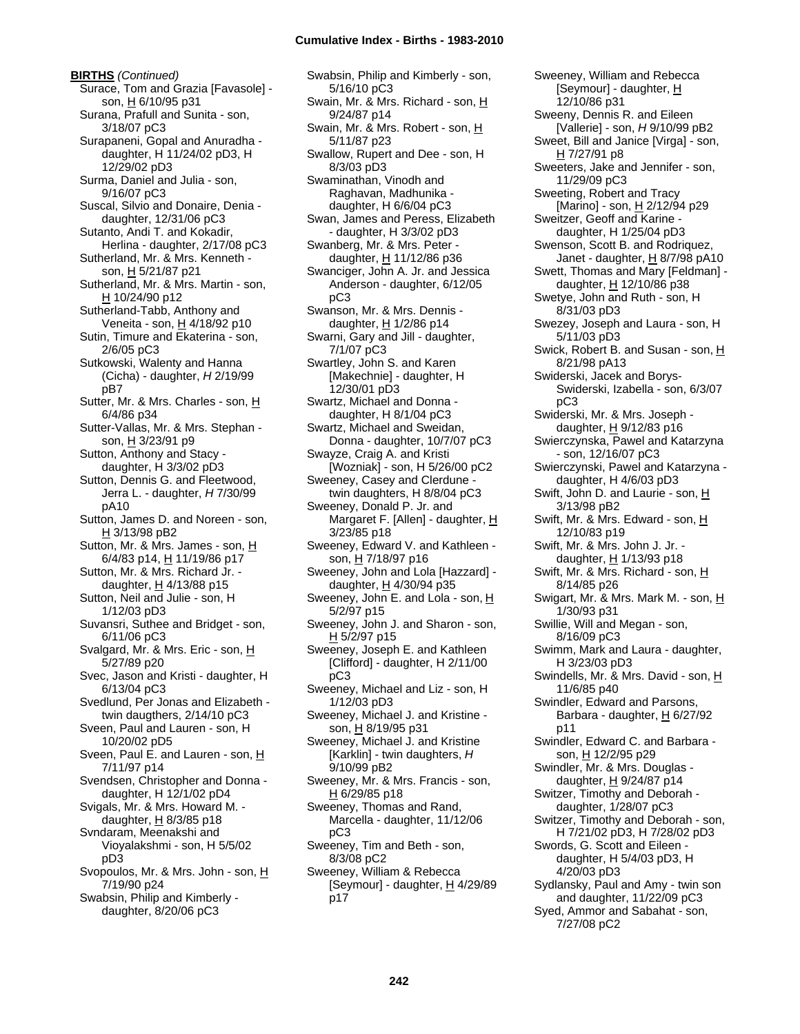**BIRTHS** *(Continued)*

Surace, Tom and Grazia [Favasole] - son, H 6/10/95 p31
Surana, Prafull and Sunita - son, 3/18/07 pC3
Surapaneni, Gopal and Anuradha - daughter, H 11/24/02 pD3, H 12/29/02 pD3
Surma, Daniel and Julia - son, 9/16/07 pC3
Suscal, Silvio and Donaire, Denia - daughter, 12/31/06 pC3
Sutanto, Andi T. and Kokadir, Herlina - daughter, 2/17/08 pC3
Sutherland, Mr. & Mrs. Kenneth - son, H 5/21/87 p21
Sutherland, Mr. & Mrs. Martin - son, H 10/24/90 p12
Sutherland-Tabb, Anthony and Veneita - son, H 4/18/92 p10
Sutin, Timure and Ekaterina - son, 2/6/05 pC3
Sutkowski, Walenty and Hanna (Cicha) - daughter, *H* 2/19/99 pB7
Sutter, Mr. & Mrs. Charles - son, H 6/4/86 p34
Sutter-Vallas, Mr. & Mrs. Stephan - son, H 3/23/91 p9
Sutton, Anthony and Stacy - daughter, H 3/3/02 pD3
Sutton, Dennis G. and Fleetwood, Jerra L. - daughter, *H* 7/30/99 pA10
Sutton, James D. and Noreen - son, H 3/13/98 pB2
Sutton, Mr. & Mrs. James - son, H 6/4/83 p14, H 11/19/86 p17
Sutton, Mr. & Mrs. Richard Jr. - daughter, H 4/13/88 p15
Sutton, Neil and Julie - son, H 1/12/03 pD3
Suvansri, Suthee and Bridget - son, 6/11/06 pC3
Svalgard, Mr. & Mrs. Eric - son, H 5/27/89 p20
Svec, Jason and Kristi - daughter, H 6/13/04 pC3
Svedlund, Per Jonas and Elizabeth - twin daugthers, 2/14/10 pC3
Sveen, Paul and Lauren - son, H 10/20/02 pD5
Sveen, Paul E. and Lauren - son, H 7/11/97 p14
Svendsen, Christopher and Donna - daughter, H 12/1/02 pD4
Svigals, Mr. & Mrs. Howard M. - daughter, H 8/3/85 p18
Svndaram, Meenakshi and Vioyalakshmi - son, H 5/5/02 pD3
Svopoulos, Mr. & Mrs. John - son, H 7/19/90 p24
Swabsin, Philip and Kimberly - daughter, 8/20/06 pC3
Swabsin, Philip and Kimberly - son, 5/16/10 pC3
Swain, Mr. & Mrs. Richard - son, H 9/24/87 p14
Swain, Mr. & Mrs. Robert - son, H 5/11/87 p23
Swallow, Rupert and Dee - son, H 8/3/03 pD3
Swaminathan, Vinodh and Raghavan, Madhunika - daughter, H 6/6/04 pC3
Swan, James and Peress, Elizabeth - daughter, H 3/3/02 pD3
Swanberg, Mr. & Mrs. Peter - daughter, H 11/12/86 p36
Swanciger, John A. Jr. and Jessica Anderson - daughter, 6/12/05 pC3
Swanson, Mr. & Mrs. Dennis - daughter, H 1/2/86 p14
Swarni, Gary and Jill - daughter, 7/1/07 pC3
Swartley, John S. and Karen [Makechnie] - daughter, H 12/30/01 pD3
Swartz, Michael and Donna - daughter, H 8/1/04 pC3
Swartz, Michael and Sweidan, Donna - daughter, 10/7/07 pC3
Swayze, Craig A. and Kristi [Wozniak] - son, H 5/26/00 pC2
Sweeney, Casey and Clerdune - twin daughters, H 8/8/04 pC3
Sweeney, Donald P. Jr. and Margaret F. [Allen] - daughter, H 3/23/85 p18
Sweeney, Edward V. and Kathleen - son, H 7/18/97 p16
Sweeney, John and Lola [Hazzard] - daughter, H 4/30/94 p35
Sweeney, John E. and Lola - son, H 5/2/97 p15
Sweeney, John J. and Sharon - son, H 5/2/97 p15
Sweeney, Joseph E. and Kathleen [Clifford] - daughter, H 2/11/00 pC3
Sweeney, Michael and Liz - son, H 1/12/03 pD3
Sweeney, Michael J. and Kristine - son, H 8/19/95 p31
Sweeney, Michael J. and Kristine [Karklin] - twin daughters, *H* 9/10/99 pB2
Sweeney, Mr. & Mrs. Francis - son, H 6/29/85 p18
Sweeney, Thomas and Rand, Marcella - daughter, 11/12/06 pC3
Sweeney, Tim and Beth - son, 8/3/08 pC2
Sweeney, William & Rebecca [Seymour] - daughter, H 4/29/89 p17
Sweeney, William and Rebecca [Seymour] - daughter, H 12/10/86 p31
Sweeny, Dennis R. and Eileen [Vallerie] - son, *H* 9/10/99 pB2
Sweet, Bill and Janice [Virga] - son, H 7/27/91 p8
Sweeters, Jake and Jennifer - son, 11/29/09 pC3
Sweeting, Robert and Tracy [Marino] - son, H 2/12/94 p29
Sweitzer, Geoff and Karine - daughter, H 1/25/04 pD3
Swenson, Scott B. and Rodriquez, Janet - daughter, H 8/7/98 pA10
Swett, Thomas and Mary [Feldman] - daughter, H 12/10/86 p38
Swetye, John and Ruth - son, H 8/31/03 pD3
Swezey, Joseph and Laura - son, H 5/11/03 pD3
Swick, Robert B. and Susan - son, H 8/21/98 pA13
Swiderski, Jacek and Borys-Swiderski, Izabella - son, 6/3/07 pC3
Swiderski, Mr. & Mrs. Joseph - daughter, H 9/12/83 p16
Swierczynska, Pawel and Katarzyna - son, 12/16/07 pC3
Swierczynski, Pawel and Katarzyna - daughter, H 4/6/03 pD3
Swift, John D. and Laurie - son, H 3/13/98 pB2
Swift, Mr. & Mrs. Edward - son, H 12/10/83 p19
Swift, Mr. & Mrs. John J. Jr. - daughter, H 1/13/93 p18
Swift, Mr. & Mrs. Richard - son, H 8/14/85 p26
Swigart, Mr. & Mrs. Mark M. - son, H 1/30/93 p31
Swillie, Will and Megan - son, 8/16/09 pC3
Swimm, Mark and Laura - daughter, H 3/23/03 pD3
Swindells, Mr. & Mrs. David - son, H 11/6/85 p40
Swindler, Edward and Parsons, Barbara - daughter, H 6/27/92 p11
Swindler, Edward C. and Barbara - son, H 12/2/95 p29
Swindler, Mr. & Mrs. Douglas - daughter, H 9/24/87 p14
Switzer, Timothy and Deborah - daughter, 1/28/07 pC3
Switzer, Timothy and Deborah - son, H 7/21/02 pD3, H 7/28/02 pD3
Swords, G. Scott and Eileen - daughter, H 5/4/03 pD3, H 4/20/03 pD3
Sydlansky, Paul and Amy - twin son and daughter, 11/22/09 pC3
Syed, Ammor and Sabahat - son, 7/27/08 pC2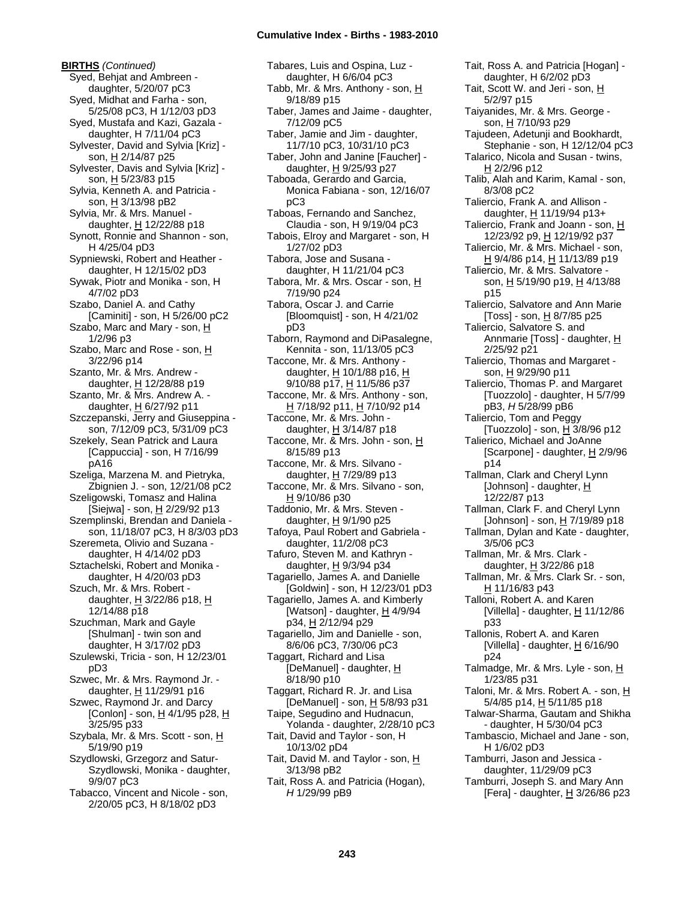**BIRTHS** *(Continued)*

Syed, Behjat and Ambreen - daughter, 5/20/07 pC3
Syed, Midhat and Farha - son, 5/25/08 pC3, H 1/12/03 pD3
Syed, Mustafa and Kazi, Gazala - daughter, H 7/11/04 pC3
Sylvester, David and Sylvia [Kriz] - son, H 2/14/87 p25
Sylvester, Davis and Sylvia [Kriz] - son, H 5/23/83 p15
Sylvia, Kenneth A. and Patricia - son, H 3/13/98 pB2
Sylvia, Mr. & Mrs. Manuel - daughter, H 12/22/88 p18
Synott, Ronnie and Shannon - son, H 4/25/04 pD3
Sypniewski, Robert and Heather - daughter, H 12/15/02 pD3
Sywak, Piotr and Monika - son, H 4/7/02 pD3
Szabo, Daniel A. and Cathy [Caminiti] - son, H 5/26/00 pC2
Szabo, Marc and Mary - son, H 1/2/96 p3
Szabo, Marc and Rose - son, H 3/22/96 p14
Szanto, Mr. & Mrs. Andrew - daughter, H 12/28/88 p19
Szanto, Mr. & Mrs. Andrew A. - daughter, H 6/27/92 p11
Szczepanski, Jerry and Giuseppina - son, 7/12/09 pC3, 5/31/09 pC3
Szekely, Sean Patrick and Laura [Cappuccia] - son, H 7/16/99 pA16
Szeliga, Marzena M. and Pietryka, Zbignien J. - son, 12/21/08 pC2
Szeligowski, Tomasz and Halina [Siejwa] - son, H 2/29/92 p13
Szemplinski, Brendan and Daniela - son, 11/18/07 pC3, H 8/3/03 pD3
Szeremeta, Olivio and Suzana - daughter, H 4/14/02 pD3
Sztachelski, Robert and Monika - daughter, H 4/20/03 pD3
Szuch, Mr. & Mrs. Robert - daughter, H 3/22/86 p18, H 12/14/88 p18
Szuchman, Mark and Gayle [Shulman] - twin son and daughter, H 3/17/02 pD3
Szulewski, Tricia - son, H 12/23/01 pD3
Szwec, Mr. & Mrs. Raymond Jr. - daughter, H 11/29/91 p16
Szwec, Raymond Jr. and Darcy [Conlon] - son, H 4/1/95 p28, H 3/25/95 p33
Szybala, Mr. & Mrs. Scott - son, H 5/19/90 p19
Szydlowski, Grzegorz and Satur-Szydlowski, Monika - daughter, 9/9/07 pC3
Tabacco, Vincent and Nicole - son, 2/20/05 pC3, H 8/18/02 pD3
Tabares, Luis and Ospina, Luz - daughter, H 6/6/04 pC3
Tabb, Mr. & Mrs. Anthony - son, H 9/18/89 p15
Taber, James and Jaime - daughter, 7/12/09 pC5
Taber, Jamie and Jim - daughter, 11/7/10 pC3, 10/31/10 pC3
Taber, John and Janine [Faucher] - daughter, H 9/25/93 p27
Taboada, Gerardo and Garcia, Monica Fabiana - son, 12/16/07 pC3
Taboas, Fernando and Sanchez, Claudia - son, H 9/19/04 pC3
Tabois, Elroy and Margaret - son, H 1/27/02 pD3
Tabora, Jose and Susana - daughter, H 11/21/04 pC3
Tabora, Mr. & Mrs. Oscar - son, H 7/19/90 p24
Tabora, Oscar J. and Carrie [Bloomquist] - son, H 4/21/02 pD3
Taborn, Raymond and DiPasalegne, Kennita - son, 11/13/05 pC3
Taccone, Mr. & Mrs. Anthony - daughter, H 10/1/88 p16, H 9/10/88 p17, H 11/5/86 p37
Taccone, Mr. & Mrs. Anthony - son, H 7/18/92 p11, H 7/10/92 p14
Taccone, Mr. & Mrs. John - daughter, H 3/14/87 p18
Taccone, Mr. & Mrs. John - son, H 8/15/89 p13
Taccone, Mr. & Mrs. Silvano - daughter, H 7/29/89 p13
Taccone, Mr. & Mrs. Silvano - son, H 9/10/86 p30
Taddonio, Mr. & Mrs. Steven - daughter, H 9/1/90 p25
Tafoya, Paul Robert and Gabriela - daughter, 11/2/08 pC3
Tafuro, Steven M. and Kathryn - daughter, H 9/3/94 p34
Tagariello, James A. and Danielle [Goldwin] - son, H 12/23/01 pD3
Tagariello, James A. and Kimberly [Watson] - daughter, H 4/9/94 p34, H 2/12/94 p29
Tagariello, Jim and Danielle - son, 8/6/06 pC3, 7/30/06 pC3
Taggart, Richard and Lisa [DeManuel] - daughter, H 8/18/90 p10
Taggart, Richard R. Jr. and Lisa [DeManuel] - son, H 5/8/93 p31
Taipe, Segudino and Hudnacun, Yolanda - daughter, 2/28/10 pC3
Tait, David and Taylor - son, H 10/13/02 pD4
Tait, David M. and Taylor - son, H 3/13/98 pB2
Tait, Ross A. and Patricia (Hogan), *H* 1/29/99 pB9
Tait, Ross A. and Patricia [Hogan] - daughter, H 6/2/02 pD3
Tait, Scott W. and Jeri - son, H 5/2/97 p15
Taiyanides, Mr. & Mrs. George - son, H 7/10/93 p29
Tajudeen, Adetunji and Bookhardt, Stephanie - son, H 12/12/04 pC3
Talarico, Nicola and Susan - twins, H 2/2/96 p12
Talib, Alah and Karim, Kamal - son, 8/3/08 pC2
Taliercio, Frank A. and Allison - daughter, H 11/19/94 p13+
Taliercio, Frank and Joann - son, H 12/23/92 p9, H 12/19/92 p37
Taliercio, Mr. & Mrs. Michael - son, H 9/4/86 p14, H 11/13/89 p19
Taliercio, Mr. & Mrs. Salvatore - son, H 5/19/90 p19, H 4/13/88 p15
Taliercio, Salvatore and Ann Marie [Toss] - son, H 8/7/85 p25
Taliercio, Salvatore S. and Annmarie [Toss] - daughter, H 2/25/92 p21
Taliercio, Thomas and Margaret - son, H 9/29/90 p11
Taliercio, Thomas P. and Margaret [Tuozzolo] - daughter, H 5/7/99 pB3, *H* 5/28/99 pB6
Taliercio, Tom and Peggy [Tuozzolo] - son, H 3/8/96 p12
Talierico, Michael and JoAnne [Scarpone] - daughter, H 2/9/96 p14
Tallman, Clark and Cheryl Lynn [Johnson] - daughter, H 12/22/87 p13
Tallman, Clark F. and Cheryl Lynn [Johnson] - son, H 7/19/89 p18
Tallman, Dylan and Kate - daughter, 3/5/06 pC3
Tallman, Mr. & Mrs. Clark - daughter, H 3/22/86 p18
Tallman, Mr. & Mrs. Clark Sr. - son, H 11/16/83 p43
Talloni, Robert A. and Karen [Villella] - daughter, H 11/12/86 p33
Tallonis, Robert A. and Karen [Villella] - daughter, H 6/16/90 p24
Talmadge, Mr. & Mrs. Lyle - son, H 1/23/85 p31
Taloni, Mr. & Mrs. Robert A. - son, H 5/4/85 p14, H 5/11/85 p18
Talwar-Sharma, Gautam and Shikha - daughter, H 5/30/04 pC3
Tambascio, Michael and Jane - son, H 1/6/02 pD3
Tamburri, Jason and Jessica - daughter, 11/29/09 pC3
Tamburri, Joseph S. and Mary Ann [Fera] - daughter, H 3/26/86 p23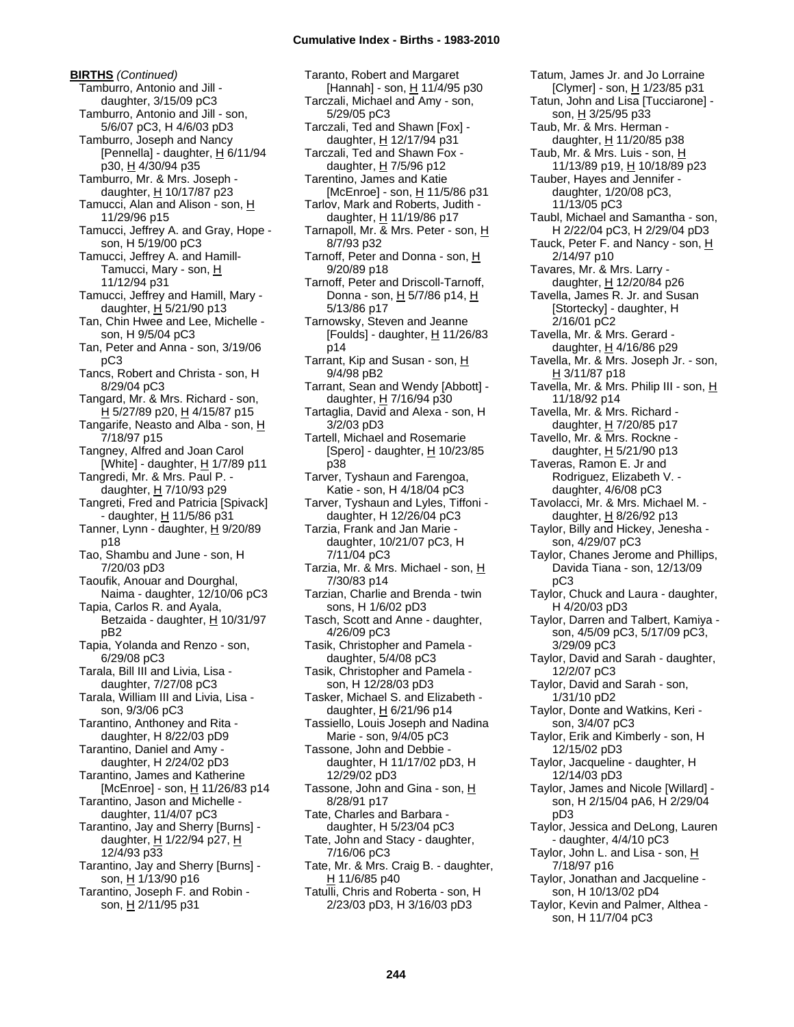**BIRTHS** *(Continued)*

Tamburro, Antonio and Jill - daughter, 3/15/09 pC3
Tamburro, Antonio and Jill - son, 5/6/07 pC3, H 4/6/03 pD3
Tamburro, Joseph and Nancy [Pennella] - daughter, H 6/11/94 p30, H 4/30/94 p35
Tamburro, Mr. & Mrs. Joseph - daughter, H 10/17/87 p23
Tamucci, Alan and Alison - son, H 11/29/96 p15
Tamucci, Jeffrey A. and Gray, Hope - son, H 5/19/00 pC3
Tamucci, Jeffrey A. and Hamill-Tamucci, Mary - son, H 11/12/94 p31
Tamucci, Jeffrey and Hamill, Mary - daughter, H 5/21/90 p13
Tan, Chin Hwee and Lee, Michelle - son, H 9/5/04 pC3
Tan, Peter and Anna - son, 3/19/06 pC3
Tancs, Robert and Christa - son, H 8/29/04 pC3
Tangard, Mr. & Mrs. Richard - son, H 5/27/89 p20, H 4/15/87 p15
Tangarife, Neasto and Alba - son, H 7/18/97 p15
Tangney, Alfred and Joan Carol [White] - daughter, H 1/7/89 p11
Tangredi, Mr. & Mrs. Paul P. - daughter, H 7/10/93 p29
Tangreti, Fred and Patricia [Spivack] - daughter, H 11/5/86 p31
Tanner, Lynn - daughter, H 9/20/89 p18
Tao, Shambu and June - son, H 7/20/03 pD3
Taoufik, Anouar and Dourghal, Naima - daughter, 12/10/06 pC3
Tapia, Carlos R. and Ayala, Betzaida - daughter, H 10/31/97 pB2
Tapia, Yolanda and Renzo - son, 6/29/08 pC3
Tarala, Bill III and Livia, Lisa - daughter, 7/27/08 pC3
Tarala, William III and Livia, Lisa - son, 9/3/06 pC3
Tarantino, Anthoney and Rita - daughter, H 8/22/03 pD9
Tarantino, Daniel and Amy - daughter, H 2/24/02 pD3
Tarantino, James and Katherine [McEnroe] - son, H 11/26/83 p14
Tarantino, Jason and Michelle - daughter, 11/4/07 pC3
Tarantino, Jay and Sherry [Burns] - daughter, H 1/22/94 p27, H 12/4/93 p33
Tarantino, Jay and Sherry [Burns] - son, H 1/13/90 p16
Tarantino, Joseph F. and Robin - son, H 2/11/95 p31
Taranto, Robert and Margaret [Hannah] - son, H 11/4/95 p30
Tarczali, Michael and Amy - son, 5/29/05 pC3
Tarczali, Ted and Shawn [Fox] - daughter, H 12/17/94 p31
Tarczali, Ted and Shawn Fox - daughter, H 7/5/96 p12
Tarentino, James and Katie [McEnroe] - son, H 11/5/86 p31
Tarlov, Mark and Roberts, Judith - daughter, H 11/19/86 p17
Tarnapoll, Mr. & Mrs. Peter - son, H 8/7/93 p32
Tarnoff, Peter and Donna - son, H 9/20/89 p18
Tarnoff, Peter and Driscoll-Tarnoff, Donna - son, H 5/7/86 p14, H 5/13/86 p17
Tarnowsky, Steven and Jeanne [Foulds] - daughter, H 11/26/83 p14
Tarrant, Kip and Susan - son, H 9/4/98 pB2
Tarrant, Sean and Wendy [Abbott] - daughter, H 7/16/94 p30
Tartaglia, David and Alexa - son, H 3/2/03 pD3
Tartell, Michael and Rosemarie [Spero] - daughter, H 10/23/85 p38
Tarver, Tyshaun and Farengoa, Katie - son, H 4/18/04 pC3
Tarver, Tyshaun and Lyles, Tiffoni - daughter, H 12/26/04 pC3
Tarzia, Frank and Jan Marie - daughter, 10/21/07 pC3, H 7/11/04 pC3
Tarzia, Mr. & Mrs. Michael - son, H 7/30/83 p14
Tarzian, Charlie and Brenda - twin sons, H 1/6/02 pD3
Tasch, Scott and Anne - daughter, 4/26/09 pC3
Tasik, Christopher and Pamela - daughter, 5/4/08 pC3
Tasik, Christopher and Pamela - son, H 12/28/03 pD3
Tasker, Michael S. and Elizabeth - daughter, H 6/21/96 p14
Tassiello, Louis Joseph and Nadina Marie - son, 9/4/05 pC3
Tassone, John and Debbie - daughter, H 11/17/02 pD3, H 12/29/02 pD3
Tassone, John and Gina - son, H 8/28/91 p17
Tate, Charles and Barbara - daughter, H 5/23/04 pC3
Tate, John and Stacy - daughter, 7/16/06 pC3
Tate, Mr. & Mrs. Craig B. - daughter, H 11/6/85 p40
Tatulli, Chris and Roberta - son, H 2/23/03 pD3, H 3/16/03 pD3
Tatum, James Jr. and Jo Lorraine [Clymer] - son, H 1/23/85 p31
Tatun, John and Lisa [Tucciarone] - son, H 3/25/95 p33
Taub, Mr. & Mrs. Herman - daughter, H 11/20/85 p38
Taub, Mr. & Mrs. Luis - son, H 11/13/89 p19, H 10/18/89 p23
Tauber, Hayes and Jennifer - daughter, 1/20/08 pC3, 11/13/05 pC3
Taubl, Michael and Samantha - son, H 2/22/04 pC3, H 2/29/04 pD3
Tauck, Peter F. and Nancy - son, H 2/14/97 p10
Tavares, Mr. & Mrs. Larry - daughter, H 12/20/84 p26
Tavella, James R. Jr. and Susan [Stortecky] - daughter, H 2/16/01 pC2
Tavella, Mr. & Mrs. Gerard - daughter, H 4/16/86 p29
Tavella, Mr. & Mrs. Joseph Jr. - son, H 3/11/87 p18
Tavella, Mr. & Mrs. Philip III - son, H 11/18/92 p14
Tavella, Mr. & Mrs. Richard - daughter, H 7/20/85 p17
Tavello, Mr. & Mrs. Rockne - daughter, H 5/21/90 p13
Taveras, Ramon E. Jr and Rodriguez, Elizabeth V. - daughter, 4/6/08 pC3
Tavolacci, Mr. & Mrs. Michael M. - daughter, H 8/26/92 p13
Taylor, Billy and Hickey, Jenesha - son, 4/29/07 pC3
Taylor, Chanes Jerome and Phillips, Davida Tiana - son, 12/13/09 pC3
Taylor, Chuck and Laura - daughter, H 4/20/03 pD3
Taylor, Darren and Talbert, Kamiya - son, 4/5/09 pC3, 5/17/09 pC3, 3/29/09 pC3
Taylor, David and Sarah - daughter, 12/2/07 pC3
Taylor, David and Sarah - son, 1/31/10 pD2
Taylor, Donte and Watkins, Keri - son, 3/4/07 pC3
Taylor, Erik and Kimberly - son, H 12/15/02 pD3
Taylor, Jacqueline - daughter, H 12/14/03 pD3
Taylor, James and Nicole [Willard] - son, H 2/15/04 pA6, H 2/29/04 pD3
Taylor, Jessica and DeLong, Lauren - daughter, 4/4/10 pC3
Taylor, John L. and Lisa - son, H 7/18/97 p16
Taylor, Jonathan and Jacqueline - son, H 10/13/02 pD4
Taylor, Kevin and Palmer, Althea - son, H 11/7/04 pC3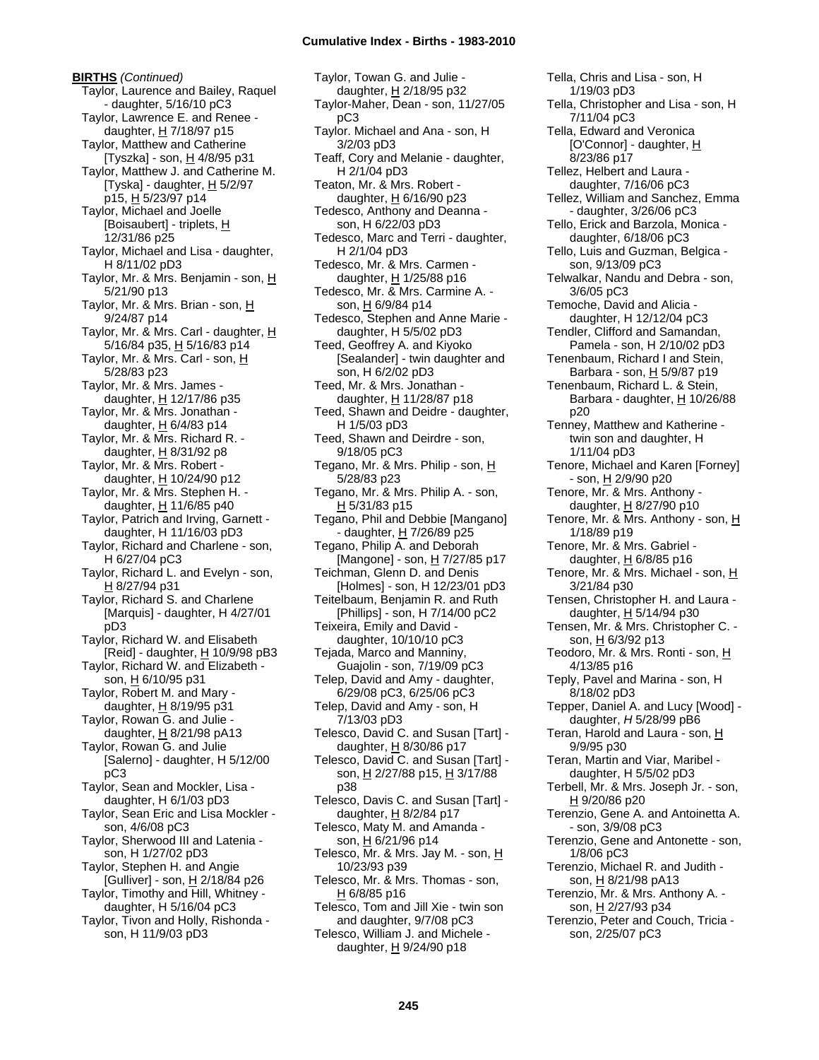**BIRTHS** *(Continued)*

Taylor, Laurence and Bailey, Raquel - daughter, 5/16/10 pC3
Taylor, Lawrence E. and Renee - daughter, H 7/18/97 p15
Taylor, Matthew and Catherine [Tyszka] - son, H 4/8/95 p31
Taylor, Matthew J. and Catherine M. [Tyska] - daughter, H 5/2/97 p15, H 5/23/97 p14
Taylor, Michael and Joelle [Boisaubert] - triplets, H 12/31/86 p25
Taylor, Michael and Lisa - daughter, H 8/11/02 pD3
Taylor, Mr. & Mrs. Benjamin - son, H 5/21/90 p13
Taylor, Mr. & Mrs. Brian - son, H 9/24/87 p14
Taylor, Mr. & Mrs. Carl - daughter, H 5/16/84 p35, H 5/16/83 p14
Taylor, Mr. & Mrs. Carl - son, H 5/28/83 p23
Taylor, Mr. & Mrs. James - daughter, H 12/17/86 p35
Taylor, Mr. & Mrs. Jonathan - daughter, H 6/4/83 p14
Taylor, Mr. & Mrs. Richard R. - daughter, H 8/31/92 p8
Taylor, Mr. & Mrs. Robert - daughter, H 10/24/90 p12
Taylor, Mr. & Mrs. Stephen H. - daughter, H 11/6/85 p40
Taylor, Patrich and Irving, Garnett - daughter, H 11/16/03 pD3
Taylor, Richard and Charlene - son, H 6/27/04 pC3
Taylor, Richard L. and Evelyn - son, H 8/27/94 p31
Taylor, Richard S. and Charlene [Marquis] - daughter, H 4/27/01 pD3
Taylor, Richard W. and Elisabeth [Reid] - daughter, H 10/9/98 pB3
Taylor, Richard W. and Elizabeth - son, H 6/10/95 p31
Taylor, Robert M. and Mary - daughter, H 8/19/95 p31
Taylor, Rowan G. and Julie - daughter, H 8/21/98 pA13
Taylor, Rowan G. and Julie [Salerno] - daughter, H 5/12/00 pC3
Taylor, Sean and Mockler, Lisa - daughter, H 6/1/03 pD3
Taylor, Sean Eric and Lisa Mockler - son, 4/6/08 pC3
Taylor, Sherwood III and Latenia - son, H 1/27/02 pD3
Taylor, Stephen H. and Angie [Gulliver] - son, H 2/18/84 p26
Taylor, Timothy and Hill, Whitney - daughter, H 5/16/04 pC3
Taylor, Tivon and Holly, Rishonda - son, H 11/9/03 pD3
Taylor, Towan G. and Julie - daughter, H 2/18/95 p32
Taylor-Maher, Dean - son, 11/27/05 pC3
Taylor. Michael and Ana - son, H 3/2/03 pD3
Teaff, Cory and Melanie - daughter, H 2/1/04 pD3
Teaton, Mr. & Mrs. Robert - daughter, H 6/16/90 p23
Tedesco, Anthony and Deanna - son, H 6/22/03 pD3
Tedesco, Marc and Terri - daughter, H 2/1/04 pD3
Tedesco, Mr. & Mrs. Carmen - daughter, H 1/25/88 p16
Tedesco, Mr. & Mrs. Carmine A. - son, H 6/9/84 p14
Tedesco, Stephen and Anne Marie - daughter, H 5/5/02 pD3
Teed, Geoffrey A. and Kiyoko [Sealander] - twin daughter and son, H 6/2/02 pD3
Teed, Mr. & Mrs. Jonathan - daughter, H 11/28/87 p18
Teed, Shawn and Deidre - daughter, H 1/5/03 pD3
Teed, Shawn and Deirdre - son, 9/18/05 pC3
Tegano, Mr. & Mrs. Philip - son, H 5/28/83 p23
Tegano, Mr. & Mrs. Philip A. - son, H 5/31/83 p15
Tegano, Phil and Debbie [Mangano] - daughter, H 7/26/89 p25
Tegano, Philip A. and Deborah [Mangone] - son, H 7/27/85 p17
Teichman, Glenn D. and Denis [Holmes] - son, H 12/23/01 pD3
Teitelbaum, Benjamin R. and Ruth [Phillips] - son, H 7/14/00 pC2
Teixeira, Emily and David - daughter, 10/10/10 pC3
Tejada, Marco and Manniny, Guajolin - son, 7/19/09 pC3
Telep, David and Amy - daughter, 6/29/08 pC3, 6/25/06 pC3
Telep, David and Amy - son, H 7/13/03 pD3
Telesco, David C. and Susan [Tart] - daughter, H 8/30/86 p17
Telesco, David C. and Susan [Tart] - son, H 2/27/88 p15, H 3/17/88 p38
Telesco, Davis C. and Susan [Tart] - daughter, H 8/2/84 p17
Telesco, Maty M. and Amanda - son, H 6/21/96 p14
Telesco, Mr. & Mrs. Jay M. - son, H 10/23/93 p39
Telesco, Mr. & Mrs. Thomas - son, H 6/8/85 p16
Telesco, Tom and Jill Xie - twin son and daughter, 9/7/08 pC3
Telesco, William J. and Michele - daughter, H 9/24/90 p18
Tella, Chris and Lisa - son, H 1/19/03 pD3
Tella, Christopher and Lisa - son, H 7/11/04 pC3
Tella, Edward and Veronica [O'Connor] - daughter, H 8/23/86 p17
Tellez, Helbert and Laura - daughter, 7/16/06 pC3
Tellez, William and Sanchez, Emma - daughter, 3/26/06 pC3
Tello, Erick and Barzola, Monica - daughter, 6/18/06 pC3
Tello, Luis and Guzman, Belgica - son, 9/13/09 pC3
Telwalkar, Nandu and Debra - son, 3/6/05 pC3
Temoche, David and Alicia - daughter, H 12/12/04 pC3
Tendler, Clifford and Samandan, Pamela - son, H 2/10/02 pD3
Tenenbaum, Richard I and Stein, Barbara - son, H 5/9/87 p19
Tenenbaum, Richard L. & Stein, Barbara - daughter, H 10/26/88 p20
Tenney, Matthew and Katherine - twin son and daughter, H 1/11/04 pD3
Tenore, Michael and Karen [Forney] - son, H 2/9/90 p20
Tenore, Mr. & Mrs. Anthony - daughter, H 8/27/90 p10
Tenore, Mr. & Mrs. Anthony - son, H 1/18/89 p19
Tenore, Mr. & Mrs. Gabriel - daughter, H 6/8/85 p16
Tenore, Mr. & Mrs. Michael - son, H 3/21/84 p30
Tensen, Christopher H. and Laura - daughter, H 5/14/94 p30
Tensen, Mr. & Mrs. Christopher C. - son, H 6/3/92 p13
Teodoro, Mr. & Mrs. Ronti - son, H 4/13/85 p16
Teply, Pavel and Marina - son, H 8/18/02 pD3
Tepper, Daniel A. and Lucy [Wood] - daughter, *H* 5/28/99 pB6
Teran, Harold and Laura - son, H 9/9/95 p30
Teran, Martin and Viar, Maribel - daughter, H 5/5/02 pD3
Terbell, Mr. & Mrs. Joseph Jr. - son, H 9/20/86 p20
Terenzio, Gene A. and Antoinetta A. - son, 3/9/08 pC3
Terenzio, Gene and Antonette - son, 1/8/06 pC3
Terenzio, Michael R. and Judith - son, H 8/21/98 pA13
Terenzio, Mr. & Mrs. Anthony A. - son, H 2/27/93 p34
Terenzio, Peter and Couch, Tricia - son, 2/25/07 pC3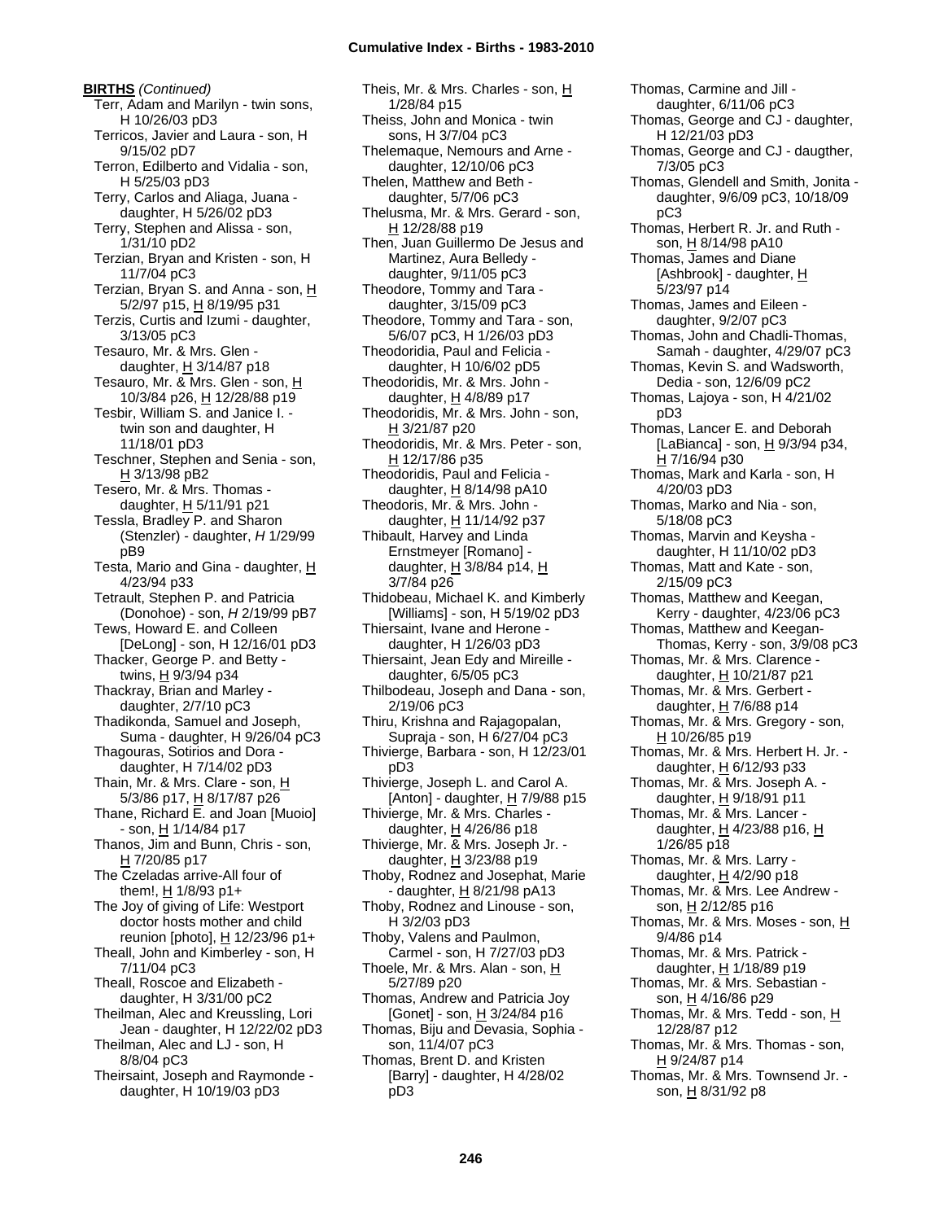**BIRTHS** *(Continued)*

Terr, Adam and Marilyn - twin sons, H 10/26/03 pD3
Terricos, Javier and Laura - son, H 9/15/02 pD7
Terron, Edilberto and Vidalia - son, H 5/25/03 pD3
Terry, Carlos and Aliaga, Juana - daughter, H 5/26/02 pD3
Terry, Stephen and Alissa - son, 1/31/10 pD2
Terzian, Bryan and Kristen - son, H 11/7/04 pC3
Terzian, Bryan S. and Anna - son, H 5/2/97 p15, H 8/19/95 p31
Terzis, Curtis and Izumi - daughter, 3/13/05 pC3
Tesauro, Mr. & Mrs. Glen - daughter, H 3/14/87 p18
Tesauro, Mr. & Mrs. Glen - son, H 10/3/84 p26, H 12/28/88 p19
Tesbir, William S. and Janice I. - twin son and daughter, H 11/18/01 pD3
Teschner, Stephen and Senia - son, H 3/13/98 pB2
Tesero, Mr. & Mrs. Thomas - daughter, H 5/11/91 p21
Tessla, Bradley P. and Sharon (Stenzler) - daughter, *H* 1/29/99 pB9
Testa, Mario and Gina - daughter, H 4/23/94 p33
Tetrault, Stephen P. and Patricia (Donohoe) - son, *H* 2/19/99 pB7
Tews, Howard E. and Colleen [DeLong] - son, H 12/16/01 pD3
Thacker, George P. and Betty - twins, H 9/3/94 p34
Thackray, Brian and Marley - daughter, 2/7/10 pC3
Thadikonda, Samuel and Joseph, Suma - daughter, H 9/26/04 pC3
Thagouras, Sotirios and Dora - daughter, H 7/14/02 pD3
Thain, Mr. & Mrs. Clare - son, H 5/3/86 p17, H 8/17/87 p26
Thane, Richard E. and Joan [Muoio] - son, H 1/14/84 p17
Thanos, Jim and Bunn, Chris - son, H 7/20/85 p17
The Czeladas arrive-All four of them!, H 1/8/93 p1+
The Joy of giving of Life: Westport doctor hosts mother and child reunion [photo], H 12/23/96 p1+
Theall, John and Kimberley - son, H 7/11/04 pC3
Theall, Roscoe and Elizabeth - daughter, H 3/31/00 pC2
Theilman, Alec and Kreussling, Lori Jean - daughter, H 12/22/02 pD3
Theilman, Alec and LJ - son, H 8/8/04 pC3
Theirsaint, Joseph and Raymonde - daughter, H 10/19/03 pD3
Theis, Mr. & Mrs. Charles - son, H 1/28/84 p15
Theiss, John and Monica - twin sons, H 3/7/04 pC3
Thelemaque, Nemours and Arne - daughter, 12/10/06 pC3
Thelen, Matthew and Beth - daughter, 5/7/06 pC3
Thelusma, Mr. & Mrs. Gerard - son, H 12/28/88 p19
Then, Juan Guillermo De Jesus and Martinez, Aura Belledy - daughter, 9/11/05 pC3
Theodore, Tommy and Tara - daughter, 3/15/09 pC3
Theodore, Tommy and Tara - son, 5/6/07 pC3, H 1/26/03 pD3
Theodoridia, Paul and Felicia - daughter, H 10/6/02 pD5
Theodoridis, Mr. & Mrs. John - daughter, H 4/8/89 p17
Theodoridis, Mr. & Mrs. John - son, H 3/21/87 p20
Theodoridis, Mr. & Mrs. Peter - son, H 12/17/86 p35
Theodoridis, Paul and Felicia - daughter, H 8/14/98 pA10
Theodoris, Mr. & Mrs. John - daughter, H 11/14/92 p37
Thibault, Harvey and Linda Ernstmeyer [Romano] - daughter, H 3/8/84 p14, H 3/7/84 p26
Thidobeau, Michael K. and Kimberly [Williams] - son, H 5/19/02 pD3
Thiersaint, Ivane and Herone - daughter, H 1/26/03 pD3
Thiersaint, Jean Edy and Mireille - daughter, 6/5/05 pC3
Thilbodeau, Joseph and Dana - son, 2/19/06 pC3
Thiru, Krishna and Rajagopalan, Supraja - son, H 6/27/04 pC3
Thivierge, Barbara - son, H 12/23/01 pD3
Thivierge, Joseph L. and Carol A. [Anton] - daughter, H 7/9/88 p15
Thivierge, Mr. & Mrs. Charles - daughter, H 4/26/86 p18
Thivierge, Mr. & Mrs. Joseph Jr. - daughter, H 3/23/88 p19
Thoby, Rodnez and Josephat, Marie - daughter, H 8/21/98 pA13
Thoby, Rodnez and Linouse - son, H 3/2/03 pD3
Thoby, Valens and Paulmon, Carmel - son, H 7/27/03 pD3
Thoele, Mr. & Mrs. Alan - son, H 5/27/89 p20
Thomas, Andrew and Patricia Joy [Gonet] - son, H 3/24/84 p16
Thomas, Biju and Devasia, Sophia - son, 11/4/07 pC3
Thomas, Brent D. and Kristen [Barry] - daughter, H 4/28/02 pD3
Thomas, Carmine and Jill - daughter, 6/11/06 pC3
Thomas, George and CJ - daughter, H 12/21/03 pD3
Thomas, George and CJ - daugther, 7/3/05 pC3
Thomas, Glendell and Smith, Jonita - daughter, 9/6/09 pC3, 10/18/09 pC3
Thomas, Herbert R. Jr. and Ruth - son, H 8/14/98 pA10
Thomas, James and Diane [Ashbrook] - daughter, H 5/23/97 p14
Thomas, James and Eileen - daughter, 9/2/07 pC3
Thomas, John and Chadli-Thomas, Samah - daughter, 4/29/07 pC3
Thomas, Kevin S. and Wadsworth, Dedia - son, 12/6/09 pC2
Thomas, Lajoya - son, H 4/21/02 pD3
Thomas, Lancer E. and Deborah [LaBianca] - son, H 9/3/94 p34, H 7/16/94 p30
Thomas, Mark and Karla - son, H 4/20/03 pD3
Thomas, Marko and Nia - son, 5/18/08 pC3
Thomas, Marvin and Keysha - daughter, H 11/10/02 pD3
Thomas, Matt and Kate - son, 2/15/09 pC3
Thomas, Matthew and Keegan, Kerry - daughter, 4/23/06 pC3
Thomas, Matthew and Keegan-Thomas, Kerry - son, 3/9/08 pC3
Thomas, Mr. & Mrs. Clarence - daughter, H 10/21/87 p21
Thomas, Mr. & Mrs. Gerbert - daughter, H 7/6/88 p14
Thomas, Mr. & Mrs. Gregory - son, H 10/26/85 p19
Thomas, Mr. & Mrs. Herbert H. Jr. - daughter, H 6/12/93 p33
Thomas, Mr. & Mrs. Joseph A. - daughter, H 9/18/91 p11
Thomas, Mr. & Mrs. Lancer - daughter, H 4/23/88 p16, H 1/26/85 p18
Thomas, Mr. & Mrs. Larry - daughter, H 4/2/90 p18
Thomas, Mr. & Mrs. Lee Andrew - son, H 2/12/85 p16
Thomas, Mr. & Mrs. Moses - son, H 9/4/86 p14
Thomas, Mr. & Mrs. Patrick - daughter, H 1/18/89 p19
Thomas, Mr. & Mrs. Sebastian - son, H 4/16/86 p29
Thomas, Mr. & Mrs. Tedd - son, H 12/28/87 p12
Thomas, Mr. & Mrs. Thomas - son, H 9/24/87 p14
Thomas, Mr. & Mrs. Townsend Jr. - son, H 8/31/92 p8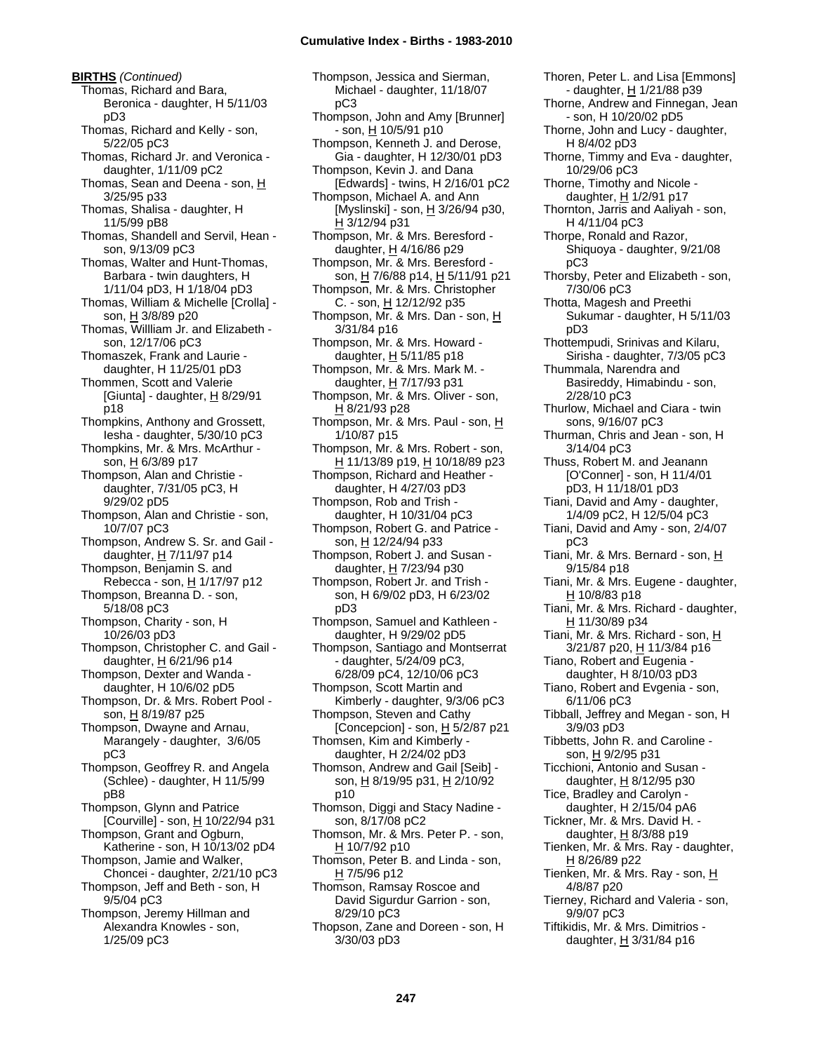**BIRTHS** *(Continued)*

Thomas, Richard and Bara, Beronica - daughter, H 5/11/03 pD3
Thomas, Richard and Kelly - son, 5/22/05 pC3
Thomas, Richard Jr. and Veronica - daughter, 1/11/09 pC2
Thomas, Sean and Deena - son, H 3/25/95 p33
Thomas, Shalisa - daughter, H 11/5/99 pB8
Thomas, Shandell and Servil, Hean - son, 9/13/09 pC3
Thomas, Walter and Hunt-Thomas, Barbara - twin daughters, H 1/11/04 pD3, H 1/18/04 pD3
Thomas, William & Michelle [Crolla] - son, H 3/8/89 p20
Thomas, Willliam Jr. and Elizabeth - son, 12/17/06 pC3
Thomaszek, Frank and Laurie - daughter, H 11/25/01 pD3
Thommen, Scott and Valerie [Giunta] - daughter, H 8/29/91 p18
Thompkins, Anthony and Grossett, Iesha - daughter, 5/30/10 pC3
Thompkins, Mr. & Mrs. McArthur - son, H 6/3/89 p17
Thompson, Alan and Christie - daughter, 7/31/05 pC3, H 9/29/02 pD5
Thompson, Alan and Christie - son, 10/7/07 pC3
Thompson, Andrew S. Sr. and Gail - daughter, H 7/11/97 p14
Thompson, Benjamin S. and Rebecca - son, H 1/17/97 p12
Thompson, Breanna D. - son, 5/18/08 pC3
Thompson, Charity - son, H 10/26/03 pD3
Thompson, Christopher C. and Gail - daughter, H 6/21/96 p14
Thompson, Dexter and Wanda - daughter, H 10/6/02 pD5
Thompson, Dr. & Mrs. Robert Pool - son, H 8/19/87 p25
Thompson, Dwayne and Arnau, Marangely - daughter, 3/6/05 pC3
Thompson, Geoffrey R. and Angela (Schlee) - daughter, H 11/5/99 pB8
Thompson, Glynn and Patrice [Courville] - son, H 10/22/94 p31
Thompson, Grant and Ogburn, Katherine - son, H 10/13/02 pD4
Thompson, Jamie and Walker, Choncei - daughter, 2/21/10 pC3
Thompson, Jeff and Beth - son, H 9/5/04 pC3
Thompson, Jeremy Hillman and Alexandra Knowles - son, 1/25/09 pC3
Thompson, Jessica and Sierman, Michael - daughter, 11/18/07 pC3
Thompson, John and Amy [Brunner] - son, H 10/5/91 p10
Thompson, Kenneth J. and Derose, Gia - daughter, H 12/30/01 pD3
Thompson, Kevin J. and Dana [Edwards] - twins, H 2/16/01 pC2
Thompson, Michael A. and Ann [Myslinski] - son, H 3/26/94 p30, H 3/12/94 p31
Thompson, Mr. & Mrs. Beresford - daughter, H 4/16/86 p29
Thompson, Mr. & Mrs. Beresford - son, H 7/6/88 p14, H 5/11/91 p21
Thompson, Mr. & Mrs. Christopher C. - son, H 12/12/92 p35
Thompson, Mr. & Mrs. Dan - son, H 3/31/84 p16
Thompson, Mr. & Mrs. Howard - daughter, H 5/11/85 p18
Thompson, Mr. & Mrs. Mark M. - daughter, H 7/17/93 p31
Thompson, Mr. & Mrs. Oliver - son, H 8/21/93 p28
Thompson, Mr. & Mrs. Paul - son, H 1/10/87 p15
Thompson, Mr. & Mrs. Robert - son, H 11/13/89 p19, H 10/18/89 p23
Thompson, Richard and Heather - daughter, H 4/27/03 pD3
Thompson, Rob and Trish - daughter, H 10/31/04 pC3
Thompson, Robert G. and Patrice - son, H 12/24/94 p33
Thompson, Robert J. and Susan - daughter, H 7/23/94 p30
Thompson, Robert Jr. and Trish - son, H 6/9/02 pD3, H 6/23/02 pD3
Thompson, Samuel and Kathleen - daughter, H 9/29/02 pD5
Thompson, Santiago and Montserrat - daughter, 5/24/09 pC3, 6/28/09 pC4, 12/10/06 pC3
Thompson, Scott Martin and Kimberly - daughter, 9/3/06 pC3
Thompson, Steven and Cathy [Concepcion] - son, H 5/2/87 p21
Thomsen, Kim and Kimberly - daughter, H 2/24/02 pD3
Thomson, Andrew and Gail [Seib] - son, H 8/19/95 p31, H 2/10/92 p10
Thomson, Diggi and Stacy Nadine - son, 8/17/08 pC2
Thomson, Mr. & Mrs. Peter P. - son, H 10/7/92 p10
Thomson, Peter B. and Linda - son, H 7/5/96 p12
Thomson, Ramsay Roscoe and David Sigurdur Garrion - son, 8/29/10 pC3
Thopson, Zane and Doreen - son, H 3/30/03 pD3
Thoren, Peter L. and Lisa [Emmons] - daughter, H 1/21/88 p39
Thorne, Andrew and Finnegan, Jean - son, H 10/20/02 pD5
Thorne, John and Lucy - daughter, H 8/4/02 pD3
Thorne, Timmy and Eva - daughter, 10/29/06 pC3
Thorne, Timothy and Nicole - daughter, H 1/2/91 p17
Thornton, Jarris and Aaliyah - son, H 4/11/04 pC3
Thorpe, Ronald and Razor, Shiquoya - daughter, 9/21/08 pC3
Thorsby, Peter and Elizabeth - son, 7/30/06 pC3
Thotta, Magesh and Preethi Sukumar - daughter, H 5/11/03 pD3
Thottempudi, Srinivas and Kilaru, Sirisha - daughter, 7/3/05 pC3
Thummala, Narendra and Basireddy, Himabindu - son, 2/28/10 pC3
Thurlow, Michael and Ciara - twin sons, 9/16/07 pC3
Thurman, Chris and Jean - son, H 3/14/04 pC3
Thuss, Robert M. and Jeanann [O'Conner] - son, H 11/4/01 pD3, H 11/18/01 pD3
Tiani, David and Amy - daughter, 1/4/09 pC2, H 12/5/04 pC3
Tiani, David and Amy - son, 2/4/07 pC3
Tiani, Mr. & Mrs. Bernard - son, H 9/15/84 p18
Tiani, Mr. & Mrs. Eugene - daughter, H 10/8/83 p18
Tiani, Mr. & Mrs. Richard - daughter, H 11/30/89 p34
Tiani, Mr. & Mrs. Richard - son, H 3/21/87 p20, H 11/3/84 p16
Tiano, Robert and Eugenia - daughter, H 8/10/03 pD3
Tiano, Robert and Evgenia - son, 6/11/06 pC3
Tibball, Jeffrey and Megan - son, H 3/9/03 pD3
Tibbetts, John R. and Caroline - son, H 9/2/95 p31
Ticchioni, Antonio and Susan - daughter, H 8/12/95 p30
Tice, Bradley and Carolyn - daughter, H 2/15/04 pA6
Tickner, Mr. & Mrs. David H. - daughter, H 8/3/88 p19
Tienken, Mr. & Mrs. Ray - daughter, H 8/26/89 p22
Tienken, Mr. & Mrs. Ray - son, H 4/8/87 p20
Tierney, Richard and Valeria - son, 9/9/07 pC3
Tiftikidis, Mr. & Mrs. Dimitrios - daughter, H 3/31/84 p16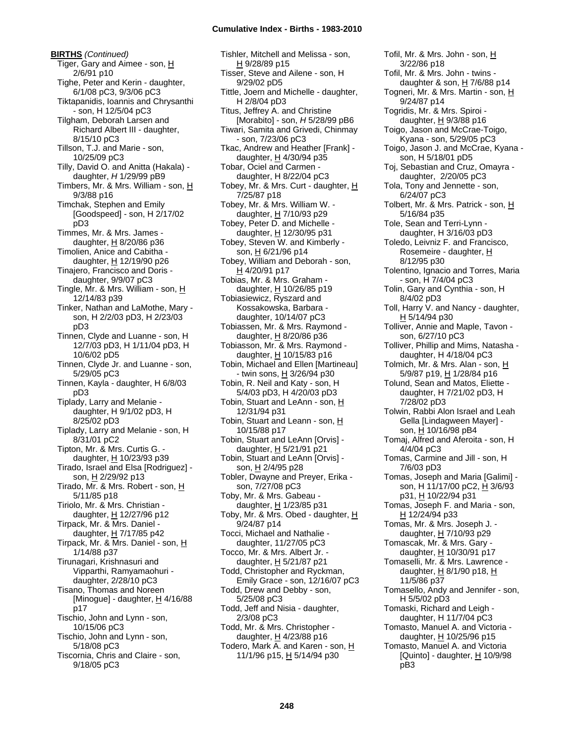**BIRTHS** *(Continued)*

Tiger, Gary and Aimee - son, H 2/6/91 p10
Tighe, Peter and Kerin - daughter, 6/1/08 pC3, 9/3/06 pC3
Tiktapanidis, Ioannis and Chrysanthi - son, H 12/5/04 pC3
Tilgham, Deborah Larsen and Richard Albert III - daughter, 8/15/10 pC3
Tillson, T.J. and Marie - son, 10/25/09 pC3
Tilly, David O. and Anitta (Hakala) - daughter, *H* 1/29/99 pB9
Timbers, Mr. & Mrs. William - son, H 9/3/88 p16
Timchak, Stephen and Emily [Goodspeed] - son, H 2/17/02 pD3
Timmes, Mr. & Mrs. James - daughter, H 8/20/86 p36
Timolien, Anice and Cabitha - daughter, H 12/19/90 p26
Tinajero, Francisco and Doris - daughter, 9/9/07 pC3
Tingle, Mr. & Mrs. William - son, H 12/14/83 p39
Tinker, Nathan and LaMothe, Mary - son, H 2/2/03 pD3, H 2/23/03 pD3
Tinnen, Clyde and Luanne - son, H 12/7/03 pD3, H 1/11/04 pD3, H 10/6/02 pD5
Tinnen, Clyde Jr. and Luanne - son, 5/29/05 pC3
Tinnen, Kayla - daughter, H 6/8/03 pD3
Tiplady, Larry and Melanie - daughter, H 9/1/02 pD3, H 8/25/02 pD3
Tiplady, Larry and Melanie - son, H 8/31/01 pC2
Tipton, Mr. & Mrs. Curtis G. - daughter, H 10/23/93 p39
Tirado, Israel and Elsa [Rodriguez] - son, H 2/29/92 p13
Tirado, Mr. & Mrs. Robert - son, H 5/11/85 p18
Tiriolo, Mr. & Mrs. Christian - daughter, H 12/27/96 p12
Tirpack, Mr. & Mrs. Daniel - daughter, H 7/17/85 p42
Tirpack, Mr. & Mrs. Daniel - son, H 1/14/88 p37
Tirunagari, Krishnasuri and Vipparthi, Ramyamaohuri - daughter, 2/28/10 pC3
Tisano, Thomas and Noreen [Minogue] - daughter, H 4/16/88 p17
Tischio, John and Lynn - son, 10/15/06 pC3
Tischio, John and Lynn - son, 5/18/08 pC3
Tiscornia, Chris and Claire - son, 9/18/05 pC3
Tishler, Mitchell and Melissa - son, H 9/28/89 p15
Tisser, Steve and Ailene - son, H 9/29/02 pD5
Tittle, Joern and Michelle - daughter, H 2/8/04 pD3
Titus, Jeffrey A. and Christine [Morabito] - son, *H* 5/28/99 pB6
Tiwari, Samita and Grivedi, Chinmay - son, 7/23/06 pC3
Tkac, Andrew and Heather [Frank] - daughter, H 4/30/94 p35
Tobar, Ociel and Carmen - daughter, H 8/22/04 pC3
Tobey, Mr. & Mrs. Curt - daughter, H 7/25/87 p18
Tobey, Mr. & Mrs. William W. - daughter, H 7/10/93 p29
Tobey, Peter D. and Michelle - daughter, H 12/30/95 p31
Tobey, Steven W. and Kimberly - son, H 6/21/96 p14
Tobey, William and Deborah - son, H 4/20/91 p17
Tobias, Mr. & Mrs. Graham - daughter, H 10/26/85 p19
Tobiasiewicz, Ryszard and Kossakowska, Barbara - daughter, 10/14/07 pC3
Tobiassen, Mr. & Mrs. Raymond - daughter, H 8/20/86 p36
Tobiasson, Mr. & Mrs. Raymond - daughter, H 10/15/83 p16
Tobin, Michael and Ellen [Martineau] - twin sons, H 3/26/94 p30
Tobin, R. Neil and Katy - son, H 5/4/03 pD3, H 4/20/03 pD3
Tobin, Stuart and LeAnn - son, H 12/31/94 p31
Tobin, Stuart and Leann - son, H 10/15/88 p17
Tobin, Stuart and LeAnn [Orvis] - daughter, H 5/21/91 p21
Tobin, Stuart and LeAnn [Orvis] - son, H 2/4/95 p28
Tobler, Dwayne and Preyer, Erika - son, 7/27/08 pC3
Toby, Mr. & Mrs. Gabeau - daughter, H 1/23/85 p31
Toby, Mr. & Mrs. Obed - daughter, H 9/24/87 p14
Tocci, Michael and Nathalie - daughter, 11/27/05 pC3
Tocco, Mr. & Mrs. Albert Jr. - daughter, H 5/21/87 p21
Todd, Christopher and Ryckman, Emily Grace - son, 12/16/07 pC3
Todd, Drew and Debby - son, 5/25/08 pC3
Todd, Jeff and Nisia - daughter, 2/3/08 pC3
Todd, Mr. & Mrs. Christopher - daughter, H 4/23/88 p16
Todero, Mark A. and Karen - son, H 11/1/96 p15, H 5/14/94 p30
Tofil, Mr. & Mrs. John - son, H 3/22/86 p18
Tofil, Mr. & Mrs. John - twins - daughter & son, H 7/6/88 p14
Togneri, Mr. & Mrs. Martin - son, H 9/24/87 p14
Togridis, Mr. & Mrs. Spiroi - daughter, H 9/3/88 p16
Toigo, Jason and McCrae-Toigo, Kyana - son, 5/29/05 pC3
Toigo, Jason J. and McCrae, Kyana - son, H 5/18/01 pD5
Toj, Sebastian and Cruz, Omayra - daughter, 2/20/05 pC3
Tola, Tony and Jennette - son, 6/24/07 pC3
Tolbert, Mr. & Mrs. Patrick - son, H 5/16/84 p35
Tole, Sean and Terri-Lynn - daughter, H 3/16/03 pD3
Toledo, Leivniz F. and Francisco, Rosemeire - daughter, H 8/12/95 p30
Tolentino, Ignacio and Torres, Maria - son, H 7/4/04 pC3
Tolin, Gary and Cynthia - son, H 8/4/02 pD3
Toll, Harry V. and Nancy - daughter, H 5/14/94 p30
Tolliver, Annie and Maple, Tavon - son, 6/27/10 pC3
Tolliver, Phillip and Mims, Natasha - daughter, H 4/18/04 pC3
Tolmich, Mr. & Mrs. Alan - son, H 5/9/87 p19, H 1/28/84 p16
Tolund, Sean and Matos, Eliette - daughter, H 7/21/02 pD3, H 7/28/02 pD3
Tolwin, Rabbi Alon Israel and Leah Gella [Lindagween Mayer] - son, H 10/16/98 pB4
Tomaj, Alfred and Aferoita - son, H 4/4/04 pC3
Tomas, Carmine and Jill - son, H 7/6/03 pD3
Tomas, Joseph and Maria [Galimi] - son, H 11/17/00 pC2, H 3/6/93 p31, H 10/22/94 p31
Tomas, Joseph F. and Maria - son, H 12/24/94 p33
Tomas, Mr. & Mrs. Joseph J. - daughter, H 7/10/93 p29
Tomascak, Mr. & Mrs. Gary - daughter, H 10/30/91 p17
Tomaselli, Mr. & Mrs. Lawrence - daughter, H 8/1/90 p18, H 11/5/86 p37
Tomasello, Andy and Jennifer - son, H 5/5/02 pD3
Tomaski, Richard and Leigh - daughter, H 11/7/04 pC3
Tomasto, Manuel A. and Victoria - daughter, H 10/25/96 p15
Tomasto, Manuel A. and Victoria [Quinto] - daughter, H 10/9/98 pB3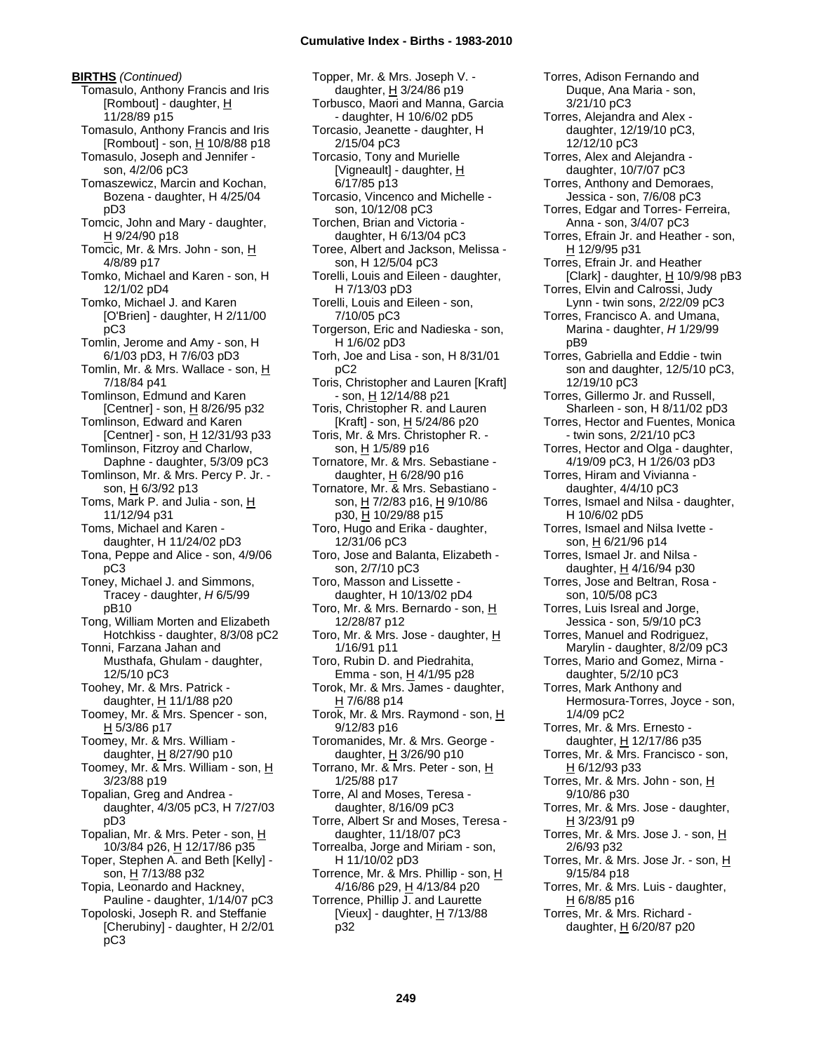**BIRTHS** *(Continued)*

Tomasulo, Anthony Francis and Iris [Rombout] - daughter, H 11/28/89 p15
Tomasulo, Anthony Francis and Iris [Rombout] - son, H 10/8/88 p18
Tomasulo, Joseph and Jennifer - son, 4/2/06 pC3
Tomaszewicz, Marcin and Kochan, Bozena - daughter, H 4/25/04 pD3
Tomcic, John and Mary - daughter, H 9/24/90 p18
Tomcic, Mr. & Mrs. John - son, H 4/8/89 p17
Tomko, Michael and Karen - son, H 12/1/02 pD4
Tomko, Michael J. and Karen [O'Brien] - daughter, H 2/11/00 pC3
Tomlin, Jerome and Amy - son, H 6/1/03 pD3, H 7/6/03 pD3
Tomlin, Mr. & Mrs. Wallace - son, H 7/18/84 p41
Tomlinson, Edmund and Karen [Centner] - son, H 8/26/95 p32
Tomlinson, Edward and Karen [Centner] - son, H 12/31/93 p33
Tomlinson, Fitzroy and Charlow, Daphne - daughter, 5/3/09 pC3
Tomlinson, Mr. & Mrs. Percy P. Jr. - son, H 6/3/92 p13
Toms, Mark P. and Julia - son, H 11/12/94 p31
Toms, Michael and Karen - daughter, H 11/24/02 pD3
Tona, Peppe and Alice - son, 4/9/06 pC3
Toney, Michael J. and Simmons, Tracey - daughter, *H* 6/5/99 pB10
Tong, William Morten and Elizabeth Hotchkiss - daughter, 8/3/08 pC2
Tonni, Farzana Jahan and Musthafa, Ghulam - daughter, 12/5/10 pC3
Toohey, Mr. & Mrs. Patrick - daughter, H 11/1/88 p20
Toomey, Mr. & Mrs. Spencer - son, H 5/3/86 p17
Toomey, Mr. & Mrs. William - daughter, H 8/27/90 p10
Toomey, Mr. & Mrs. William - son, H 3/23/88 p19
Topalian, Greg and Andrea - daughter, 4/3/05 pC3, H 7/27/03 pD3
Topalian, Mr. & Mrs. Peter - son, H 10/3/84 p26, H 12/17/86 p35
Toper, Stephen A. and Beth [Kelly] - son, H 7/13/88 p32
Topia, Leonardo and Hackney, Pauline - daughter, 1/14/07 pC3
Topoloski, Joseph R. and Steffanie [Cherubiny] - daughter, H 2/2/01 pC3
Topper, Mr. & Mrs. Joseph V. - daughter, H 3/24/86 p19
Torbusco, Maori and Manna, Garcia - daughter, H 10/6/02 pD5
Torcasio, Jeanette - daughter, H 2/15/04 pC3
Torcasio, Tony and Murielle [Vigneault] - daughter, H 6/17/85 p13
Torcasio, Vincenco and Michelle - son, 10/12/08 pC3
Torchen, Brian and Victoria - daughter, H 6/13/04 pC3
Toree, Albert and Jackson, Melissa - son, H 12/5/04 pC3
Torelli, Louis and Eileen - daughter, H 7/13/03 pD3
Torelli, Louis and Eileen - son, 7/10/05 pC3
Torgerson, Eric and Nadieska - son, H 1/6/02 pD3
Torh, Joe and Lisa - son, H 8/31/01 pC2
Toris, Christopher and Lauren [Kraft] - son, H 12/14/88 p21
Toris, Christopher R. and Lauren [Kraft] - son, H 5/24/86 p20
Toris, Mr. & Mrs. Christopher R. - son, H 1/5/89 p16
Tornatore, Mr. & Mrs. Sebastiane - daughter, H 6/28/90 p16
Tornatore, Mr. & Mrs. Sebastiano - son, H 7/2/83 p16, H 9/10/86 p30, H 10/29/88 p15
Toro, Hugo and Erika - daughter, 12/31/06 pC3
Toro, Jose and Balanta, Elizabeth - son, 2/7/10 pC3
Toro, Masson and Lissette - daughter, H 10/13/02 pD4
Toro, Mr. & Mrs. Bernardo - son, H 12/28/87 p12
Toro, Mr. & Mrs. Jose - daughter, H 1/16/91 p11
Toro, Rubin D. and Piedrahita, Emma - son, H 4/1/95 p28
Torok, Mr. & Mrs. James - daughter, H 7/6/88 p14
Torok, Mr. & Mrs. Raymond - son, H 9/12/83 p16
Toromanides, Mr. & Mrs. George - daughter, H 3/26/90 p10
Torrano, Mr. & Mrs. Peter - son, H 1/25/88 p17
Torre, Al and Moses, Teresa - daughter, 8/16/09 pC3
Torre, Albert Sr and Moses, Teresa - daughter, 11/18/07 pC3
Torrealba, Jorge and Miriam - son, H 11/10/02 pD3
Torrence, Mr. & Mrs. Phillip - son, H 4/16/86 p29, H 4/13/84 p20
Torrence, Phillip J. and Laurette [Vieux] - daughter, H 7/13/88 p32
Torres, Adison Fernando and Duque, Ana Maria - son, 3/21/10 pC3
Torres, Alejandra and Alex - daughter, 12/19/10 pC3, 12/12/10 pC3
Torres, Alex and Alejandra - daughter, 10/7/07 pC3
Torres, Anthony and Demoraes, Jessica - son, 7/6/08 pC3
Torres, Edgar and Torres- Ferreira, Anna - son, 3/4/07 pC3
Torres, Efrain Jr. and Heather - son, H 12/9/95 p31
Torres, Efrain Jr. and Heather [Clark] - daughter, H 10/9/98 pB3
Torres, Elvin and Calrossi, Judy Lynn - twin sons, 2/22/09 pC3
Torres, Francisco A. and Umana, Marina - daughter, *H* 1/29/99 pB9
Torres, Gabriella and Eddie - twin son and daughter, 12/5/10 pC3, 12/19/10 pC3
Torres, Gillermo Jr. and Russell, Sharleen - son, H 8/11/02 pD3
Torres, Hector and Fuentes, Monica - twin sons, 2/21/10 pC3
Torres, Hector and Olga - daughter, 4/19/09 pC3, H 1/26/03 pD3
Torres, Hiram and Vivianna - daughter, 4/4/10 pC3
Torres, Ismael and Nilsa - daughter, H 10/6/02 pD5
Torres, Ismael and Nilsa Ivette - son, H 6/21/96 p14
Torres, Ismael Jr. and Nilsa - daughter, H 4/16/94 p30
Torres, Jose and Beltran, Rosa - son, 10/5/08 pC3
Torres, Luis Isreal and Jorge, Jessica - son, 5/9/10 pC3
Torres, Manuel and Rodriguez, Marylin - daughter, 8/2/09 pC3
Torres, Mario and Gomez, Mirna - daughter, 5/2/10 pC3
Torres, Mark Anthony and Hermosura-Torres, Joyce - son, 1/4/09 pC2
Torres, Mr. & Mrs. Ernesto - daughter, H 12/17/86 p35
Torres, Mr. & Mrs. Francisco - son, H 6/12/93 p33
Torres, Mr. & Mrs. John - son, H 9/10/86 p30
Torres, Mr. & Mrs. Jose - daughter, H 3/23/91 p9
Torres, Mr. & Mrs. Jose J. - son, H 2/6/93 p32
Torres, Mr. & Mrs. Jose Jr. - son, H 9/15/84 p18
Torres, Mr. & Mrs. Luis - daughter, H 6/8/85 p16
Torres, Mr. & Mrs. Richard - daughter, H 6/20/87 p20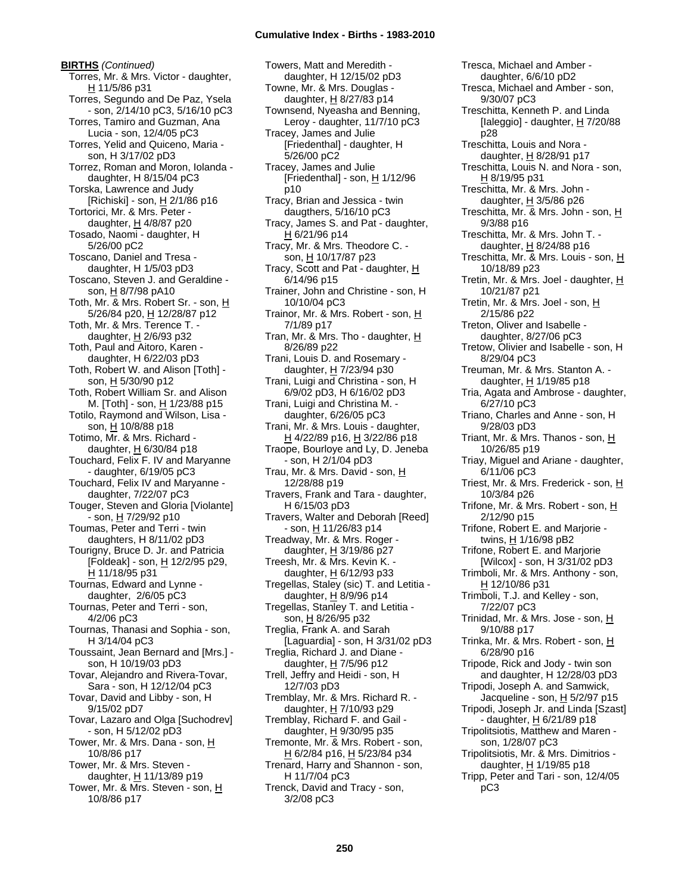**BIRTHS** *(Continued)*

Torres, Mr. & Mrs. Victor - daughter, H 11/5/86 p31
Torres, Segundo and De Paz, Ysela - son, 2/14/10 pC3, 5/16/10 pC3
Torres, Tamiro and Guzman, Ana Lucia - son, 12/4/05 pC3
Torres, Yelid and Quiceno, Maria - son, H 3/17/02 pD3
Torrez, Roman and Moron, Iolanda - daughter, H 8/15/04 pC3
Torska, Lawrence and Judy [Richiski] - son, H 2/1/86 p16
Tortorici, Mr. & Mrs. Peter - daughter, H 4/8/87 p20
Tosado, Naomi - daughter, H 5/26/00 pC2
Toscano, Daniel and Tresa - daughter, H 1/5/03 pD3
Toscano, Steven J. and Geraldine - son, H 8/7/98 pA10
Toth, Mr. & Mrs. Robert Sr. - son, H 5/26/84 p20, H 12/28/87 p12
Toth, Mr. & Mrs. Terence T. - daughter, H 2/6/93 p32
Toth, Paul and Aitoro, Karen - daughter, H 6/22/03 pD3
Toth, Robert W. and Alison [Toth] - son, H 5/30/90 p12
Toth, Robert William Sr. and Alison M. [Toth] - son, H 1/23/88 p15
Totilo, Raymond and Wilson, Lisa - son, H 10/8/88 p18
Totimo, Mr. & Mrs. Richard - daughter, H 6/30/84 p18
Touchard, Felix F. IV and Maryanne - daughter, 6/19/05 pC3
Touchard, Felix IV and Maryanne - daughter, 7/22/07 pC3
Touger, Steven and Gloria [Violante] - son, H 7/29/92 p10
Toumas, Peter and Terri - twin daughters, H 8/11/02 pD3
Tourigny, Bruce D. Jr. and Patricia [Foldeak] - son, H 12/2/95 p29, H 11/18/95 p31
Tournas, Edward and Lynne - daughter, 2/6/05 pC3
Tournas, Peter and Terri - son, 4/2/06 pC3
Tournas, Thanasi and Sophia - son, H 3/14/04 pC3
Toussaint, Jean Bernard and [Mrs.] - son, H 10/19/03 pD3
Tovar, Alejandro and Rivera-Tovar, Sara - son, H 12/12/04 pC3
Tovar, David and Libby - son, H 9/15/02 pD7
Tovar, Lazaro and Olga [Suchodrev] - son, H 5/12/02 pD3
Tower, Mr. & Mrs. Dana - son, H 10/8/86 p17
Tower, Mr. & Mrs. Steven - daughter, H 11/13/89 p19
Tower, Mr. & Mrs. Steven - son, H 10/8/86 p17
Towers, Matt and Meredith - daughter, H 12/15/02 pD3
Towne, Mr. & Mrs. Douglas - daughter, H 8/27/83 p14
Townsend, Nyeasha and Benning, Leroy - daughter, 11/7/10 pC3
Tracey, James and Julie [Friedenthal] - daughter, H 5/26/00 pC2
Tracey, James and Julie [Friedenthal] - son, H 1/12/96 p10
Tracy, Brian and Jessica - twin daugthers, 5/16/10 pC3
Tracy, James S. and Pat - daughter, H 6/21/96 p14
Tracy, Mr. & Mrs. Theodore C. - son, H 10/17/87 p23
Tracy, Scott and Pat - daughter, H 6/14/96 p15
Trainer, John and Christine - son, H 10/10/04 pC3
Trainor, Mr. & Mrs. Robert - son, H 7/1/89 p17
Tran, Mr. & Mrs. Tho - daughter, H 8/26/89 p22
Trani, Louis D. and Rosemary - daughter, H 7/23/94 p30
Trani, Luigi and Christina - son, H 6/9/02 pD3, H 6/16/02 pD3
Trani, Luigi and Christina M. - daughter, 6/26/05 pC3
Trani, Mr. & Mrs. Louis - daughter, H 4/22/89 p16, H 3/22/86 p18
Traope, Bourloye and Ly, D. Jeneba - son, H 2/1/04 pD3
Trau, Mr. & Mrs. David - son, H 12/28/88 p19
Travers, Frank and Tara - daughter, H 6/15/03 pD3
Travers, Walter and Deborah [Reed] - son, H 11/26/83 p14
Treadway, Mr. & Mrs. Roger - daughter, H 3/19/86 p27
Treesh, Mr. & Mrs. Kevin K. - daughter, H 6/12/93 p33
Tregellas, Staley (sic) T. and Letitia - daughter, H 8/9/96 p14
Tregellas, Stanley T. and Letitia - son, H 8/26/95 p32
Treglia, Frank A. and Sarah [Laguardia] - son, H 3/31/02 pD3
Treglia, Richard J. and Diane - daughter, H 7/5/96 p12
Trell, Jeffry and Heidi - son, H 12/7/03 pD3
Tremblay, Mr. & Mrs. Richard R. - daughter, H 7/10/93 p29
Tremblay, Richard F. and Gail - daughter, H 9/30/95 p35
Tremonte, Mr. & Mrs. Robert - son, H 6/2/84 p16, H 5/23/84 p34
Trenard, Harry and Shannon - son, H 11/7/04 pC3
Trenck, David and Tracy - son, 3/2/08 pC3
Tresca, Michael and Amber - daughter, 6/6/10 pD2
Tresca, Michael and Amber - son, 9/30/07 pC3
Treschitta, Kenneth P. and Linda [Ialeggio] - daughter, H 7/20/88 p28
Treschitta, Louis and Nora - daughter, H 8/28/91 p17
Treschitta, Louis N. and Nora - son, H 8/19/95 p31
Treschitta, Mr. & Mrs. John - daughter, H 3/5/86 p26
Treschitta, Mr. & Mrs. John - son, H 9/3/88 p16
Treschitta, Mr. & Mrs. John T. - daughter, H 8/24/88 p16
Treschitta, Mr. & Mrs. Louis - son, H 10/18/89 p23
Tretin, Mr. & Mrs. Joel - daughter, H 10/21/87 p21
Tretin, Mr. & Mrs. Joel - son, H 2/15/86 p22
Treton, Oliver and Isabelle - daughter, 8/27/06 pC3
Tretow, Olivier and Isabelle - son, H 8/29/04 pC3
Treuman, Mr. & Mrs. Stanton A. - daughter, H 1/19/85 p18
Tria, Agata and Ambrose - daughter, 6/27/10 pC3
Triano, Charles and Anne - son, H 9/28/03 pD3
Triant, Mr. & Mrs. Thanos - son, H 10/26/85 p19
Triay, Miguel and Ariane - daughter, 6/11/06 pC3
Triest, Mr. & Mrs. Frederick - son, H 10/3/84 p26
Trifone, Mr. & Mrs. Robert - son, H 2/12/90 p15
Trifone, Robert E. and Marjorie - twins, H 1/16/98 pB2
Trifone, Robert E. and Marjorie [Wilcox] - son, H 3/31/02 pD3
Trimboli, Mr. & Mrs. Anthony - son, H 12/10/86 p31
Trimboli, T.J. and Kelley - son, 7/22/07 pC3
Trinidad, Mr. & Mrs. Jose - son, H 9/10/88 p17
Trinka, Mr. & Mrs. Robert - son, H 6/28/90 p16
Tripode, Rick and Jody - twin son and daughter, H 12/28/03 pD3
Tripodi, Joseph A. and Samwick, Jacqueline - son, H 5/2/97 p15
Tripodi, Joseph Jr. and Linda [Szast] - daughter, H 6/21/89 p18
Tripolitsiotis, Matthew and Maren - son, 1/28/07 pC3
Tripolitsiotis, Mr. & Mrs. Dimitrios - daughter, H 1/19/85 p18
Tripp, Peter and Tari - son, 12/4/05 pC3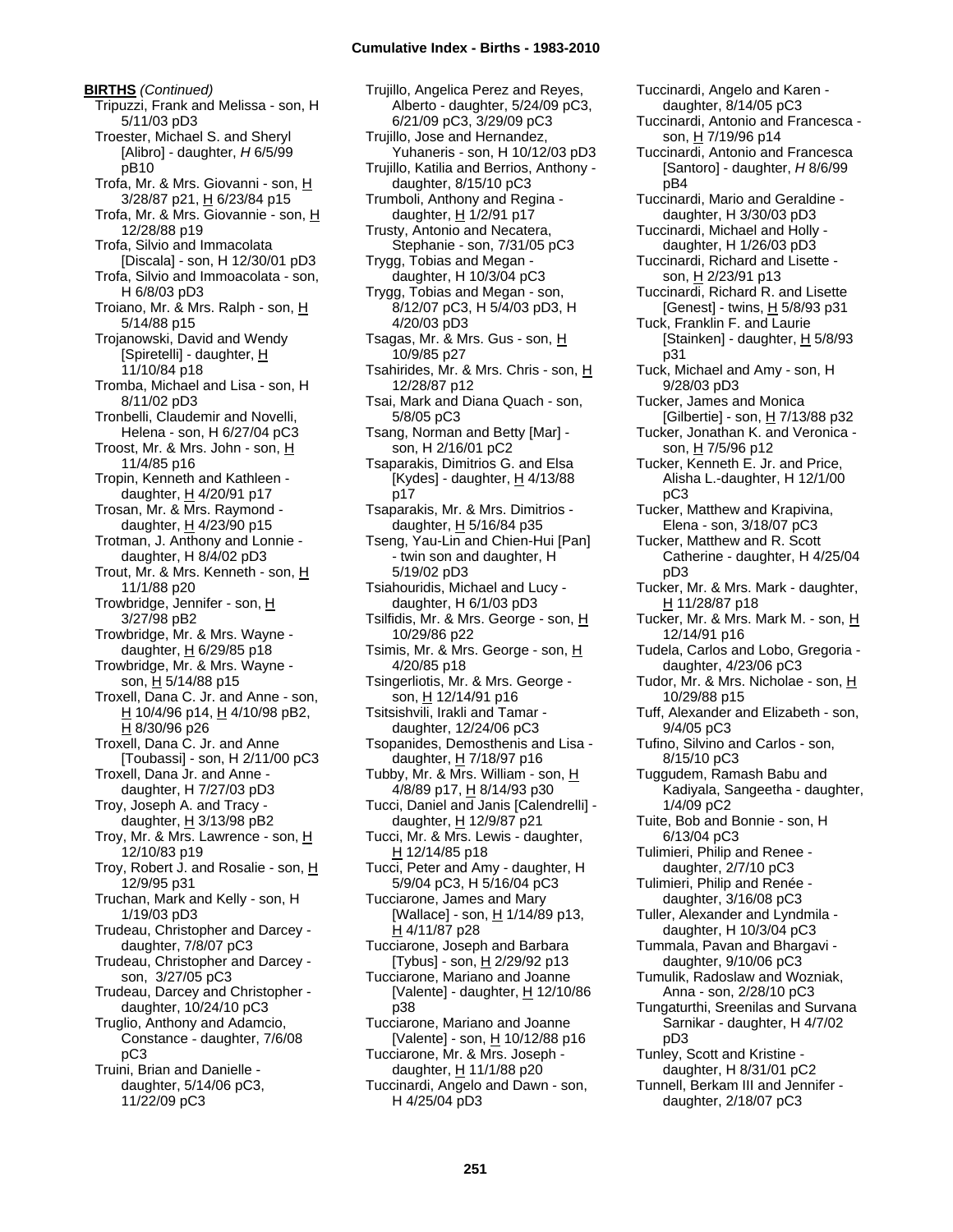**BIRTHS** *(Continued)*

Tripuzzi, Frank and Melissa - son, H 5/11/03 pD3
Troester, Michael S. and Sheryl [Alibro] - daughter, *H* 6/5/99 pB10
Trofa, Mr. & Mrs. Giovanni - son, H 3/28/87 p21, H 6/23/84 p15
Trofa, Mr. & Mrs. Giovannie - son, H 12/28/88 p19
Trofa, Silvio and Immacolata [Discala] - son, H 12/30/01 pD3
Trofa, Silvio and Immoacolata - son, H 6/8/03 pD3
Troiano, Mr. & Mrs. Ralph - son, H 5/14/88 p15
Trojanowski, David and Wendy [Spiretelli] - daughter, H 11/10/84 p18
Tromba, Michael and Lisa - son, H 8/11/02 pD3
Tronbelli, Claudemir and Novelli, Helena - son, H 6/27/04 pC3
Troost, Mr. & Mrs. John - son, H 11/4/85 p16
Tropin, Kenneth and Kathleen - daughter, H 4/20/91 p17
Trosan, Mr. & Mrs. Raymond - daughter, H 4/23/90 p15
Trotman, J. Anthony and Lonnie - daughter, H 8/4/02 pD3
Trout, Mr. & Mrs. Kenneth - son, H 11/1/88 p20
Trowbridge, Jennifer - son, H 3/27/98 pB2
Trowbridge, Mr. & Mrs. Wayne - daughter, H 6/29/85 p18
Trowbridge, Mr. & Mrs. Wayne - son, H 5/14/88 p15
Troxell, Dana C. Jr. and Anne - son, H 10/4/96 p14, H 4/10/98 pB2, H 8/30/96 p26
Troxell, Dana C. Jr. and Anne [Toubassi] - son, H 2/11/00 pC3
Troxell, Dana Jr. and Anne - daughter, H 7/27/03 pD3
Troy, Joseph A. and Tracy - daughter, H 3/13/98 pB2
Troy, Mr. & Mrs. Lawrence - son, H 12/10/83 p19
Troy, Robert J. and Rosalie - son, H 12/9/95 p31
Truchan, Mark and Kelly - son, H 1/19/03 pD3
Trudeau, Christopher and Darcey - daughter, 7/8/07 pC3
Trudeau, Christopher and Darcey - son, 3/27/05 pC3
Trudeau, Darcey and Christopher - daughter, 10/24/10 pC3
Truglio, Anthony and Adamcio, Constance - daughter, 7/6/08 pC3
Truini, Brian and Danielle - daughter, 5/14/06 pC3, 11/22/09 pC3
Trujillo, Angelica Perez and Reyes, Alberto - daughter, 5/24/09 pC3, 6/21/09 pC3, 3/29/09 pC3
Trujillo, Jose and Hernandez, Yuhaneris - son, H 10/12/03 pD3
Trujillo, Katilia and Berrios, Anthony - daughter, 8/15/10 pC3
Trumboli, Anthony and Regina - daughter, H 1/2/91 p17
Trusty, Antonio and Necatera, Stephanie - son, 7/31/05 pC3
Trygg, Tobias and Megan - daughter, H 10/3/04 pC3
Trygg, Tobias and Megan - son, 8/12/07 pC3, H 5/4/03 pD3, H 4/20/03 pD3
Tsagas, Mr. & Mrs. Gus - son, H 10/9/85 p27
Tsahirides, Mr. & Mrs. Chris - son, H 12/28/87 p12
Tsai, Mark and Diana Quach - son, 5/8/05 pC3
Tsang, Norman and Betty [Mar] - son, H 2/16/01 pC2
Tsaparakis, Dimitrios G. and Elsa [Kydes] - daughter, H 4/13/88 p17
Tsaparakis, Mr. & Mrs. Dimitrios - daughter, H 5/16/84 p35
Tseng, Yau-Lin and Chien-Hui [Pan] - twin son and daughter, H 5/19/02 pD3
Tsiahouridis, Michael and Lucy - daughter, H 6/1/03 pD3
Tsilfidis, Mr. & Mrs. George - son, H 10/29/86 p22
Tsimis, Mr. & Mrs. George - son, H 4/20/85 p18
Tsingerliotis, Mr. & Mrs. George - son, H 12/14/91 p16
Tsitsishvili, Irakli and Tamar - daughter, 12/24/06 pC3
Tsopanides, Demosthenis and Lisa - daughter, H 7/18/97 p16
Tubby, Mr. & Mrs. William - son, H 4/8/89 p17, H 8/14/93 p30
Tucci, Daniel and Janis [Calendrelli] - daughter, H 12/9/87 p21
Tucci, Mr. & Mrs. Lewis - daughter, H 12/14/85 p18
Tucci, Peter and Amy - daughter, H 5/9/04 pC3, H 5/16/04 pC3
Tucciarone, James and Mary [Wallace] - son, H 1/14/89 p13, H 4/11/87 p28
Tucciarone, Joseph and Barbara [Tybus] - son, H 2/29/92 p13
Tucciarone, Mariano and Joanne [Valente] - daughter, H 12/10/86 p38
Tucciarone, Mariano and Joanne [Valente] - son, H 10/12/88 p16
Tucciarone, Mr. & Mrs. Joseph - daughter, H 11/1/88 p20
Tuccinardi, Angelo and Dawn - son, H 4/25/04 pD3
Tuccinardi, Angelo and Karen - daughter, 8/14/05 pC3
Tuccinardi, Antonio and Francesca - son, H 7/19/96 p14
Tuccinardi, Antonio and Francesca [Santoro] - daughter, *H* 8/6/99 pB4
Tuccinardi, Mario and Geraldine - daughter, H 3/30/03 pD3
Tuccinardi, Michael and Holly - daughter, H 1/26/03 pD3
Tuccinardi, Richard and Lisette - son, H 2/23/91 p13
Tuccinardi, Richard R. and Lisette [Genest] - twins, H 5/8/93 p31
Tuck, Franklin F. and Laurie [Stainken] - daughter, H 5/8/93 p31
Tuck, Michael and Amy - son, H 9/28/03 pD3
Tucker, James and Monica [Gilbertie] - son, H 7/13/88 p32
Tucker, Jonathan K. and Veronica - son, H 7/5/96 p12
Tucker, Kenneth E. Jr. and Price, Alisha L.-daughter, H 12/1/00 pC3
Tucker, Matthew and Krapivina, Elena - son, 3/18/07 pC3
Tucker, Matthew and R. Scott Catherine - daughter, H 4/25/04 pD3
Tucker, Mr. & Mrs. Mark - daughter, H 11/28/87 p18
Tucker, Mr. & Mrs. Mark M. - son, H 12/14/91 p16
Tudela, Carlos and Lobo, Gregoria - daughter, 4/23/06 pC3
Tudor, Mr. & Mrs. Nicholae - son, H 10/29/88 p15
Tuff, Alexander and Elizabeth - son, 9/4/05 pC3
Tufino, Silvino and Carlos - son, 8/15/10 pC3
Tuggudem, Ramash Babu and Kadiyala, Sangeetha - daughter, 1/4/09 pC2
Tuite, Bob and Bonnie - son, H 6/13/04 pC3
Tulimieri, Philip and Renee - daughter, 2/7/10 pC3
Tulimieri, Philip and Renée - daughter, 3/16/08 pC3
Tuller, Alexander and Lyndmila - daughter, H 10/3/04 pC3
Tummala, Pavan and Bhargavi - daughter, 9/10/06 pC3
Tumulik, Radoslaw and Wozniak, Anna - son, 2/28/10 pC3
Tungaturthi, Sreenilas and Survana Sarnikar - daughter, H 4/7/02 pD3
Tunley, Scott and Kristine - daughter, H 8/31/01 pC2
Tunnell, Berkam III and Jennifer - daughter, 2/18/07 pC3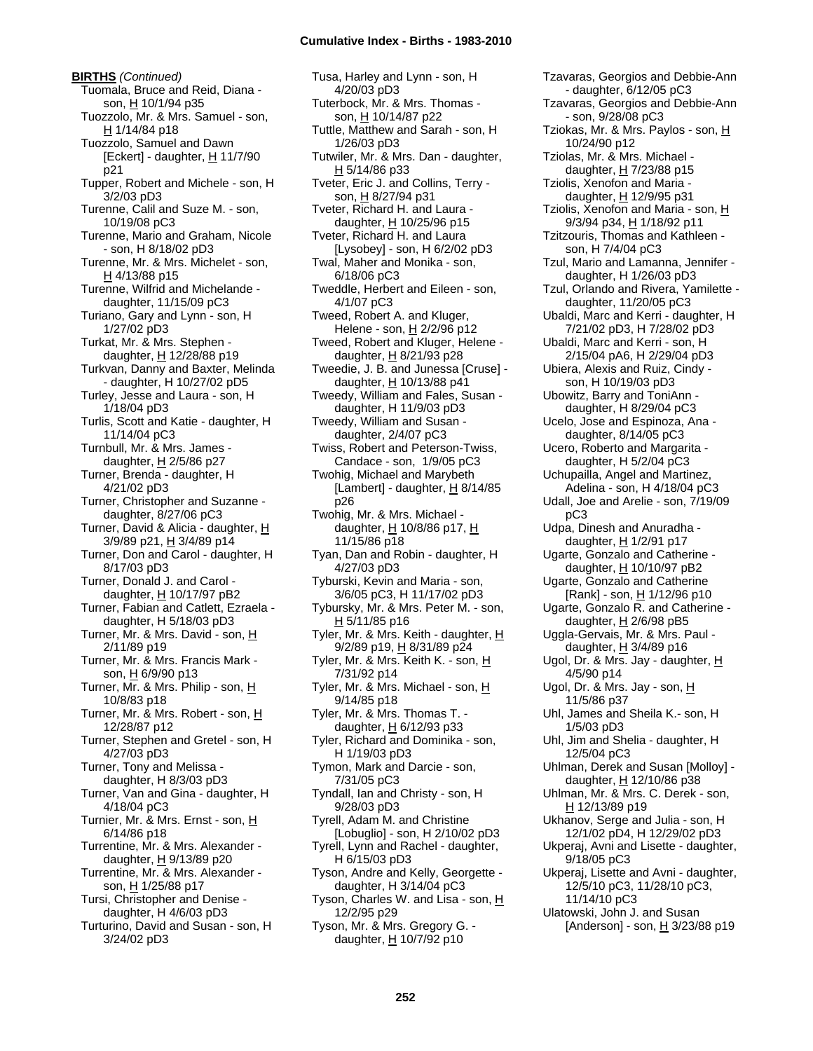**BIRTHS** *(Continued)*

Tuomala, Bruce and Reid, Diana - son, H 10/1/94 p35
Tuozzolo, Mr. & Mrs. Samuel - son, H 1/14/84 p18
Tuozzolo, Samuel and Dawn [Eckert] - daughter, H 11/7/90 p21
Tupper, Robert and Michele - son, H 3/2/03 pD3
Turenne, Calil and Suze M. - son, 10/19/08 pC3
Turenne, Mario and Graham, Nicole - son, H 8/18/02 pD3
Turenne, Mr. & Mrs. Michelet - son, H 4/13/88 p15
Turenne, Wilfrid and Michelande - daughter, 11/15/09 pC3
Turiano, Gary and Lynn - son, H 1/27/02 pD3
Turkat, Mr. & Mrs. Stephen - daughter, H 12/28/88 p19
Turkvan, Danny and Baxter, Melinda - daughter, H 10/27/02 pD5
Turley, Jesse and Laura - son, H 1/18/04 pD3
Turlis, Scott and Katie - daughter, H 11/14/04 pC3
Turnbull, Mr. & Mrs. James - daughter, H 2/5/86 p27
Turner, Brenda - daughter, H 4/21/02 pD3
Turner, Christopher and Suzanne - daughter, 8/27/06 pC3
Turner, David & Alicia - daughter, H 3/9/89 p21, H 3/4/89 p14
Turner, Don and Carol - daughter, H 8/17/03 pD3
Turner, Donald J. and Carol - daughter, H 10/17/97 pB2
Turner, Fabian and Catlett, Ezraela - daughter, H 5/18/03 pD3
Turner, Mr. & Mrs. David - son, H 2/11/89 p19
Turner, Mr. & Mrs. Francis Mark - son, H 6/9/90 p13
Turner, Mr. & Mrs. Philip - son, H 10/8/83 p18
Turner, Mr. & Mrs. Robert - son, H 12/28/87 p12
Turner, Stephen and Gretel - son, H 4/27/03 pD3
Turner, Tony and Melissa - daughter, H 8/3/03 pD3
Turner, Van and Gina - daughter, H 4/18/04 pC3
Turnier, Mr. & Mrs. Ernst - son, H 6/14/86 p18
Turrentine, Mr. & Mrs. Alexander - daughter, H 9/13/89 p20
Turrentine, Mr. & Mrs. Alexander - son, H 1/25/88 p17
Tursi, Christopher and Denise - daughter, H 4/6/03 pD3
Turturino, David and Susan - son, H 3/24/02 pD3
Tusa, Harley and Lynn - son, H 4/20/03 pD3
Tuterbock, Mr. & Mrs. Thomas - son, H 10/14/87 p22
Tuttle, Matthew and Sarah - son, H 1/26/03 pD3
Tutwiler, Mr. & Mrs. Dan - daughter, H 5/14/86 p33
Tveter, Eric J. and Collins, Terry - son, H 8/27/94 p31
Tveter, Richard H. and Laura - daughter, H 10/25/96 p15
Tveter, Richard H. and Laura [Lysobey] - son, H 6/2/02 pD3
Twal, Maher and Monika - son, 6/18/06 pC3
Tweddle, Herbert and Eileen - son, 4/1/07 pC3
Tweed, Robert A. and Kluger, Helene - son, H 2/2/96 p12
Tweed, Robert and Kluger, Helene - daughter, H 8/21/93 p28
Tweedie, J. B. and Junessa [Cruse] - daughter, H 10/13/88 p41
Tweedy, William and Fales, Susan - daughter, H 11/9/03 pD3
Tweedy, William and Susan - daughter, 2/4/07 pC3
Twiss, Robert and Peterson-Twiss, Candace - son, 1/9/05 pC3
Twohig, Michael and Marybeth [Lambert] - daughter, H 8/14/85 p26
Twohig, Mr. & Mrs. Michael - daughter, H 10/8/86 p17, H 11/15/86 p18
Tyan, Dan and Robin - daughter, H 4/27/03 pD3
Tyburski, Kevin and Maria - son, 3/6/05 pC3, H 11/17/02 pD3
Tybursky, Mr. & Mrs. Peter M. - son, H 5/11/85 p16
Tyler, Mr. & Mrs. Keith - daughter, H 9/2/89 p19, H 8/31/89 p24
Tyler, Mr. & Mrs. Keith K. - son, H 7/31/92 p14
Tyler, Mr. & Mrs. Michael - son, H 9/14/85 p18
Tyler, Mr. & Mrs. Thomas T. - daughter, H 6/12/93 p33
Tyler, Richard and Dominika - son, H 1/19/03 pD3
Tymon, Mark and Darcie - son, 7/31/05 pC3
Tyndall, Ian and Christy - son, H 9/28/03 pD3
Tyrell, Adam M. and Christine [Lobuglio] - son, H 2/10/02 pD3
Tyrell, Lynn and Rachel - daughter, H 6/15/03 pD3
Tyson, Andre and Kelly, Georgette - daughter, H 3/14/04 pC3
Tyson, Charles W. and Lisa - son, H 12/2/95 p29
Tyson, Mr. & Mrs. Gregory G. - daughter, H 10/7/92 p10
Tzavaras, Georgios and Debbie-Ann - daughter, 6/12/05 pC3
Tzavaras, Georgios and Debbie-Ann - son, 9/28/08 pC3
Tziokas, Mr. & Mrs. Paylos - son, H 10/24/90 p12
Tziolas, Mr. & Mrs. Michael - daughter, H 7/23/88 p15
Tziolis, Xenofon and Maria - daughter, H 12/9/95 p31
Tziolis, Xenofon and Maria - son, H 9/3/94 p34, H 1/18/92 p11
Tzitzouris, Thomas and Kathleen - son, H 7/4/04 pC3
Tzul, Mario and Lamanna, Jennifer - daughter, H 1/26/03 pD3
Tzul, Orlando and Rivera, Yamilette - daughter, 11/20/05 pC3
Ubaldi, Marc and Kerri - daughter, H 7/21/02 pD3, H 7/28/02 pD3
Ubaldi, Marc and Kerri - son, H 2/15/04 pA6, H 2/29/04 pD3
Ubiera, Alexis and Ruiz, Cindy - son, H 10/19/03 pD3
Ubowitz, Barry and ToniAnn - daughter, H 8/29/04 pC3
Ucelo, Jose and Espinoza, Ana - daughter, 8/14/05 pC3
Ucero, Roberto and Margarita - daughter, H 5/2/04 pC3
Uchupailla, Angel and Martinez, Adelina - son, H 4/18/04 pC3
Udall, Joe and Arelie - son, 7/19/09 pC3
Udpa, Dinesh and Anuradha - daughter, H 1/2/91 p17
Ugarte, Gonzalo and Catherine - daughter, H 10/10/97 pB2
Ugarte, Gonzalo and Catherine [Rank] - son, H 1/12/96 p10
Ugarte, Gonzalo R. and Catherine - daughter, H 2/6/98 pB5
Uggla-Gervais, Mr. & Mrs. Paul - daughter, H 3/4/89 p16
Ugol, Dr. & Mrs. Jay - daughter, H 4/5/90 p14
Ugol, Dr. & Mrs. Jay - son, H 11/5/86 p37
Uhl, James and Sheila K.- son, H 1/5/03 pD3
Uhl, Jim and Shelia - daughter, H 12/5/04 pC3
Uhlman, Derek and Susan [Molloy] - daughter, H 12/10/86 p38
Uhlman, Mr. & Mrs. C. Derek - son, H 12/13/89 p19
Ukhanov, Serge and Julia - son, H 12/1/02 pD4, H 12/29/02 pD3
Ukperaj, Avni and Lisette - daughter, 9/18/05 pC3
Ukperaj, Lisette and Avni - daughter, 12/5/10 pC3, 11/28/10 pC3, 11/14/10 pC3
Ulatowski, John J. and Susan [Anderson] - son, H 3/23/88 p19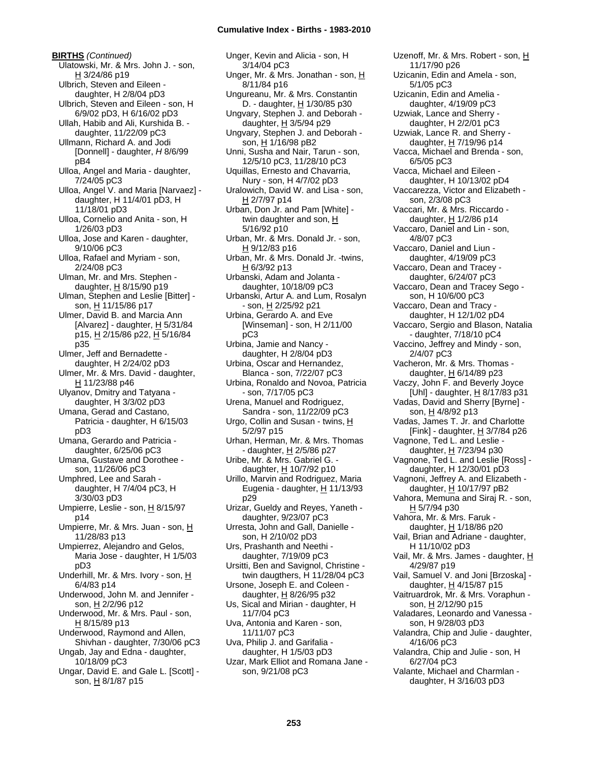**BIRTHS** *(Continued)*

Ulatowski, Mr. & Mrs. John J. - son, H 3/24/86 p19

Ulbrich, Steven and Eileen - daughter, H 2/8/04 pD3

Ulbrich, Steven and Eileen - son, H 6/9/02 pD3, H 6/16/02 pD3

Ullah, Habib and Ali, Kurshida B. - daughter, 11/22/09 pC3

Ullmann, Richard A. and Jodi [Donnell] - daughter, *H* 8/6/99 pB4

Ulloa, Angel and Maria - daughter, 7/24/05 pC3

Ulloa, Angel V. and Maria [Narvaez] - daughter, H 11/4/01 pD3, H 11/18/01 pD3

Ulloa, Cornelio and Anita - son, H 1/26/03 pD3

Ulloa, Jose and Karen - daughter, 9/10/06 pC3

Ulloa, Rafael and Myriam - son, 2/24/08 pC3

Ulman, Mr. and Mrs. Stephen - daughter, H 8/15/90 p19

Ulman, Stephen and Leslie [Bitter] - son, H 11/15/86 p17

Ulmer, David B. and Marcia Ann [Alvarez] - daughter, H 5/31/84 p15, H 2/15/86 p22, H 5/16/84 p35

Ulmer, Jeff and Bernadette - daughter, H 2/24/02 pD3

Ulmer, Mr. & Mrs. David - daughter, H 11/23/88 p46

Ulyanov, Dmitry and Tatyana - daughter, H 3/3/02 pD3

Umana, Gerad and Castano, Patricia - daughter, H 6/15/03 pD3

Umana, Gerardo and Patricia - daughter, 6/25/06 pC3

Umana, Gustave and Dorothee - son, 11/26/06 pC3

Umphred, Lee and Sarah - daughter, H 7/4/04 pC3, H 3/30/03 pD3

Umpierre, Leslie - son, H 8/15/97 p14

Umpierre, Mr. & Mrs. Juan - son, H 11/28/83 p13

Umpierrez, Alejandro and Gelos, Maria Jose - daughter, H 1/5/03 pD3

Underhill, Mr. & Mrs. Ivory - son, H 6/4/83 p14

Underwood, John M. and Jennifer - son, H 2/2/96 p12

Underwood, Mr. & Mrs. Paul - son, H 8/15/89 p13

Underwood, Raymond and Allen, Shivhan - daughter, 7/30/06 pC3

Ungab, Jay and Edna - daughter, 10/18/09 pC3

Ungar, David E. and Gale L. [Scott] - son, H 8/1/87 p15

Unger, Kevin and Alicia - son, H 3/14/04 pC3

Unger, Mr. & Mrs. Jonathan - son, H 8/11/84 p16

Ungureanu, Mr. & Mrs. Constantin D. - daughter, H 1/30/85 p30

Ungvary, Stephen J. and Deborah - daughter, H 3/5/94 p29

Ungvary, Stephen J. and Deborah - son, H 1/16/98 pB2

Unni, Susha and Nair, Tarun - son, 12/5/10 pC3, 11/28/10 pC3

Uquillas, Ernesto and Chavarria, Nury - son, H 4/7/02 pD3

Uralowich, David W. and Lisa - son, H 2/7/97 p14

Urban, Don Jr. and Pam [White] - twin daughter and son, H 5/16/92 p10

Urban, Mr. & Mrs. Donald Jr. - son, H 9/12/83 p16

Urban, Mr. & Mrs. Donald Jr. -twins, H 6/3/92 p13

Urbanski, Adam and Jolanta - daughter, 10/18/09 pC3

Urbanski, Artur A. and Lum, Rosalyn - son, H 2/25/92 p21

Urbina, Gerardo A. and Eve [Winseman] - son, H 2/11/00 pC3

Urbina, Jamie and Nancy - daughter, H 2/8/04 pD3

Urbina, Oscar and Hernandez, Blanca - son, 7/22/07 pC3

Urbina, Ronaldo and Novoa, Patricia - son, 7/17/05 pC3

Urena, Manuel and Rodriguez, Sandra - son, 11/22/09 pC3

Urgo, Collin and Susan - twins, H 5/2/97 p15

Urhan, Herman, Mr. & Mrs. Thomas - daughter, H 2/5/86 p27

Uribe, Mr. & Mrs. Gabriel G. - daughter, H 10/7/92 p10

Urillo, Marvin and Rodriguez, Maria Eugenia - daughter, H 11/13/93 p29

Urizar, Gueldy and Reyes, Yaneth - daughter, 9/23/07 pC3

Urresta, John and Gall, Danielle - son, H 2/10/02 pD3

Urs, Prashanth and Neethi - daughter, 7/19/09 pC3

Ursitti, Ben and Savignol, Christine - twin daugthers, H 11/28/04 pC3

Ursone, Joseph E. and Coleen - daughter, H 8/26/95 p32

Us, Sical and Mirian - daughter, H 11/7/04 pC3

Uva, Antonia and Karen - son, 11/11/07 pC3

Uva, Philip J. and Garifalia - daughter, H 1/5/03 pD3

Uzar, Mark Elliot and Romana Jane - son, 9/21/08 pC3

Uzenoff, Mr. & Mrs. Robert - son, H 11/17/90 p26

Uzicanin, Edin and Amela - son, 5/1/05 pC3

Uzicanin, Edin and Amelia - daughter, 4/19/09 pC3

Uzwiak, Lance and Sherry - daughter, H 2/2/01 pC3

Uzwiak, Lance R. and Sherry - daughter, H 7/19/96 p14

Vacca, Michael and Brenda - son, 6/5/05 pC3

Vacca, Michael and Eileen - daughter, H 10/13/02 pD4

Vaccarezza, Victor and Elizabeth - son, 2/3/08 pC3

Vaccari, Mr. & Mrs. Riccardo - daughter, H 1/2/86 p14

Vaccaro, Daniel and Lin - son, 4/8/07 pC3

Vaccaro, Daniel and Liun - daughter, 4/19/09 pC3

Vaccaro, Dean and Tracey - daughter, 6/24/07 pC3

Vaccaro, Dean and Tracey Sego - son, H 10/6/00 pC3

Vaccaro, Dean and Tracy - daughter, H 12/1/02 pD4

Vaccaro, Sergio and Blason, Natalia - daughter, 7/18/10 pC4

Vaccino, Jeffrey and Mindy - son, 2/4/07 pC3

Vacheron, Mr. & Mrs. Thomas - daughter, H 6/14/89 p23

Vaczy, John F. and Beverly Joyce [Uhl] - daughter, H 8/17/83 p31

Vadas, David and Sherry [Byrne] - son, H 4/8/92 p13

Vadas, James T. Jr. and Charlotte [Fink] - daughter, H 3/7/84 p26

Vagnone, Ted L. and Leslie - daughter, H 7/23/94 p30

Vagnone, Ted L. and Leslie [Ross] - daughter, H 12/30/01 pD3

Vagnoni, Jeffrey A. and Elizabeth - daughter, H 10/17/97 pB2

Vahora, Memuna and Siraj R. - son, H 5/7/94 p30

Vahora, Mr. & Mrs. Faruk - daughter, H 1/18/86 p20

Vail, Brian and Adriane - daughter, H 11/10/02 pD3

Vail, Mr. & Mrs. James - daughter, H 4/29/87 p19

Vail, Samuel V. and Joni [Brzoska] - daughter, H 4/15/87 p15

Vaitruardrok, Mr. & Mrs. Voraphun - son, H 2/12/90 p15

Valadares, Leonardo and Vanessa - son, H 9/28/03 pD3

Valandra, Chip and Julie - daughter, 4/16/06 pC3

Valandra, Chip and Julie - son, H 6/27/04 pC3

Valante, Michael and Charmlan - daughter, H 3/16/03 pD3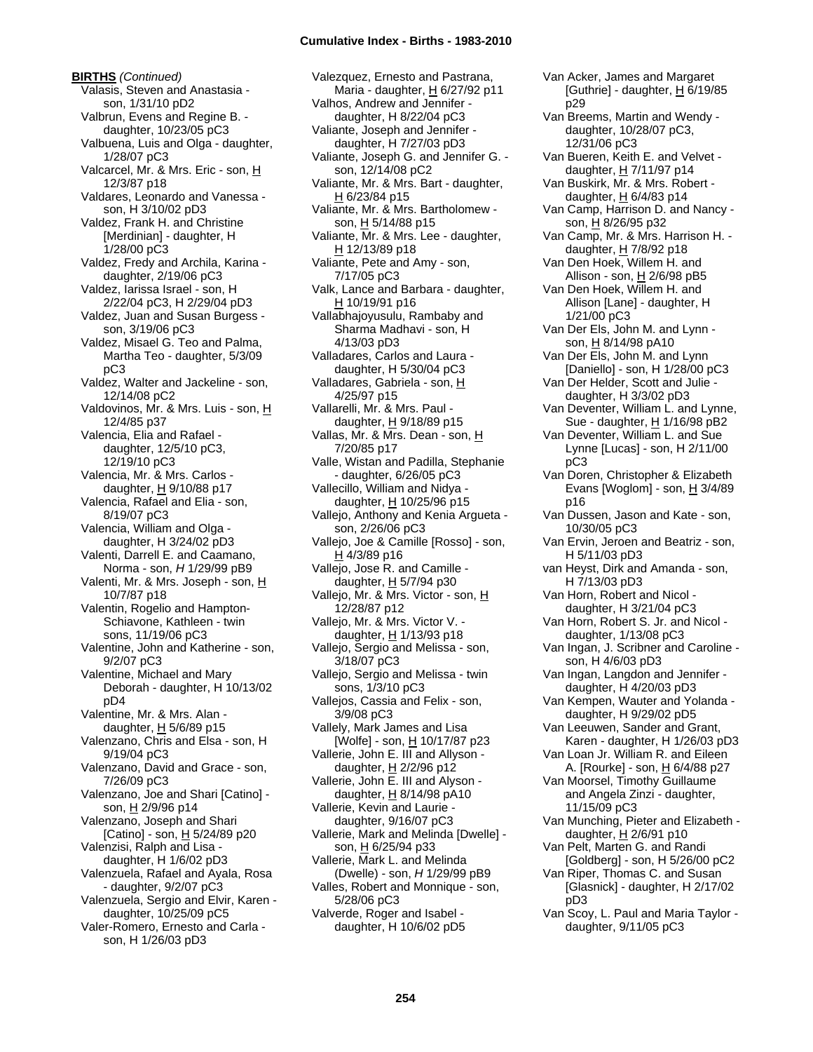**BIRTHS** *(Continued)*

Valasis, Steven and Anastasia - son, 1/31/10 pD2
Valbrun, Evens and Regine B. - daughter, 10/23/05 pC3
Valbuena, Luis and Olga - daughter, 1/28/07 pC3
Valcarcel, Mr. & Mrs. Eric - son, H 12/3/87 p18
Valdares, Leonardo and Vanessa - son, H 3/10/02 pD3
Valdez, Frank H. and Christine [Merdinian] - daughter, H 1/28/00 pC3
Valdez, Fredy and Archila, Karina - daughter, 2/19/06 pC3
Valdez, Iarissa Israel - son, H 2/22/04 pC3, H 2/29/04 pD3
Valdez, Juan and Susan Burgess - son, 3/19/06 pC3
Valdez, Misael G. Teo and Palma, Martha Teo - daughter, 5/3/09 pC3
Valdez, Walter and Jackeline - son, 12/14/08 pC2
Valdovinos, Mr. & Mrs. Luis - son, H 12/4/85 p37
Valencia, Elia and Rafael - daughter, 12/5/10 pC3, 12/19/10 pC3
Valencia, Mr. & Mrs. Carlos - daughter, H 9/10/88 p17
Valencia, Rafael and Elia - son, 8/19/07 pC3
Valencia, William and Olga - daughter, H 3/24/02 pD3
Valenti, Darrell E. and Caamano, Norma - son, *H* 1/29/99 pB9
Valenti, Mr. & Mrs. Joseph - son, H 10/7/87 p18
Valentin, Rogelio and Hampton-Schiavone, Kathleen - twin sons, 11/19/06 pC3
Valentine, John and Katherine - son, 9/2/07 pC3
Valentine, Michael and Mary Deborah - daughter, H 10/13/02 pD4
Valentine, Mr. & Mrs. Alan - daughter, H 5/6/89 p15
Valenzano, Chris and Elsa - son, H 9/19/04 pC3
Valenzano, David and Grace - son, 7/26/09 pC3
Valenzano, Joe and Shari [Catino] - son, H 2/9/96 p14
Valenzano, Joseph and Shari [Catino] - son, H 5/24/89 p20
Valenzisi, Ralph and Lisa - daughter, H 1/6/02 pD3
Valenzuela, Rafael and Ayala, Rosa - daughter, 9/2/07 pC3
Valenzuela, Sergio and Elvir, Karen - daughter, 10/25/09 pC5
Valer-Romero, Ernesto and Carla - son, H 1/26/03 pD3
Valezquez, Ernesto and Pastrana, Maria - daughter, H 6/27/92 p11
Valhos, Andrew and Jennifer - daughter, H 8/22/04 pC3
Valiante, Joseph and Jennifer - daughter, H 7/27/03 pD3
Valiante, Joseph G. and Jennifer G. - son, 12/14/08 pC2
Valiante, Mr. & Mrs. Bart - daughter, H 6/23/84 p15
Valiante, Mr. & Mrs. Bartholomew - son, H 5/14/88 p15
Valiante, Mr. & Mrs. Lee - daughter, H 12/13/89 p18
Valiante, Pete and Amy - son, 7/17/05 pC3
Valk, Lance and Barbara - daughter, H 10/19/91 p16
Vallabhajoyusulu, Rambaby and Sharma Madhavi - son, H 4/13/03 pD3
Valladares, Carlos and Laura - daughter, H 5/30/04 pC3
Valladares, Gabriela - son, H 4/25/97 p15
Vallarelli, Mr. & Mrs. Paul - daughter, H 9/18/89 p15
Vallas, Mr. & Mrs. Dean - son, H 7/20/85 p17
Valle, Wistan and Padilla, Stephanie - daughter, 6/26/05 pC3
Vallecillo, William and Nidya - daughter, H 10/25/96 p15
Vallejo, Anthony and Kenia Argueta - son, 2/26/06 pC3
Vallejo, Joe & Camille [Rosso] - son, H 4/3/89 p16
Vallejo, Jose R. and Camille - daughter, H 5/7/94 p30
Vallejo, Mr. & Mrs. Victor - son, H 12/28/87 p12
Vallejo, Mr. & Mrs. Victor V. - daughter, H 1/13/93 p18
Vallejo, Sergio and Melissa - son, 3/18/07 pC3
Vallejo, Sergio and Melissa - twin sons, 1/3/10 pC3
Vallejos, Cassia and Felix - son, 3/9/08 pC3
Vallely, Mark James and Lisa [Wolfe] - son, H 10/17/87 p23
Vallerie, John E. III and Allyson - daughter, H 2/2/96 p12
Vallerie, John E. III and Alyson - daughter, H 8/14/98 pA10
Vallerie, Kevin and Laurie - daughter, 9/16/07 pC3
Vallerie, Mark and Melinda [Dwelle] - son, H 6/25/94 p33
Vallerie, Mark L. and Melinda (Dwelle) - son, *H* 1/29/99 pB9
Valles, Robert and Monnique - son, 5/28/06 pC3
Valverde, Roger and Isabel - daughter, H 10/6/02 pD5
Van Acker, James and Margaret [Guthrie] - daughter, H 6/19/85 p29
Van Breems, Martin and Wendy - daughter, 10/28/07 pC3, 12/31/06 pC3
Van Bueren, Keith E. and Velvet - daughter, H 7/11/97 p14
Van Buskirk, Mr. & Mrs. Robert - daughter, H 6/4/83 p14
Van Camp, Harrison D. and Nancy - son, H 8/26/95 p32
Van Camp, Mr. & Mrs. Harrison H. - daughter, H 7/8/92 p18
Van Den Hoek, Willem H. and Allison - son, H 2/6/98 pB5
Van Den Hoek, Willem H. and Allison [Lane] - daughter, H 1/21/00 pC3
Van Der Els, John M. and Lynn - son, H 8/14/98 pA10
Van Der Els, John M. and Lynn [Daniello] - son, H 1/28/00 pC3
Van Der Helder, Scott and Julie - daughter, H 3/3/02 pD3
Van Deventer, William L. and Lynne, Sue - daughter, H 1/16/98 pB2
Van Deventer, William L. and Sue Lynne [Lucas] - son, H 2/11/00 pC3
Van Doren, Christopher & Elizabeth Evans [Woglom] - son, H 3/4/89 p16
Van Dussen, Jason and Kate - son, 10/30/05 pC3
Van Ervin, Jeroen and Beatriz - son, H 5/11/03 pD3
van Heyst, Dirk and Amanda - son, H 7/13/03 pD3
Van Horn, Robert and Nicol - daughter, H 3/21/04 pC3
Van Horn, Robert S. Jr. and Nicol - daughter, 1/13/08 pC3
Van Ingan, J. Scribner and Caroline - son, H 4/6/03 pD3
Van Ingan, Langdon and Jennifer - daughter, H 4/20/03 pD3
Van Kempen, Wauter and Yolanda - daughter, H 9/29/02 pD5
Van Leeuwen, Sander and Grant, Karen - daughter, H 1/26/03 pD3
Van Loan Jr. William R. and Eileen A. [Rourke] - son, H 6/4/88 p27
Van Moorsel, Timothy Guillaume and Angela Zinzi - daughter, 11/15/09 pC3
Van Munching, Pieter and Elizabeth - daughter, H 2/6/91 p10
Van Pelt, Marten G. and Randi [Goldberg] - son, H 5/26/00 pC2
Van Riper, Thomas C. and Susan [Glasnick] - daughter, H 2/17/02 pD3
Van Scoy, L. Paul and Maria Taylor - daughter, 9/11/05 pC3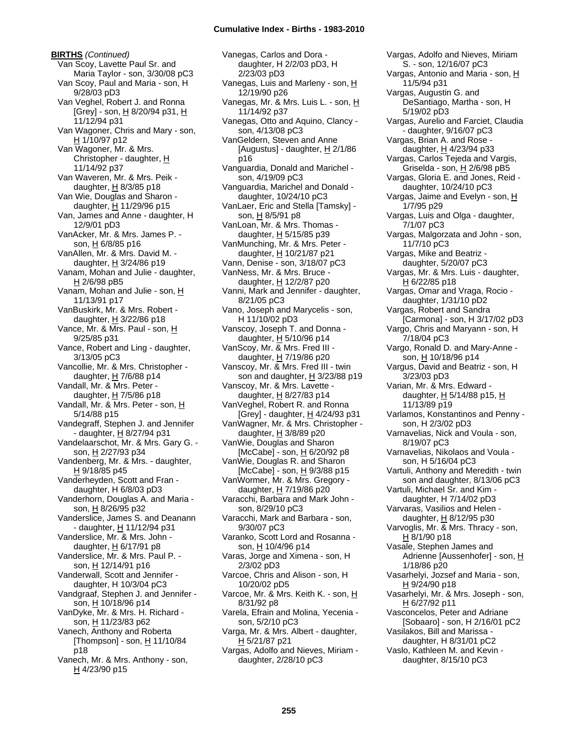**BIRTHS** *(Continued)*

Van Scoy, Lavette Paul Sr. and Maria Taylor - son, 3/30/08 pC3
Van Scoy, Paul and Maria - son, H 9/28/03 pD3
Van Veghel, Robert J. and Ronna [Grey] - son, H 8/20/94 p31, H 11/12/94 p31
Van Wagoner, Chris and Mary - son, H 1/10/97 p12
Van Wagoner, Mr. & Mrs. Christopher - daughter, H 11/14/92 p37
Van Waveren, Mr. & Mrs. Peik - daughter, H 8/3/85 p18
Van Wie, Douglas and Sharon - daughter, H 11/29/96 p15
Van, James and Anne - daughter, H 12/9/01 pD3
VanAcker, Mr. & Mrs. James P. - son, H 6/8/85 p16
VanAllen, Mr. & Mrs. David M. - daughter, H 3/24/86 p19
Vanam, Mohan and Julie - daughter, H 2/6/98 pB5
Vanam, Mohan and Julie - son, H 11/13/91 p17
VanBuskirk, Mr. & Mrs. Robert - daughter, H 3/22/86 p18
Vance, Mr. & Mrs. Paul - son, H 9/25/85 p31
Vance, Robert and Ling - daughter, 3/13/05 pC3
Vancollie, Mr. & Mrs. Christopher - daughter, H 7/6/88 p14
Vandall, Mr. & Mrs. Peter - daughter, H 7/5/86 p18
Vandall, Mr. & Mrs. Peter - son, H 5/14/88 p15
Vandegraff, Stephen J. and Jennifer - daughter, H 8/27/94 p31
Vandelaarschot, Mr. & Mrs. Gary G. - son, H 2/27/93 p34
Vandenberg, Mr. & Mrs. - daughter, H 9/18/85 p45
Vanderheyden, Scott and Fran - daughter, H 6/8/03 pD3
Vanderhorn, Douglas A. and Maria - son, H 8/26/95 p32
Vanderslice, James S. and Deanann - daughter, H 11/12/94 p31
Vanderslice, Mr. & Mrs. John - daughter, H 6/17/91 p8
Vanderslice, Mr. & Mrs. Paul P. - son, H 12/14/91 p16
Vanderwall, Scott and Jennifer - daughter, H 10/3/04 pC3
Vandgraaf, Stephen J. and Jennifer - son, H 10/18/96 p14
VanDyke, Mr. & Mrs. H. Richard - son, H 11/23/83 p62
Vanech, Anthony and Roberta [Thompson] - son, H 11/10/84 p18
Vanech, Mr. & Mrs. Anthony - son, H 4/23/90 p15
Vanegas, Carlos and Dora - daughter, H 2/2/03 pD3, H 2/23/03 pD3
Vanegas, Luis and Marleny - son, H 12/19/90 p26
Vanegas, Mr. & Mrs. Luis L. - son, H 11/14/92 p37
Vanegas, Otto and Aquino, Clancy - son, 4/13/08 pC3
VanGeldern, Steven and Anne [Augustus] - daughter, H 2/1/86 p16
Vanguardia, Donald and Marichel - son, 4/19/09 pC3
Vanguardia, Marichel and Donald - daughter, 10/24/10 pC3
VanLaer, Eric and Stella [Tamsky] - son, H 8/5/91 p8
VanLoan, Mr. & Mrs. Thomas - daughter, H 5/15/85 p39
VanMunching, Mr. & Mrs. Peter - daughter, H 10/21/87 p21
Vann, Denise - son, 3/18/07 pC3
VanNess, Mr. & Mrs. Bruce - daughter, H 12/2/87 p20
Vanni, Mark and Jennifer - daughter, 8/21/05 pC3
Vano, Joseph and Marycelis - son, H 11/10/02 pD3
Vanscoy, Joseph T. and Donna - daughter, H 5/10/96 p14
VanScoy, Mr. & Mrs. Fred III - daughter, H 7/19/86 p20
Vanscoy, Mr. & Mrs. Fred III - twin son and daughter, H 3/23/88 p19
Vanscoy, Mr. & Mrs. Lavette - daughter, H 8/27/83 p14
VanVeghel, Robert R. and Ronna [Grey] - daughter, H 4/24/93 p31
VanWagner, Mr. & Mrs. Christopher - daughter, H 3/8/89 p20
VanWie, Douglas and Sharon [McCabe] - son, H 6/20/92 p8
VanWie, Douglas R. and Sharon [McCabe] - son, H 9/3/88 p15
VanWormer, Mr. & Mrs. Gregory - daughter, H 7/19/86 p20
Varacchi, Barbara and Mark John - son, 8/29/10 pC3
Varacchi, Mark and Barbara - son, 9/30/07 pC3
Varanko, Scott Lord and Rosanna - son, H 10/4/96 p14
Varas, Jorge and Ximena - son, H 2/3/02 pD3
Varcoe, Chris and Alison - son, H 10/20/02 pD5
Varcoe, Mr. & Mrs. Keith K. - son, H 8/31/92 p8
Varela, Efrain and Molina, Yecenia - son, 5/2/10 pC3
Varga, Mr. & Mrs. Albert - daughter, H 5/21/87 p21
Vargas, Adolfo and Nieves, Miriam - daughter, 2/28/10 pC3
Vargas, Adolfo and Nieves, Miriam S. - son, 12/16/07 pC3
Vargas, Antonio and Maria - son, H 11/5/94 p31
Vargas, Augustin G. and DeSantiago, Martha - son, H 5/19/02 pD3
Vargas, Aurelio and Farciet, Claudia - daughter, 9/16/07 pC3
Vargas, Brian A. and Rose - daughter, H 4/23/94 p33
Vargas, Carlos Tejeda and Vargis, Griselda - son, H 2/6/98 pB5
Vargas, Gloria E. and Jones, Reid - daughter, 10/24/10 pC3
Vargas, Jaime and Evelyn - son, H 1/7/95 p29
Vargas, Luis and Olga - daughter, 7/1/07 pC3
Vargas, Malgorzata and John - son, 11/7/10 pC3
Vargas, Mike and Beatriz - daughter, 5/20/07 pC3
Vargas, Mr. & Mrs. Luis - daughter, H 6/22/85 p18
Vargas, Omar and Vraga, Rocio - daughter, 1/31/10 pD2
Vargas, Robert and Sandra [Carmona] - son, H 3/17/02 pD3
Vargo, Chris and Maryann - son, H 7/18/04 pC3
Vargo, Ronald D. and Mary-Anne - son, H 10/18/96 p14
Vargus, David and Beatriz - son, H 3/23/03 pD3
Varian, Mr. & Mrs. Edward - daughter, H 5/14/88 p15, H 11/13/89 p19
Varlamos, Konstantinos and Penny - son, H 2/3/02 pD3
Varnavelias, Nick and Voula - son, 8/19/07 pC3
Varnavelias, Nikolaos and Voula - son, H 5/16/04 pC3
Vartuli, Anthony and Meredith - twin son and daughter, 8/13/06 pC3
Vartuli, Michael Sr. and Kim - daughter, H 7/14/02 pD3
Varvaras, Vasilios and Helen - daughter, H 8/12/95 p30
Varvoglis, Mr. & Mrs. Thracy - son, H 8/1/90 p18
Vasale, Stephen James and Adrienne [Aussenhofer] - son, H 1/18/86 p20
Vasarhelyi, Jozsef and Maria - son, H 9/24/90 p18
Vasarhelyi, Mr. & Mrs. Joseph - son, H 6/27/92 p11
Vasconcelos, Peter and Adriane [Sobaaro] - son, H 2/16/01 pC2
Vasilakos, Bill and Marissa - daughter, H 8/31/01 pC2
Vaslo, Kathleen M. and Kevin - daughter, 8/15/10 pC3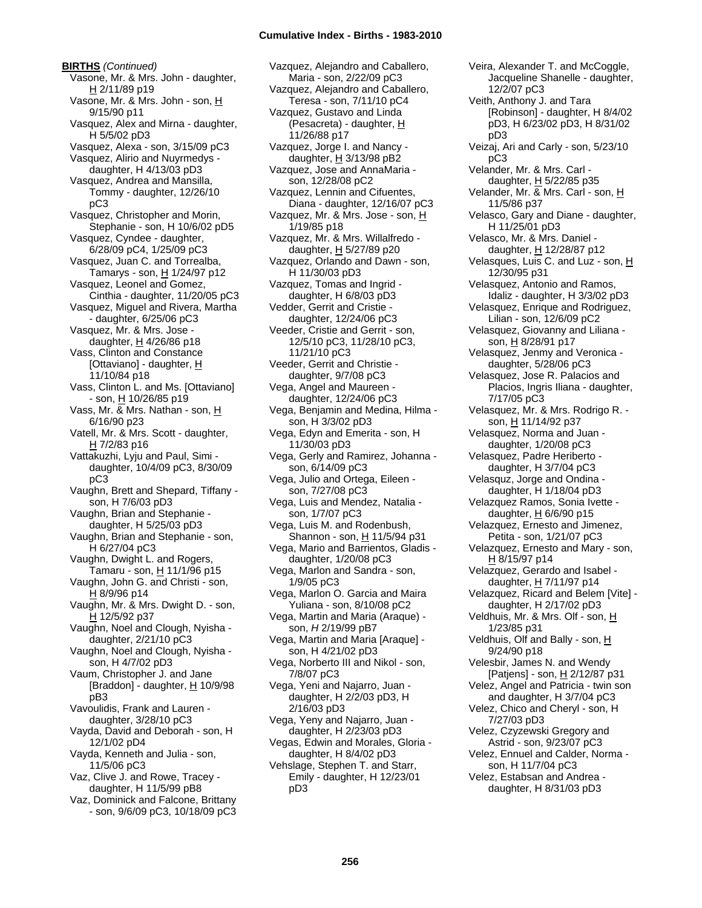**BIRTHS** *(Continued)*

Vasone, Mr. & Mrs. John - daughter, H 2/11/89 p19

Vasone, Mr. & Mrs. John - son, H 9/15/90 p11

Vasquez, Alex and Mirna - daughter, H 5/5/02 pD3

Vasquez, Alexa - son, 3/15/09 pC3

Vasquez, Alirio and Nuyrmedys - daughter, H 4/13/03 pD3

Vasquez, Andrea and Mansilla, Tommy - daughter, 12/26/10 pC3

Vasquez, Christopher and Morin, Stephanie - son, H 10/6/02 pD5

Vasquez, Cyndee - daughter, 6/28/09 pC4, 1/25/09 pC3

Vasquez, Juan C. and Torrealba, Tamarys - son, H 1/24/97 p12

Vasquez, Leonel and Gomez, Cinthia - daughter, 11/20/05 pC3

Vasquez, Miguel and Rivera, Martha - daughter, 6/25/06 pC3

Vasquez, Mr. & Mrs. Jose - daughter, H 4/26/86 p18

Vass, Clinton and Constance [Ottaviano] - daughter, H 11/10/84 p18

Vass, Clinton L. and Ms. [Ottaviano] - son, H 10/26/85 p19

Vass, Mr. & Mrs. Nathan - son, H 6/16/90 p23

Vatell, Mr. & Mrs. Scott - daughter, H 7/2/83 p16

Vattakuzhi, Lyju and Paul, Simi - daughter, 10/4/09 pC3, 8/30/09 pC3

Vaughn, Brett and Shepard, Tiffany - son, H 7/6/03 pD3

Vaughn, Brian and Stephanie - daughter, H 5/25/03 pD3

Vaughn, Brian and Stephanie - son, H 6/27/04 pC3

Vaughn, Dwight L. and Rogers, Tamaru - son, H 11/1/96 p15

Vaughn, John G. and Christi - son, H 8/9/96 p14

Vaughn, Mr. & Mrs. Dwight D. - son, H 12/5/92 p37

Vaughn, Noel and Clough, Nyisha - daughter, 2/21/10 pC3

Vaughn, Noel and Clough, Nyisha - son, H 4/7/02 pD3

Vaum, Christopher J. and Jane [Braddon] - daughter, H 10/9/98 pB3

Vavoulidis, Frank and Lauren - daughter, 3/28/10 pC3

Vayda, David and Deborah - son, H 12/1/02 pD4

Vayda, Kenneth and Julia - son, 11/5/06 pC3

Vaz, Clive J. and Rowe, Tracey - daughter, H 11/5/99 pB8

Vaz, Dominick and Falcone, Brittany - son, 9/6/09 pC3, 10/18/09 pC3

Vazquez, Alejandro and Caballero, Maria - son, 2/22/09 pC3

Vazquez, Alejandro and Caballero, Teresa - son, 7/11/10 pC4

Vazquez, Gustavo and Linda (Pesacreta) - daughter, H 11/26/88 p17

Vazquez, Jorge I. and Nancy - daughter, H 3/13/98 pB2

Vazquez, Jose and AnnaMaria - son, 12/28/08 pC2

Vazquez, Lennin and Cifuentes, Diana - daughter, 12/16/07 pC3

Vazquez, Mr. & Mrs. Jose - son, H 1/19/85 p18

Vazquez, Mr. & Mrs. Willalfredo - daughter, H 5/27/89 p20

Vazquez, Orlando and Dawn - son, H 11/30/03 pD3

Vazquez, Tomas and Ingrid - daughter, H 6/8/03 pD3

Vedder, Gerrit and Cristie - daughter, 12/24/06 pC3

Veeder, Cristie and Gerrit - son, 12/5/10 pC3, 11/28/10 pC3, 11/21/10 pC3

Veeder, Gerrit and Christie - daughter, 9/7/08 pC3

Vega, Angel and Maureen - daughter, 12/24/06 pC3

Vega, Benjamin and Medina, Hilma - son, H 3/3/02 pD3

Vega, Edyn and Emerita - son, H 11/30/03 pD3

Vega, Gerly and Ramirez, Johanna - son, 6/14/09 pC3

Vega, Julio and Ortega, Eileen - son, 7/27/08 pC3

Vega, Luis and Mendez, Natalia - son, 1/7/07 pC3

Vega, Luis M. and Rodenbush, Shannon - son, H 11/5/94 p31

Vega, Mario and Barrientos, Gladis - daughter, 1/20/08 pC3

Vega, Marlon and Sandra - son, 1/9/05 pC3

Vega, Marlon O. Garcia and Maira Yuliana - son, 8/10/08 pC2

Vega, Martin and Maria (Araque) - son, *H* 2/19/99 pB7

Vega, Martin and Maria [Araque] - son, H 4/21/02 pD3

Vega, Norberto III and Nikol - son, 7/8/07 pC3

Vega, Yeni and Najarro, Juan - daughter, H 2/2/03 pD3, H 2/16/03 pD3

Vega, Yeny and Najarro, Juan - daughter, H 2/23/03 pD3

Vegas, Edwin and Morales, Gloria - daughter, H 8/4/02 pD3

Vehslage, Stephen T. and Starr, Emily - daughter, H 12/23/01 pD3

Veira, Alexander T. and McCoggle, Jacqueline Shanelle - daughter, 12/2/07 pC3

Veith, Anthony J. and Tara [Robinson] - daughter, H 8/4/02 pD3, H 6/23/02 pD3, H 8/31/02 pD3

Veizaj, Ari and Carly - son, 5/23/10 pC3

Velander, Mr. & Mrs. Carl - daughter, H 5/22/85 p35

Velander, Mr. & Mrs. Carl - son, H 11/5/86 p37

Velasco, Gary and Diane - daughter, H 11/25/01 pD3

Velasco, Mr. & Mrs. Daniel - daughter, H 12/28/87 p12

Velasques, Luis C. and Luz - son, H 12/30/95 p31

Velasquez, Antonio and Ramos, Idaliz - daughter, H 3/3/02 pD3

Velasquez, Enrique and Rodriguez, Lilian - son, 12/6/09 pC2

Velasquez, Giovanny and Liliana - son, H 8/28/91 p17

Velasquez, Jenmy and Veronica - daughter, 5/28/06 pC3

Velasquez, Jose R. Palacios and Placios, Ingris Iliana - daughter, 7/17/05 pC3

Velasquez, Mr. & Mrs. Rodrigo R. - son, H 11/14/92 p37

Velasquez, Norma and Juan - daughter, 1/20/08 pC3

Velasquez, Padre Heriberto - daughter, H 3/7/04 pC3

Velasquz, Jorge and Ondina - daughter, H 1/18/04 pD3

Velazquez Ramos, Sonia Ivette - daughter, H 6/6/90 p15

Velazquez, Ernesto and Jimenez, Petita - son, 1/21/07 pC3

Velazquez, Ernesto and Mary - son, H 8/15/97 p14

Velazquez, Gerardo and Isabel - daughter, H 7/11/97 p14

Velazquez, Ricard and Belem [Vite] - daughter, H 2/17/02 pD3

Veldhuis, Mr. & Mrs. Olf - son, H 1/23/85 p31

Veldhuis, Olf and Bally - son, H 9/24/90 p18

Velesbir, James N. and Wendy [Patjens] - son, H 2/12/87 p31

Velez, Angel and Patricia - twin son and daughter, H 3/7/04 pC3

Velez, Chico and Cheryl - son, H 7/27/03 pD3

Velez, Czyzewski Gregory and Astrid - son, 9/23/07 pC3

Velez, Ennuel and Calder, Norma - son, H 11/7/04 pC3

Velez, Estabsan and Andrea - daughter, H 8/31/03 pD3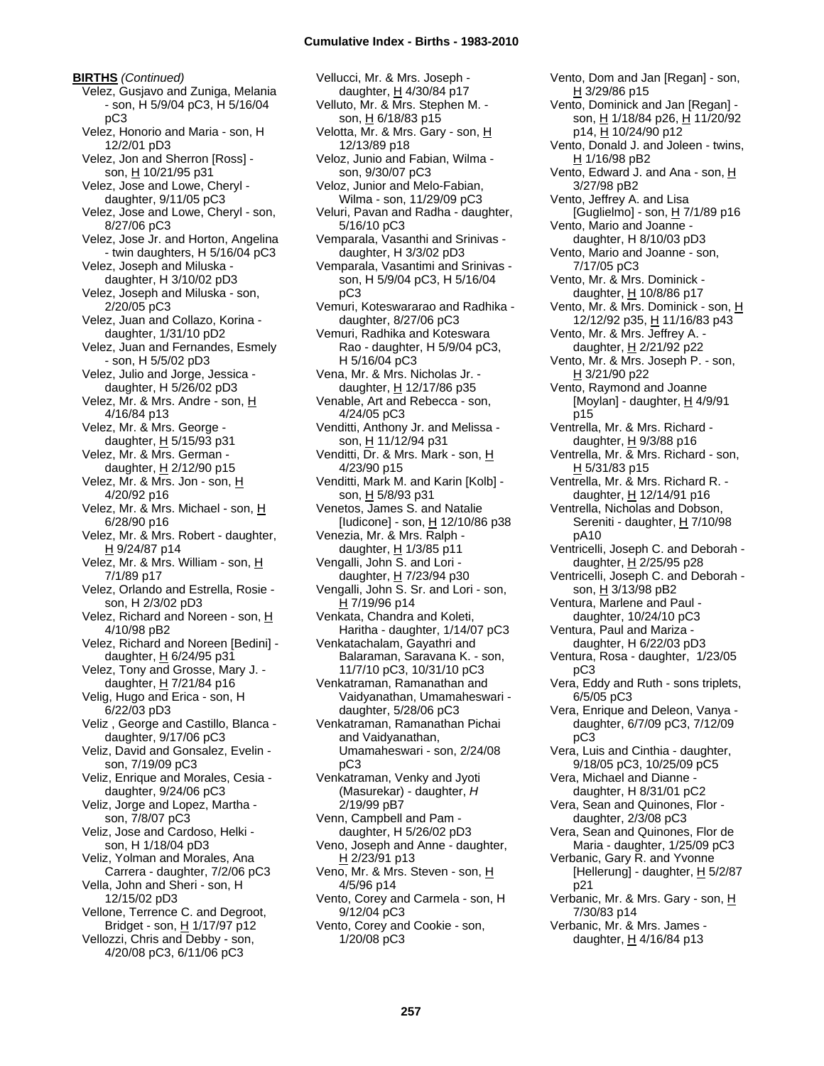**BIRTHS** *(Continued)*

Velez, Gusjavo and Zuniga, Melania - son, H 5/9/04 pC3, H 5/16/04 pC3
Velez, Honorio and Maria - son, H 12/2/01 pD3
Velez, Jon and Sherron [Ross] - son, H 10/21/95 p31
Velez, Jose and Lowe, Cheryl - daughter, 9/11/05 pC3
Velez, Jose and Lowe, Cheryl - son, 8/27/06 pC3
Velez, Jose Jr. and Horton, Angelina - twin daughters, H 5/16/04 pC3
Velez, Joseph and Miluska - daughter, H 3/10/02 pD3
Velez, Joseph and Miluska - son, 2/20/05 pC3
Velez, Juan and Collazo, Korina - daughter, 1/31/10 pD2
Velez, Juan and Fernandes, Esmely - son, H 5/5/02 pD3
Velez, Julio and Jorge, Jessica - daughter, H 5/26/02 pD3
Velez, Mr. & Mrs. Andre - son, H 4/16/84 p13
Velez, Mr. & Mrs. George - daughter, H 5/15/93 p31
Velez, Mr. & Mrs. German - daughter, H 2/12/90 p15
Velez, Mr. & Mrs. Jon - son, H 4/20/92 p16
Velez, Mr. & Mrs. Michael - son, H 6/28/90 p16
Velez, Mr. & Mrs. Robert - daughter, H 9/24/87 p14
Velez, Mr. & Mrs. William - son, H 7/1/89 p17
Velez, Orlando and Estrella, Rosie - son, H 2/3/02 pD3
Velez, Richard and Noreen - son, H 4/10/98 pB2
Velez, Richard and Noreen [Bedini] - daughter, H 6/24/95 p31
Velez, Tony and Grosse, Mary J. - daughter, H 7/21/84 p16
Velig, Hugo and Erica - son, H 6/22/03 pD3
Veliz , George and Castillo, Blanca - daughter, 9/17/06 pC3
Veliz, David and Gonsalez, Evelin - son, 7/19/09 pC3
Veliz, Enrique and Morales, Cesia - daughter, 9/24/06 pC3
Veliz, Jorge and Lopez, Martha - son, 7/8/07 pC3
Veliz, Jose and Cardoso, Helki - son, H 1/18/04 pD3
Veliz, Yolman and Morales, Ana Carrera - daughter, 7/2/06 pC3
Vella, John and Sheri - son, H 12/15/02 pD3
Vellone, Terrence C. and Degroot, Bridget - son, H 1/17/97 p12
Vellozzi, Chris and Debby - son, 4/20/08 pC3, 6/11/06 pC3
Vellucci, Mr. & Mrs. Joseph - daughter, H 4/30/84 p17
Velluto, Mr. & Mrs. Stephen M. - son, H 6/18/83 p15
Velotta, Mr. & Mrs. Gary - son, H 12/13/89 p18
Veloz, Junio and Fabian, Wilma - son, 9/30/07 pC3
Veloz, Junior and Melo-Fabian, Wilma - son, 11/29/09 pC3
Veluri, Pavan and Radha - daughter, 5/16/10 pC3
Vemparala, Vasanthi and Srinivas - daughter, H 3/3/02 pD3
Vemparala, Vasantimi and Srinivas - son, H 5/9/04 pC3, H 5/16/04 pC3
Vemuri, Koteswararao and Radhika - daughter, 8/27/06 pC3
Vemuri, Radhika and Koteswara Rao - daughter, H 5/9/04 pC3, H 5/16/04 pC3
Vena, Mr. & Mrs. Nicholas Jr. - daughter, H 12/17/86 p35
Venable, Art and Rebecca - son, 4/24/05 pC3
Venditti, Anthony Jr. and Melissa - son, H 11/12/94 p31
Venditti, Dr. & Mrs. Mark - son, H 4/23/90 p15
Venditti, Mark M. and Karin [Kolb] - son, H 5/8/93 p31
Venetos, James S. and Natalie [Iudicone] - son, H 12/10/86 p38
Venezia, Mr. & Mrs. Ralph - daughter, H 1/3/85 p11
Vengalli, John S. and Lori - daughter, H 7/23/94 p30
Vengalli, John S. Sr. and Lori - son, H 7/19/96 p14
Venkata, Chandra and Koleti, Haritha - daughter, 1/14/07 pC3
Venkatachalam, Gayathri and Balaraman, Saravana K. - son, 11/7/10 pC3, 10/31/10 pC3
Venkatraman, Ramanathan and Vaidyanathan, Umamaheswari - daughter, 5/28/06 pC3
Venkatraman, Ramanathan Pichai and Vaidyanathan, Umamaheswari - son, 2/24/08 pC3
Venkatraman, Venky and Jyoti (Masurekar) - daughter, *H* 2/19/99 pB7
Venn, Campbell and Pam - daughter, H 5/26/02 pD3
Veno, Joseph and Anne - daughter, H 2/23/91 p13
Veno, Mr. & Mrs. Steven - son, H 4/5/96 p14
Vento, Corey and Carmela - son, H 9/12/04 pC3
Vento, Corey and Cookie - son, 1/20/08 pC3
Vento, Dom and Jan [Regan] - son, H 3/29/86 p15
Vento, Dominick and Jan [Regan] - son, H 1/18/84 p26, H 11/20/92 p14, H 10/24/90 p12
Vento, Donald J. and Joleen - twins, H 1/16/98 pB2
Vento, Edward J. and Ana - son, H 3/27/98 pB2
Vento, Jeffrey A. and Lisa [Guglielmo] - son, H 7/1/89 p16
Vento, Mario and Joanne - daughter, H 8/10/03 pD3
Vento, Mario and Joanne - son, 7/17/05 pC3
Vento, Mr. & Mrs. Dominick - daughter, H 10/8/86 p17
Vento, Mr. & Mrs. Dominick - son, H 12/12/92 p35, H 11/16/83 p43
Vento, Mr. & Mrs. Jeffrey A. - daughter, H 2/21/92 p22
Vento, Mr. & Mrs. Joseph P. - son, H 3/21/90 p22
Vento, Raymond and Joanne [Moylan] - daughter, H 4/9/91 p15
Ventrella, Mr. & Mrs. Richard - daughter, H 9/3/88 p16
Ventrella, Mr. & Mrs. Richard - son, H 5/31/83 p15
Ventrella, Mr. & Mrs. Richard R. - daughter, H 12/14/91 p16
Ventrella, Nicholas and Dobson, Sereniti - daughter, H 7/10/98 pA10
Ventricelli, Joseph C. and Deborah - daughter, H 2/25/95 p28
Ventricelli, Joseph C. and Deborah - son, H 3/13/98 pB2
Ventura, Marlene and Paul - daughter, 10/24/10 pC3
Ventura, Paul and Mariza - daughter, H 6/22/03 pD3
Ventura, Rosa - daughter, 1/23/05 pC3
Vera, Eddy and Ruth - sons triplets, 6/5/05 pC3
Vera, Enrique and Deleon, Vanya - daughter, 6/7/09 pC3, 7/12/09 pC3
Vera, Luis and Cinthia - daughter, 9/18/05 pC3, 10/25/09 pC5
Vera, Michael and Dianne - daughter, H 8/31/01 pC2
Vera, Sean and Quinones, Flor - daughter, 2/3/08 pC3
Vera, Sean and Quinones, Flor de Maria - daughter, 1/25/09 pC3
Verbanic, Gary R. and Yvonne [Hellerung] - daughter, H 5/2/87 p21
Verbanic, Mr. & Mrs. Gary - son, H 7/30/83 p14
Verbanic, Mr. & Mrs. James - daughter, H 4/16/84 p13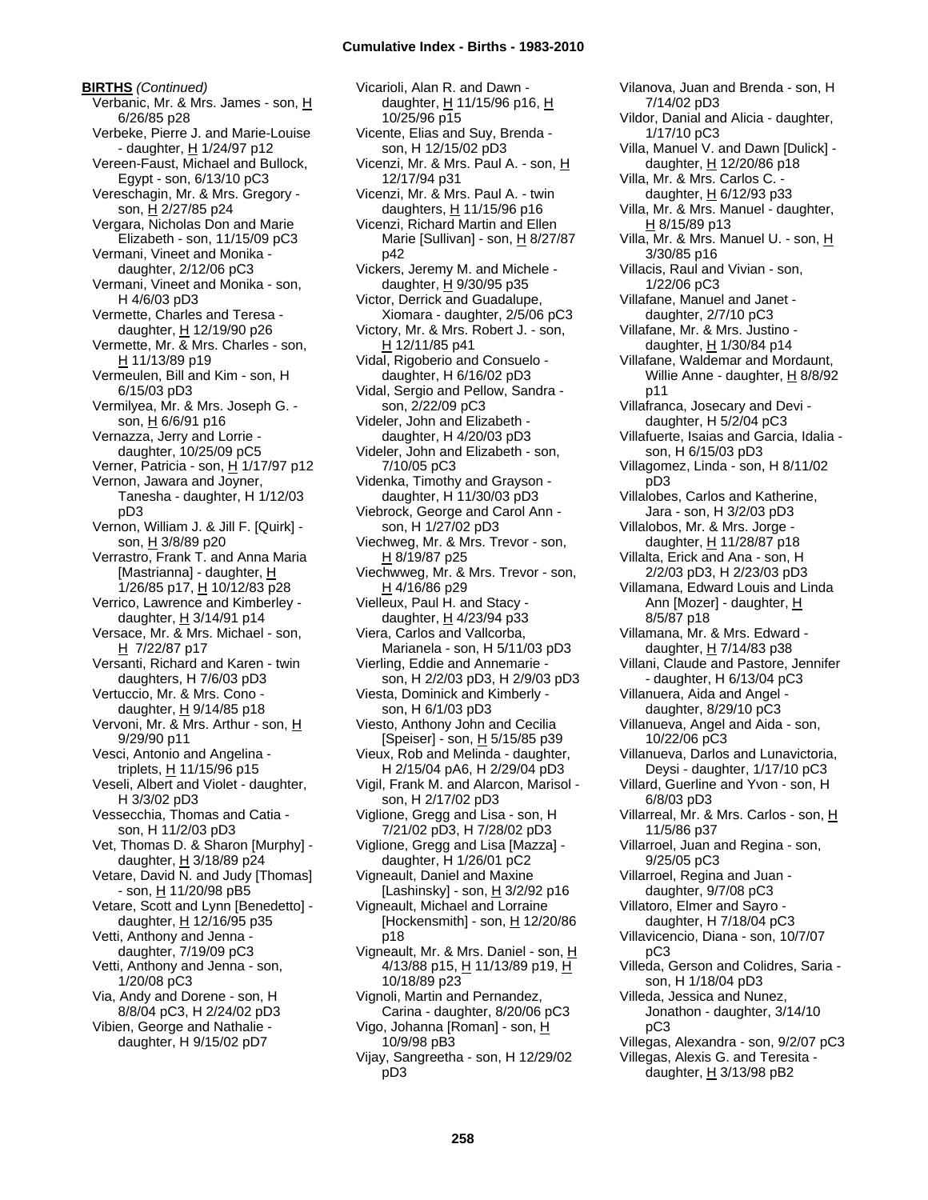**BIRTHS** *(Continued)*

Verbanic, Mr. & Mrs. James - son, H 6/26/85 p28
Verbeke, Pierre J. and Marie-Louise - daughter, H 1/24/97 p12
Vereen-Faust, Michael and Bullock, Egypt - son, 6/13/10 pC3
Vereschagin, Mr. & Mrs. Gregory - son, H 2/27/85 p24
Vergara, Nicholas Don and Marie Elizabeth - son, 11/15/09 pC3
Vermani, Vineet and Monika - daughter, 2/12/06 pC3
Vermani, Vineet and Monika - son, H 4/6/03 pD3
Vermette, Charles and Teresa - daughter, H 12/19/90 p26
Vermette, Mr. & Mrs. Charles - son, H 11/13/89 p19
Vermeulen, Bill and Kim - son, H 6/15/03 pD3
Vermilyea, Mr. & Mrs. Joseph G. - son, H 6/6/91 p16
Vernazza, Jerry and Lorrie - daughter, 10/25/09 pC5
Verner, Patricia - son, H 1/17/97 p12
Vernon, Jawara and Joyner, Tanesha - daughter, H 1/12/03 pD3
Vernon, William J. & Jill F. [Quirk] - son, H 3/8/89 p20
Verrastro, Frank T. and Anna Maria [Mastrianna] - daughter, H 1/26/85 p17, H 10/12/83 p28
Verrico, Lawrence and Kimberley - daughter, H 3/14/91 p14
Versace, Mr. & Mrs. Michael - son, H 7/22/87 p17
Versanti, Richard and Karen - twin daughters, H 7/6/03 pD3
Vertuccio, Mr. & Mrs. Cono - daughter, H 9/14/85 p18
Vervoni, Mr. & Mrs. Arthur - son, H 9/29/90 p11
Vesci, Antonio and Angelina - triplets, H 11/15/96 p15
Veseli, Albert and Violet - daughter, H 3/3/02 pD3
Vessecchia, Thomas and Catia - son, H 11/2/03 pD3
Vet, Thomas D. & Sharon [Murphy] - daughter, H 3/18/89 p24
Vetare, David N. and Judy [Thomas] - son, H 11/20/98 pB5
Vetare, Scott and Lynn [Benedetto] - daughter, H 12/16/95 p35
Vetti, Anthony and Jenna - daughter, 7/19/09 pC3
Vetti, Anthony and Jenna - son, 1/20/08 pC3
Via, Andy and Dorene - son, H 8/8/04 pC3, H 2/24/02 pD3
Vibien, George and Nathalie - daughter, H 9/15/02 pD7
Vicarioli, Alan R. and Dawn - daughter, H 11/15/96 p16, H 10/25/96 p15
Vicente, Elias and Suy, Brenda - son, H 12/15/02 pD3
Vicenzi, Mr. & Mrs. Paul A. - son, H 12/17/94 p31
Vicenzi, Mr. & Mrs. Paul A. - twin daughters, H 11/15/96 p16
Vicenzi, Richard Martin and Ellen Marie [Sullivan] - son, H 8/27/87 p42
Vickers, Jeremy M. and Michele - daughter, H 9/30/95 p35
Victor, Derrick and Guadalupe, Xiomara - daughter, 2/5/06 pC3
Victory, Mr. & Mrs. Robert J. - son, H 12/11/85 p41
Vidal, Rigoberio and Consuelo - daughter, H 6/16/02 pD3
Vidal, Sergio and Pellow, Sandra - son, 2/22/09 pC3
Videler, John and Elizabeth - daughter, H 4/20/03 pD3
Videler, John and Elizabeth - son, 7/10/05 pC3
Videnka, Timothy and Grayson - daughter, H 11/30/03 pD3
Viebrock, George and Carol Ann - son, H 1/27/02 pD3
Viechweg, Mr. & Mrs. Trevor - son, H 8/19/87 p25
Viechwweg, Mr. & Mrs. Trevor - son, H 4/16/86 p29
Vielleux, Paul H. and Stacy - daughter, H 4/23/94 p33
Viera, Carlos and Vallcorba, Marianela - son, H 5/11/03 pD3
Vierling, Eddie and Annemarie - son, H 2/2/03 pD3, H 2/9/03 pD3
Viesta, Dominick and Kimberly - son, H 6/1/03 pD3
Viesto, Anthony John and Cecilia [Speiser] - son, H 5/15/85 p39
Vieux, Rob and Melinda - daughter, H 2/15/04 pA6, H 2/29/04 pD3
Vigil, Frank M. and Alarcon, Marisol - son, H 2/17/02 pD3
Viglione, Gregg and Lisa - son, H 7/21/02 pD3, H 7/28/02 pD3
Viglione, Gregg and Lisa [Mazza] - daughter, H 1/26/01 pC2
Vigneault, Daniel and Maxine [Lashinsky] - son, H 3/2/92 p16
Vigneault, Michael and Lorraine [Hockensmith] - son, H 12/20/86 p18
Vigneault, Mr. & Mrs. Daniel - son, H 4/13/88 p15, H 11/13/89 p19, H 10/18/89 p23
Vignoli, Martin and Pernandez, Carina - daughter, 8/20/06 pC3
Vigo, Johanna [Roman] - son, H 10/9/98 pB3
Vijay, Sangreetha - son, H 12/29/02 pD3
Vilanova, Juan and Brenda - son, H 7/14/02 pD3
Vildor, Danial and Alicia - daughter, 1/17/10 pC3
Villa, Manuel V. and Dawn [Dulick] - daughter, H 12/20/86 p18
Villa, Mr. & Mrs. Carlos C. - daughter, H 6/12/93 p33
Villa, Mr. & Mrs. Manuel - daughter, H 8/15/89 p13
Villa, Mr. & Mrs. Manuel U. - son, H 3/30/85 p16
Villacis, Raul and Vivian - son, 1/22/06 pC3
Villafane, Manuel and Janet - daughter, 2/7/10 pC3
Villafane, Mr. & Mrs. Justino - daughter, H 1/30/84 p14
Villafane, Waldemar and Mordaunt, Willie Anne - daughter, H 8/8/92 p11
Villafranca, Josecary and Devi - daughter, H 5/2/04 pC3
Villafuerte, Isaias and Garcia, Idalia - son, H 6/15/03 pD3
Villagomez, Linda - son, H 8/11/02 pD3
Villalobes, Carlos and Katherine, Jara - son, H 3/2/03 pD3
Villalobos, Mr. & Mrs. Jorge - daughter, H 11/28/87 p18
Villalta, Erick and Ana - son, H 2/2/03 pD3, H 2/23/03 pD3
Villamana, Edward Louis and Linda Ann [Mozer] - daughter, H 8/5/87 p18
Villamana, Mr. & Mrs. Edward - daughter, H 7/14/83 p38
Villani, Claude and Pastore, Jennifer - daughter, H 6/13/04 pC3
Villanuera, Aida and Angel - daughter, 8/29/10 pC3
Villanueva, Angel and Aida - son, 10/22/06 pC3
Villanueva, Darlos and Lunavictoria, Deysi - daughter, 1/17/10 pC3
Villard, Guerline and Yvon - son, H 6/8/03 pD3
Villarreal, Mr. & Mrs. Carlos - son, H 11/5/86 p37
Villarroel, Juan and Regina - son, 9/25/05 pC3
Villarroel, Regina and Juan - daughter, 9/7/08 pC3
Villatoro, Elmer and Sayro - daughter, H 7/18/04 pC3
Villavicencio, Diana - son, 10/7/07 pC3
Villeda, Gerson and Colidres, Saria - son, H 1/18/04 pD3
Villeda, Jessica and Nunez, Jonathon - daughter, 3/14/10 pC3
Villegas, Alexandra - son, 9/2/07 pC3
Villegas, Alexis G. and Teresita - daughter, H 3/13/98 pB2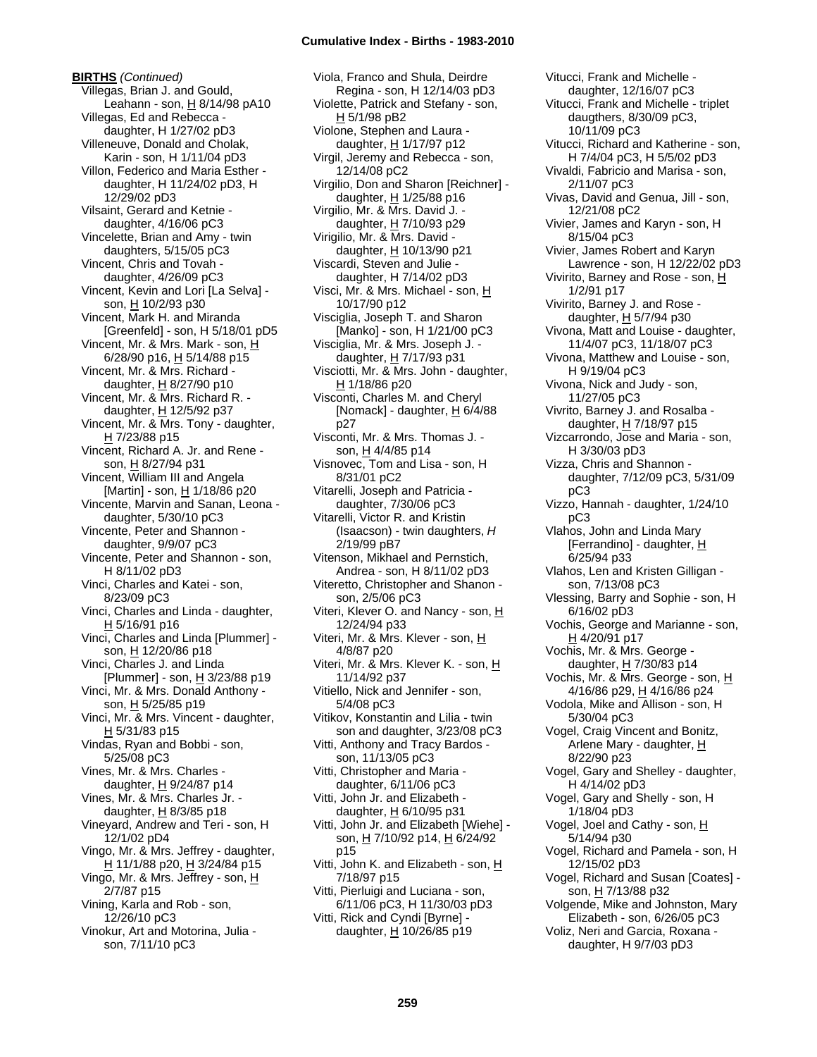**BIRTHS** *(Continued)*

Villegas, Brian J. and Gould, Leahann - son, H 8/14/98 pA10
Villegas, Ed and Rebecca - daughter, H 1/27/02 pD3
Villeneuve, Donald and Cholak, Karin - son, H 1/11/04 pD3
Villon, Federico and Maria Esther - daughter, H 11/24/02 pD3, H 12/29/02 pD3
Vilsaint, Gerard and Ketnie - daughter, 4/16/06 pC3
Vincelette, Brian and Amy - twin daughters, 5/15/05 pC3
Vincent, Chris and Tovah - daughter, 4/26/09 pC3
Vincent, Kevin and Lori [La Selva] - son, H 10/2/93 p30
Vincent, Mark H. and Miranda [Greenfeld] - son, H 5/18/01 pD5
Vincent, Mr. & Mrs. Mark - son, H 6/28/90 p16, H 5/14/88 p15
Vincent, Mr. & Mrs. Richard - daughter, H 8/27/90 p10
Vincent, Mr. & Mrs. Richard R. - daughter, H 12/5/92 p37
Vincent, Mr. & Mrs. Tony - daughter, H 7/23/88 p15
Vincent, Richard A. Jr. and Rene - son, H 8/27/94 p31
Vincent, William III and Angela [Martin] - son, H 1/18/86 p20
Vincente, Marvin and Sanan, Leona - daughter, 5/30/10 pC3
Vincente, Peter and Shannon - daughter, 9/9/07 pC3
Vincente, Peter and Shannon - son, H 8/11/02 pD3
Vinci, Charles and Katei - son, 8/23/09 pC3
Vinci, Charles and Linda - daughter, H 5/16/91 p16
Vinci, Charles and Linda [Plummer] - son, H 12/20/86 p18
Vinci, Charles J. and Linda [Plummer] - son, H 3/23/88 p19
Vinci, Mr. & Mrs. Donald Anthony - son, H 5/25/85 p19
Vinci, Mr. & Mrs. Vincent - daughter, H 5/31/83 p15
Vindas, Ryan and Bobbi - son, 5/25/08 pC3
Vines, Mr. & Mrs. Charles - daughter, H 9/24/87 p14
Vines, Mr. & Mrs. Charles Jr. - daughter, H 8/3/85 p18
Vineyard, Andrew and Teri - son, H 12/1/02 pD4
Vingo, Mr. & Mrs. Jeffrey - daughter, H 11/1/88 p20, H 3/24/84 p15
Vingo, Mr. & Mrs. Jeffrey - son, H 2/7/87 p15
Vining, Karla and Rob - son, 12/26/10 pC3
Vinokur, Art and Motorina, Julia - son, 7/11/10 pC3
Viola, Franco and Shula, Deirdre Regina - son, H 12/14/03 pD3
Violette, Patrick and Stefany - son, H 5/1/98 pB2
Violone, Stephen and Laura - daughter, H 1/17/97 p12
Virgil, Jeremy and Rebecca - son, 12/14/08 pC2
Virgilio, Don and Sharon [Reichner] - daughter, H 1/25/88 p16
Virgilio, Mr. & Mrs. David J. - daughter, H 7/10/93 p29
Virigilio, Mr. & Mrs. David - daughter, H 10/13/90 p21
Viscardi, Steven and Julie - daughter, H 7/14/02 pD3
Visci, Mr. & Mrs. Michael - son, H 10/17/90 p12
Visciglia, Joseph T. and Sharon [Manko] - son, H 1/21/00 pC3
Visciglia, Mr. & Mrs. Joseph J. - daughter, H 7/17/93 p31
Visciotti, Mr. & Mrs. John - daughter, H 1/18/86 p20
Visconti, Charles M. and Cheryl [Nomack] - daughter, H 6/4/88 p27
Visconti, Mr. & Mrs. Thomas J. - son, H 4/4/85 p14
Visnovec, Tom and Lisa - son, H 8/31/01 pC2
Vitarelli, Joseph and Patricia - daughter, 7/30/06 pC3
Vitarelli, Victor R. and Kristin (Isaacson) - twin daughters, *H* 2/19/99 pB7
Vitenson, Mikhael and Pernstich, Andrea - son, H 8/11/02 pD3
Viteretto, Christopher and Shanon - son, 2/5/06 pC3
Viteri, Klever O. and Nancy - son, H 12/24/94 p33
Viteri, Mr. & Mrs. Klever - son, H 4/8/87 p20
Viteri, Mr. & Mrs. Klever K. - son, H 11/14/92 p37
Vitiello, Nick and Jennifer - son, 5/4/08 pC3
Vitikov, Konstantin and Lilia - twin son and daughter, 3/23/08 pC3
Vitti, Anthony and Tracy Bardos - son, 11/13/05 pC3
Vitti, Christopher and Maria - daughter, 6/11/06 pC3
Vitti, John Jr. and Elizabeth - daughter, H 6/10/95 p31
Vitti, John Jr. and Elizabeth [Wiehe] - son, H 7/10/92 p14, H 6/24/92 p15
Vitti, John K. and Elizabeth - son, H 7/18/97 p15
Vitti, Pierluigi and Luciana - son, 6/11/06 pC3, H 11/30/03 pD3
Vitti, Rick and Cyndi [Byrne] - daughter, H 10/26/85 p19
Vitucci, Frank and Michelle - daughter, 12/16/07 pC3
Vitucci, Frank and Michelle - triplet daugthers, 8/30/09 pC3, 10/11/09 pC3
Vitucci, Richard and Katherine - son, H 7/4/04 pC3, H 5/5/02 pD3
Vivaldi, Fabricio and Marisa - son, 2/11/07 pC3
Vivas, David and Genua, Jill - son, 12/21/08 pC2
Vivier, James and Karyn - son, H 8/15/04 pC3
Vivier, James Robert and Karyn Lawrence - son, H 12/22/02 pD3
Vivirito, Barney and Rose - son, H 1/2/91 p17
Vivirito, Barney J. and Rose - daughter, H 5/7/94 p30
Vivona, Matt and Louise - daughter, 11/4/07 pC3, 11/18/07 pC3
Vivona, Matthew and Louise - son, H 9/19/04 pC3
Vivona, Nick and Judy - son, 11/27/05 pC3
Vivrito, Barney J. and Rosalba - daughter, H 7/18/97 p15
Vizcarrondo, Jose and Maria - son, H 3/30/03 pD3
Vizza, Chris and Shannon - daughter, 7/12/09 pC3, 5/31/09 pC3
Vizzo, Hannah - daughter, 1/24/10 pC3
Vlahos, John and Linda Mary [Ferrandino] - daughter, H 6/25/94 p33
Vlahos, Len and Kristen Gilligan - son, 7/13/08 pC3
Vlessing, Barry and Sophie - son, H 6/16/02 pD3
Vochis, George and Marianne - son, H 4/20/91 p17
Vochis, Mr. & Mrs. George - daughter, H 7/30/83 p14
Vochis, Mr. & Mrs. George - son, H 4/16/86 p29, H 4/16/86 p24
Vodola, Mike and Allison - son, H 5/30/04 pC3
Vogel, Craig Vincent and Bonitz, Arlene Mary - daughter, H 8/22/90 p23
Vogel, Gary and Shelley - daughter, H 4/14/02 pD3
Vogel, Gary and Shelly - son, H 1/18/04 pD3
Vogel, Joel and Cathy - son, H 5/14/94 p30
Vogel, Richard and Pamela - son, H 12/15/02 pD3
Vogel, Richard and Susan [Coates] - son, H 7/13/88 p32
Volgende, Mike and Johnston, Mary Elizabeth - son, 6/26/05 pC3
Voliz, Neri and Garcia, Roxana - daughter, H 9/7/03 pD3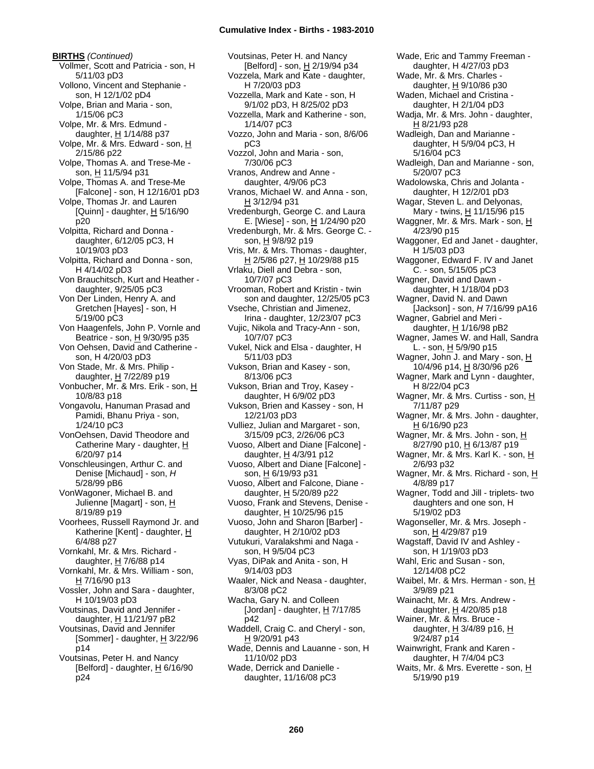**BIRTHS** *(Continued)*

Vollmer, Scott and Patricia - son, H 5/11/03 pD3
Vollono, Vincent and Stephanie - son, H 12/1/02 pD4
Volpe, Brian and Maria - son, 1/15/06 pC3
Volpe, Mr. & Mrs. Edmund - daughter, H 1/14/88 p37
Volpe, Mr. & Mrs. Edward - son, H 2/15/86 p22
Volpe, Thomas A. and Trese-Me - son, H 11/5/94 p31
Volpe, Thomas A. and Trese-Me [Falcone] - son, H 12/16/01 pD3
Volpe, Thomas Jr. and Lauren [Quinn] - daughter, H 5/16/90 p20
Volpitta, Richard and Donna - daughter, 6/12/05 pC3, H 10/19/03 pD3
Volpitta, Richard and Donna - son, H 4/14/02 pD3
Von Brauchitsch, Kurt and Heather - daughter, 9/25/05 pC3
Von Der Linden, Henry A. and Gretchen [Hayes] - son, H 5/19/00 pC3
Von Haagenfels, John P. Vornle and Beatrice - son, H 9/30/95 p35
Von Oehsen, David and Catherine - son, H 4/20/03 pD3
Von Stade, Mr. & Mrs. Philip - daughter, H 7/22/89 p19
Vonbucher, Mr. & Mrs. Erik - son, H 10/8/83 p18
Vongavolu, Hanuman Prasad and Pamidi, Bhanu Priya - son, 1/24/10 pC3
VonOehsen, David Theodore and Catherine Mary - daughter, H 6/20/97 p14
Vonschleusingen, Arthur C. and Denise [Michaud] - son, *H* 5/28/99 pB6
VonWagoner, Michael B. and Julienne [Magart] - son, H 8/19/89 p19
Voorhees, Russell Raymond Jr. and Katherine [Kent] - daughter, H 6/4/88 p27
Vornkahl, Mr. & Mrs. Richard - daughter, H 7/6/88 p14
Vornkahl, Mr. & Mrs. William - son, H 7/16/90 p13
Vossler, John and Sara - daughter, H 10/19/03 pD3
Voutsinas, David and Jennifer - daughter, H 11/21/97 pB2
Voutsinas, David and Jennifer [Sommer] - daughter, H 3/22/96 p14
Voutsinas, Peter H. and Nancy [Belford] - daughter, H 6/16/90 p24
Voutsinas, Peter H. and Nancy [Belford] - son, H 2/19/94 p34
Vozzela, Mark and Kate - daughter, H 7/20/03 pD3
Vozzella, Mark and Kate - son, H 9/1/02 pD3, H 8/25/02 pD3
Vozzella, Mark and Katherine - son, 1/14/07 pC3
Vozzo, John and Maria - son, 8/6/06 pC3
Vozzol, John and Maria - son, 7/30/06 pC3
Vranos, Andrew and Anne - daughter, 4/9/06 pC3
Vranos, Michael W. and Anna - son, H 3/12/94 p31
Vredenburgh, George C. and Laura E. [Wiese] - son, H 1/24/90 p20
Vredenburgh, Mr. & Mrs. George C. - son, H 9/8/92 p19
Vris, Mr. & Mrs. Thomas - daughter, H 2/5/86 p27, H 10/29/88 p15
Vrlaku, Diell and Debra - son, 10/7/07 pC3
Vrooman, Robert and Kristin - twin son and daughter, 12/25/05 pC3
Vseche, Christian and Jimenez, Irina - daughter, 12/23/07 pC3
Vujic, Nikola and Tracy-Ann - son, 10/7/07 pC3
Vukel, Nick and Elsa - daughter, H 5/11/03 pD3
Vukson, Brian and Kasey - son, 8/13/06 pC3
Vukson, Brian and Troy, Kasey - daughter, H 6/9/02 pD3
Vukson, Brien and Kassey - son, H 12/21/03 pD3
Vulliez, Julian and Margaret - son, 3/15/09 pC3, 2/26/06 pC3
Vuoso, Albert and Diane [Falcone] - daughter, H 4/3/91 p12
Vuoso, Albert and Diane [Falcone] - son, H 6/19/93 p31
Vuoso, Albert and Falcone, Diane - daughter, H 5/20/89 p22
Vuoso, Frank and Stevens, Denise - daughter, H 10/25/96 p15
Vuoso, John and Sharon [Barber] - daughter, H 2/10/02 pD3
Vutukuri, Varalakshmi and Naga - son, H 9/5/04 pC3
Vyas, DiPak and Anita - son, H 9/14/03 pD3
Waaler, Nick and Neasa - daughter, 8/3/08 pC2
Wacha, Gary N. and Colleen [Jordan] - daughter, H 7/17/85 p42
Waddell, Craig C. and Cheryl - son, H 9/20/91 p43
Wade, Dennis and Lauanne - son, H 11/10/02 pD3
Wade, Derrick and Danielle - daughter, 11/16/08 pC3
Wade, Eric and Tammy Freeman - daughter, H 4/27/03 pD3
Wade, Mr. & Mrs. Charles - daughter, H 9/10/86 p30
Waden, Michael and Cristina - daughter, H 2/1/04 pD3
Wadja, Mr. & Mrs. John - daughter, H 8/21/93 p28
Wadleigh, Dan and Marianne - daughter, H 5/9/04 pC3, H 5/16/04 pC3
Wadleigh, Dan and Marianne - son, 5/20/07 pC3
Wadolowska, Chris and Jolanta - daughter, H 12/2/01 pD3
Wagar, Steven L. and Delyonas, Mary - twins, H 11/15/96 p15
Waggner, Mr. & Mrs. Mark - son, H 4/23/90 p15
Waggoner, Ed and Janet - daughter, H 1/5/03 pD3
Waggoner, Edward F. IV and Janet C. - son, 5/15/05 pC3
Wagner, David and Dawn - daughter, H 1/18/04 pD3
Wagner, David N. and Dawn [Jackson] - son, *H* 7/16/99 pA16
Wagner, Gabriel and Meri - daughter, H 1/16/98 pB2
Wagner, James W. and Hall, Sandra L. - son, H 5/9/90 p15
Wagner, John J. and Mary - son, H 10/4/96 p14, H 8/30/96 p26
Wagner, Mark and Lynn - daughter, H 8/22/04 pC3
Wagner, Mr. & Mrs. Curtiss - son, H 7/11/87 p29
Wagner, Mr. & Mrs. John - daughter, H 6/16/90 p23
Wagner, Mr. & Mrs. John - son, H 8/27/90 p10, H 6/13/87 p19
Wagner, Mr. & Mrs. Karl K. - son, H 2/6/93 p32
Wagner, Mr. & Mrs. Richard - son, H 4/8/89 p17
Wagner, Todd and Jill - triplets- two daughters and one son, H 5/19/02 pD3
Wagonseller, Mr. & Mrs. Joseph - son, H 4/29/87 p19
Wagstaff, David IV and Ashley - son, H 1/19/03 pD3
Wahl, Eric and Susan - son, 12/14/08 pC2
Waibel, Mr. & Mrs. Herman - son, H 3/9/89 p21
Wainacht, Mr. & Mrs. Andrew - daughter, H 4/20/85 p18
Wainer, Mr. & Mrs. Bruce - daughter, H 3/4/89 p16, H 9/24/87 p14
Wainwright, Frank and Karen - daughter, H 7/4/04 pC3
Waits, Mr. & Mrs. Everette - son, H 5/19/90 p19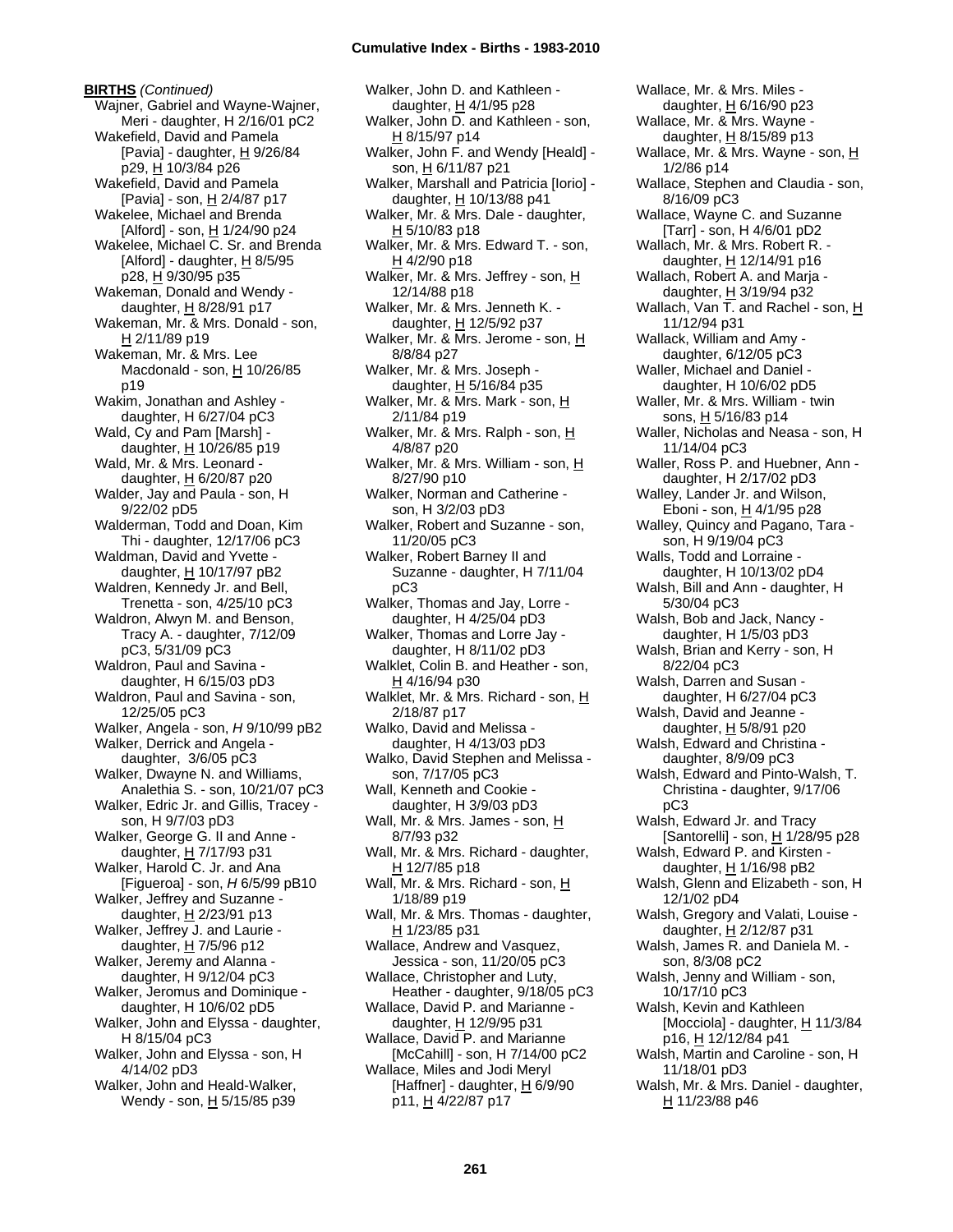**BIRTHS** *(Continued)*

Wajner, Gabriel and Wayne-Wajner, Meri - daughter, H 2/16/01 pC2
Wakefield, David and Pamela [Pavia] - daughter, H 9/26/84 p29, H 10/3/84 p26
Wakefield, David and Pamela [Pavia] - son, H 2/4/87 p17
Wakelee, Michael and Brenda [Alford] - son, H 1/24/90 p24
Wakelee, Michael C. Sr. and Brenda [Alford] - daughter, H 8/5/95 p28, H 9/30/95 p35
Wakeman, Donald and Wendy - daughter, H 8/28/91 p17
Wakeman, Mr. & Mrs. Donald - son, H 2/11/89 p19
Wakeman, Mr. & Mrs. Lee Macdonald - son, H 10/26/85 p19
Wakim, Jonathan and Ashley - daughter, H 6/27/04 pC3
Wald, Cy and Pam [Marsh] - daughter, H 10/26/85 p19
Wald, Mr. & Mrs. Leonard - daughter, H 6/20/87 p20
Walder, Jay and Paula - son, H 9/22/02 pD5
Walderman, Todd and Doan, Kim Thi - daughter, 12/17/06 pC3
Waldman, David and Yvette - daughter, H 10/17/97 pB2
Waldren, Kennedy Jr. and Bell, Trenetta - son, 4/25/10 pC3
Waldron, Alwyn M. and Benson, Tracy A. - daughter, 7/12/09 pC3, 5/31/09 pC3
Waldron, Paul and Savina - daughter, H 6/15/03 pD3
Waldron, Paul and Savina - son, 12/25/05 pC3
Walker, Angela - son, *H* 9/10/99 pB2
Walker, Derrick and Angela - daughter, 3/6/05 pC3
Walker, Dwayne N. and Williams, Analethia S. - son, 10/21/07 pC3
Walker, Edric Jr. and Gillis, Tracey - son, H 9/7/03 pD3
Walker, George G. II and Anne - daughter, H 7/17/93 p31
Walker, Harold C. Jr. and Ana [Figueroa] - son, *H* 6/5/99 pB10
Walker, Jeffrey and Suzanne - daughter, H 2/23/91 p13
Walker, Jeffrey J. and Laurie - daughter, H 7/5/96 p12
Walker, Jeremy and Alanna - daughter, H 9/12/04 pC3
Walker, Jeromus and Dominique - daughter, H 10/6/02 pD5
Walker, John and Elyssa - daughter, H 8/15/04 pC3
Walker, John and Elyssa - son, H 4/14/02 pD3
Walker, John and Heald-Walker, Wendy - son, H 5/15/85 p39
Walker, John D. and Kathleen - daughter, H 4/1/95 p28
Walker, John D. and Kathleen - son, H 8/15/97 p14
Walker, John F. and Wendy [Heald] - son, H 6/11/87 p21
Walker, Marshall and Patricia [Iorio] - daughter, H 10/13/88 p41
Walker, Mr. & Mrs. Dale - daughter, H 5/10/83 p18
Walker, Mr. & Mrs. Edward T. - son, H 4/2/90 p18
Walker, Mr. & Mrs. Jeffrey - son, H 12/14/88 p18
Walker, Mr. & Mrs. Jenneth K. - daughter, H 12/5/92 p37
Walker, Mr. & Mrs. Jerome - son, H 8/8/84 p27
Walker, Mr. & Mrs. Joseph - daughter, H 5/16/84 p35
Walker, Mr. & Mrs. Mark - son, H 2/11/84 p19
Walker, Mr. & Mrs. Ralph - son, H 4/8/87 p20
Walker, Mr. & Mrs. William - son, H 8/27/90 p10
Walker, Norman and Catherine - son, H 3/2/03 pD3
Walker, Robert and Suzanne - son, 11/20/05 pC3
Walker, Robert Barney II and Suzanne - daughter, H 7/11/04 pC3
Walker, Thomas and Jay, Lorre - daughter, H 4/25/04 pD3
Walker, Thomas and Lorre Jay - daughter, H 8/11/02 pD3
Walklet, Colin B. and Heather - son, H 4/16/94 p30
Walklet, Mr. & Mrs. Richard - son, H 2/18/87 p17
Walko, David and Melissa - daughter, H 4/13/03 pD3
Walko, David Stephen and Melissa - son, 7/17/05 pC3
Wall, Kenneth and Cookie - daughter, H 3/9/03 pD3
Wall, Mr. & Mrs. James - son, H 8/7/93 p32
Wall, Mr. & Mrs. Richard - daughter, H 12/7/85 p18
Wall, Mr. & Mrs. Richard - son, H 1/18/89 p19
Wall, Mr. & Mrs. Thomas - daughter, H 1/23/85 p31
Wallace, Andrew and Vasquez, Jessica - son, 11/20/05 pC3
Wallace, Christopher and Luty, Heather - daughter, 9/18/05 pC3
Wallace, David P. and Marianne - daughter, H 12/9/95 p31
Wallace, David P. and Marianne [McCahill] - son, H 7/14/00 pC2
Wallace, Miles and Jodi Meryl [Haffner] - daughter, H 6/9/90 p11, H 4/22/87 p17
Wallace, Mr. & Mrs. Miles - daughter, H 6/16/90 p23
Wallace, Mr. & Mrs. Wayne - daughter, H 8/15/89 p13
Wallace, Mr. & Mrs. Wayne - son, H 1/2/86 p14
Wallace, Stephen and Claudia - son, 8/16/09 pC3
Wallace, Wayne C. and Suzanne [Tarr] - son, H 4/6/01 pD2
Wallach, Mr. & Mrs. Robert R. - daughter, H 12/14/91 p16
Wallach, Robert A. and Marja - daughter, H 3/19/94 p32
Wallach, Van T. and Rachel - son, H 11/12/94 p31
Wallack, William and Amy - daughter, 6/12/05 pC3
Waller, Michael and Daniel - daughter, H 10/6/02 pD5
Waller, Mr. & Mrs. William - twin sons, H 5/16/83 p14
Waller, Nicholas and Neasa - son, H 11/14/04 pC3
Waller, Ross P. and Huebner, Ann - daughter, H 2/17/02 pD3
Walley, Lander Jr. and Wilson, Eboni - son, H 4/1/95 p28
Walley, Quincy and Pagano, Tara - son, H 9/19/04 pC3
Walls, Todd and Lorraine - daughter, H 10/13/02 pD4
Walsh, Bill and Ann - daughter, H 5/30/04 pC3
Walsh, Bob and Jack, Nancy - daughter, H 1/5/03 pD3
Walsh, Brian and Kerry - son, H 8/22/04 pC3
Walsh, Darren and Susan - daughter, H 6/27/04 pC3
Walsh, David and Jeanne - daughter, H 5/8/91 p20
Walsh, Edward and Christina - daughter, 8/9/09 pC3
Walsh, Edward and Pinto-Walsh, T. Christina - daughter, 9/17/06 pC3
Walsh, Edward Jr. and Tracy [Santorelli] - son, H 1/28/95 p28
Walsh, Edward P. and Kirsten - daughter, H 1/16/98 pB2
Walsh, Glenn and Elizabeth - son, H 12/1/02 pD4
Walsh, Gregory and Valati, Louise - daughter, H 2/12/87 p31
Walsh, James R. and Daniela M. - son, 8/3/08 pC2
Walsh, Jenny and William - son, 10/17/10 pC3
Walsh, Kevin and Kathleen [Mocciola] - daughter, H 11/3/84 p16, H 12/12/84 p41
Walsh, Martin and Caroline - son, H 11/18/01 pD3
Walsh, Mr. & Mrs. Daniel - daughter, H 11/23/88 p46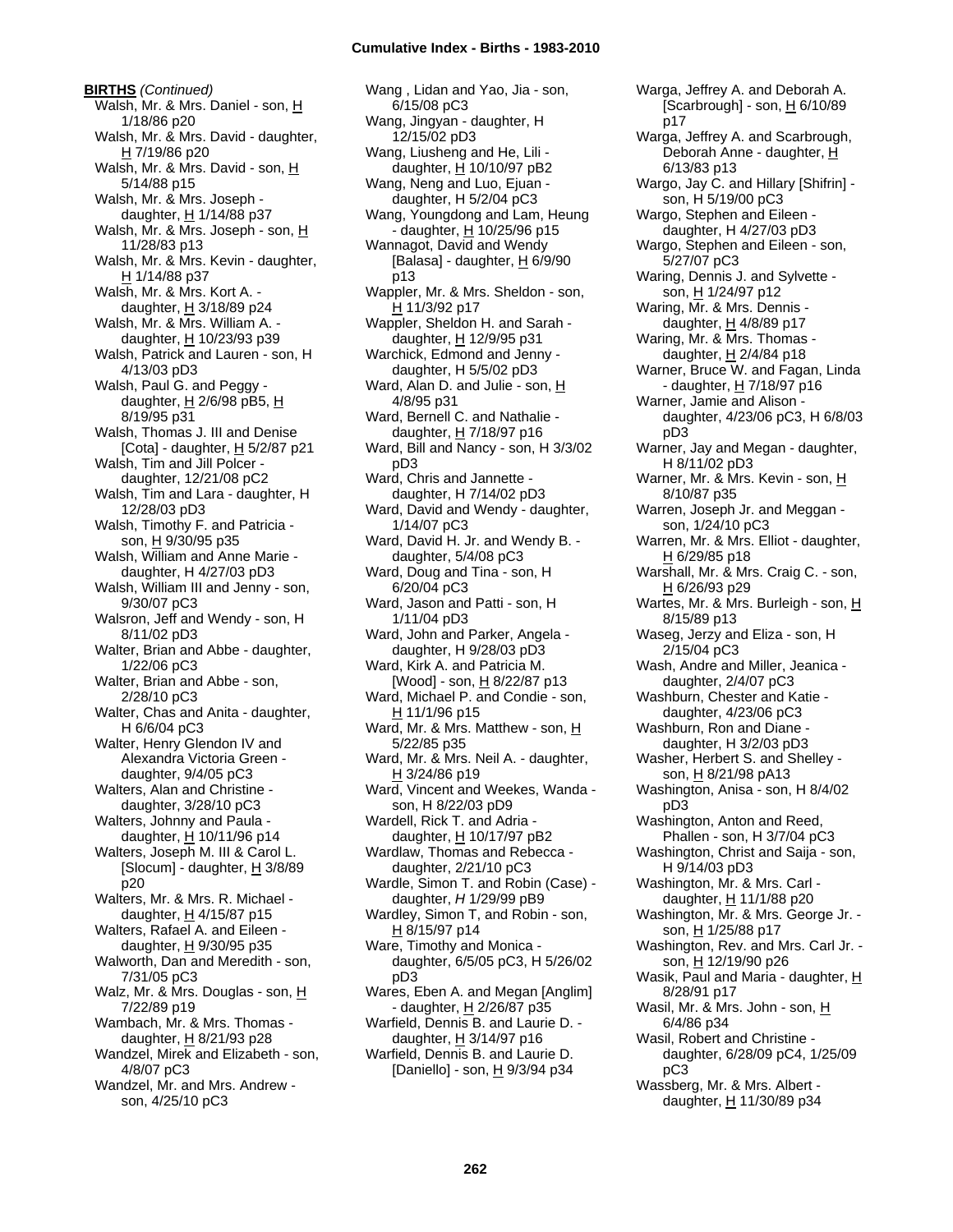**BIRTHS** *(Continued)*

Walsh, Mr. & Mrs. Daniel - son, H 1/18/86 p20
Walsh, Mr. & Mrs. David - daughter, H 7/19/86 p20
Walsh, Mr. & Mrs. David - son, H 5/14/88 p15
Walsh, Mr. & Mrs. Joseph - daughter, H 1/14/88 p37
Walsh, Mr. & Mrs. Joseph - son, H 11/28/83 p13
Walsh, Mr. & Mrs. Kevin - daughter, H 1/14/88 p37
Walsh, Mr. & Mrs. Kort A. - daughter, H 3/18/89 p24
Walsh, Mr. & Mrs. William A. - daughter, H 10/23/93 p39
Walsh, Patrick and Lauren - son, H 4/13/03 pD3
Walsh, Paul G. and Peggy - daughter, H 2/6/98 pB5, H 8/19/95 p31
Walsh, Thomas J. III and Denise [Cota] - daughter, H 5/2/87 p21
Walsh, Tim and Jill Polcer - daughter, 12/21/08 pC2
Walsh, Tim and Lara - daughter, H 12/28/03 pD3
Walsh, Timothy F. and Patricia - son, H 9/30/95 p35
Walsh, William and Anne Marie - daughter, H 4/27/03 pD3
Walsh, William III and Jenny - son, 9/30/07 pC3
Walsron, Jeff and Wendy - son, H 8/11/02 pD3
Walter, Brian and Abbe - daughter, 1/22/06 pC3
Walter, Brian and Abbe - son, 2/28/10 pC3
Walter, Chas and Anita - daughter, H 6/6/04 pC3
Walter, Henry Glendon IV and Alexandra Victoria Green - daughter, 9/4/05 pC3
Walters, Alan and Christine - daughter, 3/28/10 pC3
Walters, Johnny and Paula - daughter, H 10/11/96 p14
Walters, Joseph M. III & Carol L. [Slocum] - daughter, H 3/8/89 p20
Walters, Mr. & Mrs. R. Michael - daughter, H 4/15/87 p15
Walters, Rafael A. and Eileen - daughter, H 9/30/95 p35
Walworth, Dan and Meredith - son, 7/31/05 pC3
Walz, Mr. & Mrs. Douglas - son, H 7/22/89 p19
Wambach, Mr. & Mrs. Thomas - daughter, H 8/21/93 p28
Wandzel, Mirek and Elizabeth - son, 4/8/07 pC3
Wandzel, Mr. and Mrs. Andrew - son, 4/25/10 pC3
Wang , Lidan and Yao, Jia - son, 6/15/08 pC3
Wang, Jingyan - daughter, H 12/15/02 pD3
Wang, Liusheng and He, Lili - daughter, H 10/10/97 pB2
Wang, Neng and Luo, Ejuan - daughter, H 5/2/04 pC3
Wang, Youngdong and Lam, Heung - daughter, H 10/25/96 p15
Wannagot, David and Wendy [Balasa] - daughter, H 6/9/90 p13
Wappler, Mr. & Mrs. Sheldon - son, H 11/3/92 p17
Wappler, Sheldon H. and Sarah - daughter, H 12/9/95 p31
Warchick, Edmond and Jenny - daughter, H 5/5/02 pD3
Ward, Alan D. and Julie - son, H 4/8/95 p31
Ward, Bernell C. and Nathalie - daughter, H 7/18/97 p16
Ward, Bill and Nancy - son, H 3/3/02 pD3
Ward, Chris and Jannette - daughter, H 7/14/02 pD3
Ward, David and Wendy - daughter, 1/14/07 pC3
Ward, David H. Jr. and Wendy B. - daughter, 5/4/08 pC3
Ward, Doug and Tina - son, H 6/20/04 pC3
Ward, Jason and Patti - son, H 1/11/04 pD3
Ward, John and Parker, Angela - daughter, H 9/28/03 pD3
Ward, Kirk A. and Patricia M. [Wood] - son, H 8/22/87 p13
Ward, Michael P. and Condie - son, H 11/1/96 p15
Ward, Mr. & Mrs. Matthew - son, H 5/22/85 p35
Ward, Mr. & Mrs. Neil A. - daughter, H 3/24/86 p19
Ward, Vincent and Weekes, Wanda - son, H 8/22/03 pD9
Wardell, Rick T. and Adria - daughter, H 10/17/97 pB2
Wardlaw, Thomas and Rebecca - daughter, 2/21/10 pC3
Wardle, Simon T. and Robin (Case) - daughter, *H* 1/29/99 pB9
Wardley, Simon T, and Robin - son, H 8/15/97 p14
Ware, Timothy and Monica - daughter, 6/5/05 pC3, H 5/26/02 pD3
Wares, Eben A. and Megan [Anglim] - daughter, H 2/26/87 p35
Warfield, Dennis B. and Laurie D. - daughter, H 3/14/97 p16
Warfield, Dennis B. and Laurie D. [Daniello] - son, H 9/3/94 p34
Warga, Jeffrey A. and Deborah A. [Scarbrough] - son, H 6/10/89 p17
Warga, Jeffrey A. and Scarbrough, Deborah Anne - daughter, H 6/13/83 p13
Wargo, Jay C. and Hillary [Shifrin] - son, H 5/19/00 pC3
Wargo, Stephen and Eileen - daughter, H 4/27/03 pD3
Wargo, Stephen and Eileen - son, 5/27/07 pC3
Waring, Dennis J. and Sylvette - son, H 1/24/97 p12
Waring, Mr. & Mrs. Dennis - daughter, H 4/8/89 p17
Waring, Mr. & Mrs. Thomas - daughter, H 2/4/84 p18
Warner, Bruce W. and Fagan, Linda - daughter, H 7/18/97 p16
Warner, Jamie and Alison - daughter, 4/23/06 pC3, H 6/8/03 pD3
Warner, Jay and Megan - daughter, H 8/11/02 pD3
Warner, Mr. & Mrs. Kevin - son, H 8/10/87 p35
Warren, Joseph Jr. and Meggan - son, 1/24/10 pC3
Warren, Mr. & Mrs. Elliot - daughter, H 6/29/85 p18
Warshall, Mr. & Mrs. Craig C. - son, H 6/26/93 p29
Wartes, Mr. & Mrs. Burleigh - son, H 8/15/89 p13
Waseg, Jerzy and Eliza - son, H 2/15/04 pC3
Wash, Andre and Miller, Jeanica - daughter, 2/4/07 pC3
Washburn, Chester and Katie - daughter, 4/23/06 pC3
Washburn, Ron and Diane - daughter, H 3/2/03 pD3
Washer, Herbert S. and Shelley - son, H 8/21/98 pA13
Washington, Anisa - son, H 8/4/02 pD3
Washington, Anton and Reed, Phallen - son, H 3/7/04 pC3
Washington, Christ and Saija - son, H 9/14/03 pD3
Washington, Mr. & Mrs. Carl - daughter, H 11/1/88 p20
Washington, Mr. & Mrs. George Jr. - son, H 1/25/88 p17
Washington, Rev. and Mrs. Carl Jr. - son, H 12/19/90 p26
Wasik, Paul and Maria - daughter, H 8/28/91 p17
Wasil, Mr. & Mrs. John - son, H 6/4/86 p34
Wasil, Robert and Christine - daughter, 6/28/09 pC4, 1/25/09 pC3
Wassberg, Mr. & Mrs. Albert - daughter, H 11/30/89 p34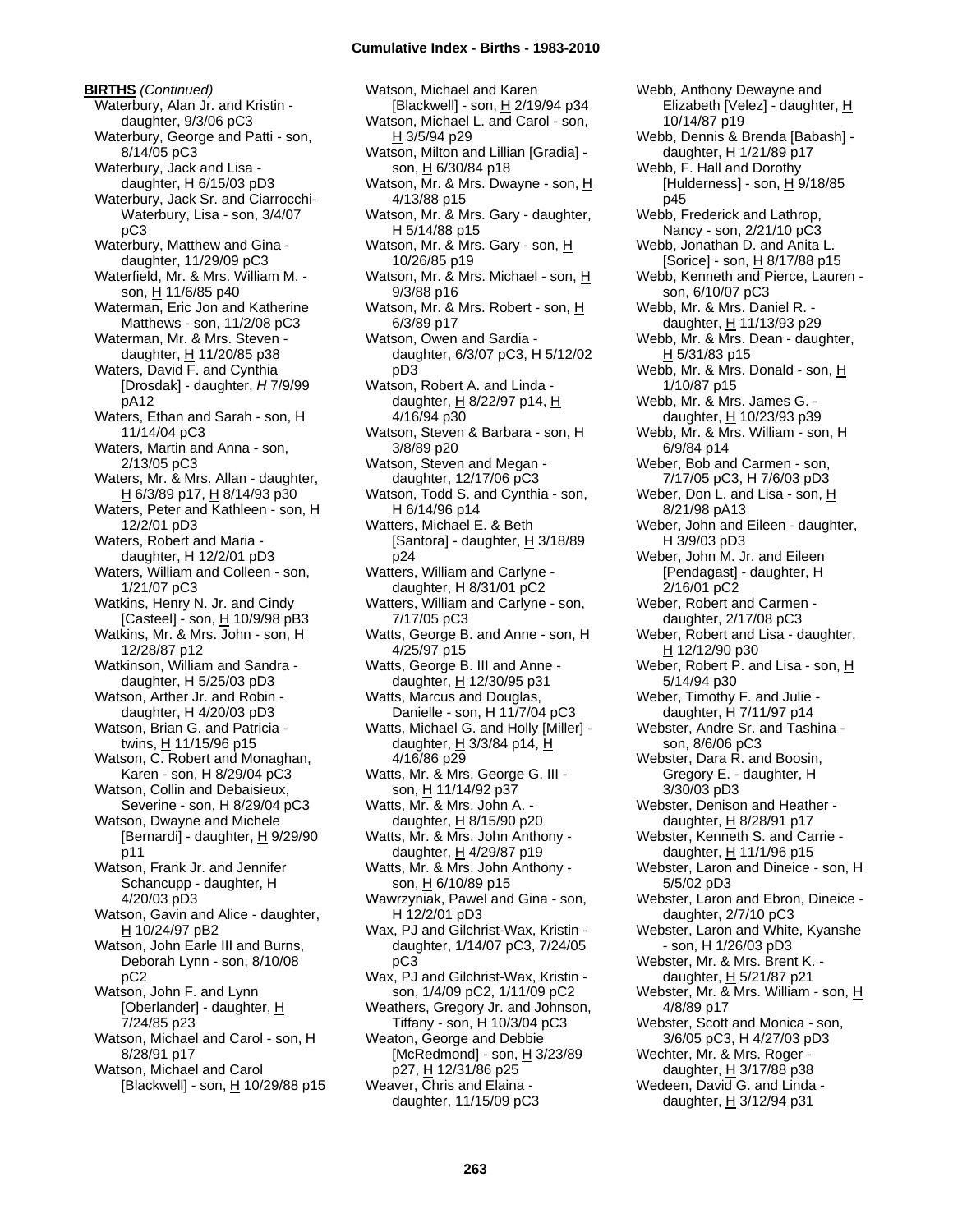**BIRTHS** *(Continued)*

Waterbury, Alan Jr. and Kristin - daughter, 9/3/06 pC3

Waterbury, George and Patti - son, 8/14/05 pC3

Waterbury, Jack and Lisa - daughter, H 6/15/03 pD3

Waterbury, Jack Sr. and Ciarrocchi-Waterbury, Lisa - son, 3/4/07 pC3

Waterbury, Matthew and Gina - daughter, 11/29/09 pC3

Waterfield, Mr. & Mrs. William M. - son, H 11/6/85 p40

Waterman, Eric Jon and Katherine Matthews - son, 11/2/08 pC3

Waterman, Mr. & Mrs. Steven - daughter, H 11/20/85 p38

Waters, David F. and Cynthia [Drosdak] - daughter, *H* 7/9/99 pA12

Waters, Ethan and Sarah - son, H 11/14/04 pC3

Waters, Martin and Anna - son, 2/13/05 pC3

Waters, Mr. & Mrs. Allan - daughter, H 6/3/89 p17, H 8/14/93 p30

Waters, Peter and Kathleen - son, H 12/2/01 pD3

Waters, Robert and Maria - daughter, H 12/2/01 pD3

Waters, William and Colleen - son, 1/21/07 pC3

Watkins, Henry N. Jr. and Cindy [Casteel] - son, H 10/9/98 pB3

Watkins, Mr. & Mrs. John - son, H 12/28/87 p12

Watkinson, William and Sandra - daughter, H 5/25/03 pD3

Watson, Arther Jr. and Robin - daughter, H 4/20/03 pD3

Watson, Brian G. and Patricia - twins, H 11/15/96 p15

Watson, C. Robert and Monaghan, Karen - son, H 8/29/04 pC3

Watson, Collin and Debaisieux, Severine - son, H 8/29/04 pC3

Watson, Dwayne and Michele [Bernardi] - daughter, H 9/29/90 p11

Watson, Frank Jr. and Jennifer Schancupp - daughter, H 4/20/03 pD3

Watson, Gavin and Alice - daughter, H 10/24/97 pB2

Watson, John Earle III and Burns, Deborah Lynn - son, 8/10/08 pC2

Watson, John F. and Lynn [Oberlander] - daughter, H 7/24/85 p23

Watson, Michael and Carol - son, H 8/28/91 p17

Watson, Michael and Carol [Blackwell] - son, H 10/29/88 p15

Watson, Michael and Karen [Blackwell] - son, H 2/19/94 p34

Watson, Michael L. and Carol - son, H 3/5/94 p29

Watson, Milton and Lillian [Gradia] - son, H 6/30/84 p18

Watson, Mr. & Mrs. Dwayne - son, H 4/13/88 p15

Watson, Mr. & Mrs. Gary - daughter, H 5/14/88 p15

Watson, Mr. & Mrs. Gary - son, H 10/26/85 p19

Watson, Mr. & Mrs. Michael - son, H 9/3/88 p16

Watson, Mr. & Mrs. Robert - son, H 6/3/89 p17

Watson, Owen and Sardia - daughter, 6/3/07 pC3, H 5/12/02 pD3

Watson, Robert A. and Linda - daughter, H 8/22/97 p14, H 4/16/94 p30

Watson, Steven & Barbara - son, H 3/8/89 p20

Watson, Steven and Megan - daughter, 12/17/06 pC3

Watson, Todd S. and Cynthia - son, H 6/14/96 p14

Watters, Michael E. & Beth [Santora] - daughter, H 3/18/89 p24

Watters, William and Carlyne - daughter, H 8/31/01 pC2

Watters, William and Carlyne - son, 7/17/05 pC3

Watts, George B. and Anne - son, H 4/25/97 p15

Watts, George B. III and Anne - daughter, H 12/30/95 p31

Watts, Marcus and Douglas, Danielle - son, H 11/7/04 pC3

Watts, Michael G. and Holly [Miller] - daughter, H 3/3/84 p14, H 4/16/86 p29

Watts, Mr. & Mrs. George G. III - son, H 11/14/92 p37

Watts, Mr. & Mrs. John A. - daughter, H 8/15/90 p20

Watts, Mr. & Mrs. John Anthony - daughter, H 4/29/87 p19

Watts, Mr. & Mrs. John Anthony - son, H 6/10/89 p15

Wawrzyniak, Pawel and Gina - son, H 12/2/01 pD3

Wax, PJ and Gilchrist-Wax, Kristin - daughter, 1/14/07 pC3, 7/24/05 pC3

Wax, PJ and Gilchrist-Wax, Kristin - son, 1/4/09 pC2, 1/11/09 pC2

Weathers, Gregory Jr. and Johnson, Tiffany - son, H 10/3/04 pC3

Weaton, George and Debbie [McRedmond] - son, H 3/23/89 p27, H 12/31/86 p25

Weaver, Chris and Elaina - daughter, 11/15/09 pC3

Webb, Anthony Dewayne and Elizabeth [Velez] - daughter, H 10/14/87 p19

Webb, Dennis & Brenda [Babash] - daughter, H 1/21/89 p17

Webb, F. Hall and Dorothy [Hulderness] - son, H 9/18/85 p45

Webb, Frederick and Lathrop, Nancy - son, 2/21/10 pC3

Webb, Jonathan D. and Anita L. [Sorice] - son, H 8/17/88 p15

Webb, Kenneth and Pierce, Lauren - son, 6/10/07 pC3

Webb, Mr. & Mrs. Daniel R. - daughter, H 11/13/93 p29

Webb, Mr. & Mrs. Dean - daughter, H 5/31/83 p15

Webb, Mr. & Mrs. Donald - son, H 1/10/87 p15

Webb, Mr. & Mrs. James G. - daughter, H 10/23/93 p39

Webb, Mr. & Mrs. William - son, H 6/9/84 p14

Weber, Bob and Carmen - son, 7/17/05 pC3, H 7/6/03 pD3

Weber, Don L. and Lisa - son, H 8/21/98 pA13

Weber, John and Eileen - daughter, H 3/9/03 pD3

Weber, John M. Jr. and Eileen [Pendagast] - daughter, H 2/16/01 pC2

Weber, Robert and Carmen - daughter, 2/17/08 pC3

Weber, Robert and Lisa - daughter, H 12/12/90 p30

Weber, Robert P. and Lisa - son, H 5/14/94 p30

Weber, Timothy F. and Julie - daughter, H 7/11/97 p14

Webster, Andre Sr. and Tashina - son, 8/6/06 pC3

Webster, Dara R. and Boosin, Gregory E. - daughter, H 3/30/03 pD3

Webster, Denison and Heather - daughter, H 8/28/91 p17

Webster, Kenneth S. and Carrie - daughter, H 11/1/96 p15

Webster, Laron and Dineice - son, H 5/5/02 pD3

Webster, Laron and Ebron, Dineice - daughter, 2/7/10 pC3

Webster, Laron and White, Kyanshe - son, H 1/26/03 pD3

Webster, Mr. & Mrs. Brent K. - daughter, H 5/21/87 p21

Webster, Mr. & Mrs. William - son, H 4/8/89 p17

Webster, Scott and Monica - son, 3/6/05 pC3, H 4/27/03 pD3

Wechter, Mr. & Mrs. Roger - daughter, H 3/17/88 p38

Wedeen, David G. and Linda - daughter, H 3/12/94 p31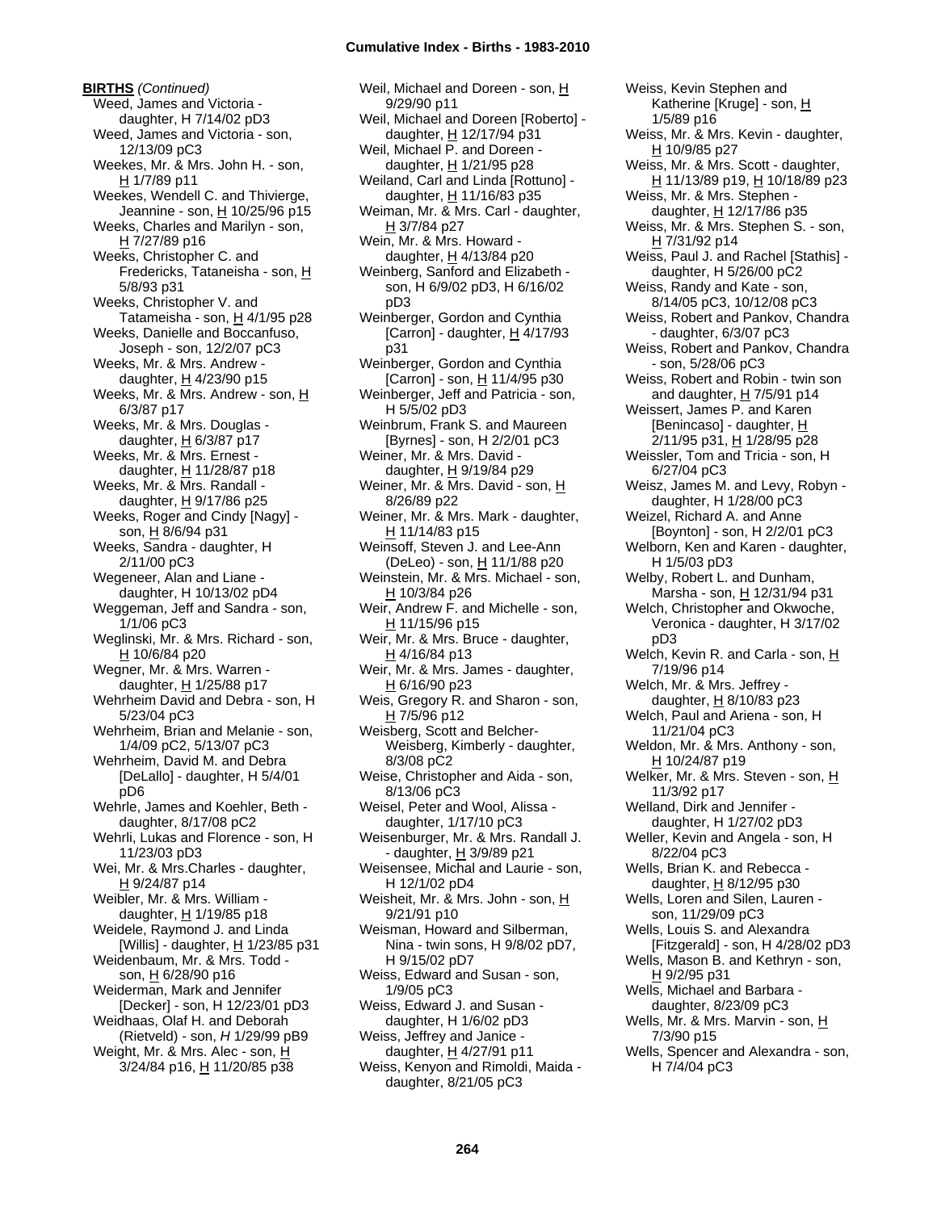**BIRTHS** *(Continued)*

Weed, James and Victoria - daughter, H 7/14/02 pD3
Weed, James and Victoria - son, 12/13/09 pC3
Weekes, Mr. & Mrs. John H. - son, H 1/7/89 p11
Weekes, Wendell C. and Thivierge, Jeannine - son, H 10/25/96 p15
Weeks, Charles and Marilyn - son, H 7/27/89 p16
Weeks, Christopher C. and Fredericks, Tataneisha - son, H 5/8/93 p31
Weeks, Christopher V. and Tatameisha - son, H 4/1/95 p28
Weeks, Danielle and Boccanfuso, Joseph - son, 12/2/07 pC3
Weeks, Mr. & Mrs. Andrew - daughter, H 4/23/90 p15
Weeks, Mr. & Mrs. Andrew - son, H 6/3/87 p17
Weeks, Mr. & Mrs. Douglas - daughter, H 6/3/87 p17
Weeks, Mr. & Mrs. Ernest - daughter, H 11/28/87 p18
Weeks, Mr. & Mrs. Randall - daughter, H 9/17/86 p25
Weeks, Roger and Cindy [Nagy] - son, H 8/6/94 p31
Weeks, Sandra - daughter, H 2/11/00 pC3
Wegeneer, Alan and Liane - daughter, H 10/13/02 pD4
Weggeman, Jeff and Sandra - son, 1/1/06 pC3
Weglinski, Mr. & Mrs. Richard - son, H 10/6/84 p20
Wegner, Mr. & Mrs. Warren - daughter, H 1/25/88 p17
Wehrheim David and Debra - son, H 5/23/04 pC3
Wehrheim, Brian and Melanie - son, 1/4/09 pC2, 5/13/07 pC3
Wehrheim, David M. and Debra [DeLallo] - daughter, H 5/4/01 pD6
Wehrle, James and Koehler, Beth - daughter, 8/17/08 pC2
Wehrli, Lukas and Florence - son, H 11/23/03 pD3
Wei, Mr. & Mrs.Charles - daughter, H 9/24/87 p14
Weibler, Mr. & Mrs. William - daughter, H 1/19/85 p18
Weidele, Raymond J. and Linda [Willis] - daughter, H 1/23/85 p31
Weidenbaum, Mr. & Mrs. Todd - son, H 6/28/90 p16
Weiderman, Mark and Jennifer [Decker] - son, H 12/23/01 pD3
Weidhaas, Olaf H. and Deborah (Rietveld) - son, *H* 1/29/99 pB9
Weight, Mr. & Mrs. Alec - son, H 3/24/84 p16, H 11/20/85 p38
Weil, Michael and Doreen - son, H 9/29/90 p11
Weil, Michael and Doreen [Roberto] - daughter, H 12/17/94 p31
Weil, Michael P. and Doreen - daughter, H 1/21/95 p28
Weiland, Carl and Linda [Rottuno] - daughter, H 11/16/83 p35
Weiman, Mr. & Mrs. Carl - daughter, H 3/7/84 p27
Wein, Mr. & Mrs. Howard - daughter, H 4/13/84 p20
Weinberg, Sanford and Elizabeth - son, H 6/9/02 pD3, H 6/16/02 pD3
Weinberger, Gordon and Cynthia [Carron] - daughter, H 4/17/93 p31
Weinberger, Gordon and Cynthia [Carron] - son, H 11/4/95 p30
Weinberger, Jeff and Patricia - son, H 5/5/02 pD3
Weinbrum, Frank S. and Maureen [Byrnes] - son, H 2/2/01 pC3
Weiner, Mr. & Mrs. David - daughter, H 9/19/84 p29
Weiner, Mr. & Mrs. David - son, H 8/26/89 p22
Weiner, Mr. & Mrs. Mark - daughter, H 11/14/83 p15
Weinsoff, Steven J. and Lee-Ann (DeLeo) - son, H 11/1/88 p20
Weinstein, Mr. & Mrs. Michael - son, H 10/3/84 p26
Weir, Andrew F. and Michelle - son, H 11/15/96 p15
Weir, Mr. & Mrs. Bruce - daughter, H 4/16/84 p13
Weir, Mr. & Mrs. James - daughter, H 6/16/90 p23
Weis, Gregory R. and Sharon - son, H 7/5/96 p12
Weisberg, Scott and Belcher-Weisberg, Kimberly - daughter, 8/3/08 pC2
Weise, Christopher and Aida - son, 8/13/06 pC3
Weisel, Peter and Wool, Alissa - daughter, 1/17/10 pC3
Weisenburger, Mr. & Mrs. Randall J. - daughter, H 3/9/89 p21
Weisensee, Michal and Laurie - son, H 12/1/02 pD4
Weisheit, Mr. & Mrs. John - son, H 9/21/91 p10
Weisman, Howard and Silberman, Nina - twin sons, H 9/8/02 pD7, H 9/15/02 pD7
Weiss, Edward and Susan - son, 1/9/05 pC3
Weiss, Edward J. and Susan - daughter, H 1/6/02 pD3
Weiss, Jeffrey and Janice - daughter, H 4/27/91 p11
Weiss, Kenyon and Rimoldi, Maida - daughter, 8/21/05 pC3
Weiss, Kevin Stephen and Katherine [Kruge] - son, H 1/5/89 p16
Weiss, Mr. & Mrs. Kevin - daughter, H 10/9/85 p27
Weiss, Mr. & Mrs. Scott - daughter, H 11/13/89 p19, H 10/18/89 p23
Weiss, Mr. & Mrs. Stephen - daughter, H 12/17/86 p35
Weiss, Mr. & Mrs. Stephen S. - son, H 7/31/92 p14
Weiss, Paul J. and Rachel [Stathis] - daughter, H 5/26/00 pC2
Weiss, Randy and Kate - son, 8/14/05 pC3, 10/12/08 pC3
Weiss, Robert and Pankov, Chandra - daughter, 6/3/07 pC3
Weiss, Robert and Pankov, Chandra - son, 5/28/06 pC3
Weiss, Robert and Robin - twin son and daughter, H 7/5/91 p14
Weissert, James P. and Karen [Benincaso] - daughter, H 2/11/95 p31, H 1/28/95 p28
Weissler, Tom and Tricia - son, H 6/27/04 pC3
Weisz, James M. and Levy, Robyn - daughter, H 1/28/00 pC3
Weizel, Richard A. and Anne [Boynton] - son, H 2/2/01 pC3
Welborn, Ken and Karen - daughter, H 1/5/03 pD3
Welby, Robert L. and Dunham, Marsha - son, H 12/31/94 p31
Welch, Christopher and Okwoche, Veronica - daughter, H 3/17/02 pD3
Welch, Kevin R. and Carla - son, H 7/19/96 p14
Welch, Mr. & Mrs. Jeffrey - daughter, H 8/10/83 p23
Welch, Paul and Ariena - son, H 11/21/04 pC3
Weldon, Mr. & Mrs. Anthony - son, H 10/24/87 p19
Welker, Mr. & Mrs. Steven - son, H 11/3/92 p17
Welland, Dirk and Jennifer - daughter, H 1/27/02 pD3
Weller, Kevin and Angela - son, H 8/22/04 pC3
Wells, Brian K. and Rebecca - daughter, H 8/12/95 p30
Wells, Loren and Silen, Lauren - son, 11/29/09 pC3
Wells, Louis S. and Alexandra [Fitzgerald] - son, H 4/28/02 pD3
Wells, Mason B. and Kethryn - son, H 9/2/95 p31
Wells, Michael and Barbara - daughter, 8/23/09 pC3
Wells, Mr. & Mrs. Marvin - son, H 7/3/90 p15
Wells, Spencer and Alexandra - son, H 7/4/04 pC3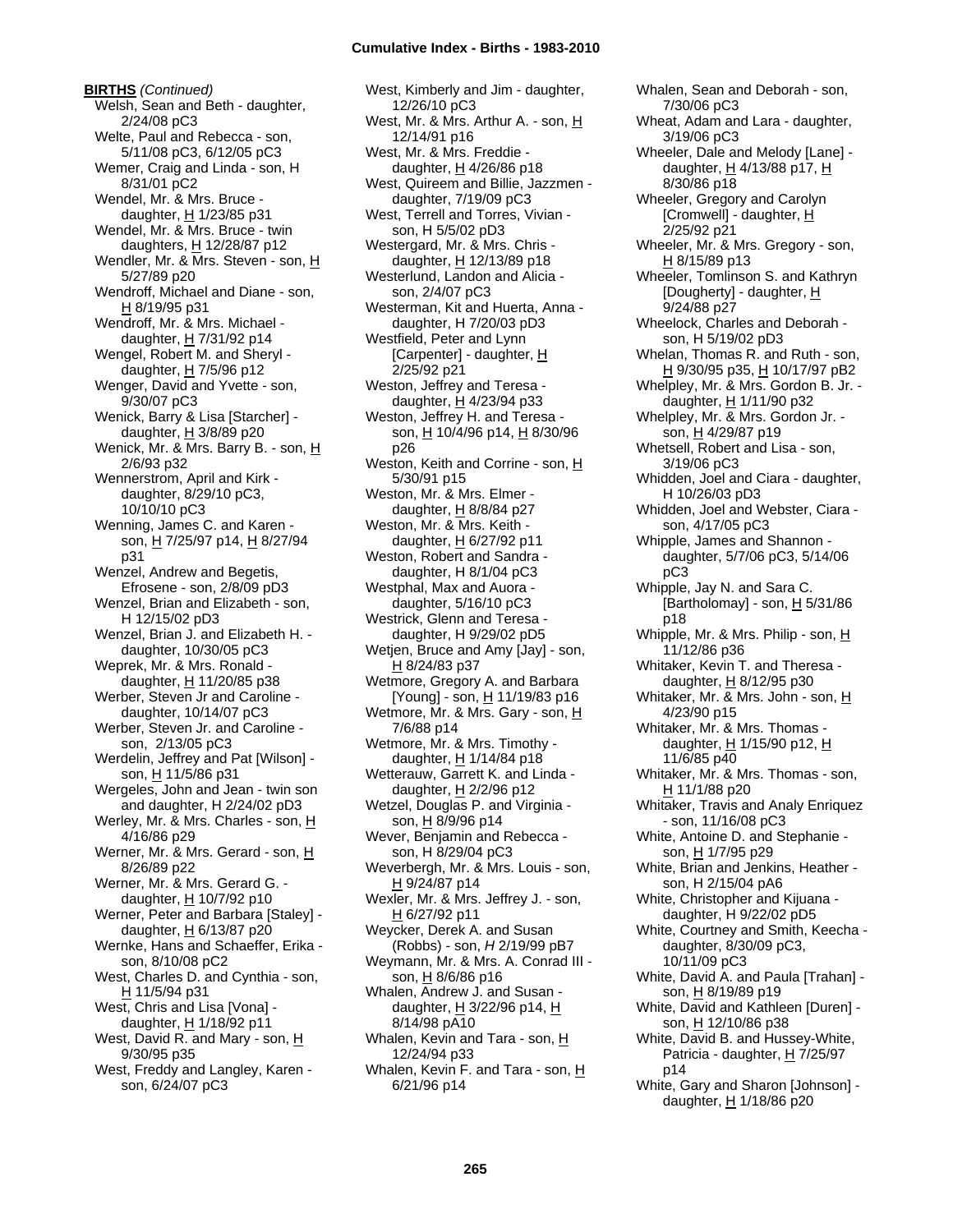**BIRTHS** *(Continued)*

Welsh, Sean and Beth - daughter, 2/24/08 pC3
Welte, Paul and Rebecca - son, 5/11/08 pC3, 6/12/05 pC3
Wemer, Craig and Linda - son, H 8/31/01 pC2
Wendel, Mr. & Mrs. Bruce - daughter, H 1/23/85 p31
Wendel, Mr. & Mrs. Bruce - twin daughters, H 12/28/87 p12
Wendler, Mr. & Mrs. Steven - son, H 5/27/89 p20
Wendroff, Michael and Diane - son, H 8/19/95 p31
Wendroff, Mr. & Mrs. Michael - daughter, H 7/31/92 p14
Wengel, Robert M. and Sheryl - daughter, H 7/5/96 p12
Wenger, David and Yvette - son, 9/30/07 pC3
Wenick, Barry & Lisa [Starcher] - daughter, H 3/8/89 p20
Wenick, Mr. & Mrs. Barry B. - son, H 2/6/93 p32
Wennerstrom, April and Kirk - daughter, 8/29/10 pC3, 10/10/10 pC3
Wenning, James C. and Karen - son, H 7/25/97 p14, H 8/27/94 p31
Wenzel, Andrew and Begetis, Efrosene - son, 2/8/09 pD3
Wenzel, Brian and Elizabeth - son, H 12/15/02 pD3
Wenzel, Brian J. and Elizabeth H. - daughter, 10/30/05 pC3
Weprek, Mr. & Mrs. Ronald - daughter, H 11/20/85 p38
Werber, Steven Jr and Caroline - daughter, 10/14/07 pC3
Werber, Steven Jr. and Caroline - son, 2/13/05 pC3
Werdelin, Jeffrey and Pat [Wilson] - son, H 11/5/86 p31
Wergeles, John and Jean - twin son and daughter, H 2/24/02 pD3
Werley, Mr. & Mrs. Charles - son, H 4/16/86 p29
Werner, Mr. & Mrs. Gerard - son, H 8/26/89 p22
Werner, Mr. & Mrs. Gerard G. - daughter, H 10/7/92 p10
Werner, Peter and Barbara [Staley] - daughter, H 6/13/87 p20
Wernke, Hans and Schaeffer, Erika - son, 8/10/08 pC2
West, Charles D. and Cynthia - son, H 11/5/94 p31
West, Chris and Lisa [Vona] - daughter, H 1/18/92 p11
West, David R. and Mary - son, H 9/30/95 p35
West, Freddy and Langley, Karen - son, 6/24/07 pC3
West, Kimberly and Jim - daughter, 12/26/10 pC3
West, Mr. & Mrs. Arthur A. - son, H 12/14/91 p16
West, Mr. & Mrs. Freddie - daughter, H 4/26/86 p18
West, Quireem and Billie, Jazzmen - daughter, 7/19/09 pC3
West, Terrell and Torres, Vivian - son, H 5/5/02 pD3
Westergard, Mr. & Mrs. Chris - daughter, H 12/13/89 p18
Westerlund, Landon and Alicia - son, 2/4/07 pC3
Westerman, Kit and Huerta, Anna - daughter, H 7/20/03 pD3
Westfield, Peter and Lynn [Carpenter] - daughter, H 2/25/92 p21
Weston, Jeffrey and Teresa - daughter, H 4/23/94 p33
Weston, Jeffrey H. and Teresa - son, H 10/4/96 p14, H 8/30/96 p26
Weston, Keith and Corrine - son, H 5/30/91 p15
Weston, Mr. & Mrs. Elmer - daughter, H 8/8/84 p27
Weston, Mr. & Mrs. Keith - daughter, H 6/27/92 p11
Weston, Robert and Sandra - daughter, H 8/1/04 pC3
Westphal, Max and Auora - daughter, 5/16/10 pC3
Westrick, Glenn and Teresa - daughter, H 9/29/02 pD5
Wetjen, Bruce and Amy [Jay] - son, H 8/24/83 p37
Wetmore, Gregory A. and Barbara [Young] - son, H 11/19/83 p16
Wetmore, Mr. & Mrs. Gary - son, H 7/6/88 p14
Wetmore, Mr. & Mrs. Timothy - daughter, H 1/14/84 p18
Wetterauw, Garrett K. and Linda - daughter, H 2/2/96 p12
Wetzel, Douglas P. and Virginia - son, H 8/9/96 p14
Wever, Benjamin and Rebecca - son, H 8/29/04 pC3
Weverbergh, Mr. & Mrs. Louis - son, H 9/24/87 p14
Wexler, Mr. & Mrs. Jeffrey J. - son, H 6/27/92 p11
Weycker, Derek A. and Susan (Robbs) - son, *H* 2/19/99 pB7
Weymann, Mr. & Mrs. A. Conrad III - son, H 8/6/86 p16
Whalen, Andrew J. and Susan - daughter, H 3/22/96 p14, H 8/14/98 pA10
Whalen, Kevin and Tara - son, H 12/24/94 p33
Whalen, Kevin F. and Tara - son, H 6/21/96 p14
Whalen, Sean and Deborah - son, 7/30/06 pC3
Wheat, Adam and Lara - daughter, 3/19/06 pC3
Wheeler, Dale and Melody [Lane] - daughter, H 4/13/88 p17, H 8/30/86 p18
Wheeler, Gregory and Carolyn [Cromwell] - daughter, H 2/25/92 p21
Wheeler, Mr. & Mrs. Gregory - son, H 8/15/89 p13
Wheeler, Tomlinson S. and Kathryn [Dougherty] - daughter, H 9/24/88 p27
Wheelock, Charles and Deborah - son, H 5/19/02 pD3
Whelan, Thomas R. and Ruth - son, H 9/30/95 p35, H 10/17/97 pB2
Whelpley, Mr. & Mrs. Gordon B. Jr. - daughter, H 1/11/90 p32
Whelpley, Mr. & Mrs. Gordon Jr. - son, H 4/29/87 p19
Whetsell, Robert and Lisa - son, 3/19/06 pC3
Whidden, Joel and Ciara - daughter, H 10/26/03 pD3
Whidden, Joel and Webster, Ciara - son, 4/17/05 pC3
Whipple, James and Shannon - daughter, 5/7/06 pC3, 5/14/06 pC3
Whipple, Jay N. and Sara C. [Bartholomay] - son, H 5/31/86 p18
Whipple, Mr. & Mrs. Philip - son, H 11/12/86 p36
Whitaker, Kevin T. and Theresa - daughter, H 8/12/95 p30
Whitaker, Mr. & Mrs. John - son, H 4/23/90 p15
Whitaker, Mr. & Mrs. Thomas - daughter, H 1/15/90 p12, H 11/6/85 p40
Whitaker, Mr. & Mrs. Thomas - son, H 11/1/88 p20
Whitaker, Travis and Analy Enriquez - son, 11/16/08 pC3
White, Antoine D. and Stephanie - son, H 1/7/95 p29
White, Brian and Jenkins, Heather - son, H 2/15/04 pA6
White, Christopher and Kijuana - daughter, H 9/22/02 pD5
White, Courtney and Smith, Keecha - daughter, 8/30/09 pC3, 10/11/09 pC3
White, David A. and Paula [Trahan] - son, H 8/19/89 p19
White, David and Kathleen [Duren] - son, H 12/10/86 p38
White, David B. and Hussey-White, Patricia - daughter, H 7/25/97 p14
White, Gary and Sharon [Johnson] - daughter, H 1/18/86 p20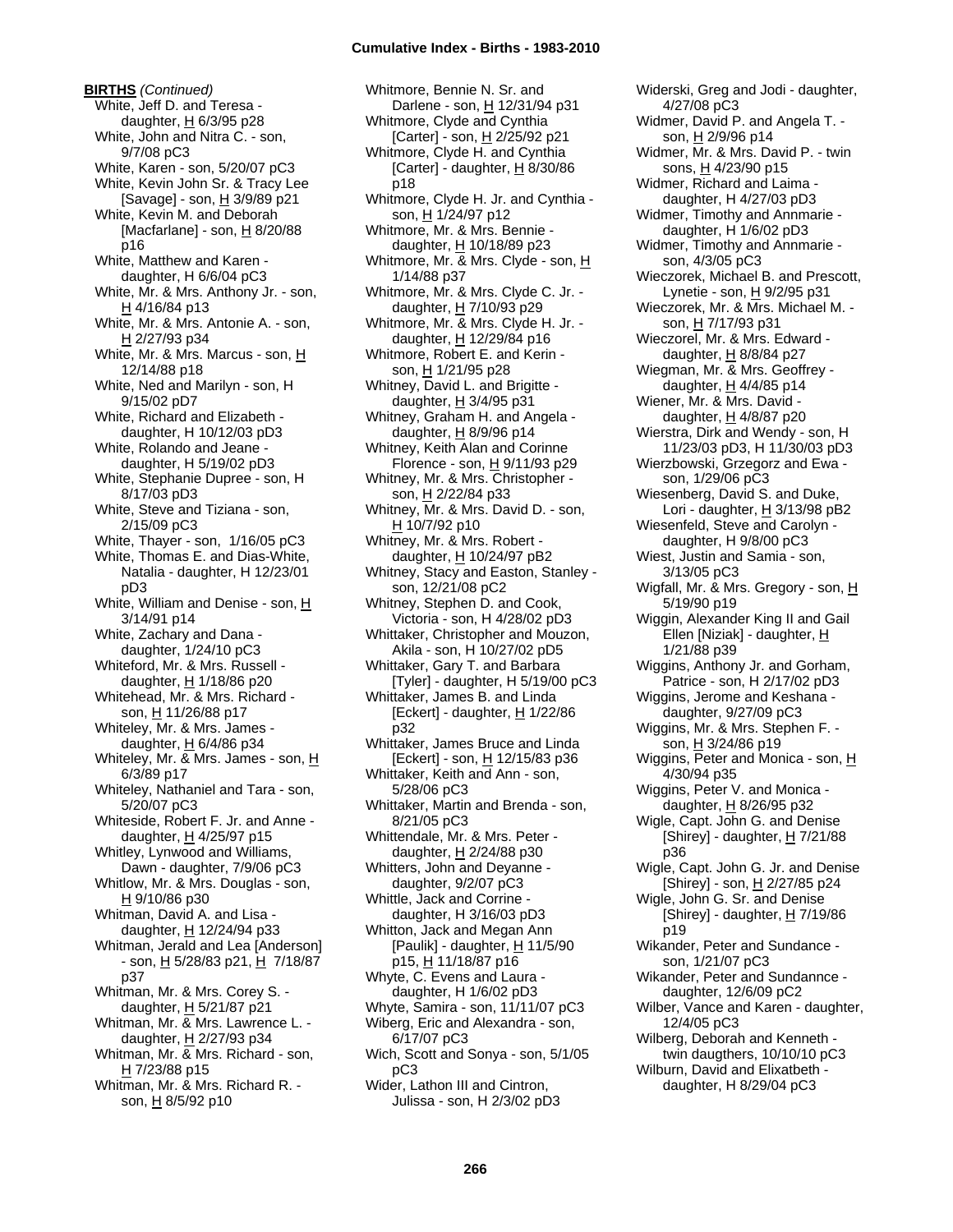**BIRTHS** *(Continued)*

White, Jeff D. and Teresa - daughter, H 6/3/95 p28
White, John and Nitra C. - son, 9/7/08 pC3
White, Karen - son, 5/20/07 pC3
White, Kevin John Sr. & Tracy Lee [Savage] - son, H 3/9/89 p21
White, Kevin M. and Deborah [Macfarlane] - son, H 8/20/88 p16
White, Matthew and Karen - daughter, H 6/6/04 pC3
White, Mr. & Mrs. Anthony Jr. - son, H 4/16/84 p13
White, Mr. & Mrs. Antonie A. - son, H 2/27/93 p34
White, Mr. & Mrs. Marcus - son, H 12/14/88 p18
White, Ned and Marilyn - son, H 9/15/02 pD7
White, Richard and Elizabeth - daughter, H 10/12/03 pD3
White, Rolando and Jeane - daughter, H 5/19/02 pD3
White, Stephanie Dupree - son, H 8/17/03 pD3
White, Steve and Tiziana - son, 2/15/09 pC3
White, Thayer - son, 1/16/05 pC3
White, Thomas E. and Dias-White, Natalia - daughter, H 12/23/01 pD3
White, William and Denise - son, H 3/14/91 p14
White, Zachary and Dana - daughter, 1/24/10 pC3
Whiteford, Mr. & Mrs. Russell - daughter, H 1/18/86 p20
Whitehead, Mr. & Mrs. Richard - son, H 11/26/88 p17
Whiteley, Mr. & Mrs. James - daughter, H 6/4/86 p34
Whiteley, Mr. & Mrs. James - son, H 6/3/89 p17
Whiteley, Nathaniel and Tara - son, 5/20/07 pC3
Whiteside, Robert F. Jr. and Anne - daughter, H 4/25/97 p15
Whitley, Lynwood and Williams, Dawn - daughter, 7/9/06 pC3
Whitlow, Mr. & Mrs. Douglas - son, H 9/10/86 p30
Whitman, David A. and Lisa - daughter, H 12/24/94 p33
Whitman, Jerald and Lea [Anderson] - son, H 5/28/83 p21, H 7/18/87 p37
Whitman, Mr. & Mrs. Corey S. - daughter, H 5/21/87 p21
Whitman, Mr. & Mrs. Lawrence L. - daughter, H 2/27/93 p34
Whitman, Mr. & Mrs. Richard - son, H 7/23/88 p15
Whitman, Mr. & Mrs. Richard R. - son, H 8/5/92 p10
Whitmore, Bennie N. Sr. and Darlene - son, H 12/31/94 p31
Whitmore, Clyde and Cynthia [Carter] - son, H 2/25/92 p21
Whitmore, Clyde H. and Cynthia [Carter] - daughter, H 8/30/86 p18
Whitmore, Clyde H. Jr. and Cynthia - son, H 1/24/97 p12
Whitmore, Mr. & Mrs. Bennie - daughter, H 10/18/89 p23
Whitmore, Mr. & Mrs. Clyde - son, H 1/14/88 p37
Whitmore, Mr. & Mrs. Clyde C. Jr. - daughter, H 7/10/93 p29
Whitmore, Mr. & Mrs. Clyde H. Jr. - daughter, H 12/29/84 p16
Whitmore, Robert E. and Kerin - son, H 1/21/95 p28
Whitney, David L. and Brigitte - daughter, H 3/4/95 p31
Whitney, Graham H. and Angela - daughter, H 8/9/96 p14
Whitney, Keith Alan and Corinne Florence - son, H 9/11/93 p29
Whitney, Mr. & Mrs. Christopher - son, H 2/22/84 p33
Whitney, Mr. & Mrs. David D. - son, H 10/7/92 p10
Whitney, Mr. & Mrs. Robert - daughter, H 10/24/97 pB2
Whitney, Stacy and Easton, Stanley - son, 12/21/08 pC2
Whitney, Stephen D. and Cook, Victoria - son, H 4/28/02 pD3
Whittaker, Christopher and Mouzon, Akila - son, H 10/27/02 pD5
Whittaker, Gary T. and Barbara [Tyler] - daughter, H 5/19/00 pC3
Whittaker, James B. and Linda [Eckert] - daughter, H 1/22/86 p32
Whittaker, James Bruce and Linda [Eckert] - son, H 12/15/83 p36
Whittaker, Keith and Ann - son, 5/28/06 pC3
Whittaker, Martin and Brenda - son, 8/21/05 pC3
Whittendale, Mr. & Mrs. Peter - daughter, H 2/24/88 p30
Whitters, John and Deyanne - daughter, 9/2/07 pC3
Whittle, Jack and Corrine - daughter, H 3/16/03 pD3
Whitton, Jack and Megan Ann [Paulik] - daughter, H 11/5/90 p15, H 11/18/87 p16
Whyte, C. Evens and Laura - daughter, H 1/6/02 pD3
Whyte, Samira - son, 11/11/07 pC3
Wiberg, Eric and Alexandra - son, 6/17/07 pC3
Wich, Scott and Sonya - son, 5/1/05 pC3
Wider, Lathon III and Cintron, Julissa - son, H 2/3/02 pD3
Widerski, Greg and Jodi - daughter, 4/27/08 pC3
Widmer, David P. and Angela T. - son, H 2/9/96 p14
Widmer, Mr. & Mrs. David P. - twin sons, H 4/23/90 p15
Widmer, Richard and Laima - daughter, H 4/27/03 pD3
Widmer, Timothy and Annmarie - daughter, H 1/6/02 pD3
Widmer, Timothy and Annmarie - son, 4/3/05 pC3
Wieczorek, Michael B. and Prescott, Lynetie - son, H 9/2/95 p31
Wieczorek, Mr. & Mrs. Michael M. - son, H 7/17/93 p31
Wieczorel, Mr. & Mrs. Edward - daughter, H 8/8/84 p27
Wiegman, Mr. & Mrs. Geoffrey - daughter, H 4/4/85 p14
Wiener, Mr. & Mrs. David - daughter, H 4/8/87 p20
Wierstra, Dirk and Wendy - son, H 11/23/03 pD3, H 11/30/03 pD3
Wierzbowski, Grzegorz and Ewa - son, 1/29/06 pC3
Wiesenberg, David S. and Duke, Lori - daughter, H 3/13/98 pB2
Wiesenfeld, Steve and Carolyn - daughter, H 9/8/00 pC3
Wiest, Justin and Samia - son, 3/13/05 pC3
Wigfall, Mr. & Mrs. Gregory - son, H 5/19/90 p19
Wiggin, Alexander King II and Gail Ellen [Niziak] - daughter, H 1/21/88 p39
Wiggins, Anthony Jr. and Gorham, Patrice - son, H 2/17/02 pD3
Wiggins, Jerome and Keshana - daughter, 9/27/09 pC3
Wiggins, Mr. & Mrs. Stephen F. - son, H 3/24/86 p19
Wiggins, Peter and Monica - son, H 4/30/94 p35
Wiggins, Peter V. and Monica - daughter, H 8/26/95 p32
Wigle, Capt. John G. and Denise [Shirey] - daughter, H 7/21/88 p36
Wigle, Capt. John G. Jr. and Denise [Shirey] - son, H 2/27/85 p24
Wigle, John G. Sr. and Denise [Shirey] - daughter, H 7/19/86 p19
Wikander, Peter and Sundance - son, 1/21/07 pC3
Wikander, Peter and Sundannce - daughter, 12/6/09 pC2
Wilber, Vance and Karen - daughter, 12/4/05 pC3
Wilberg, Deborah and Kenneth - twin daugthers, 10/10/10 pC3
Wilburn, David and Elixatbeth - daughter, H 8/29/04 pC3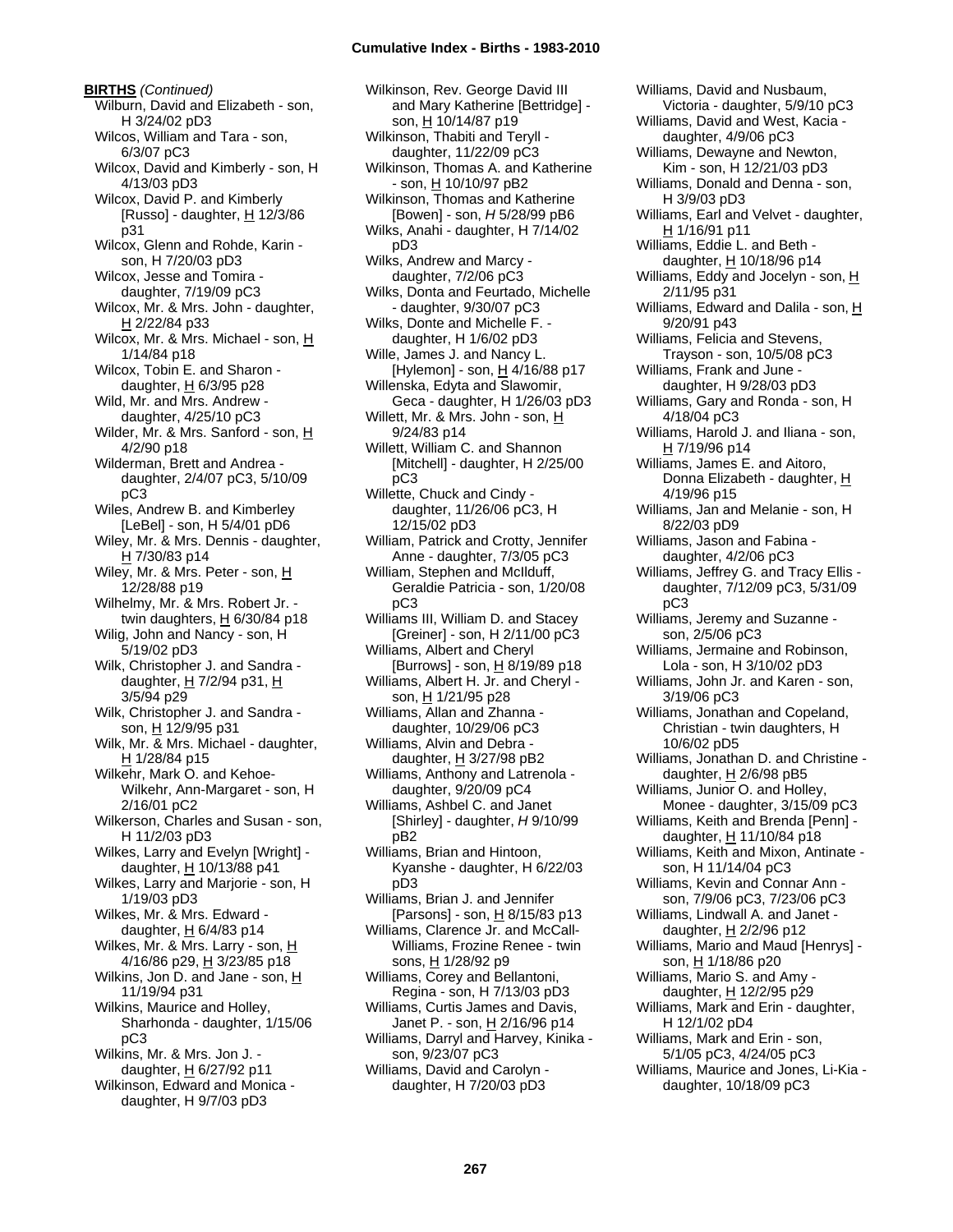**BIRTHS** *(Continued)*

Wilburn, David and Elizabeth - son, H 3/24/02 pD3
Wilcos, William and Tara - son, 6/3/07 pC3
Wilcox, David and Kimberly - son, H 4/13/03 pD3
Wilcox, David P. and Kimberly [Russo] - daughter, H 12/3/86 p31
Wilcox, Glenn and Rohde, Karin - son, H 7/20/03 pD3
Wilcox, Jesse and Tomira - daughter, 7/19/09 pC3
Wilcox, Mr. & Mrs. John - daughter, H 2/22/84 p33
Wilcox, Mr. & Mrs. Michael - son, H 1/14/84 p18
Wilcox, Tobin E. and Sharon - daughter, H 6/3/95 p28
Wild, Mr. and Mrs. Andrew - daughter, 4/25/10 pC3
Wilder, Mr. & Mrs. Sanford - son, H 4/2/90 p18
Wilderman, Brett and Andrea - daughter, 2/4/07 pC3, 5/10/09 pC3
Wiles, Andrew B. and Kimberley [LeBel] - son, H 5/4/01 pD6
Wiley, Mr. & Mrs. Dennis - daughter, H 7/30/83 p14
Wiley, Mr. & Mrs. Peter - son, H 12/28/88 p19
Wilhelmy, Mr. & Mrs. Robert Jr. - twin daughters, H 6/30/84 p18
Wilig, John and Nancy - son, H 5/19/02 pD3
Wilk, Christopher J. and Sandra - daughter, H 7/2/94 p31, H 3/5/94 p29
Wilk, Christopher J. and Sandra - son, H 12/9/95 p31
Wilk, Mr. & Mrs. Michael - daughter, H 1/28/84 p15
Wilkehr, Mark O. and Kehoe-Wilkehr, Ann-Margaret - son, H 2/16/01 pC2
Wilkerson, Charles and Susan - son, H 11/2/03 pD3
Wilkes, Larry and Evelyn [Wright] - daughter, H 10/13/88 p41
Wilkes, Larry and Marjorie - son, H 1/19/03 pD3
Wilkes, Mr. & Mrs. Edward - daughter, H 6/4/83 p14
Wilkes, Mr. & Mrs. Larry - son, H 4/16/86 p29, H 3/23/85 p18
Wilkins, Jon D. and Jane - son, H 11/19/94 p31
Wilkins, Maurice and Holley, Sharhonda - daughter, 1/15/06 pC3
Wilkins, Mr. & Mrs. Jon J. - daughter, H 6/27/92 p11
Wilkinson, Edward and Monica - daughter, H 9/7/03 pD3
Wilkinson, Rev. George David III and Mary Katherine [Bettridge] - son, H 10/14/87 p19
Wilkinson, Thabiti and Teryll - daughter, 11/22/09 pC3
Wilkinson, Thomas A. and Katherine - son, H 10/10/97 pB2
Wilkinson, Thomas and Katherine [Bowen] - son, *H* 5/28/99 pB6
Wilks, Anahi - daughter, H 7/14/02 pD3
Wilks, Andrew and Marcy - daughter, 7/2/06 pC3
Wilks, Donta and Feurtado, Michelle - daughter, 9/30/07 pC3
Wilks, Donte and Michelle F. - daughter, H 1/6/02 pD3
Wille, James J. and Nancy L. [Hylemon] - son, H 4/16/88 p17
Willenska, Edyta and Slawomir, Geca - daughter, H 1/26/03 pD3
Willett, Mr. & Mrs. John - son, H 9/24/83 p14
Willett, William C. and Shannon [Mitchell] - daughter, H 2/25/00 pC3
Willette, Chuck and Cindy - daughter, 11/26/06 pC3, H 12/15/02 pD3
William, Patrick and Crotty, Jennifer Anne - daughter, 7/3/05 pC3
William, Stephen and McIlduff, Geraldie Patricia - son, 1/20/08 pC3
Williams III, William D. and Stacey [Greiner] - son, H 2/11/00 pC3
Williams, Albert and Cheryl [Burrows] - son, H 8/19/89 p18
Williams, Albert H. Jr. and Cheryl - son, H 1/21/95 p28
Williams, Allan and Zhanna - daughter, 10/29/06 pC3
Williams, Alvin and Debra - daughter, H 3/27/98 pB2
Williams, Anthony and Latrenola - daughter, 9/20/09 pC4
Williams, Ashbel C. and Janet [Shirley] - daughter, *H* 9/10/99 pB2
Williams, Brian and Hintoon, Kyanshe - daughter, H 6/22/03 pD3
Williams, Brian J. and Jennifer [Parsons] - son, H 8/15/83 p13
Williams, Clarence Jr. and McCall-Williams, Frozine Renee - twin sons, H 1/28/92 p9
Williams, Corey and Bellantoni, Regina - son, H 7/13/03 pD3
Williams, Curtis James and Davis, Janet P. - son, H 2/16/96 p14
Williams, Darryl and Harvey, Kinika - son, 9/23/07 pC3
Williams, David and Carolyn - daughter, H 7/20/03 pD3
Williams, David and Nusbaum, Victoria - daughter, 5/9/10 pC3
Williams, David and West, Kacia - daughter, 4/9/06 pC3
Williams, Dewayne and Newton, Kim - son, H 12/21/03 pD3
Williams, Donald and Denna - son, H 3/9/03 pD3
Williams, Earl and Velvet - daughter, H 1/16/91 p11
Williams, Eddie L. and Beth - daughter, H 10/18/96 p14
Williams, Eddy and Jocelyn - son, H 2/11/95 p31
Williams, Edward and Dalila - son, H 9/20/91 p43
Williams, Felicia and Stevens, Trayson - son, 10/5/08 pC3
Williams, Frank and June - daughter, H 9/28/03 pD3
Williams, Gary and Ronda - son, H 4/18/04 pC3
Williams, Harold J. and Iliana - son, H 7/19/96 p14
Williams, James E. and Aitoro, Donna Elizabeth - daughter, H 4/19/96 p15
Williams, Jan and Melanie - son, H 8/22/03 pD9
Williams, Jason and Fabina - daughter, 4/2/06 pC3
Williams, Jeffrey G. and Tracy Ellis - daughter, 7/12/09 pC3, 5/31/09 pC3
Williams, Jeremy and Suzanne - son, 2/5/06 pC3
Williams, Jermaine and Robinson, Lola - son, H 3/10/02 pD3
Williams, John Jr. and Karen - son, 3/19/06 pC3
Williams, Jonathan and Copeland, Christian - twin daughters, H 10/6/02 pD5
Williams, Jonathan D. and Christine - daughter, H 2/6/98 pB5
Williams, Junior O. and Holley, Monee - daughter, 3/15/09 pC3
Williams, Keith and Brenda [Penn] - daughter, H 11/10/84 p18
Williams, Keith and Mixon, Antinate - son, H 11/14/04 pC3
Williams, Kevin and Connar Ann - son, 7/9/06 pC3, 7/23/06 pC3
Williams, Lindwall A. and Janet - daughter, H 2/2/96 p12
Williams, Mario and Maud [Henrys] - son, H 1/18/86 p20
Williams, Mario S. and Amy - daughter, H 12/2/95 p29
Williams, Mark and Erin - daughter, H 12/1/02 pD4
Williams, Mark and Erin - son, 5/1/05 pC3, 4/24/05 pC3
Williams, Maurice and Jones, Li-Kia - daughter, 10/18/09 pC3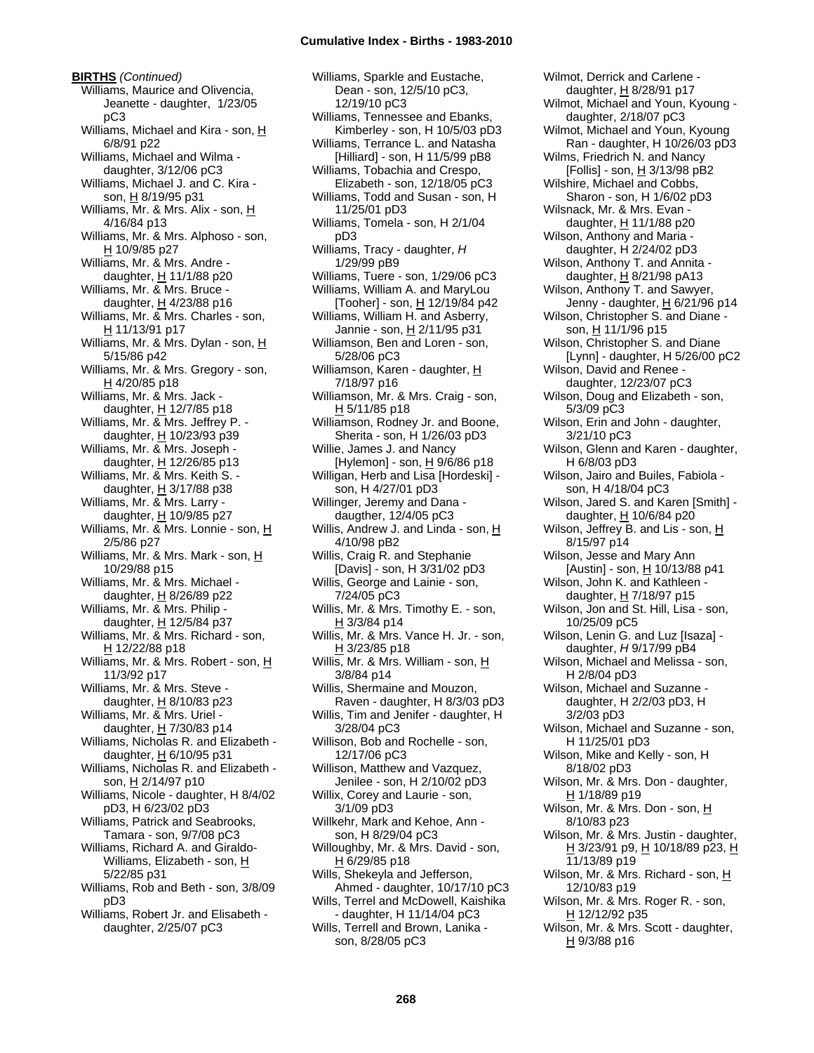**BIRTHS** *(Continued)*

Williams, Maurice and Olivencia, Jeanette - daughter, 1/23/05 pC3
Williams, Michael and Kira - son, H 6/8/91 p22
Williams, Michael and Wilma - daughter, 3/12/06 pC3
Williams, Michael J. and C. Kira - son, H 8/19/95 p31
Williams, Mr. & Mrs. Alix - son, H 4/16/84 p13
Williams, Mr. & Mrs. Alphoso - son, H 10/9/85 p27
Williams, Mr. & Mrs. Andre - daughter, H 11/1/88 p20
Williams, Mr. & Mrs. Bruce - daughter, H 4/23/88 p16
Williams, Mr. & Mrs. Charles - son, H 11/13/91 p17
Williams, Mr. & Mrs. Dylan - son, H 5/15/86 p42
Williams, Mr. & Mrs. Gregory - son, H 4/20/85 p18
Williams, Mr. & Mrs. Jack - daughter, H 12/7/85 p18
Williams, Mr. & Mrs. Jeffrey P. - daughter, H 10/23/93 p39
Williams, Mr. & Mrs. Joseph - daughter, H 12/26/85 p13
Williams, Mr. & Mrs. Keith S. - daughter, H 3/17/88 p38
Williams, Mr. & Mrs. Larry - daughter, H 10/9/85 p27
Williams, Mr. & Mrs. Lonnie - son, H 2/5/86 p27
Williams, Mr. & Mrs. Mark - son, H 10/29/88 p15
Williams, Mr. & Mrs. Michael - daughter, H 8/26/89 p22
Williams, Mr. & Mrs. Philip - daughter, H 12/5/84 p37
Williams, Mr. & Mrs. Richard - son, H 12/22/88 p18
Williams, Mr. & Mrs. Robert - son, H 11/3/92 p17
Williams, Mr. & Mrs. Steve - daughter, H 8/10/83 p23
Williams, Mr. & Mrs. Uriel - daughter, H 7/30/83 p14
Williams, Nicholas R. and Elizabeth - daughter, H 6/10/95 p31
Williams, Nicholas R. and Elizabeth - son, H 2/14/97 p10
Williams, Nicole - daughter, H 8/4/02 pD3, H 6/23/02 pD3
Williams, Patrick and Seabrooks, Tamara - son, 9/7/08 pC3
Williams, Richard A. and Giraldo-Williams, Elizabeth - son, H 5/22/85 p31
Williams, Rob and Beth - son, 3/8/09 pD3
Williams, Robert Jr. and Elisabeth - daughter, 2/25/07 pC3
Williams, Sparkle and Eustache, Dean - son, 12/5/10 pC3, 12/19/10 pC3
Williams, Tennessee and Ebanks, Kimberley - son, H 10/5/03 pD3
Williams, Terrance L. and Natasha [Hilliard] - son, H 11/5/99 pB8
Williams, Tobachia and Crespo, Elizabeth - son, 12/18/05 pC3
Williams, Todd and Susan - son, H 11/25/01 pD3
Williams, Tomela - son, H 2/1/04 pD3
Williams, Tracy - daughter, *H* 1/29/99 pB9
Williams, Tuere - son, 1/29/06 pC3
Williams, William A. and MaryLou [Tooher] - son, H 12/19/84 p42
Williams, William H. and Asberry, Jannie - son, H 2/11/95 p31
Williamson, Ben and Loren - son, 5/28/06 pC3
Williamson, Karen - daughter, H 7/18/97 p16
Williamson, Mr. & Mrs. Craig - son, H 5/11/85 p18
Williamson, Rodney Jr. and Boone, Sherita - son, H 1/26/03 pD3
Willie, James J. and Nancy [Hylemon] - son, H 9/6/86 p18
Willigan, Herb and Lisa [Hordeski] - son, H 4/27/01 pD3
Willinger, Jeremy and Dana - daugther, 12/4/05 pC3
Willis, Andrew J. and Linda - son, H 4/10/98 pB2
Willis, Craig R. and Stephanie [Davis] - son, H 3/31/02 pD3
Willis, George and Lainie - son, 7/24/05 pC3
Willis, Mr. & Mrs. Timothy E. - son, H 3/3/84 p14
Willis, Mr. & Mrs. Vance H. Jr. - son, H 3/23/85 p18
Willis, Mr. & Mrs. William - son, H 3/8/84 p14
Willis, Shermaine and Mouzon, Raven - daughter, H 8/3/03 pD3
Willis, Tim and Jenifer - daughter, H 3/28/04 pC3
Willison, Bob and Rochelle - son, 12/17/06 pC3
Willison, Matthew and Vazquez, Jenilee - son, H 2/10/02 pD3
Willix, Corey and Laurie - son, 3/1/09 pD3
Willkehr, Mark and Kehoe, Ann - son, H 8/29/04 pC3
Willoughby, Mr. & Mrs. David - son, H 6/29/85 p18
Wills, Shekeyla and Jefferson, Ahmed - daughter, 10/17/10 pC3
Wills, Terrel and McDowell, Kaishika - daughter, H 11/14/04 pC3
Wills, Terrell and Brown, Lanika - son, 8/28/05 pC3
Wilmot, Derrick and Carlene - daughter, H 8/28/91 p17
Wilmot, Michael and Youn, Kyoung - daughter, 2/18/07 pC3
Wilmot, Michael and Youn, Kyoung Ran - daughter, H 10/26/03 pD3
Wilms, Friedrich N. and Nancy [Follis] - son, H 3/13/98 pB2
Wilshire, Michael and Cobbs, Sharon - son, H 1/6/02 pD3
Wilsnack, Mr. & Mrs. Evan - daughter, H 11/1/88 p20
Wilson, Anthony and Maria - daughter, H 2/24/02 pD3
Wilson, Anthony T. and Annita - daughter, H 8/21/98 pA13
Wilson, Anthony T. and Sawyer, Jenny - daughter, H 6/21/96 p14
Wilson, Christopher S. and Diane - son, H 11/1/96 p15
Wilson, Christopher S. and Diane [Lynn] - daughter, H 5/26/00 pC2
Wilson, David and Renee - daughter, 12/23/07 pC3
Wilson, Doug and Elizabeth - son, 5/3/09 pC3
Wilson, Erin and John - daughter, 3/21/10 pC3
Wilson, Glenn and Karen - daughter, H 6/8/03 pD3
Wilson, Jairo and Builes, Fabiola - son, H 4/18/04 pC3
Wilson, Jared S. and Karen [Smith] - daughter, H 10/6/84 p20
Wilson, Jeffrey B. and Lis - son, H 8/15/97 p14
Wilson, Jesse and Mary Ann [Austin] - son, H 10/13/88 p41
Wilson, John K. and Kathleen - daughter, H 7/18/97 p15
Wilson, Jon and St. Hill, Lisa - son, 10/25/09 pC5
Wilson, Lenin G. and Luz [Isaza] - daughter, *H* 9/17/99 pB4
Wilson, Michael and Melissa - son, H 2/8/04 pD3
Wilson, Michael and Suzanne - daughter, H 2/2/03 pD3, H 3/2/03 pD3
Wilson, Michael and Suzanne - son, H 11/25/01 pD3
Wilson, Mike and Kelly - son, H 8/18/02 pD3
Wilson, Mr. & Mrs. Don - daughter, H 1/18/89 p19
Wilson, Mr. & Mrs. Don - son, H 8/10/83 p23
Wilson, Mr. & Mrs. Justin - daughter, H 3/23/91 p9, H 10/18/89 p23, H 11/13/89 p19
Wilson, Mr. & Mrs. Richard - son, H 12/10/83 p19
Wilson, Mr. & Mrs. Roger R. - son, H 12/12/92 p35
Wilson, Mr. & Mrs. Scott - daughter, H 9/3/88 p16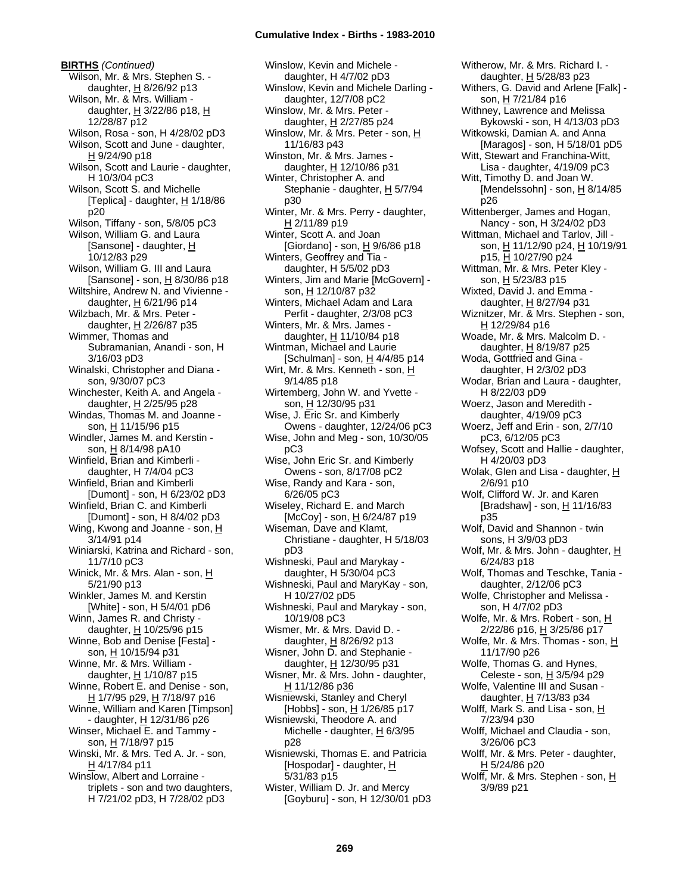**BIRTHS** *(Continued)*

Wilson, Mr. & Mrs. Stephen S. - daughter, H 8/26/92 p13
Wilson, Mr. & Mrs. William - daughter, H 3/22/86 p18, H 12/28/87 p12
Wilson, Rosa - son, H 4/28/02 pD3
Wilson, Scott and June - daughter, H 9/24/90 p18
Wilson, Scott and Laurie - daughter, H 10/3/04 pC3
Wilson, Scott S. and Michelle [Teplica] - daughter, H 1/18/86 p20
Wilson, Tiffany - son, 5/8/05 pC3
Wilson, William G. and Laura [Sansone] - daughter, H 10/12/83 p29
Wilson, William G. III and Laura [Sansone] - son, H 8/30/86 p18
Wiltshire, Andrew N. and Vivienne - daughter, H 6/21/96 p14
Wilzbach, Mr. & Mrs. Peter - daughter, H 2/26/87 p35
Wimmer, Thomas and Subramanian, Anandi - son, H 3/16/03 pD3
Winalski, Christopher and Diana - son, 9/30/07 pC3
Winchester, Keith A. and Angela - daughter, H 2/25/95 p28
Windas, Thomas M. and Joanne - son, H 11/15/96 p15
Windler, James M. and Kerstin - son, H 8/14/98 pA10
Winfield, Brian and Kimberli - daughter, H 7/4/04 pC3
Winfield, Brian and Kimberli [Dumont] - son, H 6/23/02 pD3
Winfield, Brian C. and Kimberli [Dumont] - son, H 8/4/02 pD3
Wing, Kwong and Joanne - son, H 3/14/91 p14
Winiarski, Katrina and Richard - son, 11/7/10 pC3
Winick, Mr. & Mrs. Alan - son, H 5/21/90 p13
Winkler, James M. and Kerstin [White] - son, H 5/4/01 pD6
Winn, James R. and Christy - daughter, H 10/25/96 p15
Winne, Bob and Denise [Festa] - son, H 10/15/94 p31
Winne, Mr. & Mrs. William - daughter, H 1/10/87 p15
Winne, Robert E. and Denise - son, H 1/7/95 p29, H 7/18/97 p16
Winne, William and Karen [Timpson] - daughter, H 12/31/86 p26
Winser, Michael E. and Tammy - son, H 7/18/97 p15
Winski, Mr. & Mrs. Ted A. Jr. - son, H 4/17/84 p11
Winslow, Albert and Lorraine - triplets - son and two daughters, H 7/21/02 pD3, H 7/28/02 pD3
Winslow, Kevin and Michele - daughter, H 4/7/02 pD3
Winslow, Kevin and Michele Darling - daughter, 12/7/08 pC2
Winslow, Mr. & Mrs. Peter - daughter, H 2/27/85 p24
Winslow, Mr. & Mrs. Peter - son, H 11/16/83 p43
Winston, Mr. & Mrs. James - daughter, H 12/10/86 p31
Winter, Christopher A. and Stephanie - daughter, H 5/7/94 p30
Winter, Mr. & Mrs. Perry - daughter, H 2/11/89 p19
Winter, Scott A. and Joan [Giordano] - son, H 9/6/86 p18
Winters, Geoffrey and Tia - daughter, H 5/5/02 pD3
Winters, Jim and Marie [McGovern] - son, H 12/10/87 p32
Winters, Michael Adam and Lara Perfit - daughter, 2/3/08 pC3
Winters, Mr. & Mrs. James - daughter, H 11/10/84 p18
Wintman, Michael and Laurie [Schulman] - son, H 4/4/85 p14
Wirt, Mr. & Mrs. Kenneth - son, H 9/14/85 p18
Wirtemberg, John W. and Yvette - son, H 12/30/95 p31
Wise, J. Eric Sr. and Kimberly Owens - daughter, 12/24/06 pC3
Wise, John and Meg - son, 10/30/05 pC3
Wise, John Eric Sr. and Kimberly Owens - son, 8/17/08 pC2
Wise, Randy and Kara - son, 6/26/05 pC3
Wiseley, Richard E. and March [McCoy] - son, H 6/24/87 p19
Wiseman, Dave and Klamt, Christiane - daughter, H 5/18/03 pD3
Wishneski, Paul and Marykay - daughter, H 5/30/04 pC3
Wishneski, Paul and MaryKay - son, H 10/27/02 pD5
Wishneski, Paul and Marykay - son, 10/19/08 pC3
Wismer, Mr. & Mrs. David D. - daughter, H 8/26/92 p13
Wisner, John D. and Stephanie - daughter, H 12/30/95 p31
Wisner, Mr. & Mrs. John - daughter, H 11/12/86 p36
Wisniewski, Stanley and Cheryl [Hobbs] - son, H 1/26/85 p17
Wisniewski, Theodore A. and Michelle - daughter, H 6/3/95 p28
Wisniewski, Thomas E. and Patricia [Hospodar] - daughter, H 5/31/83 p15
Wister, William D. Jr. and Mercy [Goyburu] - son, H 12/30/01 pD3
Witherow, Mr. & Mrs. Richard I. - daughter, H 5/28/83 p23
Withers, G. David and Arlene [Falk] - son, H 7/21/84 p16
Withney, Lawrence and Melissa Bykowski - son, H 4/13/03 pD3
Witkowski, Damian A. and Anna [Maragos] - son, H 5/18/01 pD5
Witt, Stewart and Franchina-Witt, Lisa - daughter, 4/19/09 pC3
Witt, Timothy D. and Joan W. [Mendelssohn] - son, H 8/14/85 p26
Wittenberger, James and Hogan, Nancy - son, H 3/24/02 pD3
Wittman, Michael and Tarlov, Jill - son, H 11/12/90 p24, H 10/19/91 p15, H 10/27/90 p24
Wittman, Mr. & Mrs. Peter Kley - son, H 5/23/83 p15
Wixted, David J. and Emma - daughter, H 8/27/94 p31
Wiznitzer, Mr. & Mrs. Stephen - son, H 12/29/84 p16
Woade, Mr. & Mrs. Malcolm D. - daughter, H 8/19/87 p25
Woda, Gottfried and Gina - daughter, H 2/3/02 pD3
Wodar, Brian and Laura - daughter, H 8/22/03 pD9
Woerz, Jason and Meredith - daughter, 4/19/09 pC3
Woerz, Jeff and Erin - son, 2/7/10 pC3, 6/12/05 pC3
Wofsey, Scott and Hallie - daughter, H 4/20/03 pD3
Wolak, Glen and Lisa - daughter, H 2/6/91 p10
Wolf, Clifford W. Jr. and Karen [Bradshaw] - son, H 11/16/83 p35
Wolf, David and Shannon - twin sons, H 3/9/03 pD3
Wolf, Mr. & Mrs. John - daughter, H 6/24/83 p18
Wolf, Thomas and Teschke, Tania - daughter, 2/12/06 pC3
Wolfe, Christopher and Melissa - son, H 4/7/02 pD3
Wolfe, Mr. & Mrs. Robert - son, H 2/22/86 p16, H 3/25/86 p17
Wolfe, Mr. & Mrs. Thomas - son, H 11/17/90 p26
Wolfe, Thomas G. and Hynes, Celeste - son, H 3/5/94 p29
Wolfe, Valentine III and Susan - daughter, H 7/13/83 p34
Wolff, Mark S. and Lisa - son, H 7/23/94 p30
Wolff, Michael and Claudia - son, 3/26/06 pC3
Wolff, Mr. & Mrs. Peter - daughter, H 5/24/86 p20
Wolff, Mr. & Mrs. Stephen - son, H 3/9/89 p21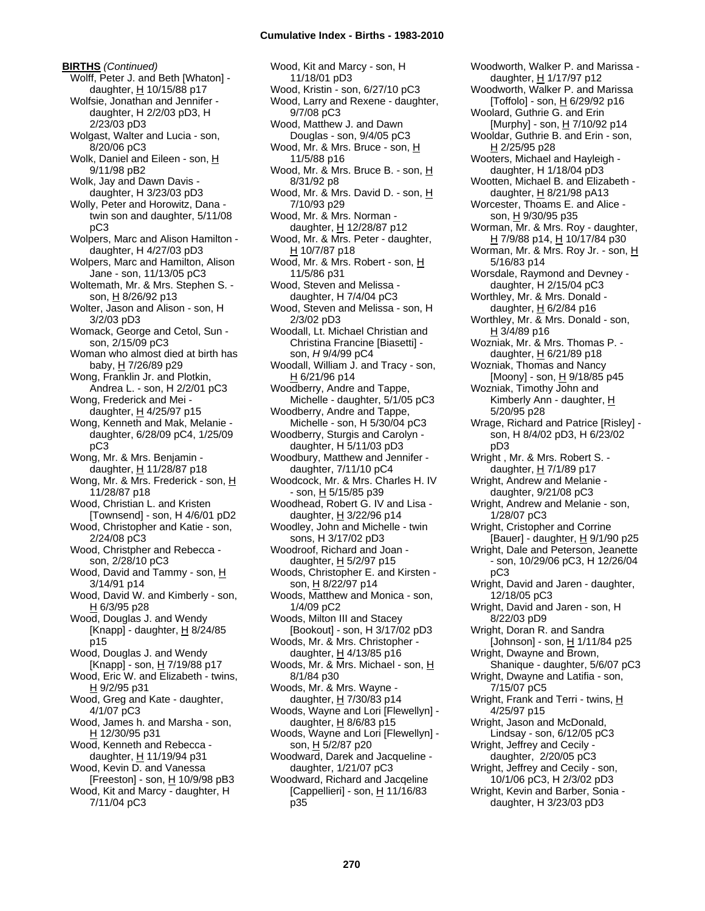**BIRTHS** *(Continued)*

Wolff, Peter J. and Beth [Whaton] - daughter, H 10/15/88 p17
Wolfsie, Jonathan and Jennifer - daughter, H 2/2/03 pD3, H 2/23/03 pD3
Wolgast, Walter and Lucia - son, 8/20/06 pC3
Wolk, Daniel and Eileen - son, H 9/11/98 pB2
Wolk, Jay and Dawn Davis - daughter, H 3/23/03 pD3
Wolly, Peter and Horowitz, Dana - twin son and daughter, 5/11/08 pC3
Wolpers, Marc and Alison Hamilton - daughter, H 4/27/03 pD3
Wolpers, Marc and Hamilton, Alison Jane - son, 11/13/05 pC3
Woltemath, Mr. & Mrs. Stephen S. - son, H 8/26/92 p13
Wolter, Jason and Alison - son, H 3/2/03 pD3
Womack, George and Cetol, Sun - son, 2/15/09 pC3
Woman who almost died at birth has baby, H 7/26/89 p29
Wong, Franklin Jr. and Plotkin, Andrea L. - son, H 2/2/01 pC3
Wong, Frederick and Mei - daughter, H 4/25/97 p15
Wong, Kenneth and Mak, Melanie - daughter, 6/28/09 pC4, 1/25/09 pC3
Wong, Mr. & Mrs. Benjamin - daughter, H 11/28/87 p18
Wong, Mr. & Mrs. Frederick - son, H 11/28/87 p18
Wood, Christian L. and Kristen [Townsend] - son, H 4/6/01 pD2
Wood, Christopher and Katie - son, 2/24/08 pC3
Wood, Christpher and Rebecca - son, 2/28/10 pC3
Wood, David and Tammy - son, H 3/14/91 p14
Wood, David W. and Kimberly - son, H 6/3/95 p28
Wood, Douglas J. and Wendy [Knapp] - daughter, H 8/24/85 p15
Wood, Douglas J. and Wendy [Knapp] - son, H 7/19/88 p17
Wood, Eric W. and Elizabeth - twins, H 9/2/95 p31
Wood, Greg and Kate - daughter, 4/1/07 pC3
Wood, James h. and Marsha - son, H 12/30/95 p31
Wood, Kenneth and Rebecca - daughter, H 11/19/94 p31
Wood, Kevin D. and Vanessa [Freeston] - son, H 10/9/98 pB3
Wood, Kit and Marcy - daughter, H 7/11/04 pC3
Wood, Kit and Marcy - son, H 11/18/01 pD3
Wood, Kristin - son, 6/27/10 pC3
Wood, Larry and Rexene - daughter, 9/7/08 pC3
Wood, Matthew J. and Dawn Douglas - son, 9/4/05 pC3
Wood, Mr. & Mrs. Bruce - son, H 11/5/88 p16
Wood, Mr. & Mrs. Bruce B. - son, H 8/31/92 p8
Wood, Mr. & Mrs. David D. - son, H 7/10/93 p29
Wood, Mr. & Mrs. Norman - daughter, H 12/28/87 p12
Wood, Mr. & Mrs. Peter - daughter, H 10/7/87 p18
Wood, Mr. & Mrs. Robert - son, H 11/5/86 p31
Wood, Steven and Melissa - daughter, H 7/4/04 pC3
Wood, Steven and Melissa - son, H 2/3/02 pD3
Woodall, Lt. Michael Christian and Christina Francine [Biasetti] - son, *H* 9/4/99 pC4
Woodall, William J. and Tracy - son, H 6/21/96 p14
Woodberry, Andre and Tappe, Michelle - daughter, 5/1/05 pC3
Woodberry, Andre and Tappe, Michelle - son, H 5/30/04 pC3
Woodberry, Sturgis and Carolyn - daughter, H 5/11/03 pD3
Woodbury, Matthew and Jennifer - daughter, 7/11/10 pC4
Woodcock, Mr. & Mrs. Charles H. IV - son, H 5/15/85 p39
Woodhead, Robert G. IV and Lisa - daughter, H 3/22/96 p14
Woodley, John and Michelle - twin sons, H 3/17/02 pD3
Woodroof, Richard and Joan - daughter, H 5/2/97 p15
Woods, Christopher E. and Kirsten - son, H 8/22/97 p14
Woods, Matthew and Monica - son, 1/4/09 pC2
Woods, Milton III and Stacey [Bookout] - son, H 3/17/02 pD3
Woods, Mr. & Mrs. Christopher - daughter, H 4/13/85 p16
Woods, Mr. & Mrs. Michael - son, H 8/1/84 p30
Woods, Mr. & Mrs. Wayne - daughter, H 7/30/83 p14
Woods, Wayne and Lori [Flewellyn] - daughter, H 8/6/83 p15
Woods, Wayne and Lori [Flewellyn] - son, H 5/2/87 p20
Woodward, Darek and Jacqueline - daughter, 1/21/07 pC3
Woodward, Richard and Jacqeline [Cappellieri] - son, H 11/16/83 p35
Woodworth, Walker P. and Marissa - daughter, H 1/17/97 p12
Woodworth, Walker P. and Marissa [Toffolo] - son, H 6/29/92 p16
Woolard, Guthrie G. and Erin [Murphy] - son, H 7/10/92 p14
Wooldar, Guthrie B. and Erin - son, H 2/25/95 p28
Wooters, Michael and Hayleigh - daughter, H 1/18/04 pD3
Wootten, Michael B. and Elizabeth - daughter, H 8/21/98 pA13
Worcester, Thoams E. and Alice - son, H 9/30/95 p35
Worman, Mr. & Mrs. Roy - daughter, H 7/9/88 p14, H 10/17/84 p30
Worman, Mr. & Mrs. Roy Jr. - son, H 5/16/83 p14
Worsdale, Raymond and Devney - daughter, H 2/15/04 pC3
Worthley, Mr. & Mrs. Donald - daughter, H 6/2/84 p16
Worthley, Mr. & Mrs. Donald - son, H 3/4/89 p16
Wozniak, Mr. & Mrs. Thomas P. - daughter, H 6/21/89 p18
Wozniak, Thomas and Nancy [Moony] - son, H 9/18/85 p45
Wozniak, Timothy John and Kimberly Ann - daughter, H 5/20/95 p28
Wrage, Richard and Patrice [Risley] - son, H 8/4/02 pD3, H 6/23/02 pD3
Wright , Mr. & Mrs. Robert S. - daughter, H 7/1/89 p17
Wright, Andrew and Melanie - daughter, 9/21/08 pC3
Wright, Andrew and Melanie - son, 1/28/07 pC3
Wright, Cristopher and Corrine [Bauer] - daughter, H 9/1/90 p25
Wright, Dale and Peterson, Jeanette - son, 10/29/06 pC3, H 12/26/04 pC3
Wright, David and Jaren - daughter, 12/18/05 pC3
Wright, David and Jaren - son, H 8/22/03 pD9
Wright, Doran R. and Sandra [Johnson] - son, H 1/11/84 p25
Wright, Dwayne and Brown, Shanique - daughter, 5/6/07 pC3
Wright, Dwayne and Latifia - son, 7/15/07 pC5
Wright, Frank and Terri - twins, H 4/25/97 p15
Wright, Jason and McDonald, Lindsay - son, 6/12/05 pC3
Wright, Jeffrey and Cecily - daughter, 2/20/05 pC3
Wright, Jeffrey and Cecily - son, 10/1/06 pC3, H 2/3/02 pD3
Wright, Kevin and Barber, Sonia - daughter, H 3/23/03 pD3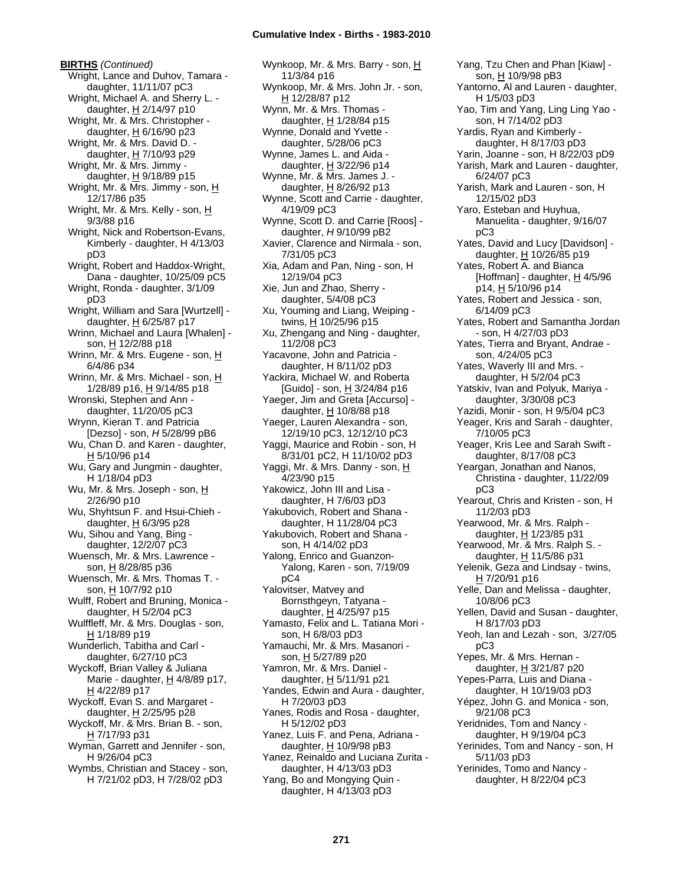**BIRTHS** *(Continued)*

Wright, Lance and Duhov, Tamara - daughter, 11/11/07 pC3
Wright, Michael A. and Sherry L. - daughter, H 2/14/97 p10
Wright, Mr. & Mrs. Christopher - daughter, H 6/16/90 p23
Wright, Mr. & Mrs. David D. - daughter, H 7/10/93 p29
Wright, Mr. & Mrs. Jimmy - daughter, H 9/18/89 p15
Wright, Mr. & Mrs. Jimmy - son, H 12/17/86 p35
Wright, Mr. & Mrs. Kelly - son, H 9/3/88 p16
Wright, Nick and Robertson-Evans, Kimberly - daughter, H 4/13/03 pD3
Wright, Robert and Haddox-Wright, Dana - daughter, 10/25/09 pC5
Wright, Ronda - daughter, 3/1/09 pD3
Wright, William and Sara [Wurtzell] - daughter, H 6/25/87 p17
Wrinn, Michael and Laura [Whalen] - son, H 12/2/88 p18
Wrinn, Mr. & Mrs. Eugene - son, H 6/4/86 p34
Wrinn, Mr. & Mrs. Michael - son, H 1/28/89 p16, H 9/14/85 p18
Wronski, Stephen and Ann - daughter, 11/20/05 pC3
Wrynn, Kieran T. and Patricia [Dezso] - son, *H* 5/28/99 pB6
Wu, Chan D. and Karen - daughter, H 5/10/96 p14
Wu, Gary and Jungmin - daughter, H 1/18/04 pD3
Wu, Mr. & Mrs. Joseph - son, H 2/26/90 p10
Wu, Shyhtsun F. and Hsui-Chieh - daughter, H 6/3/95 p28
Wu, Sihou and Yang, Bing - daughter, 12/2/07 pC3
Wuensch, Mr. & Mrs. Lawrence - son, H 8/28/85 p36
Wuensch, Mr. & Mrs. Thomas T. - son, H 10/7/92 p10
Wulff, Robert and Bruning, Monica - daughter, H 5/2/04 pC3
Wulffleff, Mr. & Mrs. Douglas - son, H 1/18/89 p19
Wunderlich, Tabitha and Carl - daughter, 6/27/10 pC3
Wyckoff, Brian Valley & Juliana Marie - daughter, H 4/8/89 p17, H 4/22/89 p17
Wyckoff, Evan S. and Margaret - daughter, H 2/25/95 p28
Wyckoff, Mr. & Mrs. Brian B. - son, H 7/17/93 p31
Wyman, Garrett and Jennifer - son, H 9/26/04 pC3
Wymbs, Christian and Stacey - son, H 7/21/02 pD3, H 7/28/02 pD3
Wynkoop, Mr. & Mrs. Barry - son, H 11/3/84 p16
Wynkoop, Mr. & Mrs. John Jr. - son, H 12/28/87 p12
Wynn, Mr. & Mrs. Thomas - daughter, H 1/28/84 p15
Wynne, Donald and Yvette - daughter, 5/28/06 pC3
Wynne, James L. and Aida - daughter, H 3/22/96 p14
Wynne, Mr. & Mrs. James J. - daughter, H 8/26/92 p13
Wynne, Scott and Carrie - daughter, 4/19/09 pC3
Wynne, Scott D. and Carrie [Roos] - daughter, *H* 9/10/99 pB2
Xavier, Clarence and Nirmala - son, 7/31/05 pC3
Xia, Adam and Pan, Ning - son, H 12/19/04 pC3
Xie, Jun and Zhao, Sherry - daughter, 5/4/08 pC3
Xu, Youming and Liang, Weiping - twins, H 10/25/96 p15
Xu, Zhengang and Ning - daughter, 11/2/08 pC3
Yacavone, John and Patricia - daughter, H 8/11/02 pD3
Yackira, Michael W. and Roberta [Guido] - son, H 3/24/84 p16
Yaeger, Jim and Greta [Accurso] - daughter, H 10/8/88 p18
Yaeger, Lauren Alexandra - son, 12/19/10 pC3, 12/12/10 pC3
Yaggi, Maurice and Robin - son, H 8/31/01 pC2, H 11/10/02 pD3
Yaggi, Mr. & Mrs. Danny - son, H 4/23/90 p15
Yakowicz, John III and Lisa - daughter, H 7/6/03 pD3
Yakubovich, Robert and Shana - daughter, H 11/28/04 pC3
Yakubovich, Robert and Shana - son, H 4/14/02 pD3
Yalong, Enrico and Guanzon-Yalong, Karen - son, 7/19/09 pC4
Yalovitser, Matvey and Bornsthgeyn, Tatyana - daughter, H 4/25/97 p15
Yamasto, Felix and L. Tatiana Mori - son, H 6/8/03 pD3
Yamauchi, Mr. & Mrs. Masanori - son, H 5/27/89 p20
Yamron, Mr. & Mrs. Daniel - daughter, H 5/11/91 p21
Yandes, Edwin and Aura - daughter, H 7/20/03 pD3
Yanes, Rodis and Rosa - daughter, H 5/12/02 pD3
Yanez, Luis F. and Pena, Adriana - daughter, H 10/9/98 pB3
Yanez, Reinaldo and Luciana Zurita - daughter, H 4/13/03 pD3
Yang, Bo and Mongying Quin - daughter, H 4/13/03 pD3
Yang, Tzu Chen and Phan [Kiaw] - son, H 10/9/98 pB3
Yantorno, Al and Lauren - daughter, H 1/5/03 pD3
Yao, Tim and Yang, Ling Ling Yao - son, H 7/14/02 pD3
Yardis, Ryan and Kimberly - daughter, H 8/17/03 pD3
Yarin, Joanne - son, H 8/22/03 pD9
Yarish, Mark and Lauren - daughter, 6/24/07 pC3
Yarish, Mark and Lauren - son, H 12/15/02 pD3
Yaro, Esteban and Huyhua, Manuelita - daughter, 9/16/07 pC3
Yates, David and Lucy [Davidson] - daughter, H 10/26/85 p19
Yates, Robert A. and Bianca [Hoffman] - daughter, H 4/5/96 p14, H 5/10/96 p14
Yates, Robert and Jessica - son, 6/14/09 pC3
Yates, Robert and Samantha Jordan - son, H 4/27/03 pD3
Yates, Tierra and Bryant, Andrae - son, 4/24/05 pC3
Yates, Waverly III and Mrs. - daughter, H 5/2/04 pC3
Yatskiv, Ivan and Polyuk, Mariya - daughter, 3/30/08 pC3
Yazidi, Monir - son, H 9/5/04 pC3
Yeager, Kris and Sarah - daughter, 7/10/05 pC3
Yeager, Kris Lee and Sarah Swift - daughter, 8/17/08 pC3
Yeargan, Jonathan and Nanos, Christina - daughter, 11/22/09 pC3
Yearout, Chris and Kristen - son, H 11/2/03 pD3
Yearwood, Mr. & Mrs. Ralph - daughter, H 1/23/85 p31
Yearwood, Mr. & Mrs. Ralph S. - daughter, H 11/5/86 p31
Yelenik, Geza and Lindsay - twins, H 7/20/91 p16
Yelle, Dan and Melissa - daughter, 10/8/06 pC3
Yellen, David and Susan - daughter, H 8/17/03 pD3
Yeoh, Ian and Lezah - son, 3/27/05 pC3
Yepes, Mr. & Mrs. Hernan - daughter, H 3/21/87 p20
Yepes-Parra, Luis and Diana - daughter, H 10/19/03 pD3
Yépez, John G. and Monica - son, 9/21/08 pC3
Yeridnides, Tom and Nancy - daughter, H 9/19/04 pC3
Yerinides, Tom and Nancy - son, H 5/11/03 pD3
Yerinides, Tomo and Nancy - daughter, H 8/22/04 pC3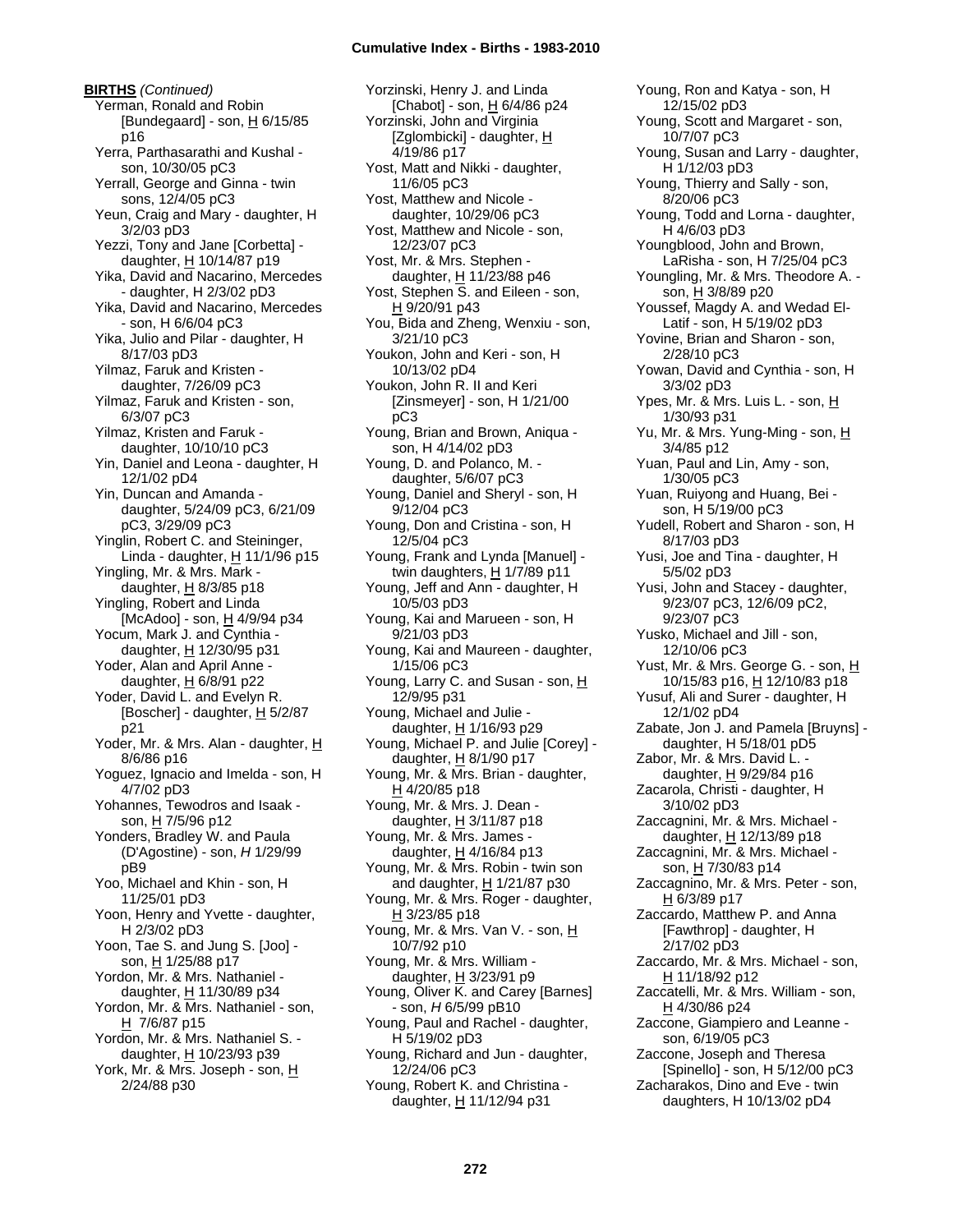**BIRTHS** *(Continued)*

Yerman, Ronald and Robin [Bundegaard] - son, H 6/15/85 p16
Yerra, Parthasarathi and Kushal - son, 10/30/05 pC3
Yerrall, George and Ginna - twin sons, 12/4/05 pC3
Yeun, Craig and Mary - daughter, H 3/2/03 pD3
Yezzi, Tony and Jane [Corbetta] - daughter, H 10/14/87 p19
Yika, David and Nacarino, Mercedes - daughter, H 2/3/02 pD3
Yika, David and Nacarino, Mercedes - son, H 6/6/04 pC3
Yika, Julio and Pilar - daughter, H 8/17/03 pD3
Yilmaz, Faruk and Kristen - daughter, 7/26/09 pC3
Yilmaz, Faruk and Kristen - son, 6/3/07 pC3
Yilmaz, Kristen and Faruk - daughter, 10/10/10 pC3
Yin, Daniel and Leona - daughter, H 12/1/02 pD4
Yin, Duncan and Amanda - daughter, 5/24/09 pC3, 6/21/09 pC3, 3/29/09 pC3
Yinglin, Robert C. and Steininger, Linda - daughter, H 11/1/96 p15
Yingling, Mr. & Mrs. Mark - daughter, H 8/3/85 p18
Yingling, Robert and Linda [McAdoo] - son, H 4/9/94 p34
Yocum, Mark J. and Cynthia - daughter, H 12/30/95 p31
Yoder, Alan and April Anne - daughter, H 6/8/91 p22
Yoder, David L. and Evelyn R. [Boscher] - daughter, H 5/2/87 p21
Yoder, Mr. & Mrs. Alan - daughter, H 8/6/86 p16
Yoguez, Ignacio and Imelda - son, H 4/7/02 pD3
Yohannes, Tewodros and Isaak - son, H 7/5/96 p12
Yonders, Bradley W. and Paula (D'Agostine) - son, *H* 1/29/99 pB9
Yoo, Michael and Khin - son, H 11/25/01 pD3
Yoon, Henry and Yvette - daughter, H 2/3/02 pD3
Yoon, Tae S. and Jung S. [Joo] - son, H 1/25/88 p17
Yordon, Mr. & Mrs. Nathaniel - daughter, H 11/30/89 p34
Yordon, Mr. & Mrs. Nathaniel - son, H 7/6/87 p15
Yordon, Mr. & Mrs. Nathaniel S. - daughter, H 10/23/93 p39
York, Mr. & Mrs. Joseph - son, H 2/24/88 p30
Yorzinski, Henry J. and Linda [Chabot] - son, H 6/4/86 p24
Yorzinski, John and Virginia [Zglombicki] - daughter, H 4/19/86 p17
Yost, Matt and Nikki - daughter, 11/6/05 pC3
Yost, Matthew and Nicole - daughter, 10/29/06 pC3
Yost, Matthew and Nicole - son, 12/23/07 pC3
Yost, Mr. & Mrs. Stephen - daughter, H 11/23/88 p46
Yost, Stephen S. and Eileen - son, H 9/20/91 p43
You, Bida and Zheng, Wenxiu - son, 3/21/10 pC3
Youkon, John and Keri - son, H 10/13/02 pD4
Youkon, John R. II and Keri [Zinsmeyer] - son, H 1/21/00 pC3
Young, Brian and Brown, Aniqua - son, H 4/14/02 pD3
Young, D. and Polanco, M. - daughter, 5/6/07 pC3
Young, Daniel and Sheryl - son, H 9/12/04 pC3
Young, Don and Cristina - son, H 12/5/04 pC3
Young, Frank and Lynda [Manuel] - twin daughters, H 1/7/89 p11
Young, Jeff and Ann - daughter, H 10/5/03 pD3
Young, Kai and Marueen - son, H 9/21/03 pD3
Young, Kai and Maureen - daughter, 1/15/06 pC3
Young, Larry C. and Susan - son, H 12/9/95 p31
Young, Michael and Julie - daughter, H 1/16/93 p29
Young, Michael P. and Julie [Corey] - daughter, H 8/1/90 p17
Young, Mr. & Mrs. Brian - daughter, H 4/20/85 p18
Young, Mr. & Mrs. J. Dean - daughter, H 3/11/87 p18
Young, Mr. & Mrs. James - daughter, H 4/16/84 p13
Young, Mr. & Mrs. Robin - twin son and daughter, H 1/21/87 p30
Young, Mr. & Mrs. Roger - daughter, H 3/23/85 p18
Young, Mr. & Mrs. Van V. - son, H 10/7/92 p10
Young, Mr. & Mrs. William - daughter, H 3/23/91 p9
Young, Oliver K. and Carey [Barnes] - son, *H* 6/5/99 pB10
Young, Paul and Rachel - daughter, H 5/19/02 pD3
Young, Richard and Jun - daughter, 12/24/06 pC3
Young, Robert K. and Christina - daughter, H 11/12/94 p31
Young, Ron and Katya - son, H 12/15/02 pD3
Young, Scott and Margaret - son, 10/7/07 pC3
Young, Susan and Larry - daughter, H 1/12/03 pD3
Young, Thierry and Sally - son, 8/20/06 pC3
Young, Todd and Lorna - daughter, H 4/6/03 pD3
Youngblood, John and Brown, LaRisha - son, H 7/25/04 pC3
Youngling, Mr. & Mrs. Theodore A. - son, H 3/8/89 p20
Youssef, Magdy A. and Wedad El-Latif - son, H 5/19/02 pD3
Yovine, Brian and Sharon - son, 2/28/10 pC3
Yowan, David and Cynthia - son, H 3/3/02 pD3
Ypes, Mr. & Mrs. Luis L. - son, H 1/30/93 p31
Yu, Mr. & Mrs. Yung-Ming - son, H 3/4/85 p12
Yuan, Paul and Lin, Amy - son, 1/30/05 pC3
Yuan, Ruiyong and Huang, Bei - son, H 5/19/00 pC3
Yudell, Robert and Sharon - son, H 8/17/03 pD3
Yusi, Joe and Tina - daughter, H 5/5/02 pD3
Yusi, John and Stacey - daughter, 9/23/07 pC3, 12/6/09 pC2, 9/23/07 pC3
Yusko, Michael and Jill - son, 12/10/06 pC3
Yust, Mr. & Mrs. George G. - son, H 10/15/83 p16, H 12/10/83 p18
Yusuf, Ali and Surer - daughter, H 12/1/02 pD4
Zabate, Jon J. and Pamela [Bruyns] - daughter, H 5/18/01 pD5
Zabor, Mr. & Mrs. David L. - daughter, H 9/29/84 p16
Zacarola, Christi - daughter, H 3/10/02 pD3
Zaccagnini, Mr. & Mrs. Michael - daughter, H 12/13/89 p18
Zaccagnini, Mr. & Mrs. Michael - son, H 7/30/83 p14
Zaccagnino, Mr. & Mrs. Peter - son, H 6/3/89 p17
Zaccardo, Matthew P. and Anna [Fawthrop] - daughter, H 2/17/02 pD3
Zaccardo, Mr. & Mrs. Michael - son, H 11/18/92 p12
Zaccatelli, Mr. & Mrs. William - son, H 4/30/86 p24
Zaccone, Giampiero and Leanne - son, 6/19/05 pC3
Zaccone, Joseph and Theresa [Spinello] - son, H 5/12/00 pC3
Zacharakos, Dino and Eve - twin daughters, H 10/13/02 pD4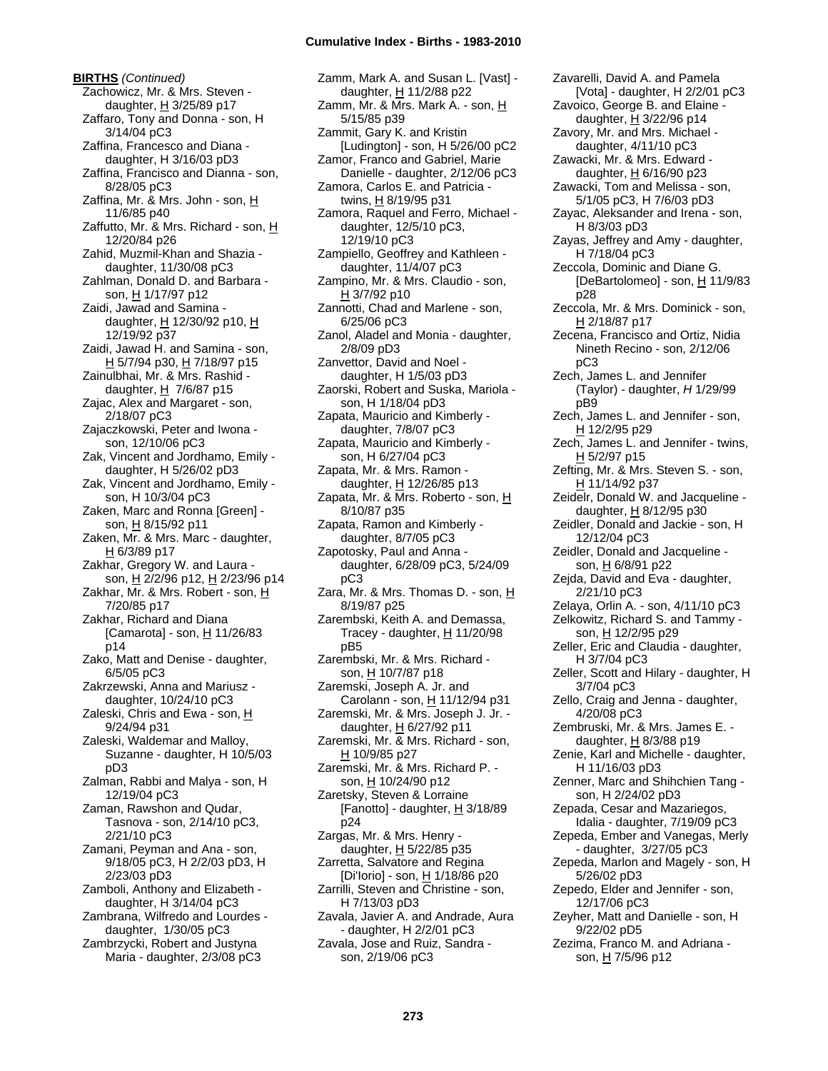**BIRTHS** *(Continued)*

Zachowicz, Mr. & Mrs. Steven - daughter, H 3/25/89 p17
Zaffaro, Tony and Donna - son, H 3/14/04 pC3
Zaffina, Francesco and Diana - daughter, H 3/16/03 pD3
Zaffina, Francisco and Dianna - son, 8/28/05 pC3
Zaffina, Mr. & Mrs. John - son, H 11/6/85 p40
Zaffutto, Mr. & Mrs. Richard - son, H 12/20/84 p26
Zahid, Muzmil-Khan and Shazia - daughter, 11/30/08 pC3
Zahlman, Donald D. and Barbara - son, H 1/17/97 p12
Zaidi, Jawad and Samina - daughter, H 12/30/92 p10, H 12/19/92 p37
Zaidi, Jawad H. and Samina - son, H 5/7/94 p30, H 7/18/97 p15
Zainulbhai, Mr. & Mrs. Rashid - daughter, H 7/6/87 p15
Zajac, Alex and Margaret - son, 2/18/07 pC3
Zajaczkowski, Peter and Iwona - son, 12/10/06 pC3
Zak, Vincent and Jordhamo, Emily - daughter, H 5/26/02 pD3
Zak, Vincent and Jordhamo, Emily - son, H 10/3/04 pC3
Zaken, Marc and Ronna [Green] - son, H 8/15/92 p11
Zaken, Mr. & Mrs. Marc - daughter, H 6/3/89 p17
Zakhar, Gregory W. and Laura - son, H 2/2/96 p12, H 2/23/96 p14
Zakhar, Mr. & Mrs. Robert - son, H 7/20/85 p17
Zakhar, Richard and Diana [Camarota] - son, H 11/26/83 p14
Zako, Matt and Denise - daughter, 6/5/05 pC3
Zakrzewski, Anna and Mariusz - daughter, 10/24/10 pC3
Zaleski, Chris and Ewa - son, H 9/24/94 p31
Zaleski, Waldemar and Malloy, Suzanne - daughter, H 10/5/03 pD3
Zalman, Rabbi and Malya - son, H 12/19/04 pC3
Zaman, Rawshon and Qudar, Tasnova - son, 2/14/10 pC3, 2/21/10 pC3
Zamani, Peyman and Ana - son, 9/18/05 pC3, H 2/2/03 pD3, H 2/23/03 pD3
Zamboli, Anthony and Elizabeth - daughter, H 3/14/04 pC3
Zambrana, Wilfredo and Lourdes - daughter, 1/30/05 pC3
Zambrzycki, Robert and Justyna Maria - daughter, 2/3/08 pC3
Zamm, Mark A. and Susan L. [Vast] - daughter, H 11/2/88 p22
Zamm, Mr. & Mrs. Mark A. - son, H 5/15/85 p39
Zammit, Gary K. and Kristin [Ludington] - son, H 5/26/00 pC2
Zamor, Franco and Gabriel, Marie Danielle - daughter, 2/12/06 pC3
Zamora, Carlos E. and Patricia - twins, H 8/19/95 p31
Zamora, Raquel and Ferro, Michael - daughter, 12/5/10 pC3, 12/19/10 pC3
Zampiello, Geoffrey and Kathleen - daughter, 11/4/07 pC3
Zampino, Mr. & Mrs. Claudio - son, H 3/7/92 p10
Zannotti, Chad and Marlene - son, 6/25/06 pC3
Zanol, Aladel and Monia - daughter, 2/8/09 pD3
Zanvettor, David and Noel - daughter, H 1/5/03 pD3
Zaorski, Robert and Suska, Mariola - son, H 1/18/04 pD3
Zapata, Mauricio and Kimberly - daughter, 7/8/07 pC3
Zapata, Mauricio and Kimberly - son, H 6/27/04 pC3
Zapata, Mr. & Mrs. Ramon - daughter, H 12/26/85 p13
Zapata, Mr. & Mrs. Roberto - son, H 8/10/87 p35
Zapata, Ramon and Kimberly - daughter, 8/7/05 pC3
Zapotosky, Paul and Anna - daughter, 6/28/09 pC3, 5/24/09 pC3
Zara, Mr. & Mrs. Thomas D. - son, H 8/19/87 p25
Zarembski, Keith A. and Demassa, Tracey - daughter, H 11/20/98 pB5
Zarembski, Mr. & Mrs. Richard - son, H 10/7/87 p18
Zaremski, Joseph A. Jr. and Carolann - son, H 11/12/94 p31
Zaremski, Mr. & Mrs. Joseph J. Jr. - daughter, H 6/27/92 p11
Zaremski, Mr. & Mrs. Richard - son, H 10/9/85 p27
Zaremski, Mr. & Mrs. Richard P. - son, H 10/24/90 p12
Zaretsky, Steven & Lorraine [Fanotto] - daughter, H 3/18/89 p24
Zargas, Mr. & Mrs. Henry - daughter, H 5/22/85 p35
Zarretta, Salvatore and Regina [Di'Iorio] - son, H 1/18/86 p20
Zarrilli, Steven and Christine - son, H 7/13/03 pD3
Zavala, Javier A. and Andrade, Aura - daughter, H 2/2/01 pC3
Zavala, Jose and Ruiz, Sandra - son, 2/19/06 pC3
Zavarelli, David A. and Pamela [Vota] - daughter, H 2/2/01 pC3
Zavoico, George B. and Elaine - daughter, H 3/22/96 p14
Zavory, Mr. and Mrs. Michael - daughter, 4/11/10 pC3
Zawacki, Mr. & Mrs. Edward - daughter, H 6/16/90 p23
Zawacki, Tom and Melissa - son, 5/1/05 pC3, H 7/6/03 pD3
Zayac, Aleksander and Irena - son, H 8/3/03 pD3
Zayas, Jeffrey and Amy - daughter, H 7/18/04 pC3
Zeccola, Dominic and Diane G. [DeBartolomeo] - son, H 11/9/83 p28
Zeccola, Mr. & Mrs. Dominick - son, H 2/18/87 p17
Zecena, Francisco and Ortiz, Nidia Nineth Recino - son, 2/12/06 pC3
Zech, James L. and Jennifer (Taylor) - daughter, *H* 1/29/99 pB9
Zech, James L. and Jennifer - son, H 12/2/95 p29
Zech, James L. and Jennifer - twins, H 5/2/97 p15
Zefting, Mr. & Mrs. Steven S. - son, H 11/14/92 p37
Zeidelr, Donald W. and Jacqueline - daughter, H 8/12/95 p30
Zeidler, Donald and Jackie - son, H 12/12/04 pC3
Zeidler, Donald and Jacqueline - son, H 6/8/91 p22
Zejda, David and Eva - daughter, 2/21/10 pC3
Zelaya, Orlin A. - son, 4/11/10 pC3
Zelkowitz, Richard S. and Tammy - son, H 12/2/95 p29
Zeller, Eric and Claudia - daughter, H 3/7/04 pC3
Zeller, Scott and Hilary - daughter, H 3/7/04 pC3
Zello, Craig and Jenna - daughter, 4/20/08 pC3
Zembruski, Mr. & Mrs. James E. - daughter, H 8/3/88 p19
Zenie, Karl and Michelle - daughter, H 11/16/03 pD3
Zenner, Marc and Shihchien Tang - son, H 2/24/02 pD3
Zepada, Cesar and Mazariegos, Idalia - daughter, 7/19/09 pC3
Zepeda, Ember and Vanegas, Merly - daughter, 3/27/05 pC3
Zepeda, Marlon and Magely - son, H 5/26/02 pD3
Zepedo, Elder and Jennifer - son, 12/17/06 pC3
Zeyher, Matt and Danielle - son, H 9/22/02 pD5
Zezima, Franco M. and Adriana - son, H 7/5/96 p12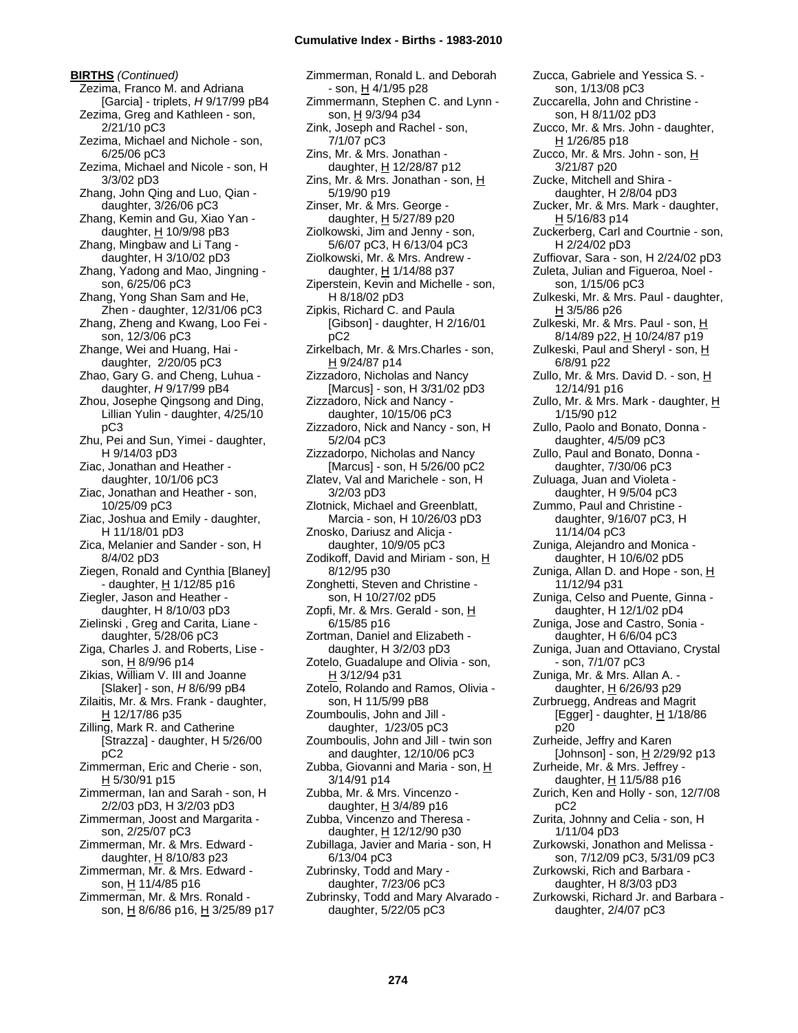**BIRTHS** *(Continued)*

Zezima, Franco M. and Adriana [Garcia] - triplets, *H* 9/17/99 pB4
Zezima, Greg and Kathleen - son, 2/21/10 pC3
Zezima, Michael and Nichole - son, 6/25/06 pC3
Zezima, Michael and Nicole - son, H 3/3/02 pD3
Zhang, John Qing and Luo, Qian - daughter, 3/26/06 pC3
Zhang, Kemin and Gu, Xiao Yan - daughter, H 10/9/98 pB3
Zhang, Mingbaw and Li Tang - daughter, H 3/10/02 pD3
Zhang, Yadong and Mao, Jingning - son, 6/25/06 pC3
Zhang, Yong Shan Sam and He, Zhen - daughter, 12/31/06 pC3
Zhang, Zheng and Kwang, Loo Fei - son, 12/3/06 pC3
Zhange, Wei and Huang, Hai - daughter, 2/20/05 pC3
Zhao, Gary G. and Cheng, Luhua - daughter, *H* 9/17/99 pB4
Zhou, Josephe Qingsong and Ding, Lillian Yulin - daughter, 4/25/10 pC3
Zhu, Pei and Sun, Yimei - daughter, H 9/14/03 pD3
Ziac, Jonathan and Heather - daughter, 10/1/06 pC3
Ziac, Jonathan and Heather - son, 10/25/09 pC3
Ziac, Joshua and Emily - daughter, H 11/18/01 pD3
Zica, Melanier and Sander - son, H 8/4/02 pD3
Ziegen, Ronald and Cynthia [Blaney] - daughter, H 1/12/85 p16
Ziegler, Jason and Heather - daughter, H 8/10/03 pD3
Zielinski , Greg and Carita, Liane - daughter, 5/28/06 pC3
Ziga, Charles J. and Roberts, Lise - son, H 8/9/96 p14
Zikias, William V. III and Joanne [Slaker] - son, *H* 8/6/99 pB4
Zilaitis, Mr. & Mrs. Frank - daughter, H 12/17/86 p35
Zilling, Mark R. and Catherine [Strazza] - daughter, H 5/26/00 pC2
Zimmerman, Eric and Cherie - son, H 5/30/91 p15
Zimmerman, Ian and Sarah - son, H 2/2/03 pD3, H 3/2/03 pD3
Zimmerman, Joost and Margarita - son, 2/25/07 pC3
Zimmerman, Mr. & Mrs. Edward - daughter, H 8/10/83 p23
Zimmerman, Mr. & Mrs. Edward - son, H 11/4/85 p16
Zimmerman, Mr. & Mrs. Ronald - son, H 8/6/86 p16, H 3/25/89 p17
Zimmerman, Ronald L. and Deborah - son, H 4/1/95 p28
Zimmermann, Stephen C. and Lynn - son, H 9/3/94 p34
Zink, Joseph and Rachel - son, 7/1/07 pC3
Zins, Mr. & Mrs. Jonathan - daughter, H 12/28/87 p12
Zins, Mr. & Mrs. Jonathan - son, H 5/19/90 p19
Zinser, Mr. & Mrs. George - daughter, H 5/27/89 p20
Ziolkowski, Jim and Jenny - son, 5/6/07 pC3, H 6/13/04 pC3
Ziolkowski, Mr. & Mrs. Andrew - daughter, H 1/14/88 p37
Ziperstein, Kevin and Michelle - son, H 8/18/02 pD3
Zipkis, Richard C. and Paula [Gibson] - daughter, H 2/16/01 pC2
Zirkelbach, Mr. & Mrs.Charles - son, H 9/24/87 p14
Zizzadoro, Nicholas and Nancy [Marcus] - son, H 3/31/02 pD3
Zizzadoro, Nick and Nancy - daughter, 10/15/06 pC3
Zizzadoro, Nick and Nancy - son, H 5/2/04 pC3
Zizzadorpo, Nicholas and Nancy [Marcus] - son, H 5/26/00 pC2
Zlatev, Val and Marichele - son, H 3/2/03 pD3
Zlotnick, Michael and Greenblatt, Marcia - son, H 10/26/03 pD3
Znosko, Dariusz and Alicja - daughter, 10/9/05 pC3
Zodikoff, David and Miriam - son, H 8/12/95 p30
Zonghetti, Steven and Christine - son, H 10/27/02 pD5
Zopfi, Mr. & Mrs. Gerald - son, H 6/15/85 p16
Zortman, Daniel and Elizabeth - daughter, H 3/2/03 pD3
Zotelo, Guadalupe and Olivia - son, H 3/12/94 p31
Zotelo, Rolando and Ramos, Olivia - son, H 11/5/99 pB8
Zoumboulis, John and Jill - daughter, 1/23/05 pC3
Zoumboulis, John and Jill - twin son and daughter, 12/10/06 pC3
Zubba, Giovanni and Maria - son, H 3/14/91 p14
Zubba, Mr. & Mrs. Vincenzo - daughter, H 3/4/89 p16
Zubba, Vincenzo and Theresa - daughter, H 12/12/90 p30
Zubillaga, Javier and Maria - son, H 6/13/04 pC3
Zubrinsky, Todd and Mary - daughter, 7/23/06 pC3
Zubrinsky, Todd and Mary Alvarado - daughter, 5/22/05 pC3
Zucca, Gabriele and Yessica S. - son, 1/13/08 pC3
Zuccarella, John and Christine - son, H 8/11/02 pD3
Zucco, Mr. & Mrs. John - daughter, H 1/26/85 p18
Zucco, Mr. & Mrs. John - son, H 3/21/87 p20
Zucke, Mitchell and Shira - daughter, H 2/8/04 pD3
Zucker, Mr. & Mrs. Mark - daughter, H 5/16/83 p14
Zuckerberg, Carl and Courtnie - son, H 2/24/02 pD3
Zuffiovar, Sara - son, H 2/24/02 pD3
Zuleta, Julian and Figueroa, Noel - son, 1/15/06 pC3
Zulkeski, Mr. & Mrs. Paul - daughter, H 3/5/86 p26
Zulkeski, Mr. & Mrs. Paul - son, H 8/14/89 p22, H 10/24/87 p19
Zulkeski, Paul and Sheryl - son, H 6/8/91 p22
Zullo, Mr. & Mrs. David D. - son, H 12/14/91 p16
Zullo, Mr. & Mrs. Mark - daughter, H 1/15/90 p12
Zullo, Paolo and Bonato, Donna - daughter, 4/5/09 pC3
Zullo, Paul and Bonato, Donna - daughter, 7/30/06 pC3
Zuluaga, Juan and Violeta - daughter, H 9/5/04 pC3
Zummo, Paul and Christine - daughter, 9/16/07 pC3, H 11/14/04 pC3
Zuniga, Alejandro and Monica - daughter, H 10/6/02 pD5
Zuniga, Allan D. and Hope - son, H 11/12/94 p31
Zuniga, Celso and Puente, Ginna - daughter, H 12/1/02 pD4
Zuniga, Jose and Castro, Sonia - daughter, H 6/6/04 pC3
Zuniga, Juan and Ottaviano, Crystal - son, 7/1/07 pC3
Zuniga, Mr. & Mrs. Allan A. - daughter, H 6/26/93 p29
Zurbruegg, Andreas and Magrit [Egger] - daughter, H 1/18/86 p20
Zurheide, Jeffry and Karen [Johnson] - son, H 2/29/92 p13
Zurheide, Mr. & Mrs. Jeffrey - daughter, H 11/5/88 p16
Zurich, Ken and Holly - son, 12/7/08 pC2
Zurita, Johnny and Celia - son, H 1/11/04 pD3
Zurkowski, Jonathon and Melissa - son, 7/12/09 pC3, 5/31/09 pC3
Zurkowski, Rich and Barbara - daughter, H 8/3/03 pD3
Zurkowski, Richard Jr. and Barbara - daughter, 2/4/07 pC3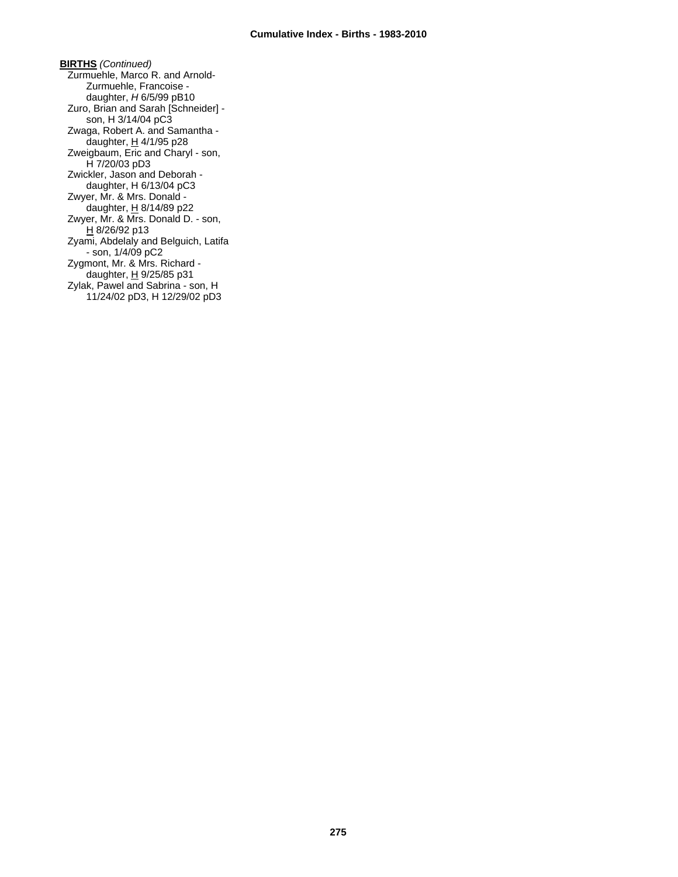**BIRTHS** *(Continued)*

Zurmuehle, Marco R. and Arnold-Zurmuehle, Francoise - daughter, *H* 6/5/99 pB10

Zuro, Brian and Sarah [Schneider] - son, H 3/14/04 pC3

Zwaga, Robert A. and Samantha - daughter, H 4/1/95 p28

Zweigbaum, Eric and Charyl - son, H 7/20/03 pD3

Zwickler, Jason and Deborah - daughter, H 6/13/04 pC3

Zwyer, Mr. & Mrs. Donald - daughter, H 8/14/89 p22

Zwyer, Mr. & Mrs. Donald D. - son, H 8/26/92 p13

Zyami, Abdelaly and Belguich, Latifa - son, 1/4/09 pC2

Zygmont, Mr. & Mrs. Richard - daughter, H 9/25/85 p31

Zylak, Pawel and Sabrina - son, H 11/24/02 pD3, H 12/29/02 pD3